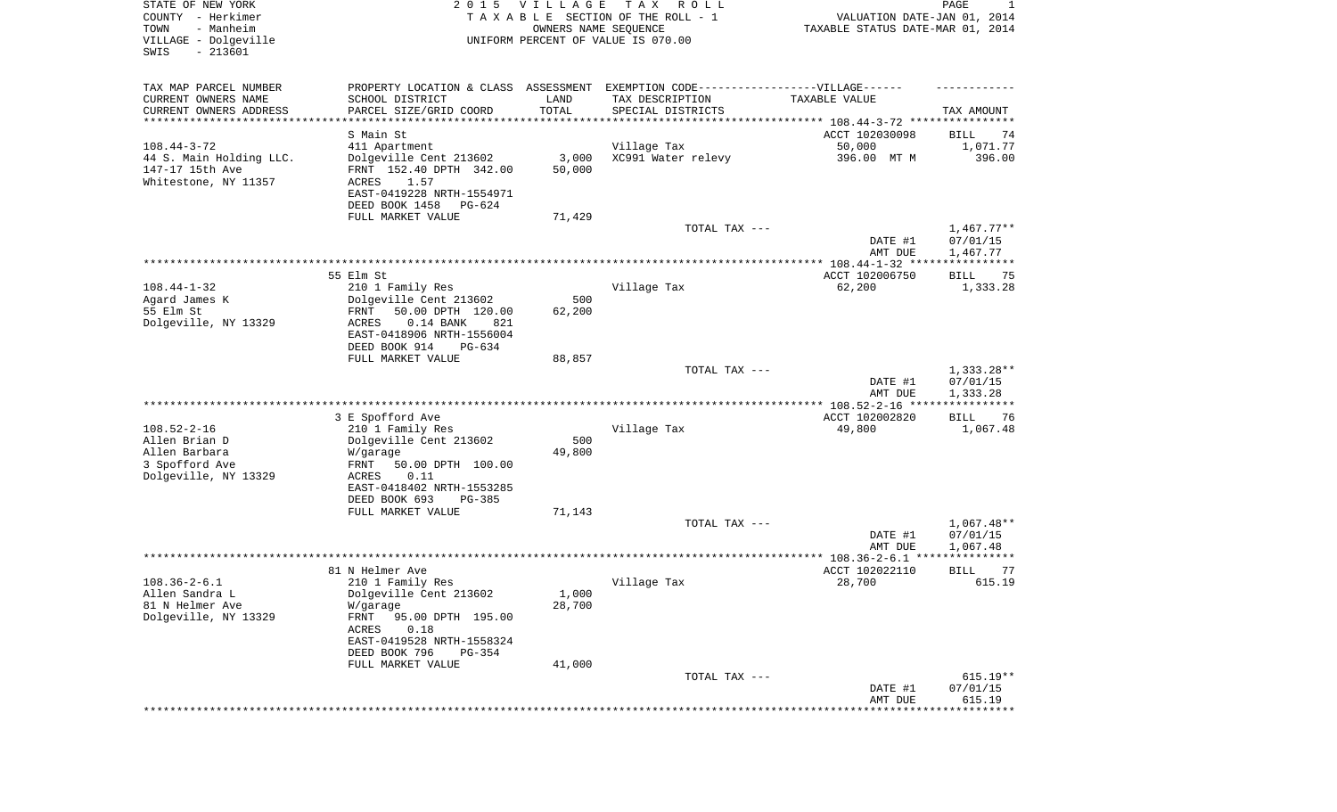STATE OF NEW YORK
COUNTY - Herkimer
TOWN - Manheim
VILLAGE - Dolgeville
SWIS - 213601

2015 VILLAGE TAX ROLL
TAXABLE SECTION OF THE ROLL - 1
OWNERS NAME SEQUENCE
UNIFORM PERCENT OF VALUE IS 070.00

VALUATION DATE-JAN 01, 2014
TAXABLE STATUS DATE-MAR 01, 2014

| TAX MAP PARCEL NUMBER / CURRENT OWNERS NAME / CURRENT OWNERS ADDRESS | PROPERTY LOCATION & CLASS / SCHOOL DISTRICT / PARCEL SIZE/GRID COORD | ASSESSMENT LAND | TOTAL | EXEMPTION CODE / TAX DESCRIPTION / SPECIAL DISTRICTS | TAXABLE VALUE | TAX AMOUNT |
|---|---|---|---|---|---|---|
| **108.44-3-72** | S Main St | | | | ACCT 102030098 | BILL 74 |
| 44 S. Main Holding LLC. | 411 Apartment | | | Village Tax | 50,000 | 1,071.77 |
| 147-17 15th Ave | Dolgeville Cent 213602 | 3,000 | | XC991 Water relevy | 396.00 MT M | 396.00 |
| Whitestone, NY 11357 | FRNT 152.40 DPTH 342.00 | | 50,000 | | | |
| | ACRES 1.57 | | | | | |
| | EAST-0419228 NRTH-1554971 | | | | | |
| | DEED BOOK 1458 PG-624 | | | | | |
| | FULL MARKET VALUE | 71,429 | | | | |
| | | | | TOTAL TAX --- | | 1,467.77** |
| | | | | | DATE #1 | 07/01/15 |
| | | | | | AMT DUE | 1,467.77 |
| **108.44-1-32** | 55 Elm St | | | | ACCT 102006750 | BILL 75 |
| Agard James K | 210 1 Family Res | | | Village Tax | 62,200 | 1,333.28 |
| 55 Elm St | Dolgeville Cent 213602 | 500 | | | | |
| Dolgeville, NY 13329 | FRNT 50.00 DPTH 120.00 | | 62,200 | | | |
| | ACRES 0.14 BANK 821 | | | | | |
| | EAST-0418906 NRTH-1556004 | | | | | |
| | DEED BOOK 914 PG-634 | | | | | |
| | FULL MARKET VALUE | 88,857 | | | | |
| | | | | TOTAL TAX --- | | 1,333.28** |
| | | | | | DATE #1 | 07/01/15 |
| | | | | | AMT DUE | 1,333.28 |
| **108.52-2-16** | 3 E Spofford Ave | | | | ACCT 102002820 | BILL 76 |
| Allen Brian D | 210 1 Family Res | | | Village Tax | 49,800 | 1,067.48 |
| Allen Barbara | Dolgeville Cent 213602 | 500 | | | | |
| 3 Spofford Ave | W/garage | | 49,800 | | | |
| Dolgeville, NY 13329 | FRNT 50.00 DPTH 100.00 | | | | | |
| | ACRES 0.11 | | | | | |
| | EAST-0418402 NRTH-1553285 | | | | | |
| | DEED BOOK 693 PG-385 | | | | | |
| | FULL MARKET VALUE | 71,143 | | | | |
| | | | | TOTAL TAX --- | | 1,067.48** |
| | | | | | DATE #1 | 07/01/15 |
| | | | | | AMT DUE | 1,067.48 |
| **108.36-2-6.1** | 81 N Helmer Ave | | | | ACCT 102022110 | BILL 77 |
| Allen Sandra L | 210 1 Family Res | | | Village Tax | 28,700 | 615.19 |
| 81 N Helmer Ave | Dolgeville Cent 213602 | 1,000 | | | | |
| Dolgeville, NY 13329 | W/garage | | 28,700 | | | |
| | FRNT 95.00 DPTH 195.00 | | | | | |
| | ACRES 0.18 | | | | | |
| | EAST-0419528 NRTH-1558324 | | | | | |
| | DEED BOOK 796 PG-354 | | | | | |
| | FULL MARKET VALUE | 41,000 | | | | |
| | | | | TOTAL TAX --- | | 615.19** |
| | | | | | DATE #1 | 07/01/15 |
| | | | | | AMT DUE | 615.19 |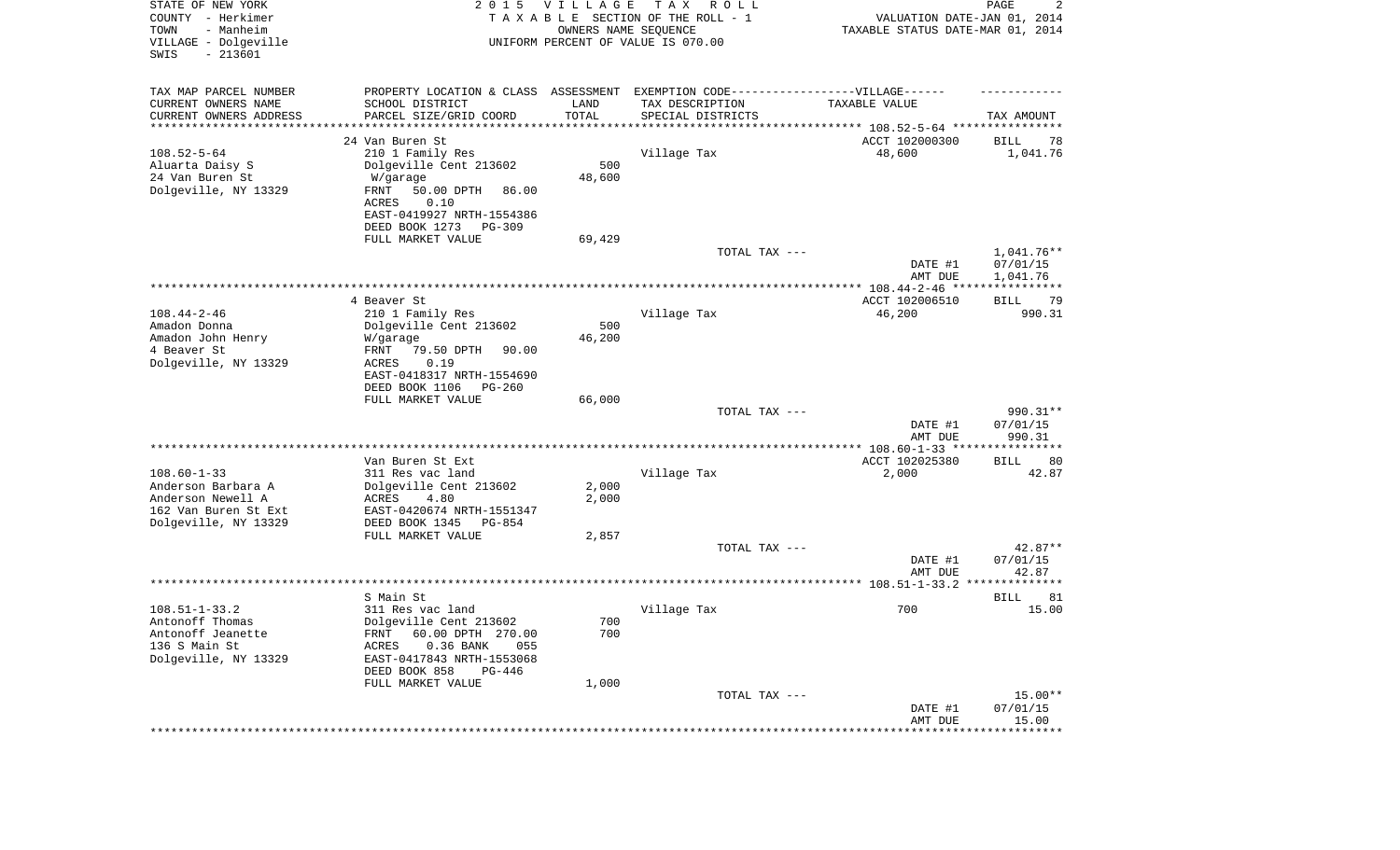STATE OF NEW YORK — 2015 VILLAGE TAX ROLL
COUNTY - Herkimer — TAXABLE SECTION OF THE ROLL - 1 — VALUATION DATE-JAN 01, 2014
TOWN - Manheim — OWNERS NAME SEQUENCE — TAXABLE STATUS DATE-MAR 01, 2014
VILLAGE - Dolgeville — UNIFORM PERCENT OF VALUE IS 070.00
SWIS - 213601

| TAX MAP PARCEL NUMBER / CURRENT OWNERS NAME / CURRENT OWNERS ADDRESS | PROPERTY LOCATION & CLASS / SCHOOL DISTRICT / PARCEL SIZE/GRID COORD | ASSESSMENT LAND / TOTAL | EXEMPTION CODE-----VILLAGE------ / TAX DESCRIPTION / SPECIAL DISTRICTS | TAXABLE VALUE | TAX AMOUNT |
|---|---|---|---|---|---|
| **108.52-5-64** | 24 Van Buren St | | | ACCT 102000300 | BILL 78 |
| 108.52-5-64 | 210 1 Family Res | | Village Tax | 48,600 | 1,041.76 |
| Aluarta Daisy S | Dolgeville Cent 213602 | 500 | | | |
| 24 Van Buren St | W/garage | 48,600 | | | |
| Dolgeville, NY 13329 | FRNT 50.00 DPTH 86.00 | | | | |
| | ACRES 0.10 | | | | |
| | EAST-0419927 NRTH-1554386 | | | | |
| | DEED BOOK 1273 PG-309 | | | | |
| | FULL MARKET VALUE | 69,429 | | | |
| | | | TOTAL TAX --- | | 1,041.76** |
| | | | | DATE #1 | 07/01/15 |
| | | | | AMT DUE | 1,041.76 |
| **108.44-2-46** | 4 Beaver St | | | ACCT 102006510 | BILL 79 |
| 108.44-2-46 | 210 1 Family Res | | Village Tax | 46,200 | 990.31 |
| Amadon Donna | Dolgeville Cent 213602 | 500 | | | |
| Amadon John Henry | W/garage | 46,200 | | | |
| 4 Beaver St | FRNT 79.50 DPTH 90.00 | | | | |
| Dolgeville, NY 13329 | ACRES 0.19 | | | | |
| | EAST-0418317 NRTH-1554690 | | | | |
| | DEED BOOK 1106 PG-260 | | | | |
| | FULL MARKET VALUE | 66,000 | | | |
| | | | TOTAL TAX --- | | 990.31** |
| | | | | DATE #1 | 07/01/15 |
| | | | | AMT DUE | 990.31 |
| **108.60-1-33** | Van Buren St Ext | | | ACCT 102025380 | BILL 80 |
| 108.60-1-33 | 311 Res vac land | | Village Tax | 2,000 | 42.87 |
| Anderson Barbara A | Dolgeville Cent 213602 | 2,000 | | | |
| Anderson Newell A | ACRES 4.80 | 2,000 | | | |
| 162 Van Buren St Ext | EAST-0420674 NRTH-1551347 | | | | |
| Dolgeville, NY 13329 | DEED BOOK 1345 PG-854 | | | | |
| | FULL MARKET VALUE | 2,857 | | | |
| | | | TOTAL TAX --- | | 42.87** |
| | | | | DATE #1 | 07/01/15 |
| | | | | AMT DUE | 42.87 |
| **108.51-1-33.2** | S Main St | | | | BILL 81 |
| 108.51-1-33.2 | 311 Res vac land | | Village Tax | 700 | 15.00 |
| Antonoff Thomas | Dolgeville Cent 213602 | 700 | | | |
| Antonoff Jeanette | FRNT 60.00 DPTH 270.00 | 700 | | | |
| 136 S Main St | ACRES 0.36 BANK 055 | | | | |
| Dolgeville, NY 13329 | EAST-0417843 NRTH-1553068 | | | | |
| | DEED BOOK 858 PG-446 | | | | |
| | FULL MARKET VALUE | 1,000 | | | |
| | | | TOTAL TAX --- | | 15.00** |
| | | | | DATE #1 | 07/01/15 |
| | | | | AMT DUE | 15.00 |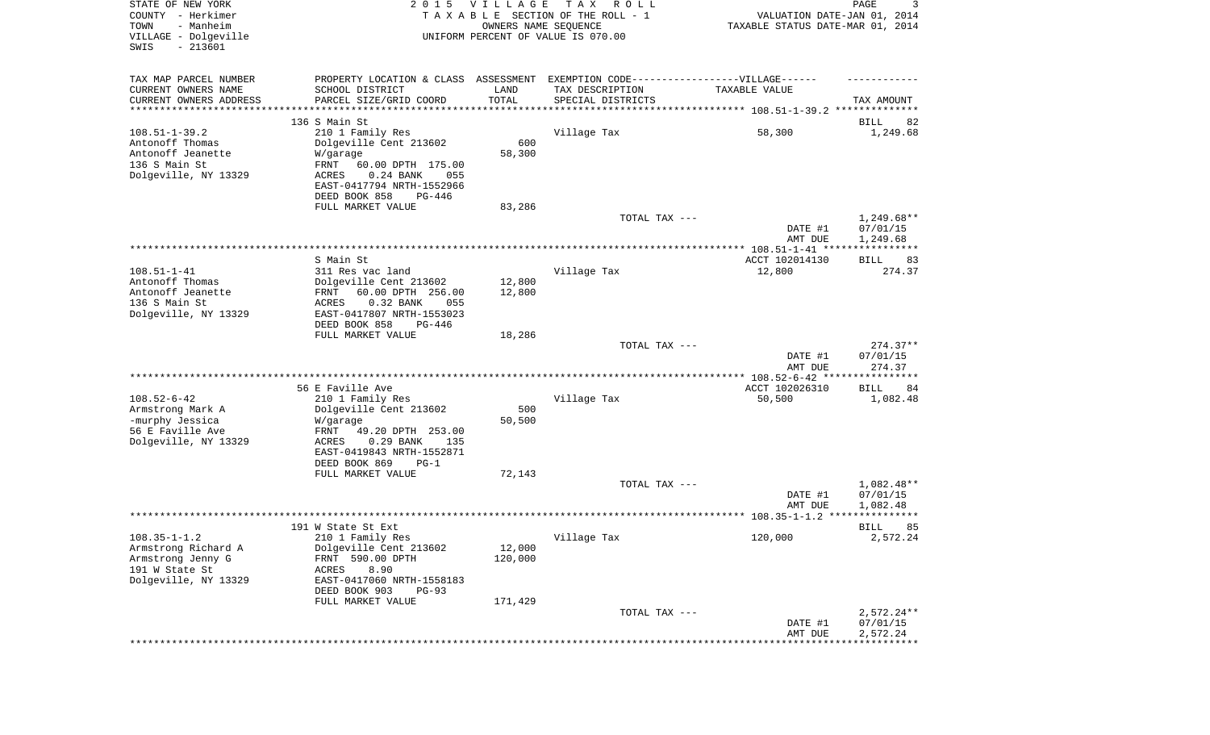STATE OF NEW YORK
COUNTY - Herkimer
TOWN - Manheim
VILLAGE - Dolgeville
SWIS - 213601

2 0 1 5 V I L L A G E T A X R O L L
T A X A B L E SECTION OF THE ROLL - 1
OWNERS NAME SEQUENCE
UNIFORM PERCENT OF VALUE IS 070.00

VALUATION DATE-JAN 01, 2014
TAXABLE STATUS DATE-MAR 01, 2014

| TAX MAP PARCEL NUMBER / CURRENT OWNERS NAME / CURRENT OWNERS ADDRESS | PROPERTY LOCATION & CLASS / SCHOOL DISTRICT / PARCEL SIZE/GRID COORD | ASSESSMENT LAND / TOTAL | EXEMPTION CODE / TAX DESCRIPTION / SPECIAL DISTRICTS | TAXABLE VALUE | TAX AMOUNT |
|---|---|---|---|---|---|
| | 136 S Main St | | | | BILL 82 |
| 108.51-1-39.2 | 210 1 Family Res | | Village Tax | 58,300 | 1,249.68 |
| Antonoff Thomas | Dolgeville Cent 213602 | 600 | | | |
| Antonoff Jeanette | W/garage | 58,300 | | | |
| 136 S Main St | FRNT 60.00 DPTH 175.00 | | | | |
| Dolgeville, NY 13329 | ACRES 0.24 BANK 055 | | | | |
| | EAST-0417794 NRTH-1552966 | | | | |
| | DEED BOOK 858 PG-446 | | | | |
| | FULL MARKET VALUE | 83,286 | | | |
| | | | TOTAL TAX --- | | 1,249.68** |
| | | | | DATE #1 | 07/01/15 |
| | | | | AMT DUE | 1,249.68 |
| | S Main St | | | ACCT 102014130 | BILL 83 |
| 108.51-1-41 | 311 Res vac land | | Village Tax | 12,800 | 274.37 |
| Antonoff Thomas | Dolgeville Cent 213602 | 12,800 | | | |
| Antonoff Jeanette | FRNT 60.00 DPTH 256.00 | 12,800 | | | |
| 136 S Main St | ACRES 0.32 BANK 055 | | | | |
| Dolgeville, NY 13329 | EAST-0417807 NRTH-1553023 | | | | |
| | DEED BOOK 858 PG-446 | | | | |
| | FULL MARKET VALUE | 18,286 | | | |
| | | | TOTAL TAX --- | | 274.37** |
| | | | | DATE #1 | 07/01/15 |
| | | | | AMT DUE | 274.37 |
| | 56 E Faville Ave | | | ACCT 102026310 | BILL 84 |
| 108.52-6-42 | 210 1 Family Res | | Village Tax | 50,500 | 1,082.48 |
| Armstrong Mark A | Dolgeville Cent 213602 | 500 | | | |
| -murphy Jessica | W/garage | 50,500 | | | |
| 56 E Faville Ave | FRNT 49.20 DPTH 253.00 | | | | |
| Dolgeville, NY 13329 | ACRES 0.29 BANK 135 | | | | |
| | EAST-0419843 NRTH-1552871 | | | | |
| | DEED BOOK 869 PG-1 | | | | |
| | FULL MARKET VALUE | 72,143 | | | |
| | | | TOTAL TAX --- | | 1,082.48** |
| | | | | DATE #1 | 07/01/15 |
| | | | | AMT DUE | 1,082.48 |
| | 191 W State St Ext | | | | BILL 85 |
| 108.35-1-1.2 | 210 1 Family Res | | Village Tax | 120,000 | 2,572.24 |
| Armstrong Richard A | Dolgeville Cent 213602 | 12,000 | | | |
| Armstrong Jenny G | FRNT 590.00 DPTH | 120,000 | | | |
| 191 W State St | ACRES 8.90 | | | | |
| Dolgeville, NY 13329 | EAST-0417060 NRTH-1558183 | | | | |
| | DEED BOOK 903 PG-93 | | | | |
| | FULL MARKET VALUE | 171,429 | | | |
| | | | TOTAL TAX --- | | 2,572.24** |
| | | | | DATE #1 | 07/01/15 |
| | | | | AMT DUE | 2,572.24 |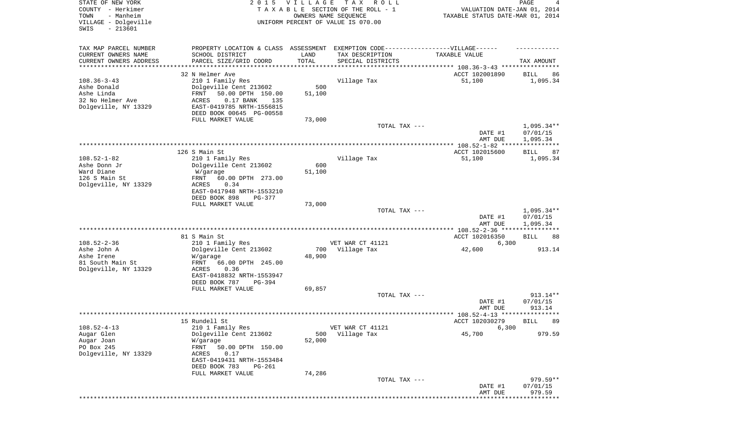STATE OF NEW YORK
COUNTY - Herkimer
TOWN - Manheim
VILLAGE - Dolgeville
SWIS - 213601

2015 VILLAGE TAX ROLL
TAXABLE SECTION OF THE ROLL - 1
OWNERS NAME SEQUENCE
UNIFORM PERCENT OF VALUE IS 070.00

VALUATION DATE-JAN 01, 2014
TAXABLE STATUS DATE-MAR 01, 2014

| TAX MAP PARCEL NUMBER / CURRENT OWNERS NAME / CURRENT OWNERS ADDRESS | PROPERTY LOCATION & CLASS / SCHOOL DISTRICT / PARCEL SIZE/GRID COORD | ASSESSMENT LAND / TOTAL | EXEMPTION CODE / TAX DESCRIPTION / SPECIAL DISTRICTS | TAXABLE VALUE | TAX AMOUNT |
|---|---|---|---|---|---|
| **108.36-3-43** | 32 N Helmer Ave | | | ACCT 102001890 | BILL 86 |
| 108.36-3-43 | 210 1 Family Res | | Village Tax | 51,100 | 1,095.34 |
| Ashe Donald | Dolgeville Cent 213602 | 500 | | | |
| Ashe Linda | FRNT 50.00 DPTH 150.00 | 51,100 | | | |
| 32 No Helmer Ave | ACRES 0.17 BANK 135 | | | | |
| Dolgeville, NY 13329 | EAST-0419785 NRTH-1556815 | | | | |
| | DEED BOOK 00645 PG-00558 | | | | |
| | FULL MARKET VALUE | 73,000 | | | |
| | | | TOTAL TAX --- | | 1,095.34** |
| | | | | DATE #1 | 07/01/15 |
| | | | | AMT DUE | 1,095.34 |
| **108.52-1-82** | 126 S Main St | | | ACCT 102015600 | BILL 87 |
| 108.52-1-82 | 210 1 Family Res | | Village Tax | 51,100 | 1,095.34 |
| Ashe Donn Jr | Dolgeville Cent 213602 | 600 | | | |
| Ward Diane | W/garage | 51,100 | | | |
| 126 S Main St | FRNT 60.00 DPTH 273.00 | | | | |
| Dolgeville, NY 13329 | ACRES 0.34 | | | | |
| | EAST-0417948 NRTH-1553210 | | | | |
| | DEED BOOK 898 PG-377 | | | | |
| | FULL MARKET VALUE | 73,000 | | | |
| | | | TOTAL TAX --- | | 1,095.34** |
| | | | | DATE #1 | 07/01/15 |
| | | | | AMT DUE | 1,095.34 |
| **108.52-2-36** | 81 S Main St | | | ACCT 102016350 | BILL 88 |
| 108.52-2-36 | 210 1 Family Res | | VET WAR CT 41121 | 6,300 | |
| Ashe John A | Dolgeville Cent 213602 | 700 | Village Tax | 42,600 | 913.14 |
| Ashe Irene | W/garage | 48,900 | | | |
| 81 South Main St | FRNT 66.00 DPTH 245.00 | | | | |
| Dolgeville, NY 13329 | ACRES 0.36 | | | | |
| | EAST-0418832 NRTH-1553947 | | | | |
| | DEED BOOK 787 PG-394 | | | | |
| | FULL MARKET VALUE | 69,857 | | | |
| | | | TOTAL TAX --- | | 913.14** |
| | | | | DATE #1 | 07/01/15 |
| | | | | AMT DUE | 913.14 |
| **108.52-4-13** | 15 Rundell St | | | ACCT 102030279 | BILL 89 |
| 108.52-4-13 | 210 1 Family Res | | VET WAR CT 41121 | 6,300 | |
| Augar Glen | Dolgeville Cent 213602 | 500 | Village Tax | 45,700 | 979.59 |
| Augar Joan | W/garage | 52,000 | | | |
| PO Box 245 | FRNT 50.00 DPTH 150.00 | | | | |
| Dolgeville, NY 13329 | ACRES 0.17 | | | | |
| | EAST-0419431 NRTH-1553484 | | | | |
| | DEED BOOK 783 PG-261 | | | | |
| | FULL MARKET VALUE | 74,286 | | | |
| | | | TOTAL TAX --- | | 979.59** |
| | | | | DATE #1 | 07/01/15 |
| | | | | AMT DUE | 979.59 |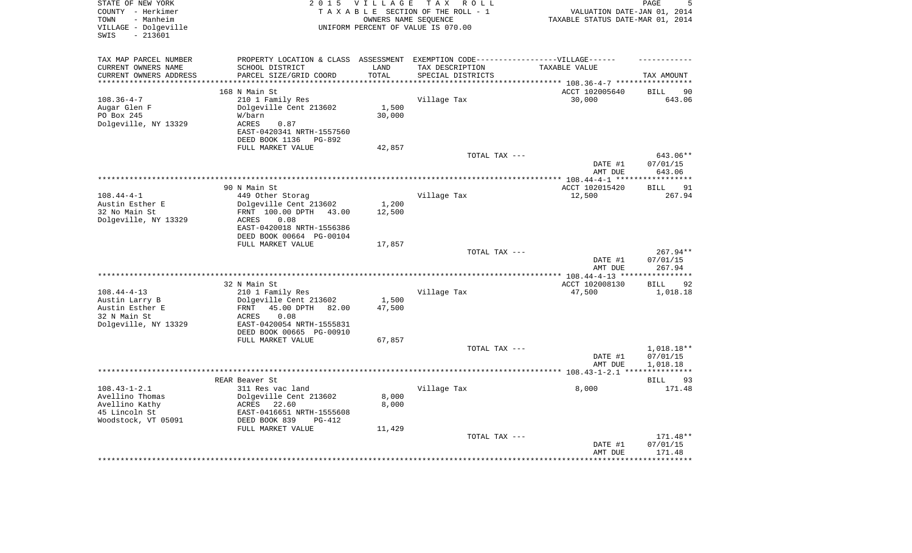STATE OF NEW YORK — 2015 VILLAGE TAX ROLL
COUNTY - Herkimer — TAXABLE SECTION OF THE ROLL - 1 — VALUATION DATE-JAN 01, 2014
TOWN - Manheim — OWNERS NAME SEQUENCE — TAXABLE STATUS DATE-MAR 01, 2014
VILLAGE - Dolgeville — UNIFORM PERCENT OF VALUE IS 070.00
SWIS - 213601

| TAX MAP PARCEL NUMBER / CURRENT OWNERS NAME / CURRENT OWNERS ADDRESS | PROPERTY LOCATION & CLASS / SCHOOL DISTRICT / PARCEL SIZE/GRID COORD | ASSESSMENT LAND / TOTAL | EXEMPTION CODE-----VILLAGE------ TAX DESCRIPTION / SPECIAL DISTRICTS | TAXABLE VALUE | TAX AMOUNT |
|---|---|---|---|---|---|
| 108.36-4-7 | 168 N Main St | | | ACCT 102005640 | BILL 90 |
| | 210 1 Family Res | | Village Tax | 30,000 | 643.06 |
| Augar Glen F | Dolgeville Cent 213602 | 1,500 | | | |
| PO Box 245 | W/barn | 30,000 | | | |
| Dolgeville, NY 13329 | ACRES 0.87 | | | | |
| | EAST-0420341 NRTH-1557560 | | | | |
| | DEED BOOK 1136 PG-892 | | | | |
| | FULL MARKET VALUE | 42,857 | | | |
| | | | TOTAL TAX --- | | 643.06** |
| | | | | DATE #1 | 07/01/15 |
| | | | | AMT DUE | 643.06 |
| 108.44-4-1 | 90 N Main St | | | ACCT 102015420 | BILL 91 |
| | 449 Other Storag | | Village Tax | 12,500 | 267.94 |
| Austin Esther E | Dolgeville Cent 213602 | 1,200 | | | |
| 32 No Main St | FRNT 100.00 DPTH 43.00 | 12,500 | | | |
| Dolgeville, NY 13329 | ACRES 0.08 | | | | |
| | EAST-0420018 NRTH-1556386 | | | | |
| | DEED BOOK 00664 PG-00104 | | | | |
| | FULL MARKET VALUE | 17,857 | | | |
| | | | TOTAL TAX --- | | 267.94** |
| | | | | DATE #1 | 07/01/15 |
| | | | | AMT DUE | 267.94 |
| 108.44-4-13 | 32 N Main St | | | ACCT 102008130 | BILL 92 |
| | 210 1 Family Res | | Village Tax | 47,500 | 1,018.18 |
| Austin Larry B | Dolgeville Cent 213602 | 1,500 | | | |
| Austin Esther E | FRNT 45.00 DPTH 82.00 | 47,500 | | | |
| 32 N Main St | ACRES 0.08 | | | | |
| Dolgeville, NY 13329 | EAST-0420054 NRTH-1555831 | | | | |
| | DEED BOOK 00665 PG-00910 | | | | |
| | FULL MARKET VALUE | 67,857 | | | |
| | | | TOTAL TAX --- | | 1,018.18** |
| | | | | DATE #1 | 07/01/15 |
| | | | | AMT DUE | 1,018.18 |
| 108.43-1-2.1 | REAR Beaver St | | | | BILL 93 |
| | 311 Res vac land | | Village Tax | 8,000 | 171.48 |
| Avellino Thomas | Dolgeville Cent 213602 | 8,000 | | | |
| Avellino Kathy | ACRES 22.60 | 8,000 | | | |
| 45 Lincoln St | EAST-0416651 NRTH-1555608 | | | | |
| Woodstock, VT 05091 | DEED BOOK 839 PG-412 | | | | |
| | FULL MARKET VALUE | 11,429 | | | |
| | | | TOTAL TAX --- | | 171.48** |
| | | | | DATE #1 | 07/01/15 |
| | | | | AMT DUE | 171.48 |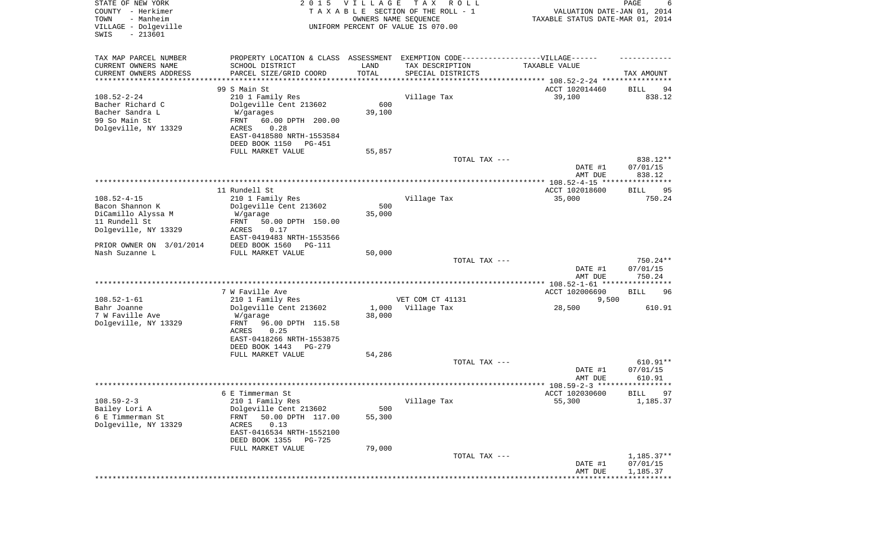STATE OF NEW YORK
COUNTY - Herkimer
TOWN - Manheim
VILLAGE - Dolgeville
SWIS - 213601

2 0 1 5 V I L L A G E T A X R O L L
T A X A B L E SECTION OF THE ROLL - 1
OWNERS NAME SEQUENCE
UNIFORM PERCENT OF VALUE IS 070.00

VALUATION DATE-JAN 01, 2014
TAXABLE STATUS DATE-MAR 01, 2014

| TAX MAP PARCEL NUMBER / CURRENT OWNERS NAME / CURRENT OWNERS ADDRESS | PROPERTY LOCATION & CLASS / SCHOOL DISTRICT / PARCEL SIZE/GRID COORD | ASSESSMENT LAND / TOTAL | EXEMPTION CODE / TAX DESCRIPTION / SPECIAL DISTRICTS | TAXABLE VALUE | TAX AMOUNT |
|---|---|---|---|---|---|
| 108.52-2-24 | 99 S Main St | | | ACCT 102014460 | BILL 94 |
| | 210 1 Family Res | | Village Tax | 39,100 | 838.12 |
| Bacher Richard C | Dolgeville Cent 213602 | 600 | | | |
| Bacher Sandra L | W/garages | 39,100 | | | |
| 99 So Main St | FRNT 60.00 DPTH 200.00 | | | | |
| Dolgeville, NY 13329 | ACRES 0.28 | | | | |
| | EAST-0418580 NRTH-1553584 | | | | |
| | DEED BOOK 1150 PG-451 | | | | |
| | FULL MARKET VALUE | 55,857 | | | |
| | | | TOTAL TAX --- | | 838.12** |
| | | | | DATE #1 | 07/01/15 |
| | | | | AMT DUE | 838.12 |
| 108.52-4-15 | 11 Rundell St | | | ACCT 102018600 | BILL 95 |
| | 210 1 Family Res | | Village Tax | 35,000 | 750.24 |
| Bacon Shannon K | Dolgeville Cent 213602 | 500 | | | |
| DiCamillo Alyssa M | W/garage | 35,000 | | | |
| 11 Rundell St | FRNT 50.00 DPTH 150.00 | | | | |
| Dolgeville, NY 13329 | ACRES 0.17 | | | | |
| | EAST-0419483 NRTH-1553566 | | | | |
| PRIOR OWNER ON 3/01/2014 | DEED BOOK 1560 PG-111 | | | | |
| Nash Suzanne L | FULL MARKET VALUE | 50,000 | | | |
| | | | TOTAL TAX --- | | 750.24** |
| | | | | DATE #1 | 07/01/15 |
| | | | | AMT DUE | 750.24 |
| 108.52-1-61 | 7 W Faville Ave | | | ACCT 102006690 | BILL 96 |
| | 210 1 Family Res | | VET COM CT 41131 | 9,500 | |
| Bahr Joanne | Dolgeville Cent 213602 | 1,000 | Village Tax | 28,500 | 610.91 |
| 7 W Faville Ave | W/garage | 38,000 | | | |
| Dolgeville, NY 13329 | FRNT 96.00 DPTH 115.58 | | | | |
| | ACRES 0.25 | | | | |
| | EAST-0418266 NRTH-1553875 | | | | |
| | DEED BOOK 1443 PG-279 | | | | |
| | FULL MARKET VALUE | 54,286 | | | |
| | | | TOTAL TAX --- | | 610.91** |
| | | | | DATE #1 | 07/01/15 |
| | | | | AMT DUE | 610.91 |
| 108.59-2-3 | 6 E Timmerman St | | | ACCT 102030600 | BILL 97 |
| | 210 1 Family Res | | Village Tax | 55,300 | 1,185.37 |
| Bailey Lori A | Dolgeville Cent 213602 | 500 | | | |
| 6 E Timmerman St | FRNT 50.00 DPTH 117.00 | 55,300 | | | |
| Dolgeville, NY 13329 | ACRES 0.13 | | | | |
| | EAST-0416534 NRTH-1552100 | | | | |
| | DEED BOOK 1355 PG-725 | | | | |
| | FULL MARKET VALUE | 79,000 | | | |
| | | | TOTAL TAX --- | | 1,185.37** |
| | | | | DATE #1 | 07/01/15 |
| | | | | AMT DUE | 1,185.37 |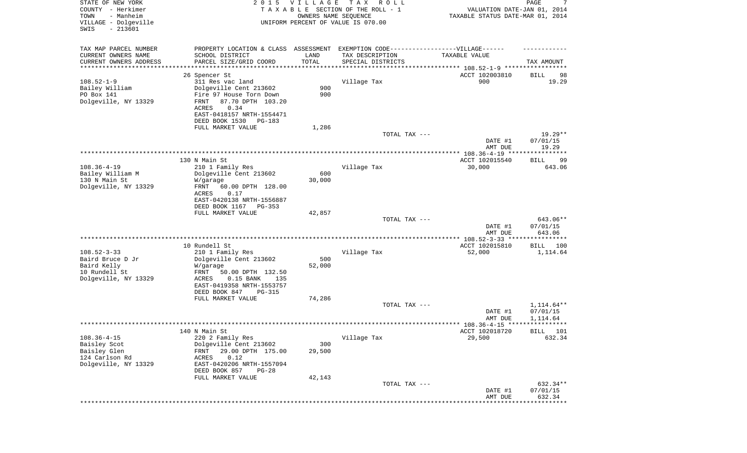STATE OF NEW YORK
COUNTY - Herkimer
TOWN - Manheim
VILLAGE - Dolgeville
SWIS - 213601

2 0 1 5 V I L L A G E T A X R O L L
T A X A B L E SECTION OF THE ROLL - 1
OWNERS NAME SEQUENCE
UNIFORM PERCENT OF VALUE IS 070.00

VALUATION DATE-JAN 01, 2014
TAXABLE STATUS DATE-MAR 01, 2014

| TAX MAP PARCEL NUMBER / CURRENT OWNERS NAME / CURRENT OWNERS ADDRESS | PROPERTY LOCATION & CLASS / SCHOOL DISTRICT / PARCEL SIZE/GRID COORD | ASSESSMENT LAND / TOTAL | EXEMPTION CODE / TAX DESCRIPTION / SPECIAL DISTRICTS | TAXABLE VALUE | TAX AMOUNT |
|---|---|---|---|---|---|
| 108.52-1-9 | 26 Spencer St | | | ACCT 102003810 | BILL 98 |
| Bailey William | 311 Res vac land | | Village Tax | 900 | 19.29 |
| PO Box 141 | Dolgeville Cent 213602 | 900 | | | |
| Dolgeville, NY 13329 | Fire 97 House Torn Down | 900 | | | |
| | FRNT 87.70 DPTH 103.20 | | | | |
| | ACRES 0.34 | | | | |
| | EAST-0418157 NRTH-1554471 | | | | |
| | DEED BOOK 1530 PG-183 | | | | |
| | FULL MARKET VALUE | 1,286 | | | |
| | | | TOTAL TAX --- | | 19.29** |
| | | | | DATE #1 | 07/01/15 |
| | | | | AMT DUE | 19.29 |
| 108.36-4-19 | 130 N Main St | | | ACCT 102015540 | BILL 99 |
| Bailey William M | 210 1 Family Res | | Village Tax | 30,000 | 643.06 |
| 130 N Main St | Dolgeville Cent 213602 | 600 | | | |
| Dolgeville, NY 13329 | W/garage | 30,000 | | | |
| | FRNT 60.00 DPTH 128.00 | | | | |
| | ACRES 0.17 | | | | |
| | EAST-0420138 NRTH-1556887 | | | | |
| | DEED BOOK 1167 PG-353 | | | | |
| | FULL MARKET VALUE | 42,857 | | | |
| | | | TOTAL TAX --- | | 643.06** |
| | | | | DATE #1 | 07/01/15 |
| | | | | AMT DUE | 643.06 |
| 108.52-3-33 | 10 Rundell St | | | ACCT 102015810 | BILL 100 |
| Baird Bruce D Jr | 210 1 Family Res | | Village Tax | 52,000 | 1,114.64 |
| Baird Kelly | Dolgeville Cent 213602 | 500 | | | |
| 10 Rundell St | W/garage | 52,000 | | | |
| Dolgeville, NY 13329 | FRNT 50.00 DPTH 132.50 | | | | |
| | ACRES 0.15 BANK 135 | | | | |
| | EAST-0419358 NRTH-1553757 | | | | |
| | DEED BOOK 847 PG-315 | | | | |
| | FULL MARKET VALUE | 74,286 | | | |
| | | | TOTAL TAX --- | | 1,114.64** |
| | | | | DATE #1 | 07/01/15 |
| | | | | AMT DUE | 1,114.64 |
| 108.36-4-15 | 140 N Main St | | | ACCT 102018720 | BILL 101 |
| Baisley Scot | 220 2 Family Res | | Village Tax | 29,500 | 632.34 |
| Baisley Glen | Dolgeville Cent 213602 | 300 | | | |
| 124 Carlson Rd | FRNT 29.00 DPTH 175.00 | 29,500 | | | |
| Dolgeville, NY 13329 | ACRES 0.12 | | | | |
| | EAST-0420206 NRTH-1557094 | | | | |
| | DEED BOOK 857 PG-28 | | | | |
| | FULL MARKET VALUE | 42,143 | | | |
| | | | TOTAL TAX --- | | 632.34** |
| | | | | DATE #1 | 07/01/15 |
| | | | | AMT DUE | 632.34 |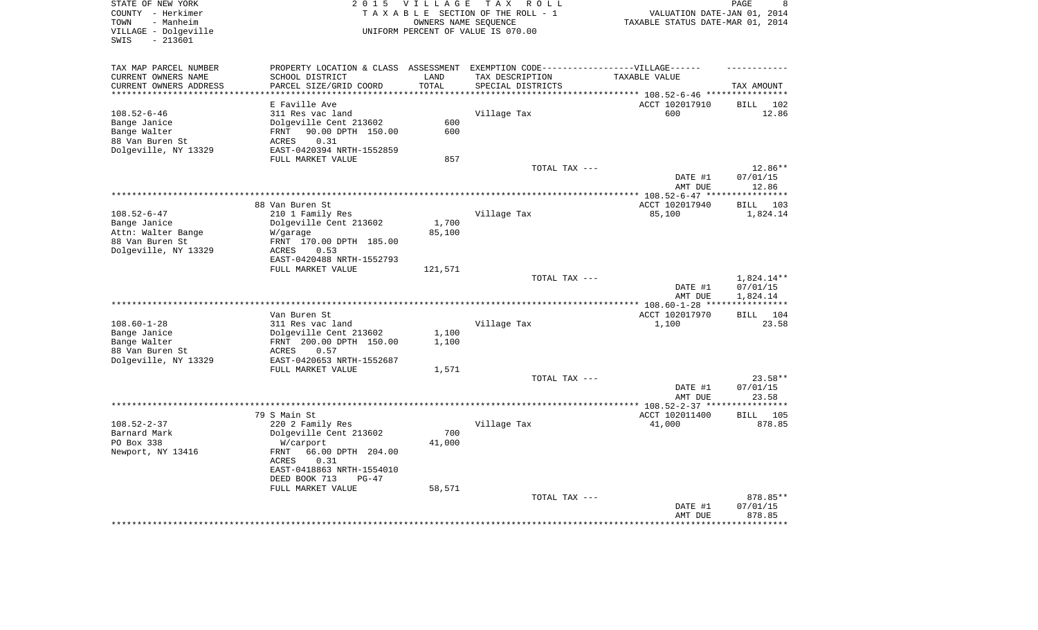STATE OF NEW YORK
COUNTY - Herkimer
TOWN - Manheim
VILLAGE - Dolgeville
SWIS - 213601

2 0 1 5 V I L L A G E T A X R O L L
T A X A B L E SECTION OF THE ROLL - 1
OWNERS NAME SEQUENCE
UNIFORM PERCENT OF VALUE IS 070.00

VALUATION DATE-JAN 01, 2014
TAXABLE STATUS DATE-MAR 01, 2014

| TAX MAP PARCEL NUMBER<br>CURRENT OWNERS NAME<br>CURRENT OWNERS ADDRESS | PROPERTY LOCATION & CLASS<br>SCHOOL DISTRICT<br>PARCEL SIZE/GRID COORD | ASSESSMENT<br>LAND<br>TOTAL | EXEMPTION CODE------VILLAGE------<br>TAX DESCRIPTION<br>SPECIAL DISTRICTS | TAXABLE VALUE | TAX AMOUNT |
|---|---|---|---|---|---|
| **108.52-6-46** | E Faville Ave | | | ACCT 102017910 | BILL 102 |
| 108.52-6-46 | 311 Res vac land | | Village Tax | 600 | 12.86 |
| Bange Janice | Dolgeville Cent 213602 | 600 | | | |
| Bange Walter | FRNT 90.00 DPTH 150.00 | 600 | | | |
| 88 Van Buren St | ACRES 0.31 | | | | |
| Dolgeville, NY 13329 | EAST-0420394 NRTH-1552859 | | | | |
| | FULL MARKET VALUE | 857 | | | |
| | | | TOTAL TAX --- | | 12.86** |
| | | | | DATE #1 | 07/01/15 |
| | | | | AMT DUE | 12.86 |
| **108.52-6-47** | 88 Van Buren St | | | ACCT 102017940 | BILL 103 |
| 108.52-6-47 | 210 1 Family Res | | Village Tax | 85,100 | 1,824.14 |
| Bange Janice | Dolgeville Cent 213602 | 1,700 | | | |
| Attn: Walter Bange | W/garage | 85,100 | | | |
| 88 Van Buren St | FRNT 170.00 DPTH 185.00 | | | | |
| Dolgeville, NY 13329 | ACRES 0.53 | | | | |
| | EAST-0420488 NRTH-1552793 | | | | |
| | FULL MARKET VALUE | 121,571 | | | |
| | | | TOTAL TAX --- | | 1,824.14** |
| | | | | DATE #1 | 07/01/15 |
| | | | | AMT DUE | 1,824.14 |
| **108.60-1-28** | Van Buren St | | | ACCT 102017970 | BILL 104 |
| 108.60-1-28 | 311 Res vac land | | Village Tax | 1,100 | 23.58 |
| Bange Janice | Dolgeville Cent 213602 | 1,100 | | | |
| Bange Walter | FRNT 200.00 DPTH 150.00 | 1,100 | | | |
| 88 Van Buren St | ACRES 0.57 | | | | |
| Dolgeville, NY 13329 | EAST-0420653 NRTH-1552687 | | | | |
| | FULL MARKET VALUE | 1,571 | | | |
| | | | TOTAL TAX --- | | 23.58** |
| | | | | DATE #1 | 07/01/15 |
| | | | | AMT DUE | 23.58 |
| **108.52-2-37** | 79 S Main St | | | ACCT 102011400 | BILL 105 |
| 108.52-2-37 | 220 2 Family Res | | Village Tax | 41,000 | 878.85 |
| Barnard Mark | Dolgeville Cent 213602 | 700 | | | |
| PO Box 338 | W/carport | 41,000 | | | |
| Newport, NY 13416 | FRNT 66.00 DPTH 204.00 | | | | |
| | ACRES 0.31 | | | | |
| | EAST-0418863 NRTH-1554010 | | | | |
| | DEED BOOK 713 PG-47 | | | | |
| | FULL MARKET VALUE | 58,571 | | | |
| | | | TOTAL TAX --- | | 878.85** |
| | | | | DATE #1 | 07/01/15 |
| | | | | AMT DUE | 878.85 |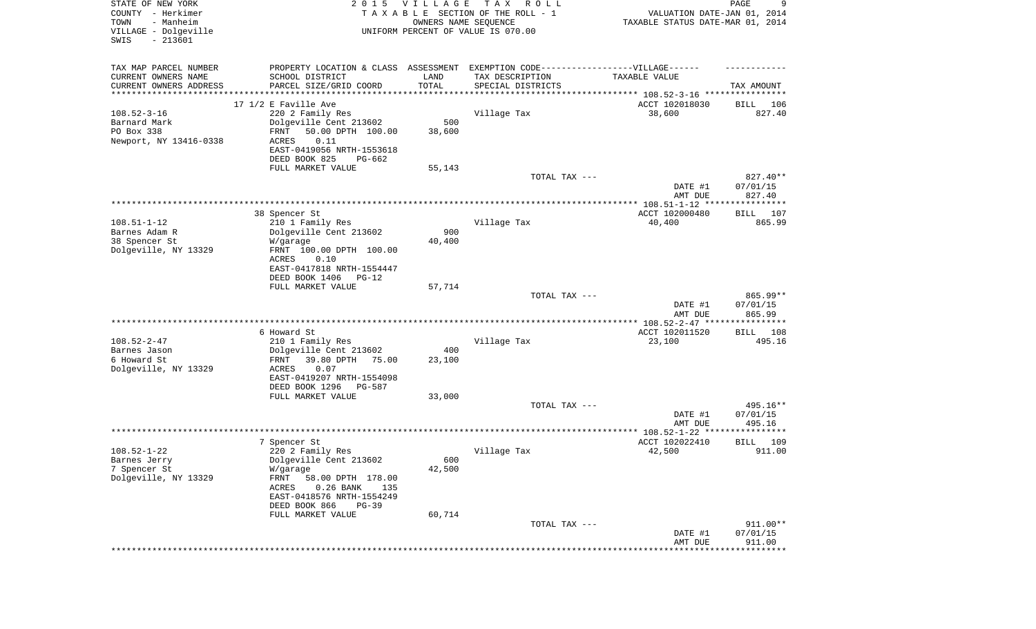STATE OF NEW YORK
COUNTY - Herkimer
TOWN - Manheim
VILLAGE - Dolgeville
SWIS - 213601

2 0 1 5 V I L L A G E T A X R O L L
T A X A B L E SECTION OF THE ROLL - 1
OWNERS NAME SEQUENCE
UNIFORM PERCENT OF VALUE IS 070.00

VALUATION DATE-JAN 01, 2014
TAXABLE STATUS DATE-MAR 01, 2014

| TAX MAP PARCEL NUMBER / CURRENT OWNERS NAME / CURRENT OWNERS ADDRESS | PROPERTY LOCATION & CLASS / SCHOOL DISTRICT / PARCEL SIZE/GRID COORD | ASSESSMENT LAND / TOTAL | EXEMPTION CODE / TAX DESCRIPTION / SPECIAL DISTRICTS | TAXABLE VALUE | TAX AMOUNT |
|---|---|---|---|---|---|
| 108.52-3-16 | 17 1/2 E Faville Ave | | | ACCT 102018030 | BILL 106 |
| Barnard Mark | 220 2 Family Res | | Village Tax | 38,600 | 827.40 |
| PO Box 338 | Dolgeville Cent 213602 | 500 | | | |
| Newport, NY 13416-0338 | FRNT 50.00 DPTH 100.00 | 38,600 | | | |
| | ACRES 0.11 | | | | |
| | EAST-0419056 NRTH-1553618 | | | | |
| | DEED BOOK 825 PG-662 | | | | |
| | FULL MARKET VALUE | 55,143 | | | |
| | | | TOTAL TAX --- | | 827.40** |
| | | | | DATE #1 | 07/01/15 |
| | | | | AMT DUE | 827.40 |
| 108.51-1-12 | 38 Spencer St | | | ACCT 102000480 | BILL 107 |
| Barnes Adam R | 210 1 Family Res | | Village Tax | 40,400 | 865.99 |
| 38 Spencer St | Dolgeville Cent 213602 | 900 | | | |
| Dolgeville, NY 13329 | W/garage | 40,400 | | | |
| | FRNT 100.00 DPTH 100.00 | | | | |
| | ACRES 0.10 | | | | |
| | EAST-0417818 NRTH-1554447 | | | | |
| | DEED BOOK 1406 PG-12 | | | | |
| | FULL MARKET VALUE | 57,714 | | | |
| | | | TOTAL TAX --- | | 865.99** |
| | | | | DATE #1 | 07/01/15 |
| | | | | AMT DUE | 865.99 |
| 108.52-2-47 | 6 Howard St | | | ACCT 102011520 | BILL 108 |
| Barnes Jason | 210 1 Family Res | | Village Tax | 23,100 | 495.16 |
| 6 Howard St | Dolgeville Cent 213602 | 400 | | | |
| Dolgeville, NY 13329 | FRNT 39.80 DPTH 75.00 | 23,100 | | | |
| | ACRES 0.07 | | | | |
| | EAST-0419207 NRTH-1554098 | | | | |
| | DEED BOOK 1296 PG-587 | | | | |
| | FULL MARKET VALUE | 33,000 | | | |
| | | | TOTAL TAX --- | | 495.16** |
| | | | | DATE #1 | 07/01/15 |
| | | | | AMT DUE | 495.16 |
| 108.52-1-22 | 7 Spencer St | | | ACCT 102022410 | BILL 109 |
| Barnes Jerry | 220 2 Family Res | | Village Tax | 42,500 | 911.00 |
| 7 Spencer St | Dolgeville Cent 213602 | 600 | | | |
| Dolgeville, NY 13329 | W/garage | 42,500 | | | |
| | FRNT 58.00 DPTH 178.00 | | | | |
| | ACRES 0.26 BANK 135 | | | | |
| | EAST-0418576 NRTH-1554249 | | | | |
| | DEED BOOK 866 PG-39 | | | | |
| | FULL MARKET VALUE | 60,714 | | | |
| | | | TOTAL TAX --- | | 911.00** |
| | | | | DATE #1 | 07/01/15 |
| | | | | AMT DUE | 911.00 |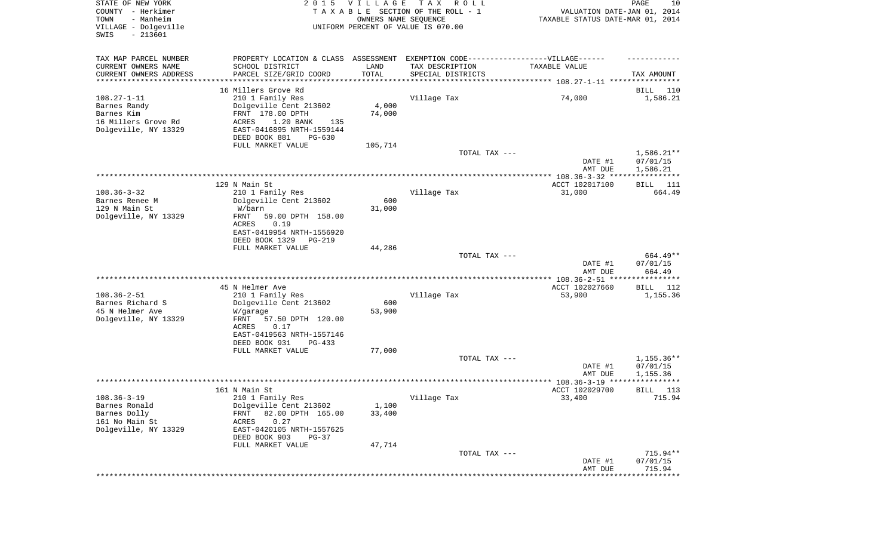STATE OF NEW YORK
COUNTY - Herkimer
TOWN - Manheim
VILLAGE - Dolgeville
SWIS - 213601

2 0 1 5 V I L L A G E T A X R O L L
T A X A B L E SECTION OF THE ROLL - 1
OWNERS NAME SEQUENCE
UNIFORM PERCENT OF VALUE IS 070.00

VALUATION DATE-JAN 01, 2014
TAXABLE STATUS DATE-MAR 01, 2014

| TAX MAP PARCEL NUMBER / CURRENT OWNERS NAME / CURRENT OWNERS ADDRESS | PROPERTY LOCATION & CLASS / SCHOOL DISTRICT / PARCEL SIZE/GRID COORD | ASSESSMENT LAND / TOTAL | EXEMPTION CODE / TAX DESCRIPTION / SPECIAL DISTRICTS | VILLAGE TAXABLE VALUE | TAX AMOUNT |
|---|---|---|---|---|---|
| 108.27-1-11 | 16 Millers Grove Rd | | | | BILL 110 |
| Barnes Randy | 210 1 Family Res | | Village Tax | 74,000 | 1,586.21 |
| Barnes Kim | Dolgeville Cent 213602 | 4,000 | | | |
| 16 Millers Grove Rd | FRNT 178.00 DPTH | 74,000 | | | |
| Dolgeville, NY 13329 | ACRES 1.20 BANK 135 | | | | |
| | EAST-0416895 NRTH-1559144 | | | | |
| | DEED BOOK 881 PG-630 | | | | |
| | FULL MARKET VALUE | 105,714 | | | |
| | | | TOTAL TAX --- | | 1,586.21** |
| | | | | DATE #1 | 07/01/15 |
| | | | | AMT DUE | 1,586.21 |
| 108.36-3-32 | 129 N Main St | | | ACCT 102017100 | BILL 111 |
| Barnes Renee M | 210 1 Family Res | | Village Tax | 31,000 | 664.49 |
| 129 N Main St | Dolgeville Cent 213602 | 600 | | | |
| Dolgeville, NY 13329 | W/barn | 31,000 | | | |
| | FRNT 59.00 DPTH 158.00 | | | | |
| | ACRES 0.19 | | | | |
| | EAST-0419954 NRTH-1556920 | | | | |
| | DEED BOOK 1329 PG-219 | | | | |
| | FULL MARKET VALUE | 44,286 | | | |
| | | | TOTAL TAX --- | | 664.49** |
| | | | | DATE #1 | 07/01/15 |
| | | | | AMT DUE | 664.49 |
| 108.36-2-51 | 45 N Helmer Ave | | | ACCT 102027660 | BILL 112 |
| Barnes Richard S | 210 1 Family Res | | Village Tax | 53,900 | 1,155.36 |
| 45 N Helmer Ave | Dolgeville Cent 213602 | 600 | | | |
| Dolgeville, NY 13329 | W/garage | 53,900 | | | |
| | FRNT 57.50 DPTH 120.00 | | | | |
| | ACRES 0.17 | | | | |
| | EAST-0419563 NRTH-1557146 | | | | |
| | DEED BOOK 931 PG-433 | | | | |
| | FULL MARKET VALUE | 77,000 | | | |
| | | | TOTAL TAX --- | | 1,155.36** |
| | | | | DATE #1 | 07/01/15 |
| | | | | AMT DUE | 1,155.36 |
| 108.36-3-19 | 161 N Main St | | | ACCT 102029700 | BILL 113 |
| Barnes Ronald | 210 1 Family Res | | Village Tax | 33,400 | 715.94 |
| Barnes Dolly | Dolgeville Cent 213602 | 1,100 | | | |
| 161 No Main St | FRNT 82.00 DPTH 165.00 | 33,400 | | | |
| Dolgeville, NY 13329 | ACRES 0.27 | | | | |
| | EAST-0420105 NRTH-1557625 | | | | |
| | DEED BOOK 903 PG-37 | | | | |
| | FULL MARKET VALUE | 47,714 | | | |
| | | | TOTAL TAX --- | | 715.94** |
| | | | | DATE #1 | 07/01/15 |
| | | | | AMT DUE | 715.94 |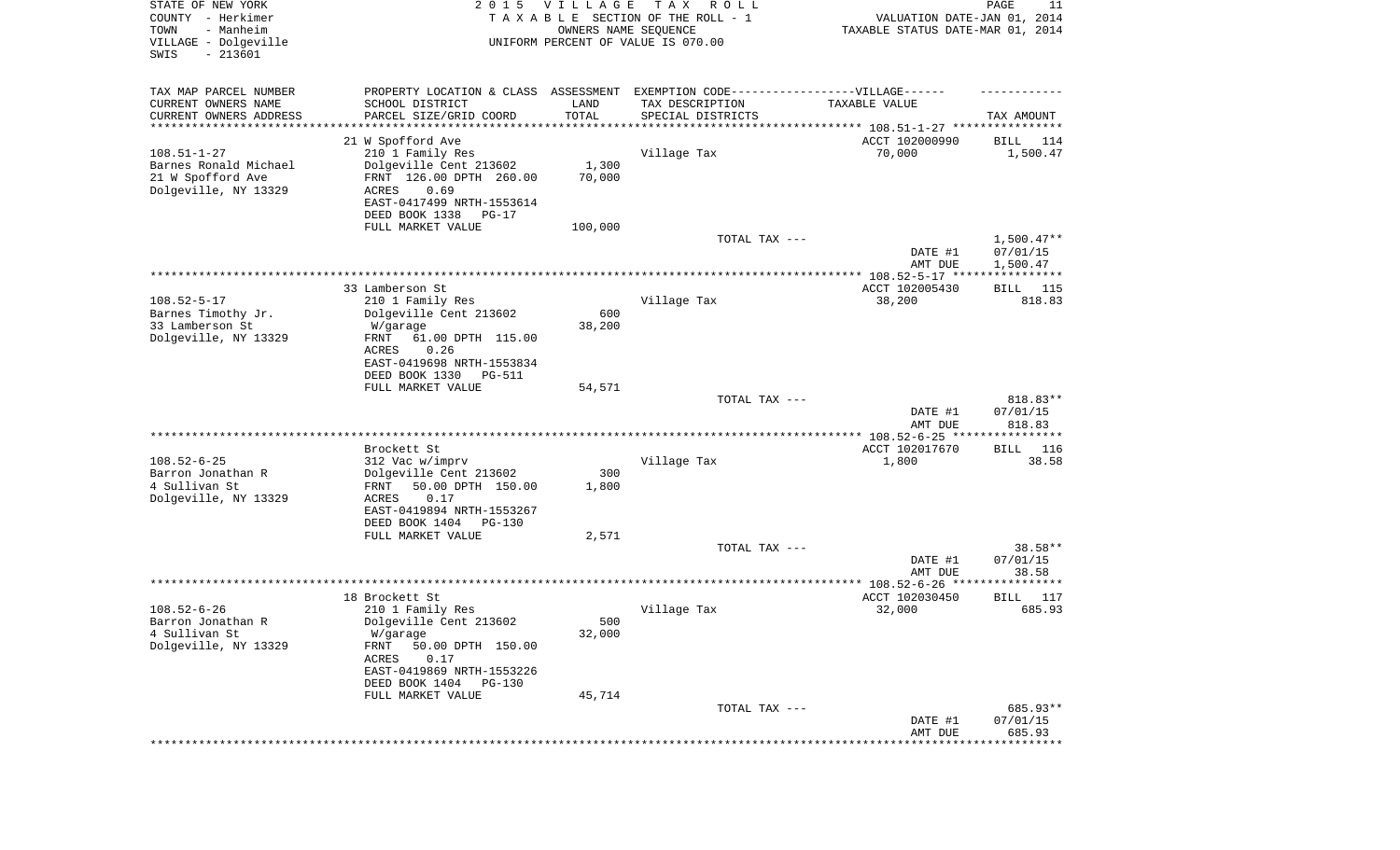STATE OF NEW YORK
COUNTY - Herkimer
TOWN - Manheim
VILLAGE - Dolgeville
SWIS - 213601

2 0 1 5 V I L L A G E T A X R O L L
T A X A B L E SECTION OF THE ROLL - 1
OWNERS NAME SEQUENCE
UNIFORM PERCENT OF VALUE IS 070.00

VALUATION DATE-JAN 01, 2014
TAXABLE STATUS DATE-MAR 01, 2014

| TAX MAP PARCEL NUMBER / CURRENT OWNERS NAME / CURRENT OWNERS ADDRESS | PROPERTY LOCATION & CLASS / SCHOOL DISTRICT / PARCEL SIZE/GRID COORD | ASSESSMENT LAND | TOTAL | EXEMPTION CODE / TAX DESCRIPTION / SPECIAL DISTRICTS | TAXABLE VALUE | TAX AMOUNT |
|---|---|---|---|---|---|---|
| 108.51-1-27 | 21 W Spofford Ave | | | | ACCT 102000990 | BILL 114 |
| Barnes Ronald Michael | 210 1 Family Res | | | Village Tax | 70,000 | 1,500.47 |
| 21 W Spofford Ave | Dolgeville Cent 213602 | 1,300 | | | | |
| Dolgeville, NY 13329 | FRNT 126.00 DPTH 260.00 | | 70,000 | | | |
| | ACRES 0.69 | | | | | |
| | EAST-0417499 NRTH-1553614 | | | | | |
| | DEED BOOK 1338 PG-17 | | | | | |
| | FULL MARKET VALUE | | 100,000 | | | |
| | | | | TOTAL TAX --- | | 1,500.47** |
| | | | | | DATE #1 | 07/01/15 |
| | | | | | AMT DUE | 1,500.47 |
| 108.52-5-17 | 33 Lamberson St | | | | ACCT 102005430 | BILL 115 |
| Barnes Timothy Jr. | 210 1 Family Res | | | Village Tax | 38,200 | 818.83 |
| 33 Lamberson St | Dolgeville Cent 213602 | 600 | | | | |
| Dolgeville, NY 13329 | W/garage | | 38,200 | | | |
| | FRNT 61.00 DPTH 115.00 | | | | | |
| | ACRES 0.26 | | | | | |
| | EAST-0419698 NRTH-1553834 | | | | | |
| | DEED BOOK 1330 PG-511 | | | | | |
| | FULL MARKET VALUE | | 54,571 | | | |
| | | | | TOTAL TAX --- | | 818.83** |
| | | | | | DATE #1 | 07/01/15 |
| | | | | | AMT DUE | 818.83 |
| 108.52-6-25 | Brockett St | | | | ACCT 102017670 | BILL 116 |
| Barron Jonathan R | 312 Vac w/imprv | | | Village Tax | 1,800 | 38.58 |
| 4 Sullivan St | Dolgeville Cent 213602 | 300 | | | | |
| Dolgeville, NY 13329 | FRNT 50.00 DPTH 150.00 | | 1,800 | | | |
| | ACRES 0.17 | | | | | |
| | EAST-0419894 NRTH-1553267 | | | | | |
| | DEED BOOK 1404 PG-130 | | | | | |
| | FULL MARKET VALUE | | 2,571 | | | |
| | | | | TOTAL TAX --- | | 38.58** |
| | | | | | DATE #1 | 07/01/15 |
| | | | | | AMT DUE | 38.58 |
| 108.52-6-26 | 18 Brockett St | | | | ACCT 102030450 | BILL 117 |
| Barron Jonathan R | 210 1 Family Res | | | Village Tax | 32,000 | 685.93 |
| 4 Sullivan St | Dolgeville Cent 213602 | 500 | | | | |
| Dolgeville, NY 13329 | W/garage | | 32,000 | | | |
| | FRNT 50.00 DPTH 150.00 | | | | | |
| | ACRES 0.17 | | | | | |
| | EAST-0419869 NRTH-1553226 | | | | | |
| | DEED BOOK 1404 PG-130 | | | | | |
| | FULL MARKET VALUE | | 45,714 | | | |
| | | | | TOTAL TAX --- | | 685.93** |
| | | | | | DATE #1 | 07/01/15 |
| | | | | | AMT DUE | 685.93 |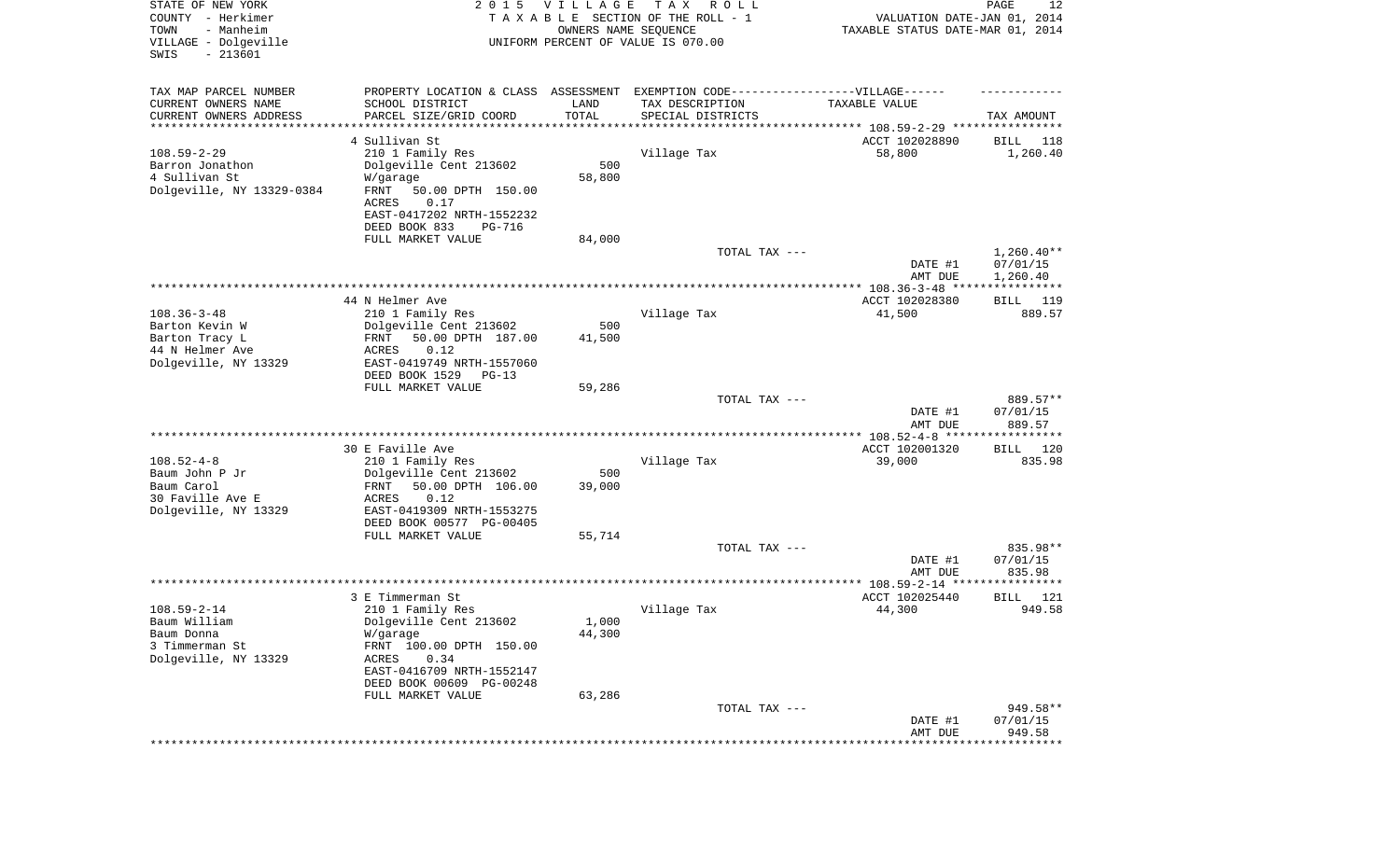STATE OF NEW YORK — 2015 VILLAGE TAX ROLL
COUNTY - Herkimer — TAXABLE SECTION OF THE ROLL - 1 — VALUATION DATE-JAN 01, 2014
TOWN - Manheim — OWNERS NAME SEQUENCE — TAXABLE STATUS DATE-MAR 01, 2014
VILLAGE - Dolgeville — UNIFORM PERCENT OF VALUE IS 070.00
SWIS - 213601

| TAX MAP PARCEL NUMBER / CURRENT OWNERS NAME / CURRENT OWNERS ADDRESS | PROPERTY LOCATION & CLASS / SCHOOL DISTRICT / PARCEL SIZE/GRID COORD | ASSESSMENT LAND / TOTAL | EXEMPTION CODE / TAX DESCRIPTION / SPECIAL DISTRICTS | VILLAGE TAXABLE VALUE | TAX AMOUNT |
|---|---|---|---|---|---|
| | 4 Sullivan St | | | ACCT 102028890 | BILL 118 |
| 108.59-2-29 | 210 1 Family Res | | Village Tax | 58,800 | 1,260.40 |
| Barron Jonathon | Dolgeville Cent 213602 | 500 | | | |
| 4 Sullivan St | W/garage | 58,800 | | | |
| Dolgeville, NY 13329-0384 | FRNT 50.00 DPTH 150.00 | | | | |
| | ACRES 0.17 | | | | |
| | EAST-0417202 NRTH-1552232 | | | | |
| | DEED BOOK 833 PG-716 | | | | |
| | FULL MARKET VALUE | 84,000 | | | |
| | | | TOTAL TAX --- | | 1,260.40** |
| | | | | DATE #1 | 07/01/15 |
| | | | | AMT DUE | 1,260.40 |
| | 44 N Helmer Ave | | | ACCT 102028380 | BILL 119 |
| 108.36-3-48 | 210 1 Family Res | | Village Tax | 41,500 | 889.57 |
| Barton Kevin W | Dolgeville Cent 213602 | 500 | | | |
| Barton Tracy L | FRNT 50.00 DPTH 187.00 | 41,500 | | | |
| 44 N Helmer Ave | ACRES 0.12 | | | | |
| Dolgeville, NY 13329 | EAST-0419749 NRTH-1557060 | | | | |
| | DEED BOOK 1529 PG-13 | | | | |
| | FULL MARKET VALUE | 59,286 | | | |
| | | | TOTAL TAX --- | | 889.57** |
| | | | | DATE #1 | 07/01/15 |
| | | | | AMT DUE | 889.57 |
| | 30 E Faville Ave | | | ACCT 102001320 | BILL 120 |
| 108.52-4-8 | 210 1 Family Res | | Village Tax | 39,000 | 835.98 |
| Baum John P Jr | Dolgeville Cent 213602 | 500 | | | |
| Baum Carol | FRNT 50.00 DPTH 106.00 | 39,000 | | | |
| 30 Faville Ave E | ACRES 0.12 | | | | |
| Dolgeville, NY 13329 | EAST-0419309 NRTH-1553275 | | | | |
| | DEED BOOK 00577 PG-00405 | | | | |
| | FULL MARKET VALUE | 55,714 | | | |
| | | | TOTAL TAX --- | | 835.98** |
| | | | | DATE #1 | 07/01/15 |
| | | | | AMT DUE | 835.98 |
| | 3 E Timmerman St | | | ACCT 102025440 | BILL 121 |
| 108.59-2-14 | 210 1 Family Res | | Village Tax | 44,300 | 949.58 |
| Baum William | Dolgeville Cent 213602 | 1,000 | | | |
| Baum Donna | W/garage | 44,300 | | | |
| 3 Timmerman St | FRNT 100.00 DPTH 150.00 | | | | |
| Dolgeville, NY 13329 | ACRES 0.34 | | | | |
| | EAST-0416709 NRTH-1552147 | | | | |
| | DEED BOOK 00609 PG-00248 | | | | |
| | FULL MARKET VALUE | 63,286 | | | |
| | | | TOTAL TAX --- | | 949.58** |
| | | | | DATE #1 | 07/01/15 |
| | | | | AMT DUE | 949.58 |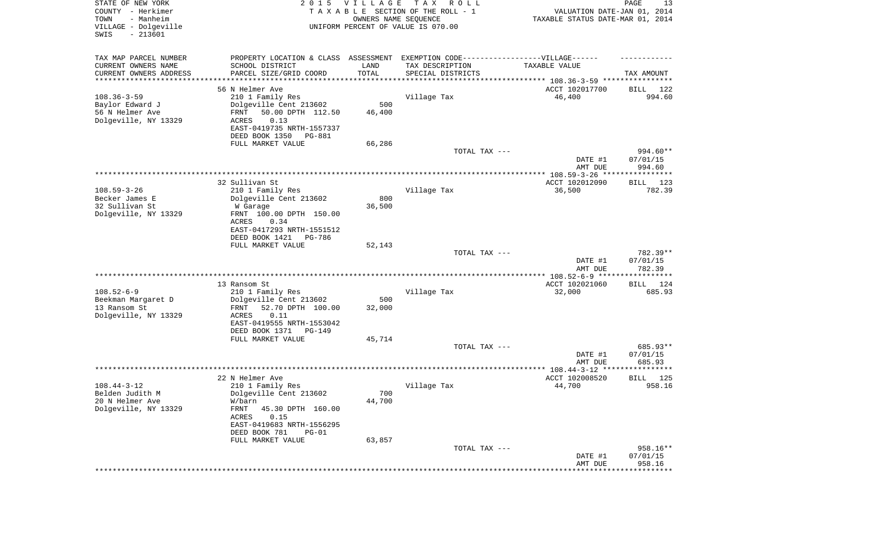STATE OF NEW YORK
COUNTY - Herkimer
TOWN - Manheim
VILLAGE - Dolgeville
SWIS - 213601

2015 VILLAGE TAX ROLL
TAXABLE SECTION OF THE ROLL - 1
OWNERS NAME SEQUENCE
UNIFORM PERCENT OF VALUE IS 070.00

VALUATION DATE-JAN 01, 2014
TAXABLE STATUS DATE-MAR 01, 2014

| TAX MAP PARCEL NUMBER / CURRENT OWNERS NAME / CURRENT OWNERS ADDRESS | PROPERTY LOCATION & CLASS / SCHOOL DISTRICT / PARCEL SIZE/GRID COORD | ASSESSMENT LAND | TOTAL | EXEMPTION CODE / TAX DESCRIPTION / SPECIAL DISTRICTS | TAXABLE VALUE | TAX AMOUNT |
|---|---|---|---|---|---|---|
| **108.36-3-59** | 56 N Helmer Ave | | | | ACCT 102017700 | BILL 122 |
| Baylor Edward J | 210 1 Family Res | | | Village Tax | 46,400 | 994.60 |
| 56 N Helmer Ave | Dolgeville Cent 213602 | 500 | | | | |
| Dolgeville, NY 13329 | FRNT 50.00 DPTH 112.50 | | 46,400 | | | |
| | ACRES 0.13 | | | | | |
| | EAST-0419735 NRTH-1557337 | | | | | |
| | DEED BOOK 1350 PG-881 | | | | | |
| | FULL MARKET VALUE | | 66,286 | | | |
| | | | | TOTAL TAX --- | | 994.60** |
| | | | | | DATE #1 | 07/01/15 |
| | | | | | AMT DUE | 994.60 |
| **108.59-3-26** | 32 Sullivan St | | | | ACCT 102012090 | BILL 123 |
| Becker James E | 210 1 Family Res | | | Village Tax | 36,500 | 782.39 |
| 32 Sullivan St | Dolgeville Cent 213602 | 800 | | | | |
| Dolgeville, NY 13329 | W Garage | | 36,500 | | | |
| | FRNT 100.00 DPTH 150.00 | | | | | |
| | ACRES 0.34 | | | | | |
| | EAST-0417293 NRTH-1551512 | | | | | |
| | DEED BOOK 1421 PG-786 | | | | | |
| | FULL MARKET VALUE | | 52,143 | | | |
| | | | | TOTAL TAX --- | | 782.39** |
| | | | | | DATE #1 | 07/01/15 |
| | | | | | AMT DUE | 782.39 |
| **108.52-6-9** | 13 Ransom St | | | | ACCT 102021060 | BILL 124 |
| Beekman Margaret D | 210 1 Family Res | | | Village Tax | 32,000 | 685.93 |
| 13 Ransom St | Dolgeville Cent 213602 | 500 | | | | |
| Dolgeville, NY 13329 | FRNT 52.70 DPTH 100.00 | | 32,000 | | | |
| | ACRES 0.11 | | | | | |
| | EAST-0419555 NRTH-1553042 | | | | | |
| | DEED BOOK 1371 PG-149 | | | | | |
| | FULL MARKET VALUE | | 45,714 | | | |
| | | | | TOTAL TAX --- | | 685.93** |
| | | | | | DATE #1 | 07/01/15 |
| | | | | | AMT DUE | 685.93 |
| **108.44-3-12** | 22 N Helmer Ave | | | | ACCT 102008520 | BILL 125 |
| Belden Judith M | 210 1 Family Res | | | Village Tax | 44,700 | 958.16 |
| 20 N Helmer Ave | Dolgeville Cent 213602 | 700 | | | | |
| Dolgeville, NY 13329 | W/barn | | 44,700 | | | |
| | FRNT 45.30 DPTH 160.00 | | | | | |
| | ACRES 0.15 | | | | | |
| | EAST-0419683 NRTH-1556295 | | | | | |
| | DEED BOOK 781 PG-01 | | | | | |
| | FULL MARKET VALUE | | 63,857 | | | |
| | | | | TOTAL TAX --- | | 958.16** |
| | | | | | DATE #1 | 07/01/15 |
| | | | | | AMT DUE | 958.16 |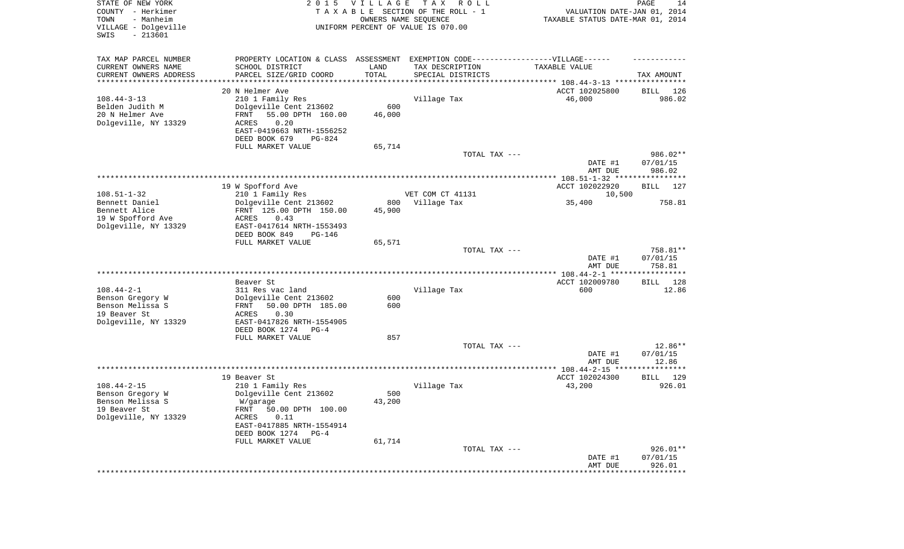STATE OF NEW YORK
COUNTY - Herkimer
TOWN - Manheim
VILLAGE - Dolgeville
SWIS - 213601

2015 VILLAGE TAX ROLL
TAXABLE SECTION OF THE ROLL - 1
OWNERS NAME SEQUENCE
UNIFORM PERCENT OF VALUE IS 070.00

VALUATION DATE-JAN 01, 2014
TAXABLE STATUS DATE-MAR 01, 2014

| TAX MAP PARCEL NUMBER<br>CURRENT OWNERS NAME<br>CURRENT OWNERS ADDRESS | PROPERTY LOCATION & CLASS<br>SCHOOL DISTRICT<br>PARCEL SIZE/GRID COORD | ASSESSMENT<br>LAND<br>TOTAL | EXEMPTION CODE------VILLAGE------<br>TAX DESCRIPTION<br>SPECIAL DISTRICTS | TAXABLE VALUE | TAX AMOUNT |
|---|---|---|---|---|---|
| | 20 N Helmer Ave | | | ACCT 102025800 | BILL 126 |
| 108.44-3-13 | 210 1 Family Res | | Village Tax | 46,000 | 986.02 |
| Belden Judith M | Dolgeville Cent 213602 | 600 | | | |
| 20 N Helmer Ave | FRNT 55.00 DPTH 160.00 | 46,000 | | | |
| Dolgeville, NY 13329 | ACRES 0.20 | | | | |
| | EAST-0419663 NRTH-1556252 | | | | |
| | DEED BOOK 679 PG-824 | | | | |
| | FULL MARKET VALUE | 65,714 | | | |
| | | | TOTAL TAX --- | | 986.02** |
| | | | | DATE #1 | 07/01/15 |
| | | | | AMT DUE | 986.02 |
| | 19 W Spofford Ave | | | ACCT 102022920 | BILL 127 |
| 108.51-1-32 | 210 1 Family Res | | VET COM CT 41131 | 10,500 | |
| Bennett Daniel | Dolgeville Cent 213602 | 800 | Village Tax | 35,400 | 758.81 |
| Bennett Alice | FRNT 125.00 DPTH 150.00 | 45,900 | | | |
| 19 W Spofford Ave | ACRES 0.43 | | | | |
| Dolgeville, NY 13329 | EAST-0417614 NRTH-1553493 | | | | |
| | DEED BOOK 849 PG-146 | | | | |
| | FULL MARKET VALUE | 65,571 | | | |
| | | | TOTAL TAX --- | | 758.81** |
| | | | | DATE #1 | 07/01/15 |
| | | | | AMT DUE | 758.81 |
| | Beaver St | | | ACCT 102009780 | BILL 128 |
| 108.44-2-1 | 311 Res vac land | | Village Tax | 600 | 12.86 |
| Benson Gregory W | Dolgeville Cent 213602 | 600 | | | |
| Benson Melissa S | FRNT 50.00 DPTH 185.00 | 600 | | | |
| 19 Beaver St | ACRES 0.30 | | | | |
| Dolgeville, NY 13329 | EAST-0417826 NRTH-1554905 | | | | |
| | DEED BOOK 1274 PG-4 | | | | |
| | FULL MARKET VALUE | 857 | | | |
| | | | TOTAL TAX --- | | 12.86** |
| | | | | DATE #1 | 07/01/15 |
| | | | | AMT DUE | 12.86 |
| | 19 Beaver St | | | ACCT 102024300 | BILL 129 |
| 108.44-2-15 | 210 1 Family Res | | Village Tax | 43,200 | 926.01 |
| Benson Gregory W | Dolgeville Cent 213602 | 500 | | | |
| Benson Melissa S | W/garage | 43,200 | | | |
| 19 Beaver St | FRNT 50.00 DPTH 100.00 | | | | |
| Dolgeville, NY 13329 | ACRES 0.11 | | | | |
| | EAST-0417885 NRTH-1554914 | | | | |
| | DEED BOOK 1274 PG-4 | | | | |
| | FULL MARKET VALUE | 61,714 | | | |
| | | | TOTAL TAX --- | | 926.01** |
| | | | | DATE #1 | 07/01/15 |
| | | | | AMT DUE | 926.01 |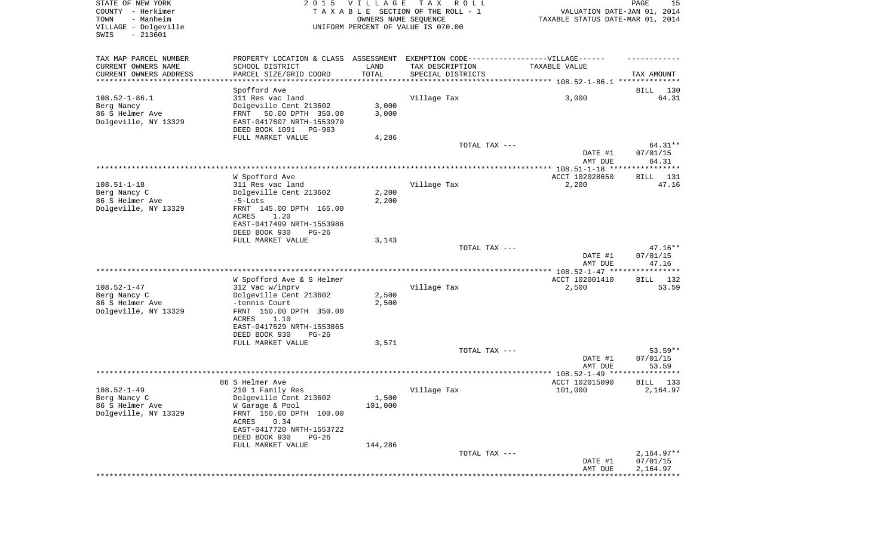STATE OF NEW YORK | 2015 VILLAGE TAX ROLL
COUNTY - Herkimer | TAXABLE SECTION OF THE ROLL - 1 | VALUATION DATE-JAN 01, 2014
TOWN - Manheim | OWNERS NAME SEQUENCE | TAXABLE STATUS DATE-MAR 01, 2014
VILLAGE - Dolgeville | UNIFORM PERCENT OF VALUE IS 070.00
SWIS - 213601

| TAX MAP PARCEL NUMBER<br>CURRENT OWNERS NAME<br>CURRENT OWNERS ADDRESS | PROPERTY LOCATION & CLASS<br>SCHOOL DISTRICT<br>PARCEL SIZE/GRID COORD | ASSESSMENT<br>LAND<br>TOTAL | EXEMPTION CODE------VILLAGE------<br>TAX DESCRIPTION<br>SPECIAL DISTRICTS | TAXABLE VALUE | TAX AMOUNT |
|---|---|---|---|---|---|
| **108.52-1-86.1** | Spofford Ave | | | | BILL 130 |
| 108.52-1-86.1 | 311 Res vac land | | Village Tax | 3,000 | 64.31 |
| Berg Nancy | Dolgeville Cent 213602 | 3,000 | | | |
| 86 S Helmer Ave | FRNT 50.00 DPTH 350.00 | 3,000 | | | |
| Dolgeville, NY 13329 | EAST-0417607 NRTH-1553970 | | | | |
| | DEED BOOK 1091 PG-963 | | | | |
| | FULL MARKET VALUE | 4,286 | | | |
| | | | TOTAL TAX --- | | 64.31** |
| | | | | DATE #1 | 07/01/15 |
| | | | | AMT DUE | 64.31 |
| **108.51-1-18** | W Spofford Ave | | | ACCT 102028650 | BILL 131 |
| 108.51-1-18 | 311 Res vac land | | Village Tax | 2,200 | 47.16 |
| Berg Nancy C | Dolgeville Cent 213602 | 2,200 | | | |
| 86 S Helmer Ave | -5-Lots | 2,200 | | | |
| Dolgeville, NY 13329 | FRNT 145.00 DPTH 165.00 | | | | |
| | ACRES 1.20 | | | | |
| | EAST-0417499 NRTH-1553986 | | | | |
| | DEED BOOK 930 PG-26 | | | | |
| | FULL MARKET VALUE | 3,143 | | | |
| | | | TOTAL TAX --- | | 47.16** |
| | | | | DATE #1 | 07/01/15 |
| | | | | AMT DUE | 47.16 |
| **108.52-1-47** | W Spofford Ave & S Helmer | | | ACCT 102001410 | BILL 132 |
| 108.52-1-47 | 312 Vac w/imprv | | Village Tax | 2,500 | 53.59 |
| Berg Nancy C | Dolgeville Cent 213602 | 2,500 | | | |
| 86 S Helmer Ave | -tennis Court | 2,500 | | | |
| Dolgeville, NY 13329 | FRNT 150.00 DPTH 350.00 | | | | |
| | ACRES 1.10 | | | | |
| | EAST-0417629 NRTH-1553865 | | | | |
| | DEED BOOK 930 PG-26 | | | | |
| | FULL MARKET VALUE | 3,571 | | | |
| | | | TOTAL TAX --- | | 53.59** |
| | | | | DATE #1 | 07/01/15 |
| | | | | AMT DUE | 53.59 |
| **108.52-1-49** | 86 S Helmer Ave | | | ACCT 102015090 | BILL 133 |
| 108.52-1-49 | 210 1 Family Res | | Village Tax | 101,000 | 2,164.97 |
| Berg Nancy C | Dolgeville Cent 213602 | 1,500 | | | |
| 86 S Helmer Ave | W Garage & Pool | 101,000 | | | |
| Dolgeville, NY 13329 | FRNT 150.00 DPTH 100.00 | | | | |
| | ACRES 0.34 | | | | |
| | EAST-0417720 NRTH-1553722 | | | | |
| | DEED BOOK 930 PG-26 | | | | |
| | FULL MARKET VALUE | 144,286 | | | |
| | | | TOTAL TAX --- | | 2,164.97** |
| | | | | DATE #1 | 07/01/15 |
| | | | | AMT DUE | 2,164.97 |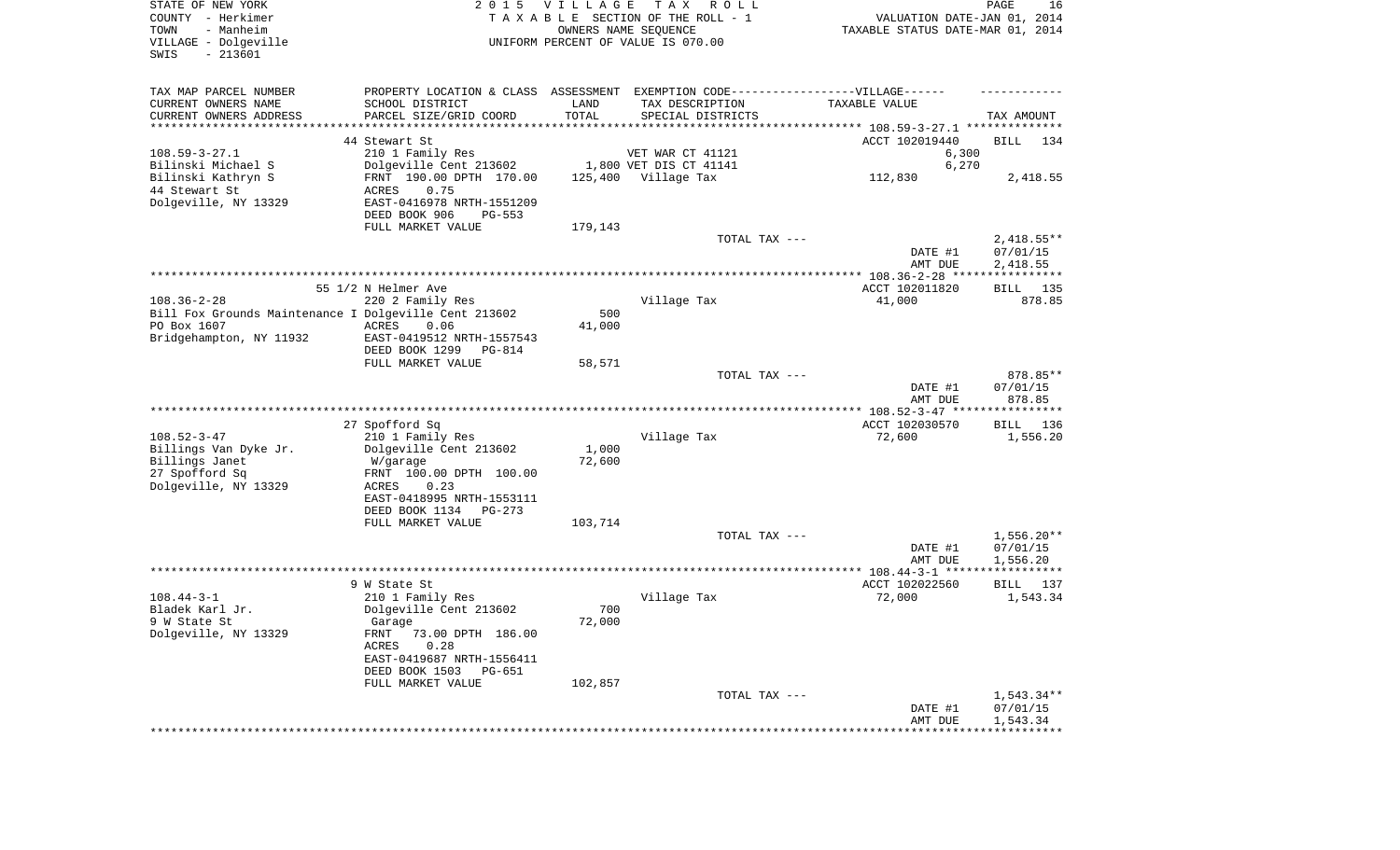STATE OF NEW YORK
COUNTY - Herkimer
TOWN - Manheim
VILLAGE - Dolgeville
SWIS - 213601

2015 VILLAGE TAX ROLL
TAXABLE SECTION OF THE ROLL - 1
OWNERS NAME SEQUENCE
UNIFORM PERCENT OF VALUE IS 070.00

VALUATION DATE-JAN 01, 2014
TAXABLE STATUS DATE-MAR 01, 2014

| TAX MAP PARCEL NUMBER / CURRENT OWNERS NAME / CURRENT OWNERS ADDRESS | PROPERTY LOCATION & CLASS / SCHOOL DISTRICT / PARCEL SIZE/GRID COORD | ASSESSMENT LAND / TOTAL | EXEMPTION CODE / TAX DESCRIPTION / SPECIAL DISTRICTS | TAXABLE VALUE | TAX AMOUNT |
|---|---|---|---|---|---|
| **108.59-3-27.1** | 44 Stewart St | | | ACCT 102019440 | BILL 134 |
| 108.59-3-27.1 | 210 1 Family Res | | VET WAR CT 41121 | 6,300 | |
| Bilinski Michael S | Dolgeville Cent 213602 | 1,800 | VET DIS CT 41141 | 6,270 | |
| Bilinski Kathryn S | FRNT 190.00 DPTH 170.00 | 125,400 | Village Tax | 112,830 | 2,418.55 |
| 44 Stewart St | ACRES 0.75 | | | | |
| Dolgeville, NY 13329 | EAST-0416978 NRTH-1551209 | | | | |
| | DEED BOOK 906 PG-553 | | | | |
| | FULL MARKET VALUE | 179,143 | | | |
| | | | TOTAL TAX --- | | 2,418.55** |
| | | | | DATE #1 | 07/01/15 |
| | | | | AMT DUE | 2,418.55 |
| **108.36-2-28** | 55 1/2 N Helmer Ave | | | ACCT 102011820 | BILL 135 |
| 108.36-2-28 | 220 2 Family Res | | Village Tax | 41,000 | 878.85 |
| Bill Fox Grounds Maintenance I | Dolgeville Cent 213602 | 500 | | | |
| PO Box 1607 | ACRES 0.06 | 41,000 | | | |
| Bridgehampton, NY 11932 | EAST-0419512 NRTH-1557543 | | | | |
| | DEED BOOK 1299 PG-814 | | | | |
| | FULL MARKET VALUE | 58,571 | | | |
| | | | TOTAL TAX --- | | 878.85** |
| | | | | DATE #1 | 07/01/15 |
| | | | | AMT DUE | 878.85 |
| **108.52-3-47** | 27 Spofford Sq | | | ACCT 102030570 | BILL 136 |
| 108.52-3-47 | 210 1 Family Res | | Village Tax | 72,600 | 1,556.20 |
| Billings Van Dyke Jr. | Dolgeville Cent 213602 | 1,000 | | | |
| Billings Janet | W/garage | 72,600 | | | |
| 27 Spofford Sq | FRNT 100.00 DPTH 100.00 | | | | |
| Dolgeville, NY 13329 | ACRES 0.23 | | | | |
| | EAST-0418995 NRTH-1553111 | | | | |
| | DEED BOOK 1134 PG-273 | | | | |
| | FULL MARKET VALUE | 103,714 | | | |
| | | | TOTAL TAX --- | | 1,556.20** |
| | | | | DATE #1 | 07/01/15 |
| | | | | AMT DUE | 1,556.20 |
| **108.44-3-1** | 9 W State St | | | ACCT 102022560 | BILL 137 |
| 108.44-3-1 | 210 1 Family Res | | Village Tax | 72,000 | 1,543.34 |
| Bladek Karl Jr. | Dolgeville Cent 213602 | 700 | | | |
| 9 W State St | Garage | 72,000 | | | |
| Dolgeville, NY 13329 | FRNT 73.00 DPTH 186.00 | | | | |
| | ACRES 0.28 | | | | |
| | EAST-0419687 NRTH-1556411 | | | | |
| | DEED BOOK 1503 PG-651 | | | | |
| | FULL MARKET VALUE | 102,857 | | | |
| | | | TOTAL TAX --- | | 1,543.34** |
| | | | | DATE #1 | 07/01/15 |
| | | | | AMT DUE | 1,543.34 |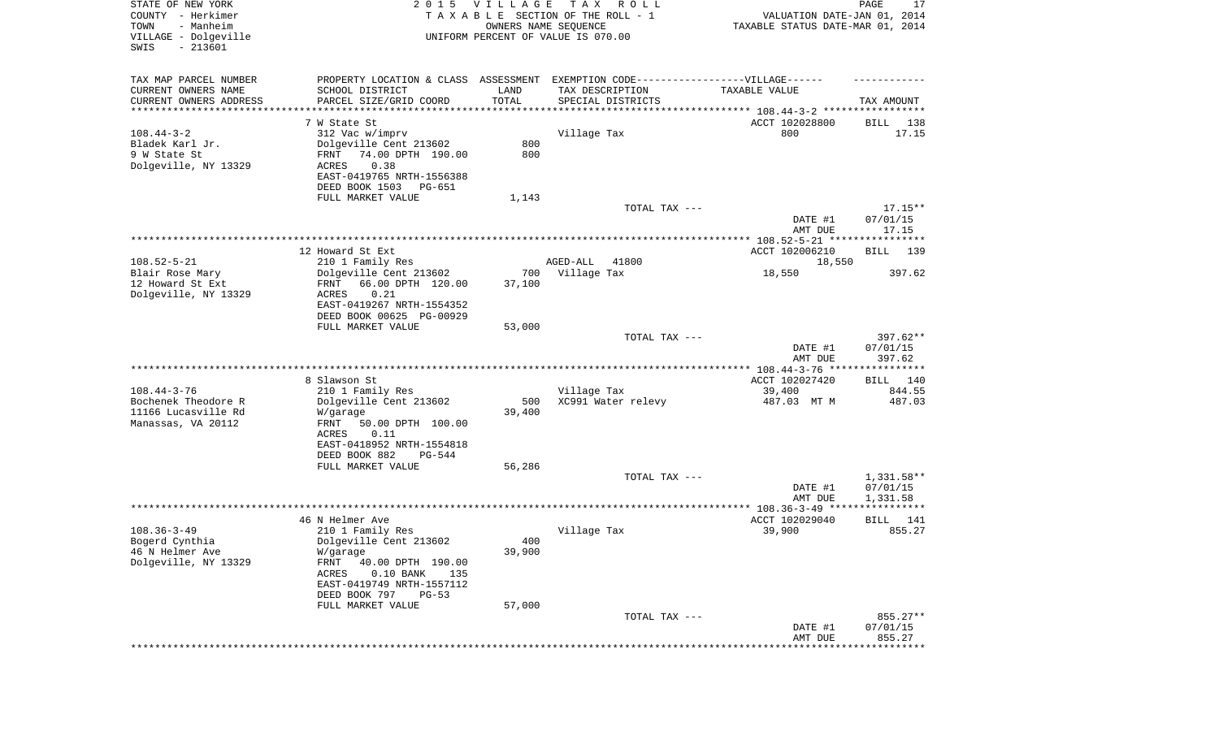STATE OF NEW YORK | COUNTY - Herkimer | TOWN - Manheim | VILLAGE - Dolgeville | SWIS - 213601

2015 VILLAGE TAX ROLL
TAXABLE SECTION OF THE ROLL - 1
OWNERS NAME SEQUENCE
UNIFORM PERCENT OF VALUE IS 070.00

VALUATION DATE-JAN 01, 2014
TAXABLE STATUS DATE-MAR 01, 2014

| TAX MAP PARCEL NUMBER / CURRENT OWNERS NAME / CURRENT OWNERS ADDRESS | PROPERTY LOCATION & CLASS / SCHOOL DISTRICT / PARCEL SIZE/GRID COORD | ASSESSMENT LAND | TOTAL | EXEMPTION CODE / TAX DESCRIPTION / SPECIAL DISTRICTS | TAXABLE VALUE | TAX AMOUNT |
|---|---|---|---|---|---|---|
| **108.44-3-2** | 7 W State St | | | | ACCT 102028800 | BILL 138 |
| Bladek Karl Jr. | 312 Vac w/imprv | | | Village Tax | 800 | 17.15 |
| 9 W State St | Dolgeville Cent 213602 | 800 | | | | |
| Dolgeville, NY 13329 | FRNT 74.00 DPTH 190.00 | | 800 | | | |
| | ACRES 0.38 | | | | | |
| | EAST-0419765 NRTH-1556388 | | | | | |
| | DEED BOOK 1503 PG-651 | | | | | |
| | FULL MARKET VALUE | | 1,143 | | | |
| | | | | TOTAL TAX --- | | 17.15** |
| | | | | | DATE #1 | 07/01/15 |
| | | | | | AMT DUE | 17.15 |
| **108.52-5-21** | 12 Howard St Ext | | | | ACCT 102006210 | BILL 139 |
| Blair Rose Mary | 210 1 Family Res | | | AGED-ALL 41800 | 18,550 | |
| 12 Howard St Ext | Dolgeville Cent 213602 | 700 | | Village Tax | 18,550 | 397.62 |
| Dolgeville, NY 13329 | FRNT 66.00 DPTH 120.00 | | 37,100 | | | |
| | ACRES 0.21 | | | | | |
| | EAST-0419267 NRTH-1554352 | | | | | |
| | DEED BOOK 00625 PG-00929 | | | | | |
| | FULL MARKET VALUE | | 53,000 | | | |
| | | | | TOTAL TAX --- | | 397.62** |
| | | | | | DATE #1 | 07/01/15 |
| | | | | | AMT DUE | 397.62 |
| **108.44-3-76** | 8 Slawson St | | | | ACCT 102027420 | BILL 140 |
| Bochenek Theodore R | 210 1 Family Res | | | Village Tax | 39,400 | 844.55 |
| 11166 Lucasville Rd | Dolgeville Cent 213602 | 500 | | XC991 Water relevy | 487.03 MT M | 487.03 |
| Manassas, VA 20112 | W/garage | | 39,400 | | | |
| | FRNT 50.00 DPTH 100.00 | | | | | |
| | ACRES 0.11 | | | | | |
| | EAST-0418952 NRTH-1554818 | | | | | |
| | DEED BOOK 882 PG-544 | | | | | |
| | FULL MARKET VALUE | | 56,286 | | | |
| | | | | TOTAL TAX --- | | 1,331.58** |
| | | | | | DATE #1 | 07/01/15 |
| | | | | | AMT DUE | 1,331.58 |
| **108.36-3-49** | 46 N Helmer Ave | | | | ACCT 102029040 | BILL 141 |
| Bogerd Cynthia | 210 1 Family Res | | | Village Tax | 39,900 | 855.27 |
| 46 N Helmer Ave | Dolgeville Cent 213602 | 400 | | | | |
| Dolgeville, NY 13329 | W/garage | | 39,900 | | | |
| | FRNT 40.00 DPTH 190.00 | | | | | |
| | ACRES 0.10 BANK 135 | | | | | |
| | EAST-0419749 NRTH-1557112 | | | | | |
| | DEED BOOK 797 PG-53 | | | | | |
| | FULL MARKET VALUE | | 57,000 | | | |
| | | | | TOTAL TAX --- | | 855.27** |
| | | | | | DATE #1 | 07/01/15 |
| | | | | | AMT DUE | 855.27 |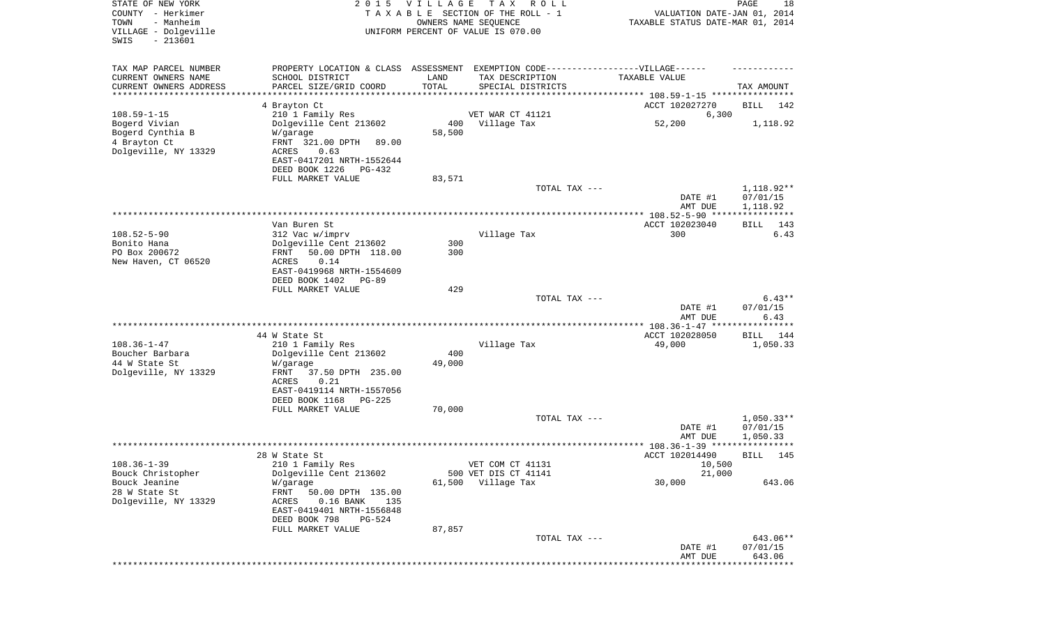STATE OF NEW YORK — 2015 VILLAGE TAX ROLL
COUNTY - Herkimer — TAXABLE SECTION OF THE ROLL - 1 — VALUATION DATE-JAN 01, 2014
TOWN - Manheim — OWNERS NAME SEQUENCE — TAXABLE STATUS DATE-MAR 01, 2014
VILLAGE - Dolgeville — UNIFORM PERCENT OF VALUE IS 070.00
SWIS - 213601

| TAX MAP PARCEL NUMBER / CURRENT OWNERS NAME / CURRENT OWNERS ADDRESS | PROPERTY LOCATION & CLASS / SCHOOL DISTRICT / PARCEL SIZE/GRID COORD | ASSESSMENT LAND / TOTAL | EXEMPTION CODE / TAX DESCRIPTION / SPECIAL DISTRICTS | TAXABLE VALUE | TAX AMOUNT |
|---|---|---|---|---|---|
| | 4 Brayton Ct | | | ACCT 102027270 | BILL 142 |
| 108.59-1-15 | 210 1 Family Res | | VET WAR CT 41121 | 6,300 | |
| Bogerd Vivian | Dolgeville Cent 213602 | 400 | Village Tax | 52,200 | 1,118.92 |
| Bogerd Cynthia B | W/garage | 58,500 | | | |
| 4 Brayton Ct | FRNT 321.00 DPTH 89.00 | | | | |
| Dolgeville, NY 13329 | ACRES 0.63 | | | | |
| | EAST-0417201 NRTH-1552644 | | | | |
| | DEED BOOK 1226 PG-432 | | | | |
| | FULL MARKET VALUE | 83,571 | | | |
| | | | TOTAL TAX --- | | 1,118.92** |
| | | | | DATE #1 | 07/01/15 |
| | | | | AMT DUE | 1,118.92 |
| | Van Buren St | | | ACCT 102023040 | BILL 143 |
| 108.52-5-90 | 312 Vac w/imprv | | Village Tax | 300 | 6.43 |
| Bonito Hana | Dolgeville Cent 213602 | 300 | | | |
| PO Box 200672 | FRNT 50.00 DPTH 118.00 | 300 | | | |
| New Haven, CT 06520 | ACRES 0.14 | | | | |
| | EAST-0419968 NRTH-1554609 | | | | |
| | DEED BOOK 1402 PG-89 | | | | |
| | FULL MARKET VALUE | 429 | | | |
| | | | TOTAL TAX --- | | 6.43** |
| | | | | DATE #1 | 07/01/15 |
| | | | | AMT DUE | 6.43 |
| | 44 W State St | | | ACCT 102028050 | BILL 144 |
| 108.36-1-47 | 210 1 Family Res | | Village Tax | 49,000 | 1,050.33 |
| Boucher Barbara | Dolgeville Cent 213602 | 400 | | | |
| 44 W State St | W/garage | 49,000 | | | |
| Dolgeville, NY 13329 | FRNT 37.50 DPTH 235.00 | | | | |
| | ACRES 0.21 | | | | |
| | EAST-0419114 NRTH-1557056 | | | | |
| | DEED BOOK 1168 PG-225 | | | | |
| | FULL MARKET VALUE | 70,000 | | | |
| | | | TOTAL TAX --- | | 1,050.33** |
| | | | | DATE #1 | 07/01/15 |
| | | | | AMT DUE | 1,050.33 |
| | 28 W State St | | | ACCT 102014490 | BILL 145 |
| 108.36-1-39 | 210 1 Family Res | | VET COM CT 41131 | 10,500 | |
| Bouck Christopher | Dolgeville Cent 213602 | 500 | VET DIS CT 41141 | 21,000 | |
| Bouck Jeanine | W/garage | 61,500 | Village Tax | 30,000 | 643.06 |
| 28 W State St | FRNT 50.00 DPTH 135.00 | | | | |
| Dolgeville, NY 13329 | ACRES 0.16 BANK 135 | | | | |
| | EAST-0419401 NRTH-1556848 | | | | |
| | DEED BOOK 798 PG-524 | | | | |
| | FULL MARKET VALUE | 87,857 | | | |
| | | | TOTAL TAX --- | | 643.06** |
| | | | | DATE #1 | 07/01/15 |
| | | | | AMT DUE | 643.06 |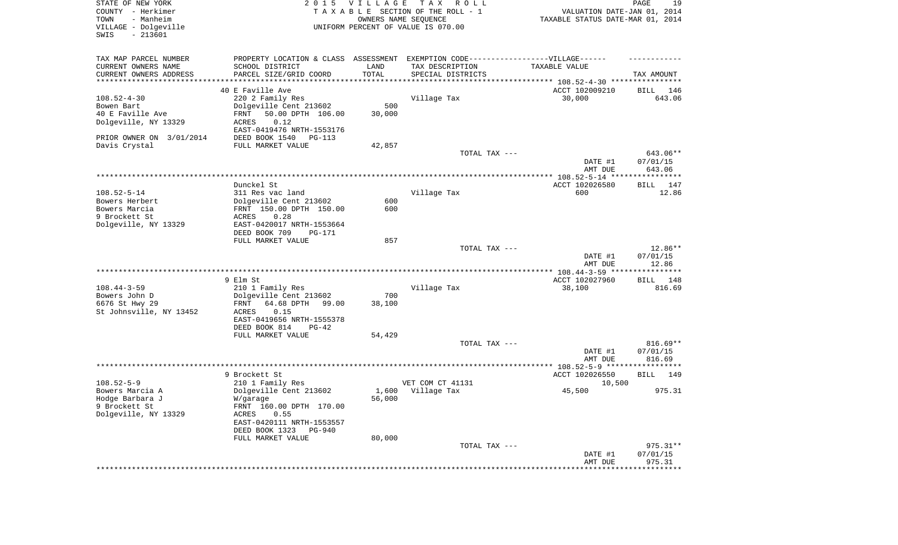STATE OF NEW YORK
COUNTY - Herkimer
TOWN - Manheim
VILLAGE - Dolgeville
SWIS - 213601

2015 VILLAGE TAX ROLL
TAXABLE SECTION OF THE ROLL - 1
OWNERS NAME SEQUENCE
UNIFORM PERCENT OF VALUE IS 070.00

VALUATION DATE-JAN 01, 2014
TAXABLE STATUS DATE-MAR 01, 2014

| TAX MAP PARCEL NUMBER<br>CURRENT OWNERS NAME<br>CURRENT OWNERS ADDRESS | PROPERTY LOCATION & CLASS<br>SCHOOL DISTRICT<br>PARCEL SIZE/GRID COORD | ASSESSMENT<br>LAND<br>TOTAL | EXEMPTION CODE-----VILLAGE------<br>TAX DESCRIPTION<br>SPECIAL DISTRICTS | TAXABLE VALUE | TAX AMOUNT |
|---|---|---|---|---|---|
| | 40 E Faville Ave | | | ACCT 102009210 | BILL 146 |
| 108.52-4-30 | 220 2 Family Res | | Village Tax | 30,000 | 643.06 |
| Bowen Bart | Dolgeville Cent 213602 | 500 | | | |
| 40 E Faville Ave | FRNT 50.00 DPTH 106.00 | 30,000 | | | |
| Dolgeville, NY 13329 | ACRES 0.12 | | | | |
| | EAST-0419476 NRTH-1553176 | | | | |
| PRIOR OWNER ON 3/01/2014 | DEED BOOK 1540 PG-113 | | | | |
| Davis Crystal | FULL MARKET VALUE | 42,857 | | | |
| | | | TOTAL TAX --- | | 643.06** |
| | | | | DATE #1 | 07/01/15 |
| | | | | AMT DUE | 643.06 |
| | Dunckel St | | | ACCT 102026580 | BILL 147 |
| 108.52-5-14 | 311 Res vac land | | Village Tax | 600 | 12.86 |
| Bowers Herbert | Dolgeville Cent 213602 | 600 | | | |
| Bowers Marcia | FRNT 150.00 DPTH 150.00 | 600 | | | |
| 9 Brockett St | ACRES 0.28 | | | | |
| Dolgeville, NY 13329 | EAST-0420017 NRTH-1553664 | | | | |
| | DEED BOOK 709 PG-171 | | | | |
| | FULL MARKET VALUE | 857 | | | |
| | | | TOTAL TAX --- | | 12.86** |
| | | | | DATE #1 | 07/01/15 |
| | | | | AMT DUE | 12.86 |
| | 9 Elm St | | | ACCT 102027960 | BILL 148 |
| 108.44-3-59 | 210 1 Family Res | | Village Tax | 38,100 | 816.69 |
| Bowers John D | Dolgeville Cent 213602 | 700 | | | |
| 6676 St Hwy 29 | FRNT 64.68 DPTH 99.00 | 38,100 | | | |
| St Johnsville, NY 13452 | ACRES 0.15 | | | | |
| | EAST-0419656 NRTH-1555378 | | | | |
| | DEED BOOK 814 PG-42 | | | | |
| | FULL MARKET VALUE | 54,429 | | | |
| | | | TOTAL TAX --- | | 816.69** |
| | | | | DATE #1 | 07/01/15 |
| | | | | AMT DUE | 816.69 |
| | 9 Brockett St | | | ACCT 102026550 | BILL 149 |
| 108.52-5-9 | 210 1 Family Res | | VET COM CT 41131 | 10,500 | |
| Bowers Marcia A | Dolgeville Cent 213602 | 1,600 | Village Tax | 45,500 | 975.31 |
| Hodge Barbara J | W/garage | 56,000 | | | |
| 9 Brockett St | FRNT 160.00 DPTH 170.00 | | | | |
| Dolgeville, NY 13329 | ACRES 0.55 | | | | |
| | EAST-0420111 NRTH-1553557 | | | | |
| | DEED BOOK 1323 PG-940 | | | | |
| | FULL MARKET VALUE | 80,000 | | | |
| | | | TOTAL TAX --- | | 975.31** |
| | | | | DATE #1 | 07/01/15 |
| | | | | AMT DUE | 975.31 |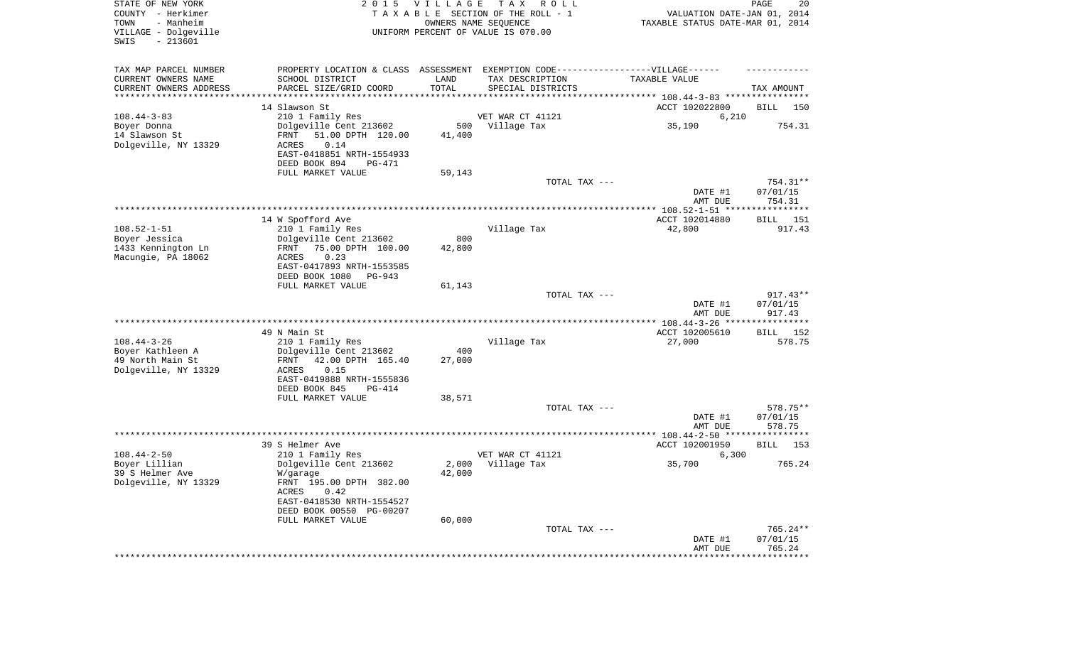STATE OF NEW YORK
COUNTY - Herkimer
TOWN - Manheim
VILLAGE - Dolgeville
SWIS - 213601

2015 VILLAGE TAX ROLL
TAXABLE SECTION OF THE ROLL - 1
OWNERS NAME SEQUENCE
UNIFORM PERCENT OF VALUE IS 070.00

VALUATION DATE-JAN 01, 2014
TAXABLE STATUS DATE-MAR 01, 2014

| TAX MAP PARCEL NUMBER / CURRENT OWNERS NAME / CURRENT OWNERS ADDRESS | PROPERTY LOCATION & CLASS / SCHOOL DISTRICT / PARCEL SIZE/GRID COORD | ASSESSMENT LAND / TOTAL | EXEMPTION CODE / TAX DESCRIPTION / SPECIAL DISTRICTS | TAXABLE VALUE | TAX AMOUNT |
|---|---|---|---|---|---|
| 108.44-3-83 | 14 Slawson St | | | ACCT 102022800 | BILL 150 |
| Boyer Donna | 210 1 Family Res | | VET WAR CT 41121 | 6,210 | |
| 14 Slawson St | Dolgeville Cent 213602 | 500 | Village Tax | 35,190 | 754.31 |
| Dolgeville, NY 13329 | FRNT 51.00 DPTH 120.00 | 41,400 | | | |
| | ACRES 0.14 | | | | |
| | EAST-0418851 NRTH-1554933 | | | | |
| | DEED BOOK 894 PG-471 | | | | |
| | FULL MARKET VALUE | 59,143 | | | |
| | | | TOTAL TAX --- | | 754.31** |
| | | | | DATE #1 | 07/01/15 |
| | | | | AMT DUE | 754.31 |
| 108.52-1-51 | 14 W Spofford Ave | | | ACCT 102014880 | BILL 151 |
| Boyer Jessica | 210 1 Family Res | | Village Tax | 42,800 | 917.43 |
| 1433 Kennington Ln | Dolgeville Cent 213602 | 800 | | | |
| Macungie, PA 18062 | FRNT 75.00 DPTH 100.00 | 42,800 | | | |
| | ACRES 0.23 | | | | |
| | EAST-0417893 NRTH-1553585 | | | | |
| | DEED BOOK 1080 PG-943 | | | | |
| | FULL MARKET VALUE | 61,143 | | | |
| | | | TOTAL TAX --- | | 917.43** |
| | | | | DATE #1 | 07/01/15 |
| | | | | AMT DUE | 917.43 |
| 108.44-3-26 | 49 N Main St | | | ACCT 102005610 | BILL 152 |
| Boyer Kathleen A | 210 1 Family Res | | Village Tax | 27,000 | 578.75 |
| 49 North Main St | Dolgeville Cent 213602 | 400 | | | |
| Dolgeville, NY 13329 | FRNT 42.00 DPTH 165.40 | 27,000 | | | |
| | ACRES 0.15 | | | | |
| | EAST-0419888 NRTH-1555836 | | | | |
| | DEED BOOK 845 PG-414 | | | | |
| | FULL MARKET VALUE | 38,571 | | | |
| | | | TOTAL TAX --- | | 578.75** |
| | | | | DATE #1 | 07/01/15 |
| | | | | AMT DUE | 578.75 |
| 108.44-2-50 | 39 S Helmer Ave | | | ACCT 102001950 | BILL 153 |
| Boyer Lillian | 210 1 Family Res | | VET WAR CT 41121 | 6,300 | |
| 39 S Helmer Ave | Dolgeville Cent 213602 | 2,000 | Village Tax | 35,700 | 765.24 |
| Dolgeville, NY 13329 | W/garage | 42,000 | | | |
| | FRNT 195.00 DPTH 382.00 | | | | |
| | ACRES 0.42 | | | | |
| | EAST-0418530 NRTH-1554527 | | | | |
| | DEED BOOK 00550 PG-00207 | | | | |
| | FULL MARKET VALUE | 60,000 | | | |
| | | | TOTAL TAX --- | | 765.24** |
| | | | | DATE #1 | 07/01/15 |
| | | | | AMT DUE | 765.24 |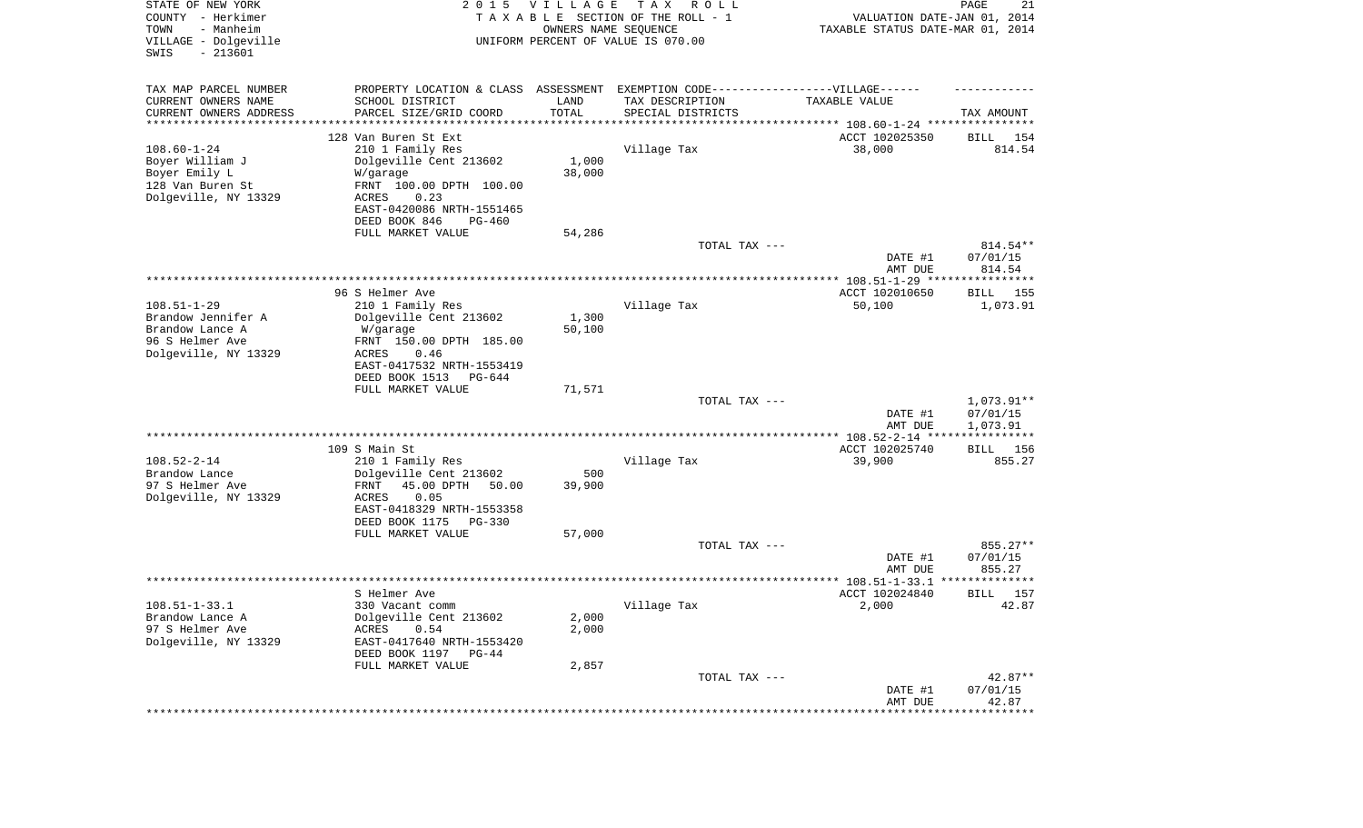STATE OF NEW YORK
COUNTY - Herkimer
TOWN - Manheim
VILLAGE - Dolgeville
SWIS - 213601

2 0 1 5 V I L L A G E T A X R O L L
T A X A B L E SECTION OF THE ROLL - 1
OWNERS NAME SEQUENCE
UNIFORM PERCENT OF VALUE IS 070.00

VALUATION DATE-JAN 01, 2014
TAXABLE STATUS DATE-MAR 01, 2014

| TAX MAP PARCEL NUMBER<br>CURRENT OWNERS NAME<br>CURRENT OWNERS ADDRESS | PROPERTY LOCATION & CLASS<br>SCHOOL DISTRICT<br>PARCEL SIZE/GRID COORD | ASSESSMENT<br>LAND<br>TOTAL | EXEMPTION CODE------VILLAGE------<br>TAX DESCRIPTION<br>SPECIAL DISTRICTS | TAXABLE VALUE | TAX AMOUNT |
|---|---|---|---|---|---|
| 108.60-1-24 | 128 Van Buren St Ext | | | ACCT 102025350 | BILL 154 |
| Boyer William J | 210 1 Family Res | | Village Tax | 38,000 | 814.54 |
| Boyer Emily L | Dolgeville Cent 213602 | 1,000 | | | |
| 128 Van Buren St | W/garage | 38,000 | | | |
| Dolgeville, NY 13329 | FRNT 100.00 DPTH 100.00 | | | | |
| | ACRES 0.23 | | | | |
| | EAST-0420086 NRTH-1551465 | | | | |
| | DEED BOOK 846 PG-460 | | | | |
| | FULL MARKET VALUE | 54,286 | | | |
| | | | TOTAL TAX --- | | 814.54** |
| | | | | DATE #1 | 07/01/15 |
| | | | | AMT DUE | 814.54 |
| 108.51-1-29 | 96 S Helmer Ave | | | ACCT 102010650 | BILL 155 |
| Brandow Jennifer A | 210 1 Family Res | | Village Tax | 50,100 | 1,073.91 |
| Brandow Lance A | Dolgeville Cent 213602 | 1,300 | | | |
| 96 S Helmer Ave | W/garage | 50,100 | | | |
| Dolgeville, NY 13329 | FRNT 150.00 DPTH 185.00 | | | | |
| | ACRES 0.46 | | | | |
| | EAST-0417532 NRTH-1553419 | | | | |
| | DEED BOOK 1513 PG-644 | | | | |
| | FULL MARKET VALUE | 71,571 | | | |
| | | | TOTAL TAX --- | | 1,073.91** |
| | | | | DATE #1 | 07/01/15 |
| | | | | AMT DUE | 1,073.91 |
| 108.52-2-14 | 109 S Main St | | | ACCT 102025740 | BILL 156 |
| Brandow Lance | 210 1 Family Res | | Village Tax | 39,900 | 855.27 |
| 97 S Helmer Ave | Dolgeville Cent 213602 | 500 | | | |
| Dolgeville, NY 13329 | FRNT 45.00 DPTH 50.00 | 39,900 | | | |
| | ACRES 0.05 | | | | |
| | EAST-0418329 NRTH-1553358 | | | | |
| | DEED BOOK 1175 PG-330 | | | | |
| | FULL MARKET VALUE | 57,000 | | | |
| | | | TOTAL TAX --- | | 855.27** |
| | | | | DATE #1 | 07/01/15 |
| | | | | AMT DUE | 855.27 |
| 108.51-1-33.1 | S Helmer Ave | | | ACCT 102024840 | BILL 157 |
| Brandow Lance A | 330 Vacant comm | | Village Tax | 2,000 | 42.87 |
| 97 S Helmer Ave | Dolgeville Cent 213602 | 2,000 | | | |
| Dolgeville, NY 13329 | ACRES 0.54 | 2,000 | | | |
| | EAST-0417640 NRTH-1553420 | | | | |
| | DEED BOOK 1197 PG-44 | | | | |
| | FULL MARKET VALUE | 2,857 | | | |
| | | | TOTAL TAX --- | | 42.87** |
| | | | | DATE #1 | 07/01/15 |
| | | | | AMT DUE | 42.87 |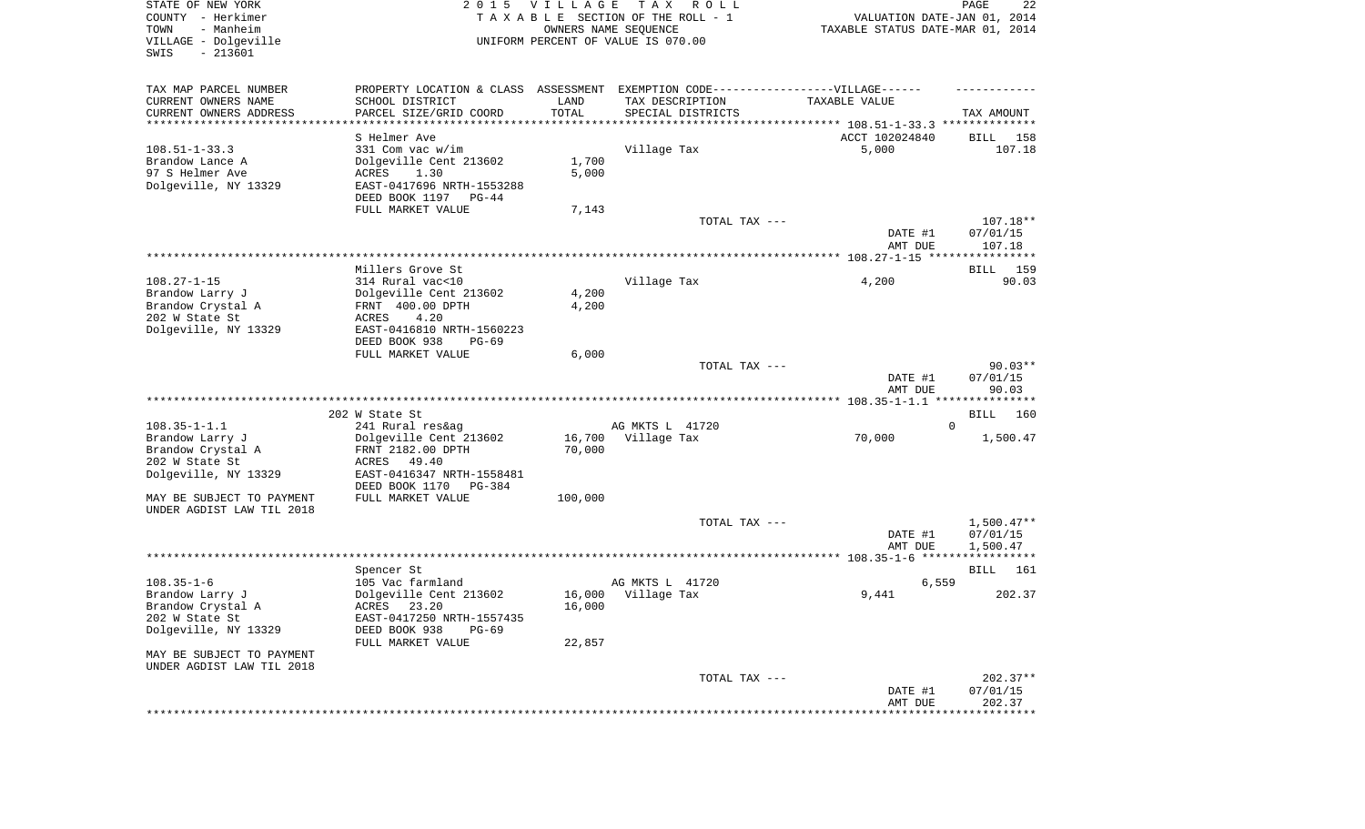STATE OF NEW YORK — 2015 VILLAGE TAX ROLL
COUNTY - Herkimer — TAXABLE SECTION OF THE ROLL - 1 — VALUATION DATE-JAN 01, 2014
TOWN - Manheim — OWNERS NAME SEQUENCE — TAXABLE STATUS DATE-MAR 01, 2014
VILLAGE - Dolgeville — UNIFORM PERCENT OF VALUE IS 070.00
SWIS - 213601

| TAX MAP PARCEL NUMBER / CURRENT OWNERS NAME / CURRENT OWNERS ADDRESS | PROPERTY LOCATION & CLASS / SCHOOL DISTRICT / PARCEL SIZE/GRID COORD | ASSESSMENT LAND / TOTAL | EXEMPTION CODE / TAX DESCRIPTION / SPECIAL DISTRICTS | VILLAGE TAXABLE VALUE | TAX AMOUNT |
|---|---|---|---|---|---|
| 108.51-1-33.3 | S Helmer Ave | | | ACCT 102024840 | BILL 158 |
| Brandow Lance A | 331 Com vac w/im | | Village Tax | 5,000 | 107.18 |
| 97 S Helmer Ave | Dolgeville Cent 213602 | 1,700 | | | |
| Dolgeville, NY 13329 | ACRES 1.30 | 5,000 | | | |
| | EAST-0417696 NRTH-1553288 | | | | |
| | DEED BOOK 1197 PG-44 | | | | |
| | FULL MARKET VALUE | 7,143 | | | |
| | | | TOTAL TAX --- | | 107.18** |
| | | | | DATE #1 | 07/01/15 |
| | | | | AMT DUE | 107.18 |
| 108.27-1-15 | Millers Grove St | | | | BILL 159 |
| Brandow Larry J | 314 Rural vac<10 | | Village Tax | 4,200 | 90.03 |
| Brandow Crystal A | Dolgeville Cent 213602 | 4,200 | | | |
| 202 W State St | FRNT 400.00 DPTH | 4,200 | | | |
| Dolgeville, NY 13329 | ACRES 4.20 | | | | |
| | EAST-0416810 NRTH-1560223 | | | | |
| | DEED BOOK 938 PG-69 | | | | |
| | FULL MARKET VALUE | 6,000 | | | |
| | | | TOTAL TAX --- | | 90.03** |
| | | | | DATE #1 | 07/01/15 |
| | | | | AMT DUE | 90.03 |
| 108.35-1-1.1 | 202 W State St | | | | BILL 160 |
| Brandow Larry J | 241 Rural res&ag | | AG MKTS L 41720 | 0 | |
| Brandow Crystal A | Dolgeville Cent 213602 | 16,700 | Village Tax | 70,000 | 1,500.47 |
| 202 W State St | FRNT 2182.00 DPTH | 70,000 | | | |
| Dolgeville, NY 13329 | ACRES 49.40 | | | | |
| | EAST-0416347 NRTH-1558481 | | | | |
| | DEED BOOK 1170 PG-384 | | | | |
| MAY BE SUBJECT TO PAYMENT | FULL MARKET VALUE | 100,000 | | | |
| UNDER AGDIST LAW TIL 2018 | | | | | |
| | | | TOTAL TAX --- | | 1,500.47** |
| | | | | DATE #1 | 07/01/15 |
| | | | | AMT DUE | 1,500.47 |
| 108.35-1-6 | Spencer St | | | | BILL 161 |
| Brandow Larry J | 105 Vac farmland | | AG MKTS L 41720 | 6,559 | |
| Brandow Crystal A | Dolgeville Cent 213602 | 16,000 | Village Tax | 9,441 | 202.37 |
| 202 W State St | ACRES 23.20 | 16,000 | | | |
| Dolgeville, NY 13329 | EAST-0417250 NRTH-1557435 | | | | |
| | DEED BOOK 938 PG-69 | | | | |
| | FULL MARKET VALUE | 22,857 | | | |
| MAY BE SUBJECT TO PAYMENT | | | | | |
| UNDER AGDIST LAW TIL 2018 | | | | | |
| | | | TOTAL TAX --- | | 202.37** |
| | | | | DATE #1 | 07/01/15 |
| | | | | AMT DUE | 202.37 |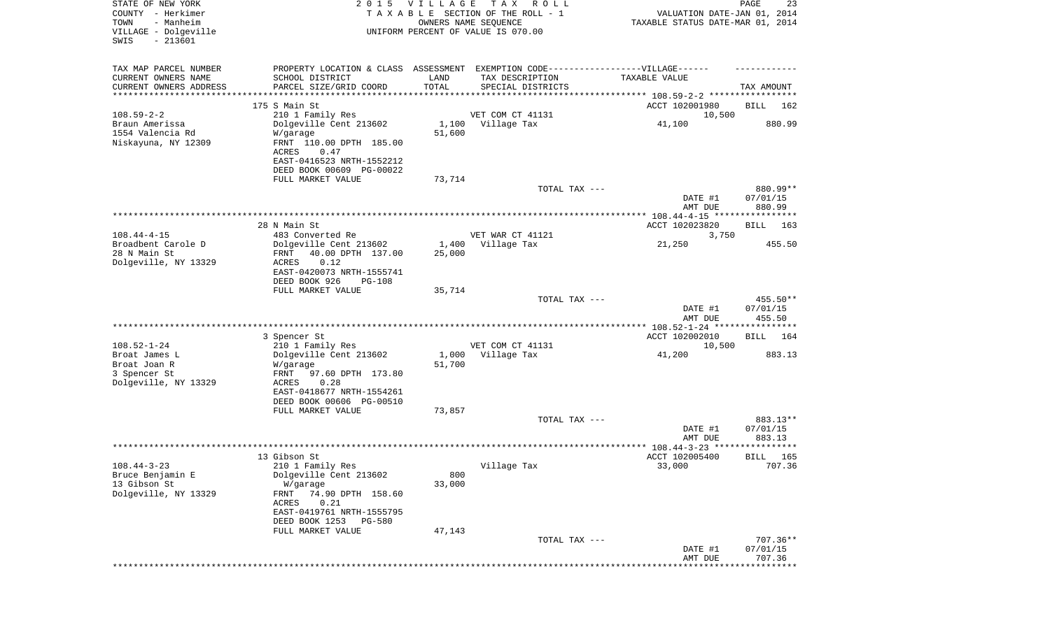STATE OF NEW YORK | 2015 VILLAGE TAX ROLL
COUNTY - Herkimer | TAXABLE SECTION OF THE ROLL - 1 | VALUATION DATE-JAN 01, 2014
TOWN - Manheim | OWNERS NAME SEQUENCE | TAXABLE STATUS DATE-MAR 01, 2014
VILLAGE - Dolgeville | UNIFORM PERCENT OF VALUE IS 070.00
SWIS - 213601

| TAX MAP PARCEL NUMBER / CURRENT OWNERS NAME / CURRENT OWNERS ADDRESS | PROPERTY LOCATION & CLASS / SCHOOL DISTRICT / PARCEL SIZE/GRID COORD | ASSESSMENT LAND / TOTAL | EXEMPTION CODE / TAX DESCRIPTION / SPECIAL DISTRICTS | VILLAGE TAXABLE VALUE | TAX AMOUNT |
|---|---|---|---|---|---|
| | 175 S Main St | | | ACCT 102001980 | BILL 162 |
| 108.59-2-2 | 210 1 Family Res | | VET COM CT 41131 | 10,500 | |
| Braun Amerissa | Dolgeville Cent 213602 | 1,100 | Village Tax | 41,100 | 880.99 |
| 1554 Valencia Rd | W/garage | 51,600 | | | |
| Niskayuna, NY 12309 | FRNT 110.00 DPTH 185.00 | | | | |
| | ACRES 0.47 | | | | |
| | EAST-0416523 NRTH-1552212 | | | | |
| | DEED BOOK 00609 PG-00022 | | | | |
| | FULL MARKET VALUE | 73,714 | | | |
| | | | TOTAL TAX --- | | 880.99** |
| | | | | DATE #1 | 07/01/15 |
| | | | | AMT DUE | 880.99 |
| | 28 N Main St | | | ACCT 102023820 | BILL 163 |
| 108.44-4-15 | 483 Converted Re | | VET WAR CT 41121 | 3,750 | |
| Broadbent Carole D | Dolgeville Cent 213602 | 1,400 | Village Tax | 21,250 | 455.50 |
| 28 N Main St | FRNT 40.00 DPTH 137.00 | 25,000 | | | |
| Dolgeville, NY 13329 | ACRES 0.12 | | | | |
| | EAST-0420073 NRTH-1555741 | | | | |
| | DEED BOOK 926 PG-108 | | | | |
| | FULL MARKET VALUE | 35,714 | | | |
| | | | TOTAL TAX --- | | 455.50** |
| | | | | DATE #1 | 07/01/15 |
| | | | | AMT DUE | 455.50 |
| | 3 Spencer St | | | ACCT 102002010 | BILL 164 |
| 108.52-1-24 | 210 1 Family Res | | VET COM CT 41131 | 10,500 | |
| Broat James L | Dolgeville Cent 213602 | 1,000 | Village Tax | 41,200 | 883.13 |
| Broat Joan R | W/garage | 51,700 | | | |
| 3 Spencer St | FRNT 97.60 DPTH 173.80 | | | | |
| Dolgeville, NY 13329 | ACRES 0.28 | | | | |
| | EAST-0418677 NRTH-1554261 | | | | |
| | DEED BOOK 00606 PG-00510 | | | | |
| | FULL MARKET VALUE | 73,857 | | | |
| | | | TOTAL TAX --- | | 883.13** |
| | | | | DATE #1 | 07/01/15 |
| | | | | AMT DUE | 883.13 |
| | 13 Gibson St | | | ACCT 102005400 | BILL 165 |
| 108.44-3-23 | 210 1 Family Res | | Village Tax | 33,000 | 707.36 |
| Bruce Benjamin E | Dolgeville Cent 213602 | 800 | | | |
| 13 Gibson St | W/garage | 33,000 | | | |
| Dolgeville, NY 13329 | FRNT 74.90 DPTH 158.60 | | | | |
| | ACRES 0.21 | | | | |
| | EAST-0419761 NRTH-1555795 | | | | |
| | DEED BOOK 1253 PG-580 | | | | |
| | FULL MARKET VALUE | 47,143 | | | |
| | | | TOTAL TAX --- | | 707.36** |
| | | | | DATE #1 | 07/01/15 |
| | | | | AMT DUE | 707.36 |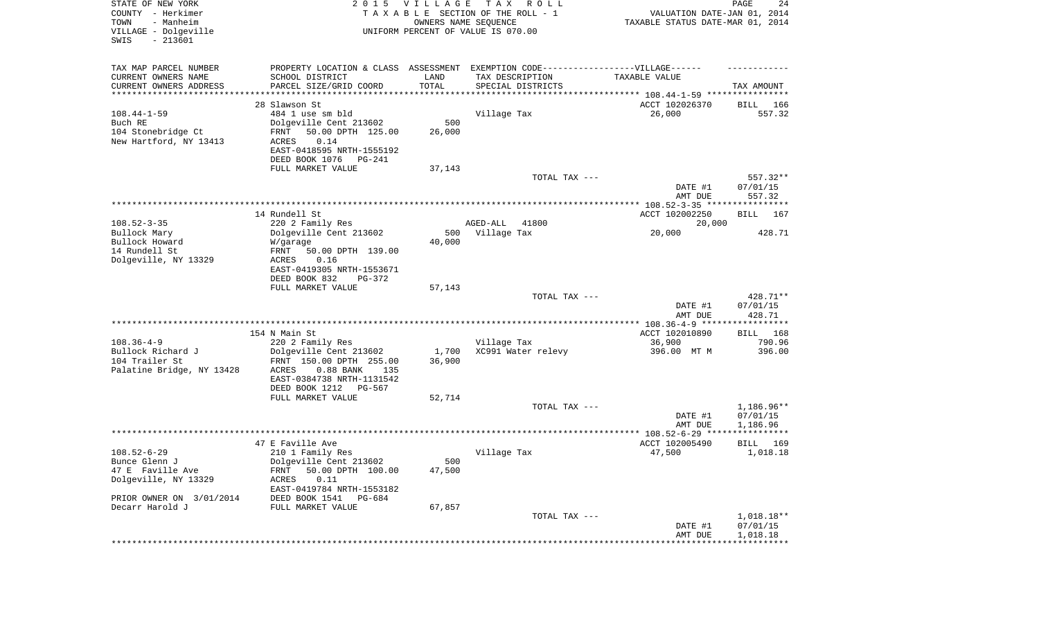STATE OF NEW YORK — 2015 VILLAGE TAX ROLL
COUNTY - Herkimer — TAXABLE SECTION OF THE ROLL - 1 — VALUATION DATE-JAN 01, 2014
TOWN - Manheim — OWNERS NAME SEQUENCE — TAXABLE STATUS DATE-MAR 01, 2014
VILLAGE - Dolgeville — UNIFORM PERCENT OF VALUE IS 070.00
SWIS - 213601

| TAX MAP PARCEL NUMBER / CURRENT OWNERS NAME / CURRENT OWNERS ADDRESS | PROPERTY LOCATION & CLASS / SCHOOL DISTRICT / PARCEL SIZE/GRID COORD | ASSESSMENT LAND / TOTAL | EXEMPTION CODE / TAX DESCRIPTION / SPECIAL DISTRICTS | VILLAGE TAXABLE VALUE | TAX AMOUNT |
|---|---|---|---|---|---|
| **108.44-1-59** | 28 Slawson St | | | ACCT 102026370 | BILL 166 |
| Buch RE | 484 1 use sm bld | | Village Tax | 26,000 | 557.32 |
| 104 Stonebridge Ct | Dolgeville Cent 213602 | 500 | | | |
| New Hartford, NY 13413 | FRNT 50.00 DPTH 125.00 | 26,000 | | | |
| | ACRES 0.14 | | | | |
| | EAST-0418595 NRTH-1555192 | | | | |
| | DEED BOOK 1076 PG-241 | | | | |
| | FULL MARKET VALUE | 37,143 | | | |
| | | | TOTAL TAX --- | | 557.32** |
| | | | | DATE #1 | 07/01/15 |
| | | | | AMT DUE | 557.32 |
| **108.52-3-35** | 14 Rundell St | | | ACCT 102002250 | BILL 167 |
| Bullock Mary | 220 2 Family Res | | AGED-ALL 41800 | 20,000 | |
| Bullock Howard | Dolgeville Cent 213602 | 500 | Village Tax | 20,000 | 428.71 |
| 14 Rundell St | W/garage | 40,000 | | | |
| Dolgeville, NY 13329 | FRNT 50.00 DPTH 139.00 | | | | |
| | ACRES 0.16 | | | | |
| | EAST-0419305 NRTH-1553671 | | | | |
| | DEED BOOK 832 PG-372 | | | | |
| | FULL MARKET VALUE | 57,143 | | | |
| | | | TOTAL TAX --- | | 428.71** |
| | | | | DATE #1 | 07/01/15 |
| | | | | AMT DUE | 428.71 |
| **108.36-4-9** | 154 N Main St | | | ACCT 102010890 | BILL 168 |
| Bullock Richard J | 220 2 Family Res | | Village Tax | 36,900 | 790.96 |
| 104 Trailer St | Dolgeville Cent 213602 | 1,700 | XC991 Water relevy | 396.00 MT M | 396.00 |
| Palatine Bridge, NY 13428 | FRNT 150.00 DPTH 255.00 | 36,900 | | | |
| | ACRES 0.88 BANK 135 | | | | |
| | EAST-0384738 NRTH-1131542 | | | | |
| | DEED BOOK 1212 PG-567 | | | | |
| | FULL MARKET VALUE | 52,714 | | | |
| | | | TOTAL TAX --- | | 1,186.96** |
| | | | | DATE #1 | 07/01/15 |
| | | | | AMT DUE | 1,186.96 |
| **108.52-6-29** | 47 E Faville Ave | | | ACCT 102005490 | BILL 169 |
| Bunce Glenn J | 210 1 Family Res | | Village Tax | 47,500 | 1,018.18 |
| 47 E Faville Ave | Dolgeville Cent 213602 | 500 | | | |
| Dolgeville, NY 13329 | FRNT 50.00 DPTH 100.00 | 47,500 | | | |
| | ACRES 0.11 | | | | |
| | EAST-0419784 NRTH-1553182 | | | | |
| PRIOR OWNER ON 3/01/2014 | DEED BOOK 1541 PG-684 | | | | |
| Decarr Harold J | FULL MARKET VALUE | 67,857 | | | |
| | | | TOTAL TAX --- | | 1,018.18** |
| | | | | DATE #1 | 07/01/15 |
| | | | | AMT DUE | 1,018.18 |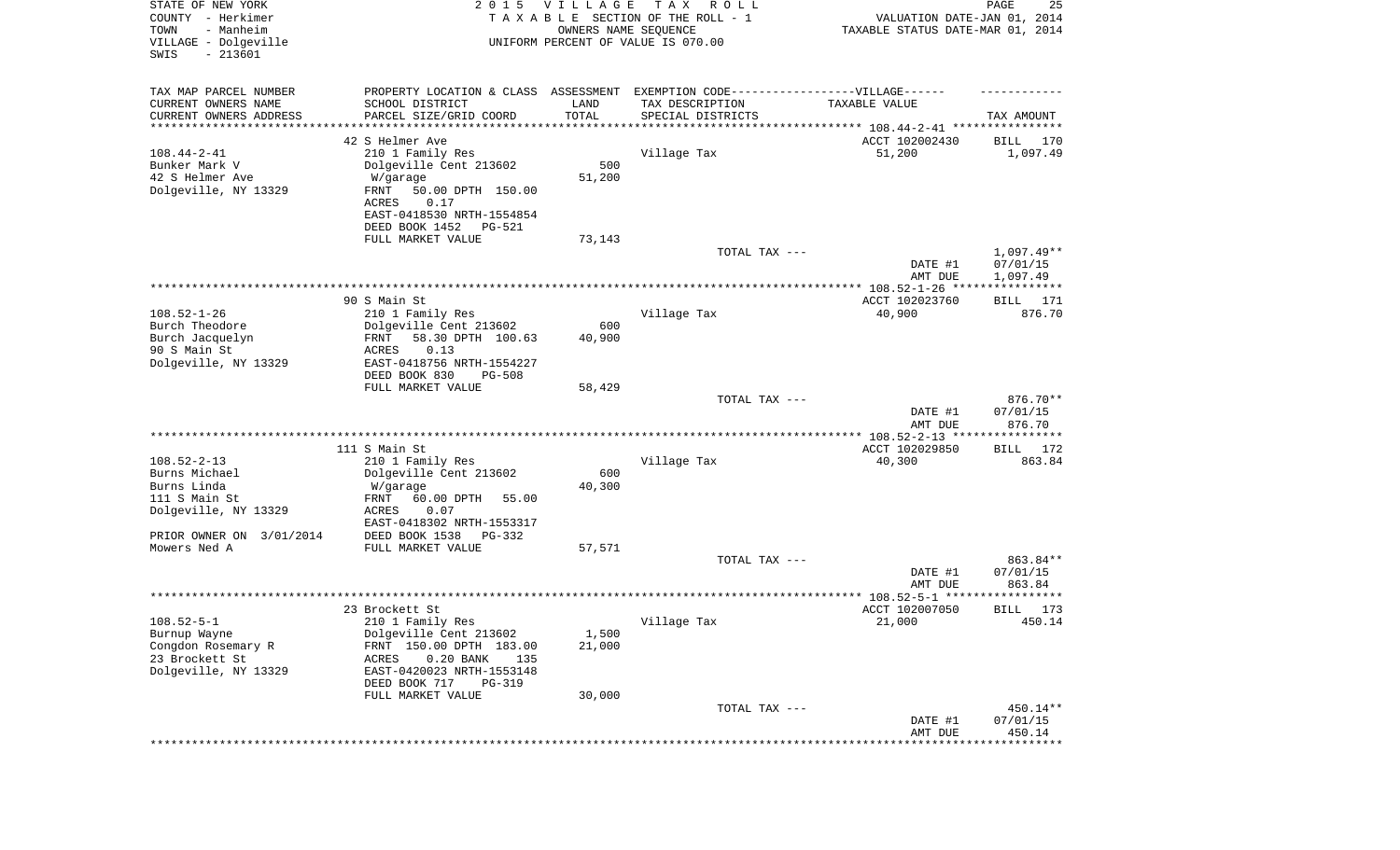STATE OF NEW YORK
COUNTY - Herkimer
TOWN - Manheim
VILLAGE - Dolgeville
SWIS - 213601

2015 VILLAGE TAX ROLL
TAXABLE SECTION OF THE ROLL - 1
OWNERS NAME SEQUENCE
UNIFORM PERCENT OF VALUE IS 070.00

VALUATION DATE-JAN 01, 2014
TAXABLE STATUS DATE-MAR 01, 2014

| TAX MAP PARCEL NUMBER<br>CURRENT OWNERS NAME<br>CURRENT OWNERS ADDRESS | PROPERTY LOCATION & CLASS<br>SCHOOL DISTRICT<br>PARCEL SIZE/GRID COORD | ASSESSMENT<br>LAND<br>TOTAL | EXEMPTION CODE------VILLAGE------<br>TAX DESCRIPTION<br>SPECIAL DISTRICTS | TAXABLE VALUE | TAX AMOUNT |
|---|---|---|---|---|---|
| | 42 S Helmer Ave | | | ACCT 102002430 | BILL 170 |
| 108.44-2-41 | 210 1 Family Res | | Village Tax | 51,200 | 1,097.49 |
| Bunker Mark V | Dolgeville Cent 213602 | 500 | | | |
| 42 S Helmer Ave | W/garage | 51,200 | | | |
| Dolgeville, NY 13329 | FRNT 50.00 DPTH 150.00 | | | | |
| | ACRES 0.17 | | | | |
| | EAST-0418530 NRTH-1554854 | | | | |
| | DEED BOOK 1452 PG-521 | | | | |
| | FULL MARKET VALUE | 73,143 | | | |
| | | | TOTAL TAX --- | | 1,097.49** |
| | | | | DATE #1 | 07/01/15 |
| | | | | AMT DUE | 1,097.49 |
| | 90 S Main St | | | ACCT 102023760 | BILL 171 |
| 108.52-1-26 | 210 1 Family Res | | Village Tax | 40,900 | 876.70 |
| Burch Theodore | Dolgeville Cent 213602 | 600 | | | |
| Burch Jacquelyn | FRNT 58.30 DPTH 100.63 | 40,900 | | | |
| 90 S Main St | ACRES 0.13 | | | | |
| Dolgeville, NY 13329 | EAST-0418756 NRTH-1554227 | | | | |
| | DEED BOOK 830 PG-508 | | | | |
| | FULL MARKET VALUE | 58,429 | | | |
| | | | TOTAL TAX --- | | 876.70** |
| | | | | DATE #1 | 07/01/15 |
| | | | | AMT DUE | 876.70 |
| | 111 S Main St | | | ACCT 102029850 | BILL 172 |
| 108.52-2-13 | 210 1 Family Res | | Village Tax | 40,300 | 863.84 |
| Burns Michael | Dolgeville Cent 213602 | 600 | | | |
| Burns Linda | W/garage | 40,300 | | | |
| 111 S Main St | FRNT 60.00 DPTH 55.00 | | | | |
| Dolgeville, NY 13329 | ACRES 0.07 | | | | |
| | EAST-0418302 NRTH-1553317 | | | | |
| PRIOR OWNER ON 3/01/2014 | DEED BOOK 1538 PG-332 | | | | |
| Mowers Ned A | FULL MARKET VALUE | 57,571 | | | |
| | | | TOTAL TAX --- | | 863.84** |
| | | | | DATE #1 | 07/01/15 |
| | | | | AMT DUE | 863.84 |
| | 23 Brockett St | | | ACCT 102007050 | BILL 173 |
| 108.52-5-1 | 210 1 Family Res | | Village Tax | 21,000 | 450.14 |
| Burnup Wayne | Dolgeville Cent 213602 | 1,500 | | | |
| Congdon Rosemary R | FRNT 150.00 DPTH 183.00 | 21,000 | | | |
| 23 Brockett St | ACRES 0.20 BANK 135 | | | | |
| Dolgeville, NY 13329 | EAST-0420023 NRTH-1553148 | | | | |
| | DEED BOOK 717 PG-319 | | | | |
| | FULL MARKET VALUE | 30,000 | | | |
| | | | TOTAL TAX --- | | 450.14** |
| | | | | DATE #1 | 07/01/15 |
| | | | | AMT DUE | 450.14 |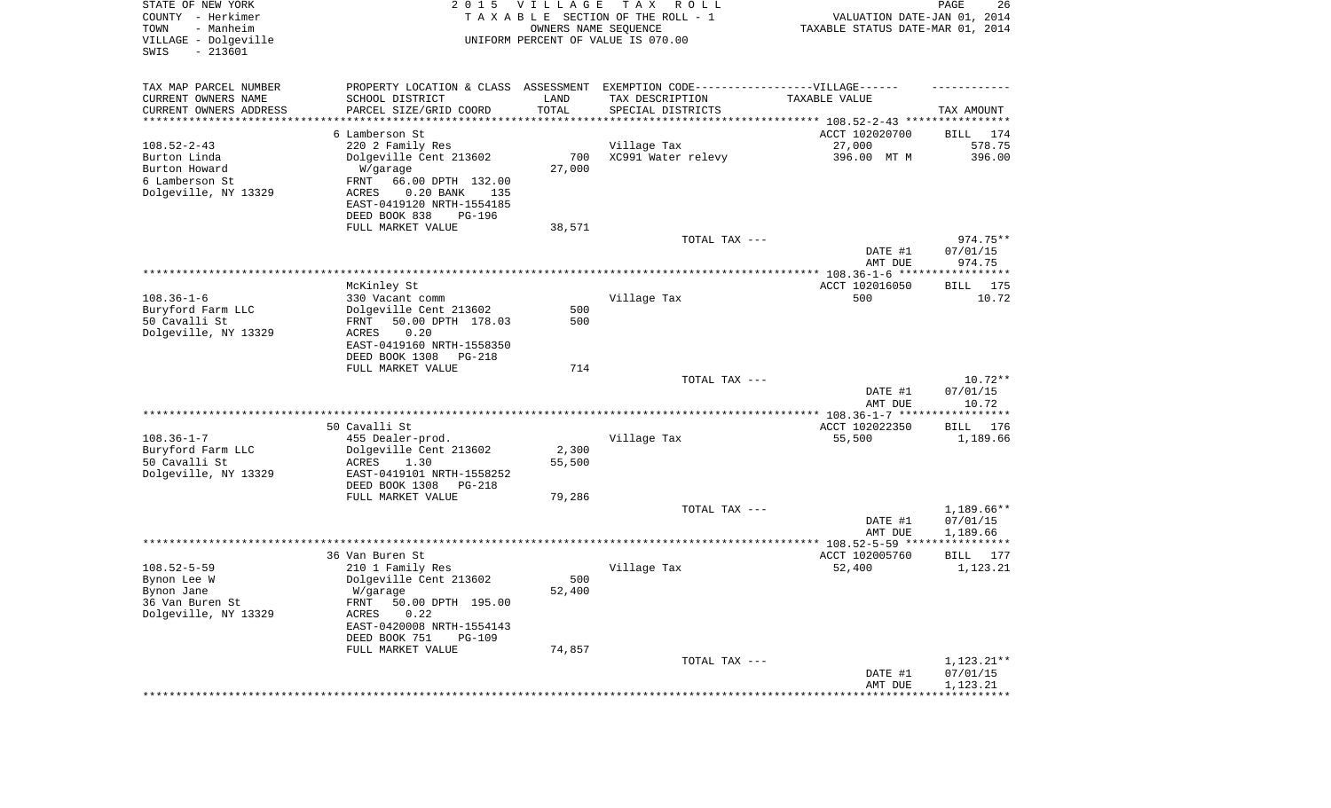STATE OF NEW YORK
COUNTY - Herkimer
TOWN - Manheim
VILLAGE - Dolgeville
SWIS - 213601

2 0 1 5 V I L L A G E T A X R O L L
T A X A B L E SECTION OF THE ROLL - 1
OWNERS NAME SEQUENCE
UNIFORM PERCENT OF VALUE IS 070.00

VALUATION DATE-JAN 01, 2014
TAXABLE STATUS DATE-MAR 01, 2014

| TAX MAP PARCEL NUMBER<br>CURRENT OWNERS NAME<br>CURRENT OWNERS ADDRESS | PROPERTY LOCATION & CLASS<br>SCHOOL DISTRICT<br>PARCEL SIZE/GRID COORD | ASSESSMENT<br>LAND<br>TOTAL | EXEMPTION CODE------------------VILLAGE------<br>TAX DESCRIPTION<br>SPECIAL DISTRICTS | TAXABLE VALUE | TAX AMOUNT |
|---|---|---|---|---|---|
| 108.52-2-43 | 6 Lamberson St | | | ACCT 102020700 | BILL 174 |
| 108.52-2-43 | 220 2 Family Res | | Village Tax | 27,000 | 578.75 |
| Burton Linda | Dolgeville Cent 213602 | 700 | XC991 Water relevy | 396.00 MT M | 396.00 |
| Burton Howard | W/garage | 27,000 | | | |
| 6 Lamberson St | FRNT 66.00 DPTH 132.00 | | | | |
| Dolgeville, NY 13329 | ACRES 0.20 BANK 135 | | | | |
| | EAST-0419120 NRTH-1554185 | | | | |
| | DEED BOOK 838 PG-196 | | | | |
| | FULL MARKET VALUE | 38,571 | | | |
| | | | TOTAL TAX --- | | 974.75** |
| | | | | DATE #1 | 07/01/15 |
| | | | | AMT DUE | 974.75 |
| 108.36-1-6 | McKinley St | | | ACCT 102016050 | BILL 175 |
| 108.36-1-6 | 330 Vacant comm | | Village Tax | 500 | 10.72 |
| Buryford Farm LLC | Dolgeville Cent 213602 | 500 | | | |
| 50 Cavalli St | FRNT 50.00 DPTH 178.03 | 500 | | | |
| Dolgeville, NY 13329 | ACRES 0.20 | | | | |
| | EAST-0419160 NRTH-1558350 | | | | |
| | DEED BOOK 1308 PG-218 | | | | |
| | FULL MARKET VALUE | 714 | | | |
| | | | TOTAL TAX --- | | 10.72** |
| | | | | DATE #1 | 07/01/15 |
| | | | | AMT DUE | 10.72 |
| 108.36-1-7 | 50 Cavalli St | | | ACCT 102022350 | BILL 176 |
| 108.36-1-7 | 455 Dealer-prod. | | Village Tax | 55,500 | 1,189.66 |
| Buryford Farm LLC | Dolgeville Cent 213602 | 2,300 | | | |
| 50 Cavalli St | ACRES 1.30 | 55,500 | | | |
| Dolgeville, NY 13329 | EAST-0419101 NRTH-1558252 | | | | |
| | DEED BOOK 1308 PG-218 | | | | |
| | FULL MARKET VALUE | 79,286 | | | |
| | | | TOTAL TAX --- | | 1,189.66** |
| | | | | DATE #1 | 07/01/15 |
| | | | | AMT DUE | 1,189.66 |
| 108.52-5-59 | 36 Van Buren St | | | ACCT 102005760 | BILL 177 |
| 108.52-5-59 | 210 1 Family Res | | Village Tax | 52,400 | 1,123.21 |
| Bynon Lee W | Dolgeville Cent 213602 | 500 | | | |
| Bynon Jane | W/garage | 52,400 | | | |
| 36 Van Buren St | FRNT 50.00 DPTH 195.00 | | | | |
| Dolgeville, NY 13329 | ACRES 0.22 | | | | |
| | EAST-0420008 NRTH-1554143 | | | | |
| | DEED BOOK 751 PG-109 | | | | |
| | FULL MARKET VALUE | 74,857 | | | |
| | | | TOTAL TAX --- | | 1,123.21** |
| | | | | DATE #1 | 07/01/15 |
| | | | | AMT DUE | 1,123.21 |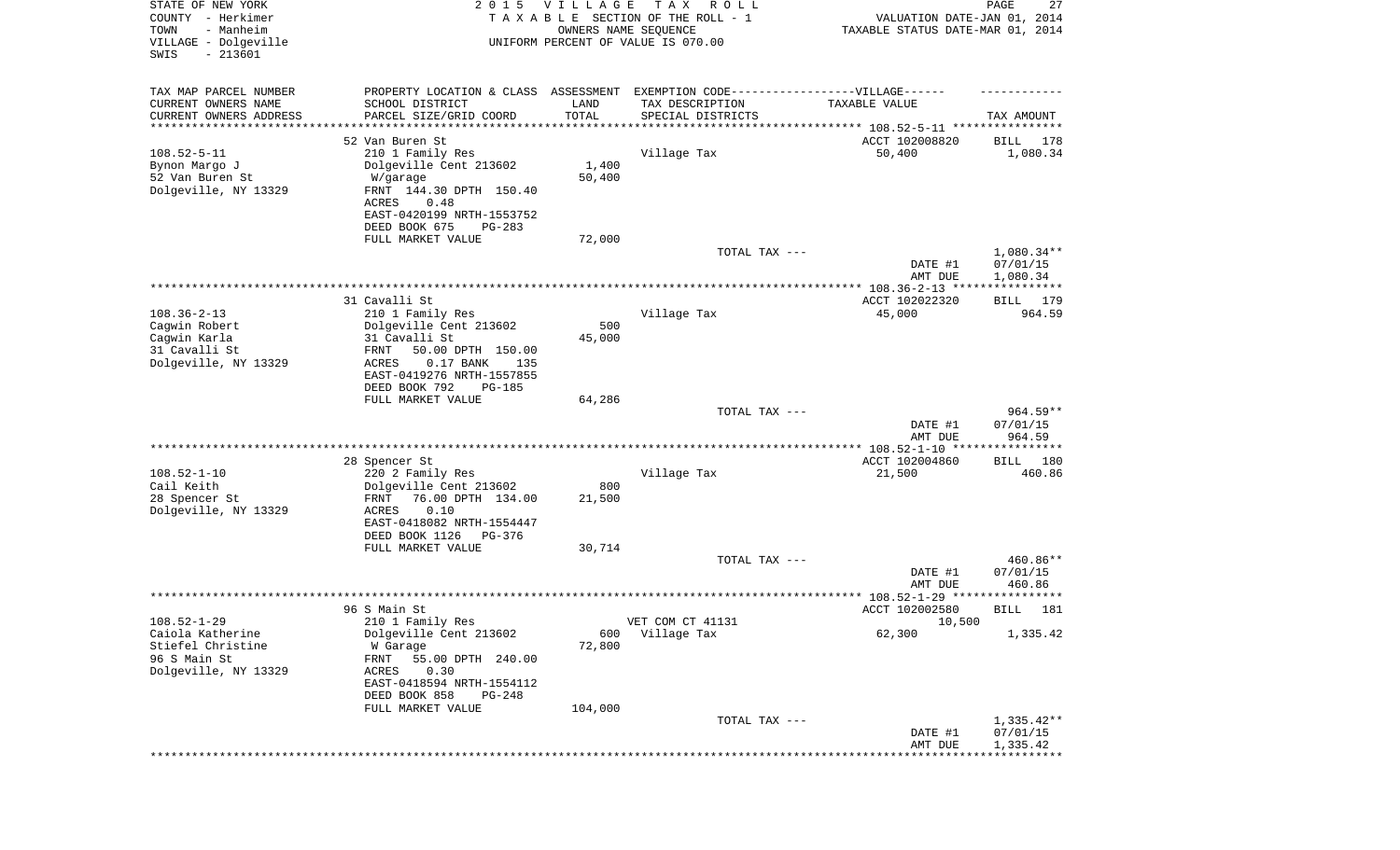STATE OF NEW YORK
COUNTY - Herkimer
TOWN - Manheim
VILLAGE - Dolgeville
SWIS - 213601

2 0 1 5 V I L L A G E T A X R O L L
T A X A B L E SECTION OF THE ROLL - 1
OWNERS NAME SEQUENCE
UNIFORM PERCENT OF VALUE IS 070.00

VALUATION DATE-JAN 01, 2014
TAXABLE STATUS DATE-MAR 01, 2014

| TAX MAP PARCEL NUMBER / CURRENT OWNERS NAME / CURRENT OWNERS ADDRESS | PROPERTY LOCATION & CLASS / SCHOOL DISTRICT / PARCEL SIZE/GRID COORD | ASSESSMENT LAND / TOTAL | EXEMPTION CODE / TAX DESCRIPTION / SPECIAL DISTRICTS | TAXABLE VALUE | TAX AMOUNT |
|---|---|---|---|---|---|
| 108.52-5-11 | 52 Van Buren St | | | ACCT 102008820 | BILL 178 |
| Bynon Margo J | 210 1 Family Res | | Village Tax | 50,400 | 1,080.34 |
| 52 Van Buren St | Dolgeville Cent 213602 | 1,400 | | | |
| Dolgeville, NY 13329 | W/garage | 50,400 | | | |
| | FRNT 144.30 DPTH 150.40 | | | | |
| | ACRES 0.48 | | | | |
| | EAST-0420199 NRTH-1553752 | | | | |
| | DEED BOOK 675 PG-283 | | | | |
| | FULL MARKET VALUE | 72,000 | | | |
| | | | TOTAL TAX --- | | 1,080.34** |
| | | | | DATE #1 | 07/01/15 |
| | | | | AMT DUE | 1,080.34 |
| 108.36-2-13 | 31 Cavalli St | | | ACCT 102022320 | BILL 179 |
| Cagwin Robert | 210 1 Family Res | | Village Tax | 45,000 | 964.59 |
| Cagwin Karla | Dolgeville Cent 213602 | 500 | | | |
| 31 Cavalli St | 31 Cavalli St | 45,000 | | | |
| Dolgeville, NY 13329 | FRNT 50.00 DPTH 150.00 | | | | |
| | ACRES 0.17 BANK 135 | | | | |
| | EAST-0419276 NRTH-1557855 | | | | |
| | DEED BOOK 792 PG-185 | | | | |
| | FULL MARKET VALUE | 64,286 | | | |
| | | | TOTAL TAX --- | | 964.59** |
| | | | | DATE #1 | 07/01/15 |
| | | | | AMT DUE | 964.59 |
| 108.52-1-10 | 28 Spencer St | | | ACCT 102004860 | BILL 180 |
| Cail Keith | 220 2 Family Res | | Village Tax | 21,500 | 460.86 |
| 28 Spencer St | Dolgeville Cent 213602 | 800 | | | |
| Dolgeville, NY 13329 | FRNT 76.00 DPTH 134.00 | 21,500 | | | |
| | ACRES 0.10 | | | | |
| | EAST-0418082 NRTH-1554447 | | | | |
| | DEED BOOK 1126 PG-376 | | | | |
| | FULL MARKET VALUE | 30,714 | | | |
| | | | TOTAL TAX --- | | 460.86** |
| | | | | DATE #1 | 07/01/15 |
| | | | | AMT DUE | 460.86 |
| 108.52-1-29 | 96 S Main St | | | ACCT 102002580 | BILL 181 |
| Caiola Katherine | 210 1 Family Res | | VET COM CT 41131 | 10,500 | |
| Stiefel Christine | Dolgeville Cent 213602 | 600 | Village Tax | 62,300 | 1,335.42 |
| 96 S Main St | W Garage | 72,800 | | | |
| Dolgeville, NY 13329 | FRNT 55.00 DPTH 240.00 | | | | |
| | ACRES 0.30 | | | | |
| | EAST-0418594 NRTH-1554112 | | | | |
| | DEED BOOK 858 PG-248 | | | | |
| | FULL MARKET VALUE | 104,000 | | | |
| | | | TOTAL TAX --- | | 1,335.42** |
| | | | | DATE #1 | 07/01/15 |
| | | | | AMT DUE | 1,335.42 |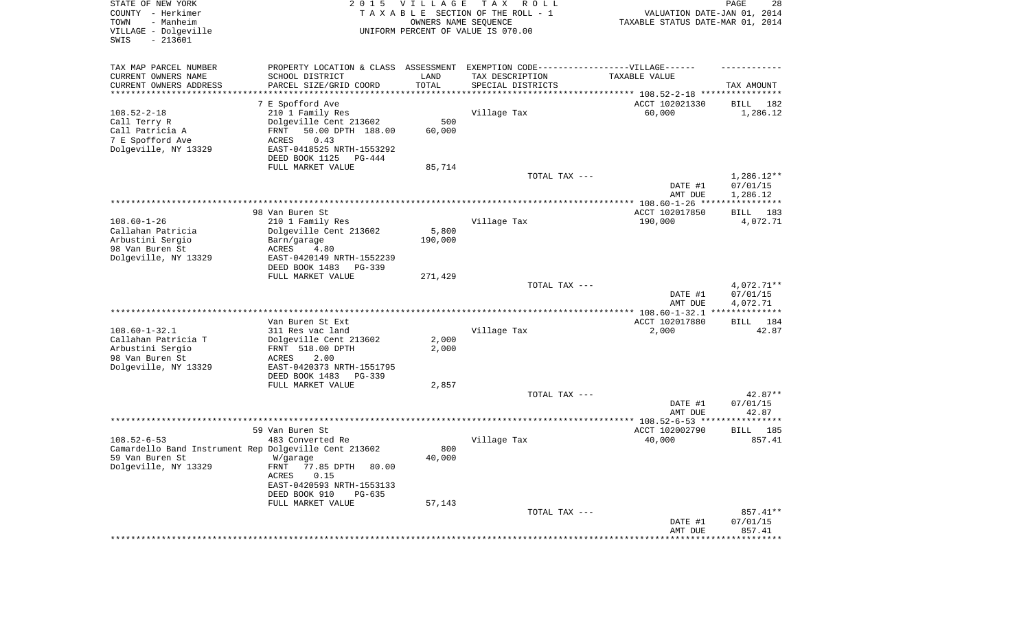STATE OF NEW YORK | 2015 VILLAGE TAX ROLL
COUNTY - Herkimer | TAXABLE SECTION OF THE ROLL - 1 | VALUATION DATE-JAN 01, 2014
TOWN - Manheim | OWNERS NAME SEQUENCE | TAXABLE STATUS DATE-MAR 01, 2014
VILLAGE - Dolgeville | UNIFORM PERCENT OF VALUE IS 070.00
SWIS - 213601

| TAX MAP PARCEL NUMBER / CURRENT OWNERS NAME / CURRENT OWNERS ADDRESS | PROPERTY LOCATION & CLASS / SCHOOL DISTRICT / PARCEL SIZE/GRID COORD | ASSESSMENT LAND / TOTAL | EXEMPTION CODE-VILLAGE / TAX DESCRIPTION / SPECIAL DISTRICTS | TAXABLE VALUE | TAX AMOUNT |
|---|---|---|---|---|---|
| 108.52-2-18 | 7 E Spofford Ave | | | ACCT 102021330 | BILL 182 |
| Call Terry R | 210 1 Family Res | | Village Tax | 60,000 | 1,286.12 |
| Call Patricia A | Dolgeville Cent 213602 | 500 | | | |
| 7 E Spofford Ave | FRNT 50.00 DPTH 188.00 | 60,000 | | | |
| Dolgeville, NY 13329 | ACRES 0.43 | | | | |
| | EAST-0418525 NRTH-1553292 | | | | |
| | DEED BOOK 1125 PG-444 | | | | |
| | FULL MARKET VALUE | 85,714 | | | |
| | | | TOTAL TAX --- | | 1,286.12** |
| | | | | DATE #1 | 07/01/15 |
| | | | | AMT DUE | 1,286.12 |
| 108.60-1-26 | 98 Van Buren St | | | ACCT 102017850 | BILL 183 |
| Callahan Patricia | 210 1 Family Res | | Village Tax | 190,000 | 4,072.71 |
| Arbustini Sergio | Dolgeville Cent 213602 | 5,800 | | | |
| 98 Van Buren St | Barn/garage | 190,000 | | | |
| Dolgeville, NY 13329 | ACRES 4.80 | | | | |
| | EAST-0420149 NRTH-1552239 | | | | |
| | DEED BOOK 1483 PG-339 | | | | |
| | FULL MARKET VALUE | 271,429 | | | |
| | | | TOTAL TAX --- | | 4,072.71** |
| | | | | DATE #1 | 07/01/15 |
| | | | | AMT DUE | 4,072.71 |
| 108.60-1-32.1 | Van Buren St Ext | | | ACCT 102017880 | BILL 184 |
| Callahan Patricia T | 311 Res vac land | | Village Tax | 2,000 | 42.87 |
| Arbustini Sergio | Dolgeville Cent 213602 | 2,000 | | | |
| 98 Van Buren St | FRNT 518.00 DPTH | 2,000 | | | |
| Dolgeville, NY 13329 | ACRES 2.00 | | | | |
| | EAST-0420373 NRTH-1551795 | | | | |
| | DEED BOOK 1483 PG-339 | | | | |
| | FULL MARKET VALUE | 2,857 | | | |
| | | | TOTAL TAX --- | | 42.87** |
| | | | | DATE #1 | 07/01/15 |
| | | | | AMT DUE | 42.87 |
| 108.52-6-53 | 59 Van Buren St | | | ACCT 102002790 | BILL 185 |
| Camardello Band Instrument Rep | 483 Converted Re | | Village Tax | 40,000 | 857.41 |
| 59 Van Buren St | Dolgeville Cent 213602 | 800 | | | |
| Dolgeville, NY 13329 | W/garage | 40,000 | | | |
| | FRNT 77.85 DPTH 80.00 | | | | |
| | ACRES 0.15 | | | | |
| | EAST-0420593 NRTH-1553133 | | | | |
| | DEED BOOK 910 PG-635 | | | | |
| | FULL MARKET VALUE | 57,143 | | | |
| | | | TOTAL TAX --- | | 857.41** |
| | | | | DATE #1 | 07/01/15 |
| | | | | AMT DUE | 857.41 |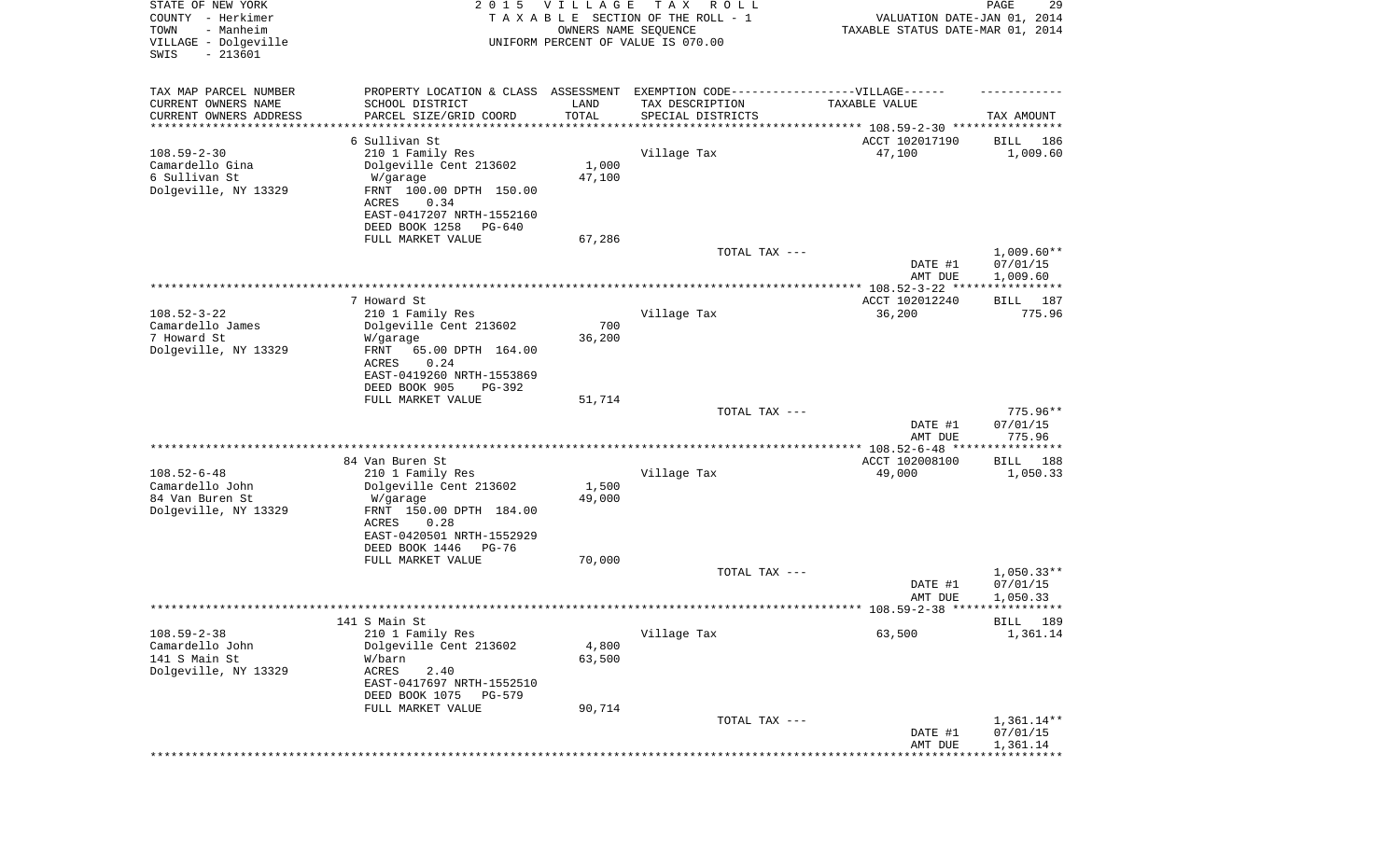STATE OF NEW YORK
COUNTY - Herkimer
TOWN - Manheim
VILLAGE - Dolgeville
SWIS - 213601

2015 VILLAGE TAX ROLL
TAXABLE SECTION OF THE ROLL - 1
OWNERS NAME SEQUENCE
UNIFORM PERCENT OF VALUE IS 070.00

VALUATION DATE-JAN 01, 2014
TAXABLE STATUS DATE-MAR 01, 2014

| TAX MAP PARCEL NUMBER / CURRENT OWNERS NAME / CURRENT OWNERS ADDRESS | PROPERTY LOCATION & CLASS / SCHOOL DISTRICT / PARCEL SIZE/GRID COORD | ASSESSMENT LAND / TOTAL | EXEMPTION CODE / TAX DESCRIPTION / SPECIAL DISTRICTS | TAXABLE VALUE | TAX AMOUNT |
|---|---|---|---|---|---|
| 108.59-2-30 | 6 Sullivan St | | | ACCT 102017190 | BILL 186 |
| 108.59-2-30 | 210 1 Family Res | | Village Tax | 47,100 | 1,009.60 |
| Camardello Gina | Dolgeville Cent 213602 | 1,000 | | | |
| 6 Sullivan St | W/garage | 47,100 | | | |
| Dolgeville, NY 13329 | FRNT 100.00 DPTH 150.00 | | | | |
| | ACRES 0.34 | | | | |
| | EAST-0417207 NRTH-1552160 | | | | |
| | DEED BOOK 1258 PG-640 | | | | |
| | FULL MARKET VALUE | 67,286 | | | |
| | | | TOTAL TAX --- | | 1,009.60** |
| | | | | DATE #1 | 07/01/15 |
| | | | | AMT DUE | 1,009.60 |
| 108.52-3-22 | 7 Howard St | | | ACCT 102012240 | BILL 187 |
| 108.52-3-22 | 210 1 Family Res | | Village Tax | 36,200 | 775.96 |
| Camardello James | Dolgeville Cent 213602 | 700 | | | |
| 7 Howard St | W/garage | 36,200 | | | |
| Dolgeville, NY 13329 | FRNT 65.00 DPTH 164.00 | | | | |
| | ACRES 0.24 | | | | |
| | EAST-0419260 NRTH-1553869 | | | | |
| | DEED BOOK 905 PG-392 | | | | |
| | FULL MARKET VALUE | 51,714 | | | |
| | | | TOTAL TAX --- | | 775.96** |
| | | | | DATE #1 | 07/01/15 |
| | | | | AMT DUE | 775.96 |
| 108.52-6-48 | 84 Van Buren St | | | ACCT 102008100 | BILL 188 |
| 108.52-6-48 | 210 1 Family Res | | Village Tax | 49,000 | 1,050.33 |
| Camardello John | Dolgeville Cent 213602 | 1,500 | | | |
| 84 Van Buren St | W/garage | 49,000 | | | |
| Dolgeville, NY 13329 | FRNT 150.00 DPTH 184.00 | | | | |
| | ACRES 0.28 | | | | |
| | EAST-0420501 NRTH-1552929 | | | | |
| | DEED BOOK 1446 PG-76 | | | | |
| | FULL MARKET VALUE | 70,000 | | | |
| | | | TOTAL TAX --- | | 1,050.33** |
| | | | | DATE #1 | 07/01/15 |
| | | | | AMT DUE | 1,050.33 |
| 108.59-2-38 | 141 S Main St | | | | BILL 189 |
| 108.59-2-38 | 210 1 Family Res | | Village Tax | 63,500 | 1,361.14 |
| Camardello John | Dolgeville Cent 213602 | 4,800 | | | |
| 141 S Main St | W/barn | 63,500 | | | |
| Dolgeville, NY 13329 | ACRES 2.40 | | | | |
| | EAST-0417697 NRTH-1552510 | | | | |
| | DEED BOOK 1075 PG-579 | | | | |
| | FULL MARKET VALUE | 90,714 | | | |
| | | | TOTAL TAX --- | | 1,361.14** |
| | | | | DATE #1 | 07/01/15 |
| | | | | AMT DUE | 1,361.14 |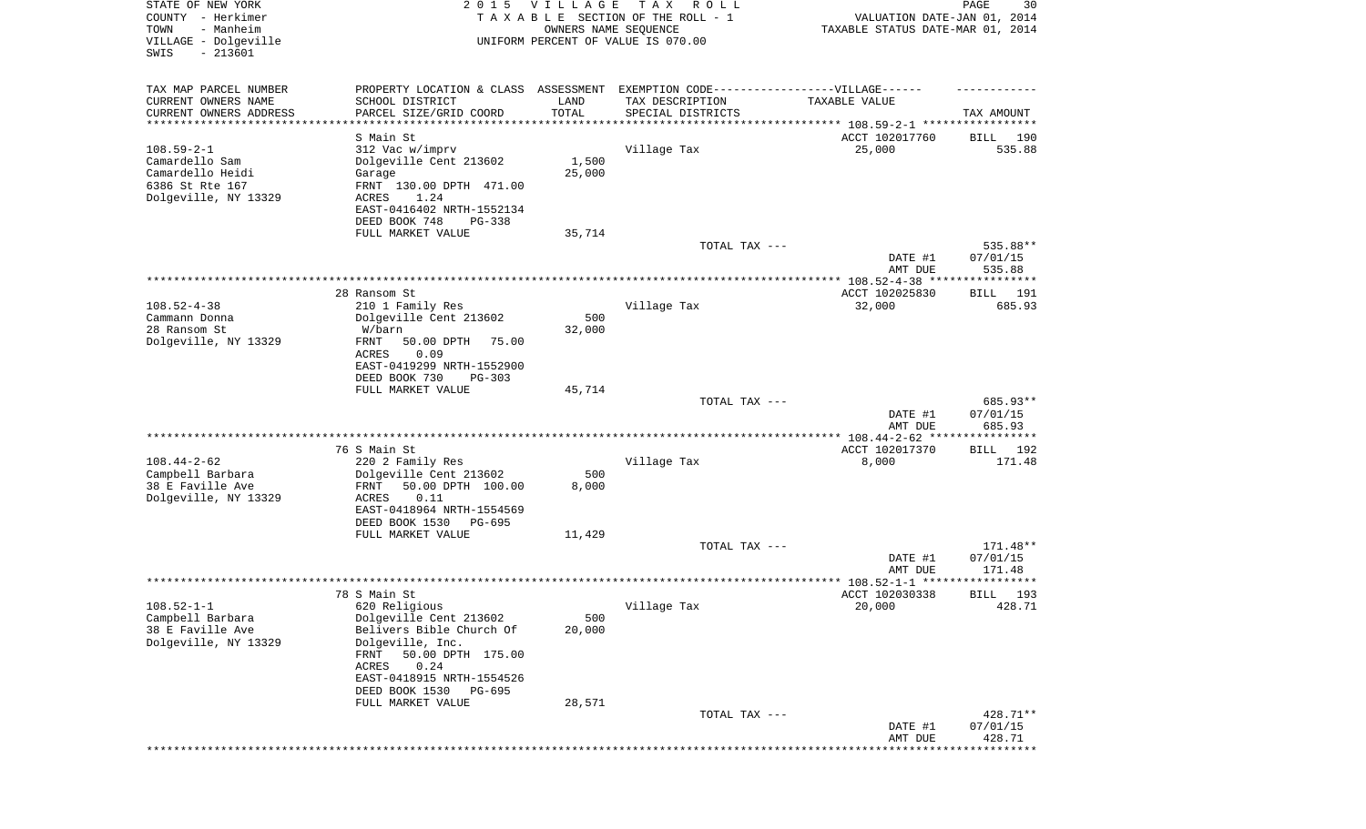STATE OF NEW YORK
COUNTY - Herkimer
TOWN - Manheim
VILLAGE - Dolgeville
SWIS - 213601

2 0 1 5 V I L L A G E T A X R O L L
T A X A B L E SECTION OF THE ROLL - 1
OWNERS NAME SEQUENCE
UNIFORM PERCENT OF VALUE IS 070.00

VALUATION DATE-JAN 01, 2014
TAXABLE STATUS DATE-MAR 01, 2014

| TAX MAP PARCEL NUMBER / CURRENT OWNERS NAME / CURRENT OWNERS ADDRESS | PROPERTY LOCATION & CLASS / SCHOOL DISTRICT / PARCEL SIZE/GRID COORD | ASSESSMENT LAND / TOTAL | EXEMPTION CODE / TAX DESCRIPTION / SPECIAL DISTRICTS | TAXABLE VALUE | TAX AMOUNT |
|---|---|---|---|---|---|
| 108.59-2-1 | S Main St | | | ACCT 102017760 | BILL 190 |
| | 312 Vac w/imprv | | Village Tax | 25,000 | 535.88 |
| Camardello Sam | Dolgeville Cent 213602 | 1,500 | | | |
| Camardello Heidi | Garage | 25,000 | | | |
| 6386 St Rte 167 | FRNT 130.00 DPTH 471.00 | | | | |
| Dolgeville, NY 13329 | ACRES 1.24 | | | | |
| | EAST-0416402 NRTH-1552134 | | | | |
| | DEED BOOK 748 PG-338 | | | | |
| | FULL MARKET VALUE | 35,714 | | | |
| | | | TOTAL TAX --- | | 535.88** |
| | | | | DATE #1 | 07/01/15 |
| | | | | AMT DUE | 535.88 |
| 108.52-4-38 | 28 Ransom St | | | ACCT 102025830 | BILL 191 |
| | 210 1 Family Res | | Village Tax | 32,000 | 685.93 |
| Cammann Donna | Dolgeville Cent 213602 | 500 | | | |
| 28 Ransom St | W/barn | 32,000 | | | |
| Dolgeville, NY 13329 | FRNT 50.00 DPTH 75.00 | | | | |
| | ACRES 0.09 | | | | |
| | EAST-0419299 NRTH-1552900 | | | | |
| | DEED BOOK 730 PG-303 | | | | |
| | FULL MARKET VALUE | 45,714 | | | |
| | | | TOTAL TAX --- | | 685.93** |
| | | | | DATE #1 | 07/01/15 |
| | | | | AMT DUE | 685.93 |
| 108.44-2-62 | 76 S Main St | | | ACCT 102017370 | BILL 192 |
| | 220 2 Family Res | | Village Tax | 8,000 | 171.48 |
| Campbell Barbara | Dolgeville Cent 213602 | 500 | | | |
| 38 E Faville Ave | FRNT 50.00 DPTH 100.00 | 8,000 | | | |
| Dolgeville, NY 13329 | ACRES 0.11 | | | | |
| | EAST-0418964 NRTH-1554569 | | | | |
| | DEED BOOK 1530 PG-695 | | | | |
| | FULL MARKET VALUE | 11,429 | | | |
| | | | TOTAL TAX --- | | 171.48** |
| | | | | DATE #1 | 07/01/15 |
| | | | | AMT DUE | 171.48 |
| 108.52-1-1 | 78 S Main St | | | ACCT 102030338 | BILL 193 |
| | 620 Religious | | Village Tax | 20,000 | 428.71 |
| Campbell Barbara | Dolgeville Cent 213602 | 500 | | | |
| 38 E Faville Ave | Belivers Bible Church Of | 20,000 | | | |
| Dolgeville, NY 13329 | Dolgeville, Inc. | | | | |
| | FRNT 50.00 DPTH 175.00 | | | | |
| | ACRES 0.24 | | | | |
| | EAST-0418915 NRTH-1554526 | | | | |
| | DEED BOOK 1530 PG-695 | | | | |
| | FULL MARKET VALUE | 28,571 | | | |
| | | | TOTAL TAX --- | | 428.71** |
| | | | | DATE #1 | 07/01/15 |
| | | | | AMT DUE | 428.71 |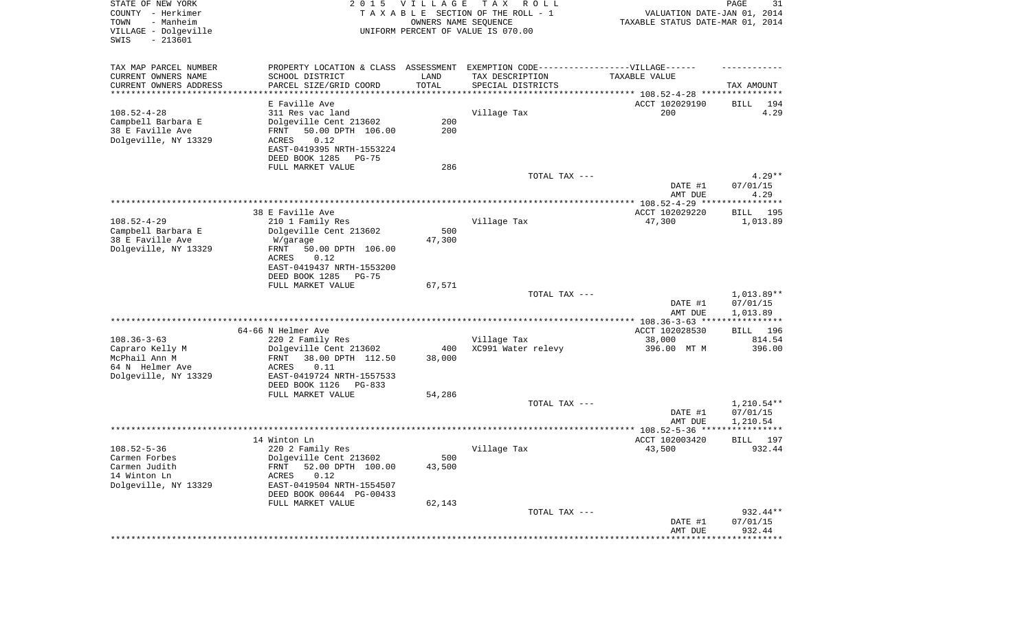STATE OF NEW YORK — 2 0 1 5 V I L L A G E T A X R O L L
COUNTY - Herkimer — T A X A B L E SECTION OF THE ROLL - 1 — VALUATION DATE-JAN 01, 2014
TOWN - Manheim — OWNERS NAME SEQUENCE — TAXABLE STATUS DATE-MAR 01, 2014
VILLAGE - Dolgeville — UNIFORM PERCENT OF VALUE IS 070.00
SWIS - 213601

| TAX MAP PARCEL NUMBER / CURRENT OWNERS NAME / CURRENT OWNERS ADDRESS | PROPERTY LOCATION & CLASS / SCHOOL DISTRICT / PARCEL SIZE/GRID COORD | ASSESSMENT LAND / TOTAL | EXEMPTION CODE-----VILLAGE------ / TAX DESCRIPTION / SPECIAL DISTRICTS | TAXABLE VALUE | TAX AMOUNT |
|---|---|---|---|---|---|
| **108.52-4-28** | E Faville Ave | | | ACCT 102029190 | BILL 194 |
| 108.52-4-28 | 311 Res vac land | | Village Tax | 200 | 4.29 |
| Campbell Barbara E | Dolgeville Cent 213602 | 200 | | | |
| 38 E Faville Ave | FRNT 50.00 DPTH 106.00 | 200 | | | |
| Dolgeville, NY 13329 | ACRES 0.12 | | | | |
| | EAST-0419395 NRTH-1553224 | | | | |
| | DEED BOOK 1285 PG-75 | | | | |
| | FULL MARKET VALUE | 286 | | | |
| | | | TOTAL TAX --- | | 4.29** |
| | | | | DATE #1 | 07/01/15 |
| | | | | AMT DUE | 4.29 |
| **108.52-4-29** | 38 E Faville Ave | | | ACCT 102029220 | BILL 195 |
| 108.52-4-29 | 210 1 Family Res | | Village Tax | 47,300 | 1,013.89 |
| Campbell Barbara E | Dolgeville Cent 213602 | 500 | | | |
| 38 E Faville Ave | W/garage | 47,300 | | | |
| Dolgeville, NY 13329 | FRNT 50.00 DPTH 106.00 | | | | |
| | ACRES 0.12 | | | | |
| | EAST-0419437 NRTH-1553200 | | | | |
| | DEED BOOK 1285 PG-75 | | | | |
| | FULL MARKET VALUE | 67,571 | | | |
| | | | TOTAL TAX --- | | 1,013.89** |
| | | | | DATE #1 | 07/01/15 |
| | | | | AMT DUE | 1,013.89 |
| **108.36-3-63** | 64-66 N Helmer Ave | | | ACCT 102028530 | BILL 196 |
| 108.36-3-63 | 220 2 Family Res | | Village Tax | 38,000 | 814.54 |
| Capraro Kelly M | Dolgeville Cent 213602 | 400 | XC991 Water relevy | 396.00 MT M | 396.00 |
| McPhail Ann M | FRNT 38.00 DPTH 112.50 | 38,000 | | | |
| 64 N Helmer Ave | ACRES 0.11 | | | | |
| Dolgeville, NY 13329 | EAST-0419724 NRTH-1557533 | | | | |
| | DEED BOOK 1126 PG-833 | | | | |
| | FULL MARKET VALUE | 54,286 | | | |
| | | | TOTAL TAX --- | | 1,210.54** |
| | | | | DATE #1 | 07/01/15 |
| | | | | AMT DUE | 1,210.54 |
| **108.52-5-36** | 14 Winton Ln | | | ACCT 102003420 | BILL 197 |
| 108.52-5-36 | 220 2 Family Res | | Village Tax | 43,500 | 932.44 |
| Carmen Forbes | Dolgeville Cent 213602 | 500 | | | |
| Carmen Judith | FRNT 52.00 DPTH 100.00 | 43,500 | | | |
| 14 Winton Ln | ACRES 0.12 | | | | |
| Dolgeville, NY 13329 | EAST-0419504 NRTH-1554507 | | | | |
| | DEED BOOK 00644 PG-00433 | | | | |
| | FULL MARKET VALUE | 62,143 | | | |
| | | | TOTAL TAX --- | | 932.44** |
| | | | | DATE #1 | 07/01/15 |
| | | | | AMT DUE | 932.44 |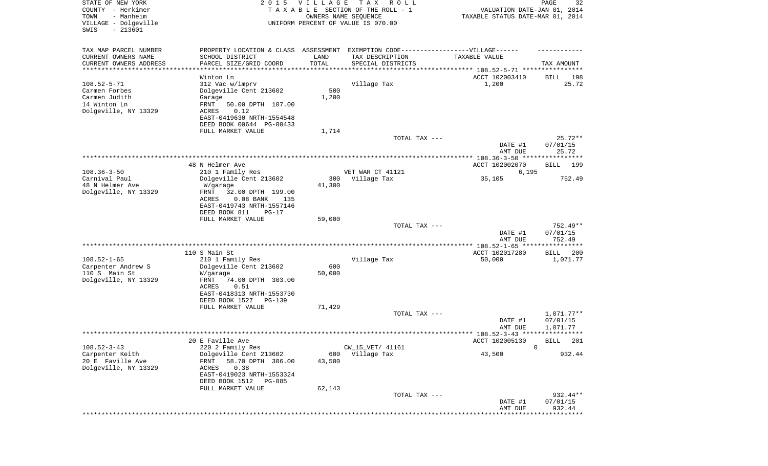STATE OF NEW YORK
COUNTY - Herkimer
TOWN - Manheim
VILLAGE - Dolgeville
SWIS - 213601

2015 VILLAGE TAX ROLL
TAXABLE SECTION OF THE ROLL - 1
OWNERS NAME SEQUENCE
UNIFORM PERCENT OF VALUE IS 070.00

VALUATION DATE-JAN 01, 2014
TAXABLE STATUS DATE-MAR 01, 2014

| TAX MAP PARCEL NUMBER / CURRENT OWNERS NAME / CURRENT OWNERS ADDRESS | PROPERTY LOCATION & CLASS / SCHOOL DISTRICT / PARCEL SIZE/GRID COORD | ASSESSMENT LAND / TOTAL | EXEMPTION CODE / TAX DESCRIPTION / SPECIAL DISTRICTS | TAXABLE VALUE | TAX AMOUNT |
|---|---|---|---|---|---|
| 108.52-5-71 | Winton Ln | | | ACCT 102003410 | BILL 198 |
| Carmen Forbes | 312 Vac w/imprv | | Village Tax | 1,200 | 25.72 |
| Carmen Judith | Dolgeville Cent 213602 | 500 | | | |
| 14 Winton Ln | Garage | 1,200 | | | |
| Dolgeville, NY 13329 | FRNT 50.00 DPTH 107.00 | | | | |
| | ACRES 0.12 | | | | |
| | EAST-0419630 NRTH-1554548 | | | | |
| | DEED BOOK 00644 PG-00433 | | | | |
| | FULL MARKET VALUE | 1,714 | | | |
| | | | TOTAL TAX --- | | 25.72** |
| | | | | DATE #1 | 07/01/15 |
| | | | | AMT DUE | 25.72 |
| 108.36-3-50 | 48 N Helmer Ave | | | ACCT 102002070 | BILL 199 |
| Carnival Paul | 210 1 Family Res | | VET WAR CT 41121 | 6,195 | |
| 48 N Helmer Ave | Dolgeville Cent 213602 | 300 | Village Tax | 35,105 | 752.49 |
| Dolgeville, NY 13329 | W/garage | 41,300 | | | |
| | FRNT 32.00 DPTH 199.00 | | | | |
| | ACRES 0.08 BANK 135 | | | | |
| | EAST-0419743 NRTH-1557146 | | | | |
| | DEED BOOK 811 PG-17 | | | | |
| | FULL MARKET VALUE | 59,000 | | | |
| | | | TOTAL TAX --- | | 752.49** |
| | | | | DATE #1 | 07/01/15 |
| | | | | AMT DUE | 752.49 |
| 108.52-1-65 | 110 S Main St | | | ACCT 102017280 | BILL 200 |
| Carpenter Andrew S | 210 1 Family Res | | Village Tax | 50,000 | 1,071.77 |
| 110 S Main St | Dolgeville Cent 213602 | 600 | | | |
| Dolgeville, NY 13329 | W/garage | 50,000 | | | |
| | FRNT 74.00 DPTH 303.00 | | | | |
| | ACRES 0.51 | | | | |
| | EAST-0418313 NRTH-1553730 | | | | |
| | DEED BOOK 1527 PG-139 | | | | |
| | FULL MARKET VALUE | 71,429 | | | |
| | | | TOTAL TAX --- | | 1,071.77** |
| | | | | DATE #1 | 07/01/15 |
| | | | | AMT DUE | 1,071.77 |
| 108.52-3-43 | 20 E Faville Ave | | | ACCT 102005130 | BILL 201 |
| Carpenter Keith | 220 2 Family Res | | CW_15_VET/ 41161 | 0 | |
| 20 E Faville Ave | Dolgeville Cent 213602 | 600 | Village Tax | 43,500 | 932.44 |
| Dolgeville, NY 13329 | FRNT 58.70 DPTH 306.00 | 43,500 | | | |
| | ACRES 0.38 | | | | |
| | EAST-0419023 NRTH-1553324 | | | | |
| | DEED BOOK 1512 PG-885 | | | | |
| | FULL MARKET VALUE | 62,143 | | | |
| | | | TOTAL TAX --- | | 932.44** |
| | | | | DATE #1 | 07/01/15 |
| | | | | AMT DUE | 932.44 |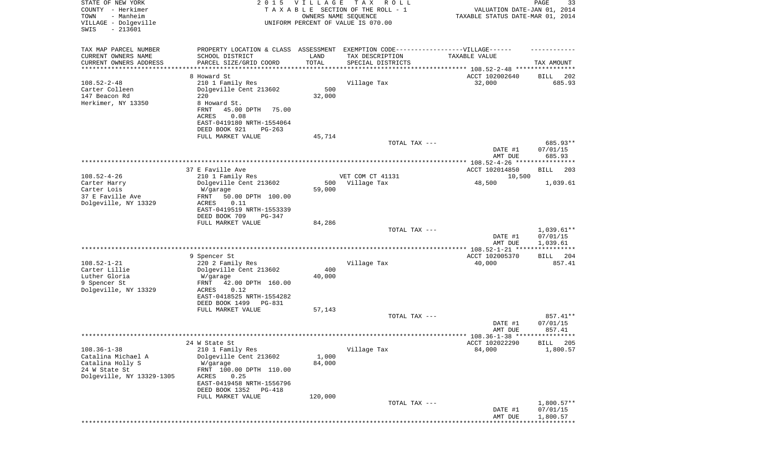STATE OF NEW YORK
COUNTY - Herkimer
TOWN - Manheim
VILLAGE - Dolgeville
SWIS - 213601

2015 VILLAGE TAX ROLL
TAXABLE SECTION OF THE ROLL - 1
OWNERS NAME SEQUENCE
UNIFORM PERCENT OF VALUE IS 070.00

VALUATION DATE-JAN 01, 2014
TAXABLE STATUS DATE-MAR 01, 2014

| TAX MAP PARCEL NUMBER / CURRENT OWNERS NAME / CURRENT OWNERS ADDRESS | PROPERTY LOCATION & CLASS / SCHOOL DISTRICT / PARCEL SIZE/GRID COORD | ASSESSMENT LAND / TOTAL | EXEMPTION CODE-----VILLAGE------ / TAX DESCRIPTION / SPECIAL DISTRICTS | TAXABLE VALUE | TAX AMOUNT |
|---|---|---|---|---|---|
| 108.52-2-48 | 8 Howard St | | | ACCT 102002640 | BILL 202 |
| Carter Colleen | 210 1 Family Res | | Village Tax | 32,000 | 685.93 |
| 147 Beacon Rd | Dolgeville Cent 213602 | 500 | | | |
| Herkimer, NY 13350 | 220 | 32,000 | | | |
| | 8 Howard St. | | | | |
| | FRNT 45.00 DPTH 75.00 | | | | |
| | ACRES 0.08 | | | | |
| | EAST-0419180 NRTH-1554064 | | | | |
| | DEED BOOK 921 PG-263 | | | | |
| | FULL MARKET VALUE | 45,714 | | | |
| | | | TOTAL TAX --- | | 685.93** |
| | | | | DATE #1 | 07/01/15 |
| | | | | AMT DUE | 685.93 |
| 108.52-4-26 | 37 E Faville Ave | | | ACCT 102014850 | BILL 203 |
| Carter Harry | 210 1 Family Res | | VET COM CT 41131 | 10,500 | |
| Carter Lois | Dolgeville Cent 213602 | 500 | Village Tax | 48,500 | 1,039.61 |
| 37 E Faville Ave | W/garage | 59,000 | | | |
| Dolgeville, NY 13329 | FRNT 50.00 DPTH 100.00 | | | | |
| | ACRES 0.11 | | | | |
| | EAST-0419519 NRTH-1553339 | | | | |
| | DEED BOOK 709 PG-347 | | | | |
| | FULL MARKET VALUE | 84,286 | | | |
| | | | TOTAL TAX --- | | 1,039.61** |
| | | | | DATE #1 | 07/01/15 |
| | | | | AMT DUE | 1,039.61 |
| 108.52-1-21 | 9 Spencer St | | | ACCT 102005370 | BILL 204 |
| Carter Lillie | 220 2 Family Res | | Village Tax | 40,000 | 857.41 |
| Luther Gloria | Dolgeville Cent 213602 | 400 | | | |
| 9 Spencer St | W/garage | 40,000 | | | |
| Dolgeville, NY 13329 | FRNT 42.00 DPTH 160.00 | | | | |
| | ACRES 0.12 | | | | |
| | EAST-0418525 NRTH-1554282 | | | | |
| | DEED BOOK 1499 PG-831 | | | | |
| | FULL MARKET VALUE | 57,143 | | | |
| | | | TOTAL TAX --- | | 857.41** |
| | | | | DATE #1 | 07/01/15 |
| | | | | AMT DUE | 857.41 |
| 108.36-1-38 | 24 W State St | | | ACCT 102022290 | BILL 205 |
| Catalina Michael A | 210 1 Family Res | | Village Tax | 84,000 | 1,800.57 |
| Catalina Holly S | Dolgeville Cent 213602 | 1,000 | | | |
| 24 W State St | W/garage | 84,000 | | | |
| Dolgeville, NY 13329-1305 | FRNT 100.00 DPTH 110.00 | | | | |
| | ACRES 0.25 | | | | |
| | EAST-0419458 NRTH-1556796 | | | | |
| | DEED BOOK 1352 PG-418 | | | | |
| | FULL MARKET VALUE | 120,000 | | | |
| | | | TOTAL TAX --- | | 1,800.57** |
| | | | | DATE #1 | 07/01/15 |
| | | | | AMT DUE | 1,800.57 |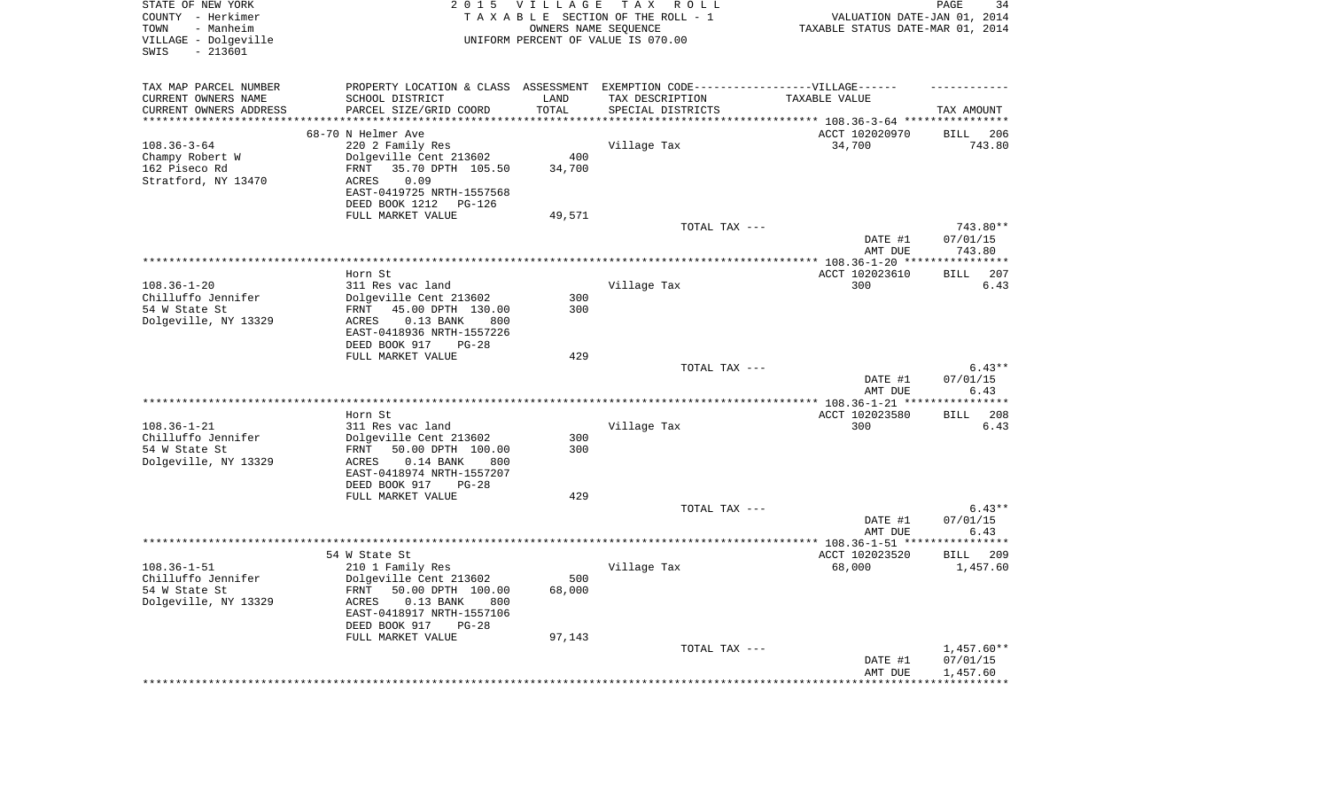STATE OF NEW YORK
COUNTY - Herkimer
TOWN - Manheim
VILLAGE - Dolgeville
SWIS - 213601

2015 VILLAGE TAX ROLL
TAXABLE SECTION OF THE ROLL - 1
OWNERS NAME SEQUENCE
UNIFORM PERCENT OF VALUE IS 070.00

VALUATION DATE-JAN 01, 2014
TAXABLE STATUS DATE-MAR 01, 2014

| TAX MAP PARCEL NUMBER / CURRENT OWNERS NAME / CURRENT OWNERS ADDRESS | PROPERTY LOCATION & CLASS / SCHOOL DISTRICT / PARCEL SIZE/GRID COORD | ASSESSMENT LAND | TOTAL | EXEMPTION CODE / TAX DESCRIPTION / SPECIAL DISTRICTS | TAXABLE VALUE | TAX AMOUNT |
|---|---|---|---|---|---|---|
| **108.36-3-64** | 68-70 N Helmer Ave | | | | ACCT 102020970 | BILL 206 |
| Champy Robert W | 220 2 Family Res | | | Village Tax | 34,700 | 743.80 |
| 162 Piseco Rd | Dolgeville Cent 213602 | 400 | | | | |
| Stratford, NY 13470 | FRNT 35.70 DPTH 105.50 | | 34,700 | | | |
| | ACRES 0.09 | | | | | |
| | EAST-0419725 NRTH-1557568 | | | | | |
| | DEED BOOK 1212 PG-126 | | | | | |
| | FULL MARKET VALUE | | 49,571 | | | |
| | | | | TOTAL TAX --- | | 743.80** |
| | | | | | DATE #1 | 07/01/15 |
| | | | | | AMT DUE | 743.80 |
| **108.36-1-20** | Horn St | | | | ACCT 102023610 | BILL 207 |
| Chilluffo Jennifer | 311 Res vac land | | | Village Tax | 300 | 6.43 |
| 54 W State St | Dolgeville Cent 213602 | 300 | | | | |
| Dolgeville, NY 13329 | FRNT 45.00 DPTH 130.00 | | 300 | | | |
| | ACRES 0.13 BANK 800 | | | | | |
| | EAST-0418936 NRTH-1557226 | | | | | |
| | DEED BOOK 917 PG-28 | | | | | |
| | FULL MARKET VALUE | | 429 | | | |
| | | | | TOTAL TAX --- | | 6.43** |
| | | | | | DATE #1 | 07/01/15 |
| | | | | | AMT DUE | 6.43 |
| **108.36-1-21** | Horn St | | | | ACCT 102023580 | BILL 208 |
| Chilluffo Jennifer | 311 Res vac land | | | Village Tax | 300 | 6.43 |
| 54 W State St | Dolgeville Cent 213602 | 300 | | | | |
| Dolgeville, NY 13329 | FRNT 50.00 DPTH 100.00 | | 300 | | | |
| | ACRES 0.14 BANK 800 | | | | | |
| | EAST-0418974 NRTH-1557207 | | | | | |
| | DEED BOOK 917 PG-28 | | | | | |
| | FULL MARKET VALUE | | 429 | | | |
| | | | | TOTAL TAX --- | | 6.43** |
| | | | | | DATE #1 | 07/01/15 |
| | | | | | AMT DUE | 6.43 |
| **108.36-1-51** | 54 W State St | | | | ACCT 102023520 | BILL 209 |
| Chilluffo Jennifer | 210 1 Family Res | | | Village Tax | 68,000 | 1,457.60 |
| 54 W State St | Dolgeville Cent 213602 | 500 | | | | |
| Dolgeville, NY 13329 | FRNT 50.00 DPTH 100.00 | | 68,000 | | | |
| | ACRES 0.13 BANK 800 | | | | | |
| | EAST-0418917 NRTH-1557106 | | | | | |
| | DEED BOOK 917 PG-28 | | | | | |
| | FULL MARKET VALUE | | 97,143 | | | |
| | | | | TOTAL TAX --- | | 1,457.60** |
| | | | | | DATE #1 | 07/01/15 |
| | | | | | AMT DUE | 1,457.60 |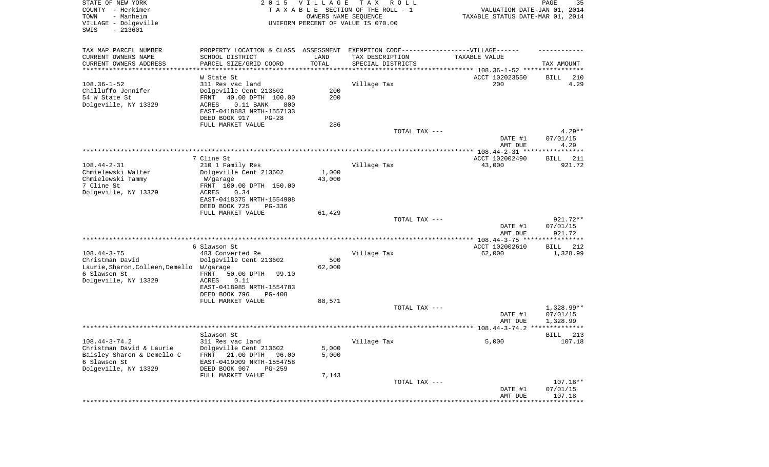STATE OF NEW YORK
COUNTY - Herkimer
TOWN - Manheim
VILLAGE - Dolgeville
SWIS - 213601

2 0 1 5 V I L L A G E T A X R O L L
T A X A B L E SECTION OF THE ROLL - 1
OWNERS NAME SEQUENCE
UNIFORM PERCENT OF VALUE IS 070.00

VALUATION DATE-JAN 01, 2014
TAXABLE STATUS DATE-MAR 01, 2014

| TAX MAP PARCEL NUMBER / CURRENT OWNERS NAME / CURRENT OWNERS ADDRESS | PROPERTY LOCATION & CLASS / SCHOOL DISTRICT / PARCEL SIZE/GRID COORD | ASSESSMENT LAND | TOTAL | EXEMPTION CODE / TAX DESCRIPTION / SPECIAL DISTRICTS | TAXABLE VALUE | TAX AMOUNT |
|---|---|---|---|---|---|---|
| **108.36-1-52** | W State St | | | | ACCT 102023550 | BILL 210 |
| Chilluffo Jennifer | 311 Res vac land | | | Village Tax | 200 | 4.29 |
| 54 W State St | Dolgeville Cent 213602 | 200 | | | | |
| Dolgeville, NY 13329 | FRNT 40.00 DPTH 100.00 | | 200 | | | |
| | ACRES 0.11 BANK 800 | | | | | |
| | EAST-0418883 NRTH-1557133 | | | | | |
| | DEED BOOK 917 PG-28 | | | | | |
| | FULL MARKET VALUE | | 286 | | | |
| | | | | TOTAL TAX --- | | 4.29** |
| | | | | | DATE #1 | 07/01/15 |
| | | | | | AMT DUE | 4.29 |
| **108.44-2-31** | 7 Cline St | | | | ACCT 102002490 | BILL 211 |
| Chmielewski Walter | 210 1 Family Res | | | Village Tax | 43,000 | 921.72 |
| Chmielewski Tammy | Dolgeville Cent 213602 | 1,000 | | | | |
| 7 Cline St | W/garage | | 43,000 | | | |
| Dolgeville, NY 13329 | FRNT 100.00 DPTH 150.00 | | | | | |
| | ACRES 0.34 | | | | | |
| | EAST-0418375 NRTH-1554908 | | | | | |
| | DEED BOOK 725 PG-336 | | | | | |
| | FULL MARKET VALUE | | 61,429 | | | |
| | | | | TOTAL TAX --- | | 921.72** |
| | | | | | DATE #1 | 07/01/15 |
| | | | | | AMT DUE | 921.72 |
| **108.44-3-75** | 6 Slawson St | | | | ACCT 102002610 | BILL 212 |
| Christman David | 483 Converted Re | | | Village Tax | 62,000 | 1,328.99 |
| Laurie,Sharon,Colleen,Demello | Dolgeville Cent 213602 | 500 | | | | |
| 6 Slawson St | W/garage | | 62,000 | | | |
| Dolgeville, NY 13329 | FRNT 50.00 DPTH 99.10 | | | | | |
| | ACRES 0.11 | | | | | |
| | EAST-0418985 NRTH-1554783 | | | | | |
| | DEED BOOK 796 PG-408 | | | | | |
| | FULL MARKET VALUE | | 88,571 | | | |
| | | | | TOTAL TAX --- | | 1,328.99** |
| | | | | | DATE #1 | 07/01/15 |
| | | | | | AMT DUE | 1,328.99 |
| **108.44-3-74.2** | Slawson St | | | | | BILL 213 |
| Christman David & Laurie | 311 Res vac land | | | Village Tax | 5,000 | 107.18 |
| Baisley Sharon & Demello C | Dolgeville Cent 213602 | 5,000 | | | | |
| 6 Slawson St | FRNT 21.00 DPTH 96.00 | | 5,000 | | | |
| Dolgeville, NY 13329 | EAST-0419009 NRTH-1554758 | | | | | |
| | DEED BOOK 907 PG-259 | | | | | |
| | FULL MARKET VALUE | | 7,143 | | | |
| | | | | TOTAL TAX --- | | 107.18** |
| | | | | | DATE #1 | 07/01/15 |
| | | | | | AMT DUE | 107.18 |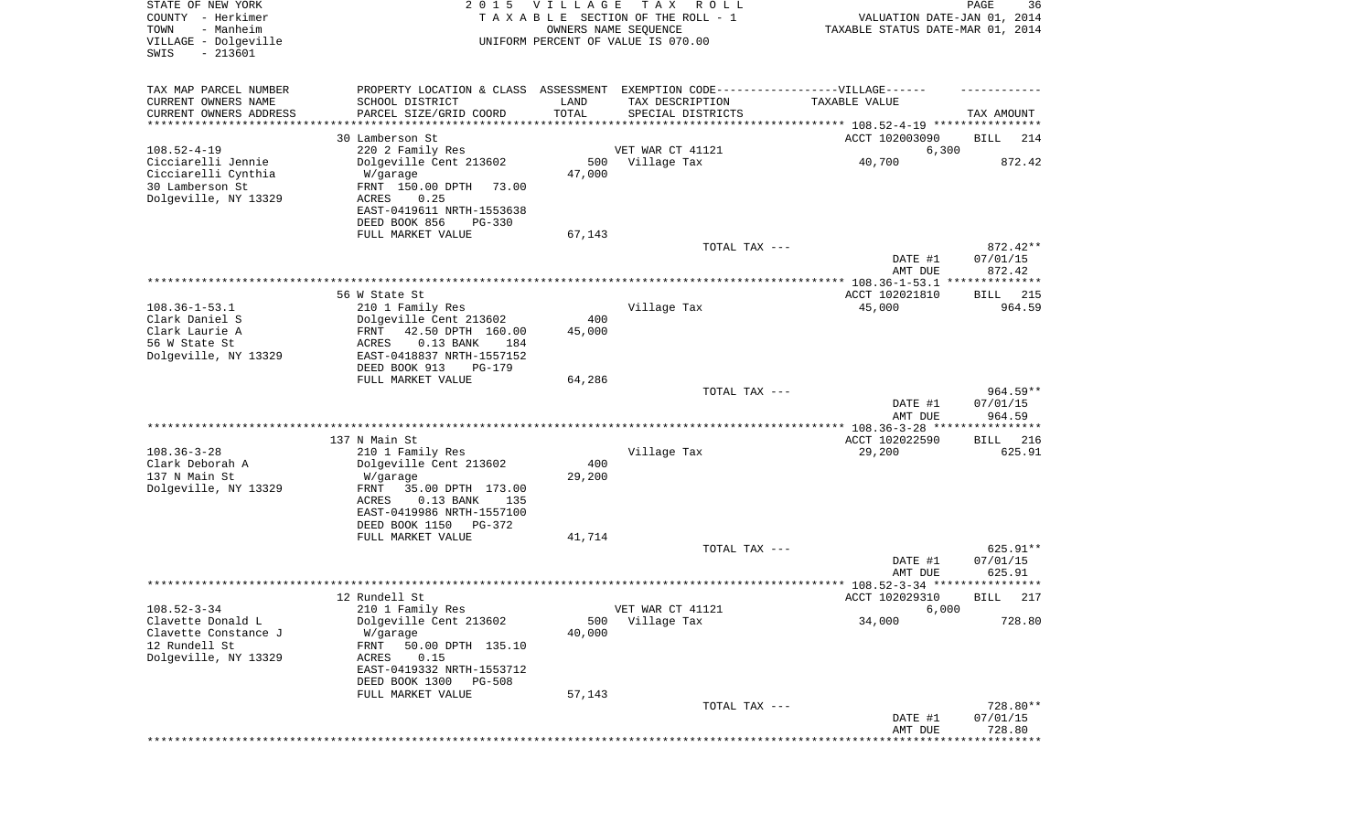STATE OF NEW YORK
COUNTY - Herkimer
TOWN - Manheim
VILLAGE - Dolgeville
SWIS - 213601

2015 VILLAGE TAX ROLL
TAXABLE SECTION OF THE ROLL - 1
OWNERS NAME SEQUENCE
UNIFORM PERCENT OF VALUE IS 070.00

VALUATION DATE-JAN 01, 2014
TAXABLE STATUS DATE-MAR 01, 2014

| TAX MAP PARCEL NUMBER<br>CURRENT OWNERS NAME<br>CURRENT OWNERS ADDRESS | PROPERTY LOCATION & CLASS<br>SCHOOL DISTRICT<br>PARCEL SIZE/GRID COORD | ASSESSMENT<br>LAND<br>TOTAL | EXEMPTION CODE-----VILLAGE------<br>TAX DESCRIPTION<br>SPECIAL DISTRICTS | TAXABLE VALUE | TAX AMOUNT |
|---|---|---|---|---|---|
| 108.52-4-19 | 30 Lamberson St | | | ACCT 102003090 | BILL 214 |
| Cicciarelli Jennie | 220 2 Family Res | | VET WAR CT 41121 | 6,300 | |
| Cicciarelli Cynthia | Dolgeville Cent 213602 | 500 | Village Tax | 40,700 | 872.42 |
| 30 Lamberson St | W/garage | 47,000 | | | |
| Dolgeville, NY 13329 | FRNT 150.00 DPTH 73.00 | | | | |
| | ACRES 0.25 | | | | |
| | EAST-0419611 NRTH-1553638 | | | | |
| | DEED BOOK 856 PG-330 | | | | |
| | FULL MARKET VALUE | 67,143 | | | |
| | | | TOTAL TAX --- | | 872.42** |
| | | | | DATE #1 | 07/01/15 |
| | | | | AMT DUE | 872.42 |
| 108.36-1-53.1 | 56 W State St | | | ACCT 102021810 | BILL 215 |
| Clark Daniel S | 210 1 Family Res | | Village Tax | 45,000 | 964.59 |
| Clark Laurie A | Dolgeville Cent 213602 | 400 | | | |
| 56 W State St | FRNT 42.50 DPTH 160.00 | 45,000 | | | |
| Dolgeville, NY 13329 | ACRES 0.13 BANK 184 | | | | |
| | EAST-0418837 NRTH-1557152 | | | | |
| | DEED BOOK 913 PG-179 | | | | |
| | FULL MARKET VALUE | 64,286 | | | |
| | | | TOTAL TAX --- | | 964.59** |
| | | | | DATE #1 | 07/01/15 |
| | | | | AMT DUE | 964.59 |
| 108.36-3-28 | 137 N Main St | | | ACCT 102022590 | BILL 216 |
| Clark Deborah A | 210 1 Family Res | | Village Tax | 29,200 | 625.91 |
| 137 N Main St | Dolgeville Cent 213602 | 400 | | | |
| Dolgeville, NY 13329 | W/garage | 29,200 | | | |
| | FRNT 35.00 DPTH 173.00 | | | | |
| | ACRES 0.13 BANK 135 | | | | |
| | EAST-0419986 NRTH-1557100 | | | | |
| | DEED BOOK 1150 PG-372 | | | | |
| | FULL MARKET VALUE | 41,714 | | | |
| | | | TOTAL TAX --- | | 625.91** |
| | | | | DATE #1 | 07/01/15 |
| | | | | AMT DUE | 625.91 |
| 108.52-3-34 | 12 Rundell St | | | ACCT 102029310 | BILL 217 |
| Clavette Donald L | 210 1 Family Res | | VET WAR CT 41121 | 6,000 | |
| Clavette Constance J | Dolgeville Cent 213602 | 500 | Village Tax | 34,000 | 728.80 |
| 12 Rundell St | W/garage | 40,000 | | | |
| Dolgeville, NY 13329 | FRNT 50.00 DPTH 135.10 | | | | |
| | ACRES 0.15 | | | | |
| | EAST-0419332 NRTH-1553712 | | | | |
| | DEED BOOK 1300 PG-508 | | | | |
| | FULL MARKET VALUE | 57,143 | | | |
| | | | TOTAL TAX --- | | 728.80** |
| | | | | DATE #1 | 07/01/15 |
| | | | | AMT DUE | 728.80 |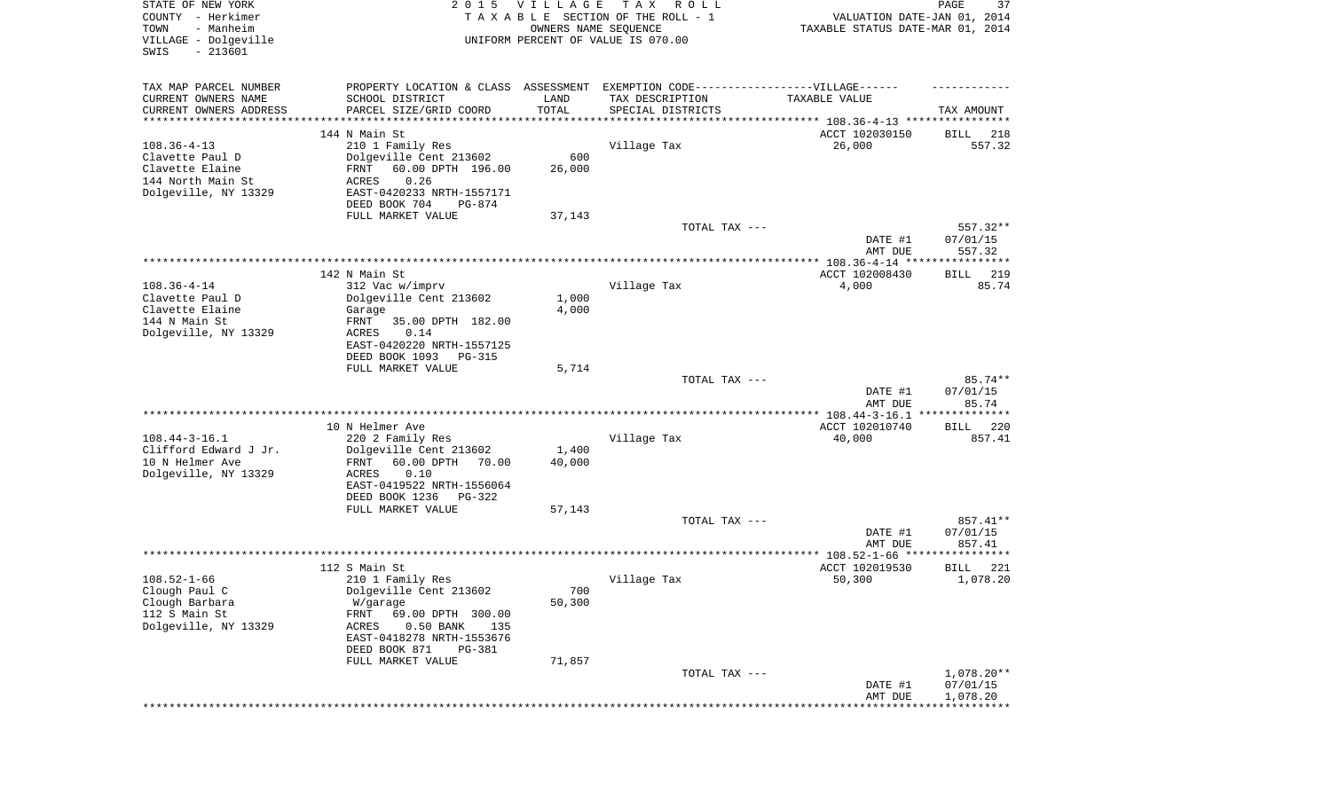STATE OF NEW YORK
COUNTY - Herkimer
TOWN - Manheim
VILLAGE - Dolgeville
SWIS - 213601

2 0 1 5 V I L L A G E T A X R O L L
T A X A B L E SECTION OF THE ROLL - 1
OWNERS NAME SEQUENCE
UNIFORM PERCENT OF VALUE IS 070.00

VALUATION DATE-JAN 01, 2014
TAXABLE STATUS DATE-MAR 01, 2014

| TAX MAP PARCEL NUMBER / CURRENT OWNERS NAME / CURRENT OWNERS ADDRESS | PROPERTY LOCATION & CLASS / SCHOOL DISTRICT / PARCEL SIZE/GRID COORD | ASSESSMENT LAND / TOTAL | EXEMPTION CODE / TAX DESCRIPTION / SPECIAL DISTRICTS | TAXABLE VALUE | TAX AMOUNT |
|---|---|---|---|---|---|
| 108.36-4-13 | 144 N Main St | | | ACCT 102030150 | BILL 218 |
| Clavette Paul D | 210 1 Family Res | | Village Tax | 26,000 | 557.32 |
| Clavette Elaine | Dolgeville Cent 213602 | 600 | | | |
| 144 North Main St | FRNT 60.00 DPTH 196.00 | 26,000 | | | |
| Dolgeville, NY 13329 | ACRES 0.26 | | | | |
| | EAST-0420233 NRTH-1557171 | | | | |
| | DEED BOOK 704 PG-874 | | | | |
| | FULL MARKET VALUE | 37,143 | | | |
| | | | TOTAL TAX --- | | 557.32** |
| | | | | DATE #1 | 07/01/15 |
| | | | | AMT DUE | 557.32 |
| 108.36-4-14 | 142 N Main St | | | ACCT 102008430 | BILL 219 |
| Clavette Paul D | 312 Vac w/imprv | | Village Tax | 4,000 | 85.74 |
| Clavette Elaine | Dolgeville Cent 213602 | 1,000 | | | |
| 144 N Main St | Garage | 4,000 | | | |
| Dolgeville, NY 13329 | FRNT 35.00 DPTH 182.00 | | | | |
| | ACRES 0.14 | | | | |
| | EAST-0420220 NRTH-1557125 | | | | |
| | DEED BOOK 1093 PG-315 | | | | |
| | FULL MARKET VALUE | 5,714 | | | |
| | | | TOTAL TAX --- | | 85.74** |
| | | | | DATE #1 | 07/01/15 |
| | | | | AMT DUE | 85.74 |
| 108.44-3-16.1 | 10 N Helmer Ave | | | ACCT 102010740 | BILL 220 |
| Clifford Edward J Jr. | 220 2 Family Res | | Village Tax | 40,000 | 857.41 |
| 10 N Helmer Ave | Dolgeville Cent 213602 | 1,400 | | | |
| Dolgeville, NY 13329 | FRNT 60.00 DPTH 70.00 | 40,000 | | | |
| | ACRES 0.10 | | | | |
| | EAST-0419522 NRTH-1556064 | | | | |
| | DEED BOOK 1236 PG-322 | | | | |
| | FULL MARKET VALUE | 57,143 | | | |
| | | | TOTAL TAX --- | | 857.41** |
| | | | | DATE #1 | 07/01/15 |
| | | | | AMT DUE | 857.41 |
| 108.52-1-66 | 112 S Main St | | | ACCT 102019530 | BILL 221 |
| Clough Paul C | 210 1 Family Res | | Village Tax | 50,300 | 1,078.20 |
| Clough Barbara | Dolgeville Cent 213602 | 700 | | | |
| 112 S Main St | W/garage | 50,300 | | | |
| Dolgeville, NY 13329 | FRNT 69.00 DPTH 300.00 | | | | |
| | ACRES 0.50 BANK 135 | | | | |
| | EAST-0418278 NRTH-1553676 | | | | |
| | DEED BOOK 871 PG-381 | | | | |
| | FULL MARKET VALUE | 71,857 | | | |
| | | | TOTAL TAX --- | | 1,078.20** |
| | | | | DATE #1 | 07/01/15 |
| | | | | AMT DUE | 1,078.20 |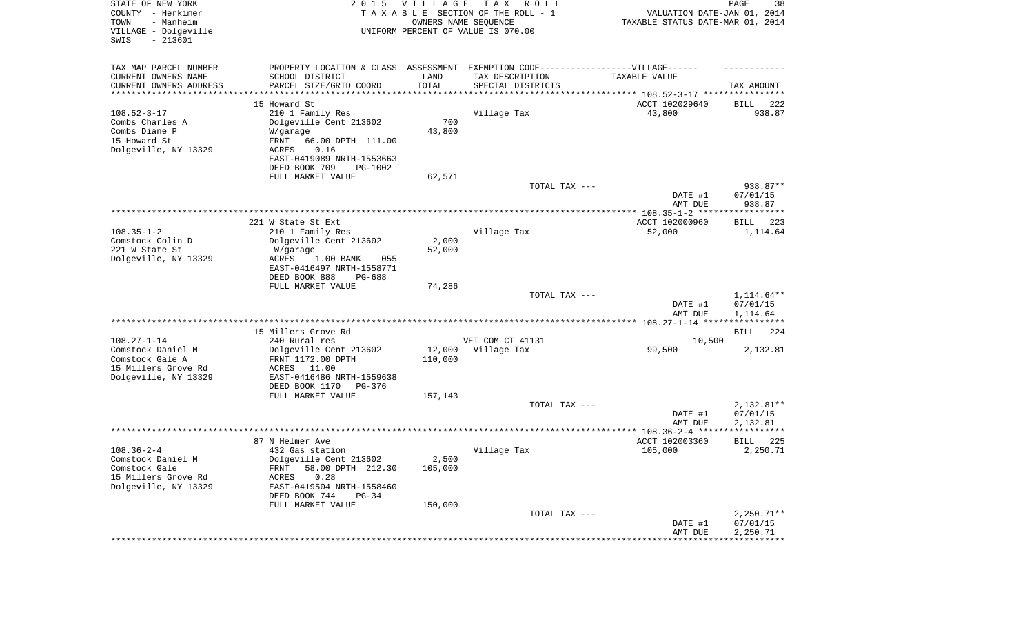STATE OF NEW YORK | 2015 VILLAGE TAX ROLL
COUNTY - Herkimer | TAXABLE SECTION OF THE ROLL - 1 | VALUATION DATE-JAN 01, 2014
TOWN - Manheim | OWNERS NAME SEQUENCE | TAXABLE STATUS DATE-MAR 01, 2014
VILLAGE - Dolgeville | UNIFORM PERCENT OF VALUE IS 070.00
SWIS - 213601

| TAX MAP PARCEL NUMBER / CURRENT OWNERS NAME / CURRENT OWNERS ADDRESS | PROPERTY LOCATION & CLASS / SCHOOL DISTRICT / PARCEL SIZE/GRID COORD | ASSESSMENT LAND / TOTAL | EXEMPTION CODE / TAX DESCRIPTION / SPECIAL DISTRICTS | TAXABLE VALUE | TAX AMOUNT |
|---|---|---|---|---|---|
| 108.52-3-17 | 15 Howard St | | | ACCT 102029640 | BILL 222 |
| Combs Charles A | 210 1 Family Res | | Village Tax | 43,800 | 938.87 |
| Combs Diane P | Dolgeville Cent 213602 | 700 | | | |
| 15 Howard St | W/garage | 43,800 | | | |
| Dolgeville, NY 13329 | FRNT 66.00 DPTH 111.00 | | | | |
| | ACRES 0.16 | | | | |
| | EAST-0419089 NRTH-1553663 | | | | |
| | DEED BOOK 709 PG-1002 | | | | |
| | FULL MARKET VALUE | 62,571 | | | |
| | | | TOTAL TAX --- | | 938.87** |
| | | | | DATE #1 | 07/01/15 |
| | | | | AMT DUE | 938.87 |
| 108.35-1-2 | 221 W State St Ext | | | ACCT 102000960 | BILL 223 |
| Comstock Colin D | 210 1 Family Res | | Village Tax | 52,000 | 1,114.64 |
| 221 W State St | Dolgeville Cent 213602 | 2,000 | | | |
| Dolgeville, NY 13329 | W/garage | 52,000 | | | |
| | ACRES 1.00 BANK 055 | | | | |
| | EAST-0416497 NRTH-1558771 | | | | |
| | DEED BOOK 888 PG-688 | | | | |
| | FULL MARKET VALUE | 74,286 | | | |
| | | | TOTAL TAX --- | | 1,114.64** |
| | | | | DATE #1 | 07/01/15 |
| | | | | AMT DUE | 1,114.64 |
| 108.27-1-14 | 15 Millers Grove Rd | | | | BILL 224 |
| Comstock Daniel M | 240 Rural res | | VET COM CT 41131 | 10,500 | |
| Comstock Gale A | Dolgeville Cent 213602 | 12,000 | Village Tax | 99,500 | 2,132.81 |
| 15 Millers Grove Rd | FRNT 1172.00 DPTH | 110,000 | | | |
| Dolgeville, NY 13329 | ACRES 11.00 | | | | |
| | EAST-0416486 NRTH-1559638 | | | | |
| | DEED BOOK 1170 PG-376 | | | | |
| | FULL MARKET VALUE | 157,143 | | | |
| | | | TOTAL TAX --- | | 2,132.81** |
| | | | | DATE #1 | 07/01/15 |
| | | | | AMT DUE | 2,132.81 |
| 108.36-2-4 | 87 N Helmer Ave | | | ACCT 102003360 | BILL 225 |
| Comstock Daniel M | 432 Gas station | | Village Tax | 105,000 | 2,250.71 |
| Comstock Gale | Dolgeville Cent 213602 | 2,500 | | | |
| 15 Millers Grove Rd | FRNT 58.00 DPTH 212.30 | 105,000 | | | |
| Dolgeville, NY 13329 | ACRES 0.28 | | | | |
| | EAST-0419504 NRTH-1558460 | | | | |
| | DEED BOOK 744 PG-34 | | | | |
| | FULL MARKET VALUE | 150,000 | | | |
| | | | TOTAL TAX --- | | 2,250.71** |
| | | | | DATE #1 | 07/01/15 |
| | | | | AMT DUE | 2,250.71 |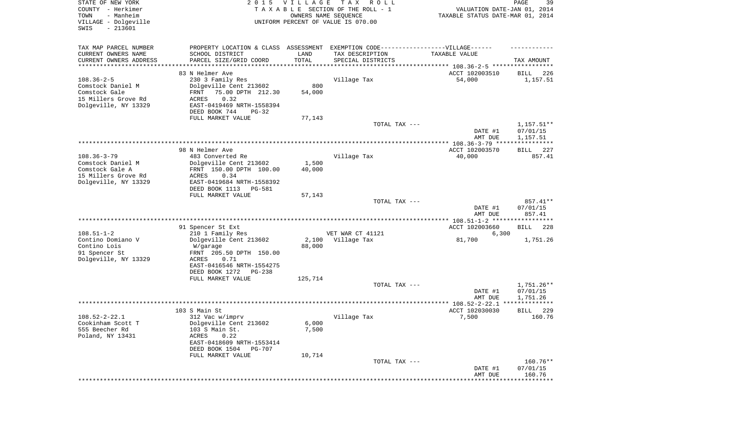STATE OF NEW YORK — 2015 VILLAGE TAX ROLL
COUNTY - Herkimer — TAXABLE SECTION OF THE ROLL - 1 — VALUATION DATE-JAN 01, 2014
TOWN - Manheim — OWNERS NAME SEQUENCE — TAXABLE STATUS DATE-MAR 01, 2014
VILLAGE - Dolgeville — UNIFORM PERCENT OF VALUE IS 070.00
SWIS - 213601

| TAX MAP PARCEL NUMBER / CURRENT OWNERS NAME / CURRENT OWNERS ADDRESS | PROPERTY LOCATION & CLASS / SCHOOL DISTRICT / PARCEL SIZE/GRID COORD | ASSESSMENT LAND / TOTAL | EXEMPTION CODE-----VILLAGE----- TAX DESCRIPTION / SPECIAL DISTRICTS | TAXABLE VALUE | TAX AMOUNT |
|---|---|---|---|---|---|
| | 83 N Helmer Ave | | | ACCT 102003510 | BILL 226 |
| 108.36-2-5 | 230 3 Family Res | | Village Tax | 54,000 | 1,157.51 |
| Comstock Daniel M | Dolgeville Cent 213602 | 800 | | | |
| Comstock Gale | FRNT 75.00 DPTH 212.30 | 54,000 | | | |
| 15 Millers Grove Rd | ACRES 0.32 | | | | |
| Dolgeville, NY 13329 | EAST-0419469 NRTH-1558394 | | | | |
| | DEED BOOK 744 PG-32 | | | | |
| | FULL MARKET VALUE | 77,143 | | | |
| | | | TOTAL TAX --- | | 1,157.51** |
| | | | | DATE #1 | 07/01/15 |
| | | | | AMT DUE | 1,157.51 |
| | 98 N Helmer Ave | | | ACCT 102003570 | BILL 227 |
| 108.36-3-79 | 483 Converted Re | | Village Tax | 40,000 | 857.41 |
| Comstock Daniel M | Dolgeville Cent 213602 | 1,500 | | | |
| Comstock Gale A | FRNT 150.00 DPTH 100.00 | 40,000 | | | |
| 15 Millers Grove Rd | ACRES 0.34 | | | | |
| Dolgeville, NY 13329 | EAST-0419684 NRTH-1558392 | | | | |
| | DEED BOOK 1113 PG-581 | | | | |
| | FULL MARKET VALUE | 57,143 | | | |
| | | | TOTAL TAX --- | | 857.41** |
| | | | | DATE #1 | 07/01/15 |
| | | | | AMT DUE | 857.41 |
| | 91 Spencer St Ext | | | ACCT 102003660 | BILL 228 |
| 108.51-1-2 | 210 1 Family Res | | VET WAR CT 41121 | 6,300 | |
| Contino Domiano V | Dolgeville Cent 213602 | 2,100 | Village Tax | 81,700 | 1,751.26 |
| Contino Lois | W/garage | 88,000 | | | |
| 91 Spencer St | FRNT 205.50 DPTH 150.00 | | | | |
| Dolgeville, NY 13329 | ACRES 0.71 | | | | |
| | EAST-0416546 NRTH-1554275 | | | | |
| | DEED BOOK 1272 PG-238 | | | | |
| | FULL MARKET VALUE | 125,714 | | | |
| | | | TOTAL TAX --- | | 1,751.26** |
| | | | | DATE #1 | 07/01/15 |
| | | | | AMT DUE | 1,751.26 |
| | 103 S Main St | | | ACCT 102030030 | BILL 229 |
| 108.52-2-22.1 | 312 Vac w/imprv | | Village Tax | 7,500 | 160.76 |
| Cookinham Scott T | Dolgeville Cent 213602 | 6,000 | | | |
| 555 Beecher Rd | 103 S Main St. | 7,500 | | | |
| Poland, NY 13431 | ACRES 0.22 | | | | |
| | EAST-0418609 NRTH-1553414 | | | | |
| | DEED BOOK 1504 PG-707 | | | | |
| | FULL MARKET VALUE | 10,714 | | | |
| | | | TOTAL TAX --- | | 160.76** |
| | | | | DATE #1 | 07/01/15 |
| | | | | AMT DUE | 160.76 |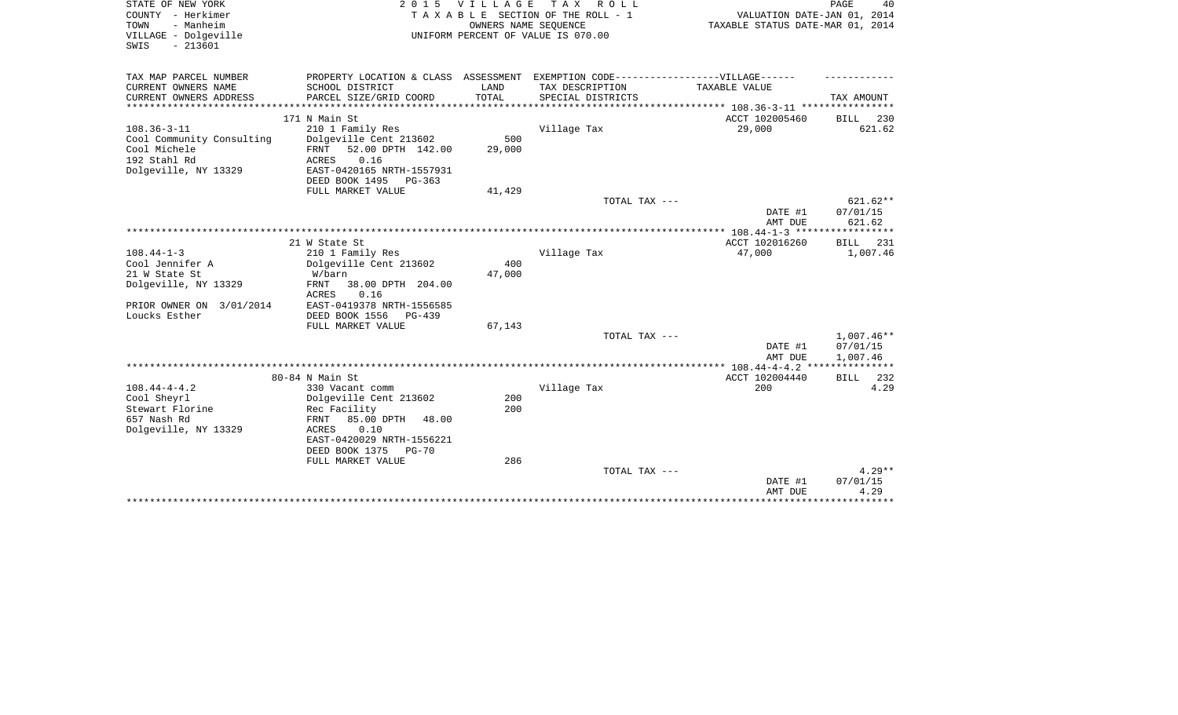STATE OF NEW YORK
COUNTY - Herkimer
TOWN - Manheim
VILLAGE - Dolgeville
SWIS - 213601

2 0 1 5 V I L L A G E T A X R O L L
T A X A B L E SECTION OF THE ROLL - 1
OWNERS NAME SEQUENCE
UNIFORM PERCENT OF VALUE IS 070.00

VALUATION DATE-JAN 01, 2014
TAXABLE STATUS DATE-MAR 01, 2014

| TAX MAP PARCEL NUMBER<br>CURRENT OWNERS NAME<br>CURRENT OWNERS ADDRESS | PROPERTY LOCATION & CLASS<br>SCHOOL DISTRICT<br>PARCEL SIZE/GRID COORD | ASSESSMENT<br>LAND<br>TOTAL | EXEMPTION CODE------VILLAGE------<br>TAX DESCRIPTION<br>SPECIAL DISTRICTS | TAXABLE VALUE | TAX AMOUNT |
|---|---|---|---|---|---|
| | 171 N Main St | | | ACCT 102005460 | BILL 230 |
| 108.36-3-11 | 210 1 Family Res | | Village Tax | 29,000 | 621.62 |
| Cool Community Consulting | Dolgeville Cent 213602 | 500 | | | |
| Cool Michele | FRNT 52.00 DPTH 142.00 | 29,000 | | | |
| 192 Stahl Rd | ACRES 0.16 | | | | |
| Dolgeville, NY 13329 | EAST-0420165 NRTH-1557931 | | | | |
| | DEED BOOK 1495 PG-363 | | | | |
| | FULL MARKET VALUE | 41,429 | | | |
| | | | TOTAL TAX --- | | 621.62** |
| | | | | DATE #1 | 07/01/15 |
| | | | | AMT DUE | 621.62 |
| | 21 W State St | | | ACCT 102016260 | BILL 231 |
| 108.44-1-3 | 210 1 Family Res | | Village Tax | 47,000 | 1,007.46 |
| Cool Jennifer A | Dolgeville Cent 213602 | 400 | | | |
| 21 W State St | W/barn | 47,000 | | | |
| Dolgeville, NY 13329 | FRNT 38.00 DPTH 204.00 | | | | |
| | ACRES 0.16 | | | | |
| PRIOR OWNER ON 3/01/2014 | EAST-0419378 NRTH-1556585 | | | | |
| Loucks Esther | DEED BOOK 1556 PG-439 | | | | |
| | FULL MARKET VALUE | 67,143 | | | |
| | | | TOTAL TAX --- | | 1,007.46** |
| | | | | DATE #1 | 07/01/15 |
| | | | | AMT DUE | 1,007.46 |
| | 80-84 N Main St | | | ACCT 102004440 | BILL 232 |
| 108.44-4-4.2 | 330 Vacant comm | | Village Tax | 200 | 4.29 |
| Cool Sheyrl | Dolgeville Cent 213602 | 200 | | | |
| Stewart Florine | Rec Facility | 200 | | | |
| 657 Nash Rd | FRNT 85.00 DPTH 48.00 | | | | |
| Dolgeville, NY 13329 | ACRES 0.10 | | | | |
| | EAST-0420029 NRTH-1556221 | | | | |
| | DEED BOOK 1375 PG-70 | | | | |
| | FULL MARKET VALUE | 286 | | | |
| | | | TOTAL TAX --- | | 4.29** |
| | | | | DATE #1 | 07/01/15 |
| | | | | AMT DUE | 4.29 |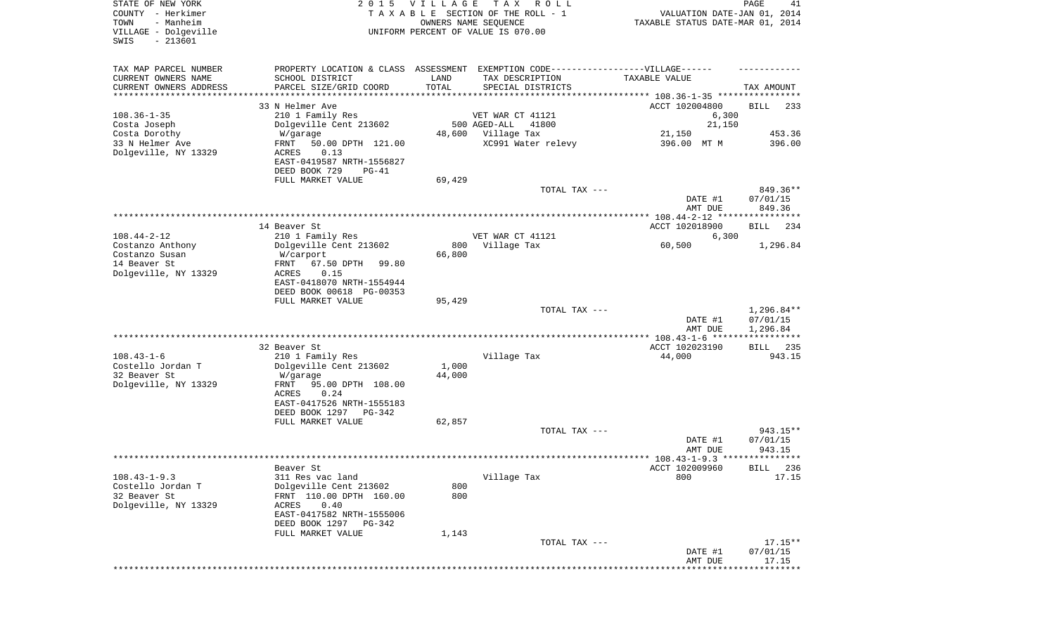STATE OF NEW YORK
COUNTY - Herkimer
TOWN - Manheim
VILLAGE - Dolgeville
SWIS - 213601

2 0 1 5 V I L L A G E T A X R O L L
T A X A B L E SECTION OF THE ROLL - 1
OWNERS NAME SEQUENCE
UNIFORM PERCENT OF VALUE IS 070.00

VALUATION DATE-JAN 01, 2014
TAXABLE STATUS DATE-MAR 01, 2014

| TAX MAP PARCEL NUMBER / CURRENT OWNERS NAME / CURRENT OWNERS ADDRESS | PROPERTY LOCATION & CLASS / SCHOOL DISTRICT / PARCEL SIZE/GRID COORD | ASSESSMENT LAND / TOTAL | EXEMPTION CODE / TAX DESCRIPTION / SPECIAL DISTRICTS | TAXABLE VALUE | TAX AMOUNT |
|---|---|---|---|---|---|
| **108.36-1-35** | 33 N Helmer Ave | | | ACCT 102004800 | BILL 233 |
| Costa Joseph | 210 1 Family Res | | VET WAR CT 41121 | 6,300 | |
| Costa Dorothy | Dolgeville Cent 213602 | 500 | AGED-ALL 41800 | 21,150 | |
| 33 N Helmer Ave | W/garage | 48,600 | Village Tax | 21,150 | 453.36 |
| Dolgeville, NY 13329 | FRNT 50.00 DPTH 121.00 | | XC991 Water relevy | 396.00 MT M | 396.00 |
| | ACRES 0.13 | | | | |
| | EAST-0419587 NRTH-1556827 | | | | |
| | DEED BOOK 729 PG-41 | | | | |
| | FULL MARKET VALUE | 69,429 | | | |
| | | | TOTAL TAX --- | | 849.36** |
| | | | | DATE #1 | 07/01/15 |
| | | | | AMT DUE | 849.36 |
| **108.44-2-12** | 14 Beaver St | | | ACCT 102018900 | BILL 234 |
| Costanzo Anthony | 210 1 Family Res | | VET WAR CT 41121 | 6,300 | |
| Costanzo Susan | Dolgeville Cent 213602 | 800 | Village Tax | 60,500 | 1,296.84 |
| 14 Beaver St | W/carport | 66,800 | | | |
| Dolgeville, NY 13329 | FRNT 67.50 DPTH 99.80 | | | | |
| | ACRES 0.15 | | | | |
| | EAST-0418070 NRTH-1554944 | | | | |
| | DEED BOOK 00618 PG-00353 | | | | |
| | FULL MARKET VALUE | 95,429 | | | |
| | | | TOTAL TAX --- | | 1,296.84** |
| | | | | DATE #1 | 07/01/15 |
| | | | | AMT DUE | 1,296.84 |
| **108.43-1-6** | 32 Beaver St | | | ACCT 102023190 | BILL 235 |
| Costello Jordan T | 210 1 Family Res | | Village Tax | 44,000 | 943.15 |
| 32 Beaver St | Dolgeville Cent 213602 | 1,000 | | | |
| Dolgeville, NY 13329 | W/garage | 44,000 | | | |
| | FRNT 95.00 DPTH 108.00 | | | | |
| | ACRES 0.24 | | | | |
| | EAST-0417526 NRTH-1555183 | | | | |
| | DEED BOOK 1297 PG-342 | | | | |
| | FULL MARKET VALUE | 62,857 | | | |
| | | | TOTAL TAX --- | | 943.15** |
| | | | | DATE #1 | 07/01/15 |
| | | | | AMT DUE | 943.15 |
| **108.43-1-9.3** | Beaver St | | | ACCT 102009960 | BILL 236 |
| Costello Jordan T | 311 Res vac land | | Village Tax | 800 | 17.15 |
| 32 Beaver St | Dolgeville Cent 213602 | 800 | | | |
| Dolgeville, NY 13329 | FRNT 110.00 DPTH 160.00 | 800 | | | |
| | ACRES 0.40 | | | | |
| | EAST-0417582 NRTH-1555006 | | | | |
| | DEED BOOK 1297 PG-342 | | | | |
| | FULL MARKET VALUE | 1,143 | | | |
| | | | TOTAL TAX --- | | 17.15** |
| | | | | DATE #1 | 07/01/15 |
| | | | | AMT DUE | 17.15 |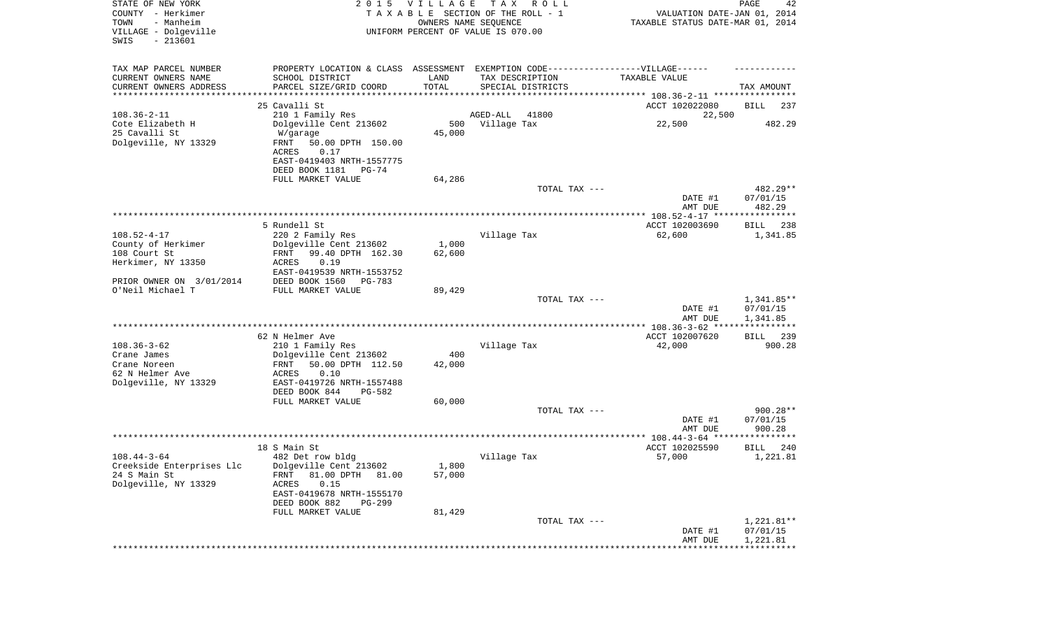STATE OF NEW YORK — 2015 VILLAGE TAX ROLL
COUNTY - Herkimer — TAXABLE SECTION OF THE ROLL - 1 — VALUATION DATE-JAN 01, 2014
TOWN - Manheim — OWNERS NAME SEQUENCE — TAXABLE STATUS DATE-MAR 01, 2014
VILLAGE - Dolgeville — UNIFORM PERCENT OF VALUE IS 070.00
SWIS - 213601

| TAX MAP PARCEL NUMBER / CURRENT OWNERS NAME / CURRENT OWNERS ADDRESS | PROPERTY LOCATION & CLASS / SCHOOL DISTRICT / PARCEL SIZE/GRID COORD | ASSESSMENT LAND | TOTAL | EXEMPTION CODE / TAX DESCRIPTION / SPECIAL DISTRICTS | TAXABLE VALUE | TAX AMOUNT |
|---|---|---|---|---|---|---|
| **108.36-2-11** | 25 Cavalli St | | | | ACCT 102022080 | BILL 237 |
| 108.36-2-11 | 210 1 Family Res | | | AGED-ALL 41800 | 22,500 | |
| Cote Elizabeth H | Dolgeville Cent 213602 | 500 | | Village Tax | 22,500 | 482.29 |
| 25 Cavalli St | W/garage | | 45,000 | | | |
| Dolgeville, NY 13329 | FRNT 50.00 DPTH 150.00 | | | | | |
| | ACRES 0.17 | | | | | |
| | EAST-0419403 NRTH-1557775 | | | | | |
| | DEED BOOK 1181 PG-74 | | | | | |
| | FULL MARKET VALUE | | 64,286 | | | |
| | | | | TOTAL TAX --- | | 482.29** |
| | | | | | DATE #1 | 07/01/15 |
| | | | | | AMT DUE | 482.29 |
| **108.52-4-17** | 5 Rundell St | | | | ACCT 102003690 | BILL 238 |
| 108.52-4-17 | 220 2 Family Res | | | Village Tax | 62,600 | 1,341.85 |
| County of Herkimer | Dolgeville Cent 213602 | 1,000 | | | | |
| 108 Court St | FRNT 99.40 DPTH 162.30 | | 62,600 | | | |
| Herkimer, NY 13350 | ACRES 0.19 | | | | | |
| | EAST-0419539 NRTH-1553752 | | | | | |
| PRIOR OWNER ON 3/01/2014 | DEED BOOK 1560 PG-783 | | | | | |
| O'Neil Michael T | FULL MARKET VALUE | | 89,429 | | | |
| | | | | TOTAL TAX --- | | 1,341.85** |
| | | | | | DATE #1 | 07/01/15 |
| | | | | | AMT DUE | 1,341.85 |
| **108.36-3-62** | 62 N Helmer Ave | | | | ACCT 102007620 | BILL 239 |
| 108.36-3-62 | 210 1 Family Res | | | Village Tax | 42,000 | 900.28 |
| Crane James | Dolgeville Cent 213602 | 400 | | | | |
| Crane Noreen | FRNT 50.00 DPTH 112.50 | | 42,000 | | | |
| 62 N Helmer Ave | ACRES 0.10 | | | | | |
| Dolgeville, NY 13329 | EAST-0419726 NRTH-1557488 | | | | | |
| | DEED BOOK 844 PG-582 | | | | | |
| | FULL MARKET VALUE | | 60,000 | | | |
| | | | | TOTAL TAX --- | | 900.28** |
| | | | | | DATE #1 | 07/01/15 |
| | | | | | AMT DUE | 900.28 |
| **108.44-3-64** | 18 S Main St | | | | ACCT 102025590 | BILL 240 |
| 108.44-3-64 | 482 Det row bldg | | | Village Tax | 57,000 | 1,221.81 |
| Creekside Enterprises Llc | Dolgeville Cent 213602 | 1,800 | | | | |
| 24 S Main St | FRNT 81.00 DPTH 81.00 | | 57,000 | | | |
| Dolgeville, NY 13329 | ACRES 0.15 | | | | | |
| | EAST-0419678 NRTH-1555170 | | | | | |
| | DEED BOOK 882 PG-299 | | | | | |
| | FULL MARKET VALUE | | 81,429 | | | |
| | | | | TOTAL TAX --- | | 1,221.81** |
| | | | | | DATE #1 | 07/01/15 |
| | | | | | AMT DUE | 1,221.81 |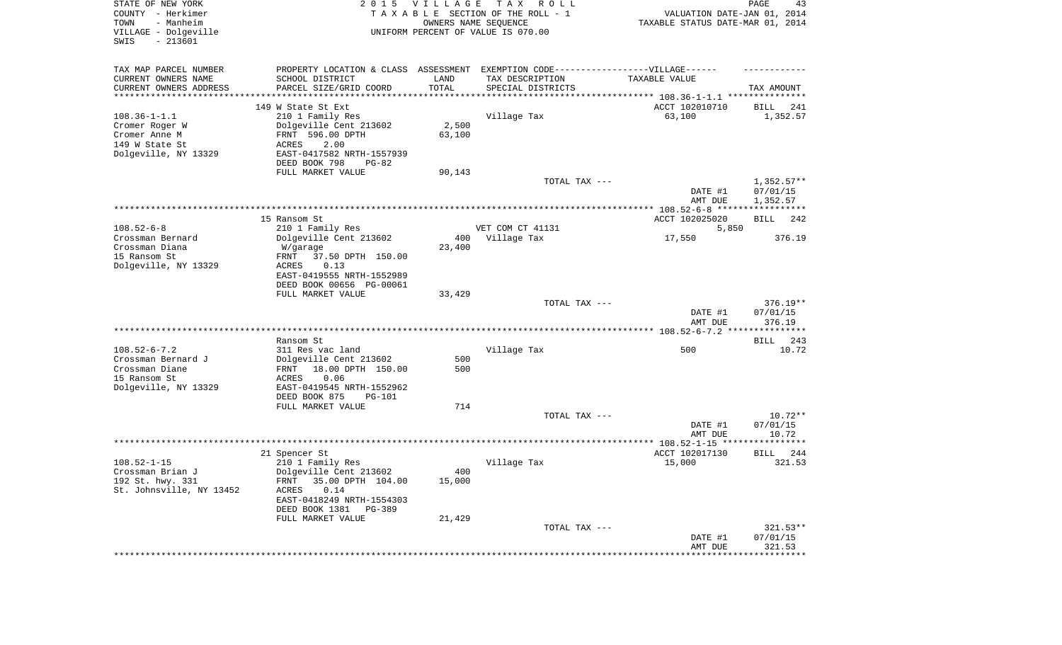STATE OF NEW YORK — 2015 VILLAGE TAX ROLL
COUNTY - Herkimer — TAXABLE SECTION OF THE ROLL - 1 — VALUATION DATE-JAN 01, 2014
TOWN - Manheim — OWNERS NAME SEQUENCE — TAXABLE STATUS DATE-MAR 01, 2014
VILLAGE - Dolgeville — UNIFORM PERCENT OF VALUE IS 070.00
SWIS - 213601

| TAX MAP PARCEL NUMBER / CURRENT OWNERS NAME / CURRENT OWNERS ADDRESS | PROPERTY LOCATION & CLASS / SCHOOL DISTRICT / PARCEL SIZE/GRID COORD | ASSESSMENT LAND | TOTAL | EXEMPTION CODE / TAX DESCRIPTION / SPECIAL DISTRICTS | TAXABLE VALUE | TAX AMOUNT |
|---|---|---|---|---|---|---|
| 108.36-1-1.1 | 149 W State St Ext | | | | ACCT 102010710 | BILL 241 |
| Cromer Roger W | 210 1 Family Res | | | Village Tax | 63,100 | 1,352.57 |
| Cromer Anne M | Dolgeville Cent 213602 | 2,500 | | | | |
| 149 W State St | FRNT 596.00 DPTH | | 63,100 | | | |
| Dolgeville, NY 13329 | ACRES 2.00 | | | | | |
| | EAST-0417582 NRTH-1557939 | | | | | |
| | DEED BOOK 798 PG-82 | | | | | |
| | FULL MARKET VALUE | | 90,143 | | | |
| | | | | TOTAL TAX --- | | 1,352.57** |
| | | | | | DATE #1 | 07/01/15 |
| | | | | | AMT DUE | 1,352.57 |
| 108.52-6-8 | 15 Ransom St | | | | ACCT 102025020 | BILL 242 |
| Crossman Bernard | 210 1 Family Res | | | VET COM CT 41131 | 5,850 | |
| Crossman Diana | Dolgeville Cent 213602 | 400 | | Village Tax | 17,550 | 376.19 |
| 15 Ransom St | W/garage | | 23,400 | | | |
| Dolgeville, NY 13329 | FRNT 37.50 DPTH 150.00 | | | | | |
| | ACRES 0.13 | | | | | |
| | EAST-0419555 NRTH-1552989 | | | | | |
| | DEED BOOK 00656 PG-00061 | | | | | |
| | FULL MARKET VALUE | | 33,429 | | | |
| | | | | TOTAL TAX --- | | 376.19** |
| | | | | | DATE #1 | 07/01/15 |
| | | | | | AMT DUE | 376.19 |
| 108.52-6-7.2 | Ransom St | | | | | BILL 243 |
| Crossman Bernard J | 311 Res vac land | | | Village Tax | 500 | 10.72 |
| Crossman Diane | Dolgeville Cent 213602 | 500 | | | | |
| 15 Ransom St | FRNT 18.00 DPTH 150.00 | | 500 | | | |
| Dolgeville, NY 13329 | ACRES 0.06 | | | | | |
| | EAST-0419545 NRTH-1552962 | | | | | |
| | DEED BOOK 875 PG-101 | | | | | |
| | FULL MARKET VALUE | | 714 | | | |
| | | | | TOTAL TAX --- | | 10.72** |
| | | | | | DATE #1 | 07/01/15 |
| | | | | | AMT DUE | 10.72 |
| 108.52-1-15 | 21 Spencer St | | | | ACCT 102017130 | BILL 244 |
| Crossman Brian J | 210 1 Family Res | | | Village Tax | 15,000 | 321.53 |
| 192 St. hwy. 331 | Dolgeville Cent 213602 | 400 | | | | |
| St. Johnsville, NY 13452 | FRNT 35.00 DPTH 104.00 | | 15,000 | | | |
| | ACRES 0.14 | | | | | |
| | EAST-0418249 NRTH-1554303 | | | | | |
| | DEED BOOK 1381 PG-389 | | | | | |
| | FULL MARKET VALUE | | 21,429 | | | |
| | | | | TOTAL TAX --- | | 321.53** |
| | | | | | DATE #1 | 07/01/15 |
| | | | | | AMT DUE | 321.53 |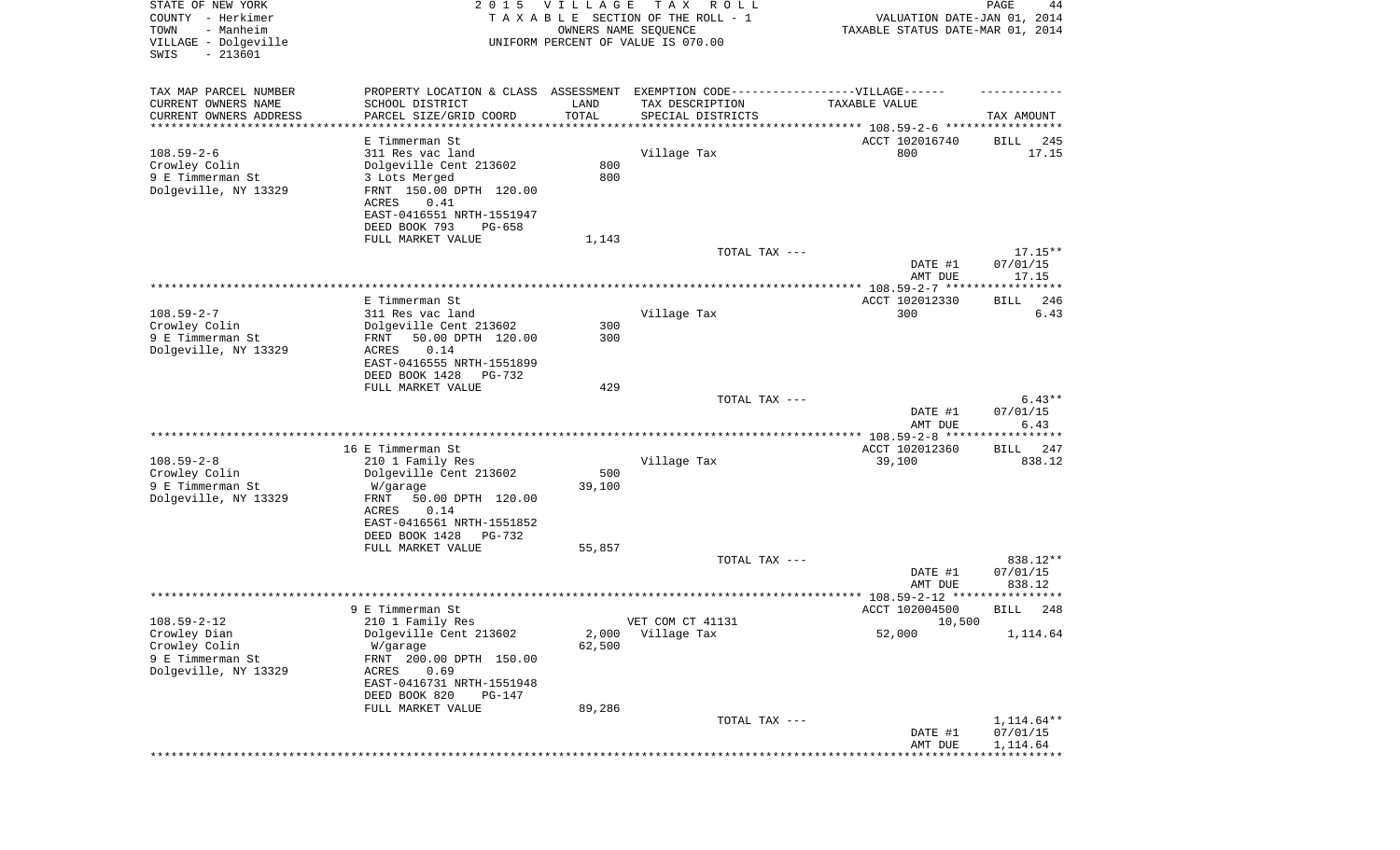STATE OF NEW YORK
COUNTY - Herkimer
TOWN - Manheim
VILLAGE - Dolgeville
SWIS - 213601

2015 VILLAGE TAX ROLL
TAXABLE SECTION OF THE ROLL - 1
OWNERS NAME SEQUENCE
UNIFORM PERCENT OF VALUE IS 070.00

VALUATION DATE-JAN 01, 2014
TAXABLE STATUS DATE-MAR 01, 2014

| TAX MAP PARCEL NUMBER / CURRENT OWNERS NAME / CURRENT OWNERS ADDRESS | PROPERTY LOCATION & CLASS / SCHOOL DISTRICT / PARCEL SIZE/GRID COORD | ASSESSMENT LAND | TOTAL | EXEMPTION CODE / TAX DESCRIPTION / SPECIAL DISTRICTS | TAXABLE VALUE | TAX AMOUNT |
|---|---|---|---|---|---|---|
| | E Timmerman St | | | | ACCT 102016740 | BILL 245 |
| 108.59-2-6 | 311 Res vac land | | | Village Tax | 800 | 17.15 |
| Crowley Colin | Dolgeville Cent 213602 | 800 | | | | |
| 9 E Timmerman St | 3 Lots Merged | | 800 | | | |
| Dolgeville, NY 13329 | FRNT 150.00 DPTH 120.00 | | | | | |
| | ACRES 0.41 | | | | | |
| | EAST-0416551 NRTH-1551947 | | | | | |
| | DEED BOOK 793 PG-658 | | | | | |
| | FULL MARKET VALUE | 1,143 | | | | |
| | | | | TOTAL TAX --- | | 17.15** |
| | | | | | DATE #1 | 07/01/15 |
| | | | | | AMT DUE | 17.15 |
| | E Timmerman St | | | | ACCT 102012330 | BILL 246 |
| 108.59-2-7 | 311 Res vac land | | | Village Tax | 300 | 6.43 |
| Crowley Colin | Dolgeville Cent 213602 | 300 | | | | |
| 9 E Timmerman St | FRNT 50.00 DPTH 120.00 | | 300 | | | |
| Dolgeville, NY 13329 | ACRES 0.14 | | | | | |
| | EAST-0416555 NRTH-1551899 | | | | | |
| | DEED BOOK 1428 PG-732 | | | | | |
| | FULL MARKET VALUE | 429 | | | | |
| | | | | TOTAL TAX --- | | 6.43** |
| | | | | | DATE #1 | 07/01/15 |
| | | | | | AMT DUE | 6.43 |
| | 16 E Timmerman St | | | | ACCT 102012360 | BILL 247 |
| 108.59-2-8 | 210 1 Family Res | | | Village Tax | 39,100 | 838.12 |
| Crowley Colin | Dolgeville Cent 213602 | 500 | | | | |
| 9 E Timmerman St | W/garage | | 39,100 | | | |
| Dolgeville, NY 13329 | FRNT 50.00 DPTH 120.00 | | | | | |
| | ACRES 0.14 | | | | | |
| | EAST-0416561 NRTH-1551852 | | | | | |
| | DEED BOOK 1428 PG-732 | | | | | |
| | FULL MARKET VALUE | 55,857 | | | | |
| | | | | TOTAL TAX --- | | 838.12** |
| | | | | | DATE #1 | 07/01/15 |
| | | | | | AMT DUE | 838.12 |
| | 9 E Timmerman St | | | | ACCT 102004500 | BILL 248 |
| 108.59-2-12 | 210 1 Family Res | | | VET COM CT 41131 | 10,500 | |
| Crowley Dian | Dolgeville Cent 213602 | 2,000 | | Village Tax | 52,000 | 1,114.64 |
| Crowley Colin | W/garage | | 62,500 | | | |
| 9 E Timmerman St | FRNT 200.00 DPTH 150.00 | | | | | |
| Dolgeville, NY 13329 | ACRES 0.69 | | | | | |
| | EAST-0416731 NRTH-1551948 | | | | | |
| | DEED BOOK 820 PG-147 | | | | | |
| | FULL MARKET VALUE | 89,286 | | | | |
| | | | | TOTAL TAX --- | | 1,114.64** |
| | | | | | DATE #1 | 07/01/15 |
| | | | | | AMT DUE | 1,114.64 |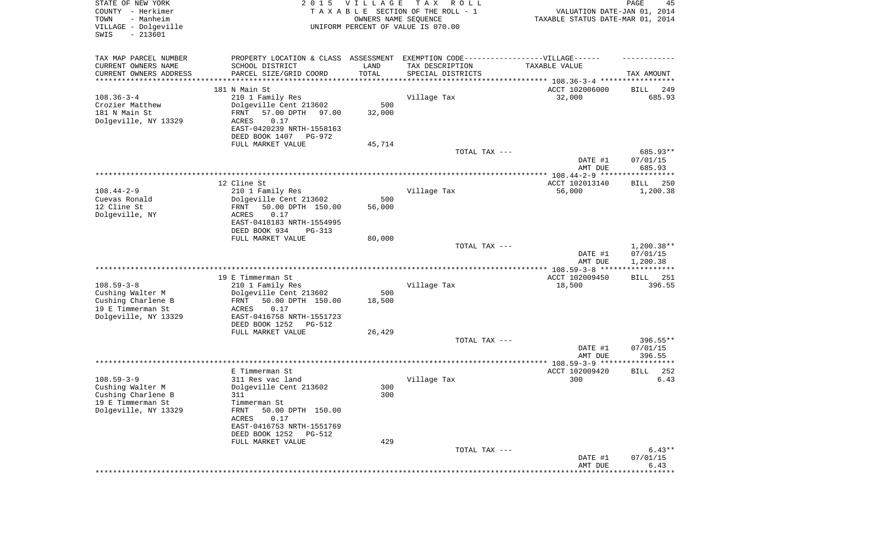STATE OF NEW YORK  
COUNTY - Herkimer  
TOWN - Manheim  
VILLAGE - Dolgeville  
SWIS - 213601

2015 VILLAGE TAX ROLL  
TAXABLE SECTION OF THE ROLL - 1  
OWNERS NAME SEQUENCE  
UNIFORM PERCENT OF VALUE IS 070.00

VALUATION DATE-JAN 01, 2014  
TAXABLE STATUS DATE-MAR 01, 2014

| TAX MAP PARCEL NUMBER / CURRENT OWNERS NAME / CURRENT OWNERS ADDRESS | PROPERTY LOCATION & CLASS / SCHOOL DISTRICT / PARCEL SIZE/GRID COORD | ASSESSMENT LAND / TOTAL | EXEMPTION CODE / TAX DESCRIPTION / SPECIAL DISTRICTS | TAXABLE VALUE | TAX AMOUNT |
|---|---|---|---|---|---|
| | 181 N Main St | | | ACCT 102006000 | BILL 249 |
| 108.36-3-4 | 210 1 Family Res | | Village Tax | 32,000 | 685.93 |
| Crozier Matthew | Dolgeville Cent 213602 | 500 | | | |
| 181 N Main St | FRNT 57.00 DPTH 97.00 | 32,000 | | | |
| Dolgeville, NY 13329 | ACRES 0.17 | | | | |
| | EAST-0420239 NRTH-1558163 | | | | |
| | DEED BOOK 1407 PG-972 | | | | |
| | FULL MARKET VALUE | 45,714 | | | |
| | | | TOTAL TAX --- | | 685.93** |
| | | | | DATE #1 | 07/01/15 |
| | | | | AMT DUE | 685.93 |
| | 12 Cline St | | | ACCT 102013140 | BILL 250 |
| 108.44-2-9 | 210 1 Family Res | | Village Tax | 56,000 | 1,200.38 |
| Cuevas Ronald | Dolgeville Cent 213602 | 500 | | | |
| 12 Cline St | FRNT 50.00 DPTH 150.00 | 56,000 | | | |
| Dolgeville, NY | ACRES 0.17 | | | | |
| | EAST-0418183 NRTH-1554995 | | | | |
| | DEED BOOK 934 PG-313 | | | | |
| | FULL MARKET VALUE | 80,000 | | | |
| | | | TOTAL TAX --- | | 1,200.38** |
| | | | | DATE #1 | 07/01/15 |
| | | | | AMT DUE | 1,200.38 |
| | 19 E Timmerman St | | | ACCT 102009450 | BILL 251 |
| 108.59-3-8 | 210 1 Family Res | | Village Tax | 18,500 | 396.55 |
| Cushing Walter M | Dolgeville Cent 213602 | 500 | | | |
| Cushing Charlene B | FRNT 50.00 DPTH 150.00 | 18,500 | | | |
| 19 E Timmerman St | ACRES 0.17 | | | | |
| Dolgeville, NY 13329 | EAST-0416758 NRTH-1551723 | | | | |
| | DEED BOOK 1252 PG-512 | | | | |
| | FULL MARKET VALUE | 26,429 | | | |
| | | | TOTAL TAX --- | | 396.55** |
| | | | | DATE #1 | 07/01/15 |
| | | | | AMT DUE | 396.55 |
| | E Timmerman St | | | ACCT 102009420 | BILL 252 |
| 108.59-3-9 | 311 Res vac land | | Village Tax | 300 | 6.43 |
| Cushing Walter M | Dolgeville Cent 213602 | 300 | | | |
| Cushing Charlene B | 311 | 300 | | | |
| 19 E Timmerman St | Timmerman St | | | | |
| Dolgeville, NY 13329 | FRNT 50.00 DPTH 150.00 | | | | |
| | ACRES 0.17 | | | | |
| | EAST-0416753 NRTH-1551769 | | | | |
| | DEED BOOK 1252 PG-512 | | | | |
| | FULL MARKET VALUE | 429 | | | |
| | | | TOTAL TAX --- | | 6.43** |
| | | | | DATE #1 | 07/01/15 |
| | | | | AMT DUE | 6.43 |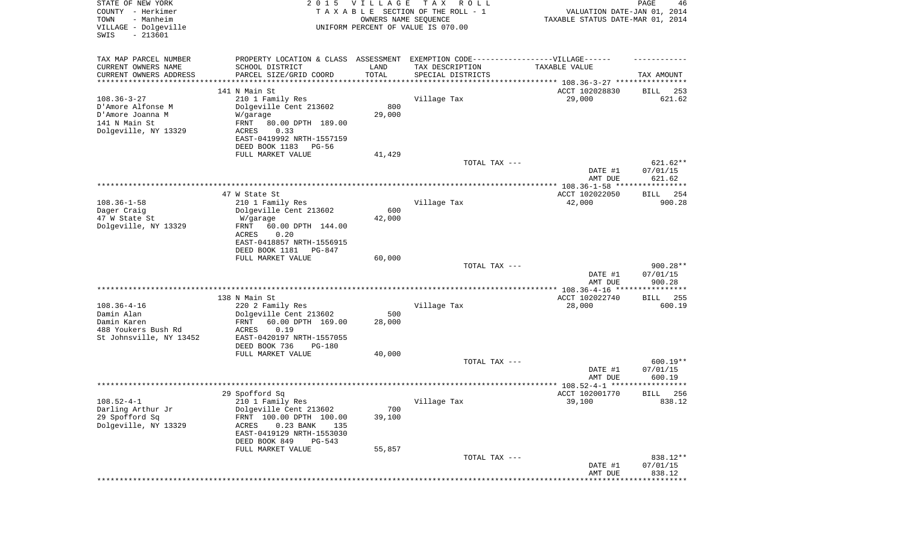STATE OF NEW YORK
COUNTY - Herkimer
TOWN - Manheim
VILLAGE - Dolgeville
SWIS - 213601

2015 VILLAGE TAX ROLL
TAXABLE SECTION OF THE ROLL - 1
OWNERS NAME SEQUENCE
UNIFORM PERCENT OF VALUE IS 070.00

VALUATION DATE-JAN 01, 2014
TAXABLE STATUS DATE-MAR 01, 2014

| TAX MAP PARCEL NUMBER / CURRENT OWNERS NAME / CURRENT OWNERS ADDRESS | PROPERTY LOCATION & CLASS / SCHOOL DISTRICT / PARCEL SIZE/GRID COORD | ASSESSMENT LAND / TOTAL | EXEMPTION CODE / TAX DESCRIPTION / SPECIAL DISTRICTS | TAXABLE VALUE | TAX AMOUNT |
|---|---|---|---|---|---|
| 108.36-3-27 | 141 N Main St | | | ACCT 102028830 | BILL 253 |
| D'Amore Alfonse M | 210 1 Family Res | | Village Tax | 29,000 | 621.62 |
| D'Amore Joanna M | Dolgeville Cent 213602 | 800 | | | |
| 141 N Main St | W/garage | 29,000 | | | |
| Dolgeville, NY 13329 | FRNT 80.00 DPTH 189.00 | | | | |
| | ACRES 0.33 | | | | |
| | EAST-0419992 NRTH-1557159 | | | | |
| | DEED BOOK 1183 PG-56 | | | | |
| | FULL MARKET VALUE | 41,429 | | | |
| | | | TOTAL TAX --- | | 621.62** |
| | | | | DATE #1 | 07/01/15 |
| | | | | AMT DUE | 621.62 |
| 108.36-1-58 | 47 W State St | | | ACCT 102022050 | BILL 254 |
| Dager Craig | 210 1 Family Res | | Village Tax | 42,000 | 900.28 |
| 47 W State St | Dolgeville Cent 213602 | 600 | | | |
| Dolgeville, NY 13329 | W/garage | 42,000 | | | |
| | FRNT 60.00 DPTH 144.00 | | | | |
| | ACRES 0.20 | | | | |
| | EAST-0418857 NRTH-1556915 | | | | |
| | DEED BOOK 1181 PG-847 | | | | |
| | FULL MARKET VALUE | 60,000 | | | |
| | | | TOTAL TAX --- | | 900.28** |
| | | | | DATE #1 | 07/01/15 |
| | | | | AMT DUE | 900.28 |
| 108.36-4-16 | 138 N Main St | | | ACCT 102022740 | BILL 255 |
| Damin Alan | 220 2 Family Res | | Village Tax | 28,000 | 600.19 |
| Damin Karen | Dolgeville Cent 213602 | 500 | | | |
| 488 Youkers Bush Rd | FRNT 60.00 DPTH 169.00 | 28,000 | | | |
| St Johnsville, NY 13452 | ACRES 0.19 | | | | |
| | EAST-0420197 NRTH-1557055 | | | | |
| | DEED BOOK 736 PG-180 | | | | |
| | FULL MARKET VALUE | 40,000 | | | |
| | | | TOTAL TAX --- | | 600.19** |
| | | | | DATE #1 | 07/01/15 |
| | | | | AMT DUE | 600.19 |
| 108.52-4-1 | 29 Spofford Sq | | | ACCT 102001770 | BILL 256 |
| Darling Arthur Jr | 210 1 Family Res | | Village Tax | 39,100 | 838.12 |
| 29 Spofford Sq | Dolgeville Cent 213602 | 700 | | | |
| Dolgeville, NY 13329 | FRNT 100.00 DPTH 100.00 | 39,100 | | | |
| | ACRES 0.23 BANK 135 | | | | |
| | EAST-0419129 NRTH-1553030 | | | | |
| | DEED BOOK 849 PG-543 | | | | |
| | FULL MARKET VALUE | 55,857 | | | |
| | | | TOTAL TAX --- | | 838.12** |
| | | | | DATE #1 | 07/01/15 |
| | | | | AMT DUE | 838.12 |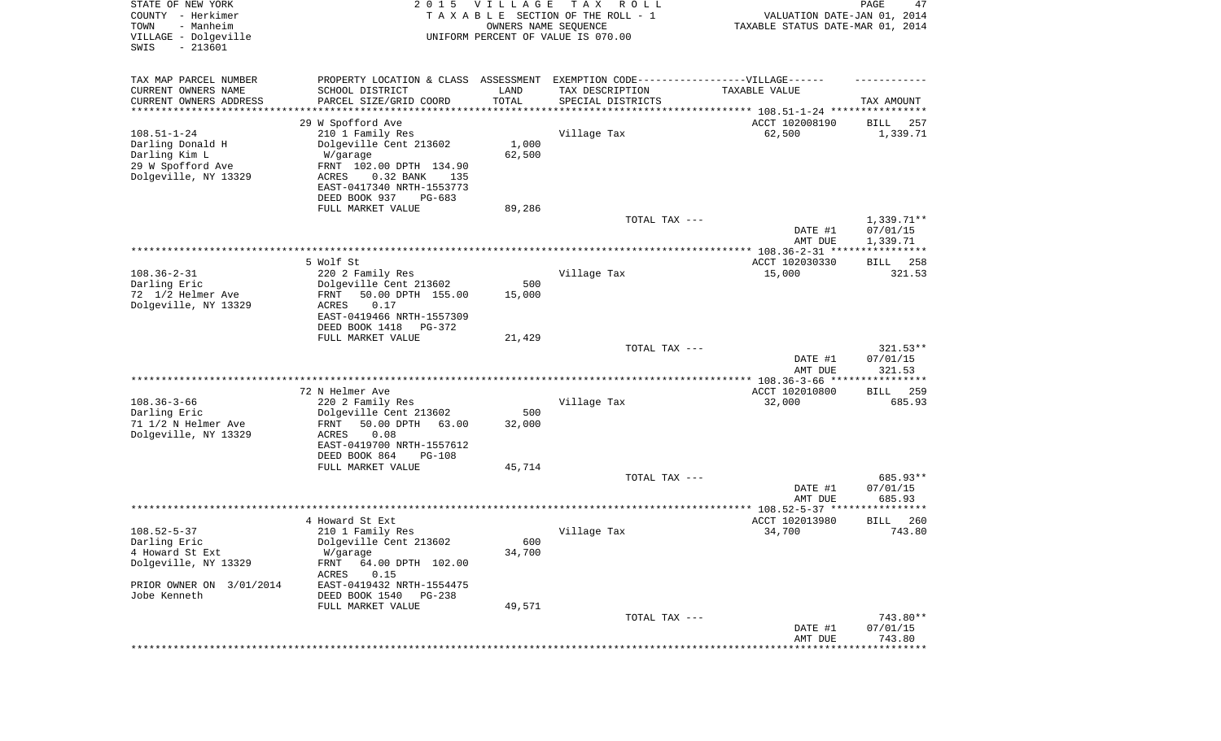STATE OF NEW YORK
COUNTY - Herkimer
TOWN - Manheim
VILLAGE - Dolgeville
SWIS - 213601

2015 VILLAGE TAX ROLL
TAXABLE SECTION OF THE ROLL - 1
OWNERS NAME SEQUENCE
UNIFORM PERCENT OF VALUE IS 070.00

VALUATION DATE-JAN 01, 2014
TAXABLE STATUS DATE-MAR 01, 2014

| TAX MAP PARCEL NUMBER / CURRENT OWNERS NAME / CURRENT OWNERS ADDRESS | PROPERTY LOCATION & CLASS / SCHOOL DISTRICT / PARCEL SIZE/GRID COORD | ASSESSMENT LAND / TOTAL | EXEMPTION CODE / TAX DESCRIPTION / SPECIAL DISTRICTS | TAXABLE VALUE | TAX AMOUNT |
|---|---|---|---|---|---|
| | 29 W Spofford Ave | | | ACCT 102008190 | BILL 257 |
| 108.51-1-24 | 210 1 Family Res | | Village Tax | 62,500 | 1,339.71 |
| Darling Donald H | Dolgeville Cent 213602 | 1,000 | | | |
| Darling Kim L | W/garage | 62,500 | | | |
| 29 W Spofford Ave | FRNT 102.00 DPTH 134.90 | | | | |
| Dolgeville, NY 13329 | ACRES 0.32 BANK 135 | | | | |
| | EAST-0417340 NRTH-1553773 | | | | |
| | DEED BOOK 937 PG-683 | | | | |
| | FULL MARKET VALUE | 89,286 | | | |
| | | | TOTAL TAX --- | | 1,339.71** |
| | | | | DATE #1 | 07/01/15 |
| | | | | AMT DUE | 1,339.71 |
| | 5 Wolf St | | | ACCT 102030330 | BILL 258 |
| 108.36-2-31 | 220 2 Family Res | | Village Tax | 15,000 | 321.53 |
| Darling Eric | Dolgeville Cent 213602 | 500 | | | |
| 72 1/2 Helmer Ave | FRNT 50.00 DPTH 155.00 | 15,000 | | | |
| Dolgeville, NY 13329 | ACRES 0.17 | | | | |
| | EAST-0419466 NRTH-1557309 | | | | |
| | DEED BOOK 1418 PG-372 | | | | |
| | FULL MARKET VALUE | 21,429 | | | |
| | | | TOTAL TAX --- | | 321.53** |
| | | | | DATE #1 | 07/01/15 |
| | | | | AMT DUE | 321.53 |
| | 72 N Helmer Ave | | | ACCT 102010800 | BILL 259 |
| 108.36-3-66 | 220 2 Family Res | | Village Tax | 32,000 | 685.93 |
| Darling Eric | Dolgeville Cent 213602 | 500 | | | |
| 71 1/2 N Helmer Ave | FRNT 50.00 DPTH 63.00 | 32,000 | | | |
| Dolgeville, NY 13329 | ACRES 0.08 | | | | |
| | EAST-0419700 NRTH-1557612 | | | | |
| | DEED BOOK 864 PG-108 | | | | |
| | FULL MARKET VALUE | 45,714 | | | |
| | | | TOTAL TAX --- | | 685.93** |
| | | | | DATE #1 | 07/01/15 |
| | | | | AMT DUE | 685.93 |
| | 4 Howard St Ext | | | ACCT 102013980 | BILL 260 |
| 108.52-5-37 | 210 1 Family Res | | Village Tax | 34,700 | 743.80 |
| Darling Eric | Dolgeville Cent 213602 | 600 | | | |
| 4 Howard St Ext | W/garage | 34,700 | | | |
| Dolgeville, NY 13329 | FRNT 64.00 DPTH 102.00 | | | | |
| | ACRES 0.15 | | | | |
| PRIOR OWNER ON 3/01/2014 | EAST-0419432 NRTH-1554475 | | | | |
| Jobe Kenneth | DEED BOOK 1540 PG-238 | | | | |
| | FULL MARKET VALUE | 49,571 | | | |
| | | | TOTAL TAX --- | | 743.80** |
| | | | | DATE #1 | 07/01/15 |
| | | | | AMT DUE | 743.80 |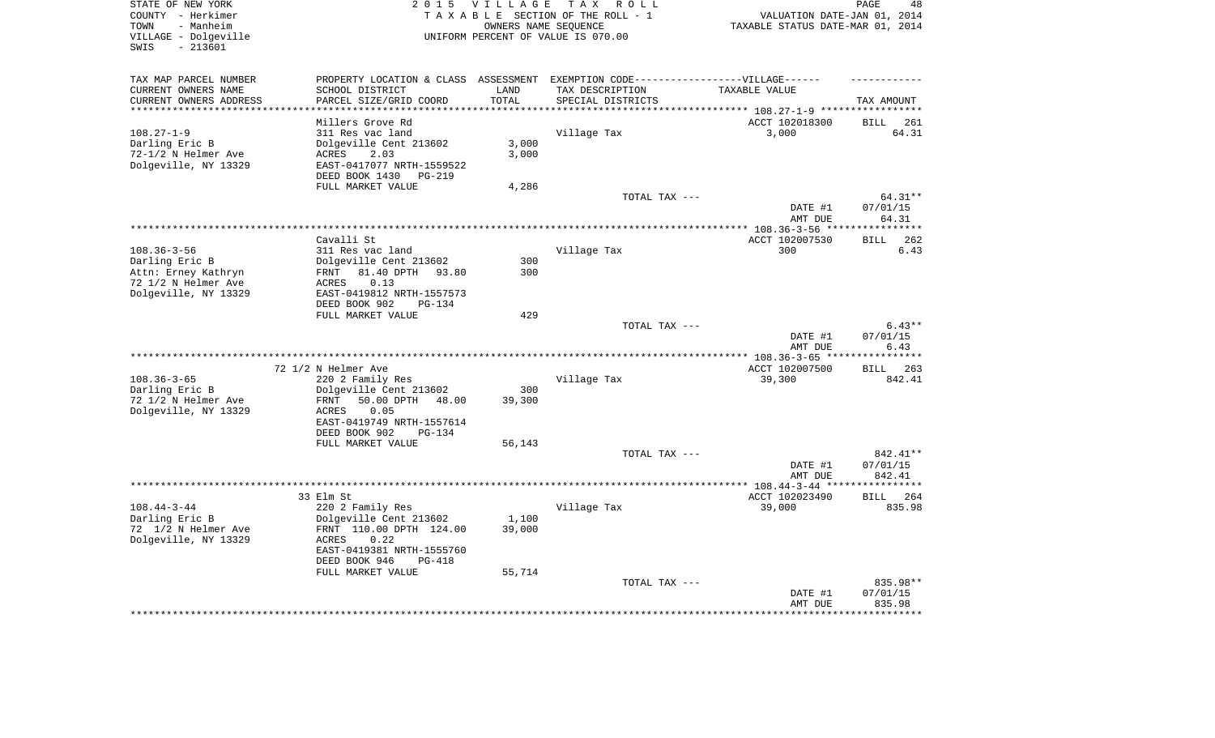STATE OF NEW YORK
COUNTY - Herkimer
TOWN - Manheim
VILLAGE - Dolgeville
SWIS - 213601

2 0 1 5 V I L L A G E T A X R O L L
T A X A B L E SECTION OF THE ROLL - 1
OWNERS NAME SEQUENCE
UNIFORM PERCENT OF VALUE IS 070.00

VALUATION DATE-JAN 01, 2014
TAXABLE STATUS DATE-MAR 01, 2014

| TAX MAP PARCEL NUMBER<br>CURRENT OWNERS NAME<br>CURRENT OWNERS ADDRESS | PROPERTY LOCATION & CLASS<br>SCHOOL DISTRICT<br>PARCEL SIZE/GRID COORD | ASSESSMENT<br>LAND<br>TOTAL | EXEMPTION CODE------VILLAGE------<br>TAX DESCRIPTION<br>SPECIAL DISTRICTS | TAXABLE VALUE | TAX AMOUNT |
|---|---|---|---|---|---|
| | Millers Grove Rd | | | ACCT 102018300 | BILL 261 |
| 108.27-1-9 | 311 Res vac land | | Village Tax | 3,000 | 64.31 |
| Darling Eric B | Dolgeville Cent 213602 | 3,000 | | | |
| 72-1/2 N Helmer Ave | ACRES 2.03 | 3,000 | | | |
| Dolgeville, NY 13329 | EAST-0417077 NRTH-1559522 | | | | |
| | DEED BOOK 1430 PG-219 | | | | |
| | FULL MARKET VALUE | 4,286 | | | |
| | | | TOTAL TAX --- | | 64.31** |
| | | | | DATE #1 | 07/01/15 |
| | | | | AMT DUE | 64.31 |
| | Cavalli St | | | ACCT 102007530 | BILL 262 |
| 108.36-3-56 | 311 Res vac land | | Village Tax | 300 | 6.43 |
| Darling Eric B | Dolgeville Cent 213602 | 300 | | | |
| Attn: Erney Kathryn | FRNT 81.40 DPTH 93.80 | 300 | | | |
| 72 1/2 N Helmer Ave | ACRES 0.13 | | | | |
| Dolgeville, NY 13329 | EAST-0419812 NRTH-1557573 | | | | |
| | DEED BOOK 902 PG-134 | | | | |
| | FULL MARKET VALUE | 429 | | | |
| | | | TOTAL TAX --- | | 6.43** |
| | | | | DATE #1 | 07/01/15 |
| | | | | AMT DUE | 6.43 |
| | 72 1/2 N Helmer Ave | | | ACCT 102007500 | BILL 263 |
| 108.36-3-65 | 220 2 Family Res | | Village Tax | 39,300 | 842.41 |
| Darling Eric B | Dolgeville Cent 213602 | 300 | | | |
| 72 1/2 N Helmer Ave | FRNT 50.00 DPTH 48.00 | 39,300 | | | |
| Dolgeville, NY 13329 | ACRES 0.05 | | | | |
| | EAST-0419749 NRTH-1557614 | | | | |
| | DEED BOOK 902 PG-134 | | | | |
| | FULL MARKET VALUE | 56,143 | | | |
| | | | TOTAL TAX --- | | 842.41** |
| | | | | DATE #1 | 07/01/15 |
| | | | | AMT DUE | 842.41 |
| | 33 Elm St | | | ACCT 102023490 | BILL 264 |
| 108.44-3-44 | 220 2 Family Res | | Village Tax | 39,000 | 835.98 |
| Darling Eric B | Dolgeville Cent 213602 | 1,100 | | | |
| 72 1/2 N Helmer Ave | FRNT 110.00 DPTH 124.00 | 39,000 | | | |
| Dolgeville, NY 13329 | ACRES 0.22 | | | | |
| | EAST-0419381 NRTH-1555760 | | | | |
| | DEED BOOK 946 PG-418 | | | | |
| | FULL MARKET VALUE | 55,714 | | | |
| | | | TOTAL TAX --- | | 835.98** |
| | | | | DATE #1 | 07/01/15 |
| | | | | AMT DUE | 835.98 |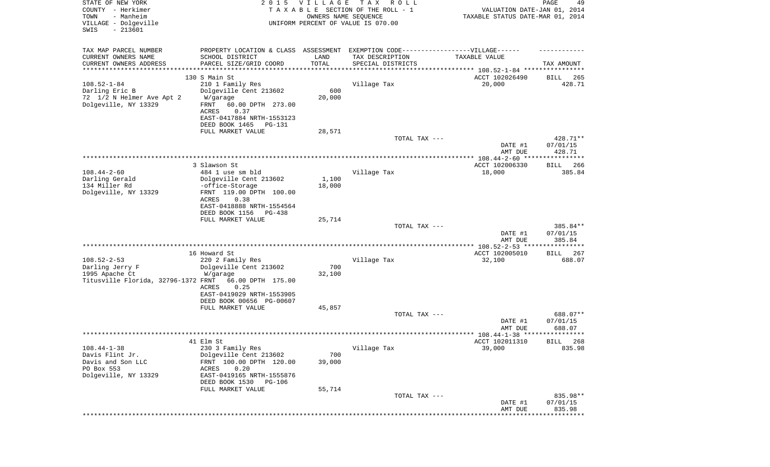STATE OF NEW YORK
COUNTY - Herkimer
TOWN - Manheim
VILLAGE - Dolgeville
SWIS - 213601

2015 VILLAGE TAX ROLL
TAXABLE SECTION OF THE ROLL - 1
OWNERS NAME SEQUENCE
UNIFORM PERCENT OF VALUE IS 070.00

VALUATION DATE-JAN 01, 2014
TAXABLE STATUS DATE-MAR 01, 2014

| TAX MAP PARCEL NUMBER / CURRENT OWNERS NAME / CURRENT OWNERS ADDRESS | PROPERTY LOCATION & CLASS / SCHOOL DISTRICT / PARCEL SIZE/GRID COORD | ASSESSMENT LAND | TOTAL | EXEMPTION CODE / TAX DESCRIPTION / SPECIAL DISTRICTS | TAXABLE VALUE | TAX AMOUNT |
|---|---|---|---|---|---|---|
| 108.52-1-84 | 130 S Main St | | | | ACCT 102026490 | BILL 265 |
| Darling Eric B | 210 1 Family Res | | | Village Tax | 20,000 | 428.71 |
| 72 1/2 N Helmer Ave Apt 2 | Dolgeville Cent 213602 | 600 | | | | |
| Dolgeville, NY 13329 | W/garage | | 20,000 | | | |
| | FRNT 60.00 DPTH 273.00 | | | | | |
| | ACRES 0.37 | | | | | |
| | EAST-0417884 NRTH-1553123 | | | | | |
| | DEED BOOK 1465 PG-131 | | | | | |
| | FULL MARKET VALUE | | 28,571 | | | |
| | | | | TOTAL TAX --- | | 428.71** |
| | | | | | DATE #1 | 07/01/15 |
| | | | | | AMT DUE | 428.71 |
| 108.44-2-60 | 3 Slawson St | | | | ACCT 102006330 | BILL 266 |
| Darling Gerald | 484 1 use sm bld | | | Village Tax | 18,000 | 385.84 |
| 134 Miller Rd | Dolgeville Cent 213602 | 1,100 | | | | |
| Dolgeville, NY 13329 | -office-Storage | | 18,000 | | | |
| | FRNT 119.00 DPTH 100.00 | | | | | |
| | ACRES 0.38 | | | | | |
| | EAST-0418888 NRTH-1554564 | | | | | |
| | DEED BOOK 1156 PG-438 | | | | | |
| | FULL MARKET VALUE | | 25,714 | | | |
| | | | | TOTAL TAX --- | | 385.84** |
| | | | | | DATE #1 | 07/01/15 |
| | | | | | AMT DUE | 385.84 |
| 108.52-2-53 | 16 Howard St | | | | ACCT 102005010 | BILL 267 |
| Darling Jerry F | 220 2 Family Res | | | Village Tax | 32,100 | 688.07 |
| 1995 Apache Ct | Dolgeville Cent 213602 | 700 | | | | |
| Titusville Florida, 32796-1372 | W/garage | | 32,100 | | | |
| | FRNT 66.00 DPTH 175.00 | | | | | |
| | ACRES 0.25 | | | | | |
| | EAST-0419029 NRTH-1553905 | | | | | |
| | DEED BOOK 00656 PG-00607 | | | | | |
| | FULL MARKET VALUE | | 45,857 | | | |
| | | | | TOTAL TAX --- | | 688.07** |
| | | | | | DATE #1 | 07/01/15 |
| | | | | | AMT DUE | 688.07 |
| 108.44-1-38 | 41 Elm St | | | | ACCT 102011310 | BILL 268 |
| Davis Flint Jr. | 230 3 Family Res | | | Village Tax | 39,000 | 835.98 |
| Davis and Son LLC | Dolgeville Cent 213602 | 700 | | | | |
| PO Box 553 | FRNT 100.00 DPTH 120.00 | | 39,000 | | | |
| Dolgeville, NY 13329 | ACRES 0.20 | | | | | |
| | EAST-0419165 NRTH-1555876 | | | | | |
| | DEED BOOK 1530 PG-106 | | | | | |
| | FULL MARKET VALUE | | 55,714 | | | |
| | | | | TOTAL TAX --- | | 835.98** |
| | | | | | DATE #1 | 07/01/15 |
| | | | | | AMT DUE | 835.98 |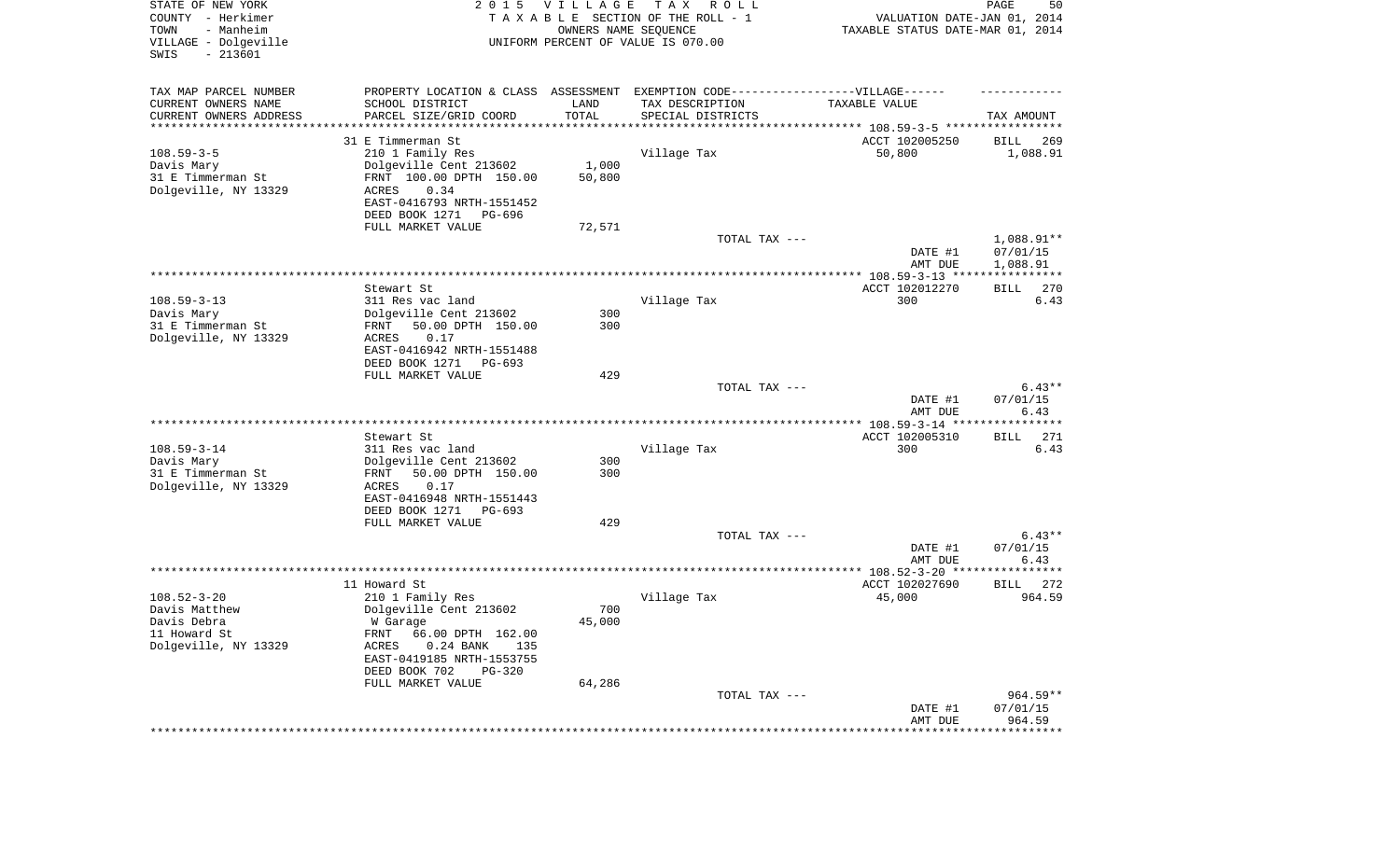STATE OF NEW YORK
COUNTY - Herkimer
TOWN - Manheim
VILLAGE - Dolgeville
SWIS - 213601

2015 VILLAGE TAX ROLL
TAXABLE SECTION OF THE ROLL - 1
OWNERS NAME SEQUENCE
UNIFORM PERCENT OF VALUE IS 070.00

VALUATION DATE-JAN 01, 2014
TAXABLE STATUS DATE-MAR 01, 2014

| TAX MAP PARCEL NUMBER / CURRENT OWNERS NAME / CURRENT OWNERS ADDRESS | PROPERTY LOCATION & CLASS / SCHOOL DISTRICT / PARCEL SIZE/GRID COORD | ASSESSMENT LAND / TOTAL | EXEMPTION CODE / TAX DESCRIPTION / SPECIAL DISTRICTS | TAXABLE VALUE | TAX AMOUNT |
|---|---|---|---|---|---|
| 108.59-3-5 | 31 E Timmerman St | | | ACCT 102005250 | BILL 269 |
| Davis Mary | 210 1 Family Res | | Village Tax | 50,800 | 1,088.91 |
| 31 E Timmerman St | Dolgeville Cent 213602 | 1,000 | | | |
| Dolgeville, NY 13329 | FRNT 100.00 DPTH 150.00 | 50,800 | | | |
| | ACRES 0.34 | | | | |
| | EAST-0416793 NRTH-1551452 | | | | |
| | DEED BOOK 1271 PG-696 | | | | |
| | FULL MARKET VALUE | 72,571 | | | |
| | | | TOTAL TAX --- | | 1,088.91** |
| | | | | DATE #1 | 07/01/15 |
| | | | | AMT DUE | 1,088.91 |
| 108.59-3-13 | Stewart St | | | ACCT 102012270 | BILL 270 |
| Davis Mary | 311 Res vac land | | Village Tax | 300 | 6.43 |
| 31 E Timmerman St | Dolgeville Cent 213602 | 300 | | | |
| Dolgeville, NY 13329 | FRNT 50.00 DPTH 150.00 | 300 | | | |
| | ACRES 0.17 | | | | |
| | EAST-0416942 NRTH-1551488 | | | | |
| | DEED BOOK 1271 PG-693 | | | | |
| | FULL MARKET VALUE | 429 | | | |
| | | | TOTAL TAX --- | | 6.43** |
| | | | | DATE #1 | 07/01/15 |
| | | | | AMT DUE | 6.43 |
| 108.59-3-14 | Stewart St | | | ACCT 102005310 | BILL 271 |
| Davis Mary | 311 Res vac land | | Village Tax | 300 | 6.43 |
| 31 E Timmerman St | Dolgeville Cent 213602 | 300 | | | |
| Dolgeville, NY 13329 | FRNT 50.00 DPTH 150.00 | 300 | | | |
| | ACRES 0.17 | | | | |
| | EAST-0416948 NRTH-1551443 | | | | |
| | DEED BOOK 1271 PG-693 | | | | |
| | FULL MARKET VALUE | 429 | | | |
| | | | TOTAL TAX --- | | 6.43** |
| | | | | DATE #1 | 07/01/15 |
| | | | | AMT DUE | 6.43 |
| 108.52-3-20 | 11 Howard St | | | ACCT 102027690 | BILL 272 |
| Davis Matthew | 210 1 Family Res | | Village Tax | 45,000 | 964.59 |
| Davis Debra | Dolgeville Cent 213602 | 700 | | | |
| 11 Howard St | W Garage | 45,000 | | | |
| Dolgeville, NY 13329 | FRNT 66.00 DPTH 162.00 | | | | |
| | ACRES 0.24 BANK 135 | | | | |
| | EAST-0419185 NRTH-1553755 | | | | |
| | DEED BOOK 702 PG-320 | | | | |
| | FULL MARKET VALUE | 64,286 | | | |
| | | | TOTAL TAX --- | | 964.59** |
| | | | | DATE #1 | 07/01/15 |
| | | | | AMT DUE | 964.59 |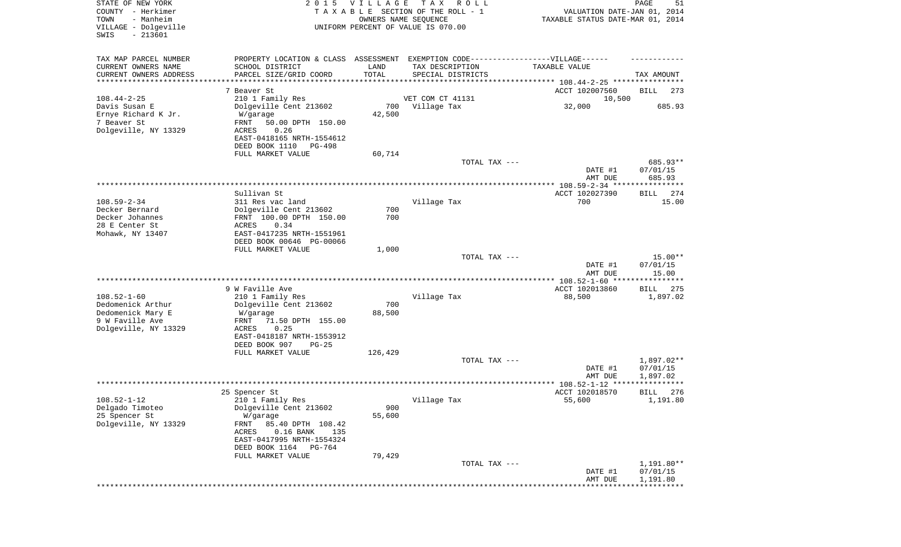STATE OF NEW YORK
COUNTY - Herkimer
TOWN - Manheim
VILLAGE - Dolgeville
SWIS - 213601

2015 VILLAGE TAX ROLL
TAXABLE SECTION OF THE ROLL - 1
OWNERS NAME SEQUENCE
UNIFORM PERCENT OF VALUE IS 070.00

VALUATION DATE-JAN 01, 2014
TAXABLE STATUS DATE-MAR 01, 2014

| TAX MAP PARCEL NUMBER<br>CURRENT OWNERS NAME<br>CURRENT OWNERS ADDRESS | PROPERTY LOCATION & CLASS<br>SCHOOL DISTRICT<br>PARCEL SIZE/GRID COORD | ASSESSMENT<br>LAND<br>TOTAL | EXEMPTION CODE-----VILLAGE------<br>TAX DESCRIPTION<br>SPECIAL DISTRICTS | TAXABLE VALUE | TAX AMOUNT |
|---|---|---|---|---|---|
| | 7 Beaver St | | | ACCT 102007560 | BILL 273 |
| 108.44-2-25 | 210 1 Family Res | | VET COM CT 41131 | 10,500 | |
| Davis Susan E | Dolgeville Cent 213602 | 700 | Village Tax | 32,000 | 685.93 |
| Ernye Richard K Jr. | W/garage | 42,500 | | | |
| 7 Beaver St | FRNT 50.00 DPTH 150.00 | | | | |
| Dolgeville, NY 13329 | ACRES 0.26 | | | | |
| | EAST-0418165 NRTH-1554612 | | | | |
| | DEED BOOK 1110 PG-498 | | | | |
| | FULL MARKET VALUE | 60,714 | | | |
| | | | TOTAL TAX --- | | 685.93** |
| | | | | DATE #1 | 07/01/15 |
| | | | | AMT DUE | 685.93 |
| | Sullivan St | | | ACCT 102027390 | BILL 274 |
| 108.59-2-34 | 311 Res vac land | | Village Tax | 700 | 15.00 |
| Decker Bernard | Dolgeville Cent 213602 | 700 | | | |
| Decker Johannes | FRNT 100.00 DPTH 150.00 | 700 | | | |
| 28 E Center St | ACRES 0.34 | | | | |
| Mohawk, NY 13407 | EAST-0417235 NRTH-1551961 | | | | |
| | DEED BOOK 00646 PG-00066 | | | | |
| | FULL MARKET VALUE | 1,000 | | | |
| | | | TOTAL TAX --- | | 15.00** |
| | | | | DATE #1 | 07/01/15 |
| | | | | AMT DUE | 15.00 |
| | 9 W Faville Ave | | | ACCT 102013860 | BILL 275 |
| 108.52-1-60 | 210 1 Family Res | | Village Tax | 88,500 | 1,897.02 |
| Dedomenick Arthur | Dolgeville Cent 213602 | 700 | | | |
| Dedomenick Mary E | W/garage | 88,500 | | | |
| 9 W Faville Ave | FRNT 71.50 DPTH 155.00 | | | | |
| Dolgeville, NY 13329 | ACRES 0.25 | | | | |
| | EAST-0418187 NRTH-1553912 | | | | |
| | DEED BOOK 907 PG-25 | | | | |
| | FULL MARKET VALUE | 126,429 | | | |
| | | | TOTAL TAX --- | | 1,897.02** |
| | | | | DATE #1 | 07/01/15 |
| | | | | AMT DUE | 1,897.02 |
| | 25 Spencer St | | | ACCT 102018570 | BILL 276 |
| 108.52-1-12 | 210 1 Family Res | | Village Tax | 55,600 | 1,191.80 |
| Delgado Timoteo | Dolgeville Cent 213602 | 900 | | | |
| 25 Spencer St | W/garage | 55,600 | | | |
| Dolgeville, NY 13329 | FRNT 85.40 DPTH 108.42 | | | | |
| | ACRES 0.16 BANK 135 | | | | |
| | EAST-0417995 NRTH-1554324 | | | | |
| | DEED BOOK 1164 PG-764 | | | | |
| | FULL MARKET VALUE | 79,429 | | | |
| | | | TOTAL TAX --- | | 1,191.80** |
| | | | | DATE #1 | 07/01/15 |
| | | | | AMT DUE | 1,191.80 |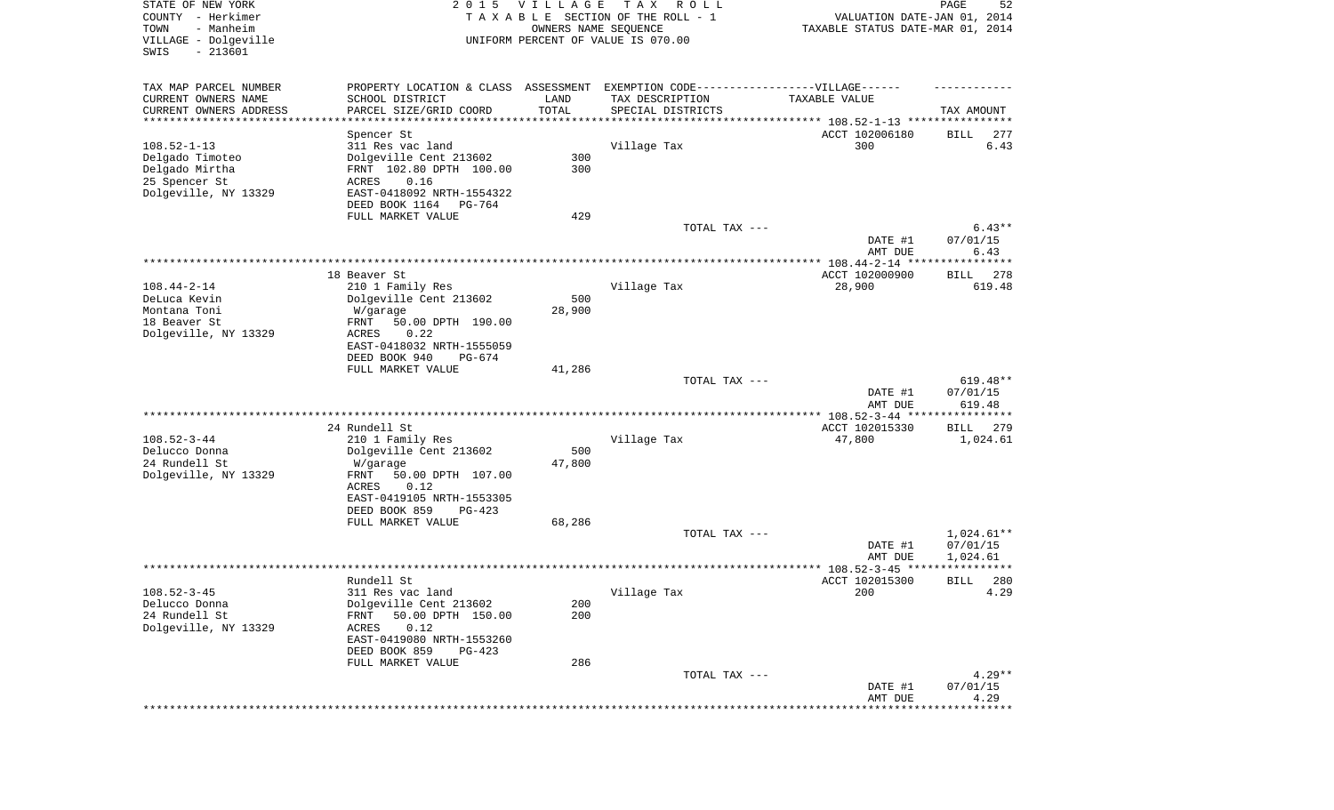STATE OF NEW YORK
COUNTY - Herkimer
TOWN - Manheim
VILLAGE - Dolgeville
SWIS - 213601

2015 VILLAGE TAX ROLL
TAXABLE SECTION OF THE ROLL - 1
OWNERS NAME SEQUENCE
UNIFORM PERCENT OF VALUE IS 070.00

VALUATION DATE-JAN 01, 2014
TAXABLE STATUS DATE-MAR 01, 2014

| TAX MAP PARCEL NUMBER / CURRENT OWNERS NAME / CURRENT OWNERS ADDRESS | PROPERTY LOCATION & CLASS / SCHOOL DISTRICT / PARCEL SIZE/GRID COORD | ASSESSMENT LAND | TOTAL | EXEMPTION CODE / TAX DESCRIPTION / SPECIAL DISTRICTS | TAXABLE VALUE | TAX AMOUNT |
|---|---|---|---|---|---|---|
| 108.52-1-13 | Spencer St | | | | ACCT 102006180 | BILL 277 |
| Delgado Timoteo | 311 Res vac land | | | Village Tax | 300 | 6.43 |
| Delgado Mirtha | Dolgeville Cent 213602 | 300 | | | | |
| 25 Spencer St | FRNT 102.80 DPTH 100.00 | | 300 | | | |
| Dolgeville, NY 13329 | ACRES 0.16 | | | | | |
| | EAST-0418092 NRTH-1554322 | | | | | |
| | DEED BOOK 1164 PG-764 | | | | | |
| | FULL MARKET VALUE | 429 | | | | |
| | | | | TOTAL TAX --- | | 6.43** |
| | | | | | DATE #1 | 07/01/15 |
| | | | | | AMT DUE | 6.43 |
| 108.44-2-14 | 18 Beaver St | | | | ACCT 102000900 | BILL 278 |
| DeLuca Kevin | 210 1 Family Res | | | Village Tax | 28,900 | 619.48 |
| Montana Toni | Dolgeville Cent 213602 | 500 | | | | |
| 18 Beaver St | W/garage | | 28,900 | | | |
| Dolgeville, NY 13329 | FRNT 50.00 DPTH 190.00 | | | | | |
| | ACRES 0.22 | | | | | |
| | EAST-0418032 NRTH-1555059 | | | | | |
| | DEED BOOK 940 PG-674 | | | | | |
| | FULL MARKET VALUE | 41,286 | | | | |
| | | | | TOTAL TAX --- | | 619.48** |
| | | | | | DATE #1 | 07/01/15 |
| | | | | | AMT DUE | 619.48 |
| 108.52-3-44 | 24 Rundell St | | | | ACCT 102015330 | BILL 279 |
| Delucco Donna | 210 1 Family Res | | | Village Tax | 47,800 | 1,024.61 |
| 24 Rundell St | Dolgeville Cent 213602 | 500 | | | | |
| Dolgeville, NY 13329 | W/garage | | 47,800 | | | |
| | FRNT 50.00 DPTH 107.00 | | | | | |
| | ACRES 0.12 | | | | | |
| | EAST-0419105 NRTH-1553305 | | | | | |
| | DEED BOOK 859 PG-423 | | | | | |
| | FULL MARKET VALUE | 68,286 | | | | |
| | | | | TOTAL TAX --- | | 1,024.61** |
| | | | | | DATE #1 | 07/01/15 |
| | | | | | AMT DUE | 1,024.61 |
| 108.52-3-45 | Rundell St | | | | ACCT 102015300 | BILL 280 |
| Delucco Donna | 311 Res vac land | | | Village Tax | 200 | 4.29 |
| 24 Rundell St | Dolgeville Cent 213602 | 200 | | | | |
| Dolgeville, NY 13329 | FRNT 50.00 DPTH 150.00 | | 200 | | | |
| | ACRES 0.12 | | | | | |
| | EAST-0419080 NRTH-1553260 | | | | | |
| | DEED BOOK 859 PG-423 | | | | | |
| | FULL MARKET VALUE | 286 | | | | |
| | | | | TOTAL TAX --- | | 4.29** |
| | | | | | DATE #1 | 07/01/15 |
| | | | | | AMT DUE | 4.29 |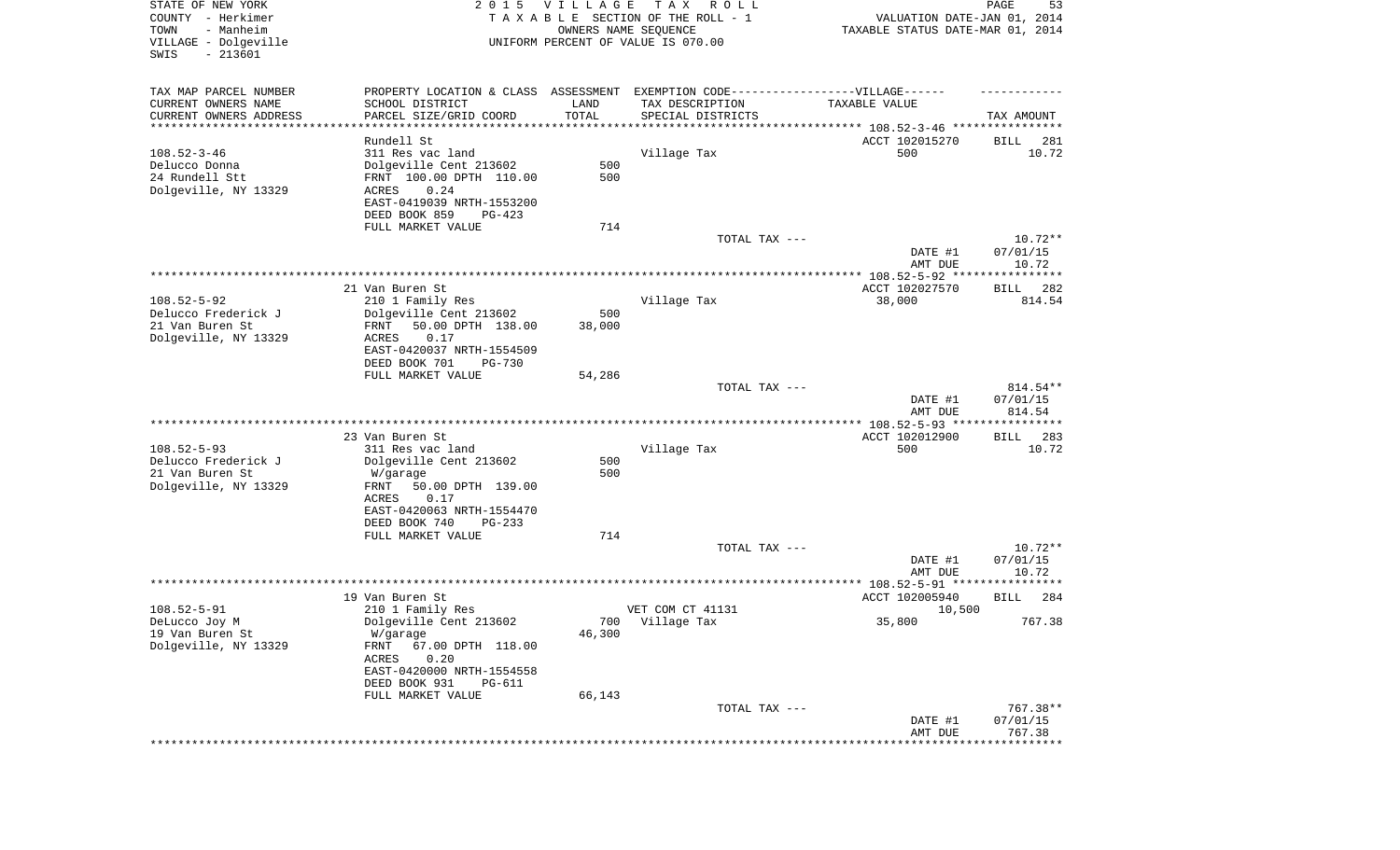STATE OF NEW YORK
COUNTY - Herkimer
TOWN - Manheim
VILLAGE - Dolgeville
SWIS - 213601

2015 VILLAGE TAX ROLL
TAXABLE SECTION OF THE ROLL - 1
OWNERS NAME SEQUENCE
UNIFORM PERCENT OF VALUE IS 070.00

VALUATION DATE-JAN 01, 2014
TAXABLE STATUS DATE-MAR 01, 2014

| TAX MAP PARCEL NUMBER / CURRENT OWNERS NAME / CURRENT OWNERS ADDRESS | PROPERTY LOCATION & CLASS / SCHOOL DISTRICT / PARCEL SIZE/GRID COORD | ASSESSMENT LAND | TOTAL | EXEMPTION CODE / TAX DESCRIPTION / SPECIAL DISTRICTS | TAXABLE VALUE | TAX AMOUNT |
|---|---|---|---|---|---|---|
| 108.52-3-46 | Rundell St | | | | ACCT 102015270 | BILL 281 |
| Delucco Donna | 311 Res vac land | | | Village Tax | 500 | 10.72 |
| 24 Rundell Stt | Dolgeville Cent 213602 | 500 | 500 | | | |
| Dolgeville, NY 13329 | FRNT 100.00 DPTH 110.00 | | | | | |
| | ACRES 0.24 | | | | | |
| | EAST-0419039 NRTH-1553200 | | | | | |
| | DEED BOOK 859 PG-423 | | | | | |
| | FULL MARKET VALUE | | 714 | | | |
| | | | | TOTAL TAX --- | | 10.72** |
| | | | | | DATE #1 | 07/01/15 |
| | | | | | AMT DUE | 10.72 |
| 108.52-5-92 | 21 Van Buren St | | | | ACCT 102027570 | BILL 282 |
| Delucco Frederick J | 210 1 Family Res | | | Village Tax | 38,000 | 814.54 |
| 21 Van Buren St | Dolgeville Cent 213602 | 500 | 38,000 | | | |
| Dolgeville, NY 13329 | FRNT 50.00 DPTH 138.00 | | | | | |
| | ACRES 0.17 | | | | | |
| | EAST-0420037 NRTH-1554509 | | | | | |
| | DEED BOOK 701 PG-730 | | | | | |
| | FULL MARKET VALUE | | 54,286 | | | |
| | | | | TOTAL TAX --- | | 814.54** |
| | | | | | DATE #1 | 07/01/15 |
| | | | | | AMT DUE | 814.54 |
| 108.52-5-93 | 23 Van Buren St | | | | ACCT 102012900 | BILL 283 |
| Delucco Frederick J | 311 Res vac land | | | Village Tax | 500 | 10.72 |
| 21 Van Buren St | Dolgeville Cent 213602 | 500 | 500 | | | |
| Dolgeville, NY 13329 | W/garage | | | | | |
| | FRNT 50.00 DPTH 139.00 | | | | | |
| | ACRES 0.17 | | | | | |
| | EAST-0420063 NRTH-1554470 | | | | | |
| | DEED BOOK 740 PG-233 | | | | | |
| | FULL MARKET VALUE | | 714 | | | |
| | | | | TOTAL TAX --- | | 10.72** |
| | | | | | DATE #1 | 07/01/15 |
| | | | | | AMT DUE | 10.72 |
| 108.52-5-91 | 19 Van Buren St | | | | ACCT 102005940 | BILL 284 |
| DeLucco Joy M | 210 1 Family Res | | | VET COM CT 41131 | 10,500 | |
| 19 Van Buren St | Dolgeville Cent 213602 | 700 | | Village Tax | 35,800 | 767.38 |
| Dolgeville, NY 13329 | W/garage | | 46,300 | | | |
| | FRNT 67.00 DPTH 118.00 | | | | | |
| | ACRES 0.20 | | | | | |
| | EAST-0420000 NRTH-1554558 | | | | | |
| | DEED BOOK 931 PG-611 | | | | | |
| | FULL MARKET VALUE | | 66,143 | | | |
| | | | | TOTAL TAX --- | | 767.38** |
| | | | | | DATE #1 | 07/01/15 |
| | | | | | AMT DUE | 767.38 |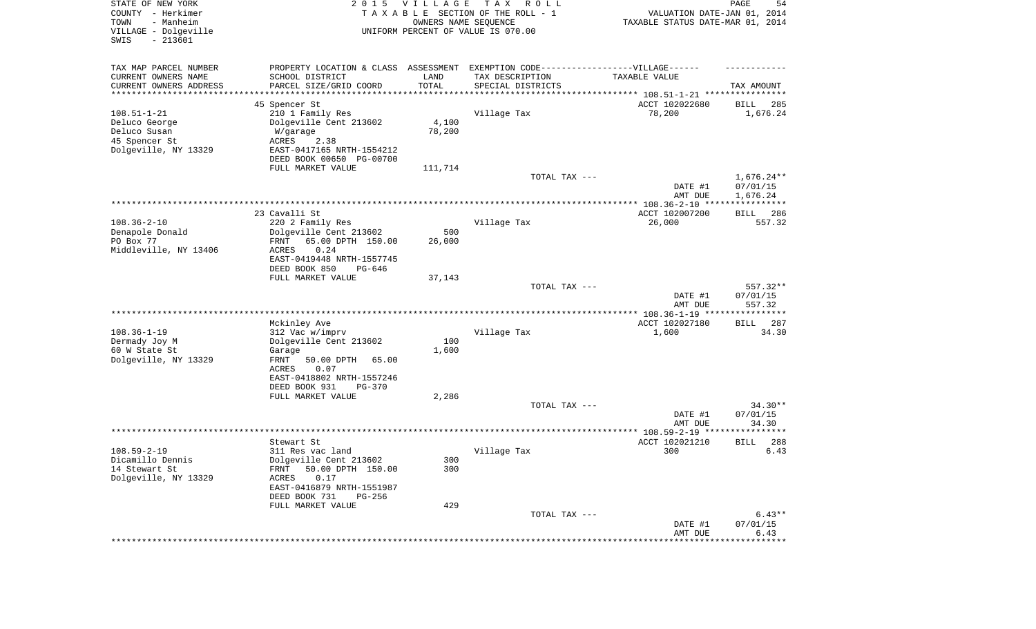STATE OF NEW YORK
COUNTY - Herkimer
TOWN - Manheim
VILLAGE - Dolgeville
SWIS - 213601

2 0 1 5 V I L L A G E T A X R O L L
T A X A B L E SECTION OF THE ROLL - 1
OWNERS NAME SEQUENCE
UNIFORM PERCENT OF VALUE IS 070.00

VALUATION DATE-JAN 01, 2014
TAXABLE STATUS DATE-MAR 01, 2014

| TAX MAP PARCEL NUMBER<br>CURRENT OWNERS NAME<br>CURRENT OWNERS ADDRESS | PROPERTY LOCATION & CLASS<br>SCHOOL DISTRICT<br>PARCEL SIZE/GRID COORD | ASSESSMENT<br>LAND<br>TOTAL | EXEMPTION CODE------VILLAGE------<br>TAX DESCRIPTION<br>SPECIAL DISTRICTS | TAXABLE VALUE | TAX AMOUNT |
|---|---|---|---|---|---|
| **108.51-1-21** | 45 Spencer St | | | ACCT 102022680 | BILL 285 |
| 108.51-1-21 | 210 1 Family Res | | Village Tax | 78,200 | 1,676.24 |
| Deluco George | Dolgeville Cent 213602 | 4,100 | | | |
| Deluco Susan | W/garage | 78,200 | | | |
| 45 Spencer St | ACRES 2.38 | | | | |
| Dolgeville, NY 13329 | EAST-0417165 NRTH-1554212 | | | | |
| | DEED BOOK 00650 PG-00700 | | | | |
| | FULL MARKET VALUE | 111,714 | | | |
| | | | TOTAL TAX --- | | 1,676.24** |
| | | | | DATE #1 | 07/01/15 |
| | | | | AMT DUE | 1,676.24 |
| **108.36-2-10** | 23 Cavalli St | | | ACCT 102007200 | BILL 286 |
| 108.36-2-10 | 220 2 Family Res | | Village Tax | 26,000 | 557.32 |
| Denapole Donald | Dolgeville Cent 213602 | 500 | | | |
| PO Box 77 | FRNT 65.00 DPTH 150.00 | 26,000 | | | |
| Middleville, NY 13406 | ACRES 0.24 | | | | |
| | EAST-0419448 NRTH-1557745 | | | | |
| | DEED BOOK 850 PG-646 | | | | |
| | FULL MARKET VALUE | 37,143 | | | |
| | | | TOTAL TAX --- | | 557.32** |
| | | | | DATE #1 | 07/01/15 |
| | | | | AMT DUE | 557.32 |
| **108.36-1-19** | Mckinley Ave | | | ACCT 102027180 | BILL 287 |
| 108.36-1-19 | 312 Vac w/imprv | | Village Tax | 1,600 | 34.30 |
| Dermady Joy M | Dolgeville Cent 213602 | 100 | | | |
| 60 W State St | Garage | 1,600 | | | |
| Dolgeville, NY 13329 | FRNT 50.00 DPTH 65.00 | | | | |
| | ACRES 0.07 | | | | |
| | EAST-0418802 NRTH-1557246 | | | | |
| | DEED BOOK 931 PG-370 | | | | |
| | FULL MARKET VALUE | 2,286 | | | |
| | | | TOTAL TAX --- | | 34.30** |
| | | | | DATE #1 | 07/01/15 |
| | | | | AMT DUE | 34.30 |
| **108.59-2-19** | Stewart St | | | ACCT 102021210 | BILL 288 |
| 108.59-2-19 | 311 Res vac land | | Village Tax | 300 | 6.43 |
| Dicamillo Dennis | Dolgeville Cent 213602 | 300 | | | |
| 14 Stewart St | FRNT 50.00 DPTH 150.00 | 300 | | | |
| Dolgeville, NY 13329 | ACRES 0.17 | | | | |
| | EAST-0416879 NRTH-1551987 | | | | |
| | DEED BOOK 731 PG-256 | | | | |
| | FULL MARKET VALUE | 429 | | | |
| | | | TOTAL TAX --- | | 6.43** |
| | | | | DATE #1 | 07/01/15 |
| | | | | AMT DUE | 6.43 |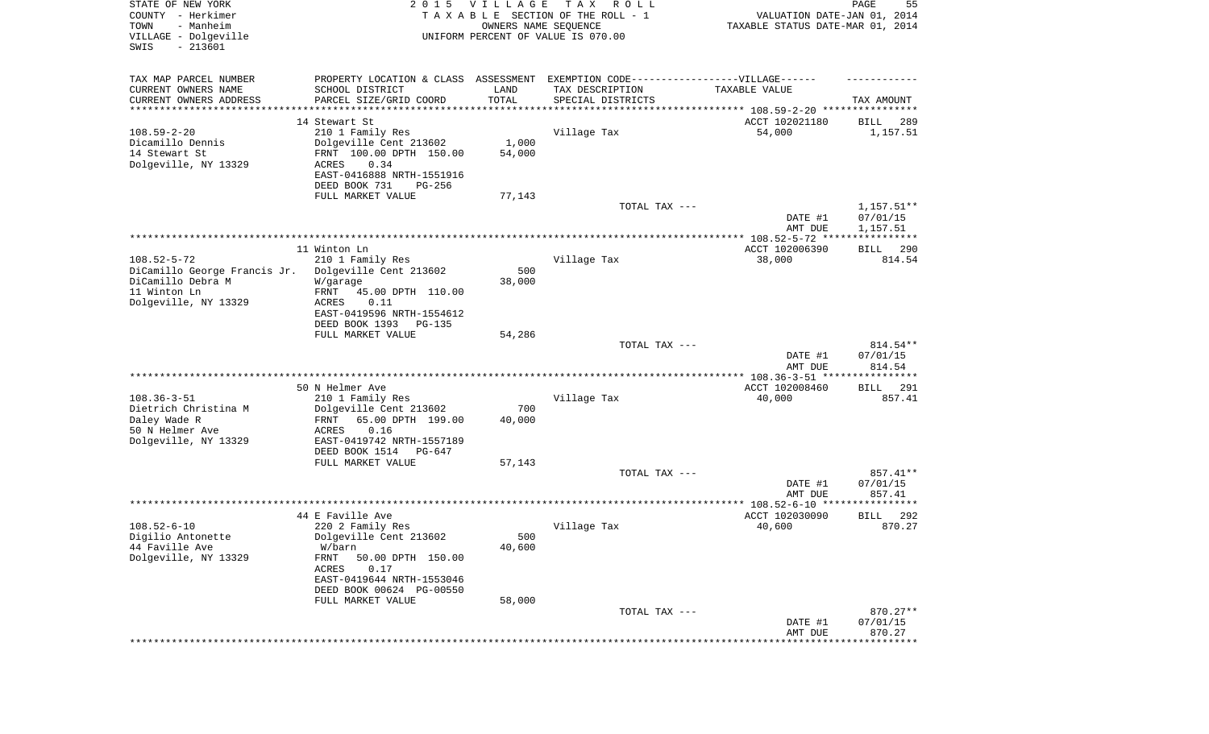STATE OF NEW YORK
COUNTY - Herkimer
TOWN - Manheim
VILLAGE - Dolgeville
SWIS - 213601

2 0 1 5 V I L L A G E T A X R O L L
T A X A B L E SECTION OF THE ROLL - 1
OWNERS NAME SEQUENCE
UNIFORM PERCENT OF VALUE IS 070.00

VALUATION DATE-JAN 01, 2014
TAXABLE STATUS DATE-MAR 01, 2014

| TAX MAP PARCEL NUMBER / CURRENT OWNERS NAME / CURRENT OWNERS ADDRESS | PROPERTY LOCATION & CLASS / SCHOOL DISTRICT / PARCEL SIZE/GRID COORD | ASSESSMENT LAND / TOTAL | EXEMPTION CODE / TAX DESCRIPTION / SPECIAL DISTRICTS | TAXABLE VALUE | TAX AMOUNT |
|---|---|---|---|---|---|
| **108.59-2-20** | 14 Stewart St | | | ACCT 102021180 | BILL 289 |
| 108.59-2-20 | 210 1 Family Res | | Village Tax | 54,000 | 1,157.51 |
| Dicamillo Dennis | Dolgeville Cent 213602 | 1,000 | | | |
| 14 Stewart St | FRNT 100.00 DPTH 150.00 | 54,000 | | | |
| Dolgeville, NY 13329 | ACRES 0.34 | | | | |
| | EAST-0416888 NRTH-1551916 | | | | |
| | DEED BOOK 731 PG-256 | | | | |
| | FULL MARKET VALUE | 77,143 | | | |
| | | | TOTAL TAX --- | | 1,157.51** |
| | | | | DATE #1 | 07/01/15 |
| | | | | AMT DUE | 1,157.51 |
| **108.52-5-72** | 11 Winton Ln | | | ACCT 102006390 | BILL 290 |
| 108.52-5-72 | 210 1 Family Res | | Village Tax | 38,000 | 814.54 |
| DiCamillo George Francis Jr. | Dolgeville Cent 213602 | 500 | | | |
| DiCamillo Debra M | W/garage | 38,000 | | | |
| 11 Winton Ln | FRNT 45.00 DPTH 110.00 | | | | |
| Dolgeville, NY 13329 | ACRES 0.11 | | | | |
| | EAST-0419596 NRTH-1554612 | | | | |
| | DEED BOOK 1393 PG-135 | | | | |
| | FULL MARKET VALUE | 54,286 | | | |
| | | | TOTAL TAX --- | | 814.54** |
| | | | | DATE #1 | 07/01/15 |
| | | | | AMT DUE | 814.54 |
| **108.36-3-51** | 50 N Helmer Ave | | | ACCT 102008460 | BILL 291 |
| 108.36-3-51 | 210 1 Family Res | | Village Tax | 40,000 | 857.41 |
| Dietrich Christina M | Dolgeville Cent 213602 | 700 | | | |
| Daley Wade R | FRNT 65.00 DPTH 199.00 | 40,000 | | | |
| 50 N Helmer Ave | ACRES 0.16 | | | | |
| Dolgeville, NY 13329 | EAST-0419742 NRTH-1557189 | | | | |
| | DEED BOOK 1514 PG-647 | | | | |
| | FULL MARKET VALUE | 57,143 | | | |
| | | | TOTAL TAX --- | | 857.41** |
| | | | | DATE #1 | 07/01/15 |
| | | | | AMT DUE | 857.41 |
| **108.52-6-10** | 44 E Faville Ave | | | ACCT 102030090 | BILL 292 |
| 108.52-6-10 | 220 2 Family Res | | Village Tax | 40,600 | 870.27 |
| Digilio Antonette | Dolgeville Cent 213602 | 500 | | | |
| 44 Faville Ave | W/barn | 40,600 | | | |
| Dolgeville, NY 13329 | FRNT 50.00 DPTH 150.00 | | | | |
| | ACRES 0.17 | | | | |
| | EAST-0419644 NRTH-1553046 | | | | |
| | DEED BOOK 00624 PG-00550 | | | | |
| | FULL MARKET VALUE | 58,000 | | | |
| | | | TOTAL TAX --- | | 870.27** |
| | | | | DATE #1 | 07/01/15 |
| | | | | AMT DUE | 870.27 |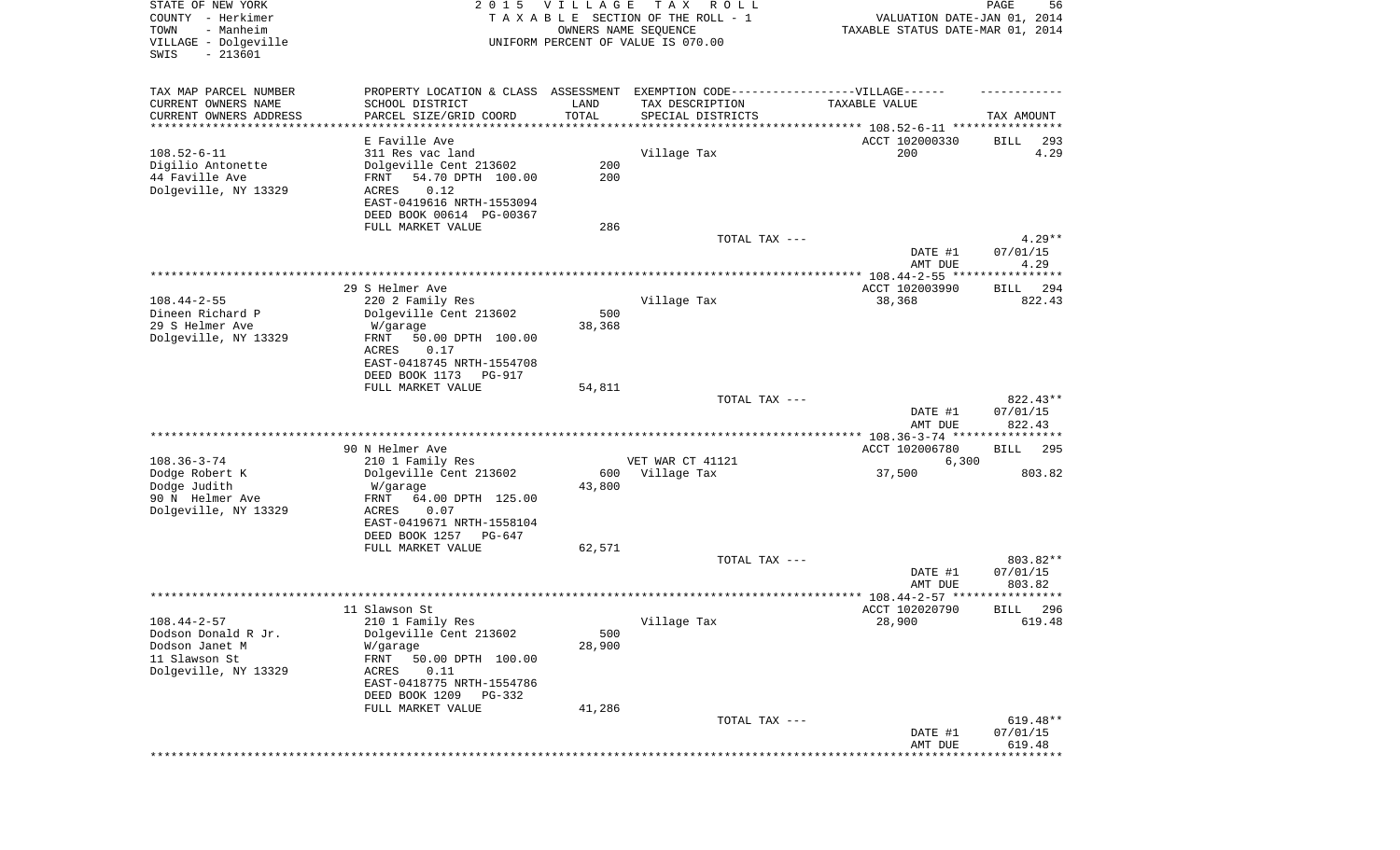STATE OF NEW YORK
COUNTY - Herkimer
TOWN - Manheim
VILLAGE - Dolgeville
SWIS - 213601

2015 VILLAGE TAX ROLL
TAXABLE SECTION OF THE ROLL - 1
OWNERS NAME SEQUENCE
UNIFORM PERCENT OF VALUE IS 070.00

VALUATION DATE-JAN 01, 2014
TAXABLE STATUS DATE-MAR 01, 2014

| TAX MAP PARCEL NUMBER<br>CURRENT OWNERS NAME<br>CURRENT OWNERS ADDRESS | PROPERTY LOCATION & CLASS<br>SCHOOL DISTRICT<br>PARCEL SIZE/GRID COORD | ASSESSMENT LAND<br>TOTAL | EXEMPTION CODE-----VILLAGE------<br>TAX DESCRIPTION<br>SPECIAL DISTRICTS | TAXABLE VALUE | TAX AMOUNT |
|---|---|---|---|---|---|
| 108.52-6-11 | E Faville Ave | | | ACCT 102000330 | BILL 293 |
| 108.52-6-11 | 311 Res vac land | | Village Tax | 200 | 4.29 |
| Digilio Antonette | Dolgeville Cent 213602 | 200 | | | |
| 44 Faville Ave | FRNT 54.70 DPTH 100.00 | 200 | | | |
| Dolgeville, NY 13329 | ACRES 0.12 | | | | |
| | EAST-0419616 NRTH-1553094 | | | | |
| | DEED BOOK 00614 PG-00367 | | | | |
| | FULL MARKET VALUE | 286 | | | |
| | | | TOTAL TAX --- | | 4.29** |
| | | | | DATE #1 | 07/01/15 |
| | | | | AMT DUE | 4.29 |
| 108.44-2-55 | 29 S Helmer Ave | | | ACCT 102003990 | BILL 294 |
| 108.44-2-55 | 220 2 Family Res | | Village Tax | 38,368 | 822.43 |
| Dineen Richard P | Dolgeville Cent 213602 | 500 | | | |
| 29 S Helmer Ave | W/garage | 38,368 | | | |
| Dolgeville, NY 13329 | FRNT 50.00 DPTH 100.00 | | | | |
| | ACRES 0.17 | | | | |
| | EAST-0418745 NRTH-1554708 | | | | |
| | DEED BOOK 1173 PG-917 | | | | |
| | FULL MARKET VALUE | 54,811 | | | |
| | | | TOTAL TAX --- | | 822.43** |
| | | | | DATE #1 | 07/01/15 |
| | | | | AMT DUE | 822.43 |
| 108.36-3-74 | 90 N Helmer Ave | | | ACCT 102006780 | BILL 295 |
| 108.36-3-74 | 210 1 Family Res | | VET WAR CT 41121 | 6,300 | |
| Dodge Robert K | Dolgeville Cent 213602 | 600 | Village Tax | 37,500 | 803.82 |
| Dodge Judith | W/garage | 43,800 | | | |
| 90 N Helmer Ave | FRNT 64.00 DPTH 125.00 | | | | |
| Dolgeville, NY 13329 | ACRES 0.07 | | | | |
| | EAST-0419671 NRTH-1558104 | | | | |
| | DEED BOOK 1257 PG-647 | | | | |
| | FULL MARKET VALUE | 62,571 | | | |
| | | | TOTAL TAX --- | | 803.82** |
| | | | | DATE #1 | 07/01/15 |
| | | | | AMT DUE | 803.82 |
| 108.44-2-57 | 11 Slawson St | | | ACCT 102020790 | BILL 296 |
| 108.44-2-57 | 210 1 Family Res | | Village Tax | 28,900 | 619.48 |
| Dodson Donald R Jr. | Dolgeville Cent 213602 | 500 | | | |
| Dodson Janet M | W/garage | 28,900 | | | |
| 11 Slawson St | FRNT 50.00 DPTH 100.00 | | | | |
| Dolgeville, NY 13329 | ACRES 0.11 | | | | |
| | EAST-0418775 NRTH-1554786 | | | | |
| | DEED BOOK 1209 PG-332 | | | | |
| | FULL MARKET VALUE | 41,286 | | | |
| | | | TOTAL TAX --- | | 619.48** |
| | | | | DATE #1 | 07/01/15 |
| | | | | AMT DUE | 619.48 |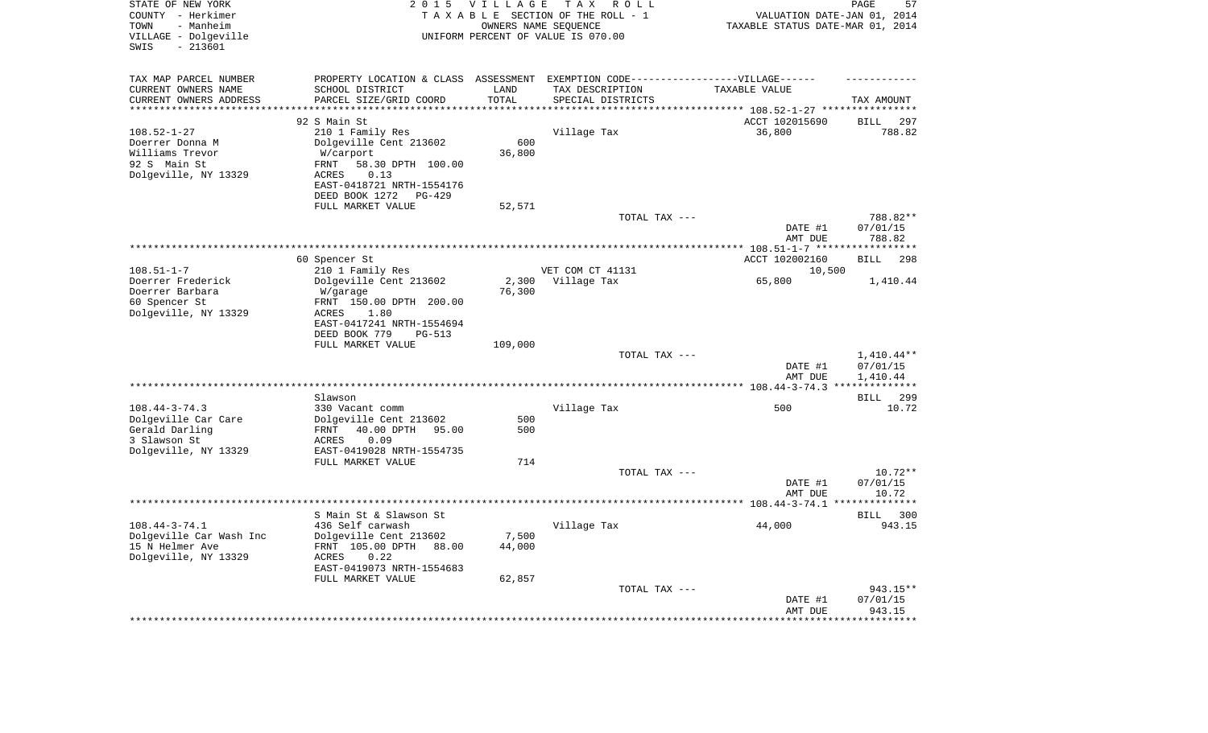STATE OF NEW YORK
COUNTY - Herkimer
TOWN - Manheim
VILLAGE - Dolgeville
SWIS - 213601

2015 VILLAGE TAX ROLL
TAXABLE SECTION OF THE ROLL - 1
OWNERS NAME SEQUENCE
UNIFORM PERCENT OF VALUE IS 070.00

VALUATION DATE-JAN 01, 2014
TAXABLE STATUS DATE-MAR 01, 2014

| TAX MAP PARCEL NUMBER / CURRENT OWNERS NAME / CURRENT OWNERS ADDRESS | PROPERTY LOCATION & CLASS / SCHOOL DISTRICT / PARCEL SIZE/GRID COORD | ASSESSMENT LAND / TOTAL | EXEMPTION CODE / TAX DESCRIPTION / SPECIAL DISTRICTS | TAXABLE VALUE | TAX AMOUNT |
|---|---|---|---|---|---|
| 92 S Main St | | | | ACCT 102015690 | BILL 297 |
| 108.52-1-27 | 210 1 Family Res | | Village Tax | 36,800 | 788.82 |
| Doerrer Donna M | Dolgeville Cent 213602 | 600 | | | |
| Williams Trevor | W/carport | 36,800 | | | |
| 92 S Main St | FRNT 58.30 DPTH 100.00 | | | | |
| Dolgeville, NY 13329 | ACRES 0.13 | | | | |
| | EAST-0418721 NRTH-1554176 | | | | |
| | DEED BOOK 1272 PG-429 | | | | |
| | FULL MARKET VALUE | 52,571 | | | |
| | | | TOTAL TAX --- | | 788.82** |
| | | | | DATE #1 | 07/01/15 |
| | | | | AMT DUE | 788.82 |
| 60 Spencer St | | | | ACCT 102002160 | BILL 298 |
| 108.51-1-7 | 210 1 Family Res | | VET COM CT 41131 | 10,500 | |
| Doerrer Frederick | Dolgeville Cent 213602 | 2,300 | Village Tax | 65,800 | 1,410.44 |
| Doerrer Barbara | W/garage | 76,300 | | | |
| 60 Spencer St | FRNT 150.00 DPTH 200.00 | | | | |
| Dolgeville, NY 13329 | ACRES 1.80 | | | | |
| | EAST-0417241 NRTH-1554694 | | | | |
| | DEED BOOK 779 PG-513 | | | | |
| | FULL MARKET VALUE | 109,000 | | | |
| | | | TOTAL TAX --- | | 1,410.44** |
| | | | | DATE #1 | 07/01/15 |
| | | | | AMT DUE | 1,410.44 |
| Slawson | | | | | BILL 299 |
| 108.44-3-74.3 | 330 Vacant comm | | Village Tax | 500 | 10.72 |
| Dolgeville Car Care | Dolgeville Cent 213602 | 500 | | | |
| Gerald Darling | FRNT 40.00 DPTH 95.00 | 500 | | | |
| 3 Slawson St | ACRES 0.09 | | | | |
| Dolgeville, NY 13329 | EAST-0419028 NRTH-1554735 | | | | |
| | FULL MARKET VALUE | 714 | | | |
| | | | TOTAL TAX --- | | 10.72** |
| | | | | DATE #1 | 07/01/15 |
| | | | | AMT DUE | 10.72 |
| S Main St & Slawson St | | | | | BILL 300 |
| 108.44-3-74.1 | 436 Self carwash | | Village Tax | 44,000 | 943.15 |
| Dolgeville Car Wash Inc | Dolgeville Cent 213602 | 7,500 | | | |
| 15 N Helmer Ave | FRNT 105.00 DPTH 88.00 | 44,000 | | | |
| Dolgeville, NY 13329 | ACRES 0.22 | | | | |
| | EAST-0419073 NRTH-1554683 | | | | |
| | FULL MARKET VALUE | 62,857 | | | |
| | | | TOTAL TAX --- | | 943.15** |
| | | | | DATE #1 | 07/01/15 |
| | | | | AMT DUE | 943.15 |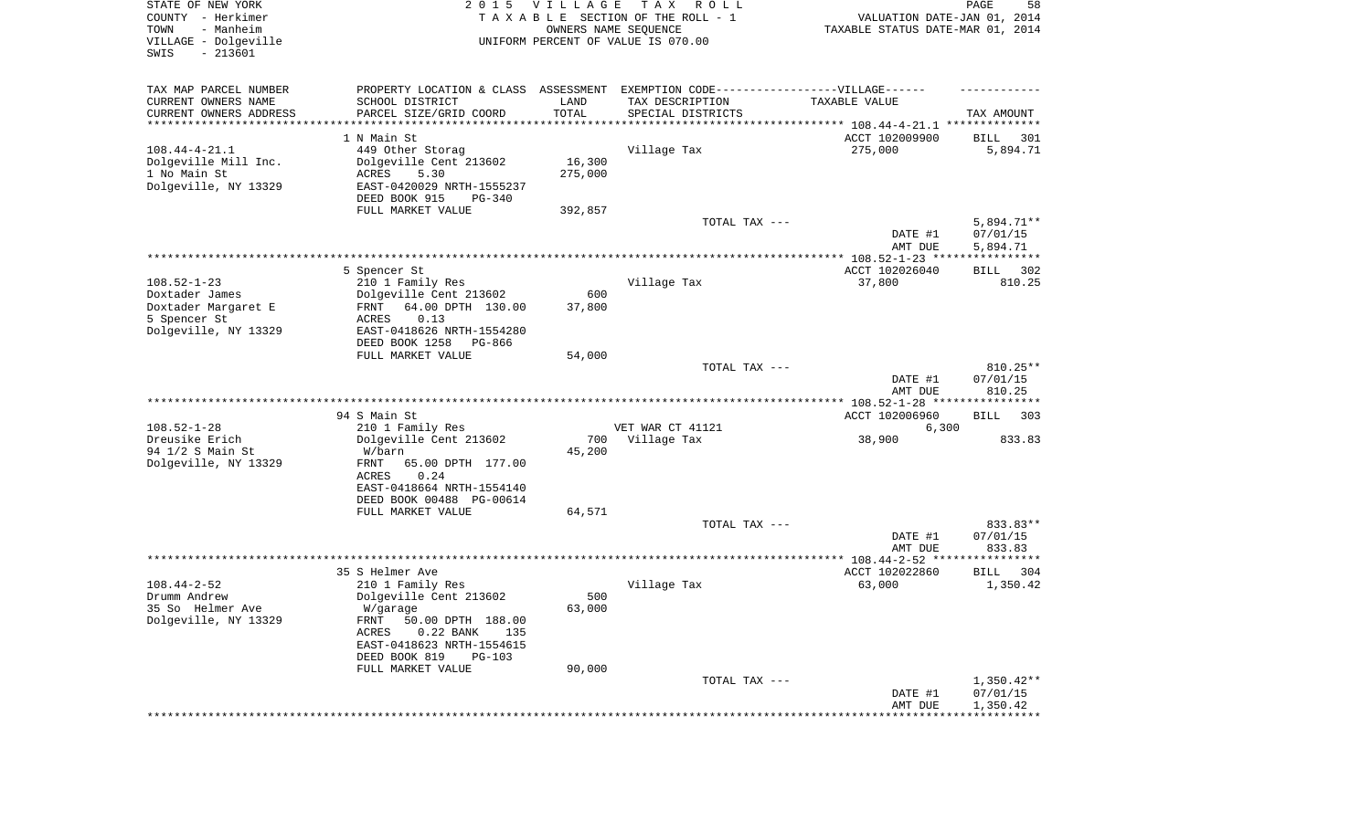STATE OF NEW YORK
COUNTY - Herkimer
TOWN - Manheim
VILLAGE - Dolgeville
SWIS - 213601

2 0 1 5 V I L L A G E T A X R O L L
T A X A B L E SECTION OF THE ROLL - 1
OWNERS NAME SEQUENCE
UNIFORM PERCENT OF VALUE IS 070.00

VALUATION DATE-JAN 01, 2014
TAXABLE STATUS DATE-MAR 01, 2014

| TAX MAP PARCEL NUMBER<br>CURRENT OWNERS NAME<br>CURRENT OWNERS ADDRESS | PROPERTY LOCATION & CLASS<br>SCHOOL DISTRICT<br>PARCEL SIZE/GRID COORD | ASSESSMENT<br>LAND<br>TOTAL | EXEMPTION CODE------VILLAGE------<br>TAX DESCRIPTION<br>SPECIAL DISTRICTS | TAXABLE VALUE | TAX AMOUNT |
|---|---|---|---|---|---|
| | 1 N Main St | | | ACCT 102009900 | BILL 301 |
| 108.44-4-21.1 | 449 Other Storag | | Village Tax | 275,000 | 5,894.71 |
| Dolgeville Mill Inc. | Dolgeville Cent 213602 | 16,300 | | | |
| 1 No Main St | ACRES 5.30 | 275,000 | | | |
| Dolgeville, NY 13329 | EAST-0420029 NRTH-1555237 | | | | |
| | DEED BOOK 915 PG-340 | | | | |
| | FULL MARKET VALUE | 392,857 | | | |
| | | | TOTAL TAX --- | | 5,894.71** |
| | | | | DATE #1 | 07/01/15 |
| | | | | AMT DUE | 5,894.71 |
| | 5 Spencer St | | | ACCT 102026040 | BILL 302 |
| 108.52-1-23 | 210 1 Family Res | | Village Tax | 37,800 | 810.25 |
| Doxtader James | Dolgeville Cent 213602 | 600 | | | |
| Doxtader Margaret E | FRNT 64.00 DPTH 130.00 | 37,800 | | | |
| 5 Spencer St | ACRES 0.13 | | | | |
| Dolgeville, NY 13329 | EAST-0418626 NRTH-1554280 | | | | |
| | DEED BOOK 1258 PG-866 | | | | |
| | FULL MARKET VALUE | 54,000 | | | |
| | | | TOTAL TAX --- | | 810.25** |
| | | | | DATE #1 | 07/01/15 |
| | | | | AMT DUE | 810.25 |
| | 94 S Main St | | | ACCT 102006960 | BILL 303 |
| 108.52-1-28 | 210 1 Family Res | | VET WAR CT 41121 | 6,300 | |
| Dreusike Erich | Dolgeville Cent 213602 | 700 | Village Tax | 38,900 | 833.83 |
| 94 1/2 S Main St | W/barn | 45,200 | | | |
| Dolgeville, NY 13329 | FRNT 65.00 DPTH 177.00 | | | | |
| | ACRES 0.24 | | | | |
| | EAST-0418664 NRTH-1554140 | | | | |
| | DEED BOOK 00488 PG-00614 | | | | |
| | FULL MARKET VALUE | 64,571 | | | |
| | | | TOTAL TAX --- | | 833.83** |
| | | | | DATE #1 | 07/01/15 |
| | | | | AMT DUE | 833.83 |
| | 35 S Helmer Ave | | | ACCT 102022860 | BILL 304 |
| 108.44-2-52 | 210 1 Family Res | | Village Tax | 63,000 | 1,350.42 |
| Drumm Andrew | Dolgeville Cent 213602 | 500 | | | |
| 35 So Helmer Ave | W/garage | 63,000 | | | |
| Dolgeville, NY 13329 | FRNT 50.00 DPTH 188.00 | | | | |
| | ACRES 0.22 BANK 135 | | | | |
| | EAST-0418623 NRTH-1554615 | | | | |
| | DEED BOOK 819 PG-103 | | | | |
| | FULL MARKET VALUE | 90,000 | | | |
| | | | TOTAL TAX --- | | 1,350.42** |
| | | | | DATE #1 | 07/01/15 |
| | | | | AMT DUE | 1,350.42 |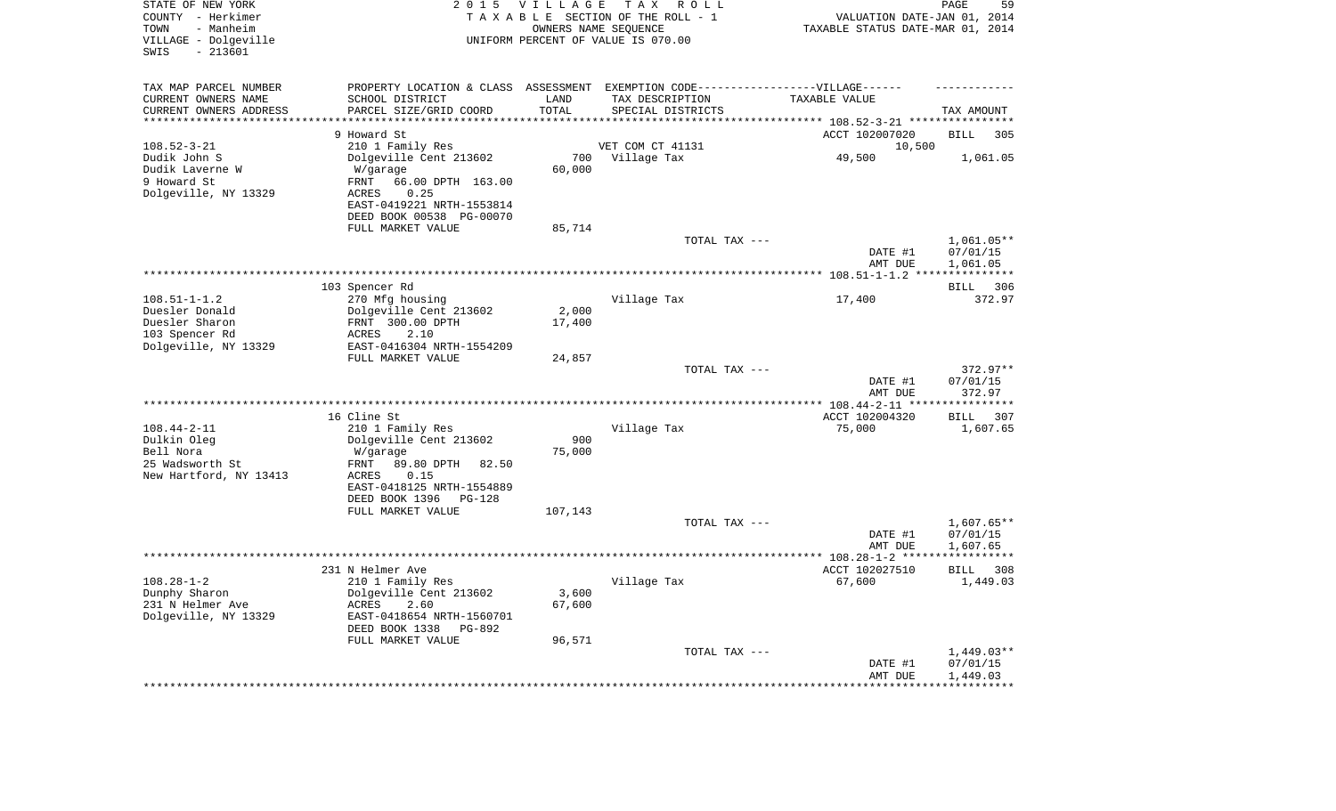STATE OF NEW YORK
COUNTY - Herkimer
TOWN - Manheim
VILLAGE - Dolgeville
SWIS - 213601

2015 VILLAGE TAX ROLL
TAXABLE SECTION OF THE ROLL - 1
OWNERS NAME SEQUENCE
UNIFORM PERCENT OF VALUE IS 070.00

VALUATION DATE-JAN 01, 2014
TAXABLE STATUS DATE-MAR 01, 2014

| TAX MAP PARCEL NUMBER / CURRENT OWNERS NAME / CURRENT OWNERS ADDRESS | PROPERTY LOCATION & CLASS / SCHOOL DISTRICT / PARCEL SIZE/GRID COORD | ASSESSMENT LAND / TOTAL | EXEMPTION CODE / TAX DESCRIPTION / SPECIAL DISTRICTS | TAXABLE VALUE | TAX AMOUNT |
|---|---|---|---|---|---|
| **108.52-3-21** | 9 Howard St | | | ACCT 102007020 | BILL 305 |
| | 210 1 Family Res | | VET COM CT 41131 | 10,500 | |
| Dudik John S | Dolgeville Cent 213602 | 700 | Village Tax | 49,500 | 1,061.05 |
| Dudik Laverne W | W/garage | 60,000 | | | |
| 9 Howard St | FRNT 66.00 DPTH 163.00 | | | | |
| Dolgeville, NY 13329 | ACRES 0.25 | | | | |
| | EAST-0419221 NRTH-1553814 | | | | |
| | DEED BOOK 00538 PG-00070 | | | | |
| | FULL MARKET VALUE | 85,714 | | | |
| | | | TOTAL TAX --- | | 1,061.05** |
| | | | | DATE #1 | 07/01/15 |
| | | | | AMT DUE | 1,061.05 |
| **108.51-1-1.2** | 103 Spencer Rd | | | | BILL 306 |
| | 270 Mfg housing | | Village Tax | 17,400 | 372.97 |
| Duesler Donald | Dolgeville Cent 213602 | 2,000 | | | |
| Duesler Sharon | FRNT 300.00 DPTH | 17,400 | | | |
| 103 Spencer Rd | ACRES 2.10 | | | | |
| Dolgeville, NY 13329 | EAST-0416304 NRTH-1554209 | | | | |
| | FULL MARKET VALUE | 24,857 | | | |
| | | | TOTAL TAX --- | | 372.97** |
| | | | | DATE #1 | 07/01/15 |
| | | | | AMT DUE | 372.97 |
| **108.44-2-11** | 16 Cline St | | | ACCT 102004320 | BILL 307 |
| | 210 1 Family Res | | Village Tax | 75,000 | 1,607.65 |
| Dulkin Oleg | Dolgeville Cent 213602 | 900 | | | |
| Bell Nora | W/garage | 75,000 | | | |
| 25 Wadsworth St | FRNT 89.80 DPTH 82.50 | | | | |
| New Hartford, NY 13413 | ACRES 0.15 | | | | |
| | EAST-0418125 NRTH-1554889 | | | | |
| | DEED BOOK 1396 PG-128 | | | | |
| | FULL MARKET VALUE | 107,143 | | | |
| | | | TOTAL TAX --- | | 1,607.65** |
| | | | | DATE #1 | 07/01/15 |
| | | | | AMT DUE | 1,607.65 |
| **108.28-1-2** | 231 N Helmer Ave | | | ACCT 102027510 | BILL 308 |
| | 210 1 Family Res | | Village Tax | 67,600 | 1,449.03 |
| Dunphy Sharon | Dolgeville Cent 213602 | 3,600 | | | |
| 231 N Helmer Ave | ACRES 2.60 | 67,600 | | | |
| Dolgeville, NY 13329 | EAST-0418654 NRTH-1560701 | | | | |
| | DEED BOOK 1338 PG-892 | | | | |
| | FULL MARKET VALUE | 96,571 | | | |
| | | | TOTAL TAX --- | | 1,449.03** |
| | | | | DATE #1 | 07/01/15 |
| | | | | AMT DUE | 1,449.03 |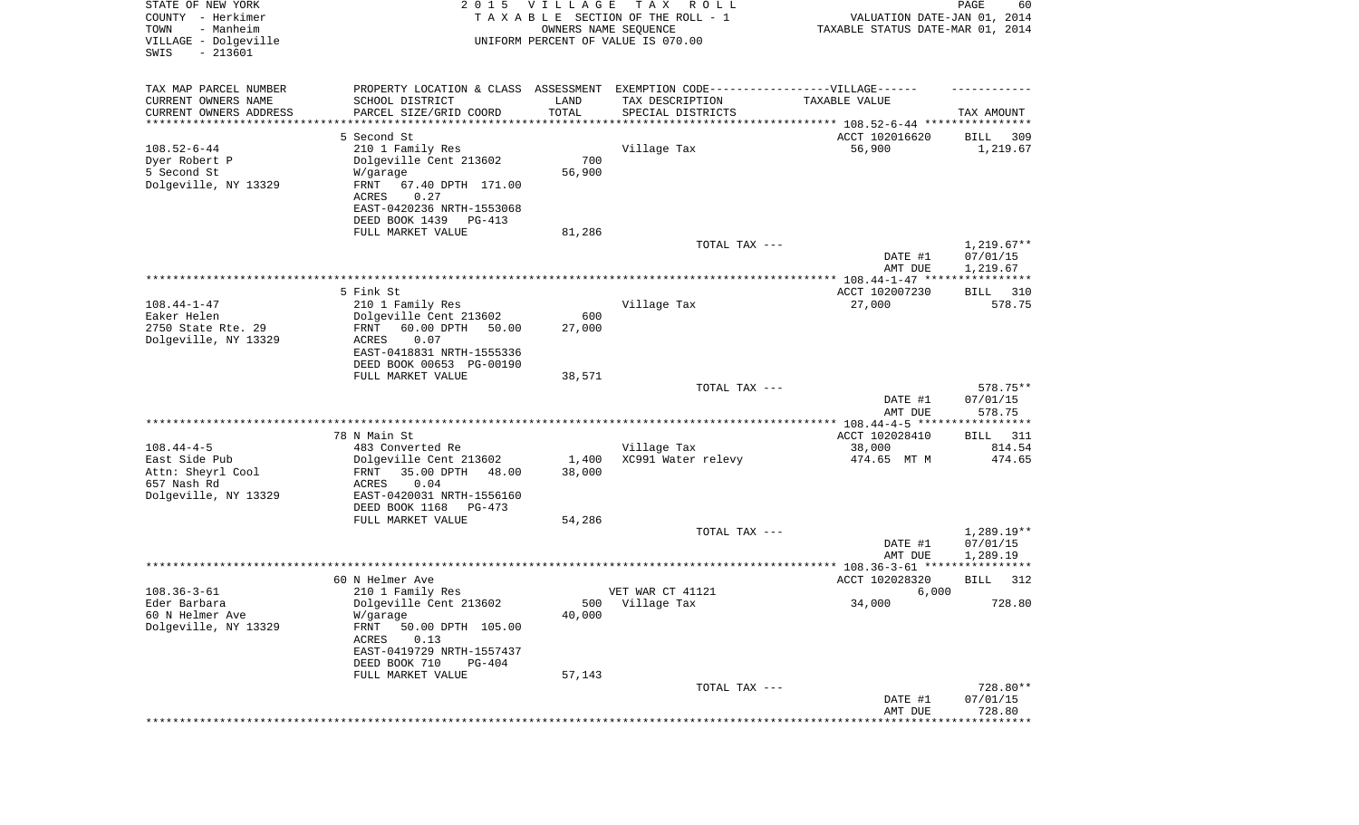STATE OF NEW YORK
COUNTY - Herkimer
TOWN - Manheim
VILLAGE - Dolgeville
SWIS - 213601

2015 VILLAGE TAX ROLL
TAXABLE SECTION OF THE ROLL - 1
OWNERS NAME SEQUENCE
UNIFORM PERCENT OF VALUE IS 070.00

VALUATION DATE-JAN 01, 2014
TAXABLE STATUS DATE-MAR 01, 2014

| TAX MAP PARCEL NUMBER / CURRENT OWNERS NAME / CURRENT OWNERS ADDRESS | PROPERTY LOCATION & CLASS / SCHOOL DISTRICT / PARCEL SIZE/GRID COORD | ASSESSMENT LAND / TOTAL | EXEMPTION CODE / TAX DESCRIPTION / SPECIAL DISTRICTS | TAXABLE VALUE | TAX AMOUNT |
|---|---|---|---|---|---|
| 108.52-6-44 | 5 Second St | | | ACCT 102016620 | BILL 309 |
| Dyer Robert P | 210 1 Family Res | | Village Tax | 56,900 | 1,219.67 |
| 5 Second St | Dolgeville Cent 213602 | 700 | | | |
| Dolgeville, NY 13329 | W/garage | 56,900 | | | |
| | FRNT 67.40 DPTH 171.00 | | | | |
| | ACRES 0.27 | | | | |
| | EAST-0420236 NRTH-1553068 | | | | |
| | DEED BOOK 1439 PG-413 | | | | |
| | FULL MARKET VALUE | 81,286 | | | |
| | | | TOTAL TAX --- | | 1,219.67** |
| | | | | DATE #1 | 07/01/15 |
| | | | | AMT DUE | 1,219.67 |
| 108.44-1-47 | 5 Fink St | | | ACCT 102007230 | BILL 310 |
| Eaker Helen | 210 1 Family Res | | Village Tax | 27,000 | 578.75 |
| 2750 State Rte. 29 | Dolgeville Cent 213602 | 600 | | | |
| Dolgeville, NY 13329 | FRNT 60.00 DPTH 50.00 | 27,000 | | | |
| | ACRES 0.07 | | | | |
| | EAST-0418831 NRTH-1555336 | | | | |
| | DEED BOOK 00653 PG-00190 | | | | |
| | FULL MARKET VALUE | 38,571 | | | |
| | | | TOTAL TAX --- | | 578.75** |
| | | | | DATE #1 | 07/01/15 |
| | | | | AMT DUE | 578.75 |
| 108.44-4-5 | 78 N Main St | | | ACCT 102028410 | BILL 311 |
| East Side Pub | 483 Converted Re | | Village Tax | 38,000 | 814.54 |
| Attn: Sheyrl Cool | Dolgeville Cent 213602 | 1,400 | XC991 Water relevy | 474.65 MT M | 474.65 |
| 657 Nash Rd | FRNT 35.00 DPTH 48.00 | 38,000 | | | |
| Dolgeville, NY 13329 | ACRES 0.04 | | | | |
| | EAST-0420031 NRTH-1556160 | | | | |
| | DEED BOOK 1168 PG-473 | | | | |
| | FULL MARKET VALUE | 54,286 | | | |
| | | | TOTAL TAX --- | | 1,289.19** |
| | | | | DATE #1 | 07/01/15 |
| | | | | AMT DUE | 1,289.19 |
| 108.36-3-61 | 60 N Helmer Ave | | | ACCT 102028320 | BILL 312 |
| Eder Barbara | 210 1 Family Res | | VET WAR CT 41121 | 6,000 | |
| 60 N Helmer Ave | Dolgeville Cent 213602 | 500 | Village Tax | 34,000 | 728.80 |
| Dolgeville, NY 13329 | W/garage | 40,000 | | | |
| | FRNT 50.00 DPTH 105.00 | | | | |
| | ACRES 0.13 | | | | |
| | EAST-0419729 NRTH-1557437 | | | | |
| | DEED BOOK 710 PG-404 | | | | |
| | FULL MARKET VALUE | 57,143 | | | |
| | | | TOTAL TAX --- | | 728.80** |
| | | | | DATE #1 | 07/01/15 |
| | | | | AMT DUE | 728.80 |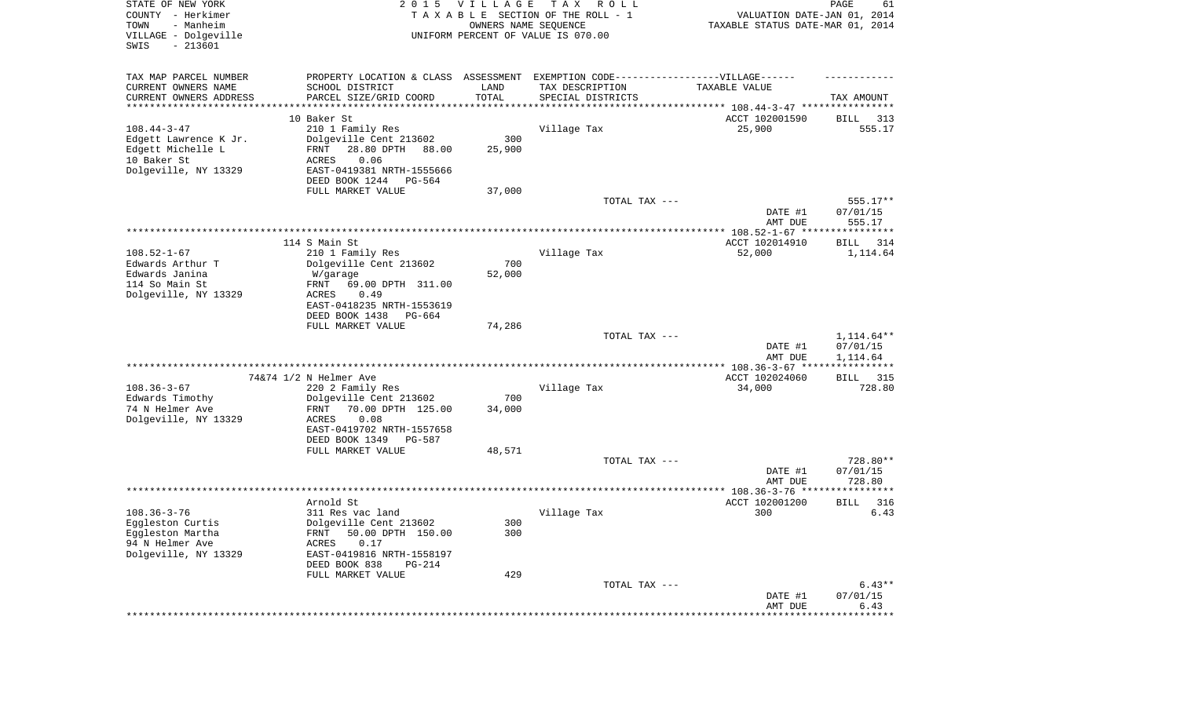STATE OF NEW YORK  
COUNTY - Herkimer  
TOWN - Manheim  
VILLAGE - Dolgeville  
SWIS - 213601

2015 VILLAGE TAX ROLL  
TAXABLE SECTION OF THE ROLL - 1  
OWNERS NAME SEQUENCE  
UNIFORM PERCENT OF VALUE IS 070.00

VALUATION DATE-JAN 01, 2014  
TAXABLE STATUS DATE-MAR 01, 2014

| TAX MAP PARCEL NUMBER / CURRENT OWNERS NAME / CURRENT OWNERS ADDRESS | PROPERTY LOCATION & CLASS / SCHOOL DISTRICT / PARCEL SIZE/GRID COORD | ASSESSMENT LAND / TOTAL | EXEMPTION CODE / TAX DESCRIPTION / SPECIAL DISTRICTS | VILLAGE TAXABLE VALUE | TAX AMOUNT |
|---|---|---|---|---|---|
| 108.44-3-47 | 10 Baker St | | | ACCT 102001590 | BILL 313 |
| | 210 1 Family Res | | Village Tax | 25,900 | 555.17 |
| Edgett Lawrence K Jr. | Dolgeville Cent 213602 | 300 | | | |
| Edgett Michelle L | FRNT 28.80 DPTH 88.00 | 25,900 | | | |
| 10 Baker St | ACRES 0.06 | | | | |
| Dolgeville, NY 13329 | EAST-0419381 NRTH-1555666 | | | | |
| | DEED BOOK 1244 PG-564 | | | | |
| | FULL MARKET VALUE | 37,000 | | | |
| | | | TOTAL TAX --- | | 555.17** |
| | | | | DATE #1 | 07/01/15 |
| | | | | AMT DUE | 555.17 |
| 108.52-1-67 | 114 S Main St | | | ACCT 102014910 | BILL 314 |
| | 210 1 Family Res | | Village Tax | 52,000 | 1,114.64 |
| Edwards Arthur T | Dolgeville Cent 213602 | 700 | | | |
| Edwards Janina | W/garage | 52,000 | | | |
| 114 So Main St | FRNT 69.00 DPTH 311.00 | | | | |
| Dolgeville, NY 13329 | ACRES 0.49 | | | | |
| | EAST-0418235 NRTH-1553619 | | | | |
| | DEED BOOK 1438 PG-664 | | | | |
| | FULL MARKET VALUE | 74,286 | | | |
| | | | TOTAL TAX --- | | 1,114.64** |
| | | | | DATE #1 | 07/01/15 |
| | | | | AMT DUE | 1,114.64 |
| 108.36-3-67 | 74&74 1/2 N Helmer Ave | | | ACCT 102024060 | BILL 315 |
| | 220 2 Family Res | | Village Tax | 34,000 | 728.80 |
| Edwards Timothy | Dolgeville Cent 213602 | 700 | | | |
| 74 N Helmer Ave | FRNT 70.00 DPTH 125.00 | 34,000 | | | |
| Dolgeville, NY 13329 | ACRES 0.08 | | | | |
| | EAST-0419702 NRTH-1557658 | | | | |
| | DEED BOOK 1349 PG-587 | | | | |
| | FULL MARKET VALUE | 48,571 | | | |
| | | | TOTAL TAX --- | | 728.80** |
| | | | | DATE #1 | 07/01/15 |
| | | | | AMT DUE | 728.80 |
| 108.36-3-76 | Arnold St | | | ACCT 102001200 | BILL 316 |
| | 311 Res vac land | | Village Tax | 300 | 6.43 |
| Eggleston Curtis | Dolgeville Cent 213602 | 300 | | | |
| Eggleston Martha | FRNT 50.00 DPTH 150.00 | 300 | | | |
| 94 N Helmer Ave | ACRES 0.17 | | | | |
| Dolgeville, NY 13329 | EAST-0419816 NRTH-1558197 | | | | |
| | DEED BOOK 838 PG-214 | | | | |
| | FULL MARKET VALUE | 429 | | | |
| | | | TOTAL TAX --- | | 6.43** |
| | | | | DATE #1 | 07/01/15 |
| | | | | AMT DUE | 6.43 |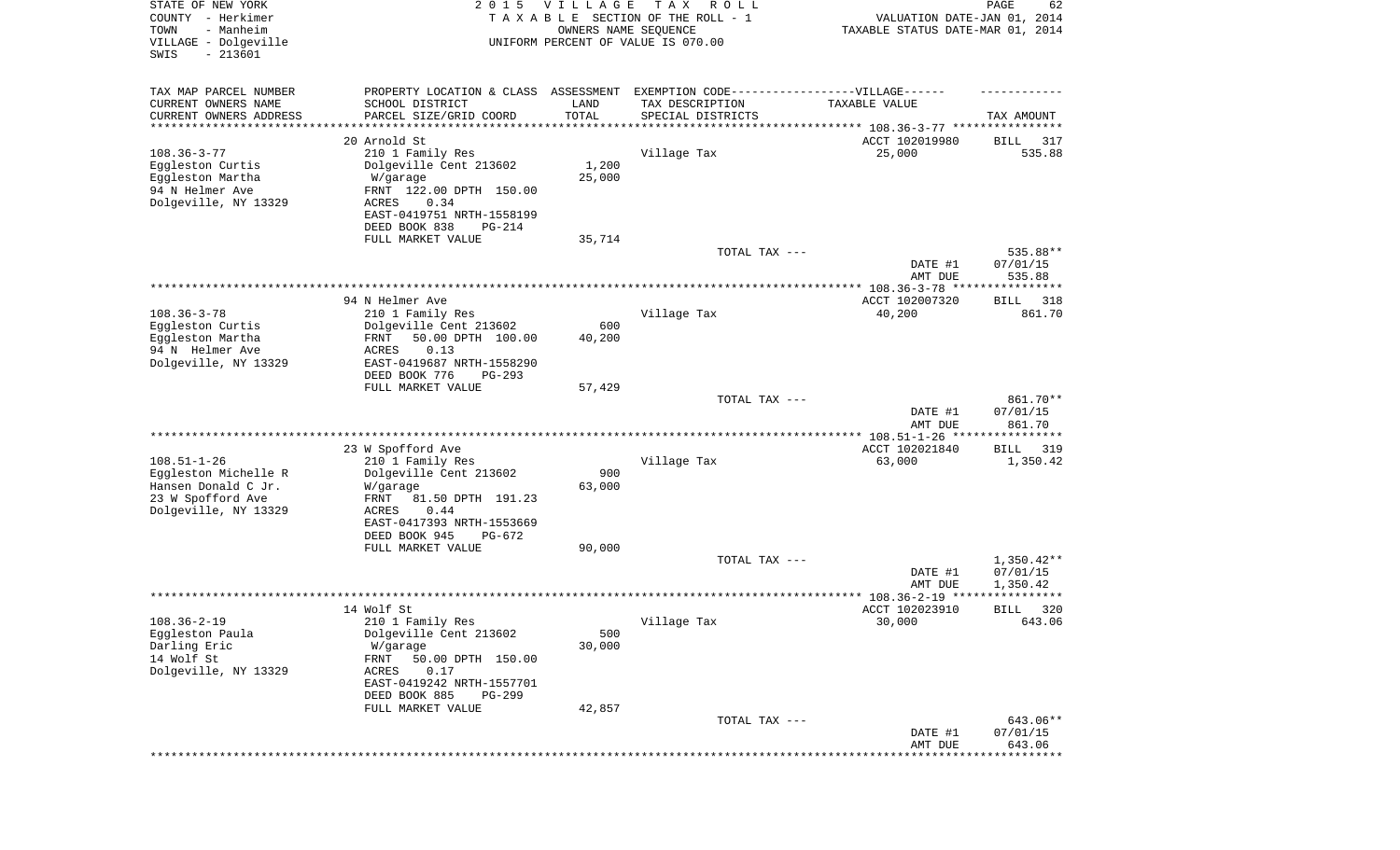STATE OF NEW YORK
COUNTY - Herkimer
TOWN - Manheim
VILLAGE - Dolgeville
SWIS - 213601

2 0 1 5 V I L L A G E T A X R O L L
T A X A B L E SECTION OF THE ROLL - 1
OWNERS NAME SEQUENCE
UNIFORM PERCENT OF VALUE IS 070.00

VALUATION DATE-JAN 01, 2014
TAXABLE STATUS DATE-MAR 01, 2014

| TAX MAP PARCEL NUMBER<br>CURRENT OWNERS NAME<br>CURRENT OWNERS ADDRESS | PROPERTY LOCATION & CLASS<br>SCHOOL DISTRICT<br>PARCEL SIZE/GRID COORD | ASSESSMENT<br>LAND<br>TOTAL | EXEMPTION CODE-----VILLAGE------<br>TAX DESCRIPTION<br>SPECIAL DISTRICTS | TAXABLE VALUE | TAX AMOUNT |
|---|---|---|---|---|---|
| | 20 Arnold St | | | ACCT 102019980 | BILL 317 |
| 108.36-3-77<br>Eggleston Curtis<br>Eggleston Martha<br>94 N Helmer Ave<br>Dolgeville, NY 13329 | 210 1 Family Res<br>Dolgeville Cent 213602<br>W/garage<br>FRNT 122.00 DPTH 150.00<br>ACRES 0.34<br>EAST-0419751 NRTH-1558199<br>DEED BOOK 838 PG-214<br>FULL MARKET VALUE | 1,200<br>25,000<br><br><br><br><br><br>35,714 | Village Tax | 25,000 | 535.88 |
| | | | TOTAL TAX --- | | 535.88** |
| | | | | DATE #1 | 07/01/15 |
| | | | | AMT DUE | 535.88 |
| | 94 N Helmer Ave | | | ACCT 102007320 | BILL 318 |
| 108.36-3-78<br>Eggleston Curtis<br>Eggleston Martha<br>94 N Helmer Ave<br>Dolgeville, NY 13329 | 210 1 Family Res<br>Dolgeville Cent 213602<br>FRNT 50.00 DPTH 100.00<br>ACRES 0.13<br>EAST-0419687 NRTH-1558290<br>DEED BOOK 776 PG-293<br>FULL MARKET VALUE | 600<br>40,200<br><br><br><br><br>57,429 | Village Tax | 40,200 | 861.70 |
| | | | TOTAL TAX --- | | 861.70** |
| | | | | DATE #1 | 07/01/15 |
| | | | | AMT DUE | 861.70 |
| | 23 W Spofford Ave | | | ACCT 102021840 | BILL 319 |
| 108.51-1-26<br>Eggleston Michelle R<br>Hansen Donald C Jr.<br>23 W Spofford Ave<br>Dolgeville, NY 13329 | 210 1 Family Res<br>Dolgeville Cent 213602<br>W/garage<br>FRNT 81.50 DPTH 191.23<br>ACRES 0.44<br>EAST-0417393 NRTH-1553669<br>DEED BOOK 945 PG-672<br>FULL MARKET VALUE | 900<br>63,000<br><br><br><br><br><br>90,000 | Village Tax | 63,000 | 1,350.42 |
| | | | TOTAL TAX --- | | 1,350.42** |
| | | | | DATE #1 | 07/01/15 |
| | | | | AMT DUE | 1,350.42 |
| | 14 Wolf St | | | ACCT 102023910 | BILL 320 |
| 108.36-2-19<br>Eggleston Paula<br>Darling Eric<br>14 Wolf St<br>Dolgeville, NY 13329 | 210 1 Family Res<br>Dolgeville Cent 213602<br>W/garage<br>FRNT 50.00 DPTH 150.00<br>ACRES 0.17<br>EAST-0419242 NRTH-1557701<br>DEED BOOK 885 PG-299<br>FULL MARKET VALUE | 500<br>30,000<br><br><br><br><br><br>42,857 | Village Tax | 30,000 | 643.06 |
| | | | TOTAL TAX --- | | 643.06** |
| | | | | DATE #1 | 07/01/15 |
| | | | | AMT DUE | 643.06 |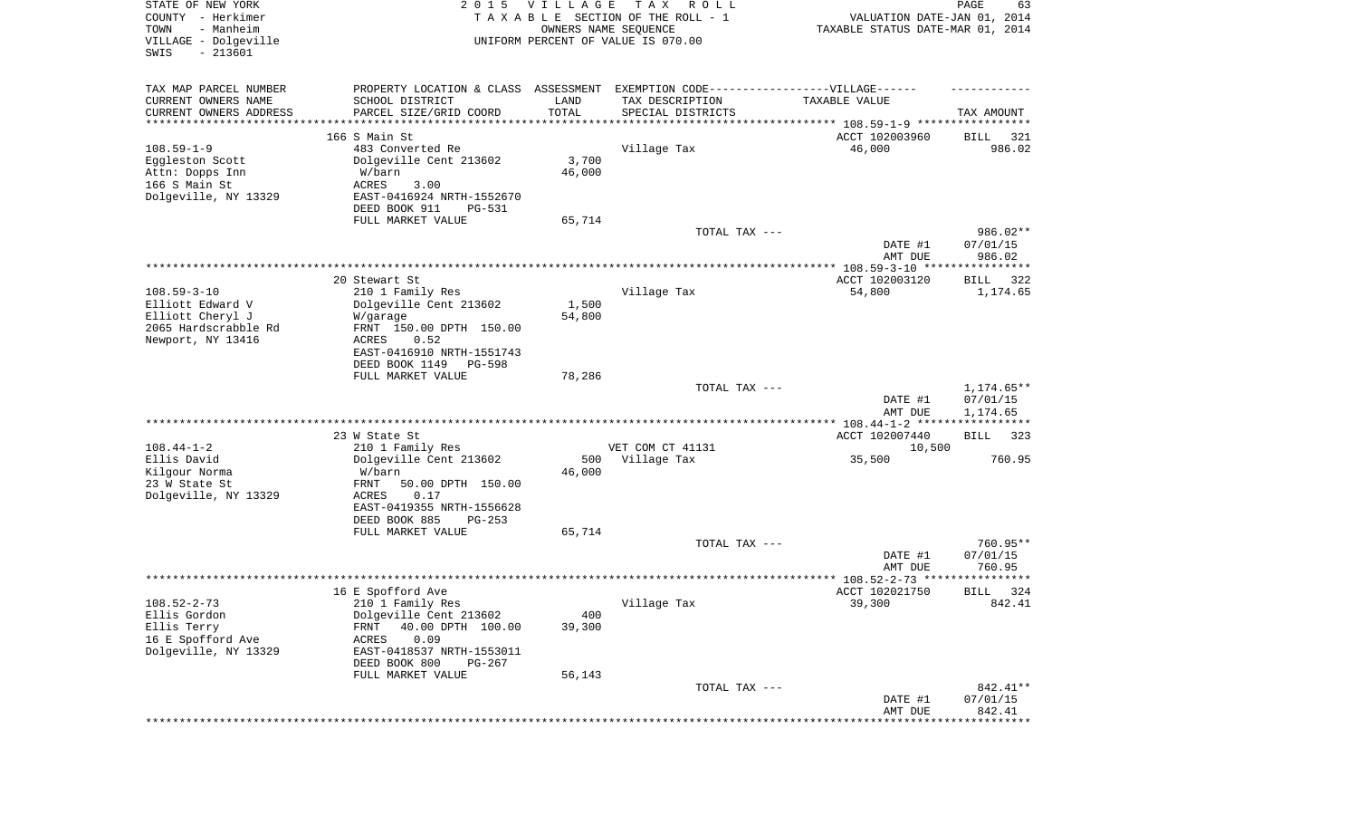STATE OF NEW YORK
COUNTY - Herkimer
TOWN - Manheim
VILLAGE - Dolgeville
SWIS - 213601

2 0 1 5 V I L L A G E T A X R O L L
T A X A B L E SECTION OF THE ROLL - 1
OWNERS NAME SEQUENCE
UNIFORM PERCENT OF VALUE IS 070.00

VALUATION DATE-JAN 01, 2014
TAXABLE STATUS DATE-MAR 01, 2014

| TAX MAP PARCEL NUMBER / CURRENT OWNERS NAME / CURRENT OWNERS ADDRESS | PROPERTY LOCATION & CLASS / SCHOOL DISTRICT / PARCEL SIZE/GRID COORD | ASSESSMENT LAND / TOTAL | EXEMPTION CODE / TAX DESCRIPTION / SPECIAL DISTRICTS | TAXABLE VALUE | TAX AMOUNT |
|---|---|---|---|---|---|
| **108.59-1-9** | 166 S Main St | | | ACCT 102003960 | BILL 321 |
| 108.59-1-9 | 483 Converted Re | | Village Tax | 46,000 | 986.02 |
| Eggleston Scott | Dolgeville Cent 213602 | 3,700 | | | |
| Attn: Dopps Inn | W/barn | 46,000 | | | |
| 166 S Main St | ACRES 3.00 | | | | |
| Dolgeville, NY 13329 | EAST-0416924 NRTH-1552670 | | | | |
| | DEED BOOK 911 PG-531 | | | | |
| | FULL MARKET VALUE | 65,714 | | | |
| | | | TOTAL TAX --- | | 986.02** |
| | | | | DATE #1 | 07/01/15 |
| | | | | AMT DUE | 986.02 |
| **108.59-3-10** | 20 Stewart St | | | ACCT 102003120 | BILL 322 |
| 108.59-3-10 | 210 1 Family Res | | Village Tax | 54,800 | 1,174.65 |
| Elliott Edward V | Dolgeville Cent 213602 | 1,500 | | | |
| Elliott Cheryl J | W/garage | 54,800 | | | |
| 2065 Hardscrabble Rd | FRNT 150.00 DPTH 150.00 | | | | |
| Newport, NY 13416 | ACRES 0.52 | | | | |
| | EAST-0416910 NRTH-1551743 | | | | |
| | DEED BOOK 1149 PG-598 | | | | |
| | FULL MARKET VALUE | 78,286 | | | |
| | | | TOTAL TAX --- | | 1,174.65** |
| | | | | DATE #1 | 07/01/15 |
| | | | | AMT DUE | 1,174.65 |
| **108.44-1-2** | 23 W State St | | | ACCT 102007440 | BILL 323 |
| 108.44-1-2 | 210 1 Family Res | | VET COM CT 41131 | 10,500 | |
| Ellis David | Dolgeville Cent 213602 | 500 | Village Tax | 35,500 | 760.95 |
| Kilgour Norma | W/barn | 46,000 | | | |
| 23 W State St | FRNT 50.00 DPTH 150.00 | | | | |
| Dolgeville, NY 13329 | ACRES 0.17 | | | | |
| | EAST-0419355 NRTH-1556628 | | | | |
| | DEED BOOK 885 PG-253 | | | | |
| | FULL MARKET VALUE | 65,714 | | | |
| | | | TOTAL TAX --- | | 760.95** |
| | | | | DATE #1 | 07/01/15 |
| | | | | AMT DUE | 760.95 |
| **108.52-2-73** | 16 E Spofford Ave | | | ACCT 102021750 | BILL 324 |
| 108.52-2-73 | 210 1 Family Res | | Village Tax | 39,300 | 842.41 |
| Ellis Gordon | Dolgeville Cent 213602 | 400 | | | |
| Ellis Terry | FRNT 40.00 DPTH 100.00 | 39,300 | | | |
| 16 E Spofford Ave | ACRES 0.09 | | | | |
| Dolgeville, NY 13329 | EAST-0418537 NRTH-1553011 | | | | |
| | DEED BOOK 800 PG-267 | | | | |
| | FULL MARKET VALUE | 56,143 | | | |
| | | | TOTAL TAX --- | | 842.41** |
| | | | | DATE #1 | 07/01/15 |
| | | | | AMT DUE | 842.41 |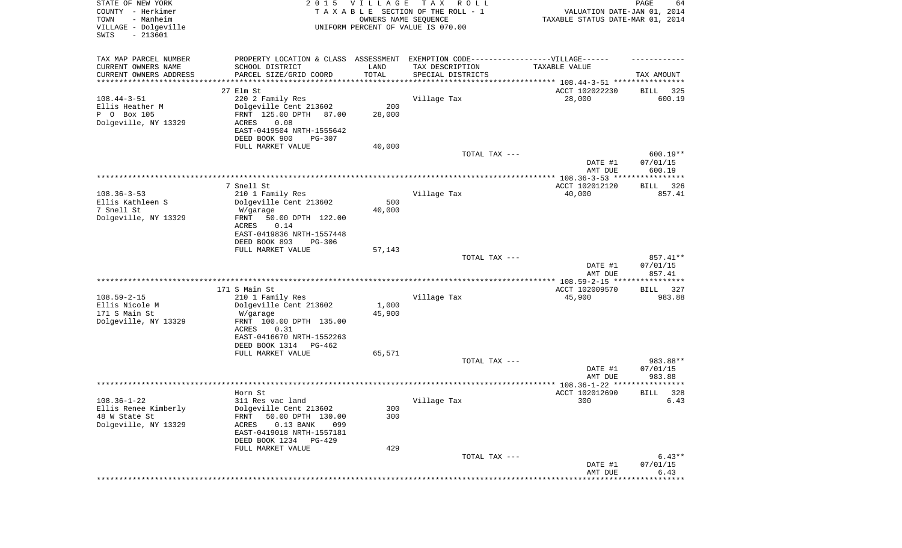STATE OF NEW YORK
COUNTY - Herkimer
TOWN - Manheim
VILLAGE - Dolgeville
SWIS - 213601

2015 VILLAGE TAX ROLL
TAXABLE SECTION OF THE ROLL - 1
OWNERS NAME SEQUENCE
UNIFORM PERCENT OF VALUE IS 070.00

VALUATION DATE-JAN 01, 2014
TAXABLE STATUS DATE-MAR 01, 2014

| TAX MAP PARCEL NUMBER / CURRENT OWNERS NAME / CURRENT OWNERS ADDRESS | PROPERTY LOCATION & CLASS / SCHOOL DISTRICT / PARCEL SIZE/GRID COORD | ASSESSMENT LAND | TOTAL | EXEMPTION CODE / TAX DESCRIPTION / SPECIAL DISTRICTS | TAXABLE VALUE | TAX AMOUNT |
|---|---|---|---|---|---|---|
| 108.44-3-51 | 27 Elm St | | | | ACCT 102022230 | BILL 325 |
| Ellis Heather M | 220 2 Family Res | | | Village Tax | 28,000 | 600.19 |
| P O Box 105 | Dolgeville Cent 213602 | 200 | | | | |
| Dolgeville, NY 13329 | FRNT 125.00 DPTH 87.00 | | 28,000 | | | |
| | ACRES 0.08 | | | | | |
| | EAST-0419504 NRTH-1555642 | | | | | |
| | DEED BOOK 900 PG-307 | | | | | |
| | FULL MARKET VALUE | | 40,000 | | | |
| | | | | TOTAL TAX --- | | 600.19** |
| | | | | | DATE #1 | 07/01/15 |
| | | | | | AMT DUE | 600.19 |
| 108.36-3-53 | 7 Snell St | | | | ACCT 102012120 | BILL 326 |
| Ellis Kathleen S | 210 1 Family Res | | | Village Tax | 40,000 | 857.41 |
| 7 Snell St | Dolgeville Cent 213602 | 500 | | | | |
| Dolgeville, NY 13329 | W/garage | | 40,000 | | | |
| | FRNT 50.00 DPTH 122.00 | | | | | |
| | ACRES 0.14 | | | | | |
| | EAST-0419836 NRTH-1557448 | | | | | |
| | DEED BOOK 893 PG-306 | | | | | |
| | FULL MARKET VALUE | | 57,143 | | | |
| | | | | TOTAL TAX --- | | 857.41** |
| | | | | | DATE #1 | 07/01/15 |
| | | | | | AMT DUE | 857.41 |
| 108.59-2-15 | 171 S Main St | | | | ACCT 102009570 | BILL 327 |
| Ellis Nicole M | 210 1 Family Res | | | Village Tax | 45,900 | 983.88 |
| 171 S Main St | Dolgeville Cent 213602 | 1,000 | | | | |
| Dolgeville, NY 13329 | W/garage | | 45,900 | | | |
| | FRNT 100.00 DPTH 135.00 | | | | | |
| | ACRES 0.31 | | | | | |
| | EAST-0416670 NRTH-1552263 | | | | | |
| | DEED BOOK 1314 PG-462 | | | | | |
| | FULL MARKET VALUE | | 65,571 | | | |
| | | | | TOTAL TAX --- | | 983.88** |
| | | | | | DATE #1 | 07/01/15 |
| | | | | | AMT DUE | 983.88 |
| 108.36-1-22 | Horn St | | | | ACCT 102012690 | BILL 328 |
| Ellis Renee Kimberly | 311 Res vac land | | | Village Tax | 300 | 6.43 |
| 48 W State St | Dolgeville Cent 213602 | 300 | | | | |
| Dolgeville, NY 13329 | FRNT 50.00 DPTH 130.00 | | 300 | | | |
| | ACRES 0.13 BANK 099 | | | | | |
| | EAST-0419018 NRTH-1557181 | | | | | |
| | DEED BOOK 1234 PG-429 | | | | | |
| | FULL MARKET VALUE | | 429 | | | |
| | | | | TOTAL TAX --- | | 6.43** |
| | | | | | DATE #1 | 07/01/15 |
| | | | | | AMT DUE | 6.43 |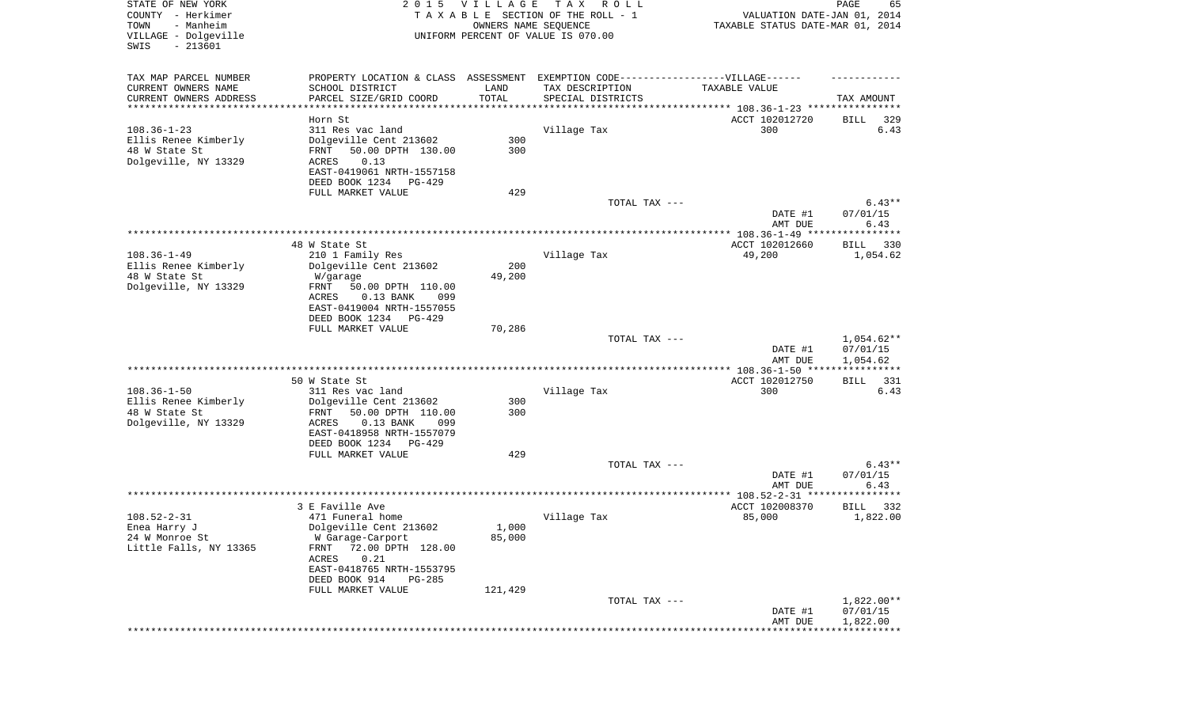STATE OF NEW YORK
COUNTY - Herkimer
TOWN - Manheim
VILLAGE - Dolgeville
SWIS - 213601

2 0 1 5 V I L L A G E T A X R O L L
T A X A B L E SECTION OF THE ROLL - 1
OWNERS NAME SEQUENCE
UNIFORM PERCENT OF VALUE IS 070.00

VALUATION DATE-JAN 01, 2014
TAXABLE STATUS DATE-MAR 01, 2014

| TAX MAP PARCEL NUMBER<br>CURRENT OWNERS NAME<br>CURRENT OWNERS ADDRESS | PROPERTY LOCATION & CLASS<br>SCHOOL DISTRICT<br>PARCEL SIZE/GRID COORD | ASSESSMENT<br>LAND<br>TOTAL | EXEMPTION CODE------------------VILLAGE------<br>TAX DESCRIPTION<br>SPECIAL DISTRICTS | TAXABLE VALUE | TAX AMOUNT |
|---|---|---|---|---|---|
| | Horn St | | | ACCT 102012720 | BILL 329 |
| 108.36-1-23 | 311 Res vac land | | Village Tax | 300 | 6.43 |
| Ellis Renee Kimberly | Dolgeville Cent 213602 | 300 | | | |
| 48 W State St | FRNT 50.00 DPTH 130.00 | 300 | | | |
| Dolgeville, NY 13329 | ACRES 0.13 | | | | |
| | EAST-0419061 NRTH-1557158 | | | | |
| | DEED BOOK 1234 PG-429 | | | | |
| | FULL MARKET VALUE | 429 | | | |
| | | | TOTAL TAX --- | | 6.43** |
| | | | | DATE #1 | 07/01/15 |
| | | | | AMT DUE | 6.43 |
| | 48 W State St | | | ACCT 102012660 | BILL 330 |
| 108.36-1-49 | 210 1 Family Res | | Village Tax | 49,200 | 1,054.62 |
| Ellis Renee Kimberly | Dolgeville Cent 213602 | 200 | | | |
| 48 W State St | W/garage | 49,200 | | | |
| Dolgeville, NY 13329 | FRNT 50.00 DPTH 110.00 | | | | |
| | ACRES 0.13 BANK 099 | | | | |
| | EAST-0419004 NRTH-1557055 | | | | |
| | DEED BOOK 1234 PG-429 | | | | |
| | FULL MARKET VALUE | 70,286 | | | |
| | | | TOTAL TAX --- | | 1,054.62** |
| | | | | DATE #1 | 07/01/15 |
| | | | | AMT DUE | 1,054.62 |
| | 50 W State St | | | ACCT 102012750 | BILL 331 |
| 108.36-1-50 | 311 Res vac land | | Village Tax | 300 | 6.43 |
| Ellis Renee Kimberly | Dolgeville Cent 213602 | 300 | | | |
| 48 W State St | FRNT 50.00 DPTH 110.00 | 300 | | | |
| Dolgeville, NY 13329 | ACRES 0.13 BANK 099 | | | | |
| | EAST-0418958 NRTH-1557079 | | | | |
| | DEED BOOK 1234 PG-429 | | | | |
| | FULL MARKET VALUE | 429 | | | |
| | | | TOTAL TAX --- | | 6.43** |
| | | | | DATE #1 | 07/01/15 |
| | | | | AMT DUE | 6.43 |
| | 3 E Faville Ave | | | ACCT 102008370 | BILL 332 |
| 108.52-2-31 | 471 Funeral home | | Village Tax | 85,000 | 1,822.00 |
| Enea Harry J | Dolgeville Cent 213602 | 1,000 | | | |
| 24 W Monroe St | W Garage-Carport | 85,000 | | | |
| Little Falls, NY 13365 | FRNT 72.00 DPTH 128.00 | | | | |
| | ACRES 0.21 | | | | |
| | EAST-0418765 NRTH-1553795 | | | | |
| | DEED BOOK 914 PG-285 | | | | |
| | FULL MARKET VALUE | 121,429 | | | |
| | | | TOTAL TAX --- | | 1,822.00** |
| | | | | DATE #1 | 07/01/15 |
| | | | | AMT DUE | 1,822.00 |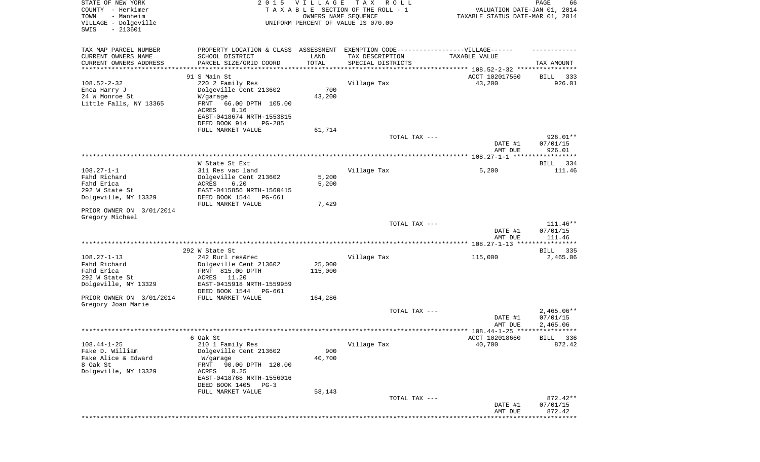STATE OF NEW YORK
COUNTY - Herkimer
TOWN - Manheim
VILLAGE - Dolgeville
SWIS - 213601

2 0 1 5 V I L L A G E T A X R O L L
T A X A B L E SECTION OF THE ROLL - 1
OWNERS NAME SEQUENCE
UNIFORM PERCENT OF VALUE IS 070.00

VALUATION DATE-JAN 01, 2014
TAXABLE STATUS DATE-MAR 01, 2014

| TAX MAP PARCEL NUMBER / CURRENT OWNERS NAME / CURRENT OWNERS ADDRESS | PROPERTY LOCATION & CLASS / SCHOOL DISTRICT / PARCEL SIZE/GRID COORD | ASSESSMENT LAND / TOTAL | EXEMPTION CODE / TAX DESCRIPTION / SPECIAL DISTRICTS | TAXABLE VALUE | TAX AMOUNT |
|---|---|---|---|---|---|
| 108.52-2-32 | 91 S Main St | | | ACCT 102017550 | BILL 333 |
| Enea Harry J | 220 2 Family Res | | Village Tax | 43,200 | 926.01 |
| 24 W Monroe St | Dolgeville Cent 213602 | 700 | | | |
| Little Falls, NY 13365 | W/garage | 43,200 | | | |
| | FRNT 66.00 DPTH 105.00 | | | | |
| | ACRES 0.16 | | | | |
| | EAST-0418674 NRTH-1553815 | | | | |
| | DEED BOOK 914 PG-285 | | | | |
| | FULL MARKET VALUE | 61,714 | | | |
| | | | TOTAL TAX --- | | 926.01** |
| | | | | DATE #1 | 07/01/15 |
| | | | | AMT DUE | 926.01 |
| 108.27-1-1 | W State St Ext | | | | BILL 334 |
| Fahd Richard | 311 Res vac land | | Village Tax | 5,200 | 111.46 |
| Fahd Erica | Dolgeville Cent 213602 | 5,200 | | | |
| 292 W State St | ACRES 6.20 | 5,200 | | | |
| Dolgeville, NY 13329 | EAST-0415856 NRTH-1560415 | | | | |
| | DEED BOOK 1544 PG-661 | | | | |
| | FULL MARKET VALUE | 7,429 | | | |
| PRIOR OWNER ON 3/01/2014 | | | | | |
| Gregory Michael | | | | | |
| | | | TOTAL TAX --- | | 111.46** |
| | | | | DATE #1 | 07/01/15 |
| | | | | AMT DUE | 111.46 |
| 108.27-1-13 | 292 W State St | | | | BILL 335 |
| Fahd Richard | 242 Rurl res&rec | | Village Tax | 115,000 | 2,465.06 |
| Fahd Erica | Dolgeville Cent 213602 | 25,000 | | | |
| 292 W State St | FRNT 815.00 DPTH | 115,000 | | | |
| Dolgeville, NY 13329 | ACRES 11.20 | | | | |
| | EAST-0415918 NRTH-1559959 | | | | |
| | DEED BOOK 1544 PG-661 | | | | |
| PRIOR OWNER ON 3/01/2014 | FULL MARKET VALUE | 164,286 | | | |
| Gregory Joan Marie | | | | | |
| | | | TOTAL TAX --- | | 2,465.06** |
| | | | | DATE #1 | 07/01/15 |
| | | | | AMT DUE | 2,465.06 |
| 108.44-1-25 | 6 Oak St | | | ACCT 102018660 | BILL 336 |
| Fake D. William | 210 1 Family Res | | Village Tax | 40,700 | 872.42 |
| Fake Alice & Edward | Dolgeville Cent 213602 | 900 | | | |
| 8 Oak St | W/garage | 40,700 | | | |
| Dolgeville, NY 13329 | FRNT 90.00 DPTH 120.00 | | | | |
| | ACRES 0.25 | | | | |
| | EAST-0418768 NRTH-1556016 | | | | |
| | DEED BOOK 1405 PG-3 | | | | |
| | FULL MARKET VALUE | 58,143 | | | |
| | | | TOTAL TAX --- | | 872.42** |
| | | | | DATE #1 | 07/01/15 |
| | | | | AMT DUE | 872.42 |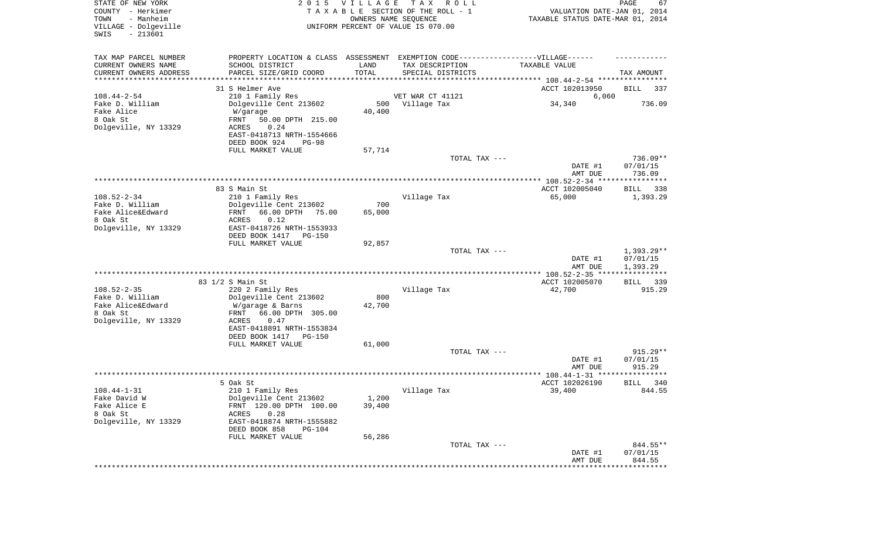STATE OF NEW YORK
COUNTY - Herkimer
TOWN - Manheim
VILLAGE - Dolgeville
SWIS - 213601

2015 VILLAGE TAX ROLL
TAXABLE SECTION OF THE ROLL - 1
OWNERS NAME SEQUENCE
UNIFORM PERCENT OF VALUE IS 070.00

VALUATION DATE-JAN 01, 2014
TAXABLE STATUS DATE-MAR 01, 2014

| TAX MAP PARCEL NUMBER / CURRENT OWNERS NAME / CURRENT OWNERS ADDRESS | PROPERTY LOCATION & CLASS / SCHOOL DISTRICT / PARCEL SIZE/GRID COORD | ASSESSMENT LAND / TOTAL | EXEMPTION CODE / TAX DESCRIPTION / SPECIAL DISTRICTS | TAXABLE VALUE | TAX AMOUNT |
|---|---|---|---|---|---|
| **108.44-2-54** | 31 S Helmer Ave | | | ACCT 102013950 | BILL 337 |
| | 210 1 Family Res | | VET WAR CT 41121 | 6,060 | |
| Fake D. William | Dolgeville Cent 213602 | 500 | Village Tax | 34,340 | 736.09 |
| Fake Alice | W/garage | 40,400 | | | |
| 8 Oak St | FRNT 50.00 DPTH 215.00 | | | | |
| Dolgeville, NY 13329 | ACRES 0.24 | | | | |
| | EAST-0418713 NRTH-1554666 | | | | |
| | DEED BOOK 924 PG-98 | | | | |
| | FULL MARKET VALUE | 57,714 | | | |
| | | | TOTAL TAX --- | | 736.09** |
| | | | | DATE #1 | 07/01/15 |
| | | | | AMT DUE | 736.09 |
| **108.52-2-34** | 83 S Main St | | | ACCT 102005040 | BILL 338 |
| | 210 1 Family Res | | Village Tax | 65,000 | 1,393.29 |
| Fake D. William | Dolgeville Cent 213602 | 700 | | | |
| Fake Alice&Edward | FRNT 66.00 DPTH 75.00 | 65,000 | | | |
| 8 Oak St | ACRES 0.12 | | | | |
| Dolgeville, NY 13329 | EAST-0418726 NRTH-1553933 | | | | |
| | DEED BOOK 1417 PG-150 | | | | |
| | FULL MARKET VALUE | 92,857 | | | |
| | | | TOTAL TAX --- | | 1,393.29** |
| | | | | DATE #1 | 07/01/15 |
| | | | | AMT DUE | 1,393.29 |
| **108.52-2-35** | 83 1/2 S Main St | | | ACCT 102005070 | BILL 339 |
| | 220 2 Family Res | | Village Tax | 42,700 | 915.29 |
| Fake D. William | Dolgeville Cent 213602 | 800 | | | |
| Fake Alice&Edward | W/garage & Barns | 42,700 | | | |
| 8 Oak St | FRNT 66.00 DPTH 305.00 | | | | |
| Dolgeville, NY 13329 | ACRES 0.47 | | | | |
| | EAST-0418891 NRTH-1553834 | | | | |
| | DEED BOOK 1417 PG-150 | | | | |
| | FULL MARKET VALUE | 61,000 | | | |
| | | | TOTAL TAX --- | | 915.29** |
| | | | | DATE #1 | 07/01/15 |
| | | | | AMT DUE | 915.29 |
| **108.44-1-31** | 5 Oak St | | | ACCT 102026190 | BILL 340 |
| | 210 1 Family Res | | Village Tax | 39,400 | 844.55 |
| Fake David W | Dolgeville Cent 213602 | 1,200 | | | |
| Fake Alice E | FRNT 120.00 DPTH 100.00 | 39,400 | | | |
| 8 Oak St | ACRES 0.28 | | | | |
| Dolgeville, NY 13329 | EAST-0418874 NRTH-1555882 | | | | |
| | DEED BOOK 858 PG-104 | | | | |
| | FULL MARKET VALUE | 56,286 | | | |
| | | | TOTAL TAX --- | | 844.55** |
| | | | | DATE #1 | 07/01/15 |
| | | | | AMT DUE | 844.55 |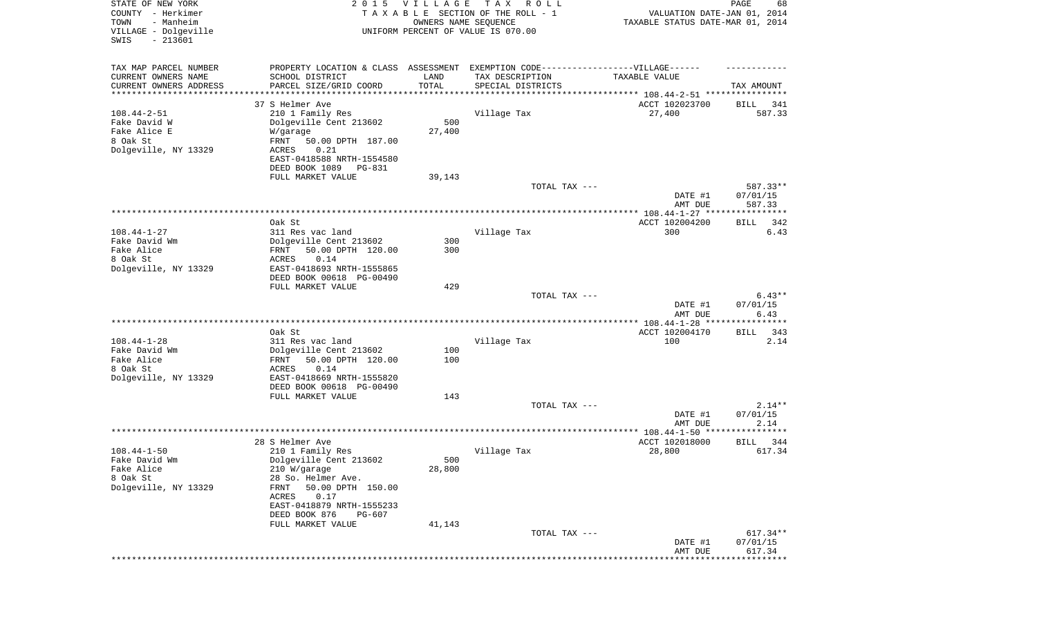STATE OF NEW YORK
COUNTY - Herkimer
TOWN - Manheim
VILLAGE - Dolgeville
SWIS - 213601

2015 VILLAGE TAX ROLL
TAXABLE SECTION OF THE ROLL - 1
OWNERS NAME SEQUENCE
UNIFORM PERCENT OF VALUE IS 070.00

VALUATION DATE-JAN 01, 2014
TAXABLE STATUS DATE-MAR 01, 2014

| TAX MAP PARCEL NUMBER<br>CURRENT OWNERS NAME<br>CURRENT OWNERS ADDRESS | PROPERTY LOCATION & CLASS<br>SCHOOL DISTRICT<br>PARCEL SIZE/GRID COORD | ASSESSMENT<br>LAND<br>TOTAL | EXEMPTION CODE------VILLAGE------<br>TAX DESCRIPTION<br>SPECIAL DISTRICTS | TAXABLE VALUE | TAX AMOUNT |
|---|---|---|---|---|---|
| | 37 S Helmer Ave | | | ACCT 102023700 | BILL 341 |
| 108.44-2-51 | 210 1 Family Res | | Village Tax | 27,400 | 587.33 |
| Fake David W | Dolgeville Cent 213602 | 500 | | | |
| Fake Alice E | W/garage | 27,400 | | | |
| 8 Oak St | FRNT 50.00 DPTH 187.00 | | | | |
| Dolgeville, NY 13329 | ACRES 0.21 | | | | |
| | EAST-0418588 NRTH-1554580 | | | | |
| | DEED BOOK 1089 PG-831 | | | | |
| | FULL MARKET VALUE | 39,143 | | | |
| | | | TOTAL TAX --- | | 587.33** |
| | | | | DATE #1 | 07/01/15 |
| | | | | AMT DUE | 587.33 |
| | Oak St | | | ACCT 102004200 | BILL 342 |
| 108.44-1-27 | 311 Res vac land | | Village Tax | 300 | 6.43 |
| Fake David Wm | Dolgeville Cent 213602 | 300 | | | |
| Fake Alice | FRNT 50.00 DPTH 120.00 | 300 | | | |
| 8 Oak St | ACRES 0.14 | | | | |
| Dolgeville, NY 13329 | EAST-0418693 NRTH-1555865 | | | | |
| | DEED BOOK 00618 PG-00490 | | | | |
| | FULL MARKET VALUE | 429 | | | |
| | | | TOTAL TAX --- | | 6.43** |
| | | | | DATE #1 | 07/01/15 |
| | | | | AMT DUE | 6.43 |
| | Oak St | | | ACCT 102004170 | BILL 343 |
| 108.44-1-28 | 311 Res vac land | | Village Tax | 100 | 2.14 |
| Fake David Wm | Dolgeville Cent 213602 | 100 | | | |
| Fake Alice | FRNT 50.00 DPTH 120.00 | 100 | | | |
| 8 Oak St | ACRES 0.14 | | | | |
| Dolgeville, NY 13329 | EAST-0418669 NRTH-1555820 | | | | |
| | DEED BOOK 00618 PG-00490 | | | | |
| | FULL MARKET VALUE | 143 | | | |
| | | | TOTAL TAX --- | | 2.14** |
| | | | | DATE #1 | 07/01/15 |
| | | | | AMT DUE | 2.14 |
| | 28 S Helmer Ave | | | ACCT 102018000 | BILL 344 |
| 108.44-1-50 | 210 1 Family Res | | Village Tax | 28,800 | 617.34 |
| Fake David Wm | Dolgeville Cent 213602 | 500 | | | |
| Fake Alice | 210 W/garage | 28,800 | | | |
| 8 Oak St | 28 So. Helmer Ave. | | | | |
| Dolgeville, NY 13329 | FRNT 50.00 DPTH 150.00 | | | | |
| | ACRES 0.17 | | | | |
| | EAST-0418879 NRTH-1555233 | | | | |
| | DEED BOOK 876 PG-607 | | | | |
| | FULL MARKET VALUE | 41,143 | | | |
| | | | TOTAL TAX --- | | 617.34** |
| | | | | DATE #1 | 07/01/15 |
| | | | | AMT DUE | 617.34 |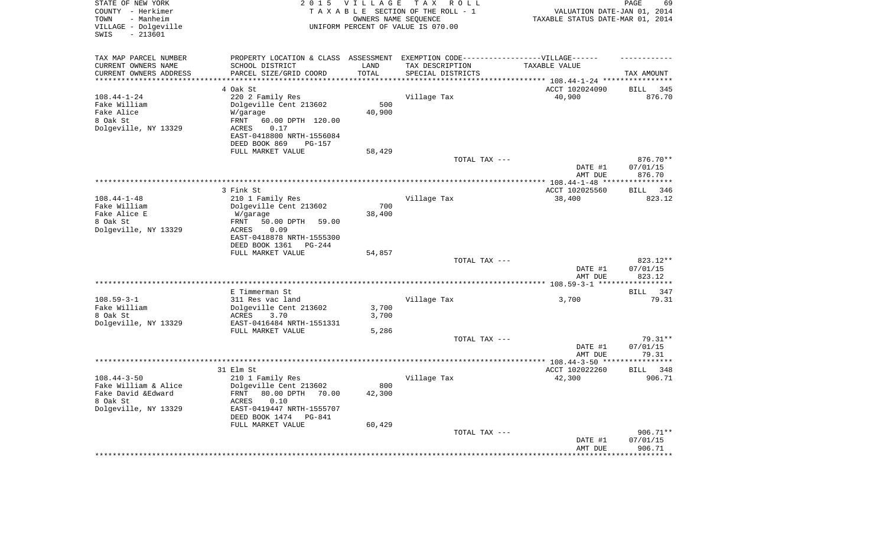STATE OF NEW YORK
COUNTY - Herkimer
TOWN - Manheim
VILLAGE - Dolgeville
SWIS - 213601

2 0 1 5 V I L L A G E T A X R O L L
T A X A B L E SECTION OF THE ROLL - 1
OWNERS NAME SEQUENCE
UNIFORM PERCENT OF VALUE IS 070.00

VALUATION DATE-JAN 01, 2014
TAXABLE STATUS DATE-MAR 01, 2014

| TAX MAP PARCEL NUMBER<br>CURRENT OWNERS NAME<br>CURRENT OWNERS ADDRESS | PROPERTY LOCATION & CLASS<br>SCHOOL DISTRICT<br>PARCEL SIZE/GRID COORD | ASSESSMENT<br>LAND<br>TOTAL | EXEMPTION CODE------VILLAGE------<br>TAX DESCRIPTION<br>SPECIAL DISTRICTS | TAXABLE VALUE | TAX AMOUNT |
|---|---|---|---|---|---|
| | 4 Oak St | | | ACCT 102024090 | BILL 345 |
| 108.44-1-24 | 220 2 Family Res | | Village Tax | 40,900 | 876.70 |
| Fake William | Dolgeville Cent 213602 | 500 | | | |
| Fake Alice | W/garage | 40,900 | | | |
| 8 Oak St | FRNT 60.00 DPTH 120.00 | | | | |
| Dolgeville, NY 13329 | ACRES 0.17 | | | | |
| | EAST-0418800 NRTH-1556084 | | | | |
| | DEED BOOK 869 PG-157 | | | | |
| | FULL MARKET VALUE | 58,429 | | | |
| | | | TOTAL TAX --- | | 876.70** |
| | | | | DATE #1 | 07/01/15 |
| | | | | AMT DUE | 876.70 |
| | 3 Fink St | | | ACCT 102025560 | BILL 346 |
| 108.44-1-48 | 210 1 Family Res | | Village Tax | 38,400 | 823.12 |
| Fake William | Dolgeville Cent 213602 | 700 | | | |
| Fake Alice E | W/garage | 38,400 | | | |
| 8 Oak St | FRNT 50.00 DPTH 59.00 | | | | |
| Dolgeville, NY 13329 | ACRES 0.09 | | | | |
| | EAST-0418878 NRTH-1555300 | | | | |
| | DEED BOOK 1361 PG-244 | | | | |
| | FULL MARKET VALUE | 54,857 | | | |
| | | | TOTAL TAX --- | | 823.12** |
| | | | | DATE #1 | 07/01/15 |
| | | | | AMT DUE | 823.12 |
| | E Timmerman St | | | | BILL 347 |
| 108.59-3-1 | 311 Res vac land | | Village Tax | 3,700 | 79.31 |
| Fake William | Dolgeville Cent 213602 | 3,700 | | | |
| 8 Oak St | ACRES 3.70 | 3,700 | | | |
| Dolgeville, NY 13329 | EAST-0416484 NRTH-1551331 | | | | |
| | FULL MARKET VALUE | 5,286 | | | |
| | | | TOTAL TAX --- | | 79.31** |
| | | | | DATE #1 | 07/01/15 |
| | | | | AMT DUE | 79.31 |
| | 31 Elm St | | | ACCT 102022260 | BILL 348 |
| 108.44-3-50 | 210 1 Family Res | | Village Tax | 42,300 | 906.71 |
| Fake William & Alice | Dolgeville Cent 213602 | 800 | | | |
| Fake David &Edward | FRNT 80.00 DPTH 70.00 | 42,300 | | | |
| 8 Oak St | ACRES 0.10 | | | | |
| Dolgeville, NY 13329 | EAST-0419447 NRTH-1555707 | | | | |
| | DEED BOOK 1474 PG-841 | | | | |
| | FULL MARKET VALUE | 60,429 | | | |
| | | | TOTAL TAX --- | | 906.71** |
| | | | | DATE #1 | 07/01/15 |
| | | | | AMT DUE | 906.71 |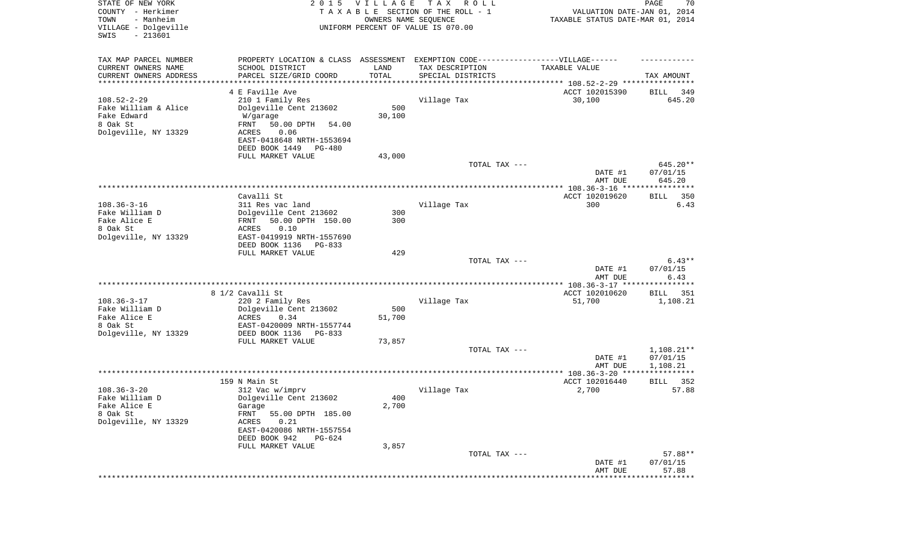STATE OF NEW YORK
COUNTY - Herkimer
TOWN - Manheim
VILLAGE - Dolgeville
SWIS - 213601

2015 VILLAGE TAX ROLL
TAXABLE SECTION OF THE ROLL - 1
OWNERS NAME SEQUENCE
UNIFORM PERCENT OF VALUE IS 070.00

VALUATION DATE-JAN 01, 2014
TAXABLE STATUS DATE-MAR 01, 2014

| TAX MAP PARCEL NUMBER<br>CURRENT OWNERS NAME<br>CURRENT OWNERS ADDRESS | PROPERTY LOCATION & CLASS<br>SCHOOL DISTRICT<br>PARCEL SIZE/GRID COORD | ASSESSMENT<br>LAND<br>TOTAL | EXEMPTION CODE------VILLAGE------<br>TAX DESCRIPTION<br>SPECIAL DISTRICTS | TAXABLE VALUE | TAX AMOUNT |
|---|---|---|---|---|---|
| | 4 E Faville Ave | | | ACCT 102015390 | BILL 349 |
| 108.52-2-29 | 210 1 Family Res | | Village Tax | 30,100 | 645.20 |
| Fake William & Alice | Dolgeville Cent 213602 | 500 | | | |
| Fake Edward | W/garage | 30,100 | | | |
| 8 Oak St | FRNT 50.00 DPTH 54.00 | | | | |
| Dolgeville, NY 13329 | ACRES 0.06 | | | | |
| | EAST-0418648 NRTH-1553694 | | | | |
| | DEED BOOK 1449 PG-480 | | | | |
| | FULL MARKET VALUE | 43,000 | | | |
| | | | TOTAL TAX --- | | 645.20** |
| | | | | DATE #1 | 07/01/15 |
| | | | | AMT DUE | 645.20 |
| | Cavalli St | | | ACCT 102019620 | BILL 350 |
| 108.36-3-16 | 311 Res vac land | | Village Tax | 300 | 6.43 |
| Fake William D | Dolgeville Cent 213602 | 300 | | | |
| Fake Alice E | FRNT 50.00 DPTH 150.00 | 300 | | | |
| 8 Oak St | ACRES 0.10 | | | | |
| Dolgeville, NY 13329 | EAST-0419919 NRTH-1557690 | | | | |
| | DEED BOOK 1136 PG-833 | | | | |
| | FULL MARKET VALUE | 429 | | | |
| | | | TOTAL TAX --- | | 6.43** |
| | | | | DATE #1 | 07/01/15 |
| | | | | AMT DUE | 6.43 |
| | 8 1/2 Cavalli St | | | ACCT 102010620 | BILL 351 |
| 108.36-3-17 | 220 2 Family Res | | Village Tax | 51,700 | 1,108.21 |
| Fake William D | Dolgeville Cent 213602 | 500 | | | |
| Fake Alice E | ACRES 0.34 | 51,700 | | | |
| 8 Oak St | EAST-0420009 NRTH-1557744 | | | | |
| Dolgeville, NY 13329 | DEED BOOK 1136 PG-833 | | | | |
| | FULL MARKET VALUE | 73,857 | | | |
| | | | TOTAL TAX --- | | 1,108.21** |
| | | | | DATE #1 | 07/01/15 |
| | | | | AMT DUE | 1,108.21 |
| | 159 N Main St | | | ACCT 102016440 | BILL 352 |
| 108.36-3-20 | 312 Vac w/imprv | | Village Tax | 2,700 | 57.88 |
| Fake William D | Dolgeville Cent 213602 | 400 | | | |
| Fake Alice E | Garage | 2,700 | | | |
| 8 Oak St | FRNT 55.00 DPTH 185.00 | | | | |
| Dolgeville, NY 13329 | ACRES 0.21 | | | | |
| | EAST-0420086 NRTH-1557554 | | | | |
| | DEED BOOK 942 PG-624 | | | | |
| | FULL MARKET VALUE | 3,857 | | | |
| | | | TOTAL TAX --- | | 57.88** |
| | | | | DATE #1 | 07/01/15 |
| | | | | AMT DUE | 57.88 |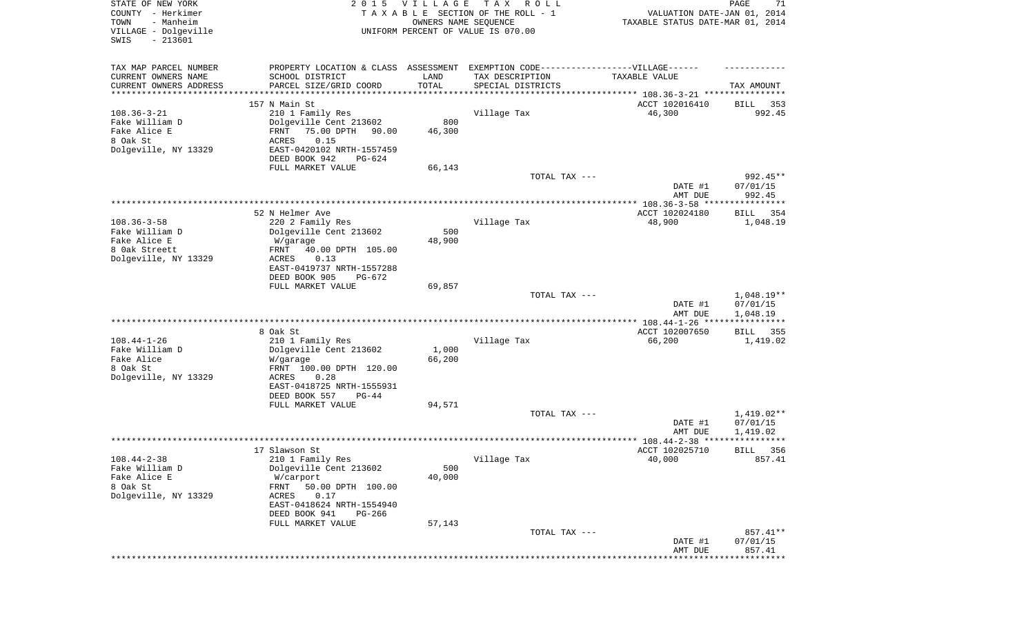STATE OF NEW YORK — 2015 VILLAGE TAX ROLL
COUNTY - Herkimer — TAXABLE SECTION OF THE ROLL - 1 — VALUATION DATE-JAN 01, 2014
TOWN - Manheim — OWNERS NAME SEQUENCE — TAXABLE STATUS DATE-MAR 01, 2014
VILLAGE - Dolgeville — UNIFORM PERCENT OF VALUE IS 070.00
SWIS - 213601

| TAX MAP PARCEL NUMBER / CURRENT OWNERS NAME / CURRENT OWNERS ADDRESS | PROPERTY LOCATION & CLASS / SCHOOL DISTRICT / PARCEL SIZE/GRID COORD | ASSESSMENT LAND / TOTAL | EXEMPTION CODE / TAX DESCRIPTION / SPECIAL DISTRICTS | VILLAGE TAXABLE VALUE | TAX AMOUNT |
|---|---|---|---|---|---|
| | 157 N Main St | | | ACCT 102016410 | BILL 353 |
| 108.36-3-21 | 210 1 Family Res | | Village Tax | 46,300 | 992.45 |
| Fake William D | Dolgeville Cent 213602 | 800 | | | |
| Fake Alice E | FRNT 75.00 DPTH 90.00 | 46,300 | | | |
| 8 Oak St | ACRES 0.15 | | | | |
| Dolgeville, NY 13329 | EAST-0420102 NRTH-1557459 | | | | |
| | DEED BOOK 942 PG-624 | | | | |
| | FULL MARKET VALUE | 66,143 | | | |
| | | | TOTAL TAX --- | | 992.45** |
| | | | | DATE #1 | 07/01/15 |
| | | | | AMT DUE | 992.45 |
| | 52 N Helmer Ave | | | ACCT 102024180 | BILL 354 |
| 108.36-3-58 | 220 2 Family Res | | Village Tax | 48,900 | 1,048.19 |
| Fake William D | Dolgeville Cent 213602 | 500 | | | |
| Fake Alice E | W/garage | 48,900 | | | |
| 8 Oak Streett | FRNT 40.00 DPTH 105.00 | | | | |
| Dolgeville, NY 13329 | ACRES 0.13 | | | | |
| | EAST-0419737 NRTH-1557288 | | | | |
| | DEED BOOK 905 PG-672 | | | | |
| | FULL MARKET VALUE | 69,857 | | | |
| | | | TOTAL TAX --- | | 1,048.19** |
| | | | | DATE #1 | 07/01/15 |
| | | | | AMT DUE | 1,048.19 |
| | 8 Oak St | | | ACCT 102007650 | BILL 355 |
| 108.44-1-26 | 210 1 Family Res | | Village Tax | 66,200 | 1,419.02 |
| Fake William D | Dolgeville Cent 213602 | 1,000 | | | |
| Fake Alice | W/garage | 66,200 | | | |
| 8 Oak St | FRNT 100.00 DPTH 120.00 | | | | |
| Dolgeville, NY 13329 | ACRES 0.28 | | | | |
| | EAST-0418725 NRTH-1555931 | | | | |
| | DEED BOOK 557 PG-44 | | | | |
| | FULL MARKET VALUE | 94,571 | | | |
| | | | TOTAL TAX --- | | 1,419.02** |
| | | | | DATE #1 | 07/01/15 |
| | | | | AMT DUE | 1,419.02 |
| | 17 Slawson St | | | ACCT 102025710 | BILL 356 |
| 108.44-2-38 | 210 1 Family Res | | Village Tax | 40,000 | 857.41 |
| Fake William D | Dolgeville Cent 213602 | 500 | | | |
| Fake Alice E | W/carport | 40,000 | | | |
| 8 Oak St | FRNT 50.00 DPTH 100.00 | | | | |
| Dolgeville, NY 13329 | ACRES 0.17 | | | | |
| | EAST-0418624 NRTH-1554940 | | | | |
| | DEED BOOK 941 PG-266 | | | | |
| | FULL MARKET VALUE | 57,143 | | | |
| | | | TOTAL TAX --- | | 857.41** |
| | | | | DATE #1 | 07/01/15 |
| | | | | AMT DUE | 857.41 |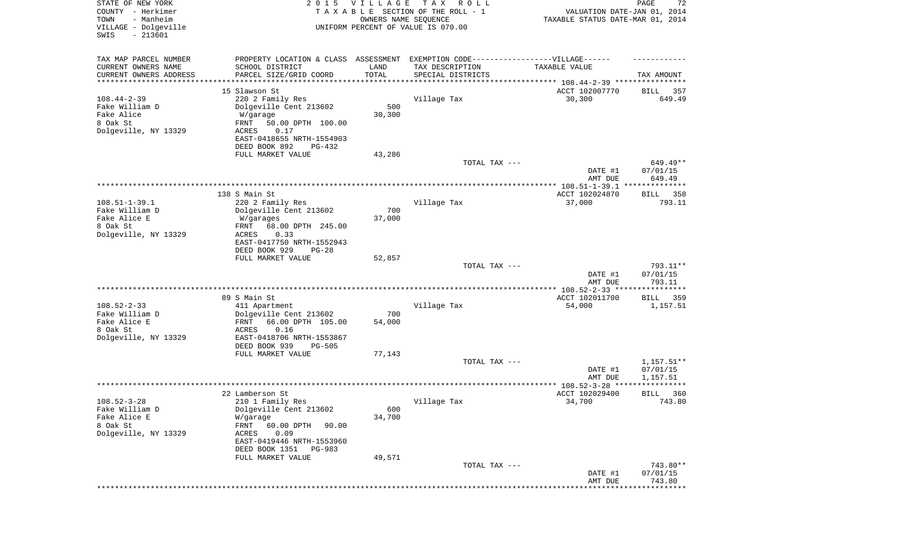STATE OF NEW YORK
COUNTY - Herkimer
TOWN - Manheim
VILLAGE - Dolgeville
SWIS - 213601

2015 VILLAGE TAX ROLL
TAXABLE SECTION OF THE ROLL - 1
OWNERS NAME SEQUENCE
UNIFORM PERCENT OF VALUE IS 070.00

VALUATION DATE-JAN 01, 2014
TAXABLE STATUS DATE-MAR 01, 2014

| TAX MAP PARCEL NUMBER / CURRENT OWNERS NAME / CURRENT OWNERS ADDRESS | PROPERTY LOCATION & CLASS / SCHOOL DISTRICT / PARCEL SIZE/GRID COORD | ASSESSMENT LAND / TOTAL | EXEMPTION CODE / TAX DESCRIPTION / SPECIAL DISTRICTS | TAXABLE VALUE | TAX AMOUNT |
|---|---|---|---|---|---|
| **108.44-2-39** | 15 Slawson St | | | ACCT 102007770 | BILL 357 |
| Fake William D | 220 2 Family Res | | Village Tax | 30,300 | 649.49 |
| Fake Alice | Dolgeville Cent 213602 | 500 | | | |
| 8 Oak St | W/garage | 30,300 | | | |
| Dolgeville, NY 13329 | FRNT 50.00 DPTH 100.00 | | | | |
| | ACRES 0.17 | | | | |
| | EAST-0418655 NRTH-1554903 | | | | |
| | DEED BOOK 892 PG-432 | | | | |
| | FULL MARKET VALUE | 43,286 | | | |
| | | | TOTAL TAX --- | | 649.49** |
| | | | | DATE #1 | 07/01/15 |
| | | | | AMT DUE | 649.49 |
| **108.51-1-39.1** | 138 S Main St | | | ACCT 102024870 | BILL 358 |
| Fake William D | 220 2 Family Res | | Village Tax | 37,000 | 793.11 |
| Fake Alice E | Dolgeville Cent 213602 | 700 | | | |
| 8 Oak St | W/garages | 37,000 | | | |
| Dolgeville, NY 13329 | FRNT 68.00 DPTH 245.00 | | | | |
| | ACRES 0.33 | | | | |
| | EAST-0417750 NRTH-1552943 | | | | |
| | DEED BOOK 929 PG-28 | | | | |
| | FULL MARKET VALUE | 52,857 | | | |
| | | | TOTAL TAX --- | | 793.11** |
| | | | | DATE #1 | 07/01/15 |
| | | | | AMT DUE | 793.11 |
| **108.52-2-33** | 89 S Main St | | | ACCT 102011700 | BILL 359 |
| Fake William D | 411 Apartment | | Village Tax | 54,000 | 1,157.51 |
| Fake Alice E | Dolgeville Cent 213602 | 700 | | | |
| 8 Oak St | FRNT 66.00 DPTH 105.00 | 54,000 | | | |
| Dolgeville, NY 13329 | ACRES 0.16 | | | | |
| | EAST-0418706 NRTH-1553867 | | | | |
| | DEED BOOK 939 PG-505 | | | | |
| | FULL MARKET VALUE | 77,143 | | | |
| | | | TOTAL TAX --- | | 1,157.51** |
| | | | | DATE #1 | 07/01/15 |
| | | | | AMT DUE | 1,157.51 |
| **108.52-3-28** | 22 Lamberson St | | | ACCT 102029400 | BILL 360 |
| Fake William D | 210 1 Family Res | | Village Tax | 34,700 | 743.80 |
| Fake Alice E | Dolgeville Cent 213602 | 600 | | | |
| 8 Oak St | W/garage | 34,700 | | | |
| Dolgeville, NY 13329 | FRNT 60.00 DPTH 90.00 | | | | |
| | ACRES 0.09 | | | | |
| | EAST-0419446 NRTH-1553960 | | | | |
| | DEED BOOK 1351 PG-983 | | | | |
| | FULL MARKET VALUE | 49,571 | | | |
| | | | TOTAL TAX --- | | 743.80** |
| | | | | DATE #1 | 07/01/15 |
| | | | | AMT DUE | 743.80 |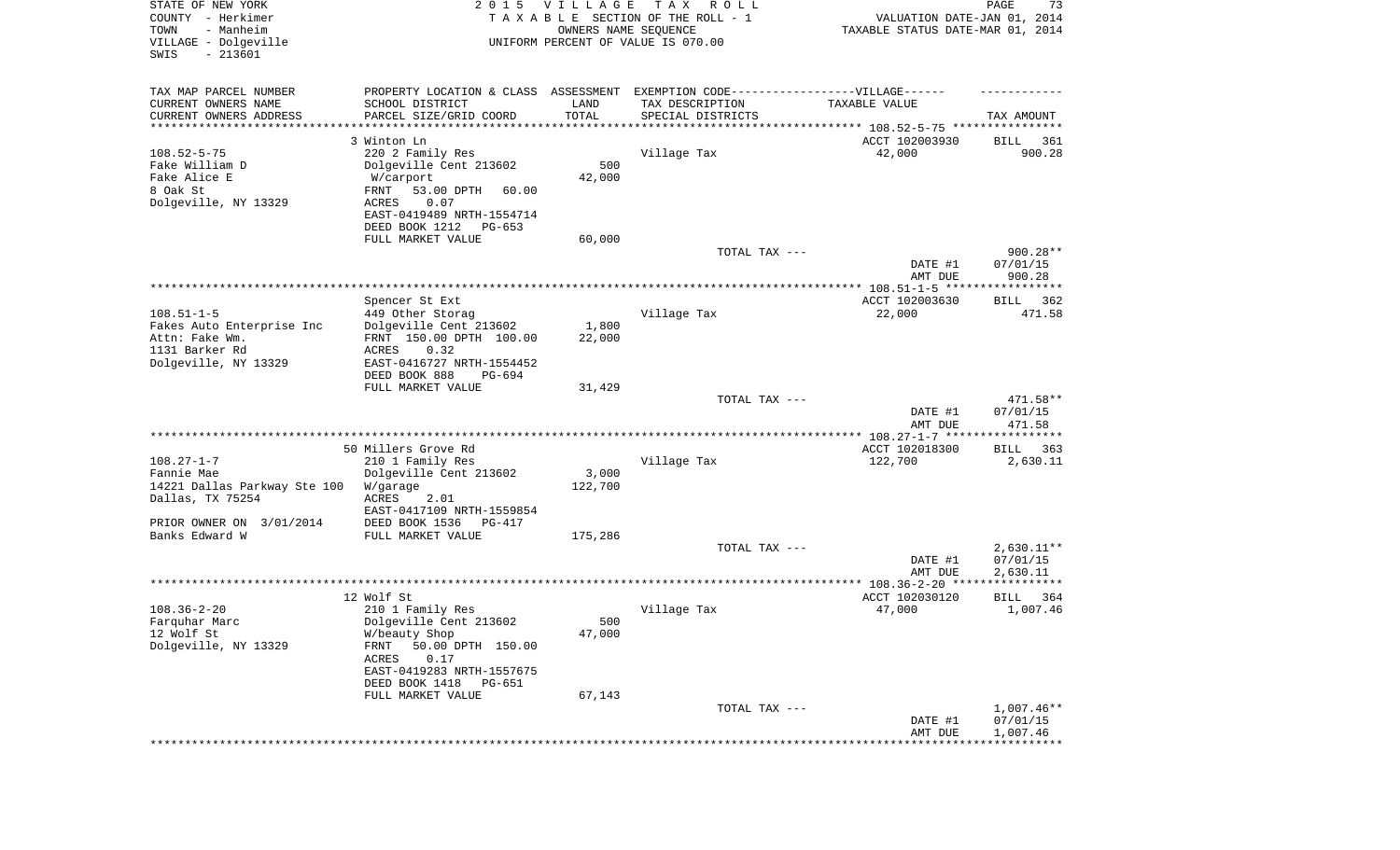STATE OF NEW YORK
COUNTY - Herkimer
TOWN - Manheim
VILLAGE - Dolgeville
SWIS - 213601

2 0 1 5 V I L L A G E T A X R O L L
T A X A B L E SECTION OF THE ROLL - 1
OWNERS NAME SEQUENCE
UNIFORM PERCENT OF VALUE IS 070.00

VALUATION DATE-JAN 01, 2014
TAXABLE STATUS DATE-MAR 01, 2014

| TAX MAP PARCEL NUMBER<br>CURRENT OWNERS NAME<br>CURRENT OWNERS ADDRESS | PROPERTY LOCATION & CLASS<br>SCHOOL DISTRICT<br>PARCEL SIZE/GRID COORD | ASSESSMENT<br>LAND<br>TOTAL | EXEMPTION CODE------VILLAGE------<br>TAX DESCRIPTION<br>SPECIAL DISTRICTS | TAXABLE VALUE | TAX AMOUNT |
|---|---|---|---|---|---|
| 108.52-5-75 | 3 Winton Ln |  |  | ACCT 102003930 | BILL 361 |
| 108.52-5-75 | 220 2 Family Res |  | Village Tax | 42,000 | 900.28 |
| Fake William D | Dolgeville Cent 213602 | 500 |  |  |  |
| Fake Alice E | W/carport | 42,000 |  |  |  |
| 8 Oak St | FRNT 53.00 DPTH 60.00 |  |  |  |  |
| Dolgeville, NY 13329 | ACRES 0.07 |  |  |  |  |
|  | EAST-0419489 NRTH-1554714 |  |  |  |  |
|  | DEED BOOK 1212 PG-653 |  |  |  |  |
|  | FULL MARKET VALUE | 60,000 |  |  |  |
|  |  |  | TOTAL TAX --- |  | 900.28** |
|  |  |  |  | DATE #1 | 07/01/15 |
|  |  |  |  | AMT DUE | 900.28 |
| 108.51-1-5 | Spencer St Ext |  |  | ACCT 102003630 | BILL 362 |
| 108.51-1-5 | 449 Other Storag |  | Village Tax | 22,000 | 471.58 |
| Fakes Auto Enterprise Inc | Dolgeville Cent 213602 | 1,800 |  |  |  |
| Attn: Fake Wm. | FRNT 150.00 DPTH 100.00 | 22,000 |  |  |  |
| 1131 Barker Rd | ACRES 0.32 |  |  |  |  |
| Dolgeville, NY 13329 | EAST-0416727 NRTH-1554452 |  |  |  |  |
|  | DEED BOOK 888 PG-694 |  |  |  |  |
|  | FULL MARKET VALUE | 31,429 |  |  |  |
|  |  |  | TOTAL TAX --- |  | 471.58** |
|  |  |  |  | DATE #1 | 07/01/15 |
|  |  |  |  | AMT DUE | 471.58 |
| 108.27-1-7 | 50 Millers Grove Rd |  |  | ACCT 102018300 | BILL 363 |
| 108.27-1-7 | 210 1 Family Res |  | Village Tax | 122,700 | 2,630.11 |
| Fannie Mae | Dolgeville Cent 213602 | 3,000 |  |  |  |
| 14221 Dallas Parkway Ste 100 | W/garage | 122,700 |  |  |  |
| Dallas, TX 75254 | ACRES 2.01 |  |  |  |  |
|  | EAST-0417109 NRTH-1559854 |  |  |  |  |
| PRIOR OWNER ON 3/01/2014 | DEED BOOK 1536 PG-417 |  |  |  |  |
| Banks Edward W | FULL MARKET VALUE | 175,286 |  |  |  |
|  |  |  | TOTAL TAX --- |  | 2,630.11** |
|  |  |  |  | DATE #1 | 07/01/15 |
|  |  |  |  | AMT DUE | 2,630.11 |
| 108.36-2-20 | 12 Wolf St |  |  | ACCT 102030120 | BILL 364 |
| 108.36-2-20 | 210 1 Family Res |  | Village Tax | 47,000 | 1,007.46 |
| Farquhar Marc | Dolgeville Cent 213602 | 500 |  |  |  |
| 12 Wolf St | W/beauty Shop | 47,000 |  |  |  |
| Dolgeville, NY 13329 | FRNT 50.00 DPTH 150.00 |  |  |  |  |
|  | ACRES 0.17 |  |  |  |  |
|  | EAST-0419283 NRTH-1557675 |  |  |  |  |
|  | DEED BOOK 1418 PG-651 |  |  |  |  |
|  | FULL MARKET VALUE | 67,143 |  |  |  |
|  |  |  | TOTAL TAX --- |  | 1,007.46** |
|  |  |  |  | DATE #1 | 07/01/15 |
|  |  |  |  | AMT DUE | 1,007.46 |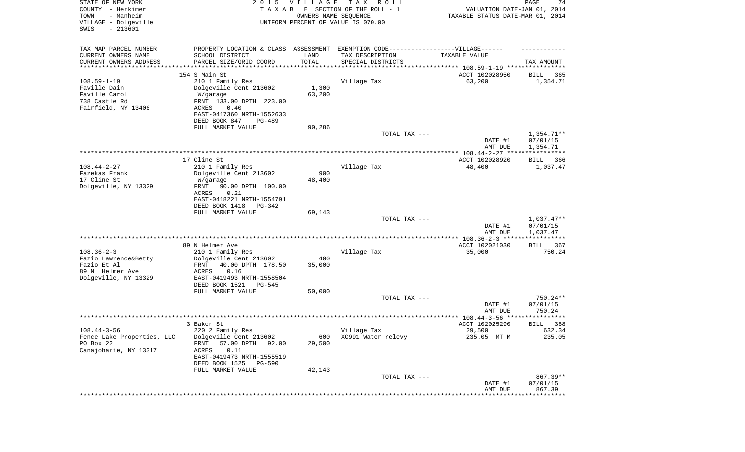STATE OF NEW YORK
COUNTY - Herkimer
TOWN - Manheim
VILLAGE - Dolgeville
SWIS - 213601

2 0 1 5 V I L L A G E T A X R O L L
T A X A B L E SECTION OF THE ROLL - 1
OWNERS NAME SEQUENCE
UNIFORM PERCENT OF VALUE IS 070.00

VALUATION DATE-JAN 01, 2014
TAXABLE STATUS DATE-MAR 01, 2014

| TAX MAP PARCEL NUMBER<br>CURRENT OWNERS NAME<br>CURRENT OWNERS ADDRESS | PROPERTY LOCATION & CLASS<br>SCHOOL DISTRICT<br>PARCEL SIZE/GRID COORD | ASSESSMENT<br>LAND<br>TOTAL | EXEMPTION CODE------VILLAGE------<br>TAX DESCRIPTION<br>SPECIAL DISTRICTS | TAXABLE VALUE | TAX AMOUNT |
|---|---|---|---|---|---|
| | 154 S Main St | | | ACCT 102028950 | BILL 365 |
| 108.59-1-19 | 210 1 Family Res | | Village Tax | 63,200 | 1,354.71 |
| Faville Dain | Dolgeville Cent 213602 | 1,300 | | | |
| Faville Carol | W/garage | 63,200 | | | |
| 738 Castle Rd | FRNT 133.00 DPTH 223.00 | | | | |
| Fairfield, NY 13406 | ACRES 0.40 | | | | |
| | EAST-0417360 NRTH-1552633 | | | | |
| | DEED BOOK 847 PG-489 | | | | |
| | FULL MARKET VALUE | 90,286 | | | |
| | | | TOTAL TAX --- | | 1,354.71** |
| | | | | DATE #1 | 07/01/15 |
| | | | | AMT DUE | 1,354.71 |
| | 17 Cline St | | | ACCT 102028920 | BILL 366 |
| 108.44-2-27 | 210 1 Family Res | | Village Tax | 48,400 | 1,037.47 |
| Fazekas Frank | Dolgeville Cent 213602 | 900 | | | |
| 17 Cline St | W/garage | 48,400 | | | |
| Dolgeville, NY 13329 | FRNT 90.00 DPTH 100.00 | | | | |
| | ACRES 0.21 | | | | |
| | EAST-0418221 NRTH-1554791 | | | | |
| | DEED BOOK 1418 PG-342 | | | | |
| | FULL MARKET VALUE | 69,143 | | | |
| | | | TOTAL TAX --- | | 1,037.47** |
| | | | | DATE #1 | 07/01/15 |
| | | | | AMT DUE | 1,037.47 |
| | 89 N Helmer Ave | | | ACCT 102021030 | BILL 367 |
| 108.36-2-3 | 210 1 Family Res | | Village Tax | 35,000 | 750.24 |
| Fazio Lawrence&Betty | Dolgeville Cent 213602 | 400 | | | |
| Fazio Et Al | FRNT 40.00 DPTH 178.50 | 35,000 | | | |
| 89 N Helmer Ave | ACRES 0.16 | | | | |
| Dolgeville, NY 13329 | EAST-0419493 NRTH-1558504 | | | | |
| | DEED BOOK 1521 PG-545 | | | | |
| | FULL MARKET VALUE | 50,000 | | | |
| | | | TOTAL TAX --- | | 750.24** |
| | | | | DATE #1 | 07/01/15 |
| | | | | AMT DUE | 750.24 |
| | 3 Baker St | | | ACCT 102025290 | BILL 368 |
| 108.44-3-56 | 220 2 Family Res | | Village Tax | 29,500 | 632.34 |
| Fence Lake Properties, LLC | Dolgeville Cent 213602 | 600 | XC991 Water relevy | 235.05 MT M | 235.05 |
| PO Box 22 | FRNT 57.00 DPTH 92.00 | 29,500 | | | |
| Canajoharie, NY 13317 | ACRES 0.11 | | | | |
| | EAST-0419473 NRTH-1555519 | | | | |
| | DEED BOOK 1525 PG-590 | | | | |
| | FULL MARKET VALUE | 42,143 | | | |
| | | | TOTAL TAX --- | | 867.39** |
| | | | | DATE #1 | 07/01/15 |
| | | | | AMT DUE | 867.39 |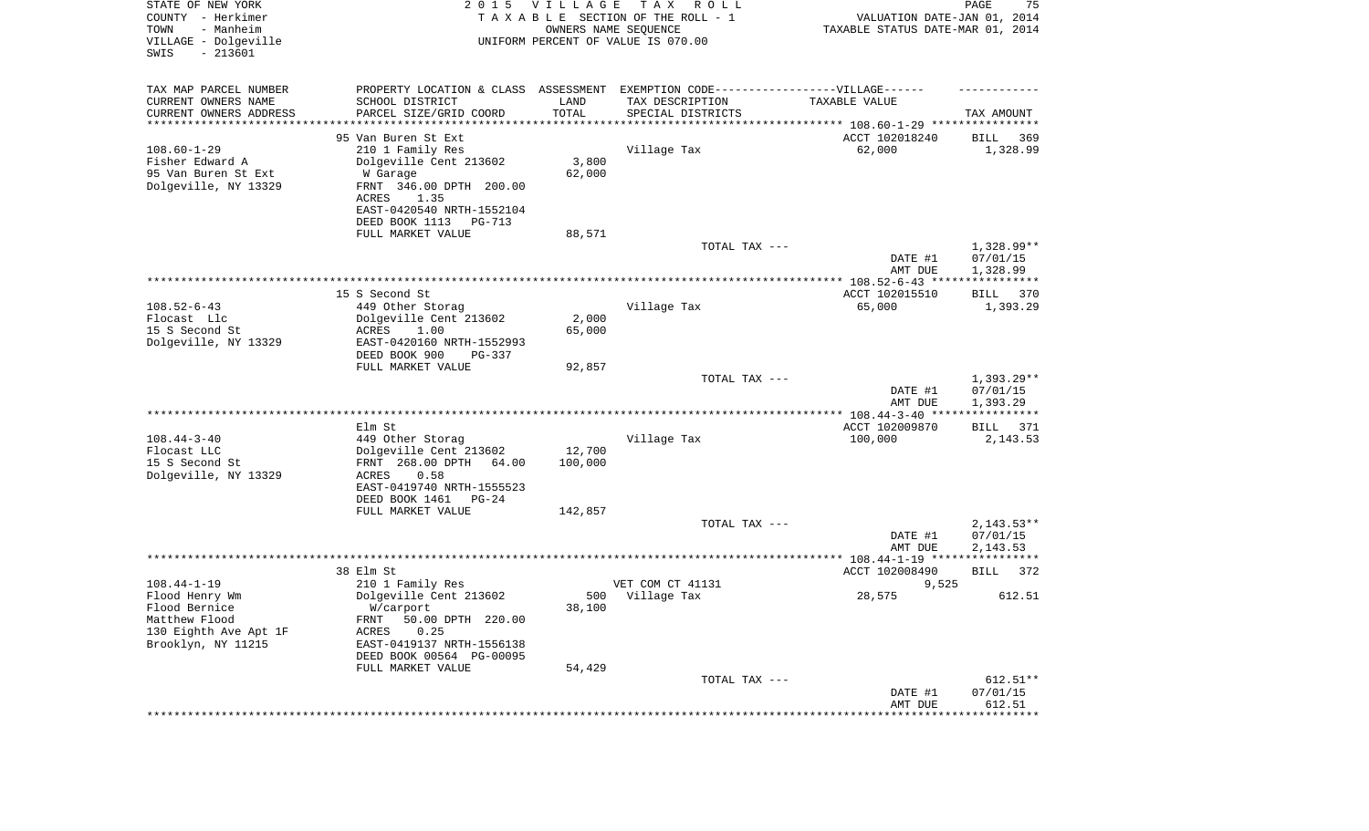STATE OF NEW YORK
COUNTY - Herkimer
TOWN - Manheim
VILLAGE - Dolgeville
SWIS - 213601

2 0 1 5 V I L L A G E T A X R O L L
T A X A B L E SECTION OF THE ROLL - 1
OWNERS NAME SEQUENCE
UNIFORM PERCENT OF VALUE IS 070.00

VALUATION DATE-JAN 01, 2014
TAXABLE STATUS DATE-MAR 01, 2014

| TAX MAP PARCEL NUMBER<br>CURRENT OWNERS NAME<br>CURRENT OWNERS ADDRESS | PROPERTY LOCATION & CLASS<br>SCHOOL DISTRICT<br>PARCEL SIZE/GRID COORD | ASSESSMENT<br>LAND<br>TOTAL | EXEMPTION CODE------VILLAGE------<br>TAX DESCRIPTION<br>SPECIAL DISTRICTS | TAXABLE VALUE | TAX AMOUNT |
|---|---|---|---|---|---|
| | 95 Van Buren St Ext | | | ACCT 102018240 | BILL 369 |
| 108.60-1-29 | 210 1 Family Res | | Village Tax | 62,000 | 1,328.99 |
| Fisher Edward A | Dolgeville Cent 213602 | 3,800 | | | |
| 95 Van Buren St Ext | W Garage | 62,000 | | | |
| Dolgeville, NY 13329 | FRNT 346.00 DPTH 200.00 | | | | |
| | ACRES 1.35 | | | | |
| | EAST-0420540 NRTH-1552104 | | | | |
| | DEED BOOK 1113 PG-713 | | | | |
| | FULL MARKET VALUE | 88,571 | | | |
| | | | TOTAL TAX --- | | 1,328.99** |
| | | | | DATE #1 | 07/01/15 |
| | | | | AMT DUE | 1,328.99 |
| | 15 S Second St | | | ACCT 102015510 | BILL 370 |
| 108.52-6-43 | 449 Other Storag | | Village Tax | 65,000 | 1,393.29 |
| Flocast Llc | Dolgeville Cent 213602 | 2,000 | | | |
| 15 S Second St | ACRES 1.00 | 65,000 | | | |
| Dolgeville, NY 13329 | EAST-0420160 NRTH-1552993 | | | | |
| | DEED BOOK 900 PG-337 | | | | |
| | FULL MARKET VALUE | 92,857 | | | |
| | | | TOTAL TAX --- | | 1,393.29** |
| | | | | DATE #1 | 07/01/15 |
| | | | | AMT DUE | 1,393.29 |
| | Elm St | | | ACCT 102009870 | BILL 371 |
| 108.44-3-40 | 449 Other Storag | | Village Tax | 100,000 | 2,143.53 |
| Flocast LLC | Dolgeville Cent 213602 | 12,700 | | | |
| 15 S Second St | FRNT 268.00 DPTH 64.00 | 100,000 | | | |
| Dolgeville, NY 13329 | ACRES 0.58 | | | | |
| | EAST-0419740 NRTH-1555523 | | | | |
| | DEED BOOK 1461 PG-24 | | | | |
| | FULL MARKET VALUE | 142,857 | | | |
| | | | TOTAL TAX --- | | 2,143.53** |
| | | | | DATE #1 | 07/01/15 |
| | | | | AMT DUE | 2,143.53 |
| | 38 Elm St | | | ACCT 102008490 | BILL 372 |
| 108.44-1-19 | 210 1 Family Res | | VET COM CT 41131 | 9,525 | |
| Flood Henry Wm | Dolgeville Cent 213602 | 500 | Village Tax | 28,575 | 612.51 |
| Flood Bernice | W/carport | 38,100 | | | |
| Matthew Flood | FRNT 50.00 DPTH 220.00 | | | | |
| 130 Eighth Ave Apt 1F | ACRES 0.25 | | | | |
| Brooklyn, NY 11215 | EAST-0419137 NRTH-1556138 | | | | |
| | DEED BOOK 00564 PG-00095 | | | | |
| | FULL MARKET VALUE | 54,429 | | | |
| | | | TOTAL TAX --- | | 612.51** |
| | | | | DATE #1 | 07/01/15 |
| | | | | AMT DUE | 612.51 |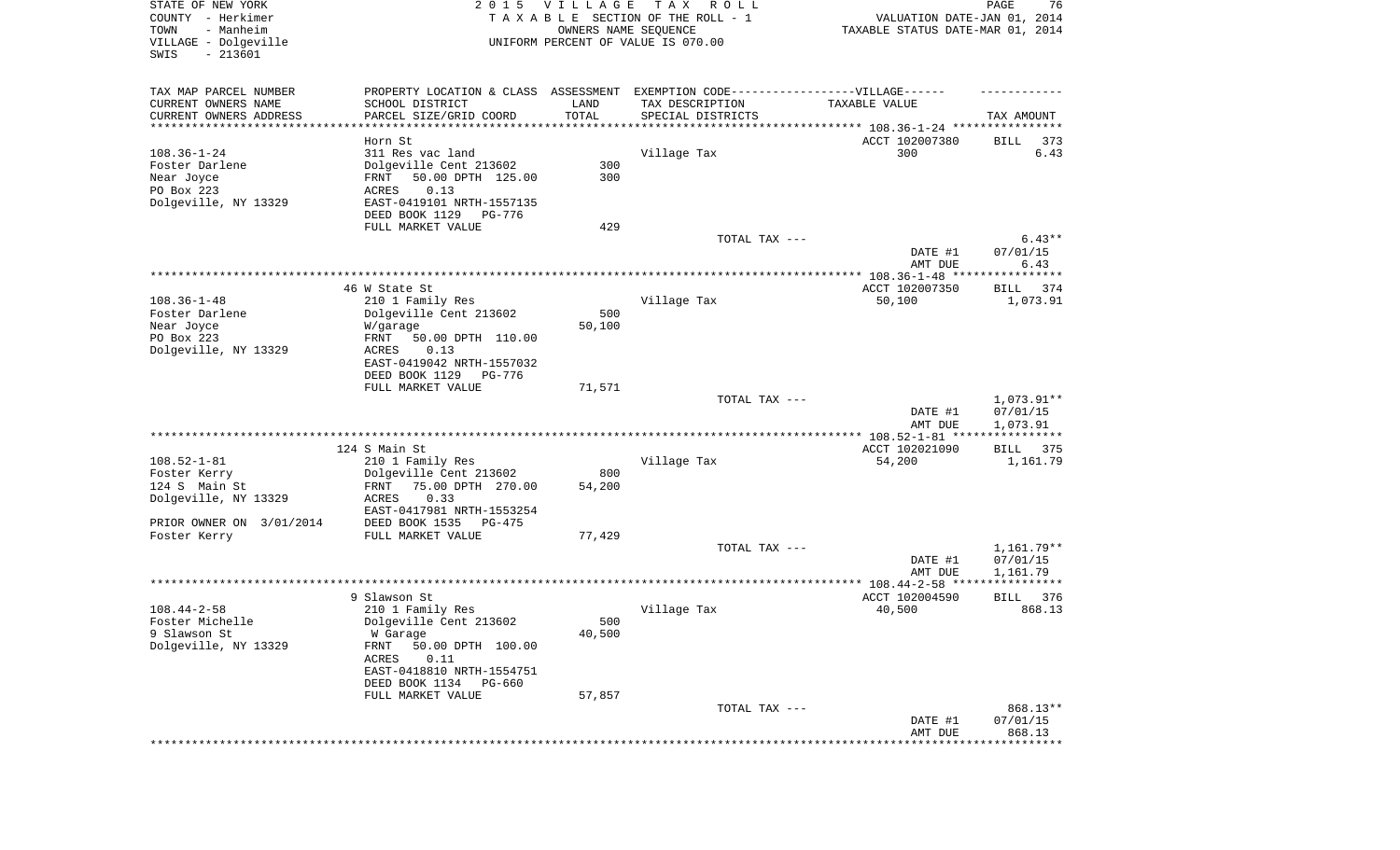STATE OF NEW YORK
COUNTY - Herkimer
TOWN - Manheim
VILLAGE - Dolgeville
SWIS - 213601

2015 VILLAGE TAX ROLL
TAXABLE SECTION OF THE ROLL - 1
OWNERS NAME SEQUENCE
UNIFORM PERCENT OF VALUE IS 070.00

VALUATION DATE-JAN 01, 2014
TAXABLE STATUS DATE-MAR 01, 2014

| TAX MAP PARCEL NUMBER<br>CURRENT OWNERS NAME<br>CURRENT OWNERS ADDRESS | PROPERTY LOCATION & CLASS<br>SCHOOL DISTRICT<br>PARCEL SIZE/GRID COORD | ASSESSMENT<br>LAND<br>TOTAL | EXEMPTION CODE------VILLAGE------<br>TAX DESCRIPTION<br>SPECIAL DISTRICTS | TAXABLE VALUE | TAX AMOUNT |
|---|---|---|---|---|---|
| | Horn St | | | ACCT 102007380 | BILL 373 |
| 108.36-1-24 | 311 Res vac land | | Village Tax | 300 | 6.43 |
| Foster Darlene | Dolgeville Cent 213602 | 300 | | | |
| Near Joyce | FRNT 50.00 DPTH 125.00 | 300 | | | |
| PO Box 223 | ACRES 0.13 | | | | |
| Dolgeville, NY 13329 | EAST-0419101 NRTH-1557135 | | | | |
| | DEED BOOK 1129 PG-776 | | | | |
| | FULL MARKET VALUE | 429 | | | |
| | | | TOTAL TAX --- | | 6.43** |
| | | | | DATE #1 | 07/01/15 |
| | | | | AMT DUE | 6.43 |
| | 46 W State St | | | ACCT 102007350 | BILL 374 |
| 108.36-1-48 | 210 1 Family Res | | Village Tax | 50,100 | 1,073.91 |
| Foster Darlene | Dolgeville Cent 213602 | 500 | | | |
| Near Joyce | W/garage | 50,100 | | | |
| PO Box 223 | FRNT 50.00 DPTH 110.00 | | | | |
| Dolgeville, NY 13329 | ACRES 0.13 | | | | |
| | EAST-0419042 NRTH-1557032 | | | | |
| | DEED BOOK 1129 PG-776 | | | | |
| | FULL MARKET VALUE | 71,571 | | | |
| | | | TOTAL TAX --- | | 1,073.91** |
| | | | | DATE #1 | 07/01/15 |
| | | | | AMT DUE | 1,073.91 |
| | 124 S Main St | | | ACCT 102021090 | BILL 375 |
| 108.52-1-81 | 210 1 Family Res | | Village Tax | 54,200 | 1,161.79 |
| Foster Kerry | Dolgeville Cent 213602 | 800 | | | |
| 124 S Main St | FRNT 75.00 DPTH 270.00 | 54,200 | | | |
| Dolgeville, NY 13329 | ACRES 0.33 | | | | |
| | EAST-0417981 NRTH-1553254 | | | | |
| PRIOR OWNER ON 3/01/2014 | DEED BOOK 1535 PG-475 | | | | |
| Foster Kerry | FULL MARKET VALUE | 77,429 | | | |
| | | | TOTAL TAX --- | | 1,161.79** |
| | | | | DATE #1 | 07/01/15 |
| | | | | AMT DUE | 1,161.79 |
| | 9 Slawson St | | | ACCT 102004590 | BILL 376 |
| 108.44-2-58 | 210 1 Family Res | | Village Tax | 40,500 | 868.13 |
| Foster Michelle | Dolgeville Cent 213602 | 500 | | | |
| 9 Slawson St | W Garage | 40,500 | | | |
| Dolgeville, NY 13329 | FRNT 50.00 DPTH 100.00 | | | | |
| | ACRES 0.11 | | | | |
| | EAST-0418810 NRTH-1554751 | | | | |
| | DEED BOOK 1134 PG-660 | | | | |
| | FULL MARKET VALUE | 57,857 | | | |
| | | | TOTAL TAX --- | | 868.13** |
| | | | | DATE #1 | 07/01/15 |
| | | | | AMT DUE | 868.13 |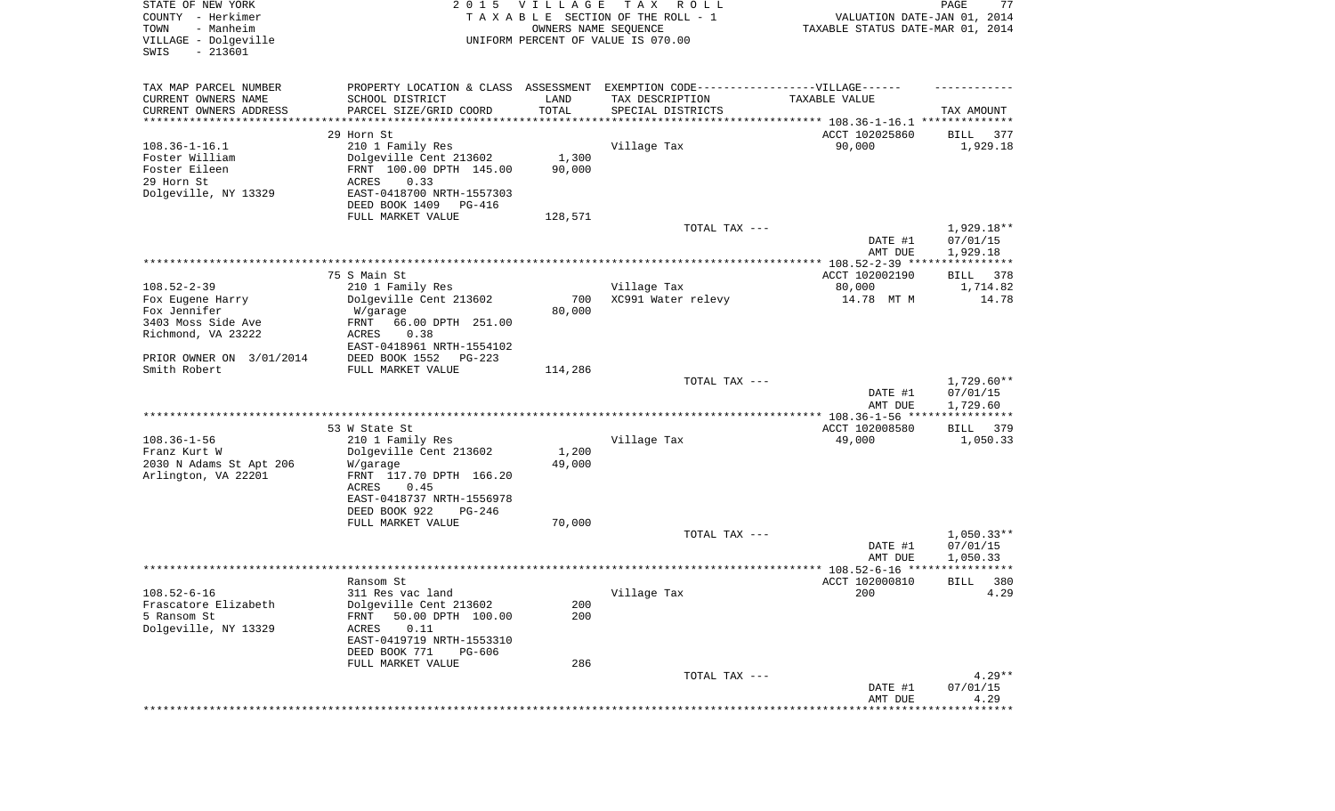STATE OF NEW YORK
COUNTY - Herkimer
TOWN - Manheim
VILLAGE - Dolgeville
SWIS - 213601

2015 VILLAGE TAX ROLL
TAXABLE SECTION OF THE ROLL - 1
OWNERS NAME SEQUENCE
UNIFORM PERCENT OF VALUE IS 070.00

VALUATION DATE-JAN 01, 2014
TAXABLE STATUS DATE-MAR 01, 2014

| TAX MAP PARCEL NUMBER<br>CURRENT OWNERS NAME<br>CURRENT OWNERS ADDRESS | PROPERTY LOCATION & CLASS<br>SCHOOL DISTRICT<br>PARCEL SIZE/GRID COORD | ASSESSMENT<br>LAND<br>TOTAL | EXEMPTION CODE------VILLAGE------<br>TAX DESCRIPTION<br>SPECIAL DISTRICTS | TAXABLE VALUE | TAX AMOUNT |
|---|---|---|---|---|---|
| | 29 Horn St | | | ACCT 102025860 | BILL 377 |
| 108.36-1-16.1 | 210 1 Family Res | | Village Tax | 90,000 | 1,929.18 |
| Foster William | Dolgeville Cent 213602 | 1,300 | | | |
| Foster Eileen | FRNT 100.00 DPTH 145.00 | 90,000 | | | |
| 29 Horn St | ACRES 0.33 | | | | |
| Dolgeville, NY 13329 | EAST-0418700 NRTH-1557303 | | | | |
| | DEED BOOK 1409 PG-416 | | | | |
| | FULL MARKET VALUE | 128,571 | | | |
| | | | TOTAL TAX --- | | 1,929.18** |
| | | | | DATE #1 | 07/01/15 |
| | | | | AMT DUE | 1,929.18 |
| | 75 S Main St | | | ACCT 102002190 | BILL 378 |
| 108.52-2-39 | 210 1 Family Res | | Village Tax | 80,000 | 1,714.82 |
| Fox Eugene Harry | Dolgeville Cent 213602 | 700 | XC991 Water relevy | 14.78 MT M | 14.78 |
| Fox Jennifer | W/garage | 80,000 | | | |
| 3403 Moss Side Ave | FRNT 66.00 DPTH 251.00 | | | | |
| Richmond, VA 23222 | ACRES 0.38 | | | | |
| | EAST-0418961 NRTH-1554102 | | | | |
| PRIOR OWNER ON 3/01/2014 | DEED BOOK 1552 PG-223 | | | | |
| Smith Robert | FULL MARKET VALUE | 114,286 | | | |
| | | | TOTAL TAX --- | | 1,729.60** |
| | | | | DATE #1 | 07/01/15 |
| | | | | AMT DUE | 1,729.60 |
| | 53 W State St | | | ACCT 102008580 | BILL 379 |
| 108.36-1-56 | 210 1 Family Res | | Village Tax | 49,000 | 1,050.33 |
| Franz Kurt W | Dolgeville Cent 213602 | 1,200 | | | |
| 2030 N Adams St Apt 206 | W/garage | 49,000 | | | |
| Arlington, VA 22201 | FRNT 117.70 DPTH 166.20 | | | | |
| | ACRES 0.45 | | | | |
| | EAST-0418737 NRTH-1556978 | | | | |
| | DEED BOOK 922 PG-246 | | | | |
| | FULL MARKET VALUE | 70,000 | | | |
| | | | TOTAL TAX --- | | 1,050.33** |
| | | | | DATE #1 | 07/01/15 |
| | | | | AMT DUE | 1,050.33 |
| | Ransom St | | | ACCT 102000810 | BILL 380 |
| 108.52-6-16 | 311 Res vac land | | Village Tax | 200 | 4.29 |
| Frascatore Elizabeth | Dolgeville Cent 213602 | 200 | | | |
| 5 Ransom St | FRNT 50.00 DPTH 100.00 | 200 | | | |
| Dolgeville, NY 13329 | ACRES 0.11 | | | | |
| | EAST-0419719 NRTH-1553310 | | | | |
| | DEED BOOK 771 PG-606 | | | | |
| | FULL MARKET VALUE | 286 | | | |
| | | | TOTAL TAX --- | | 4.29** |
| | | | | DATE #1 | 07/01/15 |
| | | | | AMT DUE | 4.29 |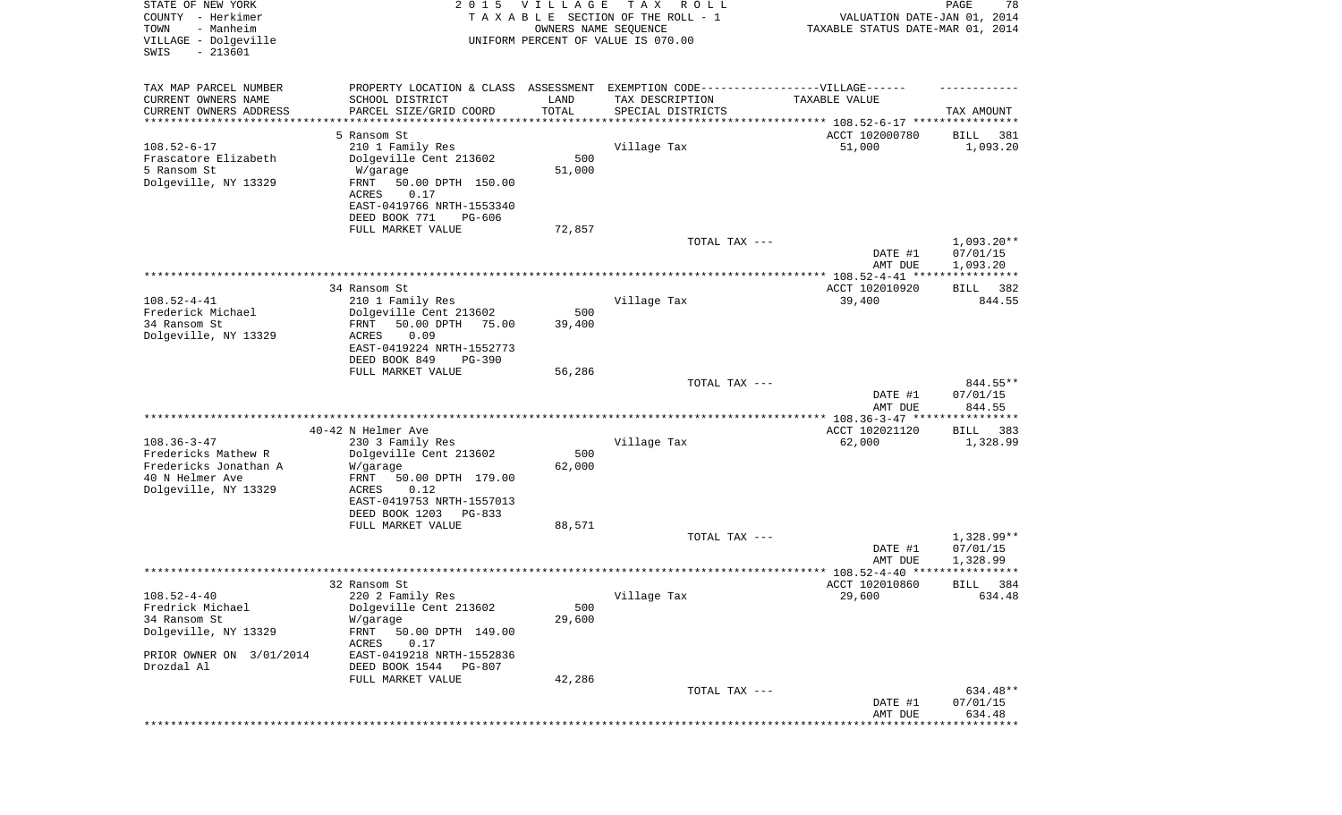STATE OF NEW YORK
COUNTY - Herkimer
TOWN - Manheim
VILLAGE - Dolgeville
SWIS - 213601

2015 VILLAGE TAX ROLL
TAXABLE SECTION OF THE ROLL - 1
OWNERS NAME SEQUENCE
UNIFORM PERCENT OF VALUE IS 070.00

VALUATION DATE-JAN 01, 2014
TAXABLE STATUS DATE-MAR 01, 2014

| TAX MAP PARCEL NUMBER / CURRENT OWNERS NAME / CURRENT OWNERS ADDRESS | PROPERTY LOCATION & CLASS / SCHOOL DISTRICT / PARCEL SIZE/GRID COORD | ASSESSMENT LAND / TOTAL | EXEMPTION CODE / TAX DESCRIPTION / SPECIAL DISTRICTS | TAXABLE VALUE | TAX AMOUNT |
|---|---|---|---|---|---|
| | 5 Ransom St | | | ACCT 102000780 | BILL 381 |
| 108.52-6-17 | 210 1 Family Res | | Village Tax | 51,000 | 1,093.20 |
| Frascatore Elizabeth | Dolgeville Cent 213602 | 500 | | | |
| 5 Ransom St | W/garage | 51,000 | | | |
| Dolgeville, NY 13329 | FRNT 50.00 DPTH 150.00 | | | | |
| | ACRES 0.17 | | | | |
| | EAST-0419766 NRTH-1553340 | | | | |
| | DEED BOOK 771 PG-606 | | | | |
| | FULL MARKET VALUE | 72,857 | | | |
| | | | TOTAL TAX --- | | 1,093.20** |
| | | | | DATE #1 | 07/01/15 |
| | | | | AMT DUE | 1,093.20 |
| | 34 Ransom St | | | ACCT 102010920 | BILL 382 |
| 108.52-4-41 | 210 1 Family Res | | Village Tax | 39,400 | 844.55 |
| Frederick Michael | Dolgeville Cent 213602 | 500 | | | |
| 34 Ransom St | FRNT 50.00 DPTH 75.00 | 39,400 | | | |
| Dolgeville, NY 13329 | ACRES 0.09 | | | | |
| | EAST-0419224 NRTH-1552773 | | | | |
| | DEED BOOK 849 PG-390 | | | | |
| | FULL MARKET VALUE | 56,286 | | | |
| | | | TOTAL TAX --- | | 844.55** |
| | | | | DATE #1 | 07/01/15 |
| | | | | AMT DUE | 844.55 |
| | 40-42 N Helmer Ave | | | ACCT 102021120 | BILL 383 |
| 108.36-3-47 | 230 3 Family Res | | Village Tax | 62,000 | 1,328.99 |
| Fredericks Mathew R | Dolgeville Cent 213602 | 500 | | | |
| Fredericks Jonathan A | W/garage | 62,000 | | | |
| 40 N Helmer Ave | FRNT 50.00 DPTH 179.00 | | | | |
| Dolgeville, NY 13329 | ACRES 0.12 | | | | |
| | EAST-0419753 NRTH-1557013 | | | | |
| | DEED BOOK 1203 PG-833 | | | | |
| | FULL MARKET VALUE | 88,571 | | | |
| | | | TOTAL TAX --- | | 1,328.99** |
| | | | | DATE #1 | 07/01/15 |
| | | | | AMT DUE | 1,328.99 |
| | 32 Ransom St | | | ACCT 102010860 | BILL 384 |
| 108.52-4-40 | 220 2 Family Res | | Village Tax | 29,600 | 634.48 |
| Fredrick Michael | Dolgeville Cent 213602 | 500 | | | |
| 34 Ransom St | W/garage | 29,600 | | | |
| Dolgeville, NY 13329 | FRNT 50.00 DPTH 149.00 | | | | |
| | ACRES 0.17 | | | | |
| PRIOR OWNER ON 3/01/2014 | EAST-0419218 NRTH-1552836 | | | | |
| Drozdal Al | DEED BOOK 1544 PG-807 | | | | |
| | FULL MARKET VALUE | 42,286 | | | |
| | | | TOTAL TAX --- | | 634.48** |
| | | | | DATE #1 | 07/01/15 |
| | | | | AMT DUE | 634.48 |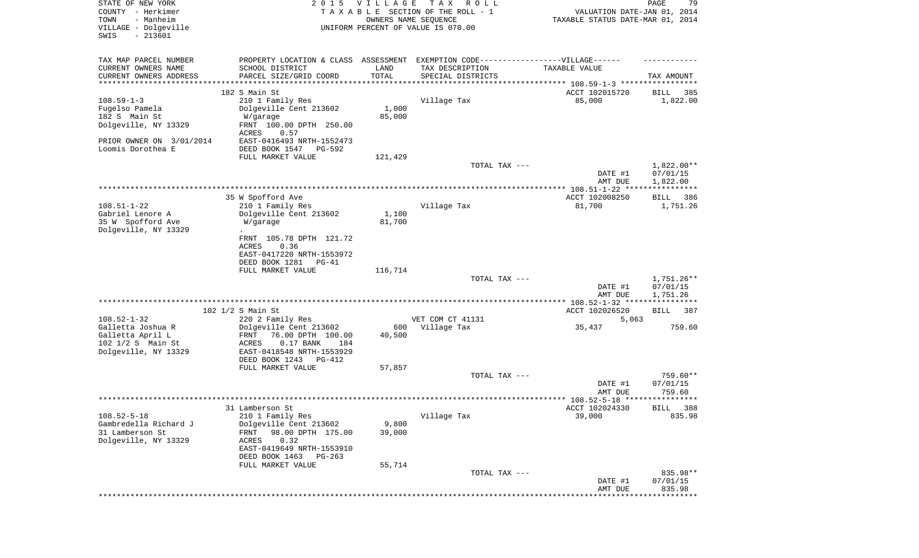STATE OF NEW YORK
COUNTY - Herkimer
TOWN - Manheim
VILLAGE - Dolgeville
SWIS - 213601

2 0 1 5 V I L L A G E T A X R O L L
T A X A B L E SECTION OF THE ROLL - 1
OWNERS NAME SEQUENCE
UNIFORM PERCENT OF VALUE IS 070.00

VALUATION DATE-JAN 01, 2014
TAXABLE STATUS DATE-MAR 01, 2014

| TAX MAP PARCEL NUMBER<br>CURRENT OWNERS NAME<br>CURRENT OWNERS ADDRESS | PROPERTY LOCATION & CLASS<br>SCHOOL DISTRICT<br>PARCEL SIZE/GRID COORD | ASSESSMENT<br>LAND<br>TOTAL | EXEMPTION CODE------VILLAGE------<br>TAX DESCRIPTION<br>SPECIAL DISTRICTS | TAXABLE VALUE | TAX AMOUNT |
|---|---|---|---|---|---|
| | 182 S Main St | | | ACCT 102015720 | BILL 385 |
| 108.59-1-3 | 210 1 Family Res | | Village Tax | 85,000 | 1,822.00 |
| Fugelso Pamela | Dolgeville Cent 213602 | 1,000 | | | |
| 182 S Main St | W/garage | 85,000 | | | |
| Dolgeville, NY 13329 | FRNT 100.00 DPTH 250.00 | | | | |
| | ACRES 0.57 | | | | |
| PRIOR OWNER ON 3/01/2014 | EAST-0416493 NRTH-1552473 | | | | |
| Loomis Dorothea E | DEED BOOK 1547 PG-592 | | | | |
| | FULL MARKET VALUE | 121,429 | | | |
| | | | TOTAL TAX --- | | 1,822.00** |
| | | | | DATE #1 | 07/01/15 |
| | | | | AMT DUE | 1,822.00 |
| | 35 W Spofford Ave | | | ACCT 102008250 | BILL 386 |
| 108.51-1-22 | 210 1 Family Res | | Village Tax | 81,700 | 1,751.26 |
| Gabriel Lenore A | Dolgeville Cent 213602 | 1,100 | | | |
| 35 W Spofford Ave | W/garage | 81,700 | | | |
| Dolgeville, NY 13329 | . | | | | |
| | FRNT 105.78 DPTH 121.72 | | | | |
| | ACRES 0.36 | | | | |
| | EAST-0417220 NRTH-1553972 | | | | |
| | DEED BOOK 1281 PG-41 | | | | |
| | FULL MARKET VALUE | 116,714 | | | |
| | | | TOTAL TAX --- | | 1,751.26** |
| | | | | DATE #1 | 07/01/15 |
| | | | | AMT DUE | 1,751.26 |
| | 102 1/2 S Main St | | | ACCT 102026520 | BILL 387 |
| 108.52-1-32 | 220 2 Family Res | | VET COM CT 41131 | 5,063 | |
| Galletta Joshua R | Dolgeville Cent 213602 | 600 | Village Tax | 35,437 | 759.60 |
| Galletta April L | FRNT 76.00 DPTH 100.00 | 40,500 | | | |
| 102 1/2 S Main St | ACRES 0.17 BANK 184 | | | | |
| Dolgeville, NY 13329 | EAST-0418548 NRTH-1553929 | | | | |
| | DEED BOOK 1243 PG-412 | | | | |
| | FULL MARKET VALUE | 57,857 | | | |
| | | | TOTAL TAX --- | | 759.60** |
| | | | | DATE #1 | 07/01/15 |
| | | | | AMT DUE | 759.60 |
| | 31 Lamberson St | | | ACCT 102024330 | BILL 388 |
| 108.52-5-18 | 210 1 Family Res | | Village Tax | 39,000 | 835.98 |
| Gambredella Richard J | Dolgeville Cent 213602 | 9,800 | | | |
| 31 Lamberson St | FRNT 98.00 DPTH 175.00 | 39,000 | | | |
| Dolgeville, NY 13329 | ACRES 0.32 | | | | |
| | EAST-0419649 NRTH-1553910 | | | | |
| | DEED BOOK 1463 PG-263 | | | | |
| | FULL MARKET VALUE | 55,714 | | | |
| | | | TOTAL TAX --- | | 835.98** |
| | | | | DATE #1 | 07/01/15 |
| | | | | AMT DUE | 835.98 |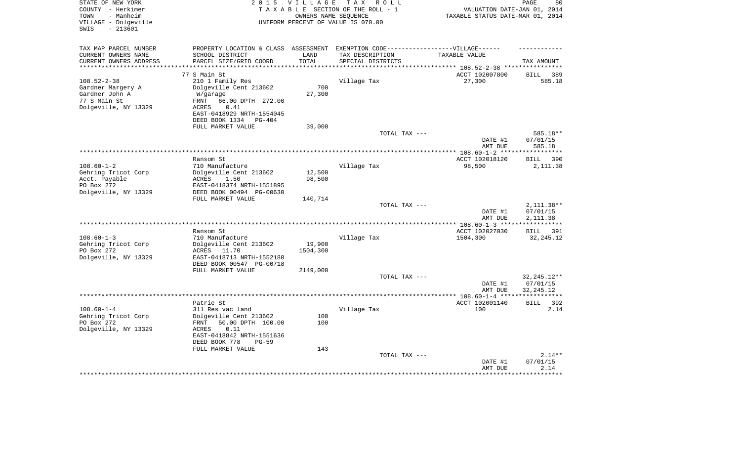STATE OF NEW YORK
COUNTY - Herkimer
TOWN - Manheim
VILLAGE - Dolgeville
SWIS - 213601

2 0 1 5 V I L L A G E T A X R O L L
T A X A B L E SECTION OF THE ROLL - 1
OWNERS NAME SEQUENCE
UNIFORM PERCENT OF VALUE IS 070.00

VALUATION DATE-JAN 01, 2014
TAXABLE STATUS DATE-MAR 01, 2014

| TAX MAP PARCEL NUMBER<br>CURRENT OWNERS NAME<br>CURRENT OWNERS ADDRESS | PROPERTY LOCATION & CLASS<br>SCHOOL DISTRICT<br>PARCEL SIZE/GRID COORD | ASSESSMENT<br>LAND<br>TOTAL | EXEMPTION CODE------VILLAGE------<br>TAX DESCRIPTION<br>SPECIAL DISTRICTS | TAXABLE VALUE | TAX AMOUNT |
|---|---|---|---|---|---|
| | 77 S Main St | | | ACCT 102007800 | BILL 389 |
| 108.52-2-38 | 210 1 Family Res | | Village Tax | 27,300 | 585.18 |
| Gardner Margery A | Dolgeville Cent 213602 | 700 | | | |
| Gardner John A | W/garage | 27,300 | | | |
| 77 S Main St | FRNT 66.00 DPTH 272.00 | | | | |
| Dolgeville, NY 13329 | ACRES 0.41 | | | | |
| | EAST-0418929 NRTH-1554045 | | | | |
| | DEED BOOK 1334 PG-404 | | | | |
| | FULL MARKET VALUE | 39,000 | | | |
| | | | TOTAL TAX --- | | 585.18** |
| | | | | DATE #1 | 07/01/15 |
| | | | | AMT DUE | 585.18 |
| | Ransom St | | | ACCT 102018120 | BILL 390 |
| 108.60-1-2 | 710 Manufacture | | Village Tax | 98,500 | 2,111.38 |
| Gehring Tricot Corp | Dolgeville Cent 213602 | 12,500 | | | |
| Acct. Payable | ACRES 1.50 | 98,500 | | | |
| PO Box 272 | EAST-0418374 NRTH-1551895 | | | | |
| Dolgeville, NY 13329 | DEED BOOK 00494 PG-00630 | | | | |
| | FULL MARKET VALUE | 140,714 | | | |
| | | | TOTAL TAX --- | | 2,111.38** |
| | | | | DATE #1 | 07/01/15 |
| | | | | AMT DUE | 2,111.38 |
| | Ransom St | | | ACCT 102027030 | BILL 391 |
| 108.60-1-3 | 710 Manufacture | | Village Tax | 1504,300 | 32,245.12 |
| Gehring Tricot Corp | Dolgeville Cent 213602 | 19,900 | | | |
| PO Box 272 | ACRES 11.70 | 1504,300 | | | |
| Dolgeville, NY 13329 | EAST-0418713 NRTH-1552180 | | | | |
| | DEED BOOK 00547 PG-00718 | | | | |
| | FULL MARKET VALUE | 2149,000 | | | |
| | | | TOTAL TAX --- | | 32,245.12** |
| | | | | DATE #1 | 07/01/15 |
| | | | | AMT DUE | 32,245.12 |
| | Patrie St | | | ACCT 102001140 | BILL 392 |
| 108.60-1-4 | 311 Res vac land | | Village Tax | 100 | 2.14 |
| Gehring Tricot Corp | Dolgeville Cent 213602 | 100 | | | |
| PO Box 272 | FRNT 50.00 DPTH 100.00 | 100 | | | |
| Dolgeville, NY 13329 | ACRES 0.11 | | | | |
| | EAST-0418842 NRTH-1551636 | | | | |
| | DEED BOOK 778 PG-59 | | | | |
| | FULL MARKET VALUE | 143 | | | |
| | | | TOTAL TAX --- | | 2.14** |
| | | | | DATE #1 | 07/01/15 |
| | | | | AMT DUE | 2.14 |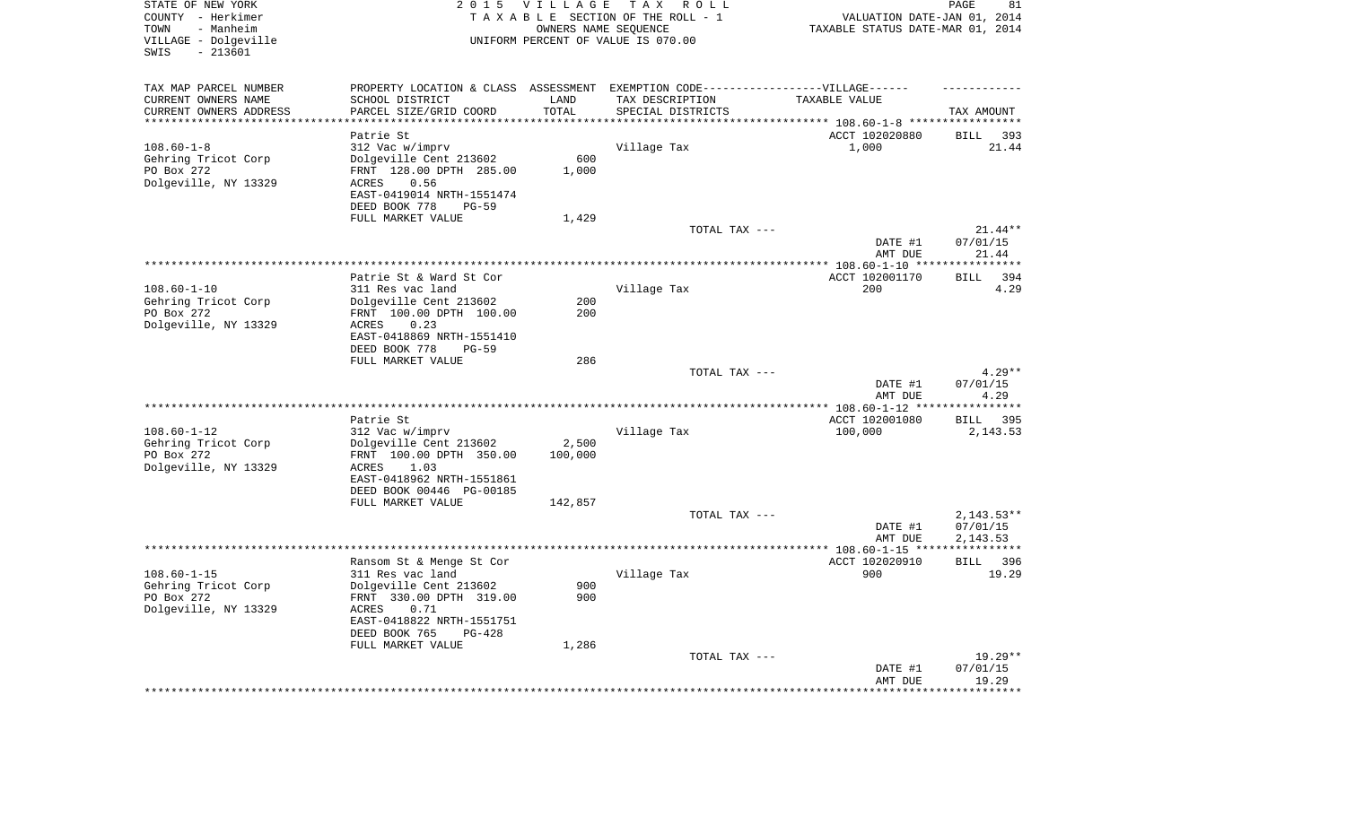STATE OF NEW YORK
COUNTY - Herkimer
TOWN - Manheim
VILLAGE - Dolgeville
SWIS - 213601

2015 VILLAGE TAX ROLL
TAXABLE SECTION OF THE ROLL - 1
OWNERS NAME SEQUENCE
UNIFORM PERCENT OF VALUE IS 070.00

VALUATION DATE-JAN 01, 2014
TAXABLE STATUS DATE-MAR 01, 2014

| TAX MAP PARCEL NUMBER / CURRENT OWNERS NAME / CURRENT OWNERS ADDRESS | PROPERTY LOCATION & CLASS / SCHOOL DISTRICT / PARCEL SIZE/GRID COORD | ASSESSMENT LAND | TOTAL | EXEMPTION CODE / TAX DESCRIPTION / SPECIAL DISTRICTS | TAXABLE VALUE | TAX AMOUNT |
|---|---|---|---|---|---|---|
| 108.60-1-8 | Patrie St | | | | ACCT 102020880 | BILL 393 |
| Gehring Tricot Corp | 312 Vac w/imprv | | | Village Tax | 1,000 | 21.44 |
| PO Box 272 | Dolgeville Cent 213602 | 600 | | | | |
| Dolgeville, NY 13329 | FRNT 128.00 DPTH 285.00 | | 1,000 | | | |
| | ACRES 0.56 | | | | | |
| | EAST-0419014 NRTH-1551474 | | | | | |
| | DEED BOOK 778 PG-59 | | | | | |
| | FULL MARKET VALUE | 1,429 | | | | |
| | | | | TOTAL TAX --- | | 21.44** |
| | | | | | DATE #1 | 07/01/15 |
| | | | | | AMT DUE | 21.44 |
| 108.60-1-10 | Patrie St & Ward St Cor | | | | ACCT 102001170 | BILL 394 |
| Gehring Tricot Corp | 311 Res vac land | | | Village Tax | 200 | 4.29 |
| PO Box 272 | Dolgeville Cent 213602 | 200 | | | | |
| Dolgeville, NY 13329 | FRNT 100.00 DPTH 100.00 | | 200 | | | |
| | ACRES 0.23 | | | | | |
| | EAST-0418869 NRTH-1551410 | | | | | |
| | DEED BOOK 778 PG-59 | | | | | |
| | FULL MARKET VALUE | 286 | | | | |
| | | | | TOTAL TAX --- | | 4.29** |
| | | | | | DATE #1 | 07/01/15 |
| | | | | | AMT DUE | 4.29 |
| 108.60-1-12 | Patrie St | | | | ACCT 102001080 | BILL 395 |
| Gehring Tricot Corp | 312 Vac w/imprv | | | Village Tax | 100,000 | 2,143.53 |
| PO Box 272 | Dolgeville Cent 213602 | 2,500 | | | | |
| Dolgeville, NY 13329 | FRNT 100.00 DPTH 350.00 | | 100,000 | | | |
| | ACRES 1.03 | | | | | |
| | EAST-0418962 NRTH-1551861 | | | | | |
| | DEED BOOK 00446 PG-00185 | | | | | |
| | FULL MARKET VALUE | 142,857 | | | | |
| | | | | TOTAL TAX --- | | 2,143.53** |
| | | | | | DATE #1 | 07/01/15 |
| | | | | | AMT DUE | 2,143.53 |
| 108.60-1-15 | Ransom St & Menge St Cor | | | | ACCT 102020910 | BILL 396 |
| Gehring Tricot Corp | 311 Res vac land | | | Village Tax | 900 | 19.29 |
| PO Box 272 | Dolgeville Cent 213602 | 900 | | | | |
| Dolgeville, NY 13329 | FRNT 330.00 DPTH 319.00 | | 900 | | | |
| | ACRES 0.71 | | | | | |
| | EAST-0418822 NRTH-1551751 | | | | | |
| | DEED BOOK 765 PG-428 | | | | | |
| | FULL MARKET VALUE | 1,286 | | | | |
| | | | | TOTAL TAX --- | | 19.29** |
| | | | | | DATE #1 | 07/01/15 |
| | | | | | AMT DUE | 19.29 |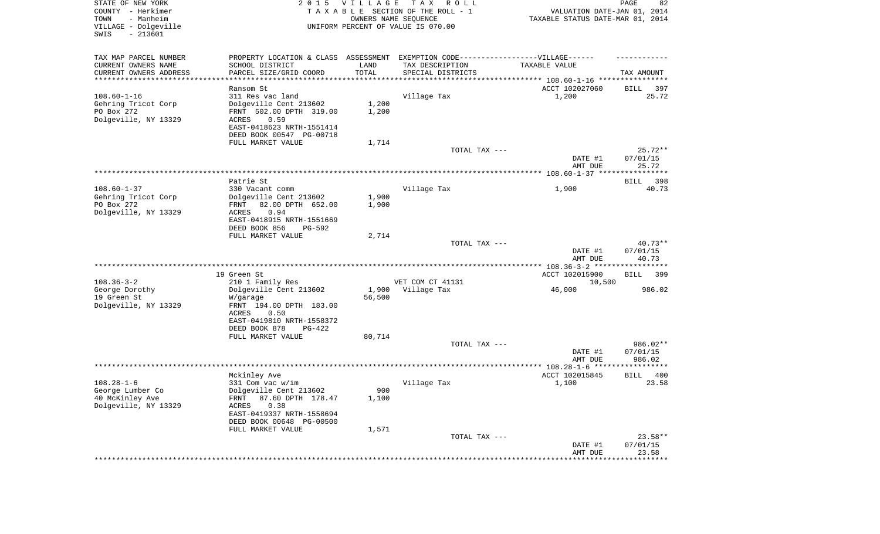STATE OF NEW YORK
COUNTY - Herkimer
TOWN - Manheim
VILLAGE - Dolgeville
SWIS - 213601

2015 VILLAGE TAX ROLL
TAXABLE SECTION OF THE ROLL - 1
OWNERS NAME SEQUENCE
UNIFORM PERCENT OF VALUE IS 070.00

VALUATION DATE-JAN 01, 2014
TAXABLE STATUS DATE-MAR 01, 2014

| TAX MAP PARCEL NUMBER<br>CURRENT OWNERS NAME<br>CURRENT OWNERS ADDRESS | PROPERTY LOCATION & CLASS<br>SCHOOL DISTRICT<br>PARCEL SIZE/GRID COORD | ASSESSMENT<br>LAND<br>TOTAL | EXEMPTION CODE------VILLAGE------<br>TAX DESCRIPTION<br>SPECIAL DISTRICTS | TAXABLE VALUE | TAX AMOUNT |
|---|---|---|---|---|---|
| | Ransom St | | | ACCT 102027060 | BILL 397 |
| 108.60-1-16 | 311 Res vac land | | Village Tax | 1,200 | 25.72 |
| Gehring Tricot Corp | Dolgeville Cent 213602 | 1,200 | | | |
| PO Box 272 | FRNT 502.00 DPTH 319.00 | 1,200 | | | |
| Dolgeville, NY 13329 | ACRES 0.59 | | | | |
| | EAST-0418623 NRTH-1551414 | | | | |
| | DEED BOOK 00547 PG-00718 | | | | |
| | FULL MARKET VALUE | 1,714 | | | |
| | | | TOTAL TAX --- | | 25.72** |
| | | | | DATE #1 | 07/01/15 |
| | | | | AMT DUE | 25.72 |
| | Patrie St | | | | BILL 398 |
| 108.60-1-37 | 330 Vacant comm | | Village Tax | 1,900 | 40.73 |
| Gehring Tricot Corp | Dolgeville Cent 213602 | 1,900 | | | |
| PO Box 272 | FRNT 82.00 DPTH 652.00 | 1,900 | | | |
| Dolgeville, NY 13329 | ACRES 0.94 | | | | |
| | EAST-0418915 NRTH-1551669 | | | | |
| | DEED BOOK 856 PG-592 | | | | |
| | FULL MARKET VALUE | 2,714 | | | |
| | | | TOTAL TAX --- | | 40.73** |
| | | | | DATE #1 | 07/01/15 |
| | | | | AMT DUE | 40.73 |
| | 19 Green St | | | ACCT 102015900 | BILL 399 |
| 108.36-3-2 | 210 1 Family Res | | VET COM CT 41131 | 10,500 | |
| George Dorothy | Dolgeville Cent 213602 | 1,900 | Village Tax | 46,000 | 986.02 |
| 19 Green St | W/garage | 56,500 | | | |
| Dolgeville, NY 13329 | FRNT 194.00 DPTH 183.00 | | | | |
| | ACRES 0.50 | | | | |
| | EAST-0419810 NRTH-1558372 | | | | |
| | DEED BOOK 878 PG-422 | | | | |
| | FULL MARKET VALUE | 80,714 | | | |
| | | | TOTAL TAX --- | | 986.02** |
| | | | | DATE #1 | 07/01/15 |
| | | | | AMT DUE | 986.02 |
| | Mckinley Ave | | | ACCT 102015845 | BILL 400 |
| 108.28-1-6 | 331 Com vac w/im | | Village Tax | 1,100 | 23.58 |
| George Lumber Co | Dolgeville Cent 213602 | 900 | | | |
| 40 McKinley Ave | FRNT 87.60 DPTH 178.47 | 1,100 | | | |
| Dolgeville, NY 13329 | ACRES 0.38 | | | | |
| | EAST-0419337 NRTH-1558694 | | | | |
| | DEED BOOK 00648 PG-00500 | | | | |
| | FULL MARKET VALUE | 1,571 | | | |
| | | | TOTAL TAX --- | | 23.58** |
| | | | | DATE #1 | 07/01/15 |
| | | | | AMT DUE | 23.58 |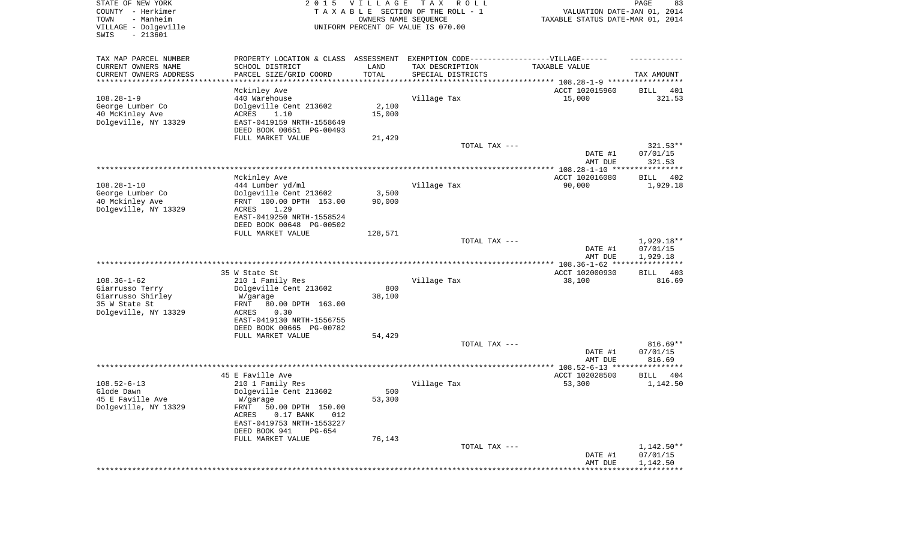STATE OF NEW YORK
COUNTY - Herkimer
TOWN - Manheim
VILLAGE - Dolgeville
SWIS - 213601

2 0 1 5 V I L L A G E T A X R O L L
T A X A B L E SECTION OF THE ROLL - 1
OWNERS NAME SEQUENCE
UNIFORM PERCENT OF VALUE IS 070.00

VALUATION DATE-JAN 01, 2014
TAXABLE STATUS DATE-MAR 01, 2014

| TAX MAP PARCEL NUMBER<br>CURRENT OWNERS NAME<br>CURRENT OWNERS ADDRESS | PROPERTY LOCATION & CLASS<br>SCHOOL DISTRICT<br>PARCEL SIZE/GRID COORD | ASSESSMENT<br>LAND<br>TOTAL | EXEMPTION CODE------------------VILLAGE------<br>TAX DESCRIPTION<br>SPECIAL DISTRICTS | TAXABLE VALUE | TAX AMOUNT |
|---|---|---|---|---|---|
| | Mckinley Ave | | | ACCT 102015960 | BILL 401 |
| 108.28-1-9 | 440 Warehouse | | Village Tax | 15,000 | 321.53 |
| George Lumber Co | Dolgeville Cent 213602 | 2,100 | | | |
| 40 McKinley Ave | ACRES 1.10 | 15,000 | | | |
| Dolgeville, NY 13329 | EAST-0419159 NRTH-1558649 | | | | |
| | DEED BOOK 00651 PG-00493 | | | | |
| | FULL MARKET VALUE | 21,429 | | | |
| | | | TOTAL TAX --- | | 321.53** |
| | | | | DATE #1 | 07/01/15 |
| | | | | AMT DUE | 321.53 |
| | Mckinley Ave | | | ACCT 102016080 | BILL 402 |
| 108.28-1-10 | 444 Lumber yd/ml | | Village Tax | 90,000 | 1,929.18 |
| George Lumber Co | Dolgeville Cent 213602 | 3,500 | | | |
| 40 Mckinley Ave | FRNT 100.00 DPTH 153.00 | 90,000 | | | |
| Dolgeville, NY 13329 | ACRES 1.29 | | | | |
| | EAST-0419250 NRTH-1558524 | | | | |
| | DEED BOOK 00648 PG-00502 | | | | |
| | FULL MARKET VALUE | 128,571 | | | |
| | | | TOTAL TAX --- | | 1,929.18** |
| | | | | DATE #1 | 07/01/15 |
| | | | | AMT DUE | 1,929.18 |
| | 35 W State St | | | ACCT 102000930 | BILL 403 |
| 108.36-1-62 | 210 1 Family Res | | Village Tax | 38,100 | 816.69 |
| Giarrusso Terry | Dolgeville Cent 213602 | 800 | | | |
| Giarrusso Shirley | W/garage | 38,100 | | | |
| 35 W State St | FRNT 80.00 DPTH 163.00 | | | | |
| Dolgeville, NY 13329 | ACRES 0.30 | | | | |
| | EAST-0419130 NRTH-1556755 | | | | |
| | DEED BOOK 00665 PG-00782 | | | | |
| | FULL MARKET VALUE | 54,429 | | | |
| | | | TOTAL TAX --- | | 816.69** |
| | | | | DATE #1 | 07/01/15 |
| | | | | AMT DUE | 816.69 |
| | 45 E Faville Ave | | | ACCT 102028500 | BILL 404 |
| 108.52-6-13 | 210 1 Family Res | | Village Tax | 53,300 | 1,142.50 |
| Glode Dawn | Dolgeville Cent 213602 | 500 | | | |
| 45 E Faville Ave | W/garage | 53,300 | | | |
| Dolgeville, NY 13329 | FRNT 50.00 DPTH 150.00 | | | | |
| | ACRES 0.17 BANK 012 | | | | |
| | EAST-0419753 NRTH-1553227 | | | | |
| | DEED BOOK 941 PG-654 | | | | |
| | FULL MARKET VALUE | 76,143 | | | |
| | | | TOTAL TAX --- | | 1,142.50** |
| | | | | DATE #1 | 07/01/15 |
| | | | | AMT DUE | 1,142.50 |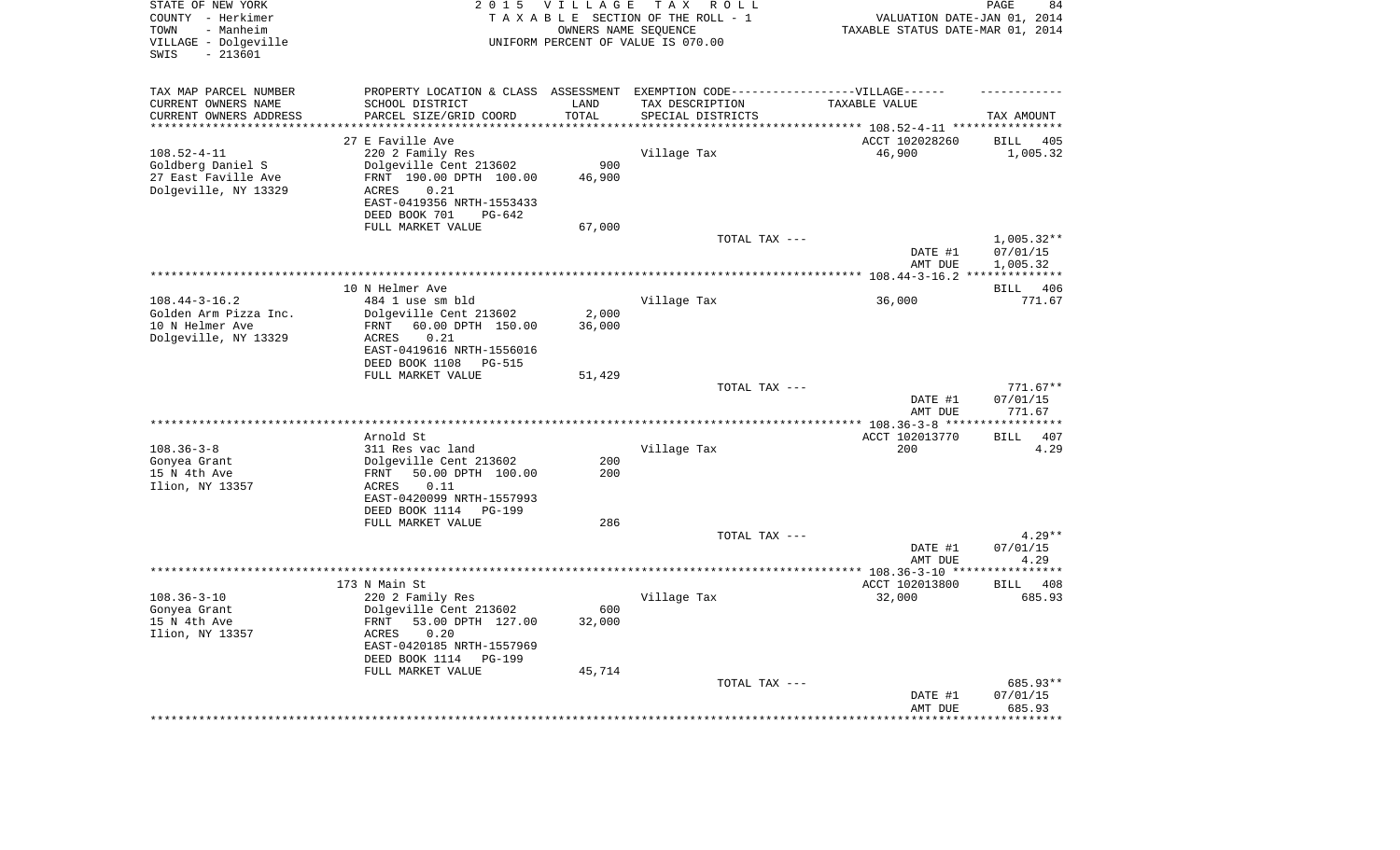STATE OF NEW YORK
COUNTY - Herkimer
TOWN - Manheim
VILLAGE - Dolgeville
SWIS - 213601

# 2015 VILLAGE TAX ROLL

TAXABLE SECTION OF THE ROLL - 1
OWNERS NAME SEQUENCE
UNIFORM PERCENT OF VALUE IS 070.00

VALUATION DATE-JAN 01, 2014
TAXABLE STATUS DATE-MAR 01, 2014

| TAX MAP PARCEL NUMBER / CURRENT OWNERS NAME / CURRENT OWNERS ADDRESS | PROPERTY LOCATION & CLASS / SCHOOL DISTRICT / PARCEL SIZE/GRID COORD | ASSESSMENT LAND / TOTAL | EXEMPTION CODE / TAX DESCRIPTION / SPECIAL DISTRICTS | TAXABLE VALUE | TAX AMOUNT |
|---|---|---|---|---|---|
| 108.52-4-11 | 27 E Faville Ave | | | ACCT 102028260 | BILL 405 |
| Goldberg Daniel S | 220 2 Family Res | | Village Tax | 46,900 | 1,005.32 |
| 27 East Faville Ave | Dolgeville Cent 213602 | 900 | | | |
| Dolgeville, NY 13329 | FRNT 190.00 DPTH 100.00 | 46,900 | | | |
| | ACRES 0.21 | | | | |
| | EAST-0419356 NRTH-1553433 | | | | |
| | DEED BOOK 701 PG-642 | | | | |
| | FULL MARKET VALUE | 67,000 | | | |
| | | | TOTAL TAX --- | | 1,005.32** |
| | | | | DATE #1 | 07/01/15 |
| | | | | AMT DUE | 1,005.32 |
| 108.44-3-16.2 | 10 N Helmer Ave | | | | BILL 406 |
| Golden Arm Pizza Inc. | 484 1 use sm bld | | Village Tax | 36,000 | 771.67 |
| 10 N Helmer Ave | Dolgeville Cent 213602 | 2,000 | | | |
| Dolgeville, NY 13329 | FRNT 60.00 DPTH 150.00 | 36,000 | | | |
| | ACRES 0.21 | | | | |
| | EAST-0419616 NRTH-1556016 | | | | |
| | DEED BOOK 1108 PG-515 | | | | |
| | FULL MARKET VALUE | 51,429 | | | |
| | | | TOTAL TAX --- | | 771.67** |
| | | | | DATE #1 | 07/01/15 |
| | | | | AMT DUE | 771.67 |
| 108.36-3-8 | Arnold St | | | ACCT 102013770 | BILL 407 |
| Gonyea Grant | 311 Res vac land | | Village Tax | 200 | 4.29 |
| 15 N 4th Ave | Dolgeville Cent 213602 | 200 | | | |
| Ilion, NY 13357 | FRNT 50.00 DPTH 100.00 | 200 | | | |
| | ACRES 0.11 | | | | |
| | EAST-0420099 NRTH-1557993 | | | | |
| | DEED BOOK 1114 PG-199 | | | | |
| | FULL MARKET VALUE | 286 | | | |
| | | | TOTAL TAX --- | | 4.29** |
| | | | | DATE #1 | 07/01/15 |
| | | | | AMT DUE | 4.29 |
| 108.36-3-10 | 173 N Main St | | | ACCT 102013800 | BILL 408 |
| Gonyea Grant | 220 2 Family Res | | Village Tax | 32,000 | 685.93 |
| 15 N 4th Ave | Dolgeville Cent 213602 | 600 | | | |
| Ilion, NY 13357 | FRNT 53.00 DPTH 127.00 | 32,000 | | | |
| | ACRES 0.20 | | | | |
| | EAST-0420185 NRTH-1557969 | | | | |
| | DEED BOOK 1114 PG-199 | | | | |
| | FULL MARKET VALUE | 45,714 | | | |
| | | | TOTAL TAX --- | | 685.93** |
| | | | | DATE #1 | 07/01/15 |
| | | | | AMT DUE | 685.93 |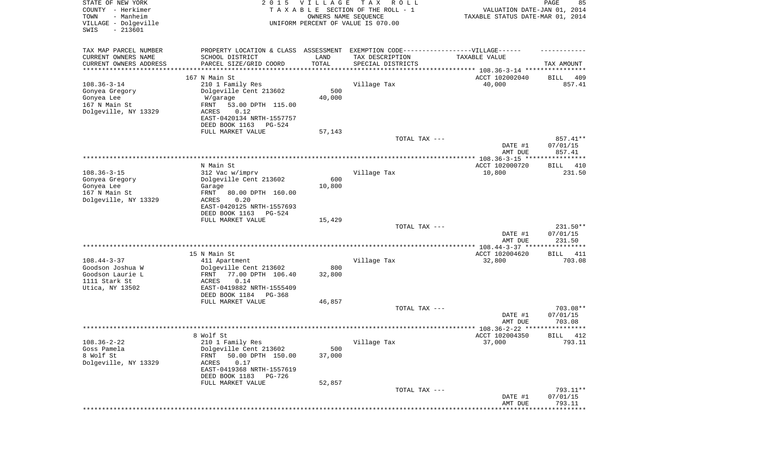STATE OF NEW YORK
COUNTY - Herkimer
TOWN - Manheim
VILLAGE - Dolgeville
SWIS - 213601

2 0 1 5 V I L L A G E T A X R O L L
T A X A B L E SECTION OF THE ROLL - 1
OWNERS NAME SEQUENCE
UNIFORM PERCENT OF VALUE IS 070.00

VALUATION DATE-JAN 01, 2014
TAXABLE STATUS DATE-MAR 01, 2014

| TAX MAP PARCEL NUMBER / CURRENT OWNERS NAME / CURRENT OWNERS ADDRESS | PROPERTY LOCATION & CLASS / SCHOOL DISTRICT / PARCEL SIZE/GRID COORD | ASSESSMENT LAND / TOTAL | EXEMPTION CODE------VILLAGE------ TAX DESCRIPTION / SPECIAL DISTRICTS | TAXABLE VALUE | TAX AMOUNT |
|---|---|---|---|---|---|
| | 167 N Main St | | | ACCT 102002040 | BILL 409 |
| 108.36-3-14 | 210 1 Family Res | | Village Tax | 40,000 | 857.41 |
| Gonyea Gregory | Dolgeville Cent 213602 | 500 | | | |
| Gonyea Lee | W/garage | 40,000 | | | |
| 167 N Main St | FRNT 53.00 DPTH 115.00 | | | | |
| Dolgeville, NY 13329 | ACRES 0.12 | | | | |
| | EAST-0420134 NRTH-1557757 | | | | |
| | DEED BOOK 1163 PG-524 | | | | |
| | FULL MARKET VALUE | 57,143 | | | |
| | | | TOTAL TAX --- | | 857.41** |
| | | | | DATE #1 | 07/01/15 |
| | | | | AMT DUE | 857.41 |
| | N Main St | | | ACCT 102000720 | BILL 410 |
| 108.36-3-15 | 312 Vac w/imprv | | Village Tax | 10,800 | 231.50 |
| Gonyea Gregory | Dolgeville Cent 213602 | 600 | | | |
| Gonyea Lee | Garage | 10,800 | | | |
| 167 N Main St | FRNT 80.00 DPTH 160.00 | | | | |
| Dolgeville, NY 13329 | ACRES 0.20 | | | | |
| | EAST-0420125 NRTH-1557693 | | | | |
| | DEED BOOK 1163 PG-524 | | | | |
| | FULL MARKET VALUE | 15,429 | | | |
| | | | TOTAL TAX --- | | 231.50** |
| | | | | DATE #1 | 07/01/15 |
| | | | | AMT DUE | 231.50 |
| | 15 N Main St | | | ACCT 102004620 | BILL 411 |
| 108.44-3-37 | 411 Apartment | | Village Tax | 32,800 | 703.08 |
| Goodson Joshua W | Dolgeville Cent 213602 | 800 | | | |
| Goodson Laurie L | FRNT 77.00 DPTH 106.40 | 32,800 | | | |
| 1111 Stark St | ACRES 0.14 | | | | |
| Utica, NY 13502 | EAST-0419882 NRTH-1555409 | | | | |
| | DEED BOOK 1184 PG-368 | | | | |
| | FULL MARKET VALUE | 46,857 | | | |
| | | | TOTAL TAX --- | | 703.08** |
| | | | | DATE #1 | 07/01/15 |
| | | | | AMT DUE | 703.08 |
| | 8 Wolf St | | | ACCT 102004350 | BILL 412 |
| 108.36-2-22 | 210 1 Family Res | | Village Tax | 37,000 | 793.11 |
| Goss Pamela | Dolgeville Cent 213602 | 500 | | | |
| 8 Wolf St | FRNT 50.00 DPTH 150.00 | 37,000 | | | |
| Dolgeville, NY 13329 | ACRES 0.17 | | | | |
| | EAST-0419368 NRTH-1557619 | | | | |
| | DEED BOOK 1183 PG-726 | | | | |
| | FULL MARKET VALUE | 52,857 | | | |
| | | | TOTAL TAX --- | | 793.11** |
| | | | | DATE #1 | 07/01/15 |
| | | | | AMT DUE | 793.11 |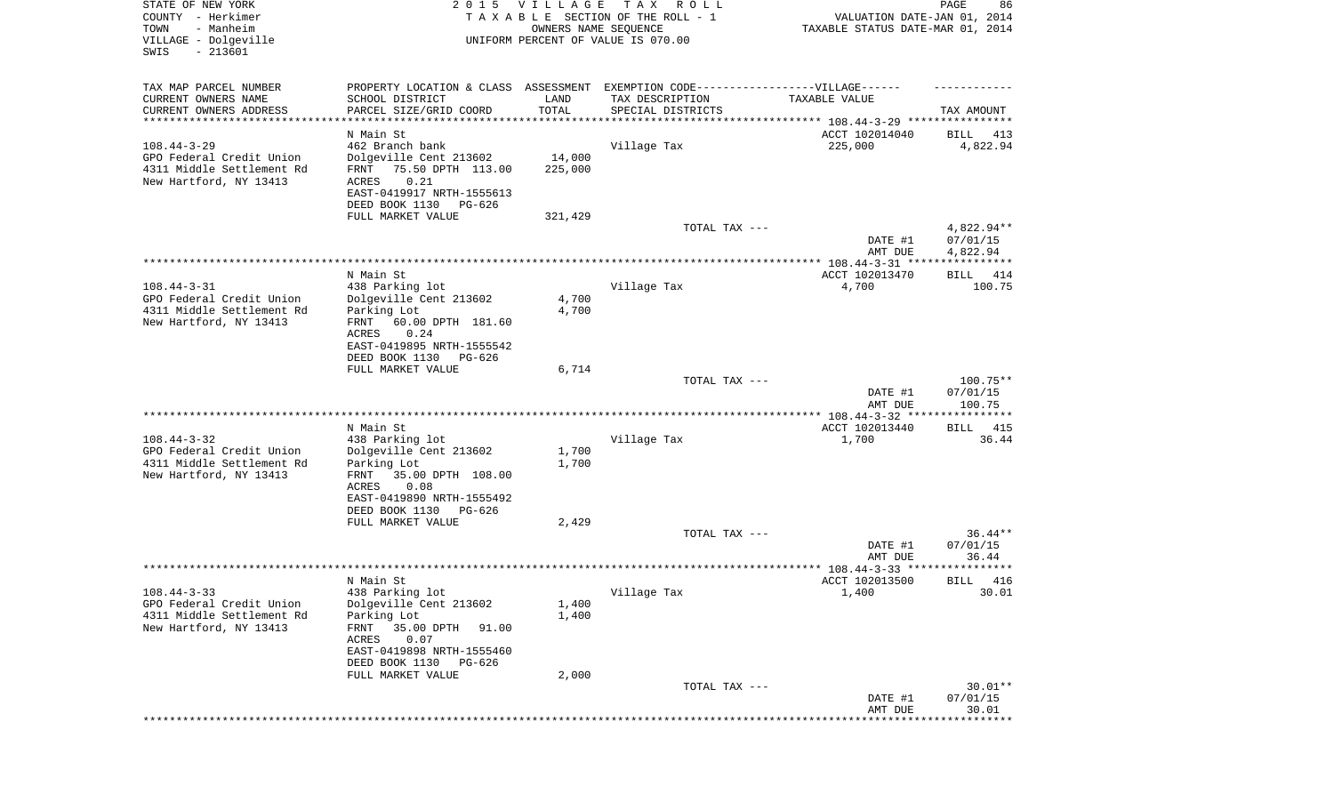STATE OF NEW YORK
COUNTY - Herkimer
TOWN - Manheim
VILLAGE - Dolgeville
SWIS - 213601

2 0 1 5 V I L L A G E T A X R O L L
T A X A B L E SECTION OF THE ROLL - 1
OWNERS NAME SEQUENCE
UNIFORM PERCENT OF VALUE IS 070.00

VALUATION DATE-JAN 01, 2014
TAXABLE STATUS DATE-MAR 01, 2014

| TAX MAP PARCEL NUMBER / CURRENT OWNERS NAME / CURRENT OWNERS ADDRESS | PROPERTY LOCATION & CLASS / SCHOOL DISTRICT / PARCEL SIZE/GRID COORD | ASSESSMENT LAND / TOTAL | EXEMPTION CODE / TAX DESCRIPTION / SPECIAL DISTRICTS | TAXABLE VALUE | TAX AMOUNT |
|---|---|---|---|---|---|
| **108.44-3-29** | N Main St | | | ACCT 102014040 | BILL 413 |
| 108.44-3-29 | 462 Branch bank | | Village Tax | 225,000 | 4,822.94 |
| GPO Federal Credit Union | Dolgeville Cent 213602 | 14,000 | | | |
| 4311 Middle Settlement Rd | FRNT 75.50 DPTH 113.00 | 225,000 | | | |
| New Hartford, NY 13413 | ACRES 0.21 | | | | |
| | EAST-0419917 NRTH-1555613 | | | | |
| | DEED BOOK 1130 PG-626 | | | | |
| | FULL MARKET VALUE | 321,429 | | | |
| | | | TOTAL TAX --- | | 4,822.94** |
| | | | | DATE #1 | 07/01/15 |
| | | | | AMT DUE | 4,822.94 |
| **108.44-3-31** | N Main St | | | ACCT 102013470 | BILL 414 |
| 108.44-3-31 | 438 Parking lot | | Village Tax | 4,700 | 100.75 |
| GPO Federal Credit Union | Dolgeville Cent 213602 | 4,700 | | | |
| 4311 Middle Settlement Rd | Parking Lot | 4,700 | | | |
| New Hartford, NY 13413 | FRNT 60.00 DPTH 181.60 | | | | |
| | ACRES 0.24 | | | | |
| | EAST-0419895 NRTH-1555542 | | | | |
| | DEED BOOK 1130 PG-626 | | | | |
| | FULL MARKET VALUE | 6,714 | | | |
| | | | TOTAL TAX --- | | 100.75** |
| | | | | DATE #1 | 07/01/15 |
| | | | | AMT DUE | 100.75 |
| **108.44-3-32** | N Main St | | | ACCT 102013440 | BILL 415 |
| 108.44-3-32 | 438 Parking lot | | Village Tax | 1,700 | 36.44 |
| GPO Federal Credit Union | Dolgeville Cent 213602 | 1,700 | | | |
| 4311 Middle Settlement Rd | Parking Lot | 1,700 | | | |
| New Hartford, NY 13413 | FRNT 35.00 DPTH 108.00 | | | | |
| | ACRES 0.08 | | | | |
| | EAST-0419890 NRTH-1555492 | | | | |
| | DEED BOOK 1130 PG-626 | | | | |
| | FULL MARKET VALUE | 2,429 | | | |
| | | | TOTAL TAX --- | | 36.44** |
| | | | | DATE #1 | 07/01/15 |
| | | | | AMT DUE | 36.44 |
| **108.44-3-33** | N Main St | | | ACCT 102013500 | BILL 416 |
| 108.44-3-33 | 438 Parking lot | | Village Tax | 1,400 | 30.01 |
| GPO Federal Credit Union | Dolgeville Cent 213602 | 1,400 | | | |
| 4311 Middle Settlement Rd | Parking Lot | 1,400 | | | |
| New Hartford, NY 13413 | FRNT 35.00 DPTH 91.00 | | | | |
| | ACRES 0.07 | | | | |
| | EAST-0419898 NRTH-1555460 | | | | |
| | DEED BOOK 1130 PG-626 | | | | |
| | FULL MARKET VALUE | 2,000 | | | |
| | | | TOTAL TAX --- | | 30.01** |
| | | | | DATE #1 | 07/01/15 |
| | | | | AMT DUE | 30.01 |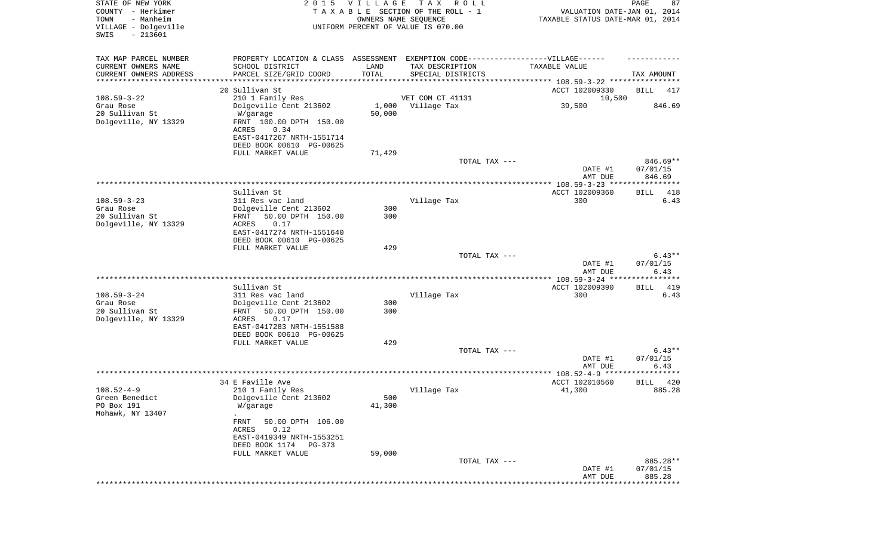STATE OF NEW YORK
COUNTY - Herkimer
TOWN - Manheim
VILLAGE - Dolgeville
SWIS - 213601

2015 VILLAGE TAX ROLL
TAXABLE SECTION OF THE ROLL - 1
OWNERS NAME SEQUENCE
UNIFORM PERCENT OF VALUE IS 070.00

VALUATION DATE-JAN 01, 2014
TAXABLE STATUS DATE-MAR 01, 2014

| TAX MAP PARCEL NUMBER / CURRENT OWNERS NAME / CURRENT OWNERS ADDRESS | PROPERTY LOCATION & CLASS / SCHOOL DISTRICT / PARCEL SIZE/GRID COORD | ASSESSMENT LAND / TOTAL | EXEMPTION CODE / TAX DESCRIPTION / SPECIAL DISTRICTS | TAXABLE VALUE | TAX AMOUNT |
|---|---|---|---|---|---|
| 108.59-3-22 | 20 Sullivan St | | | ACCT 102009330 | BILL 417 |
| | 210 1 Family Res | | VET COM CT 41131 | 10,500 | |
| Grau Rose | Dolgeville Cent 213602 | 1,000 | Village Tax | 39,500 | 846.69 |
| 20 Sullivan St | W/garage | 50,000 | | | |
| Dolgeville, NY 13329 | FRNT 100.00 DPTH 150.00 | | | | |
| | ACRES 0.34 | | | | |
| | EAST-0417267 NRTH-1551714 | | | | |
| | DEED BOOK 00610 PG-00625 | | | | |
| | FULL MARKET VALUE | 71,429 | | | |
| | | | TOTAL TAX --- | | 846.69** |
| | | | | DATE #1 | 07/01/15 |
| | | | | AMT DUE | 846.69 |
| 108.59-3-23 | Sullivan St | | | ACCT 102009360 | BILL 418 |
| | 311 Res vac land | | Village Tax | 300 | 6.43 |
| Grau Rose | Dolgeville Cent 213602 | 300 | | | |
| 20 Sullivan St | FRNT 50.00 DPTH 150.00 | 300 | | | |
| Dolgeville, NY 13329 | ACRES 0.17 | | | | |
| | EAST-0417274 NRTH-1551640 | | | | |
| | DEED BOOK 00610 PG-00625 | | | | |
| | FULL MARKET VALUE | 429 | | | |
| | | | TOTAL TAX --- | | 6.43** |
| | | | | DATE #1 | 07/01/15 |
| | | | | AMT DUE | 6.43 |
| 108.59-3-24 | Sullivan St | | | ACCT 102009390 | BILL 419 |
| | 311 Res vac land | | Village Tax | 300 | 6.43 |
| Grau Rose | Dolgeville Cent 213602 | 300 | | | |
| 20 Sullivan St | FRNT 50.00 DPTH 150.00 | 300 | | | |
| Dolgeville, NY 13329 | ACRES 0.17 | | | | |
| | EAST-0417283 NRTH-1551588 | | | | |
| | DEED BOOK 00610 PG-00625 | | | | |
| | FULL MARKET VALUE | 429 | | | |
| | | | TOTAL TAX --- | | 6.43** |
| | | | | DATE #1 | 07/01/15 |
| | | | | AMT DUE | 6.43 |
| 108.52-4-9 | 34 E Faville Ave | | | ACCT 102010560 | BILL 420 |
| | 210 1 Family Res | | Village Tax | 41,300 | 885.28 |
| Green Benedict | Dolgeville Cent 213602 | 500 | | | |
| PO Box 191 | W/garage | 41,300 | | | |
| Mohawk, NY 13407 | . | | | | |
| | FRNT 50.00 DPTH 106.00 | | | | |
| | ACRES 0.12 | | | | |
| | EAST-0419349 NRTH-1553251 | | | | |
| | DEED BOOK 1174 PG-373 | | | | |
| | FULL MARKET VALUE | 59,000 | | | |
| | | | TOTAL TAX --- | | 885.28** |
| | | | | DATE #1 | 07/01/15 |
| | | | | AMT DUE | 885.28 |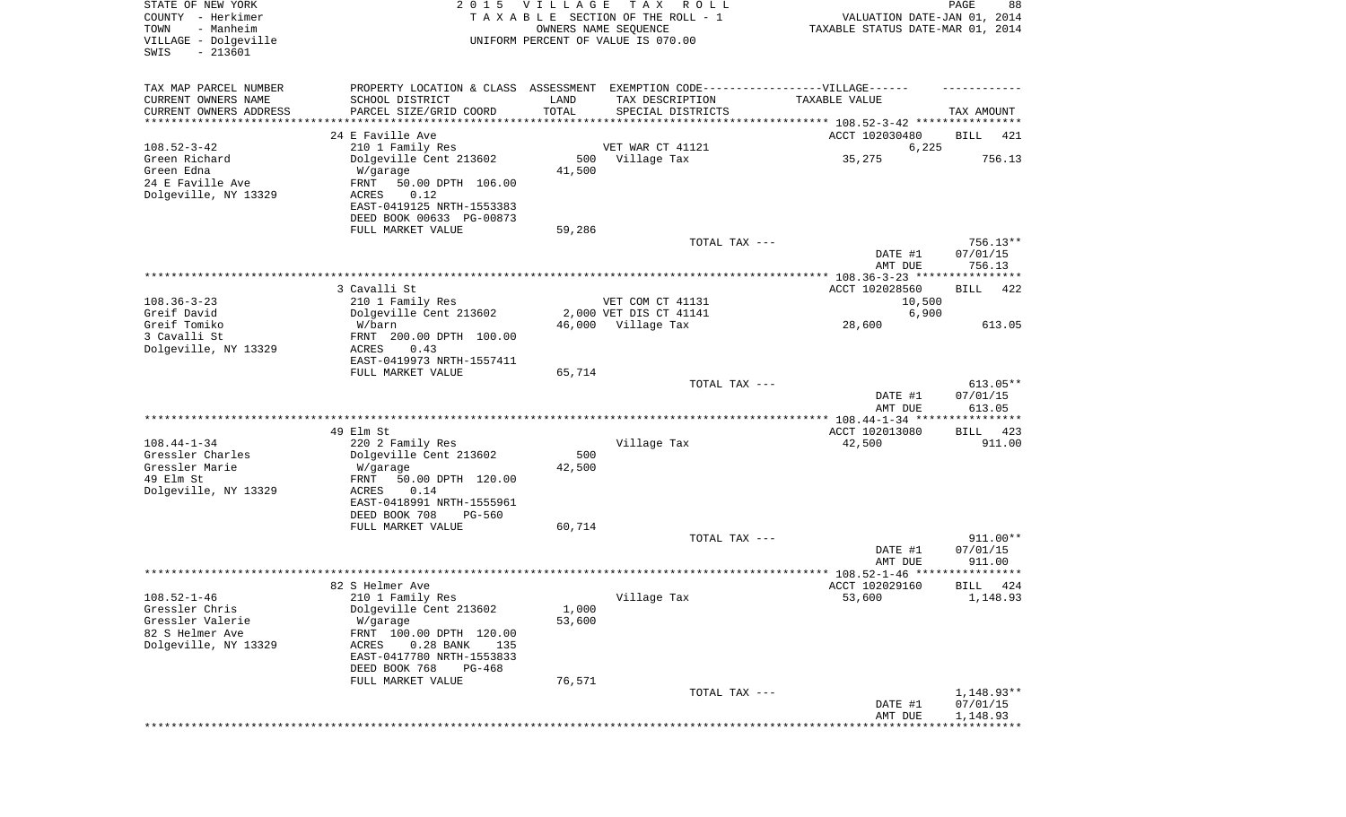STATE OF NEW YORK
COUNTY - Herkimer
TOWN - Manheim
VILLAGE - Dolgeville
SWIS - 213601

2015 VILLAGE TAX ROLL
TAXABLE SECTION OF THE ROLL - 1
OWNERS NAME SEQUENCE
UNIFORM PERCENT OF VALUE IS 070.00

VALUATION DATE-JAN 01, 2014
TAXABLE STATUS DATE-MAR 01, 2014

| TAX MAP PARCEL NUMBER / CURRENT OWNERS NAME / CURRENT OWNERS ADDRESS | PROPERTY LOCATION & CLASS / SCHOOL DISTRICT / PARCEL SIZE/GRID COORD | ASSESSMENT LAND / TOTAL | EXEMPTION CODE / TAX DESCRIPTION / SPECIAL DISTRICTS | TAXABLE VALUE | TAX AMOUNT |
|---|---|---|---|---|---|
| **108.52-3-42** | 24 E Faville Ave | | | ACCT 102030480 | BILL 421 |
| 108.52-3-42 | 210 1 Family Res | | VET WAR CT 41121 | 6,225 | |
| Green Richard | Dolgeville Cent 213602 | 500 | Village Tax | 35,275 | 756.13 |
| Green Edna | W/garage | 41,500 | | | |
| 24 E Faville Ave | FRNT 50.00 DPTH 106.00 | | | | |
| Dolgeville, NY 13329 | ACRES 0.12 | | | | |
| | EAST-0419125 NRTH-1553383 | | | | |
| | DEED BOOK 00633 PG-00873 | | | | |
| | FULL MARKET VALUE | 59,286 | | | |
| | | | TOTAL TAX --- | | 756.13** |
| | | | | DATE #1 | 07/01/15 |
| | | | | AMT DUE | 756.13 |
| **108.36-3-23** | 3 Cavalli St | | | ACCT 102028560 | BILL 422 |
| 108.36-3-23 | 210 1 Family Res | | VET COM CT 41131 | 10,500 | |
| Greif David | Dolgeville Cent 213602 | 2,000 | VET DIS CT 41141 | 6,900 | |
| Greif Tomiko | W/barn | 46,000 | Village Tax | 28,600 | 613.05 |
| 3 Cavalli St | FRNT 200.00 DPTH 100.00 | | | | |
| Dolgeville, NY 13329 | ACRES 0.43 | | | | |
| | EAST-0419973 NRTH-1557411 | | | | |
| | FULL MARKET VALUE | 65,714 | | | |
| | | | TOTAL TAX --- | | 613.05** |
| | | | | DATE #1 | 07/01/15 |
| | | | | AMT DUE | 613.05 |
| **108.44-1-34** | 49 Elm St | | | ACCT 102013080 | BILL 423 |
| 108.44-1-34 | 220 2 Family Res | | Village Tax | 42,500 | 911.00 |
| Gressler Charles | Dolgeville Cent 213602 | 500 | | | |
| Gressler Marie | W/garage | 42,500 | | | |
| 49 Elm St | FRNT 50.00 DPTH 120.00 | | | | |
| Dolgeville, NY 13329 | ACRES 0.14 | | | | |
| | EAST-0418991 NRTH-1555961 | | | | |
| | DEED BOOK 708 PG-560 | | | | |
| | FULL MARKET VALUE | 60,714 | | | |
| | | | TOTAL TAX --- | | 911.00** |
| | | | | DATE #1 | 07/01/15 |
| | | | | AMT DUE | 911.00 |
| **108.52-1-46** | 82 S Helmer Ave | | | ACCT 102029160 | BILL 424 |
| 108.52-1-46 | 210 1 Family Res | | Village Tax | 53,600 | 1,148.93 |
| Gressler Chris | Dolgeville Cent 213602 | 1,000 | | | |
| Gressler Valerie | W/garage | 53,600 | | | |
| 82 S Helmer Ave | FRNT 100.00 DPTH 120.00 | | | | |
| Dolgeville, NY 13329 | ACRES 0.28 BANK 135 | | | | |
| | EAST-0417780 NRTH-1553833 | | | | |
| | DEED BOOK 768 PG-468 | | | | |
| | FULL MARKET VALUE | 76,571 | | | |
| | | | TOTAL TAX --- | | 1,148.93** |
| | | | | DATE #1 | 07/01/15 |
| | | | | AMT DUE | 1,148.93 |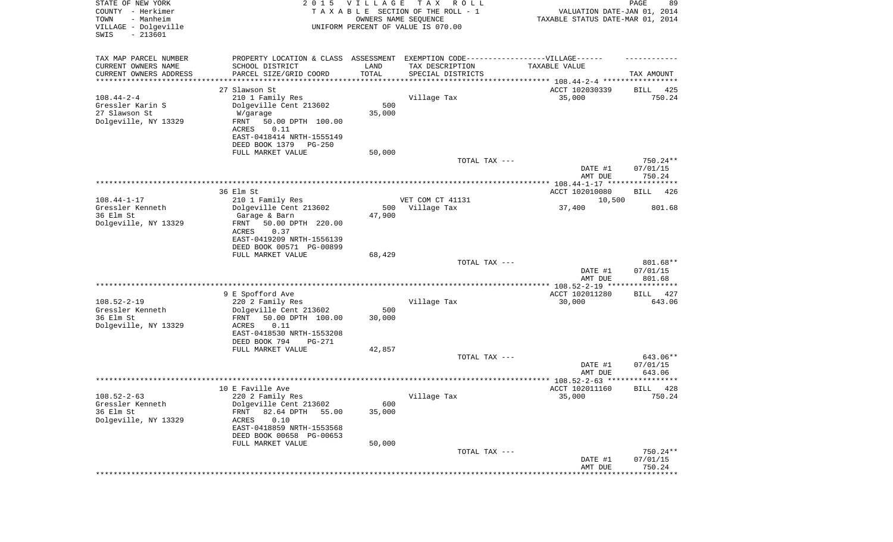STATE OF NEW YORK — 2015 VILLAGE TAX ROLL
COUNTY - Herkimer — TAXABLE SECTION OF THE ROLL - 1 — VALUATION DATE-JAN 01, 2014
TOWN - Manheim — OWNERS NAME SEQUENCE — TAXABLE STATUS DATE-MAR 01, 2014
VILLAGE - Dolgeville — UNIFORM PERCENT OF VALUE IS 070.00
SWIS - 213601

| TAX MAP PARCEL NUMBER / CURRENT OWNERS NAME / CURRENT OWNERS ADDRESS | PROPERTY LOCATION & CLASS / SCHOOL DISTRICT / PARCEL SIZE/GRID COORD | ASSESSMENT LAND / TOTAL | EXEMPTION CODE / TAX DESCRIPTION / SPECIAL DISTRICTS | VILLAGE TAXABLE VALUE | TAX AMOUNT |
|---|---|---|---|---|---|
| | 27 Slawson St | | | ACCT 102030339 | BILL 425 |
| 108.44-2-4 | 210 1 Family Res | | Village Tax | 35,000 | 750.24 |
| Gressler Karin S | Dolgeville Cent 213602 | 500 | | | |
| 27 Slawson St | W/garage | 35,000 | | | |
| Dolgeville, NY 13329 | FRNT 50.00 DPTH 100.00 | | | | |
| | ACRES 0.11 | | | | |
| | EAST-0418414 NRTH-1555149 | | | | |
| | DEED BOOK 1379 PG-250 | | | | |
| | FULL MARKET VALUE | 50,000 | | | |
| | | | TOTAL TAX --- | | 750.24** |
| | | | | DATE #1 | 07/01/15 |
| | | | | AMT DUE | 750.24 |
| | 36 Elm St | | | ACCT 102010080 | BILL 426 |
| 108.44-1-17 | 210 1 Family Res | | VET COM CT 41131 | 10,500 | |
| Gressler Kenneth | Dolgeville Cent 213602 | 500 | Village Tax | 37,400 | 801.68 |
| 36 Elm St | Garage & Barn | 47,900 | | | |
| Dolgeville, NY 13329 | FRNT 50.00 DPTH 220.00 | | | | |
| | ACRES 0.37 | | | | |
| | EAST-0419209 NRTH-1556139 | | | | |
| | DEED BOOK 00571 PG-00899 | | | | |
| | FULL MARKET VALUE | 68,429 | | | |
| | | | TOTAL TAX --- | | 801.68** |
| | | | | DATE #1 | 07/01/15 |
| | | | | AMT DUE | 801.68 |
| | 9 E Spofford Ave | | | ACCT 102011280 | BILL 427 |
| 108.52-2-19 | 220 2 Family Res | | Village Tax | 30,000 | 643.06 |
| Gressler Kenneth | Dolgeville Cent 213602 | 500 | | | |
| 36 Elm St | FRNT 50.00 DPTH 100.00 | 30,000 | | | |
| Dolgeville, NY 13329 | ACRES 0.11 | | | | |
| | EAST-0418530 NRTH-1553208 | | | | |
| | DEED BOOK 794 PG-271 | | | | |
| | FULL MARKET VALUE | 42,857 | | | |
| | | | TOTAL TAX --- | | 643.06** |
| | | | | DATE #1 | 07/01/15 |
| | | | | AMT DUE | 643.06 |
| | 10 E Faville Ave | | | ACCT 102011160 | BILL 428 |
| 108.52-2-63 | 220 2 Family Res | | Village Tax | 35,000 | 750.24 |
| Gressler Kenneth | Dolgeville Cent 213602 | 600 | | | |
| 36 Elm St | FRNT 82.64 DPTH 55.00 | 35,000 | | | |
| Dolgeville, NY 13329 | ACRES 0.10 | | | | |
| | EAST-0418859 NRTH-1553568 | | | | |
| | DEED BOOK 00658 PG-00653 | | | | |
| | FULL MARKET VALUE | 50,000 | | | |
| | | | TOTAL TAX --- | | 750.24** |
| | | | | DATE #1 | 07/01/15 |
| | | | | AMT DUE | 750.24 |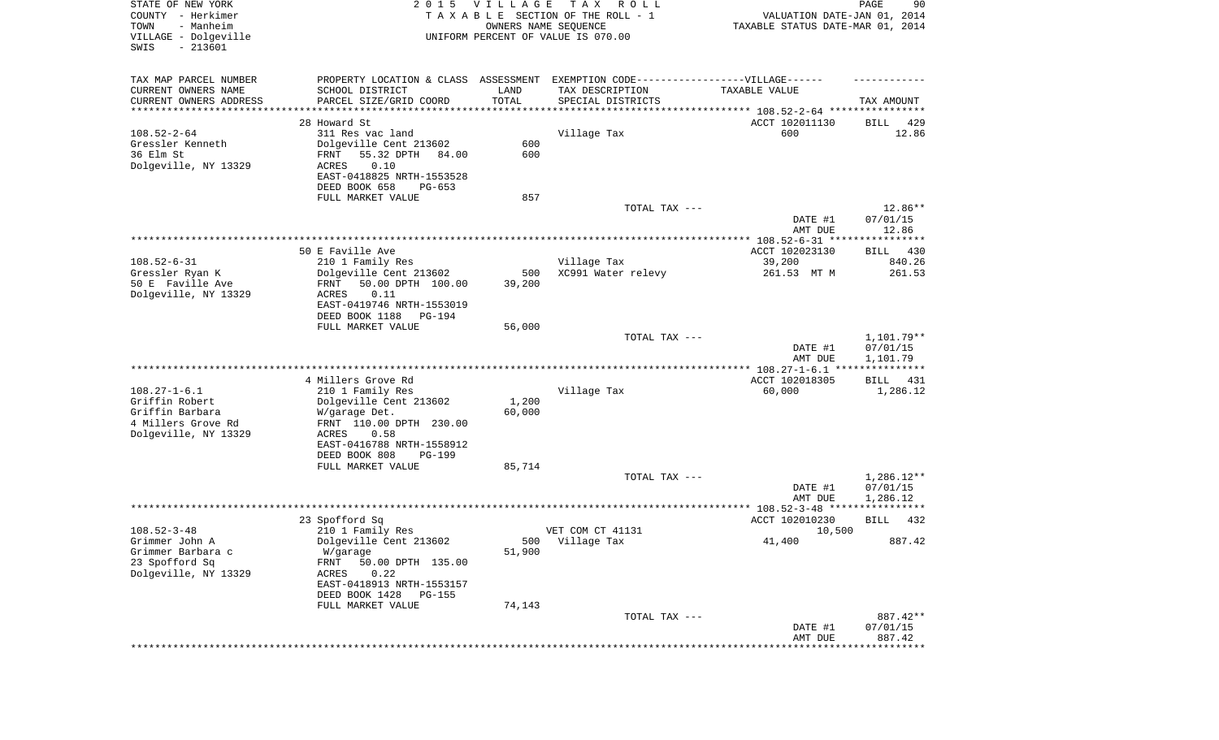STATE OF NEW YORK
COUNTY - Herkimer
TOWN - Manheim
VILLAGE - Dolgeville
SWIS - 213601

2015 VILLAGE TAX ROLL
TAXABLE SECTION OF THE ROLL - 1
OWNERS NAME SEQUENCE
UNIFORM PERCENT OF VALUE IS 070.00

VALUATION DATE-JAN 01, 2014
TAXABLE STATUS DATE-MAR 01, 2014

| TAX MAP PARCEL NUMBER / CURRENT OWNERS NAME / CURRENT OWNERS ADDRESS | PROPERTY LOCATION & CLASS / SCHOOL DISTRICT / PARCEL SIZE/GRID COORD | ASSESSMENT LAND | TOTAL | EXEMPTION CODE / TAX DESCRIPTION / SPECIAL DISTRICTS | TAXABLE VALUE | TAX AMOUNT |
|---|---|---|---|---|---|---|
| 108.52-2-64 | 28 Howard St | | | | ACCT 102011130 | BILL 429 |
| Gressler Kenneth | 311 Res vac land | | | Village Tax | 600 | 12.86 |
| 36 Elm St | Dolgeville Cent 213602 | 600 | 600 | | | |
| Dolgeville, NY 13329 | FRNT 55.32 DPTH 84.00 | | | | | |
| | ACRES 0.10 | | | | | |
| | EAST-0418825 NRTH-1553528 | | | | | |
| | DEED BOOK 658 PG-653 | | | | | |
| | FULL MARKET VALUE | | 857 | | | |
| | | | | TOTAL TAX --- | | 12.86** |
| | | | | | DATE #1 | 07/01/15 |
| | | | | | AMT DUE | 12.86 |
| 108.52-6-31 | 50 E Faville Ave | | | | ACCT 102023130 | BILL 430 |
| Gressler Ryan K | 210 1 Family Res | | | Village Tax | 39,200 | 840.26 |
| 50 E Faville Ave | Dolgeville Cent 213602 | 500 | | XC991 Water relevy | 261.53 MT M | 261.53 |
| Dolgeville, NY 13329 | FRNT 50.00 DPTH 100.00 | | 39,200 | | | |
| | ACRES 0.11 | | | | | |
| | EAST-0419746 NRTH-1553019 | | | | | |
| | DEED BOOK 1188 PG-194 | | | | | |
| | FULL MARKET VALUE | | 56,000 | | | |
| | | | | TOTAL TAX --- | | 1,101.79** |
| | | | | | DATE #1 | 07/01/15 |
| | | | | | AMT DUE | 1,101.79 |
| 108.27-1-6.1 | 4 Millers Grove Rd | | | | ACCT 102018305 | BILL 431 |
| Griffin Robert | 210 1 Family Res | | | Village Tax | 60,000 | 1,286.12 |
| Griffin Barbara | Dolgeville Cent 213602 | 1,200 | | | | |
| 4 Millers Grove Rd | W/garage Det. | | 60,000 | | | |
| Dolgeville, NY 13329 | FRNT 110.00 DPTH 230.00 | | | | | |
| | ACRES 0.58 | | | | | |
| | EAST-0416788 NRTH-1558912 | | | | | |
| | DEED BOOK 808 PG-199 | | | | | |
| | FULL MARKET VALUE | | 85,714 | | | |
| | | | | TOTAL TAX --- | | 1,286.12** |
| | | | | | DATE #1 | 07/01/15 |
| | | | | | AMT DUE | 1,286.12 |
| 108.52-3-48 | 23 Spofford Sq | | | | ACCT 102010230 | BILL 432 |
| Grimmer John A | 210 1 Family Res | | | VET COM CT 41131 | 10,500 | |
| Grimmer Barbara c | Dolgeville Cent 213602 | 500 | | Village Tax | 41,400 | 887.42 |
| 23 Spofford Sq | W/garage | | 51,900 | | | |
| Dolgeville, NY 13329 | FRNT 50.00 DPTH 135.00 | | | | | |
| | ACRES 0.22 | | | | | |
| | EAST-0418913 NRTH-1553157 | | | | | |
| | DEED BOOK 1428 PG-155 | | | | | |
| | FULL MARKET VALUE | | 74,143 | | | |
| | | | | TOTAL TAX --- | | 887.42** |
| | | | | | DATE #1 | 07/01/15 |
| | | | | | AMT DUE | 887.42 |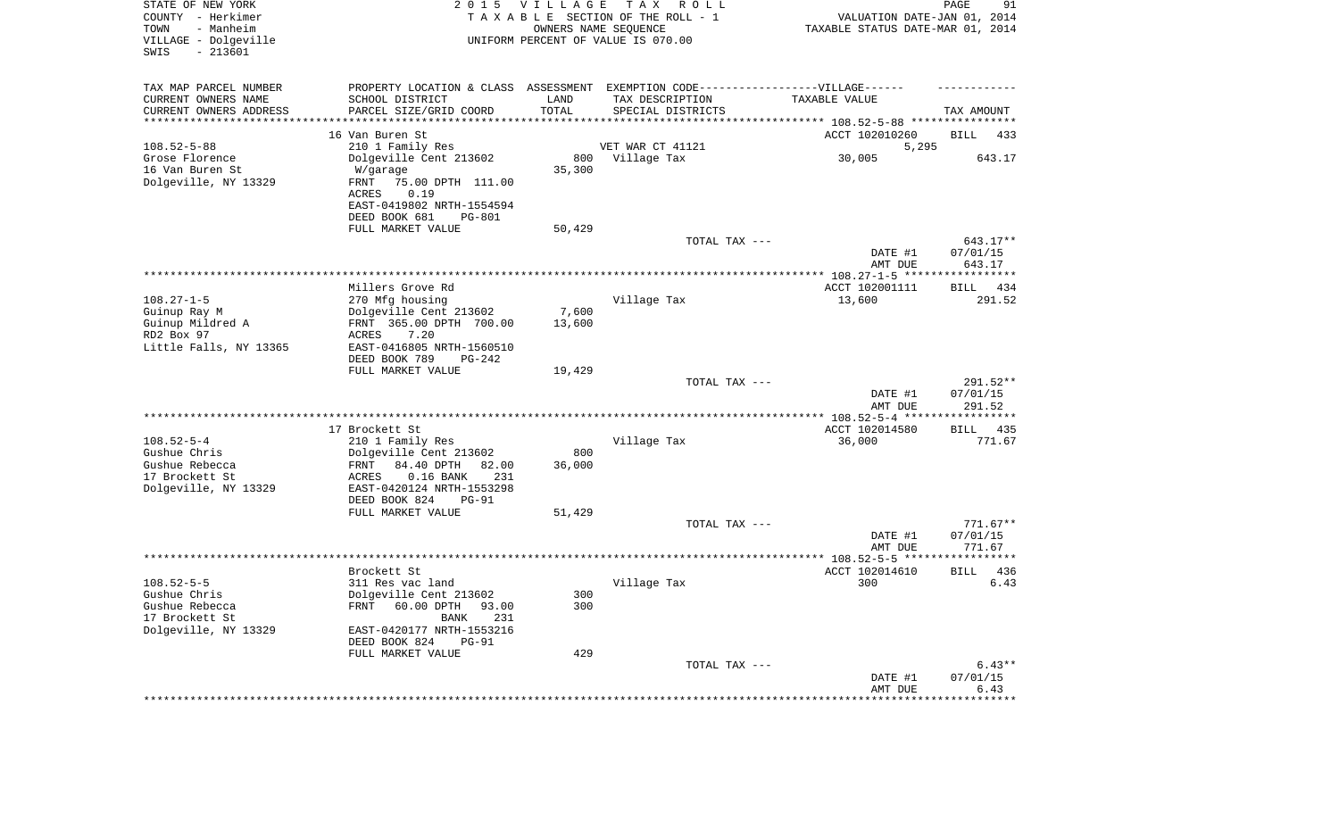STATE OF NEW YORK
COUNTY - Herkimer
TOWN - Manheim
VILLAGE - Dolgeville
SWIS - 213601

2015 VILLAGE TAX ROLL
TAXABLE SECTION OF THE ROLL - 1
OWNERS NAME SEQUENCE
UNIFORM PERCENT OF VALUE IS 070.00

VALUATION DATE-JAN 01, 2014
TAXABLE STATUS DATE-MAR 01, 2014

| TAX MAP PARCEL NUMBER / CURRENT OWNERS NAME / CURRENT OWNERS ADDRESS | PROPERTY LOCATION & CLASS / SCHOOL DISTRICT / PARCEL SIZE/GRID COORD | ASSESSMENT LAND / TOTAL | EXEMPTION CODE / TAX DESCRIPTION / SPECIAL DISTRICTS | TAXABLE VALUE | TAX AMOUNT |
|---|---|---|---|---|---|
| 108.52-5-88 | 16 Van Buren St | | | ACCT 102010260 | BILL 433 |
| Grose Florence | 210 1 Family Res | | VET WAR CT 41121 | 5,295 | |
| 16 Van Buren St | Dolgeville Cent 213602 | 800 | Village Tax | 30,005 | 643.17 |
| Dolgeville, NY 13329 | W/garage | 35,300 | | | |
| | FRNT 75.00 DPTH 111.00 | | | | |
| | ACRES 0.19 | | | | |
| | EAST-0419802 NRTH-1554594 | | | | |
| | DEED BOOK 681 PG-801 | | | | |
| | FULL MARKET VALUE | 50,429 | | | |
| | | | TOTAL TAX --- | | 643.17** |
| | | | | DATE #1 | 07/01/15 |
| | | | | AMT DUE | 643.17 |
| 108.27-1-5 | Millers Grove Rd | | | ACCT 102001111 | BILL 434 |
| Guinup Ray M | 270 Mfg housing | | Village Tax | 13,600 | 291.52 |
| Guinup Mildred A | Dolgeville Cent 213602 | 7,600 | | | |
| RD2 Box 97 | FRNT 365.00 DPTH 700.00 | 13,600 | | | |
| Little Falls, NY 13365 | ACRES 7.20 | | | | |
| | EAST-0416805 NRTH-1560510 | | | | |
| | DEED BOOK 789 PG-242 | | | | |
| | FULL MARKET VALUE | 19,429 | | | |
| | | | TOTAL TAX --- | | 291.52** |
| | | | | DATE #1 | 07/01/15 |
| | | | | AMT DUE | 291.52 |
| 108.52-5-4 | 17 Brockett St | | | ACCT 102014580 | BILL 435 |
| Gushue Chris | 210 1 Family Res | | Village Tax | 36,000 | 771.67 |
| Gushue Rebecca | Dolgeville Cent 213602 | 800 | | | |
| 17 Brockett St | FRNT 84.40 DPTH 82.00 | 36,000 | | | |
| Dolgeville, NY 13329 | ACRES 0.16 BANK 231 | | | | |
| | EAST-0420124 NRTH-1553298 | | | | |
| | DEED BOOK 824 PG-91 | | | | |
| | FULL MARKET VALUE | 51,429 | | | |
| | | | TOTAL TAX --- | | 771.67** |
| | | | | DATE #1 | 07/01/15 |
| | | | | AMT DUE | 771.67 |
| 108.52-5-5 | Brockett St | | | ACCT 102014610 | BILL 436 |
| Gushue Chris | 311 Res vac land | | Village Tax | 300 | 6.43 |
| Gushue Rebecca | Dolgeville Cent 213602 | 300 | | | |
| 17 Brockett St | FRNT 60.00 DPTH 93.00 | 300 | | | |
| Dolgeville, NY 13329 | BANK 231 | | | | |
| | EAST-0420177 NRTH-1553216 | | | | |
| | DEED BOOK 824 PG-91 | | | | |
| | FULL MARKET VALUE | 429 | | | |
| | | | TOTAL TAX --- | | 6.43** |
| | | | | DATE #1 | 07/01/15 |
| | | | | AMT DUE | 6.43 |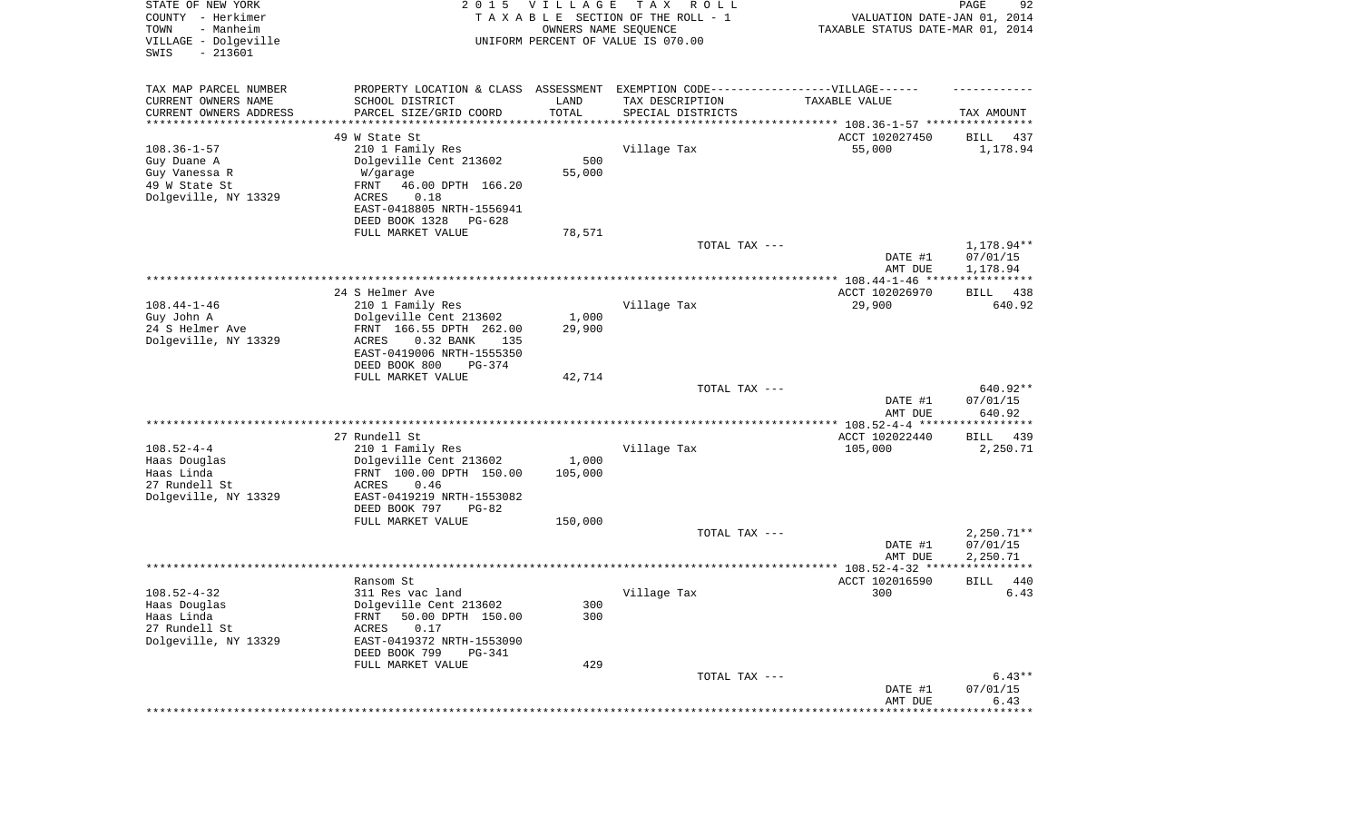STATE OF NEW YORK
COUNTY - Herkimer
TOWN - Manheim
VILLAGE - Dolgeville
SWIS - 213601

2 0 1 5 V I L L A G E T A X R O L L
T A X A B L E SECTION OF THE ROLL - 1
OWNERS NAME SEQUENCE
UNIFORM PERCENT OF VALUE IS 070.00

VALUATION DATE-JAN 01, 2014
TAXABLE STATUS DATE-MAR 01, 2014

| TAX MAP PARCEL NUMBER / CURRENT OWNERS NAME / CURRENT OWNERS ADDRESS | PROPERTY LOCATION & CLASS / SCHOOL DISTRICT / PARCEL SIZE/GRID COORD | ASSESSMENT LAND / TOTAL | EXEMPTION CODE-----VILLAGE------ TAX DESCRIPTION / SPECIAL DISTRICTS | TAXABLE VALUE | TAX AMOUNT |
|---|---|---|---|---|---|
| | 49 W State St | | | ACCT 102027450 | BILL 437 |
| 108.36-1-57 | 210 1 Family Res | | Village Tax | 55,000 | 1,178.94 |
| Guy Duane A | Dolgeville Cent 213602 | 500 | | | |
| Guy Vanessa R | W/garage | 55,000 | | | |
| 49 W State St | FRNT 46.00 DPTH 166.20 | | | | |
| Dolgeville, NY 13329 | ACRES 0.18 | | | | |
| | EAST-0418805 NRTH-1556941 | | | | |
| | DEED BOOK 1328 PG-628 | | | | |
| | FULL MARKET VALUE | 78,571 | | | |
| | | | TOTAL TAX --- | | 1,178.94** |
| | | | | DATE #1 | 07/01/15 |
| | | | | AMT DUE | 1,178.94 |
| | 24 S Helmer Ave | | | ACCT 102026970 | BILL 438 |
| 108.44-1-46 | 210 1 Family Res | | Village Tax | 29,900 | 640.92 |
| Guy John A | Dolgeville Cent 213602 | 1,000 | | | |
| 24 S Helmer Ave | FRNT 166.55 DPTH 262.00 | 29,900 | | | |
| Dolgeville, NY 13329 | ACRES 0.32 BANK 135 | | | | |
| | EAST-0419006 NRTH-1555350 | | | | |
| | DEED BOOK 800 PG-374 | | | | |
| | FULL MARKET VALUE | 42,714 | | | |
| | | | TOTAL TAX --- | | 640.92** |
| | | | | DATE #1 | 07/01/15 |
| | | | | AMT DUE | 640.92 |
| | 27 Rundell St | | | ACCT 102022440 | BILL 439 |
| 108.52-4-4 | 210 1 Family Res | | Village Tax | 105,000 | 2,250.71 |
| Haas Douglas | Dolgeville Cent 213602 | 1,000 | | | |
| Haas Linda | FRNT 100.00 DPTH 150.00 | 105,000 | | | |
| 27 Rundell St | ACRES 0.46 | | | | |
| Dolgeville, NY 13329 | EAST-0419219 NRTH-1553082 | | | | |
| | DEED BOOK 797 PG-82 | | | | |
| | FULL MARKET VALUE | 150,000 | | | |
| | | | TOTAL TAX --- | | 2,250.71** |
| | | | | DATE #1 | 07/01/15 |
| | | | | AMT DUE | 2,250.71 |
| | Ransom St | | | ACCT 102016590 | BILL 440 |
| 108.52-4-32 | 311 Res vac land | | Village Tax | 300 | 6.43 |
| Haas Douglas | Dolgeville Cent 213602 | 300 | | | |
| Haas Linda | FRNT 50.00 DPTH 150.00 | 300 | | | |
| 27 Rundell St | ACRES 0.17 | | | | |
| Dolgeville, NY 13329 | EAST-0419372 NRTH-1553090 | | | | |
| | DEED BOOK 799 PG-341 | | | | |
| | FULL MARKET VALUE | 429 | | | |
| | | | TOTAL TAX --- | | 6.43** |
| | | | | DATE #1 | 07/01/15 |
| | | | | AMT DUE | 6.43 |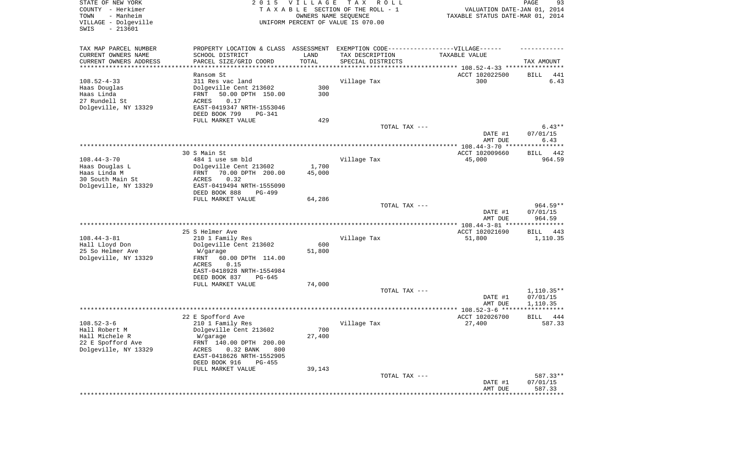STATE OF NEW YORK
COUNTY - Herkimer
TOWN - Manheim
VILLAGE - Dolgeville
SWIS - 213601

2015 VILLAGE TAX ROLL
TAXABLE SECTION OF THE ROLL - 1
OWNERS NAME SEQUENCE
UNIFORM PERCENT OF VALUE IS 070.00

VALUATION DATE-JAN 01, 2014
TAXABLE STATUS DATE-MAR 01, 2014

| TAX MAP PARCEL NUMBER / CURRENT OWNERS NAME / CURRENT OWNERS ADDRESS | PROPERTY LOCATION & CLASS / SCHOOL DISTRICT / PARCEL SIZE/GRID COORD | ASSESSMENT LAND / TOTAL | EXEMPTION CODE / TAX DESCRIPTION / SPECIAL DISTRICTS | TAXABLE VALUE | TAX AMOUNT |
|---|---|---|---|---|---|
| | Ransom St | | | ACCT 102022500 | BILL 441 |
| 108.52-4-33 | 311 Res vac land | | Village Tax | 300 | 6.43 |
| Haas Douglas | Dolgeville Cent 213602 | 300 | | | |
| Haas Linda | FRNT 50.00 DPTH 150.00 | 300 | | | |
| 27 Rundell St | ACRES 0.17 | | | | |
| Dolgeville, NY 13329 | EAST-0419347 NRTH-1553046 | | | | |
| | DEED BOOK 799 PG-341 | | | | |
| | FULL MARKET VALUE | 429 | | | |
| | | | TOTAL TAX --- | | 6.43** |
| | | | | DATE #1 | 07/01/15 |
| | | | | AMT DUE | 6.43 |
| | 30 S Main St | | | ACCT 102009660 | BILL 442 |
| 108.44-3-70 | 484 1 use sm bld | | Village Tax | 45,000 | 964.59 |
| Haas Douglas L | Dolgeville Cent 213602 | 1,700 | | | |
| Haas Linda M | FRNT 70.00 DPTH 200.00 | 45,000 | | | |
| 30 South Main St | ACRES 0.32 | | | | |
| Dolgeville, NY 13329 | EAST-0419494 NRTH-1555090 | | | | |
| | DEED BOOK 888 PG-499 | | | | |
| | FULL MARKET VALUE | 64,286 | | | |
| | | | TOTAL TAX --- | | 964.59** |
| | | | | DATE #1 | 07/01/15 |
| | | | | AMT DUE | 964.59 |
| | 25 S Helmer Ave | | | ACCT 102021690 | BILL 443 |
| 108.44-3-81 | 210 1 Family Res | | Village Tax | 51,800 | 1,110.35 |
| Hall Lloyd Don | Dolgeville Cent 213602 | 600 | | | |
| 25 So Helmer Ave | W/garage | 51,800 | | | |
| Dolgeville, NY 13329 | FRNT 60.00 DPTH 114.00 | | | | |
| | ACRES 0.15 | | | | |
| | EAST-0418928 NRTH-1554984 | | | | |
| | DEED BOOK 837 PG-645 | | | | |
| | FULL MARKET VALUE | 74,000 | | | |
| | | | TOTAL TAX --- | | 1,110.35** |
| | | | | DATE #1 | 07/01/15 |
| | | | | AMT DUE | 1,110.35 |
| | 22 E Spofford Ave | | | ACCT 102026700 | BILL 444 |
| 108.52-3-6 | 210 1 Family Res | | Village Tax | 27,400 | 587.33 |
| Hall Robert M | Dolgeville Cent 213602 | 700 | | | |
| Hall Michele R | W/garage | 27,400 | | | |
| 22 E Spofford Ave | FRNT 140.00 DPTH 200.00 | | | | |
| Dolgeville, NY 13329 | ACRES 0.32 BANK 800 | | | | |
| | EAST-0418626 NRTH-1552905 | | | | |
| | DEED BOOK 916 PG-455 | | | | |
| | FULL MARKET VALUE | 39,143 | | | |
| | | | TOTAL TAX --- | | 587.33** |
| | | | | DATE #1 | 07/01/15 |
| | | | | AMT DUE | 587.33 |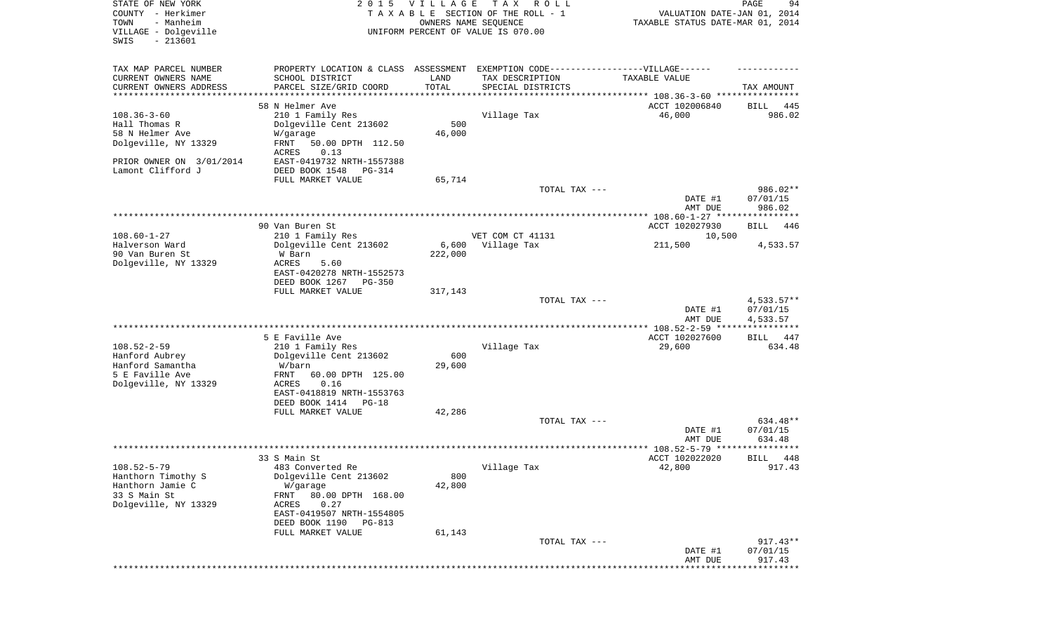STATE OF NEW YORK
COUNTY - Herkimer
TOWN - Manheim
VILLAGE - Dolgeville
SWIS - 213601

2 0 1 5 V I L L A G E T A X R O L L
T A X A B L E SECTION OF THE ROLL - 1
OWNERS NAME SEQUENCE
UNIFORM PERCENT OF VALUE IS 070.00

VALUATION DATE-JAN 01, 2014
TAXABLE STATUS DATE-MAR 01, 2014

| TAX MAP PARCEL NUMBER / CURRENT OWNERS NAME / CURRENT OWNERS ADDRESS | PROPERTY LOCATION & CLASS / SCHOOL DISTRICT / PARCEL SIZE/GRID COORD | ASSESSMENT LAND / TOTAL | EXEMPTION CODE / TAX DESCRIPTION / SPECIAL DISTRICTS | TAXABLE VALUE | TAX AMOUNT |
|---|---|---|---|---|---|
| | 58 N Helmer Ave | | | ACCT 102006840 | BILL 445 |
| 108.36-3-60 | 210 1 Family Res | | Village Tax | 46,000 | 986.02 |
| Hall Thomas R | Dolgeville Cent 213602 | 500 | | | |
| 58 N Helmer Ave | W/garage | 46,000 | | | |
| Dolgeville, NY 13329 | FRNT 50.00 DPTH 112.50 | | | | |
| | ACRES 0.13 | | | | |
| PRIOR OWNER ON 3/01/2014 | EAST-0419732 NRTH-1557388 | | | | |
| Lamont Clifford J | DEED BOOK 1548 PG-314 | | | | |
| | FULL MARKET VALUE | 65,714 | | | |
| | | | TOTAL TAX --- | | 986.02** |
| | | | | DATE #1 | 07/01/15 |
| | | | | AMT DUE | 986.02 |
| | 90 Van Buren St | | | ACCT 102027930 | BILL 446 |
| 108.60-1-27 | 210 1 Family Res | | VET COM CT 41131 | 10,500 | |
| Halverson Ward | Dolgeville Cent 213602 | 6,600 | Village Tax | 211,500 | 4,533.57 |
| 90 Van Buren St | W Barn | 222,000 | | | |
| Dolgeville, NY 13329 | ACRES 5.60 | | | | |
| | EAST-0420278 NRTH-1552573 | | | | |
| | DEED BOOK 1267 PG-350 | | | | |
| | FULL MARKET VALUE | 317,143 | | | |
| | | | TOTAL TAX --- | | 4,533.57** |
| | | | | DATE #1 | 07/01/15 |
| | | | | AMT DUE | 4,533.57 |
| | 5 E Faville Ave | | | ACCT 102027600 | BILL 447 |
| 108.52-2-59 | 210 1 Family Res | | Village Tax | 29,600 | 634.48 |
| Hanford Aubrey | Dolgeville Cent 213602 | 600 | | | |
| Hanford Samantha | W/barn | 29,600 | | | |
| 5 E Faville Ave | FRNT 60.00 DPTH 125.00 | | | | |
| Dolgeville, NY 13329 | ACRES 0.16 | | | | |
| | EAST-0418819 NRTH-1553763 | | | | |
| | DEED BOOK 1414 PG-18 | | | | |
| | FULL MARKET VALUE | 42,286 | | | |
| | | | TOTAL TAX --- | | 634.48** |
| | | | | DATE #1 | 07/01/15 |
| | | | | AMT DUE | 634.48 |
| | 33 S Main St | | | ACCT 102022020 | BILL 448 |
| 108.52-5-79 | 483 Converted Re | | Village Tax | 42,800 | 917.43 |
| Hanthorn Timothy S | Dolgeville Cent 213602 | 800 | | | |
| Hanthorn Jamie C | W/garage | 42,800 | | | |
| 33 S Main St | FRNT 80.00 DPTH 168.00 | | | | |
| Dolgeville, NY 13329 | ACRES 0.27 | | | | |
| | EAST-0419507 NRTH-1554805 | | | | |
| | DEED BOOK 1190 PG-813 | | | | |
| | FULL MARKET VALUE | 61,143 | | | |
| | | | TOTAL TAX --- | | 917.43** |
| | | | | DATE #1 | 07/01/15 |
| | | | | AMT DUE | 917.43 |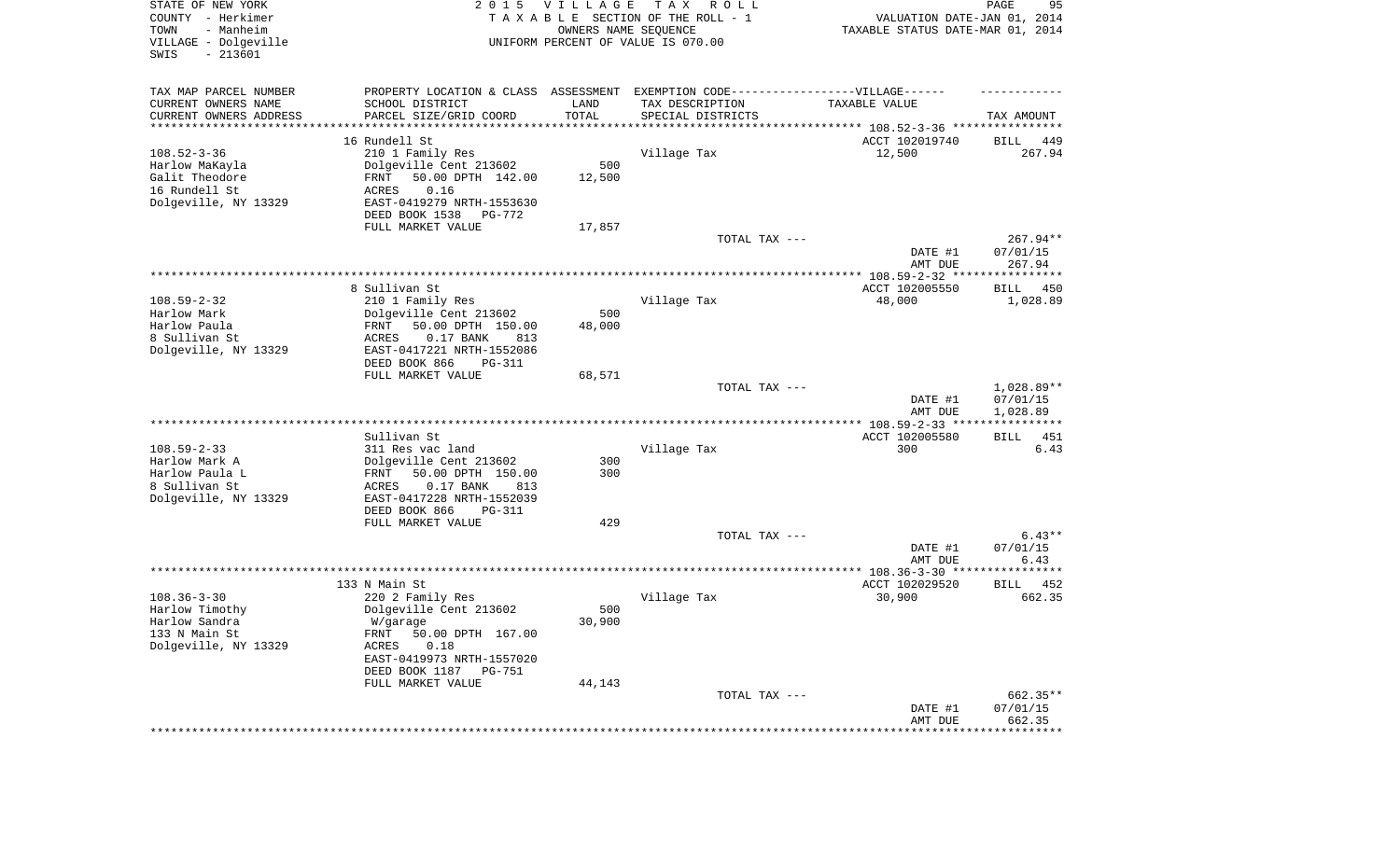STATE OF NEW YORK
COUNTY - Herkimer
TOWN - Manheim
VILLAGE - Dolgeville
SWIS - 213601

2015 VILLAGE TAX ROLL
TAXABLE SECTION OF THE ROLL - 1
OWNERS NAME SEQUENCE
UNIFORM PERCENT OF VALUE IS 070.00

VALUATION DATE-JAN 01, 2014
TAXABLE STATUS DATE-MAR 01, 2014

| TAX MAP PARCEL NUMBER<br>CURRENT OWNERS NAME<br>CURRENT OWNERS ADDRESS | PROPERTY LOCATION & CLASS<br>SCHOOL DISTRICT<br>PARCEL SIZE/GRID COORD | ASSESSMENT<br>LAND<br>TOTAL | EXEMPTION CODE------VILLAGE------<br>TAX DESCRIPTION<br>SPECIAL DISTRICTS | TAXABLE VALUE | TAX AMOUNT |
|---|---|---|---|---|---|
| | 16 Rundell St | | | ACCT 102019740 | BILL 449 |
| 108.52-3-36 | 210 1 Family Res | | Village Tax | 12,500 | 267.94 |
| Harlow MaKayla | Dolgeville Cent 213602 | 500 | | | |
| Galit Theodore | FRNT 50.00 DPTH 142.00 | 12,500 | | | |
| 16 Rundell St | ACRES 0.16 | | | | |
| Dolgeville, NY 13329 | EAST-0419279 NRTH-1553630 | | | | |
| | DEED BOOK 1538 PG-772 | | | | |
| | FULL MARKET VALUE | 17,857 | | | |
| | | | TOTAL TAX --- | | 267.94** |
| | | | | DATE #1 | 07/01/15 |
| | | | | AMT DUE | 267.94 |
| | 8 Sullivan St | | | ACCT 102005550 | BILL 450 |
| 108.59-2-32 | 210 1 Family Res | | Village Tax | 48,000 | 1,028.89 |
| Harlow Mark | Dolgeville Cent 213602 | 500 | | | |
| Harlow Paula | FRNT 50.00 DPTH 150.00 | 48,000 | | | |
| 8 Sullivan St | ACRES 0.17 BANK 813 | | | | |
| Dolgeville, NY 13329 | EAST-0417221 NRTH-1552086 | | | | |
| | DEED BOOK 866 PG-311 | | | | |
| | FULL MARKET VALUE | 68,571 | | | |
| | | | TOTAL TAX --- | | 1,028.89** |
| | | | | DATE #1 | 07/01/15 |
| | | | | AMT DUE | 1,028.89 |
| | Sullivan St | | | ACCT 102005580 | BILL 451 |
| 108.59-2-33 | 311 Res vac land | | Village Tax | 300 | 6.43 |
| Harlow Mark A | Dolgeville Cent 213602 | 300 | | | |
| Harlow Paula L | FRNT 50.00 DPTH 150.00 | 300 | | | |
| 8 Sullivan St | ACRES 0.17 BANK 813 | | | | |
| Dolgeville, NY 13329 | EAST-0417228 NRTH-1552039 | | | | |
| | DEED BOOK 866 PG-311 | | | | |
| | FULL MARKET VALUE | 429 | | | |
| | | | TOTAL TAX --- | | 6.43** |
| | | | | DATE #1 | 07/01/15 |
| | | | | AMT DUE | 6.43 |
| | 133 N Main St | | | ACCT 102029520 | BILL 452 |
| 108.36-3-30 | 220 2 Family Res | | Village Tax | 30,900 | 662.35 |
| Harlow Timothy | Dolgeville Cent 213602 | 500 | | | |
| Harlow Sandra | W/garage | 30,900 | | | |
| 133 N Main St | FRNT 50.00 DPTH 167.00 | | | | |
| Dolgeville, NY 13329 | ACRES 0.18 | | | | |
| | EAST-0419973 NRTH-1557020 | | | | |
| | DEED BOOK 1187 PG-751 | | | | |
| | FULL MARKET VALUE | 44,143 | | | |
| | | | TOTAL TAX --- | | 662.35** |
| | | | | DATE #1 | 07/01/15 |
| | | | | AMT DUE | 662.35 |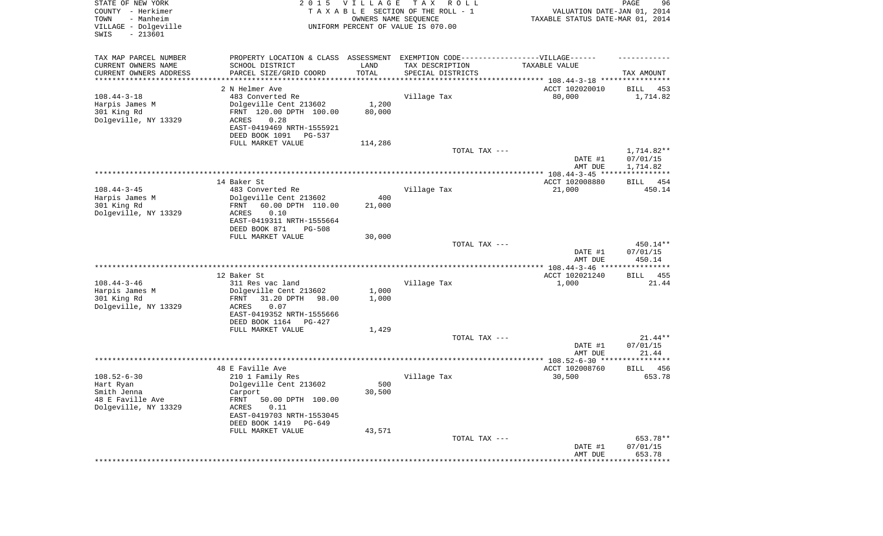STATE OF NEW YORK
COUNTY - Herkimer
TOWN - Manheim
VILLAGE - Dolgeville
SWIS - 213601

2015 VILLAGE TAX ROLL
TAXABLE SECTION OF THE ROLL - 1
OWNERS NAME SEQUENCE
UNIFORM PERCENT OF VALUE IS 070.00

VALUATION DATE-JAN 01, 2014
TAXABLE STATUS DATE-MAR 01, 2014

| TAX MAP PARCEL NUMBER<br>CURRENT OWNERS NAME<br>CURRENT OWNERS ADDRESS | PROPERTY LOCATION & CLASS<br>SCHOOL DISTRICT<br>PARCEL SIZE/GRID COORD | ASSESSMENT<br>LAND<br>TOTAL | EXEMPTION CODE------VILLAGE------<br>TAX DESCRIPTION<br>SPECIAL DISTRICTS | TAXABLE VALUE | TAX AMOUNT |
|---|---|---|---|---|---|
| 108.44-3-18 | 2 N Helmer Ave | | | ACCT 102020010 | BILL 453 |
| | 483 Converted Re | | Village Tax | 80,000 | 1,714.82 |
| Harpis James M | Dolgeville Cent 213602 | 1,200 | | | |
| 301 King Rd | FRNT 120.00 DPTH 100.00 | 80,000 | | | |
| Dolgeville, NY 13329 | ACRES 0.28 | | | | |
| | EAST-0419469 NRTH-1555921 | | | | |
| | DEED BOOK 1091 PG-537 | | | | |
| | FULL MARKET VALUE | 114,286 | | | |
| | | | TOTAL TAX --- | | 1,714.82** |
| | | | | DATE #1 | 07/01/15 |
| | | | | AMT DUE | 1,714.82 |
| 108.44-3-45 | 14 Baker St | | | ACCT 102008880 | BILL 454 |
| | 483 Converted Re | | Village Tax | 21,000 | 450.14 |
| Harpis James M | Dolgeville Cent 213602 | 400 | | | |
| 301 King Rd | FRNT 60.00 DPTH 110.00 | 21,000 | | | |
| Dolgeville, NY 13329 | ACRES 0.10 | | | | |
| | EAST-0419311 NRTH-1555664 | | | | |
| | DEED BOOK 871 PG-508 | | | | |
| | FULL MARKET VALUE | 30,000 | | | |
| | | | TOTAL TAX --- | | 450.14** |
| | | | | DATE #1 | 07/01/15 |
| | | | | AMT DUE | 450.14 |
| 108.44-3-46 | 12 Baker St | | | ACCT 102021240 | BILL 455 |
| | 311 Res vac land | | Village Tax | 1,000 | 21.44 |
| Harpis James M | Dolgeville Cent 213602 | 1,000 | | | |
| 301 King Rd | FRNT 31.20 DPTH 98.00 | 1,000 | | | |
| Dolgeville, NY 13329 | ACRES 0.07 | | | | |
| | EAST-0419352 NRTH-1555666 | | | | |
| | DEED BOOK 1164 PG-427 | | | | |
| | FULL MARKET VALUE | 1,429 | | | |
| | | | TOTAL TAX --- | | 21.44** |
| | | | | DATE #1 | 07/01/15 |
| | | | | AMT DUE | 21.44 |
| 108.52-6-30 | 48 E Faville Ave | | | ACCT 102008760 | BILL 456 |
| | 210 1 Family Res | | Village Tax | 30,500 | 653.78 |
| Hart Ryan | Dolgeville Cent 213602 | 500 | | | |
| Smith Jenna | Carport | 30,500 | | | |
| 48 E Faville Ave | FRNT 50.00 DPTH 100.00 | | | | |
| Dolgeville, NY 13329 | ACRES 0.11 | | | | |
| | EAST-0419703 NRTH-1553045 | | | | |
| | DEED BOOK 1419 PG-649 | | | | |
| | FULL MARKET VALUE | 43,571 | | | |
| | | | TOTAL TAX --- | | 653.78** |
| | | | | DATE #1 | 07/01/15 |
| | | | | AMT DUE | 653.78 |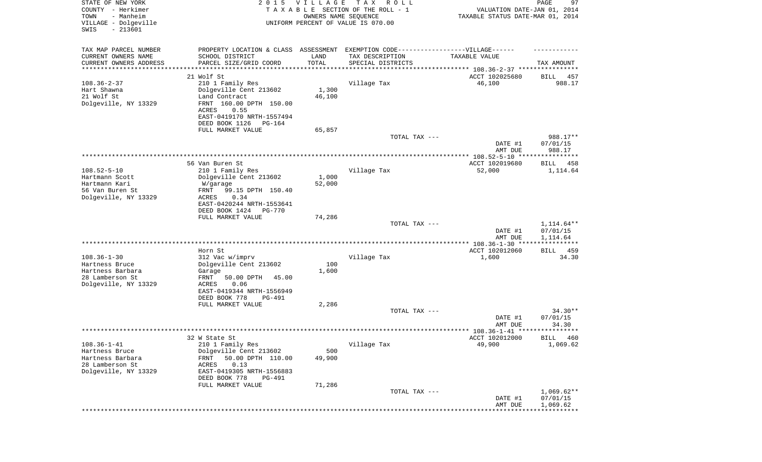STATE OF NEW YORK
COUNTY - Herkimer
TOWN - Manheim
VILLAGE - Dolgeville
SWIS - 213601

2015 VILLAGE TAX ROLL
TAXABLE SECTION OF THE ROLL - 1
OWNERS NAME SEQUENCE
UNIFORM PERCENT OF VALUE IS 070.00

VALUATION DATE-JAN 01, 2014
TAXABLE STATUS DATE-MAR 01, 2014

| TAX MAP PARCEL NUMBER / CURRENT OWNERS NAME / CURRENT OWNERS ADDRESS | PROPERTY LOCATION & CLASS / SCHOOL DISTRICT / PARCEL SIZE/GRID COORD | ASSESSMENT LAND / TOTAL | EXEMPTION CODE / TAX DESCRIPTION / SPECIAL DISTRICTS | TAXABLE VALUE | TAX AMOUNT |
|---|---|---|---|---|---|
| **108.36-2-37** | 21 Wolf St | | | ACCT 102025680 | BILL 457 |
| 108.36-2-37 | 210 1 Family Res | | Village Tax | 46,100 | 988.17 |
| Hart Shawna | Dolgeville Cent 213602 | 1,300 | | | |
| 21 Wolf St | Land Contract | 46,100 | | | |
| Dolgeville, NY 13329 | FRNT 160.00 DPTH 150.00 | | | | |
| | ACRES 0.55 | | | | |
| | EAST-0419170 NRTH-1557494 | | | | |
| | DEED BOOK 1126 PG-164 | | | | |
| | FULL MARKET VALUE | 65,857 | | | |
| | | | TOTAL TAX --- | | 988.17** |
| | | | | DATE #1 | 07/01/15 |
| | | | | AMT DUE | 988.17 |
| **108.52-5-10** | 56 Van Buren St | | | ACCT 102019680 | BILL 458 |
| 108.52-5-10 | 210 1 Family Res | | Village Tax | 52,000 | 1,114.64 |
| Hartmann Scott | Dolgeville Cent 213602 | 1,000 | | | |
| Hartmann Kari | W/garage | 52,000 | | | |
| 56 Van Buren St | FRNT 99.15 DPTH 150.40 | | | | |
| Dolgeville, NY 13329 | ACRES 0.34 | | | | |
| | EAST-0420244 NRTH-1553641 | | | | |
| | DEED BOOK 1424 PG-770 | | | | |
| | FULL MARKET VALUE | 74,286 | | | |
| | | | TOTAL TAX --- | | 1,114.64** |
| | | | | DATE #1 | 07/01/15 |
| | | | | AMT DUE | 1,114.64 |
| **108.36-1-30** | Horn St | | | ACCT 102012060 | BILL 459 |
| 108.36-1-30 | 312 Vac w/imprv | | Village Tax | 1,600 | 34.30 |
| Hartness Bruce | Dolgeville Cent 213602 | 100 | | | |
| Hartness Barbara | Garage | 1,600 | | | |
| 28 Lamberson St | FRNT 50.00 DPTH 45.00 | | | | |
| Dolgeville, NY 13329 | ACRES 0.06 | | | | |
| | EAST-0419344 NRTH-1556949 | | | | |
| | DEED BOOK 778 PG-491 | | | | |
| | FULL MARKET VALUE | 2,286 | | | |
| | | | TOTAL TAX --- | | 34.30** |
| | | | | DATE #1 | 07/01/15 |
| | | | | AMT DUE | 34.30 |
| **108.36-1-41** | 32 W State St | | | ACCT 102012000 | BILL 460 |
| 108.36-1-41 | 210 1 Family Res | | Village Tax | 49,900 | 1,069.62 |
| Hartness Bruce | Dolgeville Cent 213602 | 500 | | | |
| Hartness Barbara | FRNT 50.00 DPTH 110.00 | 49,900 | | | |
| 28 Lamberson St | ACRES 0.13 | | | | |
| Dolgeville, NY 13329 | EAST-0419305 NRTH-1556883 | | | | |
| | DEED BOOK 778 PG-491 | | | | |
| | FULL MARKET VALUE | 71,286 | | | |
| | | | TOTAL TAX --- | | 1,069.62** |
| | | | | DATE #1 | 07/01/15 |
| | | | | AMT DUE | 1,069.62 |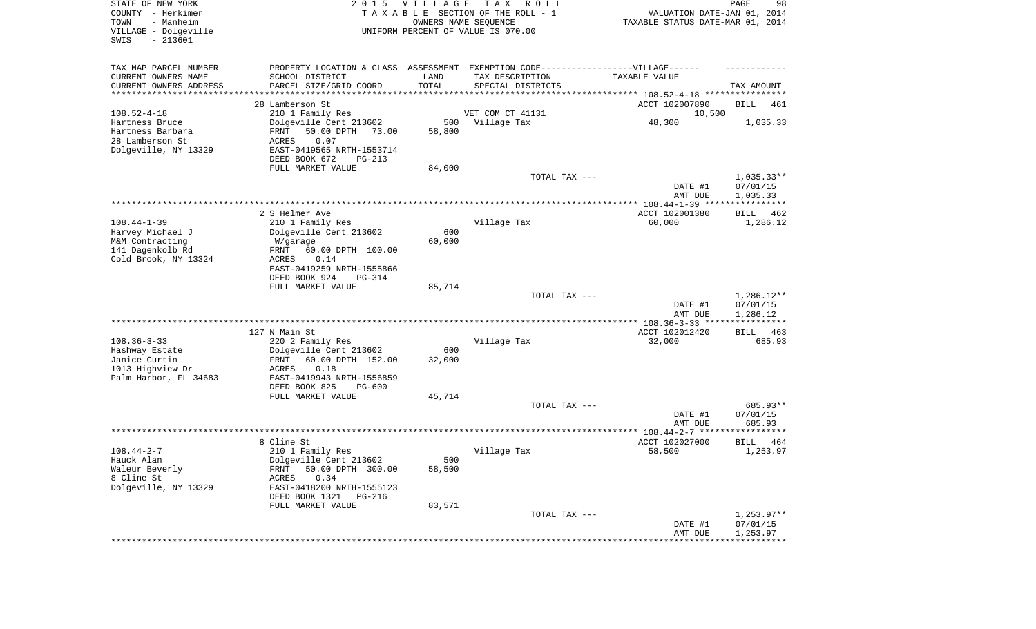STATE OF NEW YORK
COUNTY - Herkimer
TOWN - Manheim
VILLAGE - Dolgeville
SWIS - 213601

2 0 1 5 V I L L A G E T A X R O L L
T A X A B L E SECTION OF THE ROLL - 1
OWNERS NAME SEQUENCE
UNIFORM PERCENT OF VALUE IS 070.00

VALUATION DATE-JAN 01, 2014
TAXABLE STATUS DATE-MAR 01, 2014

| TAX MAP PARCEL NUMBER<br>CURRENT OWNERS NAME<br>CURRENT OWNERS ADDRESS | PROPERTY LOCATION & CLASS<br>SCHOOL DISTRICT<br>PARCEL SIZE/GRID COORD | ASSESSMENT<br>LAND<br>TOTAL | EXEMPTION CODE------VILLAGE------<br>TAX DESCRIPTION<br>SPECIAL DISTRICTS | TAXABLE VALUE | TAX AMOUNT |
|---|---|---|---|---|---|
| | 28 Lamberson St | | | ACCT 102007890 | BILL 461 |
| 108.52-4-18 | 210 1 Family Res | | VET COM CT 41131 | 10,500 | |
| Hartness Bruce | Dolgeville Cent 213602 | 500 | Village Tax | 48,300 | 1,035.33 |
| Hartness Barbara | FRNT 50.00 DPTH 73.00 | 58,800 | | | |
| 28 Lamberson St | ACRES 0.07 | | | | |
| Dolgeville, NY 13329 | EAST-0419565 NRTH-1553714 | | | | |
| | DEED BOOK 672 PG-213 | | | | |
| | FULL MARKET VALUE | 84,000 | | | |
| | | | TOTAL TAX --- | | 1,035.33** |
| | | | | DATE #1 | 07/01/15 |
| | | | | AMT DUE | 1,035.33 |
| | 2 S Helmer Ave | | | ACCT 102001380 | BILL 462 |
| 108.44-1-39 | 210 1 Family Res | | Village Tax | 60,000 | 1,286.12 |
| Harvey Michael J | Dolgeville Cent 213602 | 600 | | | |
| M&M Contracting | W/garage | 60,000 | | | |
| 141 Dagenkolb Rd | FRNT 60.00 DPTH 100.00 | | | | |
| Cold Brook, NY 13324 | ACRES 0.14 | | | | |
| | EAST-0419259 NRTH-1555866 | | | | |
| | DEED BOOK 924 PG-314 | | | | |
| | FULL MARKET VALUE | 85,714 | | | |
| | | | TOTAL TAX --- | | 1,286.12** |
| | | | | DATE #1 | 07/01/15 |
| | | | | AMT DUE | 1,286.12 |
| | 127 N Main St | | | ACCT 102012420 | BILL 463 |
| 108.36-3-33 | 220 2 Family Res | | Village Tax | 32,000 | 685.93 |
| Hashway Estate | Dolgeville Cent 213602 | 600 | | | |
| Janice Curtin | FRNT 60.00 DPTH 152.00 | 32,000 | | | |
| 1013 Highview Dr | ACRES 0.18 | | | | |
| Palm Harbor, FL 34683 | EAST-0419943 NRTH-1556859 | | | | |
| | DEED BOOK 825 PG-600 | | | | |
| | FULL MARKET VALUE | 45,714 | | | |
| | | | TOTAL TAX --- | | 685.93** |
| | | | | DATE #1 | 07/01/15 |
| | | | | AMT DUE | 685.93 |
| | 8 Cline St | | | ACCT 102027000 | BILL 464 |
| 108.44-2-7 | 210 1 Family Res | | Village Tax | 58,500 | 1,253.97 |
| Hauck Alan | Dolgeville Cent 213602 | 500 | | | |
| Waleur Beverly | FRNT 50.00 DPTH 300.00 | 58,500 | | | |
| 8 Cline St | ACRES 0.34 | | | | |
| Dolgeville, NY 13329 | EAST-0418200 NRTH-1555123 | | | | |
| | DEED BOOK 1321 PG-216 | | | | |
| | FULL MARKET VALUE | 83,571 | | | |
| | | | TOTAL TAX --- | | 1,253.97** |
| | | | | DATE #1 | 07/01/15 |
| | | | | AMT DUE | 1,253.97 |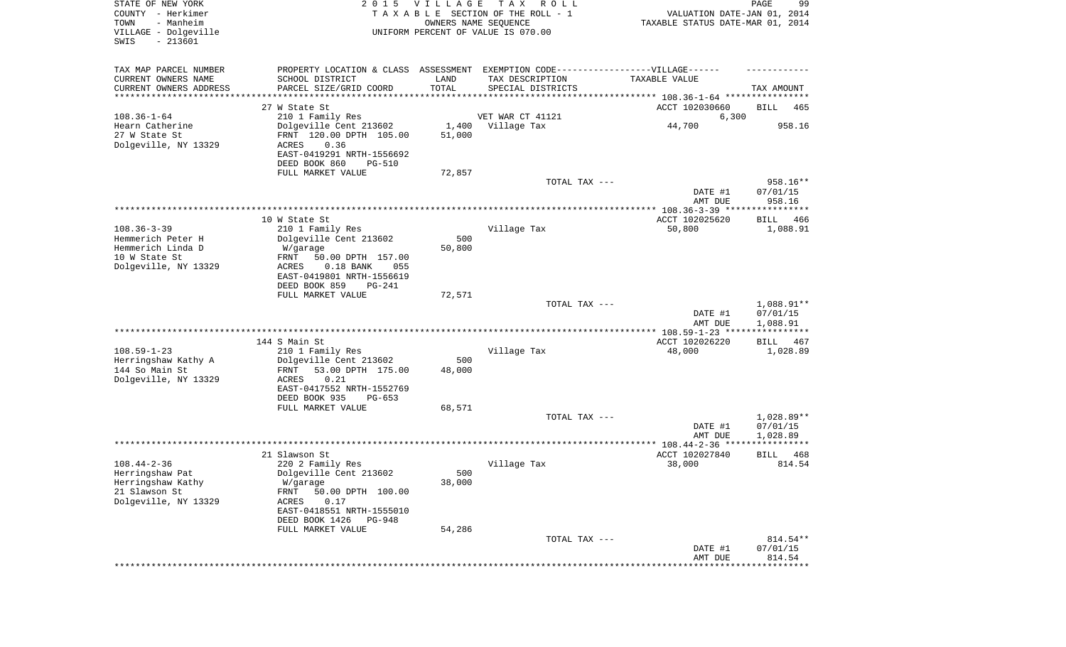STATE OF NEW YORK
COUNTY - Herkimer
TOWN - Manheim
VILLAGE - Dolgeville
SWIS - 213601

2015 VILLAGE TAX ROLL
TAXABLE SECTION OF THE ROLL - 1
OWNERS NAME SEQUENCE
UNIFORM PERCENT OF VALUE IS 070.00

VALUATION DATE-JAN 01, 2014
TAXABLE STATUS DATE-MAR 01, 2014

| TAX MAP PARCEL NUMBER / CURRENT OWNERS NAME / CURRENT OWNERS ADDRESS | PROPERTY LOCATION & CLASS / SCHOOL DISTRICT / PARCEL SIZE/GRID COORD | ASSESSMENT LAND / TOTAL | EXEMPTION CODE / TAX DESCRIPTION / SPECIAL DISTRICTS | TAXABLE VALUE | TAX AMOUNT |
|---|---|---|---|---|---|
| 108.36-1-64 | 27 W State St | | | ACCT 102030660 | BILL 465 |
| Hearn Catherine | 210 1 Family Res | | VET WAR CT 41121 | 6,300 | |
| 27 W State St | Dolgeville Cent 213602 | 1,400 | Village Tax | 44,700 | 958.16 |
| Dolgeville, NY 13329 | FRNT 120.00 DPTH 105.00 | 51,000 | | | |
| | ACRES 0.36 | | | | |
| | EAST-0419291 NRTH-1556692 | | | | |
| | DEED BOOK 860 PG-510 | | | | |
| | FULL MARKET VALUE | 72,857 | | | |
| | | | TOTAL TAX --- | | 958.16** |
| | | | | DATE #1 | 07/01/15 |
| | | | | AMT DUE | 958.16 |
| 108.36-3-39 | 10 W State St | | | ACCT 102025620 | BILL 466 |
| Hemmerich Peter H | 210 1 Family Res | | Village Tax | 50,800 | 1,088.91 |
| Hemmerich Linda D | Dolgeville Cent 213602 | 500 | | | |
| 10 W State St | W/garage | 50,800 | | | |
| Dolgeville, NY 13329 | FRNT 50.00 DPTH 157.00 | | | | |
| | ACRES 0.18 BANK 055 | | | | |
| | EAST-0419801 NRTH-1556619 | | | | |
| | DEED BOOK 859 PG-241 | | | | |
| | FULL MARKET VALUE | 72,571 | | | |
| | | | TOTAL TAX --- | | 1,088.91** |
| | | | | DATE #1 | 07/01/15 |
| | | | | AMT DUE | 1,088.91 |
| 108.59-1-23 | 144 S Main St | | | ACCT 102026220 | BILL 467 |
| Herringshaw Kathy A | 210 1 Family Res | | Village Tax | 48,000 | 1,028.89 |
| 144 So Main St | Dolgeville Cent 213602 | 500 | | | |
| Dolgeville, NY 13329 | FRNT 53.00 DPTH 175.00 | 48,000 | | | |
| | ACRES 0.21 | | | | |
| | EAST-0417552 NRTH-1552769 | | | | |
| | DEED BOOK 935 PG-653 | | | | |
| | FULL MARKET VALUE | 68,571 | | | |
| | | | TOTAL TAX --- | | 1,028.89** |
| | | | | DATE #1 | 07/01/15 |
| | | | | AMT DUE | 1,028.89 |
| 108.44-2-36 | 21 Slawson St | | | ACCT 102027840 | BILL 468 |
| Herringshaw Pat | 220 2 Family Res | | Village Tax | 38,000 | 814.54 |
| Herringshaw Kathy | Dolgeville Cent 213602 | 500 | | | |
| 21 Slawson St | W/garage | 38,000 | | | |
| Dolgeville, NY 13329 | FRNT 50.00 DPTH 100.00 | | | | |
| | ACRES 0.17 | | | | |
| | EAST-0418551 NRTH-1555010 | | | | |
| | DEED BOOK 1426 PG-948 | | | | |
| | FULL MARKET VALUE | 54,286 | | | |
| | | | TOTAL TAX --- | | 814.54** |
| | | | | DATE #1 | 07/01/15 |
| | | | | AMT DUE | 814.54 |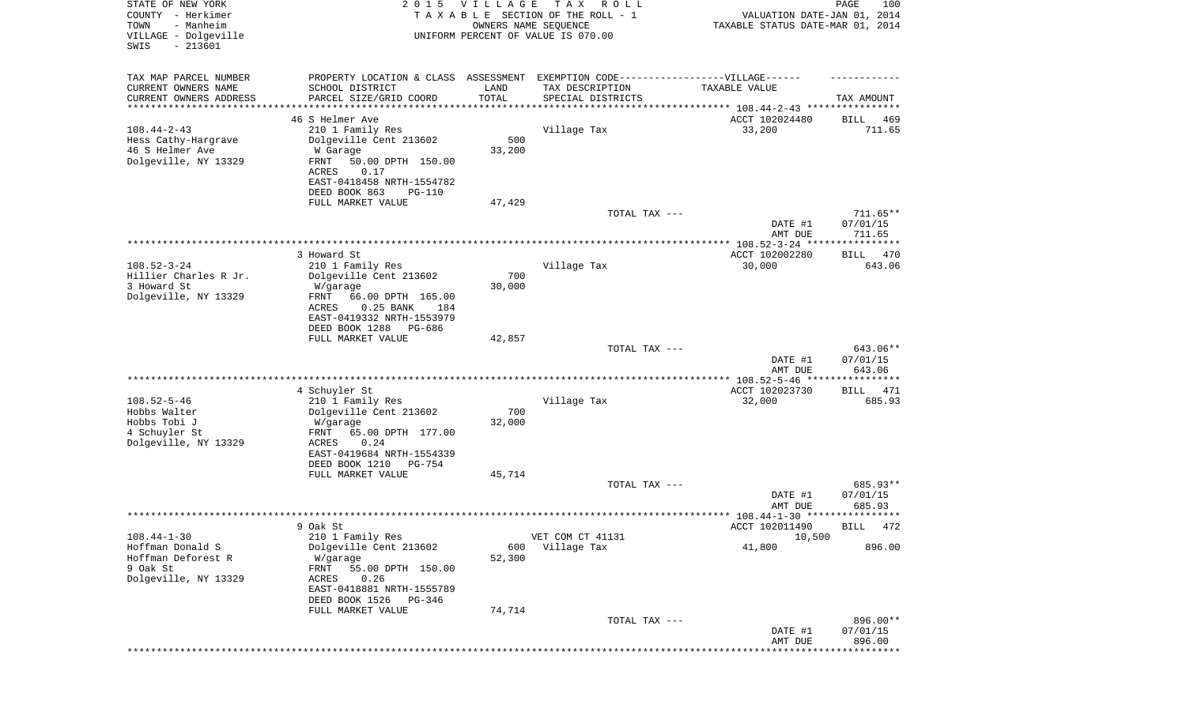STATE OF NEW YORK | COUNTY - Herkimer | TOWN - Manheim | VILLAGE - Dolgeville | SWIS - 213601

2015 VILLAGE TAX ROLL
TAXABLE SECTION OF THE ROLL - 1
OWNERS NAME SEQUENCE
UNIFORM PERCENT OF VALUE IS 070.00

VALUATION DATE-JAN 01, 2014
TAXABLE STATUS DATE-MAR 01, 2014

| TAX MAP PARCEL NUMBER / CURRENT OWNERS NAME / CURRENT OWNERS ADDRESS | PROPERTY LOCATION & CLASS / SCHOOL DISTRICT / PARCEL SIZE/GRID COORD | ASSESSMENT LAND / TOTAL | EXEMPTION CODE / TAX DESCRIPTION / SPECIAL DISTRICTS | TAXABLE VALUE | TAX AMOUNT |
|---|---|---|---|---|---|
| **108.44-2-43** | 46 S Helmer Ave | | | ACCT 102024480 | BILL 469 |
| Hess Cathy-Hargrave | 210 1 Family Res | | Village Tax | 33,200 | 711.65 |
| 46 S Helmer Ave | Dolgeville Cent 213602 | 500 | | | |
| Dolgeville, NY 13329 | W Garage | 33,200 | | | |
| | FRNT 50.00 DPTH 150.00 | | | | |
| | ACRES 0.17 | | | | |
| | EAST-0418458 NRTH-1554782 | | | | |
| | DEED BOOK 863 PG-110 | | | | |
| | FULL MARKET VALUE | 47,429 | | | |
| | | | TOTAL TAX --- | | 711.65** |
| | | | | DATE #1 | 07/01/15 |
| | | | | AMT DUE | 711.65 |
| **108.52-3-24** | 3 Howard St | | | ACCT 102002280 | BILL 470 |
| Hillier Charles R Jr. | 210 1 Family Res | | Village Tax | 30,000 | 643.06 |
| 3 Howard St | Dolgeville Cent 213602 | 700 | | | |
| Dolgeville, NY 13329 | W/garage | 30,000 | | | |
| | FRNT 66.00 DPTH 165.00 | | | | |
| | ACRES 0.25 BANK 184 | | | | |
| | EAST-0419332 NRTH-1553979 | | | | |
| | DEED BOOK 1288 PG-686 | | | | |
| | FULL MARKET VALUE | 42,857 | | | |
| | | | TOTAL TAX --- | | 643.06** |
| | | | | DATE #1 | 07/01/15 |
| | | | | AMT DUE | 643.06 |
| **108.52-5-46** | 4 Schuyler St | | | ACCT 102023730 | BILL 471 |
| Hobbs Walter | 210 1 Family Res | | Village Tax | 32,000 | 685.93 |
| Hobbs Tobi J | Dolgeville Cent 213602 | 700 | | | |
| 4 Schuyler St | W/garage | 32,000 | | | |
| Dolgeville, NY 13329 | FRNT 65.00 DPTH 177.00 | | | | |
| | ACRES 0.24 | | | | |
| | EAST-0419684 NRTH-1554339 | | | | |
| | DEED BOOK 1210 PG-754 | | | | |
| | FULL MARKET VALUE | 45,714 | | | |
| | | | TOTAL TAX --- | | 685.93** |
| | | | | DATE #1 | 07/01/15 |
| | | | | AMT DUE | 685.93 |
| **108.44-1-30** | 9 Oak St | | | ACCT 102011490 | BILL 472 |
| Hoffman Donald S | 210 1 Family Res | | VET COM CT 41131 | 10,500 | |
| Hoffman Deforest R | Dolgeville Cent 213602 | 600 | Village Tax | 41,800 | 896.00 |
| 9 Oak St | W/garage | 52,300 | | | |
| Dolgeville, NY 13329 | FRNT 55.00 DPTH 150.00 | | | | |
| | ACRES 0.26 | | | | |
| | EAST-0418881 NRTH-1555789 | | | | |
| | DEED BOOK 1526 PG-346 | | | | |
| | FULL MARKET VALUE | 74,714 | | | |
| | | | TOTAL TAX --- | | 896.00** |
| | | | | DATE #1 | 07/01/15 |
| | | | | AMT DUE | 896.00 |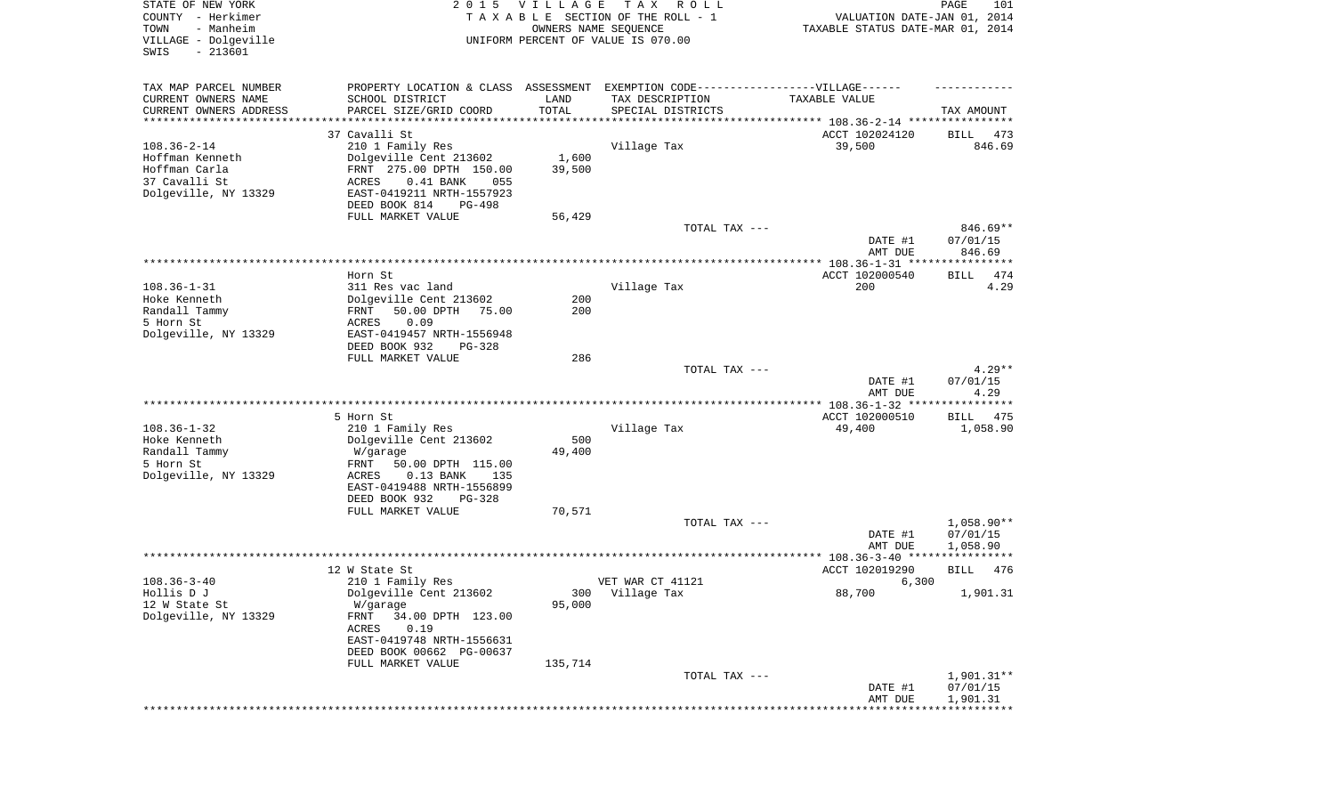STATE OF NEW YORK — 2015 VILLAGE TAX ROLL
COUNTY - Herkimer — TAXABLE SECTION OF THE ROLL - 1 — VALUATION DATE-JAN 01, 2014
TOWN - Manheim — OWNERS NAME SEQUENCE — TAXABLE STATUS DATE-MAR 01, 2014
VILLAGE - Dolgeville — UNIFORM PERCENT OF VALUE IS 070.00
SWIS - 213601

| TAX MAP PARCEL NUMBER / CURRENT OWNERS NAME / CURRENT OWNERS ADDRESS | PROPERTY LOCATION & CLASS / SCHOOL DISTRICT / PARCEL SIZE/GRID COORD | ASSESSMENT LAND / TOTAL | EXEMPTION CODE-VILLAGE / TAX DESCRIPTION / SPECIAL DISTRICTS | TAXABLE VALUE | TAX AMOUNT |
|---|---|---|---|---|---|
| | 37 Cavalli St | | | ACCT 102024120 | BILL 473 |
| 108.36-2-14 | 210 1 Family Res | | Village Tax | 39,500 | 846.69 |
| Hoffman Kenneth | Dolgeville Cent 213602 | 1,600 | | | |
| Hoffman Carla | FRNT 275.00 DPTH 150.00 | 39,500 | | | |
| 37 Cavalli St | ACRES 0.41 BANK 055 | | | | |
| Dolgeville, NY 13329 | EAST-0419211 NRTH-1557923 | | | | |
| | DEED BOOK 814 PG-498 | | | | |
| | FULL MARKET VALUE | 56,429 | | | |
| | | | TOTAL TAX --- | | 846.69** |
| | | | | DATE #1 | 07/01/15 |
| | | | | AMT DUE | 846.69 |
| | Horn St | | | ACCT 102000540 | BILL 474 |
| 108.36-1-31 | 311 Res vac land | | Village Tax | 200 | 4.29 |
| Hoke Kenneth | Dolgeville Cent 213602 | 200 | | | |
| Randall Tammy | FRNT 50.00 DPTH 75.00 | 200 | | | |
| 5 Horn St | ACRES 0.09 | | | | |
| Dolgeville, NY 13329 | EAST-0419457 NRTH-1556948 | | | | |
| | DEED BOOK 932 PG-328 | | | | |
| | FULL MARKET VALUE | 286 | | | |
| | | | TOTAL TAX --- | | 4.29** |
| | | | | DATE #1 | 07/01/15 |
| | | | | AMT DUE | 4.29 |
| | 5 Horn St | | | ACCT 102000510 | BILL 475 |
| 108.36-1-32 | 210 1 Family Res | | Village Tax | 49,400 | 1,058.90 |
| Hoke Kenneth | Dolgeville Cent 213602 | 500 | | | |
| Randall Tammy | W/garage | 49,400 | | | |
| 5 Horn St | FRNT 50.00 DPTH 115.00 | | | | |
| Dolgeville, NY 13329 | ACRES 0.13 BANK 135 | | | | |
| | EAST-0419488 NRTH-1556899 | | | | |
| | DEED BOOK 932 PG-328 | | | | |
| | FULL MARKET VALUE | 70,571 | | | |
| | | | TOTAL TAX --- | | 1,058.90** |
| | | | | DATE #1 | 07/01/15 |
| | | | | AMT DUE | 1,058.90 |
| | 12 W State St | | | ACCT 102019290 | BILL 476 |
| 108.36-3-40 | 210 1 Family Res | | VET WAR CT 41121 | 6,300 | |
| Hollis D J | Dolgeville Cent 213602 | 300 | Village Tax | 88,700 | 1,901.31 |
| 12 W State St | W/garage | 95,000 | | | |
| Dolgeville, NY 13329 | FRNT 34.00 DPTH 123.00 | | | | |
| | ACRES 0.19 | | | | |
| | EAST-0419748 NRTH-1556631 | | | | |
| | DEED BOOK 00662 PG-00637 | | | | |
| | FULL MARKET VALUE | 135,714 | | | |
| | | | TOTAL TAX --- | | 1,901.31** |
| | | | | DATE #1 | 07/01/15 |
| | | | | AMT DUE | 1,901.31 |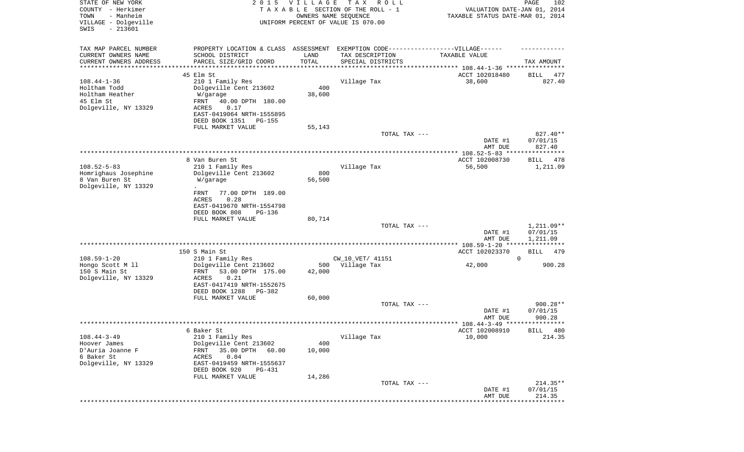STATE OF NEW YORK
COUNTY - Herkimer
TOWN - Manheim
VILLAGE - Dolgeville
SWIS - 213601

2015 VILLAGE TAX ROLL
TAXABLE SECTION OF THE ROLL - 1
OWNERS NAME SEQUENCE
UNIFORM PERCENT OF VALUE IS 070.00

VALUATION DATE-JAN 01, 2014
TAXABLE STATUS DATE-MAR 01, 2014

| TAX MAP PARCEL NUMBER<br>CURRENT OWNERS NAME<br>CURRENT OWNERS ADDRESS | PROPERTY LOCATION & CLASS<br>SCHOOL DISTRICT<br>PARCEL SIZE/GRID COORD | ASSESSMENT<br>LAND<br>TOTAL | EXEMPTION CODE------VILLAGE------<br>TAX DESCRIPTION<br>SPECIAL DISTRICTS | TAXABLE VALUE | TAX AMOUNT |
|---|---|---|---|---|---|
| | 45 Elm St | | | ACCT 102018480 | BILL 477 |
| 108.44-1-36 | 210 1 Family Res | | Village Tax | 38,600 | 827.40 |
| Holtham Todd | Dolgeville Cent 213602 | 400 | | | |
| Holtham Heather | W/garage | 38,600 | | | |
| 45 Elm St | FRNT 40.00 DPTH 180.00 | | | | |
| Dolgeville, NY 13329 | ACRES 0.17 | | | | |
| | EAST-0419064 NRTH-1555895 | | | | |
| | DEED BOOK 1351 PG-155 | | | | |
| | FULL MARKET VALUE | 55,143 | | | |
| | | | TOTAL TAX --- | | 827.40** |
| | | | | DATE #1 | 07/01/15 |
| | | | | AMT DUE | 827.40 |
| | 8 Van Buren St | | | ACCT 102008730 | BILL 478 |
| 108.52-5-83 | 210 1 Family Res | | Village Tax | 56,500 | 1,211.09 |
| Homrighaus Josephine | Dolgeville Cent 213602 | 800 | | | |
| 8 Van Buren St | W/garage | 56,500 | | | |
| Dolgeville, NY 13329 | . | | | | |
| | FRNT 77.00 DPTH 189.00 | | | | |
| | ACRES 0.28 | | | | |
| | EAST-0419670 NRTH-1554798 | | | | |
| | DEED BOOK 808 PG-136 | | | | |
| | FULL MARKET VALUE | 80,714 | | | |
| | | | TOTAL TAX --- | | 1,211.09** |
| | | | | DATE #1 | 07/01/15 |
| | | | | AMT DUE | 1,211.09 |
| | 150 S Main St | | | ACCT 102023370 | BILL 479 |
| 108.59-1-20 | 210 1 Family Res | | CW_10_VET/ 41151 | 0 | |
| Hongo Scott M ll | Dolgeville Cent 213602 | 500 | Village Tax | 42,000 | 900.28 |
| 150 S Main St | FRNT 53.00 DPTH 175.00 | 42,000 | | | |
| Dolgeville, NY 13329 | ACRES 0.21 | | | | |
| | EAST-0417419 NRTH-1552675 | | | | |
| | DEED BOOK 1288 PG-382 | | | | |
| | FULL MARKET VALUE | 60,000 | | | |
| | | | TOTAL TAX --- | | 900.28** |
| | | | | DATE #1 | 07/01/15 |
| | | | | AMT DUE | 900.28 |
| | 6 Baker St | | | ACCT 102008910 | BILL 480 |
| 108.44-3-49 | 210 1 Family Res | | Village Tax | 10,000 | 214.35 |
| Hoover James | Dolgeville Cent 213602 | 400 | | | |
| D'Auria Joanne F | FRNT 35.00 DPTH 60.00 | 10,000 | | | |
| 6 Baker St | ACRES 0.04 | | | | |
| Dolgeville, NY 13329 | EAST-0419459 NRTH-1555637 | | | | |
| | DEED BOOK 920 PG-431 | | | | |
| | FULL MARKET VALUE | 14,286 | | | |
| | | | TOTAL TAX --- | | 214.35** |
| | | | | DATE #1 | 07/01/15 |
| | | | | AMT DUE | 214.35 |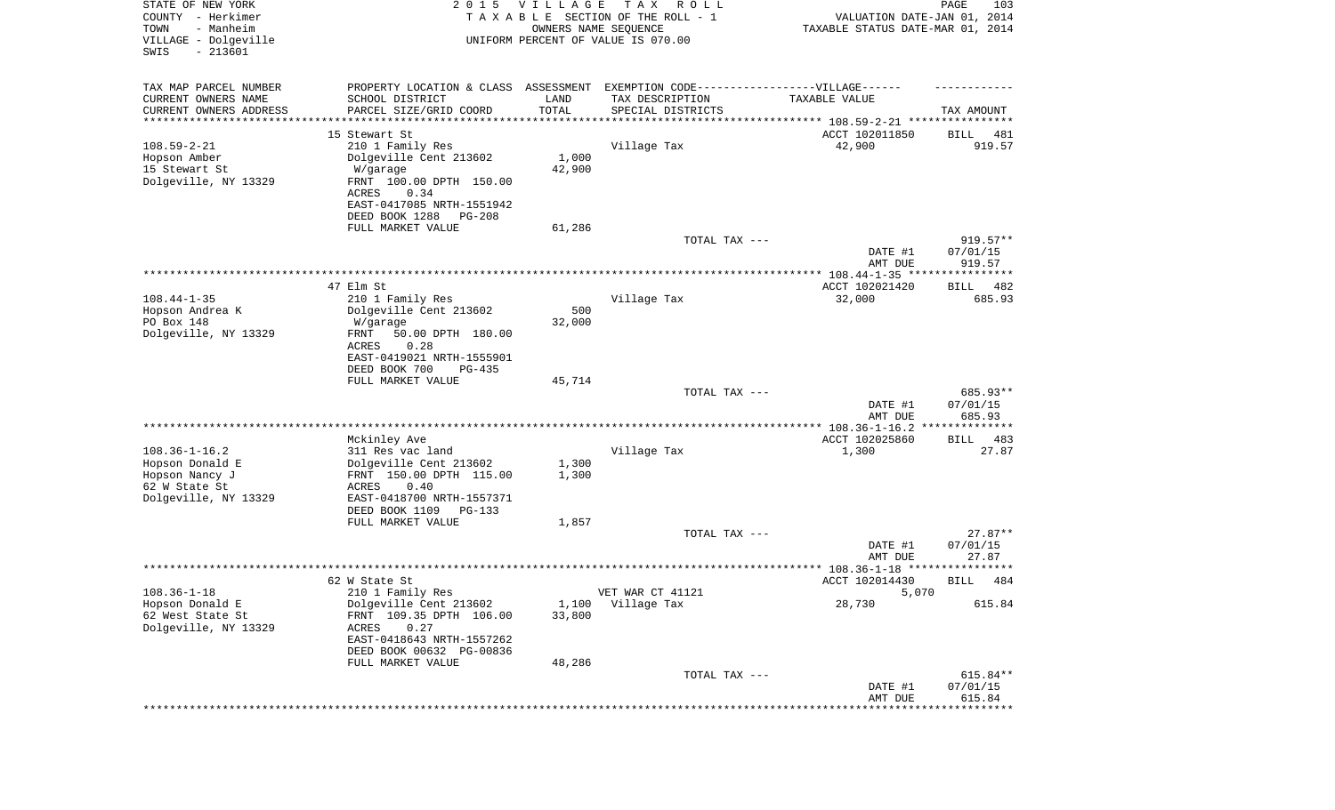STATE OF NEW YORK
COUNTY - Herkimer
TOWN - Manheim
VILLAGE - Dolgeville
SWIS - 213601

2015 VILLAGE TAX ROLL
TAXABLE SECTION OF THE ROLL - 1
OWNERS NAME SEQUENCE
UNIFORM PERCENT OF VALUE IS 070.00

VALUATION DATE-JAN 01, 2014
TAXABLE STATUS DATE-MAR 01, 2014

| TAX MAP PARCEL NUMBER<br>CURRENT OWNERS NAME<br>CURRENT OWNERS ADDRESS | PROPERTY LOCATION & CLASS<br>SCHOOL DISTRICT<br>PARCEL SIZE/GRID COORD | ASSESSMENT<br>LAND<br>TOTAL | EXEMPTION CODE-------VILLAGE------<br>TAX DESCRIPTION<br>SPECIAL DISTRICTS | TAXABLE VALUE | TAX AMOUNT |
|---|---|---|---|---|---|
| | 15 Stewart St | | | ACCT 102011850 | BILL 481 |
| 108.59-2-21 | 210 1 Family Res | | Village Tax | 42,900 | 919.57 |
| Hopson Amber | Dolgeville Cent 213602 | 1,000 | | | |
| 15 Stewart St | W/garage | 42,900 | | | |
| Dolgeville, NY 13329 | FRNT 100.00 DPTH 150.00 | | | | |
| | ACRES 0.34 | | | | |
| | EAST-0417085 NRTH-1551942 | | | | |
| | DEED BOOK 1288 PG-208 | | | | |
| | FULL MARKET VALUE | 61,286 | | | |
| | | | TOTAL TAX --- | | 919.57** |
| | | | | DATE #1 | 07/01/15 |
| | | | | AMT DUE | 919.57 |
| | 47 Elm St | | | ACCT 102021420 | BILL 482 |
| 108.44-1-35 | 210 1 Family Res | | Village Tax | 32,000 | 685.93 |
| Hopson Andrea K | Dolgeville Cent 213602 | 500 | | | |
| PO Box 148 | W/garage | 32,000 | | | |
| Dolgeville, NY 13329 | FRNT 50.00 DPTH 180.00 | | | | |
| | ACRES 0.28 | | | | |
| | EAST-0419021 NRTH-1555901 | | | | |
| | DEED BOOK 700 PG-435 | | | | |
| | FULL MARKET VALUE | 45,714 | | | |
| | | | TOTAL TAX --- | | 685.93** |
| | | | | DATE #1 | 07/01/15 |
| | | | | AMT DUE | 685.93 |
| | Mckinley Ave | | | ACCT 102025860 | BILL 483 |
| 108.36-1-16.2 | 311 Res vac land | | Village Tax | 1,300 | 27.87 |
| Hopson Donald E | Dolgeville Cent 213602 | 1,300 | | | |
| Hopson Nancy J | FRNT 150.00 DPTH 115.00 | 1,300 | | | |
| 62 W State St | ACRES 0.40 | | | | |
| Dolgeville, NY 13329 | EAST-0418700 NRTH-1557371 | | | | |
| | DEED BOOK 1109 PG-133 | | | | |
| | FULL MARKET VALUE | 1,857 | | | |
| | | | TOTAL TAX --- | | 27.87** |
| | | | | DATE #1 | 07/01/15 |
| | | | | AMT DUE | 27.87 |
| | 62 W State St | | | ACCT 102014430 | BILL 484 |
| 108.36-1-18 | 210 1 Family Res | | VET WAR CT 41121 | 5,070 | |
| Hopson Donald E | Dolgeville Cent 213602 | 1,100 | Village Tax | 28,730 | 615.84 |
| 62 West State St | FRNT 109.35 DPTH 106.00 | 33,800 | | | |
| Dolgeville, NY 13329 | ACRES 0.27 | | | | |
| | EAST-0418643 NRTH-1557262 | | | | |
| | DEED BOOK 00632 PG-00836 | | | | |
| | FULL MARKET VALUE | 48,286 | | | |
| | | | TOTAL TAX --- | | 615.84** |
| | | | | DATE #1 | 07/01/15 |
| | | | | AMT DUE | 615.84 |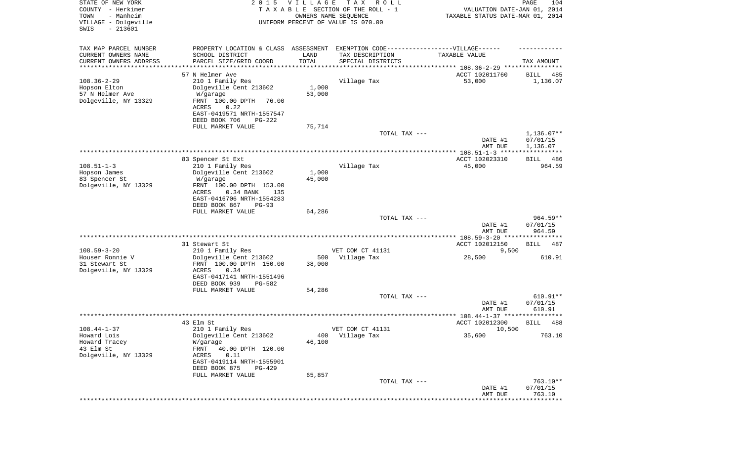STATE OF NEW YORK
COUNTY - Herkimer
TOWN - Manheim
VILLAGE - Dolgeville
SWIS - 213601

2015 VILLAGE TAX ROLL
TAXABLE SECTION OF THE ROLL - 1
OWNERS NAME SEQUENCE
UNIFORM PERCENT OF VALUE IS 070.00

VALUATION DATE-JAN 01, 2014
TAXABLE STATUS DATE-MAR 01, 2014

| TAX MAP PARCEL NUMBER / CURRENT OWNERS NAME / CURRENT OWNERS ADDRESS | PROPERTY LOCATION & CLASS / SCHOOL DISTRICT / PARCEL SIZE/GRID COORD | ASSESSMENT LAND / TOTAL | EXEMPTION CODE / TAX DESCRIPTION / SPECIAL DISTRICTS | TAXABLE VALUE | TAX AMOUNT |
|---|---|---|---|---|---|
| 108.36-2-29 | 57 N Helmer Ave | | | ACCT 102011760 | BILL 485 |
| Hopson Elton | 210 1 Family Res | | Village Tax | 53,000 | 1,136.07 |
| 57 N Helmer Ave | Dolgeville Cent 213602 | 1,000 | | | |
| Dolgeville, NY 13329 | W/garage | 53,000 | | | |
| | FRNT 100.00 DPTH 76.00 | | | | |
| | ACRES 0.22 | | | | |
| | EAST-0419571 NRTH-1557547 | | | | |
| | DEED BOOK 706 PG-222 | | | | |
| | FULL MARKET VALUE | 75,714 | | | |
| | | | TOTAL TAX --- | | 1,136.07** |
| | | | | DATE #1 | 07/01/15 |
| | | | | AMT DUE | 1,136.07 |
| 108.51-1-3 | 83 Spencer St Ext | | | ACCT 102023310 | BILL 486 |
| Hopson James | 210 1 Family Res | | Village Tax | 45,000 | 964.59 |
| 83 Spencer St | Dolgeville Cent 213602 | 1,000 | | | |
| Dolgeville, NY 13329 | W/garage | 45,000 | | | |
| | FRNT 100.00 DPTH 153.00 | | | | |
| | ACRES 0.34 BANK 135 | | | | |
| | EAST-0416706 NRTH-1554283 | | | | |
| | DEED BOOK 867 PG-93 | | | | |
| | FULL MARKET VALUE | 64,286 | | | |
| | | | TOTAL TAX --- | | 964.59** |
| | | | | DATE #1 | 07/01/15 |
| | | | | AMT DUE | 964.59 |
| 108.59-3-20 | 31 Stewart St | | | ACCT 102012150 | BILL 487 |
| Houser Ronnie V | 210 1 Family Res | | VET COM CT 41131 | 9,500 | |
| 31 Stewart St | Dolgeville Cent 213602 | 500 | Village Tax | 28,500 | 610.91 |
| Dolgeville, NY 13329 | FRNT 100.00 DPTH 150.00 | 38,000 | | | |
| | ACRES 0.34 | | | | |
| | EAST-0417141 NRTH-1551496 | | | | |
| | DEED BOOK 939 PG-582 | | | | |
| | FULL MARKET VALUE | 54,286 | | | |
| | | | TOTAL TAX --- | | 610.91** |
| | | | | DATE #1 | 07/01/15 |
| | | | | AMT DUE | 610.91 |
| 108.44-1-37 | 43 Elm St | | | ACCT 102012300 | BILL 488 |
| Howard Lois | 210 1 Family Res | | VET COM CT 41131 | 10,500 | |
| Howard Tracey | Dolgeville Cent 213602 | 400 | Village Tax | 35,600 | 763.10 |
| 43 Elm St | W/garage | 46,100 | | | |
| Dolgeville, NY 13329 | FRNT 40.00 DPTH 120.00 | | | | |
| | ACRES 0.11 | | | | |
| | EAST-0419114 NRTH-1555901 | | | | |
| | DEED BOOK 875 PG-429 | | | | |
| | FULL MARKET VALUE | 65,857 | | | |
| | | | TOTAL TAX --- | | 763.10** |
| | | | | DATE #1 | 07/01/15 |
| | | | | AMT DUE | 763.10 |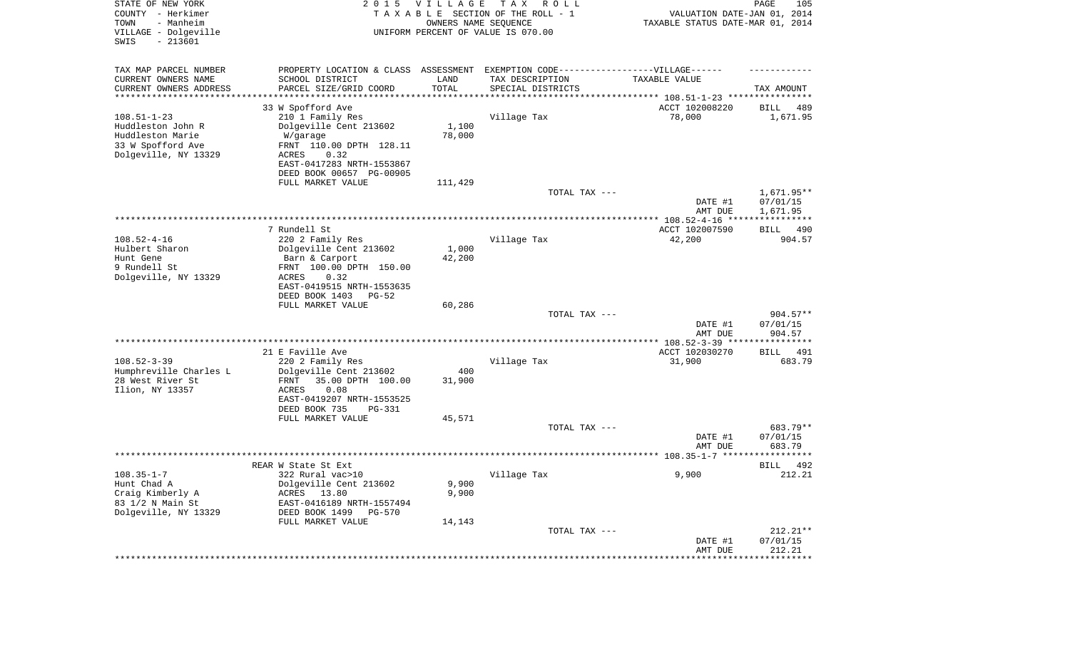STATE OF NEW YORK | 2015 VILLAGE TAX ROLL
COUNTY - Herkimer | TAXABLE SECTION OF THE ROLL - 1 | VALUATION DATE-JAN 01, 2014
TOWN - Manheim | OWNERS NAME SEQUENCE | TAXABLE STATUS DATE-MAR 01, 2014
VILLAGE - Dolgeville | UNIFORM PERCENT OF VALUE IS 070.00
SWIS - 213601

| TAX MAP PARCEL NUMBER<br>CURRENT OWNERS NAME<br>CURRENT OWNERS ADDRESS | PROPERTY LOCATION & CLASS<br>SCHOOL DISTRICT<br>PARCEL SIZE/GRID COORD | ASSESSMENT<br>LAND<br>TOTAL | EXEMPTION CODE------VILLAGE------<br>TAX DESCRIPTION<br>SPECIAL DISTRICTS | TAXABLE VALUE | TAX AMOUNT |
|---|---|---|---|---|---|
| | 33 W Spofford Ave | | | ACCT 102008220 | BILL 489 |
| 108.51-1-23 | 210 1 Family Res | | Village Tax | 78,000 | 1,671.95 |
| Huddleston John R | Dolgeville Cent 213602 | 1,100 | | | |
| Huddleston Marie | W/garage | 78,000 | | | |
| 33 W Spofford Ave | FRNT 110.00 DPTH 128.11 | | | | |
| Dolgeville, NY 13329 | ACRES 0.32 | | | | |
| | EAST-0417283 NRTH-1553867 | | | | |
| | DEED BOOK 00657 PG-00905 | | | | |
| | FULL MARKET VALUE | 111,429 | | | |
| | | | TOTAL TAX --- | | 1,671.95** |
| | | | | DATE #1 | 07/01/15 |
| | | | | AMT DUE | 1,671.95 |
| | 7 Rundell St | | | ACCT 102007590 | BILL 490 |
| 108.52-4-16 | 220 2 Family Res | | Village Tax | 42,200 | 904.57 |
| Hulbert Sharon | Dolgeville Cent 213602 | 1,000 | | | |
| Hunt Gene | Barn & Carport | 42,200 | | | |
| 9 Rundell St | FRNT 100.00 DPTH 150.00 | | | | |
| Dolgeville, NY 13329 | ACRES 0.32 | | | | |
| | EAST-0419515 NRTH-1553635 | | | | |
| | DEED BOOK 1403 PG-52 | | | | |
| | FULL MARKET VALUE | 60,286 | | | |
| | | | TOTAL TAX --- | | 904.57** |
| | | | | DATE #1 | 07/01/15 |
| | | | | AMT DUE | 904.57 |
| | 21 E Faville Ave | | | ACCT 102030270 | BILL 491 |
| 108.52-3-39 | 220 2 Family Res | | Village Tax | 31,900 | 683.79 |
| Humphreville Charles L | Dolgeville Cent 213602 | 400 | | | |
| 28 West River St | FRNT 35.00 DPTH 100.00 | 31,900 | | | |
| Ilion, NY 13357 | ACRES 0.08 | | | | |
| | EAST-0419207 NRTH-1553525 | | | | |
| | DEED BOOK 735 PG-331 | | | | |
| | FULL MARKET VALUE | 45,571 | | | |
| | | | TOTAL TAX --- | | 683.79** |
| | | | | DATE #1 | 07/01/15 |
| | | | | AMT DUE | 683.79 |
| | REAR W State St Ext | | | | BILL 492 |
| 108.35-1-7 | 322 Rural vac>10 | | Village Tax | 9,900 | 212.21 |
| Hunt Chad A | Dolgeville Cent 213602 | 9,900 | | | |
| Craig Kimberly A | ACRES 13.80 | 9,900 | | | |
| 83 1/2 N Main St | EAST-0416189 NRTH-1557494 | | | | |
| Dolgeville, NY 13329 | DEED BOOK 1499 PG-570 | | | | |
| | FULL MARKET VALUE | 14,143 | | | |
| | | | TOTAL TAX --- | | 212.21** |
| | | | | DATE #1 | 07/01/15 |
| | | | | AMT DUE | 212.21 |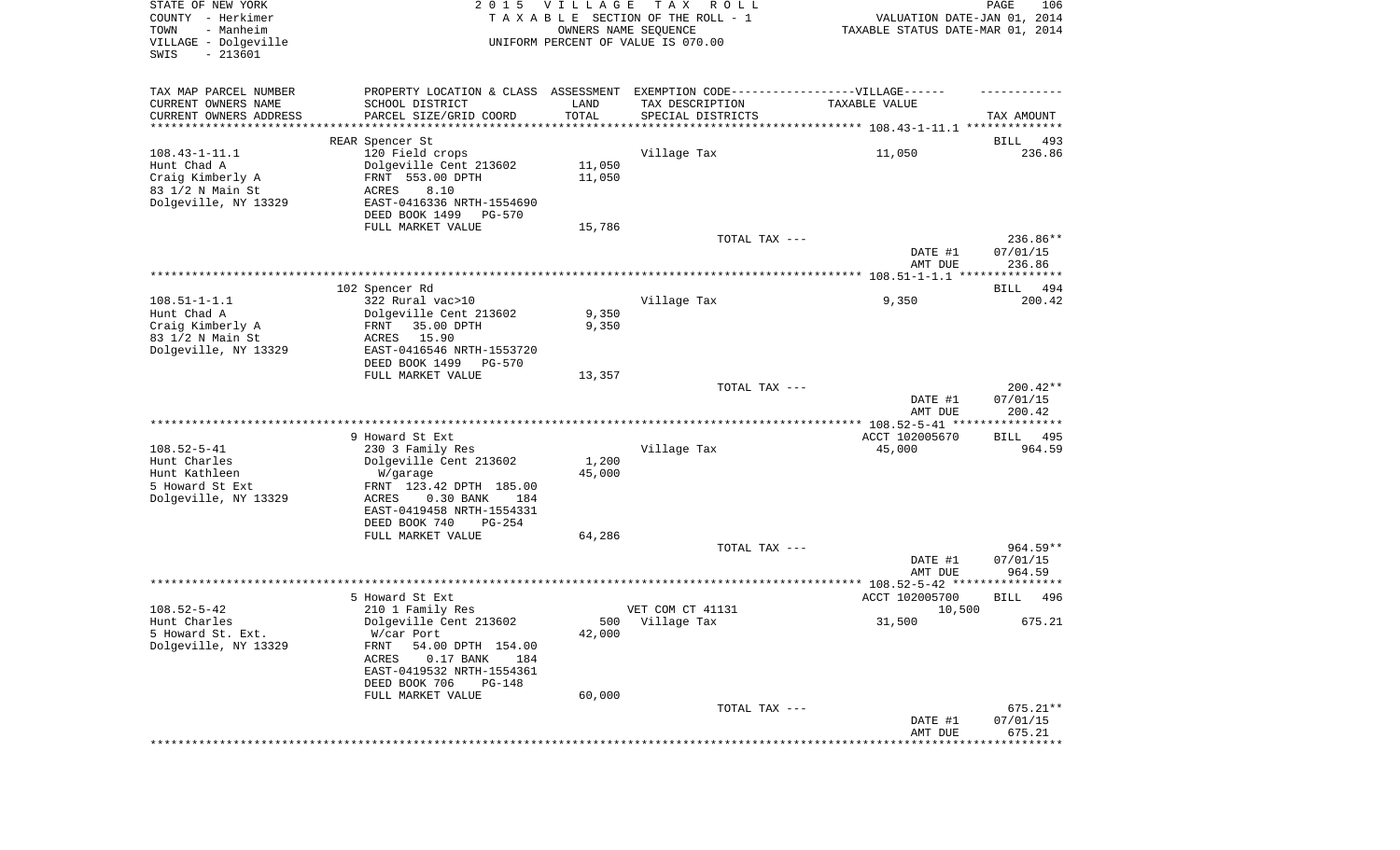STATE OF NEW YORK
COUNTY - Herkimer
TOWN - Manheim
VILLAGE - Dolgeville
SWIS - 213601

2015 VILLAGE TAX ROLL
TAXABLE SECTION OF THE ROLL - 1
OWNERS NAME SEQUENCE
UNIFORM PERCENT OF VALUE IS 070.00

VALUATION DATE-JAN 01, 2014
TAXABLE STATUS DATE-MAR 01, 2014

| TAX MAP PARCEL NUMBER / CURRENT OWNERS NAME / CURRENT OWNERS ADDRESS | PROPERTY LOCATION & CLASS / SCHOOL DISTRICT / PARCEL SIZE/GRID COORD | ASSESSMENT LAND / TOTAL | EXEMPTION CODE / TAX DESCRIPTION / SPECIAL DISTRICTS | TAXABLE VALUE | TAX AMOUNT |
|---|---|---|---|---|---|
| 108.43-1-11.1 | REAR Spencer St | | | | BILL 493 |
| Hunt Chad A | 120 Field crops | | Village Tax | 11,050 | 236.86 |
| Craig Kimberly A | Dolgeville Cent 213602 | 11,050 | | | |
| 83 1/2 N Main St | FRNT 553.00 DPTH | 11,050 | | | |
| Dolgeville, NY 13329 | ACRES 8.10 | | | | |
| | EAST-0416336 NRTH-1554690 | | | | |
| | DEED BOOK 1499 PG-570 | | | | |
| | FULL MARKET VALUE | 15,786 | | | |
| | | | TOTAL TAX --- | | 236.86** |
| | | | | DATE #1 | 07/01/15 |
| | | | | AMT DUE | 236.86 |
| 108.51-1-1.1 | 102 Spencer Rd | | | | BILL 494 |
| Hunt Chad A | 322 Rural vac>10 | | Village Tax | 9,350 | 200.42 |
| Craig Kimberly A | Dolgeville Cent 213602 | 9,350 | | | |
| 83 1/2 N Main St | FRNT 35.00 DPTH | 9,350 | | | |
| Dolgeville, NY 13329 | ACRES 15.90 | | | | |
| | EAST-0416546 NRTH-1553720 | | | | |
| | DEED BOOK 1499 PG-570 | | | | |
| | FULL MARKET VALUE | 13,357 | | | |
| | | | TOTAL TAX --- | | 200.42** |
| | | | | DATE #1 | 07/01/15 |
| | | | | AMT DUE | 200.42 |
| 108.52-5-41 | 9 Howard St Ext | | | ACCT 102005670 | BILL 495 |
| Hunt Charles | 230 3 Family Res | | Village Tax | 45,000 | 964.59 |
| Hunt Kathleen | Dolgeville Cent 213602 | 1,200 | | | |
| 5 Howard St Ext | W/garage | 45,000 | | | |
| Dolgeville, NY 13329 | FRNT 123.42 DPTH 185.00 | | | | |
| | ACRES 0.30 BANK 184 | | | | |
| | EAST-0419458 NRTH-1554331 | | | | |
| | DEED BOOK 740 PG-254 | | | | |
| | FULL MARKET VALUE | 64,286 | | | |
| | | | TOTAL TAX --- | | 964.59** |
| | | | | DATE #1 | 07/01/15 |
| | | | | AMT DUE | 964.59 |
| 108.52-5-42 | 5 Howard St Ext | | | ACCT 102005700 | BILL 496 |
| Hunt Charles | 210 1 Family Res | | VET COM CT 41131 | 10,500 | |
| 5 Howard St. Ext. | Dolgeville Cent 213602 | 500 | Village Tax | 31,500 | 675.21 |
| Dolgeville, NY 13329 | W/car Port | 42,000 | | | |
| | FRNT 54.00 DPTH 154.00 | | | | |
| | ACRES 0.17 BANK 184 | | | | |
| | EAST-0419532 NRTH-1554361 | | | | |
| | DEED BOOK 706 PG-148 | | | | |
| | FULL MARKET VALUE | 60,000 | | | |
| | | | TOTAL TAX --- | | 675.21** |
| | | | | DATE #1 | 07/01/15 |
| | | | | AMT DUE | 675.21 |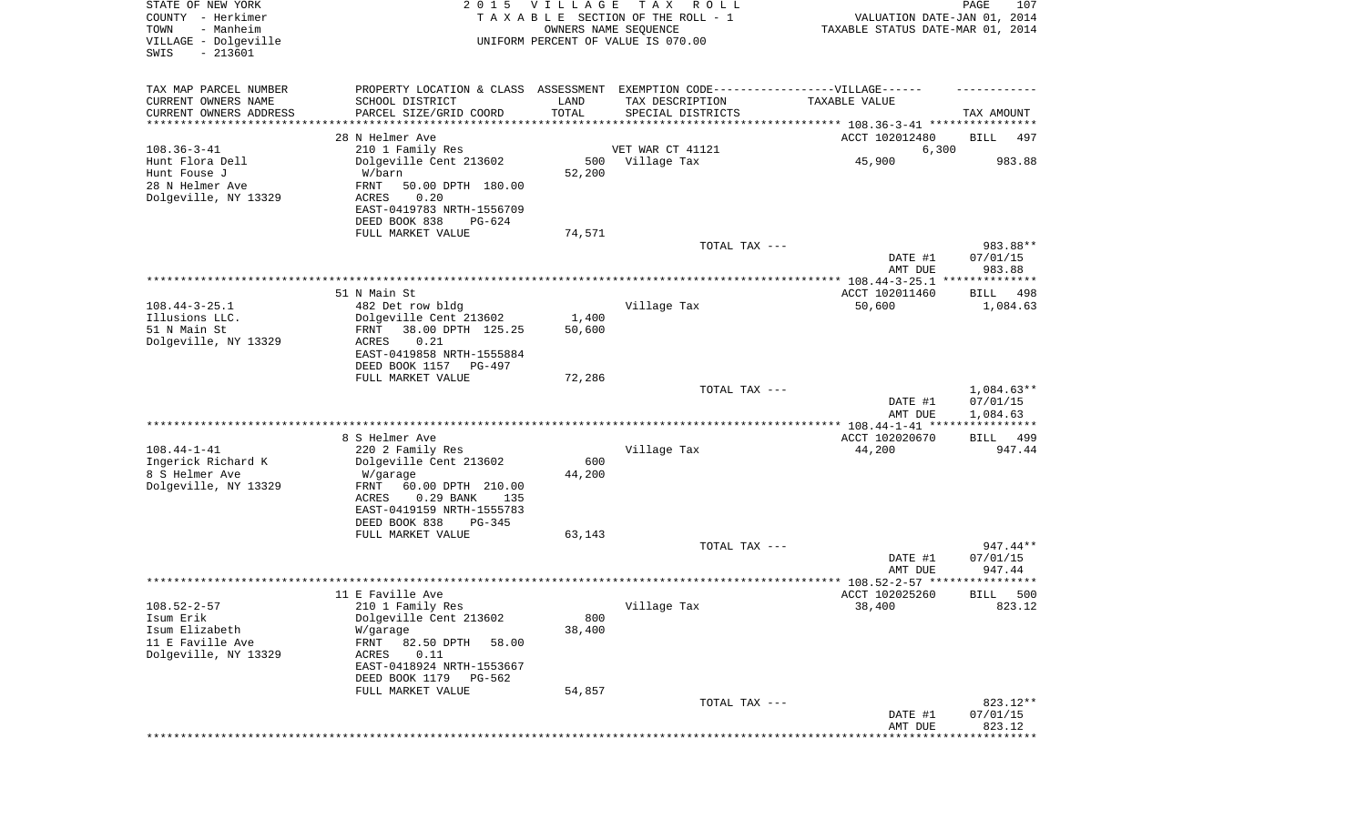STATE OF NEW YORK
COUNTY - Herkimer
TOWN - Manheim
VILLAGE - Dolgeville
SWIS - 213601

2 0 1 5 V I L L A G E T A X R O L L
T A X A B L E SECTION OF THE ROLL - 1
OWNERS NAME SEQUENCE
UNIFORM PERCENT OF VALUE IS 070.00

VALUATION DATE-JAN 01, 2014
TAXABLE STATUS DATE-MAR 01, 2014

| TAX MAP PARCEL NUMBER / CURRENT OWNERS NAME / CURRENT OWNERS ADDRESS | PROPERTY LOCATION & CLASS / SCHOOL DISTRICT / PARCEL SIZE/GRID COORD | ASSESSMENT LAND | TOTAL | EXEMPTION CODE / TAX DESCRIPTION / SPECIAL DISTRICTS | TAXABLE VALUE | TAX AMOUNT |
|---|---|---|---|---|---|---|
| 108.36-3-41 | 28 N Helmer Ave | | | | ACCT 102012480 | BILL 497 |
| Hunt Flora Dell | 210 1 Family Res | | | VET WAR CT 41121 | 6,300 | |
| Hunt Fouse J | Dolgeville Cent 213602 | 500 | | Village Tax | 45,900 | 983.88 |
| 28 N Helmer Ave | W/barn | | 52,200 | | | |
| Dolgeville, NY 13329 | FRNT 50.00 DPTH 180.00 | | | | | |
| | ACRES 0.20 | | | | | |
| | EAST-0419783 NRTH-1556709 | | | | | |
| | DEED BOOK 838 PG-624 | | | | | |
| | FULL MARKET VALUE | | 74,571 | | | |
| | | | | TOTAL TAX --- | | 983.88** |
| | | | | | DATE #1 | 07/01/15 |
| | | | | | AMT DUE | 983.88 |
| 108.44-3-25.1 | 51 N Main St | | | | ACCT 102011460 | BILL 498 |
| Illusions LLC. | 482 Det row bldg | | | Village Tax | 50,600 | 1,084.63 |
| 51 N Main St | Dolgeville Cent 213602 | 1,400 | | | | |
| Dolgeville, NY 13329 | FRNT 38.00 DPTH 125.25 | | 50,600 | | | |
| | ACRES 0.21 | | | | | |
| | EAST-0419858 NRTH-1555884 | | | | | |
| | DEED BOOK 1157 PG-497 | | | | | |
| | FULL MARKET VALUE | | 72,286 | | | |
| | | | | TOTAL TAX --- | | 1,084.63** |
| | | | | | DATE #1 | 07/01/15 |
| | | | | | AMT DUE | 1,084.63 |
| 108.44-1-41 | 8 S Helmer Ave | | | | ACCT 102020670 | BILL 499 |
| Ingerick Richard K | 220 2 Family Res | | | Village Tax | 44,200 | 947.44 |
| 8 S Helmer Ave | Dolgeville Cent 213602 | 600 | | | | |
| Dolgeville, NY 13329 | W/garage | | 44,200 | | | |
| | FRNT 60.00 DPTH 210.00 | | | | | |
| | ACRES 0.29 BANK 135 | | | | | |
| | EAST-0419159 NRTH-1555783 | | | | | |
| | DEED BOOK 838 PG-345 | | | | | |
| | FULL MARKET VALUE | | 63,143 | | | |
| | | | | TOTAL TAX --- | | 947.44** |
| | | | | | DATE #1 | 07/01/15 |
| | | | | | AMT DUE | 947.44 |
| 108.52-2-57 | 11 E Faville Ave | | | | ACCT 102025260 | BILL 500 |
| Isum Erik | 210 1 Family Res | | | Village Tax | 38,400 | 823.12 |
| Isum Elizabeth | Dolgeville Cent 213602 | 800 | | | | |
| 11 E Faville Ave | W/garage | | 38,400 | | | |
| Dolgeville, NY 13329 | FRNT 82.50 DPTH 58.00 | | | | | |
| | ACRES 0.11 | | | | | |
| | EAST-0418924 NRTH-1553667 | | | | | |
| | DEED BOOK 1179 PG-562 | | | | | |
| | FULL MARKET VALUE | | 54,857 | | | |
| | | | | TOTAL TAX --- | | 823.12** |
| | | | | | DATE #1 | 07/01/15 |
| | | | | | AMT DUE | 823.12 |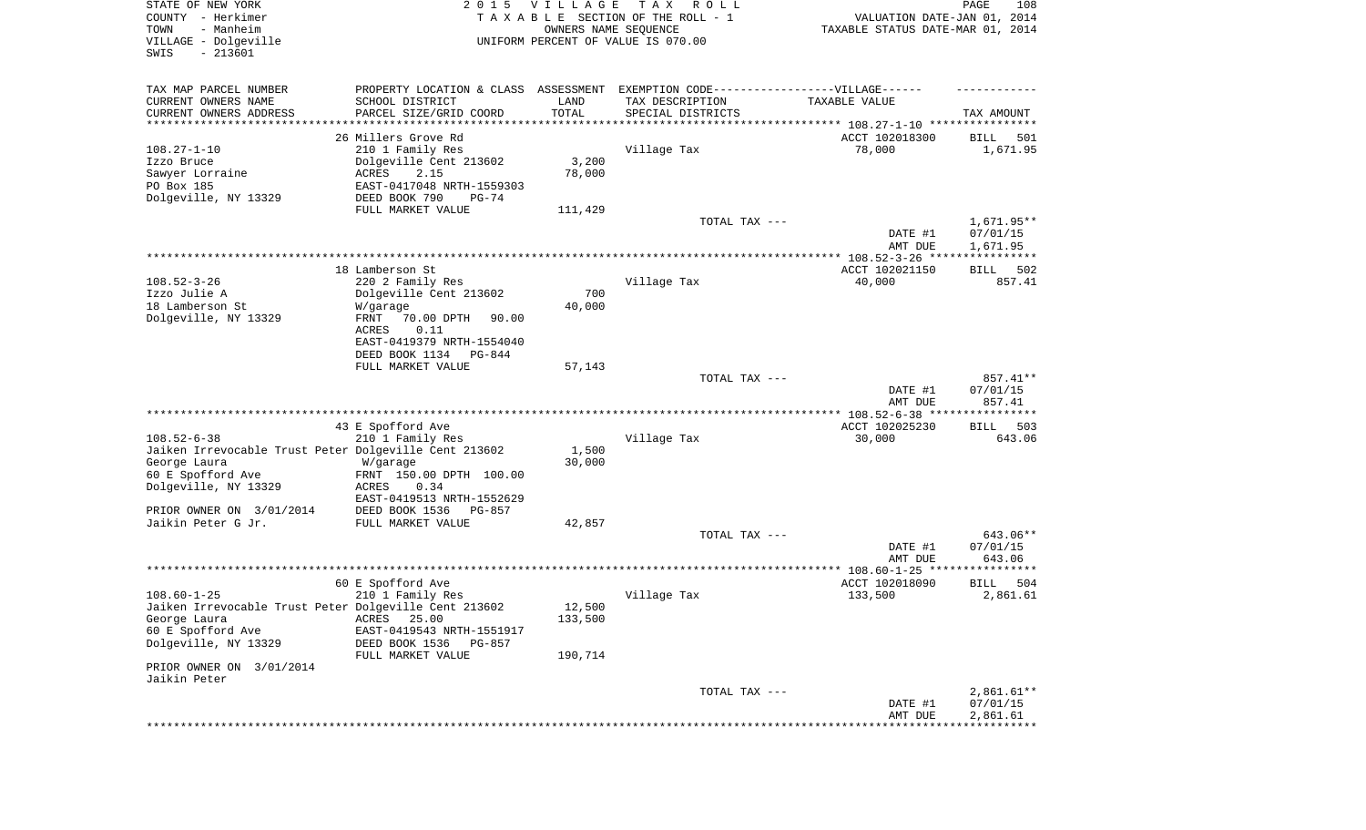STATE OF NEW YORK
COUNTY - Herkimer
TOWN - Manheim
VILLAGE - Dolgeville
SWIS - 213601

2015 VILLAGE TAX ROLL
TAXABLE SECTION OF THE ROLL - 1
OWNERS NAME SEQUENCE
UNIFORM PERCENT OF VALUE IS 070.00

VALUATION DATE-JAN 01, 2014
TAXABLE STATUS DATE-MAR 01, 2014

| TAX MAP PARCEL NUMBER<br>CURRENT OWNERS NAME<br>CURRENT OWNERS ADDRESS | PROPERTY LOCATION & CLASS<br>SCHOOL DISTRICT<br>PARCEL SIZE/GRID COORD | ASSESSMENT<br>LAND<br>TOTAL | EXEMPTION CODE------VILLAGE------<br>TAX DESCRIPTION<br>SPECIAL DISTRICTS | TAXABLE VALUE | TAX AMOUNT |
|---|---|---|---|---|---|
| | 26 Millers Grove Rd | | | ACCT 102018300 | BILL 501 |
| 108.27-1-10 | 210 1 Family Res | | Village Tax | 78,000 | 1,671.95 |
| Izzo Bruce | Dolgeville Cent 213602 | 3,200 | | | |
| Sawyer Lorraine | ACRES 2.15 | 78,000 | | | |
| PO Box 185 | EAST-0417048 NRTH-1559303 | | | | |
| Dolgeville, NY 13329 | DEED BOOK 790 PG-74 | | | | |
| | FULL MARKET VALUE | 111,429 | | | |
| | | | TOTAL TAX --- | | 1,671.95** |
| | | | | DATE #1 | 07/01/15 |
| | | | | AMT DUE | 1,671.95 |
| | 18 Lamberson St | | | ACCT 102021150 | BILL 502 |
| 108.52-3-26 | 220 2 Family Res | | Village Tax | 40,000 | 857.41 |
| Izzo Julie A | Dolgeville Cent 213602 | 700 | | | |
| 18 Lamberson St | W/garage | 40,000 | | | |
| Dolgeville, NY 13329 | FRNT 70.00 DPTH 90.00 | | | | |
| | ACRES 0.11 | | | | |
| | EAST-0419379 NRTH-1554040 | | | | |
| | DEED BOOK 1134 PG-844 | | | | |
| | FULL MARKET VALUE | 57,143 | | | |
| | | | TOTAL TAX --- | | 857.41** |
| | | | | DATE #1 | 07/01/15 |
| | | | | AMT DUE | 857.41 |
| | 43 E Spofford Ave | | | ACCT 102025230 | BILL 503 |
| 108.52-6-38 | 210 1 Family Res | | Village Tax | 30,000 | 643.06 |
| Jaiken Irrevocable Trust Peter | Dolgeville Cent 213602 | 1,500 | | | |
| George Laura | W/garage | 30,000 | | | |
| 60 E Spofford Ave | FRNT 150.00 DPTH 100.00 | | | | |
| Dolgeville, NY 13329 | ACRES 0.34 | | | | |
| | EAST-0419513 NRTH-1552629 | | | | |
| PRIOR OWNER ON 3/01/2014 | DEED BOOK 1536 PG-857 | | | | |
| Jaikin Peter G Jr. | FULL MARKET VALUE | 42,857 | | | |
| | | | TOTAL TAX --- | | 643.06** |
| | | | | DATE #1 | 07/01/15 |
| | | | | AMT DUE | 643.06 |
| | 60 E Spofford Ave | | | ACCT 102018090 | BILL 504 |
| 108.60-1-25 | 210 1 Family Res | | Village Tax | 133,500 | 2,861.61 |
| Jaiken Irrevocable Trust Peter | Dolgeville Cent 213602 | 12,500 | | | |
| George Laura | ACRES 25.00 | 133,500 | | | |
| 60 E Spofford Ave | EAST-0419543 NRTH-1551917 | | | | |
| Dolgeville, NY 13329 | DEED BOOK 1536 PG-857 | | | | |
| | FULL MARKET VALUE | 190,714 | | | |
| PRIOR OWNER ON 3/01/2014 | | | | | |
| Jaikin Peter | | | | | |
| | | | TOTAL TAX --- | | 2,861.61** |
| | | | | DATE #1 | 07/01/15 |
| | | | | AMT DUE | 2,861.61 |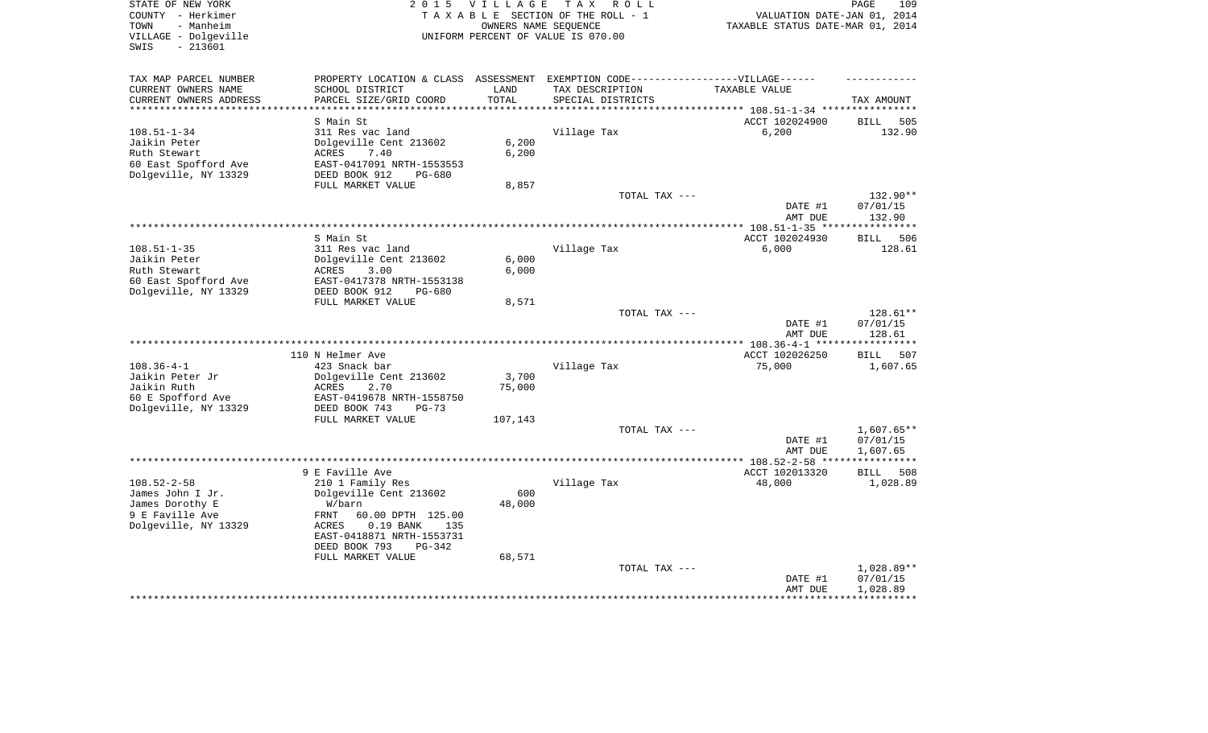STATE OF NEW YORK
COUNTY - Herkimer
TOWN - Manheim
VILLAGE - Dolgeville
SWIS - 213601

2015 VILLAGE TAX ROLL
TAXABLE SECTION OF THE ROLL - 1
OWNERS NAME SEQUENCE
UNIFORM PERCENT OF VALUE IS 070.00

VALUATION DATE-JAN 01, 2014
TAXABLE STATUS DATE-MAR 01, 2014

| TAX MAP PARCEL NUMBER / CURRENT OWNERS NAME / CURRENT OWNERS ADDRESS | PROPERTY LOCATION & CLASS / SCHOOL DISTRICT / PARCEL SIZE/GRID COORD | ASSESSMENT LAND / TOTAL | EXEMPTION CODE / TAX DESCRIPTION / SPECIAL DISTRICTS | TAXABLE VALUE | TAX AMOUNT |
|---|---|---|---|---|---|
| | S Main St | | | ACCT 102024900 | BILL 505 |
| 108.51-1-34 | 311 Res vac land | | Village Tax | 6,200 | 132.90 |
| Jaikin Peter | Dolgeville Cent 213602 | 6,200 | | | |
| Ruth Stewart | ACRES 7.40 | 6,200 | | | |
| 60 East Spofford Ave | EAST-0417091 NRTH-1553553 | | | | |
| Dolgeville, NY 13329 | DEED BOOK 912 PG-680 | | | | |
| | FULL MARKET VALUE | 8,857 | | | |
| | | | TOTAL TAX --- | | 132.90** |
| | | | | DATE #1 | 07/01/15 |
| | | | | AMT DUE | 132.90 |
| | S Main St | | | ACCT 102024930 | BILL 506 |
| 108.51-1-35 | 311 Res vac land | | Village Tax | 6,000 | 128.61 |
| Jaikin Peter | Dolgeville Cent 213602 | 6,000 | | | |
| Ruth Stewart | ACRES 3.00 | 6,000 | | | |
| 60 East Spofford Ave | EAST-0417378 NRTH-1553138 | | | | |
| Dolgeville, NY 13329 | DEED BOOK 912 PG-680 | | | | |
| | FULL MARKET VALUE | 8,571 | | | |
| | | | TOTAL TAX --- | | 128.61** |
| | | | | DATE #1 | 07/01/15 |
| | | | | AMT DUE | 128.61 |
| | 110 N Helmer Ave | | | ACCT 102026250 | BILL 507 |
| 108.36-4-1 | 423 Snack bar | | Village Tax | 75,000 | 1,607.65 |
| Jaikin Peter Jr | Dolgeville Cent 213602 | 3,700 | | | |
| Jaikin Ruth | ACRES 2.70 | 75,000 | | | |
| 60 E Spofford Ave | EAST-0419678 NRTH-1558750 | | | | |
| Dolgeville, NY 13329 | DEED BOOK 743 PG-73 | | | | |
| | FULL MARKET VALUE | 107,143 | | | |
| | | | TOTAL TAX --- | | 1,607.65** |
| | | | | DATE #1 | 07/01/15 |
| | | | | AMT DUE | 1,607.65 |
| | 9 E Faville Ave | | | ACCT 102013320 | BILL 508 |
| 108.52-2-58 | 210 1 Family Res | | Village Tax | 48,000 | 1,028.89 |
| James John I Jr. | Dolgeville Cent 213602 | 600 | | | |
| James Dorothy E | W/barn | 48,000 | | | |
| 9 E Faville Ave | FRNT 60.00 DPTH 125.00 | | | | |
| Dolgeville, NY 13329 | ACRES 0.19 BANK 135 | | | | |
| | EAST-0418871 NRTH-1553731 | | | | |
| | DEED BOOK 793 PG-342 | | | | |
| | FULL MARKET VALUE | 68,571 | | | |
| | | | TOTAL TAX --- | | 1,028.89** |
| | | | | DATE #1 | 07/01/15 |
| | | | | AMT DUE | 1,028.89 |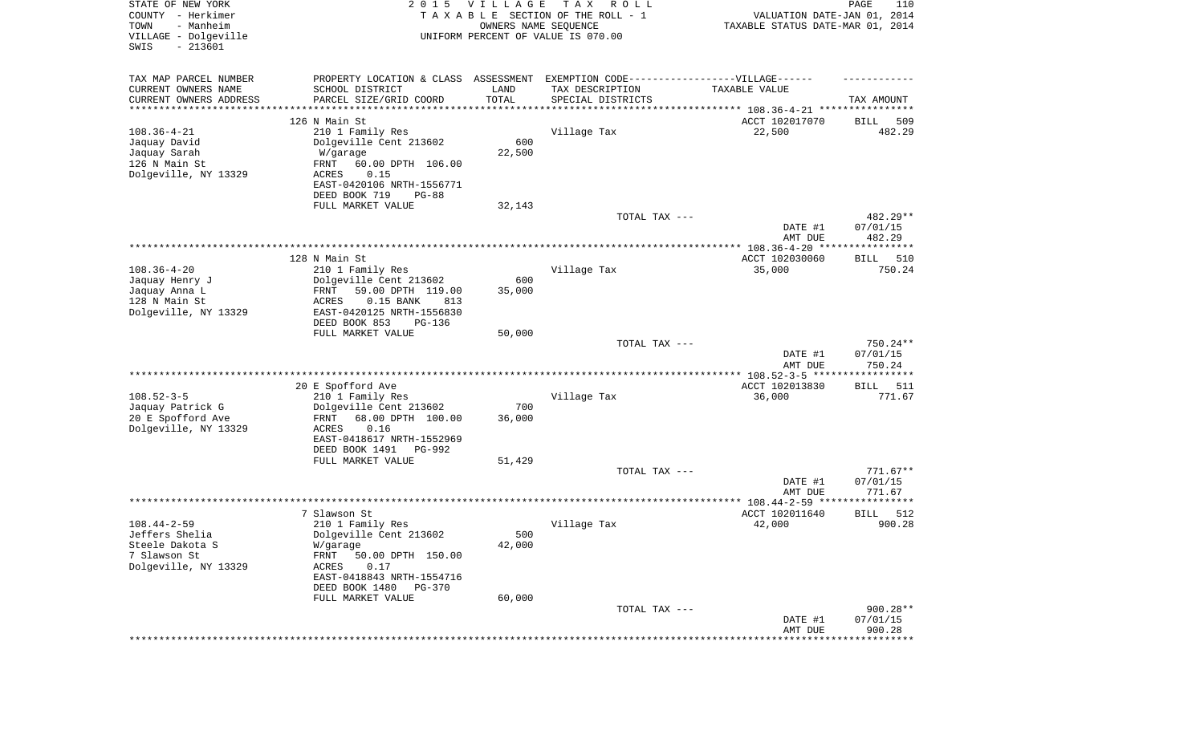STATE OF NEW YORK
COUNTY - Herkimer
TOWN - Manheim
VILLAGE - Dolgeville
SWIS - 213601

2 0 1 5 V I L L A G E T A X R O L L
T A X A B L E SECTION OF THE ROLL - 1
OWNERS NAME SEQUENCE
UNIFORM PERCENT OF VALUE IS 070.00

VALUATION DATE-JAN 01, 2014
TAXABLE STATUS DATE-MAR 01, 2014

| TAX MAP PARCEL NUMBER<br>CURRENT OWNERS NAME<br>CURRENT OWNERS ADDRESS | PROPERTY LOCATION & CLASS<br>SCHOOL DISTRICT<br>PARCEL SIZE/GRID COORD | ASSESSMENT<br>LAND<br>TOTAL | EXEMPTION CODE------VILLAGE------<br>TAX DESCRIPTION<br>SPECIAL DISTRICTS | TAXABLE VALUE | TAX AMOUNT |
|---|---|---|---|---|---|
| 108.36-4-21 | 126 N Main St | | | ACCT 102017070 | BILL 509 |
| Jaquay David | 210 1 Family Res | | Village Tax | 22,500 | 482.29 |
| Jaquay Sarah | Dolgeville Cent 213602 | 600 | | | |
| 126 N Main St | W/garage | 22,500 | | | |
| Dolgeville, NY 13329 | FRNT 60.00 DPTH 106.00 | | | | |
| | ACRES 0.15 | | | | |
| | EAST-0420106 NRTH-1556771 | | | | |
| | DEED BOOK 719 PG-88 | | | | |
| | FULL MARKET VALUE | 32,143 | | | |
| | | | TOTAL TAX --- | | 482.29** |
| | | | | DATE #1 | 07/01/15 |
| | | | | AMT DUE | 482.29 |
| 108.36-4-20 | 128 N Main St | | | ACCT 102030060 | BILL 510 |
| Jaquay Henry J | 210 1 Family Res | | Village Tax | 35,000 | 750.24 |
| Jaquay Anna L | Dolgeville Cent 213602 | 600 | | | |
| 128 N Main St | FRNT 59.00 DPTH 119.00 | 35,000 | | | |
| Dolgeville, NY 13329 | ACRES 0.15 BANK 813 | | | | |
| | EAST-0420125 NRTH-1556830 | | | | |
| | DEED BOOK 853 PG-136 | | | | |
| | FULL MARKET VALUE | 50,000 | | | |
| | | | TOTAL TAX --- | | 750.24** |
| | | | | DATE #1 | 07/01/15 |
| | | | | AMT DUE | 750.24 |
| 108.52-3-5 | 20 E Spofford Ave | | | ACCT 102013830 | BILL 511 |
| Jaquay Patrick G | 210 1 Family Res | | Village Tax | 36,000 | 771.67 |
| 20 E Spofford Ave | Dolgeville Cent 213602 | 700 | | | |
| Dolgeville, NY 13329 | FRNT 68.00 DPTH 100.00 | 36,000 | | | |
| | ACRES 0.16 | | | | |
| | EAST-0418617 NRTH-1552969 | | | | |
| | DEED BOOK 1491 PG-992 | | | | |
| | FULL MARKET VALUE | 51,429 | | | |
| | | | TOTAL TAX --- | | 771.67** |
| | | | | DATE #1 | 07/01/15 |
| | | | | AMT DUE | 771.67 |
| 108.44-2-59 | 7 Slawson St | | | ACCT 102011640 | BILL 512 |
| Jeffers Shelia | 210 1 Family Res | | Village Tax | 42,000 | 900.28 |
| Steele Dakota S | Dolgeville Cent 213602 | 500 | | | |
| 7 Slawson St | W/garage | 42,000 | | | |
| Dolgeville, NY 13329 | FRNT 50.00 DPTH 150.00 | | | | |
| | ACRES 0.17 | | | | |
| | EAST-0418843 NRTH-1554716 | | | | |
| | DEED BOOK 1480 PG-370 | | | | |
| | FULL MARKET VALUE | 60,000 | | | |
| | | | TOTAL TAX --- | | 900.28** |
| | | | | DATE #1 | 07/01/15 |
| | | | | AMT DUE | 900.28 |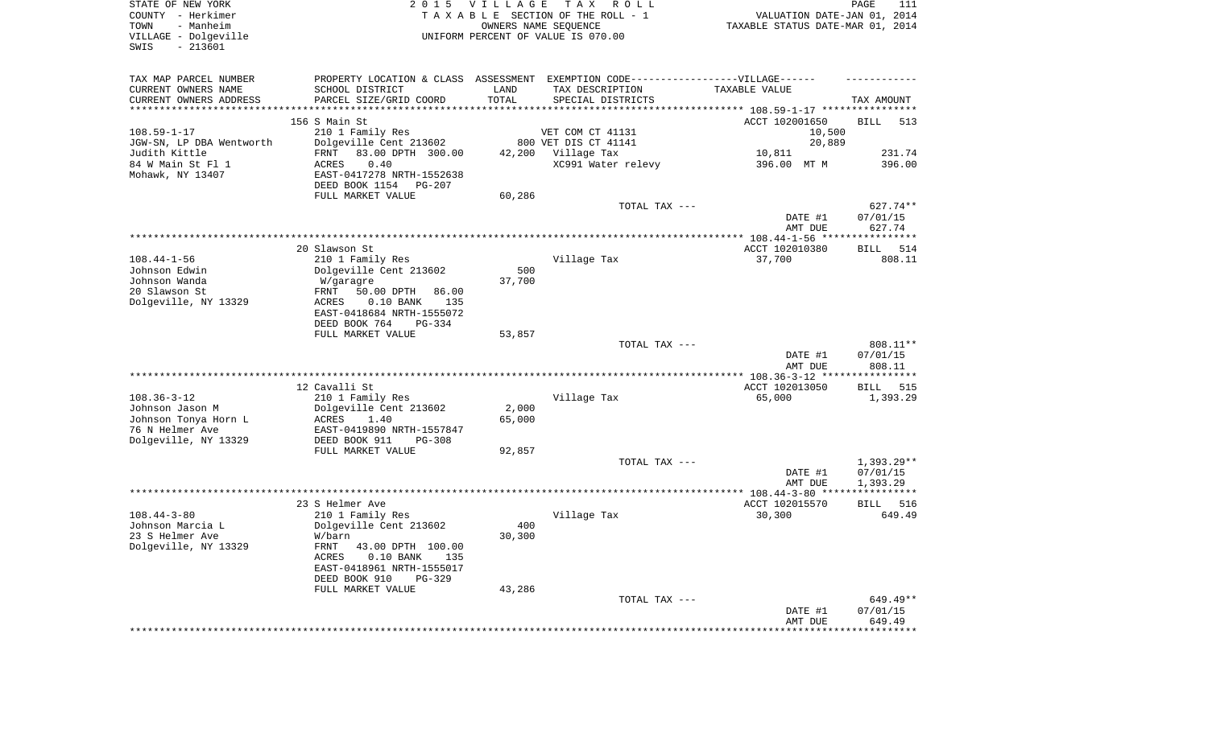STATE OF NEW YORK
COUNTY - Herkimer
TOWN - Manheim
VILLAGE - Dolgeville
SWIS - 213601

2015 VILLAGE TAX ROLL
TAXABLE SECTION OF THE ROLL - 1
OWNERS NAME SEQUENCE
UNIFORM PERCENT OF VALUE IS 070.00

VALUATION DATE-JAN 01, 2014
TAXABLE STATUS DATE-MAR 01, 2014

| TAX MAP PARCEL NUMBER<br>CURRENT OWNERS NAME<br>CURRENT OWNERS ADDRESS | PROPERTY LOCATION & CLASS<br>SCHOOL DISTRICT<br>PARCEL SIZE/GRID COORD | ASSESSMENT<br>LAND<br>TOTAL | EXEMPTION CODE------VILLAGE------<br>TAX DESCRIPTION<br>SPECIAL DISTRICTS | TAXABLE VALUE | TAX AMOUNT |
|---|---|---|---|---|---|
| 108.59-1-17 | 156 S Main St | | | ACCT 102001650 | BILL 513 |
| 108.59-1-17 | 210 1 Family Res | | VET COM CT 41131 | 10,500 | |
| JGW-SN, LP DBA Wentworth | Dolgeville Cent 213602 | | 800 VET DIS CT 41141 | 20,889 | |
| Judith Kittle | FRNT 83.00 DPTH 300.00 | 42,200 | Village Tax | 10,811 | 231.74 |
| 84 W Main St Fl 1 | ACRES 0.40 | | XC991 Water relevy | 396.00 MT M | 396.00 |
| Mohawk, NY 13407 | EAST-0417278 NRTH-1552638 | | | | |
| | DEED BOOK 1154 PG-207 | | | | |
| | FULL MARKET VALUE | 60,286 | | | |
| | | | TOTAL TAX --- | | 627.74** |
| | | | | DATE #1 | 07/01/15 |
| | | | | AMT DUE | 627.74 |
| 108.44-1-56 | 20 Slawson St | | | ACCT 102010380 | BILL 514 |
| 108.44-1-56 | 210 1 Family Res | | Village Tax | 37,700 | 808.11 |
| Johnson Edwin | Dolgeville Cent 213602 | 500 | | | |
| Johnson Wanda | W/garagre | 37,700 | | | |
| 20 Slawson St | FRNT 50.00 DPTH 86.00 | | | | |
| Dolgeville, NY 13329 | ACRES 0.10 BANK 135 | | | | |
| | EAST-0418684 NRTH-1555072 | | | | |
| | DEED BOOK 764 PG-334 | | | | |
| | FULL MARKET VALUE | 53,857 | | | |
| | | | TOTAL TAX --- | | 808.11** |
| | | | | DATE #1 | 07/01/15 |
| | | | | AMT DUE | 808.11 |
| 108.36-3-12 | 12 Cavalli St | | | ACCT 102013050 | BILL 515 |
| 108.36-3-12 | 210 1 Family Res | | Village Tax | 65,000 | 1,393.29 |
| Johnson Jason M | Dolgeville Cent 213602 | 2,000 | | | |
| Johnson Tonya Horn L | ACRES 1.40 | 65,000 | | | |
| 76 N Helmer Ave | EAST-0419890 NRTH-1557847 | | | | |
| Dolgeville, NY 13329 | DEED BOOK 911 PG-308 | | | | |
| | FULL MARKET VALUE | 92,857 | | | |
| | | | TOTAL TAX --- | | 1,393.29** |
| | | | | DATE #1 | 07/01/15 |
| | | | | AMT DUE | 1,393.29 |
| 108.44-3-80 | 23 S Helmer Ave | | | ACCT 102015570 | BILL 516 |
| 108.44-3-80 | 210 1 Family Res | | Village Tax | 30,300 | 649.49 |
| Johnson Marcia L | Dolgeville Cent 213602 | 400 | | | |
| 23 S Helmer Ave | W/barn | 30,300 | | | |
| Dolgeville, NY 13329 | FRNT 43.00 DPTH 100.00 | | | | |
| | ACRES 0.10 BANK 135 | | | | |
| | EAST-0418961 NRTH-1555017 | | | | |
| | DEED BOOK 910 PG-329 | | | | |
| | FULL MARKET VALUE | 43,286 | | | |
| | | | TOTAL TAX --- | | 649.49** |
| | | | | DATE #1 | 07/01/15 |
| | | | | AMT DUE | 649.49 |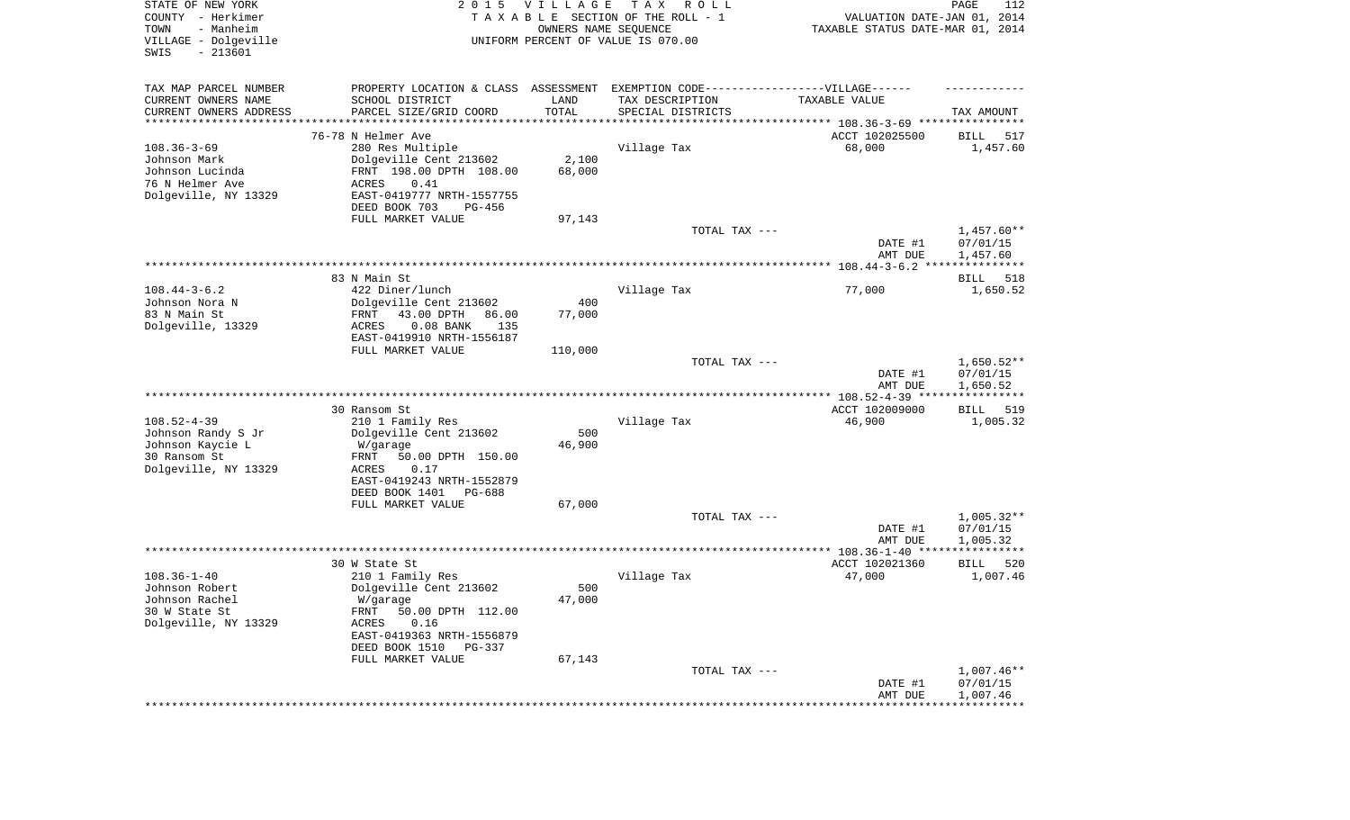STATE OF NEW YORK
COUNTY - Herkimer
TOWN - Manheim
VILLAGE - Dolgeville
SWIS - 213601

2 0 1 5 V I L L A G E T A X R O L L
T A X A B L E SECTION OF THE ROLL - 1
OWNERS NAME SEQUENCE
UNIFORM PERCENT OF VALUE IS 070.00

VALUATION DATE-JAN 01, 2014
TAXABLE STATUS DATE-MAR 01, 2014

| TAX MAP PARCEL NUMBER<br>CURRENT OWNERS NAME<br>CURRENT OWNERS ADDRESS | PROPERTY LOCATION & CLASS<br>SCHOOL DISTRICT<br>PARCEL SIZE/GRID COORD | ASSESSMENT<br>LAND<br>TOTAL | EXEMPTION CODE------VILLAGE------<br>TAX DESCRIPTION<br>SPECIAL DISTRICTS | TAXABLE VALUE | TAX AMOUNT |
|---|---|---|---|---|---|
| | 76-78 N Helmer Ave | | | ACCT 102025500 | BILL 517 |
| 108.36-3-69 | 280 Res Multiple | | Village Tax | 68,000 | 1,457.60 |
| Johnson Mark | Dolgeville Cent 213602 | 2,100 | | | |
| Johnson Lucinda | FRNT 198.00 DPTH 108.00 | 68,000 | | | |
| 76 N Helmer Ave | ACRES 0.41 | | | | |
| Dolgeville, NY 13329 | EAST-0419777 NRTH-1557755 | | | | |
| | DEED BOOK 703 PG-456 | | | | |
| | FULL MARKET VALUE | 97,143 | | | |
| | | | TOTAL TAX --- | | 1,457.60** |
| | | | | DATE #1 | 07/01/15 |
| | | | | AMT DUE | 1,457.60 |
| | 83 N Main St | | | | BILL 518 |
| 108.44-3-6.2 | 422 Diner/lunch | | Village Tax | 77,000 | 1,650.52 |
| Johnson Nora N | Dolgeville Cent 213602 | 400 | | | |
| 83 N Main St | FRNT 43.00 DPTH 86.00 | 77,000 | | | |
| Dolgeville, 13329 | ACRES 0.08 BANK 135 | | | | |
| | EAST-0419910 NRTH-1556187 | | | | |
| | FULL MARKET VALUE | 110,000 | | | |
| | | | TOTAL TAX --- | | 1,650.52** |
| | | | | DATE #1 | 07/01/15 |
| | | | | AMT DUE | 1,650.52 |
| | 30 Ransom St | | | ACCT 102009000 | BILL 519 |
| 108.52-4-39 | 210 1 Family Res | | Village Tax | 46,900 | 1,005.32 |
| Johnson Randy S Jr | Dolgeville Cent 213602 | 500 | | | |
| Johnson Kaycie L | W/garage | 46,900 | | | |
| 30 Ransom St | FRNT 50.00 DPTH 150.00 | | | | |
| Dolgeville, NY 13329 | ACRES 0.17 | | | | |
| | EAST-0419243 NRTH-1552879 | | | | |
| | DEED BOOK 1401 PG-688 | | | | |
| | FULL MARKET VALUE | 67,000 | | | |
| | | | TOTAL TAX --- | | 1,005.32** |
| | | | | DATE #1 | 07/01/15 |
| | | | | AMT DUE | 1,005.32 |
| | 30 W State St | | | ACCT 102021360 | BILL 520 |
| 108.36-1-40 | 210 1 Family Res | | Village Tax | 47,000 | 1,007.46 |
| Johnson Robert | Dolgeville Cent 213602 | 500 | | | |
| Johnson Rachel | W/garage | 47,000 | | | |
| 30 W State St | FRNT 50.00 DPTH 112.00 | | | | |
| Dolgeville, NY 13329 | ACRES 0.16 | | | | |
| | EAST-0419363 NRTH-1556879 | | | | |
| | DEED BOOK 1510 PG-337 | | | | |
| | FULL MARKET VALUE | 67,143 | | | |
| | | | TOTAL TAX --- | | 1,007.46** |
| | | | | DATE #1 | 07/01/15 |
| | | | | AMT DUE | 1,007.46 |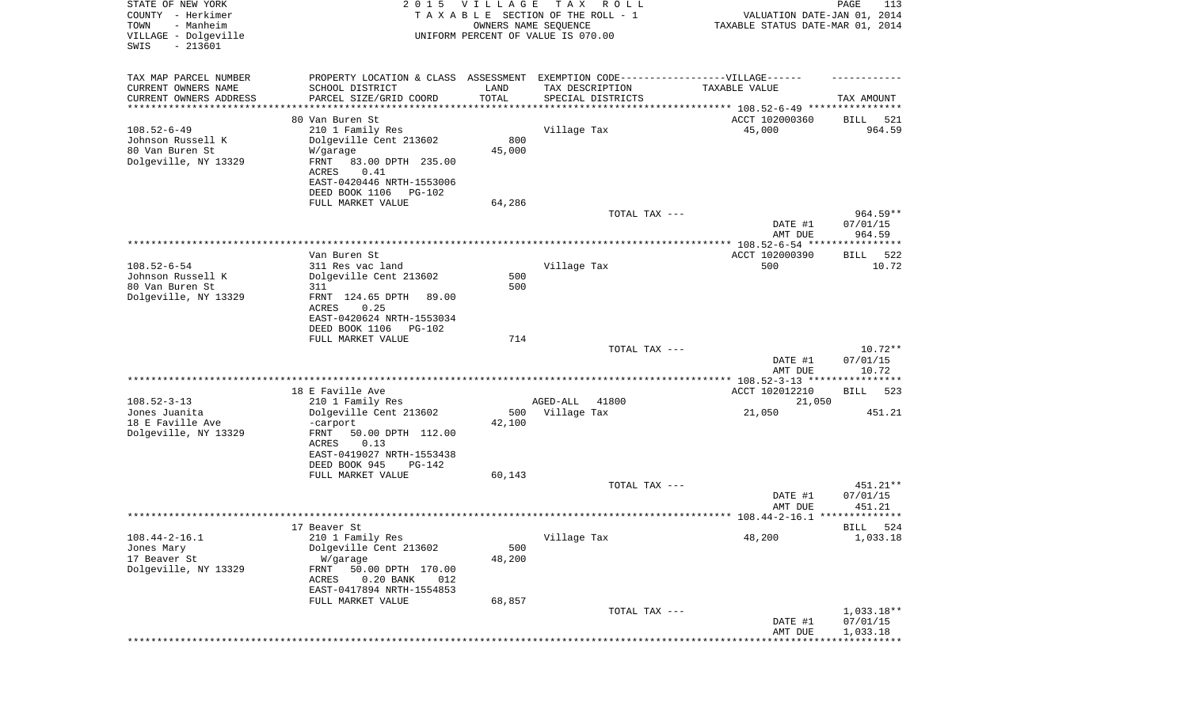STATE OF NEW YORK
COUNTY - Herkimer
TOWN - Manheim
VILLAGE - Dolgeville
SWIS - 213601

2015 VILLAGE TAX ROLL
TAXABLE SECTION OF THE ROLL - 1
OWNERS NAME SEQUENCE
UNIFORM PERCENT OF VALUE IS 070.00

VALUATION DATE-JAN 01, 2014
TAXABLE STATUS DATE-MAR 01, 2014

| TAX MAP PARCEL NUMBER / CURRENT OWNERS NAME / CURRENT OWNERS ADDRESS | PROPERTY LOCATION & CLASS / SCHOOL DISTRICT / PARCEL SIZE/GRID COORD | ASSESSMENT LAND | TOTAL | EXEMPTION CODE / TAX DESCRIPTION / SPECIAL DISTRICTS | VILLAGE TAXABLE VALUE | TAX AMOUNT |
|---|---|---|---|---|---|---|
| 108.52-6-49 | 80 Van Buren St | | | | ACCT 102000360 | BILL 521 |
| Johnson Russell K | 210 1 Family Res | | | Village Tax | 45,000 | 964.59 |
| 80 Van Buren St | Dolgeville Cent 213602 | 800 | | | | |
| Dolgeville, NY 13329 | W/garage | | 45,000 | | | |
| | FRNT 83.00 DPTH 235.00 | | | | | |
| | ACRES 0.41 | | | | | |
| | EAST-0420446 NRTH-1553006 | | | | | |
| | DEED BOOK 1106 PG-102 | | | | | |
| | FULL MARKET VALUE | | 64,286 | | | |
| | | | | TOTAL TAX --- | | 964.59** |
| | | | | | DATE #1 | 07/01/15 |
| | | | | | AMT DUE | 964.59 |
| 108.52-6-54 | Van Buren St | | | | ACCT 102000390 | BILL 522 |
| Johnson Russell K | 311 Res vac land | | | Village Tax | 500 | 10.72 |
| 80 Van Buren St | Dolgeville Cent 213602 | 500 | | | | |
| Dolgeville, NY 13329 | 311 | | 500 | | | |
| | FRNT 124.65 DPTH 89.00 | | | | | |
| | ACRES 0.25 | | | | | |
| | EAST-0420624 NRTH-1553034 | | | | | |
| | DEED BOOK 1106 PG-102 | | | | | |
| | FULL MARKET VALUE | | 714 | | | |
| | | | | TOTAL TAX --- | | 10.72** |
| | | | | | DATE #1 | 07/01/15 |
| | | | | | AMT DUE | 10.72 |
| 108.52-3-13 | 18 E Faville Ave | | | | ACCT 102012210 | BILL 523 |
| Jones Juanita | 210 1 Family Res | | | AGED-ALL 41800 | 21,050 | |
| 18 E Faville Ave | Dolgeville Cent 213602 | 500 | | Village Tax | 21,050 | 451.21 |
| Dolgeville, NY 13329 | -carport | | 42,100 | | | |
| | FRNT 50.00 DPTH 112.00 | | | | | |
| | ACRES 0.13 | | | | | |
| | EAST-0419027 NRTH-1553438 | | | | | |
| | DEED BOOK 945 PG-142 | | | | | |
| | FULL MARKET VALUE | | 60,143 | | | |
| | | | | TOTAL TAX --- | | 451.21** |
| | | | | | DATE #1 | 07/01/15 |
| | | | | | AMT DUE | 451.21 |
| 108.44-2-16.1 | 17 Beaver St | | | | | BILL 524 |
| Jones Mary | 210 1 Family Res | | | Village Tax | 48,200 | 1,033.18 |
| 17 Beaver St | Dolgeville Cent 213602 | 500 | | | | |
| Dolgeville, NY 13329 | W/garage | | 48,200 | | | |
| | FRNT 50.00 DPTH 170.00 | | | | | |
| | ACRES 0.20 BANK 012 | | | | | |
| | EAST-0417894 NRTH-1554853 | | | | | |
| | FULL MARKET VALUE | | 68,857 | | | |
| | | | | TOTAL TAX --- | | 1,033.18** |
| | | | | | DATE #1 | 07/01/15 |
| | | | | | AMT DUE | 1,033.18 |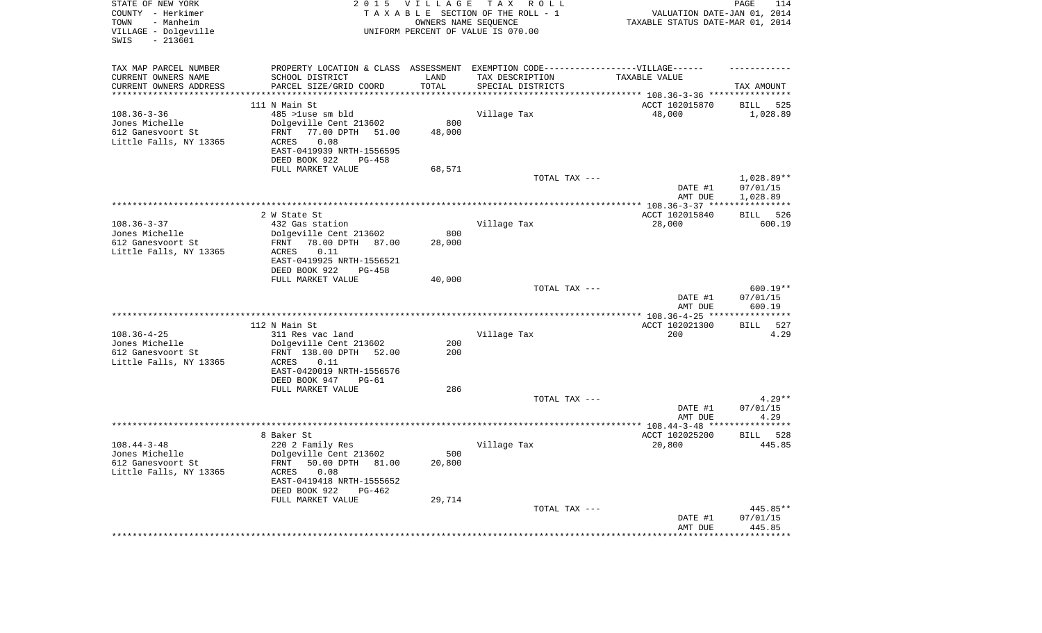STATE OF NEW YORK
COUNTY - Herkimer
TOWN - Manheim
VILLAGE - Dolgeville
SWIS - 213601

2 0 1 5 V I L L A G E T A X R O L L
T A X A B L E SECTION OF THE ROLL - 1
OWNERS NAME SEQUENCE
UNIFORM PERCENT OF VALUE IS 070.00

VALUATION DATE-JAN 01, 2014
TAXABLE STATUS DATE-MAR 01, 2014

| TAX MAP PARCEL NUMBER / CURRENT OWNERS NAME / CURRENT OWNERS ADDRESS | PROPERTY LOCATION & CLASS / SCHOOL DISTRICT / PARCEL SIZE/GRID COORD | ASSESSMENT LAND / TOTAL | EXEMPTION CODE / TAX DESCRIPTION / SPECIAL DISTRICTS | VILLAGE TAXABLE VALUE | TAX AMOUNT |
|---|---|---|---|---|---|
| 108.36-3-36 | 111 N Main St | | | ACCT 102015870 | BILL 525 |
| Jones Michelle | 485 >1use sm bld | | Village Tax | 48,000 | 1,028.89 |
| 612 Ganesvoort St | Dolgeville Cent 213602 | 800 | | | |
| Little Falls, NY 13365 | FRNT 77.00 DPTH 51.00 | 48,000 | | | |
| | ACRES 0.08 | | | | |
| | EAST-0419939 NRTH-1556595 | | | | |
| | DEED BOOK 922 PG-458 | | | | |
| | FULL MARKET VALUE | 68,571 | | | |
| | | | TOTAL TAX --- | | 1,028.89** |
| | | | | DATE #1 | 07/01/15 |
| | | | | AMT DUE | 1,028.89 |
| 108.36-3-37 | 2 W State St | | | ACCT 102015840 | BILL 526 |
| Jones Michelle | 432 Gas station | | Village Tax | 28,000 | 600.19 |
| 612 Ganesvoort St | Dolgeville Cent 213602 | 800 | | | |
| Little Falls, NY 13365 | FRNT 78.00 DPTH 87.00 | 28,000 | | | |
| | ACRES 0.11 | | | | |
| | EAST-0419925 NRTH-1556521 | | | | |
| | DEED BOOK 922 PG-458 | | | | |
| | FULL MARKET VALUE | 40,000 | | | |
| | | | TOTAL TAX --- | | 600.19** |
| | | | | DATE #1 | 07/01/15 |
| | | | | AMT DUE | 600.19 |
| 108.36-4-25 | 112 N Main St | | | ACCT 102021300 | BILL 527 |
| Jones Michelle | 311 Res vac land | | Village Tax | 200 | 4.29 |
| 612 Ganesvoort St | Dolgeville Cent 213602 | 200 | | | |
| Little Falls, NY 13365 | FRNT 138.00 DPTH 52.00 | 200 | | | |
| | ACRES 0.11 | | | | |
| | EAST-0420019 NRTH-1556576 | | | | |
| | DEED BOOK 947 PG-61 | | | | |
| | FULL MARKET VALUE | 286 | | | |
| | | | TOTAL TAX --- | | 4.29** |
| | | | | DATE #1 | 07/01/15 |
| | | | | AMT DUE | 4.29 |
| 108.44-3-48 | 8 Baker St | | | ACCT 102025200 | BILL 528 |
| Jones Michelle | 220 2 Family Res | | Village Tax | 20,800 | 445.85 |
| 612 Ganesvoort St | Dolgeville Cent 213602 | 500 | | | |
| Little Falls, NY 13365 | FRNT 50.00 DPTH 81.00 | 20,800 | | | |
| | ACRES 0.08 | | | | |
| | EAST-0419418 NRTH-1555652 | | | | |
| | DEED BOOK 922 PG-462 | | | | |
| | FULL MARKET VALUE | 29,714 | | | |
| | | | TOTAL TAX --- | | 445.85** |
| | | | | DATE #1 | 07/01/15 |
| | | | | AMT DUE | 445.85 |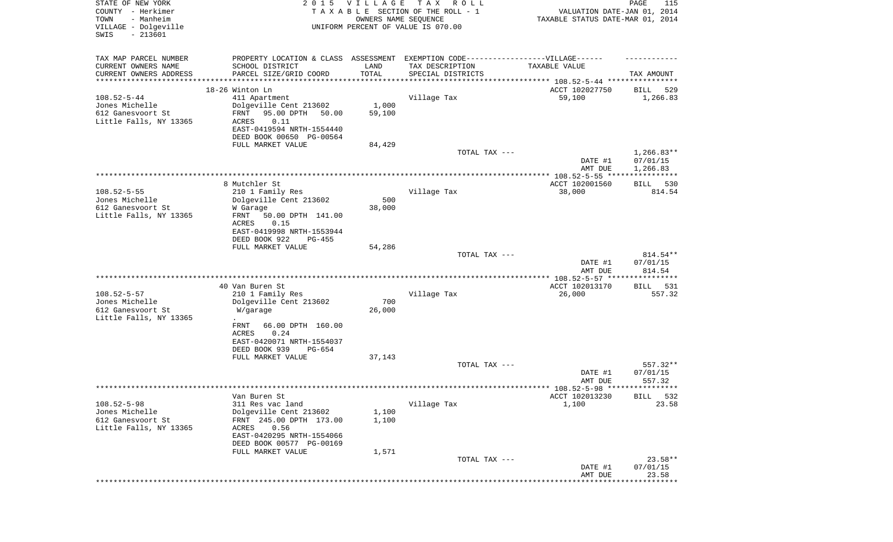STATE OF NEW YORK
COUNTY - Herkimer
TOWN - Manheim
VILLAGE - Dolgeville
SWIS - 213601

2 0 1 5 V I L L A G E T A X R O L L
T A X A B L E SECTION OF THE ROLL - 1
OWNERS NAME SEQUENCE
UNIFORM PERCENT OF VALUE IS 070.00

VALUATION DATE-JAN 01, 2014
TAXABLE STATUS DATE-MAR 01, 2014

| TAX MAP PARCEL NUMBER<br>CURRENT OWNERS NAME<br>CURRENT OWNERS ADDRESS | PROPERTY LOCATION & CLASS<br>SCHOOL DISTRICT<br>PARCEL SIZE/GRID COORD | ASSESSMENT<br>LAND<br>TOTAL | EXEMPTION CODE------VILLAGE------<br>TAX DESCRIPTION<br>SPECIAL DISTRICTS | TAXABLE VALUE | TAX AMOUNT |
|---|---|---|---|---|---|
| | 18-26 Winton Ln | | | ACCT 102027750 | BILL 529 |
| 108.52-5-44 | 411 Apartment | | Village Tax | 59,100 | 1,266.83 |
| Jones Michelle | Dolgeville Cent 213602 | 1,000 | | | |
| 612 Ganesvoort St | FRNT 95.00 DPTH 50.00 | 59,100 | | | |
| Little Falls, NY 13365 | ACRES 0.11 | | | | |
| | EAST-0419594 NRTH-1554440 | | | | |
| | DEED BOOK 00650 PG-00564 | | | | |
| | FULL MARKET VALUE | 84,429 | | | |
| | | | TOTAL TAX --- | | 1,266.83** |
| | | | | DATE #1 | 07/01/15 |
| | | | | AMT DUE | 1,266.83 |
| | 8 Mutchler St | | | ACCT 102001560 | BILL 530 |
| 108.52-5-55 | 210 1 Family Res | | Village Tax | 38,000 | 814.54 |
| Jones Michelle | Dolgeville Cent 213602 | 500 | | | |
| 612 Ganesvoort St | W Garage | 38,000 | | | |
| Little Falls, NY 13365 | FRNT 50.00 DPTH 141.00 | | | | |
| | ACRES 0.15 | | | | |
| | EAST-0419998 NRTH-1553944 | | | | |
| | DEED BOOK 922 PG-455 | | | | |
| | FULL MARKET VALUE | 54,286 | | | |
| | | | TOTAL TAX --- | | 814.54** |
| | | | | DATE #1 | 07/01/15 |
| | | | | AMT DUE | 814.54 |
| | 40 Van Buren St | | | ACCT 102013170 | BILL 531 |
| 108.52-5-57 | 210 1 Family Res | | Village Tax | 26,000 | 557.32 |
| Jones Michelle | Dolgeville Cent 213602 | 700 | | | |
| 612 Ganesvoort St | W/garage | 26,000 | | | |
| Little Falls, NY 13365 | . | | | | |
| | FRNT 66.00 DPTH 160.00 | | | | |
| | ACRES 0.24 | | | | |
| | EAST-0420071 NRTH-1554037 | | | | |
| | DEED BOOK 939 PG-654 | | | | |
| | FULL MARKET VALUE | 37,143 | | | |
| | | | TOTAL TAX --- | | 557.32** |
| | | | | DATE #1 | 07/01/15 |
| | | | | AMT DUE | 557.32 |
| | Van Buren St | | | ACCT 102013230 | BILL 532 |
| 108.52-5-98 | 311 Res vac land | | Village Tax | 1,100 | 23.58 |
| Jones Michelle | Dolgeville Cent 213602 | 1,100 | | | |
| 612 Ganesvoort St | FRNT 245.00 DPTH 173.00 | 1,100 | | | |
| Little Falls, NY 13365 | ACRES 0.56 | | | | |
| | EAST-0420295 NRTH-1554066 | | | | |
| | DEED BOOK 00577 PG-00169 | | | | |
| | FULL MARKET VALUE | 1,571 | | | |
| | | | TOTAL TAX --- | | 23.58** |
| | | | | DATE #1 | 07/01/15 |
| | | | | AMT DUE | 23.58 |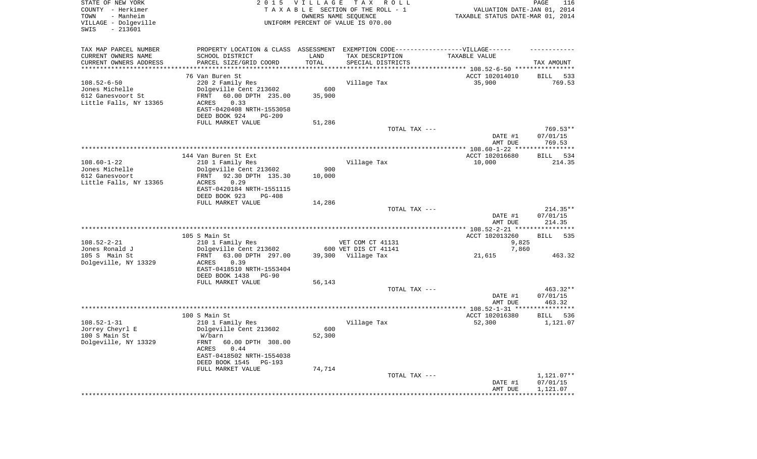STATE OF NEW YORK | 2015 VILLAGE TAX ROLL
COUNTY - Herkimer | TAXABLE SECTION OF THE ROLL - 1 | VALUATION DATE-JAN 01, 2014
TOWN - Manheim | OWNERS NAME SEQUENCE | TAXABLE STATUS DATE-MAR 01, 2014
VILLAGE - Dolgeville | UNIFORM PERCENT OF VALUE IS 070.00
SWIS - 213601

| TAX MAP PARCEL NUMBER / CURRENT OWNERS NAME / CURRENT OWNERS ADDRESS | PROPERTY LOCATION & CLASS / SCHOOL DISTRICT / PARCEL SIZE/GRID COORD | ASSESSMENT LAND / TOTAL | EXEMPTION CODE / TAX DESCRIPTION / SPECIAL DISTRICTS | TAXABLE VALUE | TAX AMOUNT |
|---|---|---|---|---|---|
| **108.52-6-50** | 76 Van Buren St | | | ACCT 102014010 | BILL 533 |
| 108.52-6-50 | 220 2 Family Res | | Village Tax | 35,900 | 769.53 |
| Jones Michelle | Dolgeville Cent 213602 | 600 | | | |
| 612 Ganesvoort St | FRNT 60.00 DPTH 235.00 | 35,900 | | | |
| Little Falls, NY 13365 | ACRES 0.33 | | | | |
| | EAST-0420408 NRTH-1553058 | | | | |
| | DEED BOOK 924 PG-209 | | | | |
| | FULL MARKET VALUE | 51,286 | | | |
| | | | TOTAL TAX --- | | 769.53** |
| | | | | DATE #1 | 07/01/15 |
| | | | | AMT DUE | 769.53 |
| **108.60-1-22** | 144 Van Buren St Ext | | | ACCT 102016680 | BILL 534 |
| 108.60-1-22 | 210 1 Family Res | | Village Tax | 10,000 | 214.35 |
| Jones Michelle | Dolgeville Cent 213602 | 900 | | | |
| 612 Ganesvoort | FRNT 92.30 DPTH 135.30 | 10,000 | | | |
| Little Falls, NY 13365 | ACRES 0.29 | | | | |
| | EAST-0420184 NRTH-1551115 | | | | |
| | DEED BOOK 923 PG-408 | | | | |
| | FULL MARKET VALUE | 14,286 | | | |
| | | | TOTAL TAX --- | | 214.35** |
| | | | | DATE #1 | 07/01/15 |
| | | | | AMT DUE | 214.35 |
| **108.52-2-21** | 105 S Main St | | | ACCT 102013260 | BILL 535 |
| 108.52-2-21 | 210 1 Family Res | | VET COM CT 41131 | 9,825 | |
| Jones Ronald J | Dolgeville Cent 213602 | 600 | VET DIS CT 41141 | 7,860 | |
| 105 S Main St | FRNT 63.00 DPTH 297.00 | 39,300 | Village Tax | 21,615 | 463.32 |
| Dolgeville, NY 13329 | ACRES 0.39 | | | | |
| | EAST-0418510 NRTH-1553404 | | | | |
| | DEED BOOK 1438 PG-90 | | | | |
| | FULL MARKET VALUE | 56,143 | | | |
| | | | TOTAL TAX --- | | 463.32** |
| | | | | DATE #1 | 07/01/15 |
| | | | | AMT DUE | 463.32 |
| **108.52-1-31** | 100 S Main St | | | ACCT 102016380 | BILL 536 |
| 108.52-1-31 | 210 1 Family Res | | Village Tax | 52,300 | 1,121.07 |
| Jorrey Cheyrl E | Dolgeville Cent 213602 | 600 | | | |
| 100 S Main St | W/barn | 52,300 | | | |
| Dolgeville, NY 13329 | FRNT 60.00 DPTH 308.00 | | | | |
| | ACRES 0.44 | | | | |
| | EAST-0418502 NRTH-1554038 | | | | |
| | DEED BOOK 1545 PG-193 | | | | |
| | FULL MARKET VALUE | 74,714 | | | |
| | | | TOTAL TAX --- | | 1,121.07** |
| | | | | DATE #1 | 07/01/15 |
| | | | | AMT DUE | 1,121.07 |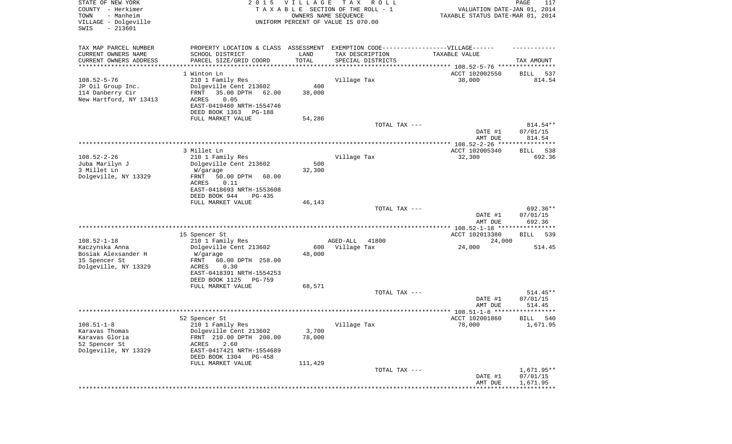STATE OF NEW YORK
COUNTY - Herkimer
TOWN - Manheim
VILLAGE - Dolgeville
SWIS - 213601

2 0 1 5 V I L L A G E T A X R O L L
T A X A B L E SECTION OF THE ROLL - 1
OWNERS NAME SEQUENCE
UNIFORM PERCENT OF VALUE IS 070.00

VALUATION DATE-JAN 01, 2014
TAXABLE STATUS DATE-MAR 01, 2014

| TAX MAP PARCEL NUMBER<br>CURRENT OWNERS NAME<br>CURRENT OWNERS ADDRESS | PROPERTY LOCATION & CLASS<br>SCHOOL DISTRICT<br>PARCEL SIZE/GRID COORD | ASSESSMENT<br>LAND<br>TOTAL | EXEMPTION CODE------VILLAGE------<br>TAX DESCRIPTION<br>SPECIAL DISTRICTS | TAXABLE VALUE | TAX AMOUNT |
|---|---|---|---|---|---|
| | 1 Winton Ln | | | ACCT 102002550 | BILL 537 |
| 108.52-5-76 | 210 1 Family Res | | Village Tax | 38,000 | 814.54 |
| JP Oil Group Inc. | Dolgeville Cent 213602 | 400 | | | |
| 114 Danberry Cir | FRNT 35.00 DPTH 62.00 | 38,000 | | | |
| New Hartford, NY 13413 | ACRES 0.05 | | | | |
| | EAST-0419460 NRTH-1554746 | | | | |
| | DEED BOOK 1363 PG-188 | | | | |
| | FULL MARKET VALUE | 54,286 | | | |
| | | | TOTAL TAX --- | | 814.54** |
| | | | | DATE #1 | 07/01/15 |
| | | | | AMT DUE | 814.54 |
| | 3 Millet Ln | | | ACCT 102005340 | BILL 538 |
| 108.52-2-26 | 210 1 Family Res | | Village Tax | 32,300 | 692.36 |
| Juba Marilyn J | Dolgeville Cent 213602 | 500 | | | |
| 3 Millet Ln | W/garage | 32,300 | | | |
| Dolgeville, NY 13329 | FRNT 50.00 DPTH 60.00 | | | | |
| | ACRES 0.11 | | | | |
| | EAST-0418693 NRTH-1553608 | | | | |
| | DEED BOOK 944 PG-435 | | | | |
| | FULL MARKET VALUE | 46,143 | | | |
| | | | TOTAL TAX --- | | 692.36** |
| | | | | DATE #1 | 07/01/15 |
| | | | | AMT DUE | 692.36 |
| | 15 Spencer St | | | ACCT 102013380 | BILL 539 |
| 108.52-1-18 | 210 1 Family Res | | AGED-ALL 41800 | 24,000 | |
| Kaczynska Anna | Dolgeville Cent 213602 | 600 | Village Tax | 24,000 | 514.45 |
| Bosiak Alexsander H | W/garage | 48,000 | | | |
| 15 Spencer St | FRNT 60.00 DPTH 258.00 | | | | |
| Dolgeville, NY 13329 | ACRES 0.30 | | | | |
| | EAST-0418391 NRTH-1554253 | | | | |
| | DEED BOOK 1125 PG-759 | | | | |
| | FULL MARKET VALUE | 68,571 | | | |
| | | | TOTAL TAX --- | | 514.45** |
| | | | | DATE #1 | 07/01/15 |
| | | | | AMT DUE | 514.45 |
| | 52 Spencer St | | | ACCT 102001860 | BILL 540 |
| 108.51-1-8 | 210 1 Family Res | | Village Tax | 78,000 | 1,671.95 |
| Karavas Thomas | Dolgeville Cent 213602 | 3,700 | | | |
| Karavas Gloria | FRNT 210.00 DPTH 200.00 | 78,000 | | | |
| 52 Spencer St | ACRES 2.60 | | | | |
| Dolgeville, NY 13329 | EAST-0417421 NRTH-1554689 | | | | |
| | DEED BOOK 1304 PG-458 | | | | |
| | FULL MARKET VALUE | 111,429 | | | |
| | | | TOTAL TAX --- | | 1,671.95** |
| | | | | DATE #1 | 07/01/15 |
| | | | | AMT DUE | 1,671.95 |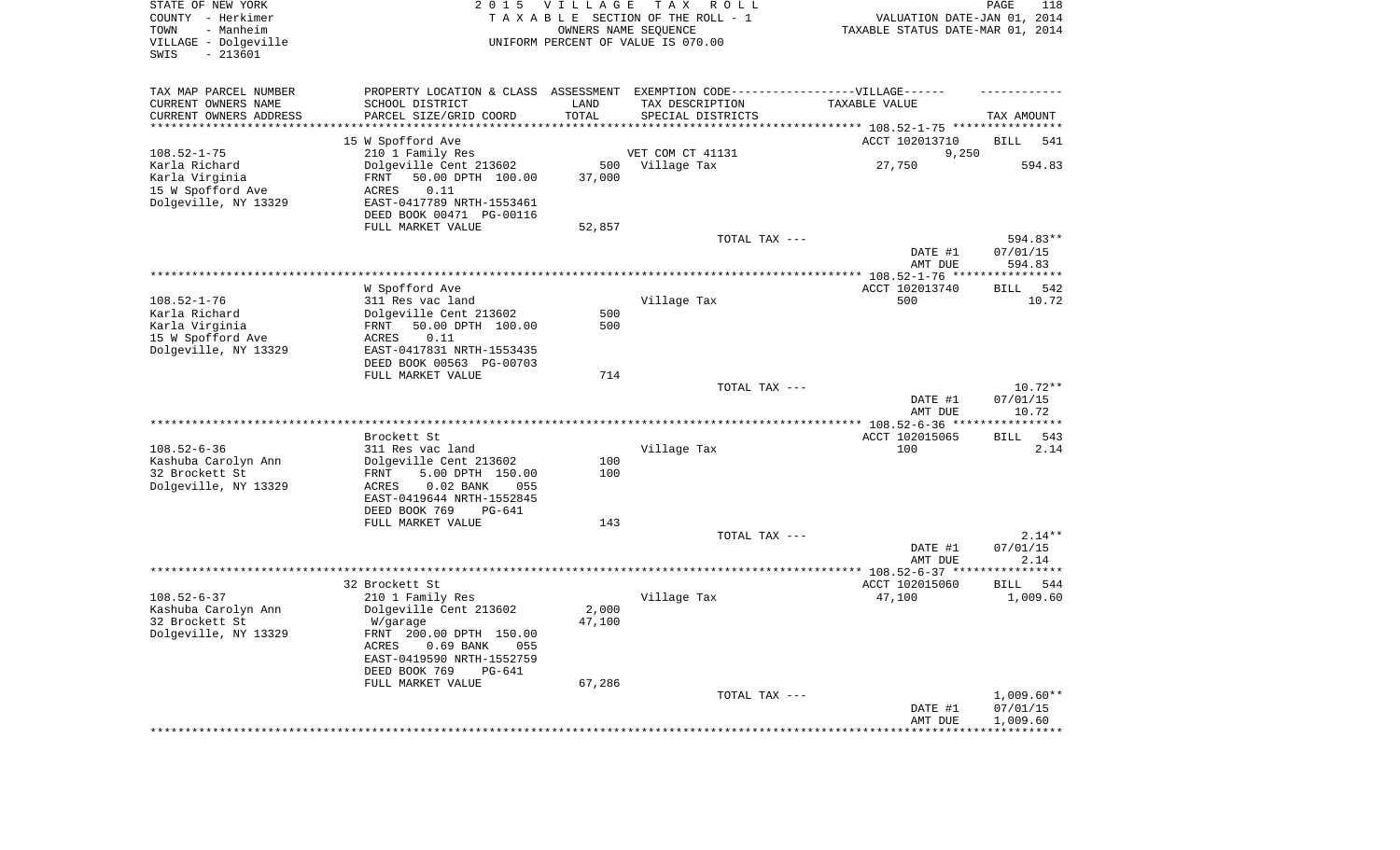STATE OF NEW YORK
COUNTY - Herkimer
TOWN - Manheim
VILLAGE - Dolgeville
SWIS - 213601

2015 VILLAGE TAX ROLL
TAXABLE SECTION OF THE ROLL - 1
OWNERS NAME SEQUENCE
UNIFORM PERCENT OF VALUE IS 070.00

VALUATION DATE-JAN 01, 2014
TAXABLE STATUS DATE-MAR 01, 2014

| TAX MAP PARCEL NUMBER / CURRENT OWNERS NAME / CURRENT OWNERS ADDRESS | PROPERTY LOCATION & CLASS / SCHOOL DISTRICT / PARCEL SIZE/GRID COORD | ASSESSMENT LAND / TOTAL | EXEMPTION CODE / TAX DESCRIPTION / SPECIAL DISTRICTS | TAXABLE VALUE | TAX AMOUNT |
|---|---|---|---|---|---|
| 108.52-1-75 | 15 W Spofford Ave | | | ACCT 102013710 | BILL 541 |
| | 210 1 Family Res | | VET COM CT 41131 | 9,250 | |
| Karla Richard | Dolgeville Cent 213602 | 500 | Village Tax | 27,750 | 594.83 |
| Karla Virginia | FRNT 50.00 DPTH 100.00 | 37,000 | | | |
| 15 W Spofford Ave | ACRES 0.11 | | | | |
| Dolgeville, NY 13329 | EAST-0417789 NRTH-1553461 | | | | |
| | DEED BOOK 00471 PG-00116 | | | | |
| | FULL MARKET VALUE | 52,857 | | | |
| | | | TOTAL TAX --- | | 594.83** |
| | | | | DATE #1 | 07/01/15 |
| | | | | AMT DUE | 594.83 |
| 108.52-1-76 | W Spofford Ave | | | ACCT 102013740 | BILL 542 |
| Karla Richard | 311 Res vac land | | Village Tax | 500 | 10.72 |
| Karla Virginia | Dolgeville Cent 213602 | 500 | | | |
| 15 W Spofford Ave | FRNT 50.00 DPTH 100.00 | 500 | | | |
| Dolgeville, NY 13329 | ACRES 0.11 | | | | |
| | EAST-0417831 NRTH-1553435 | | | | |
| | DEED BOOK 00563 PG-00703 | | | | |
| | FULL MARKET VALUE | 714 | | | |
| | | | TOTAL TAX --- | | 10.72** |
| | | | | DATE #1 | 07/01/15 |
| | | | | AMT DUE | 10.72 |
| 108.52-6-36 | Brockett St | | | ACCT 102015065 | BILL 543 |
| Kashuba Carolyn Ann | 311 Res vac land | | Village Tax | 100 | 2.14 |
| 32 Brockett St | Dolgeville Cent 213602 | 100 | | | |
| Dolgeville, NY 13329 | FRNT 5.00 DPTH 150.00 | 100 | | | |
| | ACRES 0.02 BANK 055 | | | | |
| | EAST-0419644 NRTH-1552845 | | | | |
| | DEED BOOK 769 PG-641 | | | | |
| | FULL MARKET VALUE | 143 | | | |
| | | | TOTAL TAX --- | | 2.14** |
| | | | | DATE #1 | 07/01/15 |
| | | | | AMT DUE | 2.14 |
| 108.52-6-37 | 32 Brockett St | | | ACCT 102015060 | BILL 544 |
| Kashuba Carolyn Ann | 210 1 Family Res | | Village Tax | 47,100 | 1,009.60 |
| 32 Brockett St | Dolgeville Cent 213602 | 2,000 | | | |
| Dolgeville, NY 13329 | W/garage | 47,100 | | | |
| | FRNT 200.00 DPTH 150.00 | | | | |
| | ACRES 0.69 BANK 055 | | | | |
| | EAST-0419590 NRTH-1552759 | | | | |
| | DEED BOOK 769 PG-641 | | | | |
| | FULL MARKET VALUE | 67,286 | | | |
| | | | TOTAL TAX --- | | 1,009.60** |
| | | | | DATE #1 | 07/01/15 |
| | | | | AMT DUE | 1,009.60 |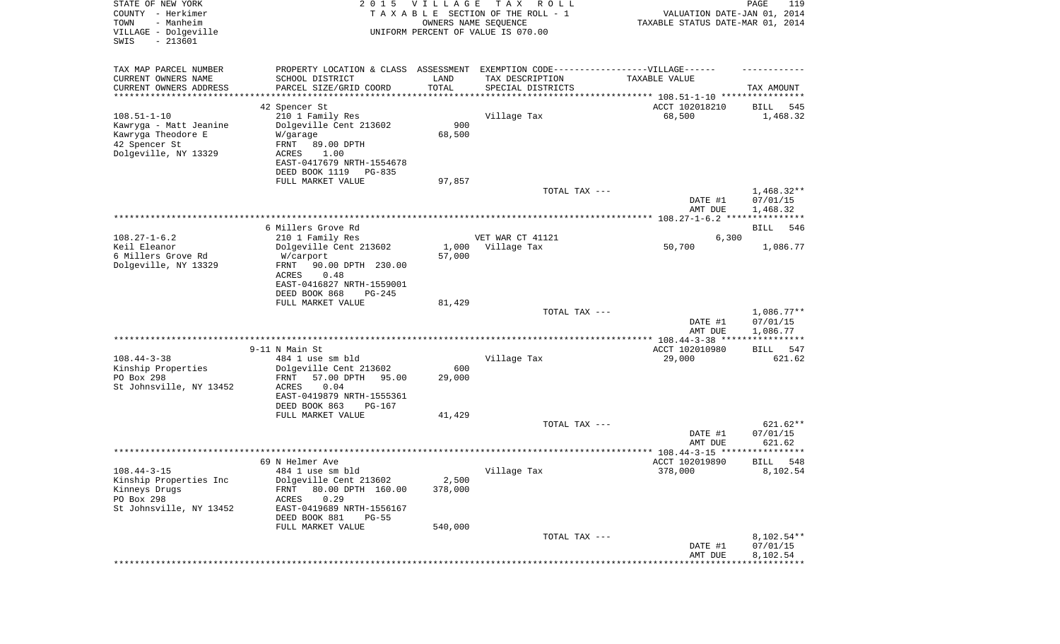STATE OF NEW YORK
COUNTY - Herkimer
TOWN - Manheim
VILLAGE - Dolgeville
SWIS - 213601

2015 VILLAGE TAX ROLL
TAXABLE SECTION OF THE ROLL - 1
OWNERS NAME SEQUENCE
UNIFORM PERCENT OF VALUE IS 070.00

VALUATION DATE-JAN 01, 2014
TAXABLE STATUS DATE-MAR 01, 2014

| TAX MAP PARCEL NUMBER / CURRENT OWNERS NAME / CURRENT OWNERS ADDRESS | PROPERTY LOCATION & CLASS / SCHOOL DISTRICT / PARCEL SIZE/GRID COORD | ASSESSMENT LAND / TOTAL | EXEMPTION CODE / TAX DESCRIPTION / SPECIAL DISTRICTS | VILLAGE TAXABLE VALUE | TAX AMOUNT |
|---|---|---|---|---|---|
| 108.51-1-10 | 42 Spencer St | | | ACCT 102018210 | BILL 545 |
| Kawryga - Matt Jeanine | 210 1 Family Res | | Village Tax | 68,500 | 1,468.32 |
| Kawryga Theodore E | Dolgeville Cent 213602 | 900 | | | |
| 42 Spencer St | W/garage | 68,500 | | | |
| Dolgeville, NY 13329 | FRNT 89.00 DPTH | | | | |
| | ACRES 1.00 | | | | |
| | EAST-0417679 NRTH-1554678 | | | | |
| | DEED BOOK 1119 PG-835 | | | | |
| | FULL MARKET VALUE | 97,857 | | | |
| | | | TOTAL TAX --- | | 1,468.32** |
| | | | | DATE #1 | 07/01/15 |
| | | | | AMT DUE | 1,468.32 |
| 108.27-1-6.2 | 6 Millers Grove Rd | | | | BILL 546 |
| Keil Eleanor | 210 1 Family Res | | VET WAR CT 41121 | 6,300 | |
| 6 Millers Grove Rd | Dolgeville Cent 213602 | 1,000 | Village Tax | 50,700 | 1,086.77 |
| Dolgeville, NY 13329 | W/carport | 57,000 | | | |
| | FRNT 90.00 DPTH 230.00 | | | | |
| | ACRES 0.48 | | | | |
| | EAST-0416827 NRTH-1559001 | | | | |
| | DEED BOOK 868 PG-245 | | | | |
| | FULL MARKET VALUE | 81,429 | | | |
| | | | TOTAL TAX --- | | 1,086.77** |
| | | | | DATE #1 | 07/01/15 |
| | | | | AMT DUE | 1,086.77 |
| 108.44-3-38 | 9-11 N Main St | | | ACCT 102010980 | BILL 547 |
| Kinship Properties | 484 1 use sm bld | | Village Tax | 29,000 | 621.62 |
| PO Box 298 | Dolgeville Cent 213602 | 600 | | | |
| St Johnsville, NY 13452 | FRNT 57.00 DPTH 95.00 | 29,000 | | | |
| | ACRES 0.04 | | | | |
| | EAST-0419879 NRTH-1555361 | | | | |
| | DEED BOOK 863 PG-167 | | | | |
| | FULL MARKET VALUE | 41,429 | | | |
| | | | TOTAL TAX --- | | 621.62** |
| | | | | DATE #1 | 07/01/15 |
| | | | | AMT DUE | 621.62 |
| 108.44-3-15 | 69 N Helmer Ave | | | ACCT 102019890 | BILL 548 |
| Kinship Properties Inc | 484 1 use sm bld | | Village Tax | 378,000 | 8,102.54 |
| Kinneys Drugs | Dolgeville Cent 213602 | 2,500 | | | |
| PO Box 298 | FRNT 80.00 DPTH 160.00 | 378,000 | | | |
| St Johnsville, NY 13452 | ACRES 0.29 | | | | |
| | EAST-0419689 NRTH-1556167 | | | | |
| | DEED BOOK 881 PG-55 | | | | |
| | FULL MARKET VALUE | 540,000 | | | |
| | | | TOTAL TAX --- | | 8,102.54** |
| | | | | DATE #1 | 07/01/15 |
| | | | | AMT DUE | 8,102.54 |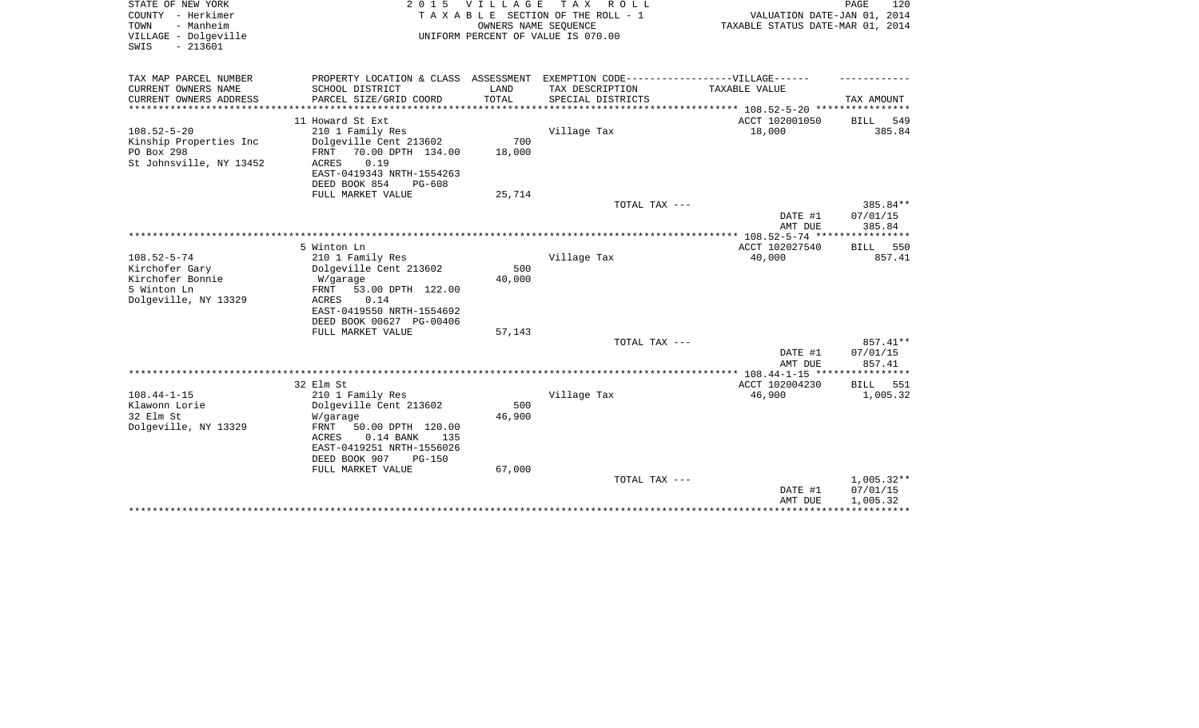STATE OF NEW YORK
COUNTY - Herkimer
TOWN - Manheim
VILLAGE - Dolgeville
SWIS - 213601

2 0 1 5 V I L L A G E T A X R O L L
T A X A B L E SECTION OF THE ROLL - 1
OWNERS NAME SEQUENCE
UNIFORM PERCENT OF VALUE IS 070.00

VALUATION DATE-JAN 01, 2014
TAXABLE STATUS DATE-MAR 01, 2014

| TAX MAP PARCEL NUMBER<br>CURRENT OWNERS NAME<br>CURRENT OWNERS ADDRESS | PROPERTY LOCATION & CLASS<br>SCHOOL DISTRICT<br>PARCEL SIZE/GRID COORD | ASSESSMENT<br>LAND<br>TOTAL | EXEMPTION CODE------------------VILLAGE------<br>TAX DESCRIPTION<br>SPECIAL DISTRICTS | TAXABLE VALUE | TAX AMOUNT |
|---|---|---|---|---|---|
| **108.52-5-20** | 11 Howard St Ext | | | ACCT 102001050 | BILL 549 |
| 108.52-5-20 | 210 1 Family Res | | Village Tax | 18,000 | 385.84 |
| Kinship Properties Inc | Dolgeville Cent 213602 | 700 | | | |
| PO Box 298 | FRNT 70.00 DPTH 134.00 | 18,000 | | | |
| St Johnsville, NY 13452 | ACRES 0.19 | | | | |
| | EAST-0419343 NRTH-1554263 | | | | |
| | DEED BOOK 854 PG-608 | | | | |
| | FULL MARKET VALUE | 25,714 | | | |
| | | | TOTAL TAX --- | | 385.84** |
| | | | | DATE #1 | 07/01/15 |
| | | | | AMT DUE | 385.84 |
| **108.52-5-74** | 5 Winton Ln | | | ACCT 102027540 | BILL 550 |
| 108.52-5-74 | 210 1 Family Res | | Village Tax | 40,000 | 857.41 |
| Kirchofer Gary | Dolgeville Cent 213602 | 500 | | | |
| Kirchofer Bonnie | W/garage | 40,000 | | | |
| 5 Winton Ln | FRNT 53.00 DPTH 122.00 | | | | |
| Dolgeville, NY 13329 | ACRES 0.14 | | | | |
| | EAST-0419550 NRTH-1554692 | | | | |
| | DEED BOOK 00627 PG-00406 | | | | |
| | FULL MARKET VALUE | 57,143 | | | |
| | | | TOTAL TAX --- | | 857.41** |
| | | | | DATE #1 | 07/01/15 |
| | | | | AMT DUE | 857.41 |
| **108.44-1-15** | 32 Elm St | | | ACCT 102004230 | BILL 551 |
| 108.44-1-15 | 210 1 Family Res | | Village Tax | 46,900 | 1,005.32 |
| Klawonn Lorie | Dolgeville Cent 213602 | 500 | | | |
| 32 Elm St | W/garage | 46,900 | | | |
| Dolgeville, NY 13329 | FRNT 50.00 DPTH 120.00 | | | | |
| | ACRES 0.14 BANK 135 | | | | |
| | EAST-0419251 NRTH-1556026 | | | | |
| | DEED BOOK 907 PG-150 | | | | |
| | FULL MARKET VALUE | 67,000 | | | |
| | | | TOTAL TAX --- | | 1,005.32** |
| | | | | DATE #1 | 07/01/15 |
| | | | | AMT DUE | 1,005.32 |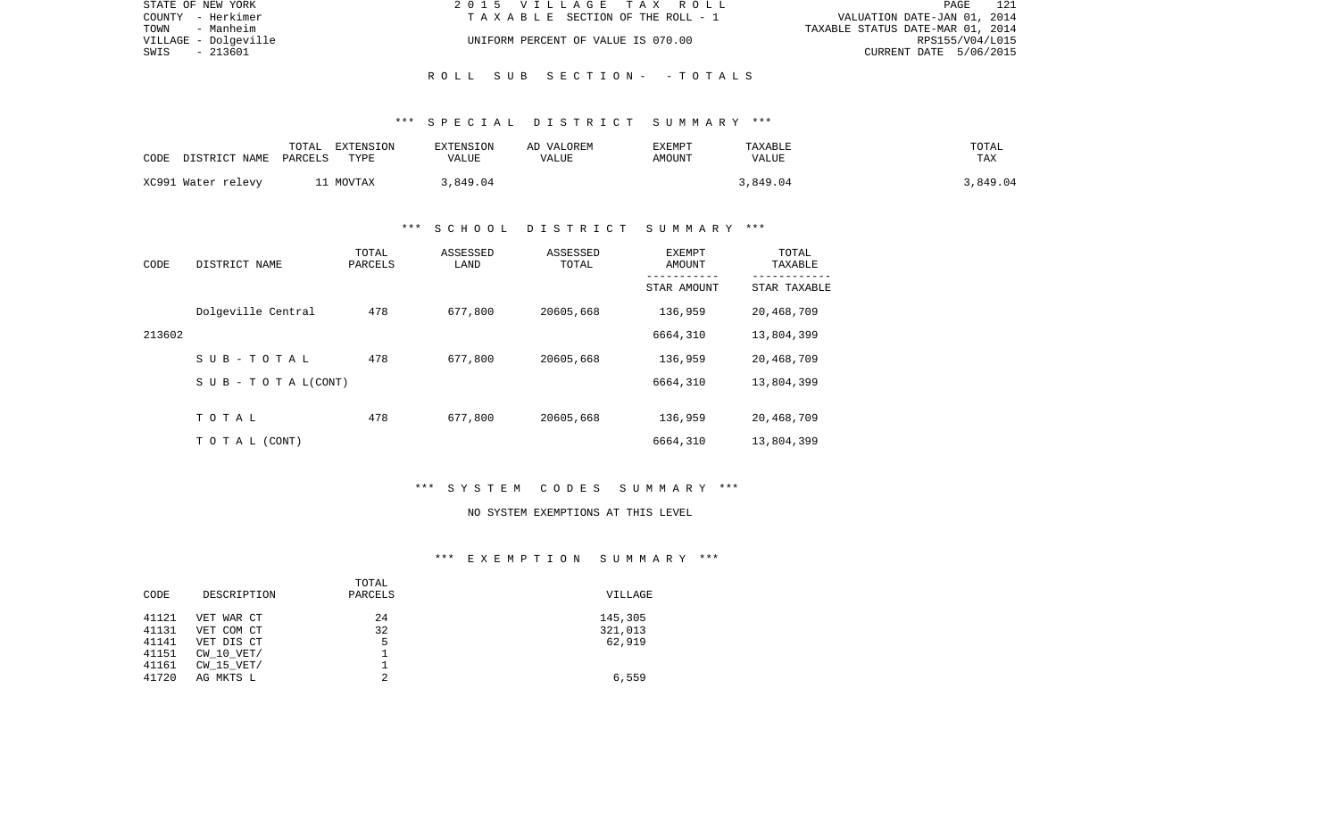STATE OF NEW YORK
COUNTY - Herkimer
TOWN - Manheim
VILLAGE - Dolgeville
SWIS - 213601

2015 VILLAGE TAX ROLL
TAXABLE SECTION OF THE ROLL - 1
UNIFORM PERCENT OF VALUE IS 070.00

VALUATION DATE-JAN 01, 2014
TAXABLE STATUS DATE-MAR 01, 2014
RPS155/V04/L015
CURRENT DATE 5/06/2015

## ROLL SUB SECTION - - TOTALS

### *** SPECIAL DISTRICT SUMMARY ***

| CODE DISTRICT NAME | TOTAL PARCELS | EXTENSION TYPE | EXTENSION VALUE | AD VALOREM VALUE | EXEMPT AMOUNT | TAXABLE VALUE | TOTAL TAX |
|---|---|---|---|---|---|---|---|
| XC991 Water relevy | 11 | MOVTAX | 3,849.04 | | | 3,849.04 | 3,849.04 |

### *** SCHOOL DISTRICT SUMMARY ***

| CODE | DISTRICT NAME | TOTAL PARCELS | ASSESSED LAND | ASSESSED TOTAL | EXEMPT AMOUNT / STAR AMOUNT | TOTAL TAXABLE / STAR TAXABLE |
|---|---|---|---|---|---|---|
| | Dolgeville Central | 478 | 677,800 | 20605,668 | 136,959 | 20,468,709 |
| 213602 | | | | | 6664,310 | 13,804,399 |
| | SUB-TOTAL | 478 | 677,800 | 20605,668 | 136,959 | 20,468,709 |
| | SUB-TOTAL(CONT) | | | | 6664,310 | 13,804,399 |
| | TOTAL | 478 | 677,800 | 20605,668 | 136,959 | 20,468,709 |
| | TOTAL (CONT) | | | | 6664,310 | 13,804,399 |

### *** SYSTEM CODES SUMMARY ***

NO SYSTEM EXEMPTIONS AT THIS LEVEL

### *** EXEMPTION SUMMARY ***

| CODE | DESCRIPTION | TOTAL PARCELS | VILLAGE |
|---|---|---|---|
| 41121 | VET WAR CT | 24 | 145,305 |
| 41131 | VET COM CT | 32 | 321,013 |
| 41141 | VET DIS CT | 5 | 62,919 |
| 41151 | CW_10_VET/ | 1 | |
| 41161 | CW_15_VET/ | 1 | |
| 41720 | AG MKTS L | 2 | 6,559 |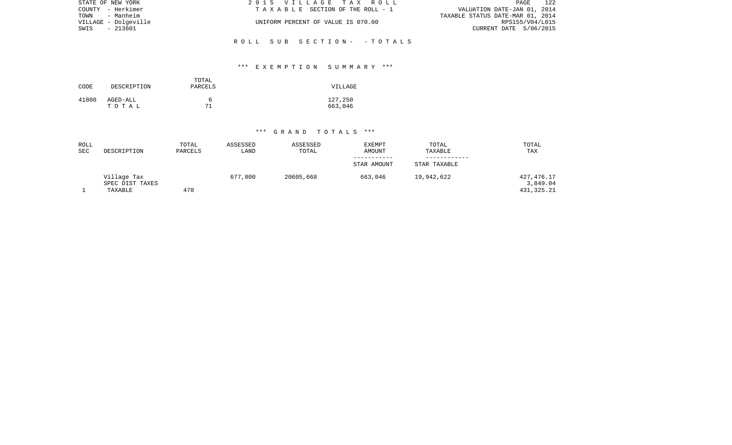STATE OF NEW YORK
COUNTY - Herkimer
TOWN - Manheim
VILLAGE - Dolgeville
SWIS - 213601

2 0 1 5 V I L L A G E T A X R O L L
T A X A B L E SECTION OF THE ROLL - 1

UNIFORM PERCENT OF VALUE IS 070.00

VALUATION DATE-JAN 01, 2014
TAXABLE STATUS DATE-MAR 01, 2014
RPS155/V04/L015
CURRENT DATE 5/06/2015

R O L L S U B S E C T I O N - - T O T A L S

### *** E X E M P T I O N S U M M A R Y ***

| CODE | DESCRIPTION | TOTAL PARCELS | VILLAGE |
|---|---|---|---|
| 41800 | AGED-ALL | 6 | 127,250 |
| | T O T A L | 71 | 663,046 |

### *** G R A N D T O T A L S ***

| ROLL SEC | DESCRIPTION | TOTAL PARCELS | ASSESSED LAND | ASSESSED TOTAL | EXEMPT AMOUNT<br>-----------<br>STAR AMOUNT | TOTAL TAXABLE<br>------------<br>STAR TAXABLE | TOTAL TAX |
|---|---|---|---|---|---|---|---|
| | Village Tax | | 677,800 | 20605,668 | 663,046 | 19,942,622 | 427,476.17 |
| | SPEC DIST TAXES | | | | | | 3,849.04 |
| 1 | TAXABLE | 478 | | | | | 431,325.21 |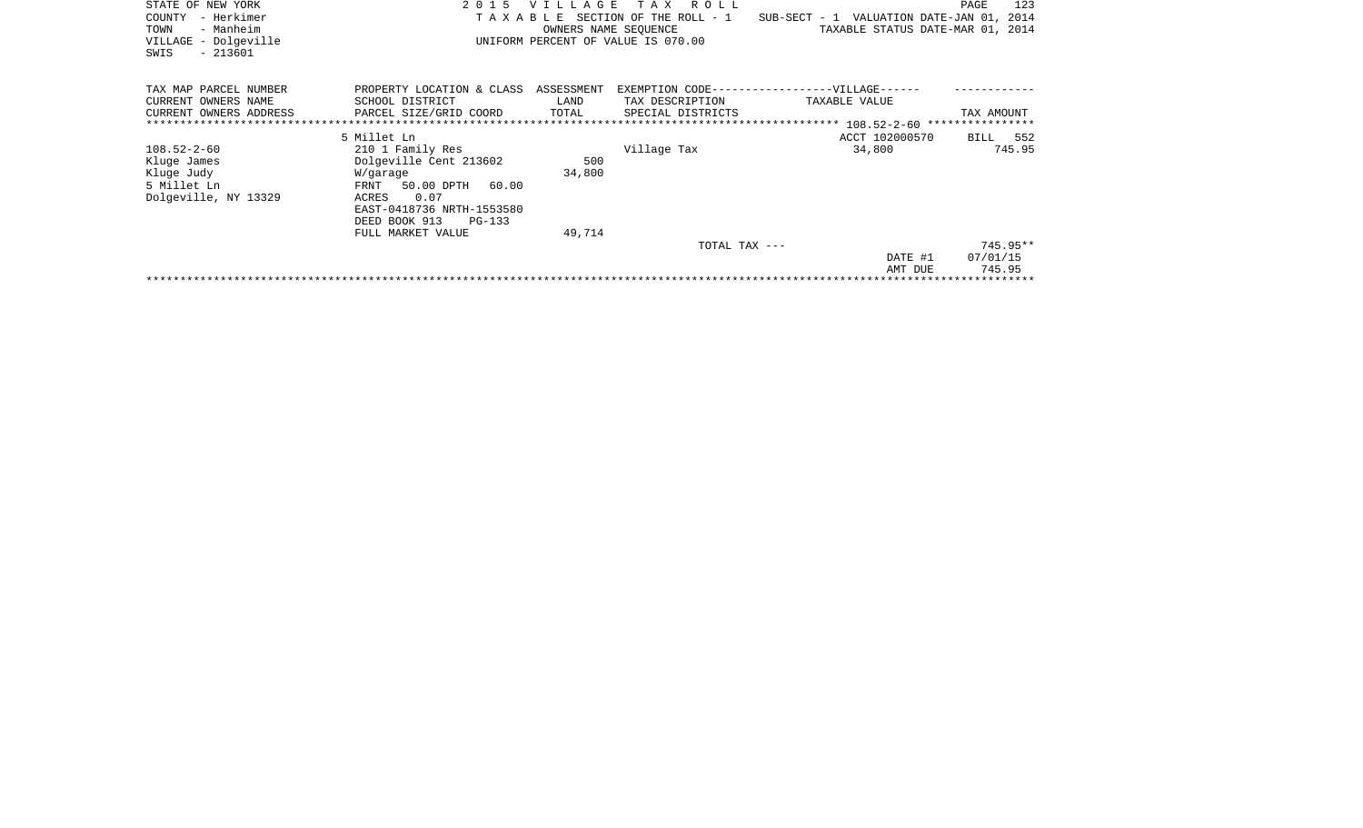STATE OF NEW YORK
COUNTY - Herkimer
TOWN - Manheim
VILLAGE - Dolgeville
SWIS - 213601

2015 VILLAGE TAX ROLL
TAXABLE SECTION OF THE ROLL - 1
OWNERS NAME SEQUENCE
UNIFORM PERCENT OF VALUE IS 070.00

SUB-SECT - 1 VALUATION DATE-JAN 01, 2014
TAXABLE STATUS DATE-MAR 01, 2014

| TAX MAP PARCEL NUMBER<br>CURRENT OWNERS NAME<br>CURRENT OWNERS ADDRESS | PROPERTY LOCATION & CLASS<br>SCHOOL DISTRICT<br>PARCEL SIZE/GRID COORD | ASSESSMENT<br>LAND<br>TOTAL | EXEMPTION CODE------------------VILLAGE------<br>TAX DESCRIPTION<br>SPECIAL DISTRICTS | TAXABLE VALUE | TAX AMOUNT |
|---|---|---|---|---|---|
| ****************** | | | | 108.52-2-60 | **************** |
| | 5 Millet Ln | | | ACCT 102000570 | BILL 552 |
| 108.52-2-60 | 210 1 Family Res | | Village Tax | 34,800 | 745.95 |
| Kluge James | Dolgeville Cent 213602 | 500 | | | |
| Kluge Judy | W/garage | 34,800 | | | |
| 5 Millet Ln | FRNT 50.00 DPTH 60.00 | | | | |
| Dolgeville, NY 13329 | ACRES 0.07 | | | | |
| | EAST-0418736 NRTH-1553580 | | | | |
| | DEED BOOK 913 PG-133 | | | | |
| | FULL MARKET VALUE | 49,714 | | | |
| | | | TOTAL TAX --- | | 745.95** |
| | | | | DATE #1 | 07/01/15 |
| | | | | AMT DUE | 745.95 |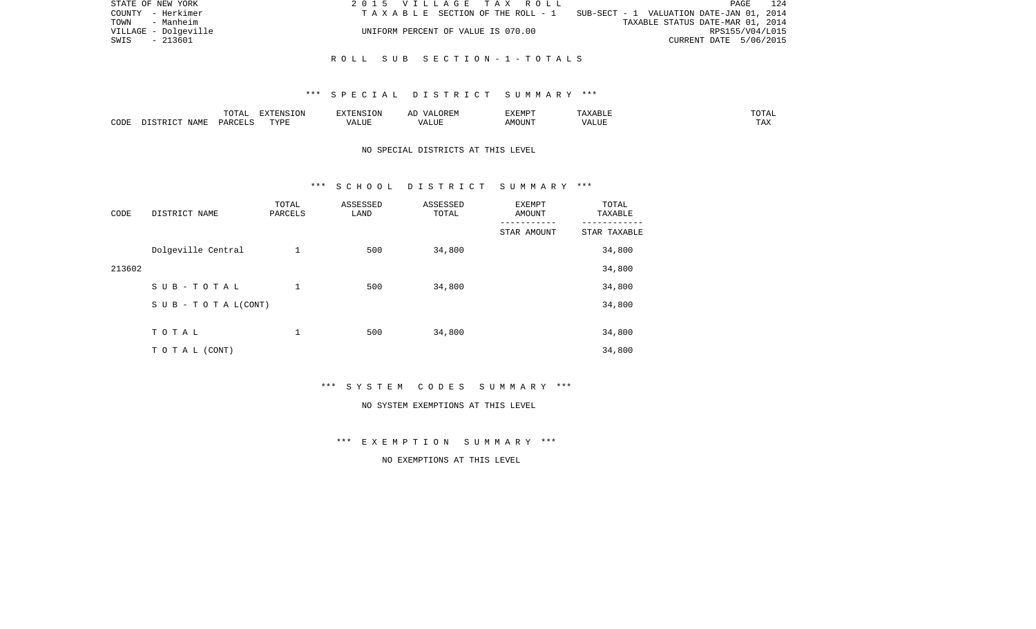ROLL SUB SECTION-1-TOTALS

*** SPECIAL DISTRICT SUMMARY ***

| CODE | DISTRICT NAME | TOTAL PARCELS | EXTENSION TYPE | EXTENSION VALUE | AD VALOREM VALUE | EXEMPT AMOUNT | TAXABLE VALUE | TOTAL TAX |
|---|---|---|---|---|---|---|---|---|

NO SPECIAL DISTRICTS AT THIS LEVEL

*** SCHOOL DISTRICT SUMMARY ***

| CODE | DISTRICT NAME | TOTAL PARCELS | ASSESSED LAND | ASSESSED TOTAL | EXEMPT AMOUNT / STAR AMOUNT | TOTAL TAXABLE / STAR TAXABLE |
|---|---|---|---|---|---|---|
| 213602 | Dolgeville Central | 1 | 500 | 34,800 | | 34,800 |
| | | | | | | 34,800 |
| | SUB-TOTAL | 1 | 500 | 34,800 | | 34,800 |
| | SUB - TOTAL(CONT) | | | | | 34,800 |
| | TOTAL | 1 | 500 | 34,800 | | 34,800 |
| | TOTAL (CONT) | | | | | 34,800 |

*** SYSTEM CODES SUMMARY ***

NO SYSTEM EXEMPTIONS AT THIS LEVEL

*** EXEMPTION SUMMARY ***

NO EXEMPTIONS AT THIS LEVEL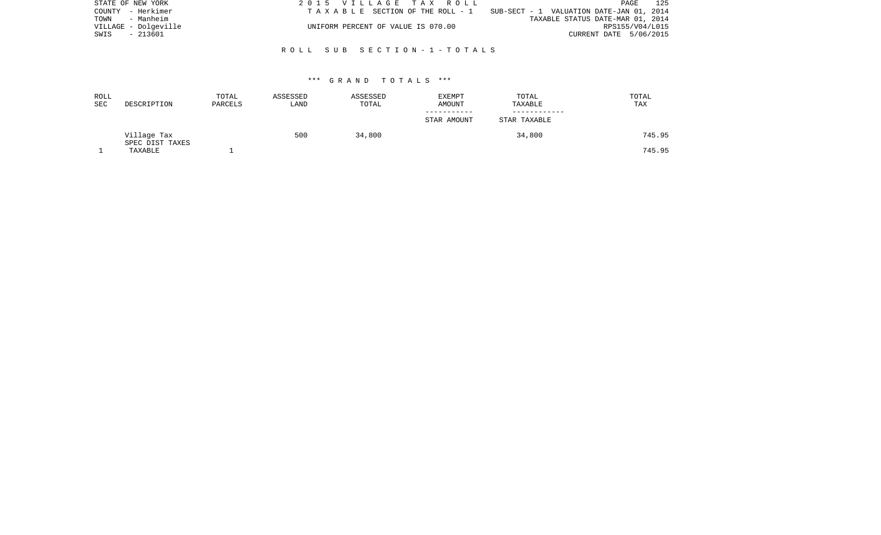STATE OF NEW YORK
COUNTY - Herkimer
TOWN - Manheim
VILLAGE - Dolgeville
SWIS - 213601

2 0 1 5 V I L L A G E T A X R O L L
T A X A B L E SECTION OF THE ROLL - 1
UNIFORM PERCENT OF VALUE IS 070.00

SUB-SECT - 1 VALUATION DATE-JAN 01, 2014
TAXABLE STATUS DATE-MAR 01, 2014
RPS155/V04/L015
CURRENT DATE 5/06/2015

R O L L S U B S E C T I O N - 1 - T O T A L S

\*\*\* G R A N D T O T A L S \*\*\*

| ROLL SEC | DESCRIPTION | TOTAL PARCELS | ASSESSED LAND | ASSESSED TOTAL | EXEMPT AMOUNT<br>STAR AMOUNT | TOTAL TAXABLE<br>STAR TAXABLE | TOTAL TAX |
|---|---|---|---|---|---|---|---|
| | Village Tax | | 500 | 34,800 | | 34,800 | 745.95 |
| | SPEC DIST TAXES | | | | | | |
| 1 | TAXABLE | 1 | | | | | 745.95 |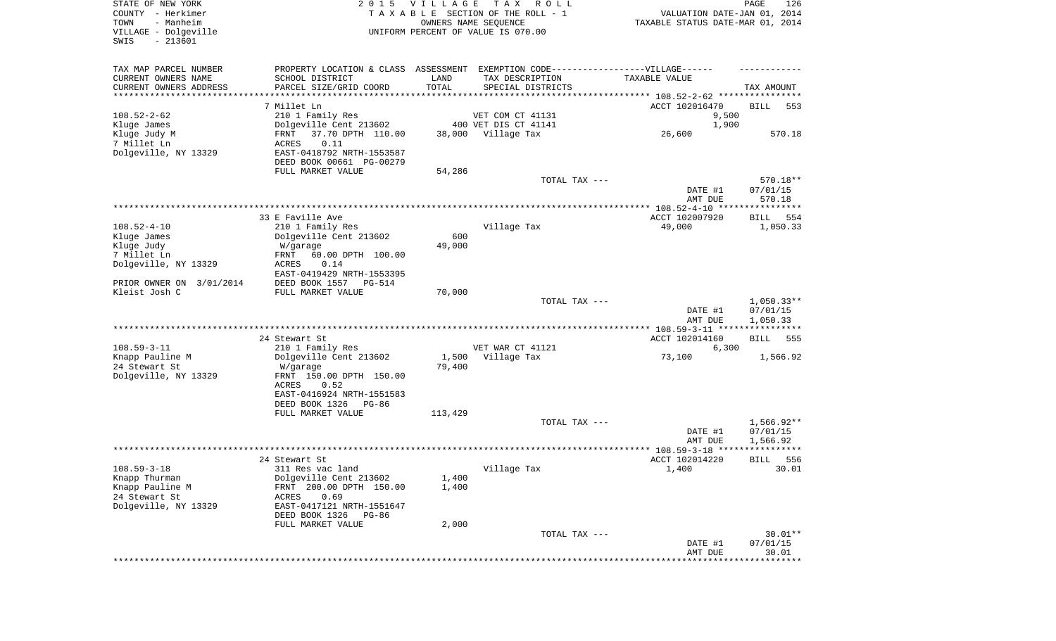STATE OF NEW YORK
COUNTY - Herkimer
TOWN - Manheim
VILLAGE - Dolgeville
SWIS - 213601

2015 VILLAGE TAX ROLL
TAXABLE SECTION OF THE ROLL - 1
OWNERS NAME SEQUENCE
UNIFORM PERCENT OF VALUE IS 070.00

VALUATION DATE-JAN 01, 2014
TAXABLE STATUS DATE-MAR 01, 2014

| TAX MAP PARCEL NUMBER / CURRENT OWNERS NAME / CURRENT OWNERS ADDRESS | PROPERTY LOCATION & CLASS / SCHOOL DISTRICT / PARCEL SIZE/GRID COORD | ASSESSMENT LAND / TOTAL | EXEMPTION CODE / TAX DESCRIPTION / SPECIAL DISTRICTS | TAXABLE VALUE | TAX AMOUNT |
|---|---|---|---|---|---|
| **108.52-2-62** | 7 Millet Ln | | | ACCT 102016470 | BILL 553 |
| 108.52-2-62 | 210 1 Family Res | | VET COM CT 41131 | 9,500 | |
| Kluge James | Dolgeville Cent 213602 | | 400 VET DIS CT 41141 | 1,900 | |
| Kluge Judy M | FRNT 37.70 DPTH 110.00 | 38,000 | Village Tax | 26,600 | 570.18 |
| 7 Millet Ln | ACRES 0.11 | | | | |
| Dolgeville, NY 13329 | EAST-0418792 NRTH-1553587 | | | | |
| | DEED BOOK 00661 PG-00279 | | | | |
| | FULL MARKET VALUE | 54,286 | | | |
| | | | TOTAL TAX --- | | 570.18** |
| | | | | DATE #1 | 07/01/15 |
| | | | | AMT DUE | 570.18 |
| **108.52-4-10** | 33 E Faville Ave | | | ACCT 102007920 | BILL 554 |
| 108.52-4-10 | 210 1 Family Res | | Village Tax | 49,000 | 1,050.33 |
| Kluge James | Dolgeville Cent 213602 | 600 | | | |
| Kluge Judy | W/garage | 49,000 | | | |
| 7 Millet Ln | FRNT 60.00 DPTH 100.00 | | | | |
| Dolgeville, NY 13329 | ACRES 0.14 | | | | |
| | EAST-0419429 NRTH-1553395 | | | | |
| PRIOR OWNER ON 3/01/2014 | DEED BOOK 1557 PG-514 | | | | |
| Kleist Josh C | FULL MARKET VALUE | 70,000 | | | |
| | | | TOTAL TAX --- | | 1,050.33** |
| | | | | DATE #1 | 07/01/15 |
| | | | | AMT DUE | 1,050.33 |
| **108.59-3-11** | 24 Stewart St | | | ACCT 102014160 | BILL 555 |
| 108.59-3-11 | 210 1 Family Res | | VET WAR CT 41121 | 6,300 | |
| Knapp Pauline M | Dolgeville Cent 213602 | 1,500 | Village Tax | 73,100 | 1,566.92 |
| 24 Stewart St | W/garage | 79,400 | | | |
| Dolgeville, NY 13329 | FRNT 150.00 DPTH 150.00 | | | | |
| | ACRES 0.52 | | | | |
| | EAST-0416924 NRTH-1551583 | | | | |
| | DEED BOOK 1326 PG-86 | | | | |
| | FULL MARKET VALUE | 113,429 | | | |
| | | | TOTAL TAX --- | | 1,566.92** |
| | | | | DATE #1 | 07/01/15 |
| | | | | AMT DUE | 1,566.92 |
| **108.59-3-18** | 24 Stewart St | | | ACCT 102014220 | BILL 556 |
| 108.59-3-18 | 311 Res vac land | | Village Tax | 1,400 | 30.01 |
| Knapp Thurman | Dolgeville Cent 213602 | 1,400 | | | |
| Knapp Pauline M | FRNT 200.00 DPTH 150.00 | 1,400 | | | |
| 24 Stewart St | ACRES 0.69 | | | | |
| Dolgeville, NY 13329 | EAST-0417121 NRTH-1551647 | | | | |
| | DEED BOOK 1326 PG-86 | | | | |
| | FULL MARKET VALUE | 2,000 | | | |
| | | | TOTAL TAX --- | | 30.01** |
| | | | | DATE #1 | 07/01/15 |
| | | | | AMT DUE | 30.01 |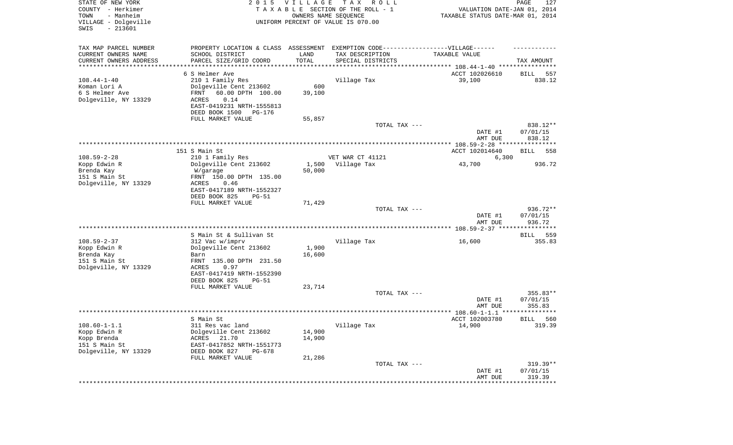STATE OF NEW YORK
COUNTY - Herkimer
TOWN - Manheim
VILLAGE - Dolgeville
SWIS - 213601

2015 VILLAGE TAX ROLL
TAXABLE SECTION OF THE ROLL - 1
OWNERS NAME SEQUENCE
UNIFORM PERCENT OF VALUE IS 070.00

VALUATION DATE-JAN 01, 2014
TAXABLE STATUS DATE-MAR 01, 2014

| TAX MAP PARCEL NUMBER<br>CURRENT OWNERS NAME<br>CURRENT OWNERS ADDRESS | PROPERTY LOCATION & CLASS<br>SCHOOL DISTRICT<br>PARCEL SIZE/GRID COORD | ASSESSMENT<br>LAND<br>TOTAL | EXEMPTION CODE------VILLAGE------<br>TAX DESCRIPTION<br>SPECIAL DISTRICTS | TAXABLE VALUE | TAX AMOUNT |
|---|---|---|---|---|---|
| | 6 S Helmer Ave | | | ACCT 102026610 | BILL 557 |
| 108.44-1-40 | 210 1 Family Res | | Village Tax | 39,100 | 838.12 |
| Koman Lori A | Dolgeville Cent 213602 | 600 | | | |
| 6 S Helmer Ave | FRNT 60.00 DPTH 100.00 | 39,100 | | | |
| Dolgeville, NY 13329 | ACRES 0.14 | | | | |
| | EAST-0419231 NRTH-1555813 | | | | |
| | DEED BOOK 1500 PG-176 | | | | |
| | FULL MARKET VALUE | 55,857 | | | |
| | | | TOTAL TAX --- | | 838.12** |
| | | | | DATE #1 | 07/01/15 |
| | | | | AMT DUE | 838.12 |
| | 151 S Main St | | | ACCT 102014640 | BILL 558 |
| 108.59-2-28 | 210 1 Family Res | | VET WAR CT 41121 | 6,300 | |
| Kopp Edwin R | Dolgeville Cent 213602 | 1,500 | Village Tax | 43,700 | 936.72 |
| Brenda Kay | W/garage | 50,000 | | | |
| 151 S Main St | FRNT 150.00 DPTH 135.00 | | | | |
| Dolgeville, NY 13329 | ACRES 0.46 | | | | |
| | EAST-0417189 NRTH-1552327 | | | | |
| | DEED BOOK 825 PG-51 | | | | |
| | FULL MARKET VALUE | 71,429 | | | |
| | | | TOTAL TAX --- | | 936.72** |
| | | | | DATE #1 | 07/01/15 |
| | | | | AMT DUE | 936.72 |
| | S Main St & Sullivan St | | | | BILL 559 |
| 108.59-2-37 | 312 Vac w/imprv | | Village Tax | 16,600 | 355.83 |
| Kopp Edwin R | Dolgeville Cent 213602 | 1,900 | | | |
| Brenda Kay | Barn | 16,600 | | | |
| 151 S Main St | FRNT 135.00 DPTH 231.50 | | | | |
| Dolgeville, NY 13329 | ACRES 0.97 | | | | |
| | EAST-0417419 NRTH-1552390 | | | | |
| | DEED BOOK 825 PG-51 | | | | |
| | FULL MARKET VALUE | 23,714 | | | |
| | | | TOTAL TAX --- | | 355.83** |
| | | | | DATE #1 | 07/01/15 |
| | | | | AMT DUE | 355.83 |
| | S Main St | | | ACCT 102003780 | BILL 560 |
| 108.60-1-1.1 | 311 Res vac land | | Village Tax | 14,900 | 319.39 |
| Kopp Edwin R | Dolgeville Cent 213602 | 14,900 | | | |
| Kopp Brenda | ACRES 21.70 | 14,900 | | | |
| 151 S Main St | EAST-0417852 NRTH-1551773 | | | | |
| Dolgeville, NY 13329 | DEED BOOK 827 PG-678 | | | | |
| | FULL MARKET VALUE | 21,286 | | | |
| | | | TOTAL TAX --- | | 319.39** |
| | | | | DATE #1 | 07/01/15 |
| | | | | AMT DUE | 319.39 |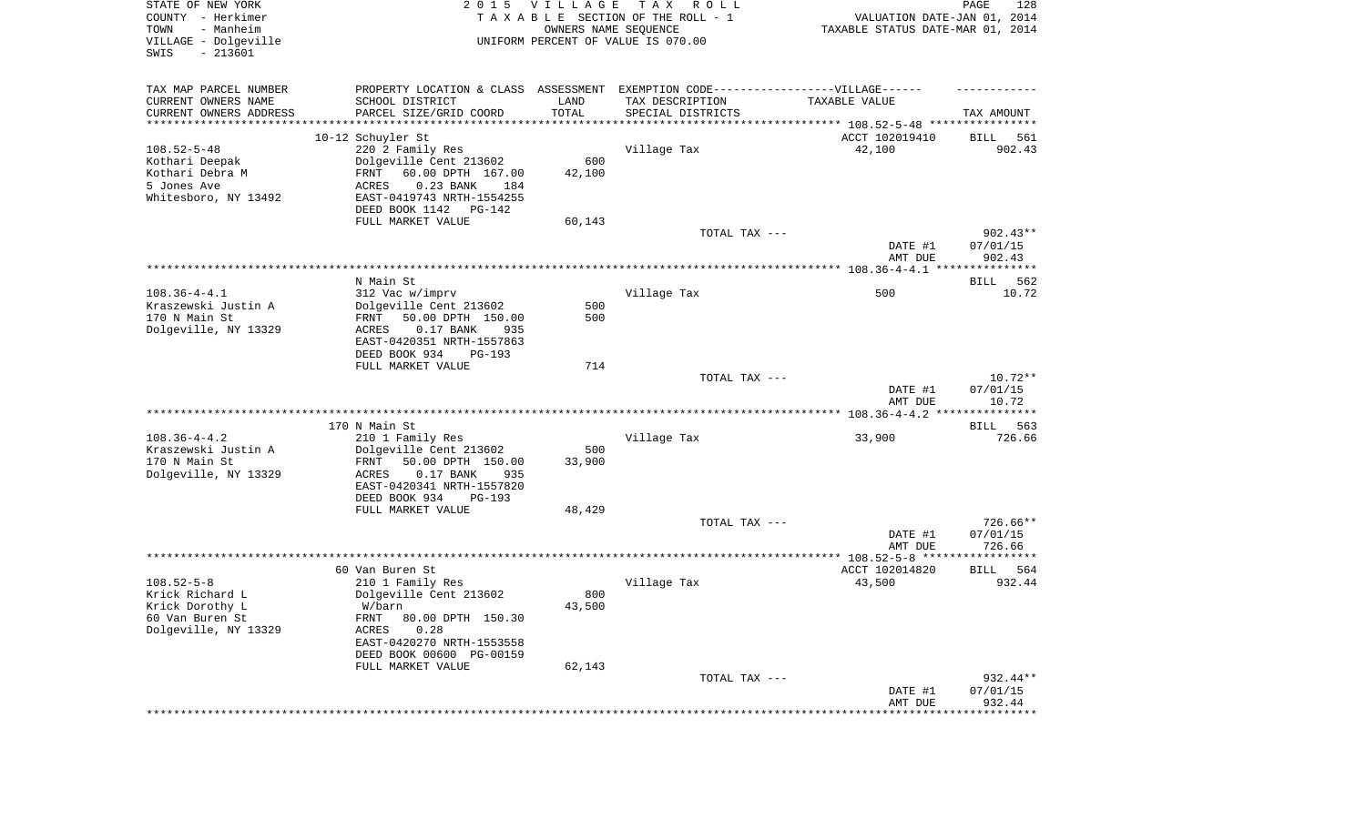STATE OF NEW YORK
COUNTY - Herkimer
TOWN - Manheim
VILLAGE - Dolgeville
SWIS - 213601

2015 VILLAGE TAX ROLL
TAXABLE SECTION OF THE ROLL - 1
OWNERS NAME SEQUENCE
UNIFORM PERCENT OF VALUE IS 070.00

VALUATION DATE-JAN 01, 2014
TAXABLE STATUS DATE-MAR 01, 2014

| TAX MAP PARCEL NUMBER<br>CURRENT OWNERS NAME<br>CURRENT OWNERS ADDRESS | PROPERTY LOCATION & CLASS<br>SCHOOL DISTRICT<br>PARCEL SIZE/GRID COORD | ASSESSMENT<br>LAND<br>TOTAL | EXEMPTION CODE------VILLAGE------<br>TAX DESCRIPTION<br>SPECIAL DISTRICTS | TAXABLE VALUE | TAX AMOUNT |
|---|---|---|---|---|---|
| 108.52-5-48 | 10-12 Schuyler St | | | ACCT 102019410 | BILL 561 |
| Kothari Deepak | 220 2 Family Res | | Village Tax | 42,100 | 902.43 |
| Kothari Debra M | Dolgeville Cent 213602 | 600 | | | |
| 5 Jones Ave | FRNT 60.00 DPTH 167.00 | 42,100 | | | |
| Whitesboro, NY 13492 | ACRES 0.23 BANK 184 | | | | |
| | EAST-0419743 NRTH-1554255 | | | | |
| | DEED BOOK 1142 PG-142 | | | | |
| | FULL MARKET VALUE | 60,143 | | | |
| | | | TOTAL TAX --- | | 902.43** |
| | | | | DATE #1 | 07/01/15 |
| | | | | AMT DUE | 902.43 |
| 108.36-4-4.1 | N Main St | | | | BILL 562 |
| Kraszewski Justin A | 312 Vac w/imprv | | Village Tax | 500 | 10.72 |
| 170 N Main St | Dolgeville Cent 213602 | 500 | | | |
| Dolgeville, NY 13329 | FRNT 50.00 DPTH 150.00 | 500 | | | |
| | ACRES 0.17 BANK 935 | | | | |
| | EAST-0420351 NRTH-1557863 | | | | |
| | DEED BOOK 934 PG-193 | | | | |
| | FULL MARKET VALUE | 714 | | | |
| | | | TOTAL TAX --- | | 10.72** |
| | | | | DATE #1 | 07/01/15 |
| | | | | AMT DUE | 10.72 |
| 108.36-4-4.2 | 170 N Main St | | | | BILL 563 |
| Kraszewski Justin A | 210 1 Family Res | | Village Tax | 33,900 | 726.66 |
| 170 N Main St | Dolgeville Cent 213602 | 500 | | | |
| Dolgeville, NY 13329 | FRNT 50.00 DPTH 150.00 | 33,900 | | | |
| | ACRES 0.17 BANK 935 | | | | |
| | EAST-0420341 NRTH-1557820 | | | | |
| | DEED BOOK 934 PG-193 | | | | |
| | FULL MARKET VALUE | 48,429 | | | |
| | | | TOTAL TAX --- | | 726.66** |
| | | | | DATE #1 | 07/01/15 |
| | | | | AMT DUE | 726.66 |
| 108.52-5-8 | 60 Van Buren St | | | ACCT 102014820 | BILL 564 |
| Krick Richard L | 210 1 Family Res | | Village Tax | 43,500 | 932.44 |
| Krick Dorothy L | Dolgeville Cent 213602 | 800 | | | |
| 60 Van Buren St | W/barn | 43,500 | | | |
| Dolgeville, NY 13329 | FRNT 80.00 DPTH 150.30 | | | | |
| | ACRES 0.28 | | | | |
| | EAST-0420270 NRTH-1553558 | | | | |
| | DEED BOOK 00600 PG-00159 | | | | |
| | FULL MARKET VALUE | 62,143 | | | |
| | | | TOTAL TAX --- | | 932.44** |
| | | | | DATE #1 | 07/01/15 |
| | | | | AMT DUE | 932.44 |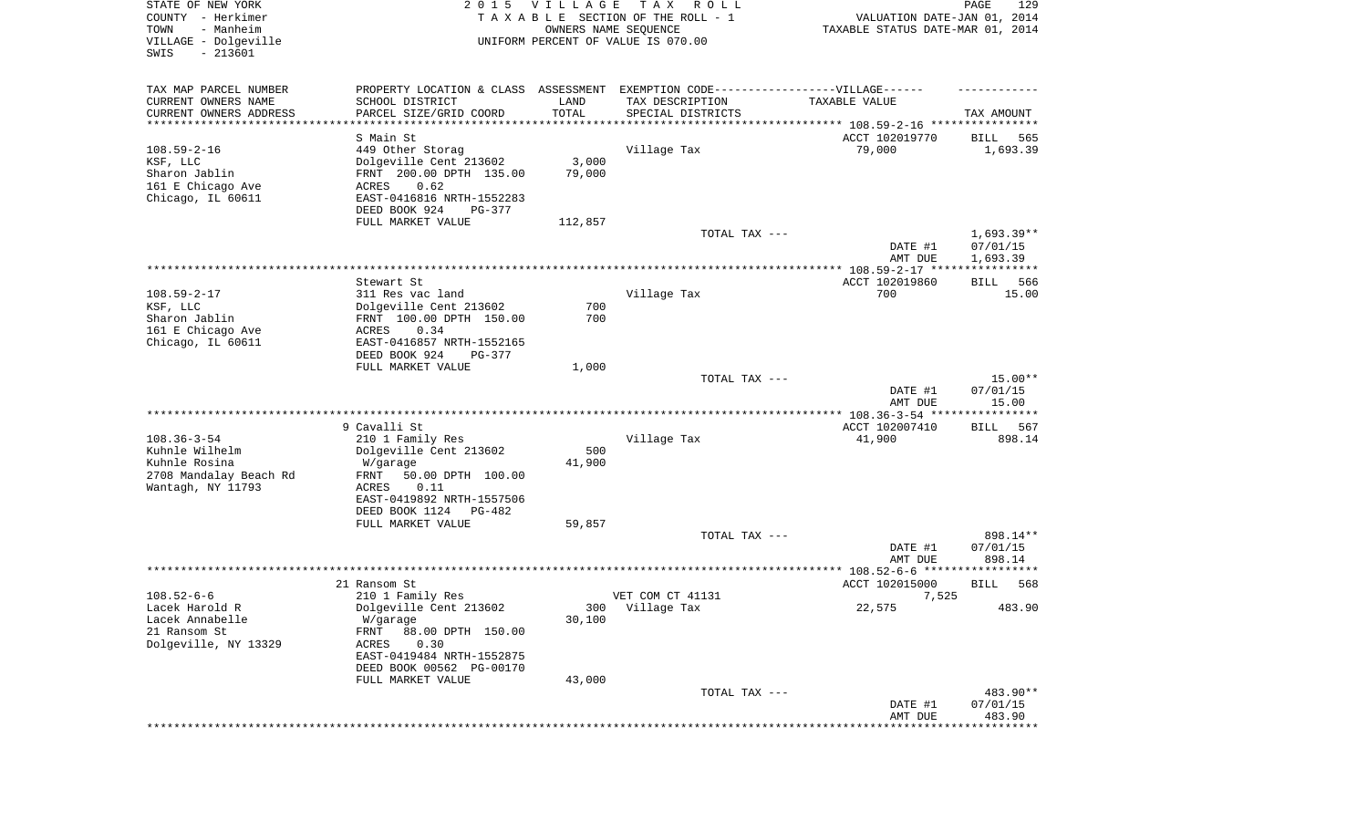STATE OF NEW YORK
COUNTY - Herkimer
TOWN - Manheim
VILLAGE - Dolgeville
SWIS - 213601

2 0 1 5 V I L L A G E T A X R O L L
T A X A B L E SECTION OF THE ROLL - 1
OWNERS NAME SEQUENCE
UNIFORM PERCENT OF VALUE IS 070.00

VALUATION DATE-JAN 01, 2014
TAXABLE STATUS DATE-MAR 01, 2014

| TAX MAP PARCEL NUMBER / CURRENT OWNERS NAME / CURRENT OWNERS ADDRESS | PROPERTY LOCATION & CLASS / SCHOOL DISTRICT / PARCEL SIZE/GRID COORD | ASSESSMENT LAND / TOTAL | EXEMPTION CODE / TAX DESCRIPTION / SPECIAL DISTRICTS | TAXABLE VALUE | TAX AMOUNT |
|---|---|---|---|---|---|
| 108.59-2-16 | S Main St | | | ACCT 102019770 | BILL 565 |
| 108.59-2-16 | 449 Other Storag | | Village Tax | 79,000 | 1,693.39 |
| KSF, LLC | Dolgeville Cent 213602 | 3,000 | | | |
| Sharon Jablin | FRNT 200.00 DPTH 135.00 | 79,000 | | | |
| 161 E Chicago Ave | ACRES 0.62 | | | | |
| Chicago, IL 60611 | EAST-0416816 NRTH-1552283 | | | | |
| | DEED BOOK 924 PG-377 | | | | |
| | FULL MARKET VALUE | 112,857 | | | |
| | | | TOTAL TAX --- | | 1,693.39** |
| | | | | DATE #1 | 07/01/15 |
| | | | | AMT DUE | 1,693.39 |
| 108.59-2-17 | Stewart St | | | ACCT 102019860 | BILL 566 |
| 108.59-2-17 | 311 Res vac land | | Village Tax | 700 | 15.00 |
| KSF, LLC | Dolgeville Cent 213602 | 700 | | | |
| Sharon Jablin | FRNT 100.00 DPTH 150.00 | 700 | | | |
| 161 E Chicago Ave | ACRES 0.34 | | | | |
| Chicago, IL 60611 | EAST-0416857 NRTH-1552165 | | | | |
| | DEED BOOK 924 PG-377 | | | | |
| | FULL MARKET VALUE | 1,000 | | | |
| | | | TOTAL TAX --- | | 15.00** |
| | | | | DATE #1 | 07/01/15 |
| | | | | AMT DUE | 15.00 |
| 108.36-3-54 | 9 Cavalli St | | | ACCT 102007410 | BILL 567 |
| 108.36-3-54 | 210 1 Family Res | | Village Tax | 41,900 | 898.14 |
| Kuhnle Wilhelm | Dolgeville Cent 213602 | 500 | | | |
| Kuhnle Rosina | W/garage | 41,900 | | | |
| 2708 Mandalay Beach Rd | FRNT 50.00 DPTH 100.00 | | | | |
| Wantagh, NY 11793 | ACRES 0.11 | | | | |
| | EAST-0419892 NRTH-1557506 | | | | |
| | DEED BOOK 1124 PG-482 | | | | |
| | FULL MARKET VALUE | 59,857 | | | |
| | | | TOTAL TAX --- | | 898.14** |
| | | | | DATE #1 | 07/01/15 |
| | | | | AMT DUE | 898.14 |
| 108.52-6-6 | 21 Ransom St | | | ACCT 102015000 | BILL 568 |
| 108.52-6-6 | 210 1 Family Res | | VET COM CT 41131 | 7,525 | |
| Lacek Harold R | Dolgeville Cent 213602 | 300 | Village Tax | 22,575 | 483.90 |
| Lacek Annabelle | W/garage | 30,100 | | | |
| 21 Ransom St | FRNT 88.00 DPTH 150.00 | | | | |
| Dolgeville, NY 13329 | ACRES 0.30 | | | | |
| | EAST-0419484 NRTH-1552875 | | | | |
| | DEED BOOK 00562 PG-00170 | | | | |
| | FULL MARKET VALUE | 43,000 | | | |
| | | | TOTAL TAX --- | | 483.90** |
| | | | | DATE #1 | 07/01/15 |
| | | | | AMT DUE | 483.90 |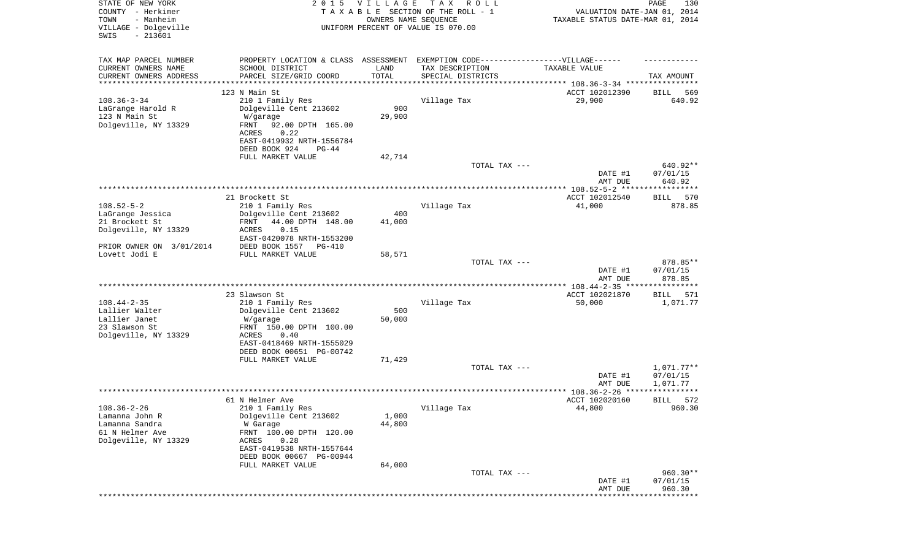STATE OF NEW YORK
COUNTY - Herkimer
TOWN - Manheim
VILLAGE - Dolgeville
SWIS - 213601

2 0 1 5 V I L L A G E T A X R O L L
T A X A B L E SECTION OF THE ROLL - 1
OWNERS NAME SEQUENCE
UNIFORM PERCENT OF VALUE IS 070.00

VALUATION DATE-JAN 01, 2014
TAXABLE STATUS DATE-MAR 01, 2014

| TAX MAP PARCEL NUMBER<br>CURRENT OWNERS NAME<br>CURRENT OWNERS ADDRESS | PROPERTY LOCATION & CLASS<br>SCHOOL DISTRICT<br>PARCEL SIZE/GRID COORD | ASSESSMENT<br>LAND<br>TOTAL | EXEMPTION CODE------VILLAGE------<br>TAX DESCRIPTION<br>SPECIAL DISTRICTS | TAXABLE VALUE | TAX AMOUNT |
|---|---|---|---|---|---|
| | 123 N Main St | | | ACCT 102012390 | BILL 569 |
| 108.36-3-34 | 210 1 Family Res | | Village Tax | 29,900 | 640.92 |
| LaGrange Harold R | Dolgeville Cent 213602 | 900 | | | |
| 123 N Main St | W/garage | 29,900 | | | |
| Dolgeville, NY 13329 | FRNT 92.00 DPTH 165.00 | | | | |
| | ACRES 0.22 | | | | |
| | EAST-0419932 NRTH-1556784 | | | | |
| | DEED BOOK 924 PG-44 | | | | |
| | FULL MARKET VALUE | 42,714 | | | |
| | | | TOTAL TAX --- | | 640.92** |
| | | | | DATE #1 | 07/01/15 |
| | | | | AMT DUE | 640.92 |
| | 21 Brockett St | | | ACCT 102012540 | BILL 570 |
| 108.52-5-2 | 210 1 Family Res | | Village Tax | 41,000 | 878.85 |
| LaGrange Jessica | Dolgeville Cent 213602 | 400 | | | |
| 21 Brockett St | FRNT 44.00 DPTH 148.00 | 41,000 | | | |
| Dolgeville, NY 13329 | ACRES 0.15 | | | | |
| | EAST-0420078 NRTH-1553200 | | | | |
| PRIOR OWNER ON 3/01/2014 | DEED BOOK 1557 PG-410 | | | | |
| Lovett Jodi E | FULL MARKET VALUE | 58,571 | | | |
| | | | TOTAL TAX --- | | 878.85** |
| | | | | DATE #1 | 07/01/15 |
| | | | | AMT DUE | 878.85 |
| | 23 Slawson St | | | ACCT 102021870 | BILL 571 |
| 108.44-2-35 | 210 1 Family Res | | Village Tax | 50,000 | 1,071.77 |
| Lallier Walter | Dolgeville Cent 213602 | 500 | | | |
| Lallier Janet | W/garage | 50,000 | | | |
| 23 Slawson St | FRNT 150.00 DPTH 100.00 | | | | |
| Dolgeville, NY 13329 | ACRES 0.40 | | | | |
| | EAST-0418469 NRTH-1555029 | | | | |
| | DEED BOOK 00651 PG-00742 | | | | |
| | FULL MARKET VALUE | 71,429 | | | |
| | | | TOTAL TAX --- | | 1,071.77** |
| | | | | DATE #1 | 07/01/15 |
| | | | | AMT DUE | 1,071.77 |
| | 61 N Helmer Ave | | | ACCT 102020160 | BILL 572 |
| 108.36-2-26 | 210 1 Family Res | | Village Tax | 44,800 | 960.30 |
| Lamanna John R | Dolgeville Cent 213602 | 1,000 | | | |
| Lamanna Sandra | W Garage | 44,800 | | | |
| 61 N Helmer Ave | FRNT 100.00 DPTH 120.00 | | | | |
| Dolgeville, NY 13329 | ACRES 0.28 | | | | |
| | EAST-0419538 NRTH-1557644 | | | | |
| | DEED BOOK 00667 PG-00944 | | | | |
| | FULL MARKET VALUE | 64,000 | | | |
| | | | TOTAL TAX --- | | 960.30** |
| | | | | DATE #1 | 07/01/15 |
| | | | | AMT DUE | 960.30 |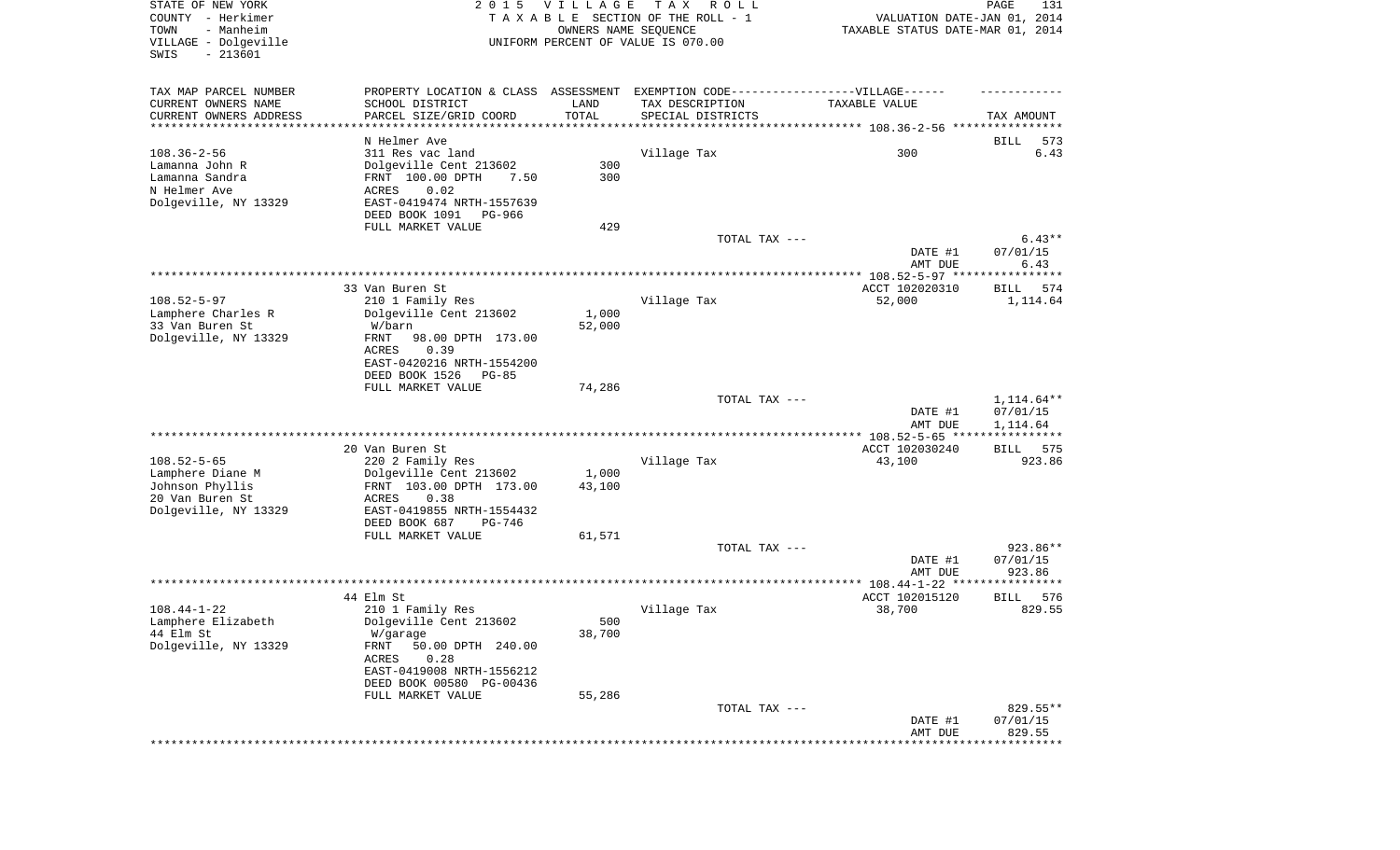STATE OF NEW YORK — 2015 VILLAGE TAX ROLL
COUNTY - Herkimer — TAXABLE SECTION OF THE ROLL - 1 — VALUATION DATE-JAN 01, 2014
TOWN - Manheim — OWNERS NAME SEQUENCE — TAXABLE STATUS DATE-MAR 01, 2014
VILLAGE - Dolgeville — UNIFORM PERCENT OF VALUE IS 070.00
SWIS - 213601

| TAX MAP PARCEL NUMBER / CURRENT OWNERS NAME / CURRENT OWNERS ADDRESS | PROPERTY LOCATION & CLASS / SCHOOL DISTRICT / PARCEL SIZE/GRID COORD | ASSESSMENT LAND | TOTAL | EXEMPTION CODE / TAX DESCRIPTION / SPECIAL DISTRICTS | TAXABLE VALUE | TAX AMOUNT |
|---|---|---|---|---|---|---|
| 108.36-2-56 | N Helmer Ave | | | | | BILL 573 |
| Lamanna John R | 311 Res vac land | | | Village Tax | 300 | 6.43 |
| Lamanna Sandra | Dolgeville Cent 213602 | 300 | | | | |
| N Helmer Ave | FRNT 100.00 DPTH 7.50 | | 300 | | | |
| Dolgeville, NY 13329 | ACRES 0.02 | | | | | |
| | EAST-0419474 NRTH-1557639 | | | | | |
| | DEED BOOK 1091 PG-966 | | | | | |
| | FULL MARKET VALUE | 429 | | | | |
| | | | | TOTAL TAX --- | | 6.43** |
| | | | | | DATE #1 | 07/01/15 |
| | | | | | AMT DUE | 6.43 |
| 108.52-5-97 | 33 Van Buren St | | | | ACCT 102020310 | BILL 574 |
| Lamphere Charles R | 210 1 Family Res | | | Village Tax | 52,000 | 1,114.64 |
| 33 Van Buren St | Dolgeville Cent 213602 | 1,000 | | | | |
| Dolgeville, NY 13329 | W/barn | | 52,000 | | | |
| | FRNT 98.00 DPTH 173.00 | | | | | |
| | ACRES 0.39 | | | | | |
| | EAST-0420216 NRTH-1554200 | | | | | |
| | DEED BOOK 1526 PG-85 | | | | | |
| | FULL MARKET VALUE | 74,286 | | | | |
| | | | | TOTAL TAX --- | | 1,114.64** |
| | | | | | DATE #1 | 07/01/15 |
| | | | | | AMT DUE | 1,114.64 |
| 108.52-5-65 | 20 Van Buren St | | | | ACCT 102030240 | BILL 575 |
| Lamphere Diane M | 220 2 Family Res | | | Village Tax | 43,100 | 923.86 |
| Johnson Phyllis | Dolgeville Cent 213602 | 1,000 | | | | |
| 20 Van Buren St | FRNT 103.00 DPTH 173.00 | | 43,100 | | | |
| Dolgeville, NY 13329 | ACRES 0.38 | | | | | |
| | EAST-0419855 NRTH-1554432 | | | | | |
| | DEED BOOK 687 PG-746 | | | | | |
| | FULL MARKET VALUE | 61,571 | | | | |
| | | | | TOTAL TAX --- | | 923.86** |
| | | | | | DATE #1 | 07/01/15 |
| | | | | | AMT DUE | 923.86 |
| 108.44-1-22 | 44 Elm St | | | | ACCT 102015120 | BILL 576 |
| Lamphere Elizabeth | 210 1 Family Res | | | Village Tax | 38,700 | 829.55 |
| 44 Elm St | Dolgeville Cent 213602 | 500 | | | | |
| Dolgeville, NY 13329 | W/garage | | 38,700 | | | |
| | FRNT 50.00 DPTH 240.00 | | | | | |
| | ACRES 0.28 | | | | | |
| | EAST-0419008 NRTH-1556212 | | | | | |
| | DEED BOOK 00580 PG-00436 | | | | | |
| | FULL MARKET VALUE | 55,286 | | | | |
| | | | | TOTAL TAX --- | | 829.55** |
| | | | | | DATE #1 | 07/01/15 |
| | | | | | AMT DUE | 829.55 |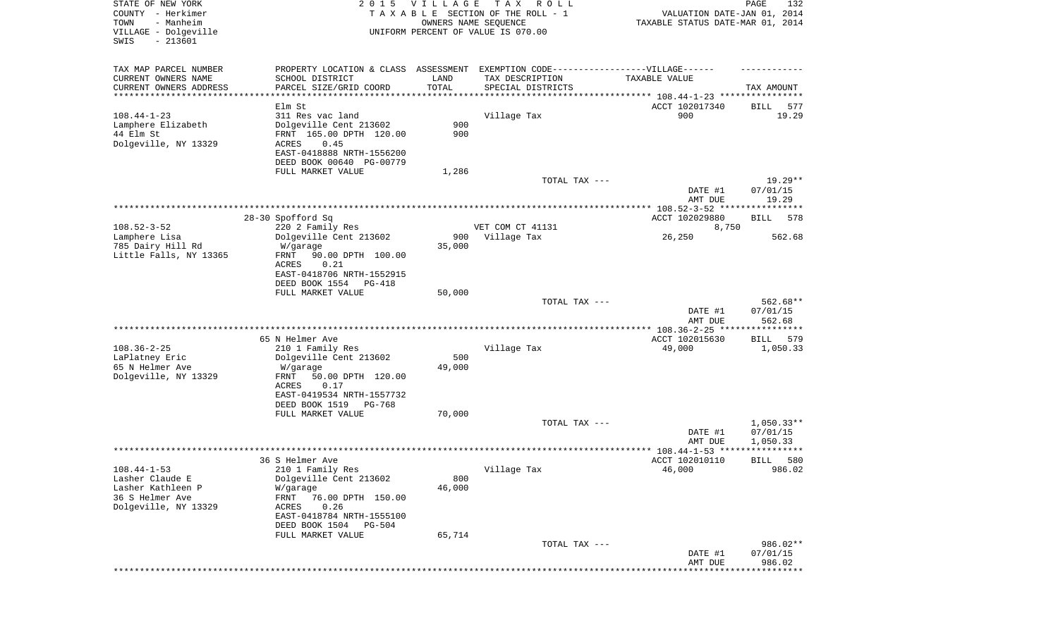STATE OF NEW YORK
COUNTY - Herkimer
TOWN - Manheim
VILLAGE - Dolgeville
SWIS - 213601

2 0 1 5 V I L L A G E T A X R O L L
T A X A B L E SECTION OF THE ROLL - 1
OWNERS NAME SEQUENCE
UNIFORM PERCENT OF VALUE IS 070.00

VALUATION DATE-JAN 01, 2014
TAXABLE STATUS DATE-MAR 01, 2014

| TAX MAP PARCEL NUMBER / CURRENT OWNERS NAME / CURRENT OWNERS ADDRESS | PROPERTY LOCATION & CLASS / SCHOOL DISTRICT / PARCEL SIZE/GRID COORD | ASSESSMENT LAND / TOTAL | EXEMPTION CODE / TAX DESCRIPTION / SPECIAL DISTRICTS | TAXABLE VALUE | TAX AMOUNT |
|---|---|---|---|---|---|
| 108.44-1-23 | Elm St | | | ACCT 102017340 | BILL 577 |
| Lamphere Elizabeth | 311 Res vac land | | Village Tax | 900 | 19.29 |
| 44 Elm St | Dolgeville Cent 213602 | 900 | | | |
| Dolgeville, NY 13329 | FRNT 165.00 DPTH 120.00 | 900 | | | |
| | ACRES 0.45 | | | | |
| | EAST-0418888 NRTH-1556200 | | | | |
| | DEED BOOK 00640 PG-00779 | | | | |
| | FULL MARKET VALUE | 1,286 | | | |
| | | | TOTAL TAX --- | | 19.29** |
| | | | | DATE #1 | 07/01/15 |
| | | | | AMT DUE | 19.29 |
| 108.52-3-52 | 28-30 Spofford Sq | | | ACCT 102029880 | BILL 578 |
| Lamphere Lisa | 220 2 Family Res | | VET COM CT 41131 | 8,750 | |
| 785 Dairy Hill Rd | Dolgeville Cent 213602 | 900 | Village Tax | 26,250 | 562.68 |
| Little Falls, NY 13365 | W/garage | 35,000 | | | |
| | FRNT 90.00 DPTH 100.00 | | | | |
| | ACRES 0.21 | | | | |
| | EAST-0418706 NRTH-1552915 | | | | |
| | DEED BOOK 1554 PG-418 | | | | |
| | FULL MARKET VALUE | 50,000 | | | |
| | | | TOTAL TAX --- | | 562.68** |
| | | | | DATE #1 | 07/01/15 |
| | | | | AMT DUE | 562.68 |
| 108.36-2-25 | 65 N Helmer Ave | | | ACCT 102015630 | BILL 579 |
| LaPlatney Eric | 210 1 Family Res | | Village Tax | 49,000 | 1,050.33 |
| 65 N Helmer Ave | Dolgeville Cent 213602 | 500 | | | |
| Dolgeville, NY 13329 | W/garage | 49,000 | | | |
| | FRNT 50.00 DPTH 120.00 | | | | |
| | ACRES 0.17 | | | | |
| | EAST-0419534 NRTH-1557732 | | | | |
| | DEED BOOK 1519 PG-768 | | | | |
| | FULL MARKET VALUE | 70,000 | | | |
| | | | TOTAL TAX --- | | 1,050.33** |
| | | | | DATE #1 | 07/01/15 |
| | | | | AMT DUE | 1,050.33 |
| 108.44-1-53 | 36 S Helmer Ave | | | ACCT 102010110 | BILL 580 |
| Lasher Claude E | 210 1 Family Res | | Village Tax | 46,000 | 986.02 |
| Lasher Kathleen P | Dolgeville Cent 213602 | 800 | | | |
| 36 S Helmer Ave | W/garage | 46,000 | | | |
| Dolgeville, NY 13329 | FRNT 76.00 DPTH 150.00 | | | | |
| | ACRES 0.26 | | | | |
| | EAST-0418784 NRTH-1555100 | | | | |
| | DEED BOOK 1504 PG-504 | | | | |
| | FULL MARKET VALUE | 65,714 | | | |
| | | | TOTAL TAX --- | | 986.02** |
| | | | | DATE #1 | 07/01/15 |
| | | | | AMT DUE | 986.02 |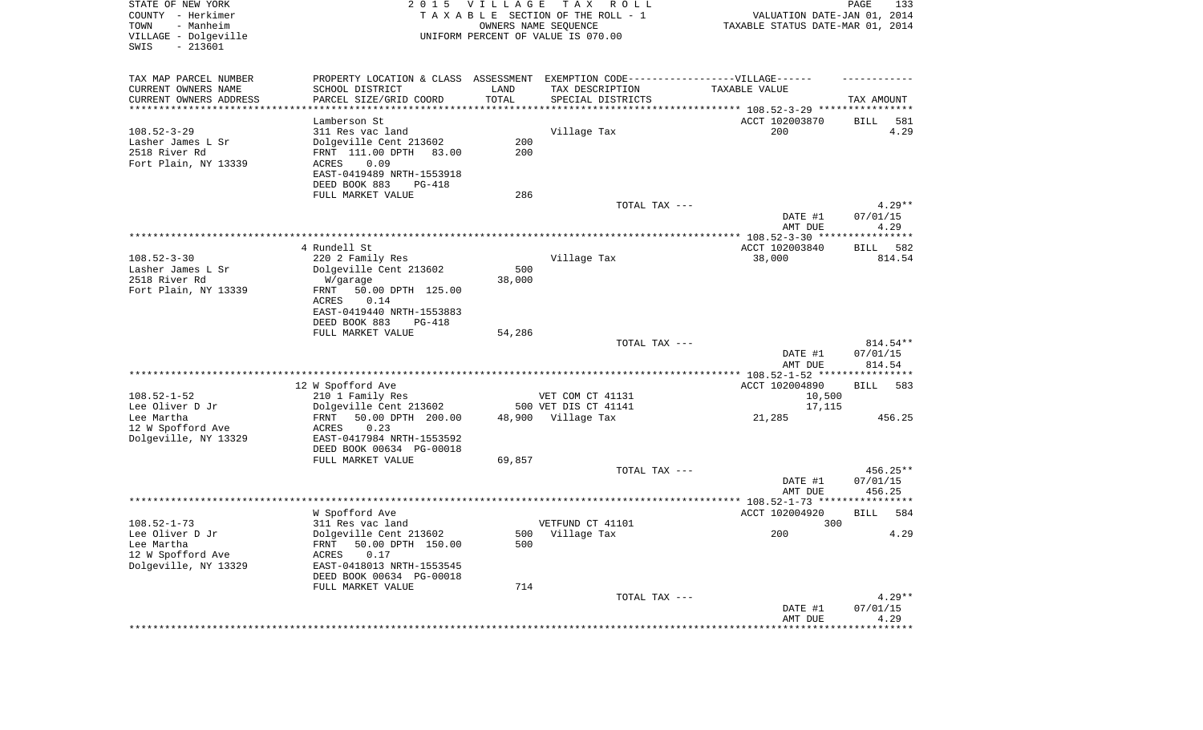STATE OF NEW YORK
COUNTY - Herkimer
TOWN - Manheim
VILLAGE - Dolgeville
SWIS - 213601

2015 VILLAGE TAX ROLL
TAXABLE SECTION OF THE ROLL - 1
OWNERS NAME SEQUENCE
UNIFORM PERCENT OF VALUE IS 070.00

VALUATION DATE-JAN 01, 2014
TAXABLE STATUS DATE-MAR 01, 2014

| TAX MAP PARCEL NUMBER / CURRENT OWNERS NAME / CURRENT OWNERS ADDRESS | PROPERTY LOCATION & CLASS / SCHOOL DISTRICT / PARCEL SIZE/GRID COORD | ASSESSMENT LAND | TOTAL | EXEMPTION CODE / TAX DESCRIPTION / SPECIAL DISTRICTS | TAXABLE VALUE | TAX AMOUNT |
|---|---|---|---|---|---|---|
| **108.52-3-29** | Lamberson St | | | | ACCT 102003870 | BILL 581 |
| 108.52-3-29 | 311 Res vac land | | | Village Tax | 200 | 4.29 |
| Lasher James L Sr | Dolgeville Cent 213602 | 200 | | | | |
| 2518 River Rd | FRNT 111.00 DPTH 83.00 | | 200 | | | |
| Fort Plain, NY 13339 | ACRES 0.09 | | | | | |
| | EAST-0419489 NRTH-1553918 | | | | | |
| | DEED BOOK 883 PG-418 | | | | | |
| | FULL MARKET VALUE | | 286 | | | |
| | | | | TOTAL TAX --- | | 4.29** |
| | | | | | DATE #1 | 07/01/15 |
| | | | | | AMT DUE | 4.29 |
| **108.52-3-30** | 4 Rundell St | | | | ACCT 102003840 | BILL 582 |
| 108.52-3-30 | 220 2 Family Res | | | Village Tax | 38,000 | 814.54 |
| Lasher James L Sr | Dolgeville Cent 213602 | 500 | | | | |
| 2518 River Rd | W/garage | | 38,000 | | | |
| Fort Plain, NY 13339 | FRNT 50.00 DPTH 125.00 | | | | | |
| | ACRES 0.14 | | | | | |
| | EAST-0419440 NRTH-1553883 | | | | | |
| | DEED BOOK 883 PG-418 | | | | | |
| | FULL MARKET VALUE | | 54,286 | | | |
| | | | | TOTAL TAX --- | | 814.54** |
| | | | | | DATE #1 | 07/01/15 |
| | | | | | AMT DUE | 814.54 |
| **108.52-1-52** | 12 W Spofford Ave | | | | ACCT 102004890 | BILL 583 |
| 108.52-1-52 | 210 1 Family Res | | | VET COM CT 41131 | 10,500 | |
| Lee Oliver D Jr | Dolgeville Cent 213602 | 500 | | VET DIS CT 41141 | 17,115 | |
| Lee Martha | FRNT 50.00 DPTH 200.00 | | 48,900 | Village Tax | 21,285 | 456.25 |
| 12 W Spofford Ave | ACRES 0.23 | | | | | |
| Dolgeville, NY 13329 | EAST-0417984 NRTH-1553592 | | | | | |
| | DEED BOOK 00634 PG-00018 | | | | | |
| | FULL MARKET VALUE | | 69,857 | | | |
| | | | | TOTAL TAX --- | | 456.25** |
| | | | | | DATE #1 | 07/01/15 |
| | | | | | AMT DUE | 456.25 |
| **108.52-1-73** | W Spofford Ave | | | | ACCT 102004920 | BILL 584 |
| 108.52-1-73 | 311 Res vac land | | | VETFUND CT 41101 | 300 | |
| Lee Oliver D Jr | Dolgeville Cent 213602 | 500 | | Village Tax | 200 | 4.29 |
| Lee Martha | FRNT 50.00 DPTH 150.00 | | 500 | | | |
| 12 W Spofford Ave | ACRES 0.17 | | | | | |
| Dolgeville, NY 13329 | EAST-0418013 NRTH-1553545 | | | | | |
| | DEED BOOK 00634 PG-00018 | | | | | |
| | FULL MARKET VALUE | | 714 | | | |
| | | | | TOTAL TAX --- | | 4.29** |
| | | | | | DATE #1 | 07/01/15 |
| | | | | | AMT DUE | 4.29 |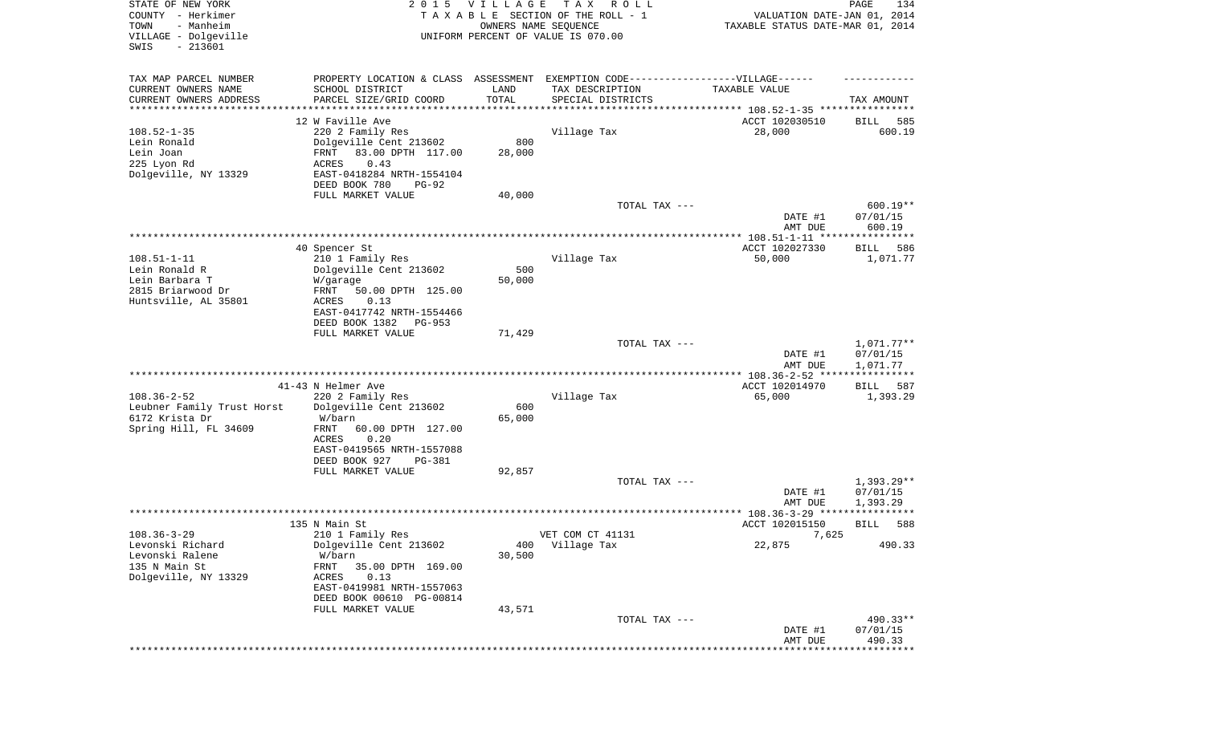STATE OF NEW YORK
COUNTY - Herkimer
TOWN - Manheim
VILLAGE - Dolgeville
SWIS - 213601

2 0 1 5 V I L L A G E T A X R O L L
T A X A B L E SECTION OF THE ROLL - 1
OWNERS NAME SEQUENCE
UNIFORM PERCENT OF VALUE IS 070.00

VALUATION DATE-JAN 01, 2014
TAXABLE STATUS DATE-MAR 01, 2014

| TAX MAP PARCEL NUMBER / CURRENT OWNERS NAME / CURRENT OWNERS ADDRESS | PROPERTY LOCATION & CLASS / SCHOOL DISTRICT / PARCEL SIZE/GRID COORD | ASSESSMENT LAND / TOTAL | EXEMPTION CODE / TAX DESCRIPTION / SPECIAL DISTRICTS | TAXABLE VALUE | TAX AMOUNT |
|---|---|---|---|---|---|
| | 12 W Faville Ave | | | ACCT 102030510 | BILL 585 |
| 108.52-1-35 | 220 2 Family Res | | Village Tax | 28,000 | 600.19 |
| Lein Ronald | Dolgeville Cent 213602 | 800 | | | |
| Lein Joan | FRNT 83.00 DPTH 117.00 | 28,000 | | | |
| 225 Lyon Rd | ACRES 0.43 | | | | |
| Dolgeville, NY 13329 | EAST-0418284 NRTH-1554104 | | | | |
| | DEED BOOK 780 PG-92 | | | | |
| | FULL MARKET VALUE | 40,000 | | | |
| | | | TOTAL TAX --- | | 600.19** |
| | | | | DATE #1 | 07/01/15 |
| | | | | AMT DUE | 600.19 |
| | 40 Spencer St | | | ACCT 102027330 | BILL 586 |
| 108.51-1-11 | 210 1 Family Res | | Village Tax | 50,000 | 1,071.77 |
| Lein Ronald R | Dolgeville Cent 213602 | 500 | | | |
| Lein Barbara T | W/garage | 50,000 | | | |
| 2815 Briarwood Dr | FRNT 50.00 DPTH 125.00 | | | | |
| Huntsville, AL 35801 | ACRES 0.13 | | | | |
| | EAST-0417742 NRTH-1554466 | | | | |
| | DEED BOOK 1382 PG-953 | | | | |
| | FULL MARKET VALUE | 71,429 | | | |
| | | | TOTAL TAX --- | | 1,071.77** |
| | | | | DATE #1 | 07/01/15 |
| | | | | AMT DUE | 1,071.77 |
| | 41-43 N Helmer Ave | | | ACCT 102014970 | BILL 587 |
| 108.36-2-52 | 220 2 Family Res | | Village Tax | 65,000 | 1,393.29 |
| Leubner Family Trust Horst | Dolgeville Cent 213602 | 600 | | | |
| 6172 Krista Dr | W/barn | 65,000 | | | |
| Spring Hill, FL 34609 | FRNT 60.00 DPTH 127.00 | | | | |
| | ACRES 0.20 | | | | |
| | EAST-0419565 NRTH-1557088 | | | | |
| | DEED BOOK 927 PG-381 | | | | |
| | FULL MARKET VALUE | 92,857 | | | |
| | | | TOTAL TAX --- | | 1,393.29** |
| | | | | DATE #1 | 07/01/15 |
| | | | | AMT DUE | 1,393.29 |
| | 135 N Main St | | | ACCT 102015150 | BILL 588 |
| 108.36-3-29 | 210 1 Family Res | | VET COM CT 41131 | 7,625 | |
| Levonski Richard | Dolgeville Cent 213602 | 400 | Village Tax | 22,875 | 490.33 |
| Levonski Ralene | W/barn | 30,500 | | | |
| 135 N Main St | FRNT 35.00 DPTH 169.00 | | | | |
| Dolgeville, NY 13329 | ACRES 0.13 | | | | |
| | EAST-0419981 NRTH-1557063 | | | | |
| | DEED BOOK 00610 PG-00814 | | | | |
| | FULL MARKET VALUE | 43,571 | | | |
| | | | TOTAL TAX --- | | 490.33** |
| | | | | DATE #1 | 07/01/15 |
| | | | | AMT DUE | 490.33 |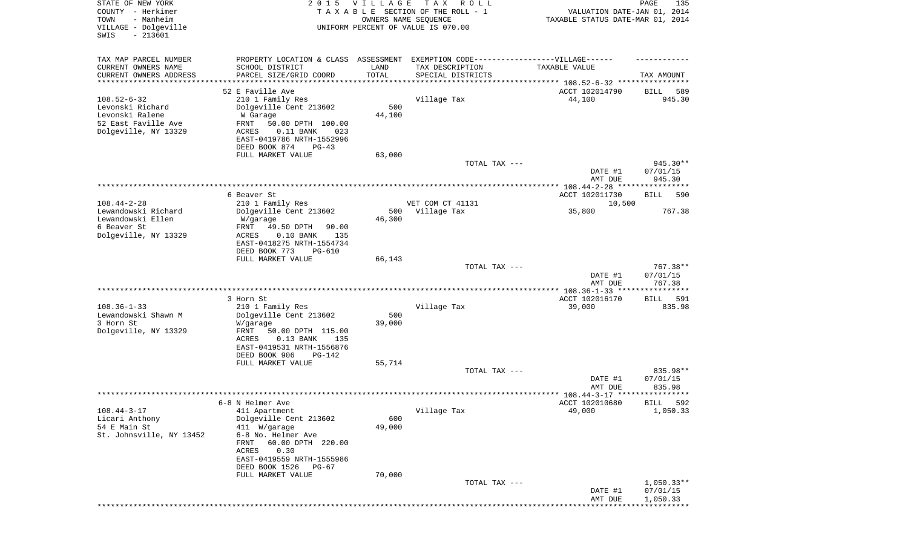STATE OF NEW YORK
COUNTY - Herkimer
TOWN - Manheim
VILLAGE - Dolgeville
SWIS - 213601

2015 VILLAGE TAX ROLL
TAXABLE SECTION OF THE ROLL - 1
OWNERS NAME SEQUENCE
UNIFORM PERCENT OF VALUE IS 070.00

VALUATION DATE-JAN 01, 2014
TAXABLE STATUS DATE-MAR 01, 2014

| TAX MAP PARCEL NUMBER<br>CURRENT OWNERS NAME<br>CURRENT OWNERS ADDRESS | PROPERTY LOCATION & CLASS<br>SCHOOL DISTRICT<br>PARCEL SIZE/GRID COORD | ASSESSMENT<br>LAND<br>TOTAL | EXEMPTION CODE------VILLAGE------<br>TAX DESCRIPTION<br>SPECIAL DISTRICTS | TAXABLE VALUE | TAX AMOUNT |
|---|---|---|---|---|---|
| | 52 E Faville Ave | | | ACCT 102014790 | BILL 589 |
| 108.52-6-32 | 210 1 Family Res | | Village Tax | 44,100 | 945.30 |
| Levonski Richard | Dolgeville Cent 213602 | 500 | | | |
| Levonski Ralene | W Garage | 44,100 | | | |
| 52 East Faville Ave | FRNT 50.00 DPTH 100.00 | | | | |
| Dolgeville, NY 13329 | ACRES 0.11 BANK 023 | | | | |
| | EAST-0419786 NRTH-1552996 | | | | |
| | DEED BOOK 874 PG-43 | | | | |
| | FULL MARKET VALUE | 63,000 | | | |
| | | | TOTAL TAX --- | | 945.30** |
| | | | | DATE #1 | 07/01/15 |
| | | | | AMT DUE | 945.30 |
| | 6 Beaver St | | | ACCT 102011730 | BILL 590 |
| 108.44-2-28 | 210 1 Family Res | | VET COM CT 41131 | 10,500 | |
| Lewandowski Richard | Dolgeville Cent 213602 | 500 | Village Tax | 35,800 | 767.38 |
| Lewandowski Ellen | W/garage | 46,300 | | | |
| 6 Beaver St | FRNT 49.50 DPTH 90.00 | | | | |
| Dolgeville, NY 13329 | ACRES 0.10 BANK 135 | | | | |
| | EAST-0418275 NRTH-1554734 | | | | |
| | DEED BOOK 773 PG-610 | | | | |
| | FULL MARKET VALUE | 66,143 | | | |
| | | | TOTAL TAX --- | | 767.38** |
| | | | | DATE #1 | 07/01/15 |
| | | | | AMT DUE | 767.38 |
| | 3 Horn St | | | ACCT 102016170 | BILL 591 |
| 108.36-1-33 | 210 1 Family Res | | Village Tax | 39,000 | 835.98 |
| Lewandowski Shawn M | Dolgeville Cent 213602 | 500 | | | |
| 3 Horn St | W/garage | 39,000 | | | |
| Dolgeville, NY 13329 | FRNT 50.00 DPTH 115.00 | | | | |
| | ACRES 0.13 BANK 135 | | | | |
| | EAST-0419531 NRTH-1556876 | | | | |
| | DEED BOOK 906 PG-142 | | | | |
| | FULL MARKET VALUE | 55,714 | | | |
| | | | TOTAL TAX --- | | 835.98** |
| | | | | DATE #1 | 07/01/15 |
| | | | | AMT DUE | 835.98 |
| | 6-8 N Helmer Ave | | | ACCT 102010680 | BILL 592 |
| 108.44-3-17 | 411 Apartment | | Village Tax | 49,000 | 1,050.33 |
| Licari Anthony | Dolgeville Cent 213602 | 600 | | | |
| 54 E Main St | 411 W/garage | 49,000 | | | |
| St. Johnsville, NY 13452 | 6-8 No. Helmer Ave | | | | |
| | FRNT 60.00 DPTH 220.00 | | | | |
| | ACRES 0.30 | | | | |
| | EAST-0419559 NRTH-1555986 | | | | |
| | DEED BOOK 1526 PG-67 | | | | |
| | FULL MARKET VALUE | 70,000 | | | |
| | | | TOTAL TAX --- | | 1,050.33** |
| | | | | DATE #1 | 07/01/15 |
| | | | | AMT DUE | 1,050.33 |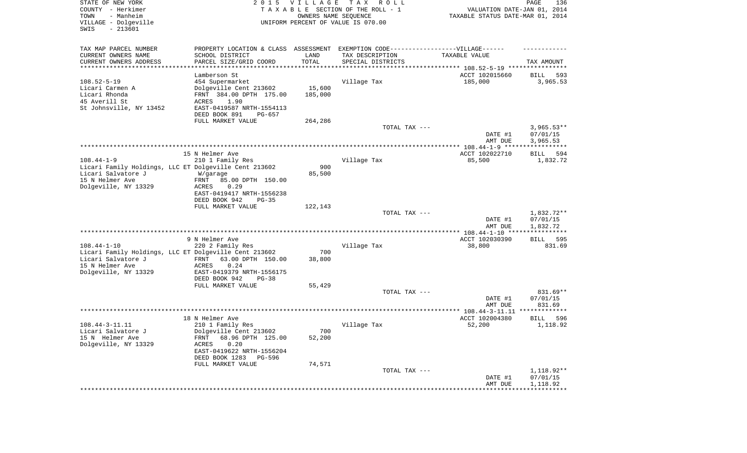STATE OF NEW YORK — 2015 VILLAGE TAX ROLL
COUNTY - Herkimer — TAXABLE SECTION OF THE ROLL - 1 — VALUATION DATE-JAN 01, 2014
TOWN - Manheim — OWNERS NAME SEQUENCE — TAXABLE STATUS DATE-MAR 01, 2014
VILLAGE - Dolgeville — UNIFORM PERCENT OF VALUE IS 070.00
SWIS - 213601

| TAX MAP PARCEL NUMBER / CURRENT OWNERS NAME / CURRENT OWNERS ADDRESS | PROPERTY LOCATION & CLASS / SCHOOL DISTRICT / PARCEL SIZE/GRID COORD | ASSESSMENT LAND / TOTAL | EXEMPTION CODE / TAX DESCRIPTION / SPECIAL DISTRICTS | VILLAGE TAXABLE VALUE | TAX AMOUNT |
|---|---|---|---|---|---|
| | Lamberson St | | | ACCT 102015660 | BILL 593 |
| 108.52-5-19 | 454 Supermarket | | Village Tax | 185,000 | 3,965.53 |
| Licari Carmen A | Dolgeville Cent 213602 | 15,600 | | | |
| Licari Rhonda | FRNT 384.00 DPTH 175.00 | 185,000 | | | |
| 45 Averill St | ACRES 1.90 | | | | |
| St Johnsville, NY 13452 | EAST-0419587 NRTH-1554113 | | | | |
| | DEED BOOK 891 PG-657 | | | | |
| | FULL MARKET VALUE | 264,286 | | | |
| | | | TOTAL TAX --- | | 3,965.53** |
| | | | | DATE #1 | 07/01/15 |
| | | | | AMT DUE | 3,965.53 |
| | 15 N Helmer Ave | | | ACCT 102022710 | BILL 594 |
| 108.44-1-9 | 210 1 Family Res | | Village Tax | 85,500 | 1,832.72 |
| Licari Family Holdings, LLC ET | Dolgeville Cent 213602 | 900 | | | |
| Licari Salvatore J | W/garage | 85,500 | | | |
| 15 N Helmer Ave | FRNT 85.00 DPTH 150.00 | | | | |
| Dolgeville, NY 13329 | ACRES 0.29 | | | | |
| | EAST-0419417 NRTH-1556238 | | | | |
| | DEED BOOK 942 PG-35 | | | | |
| | FULL MARKET VALUE | 122,143 | | | |
| | | | TOTAL TAX --- | | 1,832.72** |
| | | | | DATE #1 | 07/01/15 |
| | | | | AMT DUE | 1,832.72 |
| | 9 N Helmer Ave | | | ACCT 102030390 | BILL 595 |
| 108.44-1-10 | 220 2 Family Res | | Village Tax | 38,800 | 831.69 |
| Licari Family Holdings, LLC ET | Dolgeville Cent 213602 | 700 | | | |
| Licari Salvatore J | FRNT 63.00 DPTH 150.00 | 38,800 | | | |
| 15 N Helmer Ave | ACRES 0.24 | | | | |
| Dolgeville, NY 13329 | EAST-0419379 NRTH-1556175 | | | | |
| | DEED BOOK 942 PG-38 | | | | |
| | FULL MARKET VALUE | 55,429 | | | |
| | | | TOTAL TAX --- | | 831.69** |
| | | | | DATE #1 | 07/01/15 |
| | | | | AMT DUE | 831.69 |
| | 18 N Helmer Ave | | | ACCT 102004380 | BILL 596 |
| 108.44-3-11.11 | 210 1 Family Res | | Village Tax | 52,200 | 1,118.92 |
| Licari Salvatore J | Dolgeville Cent 213602 | 700 | | | |
| 15 N Helmer Ave | FRNT 68.96 DPTH 125.00 | 52,200 | | | |
| Dolgeville, NY 13329 | ACRES 0.20 | | | | |
| | EAST-0419622 NRTH-1556204 | | | | |
| | DEED BOOK 1283 PG-596 | | | | |
| | FULL MARKET VALUE | 74,571 | | | |
| | | | TOTAL TAX --- | | 1,118.92** |
| | | | | DATE #1 | 07/01/15 |
| | | | | AMT DUE | 1,118.92 |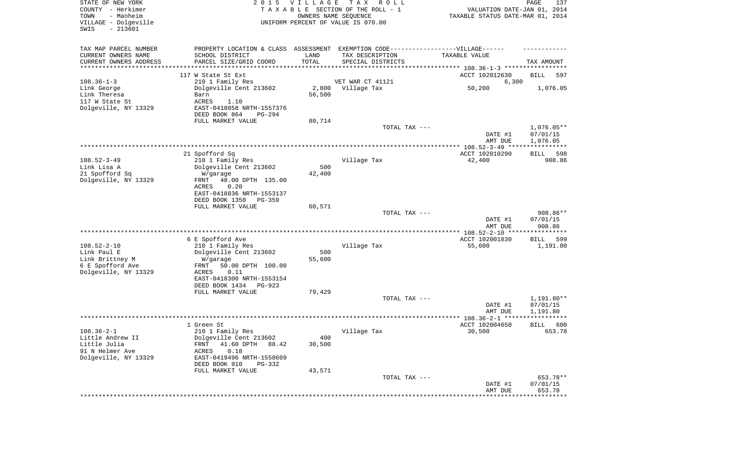STATE OF NEW YORK | 2015 VILLAGE TAX ROLL
COUNTY - Herkimer | TAXABLE SECTION OF THE ROLL - 1 | VALUATION DATE-JAN 01, 2014
TOWN - Manheim | OWNERS NAME SEQUENCE | TAXABLE STATUS DATE-MAR 01, 2014
VILLAGE - Dolgeville | UNIFORM PERCENT OF VALUE IS 070.00
SWIS - 213601

| TAX MAP PARCEL NUMBER / CURRENT OWNERS NAME / CURRENT OWNERS ADDRESS | PROPERTY LOCATION & CLASS / SCHOOL DISTRICT / PARCEL SIZE/GRID COORD | ASSESSMENT LAND / TOTAL | EXEMPTION CODE / TAX DESCRIPTION / SPECIAL DISTRICTS | TAXABLE VALUE | TAX AMOUNT |
|---|---|---|---|---|---|
| | 117 W State St Ext | | | ACCT 102012630 | BILL 597 |
| 108.36-1-3 | 210 1 Family Res | | VET WAR CT 41121 | 6,300 | |
| Link George | Dolgeville Cent 213602 | 2,800 | Village Tax | 50,200 | 1,076.05 |
| Link Theresa | Barn | 56,500 | | | |
| 117 W State St | ACRES 1.10 | | | | |
| Dolgeville, NY 13329 | EAST-0418058 NRTH-1557376 | | | | |
| | DEED BOOK 864 PG-294 | | | | |
| | FULL MARKET VALUE | 80,714 | | | |
| | | | TOTAL TAX --- | | 1,076.05** |
| | | | | DATE #1 | 07/01/15 |
| | | | | AMT DUE | 1,076.05 |
| | 21 Spofford Sq | | | ACCT 102010290 | BILL 598 |
| 108.52-3-49 | 210 1 Family Res | | Village Tax | 42,400 | 908.86 |
| Link Lisa A | Dolgeville Cent 213602 | 500 | | | |
| 21 Spofford Sq | W/garage | 42,400 | | | |
| Dolgeville, NY 13329 | FRNT 48.00 DPTH 135.00 | | | | |
| | ACRES 0.20 | | | | |
| | EAST-0418836 NRTH-1553137 | | | | |
| | DEED BOOK 1350 PG-359 | | | | |
| | FULL MARKET VALUE | 60,571 | | | |
| | | | TOTAL TAX --- | | 908.86** |
| | | | | DATE #1 | 07/01/15 |
| | | | | AMT DUE | 908.86 |
| | 6 E Spofford Ave | | | ACCT 102001830 | BILL 599 |
| 108.52-2-10 | 210 1 Family Res | | Village Tax | 55,600 | 1,191.80 |
| Link Paul E | Dolgeville Cent 213602 | 500 | | | |
| Link Brittney M | W/garage | 55,600 | | | |
| 6 E Spofford Ave | FRNT 50.00 DPTH 100.00 | | | | |
| Dolgeville, NY 13329 | ACRES 0.11 | | | | |
| | EAST-0418300 NRTH-1553154 | | | | |
| | DEED BOOK 1434 PG-923 | | | | |
| | FULL MARKET VALUE | 79,429 | | | |
| | | | TOTAL TAX --- | | 1,191.80** |
| | | | | DATE #1 | 07/01/15 |
| | | | | AMT DUE | 1,191.80 |
| | 1 Green St | | | ACCT 102004650 | BILL 600 |
| 108.36-2-1 | 210 1 Family Res | | Village Tax | 30,500 | 653.78 |
| Little Andrew II | Dolgeville Cent 213602 | 400 | | | |
| Little Julia | FRNT 41.60 DPTH 88.42 | 30,500 | | | |
| 91 N Helmer Ave | ACRES 0.18 | | | | |
| Dolgeville, NY 13329 | EAST-0419496 NRTH-1558609 | | | | |
| | DEED BOOK 910 PG-332 | | | | |
| | FULL MARKET VALUE | 43,571 | | | |
| | | | TOTAL TAX --- | | 653.78** |
| | | | | DATE #1 | 07/01/15 |
| | | | | AMT DUE | 653.78 |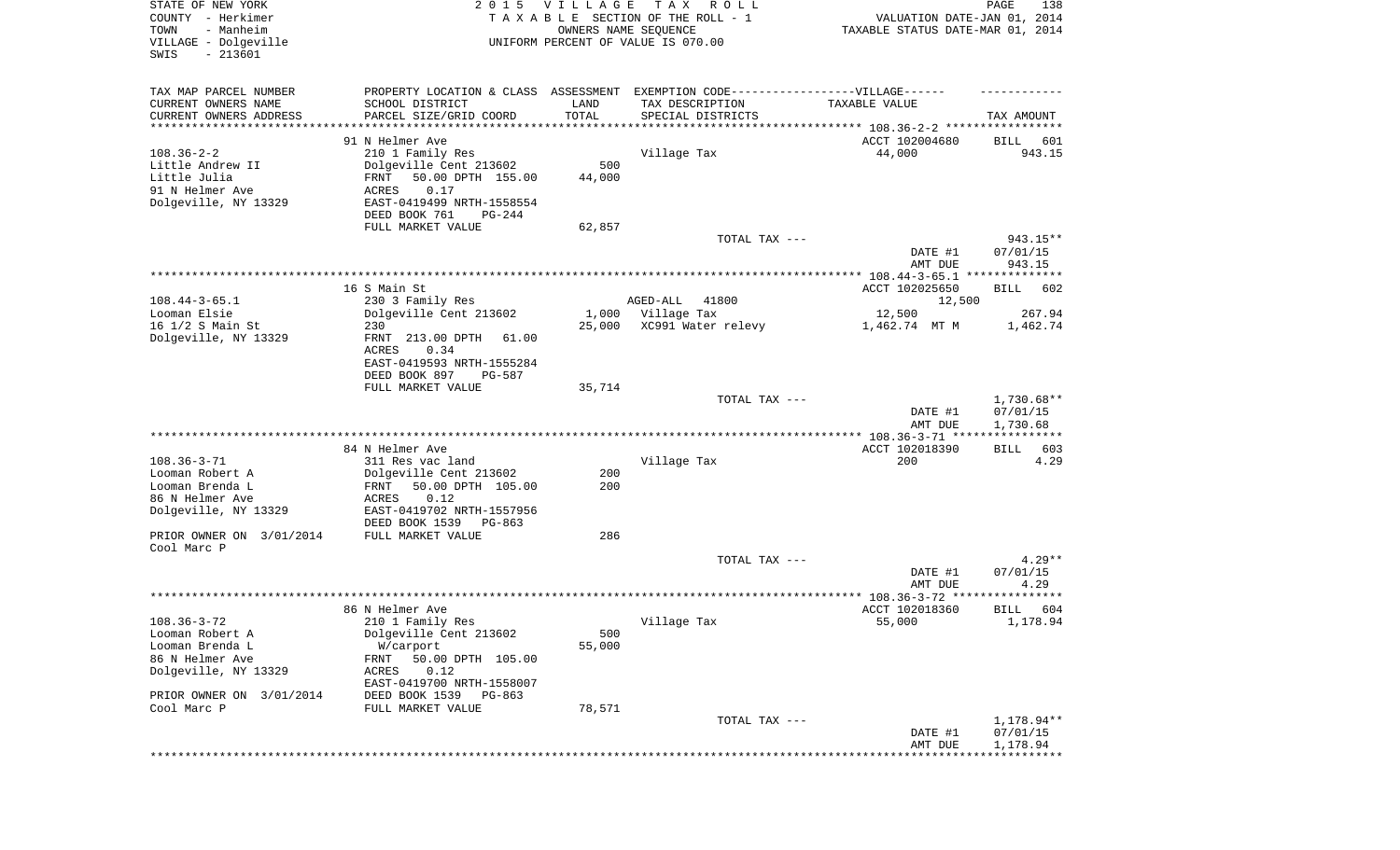STATE OF NEW YORK
COUNTY - Herkimer
TOWN - Manheim
VILLAGE - Dolgeville
SWIS - 213601

2015 VILLAGE TAX ROLL
TAXABLE SECTION OF THE ROLL - 1
OWNERS NAME SEQUENCE
UNIFORM PERCENT OF VALUE IS 070.00

VALUATION DATE-JAN 01, 2014
TAXABLE STATUS DATE-MAR 01, 2014

| TAX MAP PARCEL NUMBER<br>CURRENT OWNERS NAME<br>CURRENT OWNERS ADDRESS | PROPERTY LOCATION & CLASS<br>SCHOOL DISTRICT<br>PARCEL SIZE/GRID COORD | ASSESSMENT LAND | ASSESSMENT TOTAL | EXEMPTION CODE / TAX DESCRIPTION / SPECIAL DISTRICTS | TAXABLE VALUE | TAX AMOUNT |
|---|---|---|---|---|---|---|
| **108.36-2-2** | 91 N Helmer Ave | | | | ACCT 102004680 | BILL 601 |
| Little Andrew II | 210 1 Family Res | | | Village Tax | 44,000 | 943.15 |
| Little Julia | Dolgeville Cent 213602 | 500 | | | | |
| 91 N Helmer Ave | FRNT 50.00 DPTH 155.00 | | 44,000 | | | |
| Dolgeville, NY 13329 | ACRES 0.17 | | | | | |
| | EAST-0419499 NRTH-1558554 | | | | | |
| | DEED BOOK 761 PG-244 | | | | | |
| | FULL MARKET VALUE | | 62,857 | | | |
| | | | | TOTAL TAX --- | | 943.15** |
| | | | | | DATE #1 | 07/01/15 |
| | | | | | AMT DUE | 943.15 |
| **108.44-3-65.1** | 16 S Main St | | | | ACCT 102025650 | BILL 602 |
| Looman Elsie | 230 3 Family Res | | | AGED-ALL 41800 | 12,500 | |
| 16 1/2 S Main St | Dolgeville Cent 213602 | 1,000 | | Village Tax | 12,500 | 267.94 |
| Dolgeville, NY 13329 | 230 | | 25,000 | XC991 Water relevy | 1,462.74 MT M | 1,462.74 |
| | FRNT 213.00 DPTH 61.00 | | | | | |
| | ACRES 0.34 | | | | | |
| | EAST-0419593 NRTH-1555284 | | | | | |
| | DEED BOOK 897 PG-587 | | | | | |
| | FULL MARKET VALUE | | 35,714 | | | |
| | | | | TOTAL TAX --- | | 1,730.68** |
| | | | | | DATE #1 | 07/01/15 |
| | | | | | AMT DUE | 1,730.68 |
| **108.36-3-71** | 84 N Helmer Ave | | | | ACCT 102018390 | BILL 603 |
| Looman Robert A | 311 Res vac land | | | Village Tax | 200 | 4.29 |
| Looman Brenda L | Dolgeville Cent 213602 | 200 | | | | |
| 86 N Helmer Ave | FRNT 50.00 DPTH 105.00 | | 200 | | | |
| Dolgeville, NY 13329 | ACRES 0.12 | | | | | |
| | EAST-0419702 NRTH-1557956 | | | | | |
| | DEED BOOK 1539 PG-863 | | | | | |
| PRIOR OWNER ON 3/01/2014 | FULL MARKET VALUE | | 286 | | | |
| Cool Marc P | | | | | | |
| | | | | TOTAL TAX --- | | 4.29** |
| | | | | | DATE #1 | 07/01/15 |
| | | | | | AMT DUE | 4.29 |
| **108.36-3-72** | 86 N Helmer Ave | | | | ACCT 102018360 | BILL 604 |
| Looman Robert A | 210 1 Family Res | | | Village Tax | 55,000 | 1,178.94 |
| Looman Brenda L | Dolgeville Cent 213602 | 500 | | | | |
| 86 N Helmer Ave | W/carport | | 55,000 | | | |
| Dolgeville, NY 13329 | FRNT 50.00 DPTH 105.00 | | | | | |
| | ACRES 0.12 | | | | | |
| | EAST-0419700 NRTH-1558007 | | | | | |
| PRIOR OWNER ON 3/01/2014 | DEED BOOK 1539 PG-863 | | | | | |
| Cool Marc P | FULL MARKET VALUE | | 78,571 | | | |
| | | | | TOTAL TAX --- | | 1,178.94** |
| | | | | | DATE #1 | 07/01/15 |
| | | | | | AMT DUE | 1,178.94 |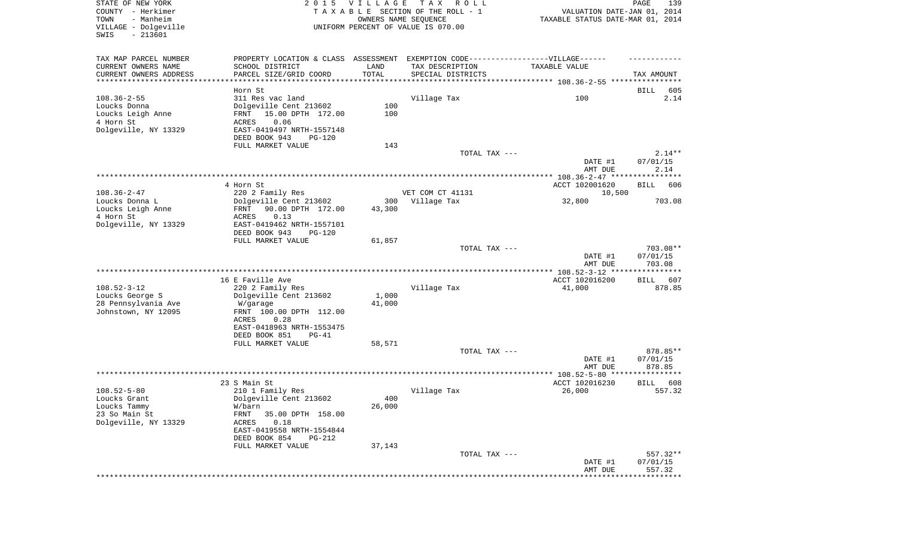STATE OF NEW YORK
COUNTY - Herkimer
TOWN - Manheim
VILLAGE - Dolgeville
SWIS - 213601

2 0 1 5 V I L L A G E T A X R O L L
T A X A B L E SECTION OF THE ROLL - 1
OWNERS NAME SEQUENCE
UNIFORM PERCENT OF VALUE IS 070.00

VALUATION DATE-JAN 01, 2014
TAXABLE STATUS DATE-MAR 01, 2014

| TAX MAP PARCEL NUMBER / CURRENT OWNERS NAME / CURRENT OWNERS ADDRESS | PROPERTY LOCATION & CLASS / SCHOOL DISTRICT / PARCEL SIZE/GRID COORD | ASSESSMENT LAND | TOTAL | EXEMPTION CODE / TAX DESCRIPTION / SPECIAL DISTRICTS | TAXABLE VALUE | TAX AMOUNT |
|---|---|---|---|---|---|---|
| **108.36-2-55** | Horn St | | | | | BILL 605 |
| 108.36-2-55 | 311 Res vac land | | | Village Tax | 100 | 2.14 |
| Loucks Donna | Dolgeville Cent 213602 | 100 | | | | |
| Loucks Leigh Anne | FRNT 15.00 DPTH 172.00 | | 100 | | | |
| 4 Horn St | ACRES 0.06 | | | | | |
| Dolgeville, NY 13329 | EAST-0419497 NRTH-1557148 | | | | | |
| | DEED BOOK 943 PG-120 | | | | | |
| | FULL MARKET VALUE | | 143 | | | |
| | | | | TOTAL TAX --- | | 2.14** |
| | | | | | DATE #1 | 07/01/15 |
| | | | | | AMT DUE | 2.14 |
| **108.36-2-47** | 4 Horn St | | | | ACCT 102001620 | BILL 606 |
| 108.36-2-47 | 220 2 Family Res | | | VET COM CT 41131 | 10,500 | |
| Loucks Donna L | Dolgeville Cent 213602 | 300 | | Village Tax | 32,800 | 703.08 |
| Loucks Leigh Anne | FRNT 90.00 DPTH 172.00 | | 43,300 | | | |
| 4 Horn St | ACRES 0.13 | | | | | |
| Dolgeville, NY 13329 | EAST-0419462 NRTH-1557101 | | | | | |
| | DEED BOOK 943 PG-120 | | | | | |
| | FULL MARKET VALUE | | 61,857 | | | |
| | | | | TOTAL TAX --- | | 703.08** |
| | | | | | DATE #1 | 07/01/15 |
| | | | | | AMT DUE | 703.08 |
| **108.52-3-12** | 16 E Faville Ave | | | | ACCT 102016200 | BILL 607 |
| 108.52-3-12 | 220 2 Family Res | | | Village Tax | 41,000 | 878.85 |
| Loucks George S | Dolgeville Cent 213602 | 1,000 | | | | |
| 28 Pennsylvania Ave | W/garage | | 41,000 | | | |
| Johnstown, NY 12095 | FRNT 100.00 DPTH 112.00 | | | | | |
| | ACRES 0.28 | | | | | |
| | EAST-0418963 NRTH-1553475 | | | | | |
| | DEED BOOK 851 PG-41 | | | | | |
| | FULL MARKET VALUE | | 58,571 | | | |
| | | | | TOTAL TAX --- | | 878.85** |
| | | | | | DATE #1 | 07/01/15 |
| | | | | | AMT DUE | 878.85 |
| **108.52-5-80** | 23 S Main St | | | | ACCT 102016230 | BILL 608 |
| 108.52-5-80 | 210 1 Family Res | | | Village Tax | 26,000 | 557.32 |
| Loucks Grant | Dolgeville Cent 213602 | 400 | | | | |
| Loucks Tammy | W/barn | | 26,000 | | | |
| 23 So Main St | FRNT 35.00 DPTH 158.00 | | | | | |
| Dolgeville, NY 13329 | ACRES 0.18 | | | | | |
| | EAST-0419558 NRTH-1554844 | | | | | |
| | DEED BOOK 854 PG-212 | | | | | |
| | FULL MARKET VALUE | | 37,143 | | | |
| | | | | TOTAL TAX --- | | 557.32** |
| | | | | | DATE #1 | 07/01/15 |
| | | | | | AMT DUE | 557.32 |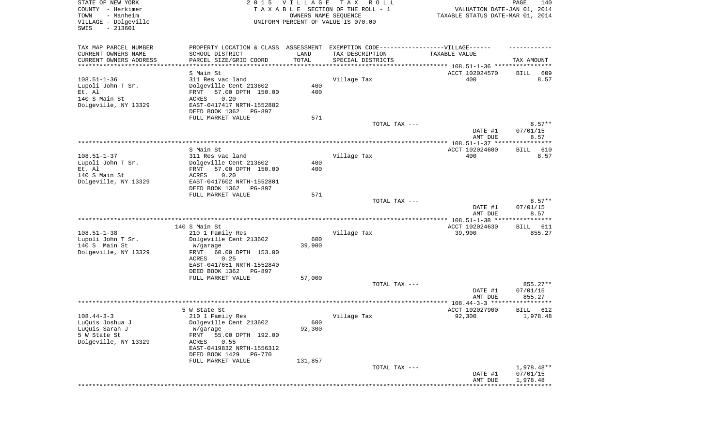STATE OF NEW YORK  
COUNTY - Herkimer  
TOWN - Manheim  
VILLAGE - Dolgeville  
SWIS - 213601

2 0 1 5 V I L L A G E T A X R O L L  
T A X A B L E SECTION OF THE ROLL - 1  
OWNERS NAME SEQUENCE  
UNIFORM PERCENT OF VALUE IS 070.00

VALUATION DATE-JAN 01, 2014  
TAXABLE STATUS DATE-MAR 01, 2014

| TAX MAP PARCEL NUMBER / CURRENT OWNERS NAME / CURRENT OWNERS ADDRESS | PROPERTY LOCATION & CLASS / SCHOOL DISTRICT / PARCEL SIZE/GRID COORD | ASSESSMENT LAND / TOTAL | EXEMPTION CODE---VILLAGE--- TAX DESCRIPTION / SPECIAL DISTRICTS | TAXABLE VALUE | TAX AMOUNT |
|---|---|---|---|---|---|
| | S Main St | | | ACCT 102024570 | BILL 609 |
| 108.51-1-36 | 311 Res vac land | | Village Tax | 400 | 8.57 |
| Lupoli John T Sr. | Dolgeville Cent 213602 | 400 | | | |
| Et. Al | FRNT 57.00 DPTH 150.00 | 400 | | | |
| 140 S Main St | ACRES 0.20 | | | | |
| Dolgeville, NY 13329 | EAST-0417417 NRTH-1552882 | | | | |
| | DEED BOOK 1362 PG-897 | | | | |
| | FULL MARKET VALUE | 571 | | | |
| | | | TOTAL TAX --- | | 8.57** |
| | | | | DATE #1 | 07/01/15 |
| | | | | AMT DUE | 8.57 |
| | S Main St | | | ACCT 102024600 | BILL 610 |
| 108.51-1-37 | 311 Res vac land | | Village Tax | 400 | 8.57 |
| Lupoli John T Sr. | Dolgeville Cent 213602 | 400 | | | |
| Et. Al | FRNT 57.00 DPTH 150.00 | 400 | | | |
| 140 S Main St | ACRES 0.20 | | | | |
| Dolgeville, NY 13329 | EAST-0417602 NRTH-1552801 | | | | |
| | DEED BOOK 1362 PG-897 | | | | |
| | FULL MARKET VALUE | 571 | | | |
| | | | TOTAL TAX --- | | 8.57** |
| | | | | DATE #1 | 07/01/15 |
| | | | | AMT DUE | 8.57 |
| | 140 S Main St | | | ACCT 102024630 | BILL 611 |
| 108.51-1-38 | 210 1 Family Res | | Village Tax | 39,900 | 855.27 |
| Lupoli John T Sr. | Dolgeville Cent 213602 | 600 | | | |
| 140 S Main St | W/garage | 39,900 | | | |
| Dolgeville, NY 13329 | FRNT 60.00 DPTH 153.00 | | | | |
| | ACRES 0.25 | | | | |
| | EAST-0417651 NRTH-1552840 | | | | |
| | DEED BOOK 1362 PG-897 | | | | |
| | FULL MARKET VALUE | 57,000 | | | |
| | | | TOTAL TAX --- | | 855.27** |
| | | | | DATE #1 | 07/01/15 |
| | | | | AMT DUE | 855.27 |
| | 5 W State St | | | ACCT 102027900 | BILL 612 |
| 108.44-3-3 | 210 1 Family Res | | Village Tax | 92,300 | 1,978.48 |
| LuQuis Joshua J | Dolgeville Cent 213602 | 600 | | | |
| LuQuis Sarah J | W/garage | 92,300 | | | |
| 5 W State St | FRNT 55.00 DPTH 192.00 | | | | |
| Dolgeville, NY 13329 | ACRES 0.55 | | | | |
| | EAST-0419832 NRTH-1556312 | | | | |
| | DEED BOOK 1429 PG-770 | | | | |
| | FULL MARKET VALUE | 131,857 | | | |
| | | | TOTAL TAX --- | | 1,978.48** |
| | | | | DATE #1 | 07/01/15 |
| | | | | AMT DUE | 1,978.48 |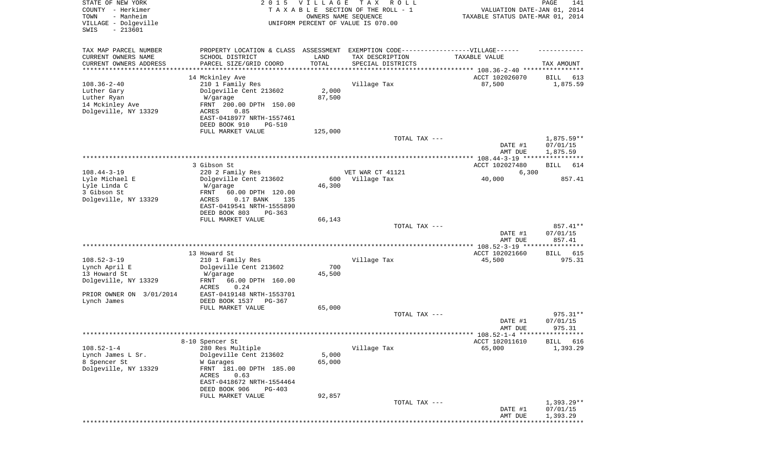STATE OF NEW YORK　　　　　　　　2 0 1 5　V I L L A G E　T A X　R O L L
COUNTY - Herkimer　　　　　　　　T A X A B L E SECTION OF THE ROLL - 1　　　　VALUATION DATE-JAN 01, 2014
TOWN - Manheim　　　　　　　　　　OWNERS NAME SEQUENCE　　　　　　　　TAXABLE STATUS DATE-MAR 01, 2014
VILLAGE - Dolgeville　　　　　　　UNIFORM PERCENT OF VALUE IS 070.00
SWIS - 213601

| TAX MAP PARCEL NUMBER / CURRENT OWNERS NAME / CURRENT OWNERS ADDRESS | PROPERTY LOCATION & CLASS / SCHOOL DISTRICT / PARCEL SIZE/GRID COORD | ASSESSMENT LAND / TOTAL | EXEMPTION CODE / TAX DESCRIPTION / SPECIAL DISTRICTS | TAXABLE VALUE | TAX AMOUNT |
|---|---|---|---|---|---|
| 108.36-2-40 | 14 Mckinley Ave | | | ACCT 102026070 | BILL 613 |
| Luther Gary | 210 1 Family Res | | Village Tax | 87,500 | 1,875.59 |
| Luther Ryan | Dolgeville Cent 213602 | 2,000 | | | |
| 14 Mckinley Ave | W/garage | 87,500 | | | |
| Dolgeville, NY 13329 | FRNT 200.00 DPTH 150.00 | | | | |
| | ACRES 0.85 | | | | |
| | EAST-0418977 NRTH-1557461 | | | | |
| | DEED BOOK 910 PG-510 | | | | |
| | FULL MARKET VALUE | 125,000 | | | |
| | | | TOTAL TAX --- | | 1,875.59** |
| | | | | DATE #1 | 07/01/15 |
| | | | | AMT DUE | 1,875.59 |
| 108.44-3-19 | 3 Gibson St | | | ACCT 102027480 | BILL 614 |
| Lyle Michael E | 220 2 Family Res | | VET WAR CT 41121 | 6,300 | |
| Lyle Linda C | Dolgeville Cent 213602 | 600 | Village Tax | 40,000 | 857.41 |
| 3 Gibson St | W/garage | 46,300 | | | |
| Dolgeville, NY 13329 | FRNT 60.00 DPTH 120.00 | | | | |
| | ACRES 0.17 BANK 135 | | | | |
| | EAST-0419541 NRTH-1555890 | | | | |
| | DEED BOOK 803 PG-363 | | | | |
| | FULL MARKET VALUE | 66,143 | | | |
| | | | TOTAL TAX --- | | 857.41** |
| | | | | DATE #1 | 07/01/15 |
| | | | | AMT DUE | 857.41 |
| 108.52-3-19 | 13 Howard St | | | ACCT 102021660 | BILL 615 |
| Lynch April E | 210 1 Family Res | | Village Tax | 45,500 | 975.31 |
| 13 Howard St | Dolgeville Cent 213602 | 700 | | | |
| Dolgeville, NY 13329 | W/garage | 45,500 | | | |
| | FRNT 66.00 DPTH 160.00 | | | | |
| | ACRES 0.24 | | | | |
| PRIOR OWNER ON 3/01/2014 | EAST-0419148 NRTH-1553701 | | | | |
| Lynch James | DEED BOOK 1537 PG-367 | | | | |
| | FULL MARKET VALUE | 65,000 | | | |
| | | | TOTAL TAX --- | | 975.31** |
| | | | | DATE #1 | 07/01/15 |
| | | | | AMT DUE | 975.31 |
| 108.52-1-4 | 8-10 Spencer St | | | ACCT 102011610 | BILL 616 |
| Lynch James L Sr. | 280 Res Multiple | | Village Tax | 65,000 | 1,393.29 |
| 8 Spencer St | Dolgeville Cent 213602 | 5,000 | | | |
| Dolgeville, NY 13329 | W Garages | 65,000 | | | |
| | FRNT 181.00 DPTH 185.00 | | | | |
| | ACRES 0.63 | | | | |
| | EAST-0418672 NRTH-1554464 | | | | |
| | DEED BOOK 906 PG-403 | | | | |
| | FULL MARKET VALUE | 92,857 | | | |
| | | | TOTAL TAX --- | | 1,393.29** |
| | | | | DATE #1 | 07/01/15 |
| | | | | AMT DUE | 1,393.29 |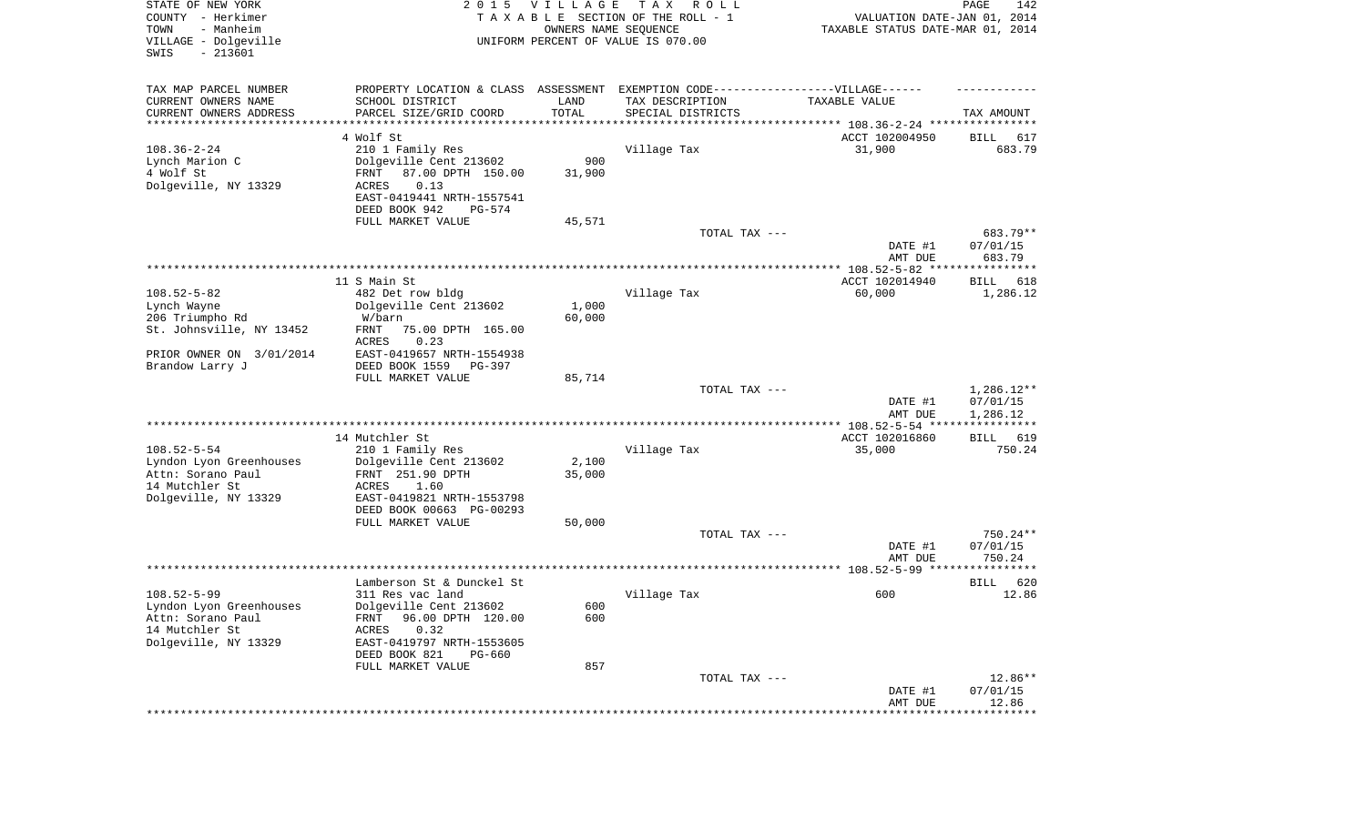STATE OF NEW YORK
COUNTY - Herkimer
TOWN - Manheim
VILLAGE - Dolgeville
SWIS - 213601

2 0 1 5 V I L L A G E T A X R O L L
T A X A B L E SECTION OF THE ROLL - 1
OWNERS NAME SEQUENCE
UNIFORM PERCENT OF VALUE IS 070.00

VALUATION DATE-JAN 01, 2014
TAXABLE STATUS DATE-MAR 01, 2014

| TAX MAP PARCEL NUMBER<br>CURRENT OWNERS NAME<br>CURRENT OWNERS ADDRESS | PROPERTY LOCATION & CLASS<br>SCHOOL DISTRICT<br>PARCEL SIZE/GRID COORD | ASSESSMENT<br>LAND<br>TOTAL | EXEMPTION CODE-----VILLAGE------<br>TAX DESCRIPTION<br>SPECIAL DISTRICTS | TAXABLE VALUE | TAX AMOUNT |
|---|---|---|---|---|---|
| | 4 Wolf St | | | ACCT 102004950 | BILL 617 |
| 108.36-2-24 | 210 1 Family Res | | Village Tax | 31,900 | 683.79 |
| Lynch Marion C | Dolgeville Cent 213602 | 900 | | | |
| 4 Wolf St | FRNT 87.00 DPTH 150.00 | 31,900 | | | |
| Dolgeville, NY 13329 | ACRES 0.13 | | | | |
| | EAST-0419441 NRTH-1557541 | | | | |
| | DEED BOOK 942 PG-574 | | | | |
| | FULL MARKET VALUE | 45,571 | | | |
| | | | TOTAL TAX --- | | 683.79** |
| | | | | DATE #1 | 07/01/15 |
| | | | | AMT DUE | 683.79 |
| | 11 S Main St | | | ACCT 102014940 | BILL 618 |
| 108.52-5-82 | 482 Det row bldg | | Village Tax | 60,000 | 1,286.12 |
| Lynch Wayne | Dolgeville Cent 213602 | 1,000 | | | |
| 206 Triumpho Rd | W/barn | 60,000 | | | |
| St. Johnsville, NY 13452 | FRNT 75.00 DPTH 165.00 | | | | |
| | ACRES 0.23 | | | | |
| PRIOR OWNER ON 3/01/2014 | EAST-0419657 NRTH-1554938 | | | | |
| Brandow Larry J | DEED BOOK 1559 PG-397 | | | | |
| | FULL MARKET VALUE | 85,714 | | | |
| | | | TOTAL TAX --- | | 1,286.12** |
| | | | | DATE #1 | 07/01/15 |
| | | | | AMT DUE | 1,286.12 |
| | 14 Mutchler St | | | ACCT 102016860 | BILL 619 |
| 108.52-5-54 | 210 1 Family Res | | Village Tax | 35,000 | 750.24 |
| Lyndon Lyon Greenhouses | Dolgeville Cent 213602 | 2,100 | | | |
| Attn: Sorano Paul | FRNT 251.90 DPTH | 35,000 | | | |
| 14 Mutchler St | ACRES 1.60 | | | | |
| Dolgeville, NY 13329 | EAST-0419821 NRTH-1553798 | | | | |
| | DEED BOOK 00663 PG-00293 | | | | |
| | FULL MARKET VALUE | 50,000 | | | |
| | | | TOTAL TAX --- | | 750.24** |
| | | | | DATE #1 | 07/01/15 |
| | | | | AMT DUE | 750.24 |
| | Lamberson St & Dunckel St | | | | BILL 620 |
| 108.52-5-99 | 311 Res vac land | | Village Tax | 600 | 12.86 |
| Lyndon Lyon Greenhouses | Dolgeville Cent 213602 | 600 | | | |
| Attn: Sorano Paul | FRNT 96.00 DPTH 120.00 | 600 | | | |
| 14 Mutchler St | ACRES 0.32 | | | | |
| Dolgeville, NY 13329 | EAST-0419797 NRTH-1553605 | | | | |
| | DEED BOOK 821 PG-660 | | | | |
| | FULL MARKET VALUE | 857 | | | |
| | | | TOTAL TAX --- | | 12.86** |
| | | | | DATE #1 | 07/01/15 |
| | | | | AMT DUE | 12.86 |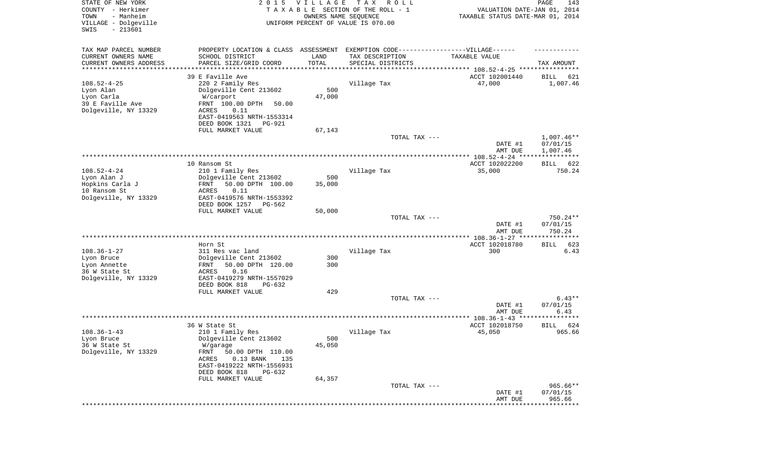STATE OF NEW YORK
COUNTY - Herkimer
TOWN - Manheim
VILLAGE - Dolgeville
SWIS - 213601

2 0 1 5 V I L L A G E T A X R O L L
T A X A B L E SECTION OF THE ROLL - 1
OWNERS NAME SEQUENCE
UNIFORM PERCENT OF VALUE IS 070.00

VALUATION DATE-JAN 01, 2014
TAXABLE STATUS DATE-MAR 01, 2014

| TAX MAP PARCEL NUMBER<br>CURRENT OWNERS NAME<br>CURRENT OWNERS ADDRESS | PROPERTY LOCATION & CLASS<br>SCHOOL DISTRICT<br>PARCEL SIZE/GRID COORD | ASSESSMENT<br>LAND<br>TOTAL | EXEMPTION CODE-----VILLAGE------<br>TAX DESCRIPTION<br>SPECIAL DISTRICTS | TAXABLE VALUE | TAX AMOUNT |
|---|---|---|---|---|---|
| | 39 E Faville Ave | | | ACCT 102001440 | BILL 621 |
| 108.52-4-25 | 220 2 Family Res | | Village Tax | 47,000 | 1,007.46 |
| Lyon Alan | Dolgeville Cent 213602 | 500 | | | |
| Lyon Carla | W/carport | 47,000 | | | |
| 39 E Faville Ave | FRNT 100.00 DPTH 50.00 | | | | |
| Dolgeville, NY 13329 | ACRES 0.11 | | | | |
| | EAST-0419563 NRTH-1553314 | | | | |
| | DEED BOOK 1321 PG-921 | | | | |
| | FULL MARKET VALUE | 67,143 | | | |
| | | | TOTAL TAX --- | | 1,007.46** |
| | | | | DATE #1 | 07/01/15 |
| | | | | AMT DUE | 1,007.46 |
| | 10 Ransom St | | | ACCT 102022200 | BILL 622 |
| 108.52-4-24 | 210 1 Family Res | | Village Tax | 35,000 | 750.24 |
| Lyon Alan J | Dolgeville Cent 213602 | 500 | | | |
| Hopkins Carla J | FRNT 50.00 DPTH 100.00 | 35,000 | | | |
| 10 Ransom St | ACRES 0.11 | | | | |
| Dolgeville, NY 13329 | EAST-0419576 NRTH-1553392 | | | | |
| | DEED BOOK 1257 PG-562 | | | | |
| | FULL MARKET VALUE | 50,000 | | | |
| | | | TOTAL TAX --- | | 750.24** |
| | | | | DATE #1 | 07/01/15 |
| | | | | AMT DUE | 750.24 |
| | Horn St | | | ACCT 102018780 | BILL 623 |
| 108.36-1-27 | 311 Res vac land | | Village Tax | 300 | 6.43 |
| Lyon Bruce | Dolgeville Cent 213602 | 300 | | | |
| Lyon Annette | FRNT 50.00 DPTH 120.00 | 300 | | | |
| 36 W State St | ACRES 0.16 | | | | |
| Dolgeville, NY 13329 | EAST-0419279 NRTH-1557029 | | | | |
| | DEED BOOK 818 PG-632 | | | | |
| | FULL MARKET VALUE | 429 | | | |
| | | | TOTAL TAX --- | | 6.43** |
| | | | | DATE #1 | 07/01/15 |
| | | | | AMT DUE | 6.43 |
| | 36 W State St | | | ACCT 102018750 | BILL 624 |
| 108.36-1-43 | 210 1 Family Res | | Village Tax | 45,050 | 965.66 |
| Lyon Bruce | Dolgeville Cent 213602 | 500 | | | |
| 36 W State St | W/garage | 45,050 | | | |
| Dolgeville, NY 13329 | FRNT 50.00 DPTH 110.00 | | | | |
| | ACRES 0.13 BANK 135 | | | | |
| | EAST-0419222 NRTH-1556931 | | | | |
| | DEED BOOK 818 PG-632 | | | | |
| | FULL MARKET VALUE | 64,357 | | | |
| | | | TOTAL TAX --- | | 965.66** |
| | | | | DATE #1 | 07/01/15 |
| | | | | AMT DUE | 965.66 |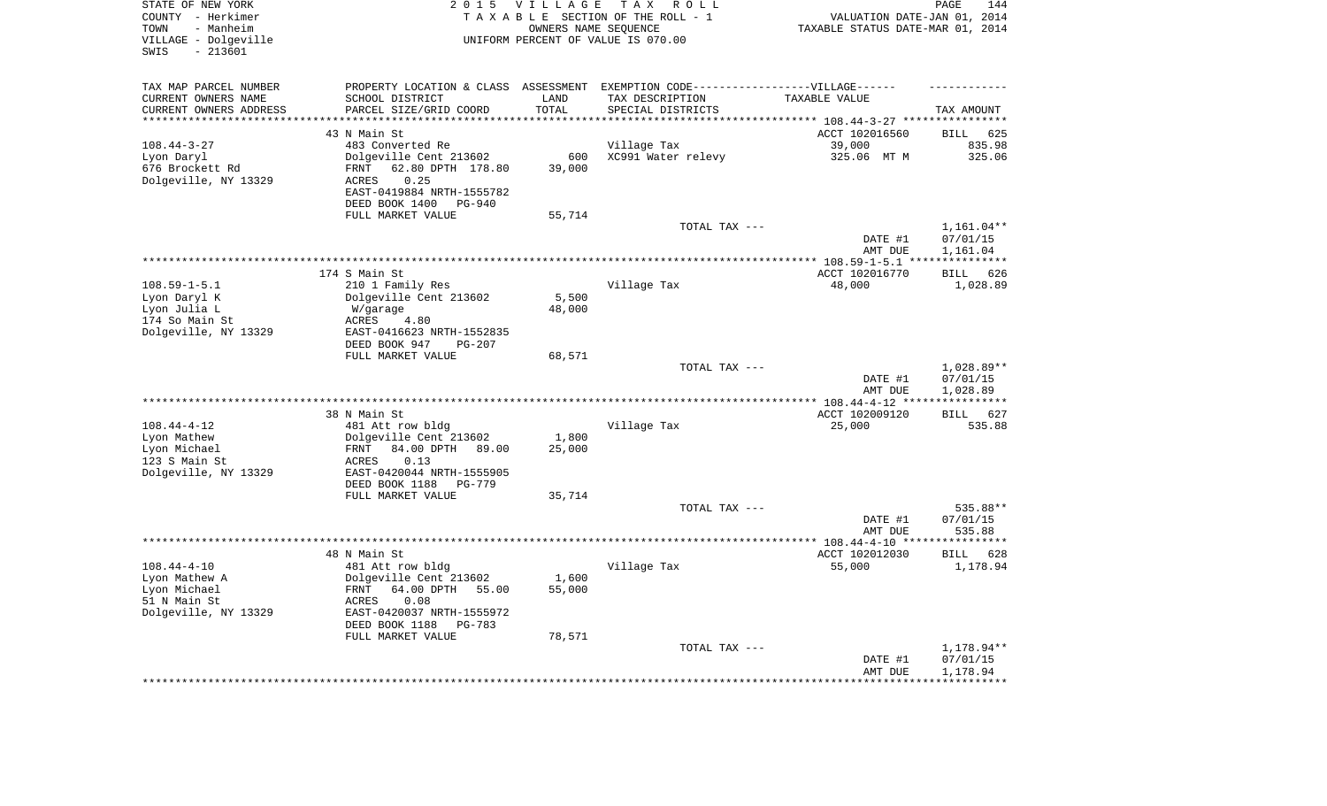STATE OF NEW YORK | COUNTY - Herkimer | TOWN - Manheim | VILLAGE - Dolgeville | SWIS - 213601

**2015 VILLAGE TAX ROLL**
TAXABLE SECTION OF THE ROLL - 1
OWNERS NAME SEQUENCE
UNIFORM PERCENT OF VALUE IS 070.00

VALUATION DATE-JAN 01, 2014
TAXABLE STATUS DATE-MAR 01, 2014

| TAX MAP PARCEL NUMBER / CURRENT OWNERS NAME / CURRENT OWNERS ADDRESS | PROPERTY LOCATION & CLASS / SCHOOL DISTRICT / PARCEL SIZE/GRID COORD | ASSESSMENT LAND | TOTAL | EXEMPTION CODE / TAX DESCRIPTION / SPECIAL DISTRICTS | TAXABLE VALUE | TAX AMOUNT |
|---|---|---|---|---|---|---|
| 108.44-3-27 | 43 N Main St | | | | ACCT 102016560 | BILL 625 |
| Lyon Daryl | 483 Converted Re | | | Village Tax | 39,000 | 835.98 |
| 676 Brockett Rd | Dolgeville Cent 213602 | 600 | | XC991 Water relevy | 325.06 MT M | 325.06 |
| Dolgeville, NY 13329 | FRNT 62.80 DPTH 178.80 | | 39,000 | | | |
| | ACRES 0.25 | | | | | |
| | EAST-0419884 NRTH-1555782 | | | | | |
| | DEED BOOK 1400 PG-940 | | | | | |
| | FULL MARKET VALUE | | 55,714 | | | |
| | | | | TOTAL TAX --- | | 1,161.04** |
| | | | | | DATE #1 | 07/01/15 |
| | | | | | AMT DUE | 1,161.04 |
| 108.59-1-5.1 | 174 S Main St | | | | ACCT 102016770 | BILL 626 |
| Lyon Daryl K | 210 1 Family Res | | | Village Tax | 48,000 | 1,028.89 |
| Lyon Julia L | Dolgeville Cent 213602 | 5,500 | | | | |
| 174 So Main St | W/garage | | 48,000 | | | |
| Dolgeville, NY 13329 | ACRES 4.80 | | | | | |
| | EAST-0416623 NRTH-1552835 | | | | | |
| | DEED BOOK 947 PG-207 | | | | | |
| | FULL MARKET VALUE | | 68,571 | | | |
| | | | | TOTAL TAX --- | | 1,028.89** |
| | | | | | DATE #1 | 07/01/15 |
| | | | | | AMT DUE | 1,028.89 |
| 108.44-4-12 | 38 N Main St | | | | ACCT 102009120 | BILL 627 |
| Lyon Mathew | 481 Att row bldg | | | Village Tax | 25,000 | 535.88 |
| Lyon Michael | Dolgeville Cent 213602 | 1,800 | | | | |
| 123 S Main St | FRNT 84.00 DPTH 89.00 | | 25,000 | | | |
| Dolgeville, NY 13329 | ACRES 0.13 | | | | | |
| | EAST-0420044 NRTH-1555905 | | | | | |
| | DEED BOOK 1188 PG-779 | | | | | |
| | FULL MARKET VALUE | | 35,714 | | | |
| | | | | TOTAL TAX --- | | 535.88** |
| | | | | | DATE #1 | 07/01/15 |
| | | | | | AMT DUE | 535.88 |
| 108.44-4-10 | 48 N Main St | | | | ACCT 102012030 | BILL 628 |
| Lyon Mathew A | 481 Att row bldg | | | Village Tax | 55,000 | 1,178.94 |
| Lyon Michael | Dolgeville Cent 213602 | 1,600 | | | | |
| 51 N Main St | FRNT 64.00 DPTH 55.00 | | 55,000 | | | |
| Dolgeville, NY 13329 | ACRES 0.08 | | | | | |
| | EAST-0420037 NRTH-1555972 | | | | | |
| | DEED BOOK 1188 PG-783 | | | | | |
| | FULL MARKET VALUE | | 78,571 | | | |
| | | | | TOTAL TAX --- | | 1,178.94** |
| | | | | | DATE #1 | 07/01/15 |
| | | | | | AMT DUE | 1,178.94 |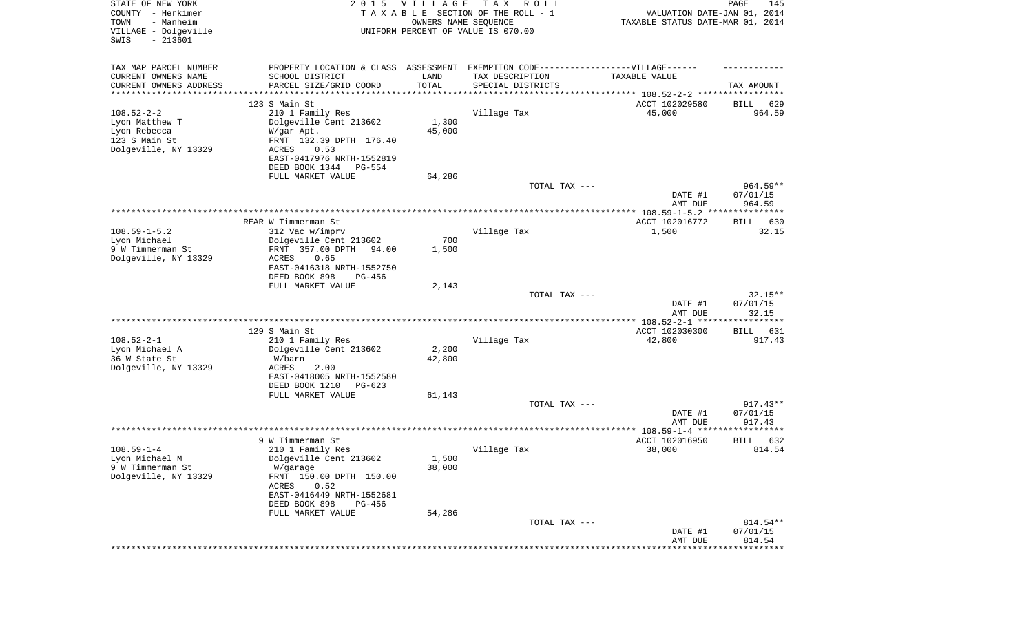STATE OF NEW YORK
COUNTY - Herkimer
TOWN - Manheim
VILLAGE - Dolgeville
SWIS - 213601

2 0 1 5 V I L L A G E T A X R O L L
T A X A B L E SECTION OF THE ROLL - 1
OWNERS NAME SEQUENCE
UNIFORM PERCENT OF VALUE IS 070.00

VALUATION DATE-JAN 01, 2014
TAXABLE STATUS DATE-MAR 01, 2014

| TAX MAP PARCEL NUMBER<br>CURRENT OWNERS NAME<br>CURRENT OWNERS ADDRESS | PROPERTY LOCATION & CLASS<br>SCHOOL DISTRICT<br>PARCEL SIZE/GRID COORD | ASSESSMENT<br>LAND<br>TOTAL | EXEMPTION CODE------VILLAGE------<br>TAX DESCRIPTION<br>SPECIAL DISTRICTS | TAXABLE VALUE | TAX AMOUNT |
|---|---|---|---|---|---|
| | 123 S Main St | | | ACCT 102029580 | BILL 629 |
| 108.52-2-2 | 210 1 Family Res | | Village Tax | 45,000 | 964.59 |
| Lyon Matthew T | Dolgeville Cent 213602 | 1,300 | | | |
| Lyon Rebecca | W/gar Apt. | 45,000 | | | |
| 123 S Main St | FRNT 132.39 DPTH 176.40 | | | | |
| Dolgeville, NY 13329 | ACRES 0.53 | | | | |
| | EAST-0417976 NRTH-1552819 | | | | |
| | DEED BOOK 1344 PG-554 | | | | |
| | FULL MARKET VALUE | 64,286 | | | |
| | | | TOTAL TAX --- | | 964.59** |
| | | | | DATE #1 | 07/01/15 |
| | | | | AMT DUE | 964.59 |
| | REAR W Timmerman St | | | ACCT 102016772 | BILL 630 |
| 108.59-1-5.2 | 312 Vac w/imprv | | Village Tax | 1,500 | 32.15 |
| Lyon Michael | Dolgeville Cent 213602 | 700 | | | |
| 9 W Timmerman St | FRNT 357.00 DPTH 94.00 | 1,500 | | | |
| Dolgeville, NY 13329 | ACRES 0.65 | | | | |
| | EAST-0416318 NRTH-1552750 | | | | |
| | DEED BOOK 898 PG-456 | | | | |
| | FULL MARKET VALUE | 2,143 | | | |
| | | | TOTAL TAX --- | | 32.15** |
| | | | | DATE #1 | 07/01/15 |
| | | | | AMT DUE | 32.15 |
| | 129 S Main St | | | ACCT 102030300 | BILL 631 |
| 108.52-2-1 | 210 1 Family Res | | Village Tax | 42,800 | 917.43 |
| Lyon Michael A | Dolgeville Cent 213602 | 2,200 | | | |
| 36 W State St | W/barn | 42,800 | | | |
| Dolgeville, NY 13329 | ACRES 2.00 | | | | |
| | EAST-0418005 NRTH-1552580 | | | | |
| | DEED BOOK 1210 PG-623 | | | | |
| | FULL MARKET VALUE | 61,143 | | | |
| | | | TOTAL TAX --- | | 917.43** |
| | | | | DATE #1 | 07/01/15 |
| | | | | AMT DUE | 917.43 |
| | 9 W Timmerman St | | | ACCT 102016950 | BILL 632 |
| 108.59-1-4 | 210 1 Family Res | | Village Tax | 38,000 | 814.54 |
| Lyon Michael M | Dolgeville Cent 213602 | 1,500 | | | |
| 9 W Timmerman St | W/garage | 38,000 | | | |
| Dolgeville, NY 13329 | FRNT 150.00 DPTH 150.00 | | | | |
| | ACRES 0.52 | | | | |
| | EAST-0416449 NRTH-1552681 | | | | |
| | DEED BOOK 898 PG-456 | | | | |
| | FULL MARKET VALUE | 54,286 | | | |
| | | | TOTAL TAX --- | | 814.54** |
| | | | | DATE #1 | 07/01/15 |
| | | | | AMT DUE | 814.54 |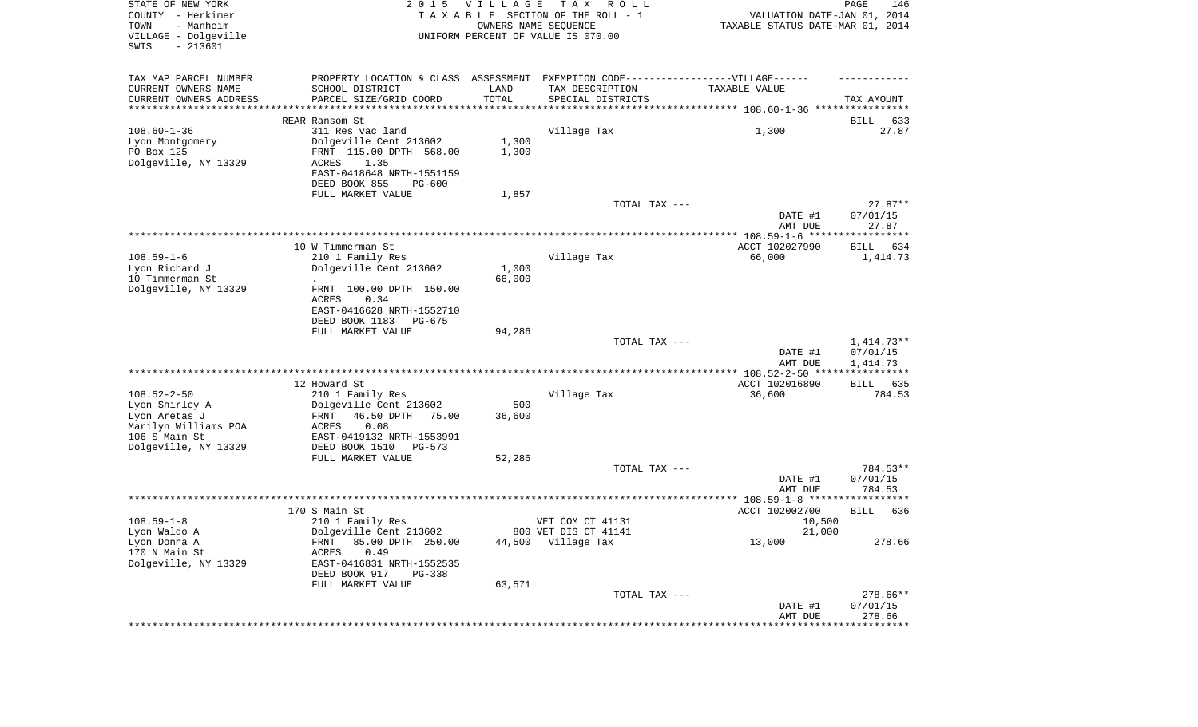STATE OF NEW YORK
COUNTY - Herkimer
TOWN - Manheim
VILLAGE - Dolgeville
SWIS - 213601

2 0 1 5 V I L L A G E T A X R O L L
T A X A B L E SECTION OF THE ROLL - 1
OWNERS NAME SEQUENCE
UNIFORM PERCENT OF VALUE IS 070.00

VALUATION DATE-JAN 01, 2014
TAXABLE STATUS DATE-MAR 01, 2014

| TAX MAP PARCEL NUMBER / CURRENT OWNERS NAME / CURRENT OWNERS ADDRESS | PROPERTY LOCATION & CLASS / SCHOOL DISTRICT / PARCEL SIZE/GRID COORD | ASSESSMENT LAND / TOTAL | EXEMPTION CODE / TAX DESCRIPTION / SPECIAL DISTRICTS | TAXABLE VALUE | TAX AMOUNT |
|---|---|---|---|---|---|
| **108.60-1-36** | REAR Ransom St | | | | BILL 633 |
| 108.60-1-36 | 311 Res vac land | | Village Tax | 1,300 | 27.87 |
| Lyon Montgomery | Dolgeville Cent 213602 | 1,300 | | | |
| PO Box 125 | FRNT 115.00 DPTH 568.00 | 1,300 | | | |
| Dolgeville, NY 13329 | ACRES 1.35 | | | | |
| | EAST-0418648 NRTH-1551159 | | | | |
| | DEED BOOK 855 PG-600 | | | | |
| | FULL MARKET VALUE | 1,857 | | | |
| | | | TOTAL TAX --- | | 27.87** |
| | | | | DATE #1 | 07/01/15 |
| | | | | AMT DUE | 27.87 |
| **108.59-1-6** | 10 W Timmerman St | | | ACCT 102027990 | BILL 634 |
| 108.59-1-6 | 210 1 Family Res | | Village Tax | 66,000 | 1,414.73 |
| Lyon Richard J | Dolgeville Cent 213602 | 1,000 | | | |
| 10 Timmerman St | . | 66,000 | | | |
| Dolgeville, NY 13329 | FRNT 100.00 DPTH 150.00 | | | | |
| | ACRES 0.34 | | | | |
| | EAST-0416628 NRTH-1552710 | | | | |
| | DEED BOOK 1183 PG-675 | | | | |
| | FULL MARKET VALUE | 94,286 | | | |
| | | | TOTAL TAX --- | | 1,414.73** |
| | | | | DATE #1 | 07/01/15 |
| | | | | AMT DUE | 1,414.73 |
| **108.52-2-50** | 12 Howard St | | | ACCT 102016890 | BILL 635 |
| 108.52-2-50 | 210 1 Family Res | | Village Tax | 36,600 | 784.53 |
| Lyon Shirley A | Dolgeville Cent 213602 | 500 | | | |
| Lyon Aretas J | FRNT 46.50 DPTH 75.00 | 36,600 | | | |
| Marilyn Williams POA | ACRES 0.08 | | | | |
| 106 S Main St | EAST-0419132 NRTH-1553991 | | | | |
| Dolgeville, NY 13329 | DEED BOOK 1510 PG-573 | | | | |
| | FULL MARKET VALUE | 52,286 | | | |
| | | | TOTAL TAX --- | | 784.53** |
| | | | | DATE #1 | 07/01/15 |
| | | | | AMT DUE | 784.53 |
| **108.59-1-8** | 170 S Main St | | | ACCT 102002700 | BILL 636 |
| 108.59-1-8 | 210 1 Family Res | | VET COM CT 41131 | 10,500 | |
| Lyon Waldo A | Dolgeville Cent 213602 | 800 | VET DIS CT 41141 | 21,000 | |
| Lyon Donna A | FRNT 85.00 DPTH 250.00 | 44,500 | Village Tax | 13,000 | 278.66 |
| 170 N Main St | ACRES 0.49 | | | | |
| Dolgeville, NY 13329 | EAST-0416831 NRTH-1552535 | | | | |
| | DEED BOOK 917 PG-338 | | | | |
| | FULL MARKET VALUE | 63,571 | | | |
| | | | TOTAL TAX --- | | 278.66** |
| | | | | DATE #1 | 07/01/15 |
| | | | | AMT DUE | 278.66 |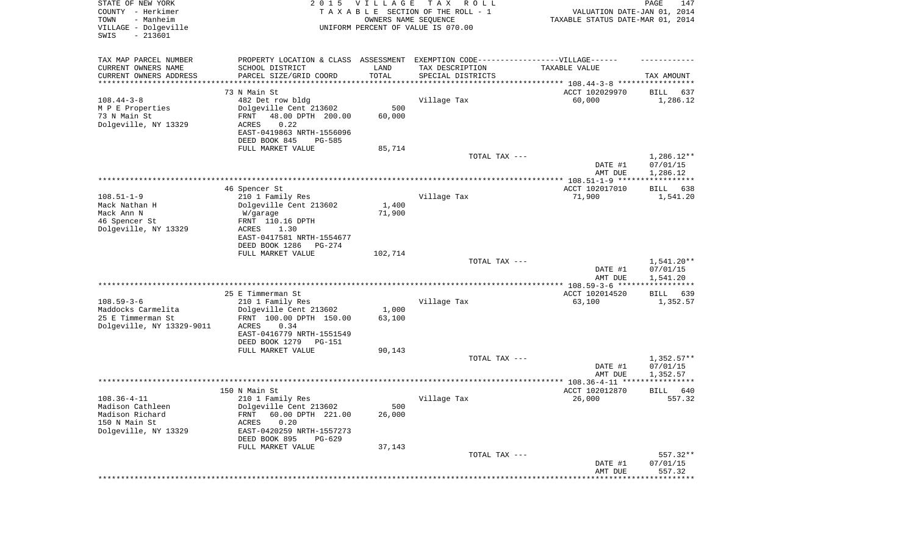STATE OF NEW YORK
COUNTY - Herkimer
TOWN - Manheim
VILLAGE - Dolgeville
SWIS - 213601

2015 VILLAGE TAX ROLL
TAXABLE SECTION OF THE ROLL - 1
OWNERS NAME SEQUENCE
UNIFORM PERCENT OF VALUE IS 070.00

VALUATION DATE-JAN 01, 2014
TAXABLE STATUS DATE-MAR 01, 2014

| TAX MAP PARCEL NUMBER<br>CURRENT OWNERS NAME<br>CURRENT OWNERS ADDRESS | PROPERTY LOCATION & CLASS<br>SCHOOL DISTRICT<br>PARCEL SIZE/GRID COORD | ASSESSMENT<br>LAND<br>TOTAL | EXEMPTION CODE-----VILLAGE------<br>TAX DESCRIPTION<br>SPECIAL DISTRICTS | TAXABLE VALUE | TAX AMOUNT |
|---|---|---|---|---|---|
| | 73 N Main St | | | ACCT 102029970 | BILL 637 |
| 108.44-3-8 | 482 Det row bldg | | Village Tax | 60,000 | 1,286.12 |
| M P E Properties | Dolgeville Cent 213602 | 500 | | | |
| 73 N Main St | FRNT 48.00 DPTH 200.00 | 60,000 | | | |
| Dolgeville, NY 13329 | ACRES 0.22 | | | | |
| | EAST-0419863 NRTH-1556096 | | | | |
| | DEED BOOK 845 PG-585 | | | | |
| | FULL MARKET VALUE | 85,714 | | | |
| | | | TOTAL TAX --- | | 1,286.12** |
| | | | | DATE #1 | 07/01/15 |
| | | | | AMT DUE | 1,286.12 |
| | 46 Spencer St | | | ACCT 102017010 | BILL 638 |
| 108.51-1-9 | 210 1 Family Res | | Village Tax | 71,900 | 1,541.20 |
| Mack Nathan H | Dolgeville Cent 213602 | 1,400 | | | |
| Mack Ann N | W/garage | 71,900 | | | |
| 46 Spencer St | FRNT 110.16 DPTH | | | | |
| Dolgeville, NY 13329 | ACRES 1.30 | | | | |
| | EAST-0417581 NRTH-1554677 | | | | |
| | DEED BOOK 1286 PG-274 | | | | |
| | FULL MARKET VALUE | 102,714 | | | |
| | | | TOTAL TAX --- | | 1,541.20** |
| | | | | DATE #1 | 07/01/15 |
| | | | | AMT DUE | 1,541.20 |
| | 25 E Timmerman St | | | ACCT 102014520 | BILL 639 |
| 108.59-3-6 | 210 1 Family Res | | Village Tax | 63,100 | 1,352.57 |
| Maddocks Carmelita | Dolgeville Cent 213602 | 1,000 | | | |
| 25 E Timmerman St | FRNT 100.00 DPTH 150.00 | 63,100 | | | |
| Dolgeville, NY 13329-9011 | ACRES 0.34 | | | | |
| | EAST-0416779 NRTH-1551549 | | | | |
| | DEED BOOK 1279 PG-151 | | | | |
| | FULL MARKET VALUE | 90,143 | | | |
| | | | TOTAL TAX --- | | 1,352.57** |
| | | | | DATE #1 | 07/01/15 |
| | | | | AMT DUE | 1,352.57 |
| | 150 N Main St | | | ACCT 102012870 | BILL 640 |
| 108.36-4-11 | 210 1 Family Res | | Village Tax | 26,000 | 557.32 |
| Madison Cathleen | Dolgeville Cent 213602 | 500 | | | |
| Madison Richard | FRNT 60.00 DPTH 221.00 | 26,000 | | | |
| 150 N Main St | ACRES 0.20 | | | | |
| Dolgeville, NY 13329 | EAST-0420259 NRTH-1557273 | | | | |
| | DEED BOOK 895 PG-629 | | | | |
| | FULL MARKET VALUE | 37,143 | | | |
| | | | TOTAL TAX --- | | 557.32** |
| | | | | DATE #1 | 07/01/15 |
| | | | | AMT DUE | 557.32 |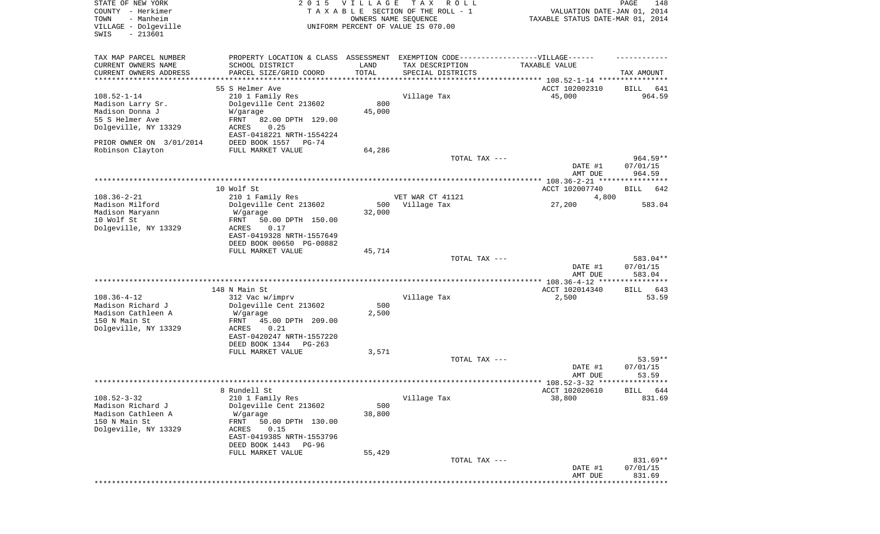STATE OF NEW YORK
COUNTY - Herkimer
TOWN - Manheim
VILLAGE - Dolgeville
SWIS - 213601

2 0 1 5 V I L L A G E T A X R O L L
T A X A B L E SECTION OF THE ROLL - 1
OWNERS NAME SEQUENCE
UNIFORM PERCENT OF VALUE IS 070.00

VALUATION DATE-JAN 01, 2014
TAXABLE STATUS DATE-MAR 01, 2014

| TAX MAP PARCEL NUMBER / CURRENT OWNERS NAME / CURRENT OWNERS ADDRESS | PROPERTY LOCATION & CLASS / SCHOOL DISTRICT / PARCEL SIZE/GRID COORD | ASSESSMENT LAND / TOTAL | EXEMPTION CODE / TAX DESCRIPTION / SPECIAL DISTRICTS | TAXABLE VALUE | TAX AMOUNT |
|---|---|---|---|---|---|
| | 55 S Helmer Ave | | | ACCT 102002310 | BILL 641 |
| 108.52-1-14 | 210 1 Family Res | | Village Tax | 45,000 | 964.59 |
| Madison Larry Sr. | Dolgeville Cent 213602 | 800 | | | |
| Madison Donna J | W/garage | 45,000 | | | |
| 55 S Helmer Ave | FRNT 82.00 DPTH 129.00 | | | | |
| Dolgeville, NY 13329 | ACRES 0.25 | | | | |
| | EAST-0418221 NRTH-1554224 | | | | |
| PRIOR OWNER ON 3/01/2014 | DEED BOOK 1557 PG-74 | | | | |
| Robinson Clayton | FULL MARKET VALUE | 64,286 | | | |
| | | | TOTAL TAX --- | | 964.59** |
| | | | | DATE #1 | 07/01/15 |
| | | | | AMT DUE | 964.59 |
| | 10 Wolf St | | | ACCT 102007740 | BILL 642 |
| 108.36-2-21 | 210 1 Family Res | | VET WAR CT 41121 | 4,800 | |
| Madison Milford | Dolgeville Cent 213602 | 500 | Village Tax | 27,200 | 583.04 |
| Madison Maryann | W/garage | 32,000 | | | |
| 10 Wolf St | FRNT 50.00 DPTH 150.00 | | | | |
| Dolgeville, NY 13329 | ACRES 0.17 | | | | |
| | EAST-0419328 NRTH-1557649 | | | | |
| | DEED BOOK 00650 PG-00882 | | | | |
| | FULL MARKET VALUE | 45,714 | | | |
| | | | TOTAL TAX --- | | 583.04** |
| | | | | DATE #1 | 07/01/15 |
| | | | | AMT DUE | 583.04 |
| | 148 N Main St | | | ACCT 102014340 | BILL 643 |
| 108.36-4-12 | 312 Vac w/imprv | | Village Tax | 2,500 | 53.59 |
| Madison Richard J | Dolgeville Cent 213602 | 500 | | | |
| Madison Cathleen A | W/garage | 2,500 | | | |
| 150 N Main St | FRNT 45.00 DPTH 209.00 | | | | |
| Dolgeville, NY 13329 | ACRES 0.21 | | | | |
| | EAST-0420247 NRTH-1557220 | | | | |
| | DEED BOOK 1344 PG-263 | | | | |
| | FULL MARKET VALUE | 3,571 | | | |
| | | | TOTAL TAX --- | | 53.59** |
| | | | | DATE #1 | 07/01/15 |
| | | | | AMT DUE | 53.59 |
| | 8 Rundell St | | | ACCT 102020610 | BILL 644 |
| 108.52-3-32 | 210 1 Family Res | | Village Tax | 38,800 | 831.69 |
| Madison Richard J | Dolgeville Cent 213602 | 500 | | | |
| Madison Cathleen A | W/garage | 38,800 | | | |
| 150 N Main St | FRNT 50.00 DPTH 130.00 | | | | |
| Dolgeville, NY 13329 | ACRES 0.15 | | | | |
| | EAST-0419385 NRTH-1553796 | | | | |
| | DEED BOOK 1443 PG-96 | | | | |
| | FULL MARKET VALUE | 55,429 | | | |
| | | | TOTAL TAX --- | | 831.69** |
| | | | | DATE #1 | 07/01/15 |
| | | | | AMT DUE | 831.69 |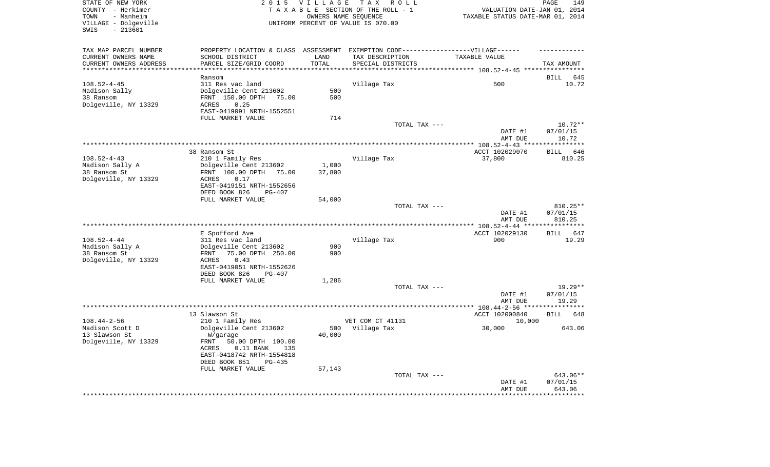STATE OF NEW YORK | 2015 VILLAGE TAX ROLL
COUNTY - Herkimer | TAXABLE SECTION OF THE ROLL - 1 | VALUATION DATE-JAN 01, 2014
TOWN - Manheim | OWNERS NAME SEQUENCE | TAXABLE STATUS DATE-MAR 01, 2014
VILLAGE - Dolgeville | UNIFORM PERCENT OF VALUE IS 070.00
SWIS - 213601

| TAX MAP PARCEL NUMBER<br>CURRENT OWNERS NAME<br>CURRENT OWNERS ADDRESS | PROPERTY LOCATION & CLASS<br>SCHOOL DISTRICT<br>PARCEL SIZE/GRID COORD | ASSESSMENT<br>LAND<br>TOTAL | EXEMPTION CODE------VILLAGE------<br>TAX DESCRIPTION<br>SPECIAL DISTRICTS | TAXABLE VALUE | TAX AMOUNT |
|---|---|---|---|---|---|
| **108.52-4-45** | Ransom | | | | BILL 645 |
| 108.52-4-45 | 311 Res vac land | | Village Tax | 500 | 10.72 |
| Madison Sally | Dolgeville Cent 213602 | 500 | | | |
| 38 Ransom | FRNT 150.00 DPTH 75.00 | 500 | | | |
| Dolgeville, NY 13329 | ACRES 0.25 | | | | |
| | EAST-0419091 NRTH-1552551 | | | | |
| | FULL MARKET VALUE | 714 | | | |
| | | | TOTAL TAX --- | | 10.72** |
| | | | | DATE #1 | 07/01/15 |
| | | | | AMT DUE | 10.72 |
| **108.52-4-43** | 38 Ransom St | | | ACCT 102029070 | BILL 646 |
| 108.52-4-43 | 210 1 Family Res | | Village Tax | 37,800 | 810.25 |
| Madison Sally A | Dolgeville Cent 213602 | 1,000 | | | |
| 38 Ransom St | FRNT 100.00 DPTH 75.00 | 37,800 | | | |
| Dolgeville, NY 13329 | ACRES 0.17 | | | | |
| | EAST-0419151 NRTH-1552656 | | | | |
| | DEED BOOK 826 PG-407 | | | | |
| | FULL MARKET VALUE | 54,000 | | | |
| | | | TOTAL TAX --- | | 810.25** |
| | | | | DATE #1 | 07/01/15 |
| | | | | AMT DUE | 810.25 |
| **108.52-4-44** | E Spofford Ave | | | ACCT 102029130 | BILL 647 |
| 108.52-4-44 | 311 Res vac land | | Village Tax | 900 | 19.29 |
| Madison Sally A | Dolgeville Cent 213602 | 900 | | | |
| 38 Ransom St | FRNT 75.00 DPTH 250.00 | 900 | | | |
| Dolgeville, NY 13329 | ACRES 0.43 | | | | |
| | EAST-0419051 NRTH-1552626 | | | | |
| | DEED BOOK 826 PG-407 | | | | |
| | FULL MARKET VALUE | 1,286 | | | |
| | | | TOTAL TAX --- | | 19.29** |
| | | | | DATE #1 | 07/01/15 |
| | | | | AMT DUE | 19.29 |
| **108.44-2-56** | 13 Slawson St | | | ACCT 102000840 | BILL 648 |
| 108.44-2-56 | 210 1 Family Res | | VET COM CT 41131 | 10,000 | |
| Madison Scott D | Dolgeville Cent 213602 | 500 | Village Tax | 30,000 | 643.06 |
| 13 Slawson St | W/garage | 40,000 | | | |
| Dolgeville, NY 13329 | FRNT 50.00 DPTH 100.00 | | | | |
| | ACRES 0.11 BANK 135 | | | | |
| | EAST-0418742 NRTH-1554818 | | | | |
| | DEED BOOK 851 PG-435 | | | | |
| | FULL MARKET VALUE | 57,143 | | | |
| | | | TOTAL TAX --- | | 643.06** |
| | | | | DATE #1 | 07/01/15 |
| | | | | AMT DUE | 643.06 |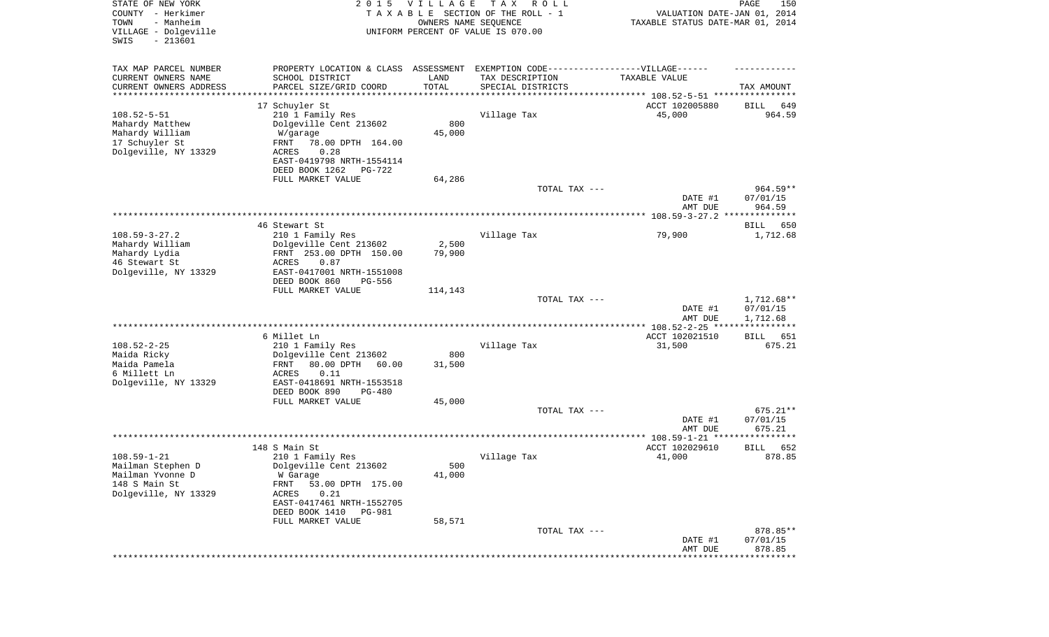STATE OF NEW YORK
COUNTY - Herkimer
TOWN - Manheim
VILLAGE - Dolgeville
SWIS - 213601

2 0 1 5 V I L L A G E T A X R O L L
T A X A B L E SECTION OF THE ROLL - 1
OWNERS NAME SEQUENCE
UNIFORM PERCENT OF VALUE IS 070.00

VALUATION DATE-JAN 01, 2014
TAXABLE STATUS DATE-MAR 01, 2014

| TAX MAP PARCEL NUMBER / CURRENT OWNERS NAME / CURRENT OWNERS ADDRESS | PROPERTY LOCATION & CLASS / SCHOOL DISTRICT / PARCEL SIZE/GRID COORD | ASSESSMENT LAND / TOTAL | EXEMPTION CODE---VILLAGE--- TAX DESCRIPTION / SPECIAL DISTRICTS | TAXABLE VALUE | TAX AMOUNT |
|---|---|---|---|---|---|
| 108.52-5-51 | 17 Schuyler St | | | ACCT 102005880 | BILL 649 |
| Mahardy Matthew | 210 1 Family Res | | Village Tax | 45,000 | 964.59 |
| Mahardy William | Dolgeville Cent 213602 | 800 | | | |
| 17 Schuyler St | W/garage | 45,000 | | | |
| Dolgeville, NY 13329 | FRNT 78.00 DPTH 164.00 | | | | |
| | ACRES 0.28 | | | | |
| | EAST-0419798 NRTH-1554114 | | | | |
| | DEED BOOK 1262 PG-722 | | | | |
| | FULL MARKET VALUE | 64,286 | | | |
| | | | TOTAL TAX --- | | 964.59** |
| | | | | DATE #1 | 07/01/15 |
| | | | | AMT DUE | 964.59 |
| 108.59-3-27.2 | 46 Stewart St | | | | BILL 650 |
| Mahardy William | 210 1 Family Res | | Village Tax | 79,900 | 1,712.68 |
| Mahardy Lydia | Dolgeville Cent 213602 | 2,500 | | | |
| 46 Stewart St | FRNT 253.00 DPTH 150.00 | 79,900 | | | |
| Dolgeville, NY 13329 | ACRES 0.87 | | | | |
| | EAST-0417001 NRTH-1551008 | | | | |
| | DEED BOOK 860 PG-556 | | | | |
| | FULL MARKET VALUE | 114,143 | | | |
| | | | TOTAL TAX --- | | 1,712.68** |
| | | | | DATE #1 | 07/01/15 |
| | | | | AMT DUE | 1,712.68 |
| 108.52-2-25 | 6 Millet Ln | | | ACCT 102021510 | BILL 651 |
| Maida Ricky | 210 1 Family Res | | Village Tax | 31,500 | 675.21 |
| Maida Pamela | Dolgeville Cent 213602 | 800 | | | |
| 6 Millett Ln | FRNT 80.00 DPTH 60.00 | 31,500 | | | |
| Dolgeville, NY 13329 | ACRES 0.11 | | | | |
| | EAST-0418691 NRTH-1553518 | | | | |
| | DEED BOOK 890 PG-480 | | | | |
| | FULL MARKET VALUE | 45,000 | | | |
| | | | TOTAL TAX --- | | 675.21** |
| | | | | DATE #1 | 07/01/15 |
| | | | | AMT DUE | 675.21 |
| 108.59-1-21 | 148 S Main St | | | ACCT 102029610 | BILL 652 |
| Mailman Stephen D | 210 1 Family Res | | Village Tax | 41,000 | 878.85 |
| Mailman Yvonne D | Dolgeville Cent 213602 | 500 | | | |
| 148 S Main St | W Garage | 41,000 | | | |
| Dolgeville, NY 13329 | FRNT 53.00 DPTH 175.00 | | | | |
| | ACRES 0.21 | | | | |
| | EAST-0417461 NRTH-1552705 | | | | |
| | DEED BOOK 1410 PG-981 | | | | |
| | FULL MARKET VALUE | 58,571 | | | |
| | | | TOTAL TAX --- | | 878.85** |
| | | | | DATE #1 | 07/01/15 |
| | | | | AMT DUE | 878.85 |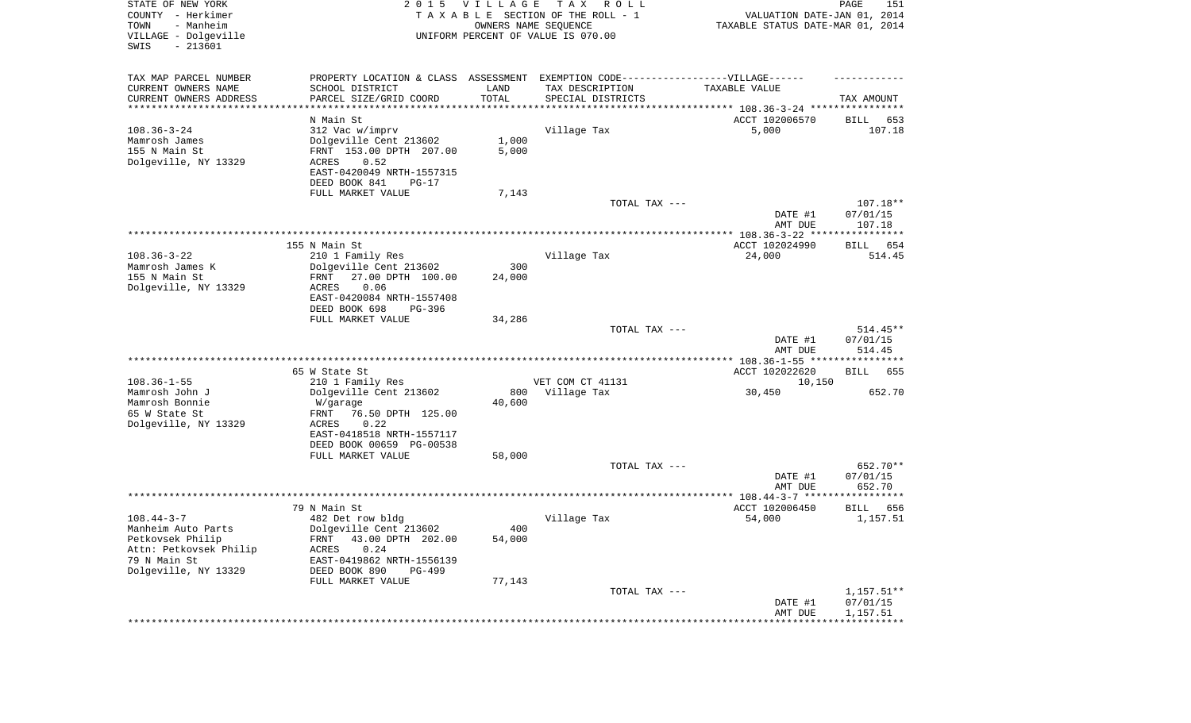STATE OF NEW YORK
COUNTY - Herkimer
TOWN - Manheim
VILLAGE - Dolgeville
SWIS - 213601

2 0 1 5 V I L L A G E T A X R O L L
T A X A B L E SECTION OF THE ROLL - 1
OWNERS NAME SEQUENCE
UNIFORM PERCENT OF VALUE IS 070.00

VALUATION DATE-JAN 01, 2014
TAXABLE STATUS DATE-MAR 01, 2014

| TAX MAP PARCEL NUMBER / CURRENT OWNERS NAME / CURRENT OWNERS ADDRESS | PROPERTY LOCATION & CLASS / SCHOOL DISTRICT / PARCEL SIZE/GRID COORD | ASSESSMENT LAND / TOTAL | EXEMPTION CODE / TAX DESCRIPTION / SPECIAL DISTRICTS | TAXABLE VALUE | TAX AMOUNT |
|---|---|---|---|---|---|
| 108.36-3-24 | N Main St | | | ACCT 102006570 | BILL 653 |
| 108.36-3-24 | 312 Vac w/imprv | | Village Tax | 5,000 | 107.18 |
| Mamrosh James | Dolgeville Cent 213602 | 1,000 | | | |
| 155 N Main St | FRNT 153.00 DPTH 207.00 | 5,000 | | | |
| Dolgeville, NY 13329 | ACRES 0.52 | | | | |
| | EAST-0420049 NRTH-1557315 | | | | |
| | DEED BOOK 841 PG-17 | | | | |
| | FULL MARKET VALUE | 7,143 | | | |
| | | | TOTAL TAX --- | | 107.18** |
| | | | | DATE #1 | 07/01/15 |
| | | | | AMT DUE | 107.18 |
| 108.36-3-22 | 155 N Main St | | | ACCT 102024990 | BILL 654 |
| 108.36-3-22 | 210 1 Family Res | | Village Tax | 24,000 | 514.45 |
| Mamrosh James K | Dolgeville Cent 213602 | 300 | | | |
| 155 N Main St | FRNT 27.00 DPTH 100.00 | 24,000 | | | |
| Dolgeville, NY 13329 | ACRES 0.06 | | | | |
| | EAST-0420084 NRTH-1557408 | | | | |
| | DEED BOOK 698 PG-396 | | | | |
| | FULL MARKET VALUE | 34,286 | | | |
| | | | TOTAL TAX --- | | 514.45** |
| | | | | DATE #1 | 07/01/15 |
| | | | | AMT DUE | 514.45 |
| 108.36-1-55 | 65 W State St | | | ACCT 102022620 | BILL 655 |
| 108.36-1-55 | 210 1 Family Res | | VET COM CT 41131 | 10,150 | |
| Mamrosh John J | Dolgeville Cent 213602 | 800 | Village Tax | 30,450 | 652.70 |
| Mamrosh Bonnie | W/garage | 40,600 | | | |
| 65 W State St | FRNT 76.50 DPTH 125.00 | | | | |
| Dolgeville, NY 13329 | ACRES 0.22 | | | | |
| | EAST-0418518 NRTH-1557117 | | | | |
| | DEED BOOK 00659 PG-00538 | | | | |
| | FULL MARKET VALUE | 58,000 | | | |
| | | | TOTAL TAX --- | | 652.70** |
| | | | | DATE #1 | 07/01/15 |
| | | | | AMT DUE | 652.70 |
| 108.44-3-7 | 79 N Main St | | | ACCT 102006450 | BILL 656 |
| 108.44-3-7 | 482 Det row bldg | | Village Tax | 54,000 | 1,157.51 |
| Manheim Auto Parts | Dolgeville Cent 213602 | 400 | | | |
| Petkovsek Philip | FRNT 43.00 DPTH 202.00 | 54,000 | | | |
| Attn: Petkovsek Philip | ACRES 0.24 | | | | |
| 79 N Main St | EAST-0419862 NRTH-1556139 | | | | |
| Dolgeville, NY 13329 | DEED BOOK 890 PG-499 | | | | |
| | FULL MARKET VALUE | 77,143 | | | |
| | | | TOTAL TAX --- | | 1,157.51** |
| | | | | DATE #1 | 07/01/15 |
| | | | | AMT DUE | 1,157.51 |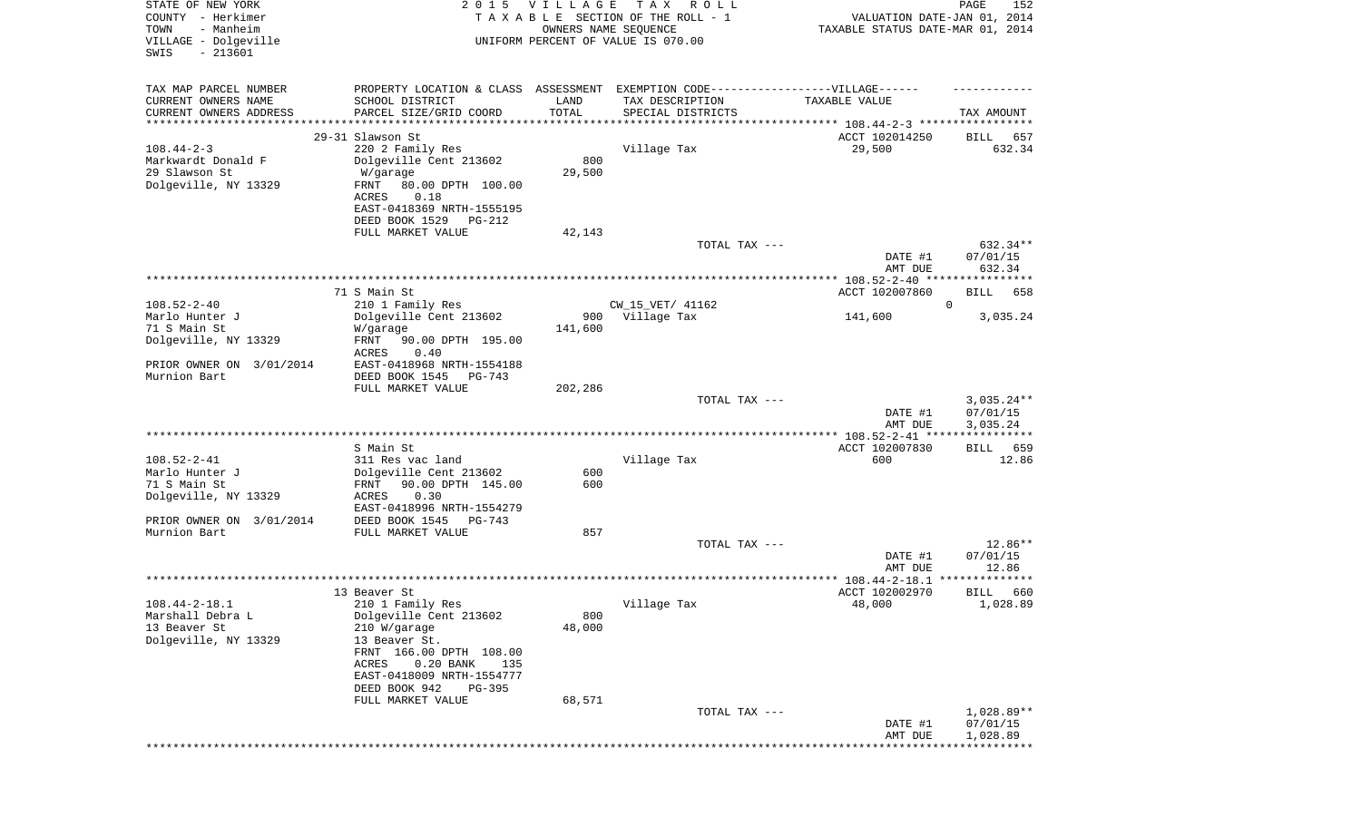STATE OF NEW YORK
COUNTY - Herkimer
TOWN - Manheim
VILLAGE - Dolgeville
SWIS - 213601

2015 VILLAGE TAX ROLL
TAXABLE SECTION OF THE ROLL - 1
OWNERS NAME SEQUENCE
UNIFORM PERCENT OF VALUE IS 070.00

VALUATION DATE-JAN 01, 2014
TAXABLE STATUS DATE-MAR 01, 2014

| TAX MAP PARCEL NUMBER / CURRENT OWNERS NAME / CURRENT OWNERS ADDRESS | PROPERTY LOCATION & CLASS / SCHOOL DISTRICT / PARCEL SIZE/GRID COORD | ASSESSMENT LAND / TOTAL | EXEMPTION CODE / TAX DESCRIPTION / SPECIAL DISTRICTS | TAXABLE VALUE | TAX AMOUNT |
|---|---|---|---|---|---|
| **108.44-2-3** | 29-31 Slawson St | | | ACCT 102014250 | BILL 657 |
| Markwardt Donald F | 220 2 Family Res | | Village Tax | 29,500 | 632.34 |
| 29 Slawson St | Dolgeville Cent 213602 | 800 | | | |
| Dolgeville, NY 13329 | W/garage | 29,500 | | | |
| | FRNT 80.00 DPTH 100.00 | | | | |
| | ACRES 0.18 | | | | |
| | EAST-0418369 NRTH-1555195 | | | | |
| | DEED BOOK 1529 PG-212 | | | | |
| | FULL MARKET VALUE | 42,143 | | | |
| | | | TOTAL TAX --- | | 632.34** |
| | | | | DATE #1 | 07/01/15 |
| | | | | AMT DUE | 632.34 |
| **108.52-2-40** | 71 S Main St | | | ACCT 102007860 | BILL 658 |
| Marlo Hunter J | 210 1 Family Res | | CW_15_VET/ 41162 | 0 | |
| 71 S Main St | Dolgeville Cent 213602 | 900 | Village Tax | 141,600 | 3,035.24 |
| Dolgeville, NY 13329 | W/garage | 141,600 | | | |
| | FRNT 90.00 DPTH 195.00 | | | | |
| | ACRES 0.40 | | | | |
| PRIOR OWNER ON 3/01/2014 | EAST-0418968 NRTH-1554188 | | | | |
| Murnion Bart | DEED BOOK 1545 PG-743 | | | | |
| | FULL MARKET VALUE | 202,286 | | | |
| | | | TOTAL TAX --- | | 3,035.24** |
| | | | | DATE #1 | 07/01/15 |
| | | | | AMT DUE | 3,035.24 |
| **108.52-2-41** | S Main St | | | ACCT 102007830 | BILL 659 |
| Marlo Hunter J | 311 Res vac land | | Village Tax | 600 | 12.86 |
| 71 S Main St | Dolgeville Cent 213602 | 600 | | | |
| Dolgeville, NY 13329 | FRNT 90.00 DPTH 145.00 | 600 | | | |
| | ACRES 0.30 | | | | |
| | EAST-0418996 NRTH-1554279 | | | | |
| PRIOR OWNER ON 3/01/2014 | DEED BOOK 1545 PG-743 | | | | |
| Murnion Bart | FULL MARKET VALUE | 857 | | | |
| | | | TOTAL TAX --- | | 12.86** |
| | | | | DATE #1 | 07/01/15 |
| | | | | AMT DUE | 12.86 |
| **108.44-2-18.1** | 13 Beaver St | | | ACCT 102002970 | BILL 660 |
| Marshall Debra L | 210 1 Family Res | | Village Tax | 48,000 | 1,028.89 |
| 13 Beaver St | Dolgeville Cent 213602 | 800 | | | |
| Dolgeville, NY 13329 | 210 W/garage | 48,000 | | | |
| | 13 Beaver St. | | | | |
| | FRNT 166.00 DPTH 108.00 | | | | |
| | ACRES 0.20 BANK 135 | | | | |
| | EAST-0418009 NRTH-1554777 | | | | |
| | DEED BOOK 942 PG-395 | | | | |
| | FULL MARKET VALUE | 68,571 | | | |
| | | | TOTAL TAX --- | | 1,028.89** |
| | | | | DATE #1 | 07/01/15 |
| | | | | AMT DUE | 1,028.89 |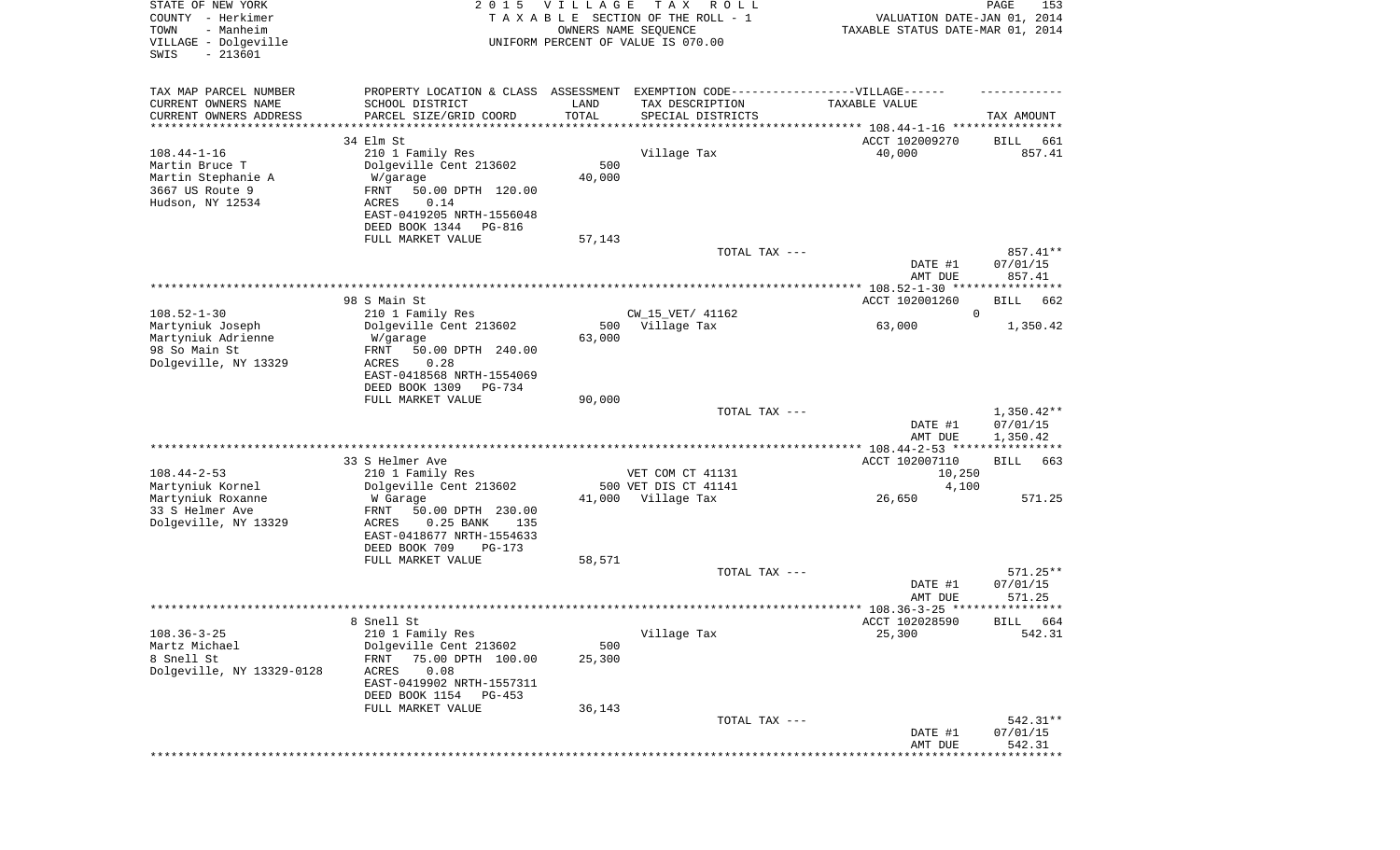STATE OF NEW YORK
COUNTY - Herkimer
TOWN - Manheim
VILLAGE - Dolgeville
SWIS - 213601

2015 VILLAGE TAX ROLL
TAXABLE SECTION OF THE ROLL - 1
OWNERS NAME SEQUENCE
UNIFORM PERCENT OF VALUE IS 070.00

VALUATION DATE-JAN 01, 2014
TAXABLE STATUS DATE-MAR 01, 2014

| TAX MAP PARCEL NUMBER / CURRENT OWNERS NAME / CURRENT OWNERS ADDRESS | PROPERTY LOCATION & CLASS / SCHOOL DISTRICT / PARCEL SIZE/GRID COORD | ASSESSMENT LAND / TOTAL | EXEMPTION CODE / TAX DESCRIPTION / SPECIAL DISTRICTS | TAXABLE VALUE | TAX AMOUNT |
|---|---|---|---|---|---|
| **108.44-1-16** | 34 Elm St | | | ACCT 102009270 | BILL 661 |
| Martin Bruce T | 210 1 Family Res | | Village Tax | 40,000 | 857.41 |
| Martin Stephanie A | Dolgeville Cent 213602 | 500 | | | |
| 3667 US Route 9 | W/garage | 40,000 | | | |
| Hudson, NY 12534 | FRNT 50.00 DPTH 120.00 | | | | |
| | ACRES 0.14 | | | | |
| | EAST-0419205 NRTH-1556048 | | | | |
| | DEED BOOK 1344 PG-816 | | | | |
| | FULL MARKET VALUE | 57,143 | | | |
| | | | TOTAL TAX --- | | 857.41** |
| | | | | DATE #1 | 07/01/15 |
| | | | | AMT DUE | 857.41 |
| **108.52-1-30** | 98 S Main St | | | ACCT 102001260 | BILL 662 |
| Martyniuk Joseph | 210 1 Family Res | | CW_15_VET/ 41162 | 0 | |
| Martyniuk Adrienne | Dolgeville Cent 213602 | 500 | Village Tax | 63,000 | 1,350.42 |
| 98 So Main St | W/garage | 63,000 | | | |
| Dolgeville, NY 13329 | FRNT 50.00 DPTH 240.00 | | | | |
| | ACRES 0.28 | | | | |
| | EAST-0418568 NRTH-1554069 | | | | |
| | DEED BOOK 1309 PG-734 | | | | |
| | FULL MARKET VALUE | 90,000 | | | |
| | | | TOTAL TAX --- | | 1,350.42** |
| | | | | DATE #1 | 07/01/15 |
| | | | | AMT DUE | 1,350.42 |
| **108.44-2-53** | 33 S Helmer Ave | | | ACCT 102007110 | BILL 663 |
| Martyniuk Kornel | 210 1 Family Res | | VET COM CT 41131 | 10,250 | |
| Martyniuk Roxanne | Dolgeville Cent 213602 | 500 | VET DIS CT 41141 | 4,100 | |
| 33 S Helmer Ave | W Garage | 41,000 | Village Tax | 26,650 | 571.25 |
| Dolgeville, NY 13329 | FRNT 50.00 DPTH 230.00 | | | | |
| | ACRES 0.25 BANK 135 | | | | |
| | EAST-0418677 NRTH-1554633 | | | | |
| | DEED BOOK 709 PG-173 | | | | |
| | FULL MARKET VALUE | 58,571 | | | |
| | | | TOTAL TAX --- | | 571.25** |
| | | | | DATE #1 | 07/01/15 |
| | | | | AMT DUE | 571.25 |
| **108.36-3-25** | 8 Snell St | | | ACCT 102028590 | BILL 664 |
| Martz Michael | 210 1 Family Res | | Village Tax | 25,300 | 542.31 |
| 8 Snell St | Dolgeville Cent 213602 | 500 | | | |
| Dolgeville, NY 13329-0128 | FRNT 75.00 DPTH 100.00 | 25,300 | | | |
| | ACRES 0.08 | | | | |
| | EAST-0419902 NRTH-1557311 | | | | |
| | DEED BOOK 1154 PG-453 | | | | |
| | FULL MARKET VALUE | 36,143 | | | |
| | | | TOTAL TAX --- | | 542.31** |
| | | | | DATE #1 | 07/01/15 |
| | | | | AMT DUE | 542.31 |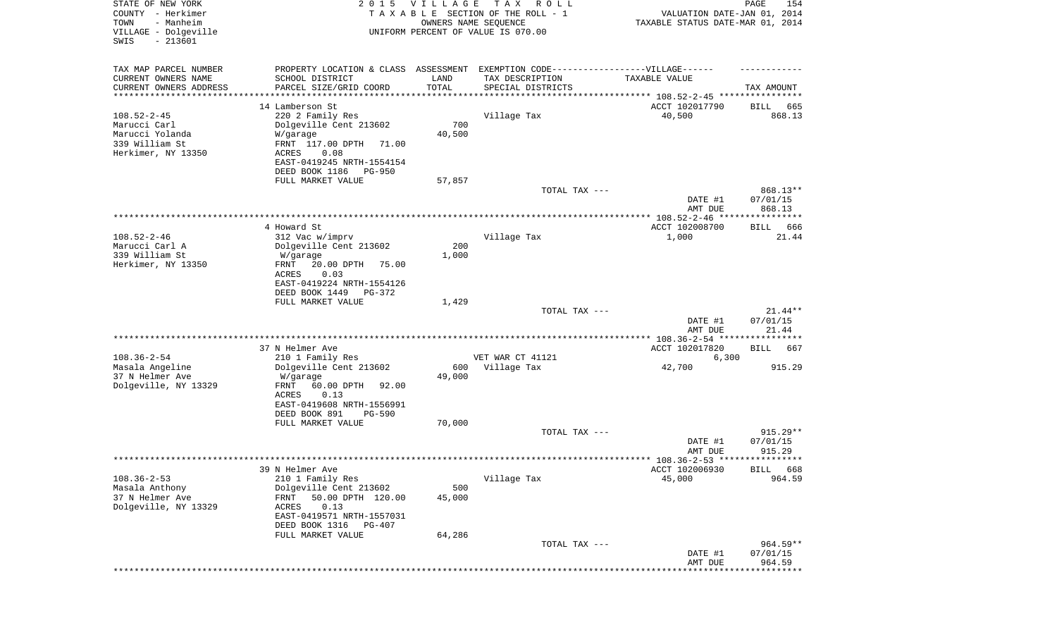STATE OF NEW YORK
COUNTY - Herkimer
TOWN - Manheim
VILLAGE - Dolgeville
SWIS - 213601

2015 VILLAGE TAX ROLL
TAXABLE SECTION OF THE ROLL - 1
OWNERS NAME SEQUENCE
UNIFORM PERCENT OF VALUE IS 070.00

VALUATION DATE-JAN 01, 2014
TAXABLE STATUS DATE-MAR 01, 2014

| TAX MAP PARCEL NUMBER / CURRENT OWNERS NAME / CURRENT OWNERS ADDRESS | PROPERTY LOCATION & CLASS / SCHOOL DISTRICT / PARCEL SIZE/GRID COORD | ASSESSMENT LAND | TOTAL | EXEMPTION CODE / TAX DESCRIPTION / SPECIAL DISTRICTS | TAXABLE VALUE | TAX AMOUNT |
|---|---|---|---|---|---|---|
| 108.52-2-45 | 14 Lamberson St | | | | ACCT 102017790 | BILL 665 |
| Marucci Carl | 220 2 Family Res | | | Village Tax | 40,500 | 868.13 |
| Marucci Yolanda | Dolgeville Cent 213602 | 700 | | | | |
| 339 William St | W/garage | | 40,500 | | | |
| Herkimer, NY 13350 | FRNT 117.00 DPTH 71.00 | | | | | |
| | ACRES 0.08 | | | | | |
| | EAST-0419245 NRTH-1554154 | | | | | |
| | DEED BOOK 1186 PG-950 | | | | | |
| | FULL MARKET VALUE | | 57,857 | | | |
| | | | | TOTAL TAX --- | | 868.13** |
| | | | | | DATE #1 | 07/01/15 |
| | | | | | AMT DUE | 868.13 |
| 108.52-2-46 | 4 Howard St | | | | ACCT 102008700 | BILL 666 |
| Marucci Carl A | 312 Vac w/imprv | | | Village Tax | 1,000 | 21.44 |
| 339 William St | Dolgeville Cent 213602 | 200 | | | | |
| Herkimer, NY 13350 | W/garage | | 1,000 | | | |
| | FRNT 20.00 DPTH 75.00 | | | | | |
| | ACRES 0.03 | | | | | |
| | EAST-0419224 NRTH-1554126 | | | | | |
| | DEED BOOK 1449 PG-372 | | | | | |
| | FULL MARKET VALUE | | 1,429 | | | |
| | | | | TOTAL TAX --- | | 21.44** |
| | | | | | DATE #1 | 07/01/15 |
| | | | | | AMT DUE | 21.44 |
| 108.36-2-54 | 37 N Helmer Ave | | | | ACCT 102017820 | BILL 667 |
| Masala Angeline | 210 1 Family Res | | | VET WAR CT 41121 | 6,300 | |
| 37 N Helmer Ave | Dolgeville Cent 213602 | 600 | | Village Tax | 42,700 | 915.29 |
| Dolgeville, NY 13329 | W/garage | | 49,000 | | | |
| | FRNT 60.00 DPTH 92.00 | | | | | |
| | ACRES 0.13 | | | | | |
| | EAST-0419608 NRTH-1556991 | | | | | |
| | DEED BOOK 891 PG-590 | | | | | |
| | FULL MARKET VALUE | | 70,000 | | | |
| | | | | TOTAL TAX --- | | 915.29** |
| | | | | | DATE #1 | 07/01/15 |
| | | | | | AMT DUE | 915.29 |
| 108.36-2-53 | 39 N Helmer Ave | | | | ACCT 102006930 | BILL 668 |
| Masala Anthony | 210 1 Family Res | | | Village Tax | 45,000 | 964.59 |
| 37 N Helmer Ave | Dolgeville Cent 213602 | 500 | | | | |
| Dolgeville, NY 13329 | FRNT 50.00 DPTH 120.00 | | 45,000 | | | |
| | ACRES 0.13 | | | | | |
| | EAST-0419571 NRTH-1557031 | | | | | |
| | DEED BOOK 1316 PG-407 | | | | | |
| | FULL MARKET VALUE | | 64,286 | | | |
| | | | | TOTAL TAX --- | | 964.59** |
| | | | | | DATE #1 | 07/01/15 |
| | | | | | AMT DUE | 964.59 |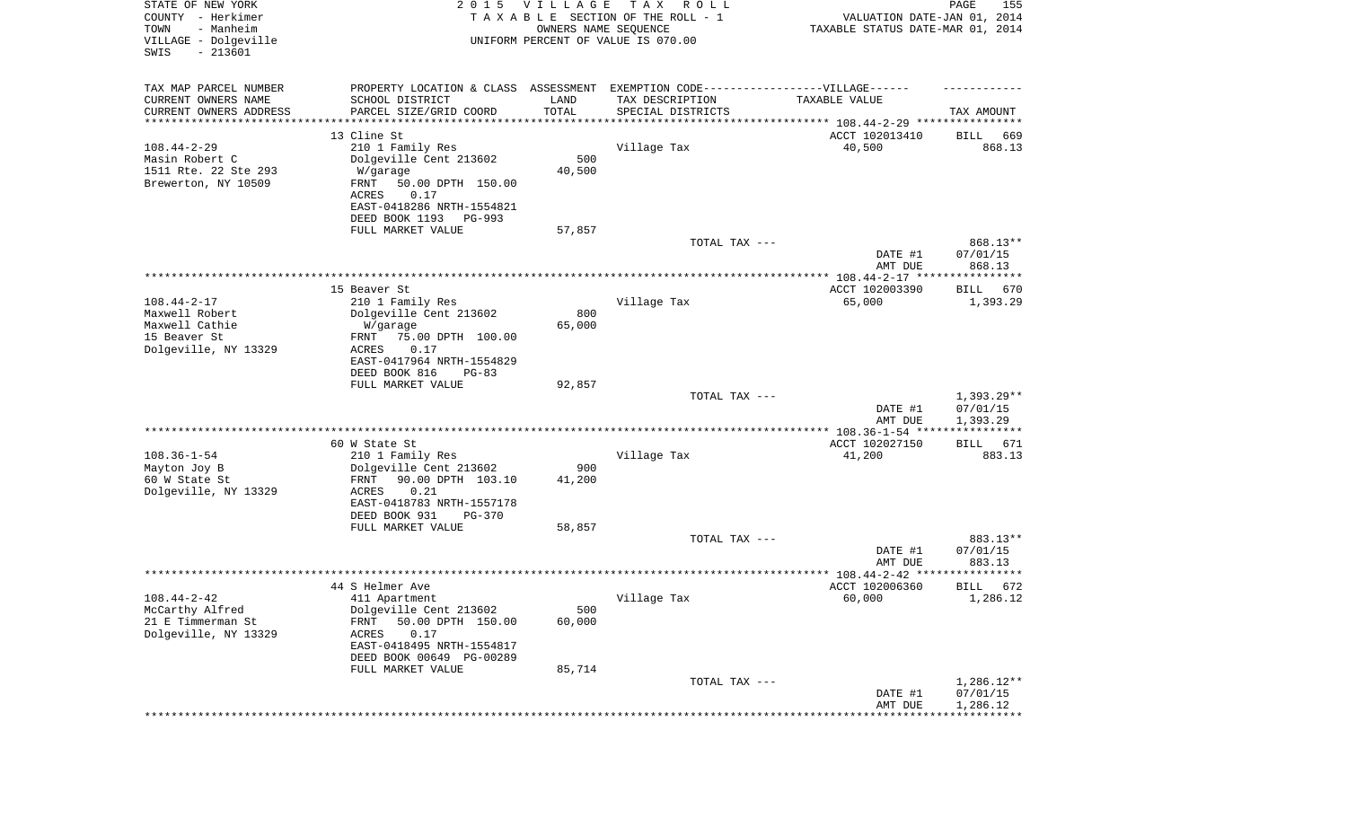STATE OF NEW YORK — 2015 VILLAGE TAX ROLL
COUNTY - Herkimer — TAXABLE SECTION OF THE ROLL - 1 — VALUATION DATE-JAN 01, 2014
TOWN - Manheim — OWNERS NAME SEQUENCE — TAXABLE STATUS DATE-MAR 01, 2014
VILLAGE - Dolgeville — UNIFORM PERCENT OF VALUE IS 070.00
SWIS - 213601

| TAX MAP PARCEL NUMBER / CURRENT OWNERS NAME / CURRENT OWNERS ADDRESS | PROPERTY LOCATION & CLASS / SCHOOL DISTRICT / PARCEL SIZE/GRID COORD | ASSESSMENT LAND / TOTAL | EXEMPTION CODE-----VILLAGE----- TAX DESCRIPTION / SPECIAL DISTRICTS | TAXABLE VALUE | TAX AMOUNT |
|---|---|---|---|---|---|
| | 13 Cline St | | | ACCT 102013410 | BILL 669 |
| 108.44-2-29 | 210 1 Family Res | | Village Tax | 40,500 | 868.13 |
| Masin Robert C | Dolgeville Cent 213602 | 500 | | | |
| 1511 Rte. 22 Ste 293 | W/garage | 40,500 | | | |
| Brewerton, NY 10509 | FRNT 50.00 DPTH 150.00 | | | | |
| | ACRES 0.17 | | | | |
| | EAST-0418286 NRTH-1554821 | | | | |
| | DEED BOOK 1193 PG-993 | | | | |
| | FULL MARKET VALUE | 57,857 | | | |
| | | | TOTAL TAX --- | | 868.13** |
| | | | | DATE #1 | 07/01/15 |
| | | | | AMT DUE | 868.13 |
| | 15 Beaver St | | | ACCT 102003390 | BILL 670 |
| 108.44-2-17 | 210 1 Family Res | | Village Tax | 65,000 | 1,393.29 |
| Maxwell Robert | Dolgeville Cent 213602 | 800 | | | |
| Maxwell Cathie | W/garage | 65,000 | | | |
| 15 Beaver St | FRNT 75.00 DPTH 100.00 | | | | |
| Dolgeville, NY 13329 | ACRES 0.17 | | | | |
| | EAST-0417964 NRTH-1554829 | | | | |
| | DEED BOOK 816 PG-83 | | | | |
| | FULL MARKET VALUE | 92,857 | | | |
| | | | TOTAL TAX --- | | 1,393.29** |
| | | | | DATE #1 | 07/01/15 |
| | | | | AMT DUE | 1,393.29 |
| | 60 W State St | | | ACCT 102027150 | BILL 671 |
| 108.36-1-54 | 210 1 Family Res | | Village Tax | 41,200 | 883.13 |
| Mayton Joy B | Dolgeville Cent 213602 | 900 | | | |
| 60 W State St | FRNT 90.00 DPTH 103.10 | 41,200 | | | |
| Dolgeville, NY 13329 | ACRES 0.21 | | | | |
| | EAST-0418783 NRTH-1557178 | | | | |
| | DEED BOOK 931 PG-370 | | | | |
| | FULL MARKET VALUE | 58,857 | | | |
| | | | TOTAL TAX --- | | 883.13** |
| | | | | DATE #1 | 07/01/15 |
| | | | | AMT DUE | 883.13 |
| | 44 S Helmer Ave | | | ACCT 102006360 | BILL 672 |
| 108.44-2-42 | 411 Apartment | | Village Tax | 60,000 | 1,286.12 |
| McCarthy Alfred | Dolgeville Cent 213602 | 500 | | | |
| 21 E Timmerman St | FRNT 50.00 DPTH 150.00 | 60,000 | | | |
| Dolgeville, NY 13329 | ACRES 0.17 | | | | |
| | EAST-0418495 NRTH-1554817 | | | | |
| | DEED BOOK 00649 PG-00289 | | | | |
| | FULL MARKET VALUE | 85,714 | | | |
| | | | TOTAL TAX --- | | 1,286.12** |
| | | | | DATE #1 | 07/01/15 |
| | | | | AMT DUE | 1,286.12 |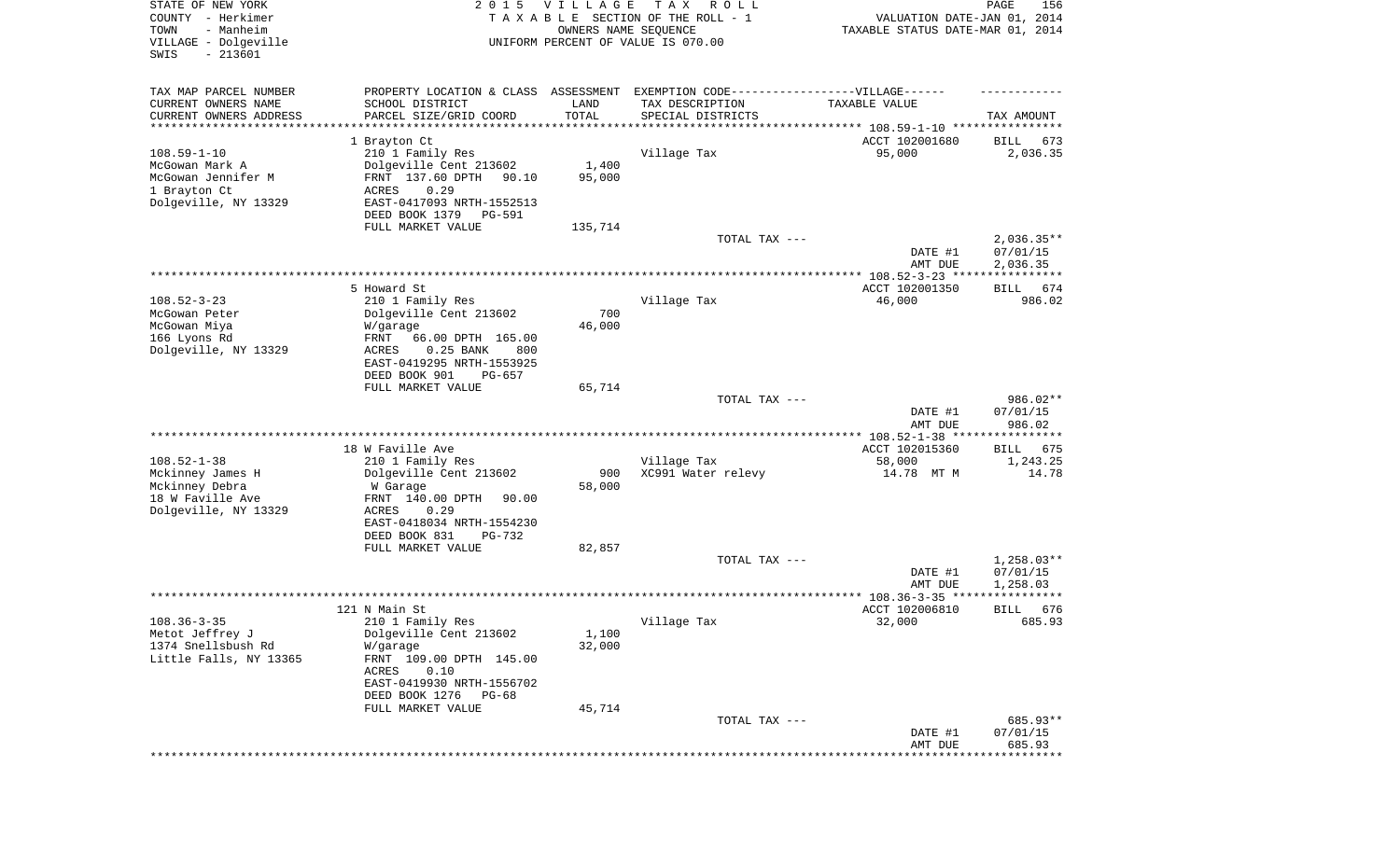STATE OF NEW YORK
COUNTY - Herkimer
TOWN - Manheim
VILLAGE - Dolgeville
SWIS - 213601

2015 VILLAGE TAX ROLL
TAXABLE SECTION OF THE ROLL - 1
OWNERS NAME SEQUENCE
UNIFORM PERCENT OF VALUE IS 070.00

VALUATION DATE-JAN 01, 2014
TAXABLE STATUS DATE-MAR 01, 2014

| TAX MAP PARCEL NUMBER / CURRENT OWNERS NAME / CURRENT OWNERS ADDRESS | PROPERTY LOCATION & CLASS / SCHOOL DISTRICT / PARCEL SIZE/GRID COORD | ASSESSMENT LAND / TOTAL | EXEMPTION CODE / TAX DESCRIPTION / SPECIAL DISTRICTS | TAXABLE VALUE | TAX AMOUNT |
|---|---|---|---|---|---|
| 108.59-1-10 | 1 Brayton Ct | | | ACCT 102001680 | BILL 673 |
| | 210 1 Family Res | | Village Tax | 95,000 | 2,036.35 |
| McGowan Mark A | Dolgeville Cent 213602 | 1,400 | | | |
| McGowan Jennifer M | FRNT 137.60 DPTH 90.10 | 95,000 | | | |
| 1 Brayton Ct | ACRES 0.29 | | | | |
| Dolgeville, NY 13329 | EAST-0417093 NRTH-1552513 | | | | |
| | DEED BOOK 1379 PG-591 | | | | |
| | FULL MARKET VALUE | 135,714 | | | |
| | | | TOTAL TAX --- | | 2,036.35** |
| | | | | DATE #1 | 07/01/15 |
| | | | | AMT DUE | 2,036.35 |
| 108.52-3-23 | 5 Howard St | | | ACCT 102001350 | BILL 674 |
| | 210 1 Family Res | | Village Tax | 46,000 | 986.02 |
| McGowan Peter | Dolgeville Cent 213602 | 700 | | | |
| McGowan Miya | W/garage | 46,000 | | | |
| 166 Lyons Rd | FRNT 66.00 DPTH 165.00 | | | | |
| Dolgeville, NY 13329 | ACRES 0.25 BANK 800 | | | | |
| | EAST-0419295 NRTH-1553925 | | | | |
| | DEED BOOK 901 PG-657 | | | | |
| | FULL MARKET VALUE | 65,714 | | | |
| | | | TOTAL TAX --- | | 986.02** |
| | | | | DATE #1 | 07/01/15 |
| | | | | AMT DUE | 986.02 |
| 108.52-1-38 | 18 W Faville Ave | | | ACCT 102015360 | BILL 675 |
| | 210 1 Family Res | | Village Tax | 58,000 | 1,243.25 |
| Mckinney James H | Dolgeville Cent 213602 | 900 | XC991 Water relevy | 14.78 MT M | 14.78 |
| Mckinney Debra | W Garage | 58,000 | | | |
| 18 W Faville Ave | FRNT 140.00 DPTH 90.00 | | | | |
| Dolgeville, NY 13329 | ACRES 0.29 | | | | |
| | EAST-0418034 NRTH-1554230 | | | | |
| | DEED BOOK 831 PG-732 | | | | |
| | FULL MARKET VALUE | 82,857 | | | |
| | | | TOTAL TAX --- | | 1,258.03** |
| | | | | DATE #1 | 07/01/15 |
| | | | | AMT DUE | 1,258.03 |
| 108.36-3-35 | 121 N Main St | | | ACCT 102006810 | BILL 676 |
| | 210 1 Family Res | | Village Tax | 32,000 | 685.93 |
| Metot Jeffrey J | Dolgeville Cent 213602 | 1,100 | | | |
| 1374 Snellsbush Rd | W/garage | 32,000 | | | |
| Little Falls, NY 13365 | FRNT 109.00 DPTH 145.00 | | | | |
| | ACRES 0.10 | | | | |
| | EAST-0419930 NRTH-1556702 | | | | |
| | DEED BOOK 1276 PG-68 | | | | |
| | FULL MARKET VALUE | 45,714 | | | |
| | | | TOTAL TAX --- | | 685.93** |
| | | | | DATE #1 | 07/01/15 |
| | | | | AMT DUE | 685.93 |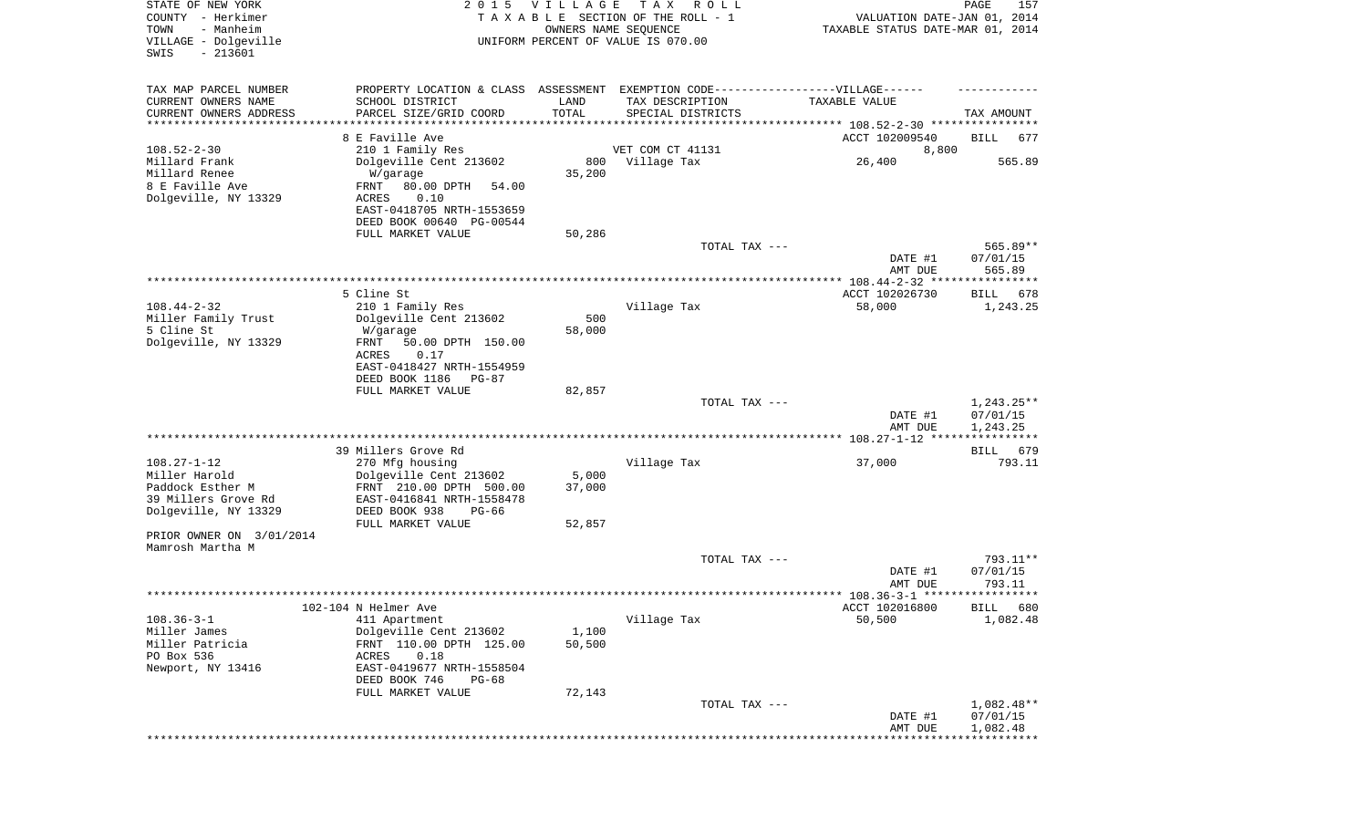STATE OF NEW YORK
COUNTY - Herkimer
TOWN - Manheim
VILLAGE - Dolgeville
SWIS - 213601

2 0 1 5 V I L L A G E T A X R O L L
T A X A B L E SECTION OF THE ROLL - 1
OWNERS NAME SEQUENCE
UNIFORM PERCENT OF VALUE IS 070.00

VALUATION DATE-JAN 01, 2014
TAXABLE STATUS DATE-MAR 01, 2014

| TAX MAP PARCEL NUMBER / CURRENT OWNERS NAME / CURRENT OWNERS ADDRESS | PROPERTY LOCATION & CLASS / SCHOOL DISTRICT / PARCEL SIZE/GRID COORD | ASSESSMENT LAND / TOTAL | EXEMPTION CODE / TAX DESCRIPTION / SPECIAL DISTRICTS | TAXABLE VALUE | TAX AMOUNT |
|---|---|---|---|---|---|
| | 8 E Faville Ave | | | ACCT 102009540 | BILL 677 |
| 108.52-2-30 | 210 1 Family Res | | VET COM CT 41131 | 8,800 | |
| Millard Frank | Dolgeville Cent 213602 | 800 | Village Tax | 26,400 | 565.89 |
| Millard Renee | W/garage | 35,200 | | | |
| 8 E Faville Ave | FRNT 80.00 DPTH 54.00 | | | | |
| Dolgeville, NY 13329 | ACRES 0.10 | | | | |
| | EAST-0418705 NRTH-1553659 | | | | |
| | DEED BOOK 00640 PG-00544 | | | | |
| | FULL MARKET VALUE | 50,286 | | | |
| | | | TOTAL TAX --- | | 565.89** |
| | | | | DATE #1 | 07/01/15 |
| | | | | AMT DUE | 565.89 |
| | 5 Cline St | | | ACCT 102026730 | BILL 678 |
| 108.44-2-32 | 210 1 Family Res | | Village Tax | 58,000 | 1,243.25 |
| Miller Family Trust | Dolgeville Cent 213602 | 500 | | | |
| 5 Cline St | W/garage | 58,000 | | | |
| Dolgeville, NY 13329 | FRNT 50.00 DPTH 150.00 | | | | |
| | ACRES 0.17 | | | | |
| | EAST-0418427 NRTH-1554959 | | | | |
| | DEED BOOK 1186 PG-87 | | | | |
| | FULL MARKET VALUE | 82,857 | | | |
| | | | TOTAL TAX --- | | 1,243.25** |
| | | | | DATE #1 | 07/01/15 |
| | | | | AMT DUE | 1,243.25 |
| | 39 Millers Grove Rd | | | | BILL 679 |
| 108.27-1-12 | 270 Mfg housing | | Village Tax | 37,000 | 793.11 |
| Miller Harold | Dolgeville Cent 213602 | 5,000 | | | |
| Paddock Esther M | FRNT 210.00 DPTH 500.00 | 37,000 | | | |
| 39 Millers Grove Rd | EAST-0416841 NRTH-1558478 | | | | |
| Dolgeville, NY 13329 | DEED BOOK 938 PG-66 | | | | |
| | FULL MARKET VALUE | 52,857 | | | |
| PRIOR OWNER ON 3/01/2014 | | | | | |
| Mamrosh Martha M | | | | | |
| | | | TOTAL TAX --- | | 793.11** |
| | | | | DATE #1 | 07/01/15 |
| | | | | AMT DUE | 793.11 |
| | 102-104 N Helmer Ave | | | ACCT 102016800 | BILL 680 |
| 108.36-3-1 | 411 Apartment | | Village Tax | 50,500 | 1,082.48 |
| Miller James | Dolgeville Cent 213602 | 1,100 | | | |
| Miller Patricia | FRNT 110.00 DPTH 125.00 | 50,500 | | | |
| PO Box 536 | ACRES 0.18 | | | | |
| Newport, NY 13416 | EAST-0419677 NRTH-1558504 | | | | |
| | DEED BOOK 746 PG-68 | | | | |
| | FULL MARKET VALUE | 72,143 | | | |
| | | | TOTAL TAX --- | | 1,082.48** |
| | | | | DATE #1 | 07/01/15 |
| | | | | AMT DUE | 1,082.48 |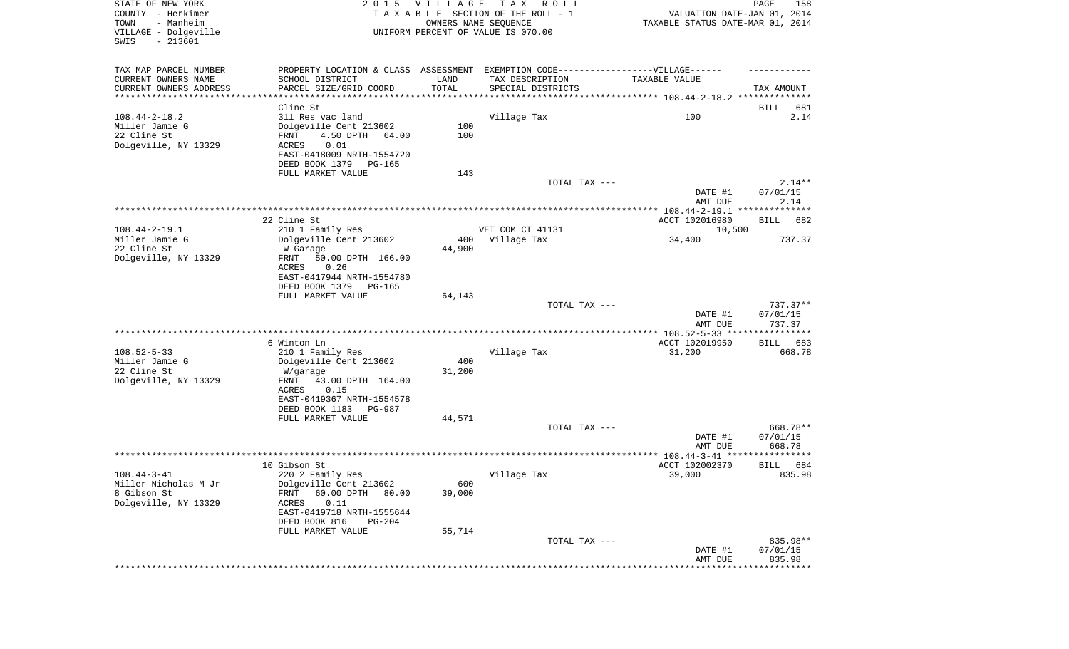STATE OF NEW YORK
COUNTY - Herkimer
TOWN - Manheim
VILLAGE - Dolgeville
SWIS - 213601

2 0 1 5 V I L L A G E T A X R O L L
T A X A B L E SECTION OF THE ROLL - 1
OWNERS NAME SEQUENCE
UNIFORM PERCENT OF VALUE IS 070.00

VALUATION DATE-JAN 01, 2014
TAXABLE STATUS DATE-MAR 01, 2014

| TAX MAP PARCEL NUMBER<br>CURRENT OWNERS NAME<br>CURRENT OWNERS ADDRESS | PROPERTY LOCATION & CLASS<br>SCHOOL DISTRICT<br>PARCEL SIZE/GRID COORD | ASSESSMENT<br>LAND<br>TOTAL | EXEMPTION CODE-----VILLAGE------<br>TAX DESCRIPTION<br>SPECIAL DISTRICTS | TAXABLE VALUE | TAX AMOUNT |
|---|---|---|---|---|---|
| **108.44-2-18.2** | Cline St | | | | BILL 681 |
| 108.44-2-18.2 | 311 Res vac land | | Village Tax | 100 | 2.14 |
| Miller Jamie G | Dolgeville Cent 213602 | 100 | | | |
| 22 Cline St | FRNT 4.50 DPTH 64.00 | 100 | | | |
| Dolgeville, NY 13329 | ACRES 0.01 | | | | |
| | EAST-0418009 NRTH-1554720 | | | | |
| | DEED BOOK 1379 PG-165 | | | | |
| | FULL MARKET VALUE | 143 | | | |
| | | | TOTAL TAX --- | | 2.14** |
| | | | | DATE #1 | 07/01/15 |
| | | | | AMT DUE | 2.14 |
| **108.44-2-19.1** | 22 Cline St | | | ACCT 102016980 | BILL 682 |
| 108.44-2-19.1 | 210 1 Family Res | | VET COM CT 41131 | 10,500 | |
| Miller Jamie G | Dolgeville Cent 213602 | 400 | Village Tax | 34,400 | 737.37 |
| 22 Cline St | W Garage | 44,900 | | | |
| Dolgeville, NY 13329 | FRNT 50.00 DPTH 166.00 | | | | |
| | ACRES 0.26 | | | | |
| | EAST-0417944 NRTH-1554780 | | | | |
| | DEED BOOK 1379 PG-165 | | | | |
| | FULL MARKET VALUE | 64,143 | | | |
| | | | TOTAL TAX --- | | 737.37** |
| | | | | DATE #1 | 07/01/15 |
| | | | | AMT DUE | 737.37 |
| **108.52-5-33** | 6 Winton Ln | | | ACCT 102019950 | BILL 683 |
| 108.52-5-33 | 210 1 Family Res | | Village Tax | 31,200 | 668.78 |
| Miller Jamie G | Dolgeville Cent 213602 | 400 | | | |
| 22 Cline St | W/garage | 31,200 | | | |
| Dolgeville, NY 13329 | FRNT 43.00 DPTH 164.00 | | | | |
| | ACRES 0.15 | | | | |
| | EAST-0419367 NRTH-1554578 | | | | |
| | DEED BOOK 1183 PG-987 | | | | |
| | FULL MARKET VALUE | 44,571 | | | |
| | | | TOTAL TAX --- | | 668.78** |
| | | | | DATE #1 | 07/01/15 |
| | | | | AMT DUE | 668.78 |
| **108.44-3-41** | 10 Gibson St | | | ACCT 102002370 | BILL 684 |
| 108.44-3-41 | 220 2 Family Res | | Village Tax | 39,000 | 835.98 |
| Miller Nicholas M Jr | Dolgeville Cent 213602 | 600 | | | |
| 8 Gibson St | FRNT 60.00 DPTH 80.00 | 39,000 | | | |
| Dolgeville, NY 13329 | ACRES 0.11 | | | | |
| | EAST-0419718 NRTH-1555644 | | | | |
| | DEED BOOK 816 PG-204 | | | | |
| | FULL MARKET VALUE | 55,714 | | | |
| | | | TOTAL TAX --- | | 835.98** |
| | | | | DATE #1 | 07/01/15 |
| | | | | AMT DUE | 835.98 |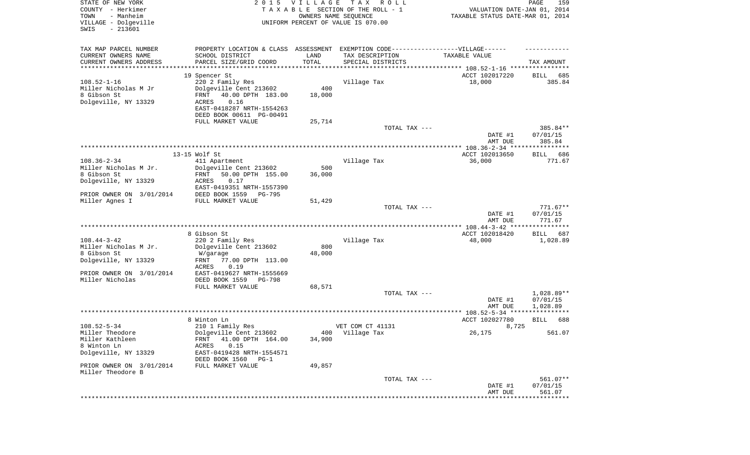STATE OF NEW YORK
COUNTY - Herkimer
TOWN - Manheim
VILLAGE - Dolgeville
SWIS - 213601

2015 VILLAGE TAX ROLL
TAXABLE SECTION OF THE ROLL - 1
OWNERS NAME SEQUENCE
UNIFORM PERCENT OF VALUE IS 070.00

VALUATION DATE-JAN 01, 2014
TAXABLE STATUS DATE-MAR 01, 2014

| TAX MAP PARCEL NUMBER / CURRENT OWNERS NAME / CURRENT OWNERS ADDRESS | PROPERTY LOCATION & CLASS / SCHOOL DISTRICT / PARCEL SIZE/GRID COORD | ASSESSMENT LAND / TOTAL | EXEMPTION CODE / TAX DESCRIPTION / SPECIAL DISTRICTS | TAXABLE VALUE | TAX AMOUNT |
|---|---|---|---|---|---|
| | 19 Spencer St | | | ACCT 102017220 | BILL 685 |
| 108.52-1-16 | 220 2 Family Res | | Village Tax | 18,000 | 385.84 |
| Miller Nicholas M Jr | Dolgeville Cent 213602 | 400 | | | |
| 8 Gibson St | FRNT 40.00 DPTH 183.00 | 18,000 | | | |
| Dolgeville, NY 13329 | ACRES 0.16 | | | | |
| | EAST-0418287 NRTH-1554263 | | | | |
| | DEED BOOK 00611 PG-00491 | | | | |
| | FULL MARKET VALUE | 25,714 | | | |
| | | | TOTAL TAX --- | | 385.84** |
| | | | | DATE #1 | 07/01/15 |
| | | | | AMT DUE | 385.84 |
| | 13-15 Wolf St | | | ACCT 102013650 | BILL 686 |
| 108.36-2-34 | 411 Apartment | | Village Tax | 36,000 | 771.67 |
| Miller Nicholas M Jr. | Dolgeville Cent 213602 | 500 | | | |
| 8 Gibson St | FRNT 50.00 DPTH 155.00 | 36,000 | | | |
| Dolgeville, NY 13329 | ACRES 0.17 | | | | |
| | EAST-0419351 NRTH-1557390 | | | | |
| PRIOR OWNER ON 3/01/2014 | DEED BOOK 1559 PG-795 | | | | |
| Miller Agnes I | FULL MARKET VALUE | 51,429 | | | |
| | | | TOTAL TAX --- | | 771.67** |
| | | | | DATE #1 | 07/01/15 |
| | | | | AMT DUE | 771.67 |
| | 8 Gibson St | | | ACCT 102018420 | BILL 687 |
| 108.44-3-42 | 220 2 Family Res | | Village Tax | 48,000 | 1,028.89 |
| Miller Nicholas M Jr. | Dolgeville Cent 213602 | 800 | | | |
| 8 Gibson St | W/garage | 48,000 | | | |
| Dolgeville, NY 13329 | FRNT 77.00 DPTH 113.00 | | | | |
| | ACRES 0.19 | | | | |
| PRIOR OWNER ON 3/01/2014 | EAST-0419627 NRTH-1555669 | | | | |
| Miller Nicholas | DEED BOOK 1559 PG-798 | | | | |
| | FULL MARKET VALUE | 68,571 | | | |
| | | | TOTAL TAX --- | | 1,028.89** |
| | | | | DATE #1 | 07/01/15 |
| | | | | AMT DUE | 1,028.89 |
| | 8 Winton Ln | | | ACCT 102027780 | BILL 688 |
| 108.52-5-34 | 210 1 Family Res | | VET COM CT 41131 | 8,725 | |
| Miller Theodore | Dolgeville Cent 213602 | 400 | Village Tax | 26,175 | 561.07 |
| Miller Kathleen | FRNT 41.00 DPTH 164.00 | 34,900 | | | |
| 8 Winton Ln | ACRES 0.15 | | | | |
| Dolgeville, NY 13329 | EAST-0419428 NRTH-1554571 | | | | |
| | DEED BOOK 1560 PG-1 | | | | |
| PRIOR OWNER ON 3/01/2014 | FULL MARKET VALUE | 49,857 | | | |
| Miller Theodore B | | | | | |
| | | | TOTAL TAX --- | | 561.07** |
| | | | | DATE #1 | 07/01/15 |
| | | | | AMT DUE | 561.07 |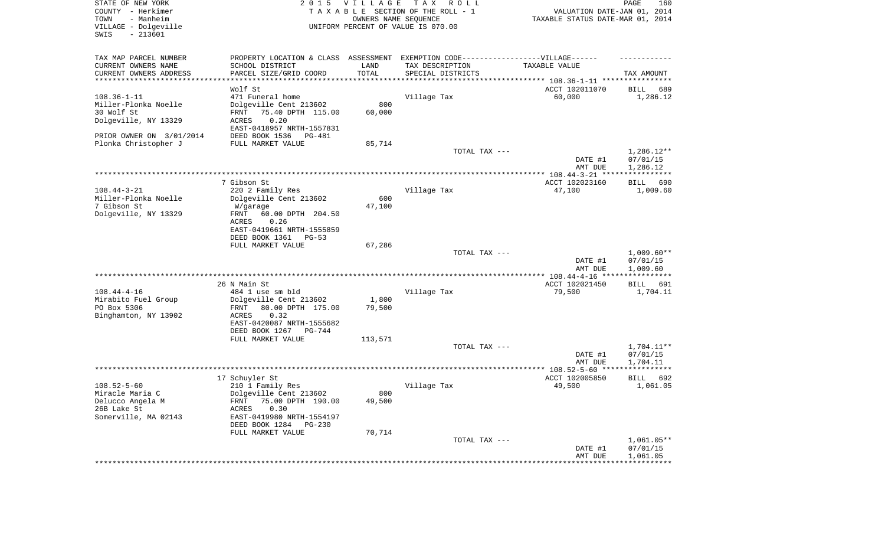STATE OF NEW YORK | COUNTY - Herkimer | TOWN - Manheim | VILLAGE - Dolgeville | SWIS - 213601

**2015 VILLAGE TAX ROLL**
TAXABLE SECTION OF THE ROLL - 1
OWNERS NAME SEQUENCE
UNIFORM PERCENT OF VALUE IS 070.00

VALUATION DATE-JAN 01, 2014
TAXABLE STATUS DATE-MAR 01, 2014

| TAX MAP PARCEL NUMBER / CURRENT OWNERS NAME / CURRENT OWNERS ADDRESS | PROPERTY LOCATION & CLASS / SCHOOL DISTRICT / PARCEL SIZE/GRID COORD | ASSESSMENT LAND / TOTAL | EXEMPTION CODE / TAX DESCRIPTION / SPECIAL DISTRICTS | TAXABLE VALUE | TAX AMOUNT |
|---|---|---|---|---|---|
| 108.36-1-11 | Wolf St | | | ACCT 102011070 | BILL 689 |
| Miller-Plonka Noelle | 471 Funeral home | | Village Tax | 60,000 | 1,286.12 |
| 30 Wolf St | Dolgeville Cent 213602 | 800 | | | |
| Dolgeville, NY 13329 | FRNT 75.40 DPTH 115.00 | 60,000 | | | |
| | ACRES 0.20 | | | | |
| | EAST-0418957 NRTH-1557831 | | | | |
| PRIOR OWNER ON 3/01/2014 | DEED BOOK 1536 PG-481 | | | | |
| Plonka Christopher J | FULL MARKET VALUE | 85,714 | | | |
| | | | TOTAL TAX --- | | 1,286.12** |
| | | | | DATE #1 | 07/01/15 |
| | | | | AMT DUE | 1,286.12 |
| 108.44-3-21 | 7 Gibson St | | | ACCT 102023160 | BILL 690 |
| Miller-Plonka Noelle | 220 2 Family Res | | Village Tax | 47,100 | 1,009.60 |
| 7 Gibson St | Dolgeville Cent 213602 | 600 | | | |
| Dolgeville, NY 13329 | W/garage | 47,100 | | | |
| | FRNT 60.00 DPTH 204.50 | | | | |
| | ACRES 0.26 | | | | |
| | EAST-0419661 NRTH-1555859 | | | | |
| | DEED BOOK 1361 PG-53 | | | | |
| | FULL MARKET VALUE | 67,286 | | | |
| | | | TOTAL TAX --- | | 1,009.60** |
| | | | | DATE #1 | 07/01/15 |
| | | | | AMT DUE | 1,009.60 |
| 108.44-4-16 | 26 N Main St | | | ACCT 102021450 | BILL 691 |
| Mirabito Fuel Group | 484 1 use sm bld | | Village Tax | 79,500 | 1,704.11 |
| PO Box 5306 | Dolgeville Cent 213602 | 1,800 | | | |
| Binghamton, NY 13902 | FRNT 80.00 DPTH 175.00 | 79,500 | | | |
| | ACRES 0.32 | | | | |
| | EAST-0420087 NRTH-1555682 | | | | |
| | DEED BOOK 1267 PG-744 | | | | |
| | FULL MARKET VALUE | 113,571 | | | |
| | | | TOTAL TAX --- | | 1,704.11** |
| | | | | DATE #1 | 07/01/15 |
| | | | | AMT DUE | 1,704.11 |
| 108.52-5-60 | 17 Schuyler St | | | ACCT 102005850 | BILL 692 |
| Miracle Maria C | 210 1 Family Res | | Village Tax | 49,500 | 1,061.05 |
| Delucco Angela M | Dolgeville Cent 213602 | 800 | | | |
| 26B Lake St | FRNT 75.00 DPTH 190.00 | 49,500 | | | |
| Somerville, MA 02143 | ACRES 0.30 | | | | |
| | EAST-0419980 NRTH-1554197 | | | | |
| | DEED BOOK 1284 PG-230 | | | | |
| | FULL MARKET VALUE | 70,714 | | | |
| | | | TOTAL TAX --- | | 1,061.05** |
| | | | | DATE #1 | 07/01/15 |
| | | | | AMT DUE | 1,061.05 |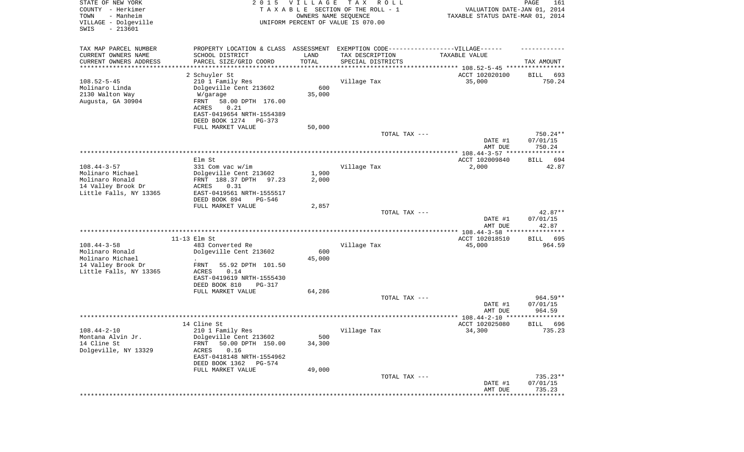STATE OF NEW YORK
COUNTY - Herkimer
TOWN - Manheim
VILLAGE - Dolgeville
SWIS - 213601

2 0 1 5 V I L L A G E T A X R O L L
T A X A B L E SECTION OF THE ROLL - 1
OWNERS NAME SEQUENCE
UNIFORM PERCENT OF VALUE IS 070.00

VALUATION DATE-JAN 01, 2014
TAXABLE STATUS DATE-MAR 01, 2014

| TAX MAP PARCEL NUMBER<br>CURRENT OWNERS NAME<br>CURRENT OWNERS ADDRESS | PROPERTY LOCATION & CLASS<br>SCHOOL DISTRICT<br>PARCEL SIZE/GRID COORD | ASSESSMENT<br>LAND<br>TOTAL | EXEMPTION CODE-------VILLAGE------<br>TAX DESCRIPTION<br>SPECIAL DISTRICTS | TAXABLE VALUE | TAX AMOUNT |
|---|---|---|---|---|---|
| **108.52-5-45** | 2 Schuyler St | | | ACCT 102020100 | BILL 693 |
| 108.52-5-45 | 210 1 Family Res | | Village Tax | 35,000 | 750.24 |
| Molinaro Linda | Dolgeville Cent 213602 | 600 | | | |
| 2130 Walton Way | W/garage | 35,000 | | | |
| Augusta, GA 30904 | FRNT 58.00 DPTH 176.00 | | | | |
| | ACRES 0.21 | | | | |
| | EAST-0419654 NRTH-1554389 | | | | |
| | DEED BOOK 1274 PG-373 | | | | |
| | FULL MARKET VALUE | 50,000 | | | |
| | | | TOTAL TAX --- | | 750.24** |
| | | | | DATE #1 | 07/01/15 |
| | | | | AMT DUE | 750.24 |
| **108.44-3-57** | Elm St | | | ACCT 102009840 | BILL 694 |
| 108.44-3-57 | 331 Com vac w/im | | Village Tax | 2,000 | 42.87 |
| Molinaro Michael | Dolgeville Cent 213602 | 1,900 | | | |
| Molinaro Ronald | FRNT 188.37 DPTH 97.23 | 2,000 | | | |
| 14 Valley Brook Dr | ACRES 0.31 | | | | |
| Little Falls, NY 13365 | EAST-0419561 NRTH-1555517 | | | | |
| | DEED BOOK 894 PG-546 | | | | |
| | FULL MARKET VALUE | 2,857 | | | |
| | | | TOTAL TAX --- | | 42.87** |
| | | | | DATE #1 | 07/01/15 |
| | | | | AMT DUE | 42.87 |
| **108.44-3-58** | 11-13 Elm St | | | ACCT 102018510 | BILL 695 |
| 108.44-3-58 | 483 Converted Re | | Village Tax | 45,000 | 964.59 |
| Molinaro Ronald | Dolgeville Cent 213602 | 600 | | | |
| Molinaro Michael | . | 45,000 | | | |
| 14 Valley Brook Dr | FRNT 55.92 DPTH 101.50 | | | | |
| Little Falls, NY 13365 | ACRES 0.14 | | | | |
| | EAST-0419619 NRTH-1555430 | | | | |
| | DEED BOOK 810 PG-317 | | | | |
| | FULL MARKET VALUE | 64,286 | | | |
| | | | TOTAL TAX --- | | 964.59** |
| | | | | DATE #1 | 07/01/15 |
| | | | | AMT DUE | 964.59 |
| **108.44-2-10** | 14 Cline St | | | ACCT 102025080 | BILL 696 |
| 108.44-2-10 | 210 1 Family Res | | Village Tax | 34,300 | 735.23 |
| Montana Alvin Jr. | Dolgeville Cent 213602 | 500 | | | |
| 14 Cline St | FRNT 50.00 DPTH 150.00 | 34,300 | | | |
| Dolgeville, NY 13329 | ACRES 0.16 | | | | |
| | EAST-0418148 NRTH-1554962 | | | | |
| | DEED BOOK 1362 PG-574 | | | | |
| | FULL MARKET VALUE | 49,000 | | | |
| | | | TOTAL TAX --- | | 735.23** |
| | | | | DATE #1 | 07/01/15 |
| | | | | AMT DUE | 735.23 |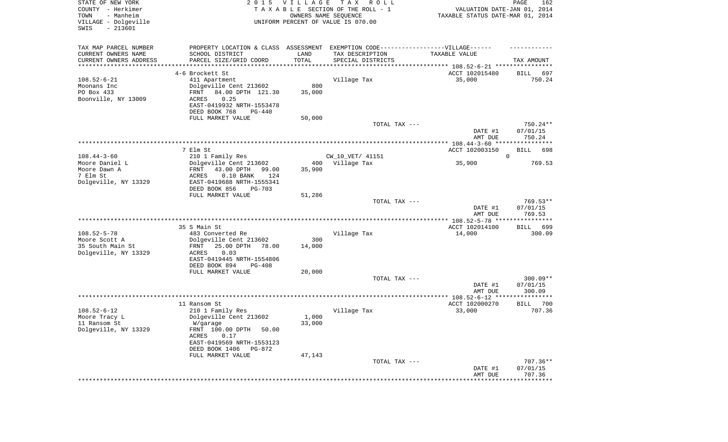STATE OF NEW YORK
COUNTY - Herkimer
TOWN - Manheim
VILLAGE - Dolgeville
SWIS - 213601

2 0 1 5 V I L L A G E T A X R O L L
T A X A B L E SECTION OF THE ROLL - 1
OWNERS NAME SEQUENCE
UNIFORM PERCENT OF VALUE IS 070.00

VALUATION DATE-JAN 01, 2014
TAXABLE STATUS DATE-MAR 01, 2014

| TAX MAP PARCEL NUMBER<br>CURRENT OWNERS NAME<br>CURRENT OWNERS ADDRESS | PROPERTY LOCATION & CLASS<br>SCHOOL DISTRICT<br>PARCEL SIZE/GRID COORD | ASSESSMENT<br>LAND<br>TOTAL | EXEMPTION CODE------VILLAGE------<br>TAX DESCRIPTION<br>SPECIAL DISTRICTS | TAXABLE VALUE | TAX AMOUNT |
|---|---|---|---|---|---|
| | 4-6 Brockett St | | | ACCT 102015480 | BILL 697 |
| 108.52-6-21 | 411 Apartment | | Village Tax | 35,000 | 750.24 |
| Moonans Inc | Dolgeville Cent 213602 | 800 | | | |
| PO Box 433 | FRNT 84.00 DPTH 121.30 | 35,000 | | | |
| Boonville, NY 13009 | ACRES 0.25 | | | | |
| | EAST-0419932 NRTH-1553478 | | | | |
| | DEED BOOK 768 PG-440 | | | | |
| | FULL MARKET VALUE | 50,000 | | | |
| | | | TOTAL TAX --- | | 750.24** |
| | | | | DATE #1 | 07/01/15 |
| | | | | AMT DUE | 750.24 |
| | 7 Elm St | | | ACCT 102003150 | BILL 698 |
| 108.44-3-60 | 210 1 Family Res | | CW_10_VET/ 41151 | 0 | |
| Moore Daniel L | Dolgeville Cent 213602 | 400 | Village Tax | 35,900 | 769.53 |
| Moore Dawn A | FRNT 43.00 DPTH 99.00 | 35,900 | | | |
| 7 Elm St | ACRES 0.10 BANK 124 | | | | |
| Dolgeville, NY 13329 | EAST-0419688 NRTH-1555341 | | | | |
| | DEED BOOK 856 PG-703 | | | | |
| | FULL MARKET VALUE | 51,286 | | | |
| | | | TOTAL TAX --- | | 769.53** |
| | | | | DATE #1 | 07/01/15 |
| | | | | AMT DUE | 769.53 |
| | 35 S Main St | | | ACCT 102014100 | BILL 699 |
| 108.52-5-78 | 483 Converted Re | | Village Tax | 14,000 | 300.09 |
| Moore Scott A | Dolgeville Cent 213602 | 300 | | | |
| 35 South Main St | FRNT 25.00 DPTH 78.00 | 14,000 | | | |
| Dolgeville, NY 13329 | ACRES 0.03 | | | | |
| | EAST-0419445 NRTH-1554806 | | | | |
| | DEED BOOK 894 PG-408 | | | | |
| | FULL MARKET VALUE | 20,000 | | | |
| | | | TOTAL TAX --- | | 300.09** |
| | | | | DATE #1 | 07/01/15 |
| | | | | AMT DUE | 300.09 |
| | 11 Ransom St | | | ACCT 102000270 | BILL 700 |
| 108.52-6-12 | 210 1 Family Res | | Village Tax | 33,000 | 707.36 |
| Moore Tracy L | Dolgeville Cent 213602 | 1,000 | | | |
| 11 Ransom St | W/garage | 33,000 | | | |
| Dolgeville, NY 13329 | FRNT 100.00 DPTH 50.00 | | | | |
| | ACRES 0.17 | | | | |
| | EAST-0419569 NRTH-1553123 | | | | |
| | DEED BOOK 1406 PG-872 | | | | |
| | FULL MARKET VALUE | 47,143 | | | |
| | | | TOTAL TAX --- | | 707.36** |
| | | | | DATE #1 | 07/01/15 |
| | | | | AMT DUE | 707.36 |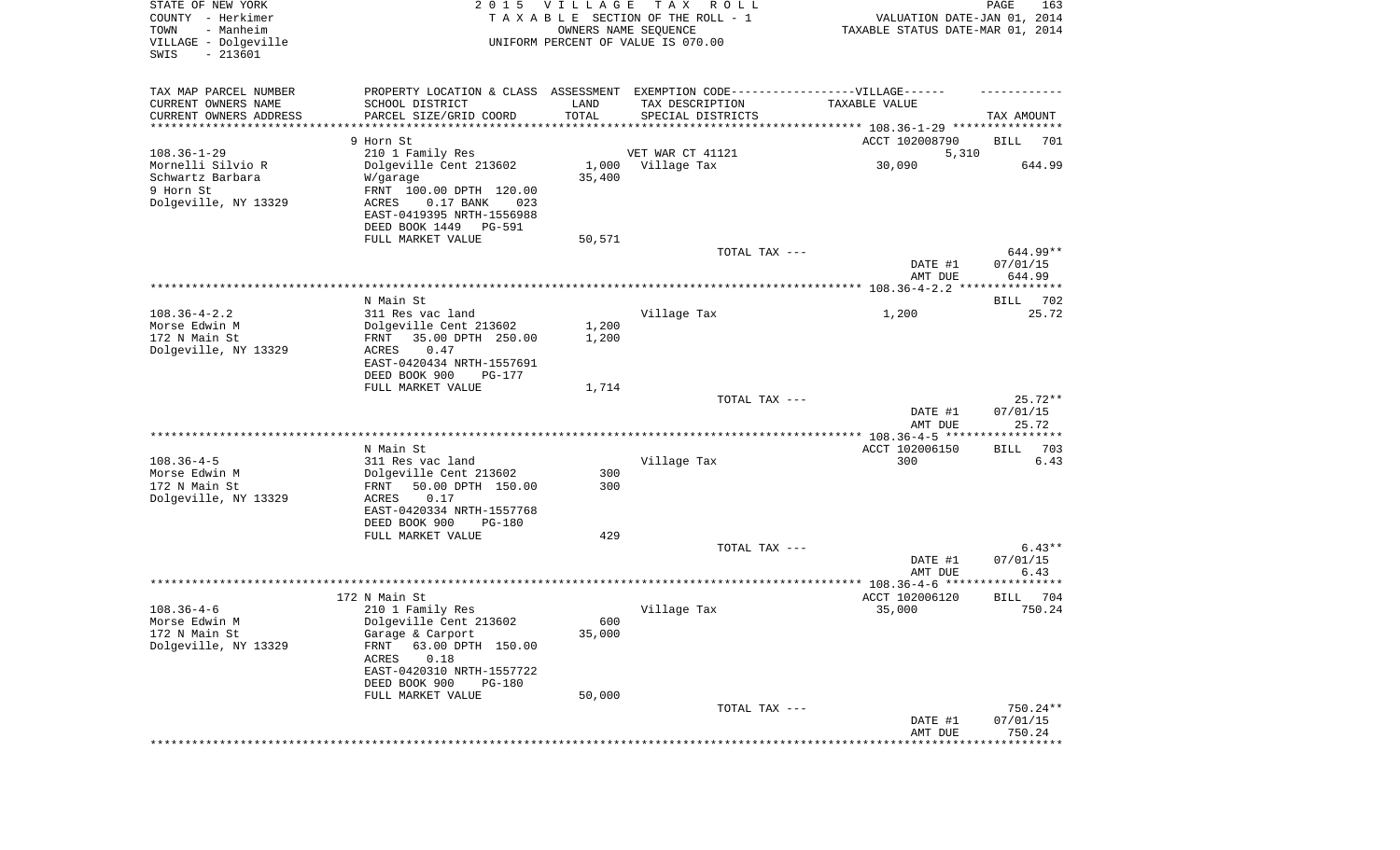STATE OF NEW YORK
COUNTY - Herkimer
TOWN - Manheim
VILLAGE - Dolgeville
SWIS - 213601

2015 VILLAGE TAX ROLL
TAXABLE SECTION OF THE ROLL - 1
OWNERS NAME SEQUENCE
UNIFORM PERCENT OF VALUE IS 070.00

VALUATION DATE-JAN 01, 2014
TAXABLE STATUS DATE-MAR 01, 2014

| TAX MAP PARCEL NUMBER<br>CURRENT OWNERS NAME<br>CURRENT OWNERS ADDRESS | PROPERTY LOCATION & CLASS<br>SCHOOL DISTRICT<br>PARCEL SIZE/GRID COORD | ASSESSMENT<br>LAND<br>TOTAL | EXEMPTION CODE<br>TAX DESCRIPTION<br>SPECIAL DISTRICTS | VILLAGE<br>TAXABLE VALUE | TAX AMOUNT |
|---|---|---|---|---|---|
| 108.36-1-29 | 9 Horn St | | | ACCT 102008790 | BILL 701 |
| Mornelli Silvio R | 210 1 Family Res | | VET WAR CT 41121 | 5,310 | |
| Schwartz Barbara | Dolgeville Cent 213602 | 1,000 | Village Tax | 30,090 | 644.99 |
| 9 Horn St | W/garage | 35,400 | | | |
| Dolgeville, NY 13329 | FRNT 100.00 DPTH 120.00 | | | | |
| | ACRES 0.17 BANK 023 | | | | |
| | EAST-0419395 NRTH-1556988 | | | | |
| | DEED BOOK 1449 PG-591 | | | | |
| | FULL MARKET VALUE | 50,571 | | | |
| | | | TOTAL TAX --- | | 644.99** |
| | | | | DATE #1 | 07/01/15 |
| | | | | AMT DUE | 644.99 |
| 108.36-4-2.2 | N Main St | | | | BILL 702 |
| Morse Edwin M | 311 Res vac land | | Village Tax | 1,200 | 25.72 |
| 172 N Main St | Dolgeville Cent 213602 | 1,200 | | | |
| Dolgeville, NY 13329 | FRNT 35.00 DPTH 250.00 | 1,200 | | | |
| | ACRES 0.47 | | | | |
| | EAST-0420434 NRTH-1557691 | | | | |
| | DEED BOOK 900 PG-177 | | | | |
| | FULL MARKET VALUE | 1,714 | | | |
| | | | TOTAL TAX --- | | 25.72** |
| | | | | DATE #1 | 07/01/15 |
| | | | | AMT DUE | 25.72 |
| 108.36-4-5 | N Main St | | | ACCT 102006150 | BILL 703 |
| Morse Edwin M | 311 Res vac land | | Village Tax | 300 | 6.43 |
| 172 N Main St | Dolgeville Cent 213602 | 300 | | | |
| Dolgeville, NY 13329 | FRNT 50.00 DPTH 150.00 | 300 | | | |
| | ACRES 0.17 | | | | |
| | EAST-0420334 NRTH-1557768 | | | | |
| | DEED BOOK 900 PG-180 | | | | |
| | FULL MARKET VALUE | 429 | | | |
| | | | TOTAL TAX --- | | 6.43** |
| | | | | DATE #1 | 07/01/15 |
| | | | | AMT DUE | 6.43 |
| 108.36-4-6 | 172 N Main St | | | ACCT 102006120 | BILL 704 |
| Morse Edwin M | 210 1 Family Res | | Village Tax | 35,000 | 750.24 |
| 172 N Main St | Dolgeville Cent 213602 | 600 | | | |
| Dolgeville, NY 13329 | Garage & Carport | 35,000 | | | |
| | FRNT 63.00 DPTH 150.00 | | | | |
| | ACRES 0.18 | | | | |
| | EAST-0420310 NRTH-1557722 | | | | |
| | DEED BOOK 900 PG-180 | | | | |
| | FULL MARKET VALUE | 50,000 | | | |
| | | | TOTAL TAX --- | | 750.24** |
| | | | | DATE #1 | 07/01/15 |
| | | | | AMT DUE | 750.24 |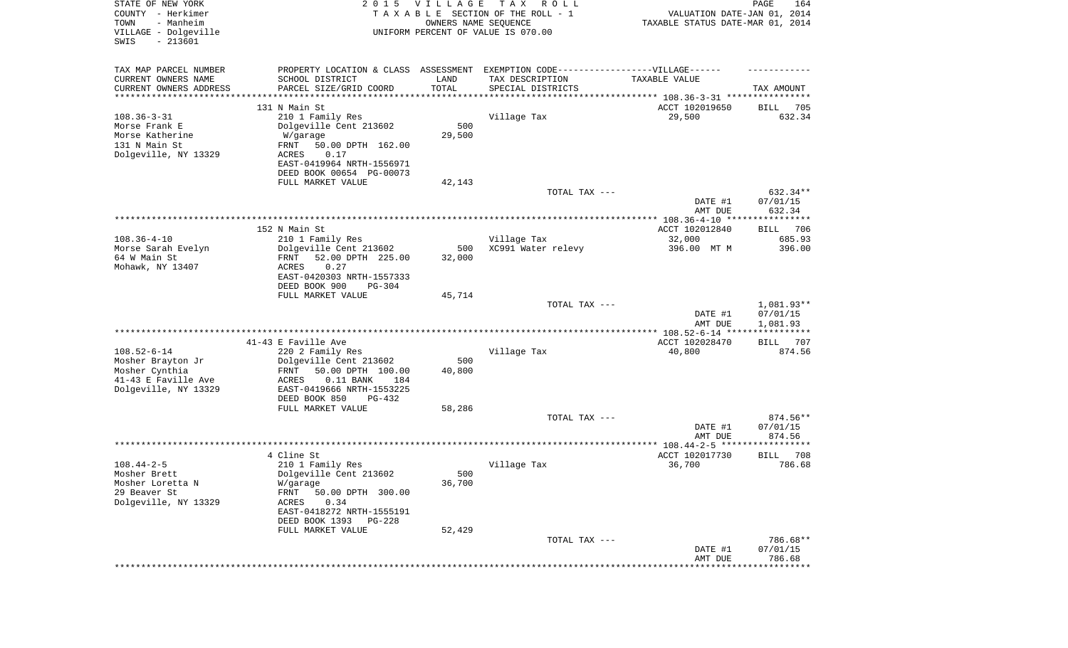STATE OF NEW YORK
COUNTY - Herkimer
TOWN - Manheim
VILLAGE - Dolgeville
SWIS - 213601

2 0 1 5 V I L L A G E T A X R O L L
T A X A B L E SECTION OF THE ROLL - 1
OWNERS NAME SEQUENCE
UNIFORM PERCENT OF VALUE IS 070.00

VALUATION DATE-JAN 01, 2014
TAXABLE STATUS DATE-MAR 01, 2014

| TAX MAP PARCEL NUMBER<br>CURRENT OWNERS NAME<br>CURRENT OWNERS ADDRESS | PROPERTY LOCATION & CLASS<br>SCHOOL DISTRICT<br>PARCEL SIZE/GRID COORD | ASSESSMENT<br>LAND<br>TOTAL | EXEMPTION CODE------VILLAGE------<br>TAX DESCRIPTION<br>SPECIAL DISTRICTS | TAXABLE VALUE | TAX AMOUNT |
|---|---|---|---|---|---|
| | 131 N Main St | | | ACCT 102019650 | BILL 705 |
| 108.36-3-31 | 210 1 Family Res | | Village Tax | 29,500 | 632.34 |
| Morse Frank E | Dolgeville Cent 213602 | 500 | | | |
| Morse Katherine | W/garage | 29,500 | | | |
| 131 N Main St | FRNT 50.00 DPTH 162.00 | | | | |
| Dolgeville, NY 13329 | ACRES 0.17 | | | | |
| | EAST-0419964 NRTH-1556971 | | | | |
| | DEED BOOK 00654 PG-00073 | | | | |
| | FULL MARKET VALUE | 42,143 | | | |
| | | | TOTAL TAX --- | | 632.34** |
| | | | | DATE #1 | 07/01/15 |
| | | | | AMT DUE | 632.34 |
| | 152 N Main St | | | ACCT 102012840 | BILL 706 |
| 108.36-4-10 | 210 1 Family Res | | Village Tax | 32,000 | 685.93 |
| Morse Sarah Evelyn | Dolgeville Cent 213602 | 500 | XC991 Water relevy | 396.00 MT M | 396.00 |
| 64 W Main St | FRNT 52.00 DPTH 225.00 | 32,000 | | | |
| Mohawk, NY 13407 | ACRES 0.27 | | | | |
| | EAST-0420303 NRTH-1557333 | | | | |
| | DEED BOOK 900 PG-304 | | | | |
| | FULL MARKET VALUE | 45,714 | | | |
| | | | TOTAL TAX --- | | 1,081.93** |
| | | | | DATE #1 | 07/01/15 |
| | | | | AMT DUE | 1,081.93 |
| | 41-43 E Faville Ave | | | ACCT 102028470 | BILL 707 |
| 108.52-6-14 | 220 2 Family Res | | Village Tax | 40,800 | 874.56 |
| Mosher Brayton Jr | Dolgeville Cent 213602 | 500 | | | |
| Mosher Cynthia | FRNT 50.00 DPTH 100.00 | 40,800 | | | |
| 41-43 E Faville Ave | ACRES 0.11 BANK 184 | | | | |
| Dolgeville, NY 13329 | EAST-0419666 NRTH-1553225 | | | | |
| | DEED BOOK 850 PG-432 | | | | |
| | FULL MARKET VALUE | 58,286 | | | |
| | | | TOTAL TAX --- | | 874.56** |
| | | | | DATE #1 | 07/01/15 |
| | | | | AMT DUE | 874.56 |
| | 4 Cline St | | | ACCT 102017730 | BILL 708 |
| 108.44-2-5 | 210 1 Family Res | | Village Tax | 36,700 | 786.68 |
| Mosher Brett | Dolgeville Cent 213602 | 500 | | | |
| Mosher Loretta N | W/garage | 36,700 | | | |
| 29 Beaver St | FRNT 50.00 DPTH 300.00 | | | | |
| Dolgeville, NY 13329 | ACRES 0.34 | | | | |
| | EAST-0418272 NRTH-1555191 | | | | |
| | DEED BOOK 1393 PG-228 | | | | |
| | FULL MARKET VALUE | 52,429 | | | |
| | | | TOTAL TAX --- | | 786.68** |
| | | | | DATE #1 | 07/01/15 |
| | | | | AMT DUE | 786.68 |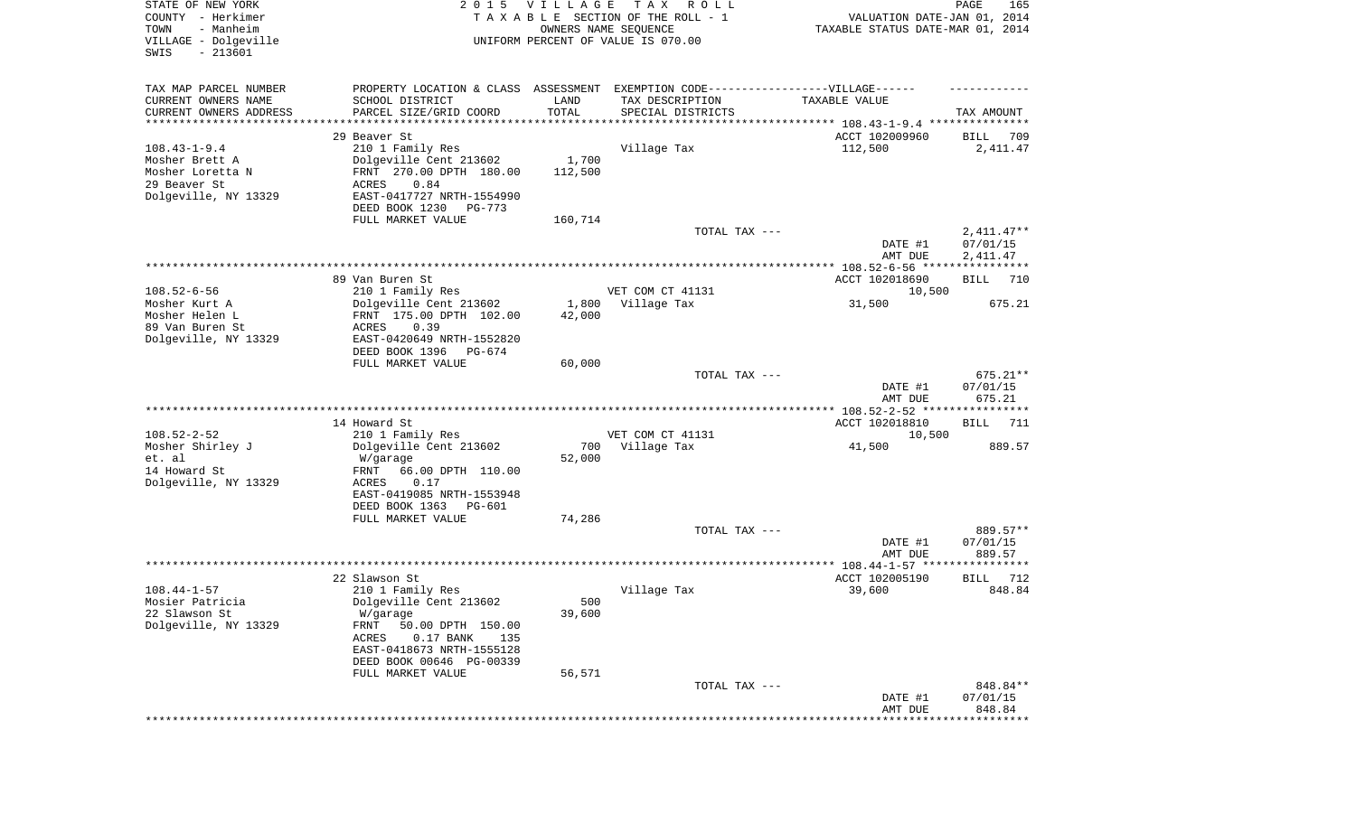STATE OF NEW YORK
COUNTY - Herkimer
TOWN - Manheim
VILLAGE - Dolgeville
SWIS - 213601

2 0 1 5 V I L L A G E T A X R O L L
T A X A B L E SECTION OF THE ROLL - 1
OWNERS NAME SEQUENCE
UNIFORM PERCENT OF VALUE IS 070.00

VALUATION DATE-JAN 01, 2014
TAXABLE STATUS DATE-MAR 01, 2014

| TAX MAP PARCEL NUMBER / CURRENT OWNERS NAME / CURRENT OWNERS ADDRESS | PROPERTY LOCATION & CLASS / SCHOOL DISTRICT / PARCEL SIZE/GRID COORD | ASSESSMENT LAND / TOTAL | EXEMPTION CODE / TAX DESCRIPTION / SPECIAL DISTRICTS | TAXABLE VALUE | TAX AMOUNT |
|---|---|---|---|---|---|
| 108.43-1-9.4 | 29 Beaver St | | | ACCT 102009960 | BILL 709 |
| Mosher Brett A | 210 1 Family Res | | Village Tax | 112,500 | 2,411.47 |
| Mosher Loretta N | Dolgeville Cent 213602 | 1,700 | | | |
| 29 Beaver St | FRNT 270.00 DPTH 180.00 | 112,500 | | | |
| Dolgeville, NY 13329 | ACRES 0.84 | | | | |
| | EAST-0417727 NRTH-1554990 | | | | |
| | DEED BOOK 1230 PG-773 | | | | |
| | FULL MARKET VALUE | 160,714 | | | |
| | | | TOTAL TAX --- | | 2,411.47** |
| | | | | DATE #1 | 07/01/15 |
| | | | | AMT DUE | 2,411.47 |
| 108.52-6-56 | 89 Van Buren St | | | ACCT 102018690 | BILL 710 |
| Mosher Kurt A | 210 1 Family Res | | VET COM CT 41131 | 10,500 | |
| Mosher Helen L | Dolgeville Cent 213602 | 1,800 | Village Tax | 31,500 | 675.21 |
| 89 Van Buren St | FRNT 175.00 DPTH 102.00 | 42,000 | | | |
| Dolgeville, NY 13329 | ACRES 0.39 | | | | |
| | EAST-0420649 NRTH-1552820 | | | | |
| | DEED BOOK 1396 PG-674 | | | | |
| | FULL MARKET VALUE | 60,000 | | | |
| | | | TOTAL TAX --- | | 675.21** |
| | | | | DATE #1 | 07/01/15 |
| | | | | AMT DUE | 675.21 |
| 108.52-2-52 | 14 Howard St | | | ACCT 102018810 | BILL 711 |
| Mosher Shirley J | 210 1 Family Res | | VET COM CT 41131 | 10,500 | |
| et. al | Dolgeville Cent 213602 | 700 | Village Tax | 41,500 | 889.57 |
| 14 Howard St | W/garage | 52,000 | | | |
| Dolgeville, NY 13329 | FRNT 66.00 DPTH 110.00 | | | | |
| | ACRES 0.17 | | | | |
| | EAST-0419085 NRTH-1553948 | | | | |
| | DEED BOOK 1363 PG-601 | | | | |
| | FULL MARKET VALUE | 74,286 | | | |
| | | | TOTAL TAX --- | | 889.57** |
| | | | | DATE #1 | 07/01/15 |
| | | | | AMT DUE | 889.57 |
| 108.44-1-57 | 22 Slawson St | | | ACCT 102005190 | BILL 712 |
| Mosier Patricia | 210 1 Family Res | | Village Tax | 39,600 | 848.84 |
| 22 Slawson St | Dolgeville Cent 213602 | 500 | | | |
| Dolgeville, NY 13329 | W/garage | 39,600 | | | |
| | FRNT 50.00 DPTH 150.00 | | | | |
| | ACRES 0.17 BANK 135 | | | | |
| | EAST-0418673 NRTH-1555128 | | | | |
| | DEED BOOK 00646 PG-00339 | | | | |
| | FULL MARKET VALUE | 56,571 | | | |
| | | | TOTAL TAX --- | | 848.84** |
| | | | | DATE #1 | 07/01/15 |
| | | | | AMT DUE | 848.84 |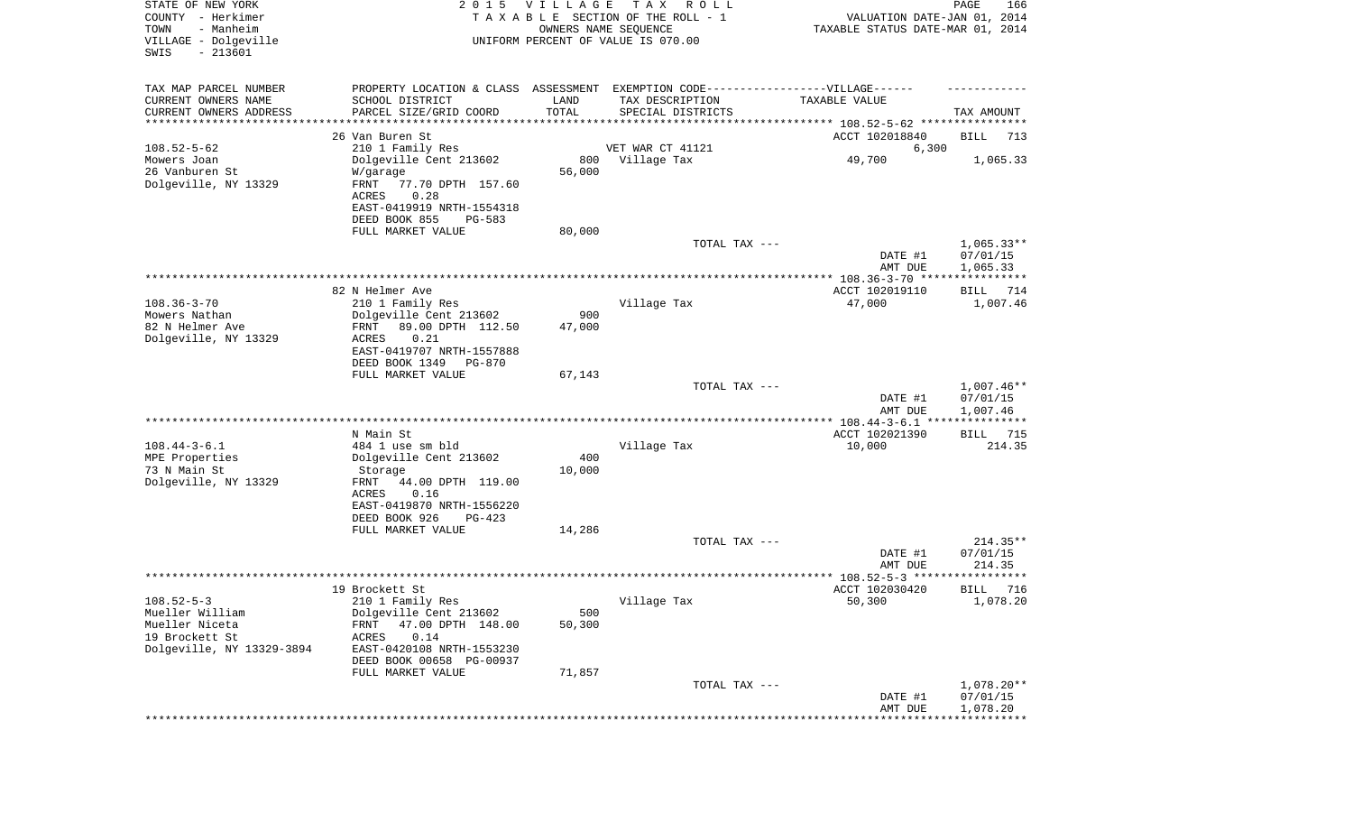STATE OF NEW YORK
COUNTY - Herkimer
TOWN - Manheim
VILLAGE - Dolgeville
SWIS - 213601

2 0 1 5 V I L L A G E T A X R O L L
T A X A B L E SECTION OF THE ROLL - 1
OWNERS NAME SEQUENCE
UNIFORM PERCENT OF VALUE IS 070.00

VALUATION DATE-JAN 01, 2014
TAXABLE STATUS DATE-MAR 01, 2014

| TAX MAP PARCEL NUMBER / CURRENT OWNERS NAME / CURRENT OWNERS ADDRESS | PROPERTY LOCATION & CLASS / SCHOOL DISTRICT / PARCEL SIZE/GRID COORD | ASSESSMENT LAND / TOTAL | EXEMPTION CODE / TAX DESCRIPTION / SPECIAL DISTRICTS | TAXABLE VALUE | TAX AMOUNT |
|---|---|---|---|---|---|
| | 26 Van Buren St | | | ACCT 102018840 | BILL 713 |
| 108.52-5-62 | 210 1 Family Res | | VET WAR CT 41121 | 6,300 | |
| Mowers Joan | Dolgeville Cent 213602 | 800 | Village Tax | 49,700 | 1,065.33 |
| 26 Vanburen St | W/garage | 56,000 | | | |
| Dolgeville, NY 13329 | FRNT 77.70 DPTH 157.60 | | | | |
| | ACRES 0.28 | | | | |
| | EAST-0419919 NRTH-1554318 | | | | |
| | DEED BOOK 855 PG-583 | | | | |
| | FULL MARKET VALUE | 80,000 | | | |
| | | | TOTAL TAX --- | | 1,065.33** |
| | | | | DATE #1 | 07/01/15 |
| | | | | AMT DUE | 1,065.33 |
| | 82 N Helmer Ave | | | ACCT 102019110 | BILL 714 |
| 108.36-3-70 | 210 1 Family Res | | Village Tax | 47,000 | 1,007.46 |
| Mowers Nathan | Dolgeville Cent 213602 | 900 | | | |
| 82 N Helmer Ave | FRNT 89.00 DPTH 112.50 | 47,000 | | | |
| Dolgeville, NY 13329 | ACRES 0.21 | | | | |
| | EAST-0419707 NRTH-1557888 | | | | |
| | DEED BOOK 1349 PG-870 | | | | |
| | FULL MARKET VALUE | 67,143 | | | |
| | | | TOTAL TAX --- | | 1,007.46** |
| | | | | DATE #1 | 07/01/15 |
| | | | | AMT DUE | 1,007.46 |
| | N Main St | | | ACCT 102021390 | BILL 715 |
| 108.44-3-6.1 | 484 1 use sm bld | | Village Tax | 10,000 | 214.35 |
| MPE Properties | Dolgeville Cent 213602 | 400 | | | |
| 73 N Main St | Storage | 10,000 | | | |
| Dolgeville, NY 13329 | FRNT 44.00 DPTH 119.00 | | | | |
| | ACRES 0.16 | | | | |
| | EAST-0419870 NRTH-1556220 | | | | |
| | DEED BOOK 926 PG-423 | | | | |
| | FULL MARKET VALUE | 14,286 | | | |
| | | | TOTAL TAX --- | | 214.35** |
| | | | | DATE #1 | 07/01/15 |
| | | | | AMT DUE | 214.35 |
| | 19 Brockett St | | | ACCT 102030420 | BILL 716 |
| 108.52-5-3 | 210 1 Family Res | | Village Tax | 50,300 | 1,078.20 |
| Mueller William | Dolgeville Cent 213602 | 500 | | | |
| Mueller Niceta | FRNT 47.00 DPTH 148.00 | 50,300 | | | |
| 19 Brockett St | ACRES 0.14 | | | | |
| Dolgeville, NY 13329-3894 | EAST-0420108 NRTH-1553230 | | | | |
| | DEED BOOK 00658 PG-00937 | | | | |
| | FULL MARKET VALUE | 71,857 | | | |
| | | | TOTAL TAX --- | | 1,078.20** |
| | | | | DATE #1 | 07/01/15 |
| | | | | AMT DUE | 1,078.20 |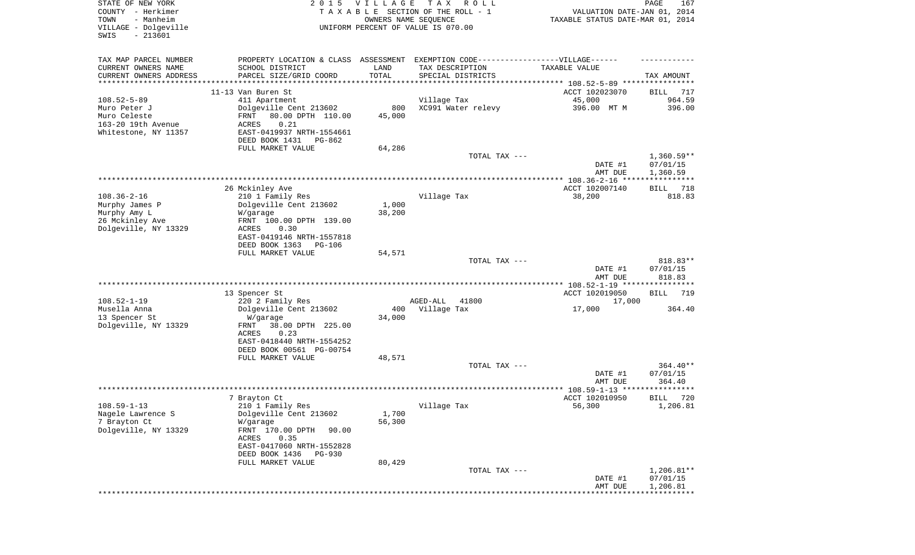STATE OF NEW YORK
COUNTY - Herkimer
TOWN - Manheim
VILLAGE - Dolgeville
SWIS - 213601

2 0 1 5 V I L L A G E T A X R O L L
T A X A B L E SECTION OF THE ROLL - 1
OWNERS NAME SEQUENCE
UNIFORM PERCENT OF VALUE IS 070.00

VALUATION DATE-JAN 01, 2014
TAXABLE STATUS DATE-MAR 01, 2014

| TAX MAP PARCEL NUMBER / CURRENT OWNERS NAME / CURRENT OWNERS ADDRESS | PROPERTY LOCATION & CLASS / SCHOOL DISTRICT / PARCEL SIZE/GRID COORD | ASSESSMENT LAND / TOTAL | EXEMPTION CODE / TAX DESCRIPTION / SPECIAL DISTRICTS | TAXABLE VALUE | TAX AMOUNT |
|---|---|---|---|---|---|
| 108.52-5-89 | 11-13 Van Buren St | | | ACCT 102023070 | BILL 717 |
| Muro Peter J | 411 Apartment | | Village Tax | 45,000 | 964.59 |
| Muro Celeste | Dolgeville Cent 213602 | 800 | XC991 Water relevy | 396.00 MT M | 396.00 |
| 163-20 19th Avenue | FRNT 80.00 DPTH 110.00 | 45,000 | | | |
| Whitestone, NY 11357 | ACRES 0.21 | | | | |
| | EAST-0419937 NRTH-1554661 | | | | |
| | DEED BOOK 1431 PG-862 | | | | |
| | FULL MARKET VALUE | 64,286 | | | |
| | | | TOTAL TAX --- | | 1,360.59** |
| | | | | DATE #1 | 07/01/15 |
| | | | | AMT DUE | 1,360.59 |
| 108.36-2-16 | 26 Mckinley Ave | | | ACCT 102007140 | BILL 718 |
| Murphy James P | 210 1 Family Res | | Village Tax | 38,200 | 818.83 |
| Murphy Amy L | Dolgeville Cent 213602 | 1,000 | | | |
| 26 Mckinley Ave | W/garage | 38,200 | | | |
| Dolgeville, NY 13329 | FRNT 100.00 DPTH 139.00 | | | | |
| | ACRES 0.30 | | | | |
| | EAST-0419146 NRTH-1557818 | | | | |
| | DEED BOOK 1363 PG-106 | | | | |
| | FULL MARKET VALUE | 54,571 | | | |
| | | | TOTAL TAX --- | | 818.83** |
| | | | | DATE #1 | 07/01/15 |
| | | | | AMT DUE | 818.83 |
| 108.52-1-19 | 13 Spencer St | | | ACCT 102019050 | BILL 719 |
| Musella Anna | 220 2 Family Res | | AGED-ALL 41800 | 17,000 | |
| 13 Spencer St | Dolgeville Cent 213602 | 400 | Village Tax | 17,000 | 364.40 |
| Dolgeville, NY 13329 | W/garage | 34,000 | | | |
| | FRNT 38.00 DPTH 225.00 | | | | |
| | ACRES 0.23 | | | | |
| | EAST-0418440 NRTH-1554252 | | | | |
| | DEED BOOK 00561 PG-00754 | | | | |
| | FULL MARKET VALUE | 48,571 | | | |
| | | | TOTAL TAX --- | | 364.40** |
| | | | | DATE #1 | 07/01/15 |
| | | | | AMT DUE | 364.40 |
| 108.59-1-13 | 7 Brayton Ct | | | ACCT 102010950 | BILL 720 |
| Nagele Lawrence S | 210 1 Family Res | | Village Tax | 56,300 | 1,206.81 |
| 7 Brayton Ct | Dolgeville Cent 213602 | 1,700 | | | |
| Dolgeville, NY 13329 | W/garage | 56,300 | | | |
| | FRNT 170.00 DPTH 90.00 | | | | |
| | ACRES 0.35 | | | | |
| | EAST-0417060 NRTH-1552828 | | | | |
| | DEED BOOK 1436 PG-930 | | | | |
| | FULL MARKET VALUE | 80,429 | | | |
| | | | TOTAL TAX --- | | 1,206.81** |
| | | | | DATE #1 | 07/01/15 |
| | | | | AMT DUE | 1,206.81 |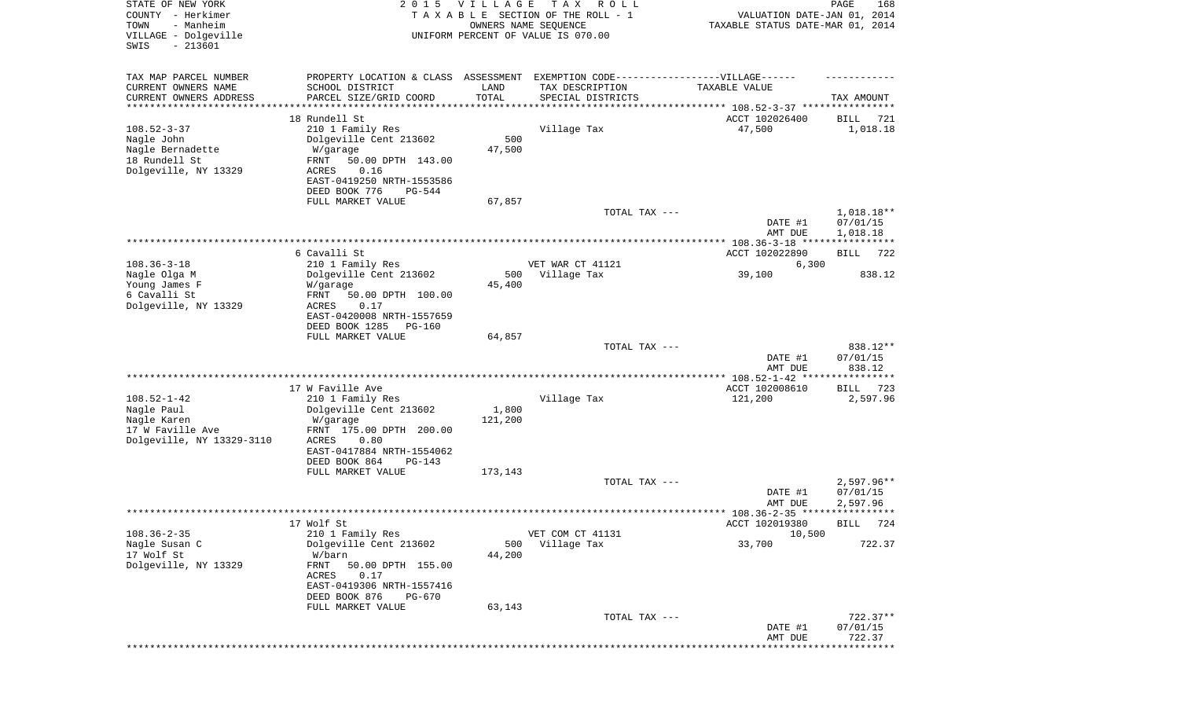STATE OF NEW YORK
COUNTY - Herkimer
TOWN - Manheim
VILLAGE - Dolgeville
SWIS - 213601

2 0 1 5 V I L L A G E T A X R O L L
T A X A B L E SECTION OF THE ROLL - 1
OWNERS NAME SEQUENCE
UNIFORM PERCENT OF VALUE IS 070.00

VALUATION DATE-JAN 01, 2014
TAXABLE STATUS DATE-MAR 01, 2014

| TAX MAP PARCEL NUMBER / CURRENT OWNERS NAME / CURRENT OWNERS ADDRESS | PROPERTY LOCATION & CLASS / SCHOOL DISTRICT / PARCEL SIZE/GRID COORD | ASSESSMENT LAND / TOTAL | EXEMPTION CODE / TAX DESCRIPTION / SPECIAL DISTRICTS | TAXABLE VALUE | TAX AMOUNT |
|---|---|---|---|---|---|
| | 18 Rundell St | | | ACCT 102026400 | BILL 721 |
| 108.52-3-37 | 210 1 Family Res | | Village Tax | 47,500 | 1,018.18 |
| Nagle John | Dolgeville Cent 213602 | 500 | | | |
| Nagle Bernadette | W/garage | 47,500 | | | |
| 18 Rundell St | FRNT 50.00 DPTH 143.00 | | | | |
| Dolgeville, NY 13329 | ACRES 0.16 | | | | |
| | EAST-0419250 NRTH-1553586 | | | | |
| | DEED BOOK 776 PG-544 | | | | |
| | FULL MARKET VALUE | 67,857 | | | |
| | | | TOTAL TAX --- | | 1,018.18** |
| | | | | DATE #1 | 07/01/15 |
| | | | | AMT DUE | 1,018.18 |
| | 6 Cavalli St | | | ACCT 102022890 | BILL 722 |
| 108.36-3-18 | 210 1 Family Res | | VET WAR CT 41121 | 6,300 | |
| Nagle Olga M | Dolgeville Cent 213602 | 500 | Village Tax | 39,100 | 838.12 |
| Young James F | W/garage | 45,400 | | | |
| 6 Cavalli St | FRNT 50.00 DPTH 100.00 | | | | |
| Dolgeville, NY 13329 | ACRES 0.17 | | | | |
| | EAST-0420008 NRTH-1557659 | | | | |
| | DEED BOOK 1285 PG-160 | | | | |
| | FULL MARKET VALUE | 64,857 | | | |
| | | | TOTAL TAX --- | | 838.12** |
| | | | | DATE #1 | 07/01/15 |
| | | | | AMT DUE | 838.12 |
| | 17 W Faville Ave | | | ACCT 102008610 | BILL 723 |
| 108.52-1-42 | 210 1 Family Res | | Village Tax | 121,200 | 2,597.96 |
| Nagle Paul | Dolgeville Cent 213602 | 1,800 | | | |
| Nagle Karen | W/garage | 121,200 | | | |
| 17 W Faville Ave | FRNT 175.00 DPTH 200.00 | | | | |
| Dolgeville, NY 13329-3110 | ACRES 0.80 | | | | |
| | EAST-0417884 NRTH-1554062 | | | | |
| | DEED BOOK 864 PG-143 | | | | |
| | FULL MARKET VALUE | 173,143 | | | |
| | | | TOTAL TAX --- | | 2,597.96** |
| | | | | DATE #1 | 07/01/15 |
| | | | | AMT DUE | 2,597.96 |
| | 17 Wolf St | | | ACCT 102019380 | BILL 724 |
| 108.36-2-35 | 210 1 Family Res | | VET COM CT 41131 | 10,500 | |
| Nagle Susan C | Dolgeville Cent 213602 | 500 | Village Tax | 33,700 | 722.37 |
| 17 Wolf St | W/barn | 44,200 | | | |
| Dolgeville, NY 13329 | FRNT 50.00 DPTH 155.00 | | | | |
| | ACRES 0.17 | | | | |
| | EAST-0419306 NRTH-1557416 | | | | |
| | DEED BOOK 876 PG-670 | | | | |
| | FULL MARKET VALUE | 63,143 | | | |
| | | | TOTAL TAX --- | | 722.37** |
| | | | | DATE #1 | 07/01/15 |
| | | | | AMT DUE | 722.37 |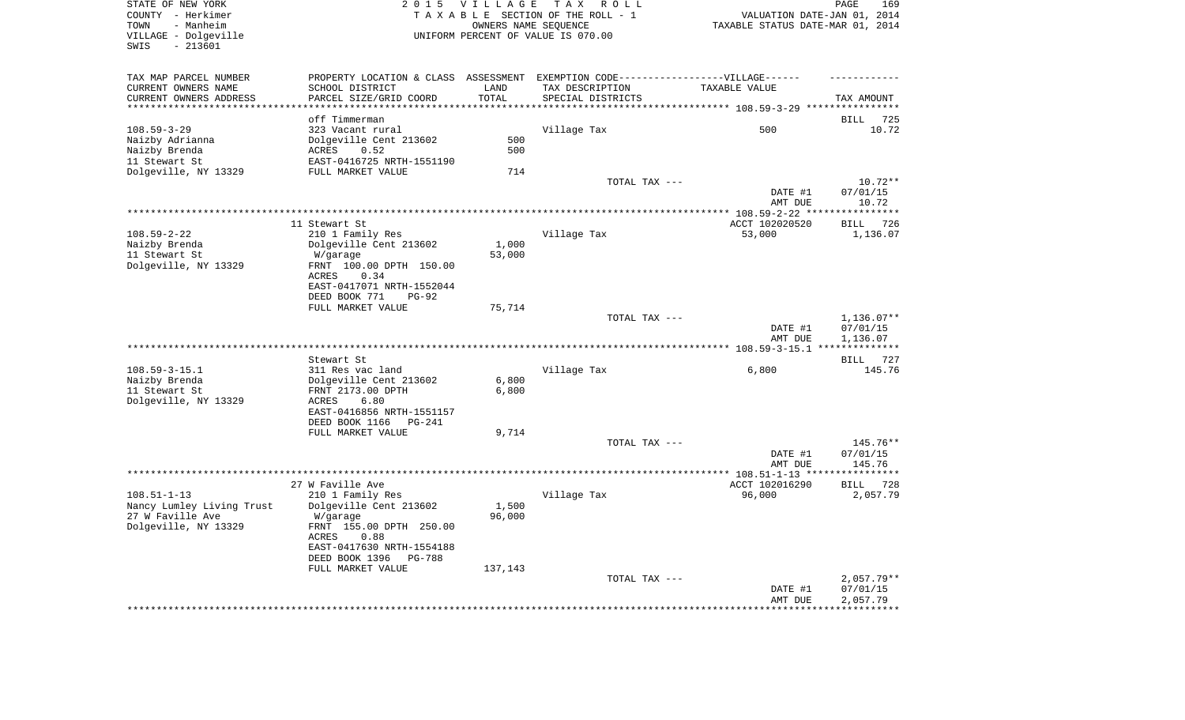STATE OF NEW YORK  
COUNTY - Herkimer  
TOWN - Manheim  
VILLAGE - Dolgeville  
SWIS - 213601

2 0 1 5 V I L L A G E T A X R O L L  
T A X A B L E SECTION OF THE ROLL - 1  
OWNERS NAME SEQUENCE  
UNIFORM PERCENT OF VALUE IS 070.00

VALUATION DATE-JAN 01, 2014  
TAXABLE STATUS DATE-MAR 01, 2014

| TAX MAP PARCEL NUMBER<br>CURRENT OWNERS NAME<br>CURRENT OWNERS ADDRESS | PROPERTY LOCATION & CLASS<br>SCHOOL DISTRICT<br>PARCEL SIZE/GRID COORD | ASSESSMENT<br>LAND<br>TOTAL | EXEMPTION CODE------VILLAGE------<br>TAX DESCRIPTION<br>SPECIAL DISTRICTS | TAXABLE VALUE | TAX AMOUNT |
|---|---|---|---|---|---|
| **108.59-3-29** | off Timmerman | | | | BILL 725 |
| 108.59-3-29 | 323 Vacant rural | | Village Tax | 500 | 10.72 |
| Naizby Adrianna | Dolgeville Cent 213602 | 500 | | | |
| Naizby Brenda | ACRES 0.52 | 500 | | | |
| 11 Stewart St | EAST-0416725 NRTH-1551190 | | | | |
| Dolgeville, NY 13329 | FULL MARKET VALUE | 714 | | | |
| | | | TOTAL TAX --- | | 10.72** |
| | | | | DATE #1 | 07/01/15 |
| | | | | AMT DUE | 10.72 |
| **108.59-2-22** | 11 Stewart St | | | ACCT 102020520 | BILL 726 |
| 108.59-2-22 | 210 1 Family Res | | Village Tax | 53,000 | 1,136.07 |
| Naizby Brenda | Dolgeville Cent 213602 | 1,000 | | | |
| 11 Stewart St | W/garage | 53,000 | | | |
| Dolgeville, NY 13329 | FRNT 100.00 DPTH 150.00 | | | | |
| | ACRES 0.34 | | | | |
| | EAST-0417071 NRTH-1552044 | | | | |
| | DEED BOOK 771 PG-92 | | | | |
| | FULL MARKET VALUE | 75,714 | | | |
| | | | TOTAL TAX --- | | 1,136.07** |
| | | | | DATE #1 | 07/01/15 |
| | | | | AMT DUE | 1,136.07 |
| **108.59-3-15.1** | Stewart St | | | | BILL 727 |
| 108.59-3-15.1 | 311 Res vac land | | Village Tax | 6,800 | 145.76 |
| Naizby Brenda | Dolgeville Cent 213602 | 6,800 | | | |
| 11 Stewart St | FRNT 2173.00 DPTH | 6,800 | | | |
| Dolgeville, NY 13329 | ACRES 6.80 | | | | |
| | EAST-0416856 NRTH-1551157 | | | | |
| | DEED BOOK 1166 PG-241 | | | | |
| | FULL MARKET VALUE | 9,714 | | | |
| | | | TOTAL TAX --- | | 145.76** |
| | | | | DATE #1 | 07/01/15 |
| | | | | AMT DUE | 145.76 |
| **108.51-1-13** | 27 W Faville Ave | | | ACCT 102016290 | BILL 728 |
| 108.51-1-13 | 210 1 Family Res | | Village Tax | 96,000 | 2,057.79 |
| Nancy Lumley Living Trust | Dolgeville Cent 213602 | 1,500 | | | |
| 27 W Faville Ave | W/garage | 96,000 | | | |
| Dolgeville, NY 13329 | FRNT 155.00 DPTH 250.00 | | | | |
| | ACRES 0.88 | | | | |
| | EAST-0417630 NRTH-1554188 | | | | |
| | DEED BOOK 1396 PG-788 | | | | |
| | FULL MARKET VALUE | 137,143 | | | |
| | | | TOTAL TAX --- | | 2,057.79** |
| | | | | DATE #1 | 07/01/15 |
| | | | | AMT DUE | 2,057.79 |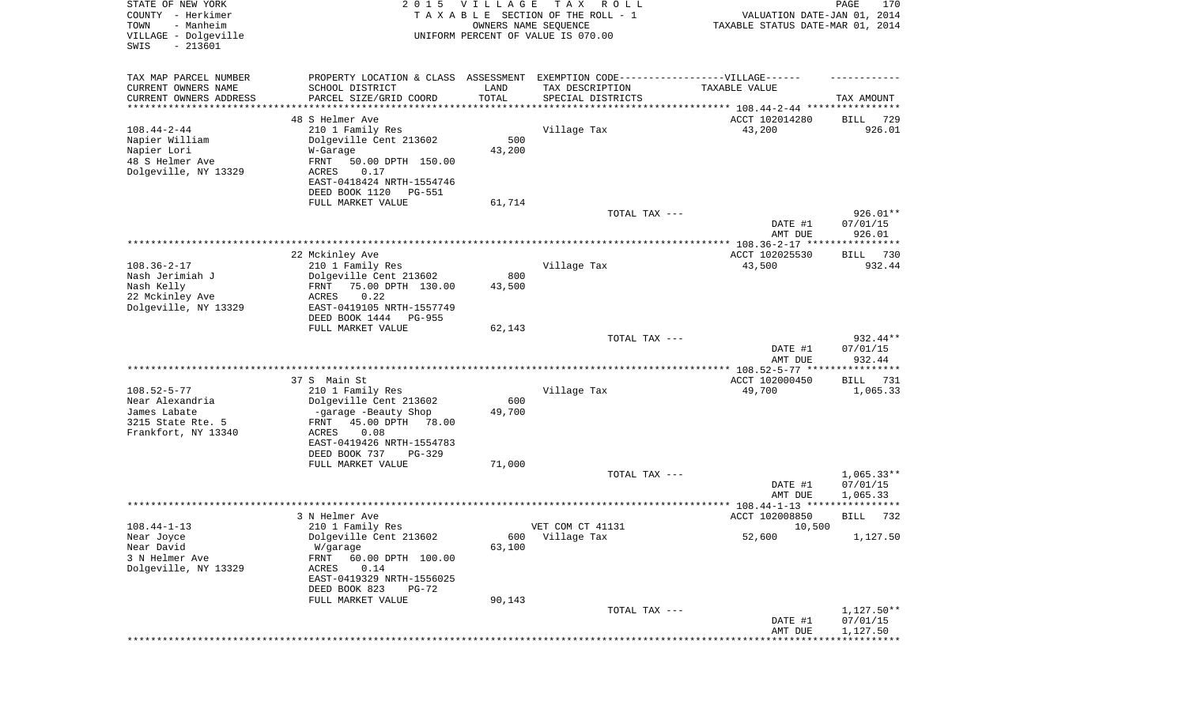STATE OF NEW YORK
COUNTY - Herkimer
TOWN - Manheim
VILLAGE - Dolgeville
SWIS - 213601

2015 VILLAGE TAX ROLL
TAXABLE SECTION OF THE ROLL - 1
OWNERS NAME SEQUENCE
UNIFORM PERCENT OF VALUE IS 070.00

VALUATION DATE-JAN 01, 2014
TAXABLE STATUS DATE-MAR 01, 2014

| TAX MAP PARCEL NUMBER / CURRENT OWNERS NAME / CURRENT OWNERS ADDRESS | PROPERTY LOCATION & CLASS / SCHOOL DISTRICT / PARCEL SIZE/GRID COORD | ASSESSMENT LAND / TOTAL | EXEMPTION CODE / TAX DESCRIPTION / SPECIAL DISTRICTS | TAXABLE VALUE | TAX AMOUNT |
|---|---|---|---|---|---|
| 108.44-2-44 | 48 S Helmer Ave | | | ACCT 102014280 | BILL 729 |
| Napier William | 210 1 Family Res | | Village Tax | 43,200 | 926.01 |
| Napier Lori | Dolgeville Cent 213602 | 500 | | | |
| 48 S Helmer Ave | W-Garage | 43,200 | | | |
| Dolgeville, NY 13329 | FRNT 50.00 DPTH 150.00 | | | | |
| | ACRES 0.17 | | | | |
| | EAST-0418424 NRTH-1554746 | | | | |
| | DEED BOOK 1120 PG-551 | | | | |
| | FULL MARKET VALUE | 61,714 | | | |
| | | | TOTAL TAX --- | | 926.01** |
| | | | | DATE #1 | 07/01/15 |
| | | | | AMT DUE | 926.01 |
| 108.36-2-17 | 22 Mckinley Ave | | | ACCT 102025530 | BILL 730 |
| Nash Jerimiah J | 210 1 Family Res | | Village Tax | 43,500 | 932.44 |
| Nash Kelly | Dolgeville Cent 213602 | 800 | | | |
| 22 Mckinley Ave | FRNT 75.00 DPTH 130.00 | 43,500 | | | |
| Dolgeville, NY 13329 | ACRES 0.22 | | | | |
| | EAST-0419105 NRTH-1557749 | | | | |
| | DEED BOOK 1444 PG-955 | | | | |
| | FULL MARKET VALUE | 62,143 | | | |
| | | | TOTAL TAX --- | | 932.44** |
| | | | | DATE #1 | 07/01/15 |
| | | | | AMT DUE | 932.44 |
| 108.52-5-77 | 37 S Main St | | | ACCT 102000450 | BILL 731 |
| Near Alexandria | 210 1 Family Res | | Village Tax | 49,700 | 1,065.33 |
| James Labate | Dolgeville Cent 213602 | 600 | | | |
| 3215 State Rte. 5 | -garage -Beauty Shop | 49,700 | | | |
| Frankfort, NY 13340 | FRNT 45.00 DPTH 78.00 | | | | |
| | ACRES 0.08 | | | | |
| | EAST-0419426 NRTH-1554783 | | | | |
| | DEED BOOK 737 PG-329 | | | | |
| | FULL MARKET VALUE | 71,000 | | | |
| | | | TOTAL TAX --- | | 1,065.33** |
| | | | | DATE #1 | 07/01/15 |
| | | | | AMT DUE | 1,065.33 |
| 108.44-1-13 | 3 N Helmer Ave | | | ACCT 102008850 | BILL 732 |
| Near Joyce | 210 1 Family Res | | VET COM CT 41131 | 10,500 | |
| Near David | Dolgeville Cent 213602 | 600 | Village Tax | 52,600 | 1,127.50 |
| 3 N Helmer Ave | W/garage | 63,100 | | | |
| Dolgeville, NY 13329 | FRNT 60.00 DPTH 100.00 | | | | |
| | ACRES 0.14 | | | | |
| | EAST-0419329 NRTH-1556025 | | | | |
| | DEED BOOK 823 PG-72 | | | | |
| | FULL MARKET VALUE | 90,143 | | | |
| | | | TOTAL TAX --- | | 1,127.50** |
| | | | | DATE #1 | 07/01/15 |
| | | | | AMT DUE | 1,127.50 |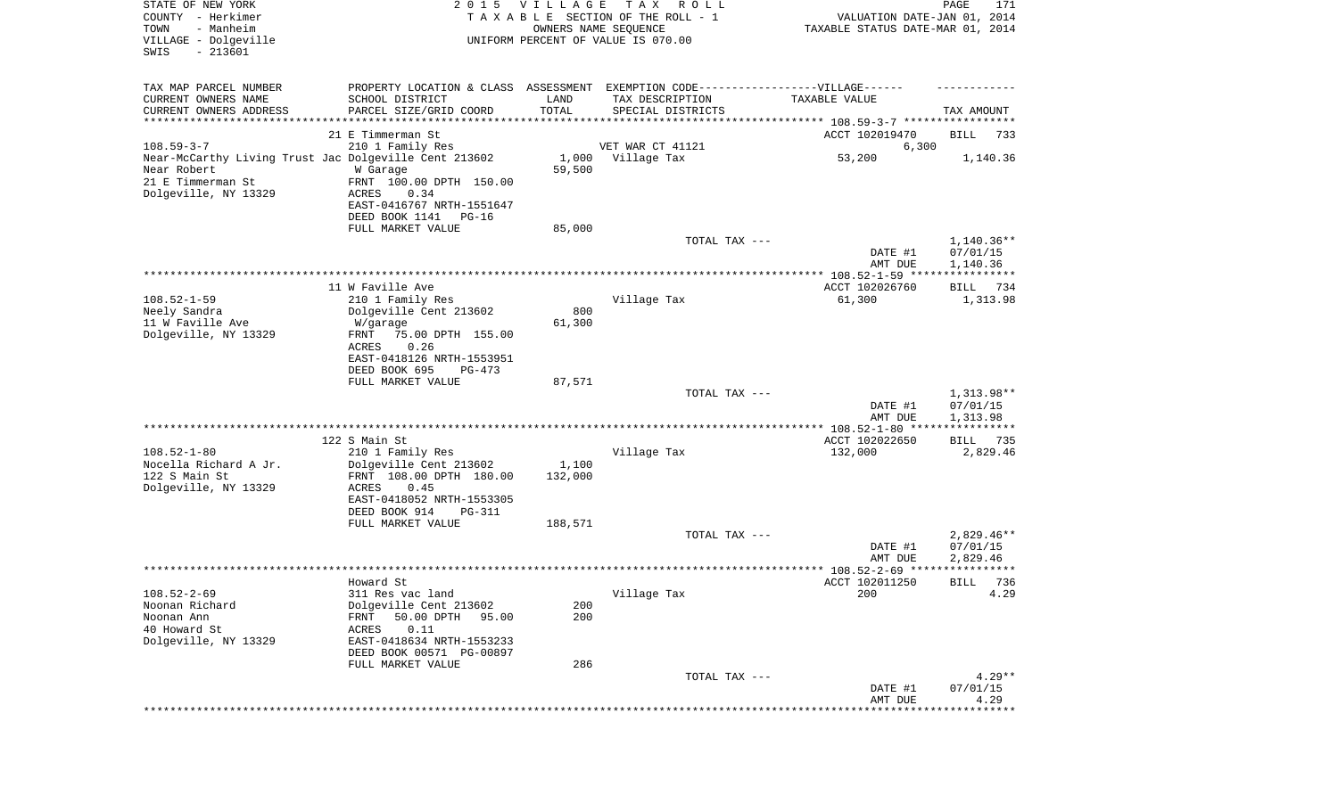STATE OF NEW YORK
COUNTY - Herkimer
TOWN - Manheim
VILLAGE - Dolgeville
SWIS - 213601

2015 VILLAGE TAX ROLL
TAXABLE SECTION OF THE ROLL - 1
OWNERS NAME SEQUENCE
UNIFORM PERCENT OF VALUE IS 070.00

VALUATION DATE-JAN 01, 2014
TAXABLE STATUS DATE-MAR 01, 2014

| TAX MAP PARCEL NUMBER / CURRENT OWNERS NAME / CURRENT OWNERS ADDRESS | PROPERTY LOCATION & CLASS / SCHOOL DISTRICT / PARCEL SIZE/GRID COORD | ASSESSMENT LAND / TOTAL | EXEMPTION CODE / TAX DESCRIPTION / SPECIAL DISTRICTS | TAXABLE VALUE | TAX AMOUNT |
|---|---|---|---|---|---|
| **108.59-3-7** | 21 E Timmerman St | | | ACCT 102019470 | BILL 733 |
| | 210 1 Family Res | | VET WAR CT 41121 | 6,300 | |
| Near-McCarthy Living Trust Jac | Dolgeville Cent 213602 | 1,000 | Village Tax | 53,200 | 1,140.36 |
| Near Robert | W Garage | 59,500 | | | |
| 21 E Timmerman St | FRNT 100.00 DPTH 150.00 | | | | |
| Dolgeville, NY 13329 | ACRES 0.34 | | | | |
| | EAST-0416767 NRTH-1551647 | | | | |
| | DEED BOOK 1141 PG-16 | | | | |
| | FULL MARKET VALUE | 85,000 | | | |
| | | | TOTAL TAX --- | | 1,140.36** |
| | | | | DATE #1 | 07/01/15 |
| | | | | AMT DUE | 1,140.36 |
| **108.52-1-59** | 11 W Faville Ave | | | ACCT 102026760 | BILL 734 |
| Neely Sandra | 210 1 Family Res | | Village Tax | 61,300 | 1,313.98 |
| 11 W Faville Ave | Dolgeville Cent 213602 | 800 | | | |
| Dolgeville, NY 13329 | W/garage | 61,300 | | | |
| | FRNT 75.00 DPTH 155.00 | | | | |
| | ACRES 0.26 | | | | |
| | EAST-0418126 NRTH-1553951 | | | | |
| | DEED BOOK 695 PG-473 | | | | |
| | FULL MARKET VALUE | 87,571 | | | |
| | | | TOTAL TAX --- | | 1,313.98** |
| | | | | DATE #1 | 07/01/15 |
| | | | | AMT DUE | 1,313.98 |
| **108.52-1-80** | 122 S Main St | | | ACCT 102022650 | BILL 735 |
| Nocella Richard A Jr. | 210 1 Family Res | | Village Tax | 132,000 | 2,829.46 |
| 122 S Main St | Dolgeville Cent 213602 | 1,100 | | | |
| Dolgeville, NY 13329 | FRNT 108.00 DPTH 180.00 | 132,000 | | | |
| | ACRES 0.45 | | | | |
| | EAST-0418052 NRTH-1553305 | | | | |
| | DEED BOOK 914 PG-311 | | | | |
| | FULL MARKET VALUE | 188,571 | | | |
| | | | TOTAL TAX --- | | 2,829.46** |
| | | | | DATE #1 | 07/01/15 |
| | | | | AMT DUE | 2,829.46 |
| **108.52-2-69** | Howard St | | | ACCT 102011250 | BILL 736 |
| Noonan Richard | 311 Res vac land | | Village Tax | 200 | 4.29 |
| Noonan Ann | Dolgeville Cent 213602 | 200 | | | |
| 40 Howard St | FRNT 50.00 DPTH 95.00 | 200 | | | |
| Dolgeville, NY 13329 | ACRES 0.11 | | | | |
| | EAST-0418634 NRTH-1553233 | | | | |
| | DEED BOOK 00571 PG-00897 | | | | |
| | FULL MARKET VALUE | 286 | | | |
| | | | TOTAL TAX --- | | 4.29** |
| | | | | DATE #1 | 07/01/15 |
| | | | | AMT DUE | 4.29 |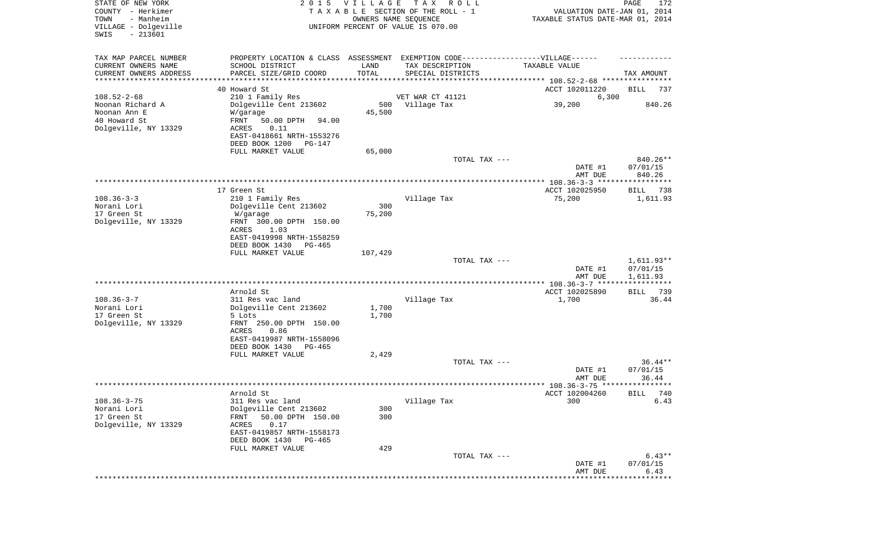STATE OF NEW YORK
COUNTY - Herkimer
TOWN - Manheim
VILLAGE - Dolgeville
SWIS - 213601

2015 VILLAGE TAX ROLL
TAXABLE SECTION OF THE ROLL - 1
OWNERS NAME SEQUENCE
UNIFORM PERCENT OF VALUE IS 070.00

VALUATION DATE-JAN 01, 2014
TAXABLE STATUS DATE-MAR 01, 2014

| TAX MAP PARCEL NUMBER<br>CURRENT OWNERS NAME<br>CURRENT OWNERS ADDRESS | PROPERTY LOCATION & CLASS<br>SCHOOL DISTRICT<br>PARCEL SIZE/GRID COORD | ASSESSMENT<br>LAND<br>TOTAL | EXEMPTION CODE------VILLAGE------<br>TAX DESCRIPTION<br>SPECIAL DISTRICTS | TAXABLE VALUE | TAX AMOUNT |
|---|---|---|---|---|---|
| | 40 Howard St | | | ACCT 102011220 | BILL 737 |
| 108.52-2-68 | 210 1 Family Res | | VET WAR CT 41121 | 6,300 | |
| Noonan Richard A | Dolgeville Cent 213602 | 500 | Village Tax | 39,200 | 840.26 |
| Noonan Ann E | W/garage | 45,500 | | | |
| 40 Howard St | FRNT 50.00 DPTH 94.00 | | | | |
| Dolgeville, NY 13329 | ACRES 0.11 | | | | |
| | EAST-0418661 NRTH-1553276 | | | | |
| | DEED BOOK 1200 PG-147 | | | | |
| | FULL MARKET VALUE | 65,000 | | | |
| | | | TOTAL TAX --- | | 840.26** |
| | | | | DATE #1 | 07/01/15 |
| | | | | AMT DUE | 840.26 |
| | 17 Green St | | | ACCT 102025950 | BILL 738 |
| 108.36-3-3 | 210 1 Family Res | | Village Tax | 75,200 | 1,611.93 |
| Norani Lori | Dolgeville Cent 213602 | 300 | | | |
| 17 Green St | W/garage | 75,200 | | | |
| Dolgeville, NY 13329 | FRNT 300.00 DPTH 150.00 | | | | |
| | ACRES 1.03 | | | | |
| | EAST-0419998 NRTH-1558259 | | | | |
| | DEED BOOK 1430 PG-465 | | | | |
| | FULL MARKET VALUE | 107,429 | | | |
| | | | TOTAL TAX --- | | 1,611.93** |
| | | | | DATE #1 | 07/01/15 |
| | | | | AMT DUE | 1,611.93 |
| | Arnold St | | | ACCT 102025890 | BILL 739 |
| 108.36-3-7 | 311 Res vac land | | Village Tax | 1,700 | 36.44 |
| Norani Lori | Dolgeville Cent 213602 | 1,700 | | | |
| 17 Green St | 5 Lots | 1,700 | | | |
| Dolgeville, NY 13329 | FRNT 250.00 DPTH 150.00 | | | | |
| | ACRES 0.86 | | | | |
| | EAST-0419987 NRTH-1558096 | | | | |
| | DEED BOOK 1430 PG-465 | | | | |
| | FULL MARKET VALUE | 2,429 | | | |
| | | | TOTAL TAX --- | | 36.44** |
| | | | | DATE #1 | 07/01/15 |
| | | | | AMT DUE | 36.44 |
| | Arnold St | | | ACCT 102004260 | BILL 740 |
| 108.36-3-75 | 311 Res vac land | | Village Tax | 300 | 6.43 |
| Norani Lori | Dolgeville Cent 213602 | 300 | | | |
| 17 Green St | FRNT 50.00 DPTH 150.00 | 300 | | | |
| Dolgeville, NY 13329 | ACRES 0.17 | | | | |
| | EAST-0419857 NRTH-1558173 | | | | |
| | DEED BOOK 1430 PG-465 | | | | |
| | FULL MARKET VALUE | 429 | | | |
| | | | TOTAL TAX --- | | 6.43** |
| | | | | DATE #1 | 07/01/15 |
| | | | | AMT DUE | 6.43 |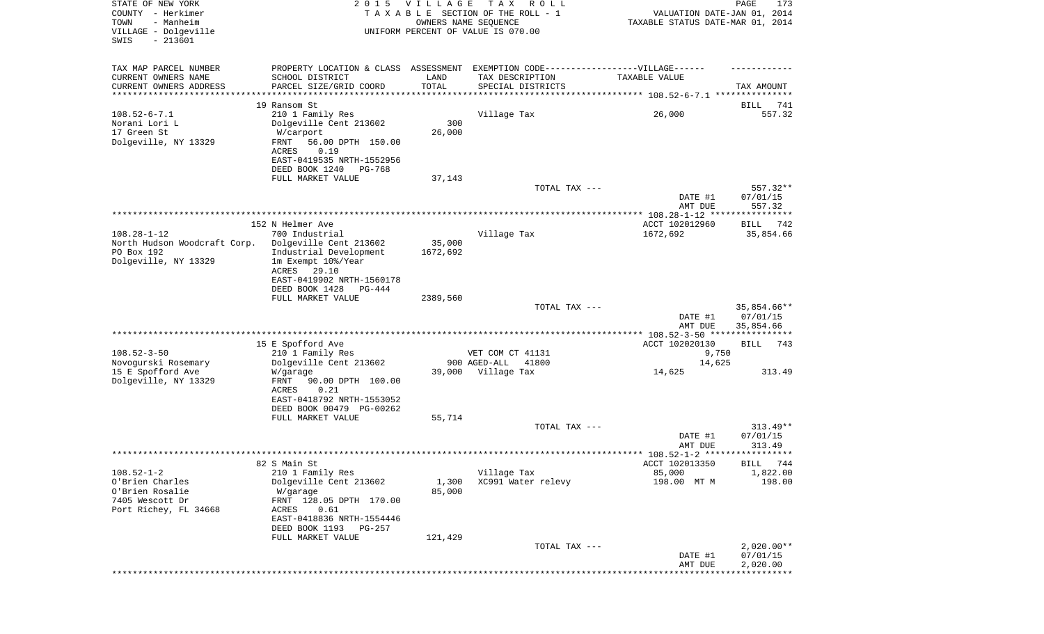STATE OF NEW YORK  
COUNTY - Herkimer  
TOWN - Manheim  
VILLAGE - Dolgeville  
SWIS - 213601

2 0 1 5 V I L L A G E T A X R O L L  
T A X A B L E SECTION OF THE ROLL - 1  
OWNERS NAME SEQUENCE  
UNIFORM PERCENT OF VALUE IS 070.00

VALUATION DATE-JAN 01, 2014  
TAXABLE STATUS DATE-MAR 01, 2014

| TAX MAP PARCEL NUMBER<br>CURRENT OWNERS NAME<br>CURRENT OWNERS ADDRESS | PROPERTY LOCATION & CLASS<br>SCHOOL DISTRICT<br>PARCEL SIZE/GRID COORD | ASSESSMENT<br>LAND<br>TOTAL | EXEMPTION CODE------VILLAGE------<br>TAX DESCRIPTION<br>SPECIAL DISTRICTS | TAXABLE VALUE | TAX AMOUNT |
|---|---|---|---|---|---|
| **108.52-6-7.1** | 19 Ransom St | | | | BILL 741 |
| 108.52-6-7.1 | 210 1 Family Res | | Village Tax | 26,000 | 557.32 |
| Norani Lori L | Dolgeville Cent 213602 | 300 | | | |
| 17 Green St | W/carport | 26,000 | | | |
| Dolgeville, NY 13329 | FRNT 56.00 DPTH 150.00 | | | | |
| | ACRES 0.19 | | | | |
| | EAST-0419535 NRTH-1552956 | | | | |
| | DEED BOOK 1240 PG-768 | | | | |
| | FULL MARKET VALUE | 37,143 | | | |
| | | | TOTAL TAX --- | | 557.32** |
| | | | | DATE #1 | 07/01/15 |
| | | | | AMT DUE | 557.32 |
| **108.28-1-12** | 152 N Helmer Ave | | | ACCT 102012960 | BILL 742 |
| 108.28-1-12 | 700 Industrial | | Village Tax | 1672,692 | 35,854.66 |
| North Hudson Woodcraft Corp. | Dolgeville Cent 213602 | 35,000 | | | |
| PO Box 192 | Industrial Development | 1672,692 | | | |
| Dolgeville, NY 13329 | 1m Exempt 10%/Year | | | | |
| | ACRES 29.10 | | | | |
| | EAST-0419902 NRTH-1560178 | | | | |
| | DEED BOOK 1428 PG-444 | | | | |
| | FULL MARKET VALUE | 2389,560 | | | |
| | | | TOTAL TAX --- | | 35,854.66** |
| | | | | DATE #1 | 07/01/15 |
| | | | | AMT DUE | 35,854.66 |
| **108.52-3-50** | 15 E Spofford Ave | | | ACCT 102020130 | BILL 743 |
| 108.52-3-50 | 210 1 Family Res | | VET COM CT 41131 | 9,750 | |
| Novogurski Rosemary | Dolgeville Cent 213602 | 900 | AGED-ALL 41800 | 14,625 | |
| 15 E Spofford Ave | W/garage | 39,000 | Village Tax | 14,625 | 313.49 |
| Dolgeville, NY 13329 | FRNT 90.00 DPTH 100.00 | | | | |
| | ACRES 0.21 | | | | |
| | EAST-0418792 NRTH-1553052 | | | | |
| | DEED BOOK 00479 PG-00262 | | | | |
| | FULL MARKET VALUE | 55,714 | | | |
| | | | TOTAL TAX --- | | 313.49** |
| | | | | DATE #1 | 07/01/15 |
| | | | | AMT DUE | 313.49 |
| **108.52-1-2** | 82 S Main St | | | ACCT 102013350 | BILL 744 |
| 108.52-1-2 | 210 1 Family Res | | Village Tax | 85,000 | 1,822.00 |
| O'Brien Charles | Dolgeville Cent 213602 | 1,300 | XC991 Water relevy | 198.00 MT M | 198.00 |
| O'Brien Rosalie | W/garage | 85,000 | | | |
| 7405 Wescott Dr | FRNT 128.05 DPTH 170.00 | | | | |
| Port Richey, FL 34668 | ACRES 0.61 | | | | |
| | EAST-0418836 NRTH-1554446 | | | | |
| | DEED BOOK 1193 PG-257 | | | | |
| | FULL MARKET VALUE | 121,429 | | | |
| | | | TOTAL TAX --- | | 2,020.00** |
| | | | | DATE #1 | 07/01/15 |
| | | | | AMT DUE | 2,020.00 |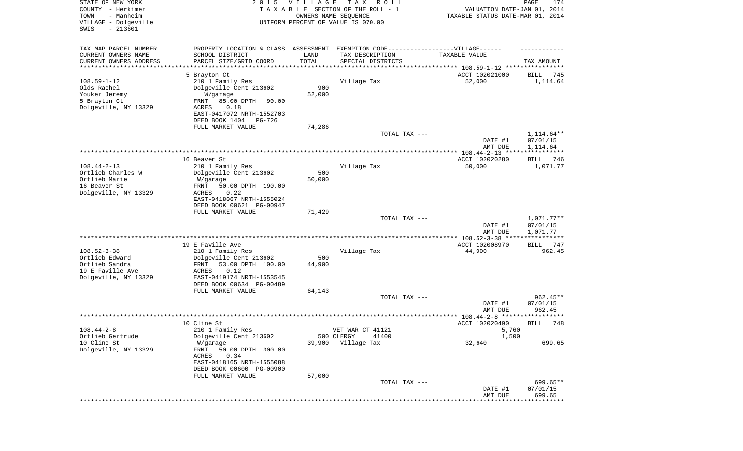STATE OF NEW YORK
COUNTY - Herkimer
TOWN - Manheim
VILLAGE - Dolgeville
SWIS - 213601

2015 VILLAGE TAX ROLL
TAXABLE SECTION OF THE ROLL - 1
OWNERS NAME SEQUENCE
UNIFORM PERCENT OF VALUE IS 070.00

VALUATION DATE-JAN 01, 2014
TAXABLE STATUS DATE-MAR 01, 2014

| TAX MAP PARCEL NUMBER / CURRENT OWNERS NAME / CURRENT OWNERS ADDRESS | PROPERTY LOCATION & CLASS / SCHOOL DISTRICT / PARCEL SIZE/GRID COORD | ASSESSMENT LAND / TOTAL | EXEMPTION CODE / TAX DESCRIPTION / SPECIAL DISTRICTS | TAXABLE VALUE | TAX AMOUNT |
|---|---|---|---|---|---|
| **108.59-1-12** | 5 Brayton Ct | | | ACCT 102021000 | BILL 745 |
| 108.59-1-12 | 210 1 Family Res | | Village Tax | 52,000 | 1,114.64 |
| Olds Rachel | Dolgeville Cent 213602 | 900 | | | |
| Youker Jeremy | W/garage | 52,000 | | | |
| 5 Brayton Ct | FRNT 85.00 DPTH 90.00 | | | | |
| Dolgeville, NY 13329 | ACRES 0.18 | | | | |
| | EAST-0417072 NRTH-1552703 | | | | |
| | DEED BOOK 1404 PG-726 | | | | |
| | FULL MARKET VALUE | 74,286 | | | |
| | | | TOTAL TAX --- | | 1,114.64** |
| | | | | DATE #1 | 07/01/15 |
| | | | | AMT DUE | 1,114.64 |
| **108.44-2-13** | 16 Beaver St | | | ACCT 102020280 | BILL 746 |
| 108.44-2-13 | 210 1 Family Res | | Village Tax | 50,000 | 1,071.77 |
| Ortlieb Charles W | Dolgeville Cent 213602 | 500 | | | |
| Ortlieb Marie | W/garage | 50,000 | | | |
| 16 Beaver St | FRNT 50.00 DPTH 190.00 | | | | |
| Dolgeville, NY 13329 | ACRES 0.22 | | | | |
| | EAST-0418067 NRTH-1555024 | | | | |
| | DEED BOOK 00621 PG-00947 | | | | |
| | FULL MARKET VALUE | 71,429 | | | |
| | | | TOTAL TAX --- | | 1,071.77** |
| | | | | DATE #1 | 07/01/15 |
| | | | | AMT DUE | 1,071.77 |
| **108.52-3-38** | 19 E Faville Ave | | | ACCT 102008970 | BILL 747 |
| 108.52-3-38 | 210 1 Family Res | | Village Tax | 44,900 | 962.45 |
| Ortlieb Edward | Dolgeville Cent 213602 | 500 | | | |
| Ortlieb Sandra | FRNT 53.00 DPTH 100.00 | 44,900 | | | |
| 19 E Faville Ave | ACRES 0.12 | | | | |
| Dolgeville, NY 13329 | EAST-0419174 NRTH-1553545 | | | | |
| | DEED BOOK 00634 PG-00489 | | | | |
| | FULL MARKET VALUE | 64,143 | | | |
| | | | TOTAL TAX --- | | 962.45** |
| | | | | DATE #1 | 07/01/15 |
| | | | | AMT DUE | 962.45 |
| **108.44-2-8** | 10 Cline St | | | ACCT 102020490 | BILL 748 |
| 108.44-2-8 | 210 1 Family Res | | VET WAR CT 41121 | 5,760 | |
| Ortlieb Gertrude | Dolgeville Cent 213602 | 500 | CLERGY 41400 | 1,500 | |
| 10 Cline St | W/garage | 39,900 | Village Tax | 32,640 | 699.65 |
| Dolgeville, NY 13329 | FRNT 50.00 DPTH 300.00 | | | | |
| | ACRES 0.34 | | | | |
| | EAST-0418165 NRTH-1555088 | | | | |
| | DEED BOOK 00600 PG-00900 | | | | |
| | FULL MARKET VALUE | 57,000 | | | |
| | | | TOTAL TAX --- | | 699.65** |
| | | | | DATE #1 | 07/01/15 |
| | | | | AMT DUE | 699.65 |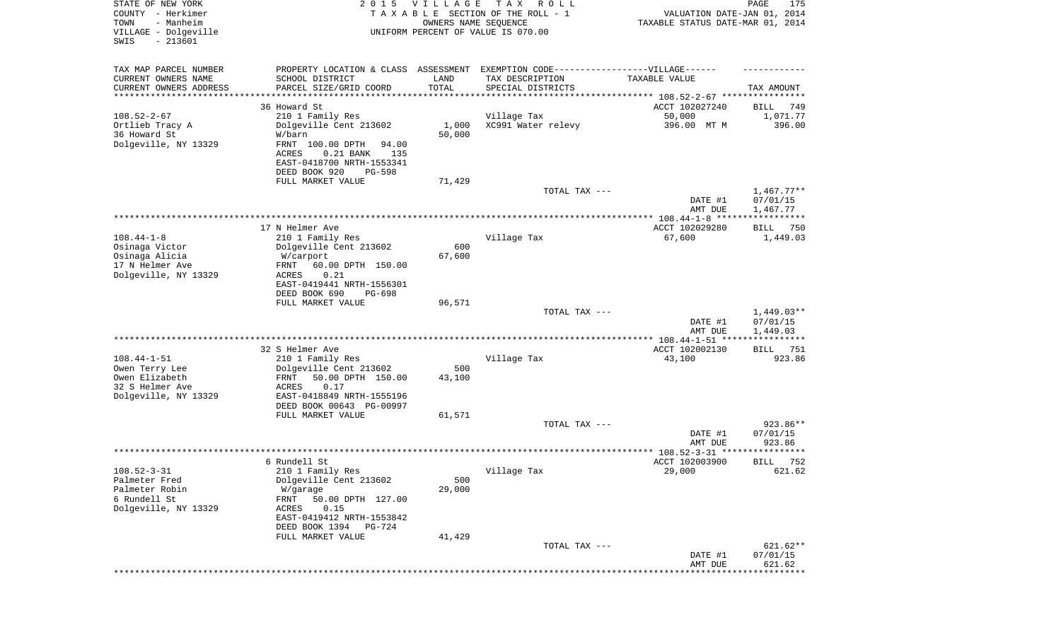STATE OF NEW YORK
COUNTY - Herkimer
TOWN - Manheim
VILLAGE - Dolgeville
SWIS - 213601

2015 VILLAGE TAX ROLL
TAXABLE SECTION OF THE ROLL - 1
OWNERS NAME SEQUENCE
UNIFORM PERCENT OF VALUE IS 070.00

VALUATION DATE-JAN 01, 2014
TAXABLE STATUS DATE-MAR 01, 2014

| TAX MAP PARCEL NUMBER<br>CURRENT OWNERS NAME<br>CURRENT OWNERS ADDRESS | PROPERTY LOCATION & CLASS<br>SCHOOL DISTRICT<br>PARCEL SIZE/GRID COORD | ASSESSMENT<br>LAND<br>TOTAL | EXEMPTION CODE-----VILLAGE------<br>TAX DESCRIPTION<br>SPECIAL DISTRICTS | TAXABLE VALUE | TAX AMOUNT |
|---|---|---|---|---|---|
| | 36 Howard St | | | ACCT 102027240 | BILL 749 |
| 108.52-2-67 | 210 1 Family Res | | Village Tax | 50,000 | 1,071.77 |
| Ortlieb Tracy A | Dolgeville Cent 213602 | 1,000 | XC991 Water relevy | 396.00 MT M | 396.00 |
| 36 Howard St | W/barn | 50,000 | | | |
| Dolgeville, NY 13329 | FRNT 100.00 DPTH 94.00 | | | | |
| | ACRES 0.21 BANK 135 | | | | |
| | EAST-0418700 NRTH-1553341 | | | | |
| | DEED BOOK 920 PG-598 | | | | |
| | FULL MARKET VALUE | 71,429 | | | |
| | | | TOTAL TAX --- | | 1,467.77** |
| | | | | DATE #1 | 07/01/15 |
| | | | | AMT DUE | 1,467.77 |
| | 17 N Helmer Ave | | | ACCT 102029280 | BILL 750 |
| 108.44-1-8 | 210 1 Family Res | | Village Tax | 67,600 | 1,449.03 |
| Osinaga Victor | Dolgeville Cent 213602 | 600 | | | |
| Osinaga Alicia | W/carport | 67,600 | | | |
| 17 N Helmer Ave | FRNT 60.00 DPTH 150.00 | | | | |
| Dolgeville, NY 13329 | ACRES 0.21 | | | | |
| | EAST-0419441 NRTH-1556301 | | | | |
| | DEED BOOK 690 PG-698 | | | | |
| | FULL MARKET VALUE | 96,571 | | | |
| | | | TOTAL TAX --- | | 1,449.03** |
| | | | | DATE #1 | 07/01/15 |
| | | | | AMT DUE | 1,449.03 |
| | 32 S Helmer Ave | | | ACCT 102002130 | BILL 751 |
| 108.44-1-51 | 210 1 Family Res | | Village Tax | 43,100 | 923.86 |
| Owen Terry Lee | Dolgeville Cent 213602 | 500 | | | |
| Owen Elizabeth | FRNT 50.00 DPTH 150.00 | 43,100 | | | |
| 32 S Helmer Ave | ACRES 0.17 | | | | |
| Dolgeville, NY 13329 | EAST-0418849 NRTH-1555196 | | | | |
| | DEED BOOK 00643 PG-00997 | | | | |
| | FULL MARKET VALUE | 61,571 | | | |
| | | | TOTAL TAX --- | | 923.86** |
| | | | | DATE #1 | 07/01/15 |
| | | | | AMT DUE | 923.86 |
| | 6 Rundell St | | | ACCT 102003900 | BILL 752 |
| 108.52-3-31 | 210 1 Family Res | | Village Tax | 29,000 | 621.62 |
| Palmeter Fred | Dolgeville Cent 213602 | 500 | | | |
| Palmeter Robin | W/garage | 29,000 | | | |
| 6 Rundell St | FRNT 50.00 DPTH 127.00 | | | | |
| Dolgeville, NY 13329 | ACRES 0.15 | | | | |
| | EAST-0419412 NRTH-1553842 | | | | |
| | DEED BOOK 1394 PG-724 | | | | |
| | FULL MARKET VALUE | 41,429 | | | |
| | | | TOTAL TAX --- | | 621.62** |
| | | | | DATE #1 | 07/01/15 |
| | | | | AMT DUE | 621.62 |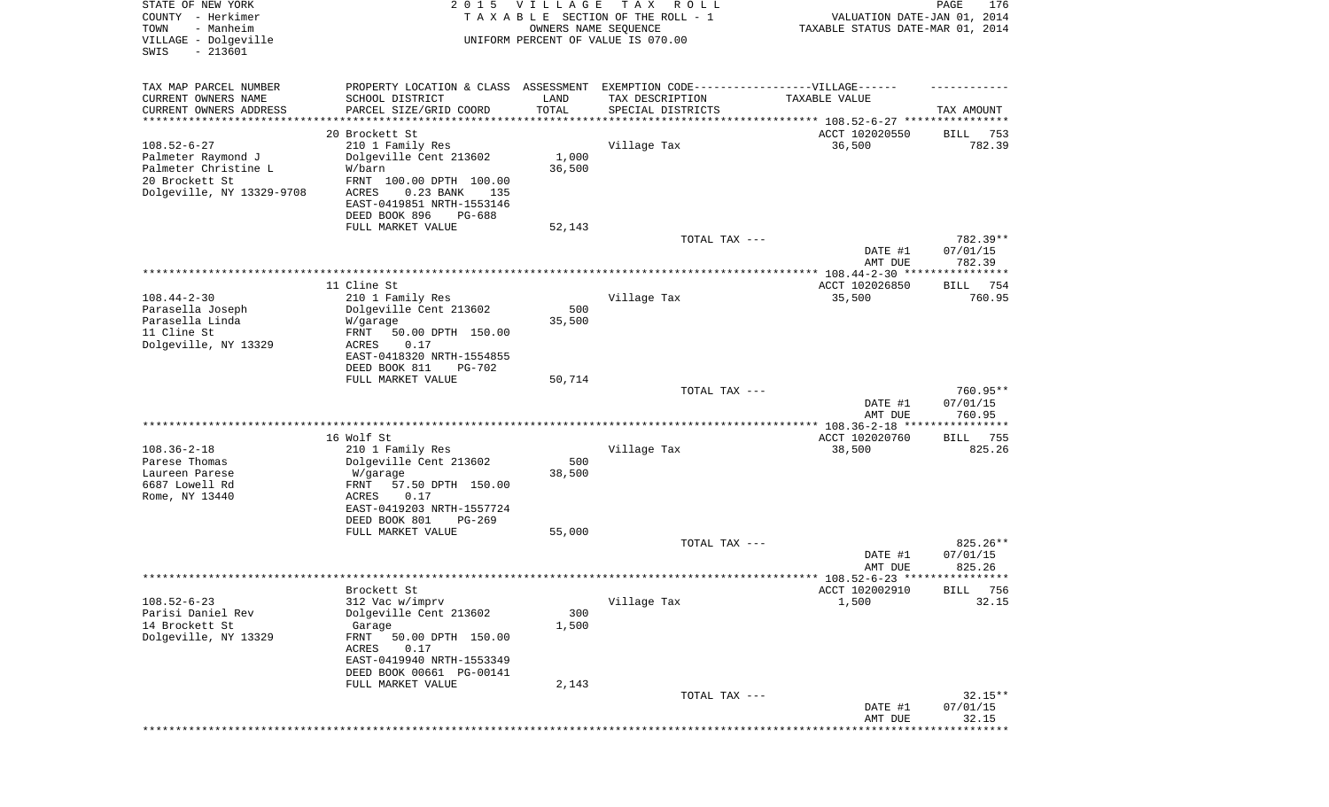STATE OF NEW YORK — 2015 VILLAGE TAX ROLL
COUNTY - Herkimer — TAXABLE SECTION OF THE ROLL - 1 — VALUATION DATE-JAN 01, 2014
TOWN - Manheim — OWNERS NAME SEQUENCE — TAXABLE STATUS DATE-MAR 01, 2014
VILLAGE - Dolgeville — UNIFORM PERCENT OF VALUE IS 070.00
SWIS - 213601

| TAX MAP PARCEL NUMBER / CURRENT OWNERS NAME / CURRENT OWNERS ADDRESS | PROPERTY LOCATION & CLASS / SCHOOL DISTRICT / PARCEL SIZE/GRID COORD | ASSESSMENT LAND / TOTAL | EXEMPTION CODE / TAX DESCRIPTION / SPECIAL DISTRICTS | TAXABLE VALUE | TAX AMOUNT |
|---|---|---|---|---|---|
| | 20 Brockett St | | | ACCT 102020550 | BILL 753 |
| 108.52-6-27 | 210 1 Family Res | | Village Tax | 36,500 | 782.39 |
| Palmeter Raymond J | Dolgeville Cent 213602 | 1,000 | | | |
| Palmeter Christine L | W/barn | 36,500 | | | |
| 20 Brockett St | FRNT 100.00 DPTH 100.00 | | | | |
| Dolgeville, NY 13329-9708 | ACRES 0.23 BANK 135 | | | | |
| | EAST-0419851 NRTH-1553146 | | | | |
| | DEED BOOK 896 PG-688 | | | | |
| | FULL MARKET VALUE | 52,143 | | | |
| | | | TOTAL TAX --- | | 782.39** |
| | | | | DATE #1 | 07/01/15 |
| | | | | AMT DUE | 782.39 |
| | 11 Cline St | | | ACCT 102026850 | BILL 754 |
| 108.44-2-30 | 210 1 Family Res | | Village Tax | 35,500 | 760.95 |
| Parasella Joseph | Dolgeville Cent 213602 | 500 | | | |
| Parasella Linda | W/garage | 35,500 | | | |
| 11 Cline St | FRNT 50.00 DPTH 150.00 | | | | |
| Dolgeville, NY 13329 | ACRES 0.17 | | | | |
| | EAST-0418320 NRTH-1554855 | | | | |
| | DEED BOOK 811 PG-702 | | | | |
| | FULL MARKET VALUE | 50,714 | | | |
| | | | TOTAL TAX --- | | 760.95** |
| | | | | DATE #1 | 07/01/15 |
| | | | | AMT DUE | 760.95 |
| | 16 Wolf St | | | ACCT 102020760 | BILL 755 |
| 108.36-2-18 | 210 1 Family Res | | Village Tax | 38,500 | 825.26 |
| Parese Thomas | Dolgeville Cent 213602 | 500 | | | |
| Laureen Parese | W/garage | 38,500 | | | |
| 6687 Lowell Rd | FRNT 57.50 DPTH 150.00 | | | | |
| Rome, NY 13440 | ACRES 0.17 | | | | |
| | EAST-0419203 NRTH-1557724 | | | | |
| | DEED BOOK 801 PG-269 | | | | |
| | FULL MARKET VALUE | 55,000 | | | |
| | | | TOTAL TAX --- | | 825.26** |
| | | | | DATE #1 | 07/01/15 |
| | | | | AMT DUE | 825.26 |
| | Brockett St | | | ACCT 102002910 | BILL 756 |
| 108.52-6-23 | 312 Vac w/imprv | | Village Tax | 1,500 | 32.15 |
| Parisi Daniel Rev | Dolgeville Cent 213602 | 300 | | | |
| 14 Brockett St | Garage | 1,500 | | | |
| Dolgeville, NY 13329 | FRNT 50.00 DPTH 150.00 | | | | |
| | ACRES 0.17 | | | | |
| | EAST-0419940 NRTH-1553349 | | | | |
| | DEED BOOK 00661 PG-00141 | | | | |
| | FULL MARKET VALUE | 2,143 | | | |
| | | | TOTAL TAX --- | | 32.15** |
| | | | | DATE #1 | 07/01/15 |
| | | | | AMT DUE | 32.15 |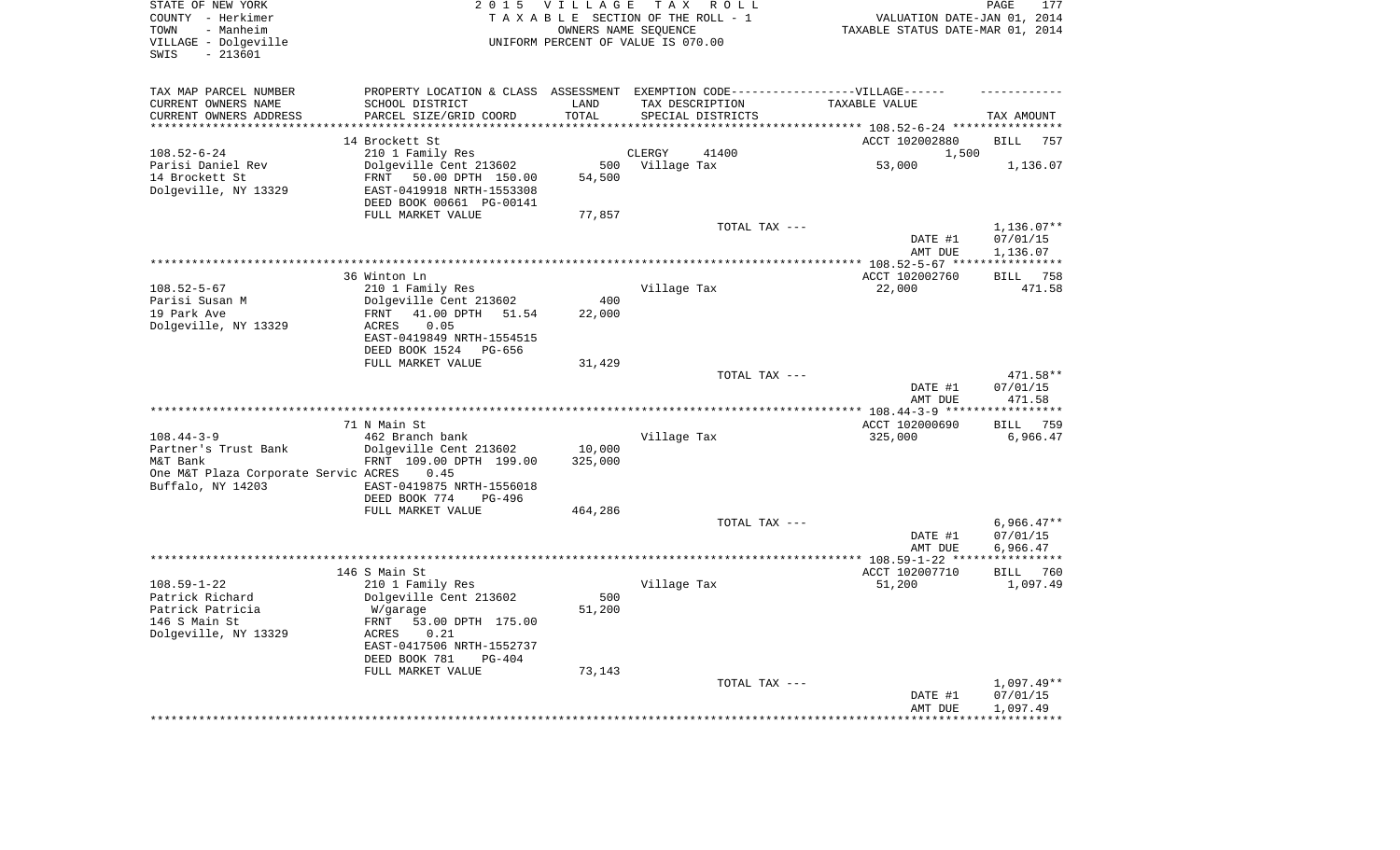STATE OF NEW YORK
COUNTY - Herkimer
TOWN - Manheim
VILLAGE - Dolgeville
SWIS - 213601

2015 VILLAGE TAX ROLL
TAXABLE SECTION OF THE ROLL - 1
OWNERS NAME SEQUENCE
UNIFORM PERCENT OF VALUE IS 070.00

VALUATION DATE-JAN 01, 2014
TAXABLE STATUS DATE-MAR 01, 2014

| TAX MAP PARCEL NUMBER<br>CURRENT OWNERS NAME<br>CURRENT OWNERS ADDRESS | PROPERTY LOCATION & CLASS<br>SCHOOL DISTRICT<br>PARCEL SIZE/GRID COORD | ASSESSMENT<br>LAND<br>TOTAL | EXEMPTION CODE---VILLAGE---<br>TAX DESCRIPTION<br>SPECIAL DISTRICTS | TAXABLE VALUE | TAX AMOUNT |
|---|---|---|---|---|---|
| | 14 Brockett St | | | ACCT 102002880 | BILL 757 |
| 108.52-6-24 | 210 1 Family Res | | CLERGY 41400 | 1,500 | |
| Parisi Daniel Rev | Dolgeville Cent 213602 | 500 | Village Tax | 53,000 | 1,136.07 |
| 14 Brockett St | FRNT 50.00 DPTH 150.00 | 54,500 | | | |
| Dolgeville, NY 13329 | EAST-0419918 NRTH-1553308 | | | | |
| | DEED BOOK 00661 PG-00141 | | | | |
| | FULL MARKET VALUE | 77,857 | | | |
| | | | TOTAL TAX --- | | 1,136.07** |
| | | | | DATE #1 | 07/01/15 |
| | | | | AMT DUE | 1,136.07 |
| | 36 Winton Ln | | | ACCT 102002760 | BILL 758 |
| 108.52-5-67 | 210 1 Family Res | | Village Tax | 22,000 | 471.58 |
| Parisi Susan M | Dolgeville Cent 213602 | 400 | | | |
| 19 Park Ave | FRNT 41.00 DPTH 51.54 | 22,000 | | | |
| Dolgeville, NY 13329 | ACRES 0.05 | | | | |
| | EAST-0419849 NRTH-1554515 | | | | |
| | DEED BOOK 1524 PG-656 | | | | |
| | FULL MARKET VALUE | 31,429 | | | |
| | | | TOTAL TAX --- | | 471.58** |
| | | | | DATE #1 | 07/01/15 |
| | | | | AMT DUE | 471.58 |
| | 71 N Main St | | | ACCT 102000690 | BILL 759 |
| 108.44-3-9 | 462 Branch bank | | Village Tax | 325,000 | 6,966.47 |
| Partner's Trust Bank | Dolgeville Cent 213602 | 10,000 | | | |
| M&T Bank | FRNT 109.00 DPTH 199.00 | 325,000 | | | |
| One M&T Plaza Corporate Servic | ACRES 0.45 | | | | |
| Buffalo, NY 14203 | EAST-0419875 NRTH-1556018 | | | | |
| | DEED BOOK 774 PG-496 | | | | |
| | FULL MARKET VALUE | 464,286 | | | |
| | | | TOTAL TAX --- | | 6,966.47** |
| | | | | DATE #1 | 07/01/15 |
| | | | | AMT DUE | 6,966.47 |
| | 146 S Main St | | | ACCT 102007710 | BILL 760 |
| 108.59-1-22 | 210 1 Family Res | | Village Tax | 51,200 | 1,097.49 |
| Patrick Richard | Dolgeville Cent 213602 | 500 | | | |
| Patrick Patricia | W/garage | 51,200 | | | |
| 146 S Main St | FRNT 53.00 DPTH 175.00 | | | | |
| Dolgeville, NY 13329 | ACRES 0.21 | | | | |
| | EAST-0417506 NRTH-1552737 | | | | |
| | DEED BOOK 781 PG-404 | | | | |
| | FULL MARKET VALUE | 73,143 | | | |
| | | | TOTAL TAX --- | | 1,097.49** |
| | | | | DATE #1 | 07/01/15 |
| | | | | AMT DUE | 1,097.49 |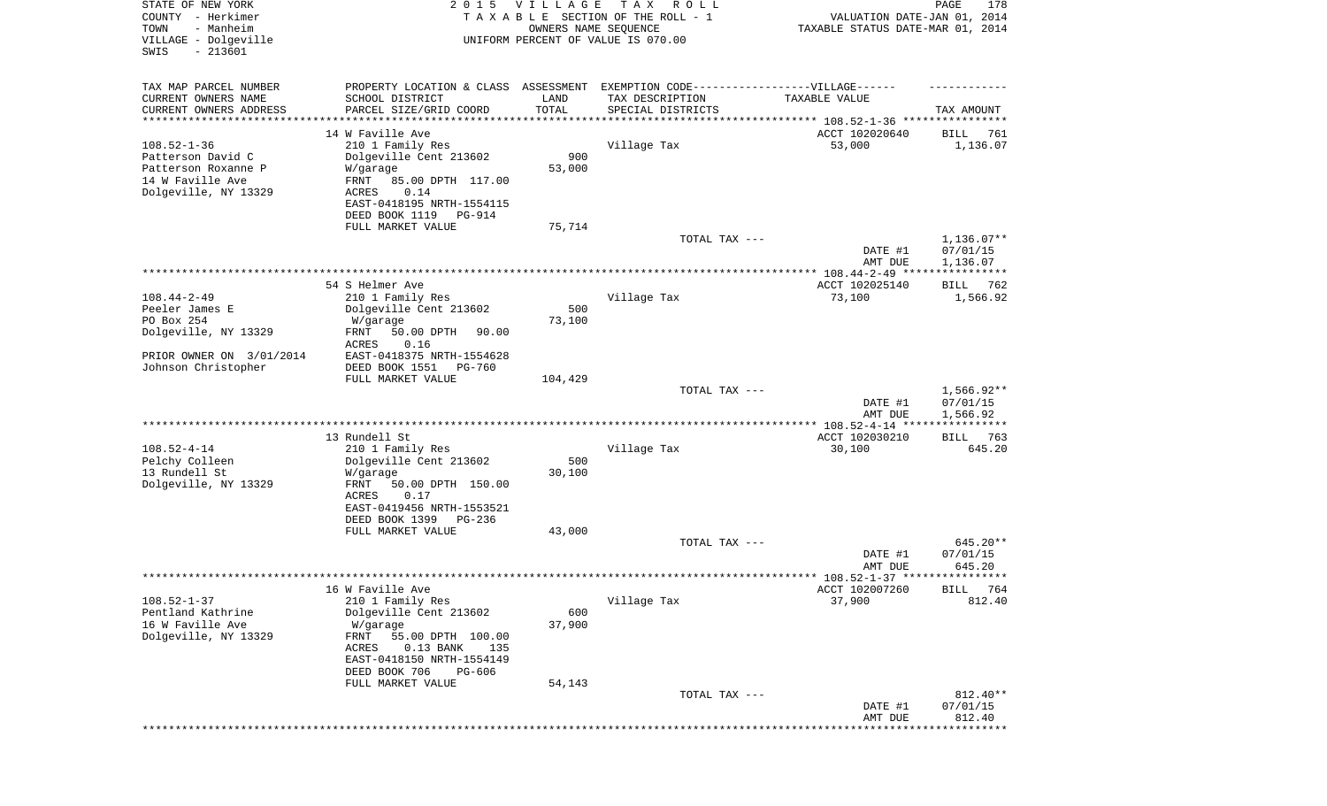STATE OF NEW YORK
COUNTY - Herkimer
TOWN - Manheim
VILLAGE - Dolgeville
SWIS - 213601

2 0 1 5 V I L L A G E T A X R O L L
T A X A B L E SECTION OF THE ROLL - 1
OWNERS NAME SEQUENCE
UNIFORM PERCENT OF VALUE IS 070.00

VALUATION DATE-JAN 01, 2014
TAXABLE STATUS DATE-MAR 01, 2014

| TAX MAP PARCEL NUMBER<br>CURRENT OWNERS NAME<br>CURRENT OWNERS ADDRESS | PROPERTY LOCATION & CLASS<br>SCHOOL DISTRICT<br>PARCEL SIZE/GRID COORD | ASSESSMENT<br>LAND<br>TOTAL | EXEMPTION CODE------VILLAGE------<br>TAX DESCRIPTION<br>SPECIAL DISTRICTS | TAXABLE VALUE | TAX AMOUNT |
|---|---|---|---|---|---|
| | 14 W Faville Ave | | | ACCT 102020640 | BILL 761 |
| 108.52-1-36 | 210 1 Family Res | | Village Tax | 53,000 | 1,136.07 |
| Patterson David C | Dolgeville Cent 213602 | 900 | | | |
| Patterson Roxanne P | W/garage | 53,000 | | | |
| 14 W Faville Ave | FRNT 85.00 DPTH 117.00 | | | | |
| Dolgeville, NY 13329 | ACRES 0.14 | | | | |
| | EAST-0418195 NRTH-1554115 | | | | |
| | DEED BOOK 1119 PG-914 | | | | |
| | FULL MARKET VALUE | 75,714 | | | |
| | | | TOTAL TAX --- | | 1,136.07** |
| | | | | DATE #1 | 07/01/15 |
| | | | | AMT DUE | 1,136.07 |
| | 54 S Helmer Ave | | | ACCT 102025140 | BILL 762 |
| 108.44-2-49 | 210 1 Family Res | | Village Tax | 73,100 | 1,566.92 |
| Peeler James E | Dolgeville Cent 213602 | 500 | | | |
| PO Box 254 | W/garage | 73,100 | | | |
| Dolgeville, NY 13329 | FRNT 50.00 DPTH 90.00 | | | | |
| | ACRES 0.16 | | | | |
| PRIOR OWNER ON 3/01/2014 | EAST-0418375 NRTH-1554628 | | | | |
| Johnson Christopher | DEED BOOK 1551 PG-760 | | | | |
| | FULL MARKET VALUE | 104,429 | | | |
| | | | TOTAL TAX --- | | 1,566.92** |
| | | | | DATE #1 | 07/01/15 |
| | | | | AMT DUE | 1,566.92 |
| | 13 Rundell St | | | ACCT 102030210 | BILL 763 |
| 108.52-4-14 | 210 1 Family Res | | Village Tax | 30,100 | 645.20 |
| Pelchy Colleen | Dolgeville Cent 213602 | 500 | | | |
| 13 Rundell St | W/garage | 30,100 | | | |
| Dolgeville, NY 13329 | FRNT 50.00 DPTH 150.00 | | | | |
| | ACRES 0.17 | | | | |
| | EAST-0419456 NRTH-1553521 | | | | |
| | DEED BOOK 1399 PG-236 | | | | |
| | FULL MARKET VALUE | 43,000 | | | |
| | | | TOTAL TAX --- | | 645.20** |
| | | | | DATE #1 | 07/01/15 |
| | | | | AMT DUE | 645.20 |
| | 16 W Faville Ave | | | ACCT 102007260 | BILL 764 |
| 108.52-1-37 | 210 1 Family Res | | Village Tax | 37,900 | 812.40 |
| Pentland Kathrine | Dolgeville Cent 213602 | 600 | | | |
| 16 W Faville Ave | W/garage | 37,900 | | | |
| Dolgeville, NY 13329 | FRNT 55.00 DPTH 100.00 | | | | |
| | ACRES 0.13 BANK 135 | | | | |
| | EAST-0418150 NRTH-1554149 | | | | |
| | DEED BOOK 706 PG-606 | | | | |
| | FULL MARKET VALUE | 54,143 | | | |
| | | | TOTAL TAX --- | | 812.40** |
| | | | | DATE #1 | 07/01/15 |
| | | | | AMT DUE | 812.40 |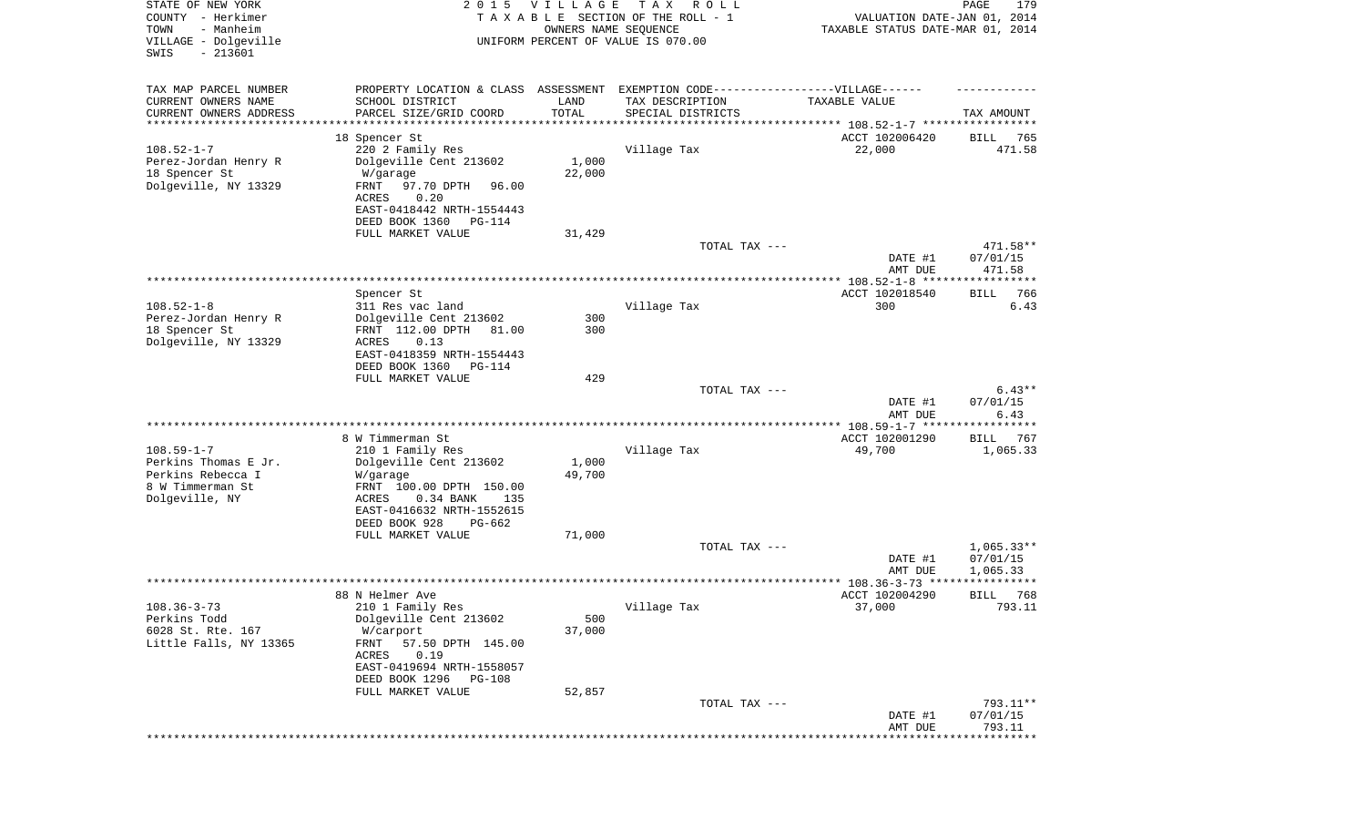STATE OF NEW YORK
COUNTY - Herkimer
TOWN - Manheim
VILLAGE - Dolgeville
SWIS - 213601

2015 VILLAGE TAX ROLL
TAXABLE SECTION OF THE ROLL - 1
OWNERS NAME SEQUENCE
UNIFORM PERCENT OF VALUE IS 070.00

VALUATION DATE-JAN 01, 2014
TAXABLE STATUS DATE-MAR 01, 2014

| TAX MAP PARCEL NUMBER<br>CURRENT OWNERS NAME<br>CURRENT OWNERS ADDRESS | PROPERTY LOCATION & CLASS<br>SCHOOL DISTRICT<br>PARCEL SIZE/GRID COORD | ASSESSMENT<br>LAND<br>TOTAL | EXEMPTION CODE----VILLAGE------<br>TAX DESCRIPTION<br>SPECIAL DISTRICTS | TAXABLE VALUE | TAX AMOUNT |
|---|---|---|---|---|---|
| | 18 Spencer St | | | ACCT 102006420 | BILL 765 |
| 108.52-1-7 | 220 2 Family Res | | Village Tax | 22,000 | 471.58 |
| Perez-Jordan Henry R | Dolgeville Cent 213602 | 1,000 | | | |
| 18 Spencer St | W/garage | 22,000 | | | |
| Dolgeville, NY 13329 | FRNT 97.70 DPTH 96.00 | | | | |
| | ACRES 0.20 | | | | |
| | EAST-0418442 NRTH-1554443 | | | | |
| | DEED BOOK 1360 PG-114 | | | | |
| | FULL MARKET VALUE | 31,429 | | | |
| | | | TOTAL TAX --- | | 471.58** |
| | | | | DATE #1 | 07/01/15 |
| | | | | AMT DUE | 471.58 |
| | Spencer St | | | ACCT 102018540 | BILL 766 |
| 108.52-1-8 | 311 Res vac land | | Village Tax | 300 | 6.43 |
| Perez-Jordan Henry R | Dolgeville Cent 213602 | 300 | | | |
| 18 Spencer St | FRNT 112.00 DPTH 81.00 | 300 | | | |
| Dolgeville, NY 13329 | ACRES 0.13 | | | | |
| | EAST-0418359 NRTH-1554443 | | | | |
| | DEED BOOK 1360 PG-114 | | | | |
| | FULL MARKET VALUE | 429 | | | |
| | | | TOTAL TAX --- | | 6.43** |
| | | | | DATE #1 | 07/01/15 |
| | | | | AMT DUE | 6.43 |
| | 8 W Timmerman St | | | ACCT 102001290 | BILL 767 |
| 108.59-1-7 | 210 1 Family Res | | Village Tax | 49,700 | 1,065.33 |
| Perkins Thomas E Jr. | Dolgeville Cent 213602 | 1,000 | | | |
| Perkins Rebecca I | W/garage | 49,700 | | | |
| 8 W Timmerman St | FRNT 100.00 DPTH 150.00 | | | | |
| Dolgeville, NY | ACRES 0.34 BANK 135 | | | | |
| | EAST-0416632 NRTH-1552615 | | | | |
| | DEED BOOK 928 PG-662 | | | | |
| | FULL MARKET VALUE | 71,000 | | | |
| | | | TOTAL TAX --- | | 1,065.33** |
| | | | | DATE #1 | 07/01/15 |
| | | | | AMT DUE | 1,065.33 |
| | 88 N Helmer Ave | | | ACCT 102004290 | BILL 768 |
| 108.36-3-73 | 210 1 Family Res | | Village Tax | 37,000 | 793.11 |
| Perkins Todd | Dolgeville Cent 213602 | 500 | | | |
| 6028 St. Rte. 167 | W/carport | 37,000 | | | |
| Little Falls, NY 13365 | FRNT 57.50 DPTH 145.00 | | | | |
| | ACRES 0.19 | | | | |
| | EAST-0419694 NRTH-1558057 | | | | |
| | DEED BOOK 1296 PG-108 | | | | |
| | FULL MARKET VALUE | 52,857 | | | |
| | | | TOTAL TAX --- | | 793.11** |
| | | | | DATE #1 | 07/01/15 |
| | | | | AMT DUE | 793.11 |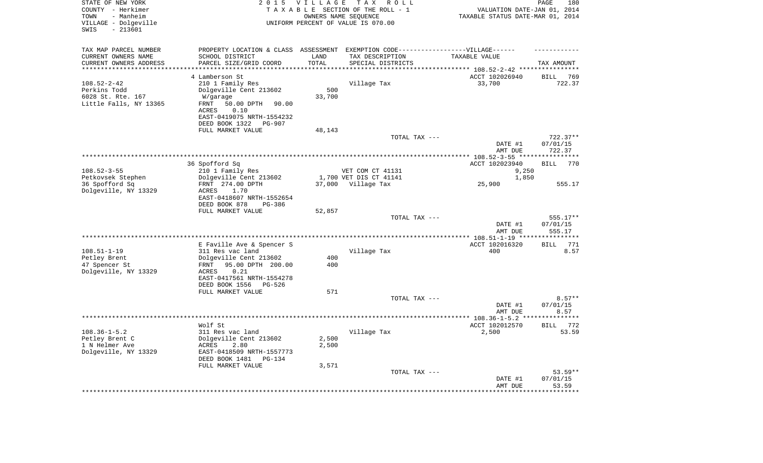STATE OF NEW YORK
COUNTY - Herkimer
TOWN - Manheim
VILLAGE - Dolgeville
SWIS - 213601

# 2015 VILLAGE TAX ROLL

TAXABLE SECTION OF THE ROLL - 1
OWNERS NAME SEQUENCE
UNIFORM PERCENT OF VALUE IS 070.00

VALUATION DATE-JAN 01, 2014
TAXABLE STATUS DATE-MAR 01, 2014

| TAX MAP PARCEL NUMBER / CURRENT OWNERS NAME / CURRENT OWNERS ADDRESS | PROPERTY LOCATION & CLASS / SCHOOL DISTRICT / PARCEL SIZE/GRID COORD | ASSESSMENT LAND / TOTAL | EXEMPTION CODE / TAX DESCRIPTION / SPECIAL DISTRICTS | TAXABLE VALUE | TAX AMOUNT |
|---|---|---|---|---|---|
| 108.52-2-42 | 4 Lamberson St | | | ACCT 102026940 | BILL 769 |
| Perkins Todd | 210 1 Family Res | | Village Tax | 33,700 | 722.37 |
| 6028 St. Rte. 167 | Dolgeville Cent 213602 | 500 | | | |
| Little Falls, NY 13365 | W/garage | 33,700 | | | |
| | FRNT 50.00 DPTH 90.00 | | | | |
| | ACRES 0.10 | | | | |
| | EAST-0419075 NRTH-1554232 | | | | |
| | DEED BOOK 1322 PG-907 | | | | |
| | FULL MARKET VALUE | 48,143 | | | |
| | | | TOTAL TAX --- | | 722.37** |
| | | | | DATE #1 | 07/01/15 |
| | | | | AMT DUE | 722.37 |
| 108.52-3-55 | 36 Spofford Sq | | | ACCT 102023940 | BILL 770 |
| Petkovsek Stephen | 210 1 Family Res | | VET COM CT 41131 | 9,250 | |
| 36 Spofford Sq | Dolgeville Cent 213602 | 1,700 | VET DIS CT 41141 | 1,850 | |
| Dolgeville, NY 13329 | FRNT 274.00 DPTH | 37,000 | Village Tax | 25,900 | 555.17 |
| | ACRES 1.70 | | | | |
| | EAST-0418607 NRTH-1552654 | | | | |
| | DEED BOOK 878 PG-386 | | | | |
| | FULL MARKET VALUE | 52,857 | | | |
| | | | TOTAL TAX --- | | 555.17** |
| | | | | DATE #1 | 07/01/15 |
| | | | | AMT DUE | 555.17 |
| 108.51-1-19 | E Faville Ave & Spencer S | | | ACCT 102016320 | BILL 771 |
| Petley Brent | 311 Res vac land | | Village Tax | 400 | 8.57 |
| 47 Spencer St | Dolgeville Cent 213602 | 400 | | | |
| Dolgeville, NY 13329 | FRNT 95.00 DPTH 200.00 | 400 | | | |
| | ACRES 0.21 | | | | |
| | EAST-0417561 NRTH-1554278 | | | | |
| | DEED BOOK 1556 PG-526 | | | | |
| | FULL MARKET VALUE | 571 | | | |
| | | | TOTAL TAX --- | | 8.57** |
| | | | | DATE #1 | 07/01/15 |
| | | | | AMT DUE | 8.57 |
| 108.36-1-5.2 | Wolf St | | | ACCT 102012570 | BILL 772 |
| Petley Brent C | 311 Res vac land | | Village Tax | 2,500 | 53.59 |
| 1 N Helmer Ave | Dolgeville Cent 213602 | 2,500 | | | |
| Dolgeville, NY 13329 | ACRES 2.80 | 2,500 | | | |
| | EAST-0418509 NRTH-1557773 | | | | |
| | DEED BOOK 1481 PG-134 | | | | |
| | FULL MARKET VALUE | 3,571 | | | |
| | | | TOTAL TAX --- | | 53.59** |
| | | | | DATE #1 | 07/01/15 |
| | | | | AMT DUE | 53.59 |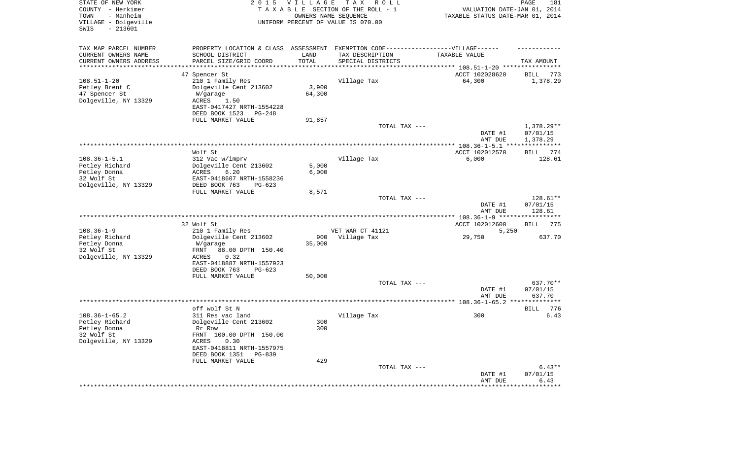STATE OF NEW YORK
COUNTY - Herkimer
TOWN - Manheim
VILLAGE - Dolgeville
SWIS - 213601

2 0 1 5 V I L L A G E T A X R O L L
T A X A B L E SECTION OF THE ROLL - 1
OWNERS NAME SEQUENCE
UNIFORM PERCENT OF VALUE IS 070.00

VALUATION DATE-JAN 01, 2014
TAXABLE STATUS DATE-MAR 01, 2014

| TAX MAP PARCEL NUMBER / CURRENT OWNERS NAME / CURRENT OWNERS ADDRESS | PROPERTY LOCATION & CLASS / SCHOOL DISTRICT / PARCEL SIZE/GRID COORD | ASSESSMENT LAND / TOTAL | EXEMPTION CODE / TAX DESCRIPTION / SPECIAL DISTRICTS | TAXABLE VALUE | TAX AMOUNT |
|---|---|---|---|---|---|
| | 47 Spencer St | | | ACCT 102028620 | BILL 773 |
| 108.51-1-20 | 210 1 Family Res | | Village Tax | 64,300 | 1,378.29 |
| Petley Brent C | Dolgeville Cent 213602 | 3,900 | | | |
| 47 Spencer St | W/garage | 64,300 | | | |
| Dolgeville, NY 13329 | ACRES 1.50 | | | | |
| | EAST-0417427 NRTH-1554228 | | | | |
| | DEED BOOK 1523 PG-248 | | | | |
| | FULL MARKET VALUE | 91,857 | | | |
| | | | TOTAL TAX --- | | 1,378.29** |
| | | | | DATE #1 | 07/01/15 |
| | | | | AMT DUE | 1,378.29 |
| | Wolf St | | | ACCT 102012570 | BILL 774 |
| 108.36-1-5.1 | 312 Vac w/imprv | | Village Tax | 6,000 | 128.61 |
| Petley Richard | Dolgeville Cent 213602 | 5,000 | | | |
| Petley Donna | ACRES 6.20 | 6,000 | | | |
| 32 Wolf St | EAST-0418607 NRTH-1558236 | | | | |
| Dolgeville, NY 13329 | DEED BOOK 763 PG-623 | | | | |
| | FULL MARKET VALUE | 8,571 | | | |
| | | | TOTAL TAX --- | | 128.61** |
| | | | | DATE #1 | 07/01/15 |
| | | | | AMT DUE | 128.61 |
| | 32 Wolf St | | | ACCT 102012600 | BILL 775 |
| 108.36-1-9 | 210 1 Family Res | | VET WAR CT 41121 | 5,250 | |
| Petley Richard | Dolgeville Cent 213602 | 900 | Village Tax | 29,750 | 637.70 |
| Petley Donna | W/garage | 35,000 | | | |
| 32 Wolf St | FRNT 88.00 DPTH 150.40 | | | | |
| Dolgeville, NY 13329 | ACRES 0.32 | | | | |
| | EAST-0418887 NRTH-1557923 | | | | |
| | DEED BOOK 763 PG-623 | | | | |
| | FULL MARKET VALUE | 50,000 | | | |
| | | | TOTAL TAX --- | | 637.70** |
| | | | | DATE #1 | 07/01/15 |
| | | | | AMT DUE | 637.70 |
| | off wolf St N | | | | BILL 776 |
| 108.36-1-65.2 | 311 Res vac land | | Village Tax | 300 | 6.43 |
| Petley Richard | Dolgeville Cent 213602 | 300 | | | |
| Petley Donna | Rr Row | 300 | | | |
| 32 Wolf St | FRNT 100.00 DPTH 150.00 | | | | |
| Dolgeville, NY 13329 | ACRES 0.30 | | | | |
| | EAST-0418811 NRTH-1557975 | | | | |
| | DEED BOOK 1351 PG-839 | | | | |
| | FULL MARKET VALUE | 429 | | | |
| | | | TOTAL TAX --- | | 6.43** |
| | | | | DATE #1 | 07/01/15 |
| | | | | AMT DUE | 6.43 |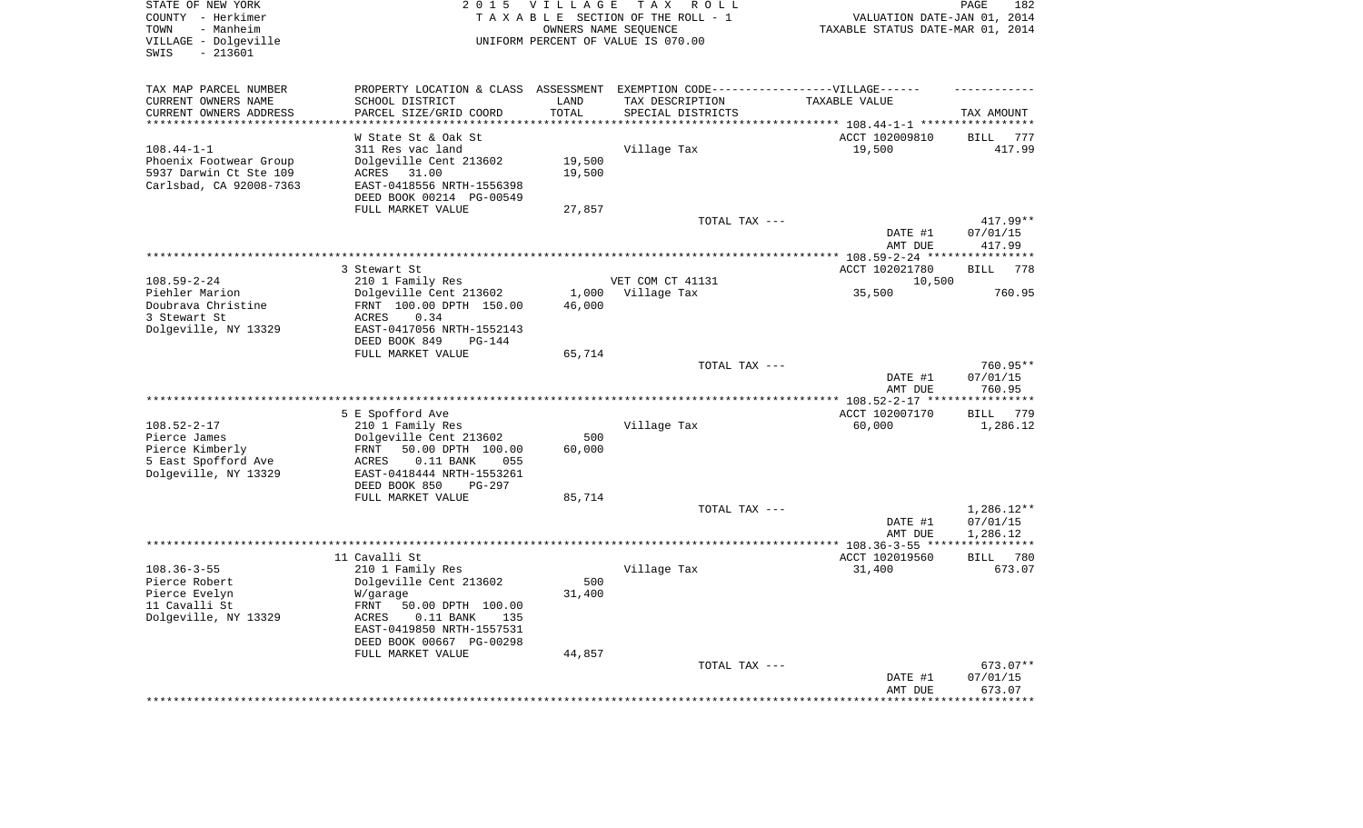STATE OF NEW YORK
COUNTY - Herkimer
TOWN - Manheim
VILLAGE - Dolgeville
SWIS - 213601

2015 VILLAGE TAX ROLL
TAXABLE SECTION OF THE ROLL - 1
OWNERS NAME SEQUENCE
UNIFORM PERCENT OF VALUE IS 070.00

VALUATION DATE-JAN 01, 2014
TAXABLE STATUS DATE-MAR 01, 2014

| TAX MAP PARCEL NUMBER / CURRENT OWNERS NAME / CURRENT OWNERS ADDRESS | PROPERTY LOCATION & CLASS / SCHOOL DISTRICT / PARCEL SIZE/GRID COORD | ASSESSMENT LAND / TOTAL | EXEMPTION CODE / TAX DESCRIPTION / SPECIAL DISTRICTS | TAXABLE VALUE | TAX AMOUNT |
|---|---|---|---|---|---|
| | W State St & Oak St | | | ACCT 102009810 | BILL 777 |
| 108.44-1-1 | 311 Res vac land | | Village Tax | 19,500 | 417.99 |
| Phoenix Footwear Group | Dolgeville Cent 213602 | 19,500 | | | |
| 5937 Darwin Ct Ste 109 | ACRES 31.00 | 19,500 | | | |
| Carlsbad, CA 92008-7363 | EAST-0418556 NRTH-1556398 | | | | |
| | DEED BOOK 00214 PG-00549 | | | | |
| | FULL MARKET VALUE | 27,857 | | | |
| | | | TOTAL TAX --- | | 417.99** |
| | | | | DATE #1 | 07/01/15 |
| | | | | AMT DUE | 417.99 |
| | 3 Stewart St | | | ACCT 102021780 | BILL 778 |
| 108.59-2-24 | 210 1 Family Res | | VET COM CT 41131 | 10,500 | |
| Piehler Marion | Dolgeville Cent 213602 | 1,000 | Village Tax | 35,500 | 760.95 |
| Doubrava Christine | FRNT 100.00 DPTH 150.00 | 46,000 | | | |
| 3 Stewart St | ACRES 0.34 | | | | |
| Dolgeville, NY 13329 | EAST-0417056 NRTH-1552143 | | | | |
| | DEED BOOK 849 PG-144 | | | | |
| | FULL MARKET VALUE | 65,714 | | | |
| | | | TOTAL TAX --- | | 760.95** |
| | | | | DATE #1 | 07/01/15 |
| | | | | AMT DUE | 760.95 |
| | 5 E Spofford Ave | | | ACCT 102007170 | BILL 779 |
| 108.52-2-17 | 210 1 Family Res | | Village Tax | 60,000 | 1,286.12 |
| Pierce James | Dolgeville Cent 213602 | 500 | | | |
| Pierce Kimberly | FRNT 50.00 DPTH 100.00 | 60,000 | | | |
| 5 East Spofford Ave | ACRES 0.11 BANK 055 | | | | |
| Dolgeville, NY 13329 | EAST-0418444 NRTH-1553261 | | | | |
| | DEED BOOK 850 PG-297 | | | | |
| | FULL MARKET VALUE | 85,714 | | | |
| | | | TOTAL TAX --- | | 1,286.12** |
| | | | | DATE #1 | 07/01/15 |
| | | | | AMT DUE | 1,286.12 |
| | 11 Cavalli St | | | ACCT 102019560 | BILL 780 |
| 108.36-3-55 | 210 1 Family Res | | Village Tax | 31,400 | 673.07 |
| Pierce Robert | Dolgeville Cent 213602 | 500 | | | |
| Pierce Evelyn | W/garage | 31,400 | | | |
| 11 Cavalli St | FRNT 50.00 DPTH 100.00 | | | | |
| Dolgeville, NY 13329 | ACRES 0.11 BANK 135 | | | | |
| | EAST-0419850 NRTH-1557531 | | | | |
| | DEED BOOK 00667 PG-00298 | | | | |
| | FULL MARKET VALUE | 44,857 | | | |
| | | | TOTAL TAX --- | | 673.07** |
| | | | | DATE #1 | 07/01/15 |
| | | | | AMT DUE | 673.07 |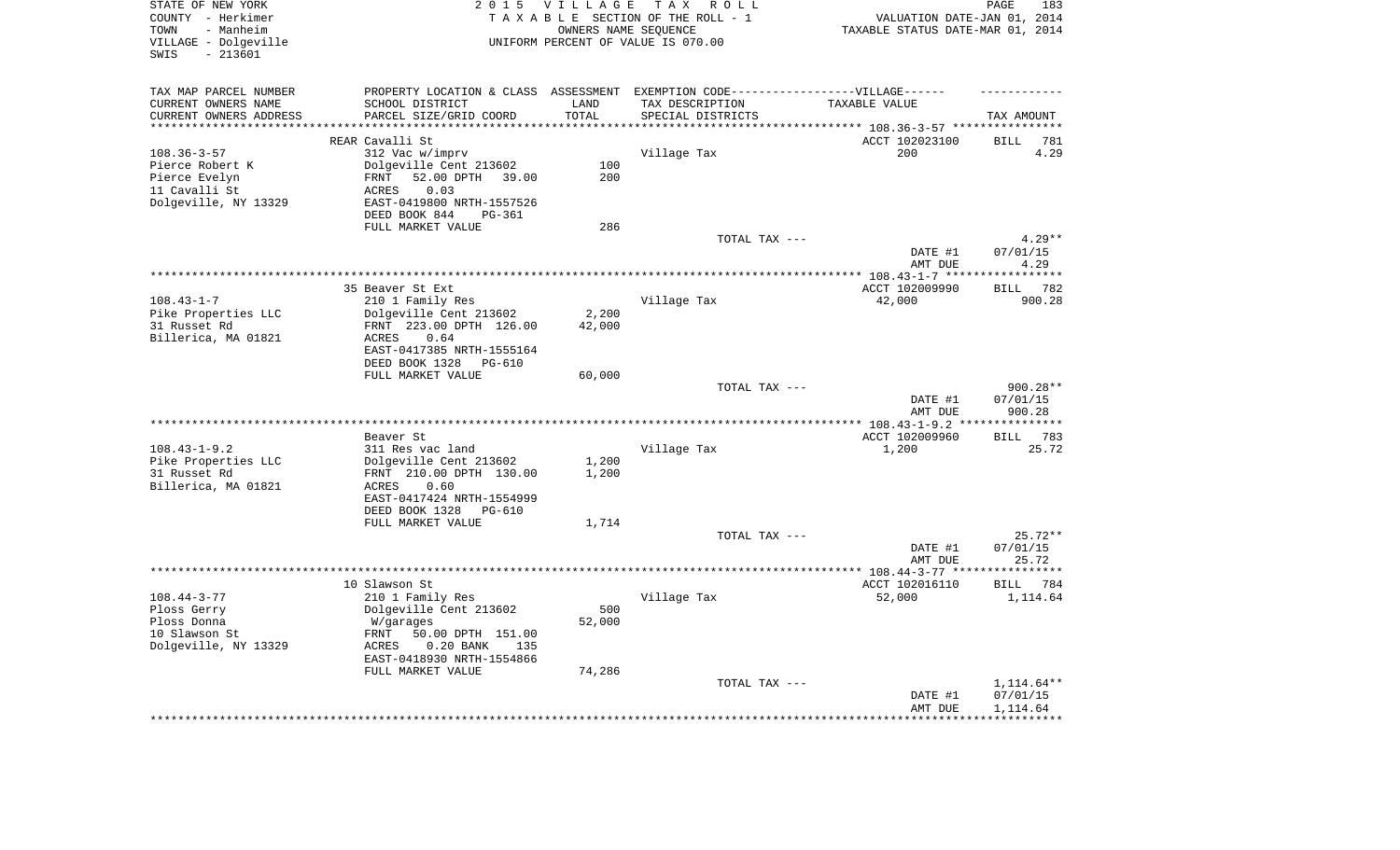STATE OF NEW YORK
COUNTY - Herkimer
TOWN - Manheim
VILLAGE - Dolgeville
SWIS - 213601

2 0 1 5 V I L L A G E T A X R O L L
T A X A B L E SECTION OF THE ROLL - 1
OWNERS NAME SEQUENCE
UNIFORM PERCENT OF VALUE IS 070.00

VALUATION DATE-JAN 01, 2014
TAXABLE STATUS DATE-MAR 01, 2014

| TAX MAP PARCEL NUMBER / CURRENT OWNERS NAME / CURRENT OWNERS ADDRESS | PROPERTY LOCATION & CLASS / SCHOOL DISTRICT / PARCEL SIZE/GRID COORD | ASSESSMENT LAND / TOTAL | EXEMPTION CODE / TAX DESCRIPTION / SPECIAL DISTRICTS | TAXABLE VALUE | TAX AMOUNT |
|---|---|---|---|---|---|
| | REAR Cavalli St | | | ACCT 102023100 | BILL 781 |
| 108.36-3-57 | 312 Vac w/imprv | | Village Tax | 200 | 4.29 |
| Pierce Robert K | Dolgeville Cent 213602 | 100 | | | |
| Pierce Evelyn | FRNT 52.00 DPTH 39.00 | 200 | | | |
| 11 Cavalli St | ACRES 0.03 | | | | |
| Dolgeville, NY 13329 | EAST-0419800 NRTH-1557526 | | | | |
| | DEED BOOK 844 PG-361 | | | | |
| | FULL MARKET VALUE | 286 | | | |
| | | | TOTAL TAX --- | | 4.29** |
| | | | | DATE #1 | 07/01/15 |
| | | | | AMT DUE | 4.29 |
| | 35 Beaver St Ext | | | ACCT 102009990 | BILL 782 |
| 108.43-1-7 | 210 1 Family Res | | Village Tax | 42,000 | 900.28 |
| Pike Properties LLC | Dolgeville Cent 213602 | 2,200 | | | |
| 31 Russet Rd | FRNT 223.00 DPTH 126.00 | 42,000 | | | |
| Billerica, MA 01821 | ACRES 0.64 | | | | |
| | EAST-0417385 NRTH-1555164 | | | | |
| | DEED BOOK 1328 PG-610 | | | | |
| | FULL MARKET VALUE | 60,000 | | | |
| | | | TOTAL TAX --- | | 900.28** |
| | | | | DATE #1 | 07/01/15 |
| | | | | AMT DUE | 900.28 |
| | Beaver St | | | ACCT 102009960 | BILL 783 |
| 108.43-1-9.2 | 311 Res vac land | | Village Tax | 1,200 | 25.72 |
| Pike Properties LLC | Dolgeville Cent 213602 | 1,200 | | | |
| 31 Russet Rd | FRNT 210.00 DPTH 130.00 | 1,200 | | | |
| Billerica, MA 01821 | ACRES 0.60 | | | | |
| | EAST-0417424 NRTH-1554999 | | | | |
| | DEED BOOK 1328 PG-610 | | | | |
| | FULL MARKET VALUE | 1,714 | | | |
| | | | TOTAL TAX --- | | 25.72** |
| | | | | DATE #1 | 07/01/15 |
| | | | | AMT DUE | 25.72 |
| | 10 Slawson St | | | ACCT 102016110 | BILL 784 |
| 108.44-3-77 | 210 1 Family Res | | Village Tax | 52,000 | 1,114.64 |
| Ploss Gerry | Dolgeville Cent 213602 | 500 | | | |
| Ploss Donna | W/garages | 52,000 | | | |
| 10 Slawson St | FRNT 50.00 DPTH 151.00 | | | | |
| Dolgeville, NY 13329 | ACRES 0.20 BANK 135 | | | | |
| | EAST-0418930 NRTH-1554866 | | | | |
| | FULL MARKET VALUE | 74,286 | | | |
| | | | TOTAL TAX --- | | 1,114.64** |
| | | | | DATE #1 | 07/01/15 |
| | | | | AMT DUE | 1,114.64 |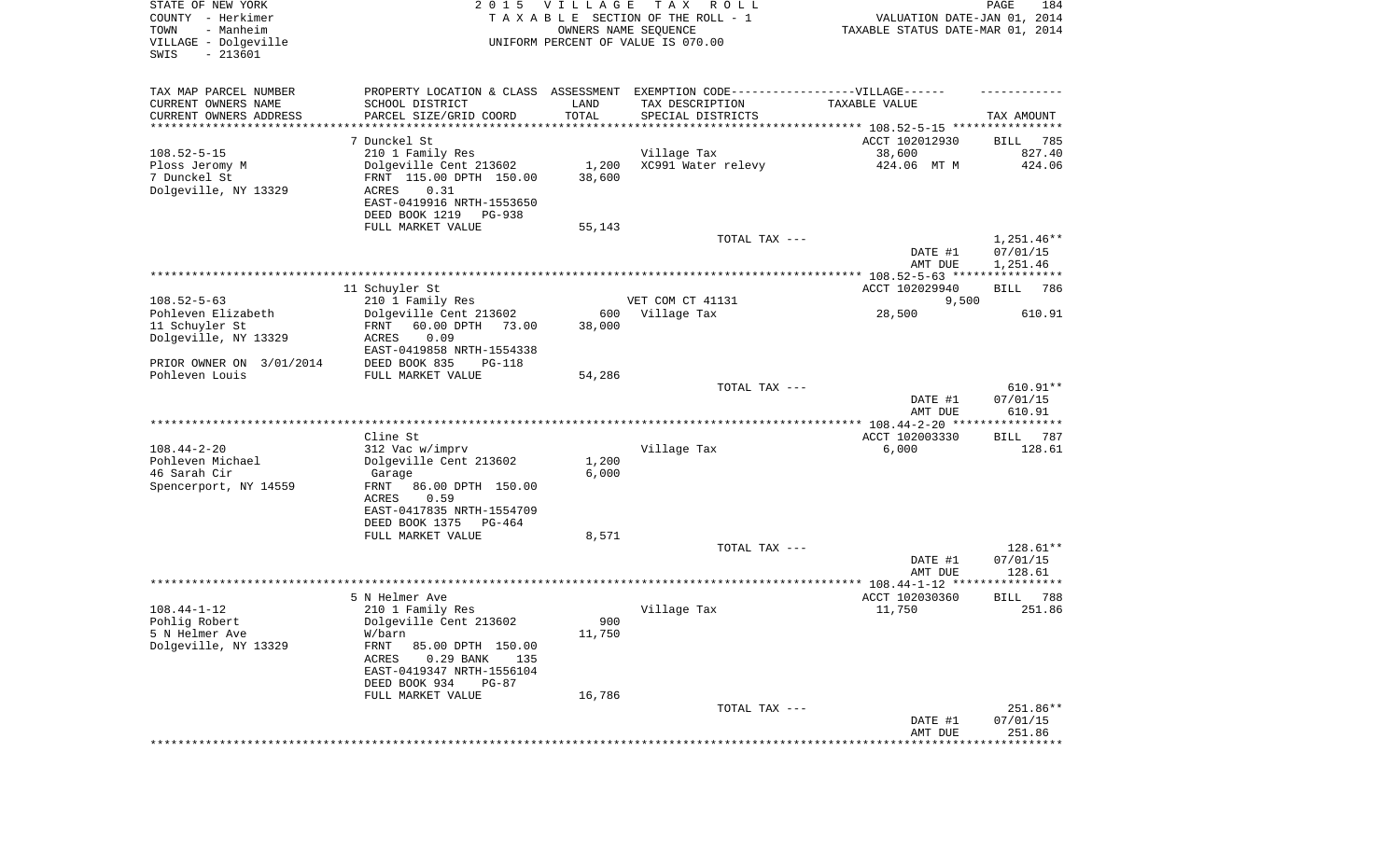STATE OF NEW YORK
COUNTY - Herkimer
TOWN - Manheim
VILLAGE - Dolgeville
SWIS - 213601

2015 VILLAGE TAX ROLL
TAXABLE SECTION OF THE ROLL - 1
OWNERS NAME SEQUENCE
UNIFORM PERCENT OF VALUE IS 070.00

VALUATION DATE-JAN 01, 2014
TAXABLE STATUS DATE-MAR 01, 2014

| TAX MAP PARCEL NUMBER / CURRENT OWNERS NAME / CURRENT OWNERS ADDRESS | PROPERTY LOCATION & CLASS / SCHOOL DISTRICT / PARCEL SIZE/GRID COORD | ASSESSMENT LAND / TOTAL | EXEMPTION CODE / TAX DESCRIPTION / SPECIAL DISTRICTS | TAXABLE VALUE | TAX AMOUNT |
|---|---|---|---|---|---|
| **108.52-5-15** | 7 Dunckel St | | | ACCT 102012930 | BILL 785 |
| 108.52-5-15 | 210 1 Family Res | | Village Tax | 38,600 | 827.40 |
| Ploss Jeromy M | Dolgeville Cent 213602 | 1,200 | XC991 Water relevy | 424.06 MT M | 424.06 |
| 7 Dunckel St | FRNT 115.00 DPTH 150.00 | 38,600 | | | |
| Dolgeville, NY 13329 | ACRES 0.31 | | | | |
| | EAST-0419916 NRTH-1553650 | | | | |
| | DEED BOOK 1219 PG-938 | | | | |
| | FULL MARKET VALUE | 55,143 | | | |
| | | | TOTAL TAX --- | | 1,251.46** |
| | | | | DATE #1 | 07/01/15 |
| | | | | AMT DUE | 1,251.46 |
| **108.52-5-63** | 11 Schuyler St | | | ACCT 102029940 | BILL 786 |
| 108.52-5-63 | 210 1 Family Res | | VET COM CT 41131 | 9,500 | |
| Pohleven Elizabeth | Dolgeville Cent 213602 | 600 | Village Tax | 28,500 | 610.91 |
| 11 Schuyler St | FRNT 60.00 DPTH 73.00 | 38,000 | | | |
| Dolgeville, NY 13329 | ACRES 0.09 | | | | |
| | EAST-0419858 NRTH-1554338 | | | | |
| PRIOR OWNER ON 3/01/2014 | DEED BOOK 835 PG-118 | | | | |
| Pohleven Louis | FULL MARKET VALUE | 54,286 | | | |
| | | | TOTAL TAX --- | | 610.91** |
| | | | | DATE #1 | 07/01/15 |
| | | | | AMT DUE | 610.91 |
| **108.44-2-20** | Cline St | | | ACCT 102003330 | BILL 787 |
| 108.44-2-20 | 312 Vac w/imprv | | Village Tax | 6,000 | 128.61 |
| Pohleven Michael | Dolgeville Cent 213602 | 1,200 | | | |
| 46 Sarah Cir | Garage | 6,000 | | | |
| Spencerport, NY 14559 | FRNT 86.00 DPTH 150.00 | | | | |
| | ACRES 0.59 | | | | |
| | EAST-0417835 NRTH-1554709 | | | | |
| | DEED BOOK 1375 PG-464 | | | | |
| | FULL MARKET VALUE | 8,571 | | | |
| | | | TOTAL TAX --- | | 128.61** |
| | | | | DATE #1 | 07/01/15 |
| | | | | AMT DUE | 128.61 |
| **108.44-1-12** | 5 N Helmer Ave | | | ACCT 102030360 | BILL 788 |
| 108.44-1-12 | 210 1 Family Res | | Village Tax | 11,750 | 251.86 |
| Pohlig Robert | Dolgeville Cent 213602 | 900 | | | |
| 5 N Helmer Ave | W/barn | 11,750 | | | |
| Dolgeville, NY 13329 | FRNT 85.00 DPTH 150.00 | | | | |
| | ACRES 0.29 BANK 135 | | | | |
| | EAST-0419347 NRTH-1556104 | | | | |
| | DEED BOOK 934 PG-87 | | | | |
| | FULL MARKET VALUE | 16,786 | | | |
| | | | TOTAL TAX --- | | 251.86** |
| | | | | DATE #1 | 07/01/15 |
| | | | | AMT DUE | 251.86 |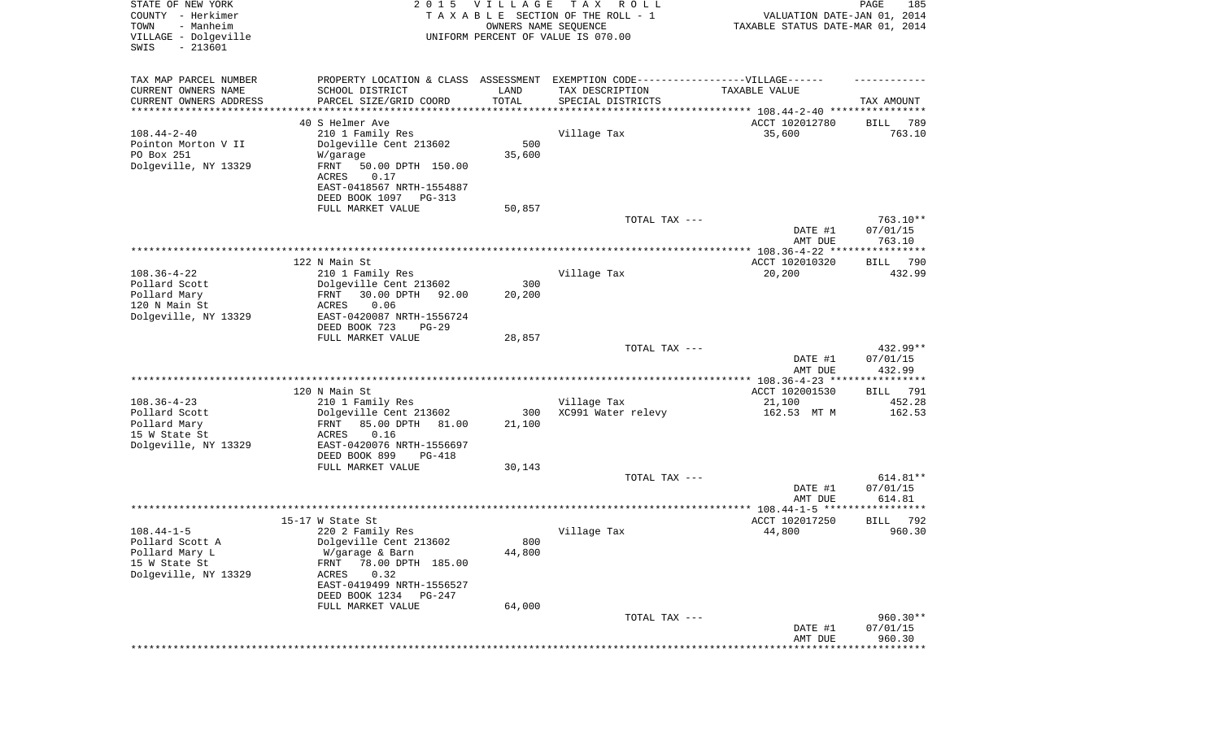STATE OF NEW YORK
COUNTY - Herkimer
TOWN - Manheim
VILLAGE - Dolgeville
SWIS - 213601

2015 VILLAGE TAX ROLL
TAXABLE SECTION OF THE ROLL - 1
OWNERS NAME SEQUENCE
UNIFORM PERCENT OF VALUE IS 070.00

VALUATION DATE-JAN 01, 2014
TAXABLE STATUS DATE-MAR 01, 2014

| TAX MAP PARCEL NUMBER / CURRENT OWNERS NAME / CURRENT OWNERS ADDRESS | PROPERTY LOCATION & CLASS / SCHOOL DISTRICT / PARCEL SIZE/GRID COORD | ASSESSMENT LAND / TOTAL | EXEMPTION CODE-----VILLAGE------ TAX DESCRIPTION / SPECIAL DISTRICTS | TAXABLE VALUE | TAX AMOUNT |
|---|---|---|---|---|---|
| | 40 S Helmer Ave | | | ACCT 102012780 | BILL 789 |
| 108.44-2-40 | 210 1 Family Res | | Village Tax | 35,600 | 763.10 |
| Pointon Morton V II | Dolgeville Cent 213602 | 500 | | | |
| PO Box 251 | W/garage | 35,600 | | | |
| Dolgeville, NY 13329 | FRNT 50.00 DPTH 150.00 | | | | |
| | ACRES 0.17 | | | | |
| | EAST-0418567 NRTH-1554887 | | | | |
| | DEED BOOK 1097 PG-313 | | | | |
| | FULL MARKET VALUE | 50,857 | | | |
| | | | TOTAL TAX --- | | 763.10** |
| | | | | DATE #1 | 07/01/15 |
| | | | | AMT DUE | 763.10 |
| | 122 N Main St | | | ACCT 102010320 | BILL 790 |
| 108.36-4-22 | 210 1 Family Res | | Village Tax | 20,200 | 432.99 |
| Pollard Scott | Dolgeville Cent 213602 | 300 | | | |
| Pollard Mary | FRNT 30.00 DPTH 92.00 | 20,200 | | | |
| 120 N Main St | ACRES 0.06 | | | | |
| Dolgeville, NY 13329 | EAST-0420087 NRTH-1556724 | | | | |
| | DEED BOOK 723 PG-29 | | | | |
| | FULL MARKET VALUE | 28,857 | | | |
| | | | TOTAL TAX --- | | 432.99** |
| | | | | DATE #1 | 07/01/15 |
| | | | | AMT DUE | 432.99 |
| | 120 N Main St | | | ACCT 102001530 | BILL 791 |
| 108.36-4-23 | 210 1 Family Res | | Village Tax | 21,100 | 452.28 |
| Pollard Scott | Dolgeville Cent 213602 | 300 | XC991 Water relevy | 162.53 MT M | 162.53 |
| Pollard Mary | FRNT 85.00 DPTH 81.00 | 21,100 | | | |
| 15 W State St | ACRES 0.16 | | | | |
| Dolgeville, NY 13329 | EAST-0420076 NRTH-1556697 | | | | |
| | DEED BOOK 899 PG-418 | | | | |
| | FULL MARKET VALUE | 30,143 | | | |
| | | | TOTAL TAX --- | | 614.81** |
| | | | | DATE #1 | 07/01/15 |
| | | | | AMT DUE | 614.81 |
| | 15-17 W State St | | | ACCT 102017250 | BILL 792 |
| 108.44-1-5 | 220 2 Family Res | | Village Tax | 44,800 | 960.30 |
| Pollard Scott A | Dolgeville Cent 213602 | 800 | | | |
| Pollard Mary L | W/garage & Barn | 44,800 | | | |
| 15 W State St | FRNT 78.00 DPTH 185.00 | | | | |
| Dolgeville, NY 13329 | ACRES 0.32 | | | | |
| | EAST-0419499 NRTH-1556527 | | | | |
| | DEED BOOK 1234 PG-247 | | | | |
| | FULL MARKET VALUE | 64,000 | | | |
| | | | TOTAL TAX --- | | 960.30** |
| | | | | DATE #1 | 07/01/15 |
| | | | | AMT DUE | 960.30 |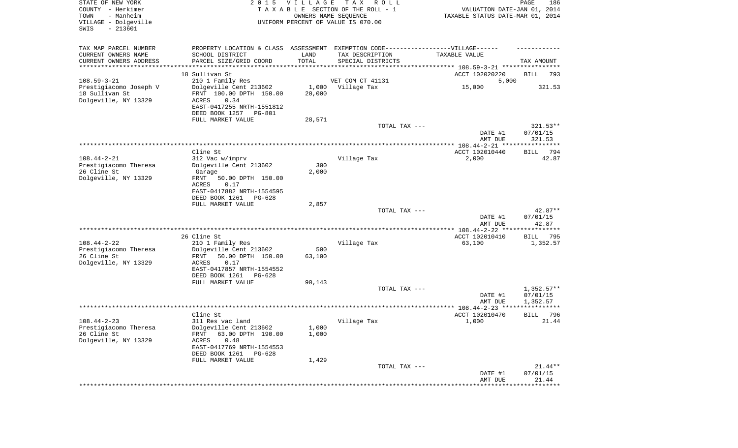STATE OF NEW YORK
COUNTY - Herkimer
TOWN - Manheim
VILLAGE - Dolgeville
SWIS - 213601

2 0 1 5 V I L L A G E T A X R O L L
T A X A B L E SECTION OF THE ROLL - 1
OWNERS NAME SEQUENCE
UNIFORM PERCENT OF VALUE IS 070.00

VALUATION DATE-JAN 01, 2014
TAXABLE STATUS DATE-MAR 01, 2014

| TAX MAP PARCEL NUMBER / CURRENT OWNERS NAME / CURRENT OWNERS ADDRESS | PROPERTY LOCATION & CLASS / SCHOOL DISTRICT / PARCEL SIZE/GRID COORD | ASSESSMENT LAND / TOTAL | EXEMPTION CODE / TAX DESCRIPTION / SPECIAL DISTRICTS | TAXABLE VALUE | TAX AMOUNT |
|---|---|---|---|---|---|
| 108.59-3-21 | 18 Sullivan St | | | ACCT 102020220 | BILL 793 |
| | 210 1 Family Res | | VET COM CT 41131 | 5,000 | |
| Prestigiacomo Joseph V | Dolgeville Cent 213602 | 1,000 | Village Tax | 15,000 | 321.53 |
| 18 Sullivan St | FRNT 100.00 DPTH 150.00 | 20,000 | | | |
| Dolgeville, NY 13329 | ACRES 0.34 | | | | |
| | EAST-0417255 NRTH-1551812 | | | | |
| | DEED BOOK 1257 PG-801 | | | | |
| | FULL MARKET VALUE | 28,571 | | | |
| | | | TOTAL TAX --- | | 321.53** |
| | | | | DATE #1 | 07/01/15 |
| | | | | AMT DUE | 321.53 |
| 108.44-2-21 | Cline St | | | ACCT 102010440 | BILL 794 |
| | 312 Vac w/imprv | | Village Tax | 2,000 | 42.87 |
| Prestigiacomo Theresa | Dolgeville Cent 213602 | 300 | | | |
| 26 Cline St | Garage | 2,000 | | | |
| Dolgeville, NY 13329 | FRNT 50.00 DPTH 150.00 | | | | |
| | ACRES 0.17 | | | | |
| | EAST-0417882 NRTH-1554595 | | | | |
| | DEED BOOK 1261 PG-628 | | | | |
| | FULL MARKET VALUE | 2,857 | | | |
| | | | TOTAL TAX --- | | 42.87** |
| | | | | DATE #1 | 07/01/15 |
| | | | | AMT DUE | 42.87 |
| 108.44-2-22 | 26 Cline St | | | ACCT 102010410 | BILL 795 |
| | 210 1 Family Res | | Village Tax | 63,100 | 1,352.57 |
| Prestigiacomo Theresa | Dolgeville Cent 213602 | 500 | | | |
| 26 Cline St | FRNT 50.00 DPTH 150.00 | 63,100 | | | |
| Dolgeville, NY 13329 | ACRES 0.17 | | | | |
| | EAST-0417857 NRTH-1554552 | | | | |
| | DEED BOOK 1261 PG-628 | | | | |
| | FULL MARKET VALUE | 90,143 | | | |
| | | | TOTAL TAX --- | | 1,352.57** |
| | | | | DATE #1 | 07/01/15 |
| | | | | AMT DUE | 1,352.57 |
| 108.44-2-23 | Cline St | | | ACCT 102010470 | BILL 796 |
| | 311 Res vac land | | Village Tax | 1,000 | 21.44 |
| Prestigiacomo Theresa | Dolgeville Cent 213602 | 1,000 | | | |
| 26 Cline St | FRNT 63.00 DPTH 190.00 | 1,000 | | | |
| Dolgeville, NY 13329 | ACRES 0.48 | | | | |
| | EAST-0417769 NRTH-1554553 | | | | |
| | DEED BOOK 1261 PG-628 | | | | |
| | FULL MARKET VALUE | 1,429 | | | |
| | | | TOTAL TAX --- | | 21.44** |
| | | | | DATE #1 | 07/01/15 |
| | | | | AMT DUE | 21.44 |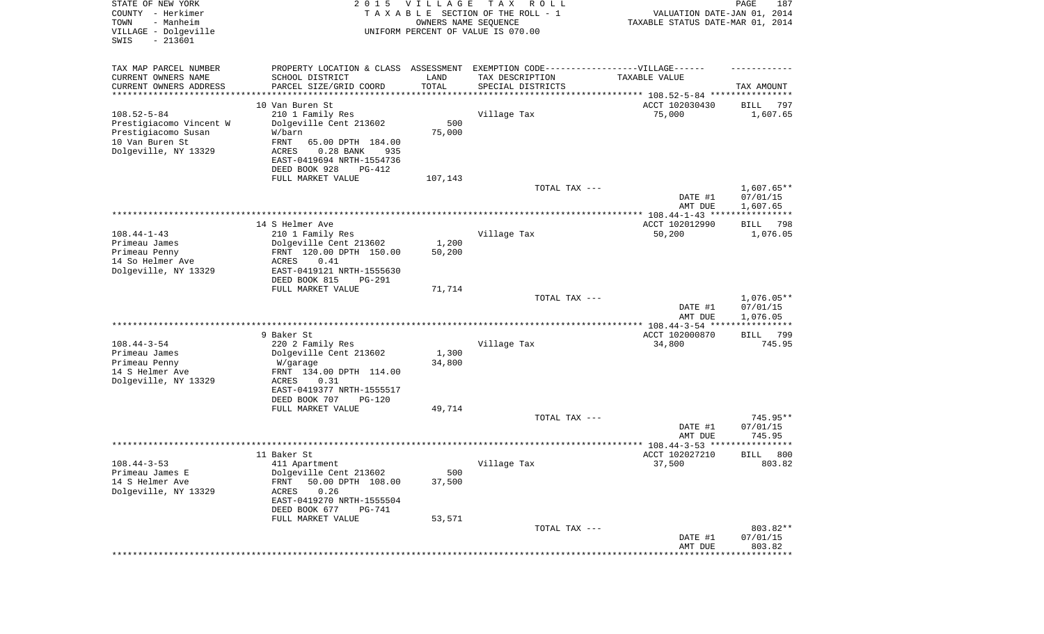STATE OF NEW YORK | 2015 VILLAGE TAX ROLL
COUNTY - Herkimer | TAXABLE SECTION OF THE ROLL - 1 | VALUATION DATE-JAN 01, 2014
TOWN - Manheim | OWNERS NAME SEQUENCE | TAXABLE STATUS DATE-MAR 01, 2014
VILLAGE - Dolgeville | UNIFORM PERCENT OF VALUE IS 070.00
SWIS - 213601

| TAX MAP PARCEL NUMBER / CURRENT OWNERS NAME / CURRENT OWNERS ADDRESS | PROPERTY LOCATION & CLASS / SCHOOL DISTRICT / PARCEL SIZE/GRID COORD | ASSESSMENT LAND / TOTAL | EXEMPTION CODE / TAX DESCRIPTION / SPECIAL DISTRICTS | TAXABLE VALUE | TAX AMOUNT |
|---|---|---|---|---|---|
| **108.52-5-84** | 10 Van Buren St | | | ACCT 102030430 | BILL 797 |
| Prestigiacomo Vincent W | 210 1 Family Res | | Village Tax | 75,000 | 1,607.65 |
| Prestigiacomo Susan | Dolgeville Cent 213602 | 500 | | | |
| 10 Van Buren St | W/barn | 75,000 | | | |
| Dolgeville, NY 13329 | FRNT 65.00 DPTH 184.00 | | | | |
| | ACRES 0.28 BANK 935 | | | | |
| | EAST-0419694 NRTH-1554736 | | | | |
| | DEED BOOK 928 PG-412 | | | | |
| | FULL MARKET VALUE | 107,143 | | | |
| | | | TOTAL TAX --- | | 1,607.65** |
| | | | | DATE #1 | 07/01/15 |
| | | | | AMT DUE | 1,607.65 |
| **108.44-1-43** | 14 S Helmer Ave | | | ACCT 102012990 | BILL 798 |
| Primeau James | 210 1 Family Res | | Village Tax | 50,200 | 1,076.05 |
| Primeau Penny | Dolgeville Cent 213602 | 1,200 | | | |
| 14 So Helmer Ave | FRNT 120.00 DPTH 150.00 | 50,200 | | | |
| Dolgeville, NY 13329 | ACRES 0.41 | | | | |
| | EAST-0419121 NRTH-1555630 | | | | |
| | DEED BOOK 815 PG-291 | | | | |
| | FULL MARKET VALUE | 71,714 | | | |
| | | | TOTAL TAX --- | | 1,076.05** |
| | | | | DATE #1 | 07/01/15 |
| | | | | AMT DUE | 1,076.05 |
| **108.44-3-54** | 9 Baker St | | | ACCT 102000870 | BILL 799 |
| Primeau James | 220 2 Family Res | | Village Tax | 34,800 | 745.95 |
| Primeau Penny | Dolgeville Cent 213602 | 1,300 | | | |
| 14 S Helmer Ave | W/garage | 34,800 | | | |
| Dolgeville, NY 13329 | FRNT 134.00 DPTH 114.00 | | | | |
| | ACRES 0.31 | | | | |
| | EAST-0419377 NRTH-1555517 | | | | |
| | DEED BOOK 707 PG-120 | | | | |
| | FULL MARKET VALUE | 49,714 | | | |
| | | | TOTAL TAX --- | | 745.95** |
| | | | | DATE #1 | 07/01/15 |
| | | | | AMT DUE | 745.95 |
| **108.44-3-53** | 11 Baker St | | | ACCT 102027210 | BILL 800 |
| Primeau James E | 411 Apartment | | Village Tax | 37,500 | 803.82 |
| 14 S Helmer Ave | Dolgeville Cent 213602 | 500 | | | |
| Dolgeville, NY 13329 | FRNT 50.00 DPTH 108.00 | 37,500 | | | |
| | ACRES 0.26 | | | | |
| | EAST-0419270 NRTH-1555504 | | | | |
| | DEED BOOK 677 PG-741 | | | | |
| | FULL MARKET VALUE | 53,571 | | | |
| | | | TOTAL TAX --- | | 803.82** |
| | | | | DATE #1 | 07/01/15 |
| | | | | AMT DUE | 803.82 |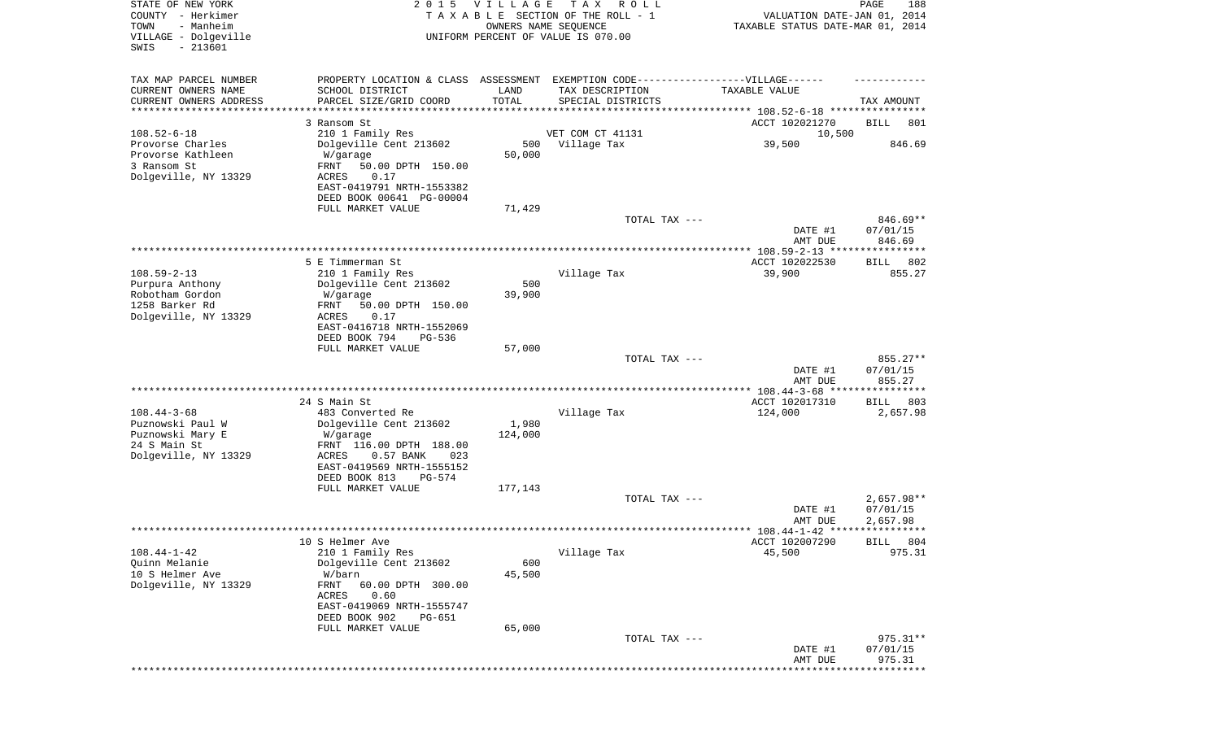STATE OF NEW YORK
COUNTY - Herkimer
TOWN - Manheim
VILLAGE - Dolgeville
SWIS - 213601

2 0 1 5 V I L L A G E T A X R O L L
T A X A B L E SECTION OF THE ROLL - 1
OWNERS NAME SEQUENCE
UNIFORM PERCENT OF VALUE IS 070.00

VALUATION DATE-JAN 01, 2014
TAXABLE STATUS DATE-MAR 01, 2014

| TAX MAP PARCEL NUMBER / CURRENT OWNERS NAME / CURRENT OWNERS ADDRESS | PROPERTY LOCATION & CLASS / SCHOOL DISTRICT / PARCEL SIZE/GRID COORD | ASSESSMENT LAND / TOTAL | EXEMPTION CODE / TAX DESCRIPTION / SPECIAL DISTRICTS | TAXABLE VALUE | TAX AMOUNT |
|---|---|---|---|---|---|
| **108.52-6-18** | 3 Ransom St | | | ACCT 102021270 | BILL 801 |
| 108.52-6-18 | 210 1 Family Res | | VET COM CT 41131 | 10,500 | |
| Provorse Charles | Dolgeville Cent 213602 | 500 | Village Tax | 39,500 | 846.69 |
| Provorse Kathleen | W/garage | 50,000 | | | |
| 3 Ransom St | FRNT 50.00 DPTH 150.00 | | | | |
| Dolgeville, NY 13329 | ACRES 0.17 | | | | |
| | EAST-0419791 NRTH-1553382 | | | | |
| | DEED BOOK 00641 PG-00004 | | | | |
| | FULL MARKET VALUE | 71,429 | | | |
| | | | TOTAL TAX --- | | 846.69** |
| | | | | DATE #1 | 07/01/15 |
| | | | | AMT DUE | 846.69 |
| **108.59-2-13** | 5 E Timmerman St | | | ACCT 102022530 | BILL 802 |
| 108.59-2-13 | 210 1 Family Res | | Village Tax | 39,900 | 855.27 |
| Purpura Anthony | Dolgeville Cent 213602 | 500 | | | |
| Robotham Gordon | W/garage | 39,900 | | | |
| 1258 Barker Rd | FRNT 50.00 DPTH 150.00 | | | | |
| Dolgeville, NY 13329 | ACRES 0.17 | | | | |
| | EAST-0416718 NRTH-1552069 | | | | |
| | DEED BOOK 794 PG-536 | | | | |
| | FULL MARKET VALUE | 57,000 | | | |
| | | | TOTAL TAX --- | | 855.27** |
| | | | | DATE #1 | 07/01/15 |
| | | | | AMT DUE | 855.27 |
| **108.44-3-68** | 24 S Main St | | | ACCT 102017310 | BILL 803 |
| 108.44-3-68 | 483 Converted Re | | Village Tax | 124,000 | 2,657.98 |
| Puznowski Paul W | Dolgeville Cent 213602 | 1,980 | | | |
| Puznowski Mary E | W/garage | 124,000 | | | |
| 24 S Main St | FRNT 116.00 DPTH 188.00 | | | | |
| Dolgeville, NY 13329 | ACRES 0.57 BANK 023 | | | | |
| | EAST-0419569 NRTH-1555152 | | | | |
| | DEED BOOK 813 PG-574 | | | | |
| | FULL MARKET VALUE | 177,143 | | | |
| | | | TOTAL TAX --- | | 2,657.98** |
| | | | | DATE #1 | 07/01/15 |
| | | | | AMT DUE | 2,657.98 |
| **108.44-1-42** | 10 S Helmer Ave | | | ACCT 102007290 | BILL 804 |
| 108.44-1-42 | 210 1 Family Res | | Village Tax | 45,500 | 975.31 |
| Quinn Melanie | Dolgeville Cent 213602 | 600 | | | |
| 10 S Helmer Ave | W/barn | 45,500 | | | |
| Dolgeville, NY 13329 | FRNT 60.00 DPTH 300.00 | | | | |
| | ACRES 0.60 | | | | |
| | EAST-0419069 NRTH-1555747 | | | | |
| | DEED BOOK 902 PG-651 | | | | |
| | FULL MARKET VALUE | 65,000 | | | |
| | | | TOTAL TAX --- | | 975.31** |
| | | | | DATE #1 | 07/01/15 |
| | | | | AMT DUE | 975.31 |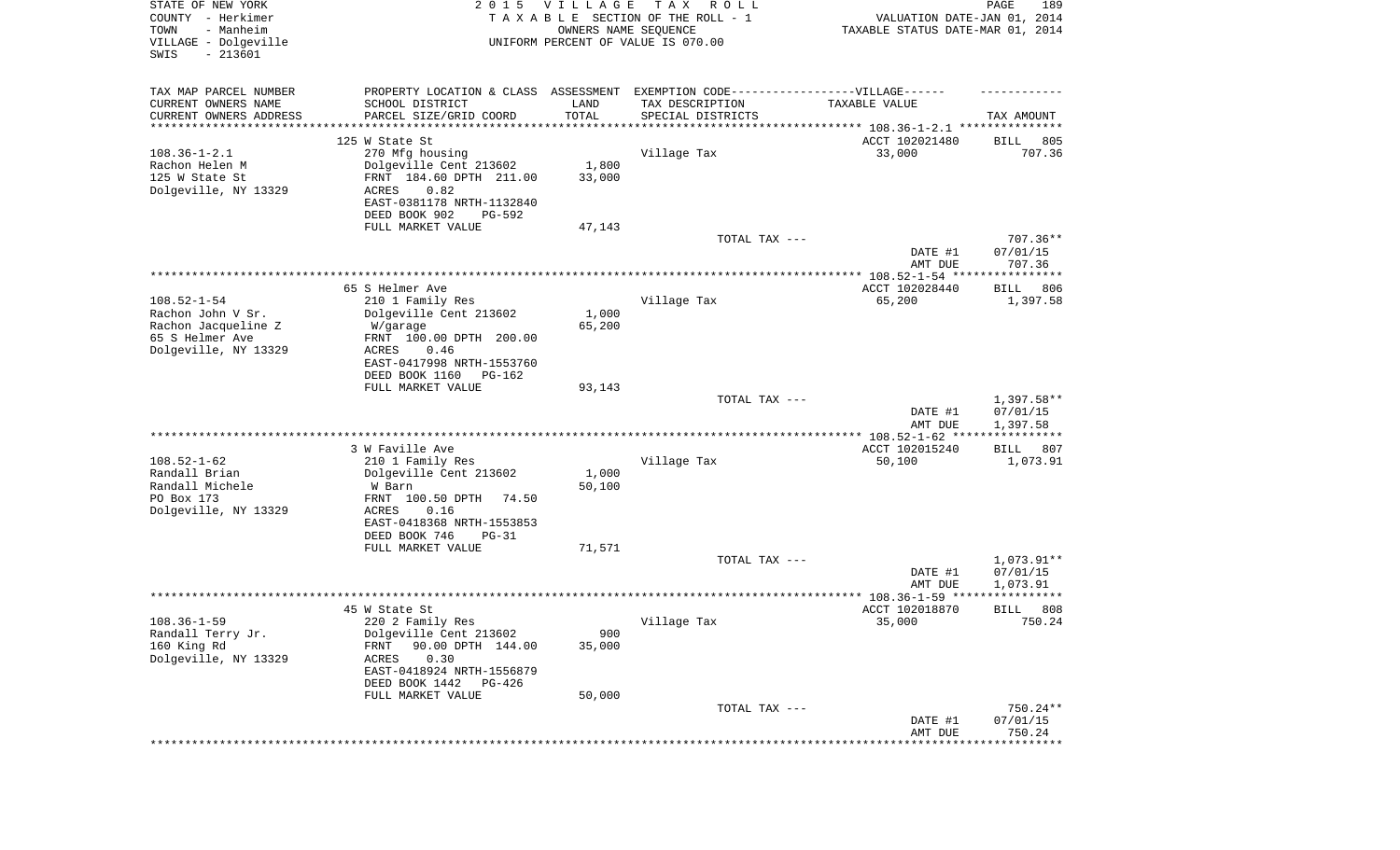STATE OF NEW YORK
COUNTY - Herkimer
TOWN - Manheim
VILLAGE - Dolgeville
SWIS - 213601

2 0 1 5 V I L L A G E T A X R O L L
T A X A B L E SECTION OF THE ROLL - 1
OWNERS NAME SEQUENCE
UNIFORM PERCENT OF VALUE IS 070.00

VALUATION DATE-JAN 01, 2014
TAXABLE STATUS DATE-MAR 01, 2014

| TAX MAP PARCEL NUMBER / CURRENT OWNERS NAME / CURRENT OWNERS ADDRESS | PROPERTY LOCATION & CLASS / SCHOOL DISTRICT / PARCEL SIZE/GRID COORD | ASSESSMENT LAND / TOTAL | EXEMPTION CODE / TAX DESCRIPTION / SPECIAL DISTRICTS | VILLAGE TAXABLE VALUE | TAX AMOUNT |
|---|---|---|---|---|---|
| 108.36-1-2.1 | 125 W State St | | | ACCT 102021480 | BILL 805 |
| Rachon Helen M | 270 Mfg housing | | Village Tax | 33,000 | 707.36 |
| 125 W State St | Dolgeville Cent 213602 | 1,800 | | | |
| Dolgeville, NY 13329 | FRNT 184.60 DPTH 211.00 | 33,000 | | | |
| | ACRES 0.82 | | | | |
| | EAST-0381178 NRTH-1132840 | | | | |
| | DEED BOOK 902 PG-592 | | | | |
| | FULL MARKET VALUE | 47,143 | | | |
| | | | TOTAL TAX --- | | 707.36** |
| | | | | DATE #1 | 07/01/15 |
| | | | | AMT DUE | 707.36 |
| 108.52-1-54 | 65 S Helmer Ave | | | ACCT 102028440 | BILL 806 |
| Rachon John V Sr. | 210 1 Family Res | | Village Tax | 65,200 | 1,397.58 |
| Rachon Jacqueline Z | Dolgeville Cent 213602 | 1,000 | | | |
| 65 S Helmer Ave | W/garage | 65,200 | | | |
| Dolgeville, NY 13329 | FRNT 100.00 DPTH 200.00 | | | | |
| | ACRES 0.46 | | | | |
| | EAST-0417998 NRTH-1553760 | | | | |
| | DEED BOOK 1160 PG-162 | | | | |
| | FULL MARKET VALUE | 93,143 | | | |
| | | | TOTAL TAX --- | | 1,397.58** |
| | | | | DATE #1 | 07/01/15 |
| | | | | AMT DUE | 1,397.58 |
| 108.52-1-62 | 3 W Faville Ave | | | ACCT 102015240 | BILL 807 |
| Randall Brian | 210 1 Family Res | | Village Tax | 50,100 | 1,073.91 |
| Randall Michele | Dolgeville Cent 213602 | 1,000 | | | |
| PO Box 173 | W Barn | 50,100 | | | |
| Dolgeville, NY 13329 | FRNT 100.50 DPTH 74.50 | | | | |
| | ACRES 0.16 | | | | |
| | EAST-0418368 NRTH-1553853 | | | | |
| | DEED BOOK 746 PG-31 | | | | |
| | FULL MARKET VALUE | 71,571 | | | |
| | | | TOTAL TAX --- | | 1,073.91** |
| | | | | DATE #1 | 07/01/15 |
| | | | | AMT DUE | 1,073.91 |
| 108.36-1-59 | 45 W State St | | | ACCT 102018870 | BILL 808 |
| Randall Terry Jr. | 220 2 Family Res | | Village Tax | 35,000 | 750.24 |
| 160 King Rd | Dolgeville Cent 213602 | 900 | | | |
| Dolgeville, NY 13329 | FRNT 90.00 DPTH 144.00 | 35,000 | | | |
| | ACRES 0.30 | | | | |
| | EAST-0418924 NRTH-1556879 | | | | |
| | DEED BOOK 1442 PG-426 | | | | |
| | FULL MARKET VALUE | 50,000 | | | |
| | | | TOTAL TAX --- | | 750.24** |
| | | | | DATE #1 | 07/01/15 |
| | | | | AMT DUE | 750.24 |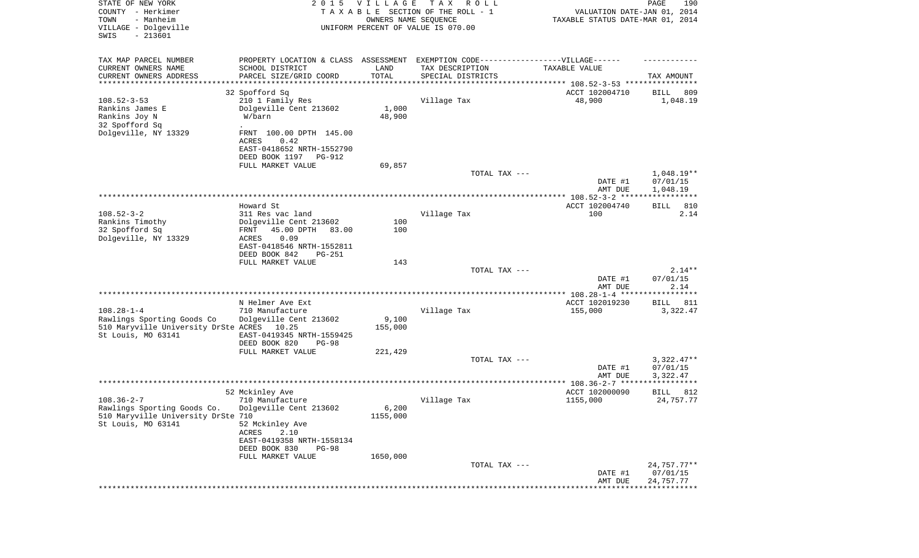STATE OF NEW YORK
COUNTY - Herkimer
TOWN - Manheim
VILLAGE - Dolgeville
SWIS - 213601

2015 VILLAGE TAX ROLL
TAXABLE SECTION OF THE ROLL - 1
OWNERS NAME SEQUENCE
UNIFORM PERCENT OF VALUE IS 070.00

VALUATION DATE-JAN 01, 2014
TAXABLE STATUS DATE-MAR 01, 2014

| TAX MAP PARCEL NUMBER / CURRENT OWNERS NAME / CURRENT OWNERS ADDRESS | PROPERTY LOCATION & CLASS / SCHOOL DISTRICT / PARCEL SIZE/GRID COORD | ASSESSMENT LAND | ASSESSMENT TOTAL | EXEMPTION CODE / TAX DESCRIPTION / SPECIAL DISTRICTS | TAXABLE VALUE | TAX AMOUNT |
|---|---|---|---|---|---|---|
| **108.52-3-53** | 32 Spofford Sq | | | | ACCT 102004710 | BILL 809 |
| Rankins James E | 210 1 Family Res | | | Village Tax | 48,900 | 1,048.19 |
| Rankins Joy N | Dolgeville Cent 213602 | 1,000 | 48,900 | | | |
| 32 Spofford Sq | W/barn | | | | | |
| Dolgeville, NY 13329 | FRNT 100.00 DPTH 145.00 | | | | | |
| | ACRES 0.42 | | | | | |
| | EAST-0418652 NRTH-1552790 | | | | | |
| | DEED BOOK 1197 PG-912 | | | | | |
| | FULL MARKET VALUE | | 69,857 | | | |
| | | | | TOTAL TAX --- | | 1,048.19** |
| | | | | | DATE #1 | 07/01/15 |
| | | | | | AMT DUE | 1,048.19 |
| **108.52-3-2** | Howard St | | | | ACCT 102004740 | BILL 810 |
| Rankins Timothy | 311 Res vac land | | | Village Tax | 100 | 2.14 |
| 32 Spofford Sq | Dolgeville Cent 213602 | 100 | 100 | | | |
| Dolgeville, NY 13329 | FRNT 45.00 DPTH 83.00 | | | | | |
| | ACRES 0.09 | | | | | |
| | EAST-0418546 NRTH-1552811 | | | | | |
| | DEED BOOK 842 PG-251 | | | | | |
| | FULL MARKET VALUE | | 143 | | | |
| | | | | TOTAL TAX --- | | 2.14** |
| | | | | | DATE #1 | 07/01/15 |
| | | | | | AMT DUE | 2.14 |
| **108.28-1-4** | N Helmer Ave Ext | | | | ACCT 102019230 | BILL 811 |
| Rawlings Sporting Goods Co | 710 Manufacture | | | Village Tax | 155,000 | 3,322.47 |
| 510 Maryville University DrSte | Dolgeville Cent 213602 | 9,100 | 155,000 | | | |
| St Louis, MO 63141 | ACRES 10.25 | | | | | |
| | EAST-0419345 NRTH-1559425 | | | | | |
| | DEED BOOK 820 PG-98 | | | | | |
| | FULL MARKET VALUE | | 221,429 | | | |
| | | | | TOTAL TAX --- | | 3,322.47** |
| | | | | | DATE #1 | 07/01/15 |
| | | | | | AMT DUE | 3,322.47 |
| **108.36-2-7** | 52 Mckinley Ave | | | | ACCT 102000090 | BILL 812 |
| Rawlings Sporting Goods Co. | 710 Manufacture | | | Village Tax | 1155,000 | 24,757.77 |
| 510 Maryville University DrSte 710 | Dolgeville Cent 213602 | 6,200 | 1155,000 | | | |
| St Louis, MO 63141 | 52 Mckinley Ave | | | | | |
| | ACRES 2.10 | | | | | |
| | EAST-0419358 NRTH-1558134 | | | | | |
| | DEED BOOK 830 PG-98 | | | | | |
| | FULL MARKET VALUE | | 1650,000 | | | |
| | | | | TOTAL TAX --- | | 24,757.77** |
| | | | | | DATE #1 | 07/01/15 |
| | | | | | AMT DUE | 24,757.77 |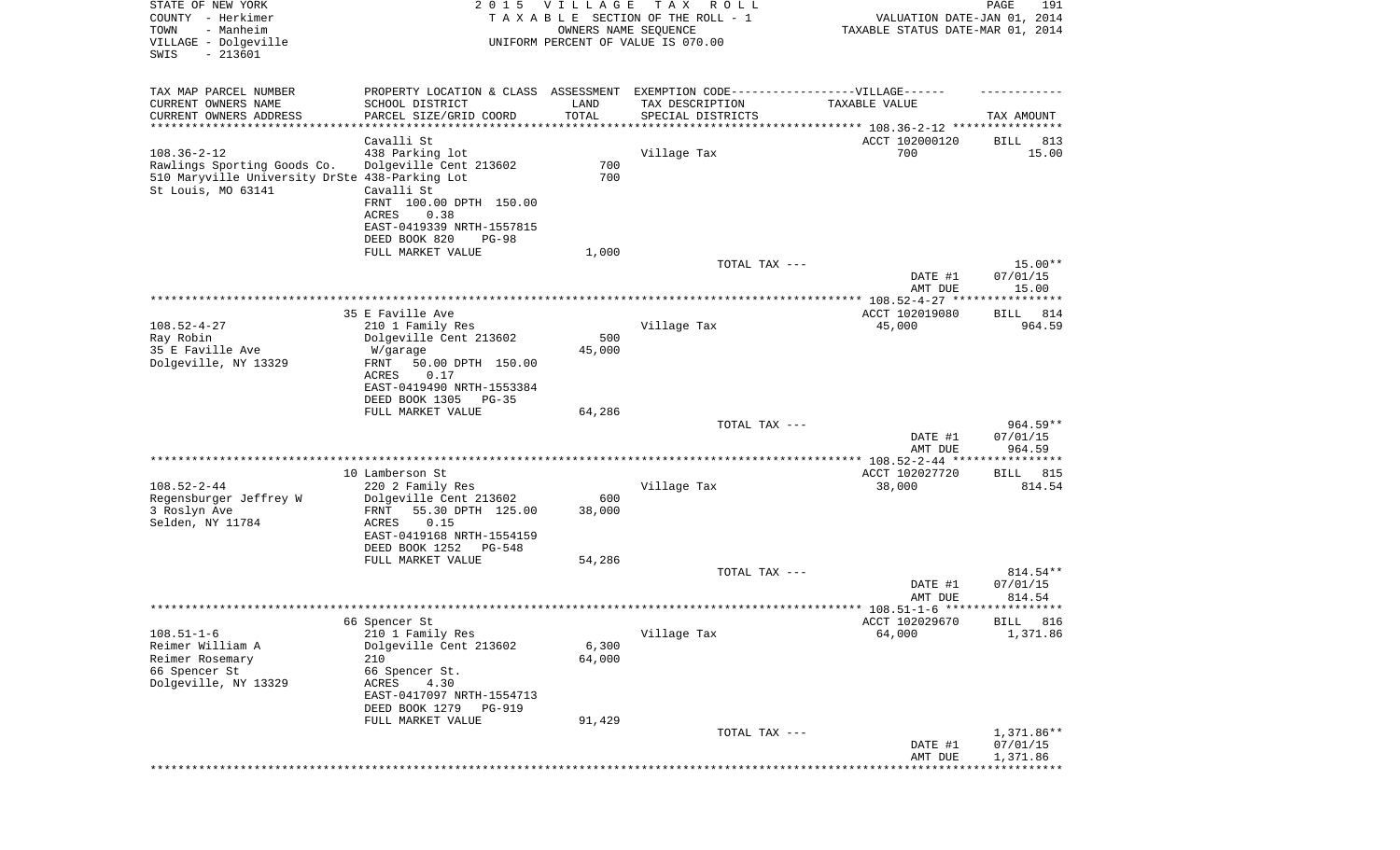STATE OF NEW YORK
COUNTY - Herkimer
TOWN - Manheim
VILLAGE - Dolgeville
SWIS - 213601

2015 VILLAGE TAX ROLL
TAXABLE SECTION OF THE ROLL - 1
OWNERS NAME SEQUENCE
UNIFORM PERCENT OF VALUE IS 070.00

VALUATION DATE-JAN 01, 2014
TAXABLE STATUS DATE-MAR 01, 2014

| TAX MAP PARCEL NUMBER / CURRENT OWNERS NAME / CURRENT OWNERS ADDRESS | PROPERTY LOCATION & CLASS / SCHOOL DISTRICT / PARCEL SIZE/GRID COORD | ASSESSMENT LAND / TOTAL | EXEMPTION CODE-VILLAGE / TAX DESCRIPTION / SPECIAL DISTRICTS | TAXABLE VALUE | TAX AMOUNT |
|---|---|---|---|---|---|
| 108.36-2-12 | Cavalli St | | | ACCT 102000120 | BILL 813 |
| 108.36-2-12 | 438 Parking lot | | Village Tax | 700 | 15.00 |
| Rawlings Sporting Goods Co. | Dolgeville Cent 213602 | 700 | | | |
| 510 Maryville University DrSte | 438-Parking Lot | 700 | | | |
| St Louis, MO 63141 | Cavalli St | | | | |
| | FRNT 100.00 DPTH 150.00 | | | | |
| | ACRES 0.38 | | | | |
| | EAST-0419339 NRTH-1557815 | | | | |
| | DEED BOOK 820 PG-98 | | | | |
| | FULL MARKET VALUE | 1,000 | | | |
| | | | TOTAL TAX --- | | 15.00** |
| | | | | DATE #1 | 07/01/15 |
| | | | | AMT DUE | 15.00 |
| 108.52-4-27 | 35 E Faville Ave | | | ACCT 102019080 | BILL 814 |
| 108.52-4-27 | 210 1 Family Res | | Village Tax | 45,000 | 964.59 |
| Ray Robin | Dolgeville Cent 213602 | 500 | | | |
| 35 E Faville Ave | W/garage | 45,000 | | | |
| Dolgeville, NY 13329 | FRNT 50.00 DPTH 150.00 | | | | |
| | ACRES 0.17 | | | | |
| | EAST-0419490 NRTH-1553384 | | | | |
| | DEED BOOK 1305 PG-35 | | | | |
| | FULL MARKET VALUE | 64,286 | | | |
| | | | TOTAL TAX --- | | 964.59** |
| | | | | DATE #1 | 07/01/15 |
| | | | | AMT DUE | 964.59 |
| 108.52-2-44 | 10 Lamberson St | | | ACCT 102027720 | BILL 815 |
| 108.52-2-44 | 220 2 Family Res | | Village Tax | 38,000 | 814.54 |
| Regensburger Jeffrey W | Dolgeville Cent 213602 | 600 | | | |
| 3 Roslyn Ave | FRNT 55.30 DPTH 125.00 | 38,000 | | | |
| Selden, NY 11784 | ACRES 0.15 | | | | |
| | EAST-0419168 NRTH-1554159 | | | | |
| | DEED BOOK 1252 PG-548 | | | | |
| | FULL MARKET VALUE | 54,286 | | | |
| | | | TOTAL TAX --- | | 814.54** |
| | | | | DATE #1 | 07/01/15 |
| | | | | AMT DUE | 814.54 |
| 108.51-1-6 | 66 Spencer St | | | ACCT 102029670 | BILL 816 |
| 108.51-1-6 | 210 1 Family Res | | Village Tax | 64,000 | 1,371.86 |
| Reimer William A | Dolgeville Cent 213602 | 6,300 | | | |
| Reimer Rosemary | 210 | 64,000 | | | |
| 66 Spencer St | 66 Spencer St. | | | | |
| Dolgeville, NY 13329 | ACRES 4.30 | | | | |
| | EAST-0417097 NRTH-1554713 | | | | |
| | DEED BOOK 1279 PG-919 | | | | |
| | FULL MARKET VALUE | 91,429 | | | |
| | | | TOTAL TAX --- | | 1,371.86** |
| | | | | DATE #1 | 07/01/15 |
| | | | | AMT DUE | 1,371.86 |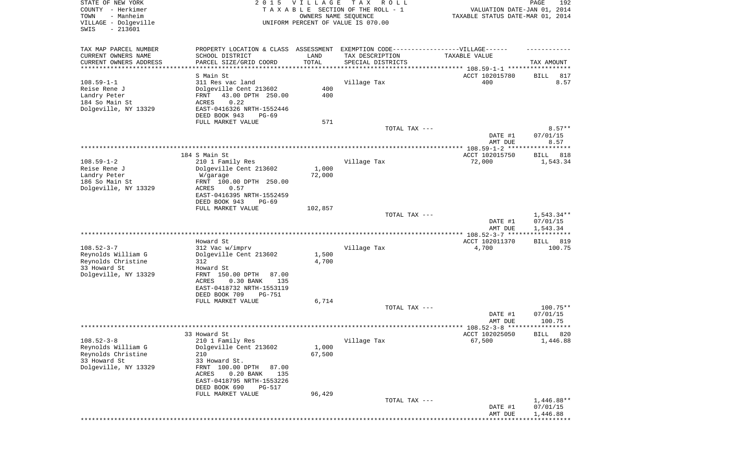STATE OF NEW YORK
COUNTY - Herkimer
TOWN - Manheim
VILLAGE - Dolgeville
SWIS - 213601

# 2015 VILLAGE TAX ROLL

TAXABLE SECTION OF THE ROLL - 1
OWNERS NAME SEQUENCE
UNIFORM PERCENT OF VALUE IS 070.00

VALUATION DATE-JAN 01, 2014
TAXABLE STATUS DATE-MAR 01, 2014

| TAX MAP PARCEL NUMBER<br>CURRENT OWNERS NAME<br>CURRENT OWNERS ADDRESS | PROPERTY LOCATION & CLASS<br>SCHOOL DISTRICT<br>PARCEL SIZE/GRID COORD | ASSESSMENT<br>LAND<br>TOTAL | EXEMPTION CODE-----VILLAGE------<br>TAX DESCRIPTION<br>SPECIAL DISTRICTS | TAXABLE VALUE | TAX AMOUNT |
|---|---|---|---|---|---|
| **108.59-1-1** | S Main St | | | ACCT 102015780 | BILL 817 |
| 108.59-1-1 | 311 Res vac land | | Village Tax | 400 | 8.57 |
| Reise Rene J | Dolgeville Cent 213602 | 400 | | | |
| Landry Peter | FRNT 43.00 DPTH 250.00 | 400 | | | |
| 184 So Main St | ACRES 0.22 | | | | |
| Dolgeville, NY 13329 | EAST-0416326 NRTH-1552446 | | | | |
| | DEED BOOK 943 PG-69 | | | | |
| | FULL MARKET VALUE | 571 | | | |
| | | | TOTAL TAX --- | | 8.57** |
| | | | | DATE #1 | 07/01/15 |
| | | | | AMT DUE | 8.57 |
| **108.59-1-2** | 184 S Main St | | | ACCT 102015750 | BILL 818 |
| 108.59-1-2 | 210 1 Family Res | | Village Tax | 72,000 | 1,543.34 |
| Reise Rene J | Dolgeville Cent 213602 | 1,000 | | | |
| Landry Peter | W/garage | 72,000 | | | |
| 186 So Main St | FRNT 100.00 DPTH 250.00 | | | | |
| Dolgeville, NY 13329 | ACRES 0.57 | | | | |
| | EAST-0416395 NRTH-1552459 | | | | |
| | DEED BOOK 943 PG-69 | | | | |
| | FULL MARKET VALUE | 102,857 | | | |
| | | | TOTAL TAX --- | | 1,543.34** |
| | | | | DATE #1 | 07/01/15 |
| | | | | AMT DUE | 1,543.34 |
| **108.52-3-7** | Howard St | | | ACCT 102011370 | BILL 819 |
| 108.52-3-7 | 312 Vac w/imprv | | Village Tax | 4,700 | 100.75 |
| Reynolds William G | Dolgeville Cent 213602 | 1,500 | | | |
| Reynolds Christine | 312 | 4,700 | | | |
| 33 Howard St | Howard St | | | | |
| Dolgeville, NY 13329 | FRNT 150.00 DPTH 87.00 | | | | |
| | ACRES 0.30 BANK 135 | | | | |
| | EAST-0418732 NRTH-1553119 | | | | |
| | DEED BOOK 709 PG-751 | | | | |
| | FULL MARKET VALUE | 6,714 | | | |
| | | | TOTAL TAX --- | | 100.75** |
| | | | | DATE #1 | 07/01/15 |
| | | | | AMT DUE | 100.75 |
| **108.52-3-8** | 33 Howard St | | | ACCT 102025050 | BILL 820 |
| 108.52-3-8 | 210 1 Family Res | | Village Tax | 67,500 | 1,446.88 |
| Reynolds William G | Dolgeville Cent 213602 | 1,000 | | | |
| Reynolds Christine | 210 | 67,500 | | | |
| 33 Howard St | 33 Howard St. | | | | |
| Dolgeville, NY 13329 | FRNT 100.00 DPTH 87.00 | | | | |
| | ACRES 0.20 BANK 135 | | | | |
| | EAST-0418795 NRTH-1553226 | | | | |
| | DEED BOOK 690 PG-517 | | | | |
| | FULL MARKET VALUE | 96,429 | | | |
| | | | TOTAL TAX --- | | 1,446.88** |
| | | | | DATE #1 | 07/01/15 |
| | | | | AMT DUE | 1,446.88 |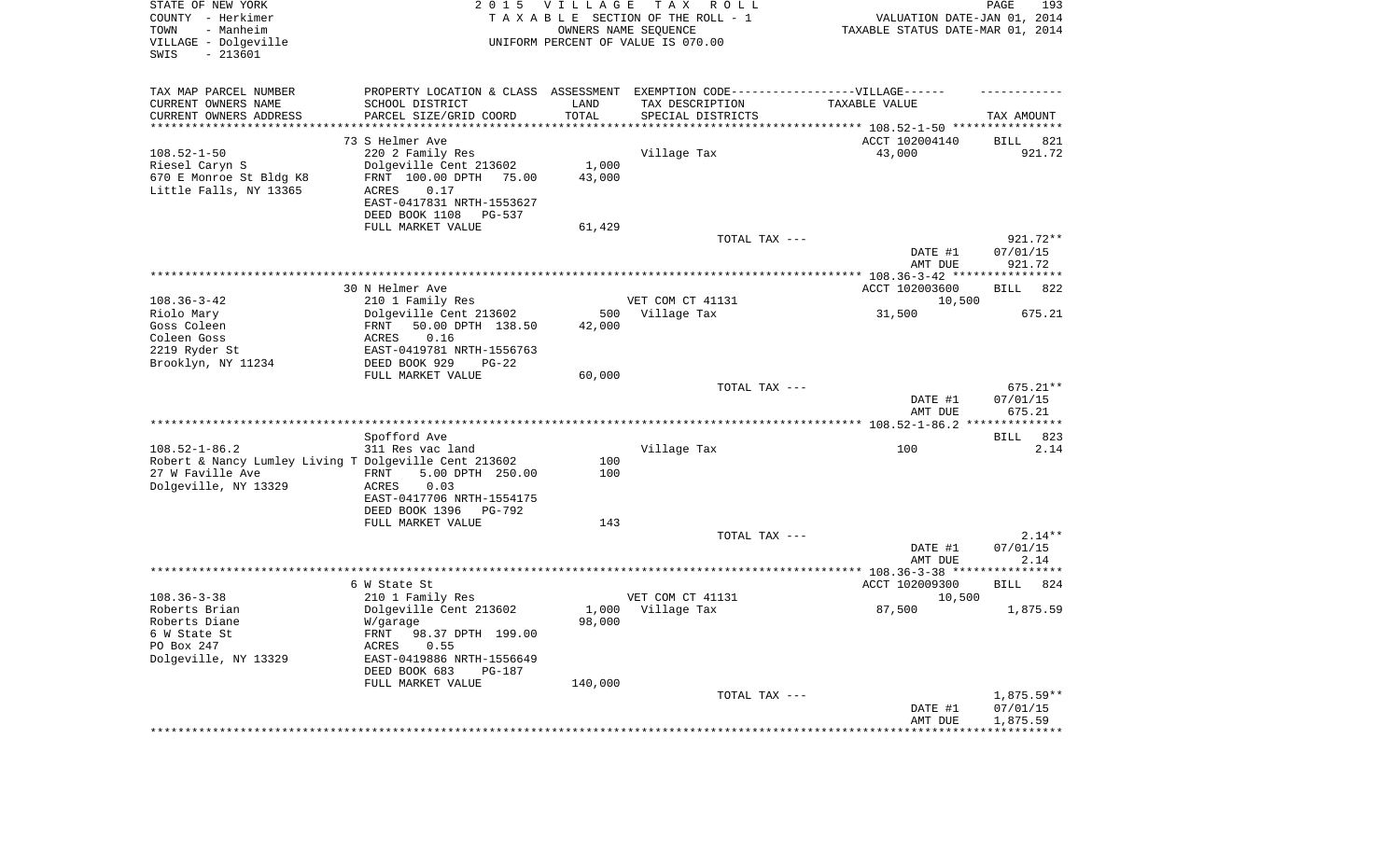STATE OF NEW YORK
COUNTY - Herkimer
TOWN - Manheim
VILLAGE - Dolgeville
SWIS - 213601

2015 VILLAGE TAX ROLL
TAXABLE SECTION OF THE ROLL - 1
OWNERS NAME SEQUENCE
UNIFORM PERCENT OF VALUE IS 070.00

VALUATION DATE-JAN 01, 2014
TAXABLE STATUS DATE-MAR 01, 2014

| TAX MAP PARCEL NUMBER / CURRENT OWNERS NAME / CURRENT OWNERS ADDRESS | PROPERTY LOCATION & CLASS / SCHOOL DISTRICT / PARCEL SIZE/GRID COORD | ASSESSMENT LAND / TOTAL | EXEMPTION CODE / TAX DESCRIPTION / SPECIAL DISTRICTS | TAXABLE VALUE | TAX AMOUNT |
|---|---|---|---|---|---|
| 108.52-1-50 | 73 S Helmer Ave | | | ACCT 102004140 | BILL 821 |
| | 220 2 Family Res | | Village Tax | 43,000 | 921.72 |
| Riesel Caryn S | Dolgeville Cent 213602 | 1,000 | | | |
| 670 E Monroe St Bldg K8 | FRNT 100.00 DPTH 75.00 | 43,000 | | | |
| Little Falls, NY 13365 | ACRES 0.17 | | | | |
| | EAST-0417831 NRTH-1553627 | | | | |
| | DEED BOOK 1108 PG-537 | | | | |
| | FULL MARKET VALUE | 61,429 | | | |
| | | | TOTAL TAX --- | | 921.72** |
| | | | | DATE #1 | 07/01/15 |
| | | | | AMT DUE | 921.72 |
| 108.36-3-42 | 30 N Helmer Ave | | | ACCT 102003600 | BILL 822 |
| | 210 1 Family Res | | VET COM CT 41131 | 10,500 | |
| Riolo Mary | Dolgeville Cent 213602 | 500 | Village Tax | 31,500 | 675.21 |
| Goss Coleen | FRNT 50.00 DPTH 138.50 | 42,000 | | | |
| Coleen Goss | ACRES 0.16 | | | | |
| 2219 Ryder St | EAST-0419781 NRTH-1556763 | | | | |
| Brooklyn, NY 11234 | DEED BOOK 929 PG-22 | | | | |
| | FULL MARKET VALUE | 60,000 | | | |
| | | | TOTAL TAX --- | | 675.21** |
| | | | | DATE #1 | 07/01/15 |
| | | | | AMT DUE | 675.21 |
| 108.52-1-86.2 | Spofford Ave | | | | BILL 823 |
| | 311 Res vac land | | Village Tax | 100 | 2.14 |
| Robert & Nancy Lumley Living T | Dolgeville Cent 213602 | 100 | | | |
| 27 W Faville Ave | FRNT 5.00 DPTH 250.00 | 100 | | | |
| Dolgeville, NY 13329 | ACRES 0.03 | | | | |
| | EAST-0417706 NRTH-1554175 | | | | |
| | DEED BOOK 1396 PG-792 | | | | |
| | FULL MARKET VALUE | 143 | | | |
| | | | TOTAL TAX --- | | 2.14** |
| | | | | DATE #1 | 07/01/15 |
| | | | | AMT DUE | 2.14 |
| 108.36-3-38 | 6 W State St | | | ACCT 102009300 | BILL 824 |
| | 210 1 Family Res | | VET COM CT 41131 | 10,500 | |
| Roberts Brian | Dolgeville Cent 213602 | 1,000 | Village Tax | 87,500 | 1,875.59 |
| Roberts Diane | W/garage | 98,000 | | | |
| 6 W State St | FRNT 98.37 DPTH 199.00 | | | | |
| PO Box 247 | ACRES 0.55 | | | | |
| Dolgeville, NY 13329 | EAST-0419886 NRTH-1556649 | | | | |
| | DEED BOOK 683 PG-187 | | | | |
| | FULL MARKET VALUE | 140,000 | | | |
| | | | TOTAL TAX --- | | 1,875.59** |
| | | | | DATE #1 | 07/01/15 |
| | | | | AMT DUE | 1,875.59 |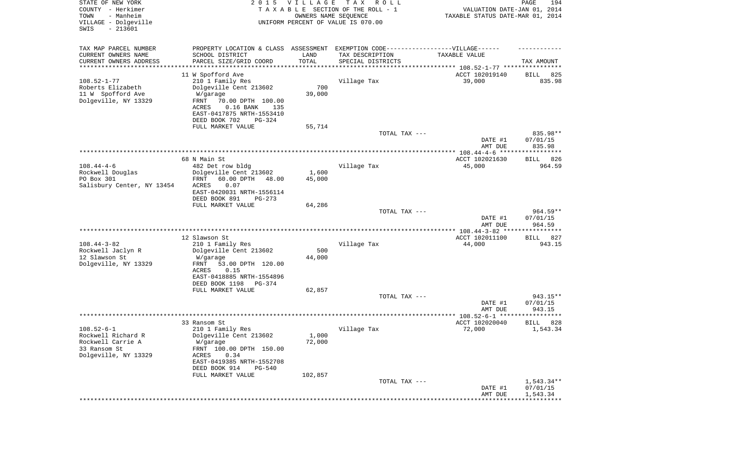STATE OF NEW YORK
COUNTY - Herkimer
TOWN - Manheim
VILLAGE - Dolgeville
SWIS - 213601

2 0 1 5 V I L L A G E T A X R O L L
T A X A B L E SECTION OF THE ROLL - 1
OWNERS NAME SEQUENCE
UNIFORM PERCENT OF VALUE IS 070.00

VALUATION DATE-JAN 01, 2014
TAXABLE STATUS DATE-MAR 01, 2014

| TAX MAP PARCEL NUMBER<br>CURRENT OWNERS NAME<br>CURRENT OWNERS ADDRESS | PROPERTY LOCATION & CLASS<br>SCHOOL DISTRICT<br>PARCEL SIZE/GRID COORD | ASSESSMENT<br>LAND<br>TOTAL | EXEMPTION CODE------VILLAGE------<br>TAX DESCRIPTION<br>SPECIAL DISTRICTS | TAXABLE VALUE | TAX AMOUNT |
|---|---|---|---|---|---|
| 108.52-1-77 | 11 W Spofford Ave | | | ACCT 102019140 | BILL 825 |
| Roberts Elizabeth | 210 1 Family Res | | Village Tax | 39,000 | 835.98 |
| 11 W Spofford Ave | Dolgeville Cent 213602 | 700 | | | |
| Dolgeville, NY 13329 | W/garage | 39,000 | | | |
| | FRNT 70.00 DPTH 100.00 | | | | |
| | ACRES 0.16 BANK 135 | | | | |
| | EAST-0417875 NRTH-1553410 | | | | |
| | DEED BOOK 702 PG-324 | | | | |
| | FULL MARKET VALUE | 55,714 | | | |
| | | | TOTAL TAX --- | | 835.98** |
| | | | | DATE #1 | 07/01/15 |
| | | | | AMT DUE | 835.98 |
| 108.44-4-6 | 68 N Main St | | | ACCT 102021630 | BILL 826 |
| Rockwell Douglas | 482 Det row bldg | | Village Tax | 45,000 | 964.59 |
| PO Box 301 | Dolgeville Cent 213602 | 1,600 | | | |
| Salisbury Center, NY 13454 | FRNT 60.00 DPTH 48.00 | 45,000 | | | |
| | ACRES 0.07 | | | | |
| | EAST-0420031 NRTH-1556114 | | | | |
| | DEED BOOK 891 PG-273 | | | | |
| | FULL MARKET VALUE | 64,286 | | | |
| | | | TOTAL TAX --- | | 964.59** |
| | | | | DATE #1 | 07/01/15 |
| | | | | AMT DUE | 964.59 |
| 108.44-3-82 | 12 Slawson St | | | ACCT 102011100 | BILL 827 |
| Rockwell Jaclyn R | 210 1 Family Res | | Village Tax | 44,000 | 943.15 |
| 12 Slawson St | Dolgeville Cent 213602 | 500 | | | |
| Dolgeville, NY 13329 | W/garage | 44,000 | | | |
| | FRNT 53.00 DPTH 120.00 | | | | |
| | ACRES 0.15 | | | | |
| | EAST-0418885 NRTH-1554896 | | | | |
| | DEED BOOK 1198 PG-374 | | | | |
| | FULL MARKET VALUE | 62,857 | | | |
| | | | TOTAL TAX --- | | 943.15** |
| | | | | DATE #1 | 07/01/15 |
| | | | | AMT DUE | 943.15 |
| 108.52-6-1 | 33 Ransom St | | | ACCT 102020040 | BILL 828 |
| Rockwell Richard R | 210 1 Family Res | | Village Tax | 72,000 | 1,543.34 |
| Rockwell Carrie A | Dolgeville Cent 213602 | 1,000 | | | |
| 33 Ransom St | W/garage | 72,000 | | | |
| Dolgeville, NY 13329 | FRNT 100.00 DPTH 150.00 | | | | |
| | ACRES 0.34 | | | | |
| | EAST-0419385 NRTH-1552708 | | | | |
| | DEED BOOK 914 PG-540 | | | | |
| | FULL MARKET VALUE | 102,857 | | | |
| | | | TOTAL TAX --- | | 1,543.34** |
| | | | | DATE #1 | 07/01/15 |
| | | | | AMT DUE | 1,543.34 |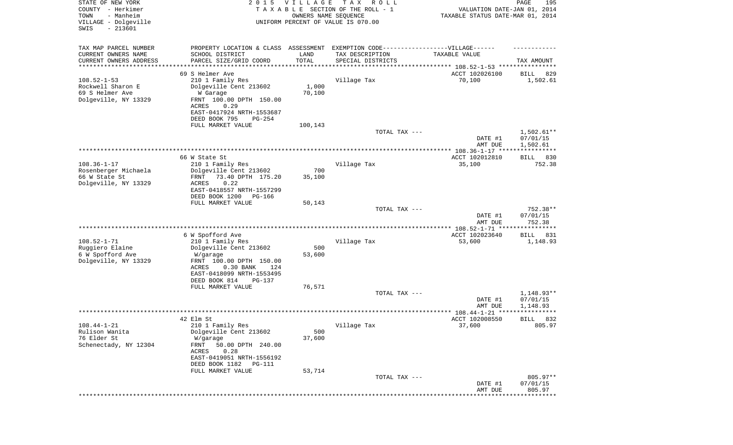STATE OF NEW YORK
COUNTY - Herkimer
TOWN - Manheim
VILLAGE - Dolgeville
SWIS - 213601

2 0 1 5 V I L L A G E T A X R O L L
T A X A B L E SECTION OF THE ROLL - 1
OWNERS NAME SEQUENCE
UNIFORM PERCENT OF VALUE IS 070.00

VALUATION DATE-JAN 01, 2014
TAXABLE STATUS DATE-MAR 01, 2014

| TAX MAP PARCEL NUMBER<br>CURRENT OWNERS NAME<br>CURRENT OWNERS ADDRESS | PROPERTY LOCATION & CLASS<br>SCHOOL DISTRICT<br>PARCEL SIZE/GRID COORD | ASSESSMENT<br>LAND<br>TOTAL | EXEMPTION CODE------VILLAGE------<br>TAX DESCRIPTION<br>SPECIAL DISTRICTS | TAXABLE VALUE | TAX AMOUNT |
|---|---|---|---|---|---|
| 108.52-1-53 | 69 S Helmer Ave | | | ACCT 102026100 | BILL 829 |
| 108.52-1-53 | 210 1 Family Res | | Village Tax | 70,100 | 1,502.61 |
| Rockwell Sharon E | Dolgeville Cent 213602 | 1,000 | | | |
| 69 S Helmer Ave | W Garage | 70,100 | | | |
| Dolgeville, NY 13329 | FRNT 100.00 DPTH 150.00 | | | | |
| | ACRES 0.29 | | | | |
| | EAST-0417924 NRTH-1553687 | | | | |
| | DEED BOOK 795 PG-254 | | | | |
| | FULL MARKET VALUE | 100,143 | | | |
| | | | TOTAL TAX --- | | 1,502.61** |
| | | | | DATE #1 | 07/01/15 |
| | | | | AMT DUE | 1,502.61 |
| 108.36-1-17 | 66 W State St | | | ACCT 102012810 | BILL 830 |
| 108.36-1-17 | 210 1 Family Res | | Village Tax | 35,100 | 752.38 |
| Rosenberger Michaela | Dolgeville Cent 213602 | 700 | | | |
| 66 W State St | FRNT 73.40 DPTH 175.20 | 35,100 | | | |
| Dolgeville, NY 13329 | ACRES 0.22 | | | | |
| | EAST-0418557 NRTH-1557299 | | | | |
| | DEED BOOK 1200 PG-166 | | | | |
| | FULL MARKET VALUE | 50,143 | | | |
| | | | TOTAL TAX --- | | 752.38** |
| | | | | DATE #1 | 07/01/15 |
| | | | | AMT DUE | 752.38 |
| 108.52-1-71 | 6 W Spofford Ave | | | ACCT 102023640 | BILL 831 |
| 108.52-1-71 | 210 1 Family Res | | Village Tax | 53,600 | 1,148.93 |
| Ruggiero Elaine | Dolgeville Cent 213602 | 500 | | | |
| 6 W Spofford Ave | W/garage | 53,600 | | | |
| Dolgeville, NY 13329 | FRNT 100.00 DPTH 150.00 | | | | |
| | ACRES 0.30 BANK 124 | | | | |
| | EAST-0418099 NRTH-1553495 | | | | |
| | DEED BOOK 814 PG-137 | | | | |
| | FULL MARKET VALUE | 76,571 | | | |
| | | | TOTAL TAX --- | | 1,148.93** |
| | | | | DATE #1 | 07/01/15 |
| | | | | AMT DUE | 1,148.93 |
| 108.44-1-21 | 42 Elm St | | | ACCT 102008550 | BILL 832 |
| 108.44-1-21 | 210 1 Family Res | | Village Tax | 37,600 | 805.97 |
| Rulison Wanita | Dolgeville Cent 213602 | 500 | | | |
| 76 Elder St | W/garage | 37,600 | | | |
| Schenectady, NY 12304 | FRNT 50.00 DPTH 240.00 | | | | |
| | ACRES 0.28 | | | | |
| | EAST-0419051 NRTH-1556192 | | | | |
| | DEED BOOK 1182 PG-111 | | | | |
| | FULL MARKET VALUE | 53,714 | | | |
| | | | TOTAL TAX --- | | 805.97** |
| | | | | DATE #1 | 07/01/15 |
| | | | | AMT DUE | 805.97 |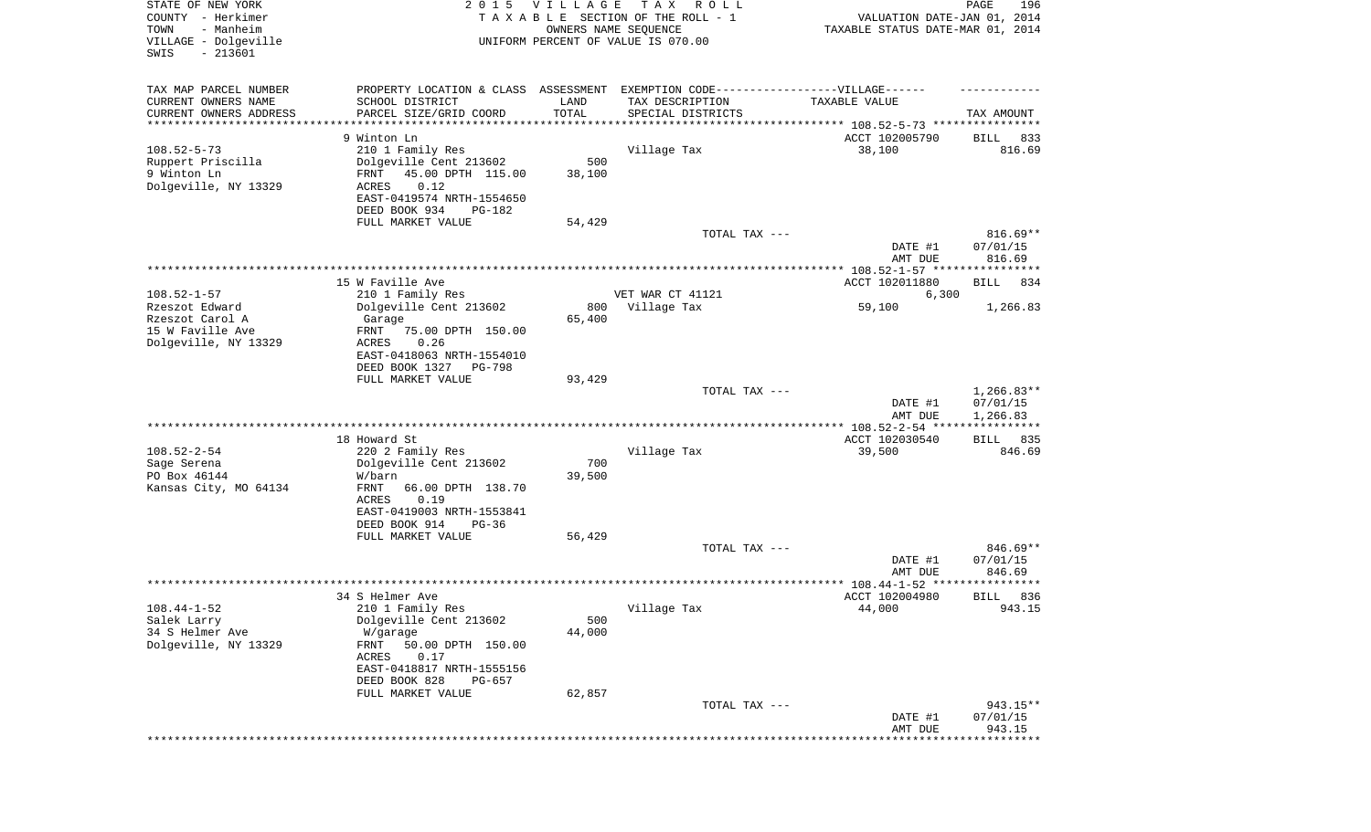STATE OF NEW YORK
COUNTY - Herkimer
TOWN - Manheim
VILLAGE - Dolgeville
SWIS - 213601

2015 VILLAGE TAX ROLL
TAXABLE SECTION OF THE ROLL - 1
OWNERS NAME SEQUENCE
UNIFORM PERCENT OF VALUE IS 070.00

VALUATION DATE-JAN 01, 2014
TAXABLE STATUS DATE-MAR 01, 2014

| TAX MAP PARCEL NUMBER / CURRENT OWNERS NAME / CURRENT OWNERS ADDRESS | PROPERTY LOCATION & CLASS / SCHOOL DISTRICT / PARCEL SIZE/GRID COORD | ASSESSMENT LAND / TOTAL | EXEMPTION CODE / TAX DESCRIPTION / SPECIAL DISTRICTS | TAXABLE VALUE | TAX AMOUNT |
|---|---|---|---|---|---|
| 108.52-5-73 | 9 Winton Ln | | | ACCT 102005790 | BILL 833 |
| Ruppert Priscilla | 210 1 Family Res | | Village Tax | 38,100 | 816.69 |
| 9 Winton Ln | Dolgeville Cent 213602 | 500 | | | |
| Dolgeville, NY 13329 | FRNT 45.00 DPTH 115.00 | 38,100 | | | |
| | ACRES 0.12 | | | | |
| | EAST-0419574 NRTH-1554650 | | | | |
| | DEED BOOK 934 PG-182 | | | | |
| | FULL MARKET VALUE | 54,429 | | | |
| | | | TOTAL TAX --- | | 816.69** |
| | | | | DATE #1 | 07/01/15 |
| | | | | AMT DUE | 816.69 |
| 108.52-1-57 | 15 W Faville Ave | | | ACCT 102011880 | BILL 834 |
| Rzeszot Edward | 210 1 Family Res | | VET WAR CT 41121 | 6,300 | |
| Rzeszot Carol A | Dolgeville Cent 213602 | 800 | Village Tax | 59,100 | 1,266.83 |
| 15 W Faville Ave | Garage | 65,400 | | | |
| Dolgeville, NY 13329 | FRNT 75.00 DPTH 150.00 | | | | |
| | ACRES 0.26 | | | | |
| | EAST-0418063 NRTH-1554010 | | | | |
| | DEED BOOK 1327 PG-798 | | | | |
| | FULL MARKET VALUE | 93,429 | | | |
| | | | TOTAL TAX --- | | 1,266.83** |
| | | | | DATE #1 | 07/01/15 |
| | | | | AMT DUE | 1,266.83 |
| 108.52-2-54 | 18 Howard St | | | ACCT 102030540 | BILL 835 |
| Sage Serena | 220 2 Family Res | | Village Tax | 39,500 | 846.69 |
| PO Box 46144 | Dolgeville Cent 213602 | 700 | | | |
| Kansas City, MO 64134 | W/barn | 39,500 | | | |
| | FRNT 66.00 DPTH 138.70 | | | | |
| | ACRES 0.19 | | | | |
| | EAST-0419003 NRTH-1553841 | | | | |
| | DEED BOOK 914 PG-36 | | | | |
| | FULL MARKET VALUE | 56,429 | | | |
| | | | TOTAL TAX --- | | 846.69** |
| | | | | DATE #1 | 07/01/15 |
| | | | | AMT DUE | 846.69 |
| 108.44-1-52 | 34 S Helmer Ave | | | ACCT 102004980 | BILL 836 |
| Salek Larry | 210 1 Family Res | | Village Tax | 44,000 | 943.15 |
| 34 S Helmer Ave | Dolgeville Cent 213602 | 500 | | | |
| Dolgeville, NY 13329 | W/garage | 44,000 | | | |
| | FRNT 50.00 DPTH 150.00 | | | | |
| | ACRES 0.17 | | | | |
| | EAST-0418817 NRTH-1555156 | | | | |
| | DEED BOOK 828 PG-657 | | | | |
| | FULL MARKET VALUE | 62,857 | | | |
| | | | TOTAL TAX --- | | 943.15** |
| | | | | DATE #1 | 07/01/15 |
| | | | | AMT DUE | 943.15 |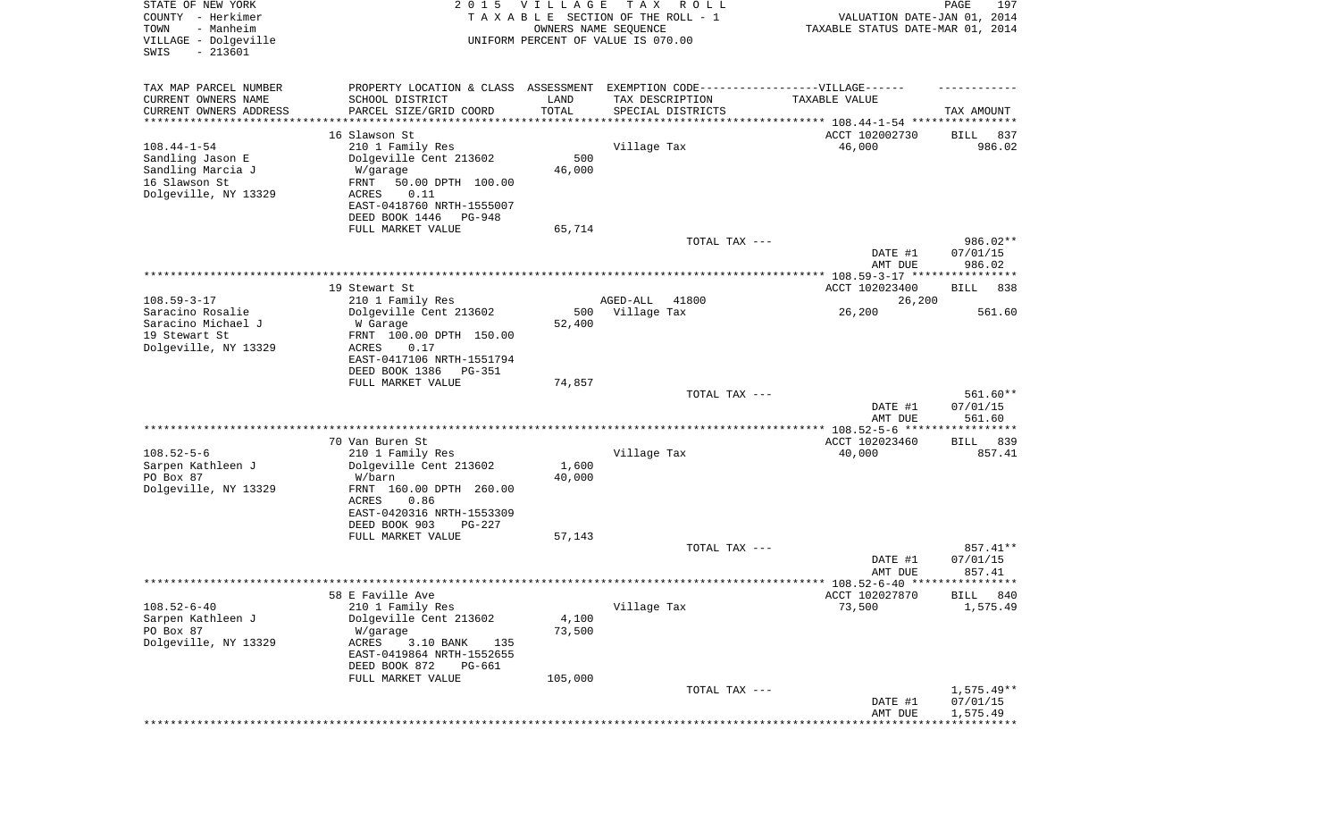STATE OF NEW YORK
COUNTY - Herkimer
TOWN - Manheim
VILLAGE - Dolgeville
SWIS - 213601

2015 VILLAGE TAX ROLL
TAXABLE SECTION OF THE ROLL - 1
OWNERS NAME SEQUENCE
UNIFORM PERCENT OF VALUE IS 070.00

VALUATION DATE-JAN 01, 2014
TAXABLE STATUS DATE-MAR 01, 2014

| TAX MAP PARCEL NUMBER<br>CURRENT OWNERS NAME<br>CURRENT OWNERS ADDRESS | PROPERTY LOCATION & CLASS<br>SCHOOL DISTRICT<br>PARCEL SIZE/GRID COORD | ASSESSMENT LAND<br>TOTAL | EXEMPTION CODE-----VILLAGE------<br>TAX DESCRIPTION<br>SPECIAL DISTRICTS | TAXABLE VALUE | TAX AMOUNT |
|---|---|---|---|---|---|
| **108.44-1-54** | 16 Slawson St | | | ACCT 102002730 | BILL 837 |
| 108.44-1-54 | 210 1 Family Res | | Village Tax | 46,000 | 986.02 |
| Sandling Jason E | Dolgeville Cent 213602 | 500 | | | |
| Sandling Marcia J | W/garage | 46,000 | | | |
| 16 Slawson St | FRNT 50.00 DPTH 100.00 | | | | |
| Dolgeville, NY 13329 | ACRES 0.11 | | | | |
| | EAST-0418760 NRTH-1555007 | | | | |
| | DEED BOOK 1446 PG-948 | | | | |
| | FULL MARKET VALUE | 65,714 | | | |
| | | | TOTAL TAX --- | | 986.02** |
| | | | | DATE #1 | 07/01/15 |
| | | | | AMT DUE | 986.02 |
| **108.59-3-17** | 19 Stewart St | | | ACCT 102023400 | BILL 838 |
| 108.59-3-17 | 210 1 Family Res | | AGED-ALL 41800 | 26,200 | |
| Saracino Rosalie | Dolgeville Cent 213602 | 500 | Village Tax | 26,200 | 561.60 |
| Saracino Michael J | W Garage | 52,400 | | | |
| 19 Stewart St | FRNT 100.00 DPTH 150.00 | | | | |
| Dolgeville, NY 13329 | ACRES 0.17 | | | | |
| | EAST-0417106 NRTH-1551794 | | | | |
| | DEED BOOK 1386 PG-351 | | | | |
| | FULL MARKET VALUE | 74,857 | | | |
| | | | TOTAL TAX --- | | 561.60** |
| | | | | DATE #1 | 07/01/15 |
| | | | | AMT DUE | 561.60 |
| **108.52-5-6** | 70 Van Buren St | | | ACCT 102023460 | BILL 839 |
| 108.52-5-6 | 210 1 Family Res | | Village Tax | 40,000 | 857.41 |
| Sarpen Kathleen J | Dolgeville Cent 213602 | 1,600 | | | |
| PO Box 87 | W/barn | 40,000 | | | |
| Dolgeville, NY 13329 | FRNT 160.00 DPTH 260.00 | | | | |
| | ACRES 0.86 | | | | |
| | EAST-0420316 NRTH-1553309 | | | | |
| | DEED BOOK 903 PG-227 | | | | |
| | FULL MARKET VALUE | 57,143 | | | |
| | | | TOTAL TAX --- | | 857.41** |
| | | | | DATE #1 | 07/01/15 |
| | | | | AMT DUE | 857.41 |
| **108.52-6-40** | 58 E Faville Ave | | | ACCT 102027870 | BILL 840 |
| 108.52-6-40 | 210 1 Family Res | | Village Tax | 73,500 | 1,575.49 |
| Sarpen Kathleen J | Dolgeville Cent 213602 | 4,100 | | | |
| PO Box 87 | W/garage | 73,500 | | | |
| Dolgeville, NY 13329 | ACRES 3.10 BANK 135 | | | | |
| | EAST-0419864 NRTH-1552655 | | | | |
| | DEED BOOK 872 PG-661 | | | | |
| | FULL MARKET VALUE | 105,000 | | | |
| | | | TOTAL TAX --- | | 1,575.49** |
| | | | | DATE #1 | 07/01/15 |
| | | | | AMT DUE | 1,575.49 |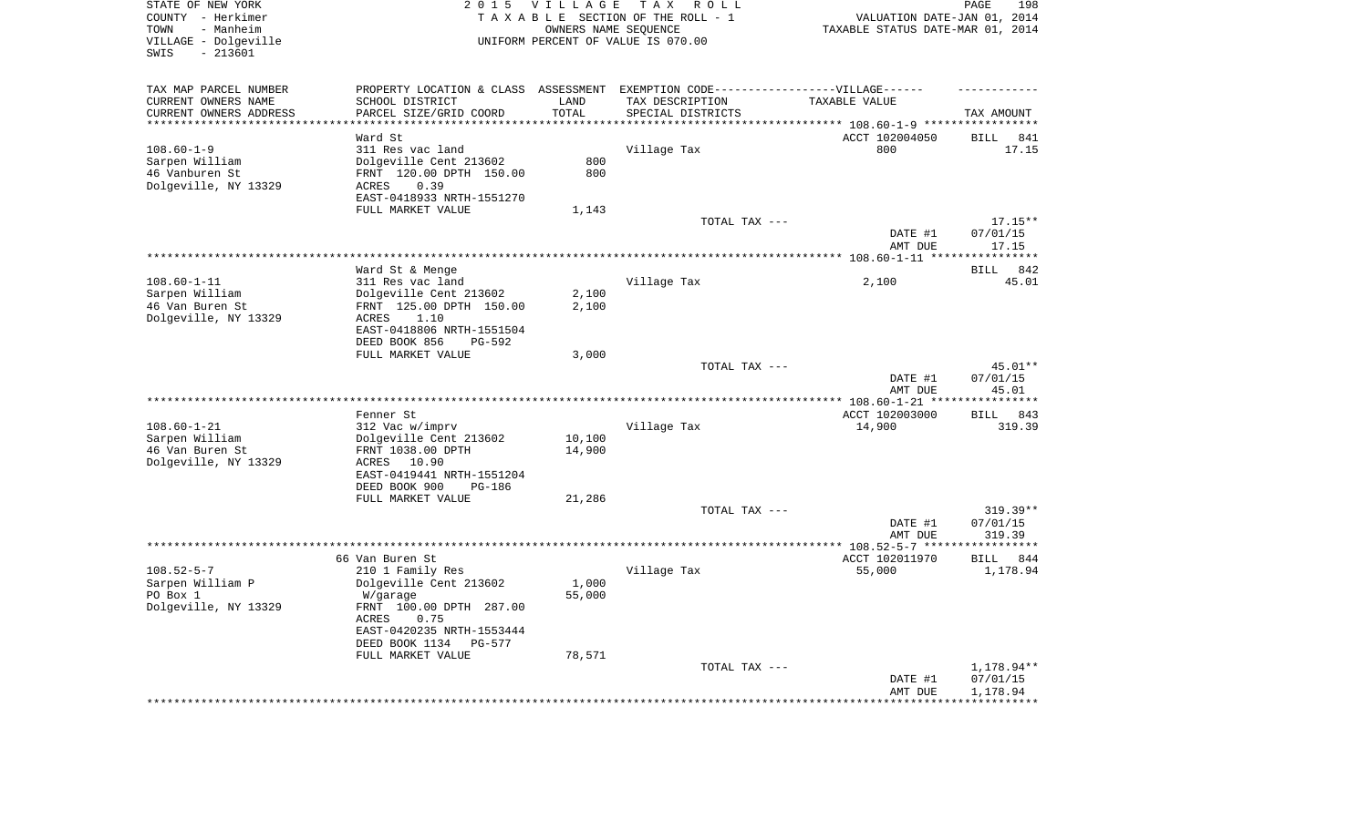STATE OF NEW YORK
COUNTY - Herkimer
TOWN - Manheim
VILLAGE - Dolgeville
SWIS - 213601

2 0 1 5 V I L L A G E T A X R O L L
T A X A B L E SECTION OF THE ROLL - 1
OWNERS NAME SEQUENCE
UNIFORM PERCENT OF VALUE IS 070.00

VALUATION DATE-JAN 01, 2014
TAXABLE STATUS DATE-MAR 01, 2014

| TAX MAP PARCEL NUMBER / CURRENT OWNERS NAME / CURRENT OWNERS ADDRESS | PROPERTY LOCATION & CLASS / SCHOOL DISTRICT / PARCEL SIZE/GRID COORD | ASSESSMENT LAND / TOTAL | EXEMPTION CODE / TAX DESCRIPTION / SPECIAL DISTRICTS | TAXABLE VALUE | TAX AMOUNT |
|---|---|---|---|---|---|
| **108.60-1-9** | Ward St | | | ACCT 102004050 | BILL 841 |
| 108.60-1-9 | 311 Res vac land | | Village Tax | 800 | 17.15 |
| Sarpen William | Dolgeville Cent 213602 | 800 | | | |
| 46 Vanburen St | FRNT 120.00 DPTH 150.00 | 800 | | | |
| Dolgeville, NY 13329 | ACRES 0.39 | | | | |
| | EAST-0418933 NRTH-1551270 | | | | |
| | FULL MARKET VALUE | 1,143 | | | |
| | | | TOTAL TAX --- | | 17.15** |
| | | | | DATE #1 | 07/01/15 |
| | | | | AMT DUE | 17.15 |
| **108.60-1-11** | Ward St & Menge | | | | BILL 842 |
| 108.60-1-11 | 311 Res vac land | | Village Tax | 2,100 | 45.01 |
| Sarpen William | Dolgeville Cent 213602 | 2,100 | | | |
| 46 Van Buren St | FRNT 125.00 DPTH 150.00 | 2,100 | | | |
| Dolgeville, NY 13329 | ACRES 1.10 | | | | |
| | EAST-0418806 NRTH-1551504 | | | | |
| | DEED BOOK 856 PG-592 | | | | |
| | FULL MARKET VALUE | 3,000 | | | |
| | | | TOTAL TAX --- | | 45.01** |
| | | | | DATE #1 | 07/01/15 |
| | | | | AMT DUE | 45.01 |
| **108.60-1-21** | Fenner St | | | ACCT 102003000 | BILL 843 |
| 108.60-1-21 | 312 Vac w/imprv | | Village Tax | 14,900 | 319.39 |
| Sarpen William | Dolgeville Cent 213602 | 10,100 | | | |
| 46 Van Buren St | FRNT 1038.00 DPTH | 14,900 | | | |
| Dolgeville, NY 13329 | ACRES 10.90 | | | | |
| | EAST-0419441 NRTH-1551204 | | | | |
| | DEED BOOK 900 PG-186 | | | | |
| | FULL MARKET VALUE | 21,286 | | | |
| | | | TOTAL TAX --- | | 319.39** |
| | | | | DATE #1 | 07/01/15 |
| | | | | AMT DUE | 319.39 |
| **108.52-5-7** | 66 Van Buren St | | | ACCT 102011970 | BILL 844 |
| 108.52-5-7 | 210 1 Family Res | | Village Tax | 55,000 | 1,178.94 |
| Sarpen William P | Dolgeville Cent 213602 | 1,000 | | | |
| PO Box 1 | W/garage | 55,000 | | | |
| Dolgeville, NY 13329 | FRNT 100.00 DPTH 287.00 | | | | |
| | ACRES 0.75 | | | | |
| | EAST-0420235 NRTH-1553444 | | | | |
| | DEED BOOK 1134 PG-577 | | | | |
| | FULL MARKET VALUE | 78,571 | | | |
| | | | TOTAL TAX --- | | 1,178.94** |
| | | | | DATE #1 | 07/01/15 |
| | | | | AMT DUE | 1,178.94 |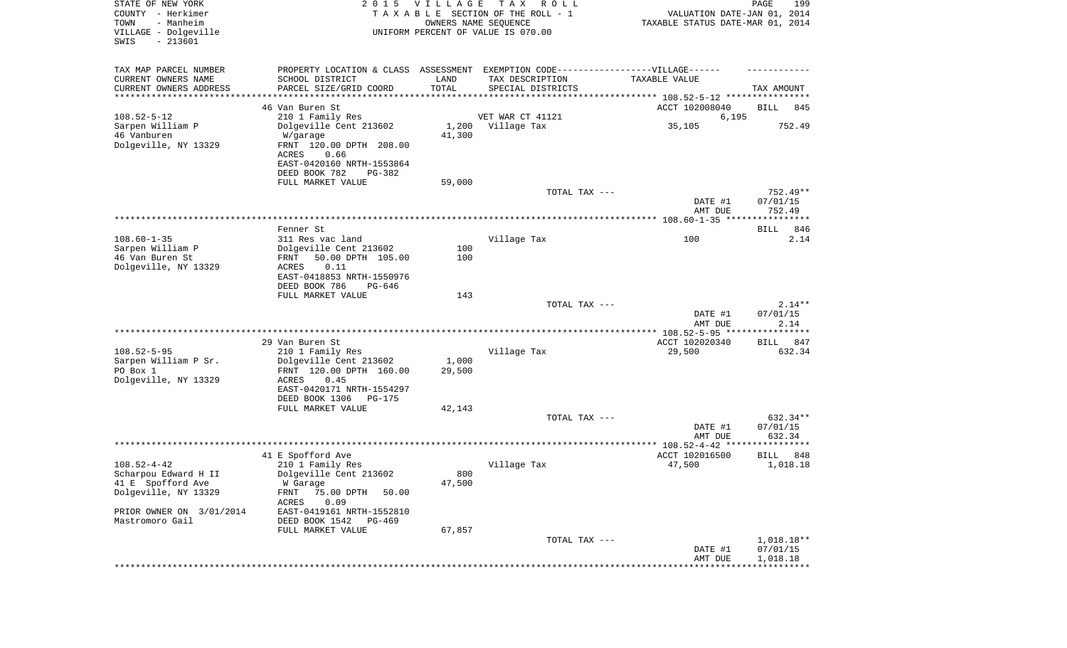STATE OF NEW YORK
COUNTY - Herkimer
TOWN - Manheim
VILLAGE - Dolgeville
SWIS - 213601

2015 VILLAGE TAX ROLL
TAXABLE SECTION OF THE ROLL - 1
OWNERS NAME SEQUENCE
UNIFORM PERCENT OF VALUE IS 070.00

VALUATION DATE-JAN 01, 2014
TAXABLE STATUS DATE-MAR 01, 2014

```
TAX MAP PARCEL NUMBER     PROPERTY LOCATION & CLASS  ASSESSMENT  EXEMPTION CODE------------------VILLAGE------   ------------
CURRENT OWNERS NAME       SCHOOL DISTRICT              LAND      TAX DESCRIPTION              TAXABLE VALUE
CURRENT OWNERS ADDRESS    PARCEL SIZE/GRID COORD       TOTAL     SPECIAL DISTRICTS                                    TAX AMOUNT
*********************************************************************************************** 108.52-5-12 ****************
                          46 Van Buren St                                                    ACCT 102008040     BILL  845
108.52-5-12               210 1 Family Res                      VET WAR CT 41121                      6,195
Sarpen William P          Dolgeville Cent 213602       1,200     Village Tax                  35,105               752.49
46 Vanburen                W/garage                   41,300
Dolgeville, NY 13329      FRNT 120.00 DPTH 208.00
                          ACRES    0.66
                          EAST-0420160 NRTH-1553864
                          DEED BOOK 782    PG-382
                          FULL MARKET VALUE           59,000
                                                                 TOTAL TAX ---                                     752.49**
                                                                                              DATE #1           07/01/15
                                                                                              AMT DUE             752.49
*********************************************************************************************** 108.60-1-35 ****************
                          Fenner St                                                                             BILL  846
108.60-1-35               311 Res vac land                       Village Tax                    100                  2.14
Sarpen William P          Dolgeville Cent 213602         100
46 Van Buren St           FRNT  50.00 DPTH 105.00        100
Dolgeville, NY 13329      ACRES    0.11
                          EAST-0418853 NRTH-1550976
                          DEED BOOK 786    PG-646
                          FULL MARKET VALUE              143
                                                                 TOTAL TAX ---                                       2.14**
                                                                                              DATE #1           07/01/15
                                                                                              AMT DUE               2.14
*********************************************************************************************** 108.52-5-95 ****************
                          29 Van Buren St                                                    ACCT 102020340     BILL  847
108.52-5-95               210 1 Family Res                       Village Tax                 29,500               632.34
Sarpen William P Sr.      Dolgeville Cent 213602       1,000
PO Box 1                  FRNT 120.00 DPTH 160.00     29,500
Dolgeville, NY 13329      ACRES    0.45
                          EAST-0420171 NRTH-1554297
                          DEED BOOK 1306   PG-175
                          FULL MARKET VALUE           42,143
                                                                 TOTAL TAX ---                                     632.34**
                                                                                              DATE #1           07/01/15
                                                                                              AMT DUE             632.34
*********************************************************************************************** 108.52-4-42 ****************
                          41 E Spofford Ave                                                  ACCT 102016500     BILL  848
108.52-4-42               210 1 Family Res                       Village Tax                 47,500             1,018.18
Scharpou Edward H II      Dolgeville Cent 213602         800
41 E  Spofford Ave         W Garage                   47,500
Dolgeville, NY 13329      FRNT  75.00 DPTH  50.00
                          ACRES    0.09
PRIOR OWNER ON  3/01/2014 EAST-0419161 NRTH-1552810
Mastromoro Gail           DEED BOOK 1542   PG-469
                          FULL MARKET VALUE           67,857
                                                                 TOTAL TAX ---                                   1,018.18**
                                                                                              DATE #1           07/01/15
                                                                                              AMT DUE           1,018.18
****************************************************************************************************************************
```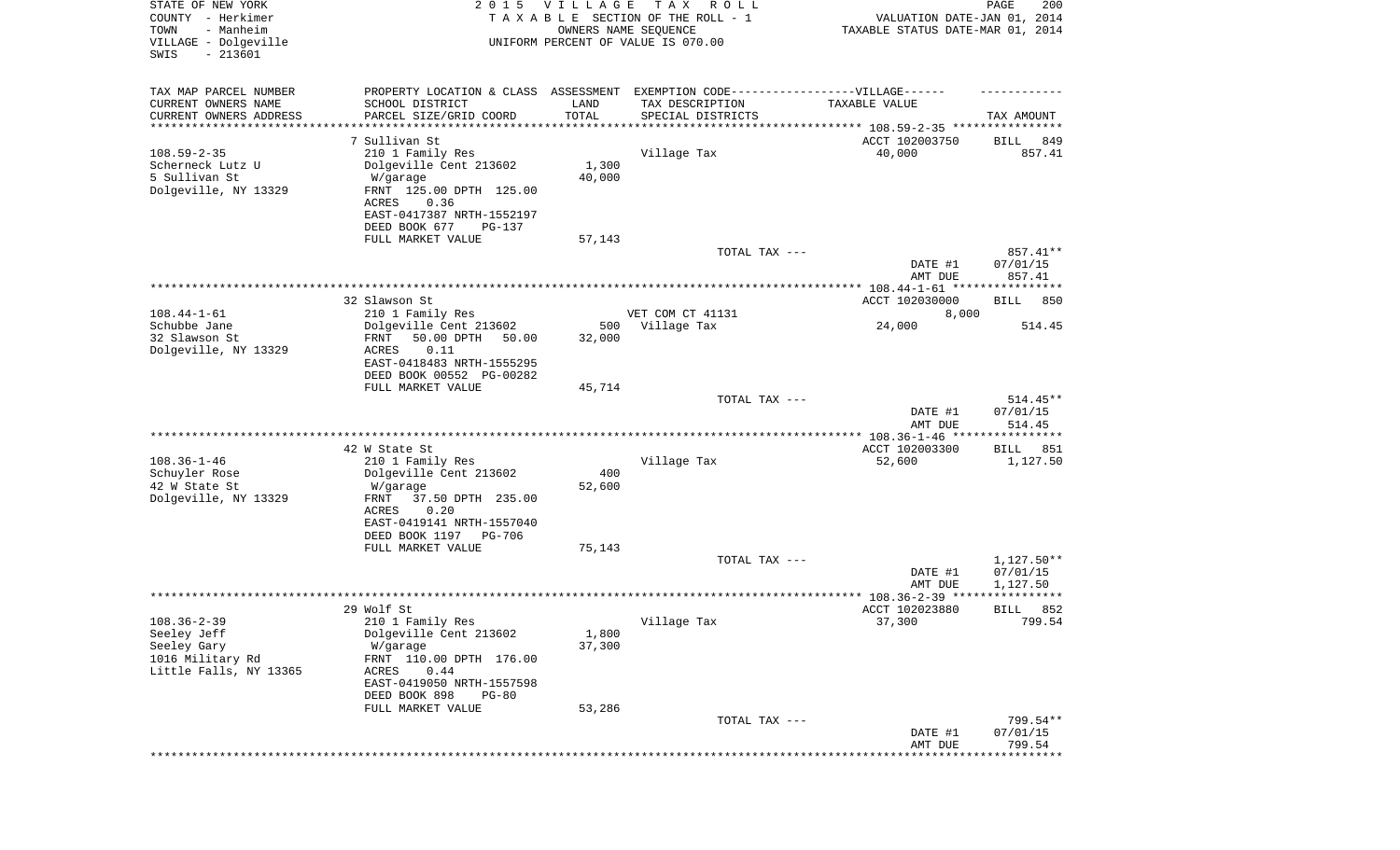STATE OF NEW YORK
COUNTY - Herkimer
TOWN - Manheim
VILLAGE - Dolgeville
SWIS - 213601

2 0 1 5 V I L L A G E T A X R O L L
T A X A B L E SECTION OF THE ROLL - 1
OWNERS NAME SEQUENCE
UNIFORM PERCENT OF VALUE IS 070.00

VALUATION DATE-JAN 01, 2014
TAXABLE STATUS DATE-MAR 01, 2014

| TAX MAP PARCEL NUMBER / CURRENT OWNERS NAME / CURRENT OWNERS ADDRESS | PROPERTY LOCATION & CLASS / SCHOOL DISTRICT / PARCEL SIZE/GRID COORD | ASSESSMENT LAND / TOTAL | EXEMPTION CODE / TAX DESCRIPTION / SPECIAL DISTRICTS | TAXABLE VALUE | TAX AMOUNT |
|---|---|---|---|---|---|
| 108.59-2-35 | 7 Sullivan St | | | ACCT 102003750 | BILL 849 |
| Scherneck Lutz U | 210 1 Family Res | | Village Tax | 40,000 | 857.41 |
| 5 Sullivan St | Dolgeville Cent 213602 | 1,300 | | | |
| Dolgeville, NY 13329 | W/garage | 40,000 | | | |
| | FRNT 125.00 DPTH 125.00 | | | | |
| | ACRES 0.36 | | | | |
| | EAST-0417387 NRTH-1552197 | | | | |
| | DEED BOOK 677 PG-137 | | | | |
| | FULL MARKET VALUE | 57,143 | | | |
| | | | TOTAL TAX --- | | 857.41** |
| | | | | DATE #1 | 07/01/15 |
| | | | | AMT DUE | 857.41 |
| 108.44-1-61 | 32 Slawson St | | | ACCT 102030000 | BILL 850 |
| Schubbe Jane | 210 1 Family Res | | VET COM CT 41131 | 8,000 | |
| 32 Slawson St | Dolgeville Cent 213602 | 500 | Village Tax | 24,000 | 514.45 |
| Dolgeville, NY 13329 | FRNT 50.00 DPTH 50.00 | 32,000 | | | |
| | ACRES 0.11 | | | | |
| | EAST-0418483 NRTH-1555295 | | | | |
| | DEED BOOK 00552 PG-00282 | | | | |
| | FULL MARKET VALUE | 45,714 | | | |
| | | | TOTAL TAX --- | | 514.45** |
| | | | | DATE #1 | 07/01/15 |
| | | | | AMT DUE | 514.45 |
| 108.36-1-46 | 42 W State St | | | ACCT 102003300 | BILL 851 |
| Schuyler Rose | 210 1 Family Res | | Village Tax | 52,600 | 1,127.50 |
| 42 W State St | Dolgeville Cent 213602 | 400 | | | |
| Dolgeville, NY 13329 | W/garage | 52,600 | | | |
| | FRNT 37.50 DPTH 235.00 | | | | |
| | ACRES 0.20 | | | | |
| | EAST-0419141 NRTH-1557040 | | | | |
| | DEED BOOK 1197 PG-706 | | | | |
| | FULL MARKET VALUE | 75,143 | | | |
| | | | TOTAL TAX --- | | 1,127.50** |
| | | | | DATE #1 | 07/01/15 |
| | | | | AMT DUE | 1,127.50 |
| 108.36-2-39 | 29 Wolf St | | | ACCT 102023880 | BILL 852 |
| Seeley Jeff | 210 1 Family Res | | Village Tax | 37,300 | 799.54 |
| Seeley Gary | Dolgeville Cent 213602 | 1,800 | | | |
| 1016 Military Rd | W/garage | 37,300 | | | |
| Little Falls, NY 13365 | FRNT 110.00 DPTH 176.00 | | | | |
| | ACRES 0.44 | | | | |
| | EAST-0419050 NRTH-1557598 | | | | |
| | DEED BOOK 898 PG-80 | | | | |
| | FULL MARKET VALUE | 53,286 | | | |
| | | | TOTAL TAX --- | | 799.54** |
| | | | | DATE #1 | 07/01/15 |
| | | | | AMT DUE | 799.54 |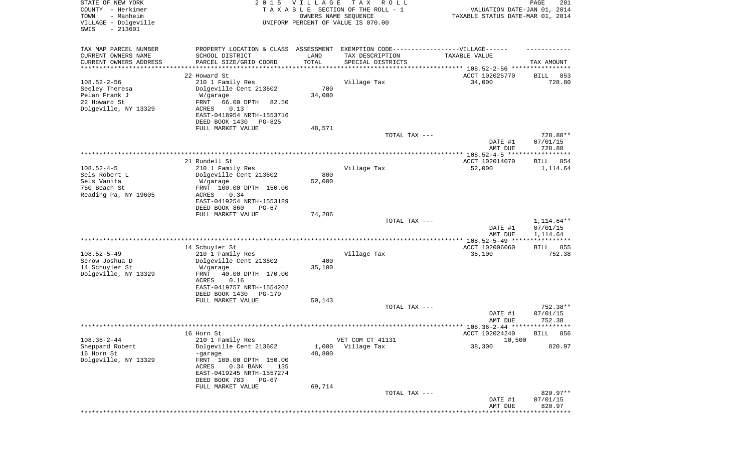STATE OF NEW YORK — COUNTY - Herkimer — TOWN - Manheim — VILLAGE - Dolgeville — SWIS - 213601

2015 VILLAGE TAX ROLL
TAXABLE SECTION OF THE ROLL - 1
OWNERS NAME SEQUENCE
UNIFORM PERCENT OF VALUE IS 070.00

VALUATION DATE-JAN 01, 2014
TAXABLE STATUS DATE-MAR 01, 2014

| TAX MAP PARCEL NUMBER / CURRENT OWNERS NAME / CURRENT OWNERS ADDRESS | PROPERTY LOCATION & CLASS / SCHOOL DISTRICT / PARCEL SIZE/GRID COORD | ASSESSMENT LAND / TOTAL | EXEMPTION CODE / TAX DESCRIPTION / SPECIAL DISTRICTS | TAXABLE VALUE | TAX AMOUNT |
|---|---|---|---|---|---|
| 108.52-2-56 | 22 Howard St | | | ACCT 102025770 | BILL 853 |
| Seeley Theresa | 210 1 Family Res | | Village Tax | 34,000 | 728.80 |
| Pelan Frank J | Dolgeville Cent 213602 | 700 | | | |
| 22 Howard St | W/garage | 34,000 | | | |
| Dolgeville, NY 13329 | FRNT 66.00 DPTH 82.50 | | | | |
| | ACRES 0.13 | | | | |
| | EAST-0418954 NRTH-1553716 | | | | |
| | DEED BOOK 1430 PG-825 | | | | |
| | FULL MARKET VALUE | 48,571 | | | |
| | | | TOTAL TAX --- | | 728.80** |
| | | | | DATE #1 | 07/01/15 |
| | | | | AMT DUE | 728.80 |
| 108.52-4-5 | 21 Rundell St | | | ACCT 102014070 | BILL 854 |
| Sels Robert L | 210 1 Family Res | | Village Tax | 52,000 | 1,114.64 |
| Sels Vanita | Dolgeville Cent 213602 | 800 | | | |
| 750 Beach St | W/garage | 52,000 | | | |
| Reading Pa, NY 19605 | FRNT 100.00 DPTH 150.00 | | | | |
| | ACRES 0.34 | | | | |
| | EAST-0419254 NRTH-1553189 | | | | |
| | DEED BOOK 860 PG-67 | | | | |
| | FULL MARKET VALUE | 74,286 | | | |
| | | | TOTAL TAX --- | | 1,114.64** |
| | | | | DATE #1 | 07/01/15 |
| | | | | AMT DUE | 1,114.64 |
| 108.52-5-49 | 14 Schuyler St | | | ACCT 102006060 | BILL 855 |
| Serow Joshua D | 210 1 Family Res | | Village Tax | 35,100 | 752.38 |
| 14 Schuyler St | Dolgeville Cent 213602 | 400 | | | |
| Dolgeville, NY 13329 | W/garage | 35,100 | | | |
| | FRNT 40.00 DPTH 170.00 | | | | |
| | ACRES 0.16 | | | | |
| | EAST-0419757 NRTH-1554202 | | | | |
| | DEED BOOK 1430 PG-179 | | | | |
| | FULL MARKET VALUE | 50,143 | | | |
| | | | TOTAL TAX --- | | 752.38** |
| | | | | DATE #1 | 07/01/15 |
| | | | | AMT DUE | 752.38 |
| 108.36-2-44 | 16 Horn St | | | ACCT 102024240 | BILL 856 |
| Sheppard Robert | 210 1 Family Res | | VET COM CT 41131 | 10,500 | |
| 16 Horn St | Dolgeville Cent 213602 | 1,000 | Village Tax | 38,300 | 820.97 |
| Dolgeville, NY 13329 | -garage | 48,800 | | | |
| | FRNT 100.00 DPTH 150.00 | | | | |
| | ACRES 0.34 BANK 135 | | | | |
| | EAST-0419245 NRTH-1557274 | | | | |
| | DEED BOOK 783 PG-67 | | | | |
| | FULL MARKET VALUE | 69,714 | | | |
| | | | TOTAL TAX --- | | 820.97** |
| | | | | DATE #1 | 07/01/15 |
| | | | | AMT DUE | 820.97 |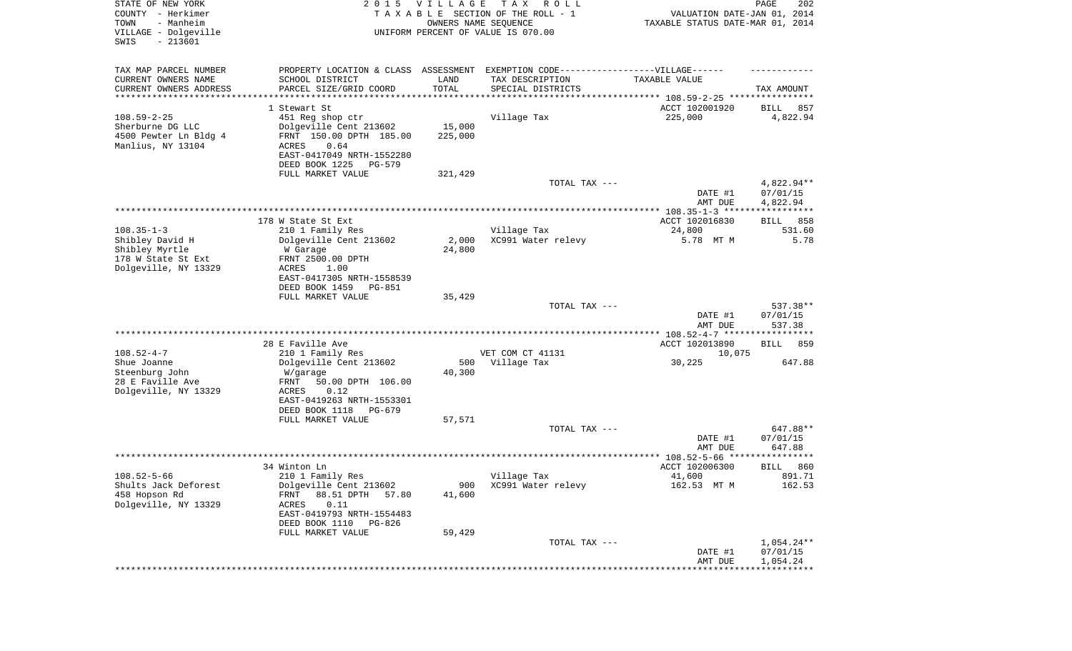STATE OF NEW YORK — COUNTY - Herkimer — TOWN - Manheim — VILLAGE - Dolgeville — SWIS - 213601

2015 VILLAGE TAX ROLL
TAXABLE SECTION OF THE ROLL - 1
OWNERS NAME SEQUENCE
UNIFORM PERCENT OF VALUE IS 070.00

VALUATION DATE-JAN 01, 2014
TAXABLE STATUS DATE-MAR 01, 2014

| TAX MAP PARCEL NUMBER / CURRENT OWNERS NAME / CURRENT OWNERS ADDRESS | PROPERTY LOCATION & CLASS / SCHOOL DISTRICT / PARCEL SIZE/GRID COORD | ASSESSMENT LAND / TOTAL | EXEMPTION CODE / TAX DESCRIPTION / SPECIAL DISTRICTS | TAXABLE VALUE | TAX AMOUNT |
|---|---|---|---|---|---|
| **108.59-2-25** | 1 Stewart St | | | ACCT 102001920 | BILL 857 |
| 108.59-2-25 | 451 Reg shop ctr | | Village Tax | 225,000 | 4,822.94 |
| Sherburne DG LLC | Dolgeville Cent 213602 | 15,000 | | | |
| 4500 Pewter Ln Bldg 4 | FRNT 150.00 DPTH 185.00 | 225,000 | | | |
| Manlius, NY 13104 | ACRES 0.64 | | | | |
| | EAST-0417049 NRTH-1552280 | | | | |
| | DEED BOOK 1225 PG-579 | | | | |
| | FULL MARKET VALUE | 321,429 | | | |
| | | | TOTAL TAX --- | | 4,822.94** |
| | | | | DATE #1 | 07/01/15 |
| | | | | AMT DUE | 4,822.94 |
| **108.35-1-3** | 178 W State St Ext | | | ACCT 102016830 | BILL 858 |
| 108.35-1-3 | 210 1 Family Res | | Village Tax | 24,800 | 531.60 |
| Shibley David H | Dolgeville Cent 213602 | 2,000 | XC991 Water relevy | 5.78 MT M | 5.78 |
| Shibley Myrtle | W Garage | 24,800 | | | |
| 178 W State St Ext | FRNT 2500.00 DPTH | | | | |
| Dolgeville, NY 13329 | ACRES 1.00 | | | | |
| | EAST-0417305 NRTH-1558539 | | | | |
| | DEED BOOK 1459 PG-851 | | | | |
| | FULL MARKET VALUE | 35,429 | | | |
| | | | TOTAL TAX --- | | 537.38** |
| | | | | DATE #1 | 07/01/15 |
| | | | | AMT DUE | 537.38 |
| **108.52-4-7** | 28 E Faville Ave | | | ACCT 102013890 | BILL 859 |
| 108.52-4-7 | 210 1 Family Res | | VET COM CT 41131 | 10,075 | |
| Shue Joanne | Dolgeville Cent 213602 | 500 | Village Tax | 30,225 | 647.88 |
| Steenburg John | W/garage | 40,300 | | | |
| 28 E Faville Ave | FRNT 50.00 DPTH 106.00 | | | | |
| Dolgeville, NY 13329 | ACRES 0.12 | | | | |
| | EAST-0419263 NRTH-1553301 | | | | |
| | DEED BOOK 1118 PG-679 | | | | |
| | FULL MARKET VALUE | 57,571 | | | |
| | | | TOTAL TAX --- | | 647.88** |
| | | | | DATE #1 | 07/01/15 |
| | | | | AMT DUE | 647.88 |
| **108.52-5-66** | 34 Winton Ln | | | ACCT 102006300 | BILL 860 |
| 108.52-5-66 | 210 1 Family Res | | Village Tax | 41,600 | 891.71 |
| Shults Jack Deforest | Dolgeville Cent 213602 | 900 | XC991 Water relevy | 162.53 MT M | 162.53 |
| 458 Hopson Rd | FRNT 88.51 DPTH 57.80 | 41,600 | | | |
| Dolgeville, NY 13329 | ACRES 0.11 | | | | |
| | EAST-0419793 NRTH-1554483 | | | | |
| | DEED BOOK 1110 PG-826 | | | | |
| | FULL MARKET VALUE | 59,429 | | | |
| | | | TOTAL TAX --- | | 1,054.24** |
| | | | | DATE #1 | 07/01/15 |
| | | | | AMT DUE | 1,054.24 |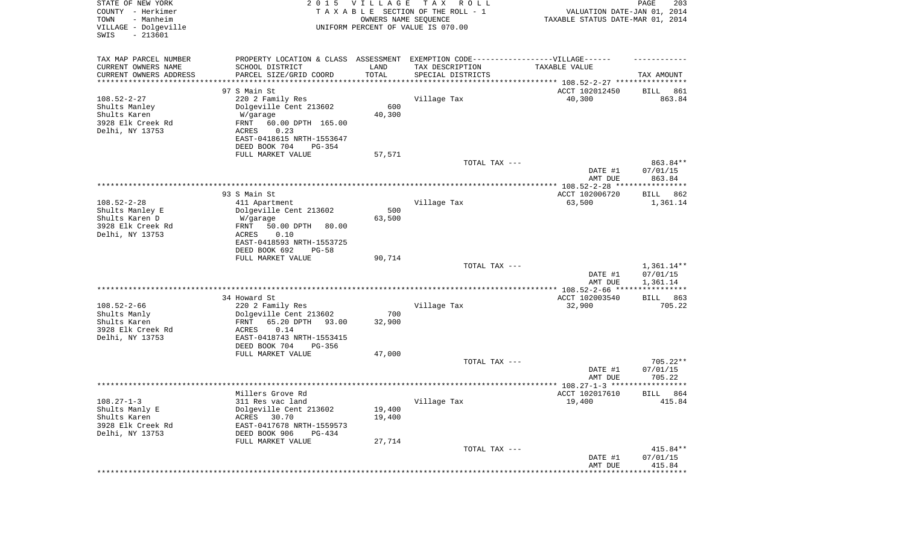STATE OF NEW YORK
COUNTY - Herkimer
TOWN - Manheim
VILLAGE - Dolgeville
SWIS - 213601

2 0 1 5 V I L L A G E T A X R O L L
T A X A B L E SECTION OF THE ROLL - 1
OWNERS NAME SEQUENCE
UNIFORM PERCENT OF VALUE IS 070.00

VALUATION DATE-JAN 01, 2014
TAXABLE STATUS DATE-MAR 01, 2014

| TAX MAP PARCEL NUMBER<br>CURRENT OWNERS NAME<br>CURRENT OWNERS ADDRESS | PROPERTY LOCATION & CLASS<br>SCHOOL DISTRICT<br>PARCEL SIZE/GRID COORD | ASSESSMENT<br>LAND<br>TOTAL | EXEMPTION CODE------VILLAGE------<br>TAX DESCRIPTION<br>SPECIAL DISTRICTS | TAXABLE VALUE | TAX AMOUNT |
|---|---|---|---|---|---|
| | 97 S Main St | | | ACCT 102012450 | BILL 861 |
| 108.52-2-27 | 220 2 Family Res | | Village Tax | 40,300 | 863.84 |
| Shults Manley | Dolgeville Cent 213602 | 600 | | | |
| Shults Karen | W/garage | 40,300 | | | |
| 3928 Elk Creek Rd | FRNT 60.00 DPTH 165.00 | | | | |
| Delhi, NY 13753 | ACRES 0.23 | | | | |
| | EAST-0418615 NRTH-1553647 | | | | |
| | DEED BOOK 704 PG-354 | | | | |
| | FULL MARKET VALUE | 57,571 | | | |
| | | | TOTAL TAX --- | | 863.84** |
| | | | | DATE #1 | 07/01/15 |
| | | | | AMT DUE | 863.84 |
| | 93 S Main St | | | ACCT 102006720 | BILL 862 |
| 108.52-2-28 | 411 Apartment | | Village Tax | 63,500 | 1,361.14 |
| Shults Manley E | Dolgeville Cent 213602 | 500 | | | |
| Shults Karen D | W/garage | 63,500 | | | |
| 3928 Elk Creek Rd | FRNT 50.00 DPTH 80.00 | | | | |
| Delhi, NY 13753 | ACRES 0.10 | | | | |
| | EAST-0418593 NRTH-1553725 | | | | |
| | DEED BOOK 692 PG-58 | | | | |
| | FULL MARKET VALUE | 90,714 | | | |
| | | | TOTAL TAX --- | | 1,361.14** |
| | | | | DATE #1 | 07/01/15 |
| | | | | AMT DUE | 1,361.14 |
| | 34 Howard St | | | ACCT 102003540 | BILL 863 |
| 108.52-2-66 | 220 2 Family Res | | Village Tax | 32,900 | 705.22 |
| Shults Manly | Dolgeville Cent 213602 | 700 | | | |
| Shults Karen | FRNT 65.20 DPTH 93.00 | 32,900 | | | |
| 3928 Elk Creek Rd | ACRES 0.14 | | | | |
| Delhi, NY 13753 | EAST-0418743 NRTH-1553415 | | | | |
| | DEED BOOK 704 PG-356 | | | | |
| | FULL MARKET VALUE | 47,000 | | | |
| | | | TOTAL TAX --- | | 705.22** |
| | | | | DATE #1 | 07/01/15 |
| | | | | AMT DUE | 705.22 |
| | Millers Grove Rd | | | ACCT 102017610 | BILL 864 |
| 108.27-1-3 | 311 Res vac land | | Village Tax | 19,400 | 415.84 |
| Shults Manly E | Dolgeville Cent 213602 | 19,400 | | | |
| Shults Karen | ACRES 30.70 | 19,400 | | | |
| 3928 Elk Creek Rd | EAST-0417678 NRTH-1559573 | | | | |
| Delhi, NY 13753 | DEED BOOK 906 PG-434 | | | | |
| | FULL MARKET VALUE | 27,714 | | | |
| | | | TOTAL TAX --- | | 415.84** |
| | | | | DATE #1 | 07/01/15 |
| | | | | AMT DUE | 415.84 |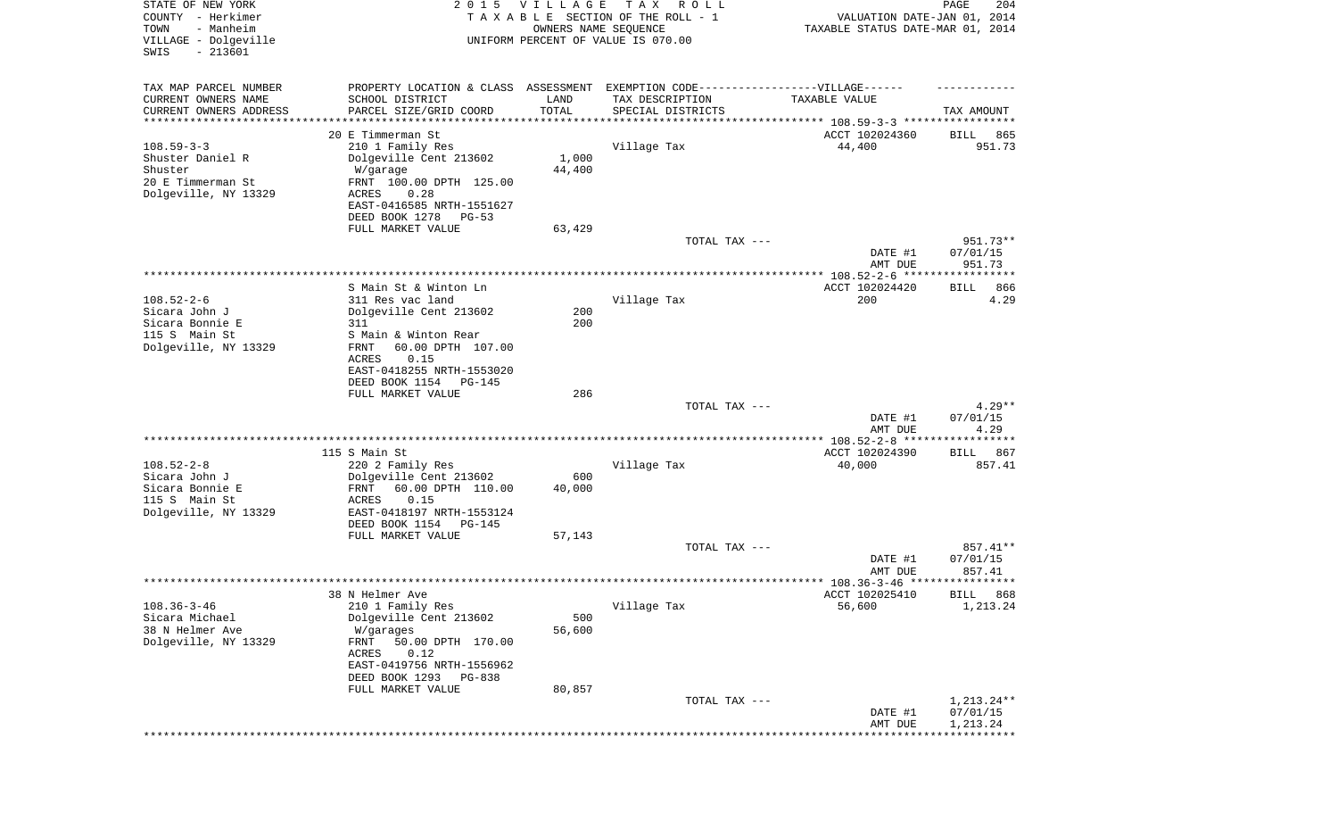STATE OF NEW YORK
COUNTY - Herkimer
TOWN - Manheim
VILLAGE - Dolgeville
SWIS - 213601

2 0 1 5 V I L L A G E T A X R O L L
T A X A B L E SECTION OF THE ROLL - 1
OWNERS NAME SEQUENCE
UNIFORM PERCENT OF VALUE IS 070.00

VALUATION DATE-JAN 01, 2014
TAXABLE STATUS DATE-MAR 01, 2014

| TAX MAP PARCEL NUMBER / CURRENT OWNERS NAME / CURRENT OWNERS ADDRESS | PROPERTY LOCATION & CLASS / SCHOOL DISTRICT / PARCEL SIZE/GRID COORD | ASSESSMENT LAND / TOTAL | EXEMPTION CODE / TAX DESCRIPTION / SPECIAL DISTRICTS | TAXABLE VALUE | TAX AMOUNT |
|---|---|---|---|---|---|
| 108.59-3-3 | 20 E Timmerman St | | | ACCT 102024360 | BILL 865 |
| Shuster Daniel R | 210 1 Family Res | | Village Tax | 44,400 | 951.73 |
| Shuster | Dolgeville Cent 213602 | 1,000 | | | |
| 20 E Timmerman St | W/garage | 44,400 | | | |
| Dolgeville, NY 13329 | FRNT 100.00 DPTH 125.00 | | | | |
| | ACRES 0.28 | | | | |
| | EAST-0416585 NRTH-1551627 | | | | |
| | DEED BOOK 1278 PG-53 | | | | |
| | FULL MARKET VALUE | 63,429 | | | |
| | | | TOTAL TAX --- | | 951.73** |
| | | | | DATE #1 | 07/01/15 |
| | | | | AMT DUE | 951.73 |
| 108.52-2-6 | S Main St & Winton Ln | | | ACCT 102024420 | BILL 866 |
| Sicara John J | 311 Res vac land | | Village Tax | 200 | 4.29 |
| Sicara Bonnie E | Dolgeville Cent 213602 | 200 | | | |
| 115 S Main St | 311 | 200 | | | |
| Dolgeville, NY 13329 | S Main & Winton Rear | | | | |
| | FRNT 60.00 DPTH 107.00 | | | | |
| | ACRES 0.15 | | | | |
| | EAST-0418255 NRTH-1553020 | | | | |
| | DEED BOOK 1154 PG-145 | | | | |
| | FULL MARKET VALUE | 286 | | | |
| | | | TOTAL TAX --- | | 4.29** |
| | | | | DATE #1 | 07/01/15 |
| | | | | AMT DUE | 4.29 |
| 108.52-2-8 | 115 S Main St | | | ACCT 102024390 | BILL 867 |
| Sicara John J | 220 2 Family Res | | Village Tax | 40,000 | 857.41 |
| Sicara Bonnie E | Dolgeville Cent 213602 | 600 | | | |
| 115 S Main St | FRNT 60.00 DPTH 110.00 | 40,000 | | | |
| Dolgeville, NY 13329 | ACRES 0.15 | | | | |
| | EAST-0418197 NRTH-1553124 | | | | |
| | DEED BOOK 1154 PG-145 | | | | |
| | FULL MARKET VALUE | 57,143 | | | |
| | | | TOTAL TAX --- | | 857.41** |
| | | | | DATE #1 | 07/01/15 |
| | | | | AMT DUE | 857.41 |
| 108.36-3-46 | 38 N Helmer Ave | | | ACCT 102025410 | BILL 868 |
| Sicara Michael | 210 1 Family Res | | Village Tax | 56,600 | 1,213.24 |
| 38 N Helmer Ave | Dolgeville Cent 213602 | 500 | | | |
| Dolgeville, NY 13329 | W/garages | 56,600 | | | |
| | FRNT 50.00 DPTH 170.00 | | | | |
| | ACRES 0.12 | | | | |
| | EAST-0419756 NRTH-1556962 | | | | |
| | DEED BOOK 1293 PG-838 | | | | |
| | FULL MARKET VALUE | 80,857 | | | |
| | | | TOTAL TAX --- | | 1,213.24** |
| | | | | DATE #1 | 07/01/15 |
| | | | | AMT DUE | 1,213.24 |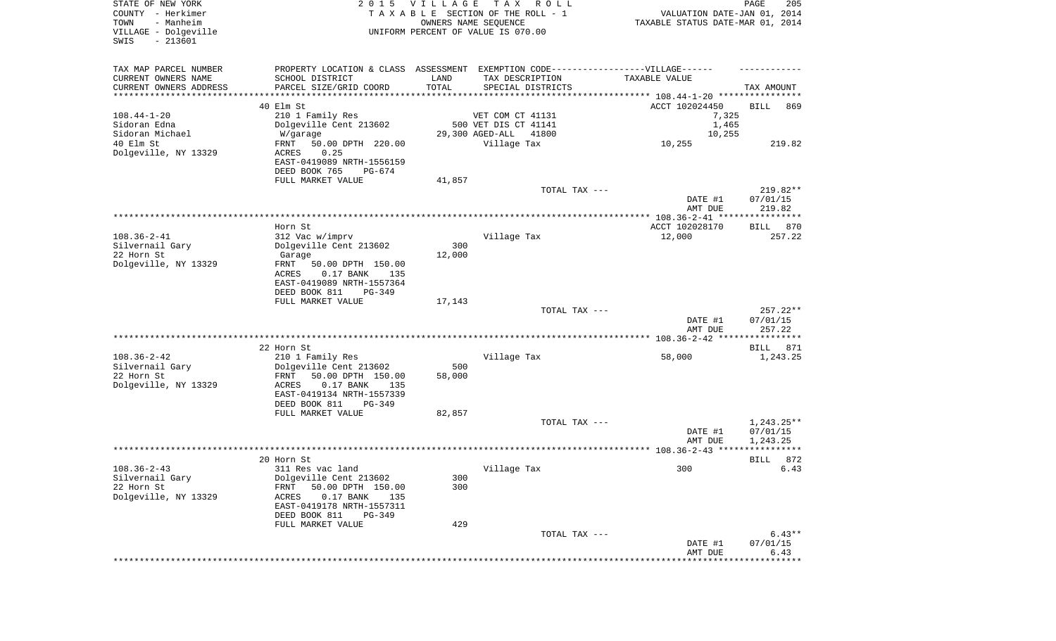STATE OF NEW YORK
COUNTY - Herkimer
TOWN - Manheim
VILLAGE - Dolgeville
SWIS - 213601

2015 VILLAGE TAX ROLL
TAXABLE SECTION OF THE ROLL - 1
OWNERS NAME SEQUENCE
UNIFORM PERCENT OF VALUE IS 070.00

VALUATION DATE-JAN 01, 2014
TAXABLE STATUS DATE-MAR 01, 2014

| TAX MAP PARCEL NUMBER / CURRENT OWNERS NAME / CURRENT OWNERS ADDRESS | PROPERTY LOCATION & CLASS / SCHOOL DISTRICT / PARCEL SIZE/GRID COORD | ASSESSMENT LAND | TOTAL | EXEMPTION CODE / TAX DESCRIPTION / SPECIAL DISTRICTS | TAXABLE VALUE | TAX AMOUNT |
|---|---|---|---|---|---|---|
| **108.44-1-20** | 40 Elm St | | | | ACCT 102024450 | BILL 869 |
| Sidoran Edna | 210 1 Family Res | | | VET COM CT 41131 | 7,325 | |
| Sidoran Michael | Dolgeville Cent 213602 | 500 | | VET DIS CT 41141 | 1,465 | |
| 40 Elm St | W/garage | | 29,300 | AGED-ALL 41800 | 10,255 | |
| Dolgeville, NY 13329 | FRNT 50.00 DPTH 220.00 | | | Village Tax | 10,255 | 219.82 |
| | ACRES 0.25 | | | | | |
| | EAST-0419089 NRTH-1556159 | | | | | |
| | DEED BOOK 765 PG-674 | | | | | |
| | FULL MARKET VALUE | 41,857 | | | | |
| | | | | TOTAL TAX --- | | 219.82** |
| | | | | | DATE #1 | 07/01/15 |
| | | | | | AMT DUE | 219.82 |
| **108.36-2-41** | Horn St | | | | ACCT 102028170 | BILL 870 |
| Silvernail Gary | 312 Vac w/imprv | | | Village Tax | 12,000 | 257.22 |
| 22 Horn St | Dolgeville Cent 213602 | 300 | | | | |
| Dolgeville, NY 13329 | Garage | | 12,000 | | | |
| | FRNT 50.00 DPTH 150.00 | | | | | |
| | ACRES 0.17 BANK 135 | | | | | |
| | EAST-0419089 NRTH-1557364 | | | | | |
| | DEED BOOK 811 PG-349 | | | | | |
| | FULL MARKET VALUE | 17,143 | | | | |
| | | | | TOTAL TAX --- | | 257.22** |
| | | | | | DATE #1 | 07/01/15 |
| | | | | | AMT DUE | 257.22 |
| **108.36-2-42** | 22 Horn St | | | | | BILL 871 |
| Silvernail Gary | 210 1 Family Res | | | Village Tax | 58,000 | 1,243.25 |
| 22 Horn St | Dolgeville Cent 213602 | 500 | | | | |
| Dolgeville, NY 13329 | FRNT 50.00 DPTH 150.00 | | 58,000 | | | |
| | ACRES 0.17 BANK 135 | | | | | |
| | EAST-0419134 NRTH-1557339 | | | | | |
| | DEED BOOK 811 PG-349 | | | | | |
| | FULL MARKET VALUE | 82,857 | | | | |
| | | | | TOTAL TAX --- | | 1,243.25** |
| | | | | | DATE #1 | 07/01/15 |
| | | | | | AMT DUE | 1,243.25 |
| **108.36-2-43** | 20 Horn St | | | | | BILL 872 |
| Silvernail Gary | 311 Res vac land | | | Village Tax | 300 | 6.43 |
| 22 Horn St | Dolgeville Cent 213602 | 300 | | | | |
| Dolgeville, NY 13329 | FRNT 50.00 DPTH 150.00 | | 300 | | | |
| | ACRES 0.17 BANK 135 | | | | | |
| | EAST-0419178 NRTH-1557311 | | | | | |
| | DEED BOOK 811 PG-349 | | | | | |
| | FULL MARKET VALUE | 429 | | | | |
| | | | | TOTAL TAX --- | | 6.43** |
| | | | | | DATE #1 | 07/01/15 |
| | | | | | AMT DUE | 6.43 |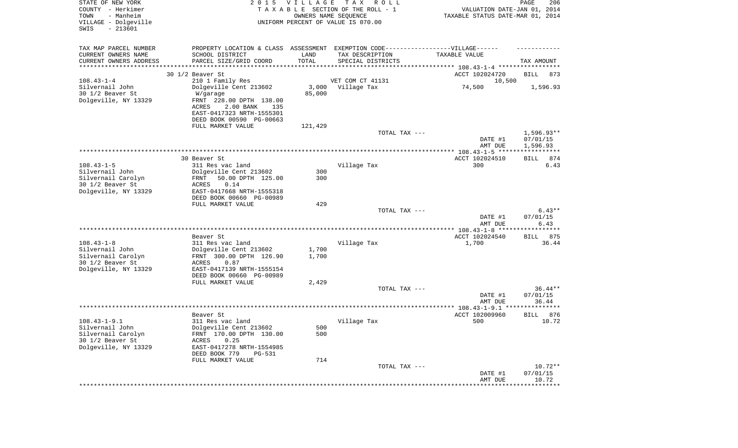STATE OF NEW YORK
COUNTY - Herkimer
TOWN - Manheim
VILLAGE - Dolgeville
SWIS - 213601

2015 VILLAGE TAX ROLL
TAXABLE SECTION OF THE ROLL - 1
OWNERS NAME SEQUENCE
UNIFORM PERCENT OF VALUE IS 070.00

VALUATION DATE-JAN 01, 2014
TAXABLE STATUS DATE-MAR 01, 2014

| TAX MAP PARCEL NUMBER<br>CURRENT OWNERS NAME<br>CURRENT OWNERS ADDRESS | PROPERTY LOCATION & CLASS<br>SCHOOL DISTRICT<br>PARCEL SIZE/GRID COORD | ASSESSMENT<br>LAND<br>TOTAL | EXEMPTION CODE------VILLAGE------<br>TAX DESCRIPTION<br>SPECIAL DISTRICTS | TAXABLE VALUE | TAX AMOUNT |
|---|---|---|---|---|---|
| | 30 1/2 Beaver St | | | ACCT 102024720 | BILL 873 |
| 108.43-1-4 | 210 1 Family Res | | VET COM CT 41131 | 10,500 | |
| Silvernail John | Dolgeville Cent 213602 | 3,000 | Village Tax | 74,500 | 1,596.93 |
| 30 1/2 Beaver St | W/garage | 85,000 | | | |
| Dolgeville, NY 13329 | FRNT 228.00 DPTH 138.00 | | | | |
| | ACRES 2.00 BANK 135 | | | | |
| | EAST-0417323 NRTH-1555301 | | | | |
| | DEED BOOK 00590 PG-00663 | | | | |
| | FULL MARKET VALUE | 121,429 | | | |
| | | | TOTAL TAX --- | | 1,596.93** |
| | | | | DATE #1 | 07/01/15 |
| | | | | AMT DUE | 1,596.93 |
| | 30 Beaver St | | | ACCT 102024510 | BILL 874 |
| 108.43-1-5 | 311 Res vac land | | Village Tax | 300 | 6.43 |
| Silvernail John | Dolgeville Cent 213602 | 300 | | | |
| Silvernail Carolyn | FRNT 50.00 DPTH 125.00 | 300 | | | |
| 30 1/2 Beaver St | ACRES 0.14 | | | | |
| Dolgeville, NY 13329 | EAST-0417668 NRTH-1555318 | | | | |
| | DEED BOOK 00660 PG-00989 | | | | |
| | FULL MARKET VALUE | 429 | | | |
| | | | TOTAL TAX --- | | 6.43** |
| | | | | DATE #1 | 07/01/15 |
| | | | | AMT DUE | 6.43 |
| | Beaver St | | | ACCT 102024540 | BILL 875 |
| 108.43-1-8 | 311 Res vac land | | Village Tax | 1,700 | 36.44 |
| Silvernail John | Dolgeville Cent 213602 | 1,700 | | | |
| Silvernail Carolyn | FRNT 300.00 DPTH 126.90 | 1,700 | | | |
| 30 1/2 Beaver St | ACRES 0.87 | | | | |
| Dolgeville, NY 13329 | EAST-0417139 NRTH-1555154 | | | | |
| | DEED BOOK 00660 PG-00989 | | | | |
| | FULL MARKET VALUE | 2,429 | | | |
| | | | TOTAL TAX --- | | 36.44** |
| | | | | DATE #1 | 07/01/15 |
| | | | | AMT DUE | 36.44 |
| | Beaver St | | | ACCT 102009960 | BILL 876 |
| 108.43-1-9.1 | 311 Res vac land | | Village Tax | 500 | 10.72 |
| Silvernail John | Dolgeville Cent 213602 | 500 | | | |
| Silvernail Carolyn | FRNT 170.00 DPTH 130.00 | 500 | | | |
| 30 1/2 Beaver St | ACRES 0.25 | | | | |
| Dolgeville, NY 13329 | EAST-0417278 NRTH-1554985 | | | | |
| | DEED BOOK 779 PG-531 | | | | |
| | FULL MARKET VALUE | 714 | | | |
| | | | TOTAL TAX --- | | 10.72** |
| | | | | DATE #1 | 07/01/15 |
| | | | | AMT DUE | 10.72 |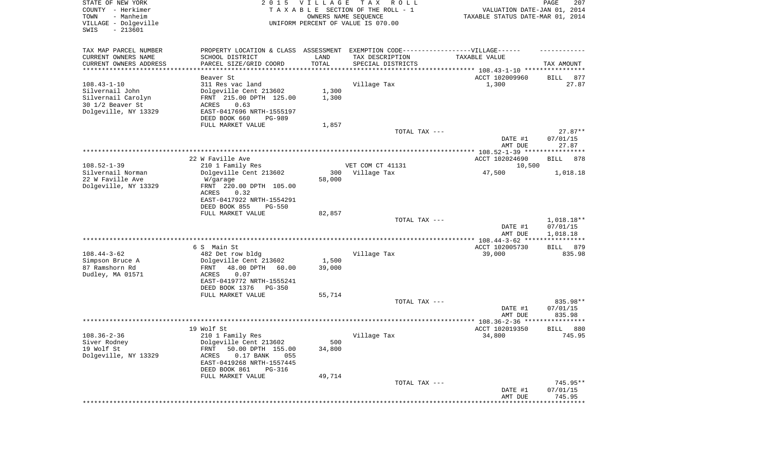STATE OF NEW YORK
COUNTY - Herkimer
TOWN - Manheim
VILLAGE - Dolgeville
SWIS - 213601

2 0 1 5 V I L L A G E T A X R O L L
T A X A B L E SECTION OF THE ROLL - 1
OWNERS NAME SEQUENCE
UNIFORM PERCENT OF VALUE IS 070.00

VALUATION DATE-JAN 01, 2014
TAXABLE STATUS DATE-MAR 01, 2014

| TAX MAP PARCEL NUMBER / CURRENT OWNERS NAME / CURRENT OWNERS ADDRESS | PROPERTY LOCATION & CLASS / SCHOOL DISTRICT / PARCEL SIZE/GRID COORD | ASSESSMENT LAND / TOTAL | EXEMPTION CODE / TAX DESCRIPTION / SPECIAL DISTRICTS | TAXABLE VALUE | TAX AMOUNT |
|---|---|---|---|---|---|
| **108.43-1-10** | Beaver St | | | ACCT 102009960 | BILL 877 |
| 108.43-1-10 | 311 Res vac land | | Village Tax | 1,300 | 27.87 |
| Silvernail John | Dolgeville Cent 213602 | 1,300 | | | |
| Silvernail Carolyn | FRNT 215.00 DPTH 125.00 | 1,300 | | | |
| 30 1/2 Beaver St | ACRES 0.63 | | | | |
| Dolgeville, NY 13329 | EAST-0417696 NRTH-1555197 | | | | |
| | DEED BOOK 660 PG-989 | | | | |
| | FULL MARKET VALUE | 1,857 | | | |
| | | | TOTAL TAX --- | | 27.87** |
| | | | | DATE #1 | 07/01/15 |
| | | | | AMT DUE | 27.87 |
| **108.52-1-39** | 22 W Faville Ave | | | ACCT 102024690 | BILL 878 |
| 108.52-1-39 | 210 1 Family Res | | VET COM CT 41131 | 10,500 | |
| Silvernail Norman | Dolgeville Cent 213602 | 300 | Village Tax | 47,500 | 1,018.18 |
| 22 W Faville Ave | W/garage | 58,000 | | | |
| Dolgeville, NY 13329 | FRNT 220.00 DPTH 105.00 | | | | |
| | ACRES 0.32 | | | | |
| | EAST-0417922 NRTH-1554291 | | | | |
| | DEED BOOK 855 PG-550 | | | | |
| | FULL MARKET VALUE | 82,857 | | | |
| | | | TOTAL TAX --- | | 1,018.18** |
| | | | | DATE #1 | 07/01/15 |
| | | | | AMT DUE | 1,018.18 |
| **108.44-3-62** | 6 S Main St | | | ACCT 102005730 | BILL 879 |
| 108.44-3-62 | 482 Det row bldg | | Village Tax | 39,000 | 835.98 |
| Simpson Bruce A | Dolgeville Cent 213602 | 1,500 | | | |
| 87 Ramshorn Rd | FRNT 48.00 DPTH 60.00 | 39,000 | | | |
| Dudley, MA 01571 | ACRES 0.07 | | | | |
| | EAST-0419772 NRTH-1555241 | | | | |
| | DEED BOOK 1376 PG-350 | | | | |
| | FULL MARKET VALUE | 55,714 | | | |
| | | | TOTAL TAX --- | | 835.98** |
| | | | | DATE #1 | 07/01/15 |
| | | | | AMT DUE | 835.98 |
| **108.36-2-36** | 19 Wolf St | | | ACCT 102019350 | BILL 880 |
| 108.36-2-36 | 210 1 Family Res | | Village Tax | 34,800 | 745.95 |
| Siver Rodney | Dolgeville Cent 213602 | 500 | | | |
| 19 Wolf St | FRNT 50.00 DPTH 155.00 | 34,800 | | | |
| Dolgeville, NY 13329 | ACRES 0.17 BANK 055 | | | | |
| | EAST-0419268 NRTH-1557445 | | | | |
| | DEED BOOK 861 PG-316 | | | | |
| | FULL MARKET VALUE | 49,714 | | | |
| | | | TOTAL TAX --- | | 745.95** |
| | | | | DATE #1 | 07/01/15 |
| | | | | AMT DUE | 745.95 |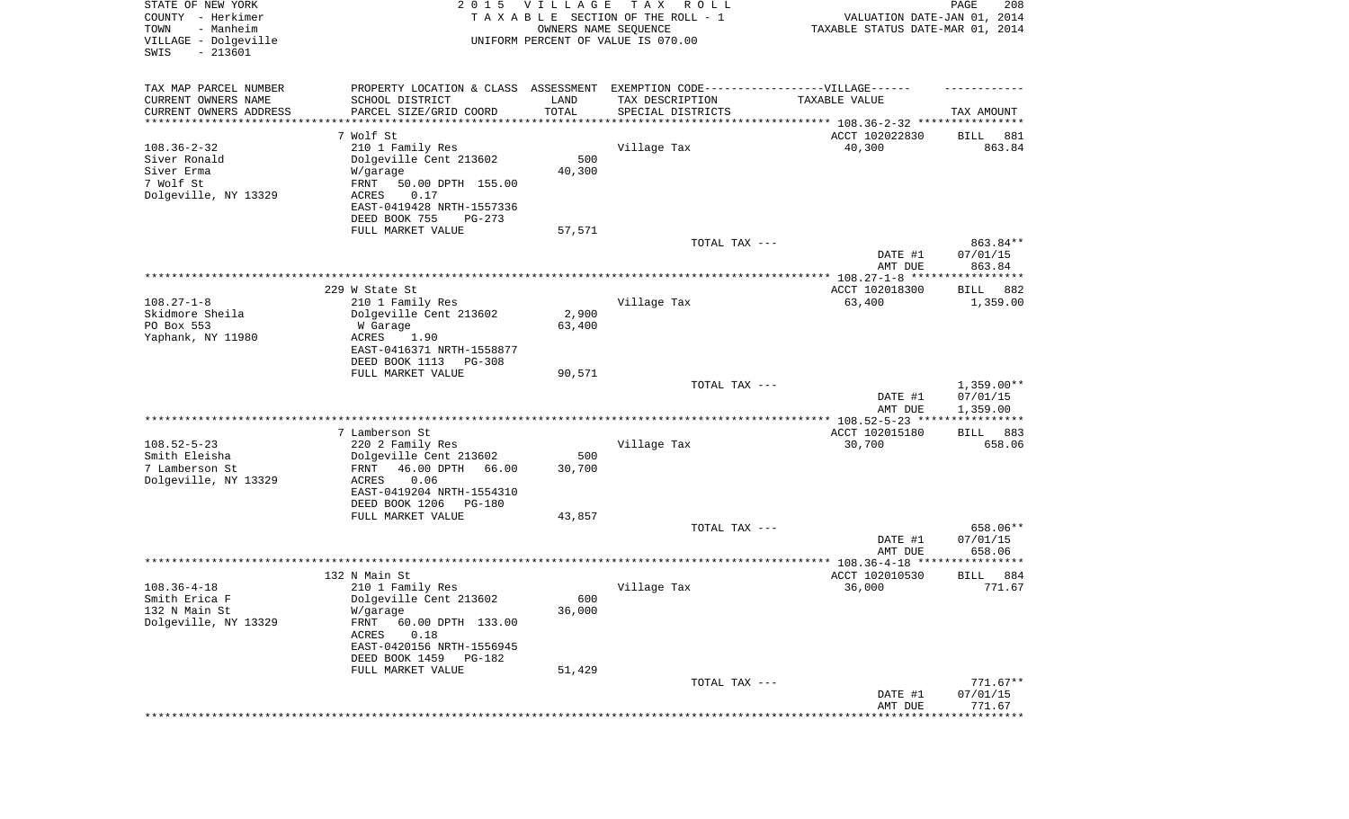STATE OF NEW YORK
COUNTY - Herkimer
TOWN - Manheim
VILLAGE - Dolgeville
SWIS - 213601

2 0 1 5 V I L L A G E T A X R O L L
T A X A B L E SECTION OF THE ROLL - 1
OWNERS NAME SEQUENCE
UNIFORM PERCENT OF VALUE IS 070.00

VALUATION DATE-JAN 01, 2014
TAXABLE STATUS DATE-MAR 01, 2014

| TAX MAP PARCEL NUMBER / CURRENT OWNERS NAME / CURRENT OWNERS ADDRESS | PROPERTY LOCATION & CLASS / SCHOOL DISTRICT / PARCEL SIZE/GRID COORD | ASSESSMENT LAND / TOTAL | EXEMPTION CODE / TAX DESCRIPTION / SPECIAL DISTRICTS | TAXABLE VALUE | TAX AMOUNT |
|---|---|---|---|---|---|
| 108.36-2-32 | 7 Wolf St | | | ACCT 102022830 | BILL 881 |
| Siver Ronald | 210 1 Family Res | | Village Tax | 40,300 | 863.84 |
| Siver Erma | Dolgeville Cent 213602 | 500 | | | |
| 7 Wolf St | W/garage | 40,300 | | | |
| Dolgeville, NY 13329 | FRNT 50.00 DPTH 155.00 | | | | |
| | ACRES 0.17 | | | | |
| | EAST-0419428 NRTH-1557336 | | | | |
| | DEED BOOK 755 PG-273 | | | | |
| | FULL MARKET VALUE | 57,571 | | | |
| | | | TOTAL TAX --- | | 863.84** |
| | | | | DATE #1 | 07/01/15 |
| | | | | AMT DUE | 863.84 |
| 108.27-1-8 | 229 W State St | | | ACCT 102018300 | BILL 882 |
| Skidmore Sheila | 210 1 Family Res | | Village Tax | 63,400 | 1,359.00 |
| PO Box 553 | Dolgeville Cent 213602 | 2,900 | | | |
| Yaphank, NY 11980 | W Garage | 63,400 | | | |
| | ACRES 1.90 | | | | |
| | EAST-0416371 NRTH-1558877 | | | | |
| | DEED BOOK 1113 PG-308 | | | | |
| | FULL MARKET VALUE | 90,571 | | | |
| | | | TOTAL TAX --- | | 1,359.00** |
| | | | | DATE #1 | 07/01/15 |
| | | | | AMT DUE | 1,359.00 |
| 108.52-5-23 | 7 Lamberson St | | | ACCT 102015180 | BILL 883 |
| Smith Eleisha | 220 2 Family Res | | Village Tax | 30,700 | 658.06 |
| 7 Lamberson St | Dolgeville Cent 213602 | 500 | | | |
| Dolgeville, NY 13329 | FRNT 46.00 DPTH 66.00 | 30,700 | | | |
| | ACRES 0.06 | | | | |
| | EAST-0419204 NRTH-1554310 | | | | |
| | DEED BOOK 1206 PG-180 | | | | |
| | FULL MARKET VALUE | 43,857 | | | |
| | | | TOTAL TAX --- | | 658.06** |
| | | | | DATE #1 | 07/01/15 |
| | | | | AMT DUE | 658.06 |
| 108.36-4-18 | 132 N Main St | | | ACCT 102010530 | BILL 884 |
| Smith Erica F | 210 1 Family Res | | Village Tax | 36,000 | 771.67 |
| 132 N Main St | Dolgeville Cent 213602 | 600 | | | |
| Dolgeville, NY 13329 | W/garage | 36,000 | | | |
| | FRNT 60.00 DPTH 133.00 | | | | |
| | ACRES 0.18 | | | | |
| | EAST-0420156 NRTH-1556945 | | | | |
| | DEED BOOK 1459 PG-182 | | | | |
| | FULL MARKET VALUE | 51,429 | | | |
| | | | TOTAL TAX --- | | 771.67** |
| | | | | DATE #1 | 07/01/15 |
| | | | | AMT DUE | 771.67 |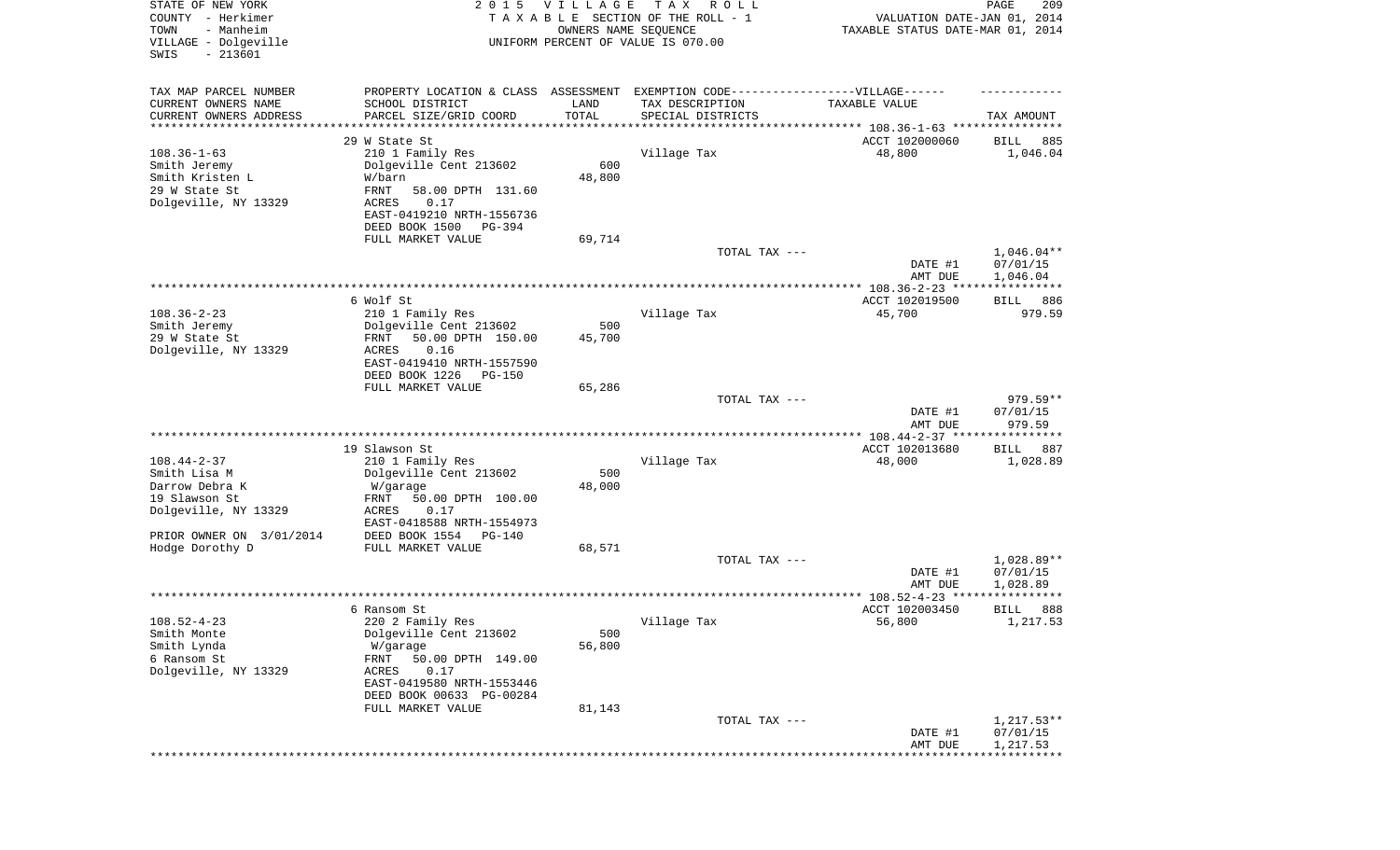STATE OF NEW YORK
COUNTY - Herkimer
TOWN - Manheim
VILLAGE - Dolgeville
SWIS - 213601

2 0 1 5 V I L L A G E T A X R O L L
T A X A B L E SECTION OF THE ROLL - 1
OWNERS NAME SEQUENCE
UNIFORM PERCENT OF VALUE IS 070.00

VALUATION DATE-JAN 01, 2014
TAXABLE STATUS DATE-MAR 01, 2014

| TAX MAP PARCEL NUMBER<br>CURRENT OWNERS NAME<br>CURRENT OWNERS ADDRESS | PROPERTY LOCATION & CLASS<br>SCHOOL DISTRICT<br>PARCEL SIZE/GRID COORD | ASSESSMENT<br>LAND<br>TOTAL | EXEMPTION CODE------VILLAGE------<br>TAX DESCRIPTION<br>SPECIAL DISTRICTS | TAXABLE VALUE | TAX AMOUNT |
|---|---|---|---|---|---|
| 108.36-1-63 | 29 W State St | | | ACCT 102000060 | BILL 885 |
| Smith Jeremy | 210 1 Family Res | | Village Tax | 48,800 | 1,046.04 |
| Smith Kristen L | Dolgeville Cent 213602 | 600 | | | |
| 29 W State St | W/barn | 48,800 | | | |
| Dolgeville, NY 13329 | FRNT 58.00 DPTH 131.60 | | | | |
| | ACRES 0.17 | | | | |
| | EAST-0419210 NRTH-1556736 | | | | |
| | DEED BOOK 1500 PG-394 | | | | |
| | FULL MARKET VALUE | 69,714 | | | |
| | | | TOTAL TAX --- | | 1,046.04** |
| | | | | DATE #1 | 07/01/15 |
| | | | | AMT DUE | 1,046.04 |
| 108.36-2-23 | 6 Wolf St | | | ACCT 102019500 | BILL 886 |
| Smith Jeremy | 210 1 Family Res | | Village Tax | 45,700 | 979.59 |
| 29 W State St | Dolgeville Cent 213602 | 500 | | | |
| Dolgeville, NY 13329 | FRNT 50.00 DPTH 150.00 | 45,700 | | | |
| | ACRES 0.16 | | | | |
| | EAST-0419410 NRTH-1557590 | | | | |
| | DEED BOOK 1226 PG-150 | | | | |
| | FULL MARKET VALUE | 65,286 | | | |
| | | | TOTAL TAX --- | | 979.59** |
| | | | | DATE #1 | 07/01/15 |
| | | | | AMT DUE | 979.59 |
| 108.44-2-37 | 19 Slawson St | | | ACCT 102013680 | BILL 887 |
| Smith Lisa M | 210 1 Family Res | | Village Tax | 48,000 | 1,028.89 |
| Darrow Debra K | Dolgeville Cent 213602 | 500 | | | |
| 19 Slawson St | W/garage | 48,000 | | | |
| Dolgeville, NY 13329 | FRNT 50.00 DPTH 100.00 | | | | |
| | ACRES 0.17 | | | | |
| | EAST-0418588 NRTH-1554973 | | | | |
| PRIOR OWNER ON 3/01/2014 | DEED BOOK 1554 PG-140 | | | | |
| Hodge Dorothy D | FULL MARKET VALUE | 68,571 | | | |
| | | | TOTAL TAX --- | | 1,028.89** |
| | | | | DATE #1 | 07/01/15 |
| | | | | AMT DUE | 1,028.89 |
| 108.52-4-23 | 6 Ransom St | | | ACCT 102003450 | BILL 888 |
| Smith Monte | 220 2 Family Res | | Village Tax | 56,800 | 1,217.53 |
| Smith Lynda | Dolgeville Cent 213602 | 500 | | | |
| 6 Ransom St | W/garage | 56,800 | | | |
| Dolgeville, NY 13329 | FRNT 50.00 DPTH 149.00 | | | | |
| | ACRES 0.17 | | | | |
| | EAST-0419580 NRTH-1553446 | | | | |
| | DEED BOOK 00633 PG-00284 | | | | |
| | FULL MARKET VALUE | 81,143 | | | |
| | | | TOTAL TAX --- | | 1,217.53** |
| | | | | DATE #1 | 07/01/15 |
| | | | | AMT DUE | 1,217.53 |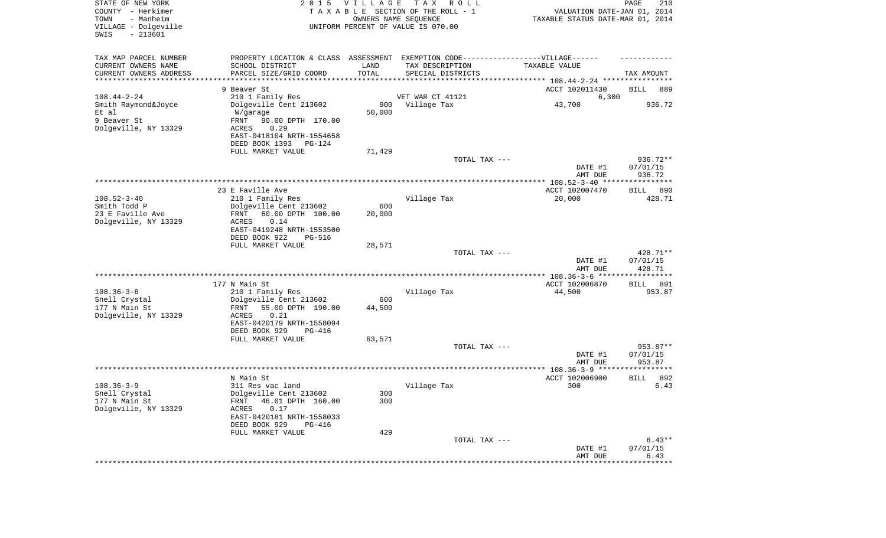STATE OF NEW YORK
COUNTY - Herkimer
TOWN - Manheim
VILLAGE - Dolgeville
SWIS - 213601

2 0 1 5 V I L L A G E T A X R O L L
T A X A B L E SECTION OF THE ROLL - 1
OWNERS NAME SEQUENCE
UNIFORM PERCENT OF VALUE IS 070.00

VALUATION DATE-JAN 01, 2014
TAXABLE STATUS DATE-MAR 01, 2014

| TAX MAP PARCEL NUMBER<br>CURRENT OWNERS NAME<br>CURRENT OWNERS ADDRESS | PROPERTY LOCATION & CLASS<br>SCHOOL DISTRICT<br>PARCEL SIZE/GRID COORD | ASSESSMENT LAND<br>TOTAL | EXEMPTION CODE------VILLAGE------<br>TAX DESCRIPTION<br>SPECIAL DISTRICTS | TAXABLE VALUE | TAX AMOUNT |
|---|---|---|---|---|---|
| | 9 Beaver St | | | ACCT 102011430 | BILL 889 |
| 108.44-2-24 | 210 1 Family Res | | VET WAR CT 41121 | 6,300 | |
| Smith Raymond&Joyce | Dolgeville Cent 213602 | 900 | Village Tax | 43,700 | 936.72 |
| Et al | W/garage | 50,000 | | | |
| 9 Beaver St | FRNT 90.00 DPTH 170.00 | | | | |
| Dolgeville, NY 13329 | ACRES 0.29 | | | | |
| | EAST-0418104 NRTH-1554658 | | | | |
| | DEED BOOK 1393 PG-124 | | | | |
| | FULL MARKET VALUE | 71,429 | | | |
| | | | TOTAL TAX --- | | 936.72** |
| | | | | DATE #1 | 07/01/15 |
| | | | | AMT DUE | 936.72 |
| | 23 E Faville Ave | | | ACCT 102007470 | BILL 890 |
| 108.52-3-40 | 210 1 Family Res | | Village Tax | 20,000 | 428.71 |
| Smith Todd P | Dolgeville Cent 213602 | 600 | | | |
| 23 E Faville Ave | FRNT 60.00 DPTH 100.00 | 20,000 | | | |
| Dolgeville, NY 13329 | ACRES 0.14 | | | | |
| | EAST-0419248 NRTH-1553500 | | | | |
| | DEED BOOK 922 PG-516 | | | | |
| | FULL MARKET VALUE | 28,571 | | | |
| | | | TOTAL TAX --- | | 428.71** |
| | | | | DATE #1 | 07/01/15 |
| | | | | AMT DUE | 428.71 |
| | 177 N Main St | | | ACCT 102006870 | BILL 891 |
| 108.36-3-6 | 210 1 Family Res | | Village Tax | 44,500 | 953.87 |
| Snell Crystal | Dolgeville Cent 213602 | 600 | | | |
| 177 N Main St | FRNT 55.00 DPTH 190.00 | 44,500 | | | |
| Dolgeville, NY 13329 | ACRES 0.21 | | | | |
| | EAST-0420179 NRTH-1558094 | | | | |
| | DEED BOOK 929 PG-416 | | | | |
| | FULL MARKET VALUE | 63,571 | | | |
| | | | TOTAL TAX --- | | 953.87** |
| | | | | DATE #1 | 07/01/15 |
| | | | | AMT DUE | 953.87 |
| | N Main St | | | ACCT 102006900 | BILL 892 |
| 108.36-3-9 | 311 Res vac land | | Village Tax | 300 | 6.43 |
| Snell Crystal | Dolgeville Cent 213602 | 300 | | | |
| 177 N Main St | FRNT 46.01 DPTH 160.00 | 300 | | | |
| Dolgeville, NY 13329 | ACRES 0.17 | | | | |
| | EAST-0420181 NRTH-1558033 | | | | |
| | DEED BOOK 929 PG-416 | | | | |
| | FULL MARKET VALUE | 429 | | | |
| | | | TOTAL TAX --- | | 6.43** |
| | | | | DATE #1 | 07/01/15 |
| | | | | AMT DUE | 6.43 |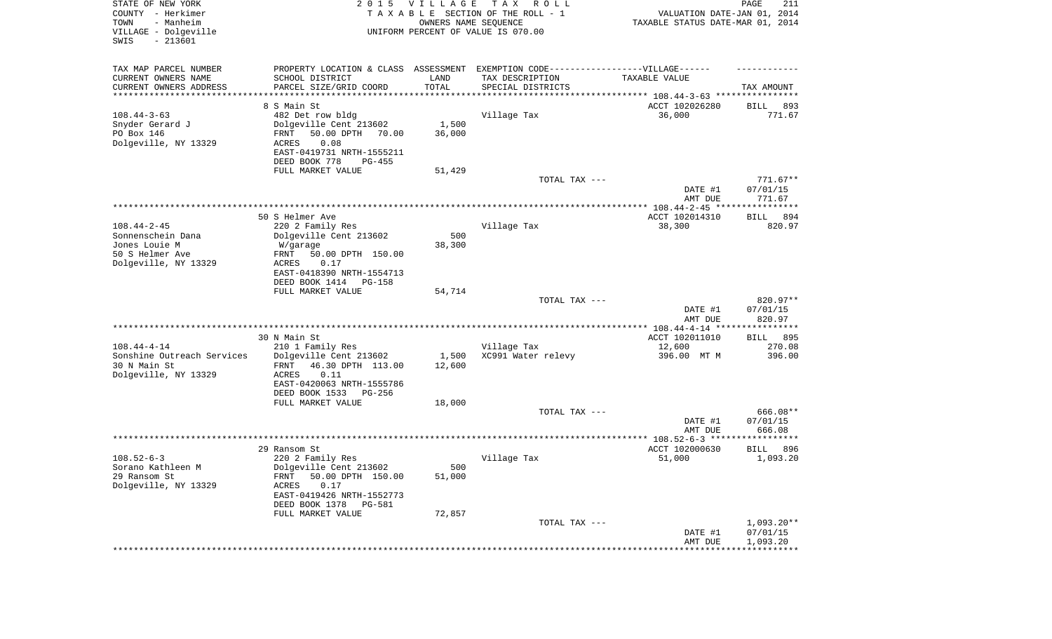STATE OF NEW YORK  
COUNTY - Herkimer  
TOWN - Manheim  
VILLAGE - Dolgeville  
SWIS - 213601

2015 VILLAGE TAX ROLL  
TAXABLE SECTION OF THE ROLL - 1  
OWNERS NAME SEQUENCE  
UNIFORM PERCENT OF VALUE IS 070.00

VALUATION DATE-JAN 01, 2014  
TAXABLE STATUS DATE-MAR 01, 2014

| TAX MAP PARCEL NUMBER<br>CURRENT OWNERS NAME<br>CURRENT OWNERS ADDRESS | PROPERTY LOCATION & CLASS<br>SCHOOL DISTRICT<br>PARCEL SIZE/GRID COORD | ASSESSMENT<br>LAND<br>TOTAL | EXEMPTION CODE------VILLAGE------<br>TAX DESCRIPTION<br>SPECIAL DISTRICTS | TAXABLE VALUE | TAX AMOUNT |
|---|---|---|---|---|---|
| 108.44-3-63 | 8 S Main St | | | ACCT 102026280 | BILL 893 |
| 108.44-3-63 | 482 Det row bldg | | Village Tax | 36,000 | 771.67 |
| Snyder Gerard J | Dolgeville Cent 213602 | 1,500 | | | |
| PO Box 146 | FRNT 50.00 DPTH 70.00 | 36,000 | | | |
| Dolgeville, NY 13329 | ACRES 0.08 | | | | |
| | EAST-0419731 NRTH-1555211 | | | | |
| | DEED BOOK 778 PG-455 | | | | |
| | FULL MARKET VALUE | 51,429 | | | |
| | | | TOTAL TAX --- | | 771.67** |
| | | | | DATE #1 | 07/01/15 |
| | | | | AMT DUE | 771.67 |
| 108.44-2-45 | 50 S Helmer Ave | | | ACCT 102014310 | BILL 894 |
| 108.44-2-45 | 220 2 Family Res | | Village Tax | 38,300 | 820.97 |
| Sonnenschein Dana | Dolgeville Cent 213602 | 500 | | | |
| Jones Louie M | W/garage | 38,300 | | | |
| 50 S Helmer Ave | FRNT 50.00 DPTH 150.00 | | | | |
| Dolgeville, NY 13329 | ACRES 0.17 | | | | |
| | EAST-0418390 NRTH-1554713 | | | | |
| | DEED BOOK 1414 PG-158 | | | | |
| | FULL MARKET VALUE | 54,714 | | | |
| | | | TOTAL TAX --- | | 820.97** |
| | | | | DATE #1 | 07/01/15 |
| | | | | AMT DUE | 820.97 |
| 108.44-4-14 | 30 N Main St | | | ACCT 102011010 | BILL 895 |
| 108.44-4-14 | 210 1 Family Res | | Village Tax | 12,600 | 270.08 |
| Sonshine Outreach Services | Dolgeville Cent 213602 | 1,500 | XC991 Water relevy | 396.00 MT M | 396.00 |
| 30 N Main St | FRNT 46.30 DPTH 113.00 | 12,600 | | | |
| Dolgeville, NY 13329 | ACRES 0.11 | | | | |
| | EAST-0420063 NRTH-1555786 | | | | |
| | DEED BOOK 1533 PG-256 | | | | |
| | FULL MARKET VALUE | 18,000 | | | |
| | | | TOTAL TAX --- | | 666.08** |
| | | | | DATE #1 | 07/01/15 |
| | | | | AMT DUE | 666.08 |
| 108.52-6-3 | 29 Ransom St | | | ACCT 102000630 | BILL 896 |
| 108.52-6-3 | 220 2 Family Res | | Village Tax | 51,000 | 1,093.20 |
| Sorano Kathleen M | Dolgeville Cent 213602 | 500 | | | |
| 29 Ransom St | FRNT 50.00 DPTH 150.00 | 51,000 | | | |
| Dolgeville, NY 13329 | ACRES 0.17 | | | | |
| | EAST-0419426 NRTH-1552773 | | | | |
| | DEED BOOK 1378 PG-581 | | | | |
| | FULL MARKET VALUE | 72,857 | | | |
| | | | TOTAL TAX --- | | 1,093.20** |
| | | | | DATE #1 | 07/01/15 |
| | | | | AMT DUE | 1,093.20 |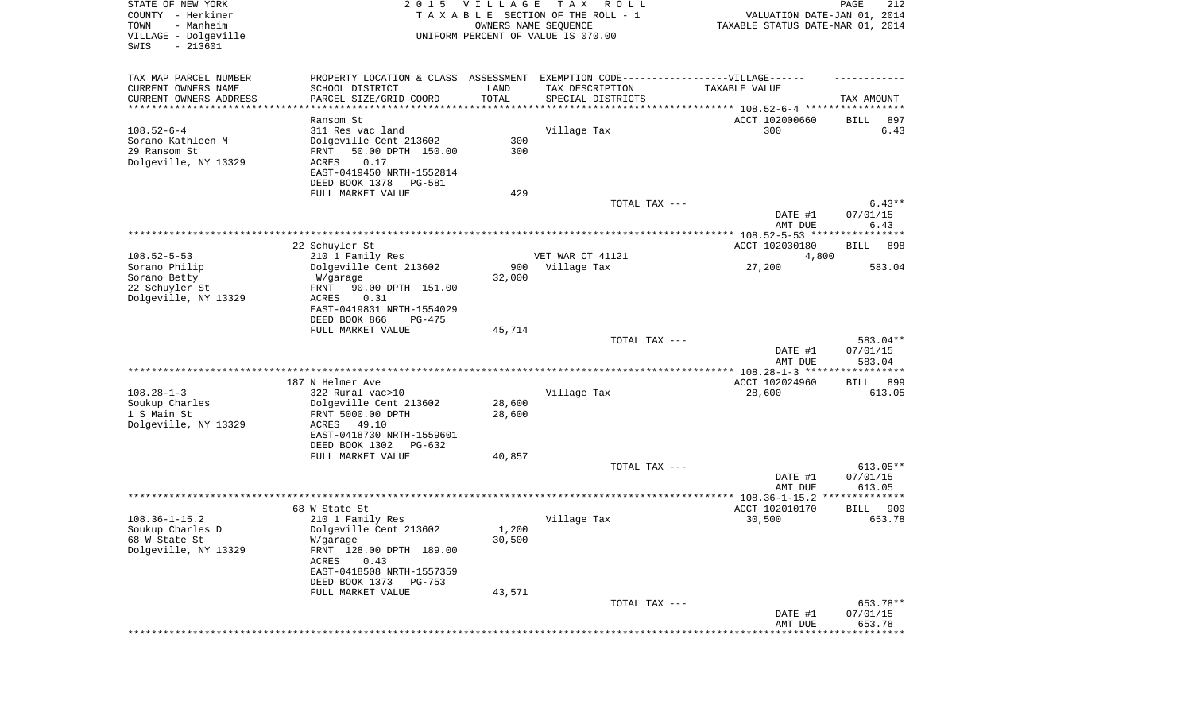STATE OF NEW YORK
COUNTY - Herkimer
TOWN - Manheim
VILLAGE - Dolgeville
SWIS - 213601

2015 VILLAGE TAX ROLL
TAXABLE SECTION OF THE ROLL - 1
OWNERS NAME SEQUENCE
UNIFORM PERCENT OF VALUE IS 070.00

VALUATION DATE-JAN 01, 2014
TAXABLE STATUS DATE-MAR 01, 2014

| TAX MAP PARCEL NUMBER<br>CURRENT OWNERS NAME<br>CURRENT OWNERS ADDRESS | PROPERTY LOCATION & CLASS<br>SCHOOL DISTRICT<br>PARCEL SIZE/GRID COORD | ASSESSMENT<br>LAND<br>TOTAL | EXEMPTION CODE-----VILLAGE------<br>TAX DESCRIPTION<br>SPECIAL DISTRICTS | TAXABLE VALUE | TAX AMOUNT |
|---|---|---|---|---|---|
| 108.52-6-4 | Ransom St | | | ACCT 102000660 | BILL 897 |
| 108.52-6-4 | 311 Res vac land | | Village Tax | 300 | 6.43 |
| Sorano Kathleen M | Dolgeville Cent 213602 | 300 | | | |
| 29 Ransom St | FRNT 50.00 DPTH 150.00 | 300 | | | |
| Dolgeville, NY 13329 | ACRES 0.17 | | | | |
| | EAST-0419450 NRTH-1552814 | | | | |
| | DEED BOOK 1378 PG-581 | | | | |
| | FULL MARKET VALUE | 429 | | | |
| | | | TOTAL TAX --- | | 6.43** |
| | | | | DATE #1 | 07/01/15 |
| | | | | AMT DUE | 6.43 |
| 108.52-5-53 | 22 Schuyler St | | | ACCT 102030180 | BILL 898 |
| 108.52-5-53 | 210 1 Family Res | | VET WAR CT 41121 | 4,800 | |
| Sorano Philip | Dolgeville Cent 213602 | 900 | Village Tax | 27,200 | 583.04 |
| Sorano Betty | W/garage | 32,000 | | | |
| 22 Schuyler St | FRNT 90.00 DPTH 151.00 | | | | |
| Dolgeville, NY 13329 | ACRES 0.31 | | | | |
| | EAST-0419831 NRTH-1554029 | | | | |
| | DEED BOOK 866 PG-475 | | | | |
| | FULL MARKET VALUE | 45,714 | | | |
| | | | TOTAL TAX --- | | 583.04** |
| | | | | DATE #1 | 07/01/15 |
| | | | | AMT DUE | 583.04 |
| 108.28-1-3 | 187 N Helmer Ave | | | ACCT 102024960 | BILL 899 |
| 108.28-1-3 | 322 Rural vac>10 | | Village Tax | 28,600 | 613.05 |
| Soukup Charles | Dolgeville Cent 213602 | 28,600 | | | |
| 1 S Main St | FRNT 5000.00 DPTH | 28,600 | | | |
| Dolgeville, NY 13329 | ACRES 49.10 | | | | |
| | EAST-0418730 NRTH-1559601 | | | | |
| | DEED BOOK 1302 PG-632 | | | | |
| | FULL MARKET VALUE | 40,857 | | | |
| | | | TOTAL TAX --- | | 613.05** |
| | | | | DATE #1 | 07/01/15 |
| | | | | AMT DUE | 613.05 |
| 108.36-1-15.2 | 68 W State St | | | ACCT 102010170 | BILL 900 |
| 108.36-1-15.2 | 210 1 Family Res | | Village Tax | 30,500 | 653.78 |
| Soukup Charles D | Dolgeville Cent 213602 | 1,200 | | | |
| 68 W State St | W/garage | 30,500 | | | |
| Dolgeville, NY 13329 | FRNT 128.00 DPTH 189.00 | | | | |
| | ACRES 0.43 | | | | |
| | EAST-0418508 NRTH-1557359 | | | | |
| | DEED BOOK 1373 PG-753 | | | | |
| | FULL MARKET VALUE | 43,571 | | | |
| | | | TOTAL TAX --- | | 653.78** |
| | | | | DATE #1 | 07/01/15 |
| | | | | AMT DUE | 653.78 |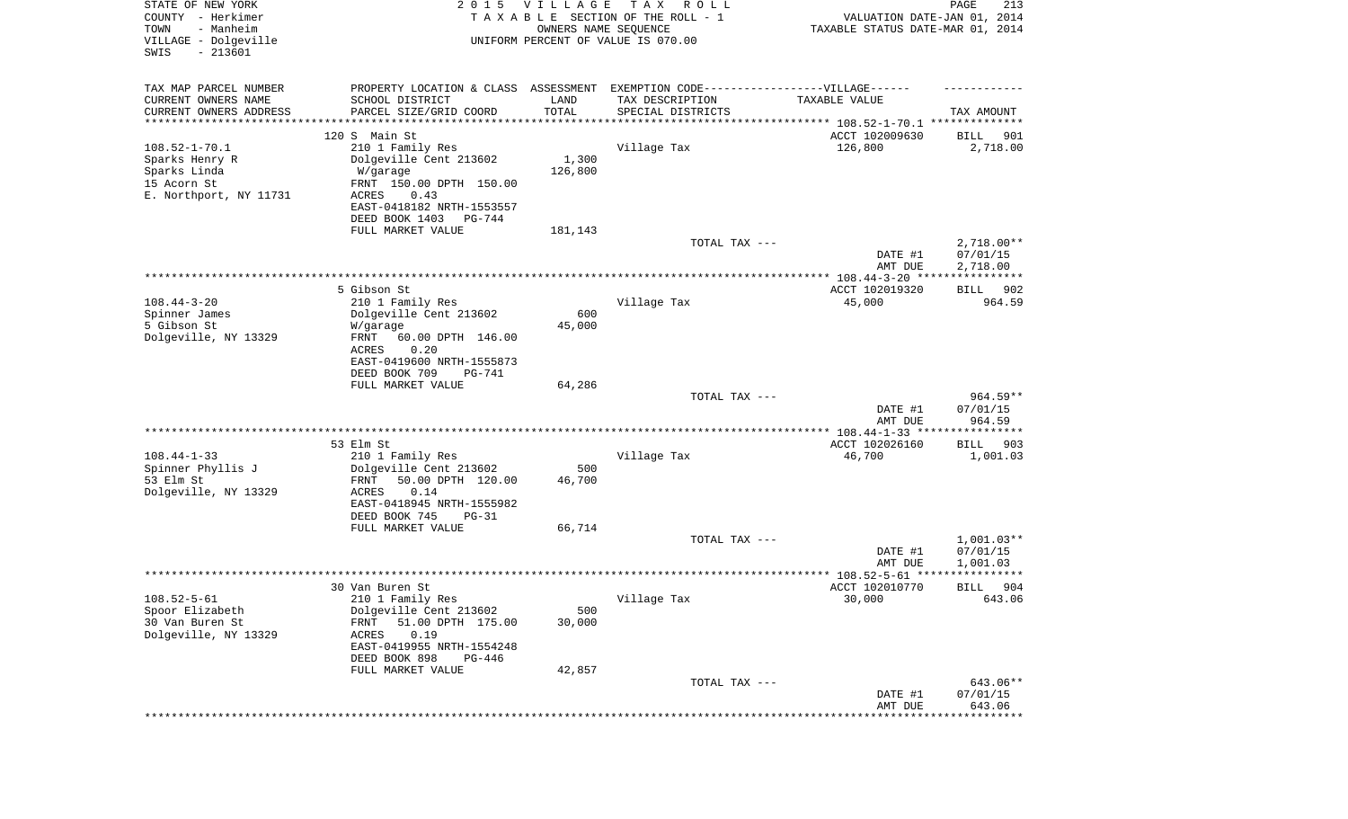STATE OF NEW YORK
COUNTY - Herkimer
TOWN - Manheim
VILLAGE - Dolgeville
SWIS - 213601

2 0 1 5 V I L L A G E T A X R O L L
T A X A B L E SECTION OF THE ROLL - 1
OWNERS NAME SEQUENCE
UNIFORM PERCENT OF VALUE IS 070.00

VALUATION DATE-JAN 01, 2014
TAXABLE STATUS DATE-MAR 01, 2014

| TAX MAP PARCEL NUMBER / CURRENT OWNERS NAME / CURRENT OWNERS ADDRESS | PROPERTY LOCATION & CLASS / SCHOOL DISTRICT / PARCEL SIZE/GRID COORD | ASSESSMENT LAND / TOTAL | EXEMPTION CODE / TAX DESCRIPTION / SPECIAL DISTRICTS | TAXABLE VALUE | TAX AMOUNT |
|---|---|---|---|---|---|
| | 120 S Main St | | | ACCT 102009630 | BILL 901 |
| 108.52-1-70.1 | 210 1 Family Res | | Village Tax | 126,800 | 2,718.00 |
| Sparks Henry R | Dolgeville Cent 213602 | 1,300 | | | |
| Sparks Linda | W/garage | 126,800 | | | |
| 15 Acorn St | FRNT 150.00 DPTH 150.00 | | | | |
| E. Northport, NY 11731 | ACRES 0.43 | | | | |
| | EAST-0418182 NRTH-1553557 | | | | |
| | DEED BOOK 1403 PG-744 | | | | |
| | FULL MARKET VALUE | 181,143 | | | |
| | | | TOTAL TAX --- | | 2,718.00** |
| | | | | DATE #1 | 07/01/15 |
| | | | | AMT DUE | 2,718.00 |
| | 5 Gibson St | | | ACCT 102019320 | BILL 902 |
| 108.44-3-20 | 210 1 Family Res | | Village Tax | 45,000 | 964.59 |
| Spinner James | Dolgeville Cent 213602 | 600 | | | |
| 5 Gibson St | W/garage | 45,000 | | | |
| Dolgeville, NY 13329 | FRNT 60.00 DPTH 146.00 | | | | |
| | ACRES 0.20 | | | | |
| | EAST-0419600 NRTH-1555873 | | | | |
| | DEED BOOK 709 PG-741 | | | | |
| | FULL MARKET VALUE | 64,286 | | | |
| | | | TOTAL TAX --- | | 964.59** |
| | | | | DATE #1 | 07/01/15 |
| | | | | AMT DUE | 964.59 |
| | 53 Elm St | | | ACCT 102026160 | BILL 903 |
| 108.44-1-33 | 210 1 Family Res | | Village Tax | 46,700 | 1,001.03 |
| Spinner Phyllis J | Dolgeville Cent 213602 | 500 | | | |
| 53 Elm St | FRNT 50.00 DPTH 120.00 | 46,700 | | | |
| Dolgeville, NY 13329 | ACRES 0.14 | | | | |
| | EAST-0418945 NRTH-1555982 | | | | |
| | DEED BOOK 745 PG-31 | | | | |
| | FULL MARKET VALUE | 66,714 | | | |
| | | | TOTAL TAX --- | | 1,001.03** |
| | | | | DATE #1 | 07/01/15 |
| | | | | AMT DUE | 1,001.03 |
| | 30 Van Buren St | | | ACCT 102010770 | BILL 904 |
| 108.52-5-61 | 210 1 Family Res | | Village Tax | 30,000 | 643.06 |
| Spoor Elizabeth | Dolgeville Cent 213602 | 500 | | | |
| 30 Van Buren St | FRNT 51.00 DPTH 175.00 | 30,000 | | | |
| Dolgeville, NY 13329 | ACRES 0.19 | | | | |
| | EAST-0419955 NRTH-1554248 | | | | |
| | DEED BOOK 898 PG-446 | | | | |
| | FULL MARKET VALUE | 42,857 | | | |
| | | | TOTAL TAX --- | | 643.06** |
| | | | | DATE #1 | 07/01/15 |
| | | | | AMT DUE | 643.06 |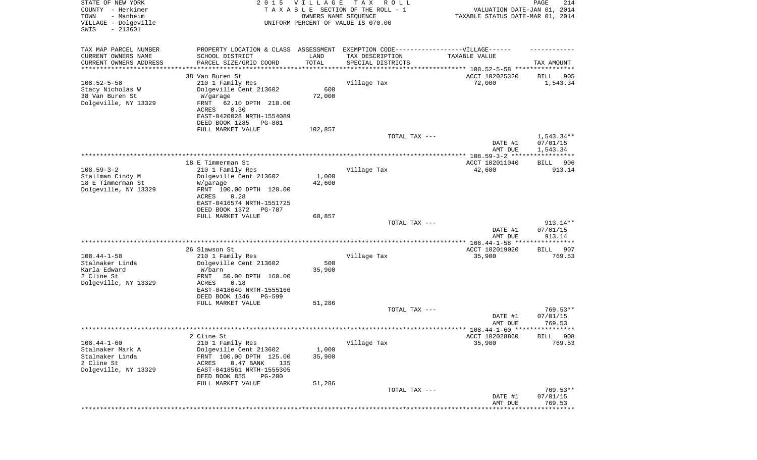STATE OF NEW YORK
COUNTY - Herkimer
TOWN - Manheim
VILLAGE - Dolgeville
SWIS - 213601

2 0 1 5 V I L L A G E T A X R O L L
T A X A B L E SECTION OF THE ROLL - 1
OWNERS NAME SEQUENCE
UNIFORM PERCENT OF VALUE IS 070.00

VALUATION DATE-JAN 01, 2014
TAXABLE STATUS DATE-MAR 01, 2014

| TAX MAP PARCEL NUMBER<br>CURRENT OWNERS NAME<br>CURRENT OWNERS ADDRESS | PROPERTY LOCATION & CLASS<br>SCHOOL DISTRICT<br>PARCEL SIZE/GRID COORD | ASSESSMENT<br>LAND<br>TOTAL | EXEMPTION CODE------VILLAGE------<br>TAX DESCRIPTION<br>SPECIAL DISTRICTS | TAXABLE VALUE | TAX AMOUNT |
|---|---|---|---|---|---|
| 108.52-5-58 | 38 Van Buren St | | | ACCT 102025320 | BILL 905 |
| 108.52-5-58<br>Stacy Nicholas W<br>38 Van Buren St<br>Dolgeville, NY 13329 | 210 1 Family Res<br>Dolgeville Cent 213602<br>W/garage<br>FRNT 62.10 DPTH 210.00<br>ACRES 0.30<br>EAST-0420028 NRTH-1554089<br>DEED BOOK 1285 PG-801<br>FULL MARKET VALUE | <br>600<br>72,000<br><br><br><br><br>102,857 | Village Tax | 72,000 | 1,543.34 |
| | | | TOTAL TAX --- | | 1,543.34** |
| | | | | DATE #1<br>AMT DUE | 07/01/15<br>1,543.34 |
| 108.59-3-2 | 18 E Timmerman St | | | ACCT 102011040 | BILL 906 |
| 108.59-3-2<br>Stallman Cindy M<br>18 E Timmerman St<br>Dolgeville, NY 13329 | 210 1 Family Res<br>Dolgeville Cent 213602<br>W/garage<br>FRNT 100.00 DPTH 120.00<br>ACRES 0.28<br>EAST-0416574 NRTH-1551725<br>DEED BOOK 1372 PG-787<br>FULL MARKET VALUE | <br>1,000<br>42,600<br><br><br><br><br>60,857 | Village Tax | 42,600 | 913.14 |
| | | | TOTAL TAX --- | | 913.14** |
| | | | | DATE #1<br>AMT DUE | 07/01/15<br>913.14 |
| 108.44-1-58 | 26 Slawson St | | | ACCT 102019020 | BILL 907 |
| 108.44-1-58<br>Stalnaker Linda<br>Karla Edward<br>2 Cline St<br>Dolgeville, NY 13329 | 210 1 Family Res<br>Dolgeville Cent 213602<br>W/barn<br>FRNT 50.00 DPTH 160.00<br>ACRES 0.18<br>EAST-0418640 NRTH-1555166<br>DEED BOOK 1346 PG-599<br>FULL MARKET VALUE | <br>500<br>35,900<br><br><br><br><br>51,286 | Village Tax | 35,900 | 769.53 |
| | | | TOTAL TAX --- | | 769.53** |
| | | | | DATE #1<br>AMT DUE | 07/01/15<br>769.53 |
| 108.44-1-60 | 2 Cline St | | | ACCT 102028860 | BILL 908 |
| 108.44-1-60<br>Stalnaker Mark A<br>Stalnaker Linda<br>2 Cline St<br>Dolgeville, NY 13329 | 210 1 Family Res<br>Dolgeville Cent 213602<br>FRNT 100.00 DPTH 125.00<br>ACRES 0.47 BANK 135<br>EAST-0418561 NRTH-1555305<br>DEED BOOK 855 PG-200<br>FULL MARKET VALUE | <br>1,000<br>35,900<br><br><br><br>51,286 | Village Tax | 35,900 | 769.53 |
| | | | TOTAL TAX --- | | 769.53** |
| | | | | DATE #1<br>AMT DUE | 07/01/15<br>769.53 |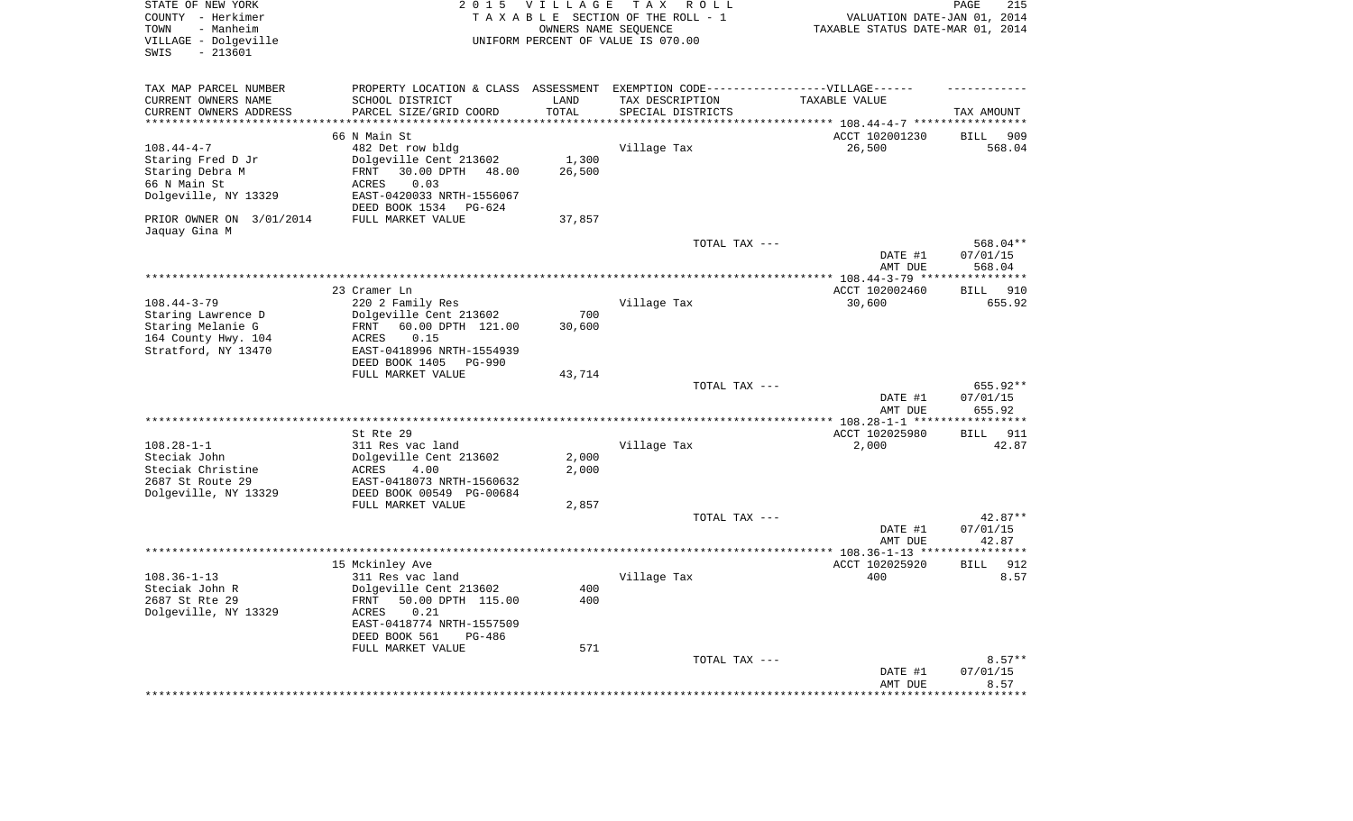STATE OF NEW YORK
COUNTY - Herkimer
TOWN - Manheim
VILLAGE - Dolgeville
SWIS - 213601

2015 VILLAGE TAX ROLL
TAXABLE SECTION OF THE ROLL - 1
OWNERS NAME SEQUENCE
UNIFORM PERCENT OF VALUE IS 070.00

VALUATION DATE-JAN 01, 2014
TAXABLE STATUS DATE-MAR 01, 2014

| TAX MAP PARCEL NUMBER / CURRENT OWNERS NAME / CURRENT OWNERS ADDRESS | PROPERTY LOCATION & CLASS / SCHOOL DISTRICT / PARCEL SIZE/GRID COORD | ASSESSMENT LAND / TOTAL | EXEMPTION CODE-VILLAGE / TAX DESCRIPTION / SPECIAL DISTRICTS | TAXABLE VALUE | TAX AMOUNT |
|---|---|---|---|---|---|
| 108.44-4-7 | 66 N Main St | | | ACCT 102001230 | BILL 909 |
| Staring Fred D Jr | 482 Det row bldg | | Village Tax | 26,500 | 568.04 |
| Staring Debra M | Dolgeville Cent 213602 | 1,300 | | | |
| 66 N Main St | FRNT 30.00 DPTH 48.00 | 26,500 | | | |
| Dolgeville, NY 13329 | ACRES 0.03 | | | | |
| | EAST-0420033 NRTH-1556067 | | | | |
| | DEED BOOK 1534 PG-624 | | | | |
| PRIOR OWNER ON 3/01/2014 | FULL MARKET VALUE | 37,857 | | | |
| Jaquay Gina M | | | | | |
| | | | TOTAL TAX --- | | 568.04** |
| | | | | DATE #1 | 07/01/15 |
| | | | | AMT DUE | 568.04 |
| 108.44-3-79 | 23 Cramer Ln | | | ACCT 102002460 | BILL 910 |
| Staring Lawrence D | 220 2 Family Res | | Village Tax | 30,600 | 655.92 |
| Staring Melanie G | Dolgeville Cent 213602 | 700 | | | |
| 164 County Hwy. 104 | FRNT 60.00 DPTH 121.00 | 30,600 | | | |
| Stratford, NY 13470 | ACRES 0.15 | | | | |
| | EAST-0418996 NRTH-1554939 | | | | |
| | DEED BOOK 1405 PG-990 | | | | |
| | FULL MARKET VALUE | 43,714 | | | |
| | | | TOTAL TAX --- | | 655.92** |
| | | | | DATE #1 | 07/01/15 |
| | | | | AMT DUE | 655.92 |
| 108.28-1-1 | St Rte 29 | | | ACCT 102025980 | BILL 911 |
| Steciak John | 311 Res vac land | | Village Tax | 2,000 | 42.87 |
| Steciak Christine | Dolgeville Cent 213602 | 2,000 | | | |
| 2687 St Route 29 | ACRES 4.00 | 2,000 | | | |
| Dolgeville, NY 13329 | EAST-0418073 NRTH-1560632 | | | | |
| | DEED BOOK 00549 PG-00684 | | | | |
| | FULL MARKET VALUE | 2,857 | | | |
| | | | TOTAL TAX --- | | 42.87** |
| | | | | DATE #1 | 07/01/15 |
| | | | | AMT DUE | 42.87 |
| 108.36-1-13 | 15 Mckinley Ave | | | ACCT 102025920 | BILL 912 |
| Steciak John R | 311 Res vac land | | Village Tax | 400 | 8.57 |
| 2687 St Rte 29 | Dolgeville Cent 213602 | 400 | | | |
| Dolgeville, NY 13329 | FRNT 50.00 DPTH 115.00 | 400 | | | |
| | ACRES 0.21 | | | | |
| | EAST-0418774 NRTH-1557509 | | | | |
| | DEED BOOK 561 PG-486 | | | | |
| | FULL MARKET VALUE | 571 | | | |
| | | | TOTAL TAX --- | | 8.57** |
| | | | | DATE #1 | 07/01/15 |
| | | | | AMT DUE | 8.57 |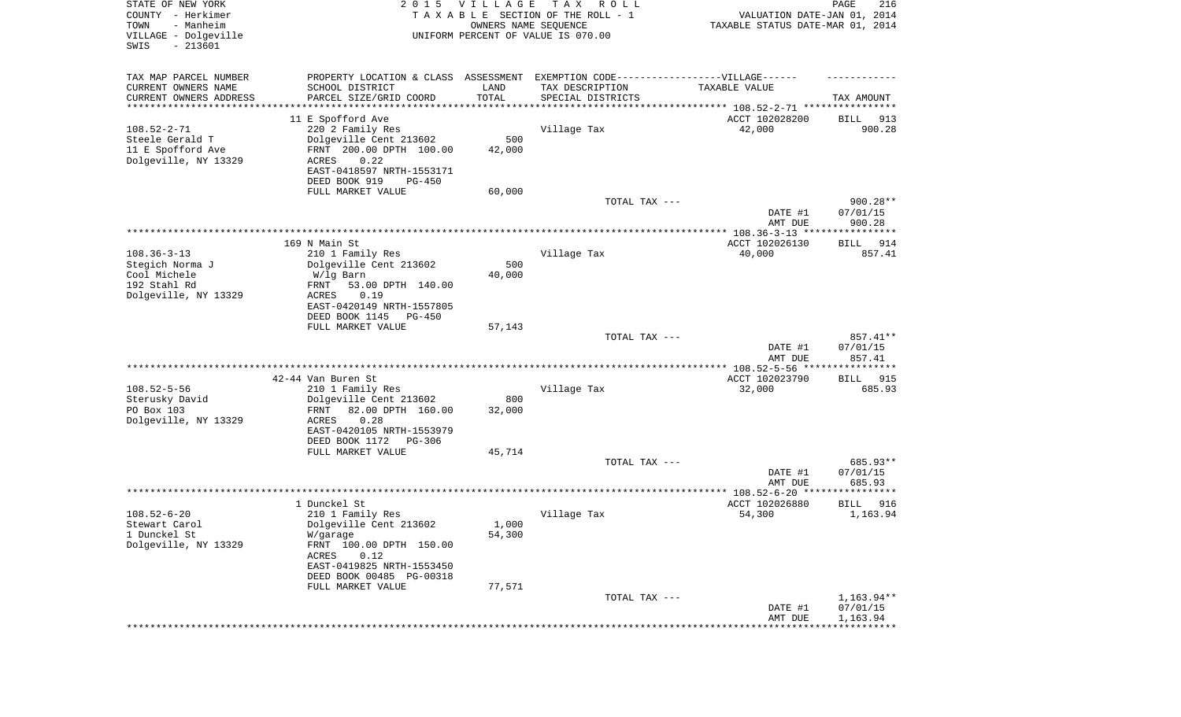STATE OF NEW YORK
COUNTY - Herkimer
TOWN - Manheim
VILLAGE - Dolgeville
SWIS - 213601

2 0 1 5 V I L L A G E T A X R O L L
T A X A B L E SECTION OF THE ROLL - 1
OWNERS NAME SEQUENCE
UNIFORM PERCENT OF VALUE IS 070.00

VALUATION DATE-JAN 01, 2014
TAXABLE STATUS DATE-MAR 01, 2014

| TAX MAP PARCEL NUMBER<br>CURRENT OWNERS NAME<br>CURRENT OWNERS ADDRESS | PROPERTY LOCATION & CLASS<br>SCHOOL DISTRICT<br>PARCEL SIZE/GRID COORD | ASSESSMENT<br>LAND<br>TOTAL | EXEMPTION CODE------VILLAGE------<br>TAX DESCRIPTION<br>SPECIAL DISTRICTS | TAXABLE VALUE | TAX AMOUNT |
|---|---|---|---|---|---|
| | 11 E Spofford Ave | | | ACCT 102028200 | BILL 913 |
| 108.52-2-71 | 220 2 Family Res | | Village Tax | 42,000 | 900.28 |
| Steele Gerald T | Dolgeville Cent 213602 | 500 | | | |
| 11 E Spofford Ave | FRNT 200.00 DPTH 100.00 | 42,000 | | | |
| Dolgeville, NY 13329 | ACRES 0.22 | | | | |
| | EAST-0418597 NRTH-1553171 | | | | |
| | DEED BOOK 919 PG-450 | | | | |
| | FULL MARKET VALUE | 60,000 | | | |
| | | | TOTAL TAX --- | | 900.28** |
| | | | | DATE #1 | 07/01/15 |
| | | | | AMT DUE | 900.28 |
| | 169 N Main St | | | ACCT 102026130 | BILL 914 |
| 108.36-3-13 | 210 1 Family Res | | Village Tax | 40,000 | 857.41 |
| Stegich Norma J | Dolgeville Cent 213602 | 500 | | | |
| Cool Michele | W/lg Barn | 40,000 | | | |
| 192 Stahl Rd | FRNT 53.00 DPTH 140.00 | | | | |
| Dolgeville, NY 13329 | ACRES 0.19 | | | | |
| | EAST-0420149 NRTH-1557805 | | | | |
| | DEED BOOK 1145 PG-450 | | | | |
| | FULL MARKET VALUE | 57,143 | | | |
| | | | TOTAL TAX --- | | 857.41** |
| | | | | DATE #1 | 07/01/15 |
| | | | | AMT DUE | 857.41 |
| | 42-44 Van Buren St | | | ACCT 102023790 | BILL 915 |
| 108.52-5-56 | 210 1 Family Res | | Village Tax | 32,000 | 685.93 |
| Sterusky David | Dolgeville Cent 213602 | 800 | | | |
| PO Box 103 | FRNT 82.00 DPTH 160.00 | 32,000 | | | |
| Dolgeville, NY 13329 | ACRES 0.28 | | | | |
| | EAST-0420105 NRTH-1553979 | | | | |
| | DEED BOOK 1172 PG-306 | | | | |
| | FULL MARKET VALUE | 45,714 | | | |
| | | | TOTAL TAX --- | | 685.93** |
| | | | | DATE #1 | 07/01/15 |
| | | | | AMT DUE | 685.93 |
| | 1 Dunckel St | | | ACCT 102026880 | BILL 916 |
| 108.52-6-20 | 210 1 Family Res | | Village Tax | 54,300 | 1,163.94 |
| Stewart Carol | Dolgeville Cent 213602 | 1,000 | | | |
| 1 Dunckel St | W/garage | 54,300 | | | |
| Dolgeville, NY 13329 | FRNT 100.00 DPTH 150.00 | | | | |
| | ACRES 0.12 | | | | |
| | EAST-0419825 NRTH-1553450 | | | | |
| | DEED BOOK 00485 PG-00318 | | | | |
| | FULL MARKET VALUE | 77,571 | | | |
| | | | TOTAL TAX --- | | 1,163.94** |
| | | | | DATE #1 | 07/01/15 |
| | | | | AMT DUE | 1,163.94 |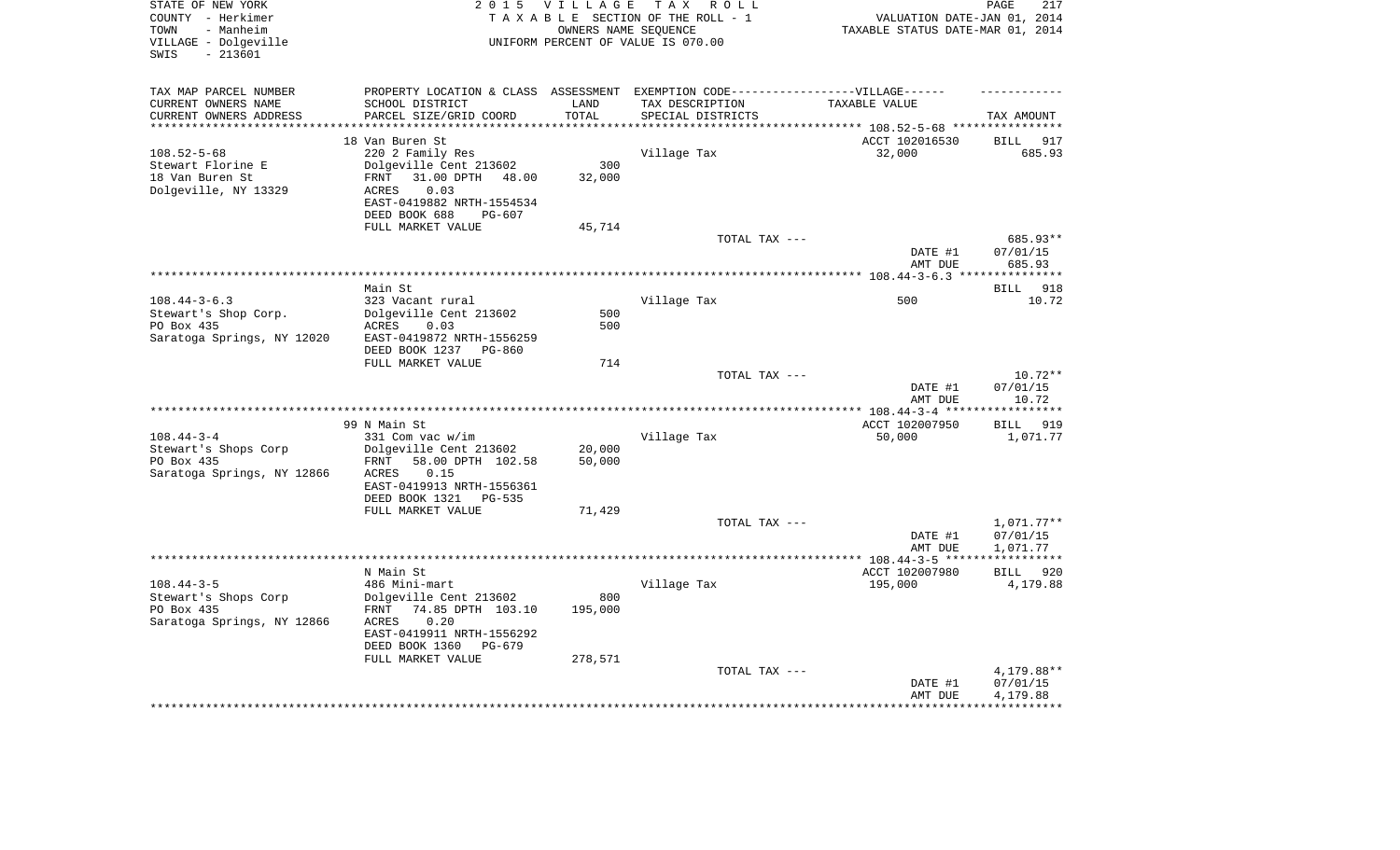STATE OF NEW YORK | 2015 VILLAGE TAX ROLL
COUNTY - Herkimer | TAXABLE SECTION OF THE ROLL - 1 | VALUATION DATE-JAN 01, 2014
TOWN - Manheim | OWNERS NAME SEQUENCE | TAXABLE STATUS DATE-MAR 01, 2014
VILLAGE - Dolgeville | UNIFORM PERCENT OF VALUE IS 070.00
SWIS - 213601

| TAX MAP PARCEL NUMBER / CURRENT OWNERS NAME / CURRENT OWNERS ADDRESS | PROPERTY LOCATION & CLASS / SCHOOL DISTRICT / PARCEL SIZE/GRID COORD | ASSESSMENT LAND / TOTAL | EXEMPTION CODE-----VILLAGE------ TAX DESCRIPTION / SPECIAL DISTRICTS | TAXABLE VALUE | TAX AMOUNT |
|---|---|---|---|---|---|
| **108.52-5-68** | 18 Van Buren St | | | ACCT 102016530 | BILL 917 |
| Stewart Florine E | 220 2 Family Res | | Village Tax | 32,000 | 685.93 |
| 18 Van Buren St | Dolgeville Cent 213602 | 300 | | | |
| Dolgeville, NY 13329 | FRNT 31.00 DPTH 48.00 | 32,000 | | | |
| | ACRES 0.03 | | | | |
| | EAST-0419882 NRTH-1554534 | | | | |
| | DEED BOOK 688 PG-607 | | | | |
| | FULL MARKET VALUE | 45,714 | | | |
| | | | TOTAL TAX --- | | 685.93** |
| | | | | DATE #1 | 07/01/15 |
| | | | | AMT DUE | 685.93 |
| **108.44-3-6.3** | Main St | | | | BILL 918 |
| Stewart's Shop Corp. | 323 Vacant rural | | Village Tax | 500 | 10.72 |
| PO Box 435 | Dolgeville Cent 213602 | 500 | | | |
| Saratoga Springs, NY 12020 | ACRES 0.03 | 500 | | | |
| | EAST-0419872 NRTH-1556259 | | | | |
| | DEED BOOK 1237 PG-860 | | | | |
| | FULL MARKET VALUE | 714 | | | |
| | | | TOTAL TAX --- | | 10.72** |
| | | | | DATE #1 | 07/01/15 |
| | | | | AMT DUE | 10.72 |
| **108.44-3-4** | 99 N Main St | | | ACCT 102007950 | BILL 919 |
| Stewart's Shops Corp | 331 Com vac w/im | | Village Tax | 50,000 | 1,071.77 |
| PO Box 435 | Dolgeville Cent 213602 | 20,000 | | | |
| Saratoga Springs, NY 12866 | FRNT 58.00 DPTH 102.58 | 50,000 | | | |
| | ACRES 0.15 | | | | |
| | EAST-0419913 NRTH-1556361 | | | | |
| | DEED BOOK 1321 PG-535 | | | | |
| | FULL MARKET VALUE | 71,429 | | | |
| | | | TOTAL TAX --- | | 1,071.77** |
| | | | | DATE #1 | 07/01/15 |
| | | | | AMT DUE | 1,071.77 |
| **108.44-3-5** | N Main St | | | ACCT 102007980 | BILL 920 |
| Stewart's Shops Corp | 486 Mini-mart | | Village Tax | 195,000 | 4,179.88 |
| PO Box 435 | Dolgeville Cent 213602 | 800 | | | |
| Saratoga Springs, NY 12866 | FRNT 74.85 DPTH 103.10 | 195,000 | | | |
| | ACRES 0.20 | | | | |
| | EAST-0419911 NRTH-1556292 | | | | |
| | DEED BOOK 1360 PG-679 | | | | |
| | FULL MARKET VALUE | 278,571 | | | |
| | | | TOTAL TAX --- | | 4,179.88** |
| | | | | DATE #1 | 07/01/15 |
| | | | | AMT DUE | 4,179.88 |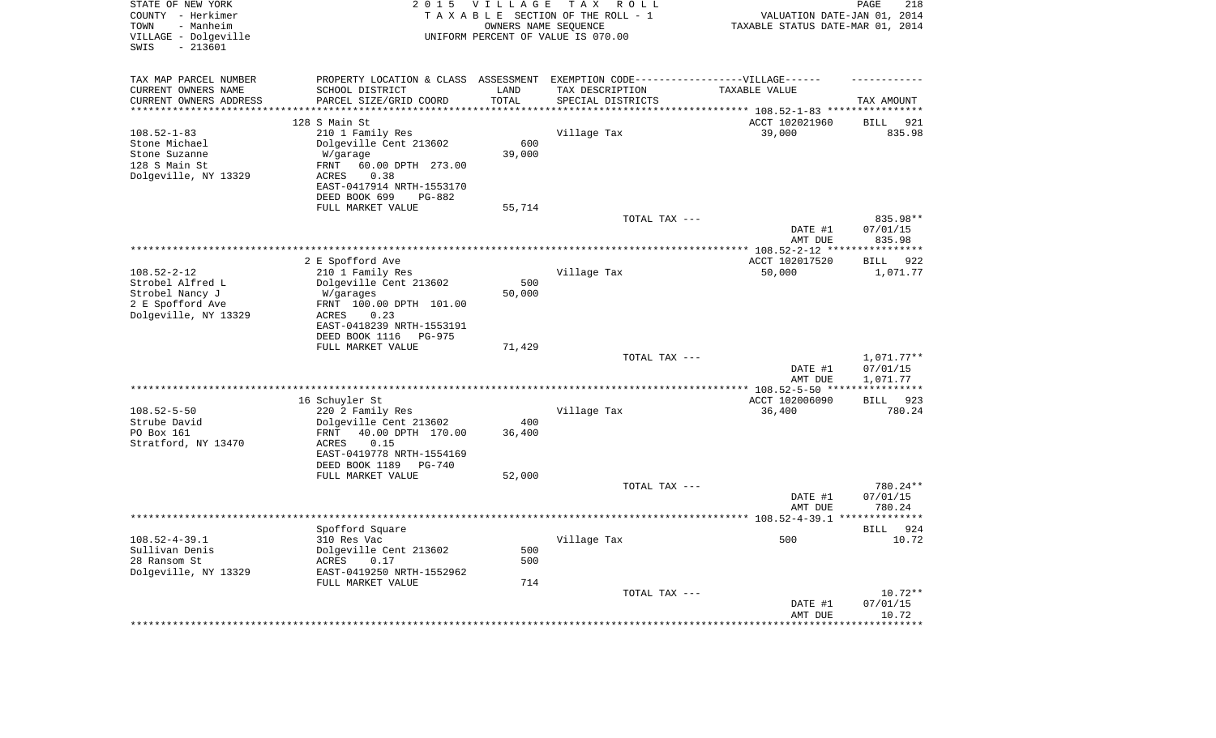STATE OF NEW YORK
COUNTY - Herkimer
TOWN - Manheim
VILLAGE - Dolgeville
SWIS - 213601

2015 VILLAGE TAX ROLL
TAXABLE SECTION OF THE ROLL - 1
OWNERS NAME SEQUENCE
UNIFORM PERCENT OF VALUE IS 070.00

VALUATION DATE-JAN 01, 2014
TAXABLE STATUS DATE-MAR 01, 2014

| TAX MAP PARCEL NUMBER<br>CURRENT OWNERS NAME<br>CURRENT OWNERS ADDRESS | PROPERTY LOCATION & CLASS<br>SCHOOL DISTRICT<br>PARCEL SIZE/GRID COORD | ASSESSMENT<br>LAND<br>TOTAL | EXEMPTION CODE------VILLAGE------<br>TAX DESCRIPTION<br>SPECIAL DISTRICTS | TAXABLE VALUE | TAX AMOUNT |
|---|---|---|---|---|---|
| **108.52-1-83** | 128 S Main St | | | ACCT 102021960 | BILL 921 |
| 108.52-1-83 | 210 1 Family Res | | Village Tax | 39,000 | 835.98 |
| Stone Michael | Dolgeville Cent 213602 | 600 | | | |
| Stone Suzanne | W/garage | 39,000 | | | |
| 128 S Main St | FRNT 60.00 DPTH 273.00 | | | | |
| Dolgeville, NY 13329 | ACRES 0.38 | | | | |
| | EAST-0417914 NRTH-1553170 | | | | |
| | DEED BOOK 699 PG-882 | | | | |
| | FULL MARKET VALUE | 55,714 | | | |
| | | | TOTAL TAX --- | | 835.98** |
| | | | | DATE #1 | 07/01/15 |
| | | | | AMT DUE | 835.98 |
| **108.52-2-12** | 2 E Spofford Ave | | | ACCT 102017520 | BILL 922 |
| 108.52-2-12 | 210 1 Family Res | | Village Tax | 50,000 | 1,071.77 |
| Strobel Alfred L | Dolgeville Cent 213602 | 500 | | | |
| Strobel Nancy J | W/garages | 50,000 | | | |
| 2 E Spofford Ave | FRNT 100.00 DPTH 101.00 | | | | |
| Dolgeville, NY 13329 | ACRES 0.23 | | | | |
| | EAST-0418239 NRTH-1553191 | | | | |
| | DEED BOOK 1116 PG-975 | | | | |
| | FULL MARKET VALUE | 71,429 | | | |
| | | | TOTAL TAX --- | | 1,071.77** |
| | | | | DATE #1 | 07/01/15 |
| | | | | AMT DUE | 1,071.77 |
| **108.52-5-50** | 16 Schuyler St | | | ACCT 102006090 | BILL 923 |
| 108.52-5-50 | 220 2 Family Res | | Village Tax | 36,400 | 780.24 |
| Strube David | Dolgeville Cent 213602 | 400 | | | |
| PO Box 161 | FRNT 40.00 DPTH 170.00 | 36,400 | | | |
| Stratford, NY 13470 | ACRES 0.15 | | | | |
| | EAST-0419778 NRTH-1554169 | | | | |
| | DEED BOOK 1189 PG-740 | | | | |
| | FULL MARKET VALUE | 52,000 | | | |
| | | | TOTAL TAX --- | | 780.24** |
| | | | | DATE #1 | 07/01/15 |
| | | | | AMT DUE | 780.24 |
| **108.52-4-39.1** | Spofford Square | | | | BILL 924 |
| 108.52-4-39.1 | 310 Res Vac | | Village Tax | 500 | 10.72 |
| Sullivan Denis | Dolgeville Cent 213602 | 500 | | | |
| 28 Ransom St | ACRES 0.17 | 500 | | | |
| Dolgeville, NY 13329 | EAST-0419250 NRTH-1552962 | | | | |
| | FULL MARKET VALUE | 714 | | | |
| | | | TOTAL TAX --- | | 10.72** |
| | | | | DATE #1 | 07/01/15 |
| | | | | AMT DUE | 10.72 |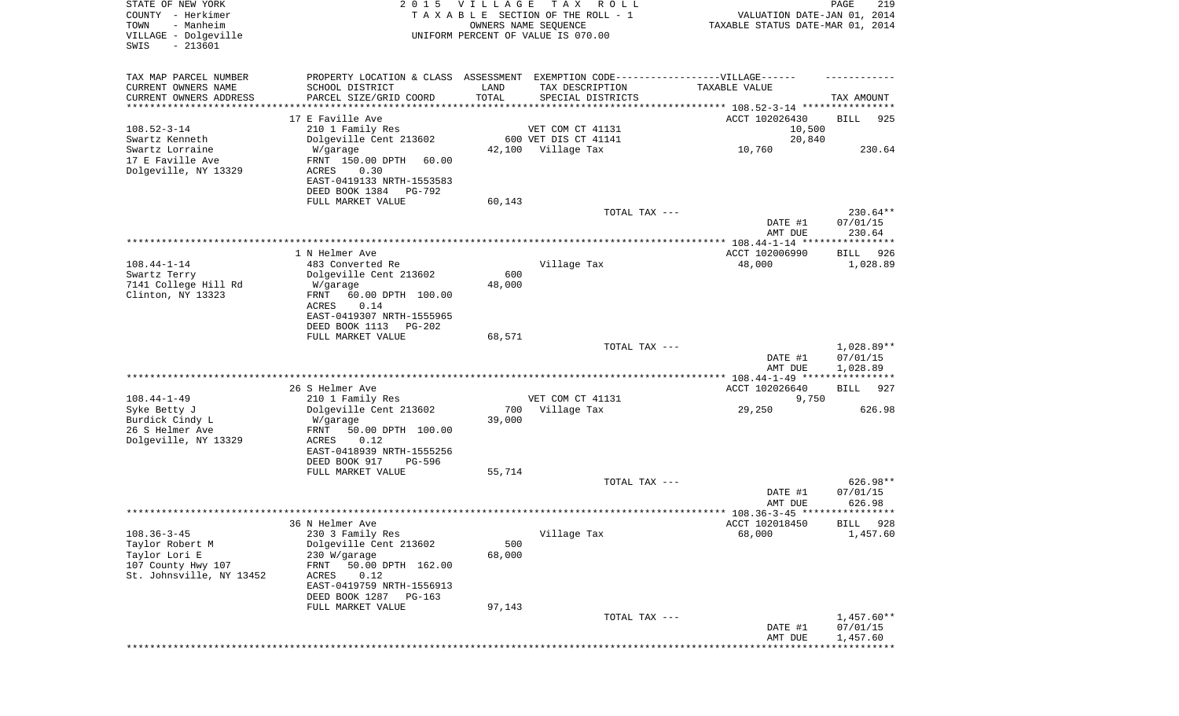STATE OF NEW YORK
COUNTY - Herkimer
TOWN - Manheim
VILLAGE - Dolgeville
SWIS - 213601

2 0 1 5 V I L L A G E T A X R O L L
T A X A B L E SECTION OF THE ROLL - 1
OWNERS NAME SEQUENCE
UNIFORM PERCENT OF VALUE IS 070.00

VALUATION DATE-JAN 01, 2014
TAXABLE STATUS DATE-MAR 01, 2014

| TAX MAP PARCEL NUMBER / CURRENT OWNERS NAME / CURRENT OWNERS ADDRESS | PROPERTY LOCATION & CLASS / SCHOOL DISTRICT / PARCEL SIZE/GRID COORD | ASSESSMENT LAND / TOTAL | EXEMPTION CODE / TAX DESCRIPTION / SPECIAL DISTRICTS | TAXABLE VALUE | TAX AMOUNT |
|---|---|---|---|---|---|
| | 17 E Faville Ave | | | ACCT 102026430 | BILL 925 |
| 108.52-3-14 | 210 1 Family Res | | VET COM CT 41131 | 10,500 | |
| Swartz Kenneth | Dolgeville Cent 213602 | 600 | VET DIS CT 41141 | 20,840 | |
| Swartz Lorraine | W/garage | 42,100 | Village Tax | 10,760 | 230.64 |
| 17 E Faville Ave | FRNT 150.00 DPTH 60.00 | | | | |
| Dolgeville, NY 13329 | ACRES 0.30 | | | | |
| | EAST-0419133 NRTH-1553583 | | | | |
| | DEED BOOK 1384 PG-792 | | | | |
| | FULL MARKET VALUE | 60,143 | | | |
| | | | TOTAL TAX --- | | 230.64** |
| | | | | DATE #1 | 07/01/15 |
| | | | | AMT DUE | 230.64 |
| | 1 N Helmer Ave | | | ACCT 102006990 | BILL 926 |
| 108.44-1-14 | 483 Converted Re | | Village Tax | 48,000 | 1,028.89 |
| Swartz Terry | Dolgeville Cent 213602 | 600 | | | |
| 7141 College Hill Rd | W/garage | 48,000 | | | |
| Clinton, NY 13323 | FRNT 60.00 DPTH 100.00 | | | | |
| | ACRES 0.14 | | | | |
| | EAST-0419307 NRTH-1555965 | | | | |
| | DEED BOOK 1113 PG-202 | | | | |
| | FULL MARKET VALUE | 68,571 | | | |
| | | | TOTAL TAX --- | | 1,028.89** |
| | | | | DATE #1 | 07/01/15 |
| | | | | AMT DUE | 1,028.89 |
| | 26 S Helmer Ave | | | ACCT 102026640 | BILL 927 |
| 108.44-1-49 | 210 1 Family Res | | VET COM CT 41131 | 9,750 | |
| Syke Betty J | Dolgeville Cent 213602 | 700 | Village Tax | 29,250 | 626.98 |
| Burdick Cindy L | W/garage | 39,000 | | | |
| 26 S Helmer Ave | FRNT 50.00 DPTH 100.00 | | | | |
| Dolgeville, NY 13329 | ACRES 0.12 | | | | |
| | EAST-0418939 NRTH-1555256 | | | | |
| | DEED BOOK 917 PG-596 | | | | |
| | FULL MARKET VALUE | 55,714 | | | |
| | | | TOTAL TAX --- | | 626.98** |
| | | | | DATE #1 | 07/01/15 |
| | | | | AMT DUE | 626.98 |
| | 36 N Helmer Ave | | | ACCT 102018450 | BILL 928 |
| 108.36-3-45 | 230 3 Family Res | | Village Tax | 68,000 | 1,457.60 |
| Taylor Robert M | Dolgeville Cent 213602 | 500 | | | |
| Taylor Lori E | 230 W/garage | 68,000 | | | |
| 107 County Hwy 107 | FRNT 50.00 DPTH 162.00 | | | | |
| St. Johnsville, NY 13452 | ACRES 0.12 | | | | |
| | EAST-0419759 NRTH-1556913 | | | | |
| | DEED BOOK 1287 PG-163 | | | | |
| | FULL MARKET VALUE | 97,143 | | | |
| | | | TOTAL TAX --- | | 1,457.60** |
| | | | | DATE #1 | 07/01/15 |
| | | | | AMT DUE | 1,457.60 |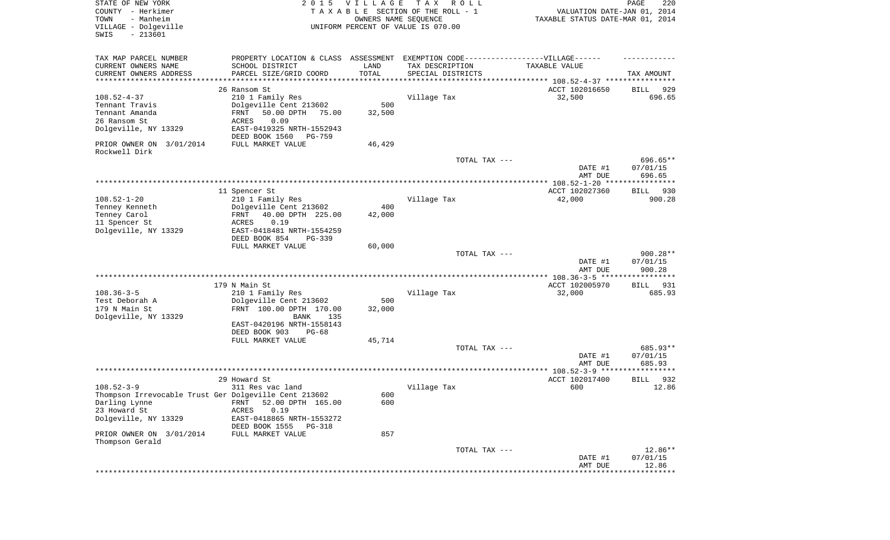STATE OF NEW YORK
COUNTY - Herkimer
TOWN - Manheim
VILLAGE - Dolgeville
SWIS - 213601

2 0 1 5 V I L L A G E T A X R O L L
T A X A B L E SECTION OF THE ROLL - 1
OWNERS NAME SEQUENCE
UNIFORM PERCENT OF VALUE IS 070.00

VALUATION DATE-JAN 01, 2014
TAXABLE STATUS DATE-MAR 01, 2014

| TAX MAP PARCEL NUMBER<br>CURRENT OWNERS NAME<br>CURRENT OWNERS ADDRESS | PROPERTY LOCATION & CLASS<br>SCHOOL DISTRICT<br>PARCEL SIZE/GRID COORD | ASSESSMENT<br>LAND<br>TOTAL | EXEMPTION CODE------VILLAGE------<br>TAX DESCRIPTION<br>SPECIAL DISTRICTS | TAXABLE VALUE | TAX AMOUNT |
|---|---|---|---|---|---|
| | 26 Ransom St | | | ACCT 102016650 | BILL 929 |
| 108.52-4-37 | 210 1 Family Res | | Village Tax | 32,500 | 696.65 |
| Tennant Travis | Dolgeville Cent 213602 | 500 | | | |
| Tennant Amanda | FRNT 50.00 DPTH 75.00 | 32,500 | | | |
| 26 Ransom St | ACRES 0.09 | | | | |
| Dolgeville, NY 13329 | EAST-0419325 NRTH-1552943 | | | | |
| | DEED BOOK 1560 PG-759 | | | | |
| PRIOR OWNER ON 3/01/2014 | FULL MARKET VALUE | 46,429 | | | |
| Rockwell Dirk | | | | | |
| | | | TOTAL TAX --- | | 696.65** |
| | | | | DATE #1 | 07/01/15 |
| | | | | AMT DUE | 696.65 |
| | 11 Spencer St | | | ACCT 102027360 | BILL 930 |
| 108.52-1-20 | 210 1 Family Res | | Village Tax | 42,000 | 900.28 |
| Tenney Kenneth | Dolgeville Cent 213602 | 400 | | | |
| Tenney Carol | FRNT 40.00 DPTH 225.00 | 42,000 | | | |
| 11 Spencer St | ACRES 0.19 | | | | |
| Dolgeville, NY 13329 | EAST-0418481 NRTH-1554259 | | | | |
| | DEED BOOK 854 PG-339 | | | | |
| | FULL MARKET VALUE | 60,000 | | | |
| | | | TOTAL TAX --- | | 900.28** |
| | | | | DATE #1 | 07/01/15 |
| | | | | AMT DUE | 900.28 |
| | 179 N Main St | | | ACCT 102005970 | BILL 931 |
| 108.36-3-5 | 210 1 Family Res | | Village Tax | 32,000 | 685.93 |
| Test Deborah A | Dolgeville Cent 213602 | 500 | | | |
| 179 N Main St | FRNT 100.00 DPTH 170.00 | 32,000 | | | |
| Dolgeville, NY 13329 | BANK 135 | | | | |
| | EAST-0420196 NRTH-1558143 | | | | |
| | DEED BOOK 903 PG-68 | | | | |
| | FULL MARKET VALUE | 45,714 | | | |
| | | | TOTAL TAX --- | | 685.93** |
| | | | | DATE #1 | 07/01/15 |
| | | | | AMT DUE | 685.93 |
| | 29 Howard St | | | ACCT 102017400 | BILL 932 |
| 108.52-3-9 | 311 Res vac land | | Village Tax | 600 | 12.86 |
| Thompson Irrevocable Trust Ger | Dolgeville Cent 213602 | 600 | | | |
| Darling Lynne | FRNT 52.00 DPTH 165.00 | 600 | | | |
| 23 Howard St | ACRES 0.19 | | | | |
| Dolgeville, NY 13329 | EAST-0418865 NRTH-1553272 | | | | |
| | DEED BOOK 1555 PG-318 | | | | |
| PRIOR OWNER ON 3/01/2014 | FULL MARKET VALUE | 857 | | | |
| Thompson Gerald | | | | | |
| | | | TOTAL TAX --- | | 12.86** |
| | | | | DATE #1 | 07/01/15 |
| | | | | AMT DUE | 12.86 |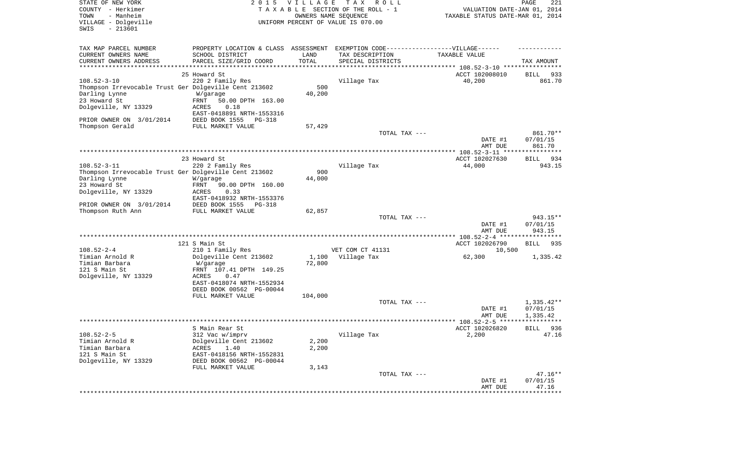STATE OF NEW YORK
COUNTY - Herkimer
TOWN - Manheim
VILLAGE - Dolgeville
SWIS - 213601

2015 VILLAGE TAX ROLL
TAXABLE SECTION OF THE ROLL - 1
OWNERS NAME SEQUENCE
UNIFORM PERCENT OF VALUE IS 070.00

VALUATION DATE-JAN 01, 2014
TAXABLE STATUS DATE-MAR 01, 2014

| TAX MAP PARCEL NUMBER / CURRENT OWNERS NAME / CURRENT OWNERS ADDRESS | PROPERTY LOCATION & CLASS / SCHOOL DISTRICT / PARCEL SIZE/GRID COORD | ASSESSMENT LAND / TOTAL | EXEMPTION CODE / TAX DESCRIPTION / SPECIAL DISTRICTS | TAXABLE VALUE | TAX AMOUNT |
|---|---|---|---|---|---|
| **108.52-3-10** | 25 Howard St | | | ACCT 102008010 | BILL 933 |
| 108.52-3-10 | 220 2 Family Res | | Village Tax | 40,200 | 861.70 |
| Thompson Irrevocable Trust Ger | Dolgeville Cent 213602 | 500 | | | |
| Darling Lynne | W/garage | 40,200 | | | |
| 23 Howard St | FRNT 50.00 DPTH 163.00 | | | | |
| Dolgeville, NY 13329 | ACRES 0.18 | | | | |
| | EAST-0418891 NRTH-1553316 | | | | |
| PRIOR OWNER ON 3/01/2014 | DEED BOOK 1555 PG-318 | | | | |
| Thompson Gerald | FULL MARKET VALUE | 57,429 | | | |
| | | | TOTAL TAX --- | | 861.70** |
| | | | | DATE #1 | 07/01/15 |
| | | | | AMT DUE | 861.70 |
| **108.52-3-11** | 23 Howard St | | | ACCT 102027630 | BILL 934 |
| 108.52-3-11 | 220 2 Family Res | | Village Tax | 44,000 | 943.15 |
| Thompson Irrevocable Trust Ger | Dolgeville Cent 213602 | 900 | | | |
| Darling Lynne | W/garage | 44,000 | | | |
| 23 Howard St | FRNT 90.00 DPTH 160.00 | | | | |
| Dolgeville, NY 13329 | ACRES 0.33 | | | | |
| | EAST-0418932 NRTH-1553376 | | | | |
| PRIOR OWNER ON 3/01/2014 | DEED BOOK 1555 PG-318 | | | | |
| Thompson Ruth Ann | FULL MARKET VALUE | 62,857 | | | |
| | | | TOTAL TAX --- | | 943.15** |
| | | | | DATE #1 | 07/01/15 |
| | | | | AMT DUE | 943.15 |
| **108.52-2-4** | 121 S Main St | | | ACCT 102026790 | BILL 935 |
| 108.52-2-4 | 210 1 Family Res | | VET COM CT 41131 | 10,500 | |
| Timian Arnold R | Dolgeville Cent 213602 | 1,100 | Village Tax | 62,300 | 1,335.42 |
| Timian Barbara | W/garage | 72,800 | | | |
| 121 S Main St | FRNT 107.41 DPTH 149.25 | | | | |
| Dolgeville, NY 13329 | ACRES 0.47 | | | | |
| | EAST-0418074 NRTH-1552934 | | | | |
| | DEED BOOK 00562 PG-00044 | | | | |
| | FULL MARKET VALUE | 104,000 | | | |
| | | | TOTAL TAX --- | | 1,335.42** |
| | | | | DATE #1 | 07/01/15 |
| | | | | AMT DUE | 1,335.42 |
| **108.52-2-5** | S Main Rear St | | | ACCT 102026820 | BILL 936 |
| 108.52-2-5 | 312 Vac w/imprv | | Village Tax | 2,200 | 47.16 |
| Timian Arnold R | Dolgeville Cent 213602 | 2,200 | | | |
| Timian Barbara | ACRES 1.40 | 2,200 | | | |
| 121 S Main St | EAST-0418156 NRTH-1552831 | | | | |
| Dolgeville, NY 13329 | DEED BOOK 00562 PG-00044 | | | | |
| | FULL MARKET VALUE | 3,143 | | | |
| | | | TOTAL TAX --- | | 47.16** |
| | | | | DATE #1 | 07/01/15 |
| | | | | AMT DUE | 47.16 |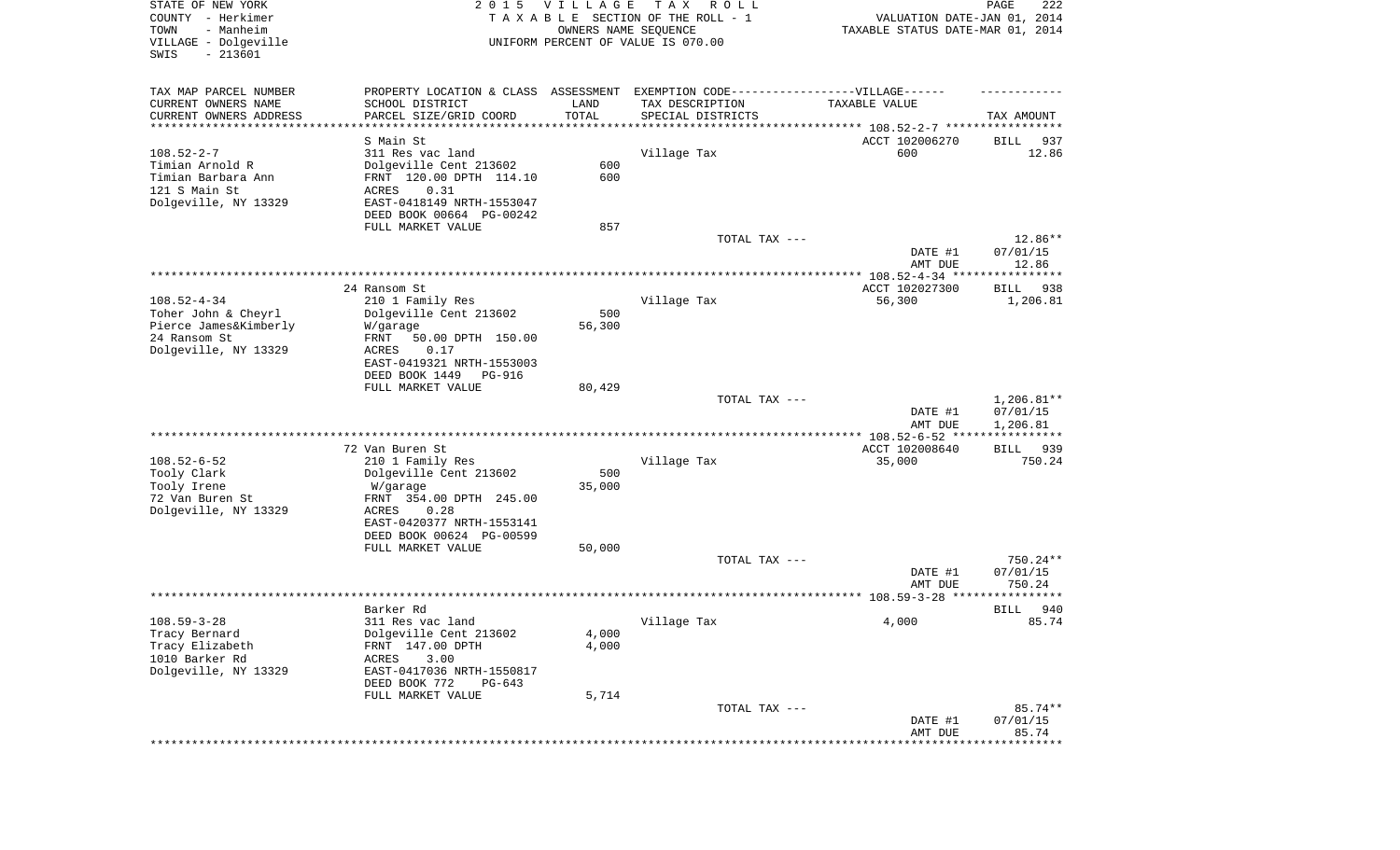STATE OF NEW YORK
COUNTY - Herkimer
TOWN - Manheim
VILLAGE - Dolgeville
SWIS - 213601

# 2015 VILLAGE TAX ROLL

TAXABLE SECTION OF THE ROLL - 1
OWNERS NAME SEQUENCE
UNIFORM PERCENT OF VALUE IS 070.00

VALUATION DATE-JAN 01, 2014
TAXABLE STATUS DATE-MAR 01, 2014

| TAX MAP PARCEL NUMBER / CURRENT OWNERS NAME / CURRENT OWNERS ADDRESS | PROPERTY LOCATION & CLASS / SCHOOL DISTRICT / PARCEL SIZE/GRID COORD | ASSESSMENT LAND | ASSESSMENT TOTAL | EXEMPTION CODE / TAX DESCRIPTION / SPECIAL DISTRICTS | TAXABLE VALUE | TAX AMOUNT |
|---|---|---|---|---|---|---|
| 108.52-2-7 | S Main St | | | | ACCT 102006270 | BILL 937 |
| Timian Arnold R | 311 Res vac land | | | Village Tax | 600 | 12.86 |
| Timian Barbara Ann | Dolgeville Cent 213602 | 600 | | | | |
| 121 S Main St | FRNT 120.00 DPTH 114.10 | | 600 | | | |
| Dolgeville, NY 13329 | ACRES 0.31 | | | | | |
| | EAST-0418149 NRTH-1553047 | | | | | |
| | DEED BOOK 00664 PG-00242 | | | | | |
| | FULL MARKET VALUE | 857 | | | | |
| | | | | TOTAL TAX --- | | 12.86** |
| | | | | | DATE #1 | 07/01/15 |
| | | | | | AMT DUE | 12.86 |
| 108.52-4-34 | 24 Ransom St | | | | ACCT 102027300 | BILL 938 |
| Toher John & Cheyrl | 210 1 Family Res | | | Village Tax | 56,300 | 1,206.81 |
| Pierce James&Kimberly | Dolgeville Cent 213602 | 500 | | | | |
| 24 Ransom St | W/garage | | 56,300 | | | |
| Dolgeville, NY 13329 | FRNT 50.00 DPTH 150.00 | | | | | |
| | ACRES 0.17 | | | | | |
| | EAST-0419321 NRTH-1553003 | | | | | |
| | DEED BOOK 1449 PG-916 | | | | | |
| | FULL MARKET VALUE | 80,429 | | | | |
| | | | | TOTAL TAX --- | | 1,206.81** |
| | | | | | DATE #1 | 07/01/15 |
| | | | | | AMT DUE | 1,206.81 |
| 108.52-6-52 | 72 Van Buren St | | | | ACCT 102008640 | BILL 939 |
| Tooly Clark | 210 1 Family Res | | | Village Tax | 35,000 | 750.24 |
| Tooly Irene | Dolgeville Cent 213602 | 500 | | | | |
| 72 Van Buren St | W/garage | | 35,000 | | | |
| Dolgeville, NY 13329 | FRNT 354.00 DPTH 245.00 | | | | | |
| | ACRES 0.28 | | | | | |
| | EAST-0420377 NRTH-1553141 | | | | | |
| | DEED BOOK 00624 PG-00599 | | | | | |
| | FULL MARKET VALUE | 50,000 | | | | |
| | | | | TOTAL TAX --- | | 750.24** |
| | | | | | DATE #1 | 07/01/15 |
| | | | | | AMT DUE | 750.24 |
| 108.59-3-28 | Barker Rd | | | | | BILL 940 |
| Tracy Bernard | 311 Res vac land | | | Village Tax | 4,000 | 85.74 |
| Tracy Elizabeth | Dolgeville Cent 213602 | 4,000 | | | | |
| 1010 Barker Rd | FRNT 147.00 DPTH | | 4,000 | | | |
| Dolgeville, NY 13329 | ACRES 3.00 | | | | | |
| | EAST-0417036 NRTH-1550817 | | | | | |
| | DEED BOOK 772 PG-643 | | | | | |
| | FULL MARKET VALUE | 5,714 | | | | |
| | | | | TOTAL TAX --- | | 85.74** |
| | | | | | DATE #1 | 07/01/15 |
| | | | | | AMT DUE | 85.74 |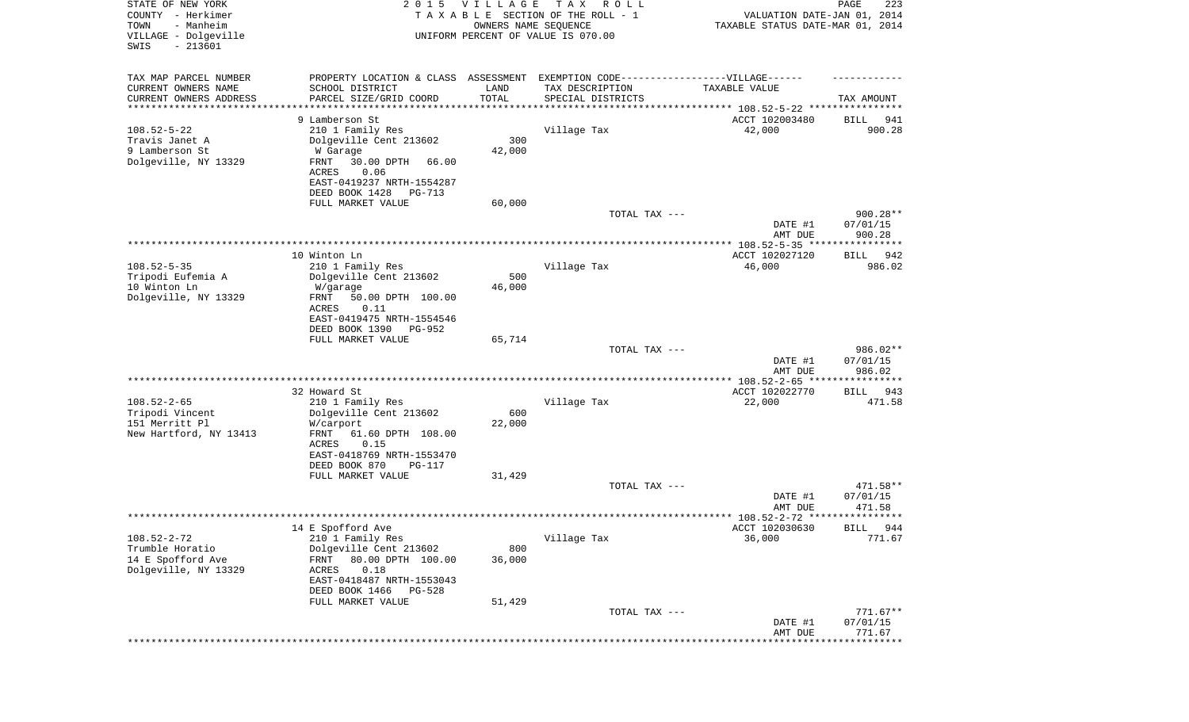STATE OF NEW YORK
COUNTY - Herkimer
TOWN - Manheim
VILLAGE - Dolgeville
SWIS - 213601

2 0 1 5 V I L L A G E T A X R O L L
T A X A B L E SECTION OF THE ROLL - 1
OWNERS NAME SEQUENCE
UNIFORM PERCENT OF VALUE IS 070.00

VALUATION DATE-JAN 01, 2014
TAXABLE STATUS DATE-MAR 01, 2014

| TAX MAP PARCEL NUMBER<br>CURRENT OWNERS NAME<br>CURRENT OWNERS ADDRESS | PROPERTY LOCATION & CLASS<br>SCHOOL DISTRICT<br>PARCEL SIZE/GRID COORD | ASSESSMENT<br>LAND<br>TOTAL | EXEMPTION CODE------VILLAGE------<br>TAX DESCRIPTION<br>SPECIAL DISTRICTS | TAXABLE VALUE | TAX AMOUNT |
|---|---|---|---|---|---|
| 108.52-5-22 | 9 Lamberson St | | | ACCT 102003480 | BILL 941 |
| Travis Janet A | 210 1 Family Res | | Village Tax | 42,000 | 900.28 |
| 9 Lamberson St | Dolgeville Cent 213602 | 300 | | | |
| Dolgeville, NY 13329 | W Garage | 42,000 | | | |
| | FRNT 30.00 DPTH 66.00 | | | | |
| | ACRES 0.06 | | | | |
| | EAST-0419237 NRTH-1554287 | | | | |
| | DEED BOOK 1428 PG-713 | | | | |
| | FULL MARKET VALUE | 60,000 | | | |
| | | | TOTAL TAX --- | | 900.28** |
| | | | | DATE #1 | 07/01/15 |
| | | | | AMT DUE | 900.28 |
| 108.52-5-35 | 10 Winton Ln | | | ACCT 102027120 | BILL 942 |
| Tripodi Eufemia A | 210 1 Family Res | | Village Tax | 46,000 | 986.02 |
| 10 Winton Ln | Dolgeville Cent 213602 | 500 | | | |
| Dolgeville, NY 13329 | W/garage | 46,000 | | | |
| | FRNT 50.00 DPTH 100.00 | | | | |
| | ACRES 0.11 | | | | |
| | EAST-0419475 NRTH-1554546 | | | | |
| | DEED BOOK 1390 PG-952 | | | | |
| | FULL MARKET VALUE | 65,714 | | | |
| | | | TOTAL TAX --- | | 986.02** |
| | | | | DATE #1 | 07/01/15 |
| | | | | AMT DUE | 986.02 |
| 108.52-2-65 | 32 Howard St | | | ACCT 102022770 | BILL 943 |
| Tripodi Vincent | 210 1 Family Res | | Village Tax | 22,000 | 471.58 |
| 151 Merritt Pl | Dolgeville Cent 213602 | 600 | | | |
| New Hartford, NY 13413 | W/carport | 22,000 | | | |
| | FRNT 61.60 DPTH 108.00 | | | | |
| | ACRES 0.15 | | | | |
| | EAST-0418769 NRTH-1553470 | | | | |
| | DEED BOOK 870 PG-117 | | | | |
| | FULL MARKET VALUE | 31,429 | | | |
| | | | TOTAL TAX --- | | 471.58** |
| | | | | DATE #1 | 07/01/15 |
| | | | | AMT DUE | 471.58 |
| 108.52-2-72 | 14 E Spofford Ave | | | ACCT 102030630 | BILL 944 |
| Trumble Horatio | 210 1 Family Res | | Village Tax | 36,000 | 771.67 |
| 14 E Spofford Ave | Dolgeville Cent 213602 | 800 | | | |
| Dolgeville, NY 13329 | FRNT 80.00 DPTH 100.00 | 36,000 | | | |
| | ACRES 0.18 | | | | |
| | EAST-0418487 NRTH-1553043 | | | | |
| | DEED BOOK 1466 PG-528 | | | | |
| | FULL MARKET VALUE | 51,429 | | | |
| | | | TOTAL TAX --- | | 771.67** |
| | | | | DATE #1 | 07/01/15 |
| | | | | AMT DUE | 771.67 |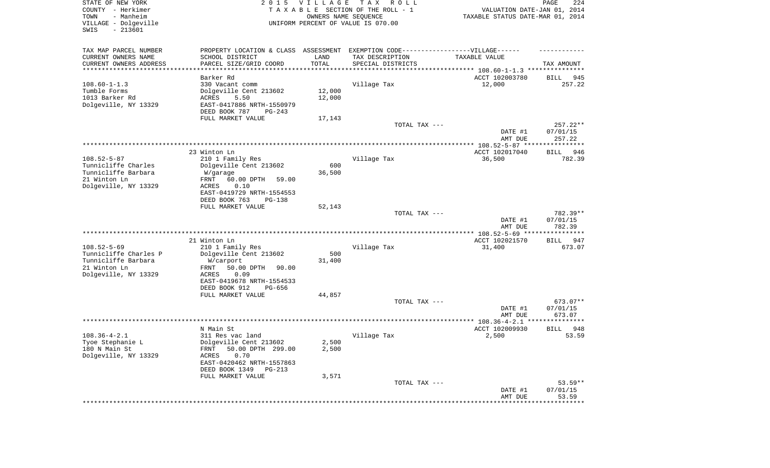STATE OF NEW YORK
COUNTY - Herkimer
TOWN - Manheim
VILLAGE - Dolgeville
SWIS - 213601

2 0 1 5 V I L L A G E T A X R O L L
T A X A B L E SECTION OF THE ROLL - 1
OWNERS NAME SEQUENCE
UNIFORM PERCENT OF VALUE IS 070.00

VALUATION DATE-JAN 01, 2014
TAXABLE STATUS DATE-MAR 01, 2014

| TAX MAP PARCEL NUMBER / CURRENT OWNERS NAME / CURRENT OWNERS ADDRESS | PROPERTY LOCATION & CLASS / SCHOOL DISTRICT / PARCEL SIZE/GRID COORD | ASSESSMENT LAND / TOTAL | EXEMPTION CODE / TAX DESCRIPTION / SPECIAL DISTRICTS | TAXABLE VALUE | TAX AMOUNT |
|---|---|---|---|---|---|
| **108.60-1-1.3** | Barker Rd | | | ACCT 102003780 | BILL 945 |
| 108.60-1-1.3 | 330 Vacant comm | | Village Tax | 12,000 | 257.22 |
| Tumble Forms | Dolgeville Cent 213602 | 12,000 | | | |
| 1013 Barker Rd | ACRES 5.50 | 12,000 | | | |
| Dolgeville, NY 13329 | EAST-0417886 NRTH-1550979 | | | | |
| | DEED BOOK 787 PG-243 | | | | |
| | FULL MARKET VALUE | 17,143 | | | |
| | | | TOTAL TAX --- | | 257.22** |
| | | | | DATE #1 | 07/01/15 |
| | | | | AMT DUE | 257.22 |
| **108.52-5-87** | 23 Winton Ln | | | ACCT 102017040 | BILL 946 |
| 108.52-5-87 | 210 1 Family Res | | Village Tax | 36,500 | 782.39 |
| Tunnicliffe Charles | Dolgeville Cent 213602 | 600 | | | |
| Tunnicliffe Barbara | W/garage | 36,500 | | | |
| 21 Winton Ln | FRNT 60.00 DPTH 59.00 | | | | |
| Dolgeville, NY 13329 | ACRES 0.10 | | | | |
| | EAST-0419729 NRTH-1554553 | | | | |
| | DEED BOOK 763 PG-138 | | | | |
| | FULL MARKET VALUE | 52,143 | | | |
| | | | TOTAL TAX --- | | 782.39** |
| | | | | DATE #1 | 07/01/15 |
| | | | | AMT DUE | 782.39 |
| **108.52-5-69** | 21 Winton Ln | | | ACCT 102021570 | BILL 947 |
| 108.52-5-69 | 210 1 Family Res | | Village Tax | 31,400 | 673.07 |
| Tunnicliffe Charles P | Dolgeville Cent 213602 | 500 | | | |
| Tunnicliffe Barbara | W/carport | 31,400 | | | |
| 21 Winton Ln | FRNT 50.00 DPTH 90.00 | | | | |
| Dolgeville, NY 13329 | ACRES 0.09 | | | | |
| | EAST-0419678 NRTH-1554533 | | | | |
| | DEED BOOK 912 PG-656 | | | | |
| | FULL MARKET VALUE | 44,857 | | | |
| | | | TOTAL TAX --- | | 673.07** |
| | | | | DATE #1 | 07/01/15 |
| | | | | AMT DUE | 673.07 |
| **108.36-4-2.1** | N Main St | | | ACCT 102009930 | BILL 948 |
| 108.36-4-2.1 | 311 Res vac land | | Village Tax | 2,500 | 53.59 |
| Tyoe Stephanie L | Dolgeville Cent 213602 | 2,500 | | | |
| 180 N Main St | FRNT 50.00 DPTH 299.00 | 2,500 | | | |
| Dolgeville, NY 13329 | ACRES 0.70 | | | | |
| | EAST-0420462 NRTH-1557863 | | | | |
| | DEED BOOK 1349 PG-213 | | | | |
| | FULL MARKET VALUE | 3,571 | | | |
| | | | TOTAL TAX --- | | 53.59** |
| | | | | DATE #1 | 07/01/15 |
| | | | | AMT DUE | 53.59 |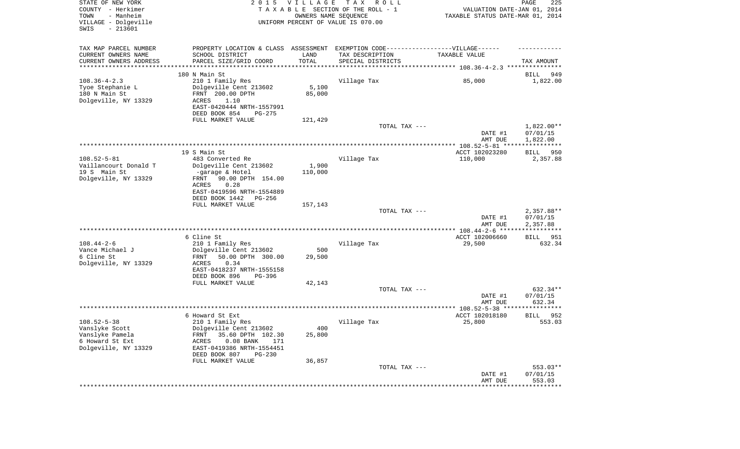STATE OF NEW YORK
COUNTY - Herkimer
TOWN - Manheim
VILLAGE - Dolgeville
SWIS - 213601

2015 VILLAGE TAX ROLL
TAXABLE SECTION OF THE ROLL - 1
OWNERS NAME SEQUENCE
UNIFORM PERCENT OF VALUE IS 070.00

VALUATION DATE-JAN 01, 2014
TAXABLE STATUS DATE-MAR 01, 2014

| TAX MAP PARCEL NUMBER / CURRENT OWNERS NAME / CURRENT OWNERS ADDRESS | PROPERTY LOCATION & CLASS / SCHOOL DISTRICT / PARCEL SIZE/GRID COORD | ASSESSMENT LAND / TOTAL | EXEMPTION CODE / TAX DESCRIPTION / SPECIAL DISTRICTS | TAXABLE VALUE | TAX AMOUNT |
|---|---|---|---|---|---|
| 108.36-4-2.3 | 180 N Main St | | | | BILL 949 |
| Tyoe Stephanie L | 210 1 Family Res | | Village Tax | 85,000 | 1,822.00 |
| 180 N Main St | Dolgeville Cent 213602 | 5,100 | | | |
| Dolgeville, NY 13329 | FRNT 200.00 DPTH | 85,000 | | | |
| | ACRES 1.10 | | | | |
| | EAST-0420444 NRTH-1557991 | | | | |
| | DEED BOOK 854 PG-275 | | | | |
| | FULL MARKET VALUE | 121,429 | | | |
| | | | TOTAL TAX --- | | 1,822.00** |
| | | | | DATE #1 | 07/01/15 |
| | | | | AMT DUE | 1,822.00 |
| 108.52-5-81 | 19 S Main St | | | ACCT 102023280 | BILL 950 |
| Vaillancourt Donald T | 483 Converted Re | | Village Tax | 110,000 | 2,357.88 |
| 19 S Main St | Dolgeville Cent 213602 | 1,900 | | | |
| Dolgeville, NY 13329 | -garage & Hotel | 110,000 | | | |
| | FRNT 90.00 DPTH 154.00 | | | | |
| | ACRES 0.28 | | | | |
| | EAST-0419596 NRTH-1554889 | | | | |
| | DEED BOOK 1442 PG-256 | | | | |
| | FULL MARKET VALUE | 157,143 | | | |
| | | | TOTAL TAX --- | | 2,357.88** |
| | | | | DATE #1 | 07/01/15 |
| | | | | AMT DUE | 2,357.88 |
| 108.44-2-6 | 6 Cline St | | | ACCT 102006660 | BILL 951 |
| Vance Michael J | 210 1 Family Res | | Village Tax | 29,500 | 632.34 |
| 6 Cline St | Dolgeville Cent 213602 | 500 | | | |
| Dolgeville, NY 13329 | FRNT 50.00 DPTH 300.00 | 29,500 | | | |
| | ACRES 0.34 | | | | |
| | EAST-0418237 NRTH-1555158 | | | | |
| | DEED BOOK 896 PG-396 | | | | |
| | FULL MARKET VALUE | 42,143 | | | |
| | | | TOTAL TAX --- | | 632.34** |
| | | | | DATE #1 | 07/01/15 |
| | | | | AMT DUE | 632.34 |
| 108.52-5-38 | 6 Howard St Ext | | | ACCT 102018180 | BILL 952 |
| Vanslyke Scott | 210 1 Family Res | | Village Tax | 25,800 | 553.03 |
| Vanslyke Pamela | Dolgeville Cent 213602 | 400 | | | |
| 6 Howard St Ext | FRNT 35.60 DPTH 102.30 | 25,800 | | | |
| Dolgeville, NY 13329 | ACRES 0.08 BANK 171 | | | | |
| | EAST-0419386 NRTH-1554451 | | | | |
| | DEED BOOK 807 PG-230 | | | | |
| | FULL MARKET VALUE | 36,857 | | | |
| | | | TOTAL TAX --- | | 553.03** |
| | | | | DATE #1 | 07/01/15 |
| | | | | AMT DUE | 553.03 |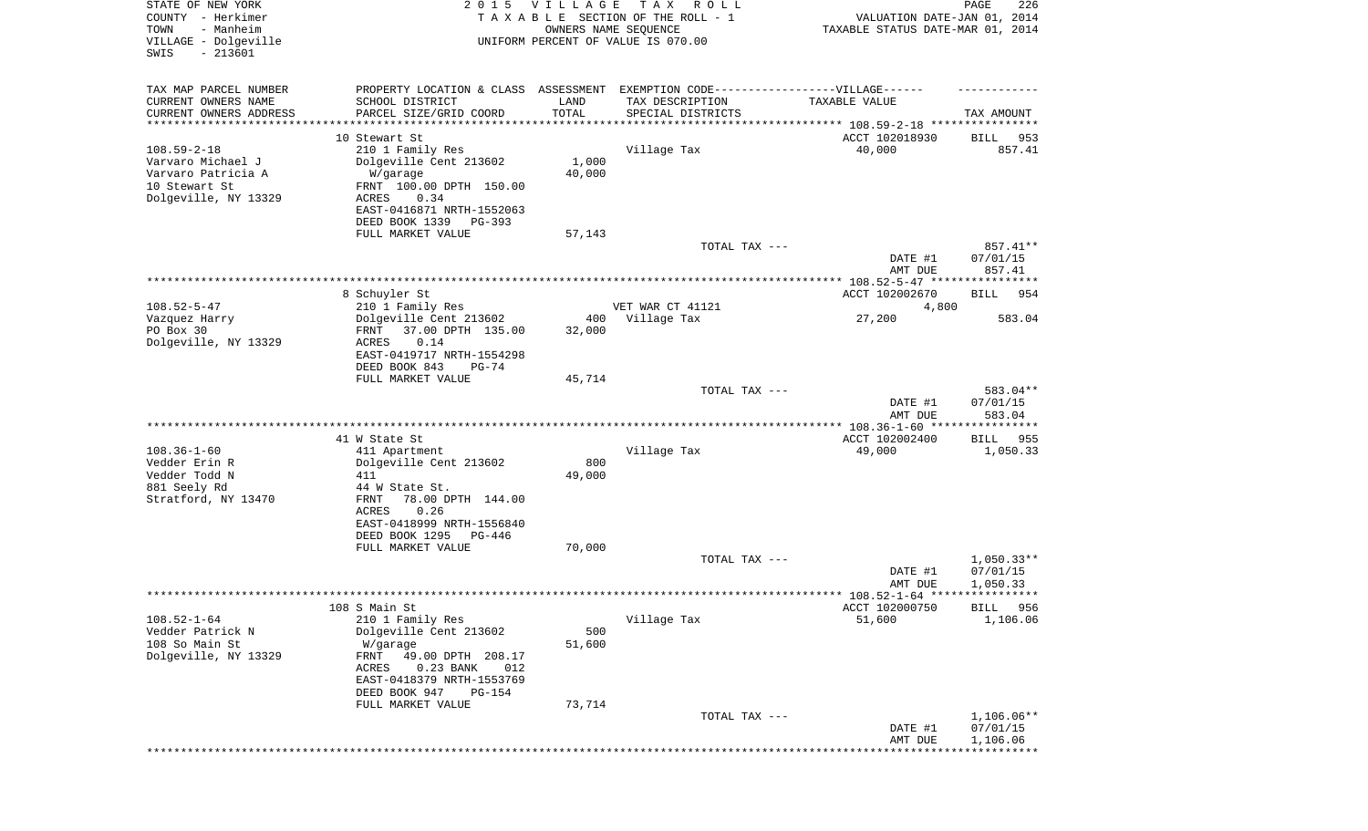STATE OF NEW YORK
COUNTY - Herkimer
TOWN - Manheim
VILLAGE - Dolgeville
SWIS - 213601

2015 VILLAGE TAX ROLL
TAXABLE SECTION OF THE ROLL - 1
OWNERS NAME SEQUENCE
UNIFORM PERCENT OF VALUE IS 070.00

VALUATION DATE-JAN 01, 2014
TAXABLE STATUS DATE-MAR 01, 2014

| TAX MAP PARCEL NUMBER<br>CURRENT OWNERS NAME<br>CURRENT OWNERS ADDRESS | PROPERTY LOCATION & CLASS<br>SCHOOL DISTRICT<br>PARCEL SIZE/GRID COORD | ASSESSMENT<br>LAND<br>TOTAL | EXEMPTION CODE-----VILLAGE------<br>TAX DESCRIPTION<br>SPECIAL DISTRICTS | TAXABLE VALUE | TAX AMOUNT |
|---|---|---|---|---|---|
| 108.59-2-18 | 10 Stewart St | | | ACCT 102018930 | BILL 953 |
| Varvaro Michael J | 210 1 Family Res | | Village Tax | 40,000 | 857.41 |
| Varvaro Patricia A | Dolgeville Cent 213602 | 1,000 | | | |
| 10 Stewart St | W/garage | 40,000 | | | |
| Dolgeville, NY 13329 | FRNT 100.00 DPTH 150.00 | | | | |
| | ACRES 0.34 | | | | |
| | EAST-0416871 NRTH-1552063 | | | | |
| | DEED BOOK 1339 PG-393 | | | | |
| | FULL MARKET VALUE | 57,143 | | | |
| | | | TOTAL TAX --- | | 857.41** |
| | | | | DATE #1 | 07/01/15 |
| | | | | AMT DUE | 857.41 |
| 108.52-5-47 | 8 Schuyler St | | | ACCT 102002670 | BILL 954 |
| Vazquez Harry | 210 1 Family Res | | VET WAR CT 41121 | 4,800 | |
| PO Box 30 | Dolgeville Cent 213602 | 400 | Village Tax | 27,200 | 583.04 |
| Dolgeville, NY 13329 | FRNT 37.00 DPTH 135.00 | 32,000 | | | |
| | ACRES 0.14 | | | | |
| | EAST-0419717 NRTH-1554298 | | | | |
| | DEED BOOK 843 PG-74 | | | | |
| | FULL MARKET VALUE | 45,714 | | | |
| | | | TOTAL TAX --- | | 583.04** |
| | | | | DATE #1 | 07/01/15 |
| | | | | AMT DUE | 583.04 |
| 108.36-1-60 | 41 W State St | | | ACCT 102002400 | BILL 955 |
| Vedder Erin R | 411 Apartment | | Village Tax | 49,000 | 1,050.33 |
| Vedder Todd N | Dolgeville Cent 213602 | 800 | | | |
| 881 Seely Rd | 411 | 49,000 | | | |
| Stratford, NY 13470 | 44 W State St. | | | | |
| | FRNT 78.00 DPTH 144.00 | | | | |
| | ACRES 0.26 | | | | |
| | EAST-0418999 NRTH-1556840 | | | | |
| | DEED BOOK 1295 PG-446 | | | | |
| | FULL MARKET VALUE | 70,000 | | | |
| | | | TOTAL TAX --- | | 1,050.33** |
| | | | | DATE #1 | 07/01/15 |
| | | | | AMT DUE | 1,050.33 |
| 108.52-1-64 | 108 S Main St | | | ACCT 102000750 | BILL 956 |
| Vedder Patrick N | 210 1 Family Res | | Village Tax | 51,600 | 1,106.06 |
| 108 So Main St | Dolgeville Cent 213602 | 500 | | | |
| Dolgeville, NY 13329 | W/garage | 51,600 | | | |
| | FRNT 49.00 DPTH 208.17 | | | | |
| | ACRES 0.23 BANK 012 | | | | |
| | EAST-0418379 NRTH-1553769 | | | | |
| | DEED BOOK 947 PG-154 | | | | |
| | FULL MARKET VALUE | 73,714 | | | |
| | | | TOTAL TAX --- | | 1,106.06** |
| | | | | DATE #1 | 07/01/15 |
| | | | | AMT DUE | 1,106.06 |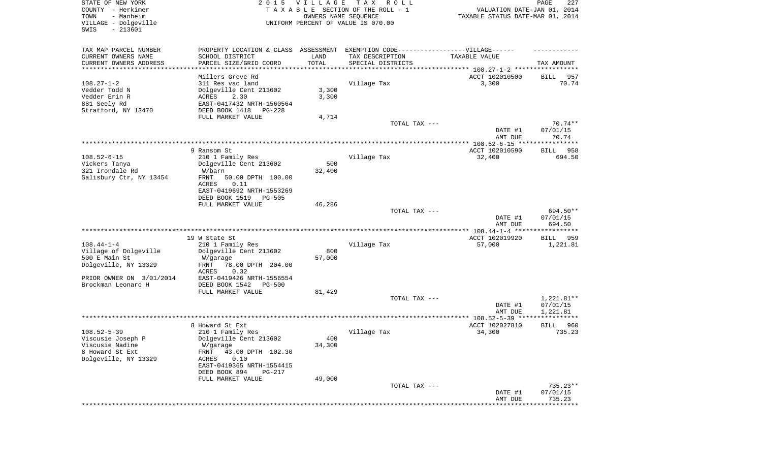STATE OF NEW YORK
COUNTY - Herkimer
TOWN - Manheim
VILLAGE - Dolgeville
SWIS - 213601

2015 VILLAGE TAX ROLL
TAXABLE SECTION OF THE ROLL - 1
OWNERS NAME SEQUENCE
UNIFORM PERCENT OF VALUE IS 070.00

VALUATION DATE-JAN 01, 2014
TAXABLE STATUS DATE-MAR 01, 2014

| TAX MAP PARCEL NUMBER<br>CURRENT OWNERS NAME<br>CURRENT OWNERS ADDRESS | PROPERTY LOCATION & CLASS<br>SCHOOL DISTRICT<br>PARCEL SIZE/GRID COORD | ASSESSMENT<br>LAND<br>TOTAL | EXEMPTION CODE------------------VILLAGE------<br>TAX DESCRIPTION<br>SPECIAL DISTRICTS | TAXABLE VALUE | TAX AMOUNT |
|---|---|---|---|---|---|
| **108.27-1-2** | Millers Grove Rd | | | ACCT 102010500 | BILL 957 |
| 108.27-1-2 | 311 Res vac land | | Village Tax | 3,300 | 70.74 |
| Vedder Todd N | Dolgeville Cent 213602 | 3,300 | | | |
| Vedder Erin R | ACRES 2.30 | 3,300 | | | |
| 881 Seely Rd | EAST-0417432 NRTH-1560564 | | | | |
| Stratford, NY 13470 | DEED BOOK 1418 PG-228 | | | | |
| | FULL MARKET VALUE | 4,714 | | | |
| | | | TOTAL TAX --- | | 70.74** |
| | | | | DATE #1 | 07/01/15 |
| | | | | AMT DUE | 70.74 |
| **108.52-6-15** | 9 Ransom St | | | ACCT 102010590 | BILL 958 |
| 108.52-6-15 | 210 1 Family Res | | Village Tax | 32,400 | 694.50 |
| Vickers Tanya | Dolgeville Cent 213602 | 500 | | | |
| 321 Irondale Rd | W/barn | 32,400 | | | |
| Salisbury Ctr, NY 13454 | FRNT 50.00 DPTH 100.00 | | | | |
| | ACRES 0.11 | | | | |
| | EAST-0419692 NRTH-1553269 | | | | |
| | DEED BOOK 1519 PG-505 | | | | |
| | FULL MARKET VALUE | 46,286 | | | |
| | | | TOTAL TAX --- | | 694.50** |
| | | | | DATE #1 | 07/01/15 |
| | | | | AMT DUE | 694.50 |
| **108.44-1-4** | 19 W State St | | | ACCT 102019920 | BILL 959 |
| 108.44-1-4 | 210 1 Family Res | | Village Tax | 57,000 | 1,221.81 |
| Village of Dolgeville | Dolgeville Cent 213602 | 800 | | | |
| 500 E Main St | W/garage | 57,000 | | | |
| Dolgeville, NY 13329 | FRNT 78.00 DPTH 204.00 | | | | |
| | ACRES 0.32 | | | | |
| PRIOR OWNER ON 3/01/2014 | EAST-0419426 NRTH-1556554 | | | | |
| Brockman Leonard H | DEED BOOK 1542 PG-500 | | | | |
| | FULL MARKET VALUE | 81,429 | | | |
| | | | TOTAL TAX --- | | 1,221.81** |
| | | | | DATE #1 | 07/01/15 |
| | | | | AMT DUE | 1,221.81 |
| **108.52-5-39** | 8 Howard St Ext | | | ACCT 102027810 | BILL 960 |
| 108.52-5-39 | 210 1 Family Res | | Village Tax | 34,300 | 735.23 |
| Viscusie Joseph P | Dolgeville Cent 213602 | 400 | | | |
| Viscusie Nadine | W/garage | 34,300 | | | |
| 8 Howard St Ext | FRNT 43.00 DPTH 102.30 | | | | |
| Dolgeville, NY 13329 | ACRES 0.10 | | | | |
| | EAST-0419365 NRTH-1554415 | | | | |
| | DEED BOOK 894 PG-217 | | | | |
| | FULL MARKET VALUE | 49,000 | | | |
| | | | TOTAL TAX --- | | 735.23** |
| | | | | DATE #1 | 07/01/15 |
| | | | | AMT DUE | 735.23 |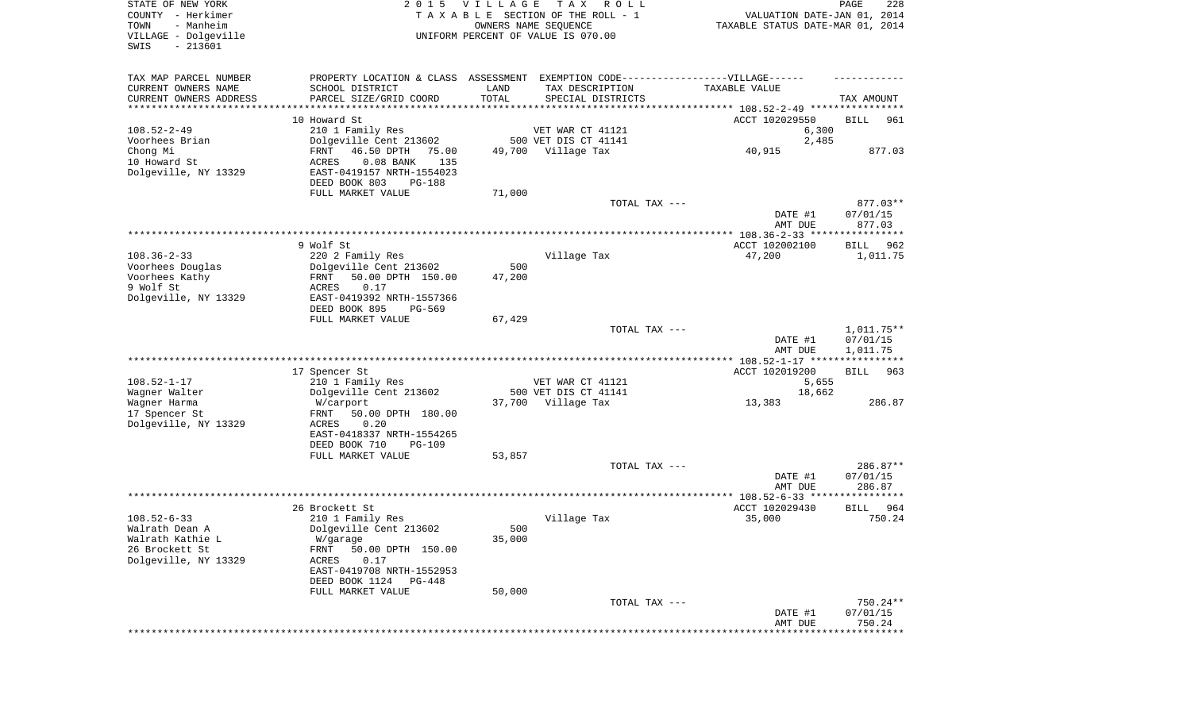STATE OF NEW YORK
COUNTY - Herkimer
TOWN - Manheim
VILLAGE - Dolgeville
SWIS - 213601

2 0 1 5 V I L L A G E T A X R O L L
T A X A B L E SECTION OF THE ROLL - 1
OWNERS NAME SEQUENCE
UNIFORM PERCENT OF VALUE IS 070.00

VALUATION DATE-JAN 01, 2014
TAXABLE STATUS DATE-MAR 01, 2014

| TAX MAP PARCEL NUMBER<br>CURRENT OWNERS NAME<br>CURRENT OWNERS ADDRESS | PROPERTY LOCATION & CLASS<br>SCHOOL DISTRICT<br>PARCEL SIZE/GRID COORD | ASSESSMENT<br>LAND<br>TOTAL | EXEMPTION CODE------------------VILLAGE------<br>TAX DESCRIPTION<br>SPECIAL DISTRICTS | TAXABLE VALUE | TAX AMOUNT |
|---|---|---|---|---|---|
| | 10 Howard St | | | ACCT 102029550 | BILL 961 |
| 108.52-2-49 | 210 1 Family Res | | VET WAR CT 41121 | 6,300 | |
| Voorhees Brian | Dolgeville Cent 213602 | 500 | VET DIS CT 41141 | 2,485 | |
| Chong Mi | FRNT 46.50 DPTH 75.00 | 49,700 | Village Tax | 40,915 | 877.03 |
| 10 Howard St | ACRES 0.08 BANK 135 | | | | |
| Dolgeville, NY 13329 | EAST-0419157 NRTH-1554023 | | | | |
| | DEED BOOK 803 PG-188 | | | | |
| | FULL MARKET VALUE | 71,000 | | | |
| | | | TOTAL TAX --- | | 877.03** |
| | | | | DATE #1 | 07/01/15 |
| | | | | AMT DUE | 877.03 |
| | 9 Wolf St | | | ACCT 102002100 | BILL 962 |
| 108.36-2-33 | 220 2 Family Res | | Village Tax | 47,200 | 1,011.75 |
| Voorhees Douglas | Dolgeville Cent 213602 | 500 | | | |
| Voorhees Kathy | FRNT 50.00 DPTH 150.00 | 47,200 | | | |
| 9 Wolf St | ACRES 0.17 | | | | |
| Dolgeville, NY 13329 | EAST-0419392 NRTH-1557366 | | | | |
| | DEED BOOK 895 PG-569 | | | | |
| | FULL MARKET VALUE | 67,429 | | | |
| | | | TOTAL TAX --- | | 1,011.75** |
| | | | | DATE #1 | 07/01/15 |
| | | | | AMT DUE | 1,011.75 |
| | 17 Spencer St | | | ACCT 102019200 | BILL 963 |
| 108.52-1-17 | 210 1 Family Res | | VET WAR CT 41121 | 5,655 | |
| Wagner Walter | Dolgeville Cent 213602 | 500 | VET DIS CT 41141 | 18,662 | |
| Wagner Harma | W/carport | 37,700 | Village Tax | 13,383 | 286.87 |
| 17 Spencer St | FRNT 50.00 DPTH 180.00 | | | | |
| Dolgeville, NY 13329 | ACRES 0.20 | | | | |
| | EAST-0418337 NRTH-1554265 | | | | |
| | DEED BOOK 710 PG-109 | | | | |
| | FULL MARKET VALUE | 53,857 | | | |
| | | | TOTAL TAX --- | | 286.87** |
| | | | | DATE #1 | 07/01/15 |
| | | | | AMT DUE | 286.87 |
| | 26 Brockett St | | | ACCT 102029430 | BILL 964 |
| 108.52-6-33 | 210 1 Family Res | | Village Tax | 35,000 | 750.24 |
| Walrath Dean A | Dolgeville Cent 213602 | 500 | | | |
| Walrath Kathie L | W/garage | 35,000 | | | |
| 26 Brockett St | FRNT 50.00 DPTH 150.00 | | | | |
| Dolgeville, NY 13329 | ACRES 0.17 | | | | |
| | EAST-0419708 NRTH-1552953 | | | | |
| | DEED BOOK 1124 PG-448 | | | | |
| | FULL MARKET VALUE | 50,000 | | | |
| | | | TOTAL TAX --- | | 750.24** |
| | | | | DATE #1 | 07/01/15 |
| | | | | AMT DUE | 750.24 |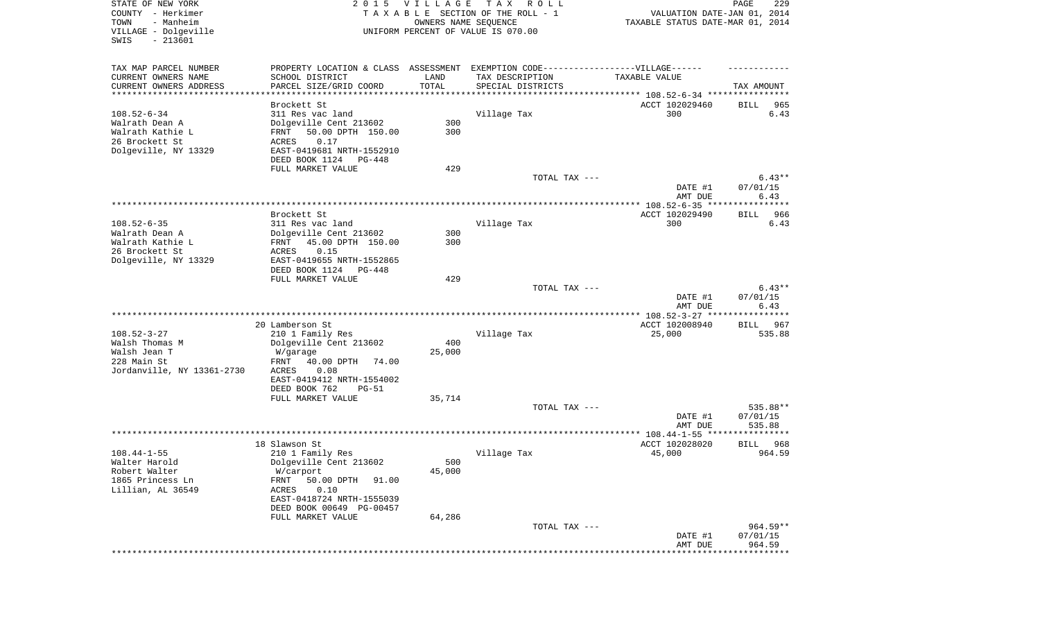STATE OF NEW YORK
COUNTY - Herkimer
TOWN - Manheim
VILLAGE - Dolgeville
SWIS - 213601

2 0 1 5 V I L L A G E T A X R O L L
T A X A B L E SECTION OF THE ROLL - 1
OWNERS NAME SEQUENCE
UNIFORM PERCENT OF VALUE IS 070.00

VALUATION DATE-JAN 01, 2014
TAXABLE STATUS DATE-MAR 01, 2014

| TAX MAP PARCEL NUMBER / CURRENT OWNERS NAME / CURRENT OWNERS ADDRESS | PROPERTY LOCATION & CLASS / SCHOOL DISTRICT / PARCEL SIZE/GRID COORD | ASSESSMENT LAND / TOTAL | EXEMPTION CODE-VILLAGE / TAX DESCRIPTION / SPECIAL DISTRICTS | TAXABLE VALUE | TAX AMOUNT |
|---|---|---|---|---|---|
| **108.52-6-34** | Brockett St | | | ACCT 102029460 | BILL 965 |
| 108.52-6-34 | 311 Res vac land | | Village Tax | 300 | 6.43 |
| Walrath Dean A | Dolgeville Cent 213602 | 300 | | | |
| Walrath Kathie L | FRNT 50.00 DPTH 150.00 | 300 | | | |
| 26 Brockett St | ACRES 0.17 | | | | |
| Dolgeville, NY 13329 | EAST-0419681 NRTH-1552910 | | | | |
| | DEED BOOK 1124 PG-448 | | | | |
| | FULL MARKET VALUE | 429 | | | |
| | | | TOTAL TAX --- | | 6.43** |
| | | | | DATE #1 | 07/01/15 |
| | | | | AMT DUE | 6.43 |
| **108.52-6-35** | Brockett St | | | ACCT 102029490 | BILL 966 |
| 108.52-6-35 | 311 Res vac land | | Village Tax | 300 | 6.43 |
| Walrath Dean A | Dolgeville Cent 213602 | 300 | | | |
| Walrath Kathie L | FRNT 45.00 DPTH 150.00 | 300 | | | |
| 26 Brockett St | ACRES 0.15 | | | | |
| Dolgeville, NY 13329 | EAST-0419655 NRTH-1552865 | | | | |
| | DEED BOOK 1124 PG-448 | | | | |
| | FULL MARKET VALUE | 429 | | | |
| | | | TOTAL TAX --- | | 6.43** |
| | | | | DATE #1 | 07/01/15 |
| | | | | AMT DUE | 6.43 |
| **108.52-3-27** | 20 Lamberson St | | | ACCT 102008940 | BILL 967 |
| 108.52-3-27 | 210 1 Family Res | | Village Tax | 25,000 | 535.88 |
| Walsh Thomas M | Dolgeville Cent 213602 | 400 | | | |
| Walsh Jean T | W/garage | 25,000 | | | |
| 228 Main St | FRNT 40.00 DPTH 74.00 | | | | |
| Jordanville, NY 13361-2730 | ACRES 0.08 | | | | |
| | EAST-0419412 NRTH-1554002 | | | | |
| | DEED BOOK 762 PG-51 | | | | |
| | FULL MARKET VALUE | 35,714 | | | |
| | | | TOTAL TAX --- | | 535.88** |
| | | | | DATE #1 | 07/01/15 |
| | | | | AMT DUE | 535.88 |
| **108.44-1-55** | 18 Slawson St | | | ACCT 102028020 | BILL 968 |
| 108.44-1-55 | 210 1 Family Res | | Village Tax | 45,000 | 964.59 |
| Walter Harold | Dolgeville Cent 213602 | 500 | | | |
| Robert Walter | W/carport | 45,000 | | | |
| 1865 Princess Ln | FRNT 50.00 DPTH 91.00 | | | | |
| Lillian, AL 36549 | ACRES 0.10 | | | | |
| | EAST-0418724 NRTH-1555039 | | | | |
| | DEED BOOK 00649 PG-00457 | | | | |
| | FULL MARKET VALUE | 64,286 | | | |
| | | | TOTAL TAX --- | | 964.59** |
| | | | | DATE #1 | 07/01/15 |
| | | | | AMT DUE | 964.59 |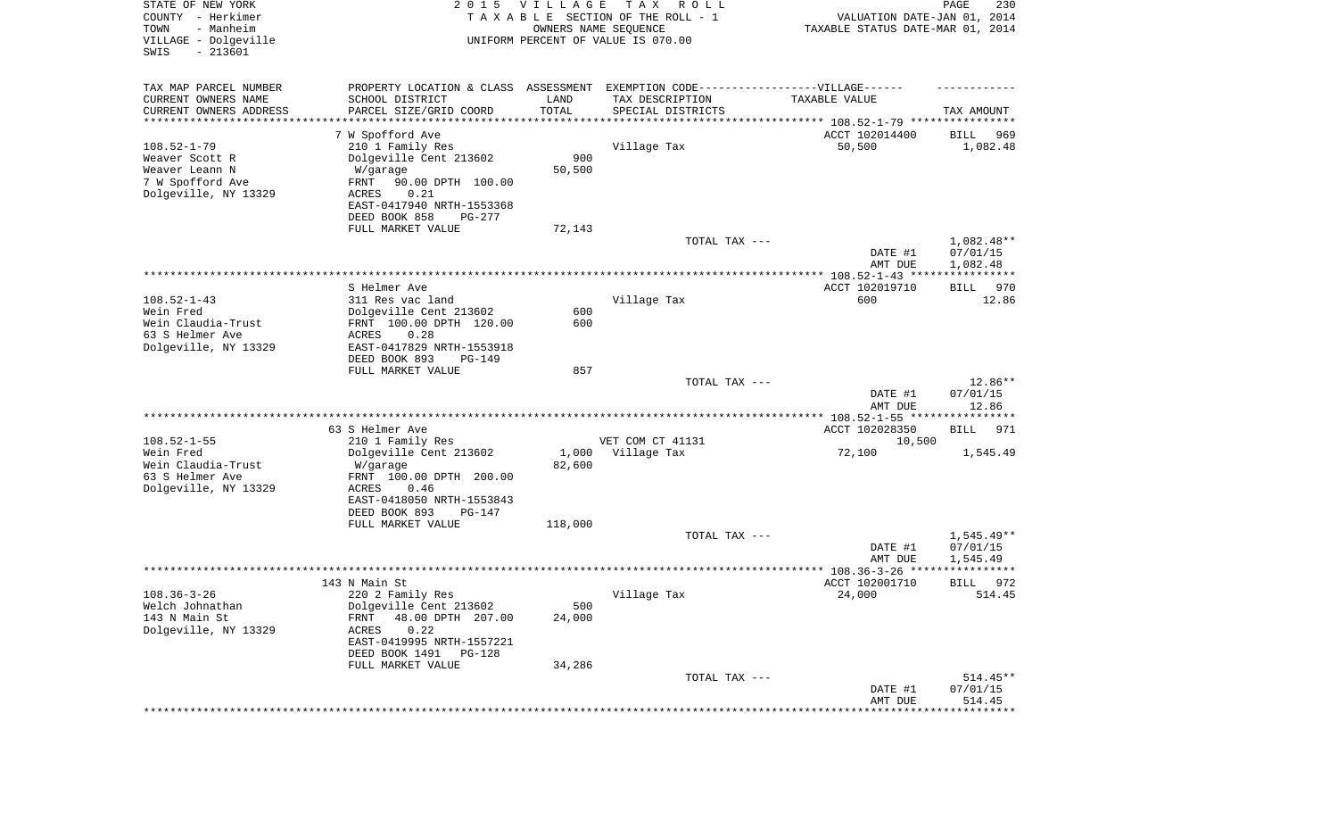STATE OF NEW YORK
COUNTY - Herkimer
TOWN - Manheim
VILLAGE - Dolgeville
SWIS - 213601

2015 VILLAGE TAX ROLL
TAXABLE SECTION OF THE ROLL - 1
OWNERS NAME SEQUENCE
UNIFORM PERCENT OF VALUE IS 070.00

VALUATION DATE-JAN 01, 2014
TAXABLE STATUS DATE-MAR 01, 2014

| TAX MAP PARCEL NUMBER<br>CURRENT OWNERS NAME<br>CURRENT OWNERS ADDRESS | PROPERTY LOCATION & CLASS<br>SCHOOL DISTRICT<br>PARCEL SIZE/GRID COORD | ASSESSMENT<br>LAND<br>TOTAL | EXEMPTION CODE------VILLAGE------<br>TAX DESCRIPTION<br>SPECIAL DISTRICTS | TAXABLE VALUE | TAX AMOUNT |
|---|---|---|---|---|---|
| **108.52-1-79** | 7 W Spofford Ave | | | ACCT 102014400 | BILL 969 |
| 108.52-1-79 | 210 1 Family Res | | Village Tax | 50,500 | 1,082.48 |
| Weaver Scott R | Dolgeville Cent 213602 | 900 | | | |
| Weaver Leann N | W/garage | 50,500 | | | |
| 7 W Spofford Ave | FRNT 90.00 DPTH 100.00 | | | | |
| Dolgeville, NY 13329 | ACRES 0.21 | | | | |
| | EAST-0417940 NRTH-1553368 | | | | |
| | DEED BOOK 858 PG-277 | | | | |
| | FULL MARKET VALUE | 72,143 | | | |
| | | | TOTAL TAX --- | | 1,082.48** |
| | | | | DATE #1 | 07/01/15 |
| | | | | AMT DUE | 1,082.48 |
| **108.52-1-43** | S Helmer Ave | | | ACCT 102019710 | BILL 970 |
| 108.52-1-43 | 311 Res vac land | | Village Tax | 600 | 12.86 |
| Wein Fred | Dolgeville Cent 213602 | 600 | | | |
| Wein Claudia-Trust | FRNT 100.00 DPTH 120.00 | 600 | | | |
| 63 S Helmer Ave | ACRES 0.28 | | | | |
| Dolgeville, NY 13329 | EAST-0417829 NRTH-1553918 | | | | |
| | DEED BOOK 893 PG-149 | | | | |
| | FULL MARKET VALUE | 857 | | | |
| | | | TOTAL TAX --- | | 12.86** |
| | | | | DATE #1 | 07/01/15 |
| | | | | AMT DUE | 12.86 |
| **108.52-1-55** | 63 S Helmer Ave | | | ACCT 102028350 | BILL 971 |
| 108.52-1-55 | 210 1 Family Res | | VET COM CT 41131 | 10,500 | |
| Wein Fred | Dolgeville Cent 213602 | 1,000 | Village Tax | 72,100 | 1,545.49 |
| Wein Claudia-Trust | W/garage | 82,600 | | | |
| 63 S Helmer Ave | FRNT 100.00 DPTH 200.00 | | | | |
| Dolgeville, NY 13329 | ACRES 0.46 | | | | |
| | EAST-0418050 NRTH-1553843 | | | | |
| | DEED BOOK 893 PG-147 | | | | |
| | FULL MARKET VALUE | 118,000 | | | |
| | | | TOTAL TAX --- | | 1,545.49** |
| | | | | DATE #1 | 07/01/15 |
| | | | | AMT DUE | 1,545.49 |
| **108.36-3-26** | 143 N Main St | | | ACCT 102001710 | BILL 972 |
| 108.36-3-26 | 220 2 Family Res | | Village Tax | 24,000 | 514.45 |
| Welch Johnathan | Dolgeville Cent 213602 | 500 | | | |
| 143 N Main St | FRNT 48.00 DPTH 207.00 | 24,000 | | | |
| Dolgeville, NY 13329 | ACRES 0.22 | | | | |
| | EAST-0419995 NRTH-1557221 | | | | |
| | DEED BOOK 1491 PG-128 | | | | |
| | FULL MARKET VALUE | 34,286 | | | |
| | | | TOTAL TAX --- | | 514.45** |
| | | | | DATE #1 | 07/01/15 |
| | | | | AMT DUE | 514.45 |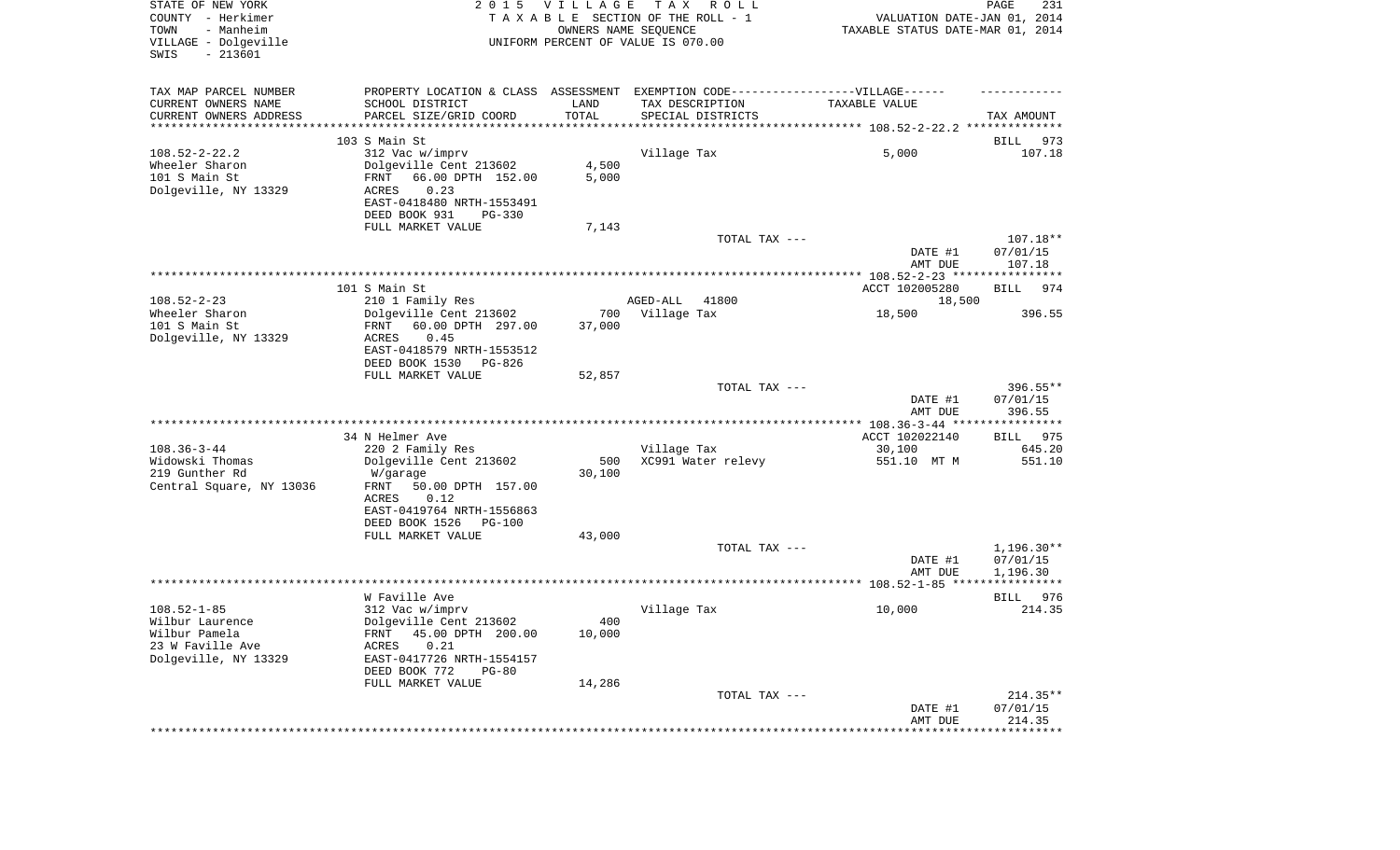STATE OF NEW YORK
COUNTY - Herkimer
TOWN - Manheim
VILLAGE - Dolgeville
SWIS - 213601

2015 VILLAGE TAX ROLL
TAXABLE SECTION OF THE ROLL - 1
OWNERS NAME SEQUENCE
UNIFORM PERCENT OF VALUE IS 070.00

VALUATION DATE-JAN 01, 2014
TAXABLE STATUS DATE-MAR 01, 2014

| TAX MAP PARCEL NUMBER / CURRENT OWNERS NAME / CURRENT OWNERS ADDRESS | PROPERTY LOCATION & CLASS / SCHOOL DISTRICT / PARCEL SIZE/GRID COORD | ASSESSMENT LAND / TOTAL | EXEMPTION CODE / TAX DESCRIPTION / SPECIAL DISTRICTS | TAXABLE VALUE | TAX AMOUNT |
|---|---|---|---|---|---|
| **108.52-2-22.2** | 103 S Main St | | | | BILL 973 |
| 108.52-2-22.2 | 312 Vac w/imprv | | Village Tax | 5,000 | 107.18 |
| Wheeler Sharon | Dolgeville Cent 213602 | 4,500 | | | |
| 101 S Main St | FRNT 66.00 DPTH 152.00 | 5,000 | | | |
| Dolgeville, NY 13329 | ACRES 0.23 | | | | |
| | EAST-0418480 NRTH-1553491 | | | | |
| | DEED BOOK 931 PG-330 | | | | |
| | FULL MARKET VALUE | 7,143 | | | |
| | | | TOTAL TAX --- | | 107.18** |
| | | | | DATE #1 | 07/01/15 |
| | | | | AMT DUE | 107.18 |
| **108.52-2-23** | 101 S Main St | | | ACCT 102005280 | BILL 974 |
| 108.52-2-23 | 210 1 Family Res | | AGED-ALL 41800 | 18,500 | |
| Wheeler Sharon | Dolgeville Cent 213602 | 700 | Village Tax | 18,500 | 396.55 |
| 101 S Main St | FRNT 60.00 DPTH 297.00 | 37,000 | | | |
| Dolgeville, NY 13329 | ACRES 0.45 | | | | |
| | EAST-0418579 NRTH-1553512 | | | | |
| | DEED BOOK 1530 PG-826 | | | | |
| | FULL MARKET VALUE | 52,857 | | | |
| | | | TOTAL TAX --- | | 396.55** |
| | | | | DATE #1 | 07/01/15 |
| | | | | AMT DUE | 396.55 |
| **108.36-3-44** | 34 N Helmer Ave | | | ACCT 102022140 | BILL 975 |
| 108.36-3-44 | 220 2 Family Res | | Village Tax | 30,100 | 645.20 |
| Widowski Thomas | Dolgeville Cent 213602 | 500 | XC991 Water relevy | 551.10 MT M | 551.10 |
| 219 Gunther Rd | W/garage | 30,100 | | | |
| Central Square, NY 13036 | FRNT 50.00 DPTH 157.00 | | | | |
| | ACRES 0.12 | | | | |
| | EAST-0419764 NRTH-1556863 | | | | |
| | DEED BOOK 1526 PG-100 | | | | |
| | FULL MARKET VALUE | 43,000 | | | |
| | | | TOTAL TAX --- | | 1,196.30** |
| | | | | DATE #1 | 07/01/15 |
| | | | | AMT DUE | 1,196.30 |
| **108.52-1-85** | W Faville Ave | | | | BILL 976 |
| 108.52-1-85 | 312 Vac w/imprv | | Village Tax | 10,000 | 214.35 |
| Wilbur Laurence | Dolgeville Cent 213602 | 400 | | | |
| Wilbur Pamela | FRNT 45.00 DPTH 200.00 | 10,000 | | | |
| 23 W Faville Ave | ACRES 0.21 | | | | |
| Dolgeville, NY 13329 | EAST-0417726 NRTH-1554157 | | | | |
| | DEED BOOK 772 PG-80 | | | | |
| | FULL MARKET VALUE | 14,286 | | | |
| | | | TOTAL TAX --- | | 214.35** |
| | | | | DATE #1 | 07/01/15 |
| | | | | AMT DUE | 214.35 |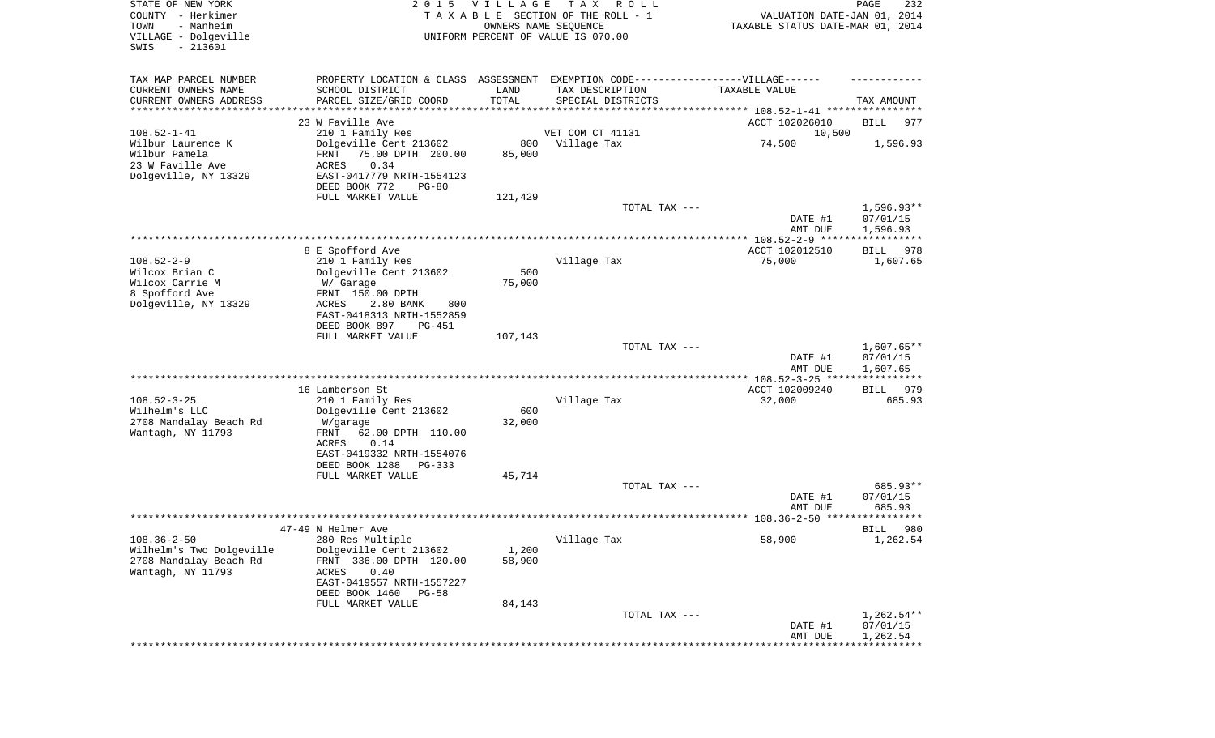STATE OF NEW YORK
COUNTY - Herkimer
TOWN - Manheim
VILLAGE - Dolgeville
SWIS - 213601

2 0 1 5 V I L L A G E T A X R O L L
T A X A B L E SECTION OF THE ROLL - 1
OWNERS NAME SEQUENCE
UNIFORM PERCENT OF VALUE IS 070.00

VALUATION DATE-JAN 01, 2014
TAXABLE STATUS DATE-MAR 01, 2014

| TAX MAP PARCEL NUMBER / CURRENT OWNERS NAME / CURRENT OWNERS ADDRESS | PROPERTY LOCATION & CLASS / SCHOOL DISTRICT / PARCEL SIZE/GRID COORD | ASSESSMENT LAND / TOTAL | EXEMPTION CODE / TAX DESCRIPTION / SPECIAL DISTRICTS | TAXABLE VALUE | TAX AMOUNT |
|---|---|---|---|---|---|
| 108.52-1-41 | 23 W Faville Ave | | | ACCT 102026010 | BILL 977 |
| Wilbur Laurence K | 210 1 Family Res | | VET COM CT 41131 | 10,500 | |
| Wilbur Pamela | Dolgeville Cent 213602 | 800 | Village Tax | 74,500 | 1,596.93 |
| 23 W Faville Ave | FRNT 75.00 DPTH 200.00 | 85,000 | | | |
| Dolgeville, NY 13329 | ACRES 0.34 | | | | |
| | EAST-0417779 NRTH-1554123 | | | | |
| | DEED BOOK 772 PG-80 | | | | |
| | FULL MARKET VALUE | 121,429 | | | |
| | | | TOTAL TAX --- | | 1,596.93** |
| | | | | DATE #1 | 07/01/15 |
| | | | | AMT DUE | 1,596.93 |
| 108.52-2-9 | 8 E Spofford Ave | | | ACCT 102012510 | BILL 978 |
| Wilcox Brian C | 210 1 Family Res | | Village Tax | 75,000 | 1,607.65 |
| Wilcox Carrie M | Dolgeville Cent 213602 | 500 | | | |
| 8 Spofford Ave | W/ Garage | 75,000 | | | |
| Dolgeville, NY 13329 | FRNT 150.00 DPTH | | | | |
| | ACRES 2.80 BANK 800 | | | | |
| | EAST-0418313 NRTH-1552859 | | | | |
| | DEED BOOK 897 PG-451 | | | | |
| | FULL MARKET VALUE | 107,143 | | | |
| | | | TOTAL TAX --- | | 1,607.65** |
| | | | | DATE #1 | 07/01/15 |
| | | | | AMT DUE | 1,607.65 |
| 108.52-3-25 | 16 Lamberson St | | | ACCT 102009240 | BILL 979 |
| Wilhelm's LLC | 210 1 Family Res | | Village Tax | 32,000 | 685.93 |
| 2708 Mandalay Beach Rd | Dolgeville Cent 213602 | 600 | | | |
| Wantagh, NY 11793 | W/garage | 32,000 | | | |
| | FRNT 62.00 DPTH 110.00 | | | | |
| | ACRES 0.14 | | | | |
| | EAST-0419332 NRTH-1554076 | | | | |
| | DEED BOOK 1288 PG-333 | | | | |
| | FULL MARKET VALUE | 45,714 | | | |
| | | | TOTAL TAX --- | | 685.93** |
| | | | | DATE #1 | 07/01/15 |
| | | | | AMT DUE | 685.93 |
| 108.36-2-50 | 47-49 N Helmer Ave | | | | BILL 980 |
| Wilhelm's Two Dolgeville | 280 Res Multiple | | Village Tax | 58,900 | 1,262.54 |
| 2708 Mandalay Beach Rd | Dolgeville Cent 213602 | 1,200 | | | |
| Wantagh, NY 11793 | FRNT 336.00 DPTH 120.00 | 58,900 | | | |
| | ACRES 0.40 | | | | |
| | EAST-0419557 NRTH-1557227 | | | | |
| | DEED BOOK 1460 PG-58 | | | | |
| | FULL MARKET VALUE | 84,143 | | | |
| | | | TOTAL TAX --- | | 1,262.54** |
| | | | | DATE #1 | 07/01/15 |
| | | | | AMT DUE | 1,262.54 |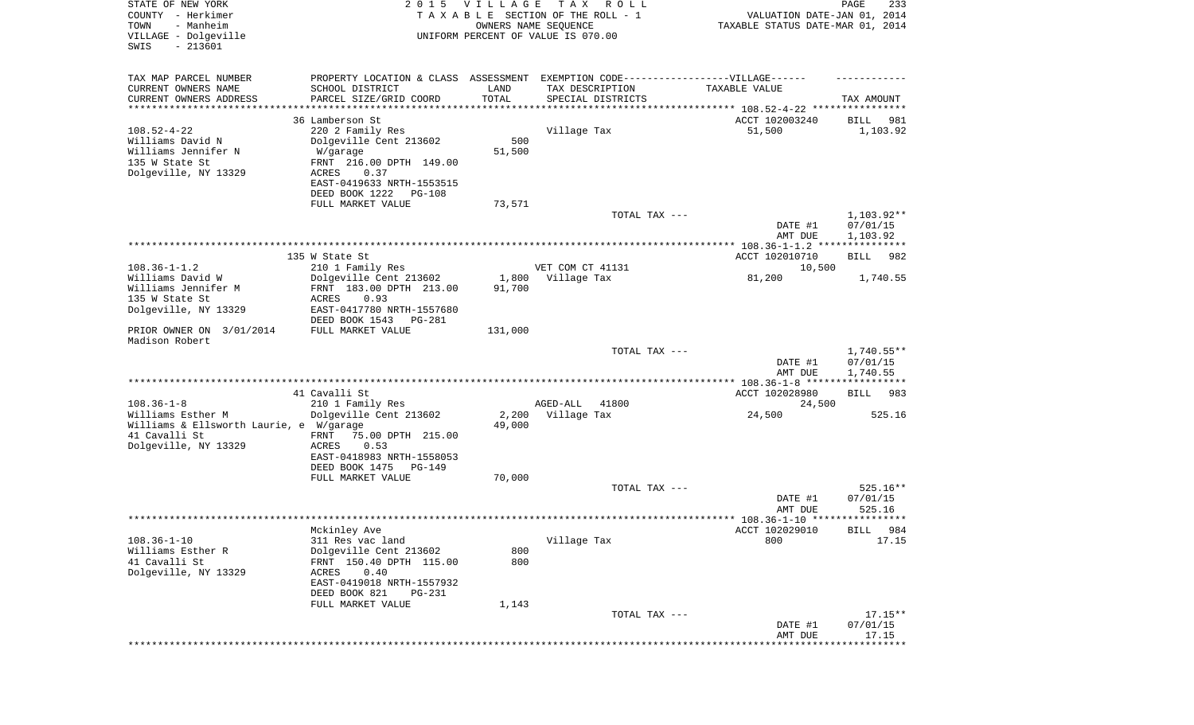STATE OF NEW YORK
COUNTY - Herkimer
TOWN - Manheim
VILLAGE - Dolgeville
SWIS - 213601

2015 VILLAGE TAX ROLL
TAXABLE SECTION OF THE ROLL - 1
OWNERS NAME SEQUENCE
UNIFORM PERCENT OF VALUE IS 070.00

VALUATION DATE-JAN 01, 2014
TAXABLE STATUS DATE-MAR 01, 2014

| TAX MAP PARCEL NUMBER / CURRENT OWNERS NAME / CURRENT OWNERS ADDRESS | PROPERTY LOCATION & CLASS / SCHOOL DISTRICT / PARCEL SIZE/GRID COORD | ASSESSMENT LAND / TOTAL | EXEMPTION CODE / TAX DESCRIPTION / SPECIAL DISTRICTS | TAXABLE VALUE | TAX AMOUNT |
|---|---|---|---|---|---|
| **108.52-4-22** | 36 Lamberson St | | | ACCT 102003240 | BILL 981 |
| Williams David N | 220 2 Family Res | | Village Tax | 51,500 | 1,103.92 |
| Williams Jennifer N | Dolgeville Cent 213602 | 500 | | | |
| 135 W State St | W/garage | 51,500 | | | |
| Dolgeville, NY 13329 | FRNT 216.00 DPTH 149.00 | | | | |
| | ACRES 0.37 | | | | |
| | EAST-0419633 NRTH-1553515 | | | | |
| | DEED BOOK 1222 PG-108 | | | | |
| | FULL MARKET VALUE | 73,571 | | | |
| | | | TOTAL TAX --- | | 1,103.92** |
| | | | | DATE #1 | 07/01/15 |
| | | | | AMT DUE | 1,103.92 |
| **108.36-1-1.2** | 135 W State St | | | ACCT 102010710 | BILL 982 |
| Williams David W | 210 1 Family Res | | VET COM CT 41131 | 10,500 | |
| Williams Jennifer M | Dolgeville Cent 213602 | 1,800 | Village Tax | 81,200 | 1,740.55 |
| 135 W State St | FRNT 183.00 DPTH 213.00 | 91,700 | | | |
| Dolgeville, NY 13329 | ACRES 0.93 | | | | |
| | EAST-0417780 NRTH-1557680 | | | | |
| PRIOR OWNER ON 3/01/2014 | DEED BOOK 1543 PG-281 | | | | |
| Madison Robert | FULL MARKET VALUE | 131,000 | | | |
| | | | TOTAL TAX --- | | 1,740.55** |
| | | | | DATE #1 | 07/01/15 |
| | | | | AMT DUE | 1,740.55 |
| **108.36-1-8** | 41 Cavalli St | | | ACCT 102028980 | BILL 983 |
| Williams Esther M | 210 1 Family Res | | AGED-ALL 41800 | 24,500 | |
| Williams & Ellsworth Laurie, e | Dolgeville Cent 213602 | 2,200 | Village Tax | 24,500 | 525.16 |
| 41 Cavalli St | W/garage | 49,000 | | | |
| Dolgeville, NY 13329 | FRNT 75.00 DPTH 215.00 | | | | |
| | ACRES 0.53 | | | | |
| | EAST-0418983 NRTH-1558053 | | | | |
| | DEED BOOK 1475 PG-149 | | | | |
| | FULL MARKET VALUE | 70,000 | | | |
| | | | TOTAL TAX --- | | 525.16** |
| | | | | DATE #1 | 07/01/15 |
| | | | | AMT DUE | 525.16 |
| **108.36-1-10** | Mckinley Ave | | | ACCT 102029010 | BILL 984 |
| Williams Esther R | 311 Res vac land | | Village Tax | 800 | 17.15 |
| 41 Cavalli St | Dolgeville Cent 213602 | 800 | | | |
| Dolgeville, NY 13329 | FRNT 150.40 DPTH 115.00 | 800 | | | |
| | ACRES 0.40 | | | | |
| | EAST-0419018 NRTH-1557932 | | | | |
| | DEED BOOK 821 PG-231 | | | | |
| | FULL MARKET VALUE | 1,143 | | | |
| | | | TOTAL TAX --- | | 17.15** |
| | | | | DATE #1 | 07/01/15 |
| | | | | AMT DUE | 17.15 |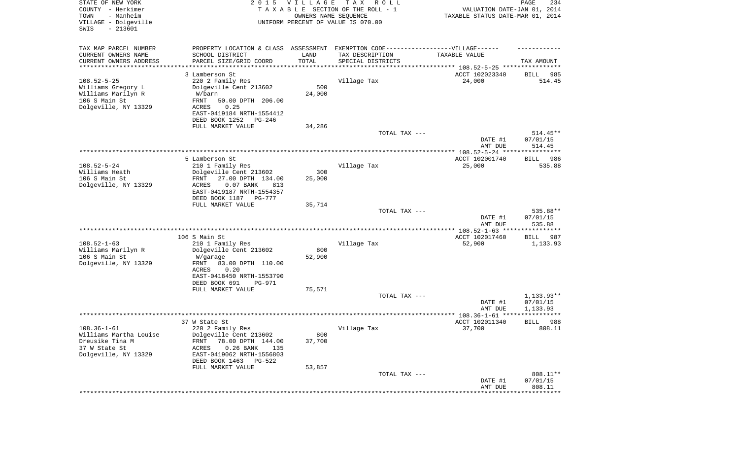STATE OF NEW YORK
COUNTY - Herkimer
TOWN - Manheim
VILLAGE - Dolgeville
SWIS - 213601

2 0 1 5 V I L L A G E T A X R O L L
T A X A B L E SECTION OF THE ROLL - 1
OWNERS NAME SEQUENCE
UNIFORM PERCENT OF VALUE IS 070.00

VALUATION DATE-JAN 01, 2014
TAXABLE STATUS DATE-MAR 01, 2014

| TAX MAP PARCEL NUMBER<br>CURRENT OWNERS NAME<br>CURRENT OWNERS ADDRESS | PROPERTY LOCATION & CLASS<br>SCHOOL DISTRICT<br>PARCEL SIZE/GRID COORD | ASSESSMENT<br>LAND<br>TOTAL | EXEMPTION CODE-----VILLAGE------<br>TAX DESCRIPTION<br>SPECIAL DISTRICTS | TAXABLE VALUE | TAX AMOUNT |
|---|---|---|---|---|---|
| | 3 Lamberson St | | | ACCT 102023340 | BILL 985 |
| 108.52-5-25 | 220 2 Family Res | | Village Tax | 24,000 | 514.45 |
| Williams Gregory L | Dolgeville Cent 213602 | 500 | | | |
| Williams Marilyn R | W/barn | 24,000 | | | |
| 106 S Main St | FRNT 50.00 DPTH 206.00 | | | | |
| Dolgeville, NY 13329 | ACRES 0.25 | | | | |
| | EAST-0419184 NRTH-1554412 | | | | |
| | DEED BOOK 1252 PG-246 | | | | |
| | FULL MARKET VALUE | 34,286 | | | |
| | | | TOTAL TAX --- | | 514.45** |
| | | | | DATE #1 | 07/01/15 |
| | | | | AMT DUE | 514.45 |
| | 5 Lamberson St | | | ACCT 102001740 | BILL 986 |
| 108.52-5-24 | 210 1 Family Res | | Village Tax | 25,000 | 535.88 |
| Williams Heath | Dolgeville Cent 213602 | 300 | | | |
| 106 S Main St | FRNT 27.00 DPTH 134.00 | 25,000 | | | |
| Dolgeville, NY 13329 | ACRES 0.07 BANK 813 | | | | |
| | EAST-0419187 NRTH-1554357 | | | | |
| | DEED BOOK 1187 PG-777 | | | | |
| | FULL MARKET VALUE | 35,714 | | | |
| | | | TOTAL TAX --- | | 535.88** |
| | | | | DATE #1 | 07/01/15 |
| | | | | AMT DUE | 535.88 |
| | 106 S Main St | | | ACCT 102017460 | BILL 987 |
| 108.52-1-63 | 210 1 Family Res | | Village Tax | 52,900 | 1,133.93 |
| Williams Marilyn R | Dolgeville Cent 213602 | 800 | | | |
| 106 S Main St | W/garage | 52,900 | | | |
| Dolgeville, NY 13329 | FRNT 83.00 DPTH 110.00 | | | | |
| | ACRES 0.20 | | | | |
| | EAST-0418450 NRTH-1553790 | | | | |
| | DEED BOOK 691 PG-971 | | | | |
| | FULL MARKET VALUE | 75,571 | | | |
| | | | TOTAL TAX --- | | 1,133.93** |
| | | | | DATE #1 | 07/01/15 |
| | | | | AMT DUE | 1,133.93 |
| | 37 W State St | | | ACCT 102011340 | BILL 988 |
| 108.36-1-61 | 220 2 Family Res | | Village Tax | 37,700 | 808.11 |
| Williams Martha Louise | Dolgeville Cent 213602 | 800 | | | |
| Dreusike Tina M | FRNT 78.00 DPTH 144.00 | 37,700 | | | |
| 37 W State St | ACRES 0.26 BANK 135 | | | | |
| Dolgeville, NY 13329 | EAST-0419062 NRTH-1556803 | | | | |
| | DEED BOOK 1463 PG-522 | | | | |
| | FULL MARKET VALUE | 53,857 | | | |
| | | | TOTAL TAX --- | | 808.11** |
| | | | | DATE #1 | 07/01/15 |
| | | | | AMT DUE | 808.11 |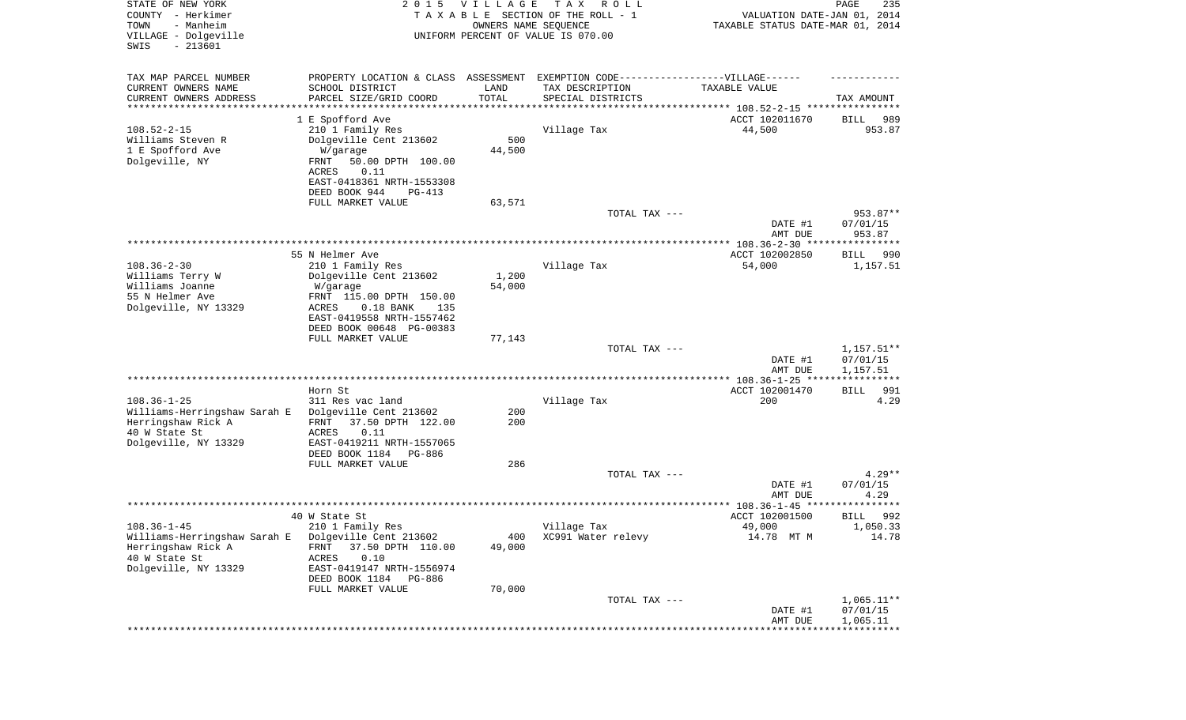STATE OF NEW YORK
COUNTY - Herkimer
TOWN - Manheim
VILLAGE - Dolgeville
SWIS - 213601

2 0 1 5 V I L L A G E T A X R O L L
T A X A B L E SECTION OF THE ROLL - 1
OWNERS NAME SEQUENCE
UNIFORM PERCENT OF VALUE IS 070.00

VALUATION DATE-JAN 01, 2014
TAXABLE STATUS DATE-MAR 01, 2014

| TAX MAP PARCEL NUMBER<br>CURRENT OWNERS NAME<br>CURRENT OWNERS ADDRESS | PROPERTY LOCATION & CLASS<br>SCHOOL DISTRICT<br>PARCEL SIZE/GRID COORD | ASSESSMENT<br>LAND<br>TOTAL | EXEMPTION CODE------VILLAGE------<br>TAX DESCRIPTION<br>SPECIAL DISTRICTS | TAXABLE VALUE | TAX AMOUNT |
|---|---|---|---|---|---|
| | 1 E Spofford Ave | | | ACCT 102011670 | BILL 989 |
| 108.52-2-15 | 210 1 Family Res | | Village Tax | 44,500 | 953.87 |
| Williams Steven R | Dolgeville Cent 213602 | 500 | | | |
| 1 E Spofford Ave | W/garage | 44,500 | | | |
| Dolgeville, NY | FRNT 50.00 DPTH 100.00 | | | | |
| | ACRES 0.11 | | | | |
| | EAST-0418361 NRTH-1553308 | | | | |
| | DEED BOOK 944 PG-413 | | | | |
| | FULL MARKET VALUE | 63,571 | | | |
| | | | TOTAL TAX --- | | 953.87** |
| | | | | DATE #1 | 07/01/15 |
| | | | | AMT DUE | 953.87 |
| | 55 N Helmer Ave | | | ACCT 102002850 | BILL 990 |
| 108.36-2-30 | 210 1 Family Res | | Village Tax | 54,000 | 1,157.51 |
| Williams Terry W | Dolgeville Cent 213602 | 1,200 | | | |
| Williams Joanne | W/garage | 54,000 | | | |
| 55 N Helmer Ave | FRNT 115.00 DPTH 150.00 | | | | |
| Dolgeville, NY 13329 | ACRES 0.18 BANK 135 | | | | |
| | EAST-0419558 NRTH-1557462 | | | | |
| | DEED BOOK 00648 PG-00383 | | | | |
| | FULL MARKET VALUE | 77,143 | | | |
| | | | TOTAL TAX --- | | 1,157.51** |
| | | | | DATE #1 | 07/01/15 |
| | | | | AMT DUE | 1,157.51 |
| | Horn St | | | ACCT 102001470 | BILL 991 |
| 108.36-1-25 | 311 Res vac land | | Village Tax | 200 | 4.29 |
| Williams-Herringshaw Sarah E | Dolgeville Cent 213602 | 200 | | | |
| Herringshaw Rick A | FRNT 37.50 DPTH 122.00 | 200 | | | |
| 40 W State St | ACRES 0.11 | | | | |
| Dolgeville, NY 13329 | EAST-0419211 NRTH-1557065 | | | | |
| | DEED BOOK 1184 PG-886 | | | | |
| | FULL MARKET VALUE | 286 | | | |
| | | | TOTAL TAX --- | | 4.29** |
| | | | | DATE #1 | 07/01/15 |
| | | | | AMT DUE | 4.29 |
| | 40 W State St | | | ACCT 102001500 | BILL 992 |
| 108.36-1-45 | 210 1 Family Res | | Village Tax | 49,000 | 1,050.33 |
| Williams-Herringshaw Sarah E | Dolgeville Cent 213602 | 400 | XC991 Water relevy | 14.78 MT M | 14.78 |
| Herringshaw Rick A | FRNT 37.50 DPTH 110.00 | 49,000 | | | |
| 40 W State St | ACRES 0.10 | | | | |
| Dolgeville, NY 13329 | EAST-0419147 NRTH-1556974 | | | | |
| | DEED BOOK 1184 PG-886 | | | | |
| | FULL MARKET VALUE | 70,000 | | | |
| | | | TOTAL TAX --- | | 1,065.11** |
| | | | | DATE #1 | 07/01/15 |
| | | | | AMT DUE | 1,065.11 |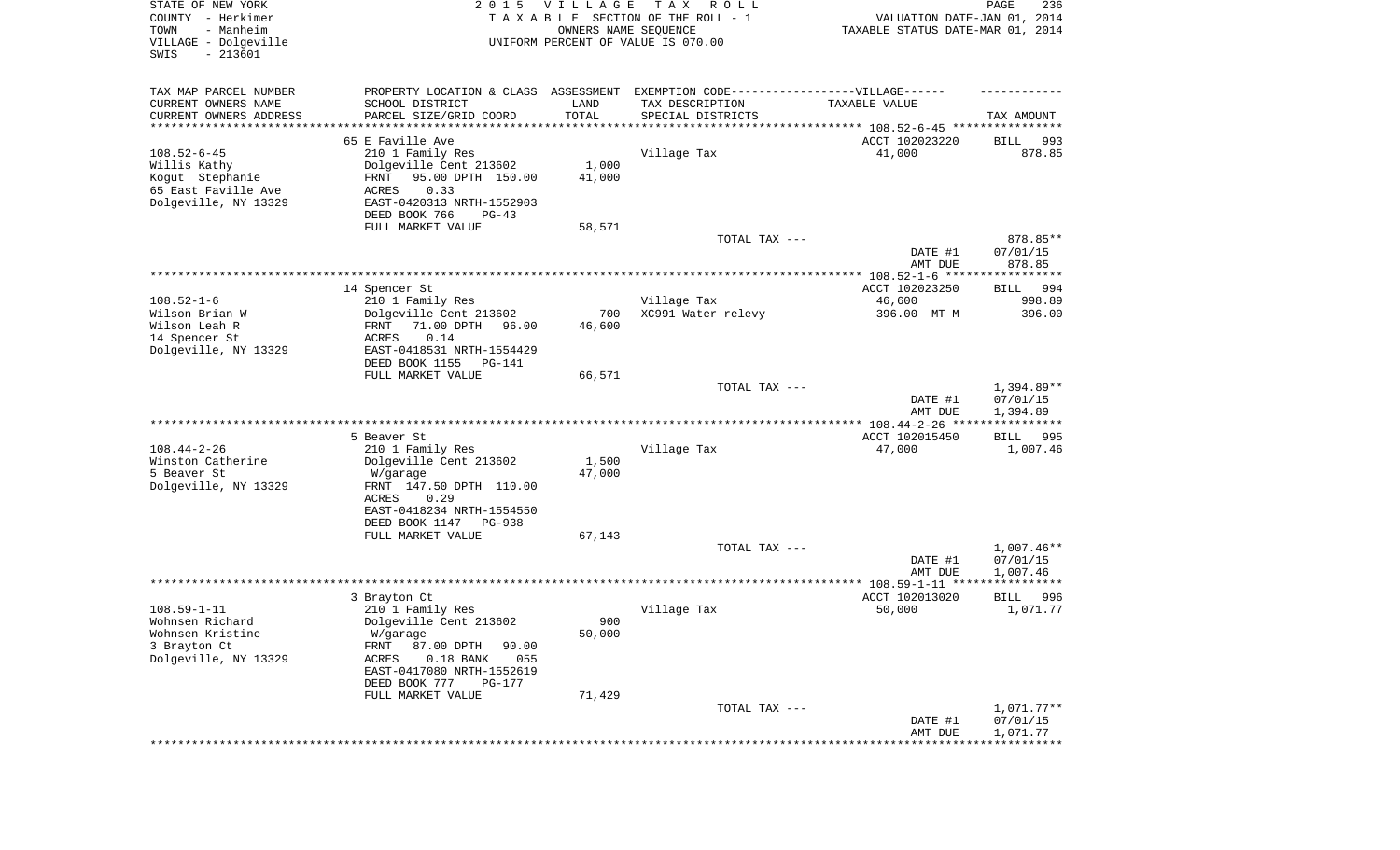STATE OF NEW YORK
COUNTY - Herkimer
TOWN - Manheim
VILLAGE - Dolgeville
SWIS - 213601

2015 VILLAGE TAX ROLL
TAXABLE SECTION OF THE ROLL - 1
OWNERS NAME SEQUENCE
UNIFORM PERCENT OF VALUE IS 070.00

VALUATION DATE-JAN 01, 2014
TAXABLE STATUS DATE-MAR 01, 2014

| TAX MAP PARCEL NUMBER / CURRENT OWNERS NAME / CURRENT OWNERS ADDRESS | PROPERTY LOCATION & CLASS / SCHOOL DISTRICT / PARCEL SIZE/GRID COORD | ASSESSMENT LAND / TOTAL | EXEMPTION CODE-----VILLAGE----- TAX DESCRIPTION / SPECIAL DISTRICTS | TAXABLE VALUE | TAX AMOUNT |
|---|---|---|---|---|---|
| **108.52-6-45** | 65 E Faville Ave | | | ACCT 102023220 | BILL 993 |
| 108.52-6-45 | 210 1 Family Res | | Village Tax | 41,000 | 878.85 |
| Willis Kathy | Dolgeville Cent 213602 | 1,000 | | | |
| Kogut Stephanie | FRNT 95.00 DPTH 150.00 | 41,000 | | | |
| 65 East Faville Ave | ACRES 0.33 | | | | |
| Dolgeville, NY 13329 | EAST-0420313 NRTH-1552903 | | | | |
| | DEED BOOK 766 PG-43 | | | | |
| | FULL MARKET VALUE | 58,571 | | | |
| | | | TOTAL TAX --- | | 878.85** |
| | | | | DATE #1 | 07/01/15 |
| | | | | AMT DUE | 878.85 |
| **108.52-1-6** | 14 Spencer St | | | ACCT 102023250 | BILL 994 |
| 108.52-1-6 | 210 1 Family Res | | Village Tax | 46,600 | 998.89 |
| Wilson Brian W | Dolgeville Cent 213602 | 700 | XC991 Water relevy | 396.00 MT M | 396.00 |
| Wilson Leah R | FRNT 71.00 DPTH 96.00 | 46,600 | | | |
| 14 Spencer St | ACRES 0.14 | | | | |
| Dolgeville, NY 13329 | EAST-0418531 NRTH-1554429 | | | | |
| | DEED BOOK 1155 PG-141 | | | | |
| | FULL MARKET VALUE | 66,571 | | | |
| | | | TOTAL TAX --- | | 1,394.89** |
| | | | | DATE #1 | 07/01/15 |
| | | | | AMT DUE | 1,394.89 |
| **108.44-2-26** | 5 Beaver St | | | ACCT 102015450 | BILL 995 |
| 108.44-2-26 | 210 1 Family Res | | Village Tax | 47,000 | 1,007.46 |
| Winston Catherine | Dolgeville Cent 213602 | 1,500 | | | |
| 5 Beaver St | W/garage | 47,000 | | | |
| Dolgeville, NY 13329 | FRNT 147.50 DPTH 110.00 | | | | |
| | ACRES 0.29 | | | | |
| | EAST-0418234 NRTH-1554550 | | | | |
| | DEED BOOK 1147 PG-938 | | | | |
| | FULL MARKET VALUE | 67,143 | | | |
| | | | TOTAL TAX --- | | 1,007.46** |
| | | | | DATE #1 | 07/01/15 |
| | | | | AMT DUE | 1,007.46 |
| **108.59-1-11** | 3 Brayton Ct | | | ACCT 102013020 | BILL 996 |
| 108.59-1-11 | 210 1 Family Res | | Village Tax | 50,000 | 1,071.77 |
| Wohnsen Richard | Dolgeville Cent 213602 | 900 | | | |
| Wohnsen Kristine | W/garage | 50,000 | | | |
| 3 Brayton Ct | FRNT 87.00 DPTH 90.00 | | | | |
| Dolgeville, NY 13329 | ACRES 0.18 BANK 055 | | | | |
| | EAST-0417080 NRTH-1552619 | | | | |
| | DEED BOOK 777 PG-177 | | | | |
| | FULL MARKET VALUE | 71,429 | | | |
| | | | TOTAL TAX --- | | 1,071.77** |
| | | | | DATE #1 | 07/01/15 |
| | | | | AMT DUE | 1,071.77 |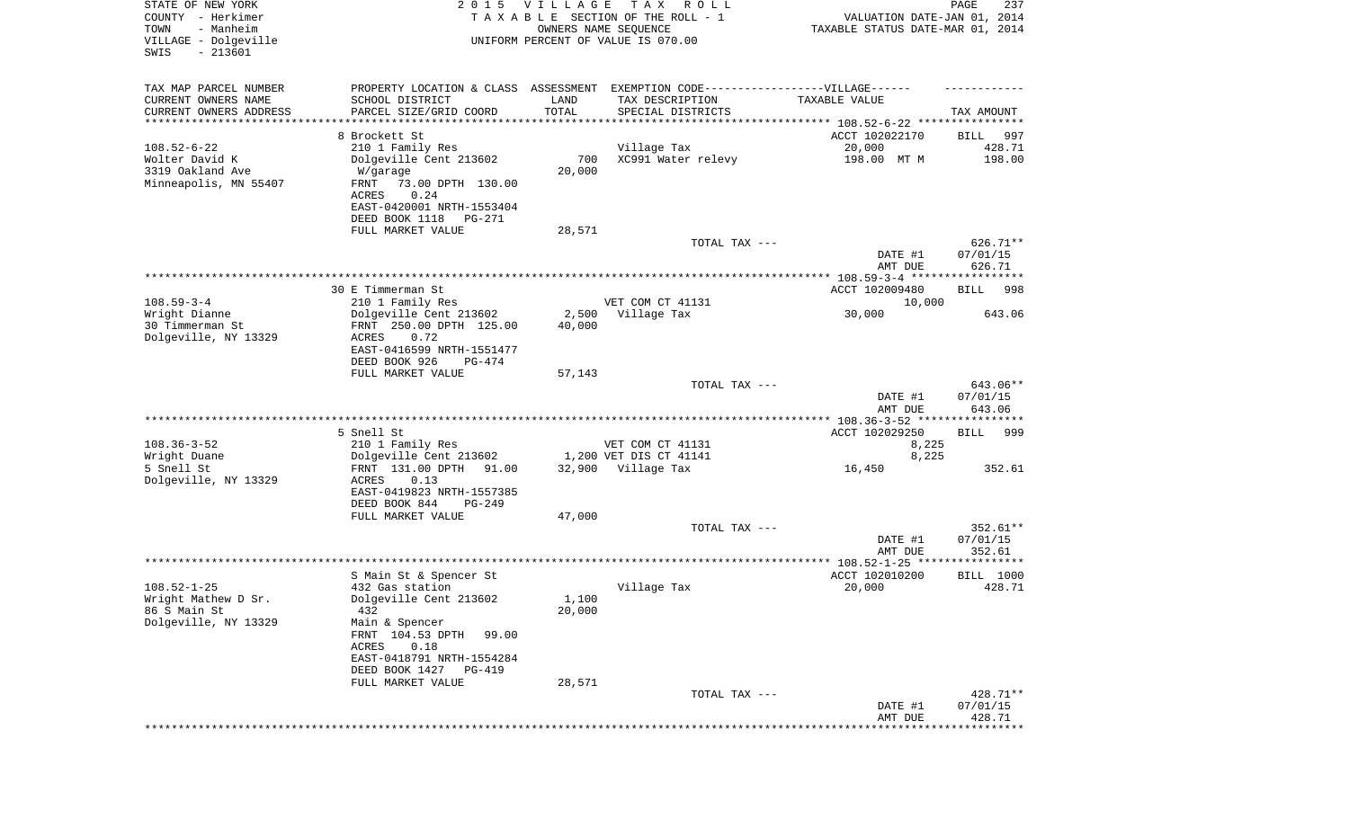STATE OF NEW YORK
COUNTY - Herkimer
TOWN - Manheim
VILLAGE - Dolgeville
SWIS - 213601

2015 VILLAGE TAX ROLL
TAXABLE SECTION OF THE ROLL - 1
OWNERS NAME SEQUENCE
UNIFORM PERCENT OF VALUE IS 070.00

VALUATION DATE-JAN 01, 2014
TAXABLE STATUS DATE-MAR 01, 2014

| TAX MAP PARCEL NUMBER / CURRENT OWNERS NAME / CURRENT OWNERS ADDRESS | PROPERTY LOCATION & CLASS / SCHOOL DISTRICT / PARCEL SIZE/GRID COORD | ASSESSMENT LAND / TOTAL | EXEMPTION CODE / TAX DESCRIPTION / SPECIAL DISTRICTS | TAXABLE VALUE | TAX AMOUNT |
|---|---|---|---|---|---|
| **108.52-6-22** | 8 Brockett St | | | ACCT 102022170 | BILL 997 |
| 108.52-6-22 | 210 1 Family Res | | Village Tax | 20,000 | 428.71 |
| Wolter David K | Dolgeville Cent 213602 | 700 | XC991 Water relevy | 198.00 MT M | 198.00 |
| 3319 Oakland Ave | W/garage | 20,000 | | | |
| Minneapolis, MN 55407 | FRNT 73.00 DPTH 130.00 | | | | |
| | ACRES 0.24 | | | | |
| | EAST-0420001 NRTH-1553404 | | | | |
| | DEED BOOK 1118 PG-271 | | | | |
| | FULL MARKET VALUE | 28,571 | | | |
| | | | TOTAL TAX --- | | 626.71** |
| | | | | DATE #1 | 07/01/15 |
| | | | | AMT DUE | 626.71 |
| **108.59-3-4** | 30 E Timmerman St | | | ACCT 102009480 | BILL 998 |
| 108.59-3-4 | 210 1 Family Res | | VET COM CT 41131 | 10,000 | |
| Wright Dianne | Dolgeville Cent 213602 | 2,500 | Village Tax | 30,000 | 643.06 |
| 30 Timmerman St | FRNT 250.00 DPTH 125.00 | 40,000 | | | |
| Dolgeville, NY 13329 | ACRES 0.72 | | | | |
| | EAST-0416599 NRTH-1551477 | | | | |
| | DEED BOOK 926 PG-474 | | | | |
| | FULL MARKET VALUE | 57,143 | | | |
| | | | TOTAL TAX --- | | 643.06** |
| | | | | DATE #1 | 07/01/15 |
| | | | | AMT DUE | 643.06 |
| **108.36-3-52** | 5 Snell St | | | ACCT 102029250 | BILL 999 |
| 108.36-3-52 | 210 1 Family Res | | VET COM CT 41131 | 8,225 | |
| Wright Duane | Dolgeville Cent 213602 | 1,200 | VET DIS CT 41141 | 8,225 | |
| 5 Snell St | FRNT 131.00 DPTH 91.00 | 32,900 | Village Tax | 16,450 | 352.61 |
| Dolgeville, NY 13329 | ACRES 0.13 | | | | |
| | EAST-0419823 NRTH-1557385 | | | | |
| | DEED BOOK 844 PG-249 | | | | |
| | FULL MARKET VALUE | 47,000 | | | |
| | | | TOTAL TAX --- | | 352.61** |
| | | | | DATE #1 | 07/01/15 |
| | | | | AMT DUE | 352.61 |
| **108.52-1-25** | S Main St & Spencer St | | | ACCT 102010200 | BILL 1000 |
| 108.52-1-25 | 432 Gas station | | Village Tax | 20,000 | 428.71 |
| Wright Mathew D Sr. | Dolgeville Cent 213602 | 1,100 | | | |
| 86 S Main St | 432 | 20,000 | | | |
| Dolgeville, NY 13329 | Main & Spencer | | | | |
| | FRNT 104.53 DPTH 99.00 | | | | |
| | ACRES 0.18 | | | | |
| | EAST-0418791 NRTH-1554284 | | | | |
| | DEED BOOK 1427 PG-419 | | | | |
| | FULL MARKET VALUE | 28,571 | | | |
| | | | TOTAL TAX --- | | 428.71** |
| | | | | DATE #1 | 07/01/15 |
| | | | | AMT DUE | 428.71 |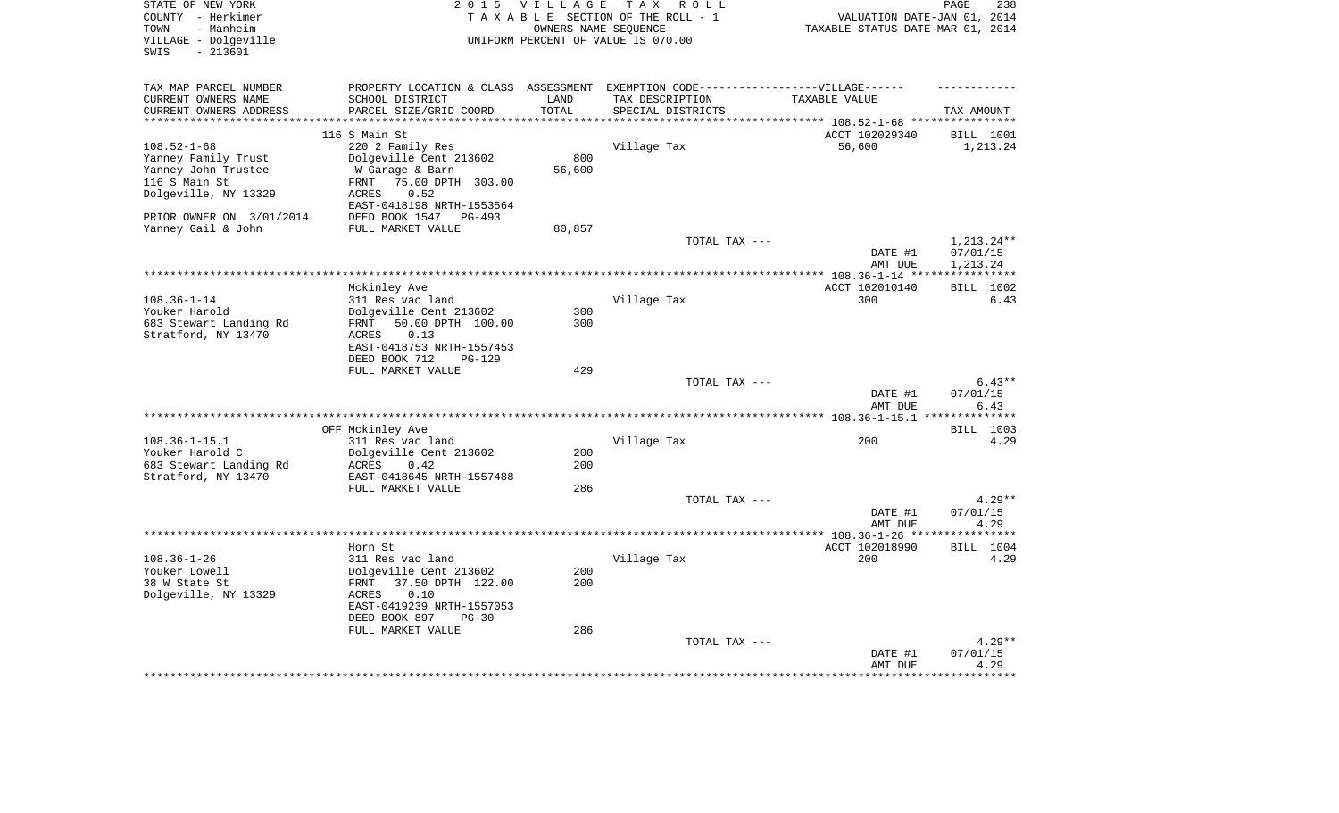STATE OF NEW YORK
COUNTY - Herkimer
TOWN - Manheim
VILLAGE - Dolgeville
SWIS - 213601

2 0 1 5 V I L L A G E T A X R O L L
T A X A B L E SECTION OF THE ROLL - 1
OWNERS NAME SEQUENCE
UNIFORM PERCENT OF VALUE IS 070.00

VALUATION DATE-JAN 01, 2014
TAXABLE STATUS DATE-MAR 01, 2014

| TAX MAP PARCEL NUMBER<br>CURRENT OWNERS NAME<br>CURRENT OWNERS ADDRESS | PROPERTY LOCATION & CLASS<br>SCHOOL DISTRICT<br>PARCEL SIZE/GRID COORD | ASSESSMENT<br>LAND<br>TOTAL | EXEMPTION CODE------VILLAGE------<br>TAX DESCRIPTION<br>SPECIAL DISTRICTS | TAXABLE VALUE | TAX AMOUNT |
|---|---|---|---|---|---|
| | 116 S Main St | | | ACCT 102029340 | BILL 1001 |
| 108.52-1-68 | 220 2 Family Res | | Village Tax | 56,600 | 1,213.24 |
| Yanney Family Trust | Dolgeville Cent 213602 | 800 | | | |
| Yanney John Trustee | W Garage & Barn | 56,600 | | | |
| 116 S Main St | FRNT 75.00 DPTH 303.00 | | | | |
| Dolgeville, NY 13329 | ACRES 0.52 | | | | |
| | EAST-0418198 NRTH-1553564 | | | | |
| PRIOR OWNER ON 3/01/2014 | DEED BOOK 1547 PG-493 | | | | |
| Yanney Gail & John | FULL MARKET VALUE | 80,857 | | | |
| | | | TOTAL TAX --- | | 1,213.24** |
| | | | | DATE #1 | 07/01/15 |
| | | | | AMT DUE | 1,213.24 |
| | Mckinley Ave | | | ACCT 102010140 | BILL 1002 |
| 108.36-1-14 | 311 Res vac land | | Village Tax | 300 | 6.43 |
| Youker Harold | Dolgeville Cent 213602 | 300 | | | |
| 683 Stewart Landing Rd | FRNT 50.00 DPTH 100.00 | 300 | | | |
| Stratford, NY 13470 | ACRES 0.13 | | | | |
| | EAST-0418753 NRTH-1557453 | | | | |
| | DEED BOOK 712 PG-129 | | | | |
| | FULL MARKET VALUE | 429 | | | |
| | | | TOTAL TAX --- | | 6.43** |
| | | | | DATE #1 | 07/01/15 |
| | | | | AMT DUE | 6.43 |
| | OFF Mckinley Ave | | | | BILL 1003 |
| 108.36-1-15.1 | 311 Res vac land | | Village Tax | 200 | 4.29 |
| Youker Harold C | Dolgeville Cent 213602 | 200 | | | |
| 683 Stewart Landing Rd | ACRES 0.42 | 200 | | | |
| Stratford, NY 13470 | EAST-0418645 NRTH-1557488 | | | | |
| | FULL MARKET VALUE | 286 | | | |
| | | | TOTAL TAX --- | | 4.29** |
| | | | | DATE #1 | 07/01/15 |
| | | | | AMT DUE | 4.29 |
| | Horn St | | | ACCT 102018990 | BILL 1004 |
| 108.36-1-26 | 311 Res vac land | | Village Tax | 200 | 4.29 |
| Youker Lowell | Dolgeville Cent 213602 | 200 | | | |
| 38 W State St | FRNT 37.50 DPTH 122.00 | 200 | | | |
| Dolgeville, NY 13329 | ACRES 0.10 | | | | |
| | EAST-0419239 NRTH-1557053 | | | | |
| | DEED BOOK 897 PG-30 | | | | |
| | FULL MARKET VALUE | 286 | | | |
| | | | TOTAL TAX --- | | 4.29** |
| | | | | DATE #1 | 07/01/15 |
| | | | | AMT DUE | 4.29 |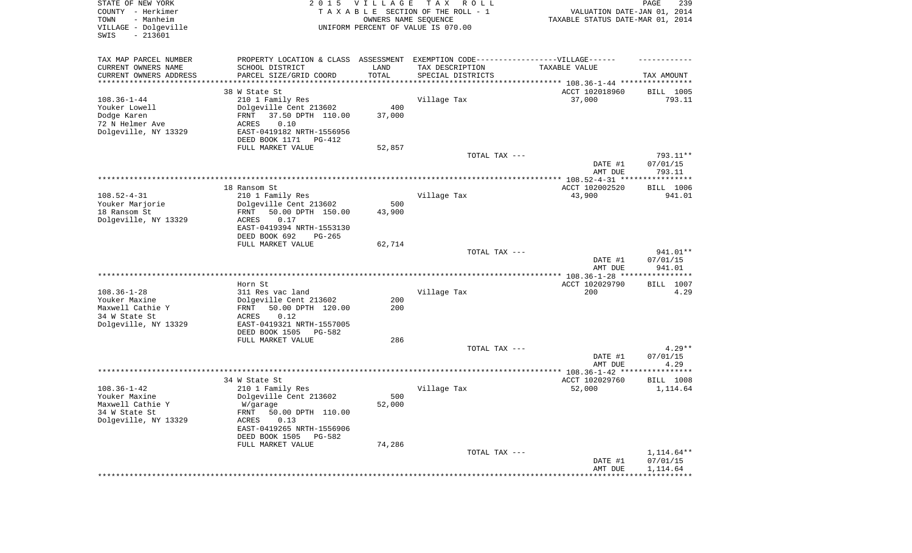STATE OF NEW YORK
COUNTY - Herkimer
TOWN - Manheim
VILLAGE - Dolgeville
SWIS - 213601

2 0 1 5 V I L L A G E T A X R O L L
T A X A B L E SECTION OF THE ROLL - 1
OWNERS NAME SEQUENCE
UNIFORM PERCENT OF VALUE IS 070.00

VALUATION DATE-JAN 01, 2014
TAXABLE STATUS DATE-MAR 01, 2014

| TAX MAP PARCEL NUMBER / CURRENT OWNERS NAME / CURRENT OWNERS ADDRESS | PROPERTY LOCATION & CLASS / SCHOOL DISTRICT / PARCEL SIZE/GRID COORD | ASSESSMENT LAND / TOTAL | EXEMPTION CODE / TAX DESCRIPTION / SPECIAL DISTRICTS | TAXABLE VALUE | TAX AMOUNT |
|---|---|---|---|---|---|
| **108.36-1-44** | 38 W State St | | | ACCT 102018960 | BILL 1005 |
| 108.36-1-44 | 210 1 Family Res | | Village Tax | 37,000 | 793.11 |
| Youker Lowell | Dolgeville Cent 213602 | 400 | | | |
| Dodge Karen | FRNT 37.50 DPTH 110.00 | 37,000 | | | |
| 72 N Helmer Ave | ACRES 0.10 | | | | |
| Dolgeville, NY 13329 | EAST-0419182 NRTH-1556956 | | | | |
| | DEED BOOK 1171 PG-412 | | | | |
| | FULL MARKET VALUE | 52,857 | | | |
| | | | TOTAL TAX --- | | 793.11** |
| | | | | DATE #1 | 07/01/15 |
| | | | | AMT DUE | 793.11 |
| **108.52-4-31** | 18 Ransom St | | | ACCT 102002520 | BILL 1006 |
| 108.52-4-31 | 210 1 Family Res | | Village Tax | 43,900 | 941.01 |
| Youker Marjorie | Dolgeville Cent 213602 | 500 | | | |
| 18 Ransom St | FRNT 50.00 DPTH 150.00 | 43,900 | | | |
| Dolgeville, NY 13329 | ACRES 0.17 | | | | |
| | EAST-0419394 NRTH-1553130 | | | | |
| | DEED BOOK 692 PG-265 | | | | |
| | FULL MARKET VALUE | 62,714 | | | |
| | | | TOTAL TAX --- | | 941.01** |
| | | | | DATE #1 | 07/01/15 |
| | | | | AMT DUE | 941.01 |
| **108.36-1-28** | Horn St | | | ACCT 102029790 | BILL 1007 |
| 108.36-1-28 | 311 Res vac land | | Village Tax | 200 | 4.29 |
| Youker Maxine | Dolgeville Cent 213602 | 200 | | | |
| Maxwell Cathie Y | FRNT 50.00 DPTH 120.00 | 200 | | | |
| 34 W State St | ACRES 0.12 | | | | |
| Dolgeville, NY 13329 | EAST-0419321 NRTH-1557005 | | | | |
| | DEED BOOK 1505 PG-582 | | | | |
| | FULL MARKET VALUE | 286 | | | |
| | | | TOTAL TAX --- | | 4.29** |
| | | | | DATE #1 | 07/01/15 |
| | | | | AMT DUE | 4.29 |
| **108.36-1-42** | 34 W State St | | | ACCT 102029760 | BILL 1008 |
| 108.36-1-42 | 210 1 Family Res | | Village Tax | 52,000 | 1,114.64 |
| Youker Maxine | Dolgeville Cent 213602 | 500 | | | |
| Maxwell Cathie Y | W/garage | 52,000 | | | |
| 34 W State St | FRNT 50.00 DPTH 110.00 | | | | |
| Dolgeville, NY 13329 | ACRES 0.13 | | | | |
| | EAST-0419265 NRTH-1556906 | | | | |
| | DEED BOOK 1505 PG-582 | | | | |
| | FULL MARKET VALUE | 74,286 | | | |
| | | | TOTAL TAX --- | | 1,114.64** |
| | | | | DATE #1 | 07/01/15 |
| | | | | AMT DUE | 1,114.64 |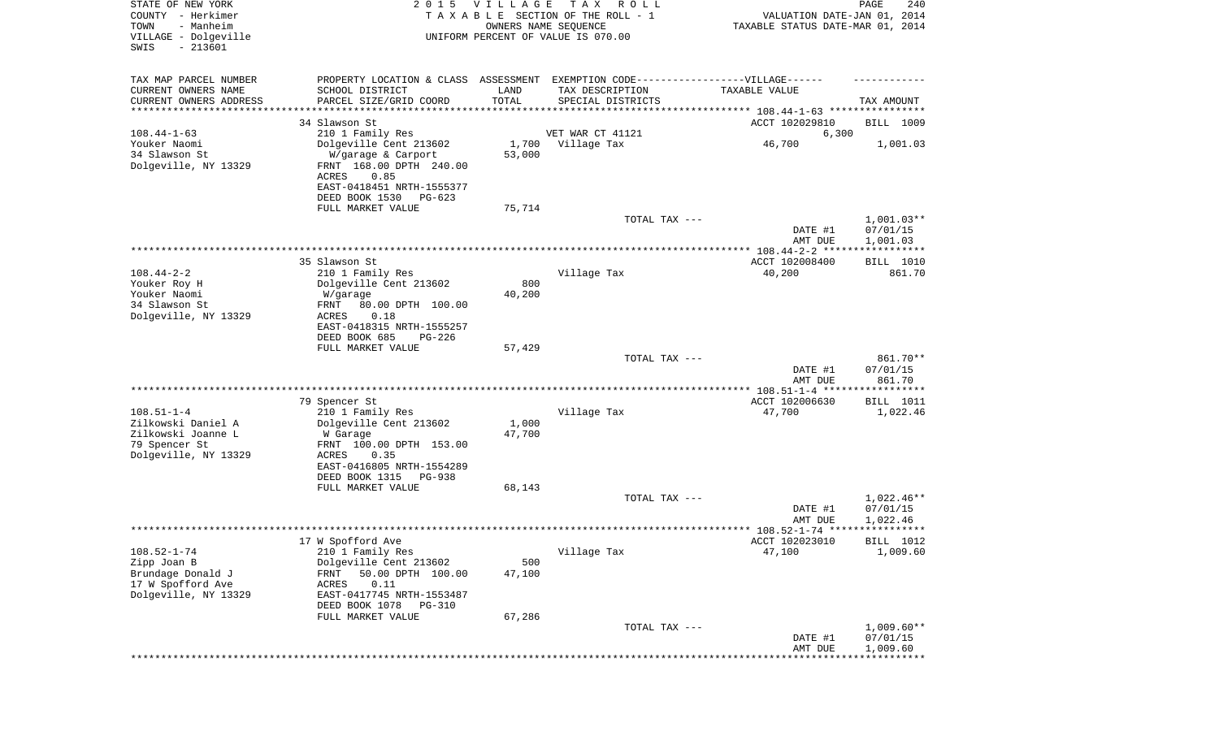STATE OF NEW YORK
COUNTY - Herkimer
TOWN - Manheim
VILLAGE - Dolgeville
SWIS - 213601

2 0 1 5 V I L L A G E T A X R O L L
T A X A B L E SECTION OF THE ROLL - 1
OWNERS NAME SEQUENCE
UNIFORM PERCENT OF VALUE IS 070.00

VALUATION DATE-JAN 01, 2014
TAXABLE STATUS DATE-MAR 01, 2014

| TAX MAP PARCEL NUMBER / CURRENT OWNERS NAME / CURRENT OWNERS ADDRESS | PROPERTY LOCATION & CLASS / SCHOOL DISTRICT / PARCEL SIZE/GRID COORD | ASSESSMENT LAND / TOTAL | EXEMPTION CODE / TAX DESCRIPTION / SPECIAL DISTRICTS | TAXABLE VALUE | TAX AMOUNT |
|---|---|---|---|---|---|
| **108.44-1-63** | 34 Slawson St | | | ACCT 102029810 | BILL 1009 |
| 108.44-1-63 | 210 1 Family Res | | VET WAR CT 41121 | 6,300 | |
| Youker Naomi | Dolgeville Cent 213602 | 1,700 | Village Tax | 46,700 | 1,001.03 |
| 34 Slawson St | W/garage & Carport | 53,000 | | | |
| Dolgeville, NY 13329 | FRNT 168.00 DPTH 240.00 | | | | |
| | ACRES 0.85 | | | | |
| | EAST-0418451 NRTH-1555377 | | | | |
| | DEED BOOK 1530 PG-623 | | | | |
| | FULL MARKET VALUE | 75,714 | | | |
| | | | TOTAL TAX --- | | 1,001.03** |
| | | | | DATE #1 | 07/01/15 |
| | | | | AMT DUE | 1,001.03 |
| **108.44-2-2** | 35 Slawson St | | | ACCT 102008400 | BILL 1010 |
| 108.44-2-2 | 210 1 Family Res | | Village Tax | 40,200 | 861.70 |
| Youker Roy H | Dolgeville Cent 213602 | 800 | | | |
| Youker Naomi | W/garage | 40,200 | | | |
| 34 Slawson St | FRNT 80.00 DPTH 100.00 | | | | |
| Dolgeville, NY 13329 | ACRES 0.18 | | | | |
| | EAST-0418315 NRTH-1555257 | | | | |
| | DEED BOOK 685 PG-226 | | | | |
| | FULL MARKET VALUE | 57,429 | | | |
| | | | TOTAL TAX --- | | 861.70** |
| | | | | DATE #1 | 07/01/15 |
| | | | | AMT DUE | 861.70 |
| **108.51-1-4** | 79 Spencer St | | | ACCT 102006630 | BILL 1011 |
| 108.51-1-4 | 210 1 Family Res | | Village Tax | 47,700 | 1,022.46 |
| Zilkowski Daniel A | Dolgeville Cent 213602 | 1,000 | | | |
| Zilkowski Joanne L | W Garage | 47,700 | | | |
| 79 Spencer St | FRNT 100.00 DPTH 153.00 | | | | |
| Dolgeville, NY 13329 | ACRES 0.35 | | | | |
| | EAST-0416805 NRTH-1554289 | | | | |
| | DEED BOOK 1315 PG-938 | | | | |
| | FULL MARKET VALUE | 68,143 | | | |
| | | | TOTAL TAX --- | | 1,022.46** |
| | | | | DATE #1 | 07/01/15 |
| | | | | AMT DUE | 1,022.46 |
| **108.52-1-74** | 17 W Spofford Ave | | | ACCT 102023010 | BILL 1012 |
| 108.52-1-74 | 210 1 Family Res | | Village Tax | 47,100 | 1,009.60 |
| Zipp Joan B | Dolgeville Cent 213602 | 500 | | | |
| Brundage Donald J | FRNT 50.00 DPTH 100.00 | 47,100 | | | |
| 17 W Spofford Ave | ACRES 0.11 | | | | |
| Dolgeville, NY 13329 | EAST-0417745 NRTH-1553487 | | | | |
| | DEED BOOK 1078 PG-310 | | | | |
| | FULL MARKET VALUE | 67,286 | | | |
| | | | TOTAL TAX --- | | 1,009.60** |
| | | | | DATE #1 | 07/01/15 |
| | | | | AMT DUE | 1,009.60 |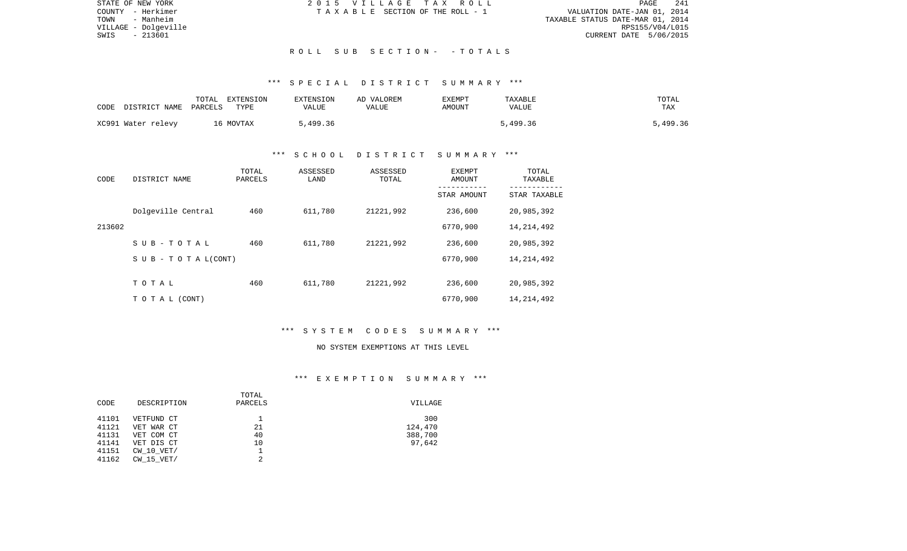STATE OF NEW YORK
COUNTY - Herkimer
TOWN - Manheim
VILLAGE - Dolgeville
SWIS - 213601

2 0 1 5 V I L L A G E T A X R O L L
T A X A B L E SECTION OF THE ROLL - 1

VALUATION DATE-JAN 01, 2014
TAXABLE STATUS DATE-MAR 01, 2014
RPS155/V04/L015
CURRENT DATE 5/06/2015

## R O L L S U B S E C T I O N - - T O T A L S

### *** S P E C I A L D I S T R I C T S U M M A R Y ***

| CODE | DISTRICT NAME | TOTAL PARCELS | EXTENSION TYPE | EXTENSION VALUE | AD VALOREM VALUE | EXEMPT AMOUNT | TAXABLE VALUE | TOTAL TAX |
|---|---|---|---|---|---|---|---|---|
| XC991 | Water relevy | 16 | MOVTAX | 5,499.36 | | | 5,499.36 | 5,499.36 |

### *** S C H O O L D I S T R I C T S U M M A R Y ***

| CODE | DISTRICT NAME | TOTAL PARCELS | ASSESSED LAND | ASSESSED TOTAL | EXEMPT AMOUNT / STAR AMOUNT | TOTAL TAXABLE / STAR TAXABLE |
|---|---|---|---|---|---|---|
| | Dolgeville Central | 460 | 611,780 | 21221,992 | 236,600 | 20,985,392 |
| 213602 | | | | | 6770,900 | 14,214,492 |
| | S U B - T O T A L | 460 | 611,780 | 21221,992 | 236,600 | 20,985,392 |
| | S U B - T O T A L(CONT) | | | | 6770,900 | 14,214,492 |
| | T O T A L | 460 | 611,780 | 21221,992 | 236,600 | 20,985,392 |
| | T O T A L (CONT) | | | | 6770,900 | 14,214,492 |

### *** S Y S T E M C O D E S S U M M A R Y ***

NO SYSTEM EXEMPTIONS AT THIS LEVEL

### *** E X E M P T I O N S U M M A R Y ***

| CODE | DESCRIPTION | TOTAL PARCELS | VILLAGE |
|---|---|---|---|
| 41101 | VETFUND CT | 1 | 300 |
| 41121 | VET WAR CT | 21 | 124,470 |
| 41131 | VET COM CT | 40 | 388,700 |
| 41141 | VET DIS CT | 10 | 97,642 |
| 41151 | CW_10_VET/ | 1 | |
| 41162 | CW_15_VET/ | 2 | |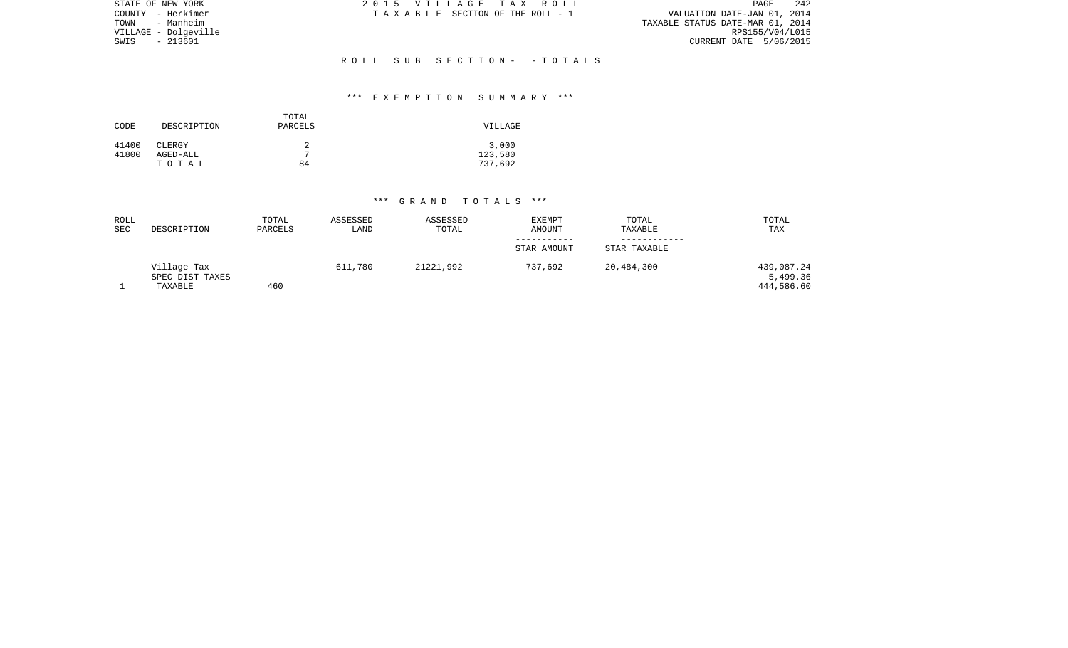STATE OF NEW YORK
COUNTY - Herkimer
TOWN - Manheim
VILLAGE - Dolgeville
SWIS - 213601

2 0 1 5 V I L L A G E T A X R O L L
T A X A B L E SECTION OF THE ROLL - 1

VALUATION DATE-JAN 01, 2014
TAXABLE STATUS DATE-MAR 01, 2014
RPS155/V04/L015
CURRENT DATE 5/06/2015

## R O L L S U B S E C T I O N - - T O T A L S

### *** E X E M P T I O N S U M M A R Y ***

| CODE | DESCRIPTION | TOTAL PARCELS | VILLAGE |
|---|---|---|---|
| 41400 | CLERGY | 2 | 3,000 |
| 41800 | AGED-ALL | 7 | 123,580 |
| | T O T A L | 84 | 737,692 |

### *** G R A N D T O T A L S ***

| ROLL SEC | DESCRIPTION | TOTAL PARCELS | ASSESSED LAND | ASSESSED TOTAL | EXEMPT AMOUNT / STAR AMOUNT | TOTAL TAXABLE / STAR TAXABLE | TOTAL TAX |
|---|---|---|---|---|---|---|---|
| | Village Tax | | 611,780 | 21221,992 | 737,692 | 20,484,300 | 439,087.24 |
| | SPEC DIST TAXES | | | | | | 5,499.36 |
| 1 | TAXABLE | 460 | | | | | 444,586.60 |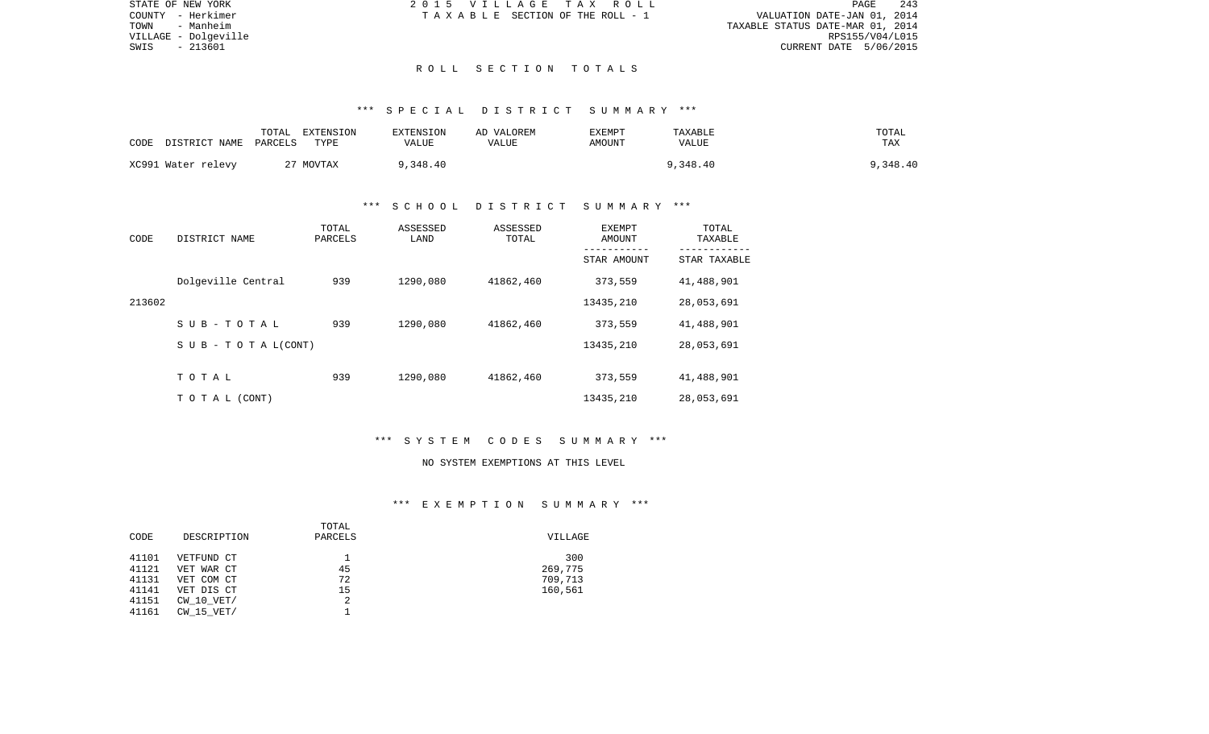STATE OF NEW YORK
COUNTY - Herkimer
TOWN - Manheim
VILLAGE - Dolgeville
SWIS - 213601

2015 VILLAGE TAX ROLL
TAXABLE SECTION OF THE ROLL - 1

VALUATION DATE-JAN 01, 2014
TAXABLE STATUS DATE-MAR 01, 2014
RPS155/V04/L015
CURRENT DATE 5/06/2015

# ROLL SECTION TOTALS

## *** SPECIAL DISTRICT SUMMARY ***

| CODE DISTRICT NAME | TOTAL PARCELS | EXTENSION TYPE | EXTENSION VALUE | AD VALOREM VALUE | EXEMPT AMOUNT | TAXABLE VALUE | TOTAL TAX |
|---|---|---|---|---|---|---|---|
| XC991 Water relevy | 27 | MOVTAX | 9,348.40 | | | 9,348.40 | 9,348.40 |

## *** SCHOOL DISTRICT SUMMARY ***

| CODE | DISTRICT NAME | TOTAL PARCELS | ASSESSED LAND | ASSESSED TOTAL | EXEMPT AMOUNT / STAR AMOUNT | TOTAL TAXABLE / STAR TAXABLE |
|---|---|---|---|---|---|---|
| | Dolgeville Central | 939 | 1290,080 | 41862,460 | 373,559 | 41,488,901 |
| 213602 | | | | | 13435,210 | 28,053,691 |
| | SUB-TOTAL | 939 | 1290,080 | 41862,460 | 373,559 | 41,488,901 |
| | SUB-TOTAL(CONT) | | | | 13435,210 | 28,053,691 |
| | TOTAL | 939 | 1290,080 | 41862,460 | 373,559 | 41,488,901 |
| | TOTAL (CONT) | | | | 13435,210 | 28,053,691 |

## *** SYSTEM CODES SUMMARY ***

NO SYSTEM EXEMPTIONS AT THIS LEVEL

## *** EXEMPTION SUMMARY ***

| CODE | DESCRIPTION | TOTAL PARCELS | VILLAGE |
|---|---|---|---|
| 41101 | VETFUND CT | 1 | 300 |
| 41121 | VET WAR CT | 45 | 269,775 |
| 41131 | VET COM CT | 72 | 709,713 |
| 41141 | VET DIS CT | 15 | 160,561 |
| 41151 | CW_10_VET/ | 2 | |
| 41161 | CW_15_VET/ | 1 | |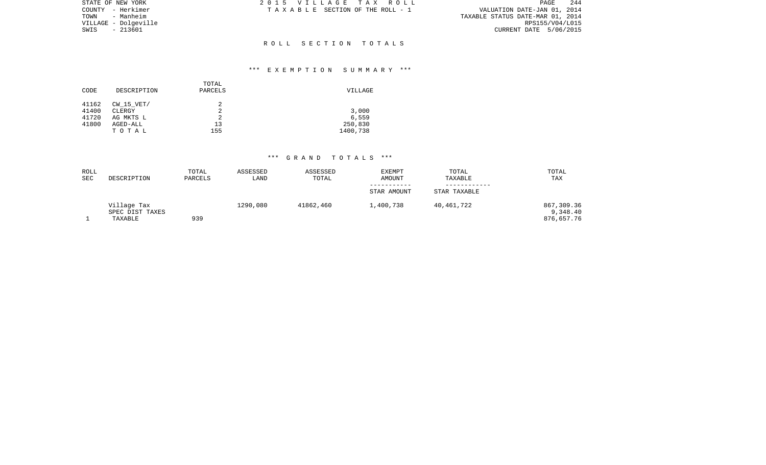STATE OF NEW YORK
COUNTY - Herkimer
TOWN - Manheim
VILLAGE - Dolgeville
SWIS - 213601

2 0 1 5 V I L L A G E T A X R O L L
T A X A B L E SECTION OF THE ROLL - 1

VALUATION DATE-JAN 01, 2014
TAXABLE STATUS DATE-MAR 01, 2014
RPS155/V04/L015
CURRENT DATE 5/06/2015

## R O L L S E C T I O N T O T A L S

### *** E X E M P T I O N S U M M A R Y ***

| CODE | DESCRIPTION | TOTAL PARCELS | VILLAGE |
|---|---|---|---|
| 41162 | CW_15_VET/ | 2 | |
| 41400 | CLERGY | 2 | 3,000 |
| 41720 | AG MKTS L | 2 | 6,559 |
| 41800 | AGED-ALL | 13 | 250,830 |
| | T O T A L | 155 | 1400,738 |

### *** G R A N D T O T A L S ***

| ROLL SEC | DESCRIPTION | TOTAL PARCELS | ASSESSED LAND | ASSESSED TOTAL | EXEMPT AMOUNT / STAR AMOUNT | TOTAL TAXABLE / STAR TAXABLE | TOTAL TAX |
|---|---|---|---|---|---|---|---|
| | Village Tax | | 1290,080 | 41862,460 | 1,400,738 | 40,461,722 | 867,309.36 |
| | SPEC DIST TAXES | | | | | | 9,348.40 |
| 1 | TAXABLE | 939 | | | | | 876,657.76 |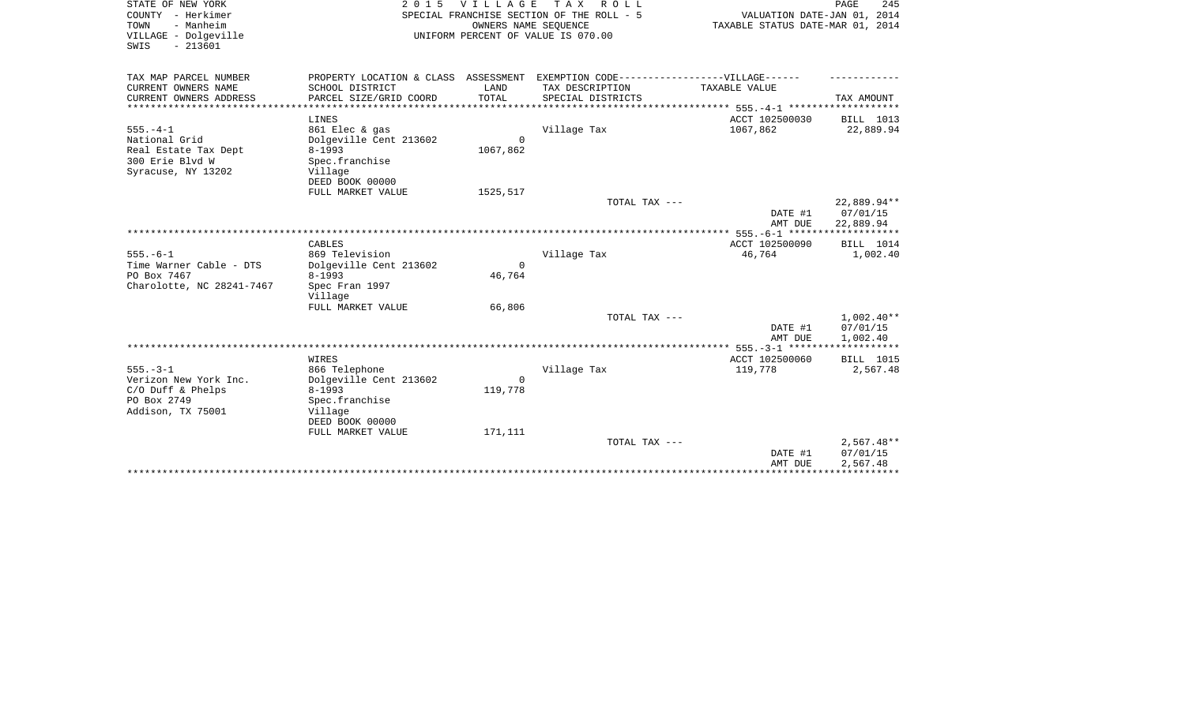STATE OF NEW YORK
COUNTY - Herkimer
TOWN - Manheim
VILLAGE - Dolgeville
SWIS - 213601

# 2015 VILLAGE TAX ROLL

SPECIAL FRANCHISE SECTION OF THE ROLL - 5
OWNERS NAME SEQUENCE
UNIFORM PERCENT OF VALUE IS 070.00

VALUATION DATE-JAN 01, 2014
TAXABLE STATUS DATE-MAR 01, 2014

| TAX MAP PARCEL NUMBER<br>CURRENT OWNERS NAME<br>CURRENT OWNERS ADDRESS | PROPERTY LOCATION & CLASS<br>SCHOOL DISTRICT<br>PARCEL SIZE/GRID COORD | ASSESSMENT<br>LAND<br>TOTAL | EXEMPTION CODE------------------VILLAGE------<br>TAX DESCRIPTION<br>SPECIAL DISTRICTS | TAXABLE VALUE | TAX AMOUNT |
|---|---|---|---|---|---|
| 555.-4-1 | LINES | | | ACCT 102500030 | BILL 1013 |
| National Grid | 861 Elec & gas | | Village Tax | 1067,862 | 22,889.94 |
| Real Estate Tax Dept | Dolgeville Cent 213602 | 0 | | | |
| 300 Erie Blvd W | 8-1993 | 1067,862 | | | |
| Syracuse, NY 13202 | Spec.franchise | | | | |
| | Village | | | | |
| | DEED BOOK 00000 | | | | |
| | FULL MARKET VALUE | 1525,517 | | | |
| | | | TOTAL TAX --- | | 22,889.94** |
| | | | | DATE #1 | 07/01/15 |
| | | | | AMT DUE | 22,889.94 |
| 555.-6-1 | CABLES | | | ACCT 102500090 | BILL 1014 |
| Time Warner Cable - DTS | 869 Television | | Village Tax | 46,764 | 1,002.40 |
| PO Box 7467 | Dolgeville Cent 213602 | 0 | | | |
| Charolotte, NC 28241-7467 | 8-1993 | 46,764 | | | |
| | Spec Fran 1997 | | | | |
| | Village | | | | |
| | FULL MARKET VALUE | 66,806 | | | |
| | | | TOTAL TAX --- | | 1,002.40** |
| | | | | DATE #1 | 07/01/15 |
| | | | | AMT DUE | 1,002.40 |
| 555.-3-1 | WIRES | | | ACCT 102500060 | BILL 1015 |
| Verizon New York Inc. | 866 Telephone | | Village Tax | 119,778 | 2,567.48 |
| C/O Duff & Phelps | Dolgeville Cent 213602 | 0 | | | |
| PO Box 2749 | 8-1993 | 119,778 | | | |
| Addison, TX 75001 | Spec.franchise | | | | |
| | Village | | | | |
| | DEED BOOK 00000 | | | | |
| | FULL MARKET VALUE | 171,111 | | | |
| | | | TOTAL TAX --- | | 2,567.48** |
| | | | | DATE #1 | 07/01/15 |
| | | | | AMT DUE | 2,567.48 |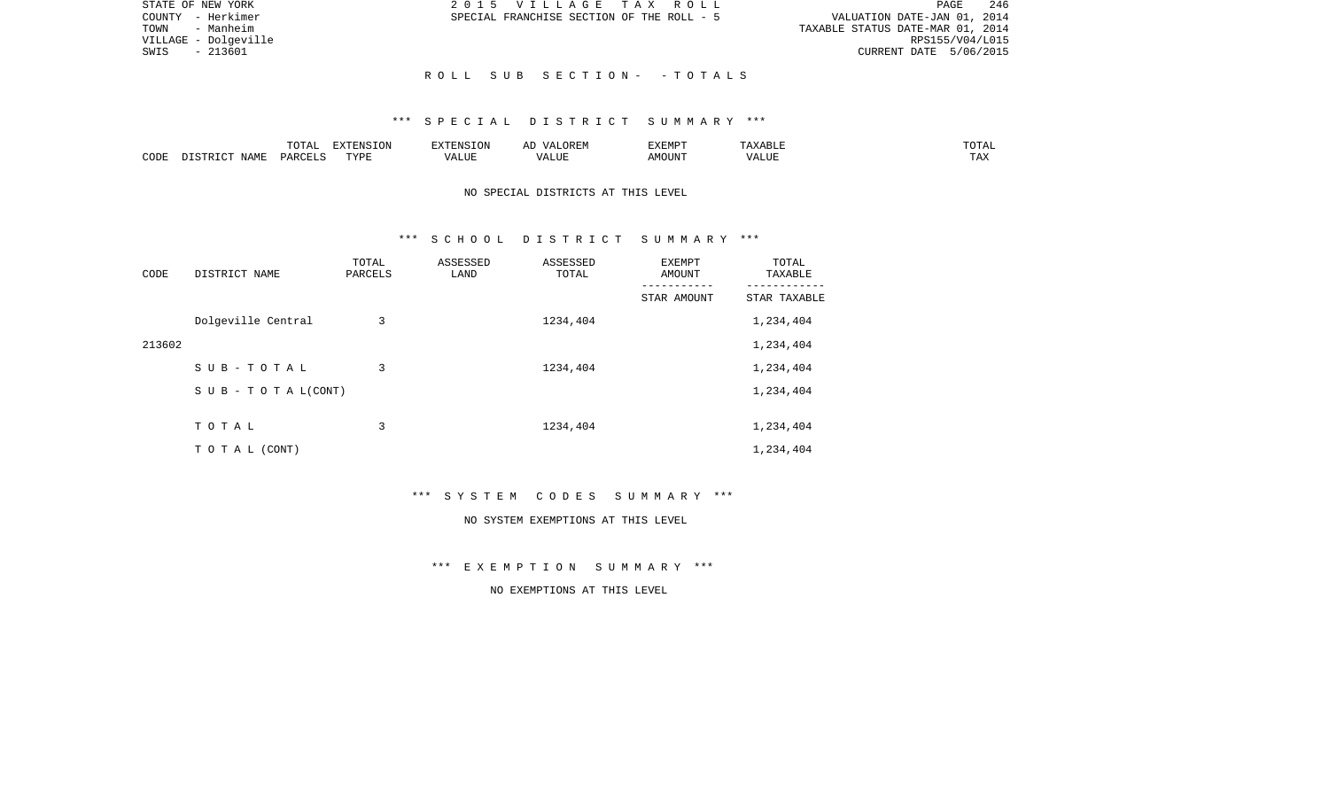STATE OF NEW YORK | 2 0 1 5 V I L L A G E T A X R O L L
COUNTY - Herkimer | SPECIAL FRANCHISE SECTION OF THE ROLL - 5 | VALUATION DATE-JAN 01, 2014
TOWN - Manheim | TAXABLE STATUS DATE-MAR 01, 2014
VILLAGE - Dolgeville | RPS155/V04/L015
SWIS - 213601 | CURRENT DATE 5/06/2015

## R O L L S U B S E C T I O N - - T O T A L S

### *** S P E C I A L D I S T R I C T S U M M A R Y ***

| CODE | DISTRICT NAME | TOTAL PARCELS | EXTENSION TYPE | EXTENSION VALUE | AD VALOREM VALUE | EXEMPT AMOUNT | TAXABLE VALUE | TOTAL TAX |
|---|---|---|---|---|---|---|---|---|

NO SPECIAL DISTRICTS AT THIS LEVEL

### *** S C H O O L D I S T R I C T S U M M A R Y ***

| CODE | DISTRICT NAME | TOTAL PARCELS | ASSESSED LAND | ASSESSED TOTAL | EXEMPT AMOUNT / STAR AMOUNT | TOTAL TAXABLE / STAR TAXABLE |
|---|---|---|---|---|---|---|
| | Dolgeville Central | 3 | | 1234,404 | | 1,234,404 |
| 213602 | | | | | | 1,234,404 |
| | S U B - T O T A L | 3 | | 1234,404 | | 1,234,404 |
| | S U B - T O T A L(CONT) | | | | | 1,234,404 |
| | T O T A L | 3 | | 1234,404 | | 1,234,404 |
| | T O T A L (CONT) | | | | | 1,234,404 |

### *** S Y S T E M C O D E S S U M M A R Y ***

NO SYSTEM EXEMPTIONS AT THIS LEVEL

### *** E X E M P T I O N S U M M A R Y ***

NO EXEMPTIONS AT THIS LEVEL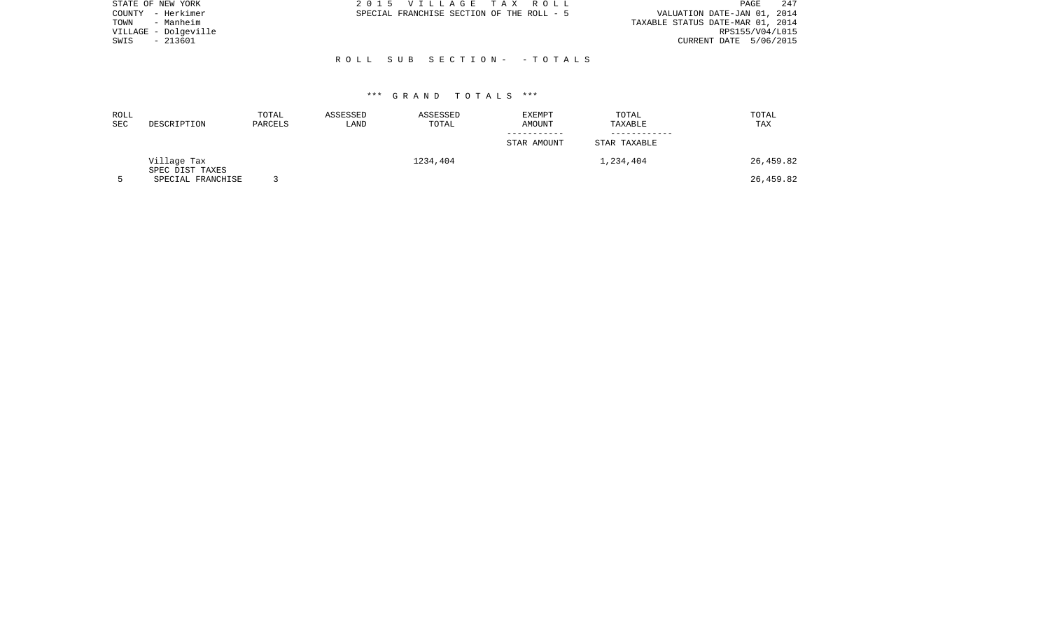STATE OF NEW YORK
COUNTY - Herkimer
TOWN - Manheim
VILLAGE - Dolgeville
SWIS - 213601

2 0 1 5 V I L L A G E T A X R O L L
SPECIAL FRANCHISE SECTION OF THE ROLL - 5

VALUATION DATE-JAN 01, 2014
TAXABLE STATUS DATE-MAR 01, 2014
RPS155/V04/L015
CURRENT DATE 5/06/2015

R O L L S U B S E C T I O N - - T O T A L S

*** G R A N D T O T A L S ***

| ROLL SEC | DESCRIPTION | TOTAL PARCELS | ASSESSED LAND | ASSESSED TOTAL | EXEMPT AMOUNT / STAR AMOUNT | TOTAL TAXABLE / STAR TAXABLE | TOTAL TAX |
|---|---|---|---|---|---|---|---|
| | Village Tax | | | 1234,404 | | 1,234,404 | 26,459.82 |
| | SPEC DIST TAXES | | | | | | |
| 5 | SPECIAL FRANCHISE | 3 | | | | | 26,459.82 |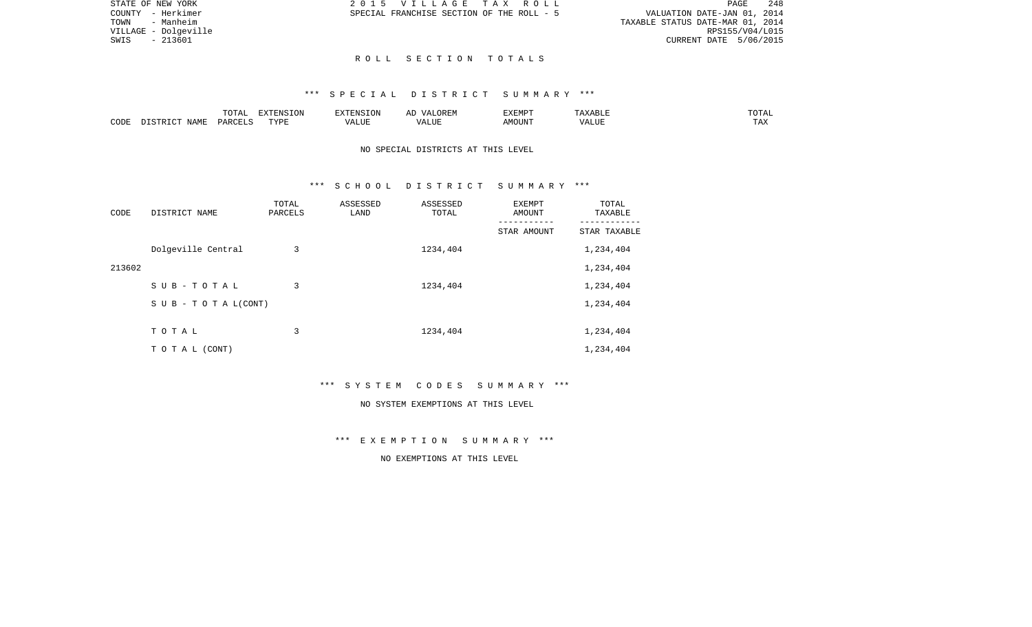STATE OF NEW YORK
COUNTY - Herkimer
TOWN - Manheim
VILLAGE - Dolgeville
SWIS - 213601

2 0 1 5 V I L L A G E T A X R O L L
SPECIAL FRANCHISE SECTION OF THE ROLL - 5

VALUATION DATE-JAN 01, 2014
TAXABLE STATUS DATE-MAR 01, 2014
RPS155/V04/L015
CURRENT DATE 5/06/2015

## R O L L S E C T I O N T O T A L S

### *** S P E C I A L D I S T R I C T S U M M A R Y ***

| CODE | DISTRICT NAME | TOTAL PARCELS | EXTENSION TYPE | EXTENSION VALUE | AD VALOREM VALUE | EXEMPT AMOUNT | TAXABLE VALUE | TOTAL TAX |
|---|---|---|---|---|---|---|---|---|

NO SPECIAL DISTRICTS AT THIS LEVEL

### *** S C H O O L D I S T R I C T S U M M A R Y ***

| CODE | DISTRICT NAME | TOTAL PARCELS | ASSESSED LAND | ASSESSED TOTAL | EXEMPT AMOUNT / STAR AMOUNT | TOTAL TAXABLE / STAR TAXABLE |
|---|---|---|---|---|---|---|
| | Dolgeville Central | 3 | | 1234,404 | | 1,234,404 |
| 213602 | | | | | | 1,234,404 |
| | S U B - T O T A L | 3 | | 1234,404 | | 1,234,404 |
| | S U B - T O T A L(CONT) | | | | | 1,234,404 |
| | T O T A L | 3 | | 1234,404 | | 1,234,404 |
| | T O T A L (CONT) | | | | | 1,234,404 |

### *** S Y S T E M C O D E S S U M M A R Y ***

NO SYSTEM EXEMPTIONS AT THIS LEVEL

### *** E X E M P T I O N S U M M A R Y ***

NO EXEMPTIONS AT THIS LEVEL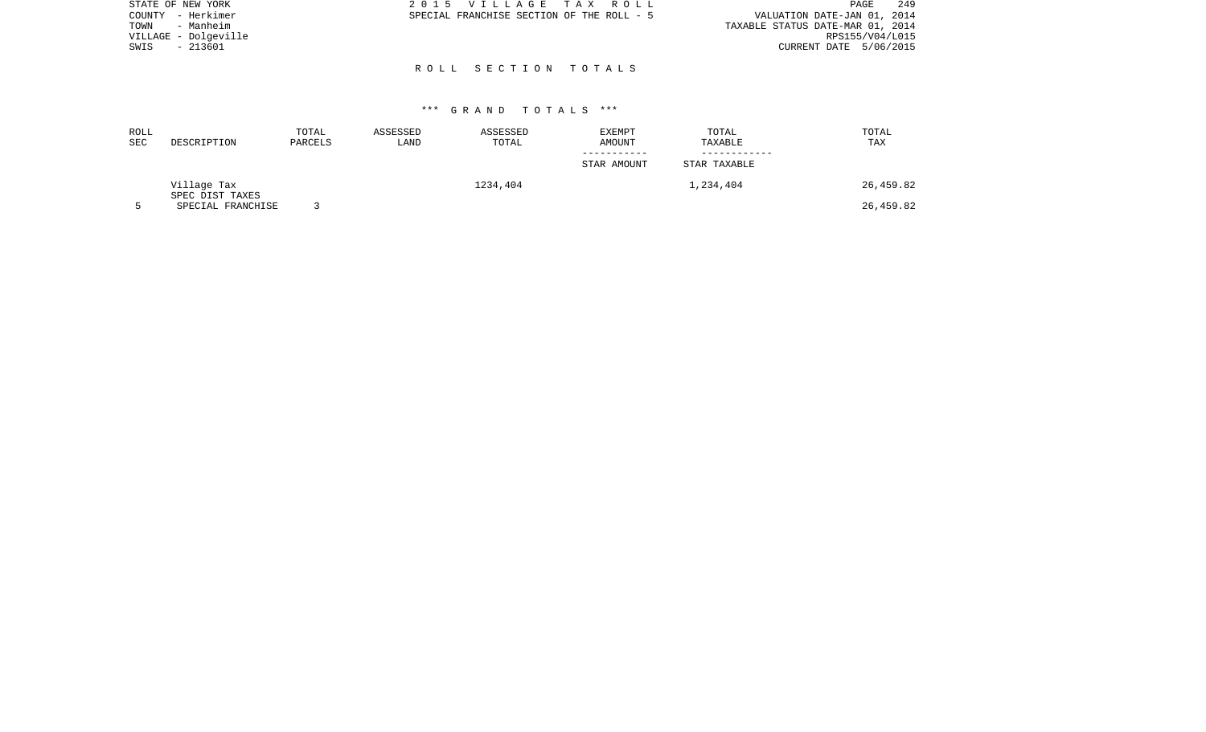STATE OF NEW YORK
COUNTY - Herkimer
TOWN - Manheim
VILLAGE - Dolgeville
SWIS - 213601

2 0 1 5 V I L L A G E T A X R O L L
SPECIAL FRANCHISE SECTION OF THE ROLL - 5

VALUATION DATE-JAN 01, 2014
TAXABLE STATUS DATE-MAR 01, 2014
RPS155/V04/L015
CURRENT DATE 5/06/2015

## R O L L S E C T I O N T O T A L S

### *** G R A N D T O T A L S ***

| ROLL SEC | DESCRIPTION | TOTAL PARCELS | ASSESSED LAND | ASSESSED TOTAL | EXEMPT AMOUNT<br>-----------<br>STAR AMOUNT | TOTAL TAXABLE<br>------------<br>STAR TAXABLE | TOTAL TAX |
|---|---|---|---|---|---|---|---|
| | Village Tax | | | 1234,404 | | 1,234,404 | 26,459.82 |
| | SPEC DIST TAXES | | | | | | |
| 5 | SPECIAL FRANCHISE | 3 | | | | | 26,459.82 |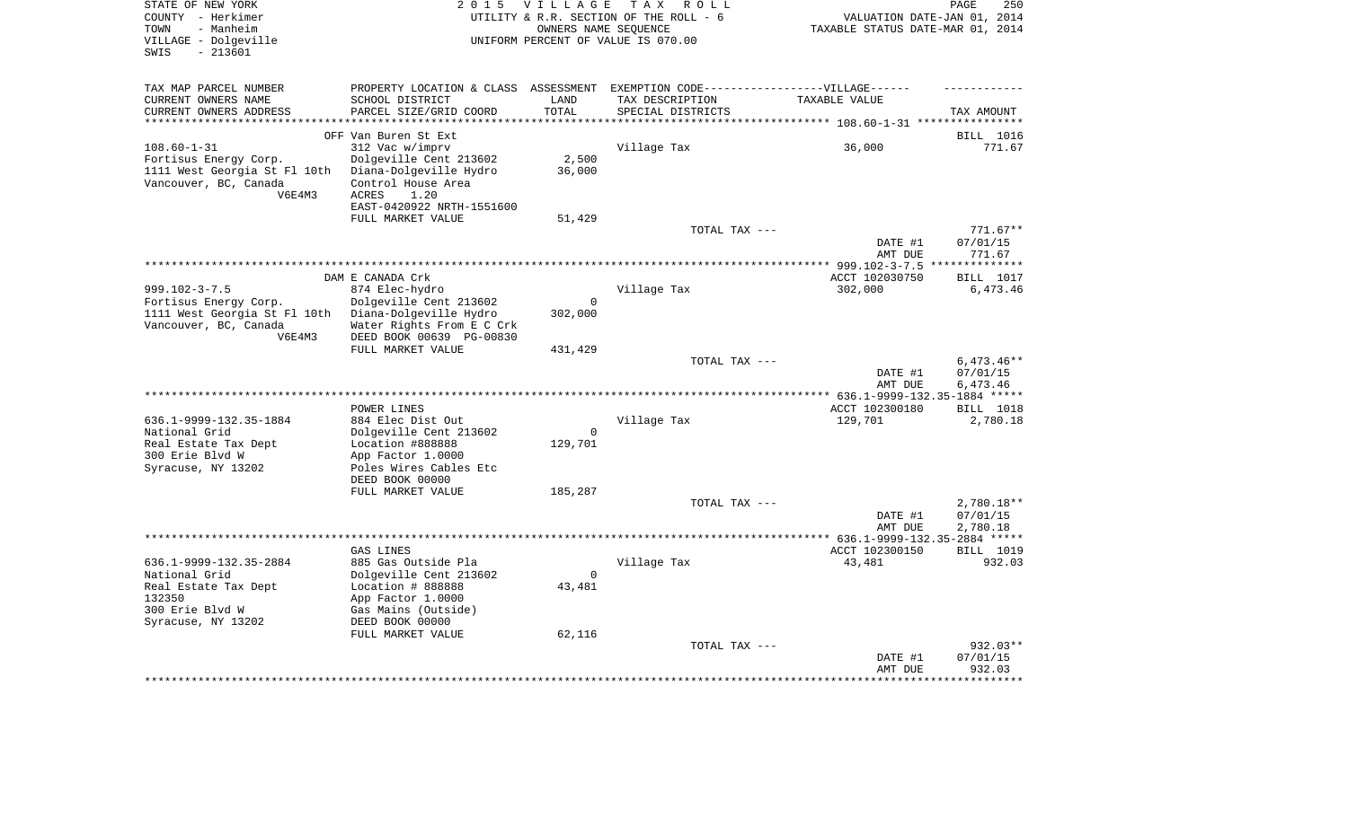STATE OF NEW YORK
COUNTY - Herkimer
TOWN - Manheim
VILLAGE - Dolgeville
SWIS - 213601

2015 VILLAGE TAX ROLL
UTILITY & R.R. SECTION OF THE ROLL - 6
OWNERS NAME SEQUENCE
UNIFORM PERCENT OF VALUE IS 070.00

VALUATION DATE-JAN 01, 2014
TAXABLE STATUS DATE-MAR 01, 2014

| TAX MAP PARCEL NUMBER<br>CURRENT OWNERS NAME<br>CURRENT OWNERS ADDRESS | PROPERTY LOCATION & CLASS<br>SCHOOL DISTRICT<br>PARCEL SIZE/GRID COORD | ASSESSMENT<br>LAND<br>TOTAL | EXEMPTION CODE------------------VILLAGE------<br>TAX DESCRIPTION<br>SPECIAL DISTRICTS | TAXABLE VALUE | TAX AMOUNT |
|---|---|---|---|---|---|
| **108.60-1-31** | OFF Van Buren St Ext | | | | BILL 1016 |
| 108.60-1-31 | 312 Vac w/imprv | | Village Tax | 36,000 | 771.67 |
| Fortisus Energy Corp. | Dolgeville Cent 213602 | 2,500 | | | |
| 1111 West Georgia St Fl 10th | Diana-Dolgeville Hydro | 36,000 | | | |
| Vancouver, BC, Canada | Control House Area | | | | |
| V6E4M3 | ACRES 1.20 | | | | |
| | EAST-0420922 NRTH-1551600 | | | | |
| | FULL MARKET VALUE | 51,429 | | | |
| | | | TOTAL TAX --- | | 771.67** |
| | | | | DATE #1 | 07/01/15 |
| | | | | AMT DUE | 771.67 |
| **999.102-3-7.5** | DAM E CANADA Crk | | | ACCT 102030750 | BILL 1017 |
| 999.102-3-7.5 | 874 Elec-hydro | | Village Tax | 302,000 | 6,473.46 |
| Fortisus Energy Corp. | Dolgeville Cent 213602 | 0 | | | |
| 1111 West Georgia St Fl 10th | Diana-Dolgeville Hydro | 302,000 | | | |
| Vancouver, BC, Canada | Water Rights From E C Crk | | | | |
| V6E4M3 | DEED BOOK 00639 PG-00830 | | | | |
| | FULL MARKET VALUE | 431,429 | | | |
| | | | TOTAL TAX --- | | 6,473.46** |
| | | | | DATE #1 | 07/01/15 |
| | | | | AMT DUE | 6,473.46 |
| **636.1-9999-132.35-1884** | POWER LINES | | | ACCT 102300180 | BILL 1018 |
| 636.1-9999-132.35-1884 | 884 Elec Dist Out | | Village Tax | 129,701 | 2,780.18 |
| National Grid | Dolgeville Cent 213602 | 0 | | | |
| Real Estate Tax Dept | Location #888888 | 129,701 | | | |
| 300 Erie Blvd W | App Factor 1.0000 | | | | |
| Syracuse, NY 13202 | Poles Wires Cables Etc | | | | |
| | DEED BOOK 00000 | | | | |
| | FULL MARKET VALUE | 185,287 | | | |
| | | | TOTAL TAX --- | | 2,780.18** |
| | | | | DATE #1 | 07/01/15 |
| | | | | AMT DUE | 2,780.18 |
| **636.1-9999-132.35-2884** | GAS LINES | | | ACCT 102300150 | BILL 1019 |
| 636.1-9999-132.35-2884 | 885 Gas Outside Pla | | Village Tax | 43,481 | 932.03 |
| National Grid | Dolgeville Cent 213602 | 0 | | | |
| Real Estate Tax Dept | Location # 888888 | 43,481 | | | |
| 132350 | App Factor 1.0000 | | | | |
| 300 Erie Blvd W | Gas Mains (Outside) | | | | |
| Syracuse, NY 13202 | DEED BOOK 00000 | | | | |
| | FULL MARKET VALUE | 62,116 | | | |
| | | | TOTAL TAX --- | | 932.03** |
| | | | | DATE #1 | 07/01/15 |
| | | | | AMT DUE | 932.03 |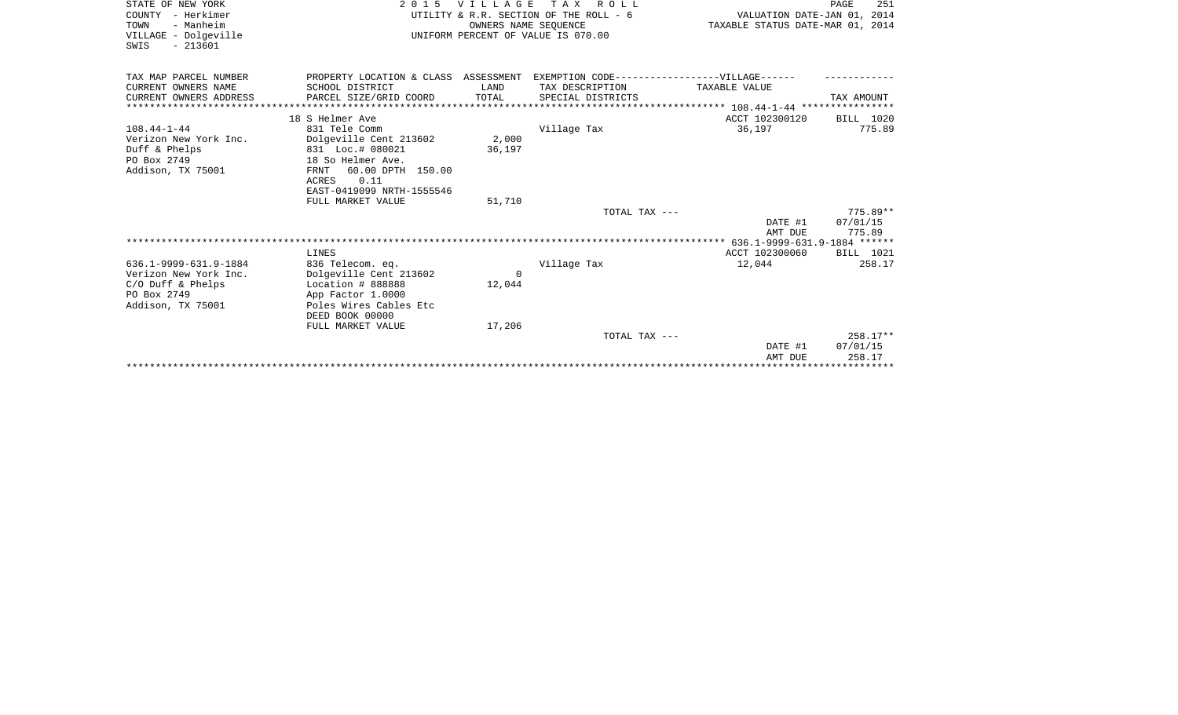STATE OF NEW YORK
COUNTY - Herkimer
TOWN - Manheim
VILLAGE - Dolgeville
SWIS - 213601

2 0 1 5 V I L L A G E T A X R O L L
UTILITY & R.R. SECTION OF THE ROLL - 6
OWNERS NAME SEQUENCE
UNIFORM PERCENT OF VALUE IS 070.00

VALUATION DATE-JAN 01, 2014
TAXABLE STATUS DATE-MAR 01, 2014

| TAX MAP PARCEL NUMBER / CURRENT OWNERS NAME / CURRENT OWNERS ADDRESS | PROPERTY LOCATION & CLASS / SCHOOL DISTRICT / PARCEL SIZE/GRID COORD | ASSESSMENT LAND / TOTAL | EXEMPTION CODE-----VILLAGE------ TAX DESCRIPTION / SPECIAL DISTRICTS | TAXABLE VALUE | TAX AMOUNT |
|---|---|---|---|---|---|
| 108.44-1-44 | 18 S Helmer Ave | | | ACCT 102300120 | BILL 1020 |
| 108.44-1-44 | 831 Tele Comm | | Village Tax | 36,197 | 775.89 |
| Verizon New York Inc. | Dolgeville Cent 213602 | 2,000 | | | |
| Duff & Phelps | 831 Loc.# 080021 | 36,197 | | | |
| PO Box 2749 | 18 So Helmer Ave. | | | | |
| Addison, TX 75001 | FRNT 60.00 DPTH 150.00 | | | | |
| | ACRES 0.11 | | | | |
| | EAST-0419099 NRTH-1555546 | | | | |
| | FULL MARKET VALUE | 51,710 | | | |
| | | | TOTAL TAX --- | | 775.89** |
| | | | | DATE #1 | 07/01/15 |
| | | | | AMT DUE | 775.89 |
| 636.1-9999-631.9-1884 | LINES | | | ACCT 102300060 | BILL 1021 |
| 636.1-9999-631.9-1884 | 836 Telecom. eq. | | Village Tax | 12,044 | 258.17 |
| Verizon New York Inc. | Dolgeville Cent 213602 | 0 | | | |
| C/O Duff & Phelps | Location # 888888 | 12,044 | | | |
| PO Box 2749 | App Factor 1.0000 | | | | |
| Addison, TX 75001 | Poles Wires Cables Etc | | | | |
| | DEED BOOK 00000 | | | | |
| | FULL MARKET VALUE | 17,206 | | | |
| | | | TOTAL TAX --- | | 258.17** |
| | | | | DATE #1 | 07/01/15 |
| | | | | AMT DUE | 258.17 |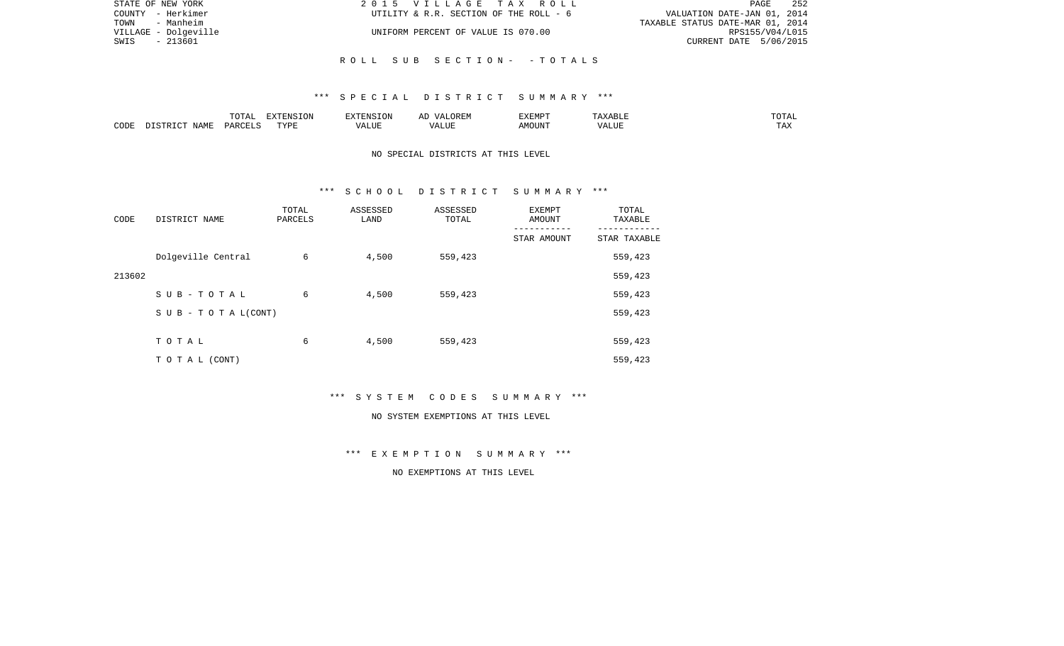STATE OF NEW YORK
COUNTY - Herkimer
TOWN - Manheim
VILLAGE - Dolgeville
SWIS - 213601

2 0 1 5 V I L L A G E T A X R O L L
UTILITY & R.R. SECTION OF THE ROLL - 6
UNIFORM PERCENT OF VALUE IS 070.00

VALUATION DATE-JAN 01, 2014
TAXABLE STATUS DATE-MAR 01, 2014
RPS155/V04/L015
CURRENT DATE 5/06/2015

R O L L S U B S E C T I O N - - T O T A L S

*** S P E C I A L D I S T R I C T S U M M A R Y ***

| CODE | DISTRICT NAME | TOTAL PARCELS | EXTENSION TYPE | EXTENSION VALUE | AD VALOREM VALUE | EXEMPT AMOUNT | TAXABLE VALUE | TOTAL TAX |
|---|---|---|---|---|---|---|---|---|

NO SPECIAL DISTRICTS AT THIS LEVEL

*** S C H O O L D I S T R I C T S U M M A R Y ***

| CODE | DISTRICT NAME | TOTAL PARCELS | ASSESSED LAND | ASSESSED TOTAL | EXEMPT AMOUNT / STAR AMOUNT | TOTAL TAXABLE / STAR TAXABLE |
|---|---|---|---|---|---|---|
| | Dolgeville Central | 6 | 4,500 | 559,423 | | 559,423 |
| 213602 | | | | | | 559,423 |
| | S U B - T O T A L | 6 | 4,500 | 559,423 | | 559,423 |
| | S U B - T O T A L(CONT) | | | | | 559,423 |
| | T O T A L | 6 | 4,500 | 559,423 | | 559,423 |
| | T O T A L (CONT) | | | | | 559,423 |

*** S Y S T E M C O D E S S U M M A R Y ***

NO SYSTEM EXEMPTIONS AT THIS LEVEL

*** E X E M P T I O N S U M M A R Y ***

NO EXEMPTIONS AT THIS LEVEL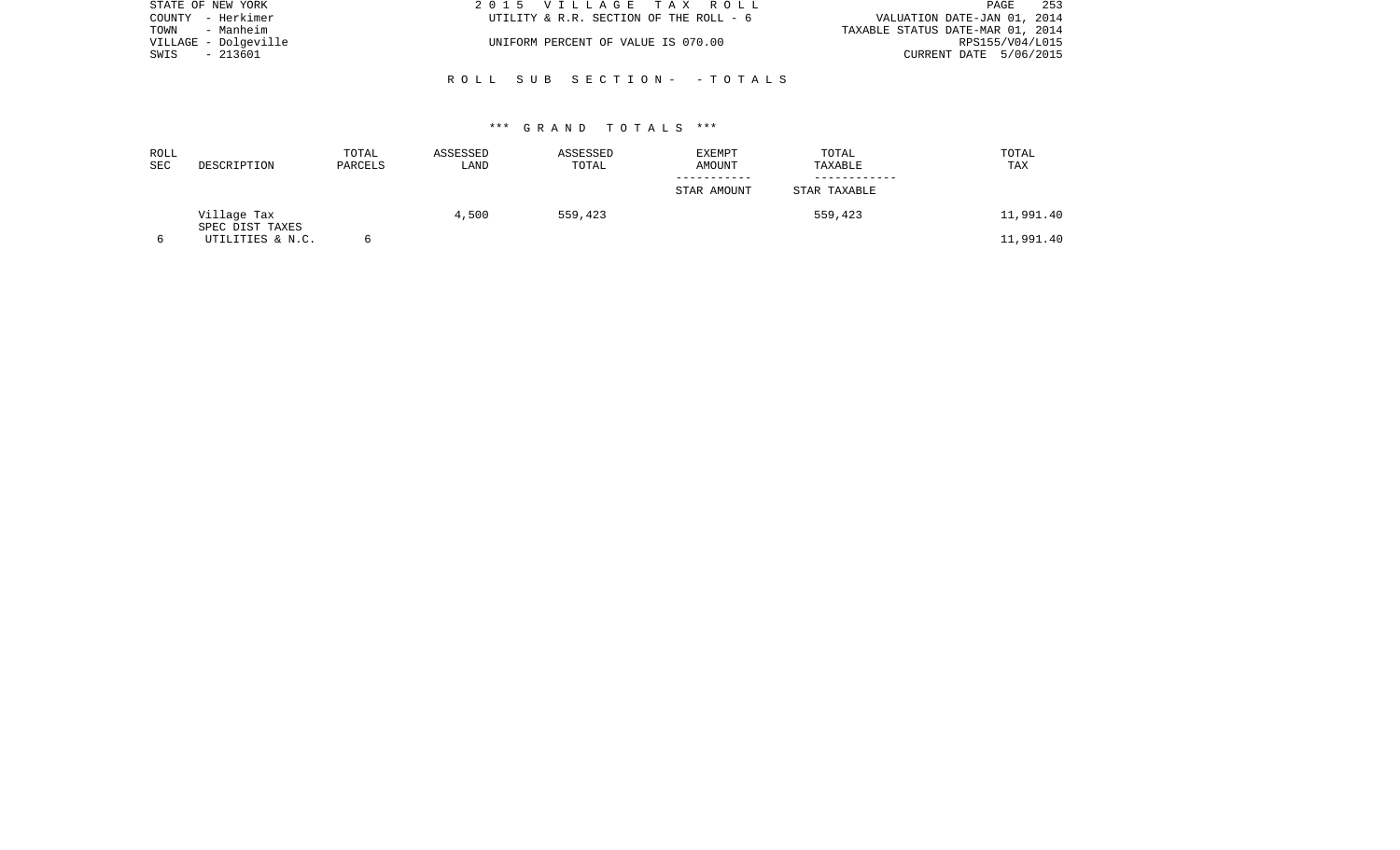STATE OF NEW YORK
COUNTY - Herkimer
TOWN - Manheim
VILLAGE - Dolgeville
SWIS - 213601

2 0 1 5 V I L L A G E T A X R O L L
UTILITY & R.R. SECTION OF THE ROLL - 6
UNIFORM PERCENT OF VALUE IS 070.00

VALUATION DATE-JAN 01, 2014
TAXABLE STATUS DATE-MAR 01, 2014
RPS155/V04/L015
CURRENT DATE 5/06/2015

R O L L S U B S E C T I O N - - T O T A L S

*** G R A N D T O T A L S ***

| ROLL SEC | DESCRIPTION | TOTAL PARCELS | ASSESSED LAND | ASSESSED TOTAL | EXEMPT AMOUNT / STAR AMOUNT | TOTAL TAXABLE / STAR TAXABLE | TOTAL TAX |
|---|---|---|---|---|---|---|---|
| | Village Tax | | 4,500 | 559,423 | | 559,423 | 11,991.40 |
| | SPEC DIST TAXES | | | | | | |
| 6 | UTILITIES & N.C. | 6 | | | | | 11,991.40 |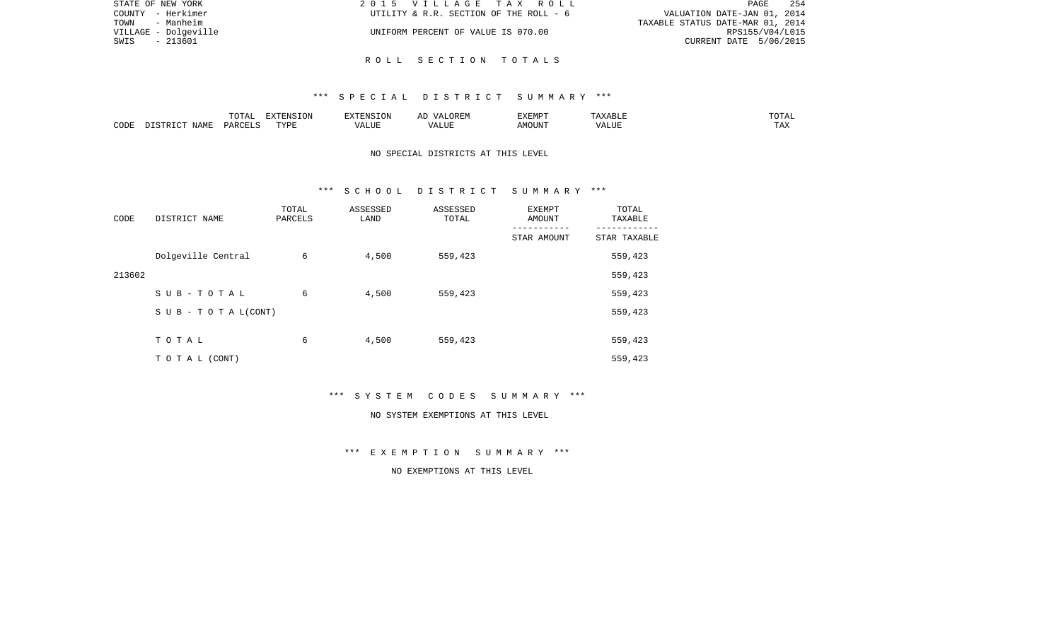# R O L L   S E C T I O N   T O T A L S

## *** S P E C I A L   D I S T R I C T   S U M M A R Y ***

| CODE | DISTRICT NAME | TOTAL PARCELS | EXTENSION TYPE | EXTENSION VALUE | AD VALOREM VALUE | EXEMPT AMOUNT | TAXABLE VALUE | TOTAL TAX |
|---|---|---|---|---|---|---|---|---|

NO SPECIAL DISTRICTS AT THIS LEVEL

## *** S C H O O L   D I S T R I C T   S U M M A R Y ***

| CODE | DISTRICT NAME | TOTAL PARCELS | ASSESSED LAND | ASSESSED TOTAL | EXEMPT AMOUNT<br>-----------<br>STAR AMOUNT | TOTAL TAXABLE<br>------------<br>STAR TAXABLE |
|---|---|---|---|---|---|---|
| 213602 | Dolgeville Central | 6 | 4,500 | 559,423 | | 559,423<br>559,423 |
| | S U B - T O T A L | 6 | 4,500 | 559,423 | | 559,423 |
| | S U B - T O T A L(CONT) | | | | | 559,423 |
| | T O T A L | 6 | 4,500 | 559,423 | | 559,423 |
| | T O T A L (CONT) | | | | | 559,423 |

## *** S Y S T E M   C O D E S   S U M M A R Y ***

NO SYSTEM EXEMPTIONS AT THIS LEVEL

## *** E X E M P T I O N   S U M M A R Y ***

NO EXEMPTIONS AT THIS LEVEL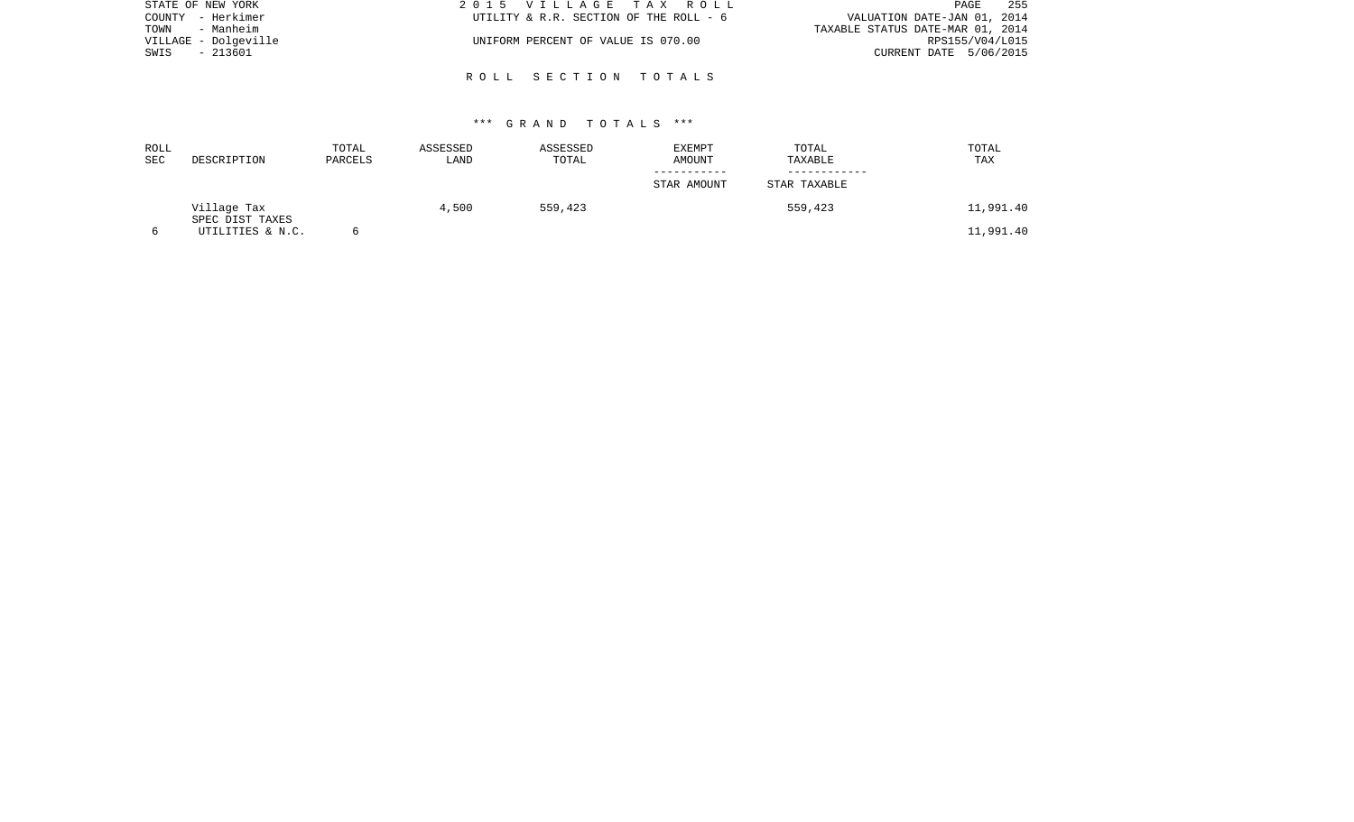STATE OF NEW YORK
COUNTY - Herkimer
TOWN - Manheim
VILLAGE - Dolgeville
SWIS - 213601

2015 VILLAGE TAX ROLL
UTILITY & R.R. SECTION OF THE ROLL - 6
UNIFORM PERCENT OF VALUE IS 070.00

VALUATION DATE-JAN 01, 2014
TAXABLE STATUS DATE-MAR 01, 2014
RPS155/V04/L015
CURRENT DATE 5/06/2015

## ROLL SECTION TOTALS

### *** GRAND TOTALS ***

| ROLL SEC | DESCRIPTION | TOTAL PARCELS | ASSESSED LAND | ASSESSED TOTAL | EXEMPT AMOUNT<br>-----------<br>STAR AMOUNT | TOTAL TAXABLE<br>------------<br>STAR TAXABLE | TOTAL TAX |
|---|---|---|---|---|---|---|---|
| | Village Tax | | 4,500 | 559,423 | | 559,423 | 11,991.40 |
| | SPEC DIST TAXES | | | | | | |
| 6 | UTILITIES & N.C. | 6 | | | | | 11,991.40 |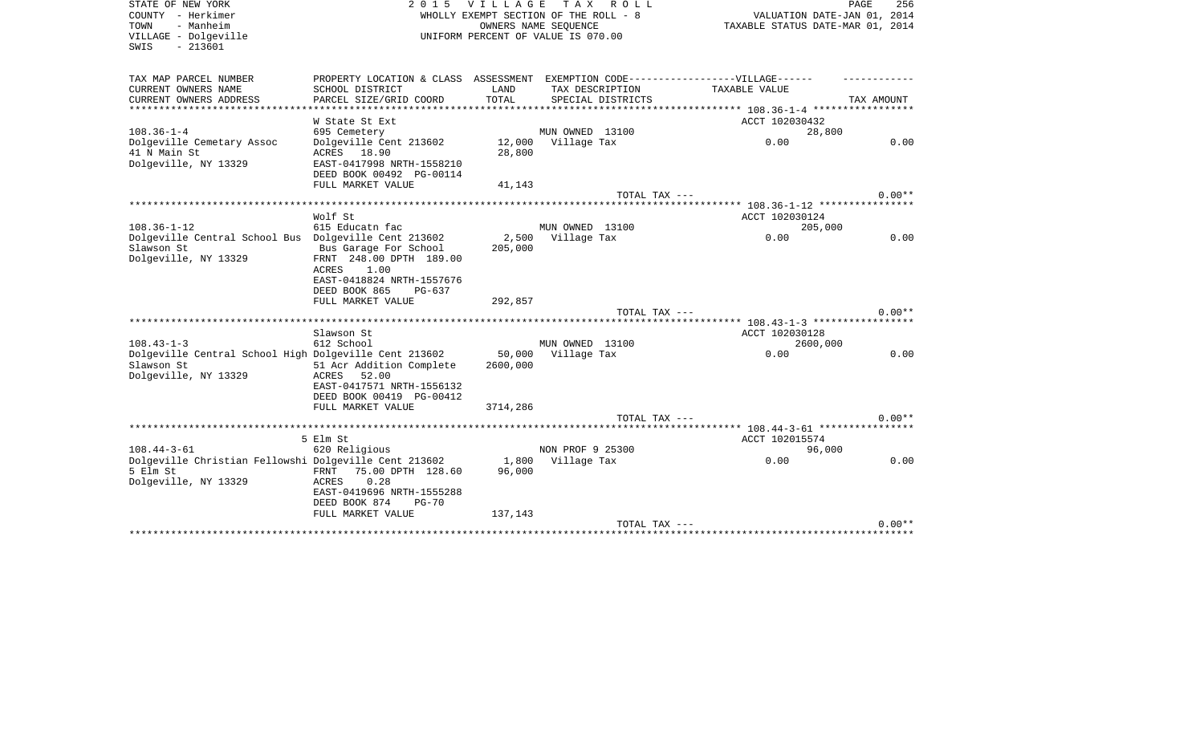STATE OF NEW YORK
COUNTY - Herkimer
TOWN - Manheim
VILLAGE - Dolgeville
SWIS - 213601

2015 VILLAGE TAX ROLL
WHOLLY EXEMPT SECTION OF THE ROLL - 8
OWNERS NAME SEQUENCE
UNIFORM PERCENT OF VALUE IS 070.00

VALUATION DATE-JAN 01, 2014
TAXABLE STATUS DATE-MAR 01, 2014

| TAX MAP PARCEL NUMBER / CURRENT OWNERS NAME / CURRENT OWNERS ADDRESS | PROPERTY LOCATION & CLASS / SCHOOL DISTRICT / PARCEL SIZE/GRID COORD | ASSESSMENT LAND / TOTAL | EXEMPTION CODE / TAX DESCRIPTION / SPECIAL DISTRICTS | TAXABLE VALUE | TAX AMOUNT |
|---|---|---|---|---|---|
| | W State St Ext | | | ACCT 102030432 | |
| 108.36-1-4 | 695 Cemetery | | MUN OWNED 13100 | 28,800 | |
| Dolgeville Cemetary Assoc | Dolgeville Cent 213602 | 12,000 | Village Tax | 0.00 | 0.00 |
| 41 N Main St | ACRES 18.90 | 28,800 | | | |
| Dolgeville, NY 13329 | EAST-0417998 NRTH-1558210 | | | | |
| | DEED BOOK 00492 PG-00114 | | | | |
| | FULL MARKET VALUE | 41,143 | | | |
| | | | TOTAL TAX --- | | 0.00** |
| | Wolf St | | | ACCT 102030124 | |
| 108.36-1-12 | 615 Educatn fac | | MUN OWNED 13100 | 205,000 | |
| Dolgeville Central School Bus | Dolgeville Cent 213602 | 2,500 | Village Tax | 0.00 | 0.00 |
| Slawson St | Bus Garage For School | 205,000 | | | |
| Dolgeville, NY 13329 | FRNT 248.00 DPTH 189.00 | | | | |
| | ACRES 1.00 | | | | |
| | EAST-0418824 NRTH-1557676 | | | | |
| | DEED BOOK 865 PG-637 | | | | |
| | FULL MARKET VALUE | 292,857 | | | |
| | | | TOTAL TAX --- | | 0.00** |
| | Slawson St | | | ACCT 102030128 | |
| 108.43-1-3 | 612 School | | MUN OWNED 13100 | 2600,000 | |
| Dolgeville Central School High | Dolgeville Cent 213602 | 50,000 | Village Tax | 0.00 | 0.00 |
| Slawson St | 51 Acr Addition Complete | 2600,000 | | | |
| Dolgeville, NY 13329 | ACRES 52.00 | | | | |
| | EAST-0417571 NRTH-1556132 | | | | |
| | DEED BOOK 00419 PG-00412 | | | | |
| | FULL MARKET VALUE | 3714,286 | | | |
| | | | TOTAL TAX --- | | 0.00** |
| | 5 Elm St | | | ACCT 102015574 | |
| 108.44-3-61 | 620 Religious | | NON PROF 9 25300 | 96,000 | |
| Dolgeville Christian Fellowshi | Dolgeville Cent 213602 | 1,800 | Village Tax | 0.00 | 0.00 |
| 5 Elm St | FRNT 75.00 DPTH 128.60 | 96,000 | | | |
| Dolgeville, NY 13329 | ACRES 0.28 | | | | |
| | EAST-0419696 NRTH-1555288 | | | | |
| | DEED BOOK 874 PG-70 | | | | |
| | FULL MARKET VALUE | 137,143 | | | |
| | | | TOTAL TAX --- | | 0.00** |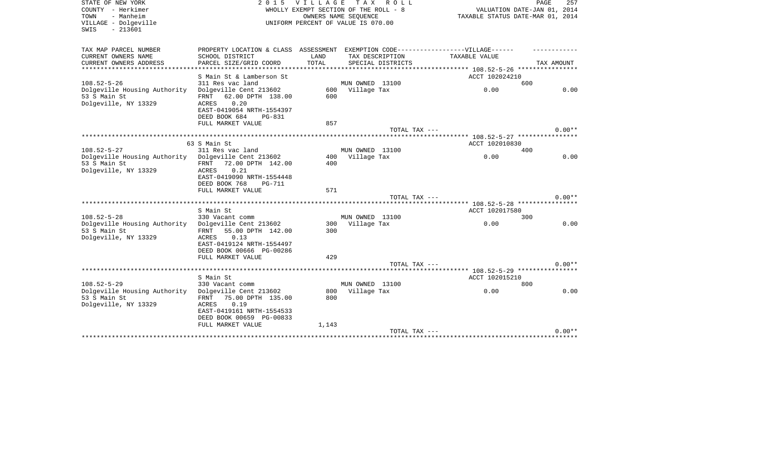STATE OF NEW YORK
COUNTY - Herkimer
TOWN - Manheim
VILLAGE - Dolgeville
SWIS - 213601

2 0 1 5 V I L L A G E T A X R O L L
WHOLLY EXEMPT SECTION OF THE ROLL - 8
OWNERS NAME SEQUENCE
UNIFORM PERCENT OF VALUE IS 070.00

VALUATION DATE-JAN 01, 2014
TAXABLE STATUS DATE-MAR 01, 2014

| TAX MAP PARCEL NUMBER / CURRENT OWNERS NAME / CURRENT OWNERS ADDRESS | PROPERTY LOCATION & CLASS / SCHOOL DISTRICT / PARCEL SIZE/GRID COORD | ASSESSMENT LAND / TOTAL | EXEMPTION CODE / TAX DESCRIPTION / SPECIAL DISTRICTS | VILLAGE TAXABLE VALUE | TAX AMOUNT |
|---|---|---|---|---|---|
| **108.52-5-26** | S Main St & Lamberson St | | | ACCT 102024210 | |
| 108.52-5-26 | 311 Res vac land | | MUN OWNED 13100 | 600 | |
| Dolgeville Housing Authority | Dolgeville Cent 213602 | 600 | Village Tax | 0.00 | 0.00 |
| 53 S Main St | FRNT 62.00 DPTH 138.00 | 600 | | | |
| Dolgeville, NY 13329 | ACRES 0.20 | | | | |
| | EAST-0419054 NRTH-1554397 | | | | |
| | DEED BOOK 684 PG-831 | | | | |
| | FULL MARKET VALUE | 857 | | | |
| | | | TOTAL TAX --- | | 0.00** |
| **108.52-5-27** | 63 S Main St | | | ACCT 102010830 | |
| 108.52-5-27 | 311 Res vac land | | MUN OWNED 13100 | 400 | |
| Dolgeville Housing Authority | Dolgeville Cent 213602 | 400 | Village Tax | 0.00 | 0.00 |
| 53 S Main St | FRNT 72.00 DPTH 142.00 | 400 | | | |
| Dolgeville, NY 13329 | ACRES 0.21 | | | | |
| | EAST-0419090 NRTH-1554448 | | | | |
| | DEED BOOK 768 PG-711 | | | | |
| | FULL MARKET VALUE | 571 | | | |
| | | | TOTAL TAX --- | | 0.00** |
| **108.52-5-28** | S Main St | | | ACCT 102017580 | |
| 108.52-5-28 | 330 Vacant comm | | MUN OWNED 13100 | 300 | |
| Dolgeville Housing Authority | Dolgeville Cent 213602 | 300 | Village Tax | 0.00 | 0.00 |
| 53 S Main St | FRNT 55.00 DPTH 142.00 | 300 | | | |
| Dolgeville, NY 13329 | ACRES 0.13 | | | | |
| | EAST-0419124 NRTH-1554497 | | | | |
| | DEED BOOK 00666 PG-00286 | | | | |
| | FULL MARKET VALUE | 429 | | | |
| | | | TOTAL TAX --- | | 0.00** |
| **108.52-5-29** | S Main St | | | ACCT 102015210 | |
| 108.52-5-29 | 330 Vacant comm | | MUN OWNED 13100 | 800 | |
| Dolgeville Housing Authority | Dolgeville Cent 213602 | 800 | Village Tax | 0.00 | 0.00 |
| 53 S Main St | FRNT 75.00 DPTH 135.00 | 800 | | | |
| Dolgeville, NY 13329 | ACRES 0.19 | | | | |
| | EAST-0419161 NRTH-1554533 | | | | |
| | DEED BOOK 00659 PG-00833 | | | | |
| | FULL MARKET VALUE | 1,143 | | | |
| | | | TOTAL TAX --- | | 0.00** |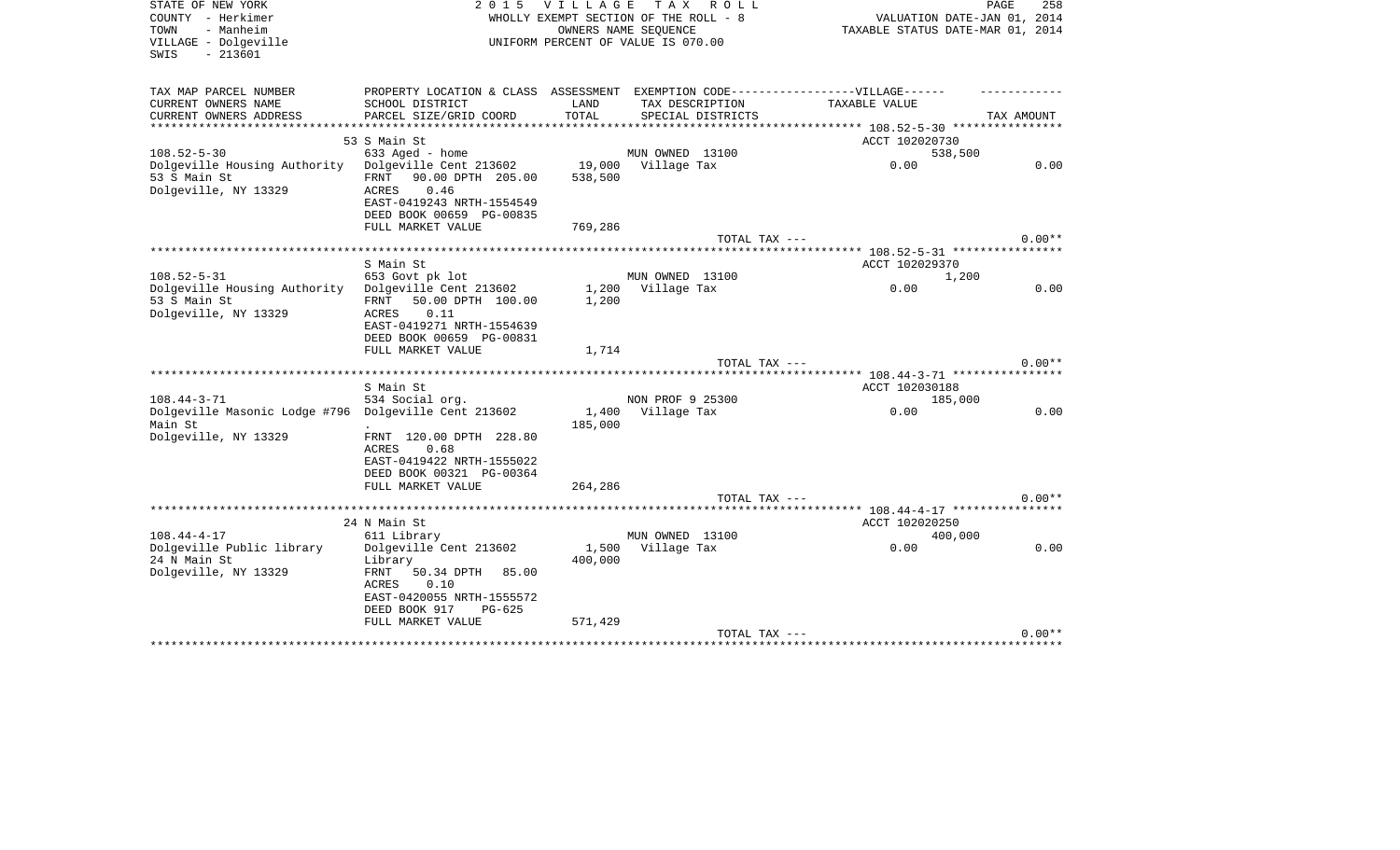STATE OF NEW YORK
COUNTY - Herkimer
TOWN - Manheim
VILLAGE - Dolgeville
SWIS - 213601

2015 VILLAGE TAX ROLL
WHOLLY EXEMPT SECTION OF THE ROLL - 8
OWNERS NAME SEQUENCE
UNIFORM PERCENT OF VALUE IS 070.00

VALUATION DATE-JAN 01, 2014
TAXABLE STATUS DATE-MAR 01, 2014

| TAX MAP PARCEL NUMBER / CURRENT OWNERS NAME / CURRENT OWNERS ADDRESS | PROPERTY LOCATION & CLASS / SCHOOL DISTRICT / PARCEL SIZE/GRID COORD | ASSESSMENT LAND | TOTAL | EXEMPTION CODE / TAX DESCRIPTION / SPECIAL DISTRICTS | VILLAGE TAXABLE VALUE | TAX AMOUNT |
|---|---|---|---|---|---|---|
| 108.52-5-30 | 53 S Main St | | | | ACCT 102020730 | |
| | 633 Aged - home | | | MUN OWNED 13100 | 538,500 | |
| Dolgeville Housing Authority | Dolgeville Cent 213602 | 19,000 | | Village Tax | 0.00 | 0.00 |
| 53 S Main St | FRNT 90.00 DPTH 205.00 | | 538,500 | | | |
| Dolgeville, NY 13329 | ACRES 0.46 | | | | | |
| | EAST-0419243 NRTH-1554549 | | | | | |
| | DEED BOOK 00659 PG-00835 | | | | | |
| | FULL MARKET VALUE | | 769,286 | | | |
| | | | | TOTAL TAX --- | | 0.00** |
| 108.52-5-31 | S Main St | | | | ACCT 102029370 | |
| | 653 Govt pk lot | | | MUN OWNED 13100 | 1,200 | |
| Dolgeville Housing Authority | Dolgeville Cent 213602 | 1,200 | | Village Tax | 0.00 | 0.00 |
| 53 S Main St | FRNT 50.00 DPTH 100.00 | | 1,200 | | | |
| Dolgeville, NY 13329 | ACRES 0.11 | | | | | |
| | EAST-0419271 NRTH-1554639 | | | | | |
| | DEED BOOK 00659 PG-00831 | | | | | |
| | FULL MARKET VALUE | | 1,714 | | | |
| | | | | TOTAL TAX --- | | 0.00** |
| 108.44-3-71 | S Main St | | | | ACCT 102030188 | |
| | 534 Social org. | | | NON PROF 9 25300 | 185,000 | |
| Dolgeville Masonic Lodge #796 | Dolgeville Cent 213602 | 1,400 | | Village Tax | 0.00 | 0.00 |
| Main St | . | | 185,000 | | | |
| Dolgeville, NY 13329 | FRNT 120.00 DPTH 228.80 | | | | | |
| | ACRES 0.68 | | | | | |
| | EAST-0419422 NRTH-1555022 | | | | | |
| | DEED BOOK 00321 PG-00364 | | | | | |
| | FULL MARKET VALUE | | 264,286 | | | |
| | | | | TOTAL TAX --- | | 0.00** |
| 108.44-4-17 | 24 N Main St | | | | ACCT 102020250 | |
| | 611 Library | | | MUN OWNED 13100 | 400,000 | |
| Dolgeville Public library | Dolgeville Cent 213602 | 1,500 | | Village Tax | 0.00 | 0.00 |
| 24 N Main St | Library | | 400,000 | | | |
| Dolgeville, NY 13329 | FRNT 50.34 DPTH 85.00 | | | | | |
| | ACRES 0.10 | | | | | |
| | EAST-0420055 NRTH-1555572 | | | | | |
| | DEED BOOK 917 PG-625 | | | | | |
| | FULL MARKET VALUE | | 571,429 | | | |
| | | | | TOTAL TAX --- | | 0.00** |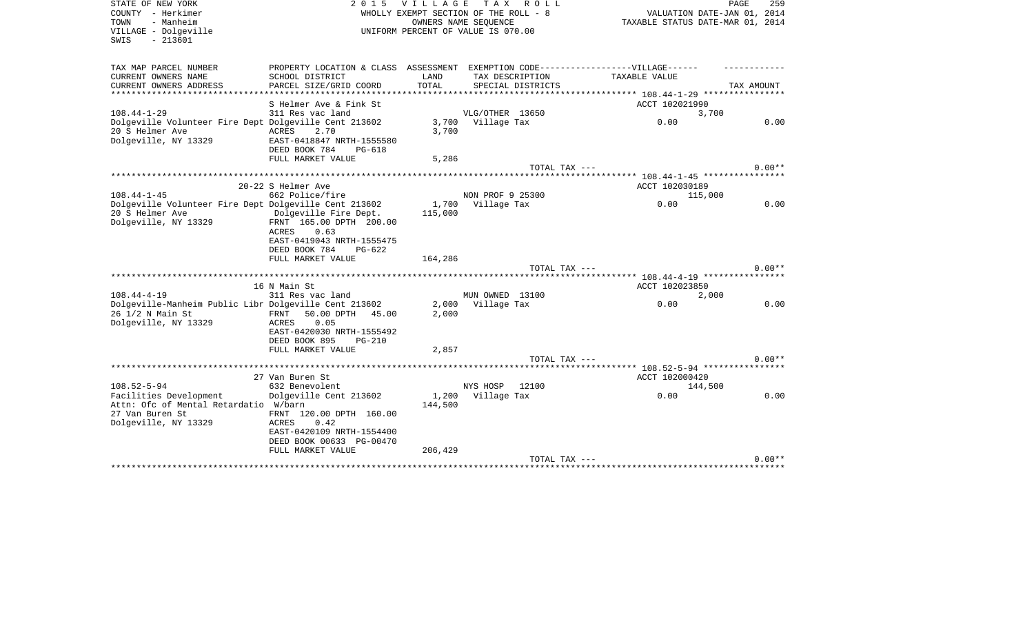STATE OF NEW YORK
COUNTY - Herkimer
TOWN - Manheim
VILLAGE - Dolgeville
SWIS - 213601

2 0 1 5 V I L L A G E T A X R O L L
WHOLLY EXEMPT SECTION OF THE ROLL - 8
OWNERS NAME SEQUENCE
UNIFORM PERCENT OF VALUE IS 070.00

VALUATION DATE-JAN 01, 2014
TAXABLE STATUS DATE-MAR 01, 2014

| TAX MAP PARCEL NUMBER / CURRENT OWNERS NAME / CURRENT OWNERS ADDRESS | PROPERTY LOCATION & CLASS / SCHOOL DISTRICT / PARCEL SIZE/GRID COORD | ASSESSMENT LAND / TOTAL | EXEMPTION CODE / TAX DESCRIPTION / SPECIAL DISTRICTS | VILLAGE TAXABLE VALUE | TAX AMOUNT |
|---|---|---|---|---|---|
| 108.44-1-29 | S Helmer Ave & Fink St | | | ACCT 102021990 | |
| Dolgeville Volunteer Fire Dept | 311 Res vac land | | VLG/OTHER 13650 | 3,700 | |
| 20 S Helmer Ave | Dolgeville Cent 213602 | 3,700 | Village Tax | 0.00 | 0.00 |
| Dolgeville, NY 13329 | ACRES 2.70 | 3,700 | | | |
| | EAST-0418847 NRTH-1555580 | | | | |
| | DEED BOOK 784 PG-618 | | | | |
| | FULL MARKET VALUE | 5,286 | | | |
| | | | TOTAL TAX --- | | 0.00** |
| 108.44-1-45 | 20-22 S Helmer Ave | | | ACCT 102030189 | |
| Dolgeville Volunteer Fire Dept | 662 Police/fire | | NON PROF 9 25300 | 115,000 | |
| 20 S Helmer Ave | Dolgeville Cent 213602 | 1,700 | Village Tax | 0.00 | 0.00 |
| Dolgeville, NY 13329 | Dolgeville Fire Dept. | 115,000 | | | |
| | FRNT 165.00 DPTH 200.00 | | | | |
| | ACRES 0.63 | | | | |
| | EAST-0419043 NRTH-1555475 | | | | |
| | DEED BOOK 784 PG-622 | | | | |
| | FULL MARKET VALUE | 164,286 | | | |
| | | | TOTAL TAX --- | | 0.00** |
| 108.44-4-19 | 16 N Main St | | | ACCT 102023850 | |
| Dolgeville-Manheim Public Libr | 311 Res vac land | | MUN OWNED 13100 | 2,000 | |
| 26 1/2 N Main St | Dolgeville Cent 213602 | 2,000 | Village Tax | 0.00 | 0.00 |
| Dolgeville, NY 13329 | FRNT 50.00 DPTH 45.00 | 2,000 | | | |
| | ACRES 0.05 | | | | |
| | EAST-0420030 NRTH-1555492 | | | | |
| | DEED BOOK 895 PG-210 | | | | |
| | FULL MARKET VALUE | 2,857 | | | |
| | | | TOTAL TAX --- | | 0.00** |
| 108.52-5-94 | 27 Van Buren St | | | ACCT 102000420 | |
| Facilities Development | 632 Benevolent | | NYS HOSP 12100 | 144,500 | |
| Attn: Ofc of Mental Retardatio | Dolgeville Cent 213602 | 1,200 | Village Tax | 0.00 | 0.00 |
| 27 Van Buren St | W/barn | 144,500 | | | |
| Dolgeville, NY 13329 | FRNT 120.00 DPTH 160.00 | | | | |
| | ACRES 0.42 | | | | |
| | EAST-0420109 NRTH-1554400 | | | | |
| | DEED BOOK 00633 PG-00470 | | | | |
| | FULL MARKET VALUE | 206,429 | | | |
| | | | TOTAL TAX --- | | 0.00** |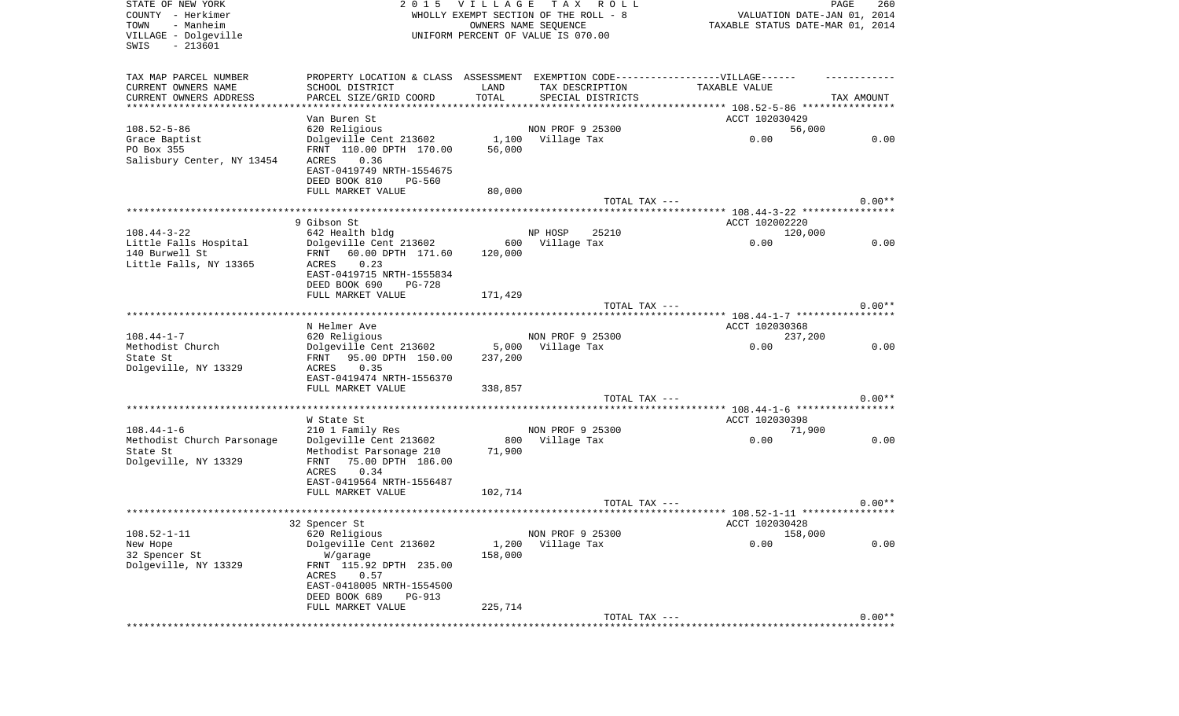STATE OF NEW YORK
COUNTY - Herkimer
TOWN - Manheim
VILLAGE - Dolgeville
SWIS - 213601

2015 VILLAGE TAX ROLL
WHOLLY EXEMPT SECTION OF THE ROLL - 8
OWNERS NAME SEQUENCE
UNIFORM PERCENT OF VALUE IS 070.00

VALUATION DATE-JAN 01, 2014
TAXABLE STATUS DATE-MAR 01, 2014

| TAX MAP PARCEL NUMBER / CURRENT OWNERS NAME / CURRENT OWNERS ADDRESS | PROPERTY LOCATION & CLASS / SCHOOL DISTRICT / PARCEL SIZE/GRID COORD | ASSESSMENT LAND / TOTAL | EXEMPTION CODE / TAX DESCRIPTION / SPECIAL DISTRICTS | VILLAGE TAXABLE VALUE | TAX AMOUNT |
|---|---|---|---|---|---|
| | Van Buren St | | | ACCT 102030429 | |
| 108.52-5-86 | 620 Religious | | NON PROF 9 25300 | 56,000 | |
| Grace Baptist | Dolgeville Cent 213602 | 1,100 | Village Tax | 0.00 | 0.00 |
| PO Box 355 | FRNT 110.00 DPTH 170.00 | 56,000 | | | |
| Salisbury Center, NY 13454 | ACRES 0.36 | | | | |
| | EAST-0419749 NRTH-1554675 | | | | |
| | DEED BOOK 810 PG-560 | | | | |
| | FULL MARKET VALUE | 80,000 | | | |
| | | | TOTAL TAX --- | | 0.00** |
| | 9 Gibson St | | | ACCT 102002220 | |
| 108.44-3-22 | 642 Health bldg | | NP HOSP 25210 | 120,000 | |
| Little Falls Hospital | Dolgeville Cent 213602 | 600 | Village Tax | 0.00 | 0.00 |
| 140 Burwell St | FRNT 60.00 DPTH 171.60 | 120,000 | | | |
| Little Falls, NY 13365 | ACRES 0.23 | | | | |
| | EAST-0419715 NRTH-1555834 | | | | |
| | DEED BOOK 690 PG-728 | | | | |
| | FULL MARKET VALUE | 171,429 | | | |
| | | | TOTAL TAX --- | | 0.00** |
| | N Helmer Ave | | | ACCT 102030368 | |
| 108.44-1-7 | 620 Religious | | NON PROF 9 25300 | 237,200 | |
| Methodist Church | Dolgeville Cent 213602 | 5,000 | Village Tax | 0.00 | 0.00 |
| State St | FRNT 95.00 DPTH 150.00 | 237,200 | | | |
| Dolgeville, NY 13329 | ACRES 0.35 | | | | |
| | EAST-0419474 NRTH-1556370 | | | | |
| | FULL MARKET VALUE | 338,857 | | | |
| | | | TOTAL TAX --- | | 0.00** |
| | W State St | | | ACCT 102030398 | |
| 108.44-1-6 | 210 1 Family Res | | NON PROF 9 25300 | 71,900 | |
| Methodist Church Parsonage | Dolgeville Cent 213602 | 800 | Village Tax | 0.00 | 0.00 |
| State St | Methodist Parsonage 210 | 71,900 | | | |
| Dolgeville, NY 13329 | FRNT 75.00 DPTH 186.00 | | | | |
| | ACRES 0.34 | | | | |
| | EAST-0419564 NRTH-1556487 | | | | |
| | FULL MARKET VALUE | 102,714 | | | |
| | | | TOTAL TAX --- | | 0.00** |
| | 32 Spencer St | | | ACCT 102030428 | |
| 108.52-1-11 | 620 Religious | | NON PROF 9 25300 | 158,000 | |
| New Hope | Dolgeville Cent 213602 | 1,200 | Village Tax | 0.00 | 0.00 |
| 32 Spencer St | W/garage | 158,000 | | | |
| Dolgeville, NY 13329 | FRNT 115.92 DPTH 235.00 | | | | |
| | ACRES 0.57 | | | | |
| | EAST-0418005 NRTH-1554500 | | | | |
| | DEED BOOK 689 PG-913 | | | | |
| | FULL MARKET VALUE | 225,714 | | | |
| | | | TOTAL TAX --- | | 0.00** |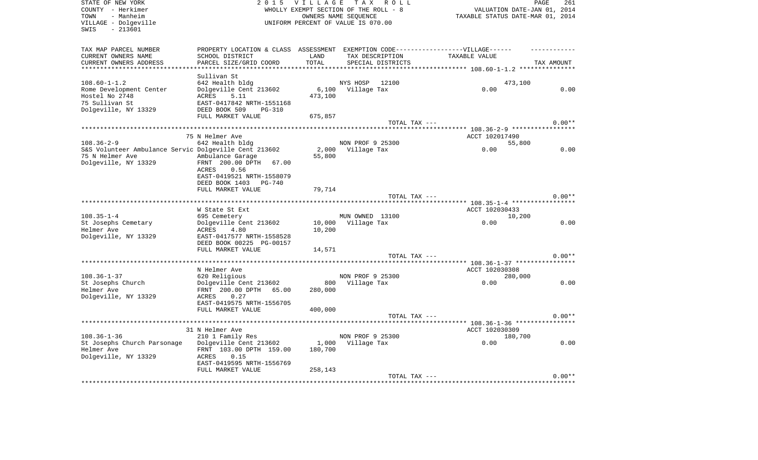STATE OF NEW YORK
COUNTY - Herkimer
TOWN - Manheim
VILLAGE - Dolgeville
SWIS - 213601

2015 VILLAGE TAX ROLL
WHOLLY EXEMPT SECTION OF THE ROLL - 8
OWNERS NAME SEQUENCE
UNIFORM PERCENT OF VALUE IS 070.00

VALUATION DATE-JAN 01, 2014
TAXABLE STATUS DATE-MAR 01, 2014

| TAX MAP PARCEL NUMBER / CURRENT OWNERS NAME / CURRENT OWNERS ADDRESS | PROPERTY LOCATION & CLASS / SCHOOL DISTRICT / PARCEL SIZE/GRID COORD | ASSESSMENT LAND / TOTAL | EXEMPTION CODE / TAX DESCRIPTION / SPECIAL DISTRICTS | TAXABLE VALUE | TAX AMOUNT |
|---|---|---|---|---|---|
| 108.60-1-1.2 | Sullivan St | | | | |
| 108.60-1-1.2 | 642 Health bldg | | NYS HOSP 12100 | 473,100 | |
| Rome Development Center | Dolgeville Cent 213602 | 6,100 | Village Tax | 0.00 | 0.00 |
| Hostel No 2748 | ACRES 5.11 | 473,100 | | | |
| 75 Sullivan St | EAST-0417842 NRTH-1551168 | | | | |
| Dolgeville, NY 13329 | DEED BOOK 509 PG-310 | | | | |
| | FULL MARKET VALUE | 675,857 | | | |
| | | | TOTAL TAX --- | | 0.00** |
| 108.36-2-9 | 75 N Helmer Ave | | | ACCT 102017490 | |
| 108.36-2-9 | 642 Health bldg | | NON PROF 9 25300 | 55,800 | |
| S&S Volunteer Ambulance Servic | Dolgeville Cent 213602 | 2,000 | Village Tax | 0.00 | 0.00 |
| 75 N Helmer Ave | Ambulance Garage | 55,800 | | | |
| Dolgeville, NY 13329 | FRNT 200.00 DPTH 67.00 | | | | |
| | ACRES 0.56 | | | | |
| | EAST-0419521 NRTH-1558079 | | | | |
| | DEED BOOK 1403 PG-740 | | | | |
| | FULL MARKET VALUE | 79,714 | | | |
| | | | TOTAL TAX --- | | 0.00** |
| 108.35-1-4 | W State St Ext | | | ACCT 102030433 | |
| 108.35-1-4 | 695 Cemetery | | MUN OWNED 13100 | 10,200 | |
| St Josephs Cemetary | Dolgeville Cent 213602 | 10,000 | Village Tax | 0.00 | 0.00 |
| Helmer Ave | ACRES 4.80 | 10,200 | | | |
| Dolgeville, NY 13329 | EAST-0417577 NRTH-1558528 | | | | |
| | DEED BOOK 00225 PG-00157 | | | | |
| | FULL MARKET VALUE | 14,571 | | | |
| | | | TOTAL TAX --- | | 0.00** |
| 108.36-1-37 | N Helmer Ave | | | ACCT 102030308 | |
| 108.36-1-37 | 620 Religious | | NON PROF 9 25300 | 280,000 | |
| St Josephs Church | Dolgeville Cent 213602 | 800 | Village Tax | 0.00 | 0.00 |
| Helmer Ave | FRNT 200.00 DPTH 65.00 | 280,000 | | | |
| Dolgeville, NY 13329 | ACRES 0.27 | | | | |
| | EAST-0419575 NRTH-1556705 | | | | |
| | FULL MARKET VALUE | 400,000 | | | |
| | | | TOTAL TAX --- | | 0.00** |
| 108.36-1-36 | 31 N Helmer Ave | | | ACCT 102030309 | |
| 108.36-1-36 | 210 1 Family Res | | NON PROF 9 25300 | 180,700 | |
| St Josephs Church Parsonage | Dolgeville Cent 213602 | 1,000 | Village Tax | 0.00 | 0.00 |
| Helmer Ave | FRNT 103.00 DPTH 159.00 | 180,700 | | | |
| Dolgeville, NY 13329 | ACRES 0.15 | | | | |
| | EAST-0419595 NRTH-1556769 | | | | |
| | FULL MARKET VALUE | 258,143 | | | |
| | | | TOTAL TAX --- | | 0.00** |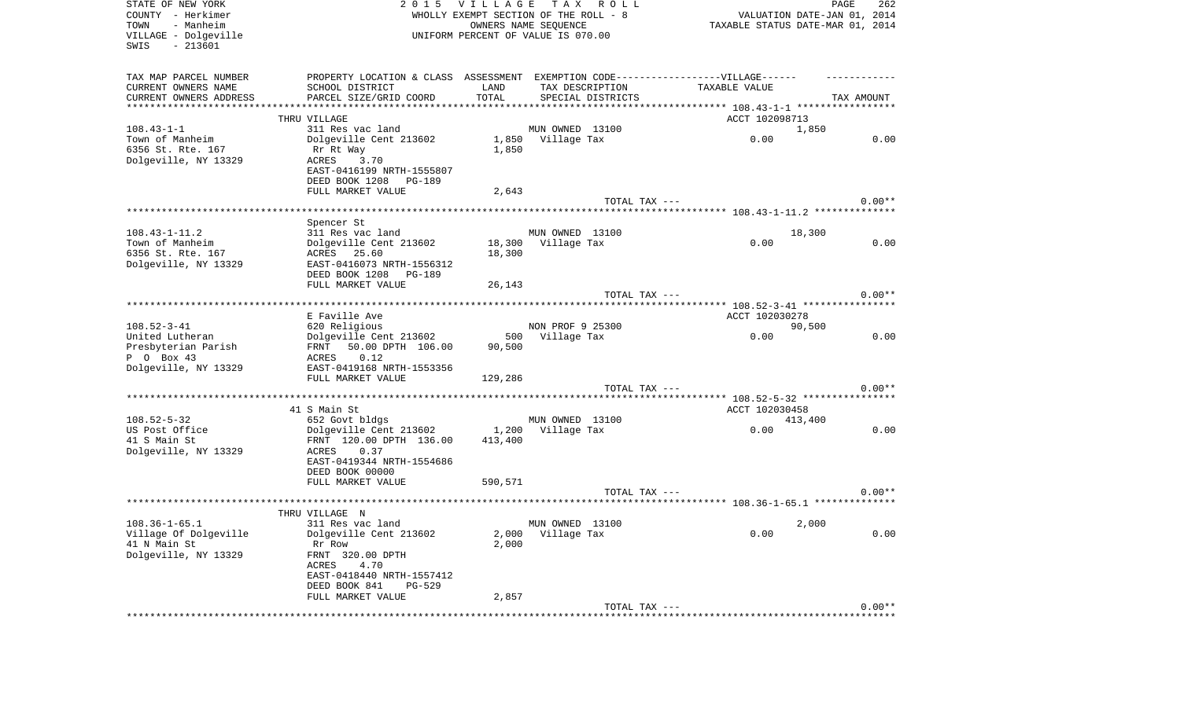STATE OF NEW YORK
COUNTY - Herkimer
TOWN - Manheim
VILLAGE - Dolgeville
SWIS - 213601

2015 VILLAGE TAX ROLL
WHOLLY EXEMPT SECTION OF THE ROLL - 8
OWNERS NAME SEQUENCE
UNIFORM PERCENT OF VALUE IS 070.00

VALUATION DATE-JAN 01, 2014
TAXABLE STATUS DATE-MAR 01, 2014

| TAX MAP PARCEL NUMBER<br>CURRENT OWNERS NAME<br>CURRENT OWNERS ADDRESS | PROPERTY LOCATION & CLASS<br>SCHOOL DISTRICT<br>PARCEL SIZE/GRID COORD | ASSESSMENT<br>LAND<br>TOTAL | EXEMPTION CODE------VILLAGE------<br>TAX DESCRIPTION<br>SPECIAL DISTRICTS | TAXABLE VALUE | TAX AMOUNT |
|---|---|---|---|---|---|
| **108.43-1-1** | THRU VILLAGE | | | ACCT 102098713 | |
| 108.43-1-1 | 311 Res vac land | | MUN OWNED 13100 | 1,850 | |
| Town of Manheim | Dolgeville Cent 213602 | 1,850 | Village Tax | 0.00 | 0.00 |
| 6356 St. Rte. 167 | Rr Rt Way | 1,850 | | | |
| Dolgeville, NY 13329 | ACRES 3.70 | | | | |
| | EAST-0416199 NRTH-1555807 | | | | |
| | DEED BOOK 1208 PG-189 | | | | |
| | FULL MARKET VALUE | 2,643 | | | |
| | | | TOTAL TAX --- | | 0.00** |
| **108.43-1-11.2** | Spencer St | | | | |
| 108.43-1-11.2 | 311 Res vac land | | MUN OWNED 13100 | 18,300 | |
| Town of Manheim | Dolgeville Cent 213602 | 18,300 | Village Tax | 0.00 | 0.00 |
| 6356 St. Rte. 167 | ACRES 25.60 | 18,300 | | | |
| Dolgeville, NY 13329 | EAST-0416073 NRTH-1556312 | | | | |
| | DEED BOOK 1208 PG-189 | | | | |
| | FULL MARKET VALUE | 26,143 | | | |
| | | | TOTAL TAX --- | | 0.00** |
| **108.52-3-41** | E Faville Ave | | | ACCT 102030278 | |
| 108.52-3-41 | 620 Religious | | NON PROF 9 25300 | 90,500 | |
| United Lutheran | Dolgeville Cent 213602 | 500 | Village Tax | 0.00 | 0.00 |
| Presbyterian Parish | FRNT 50.00 DPTH 106.00 | 90,500 | | | |
| P O Box 43 | ACRES 0.12 | | | | |
| Dolgeville, NY 13329 | EAST-0419168 NRTH-1553356 | | | | |
| | FULL MARKET VALUE | 129,286 | | | |
| | | | TOTAL TAX --- | | 0.00** |
| **108.52-5-32** | 41 S Main St | | | ACCT 102030458 | |
| 108.52-5-32 | 652 Govt bldgs | | MUN OWNED 13100 | 413,400 | |
| US Post Office | Dolgeville Cent 213602 | 1,200 | Village Tax | 0.00 | 0.00 |
| 41 S Main St | FRNT 120.00 DPTH 136.00 | 413,400 | | | |
| Dolgeville, NY 13329 | ACRES 0.37 | | | | |
| | EAST-0419344 NRTH-1554686 | | | | |
| | DEED BOOK 00000 | | | | |
| | FULL MARKET VALUE | 590,571 | | | |
| | | | TOTAL TAX --- | | 0.00** |
| **108.36-1-65.1** | THRU VILLAGE N | | | | |
| 108.36-1-65.1 | 311 Res vac land | | MUN OWNED 13100 | 2,000 | |
| Village Of Dolgeville | Dolgeville Cent 213602 | 2,000 | Village Tax | 0.00 | 0.00 |
| 41 N Main St | Rr Row | 2,000 | | | |
| Dolgeville, NY 13329 | FRNT 320.00 DPTH | | | | |
| | ACRES 4.70 | | | | |
| | EAST-0418440 NRTH-1557412 | | | | |
| | DEED BOOK 841 PG-529 | | | | |
| | FULL MARKET VALUE | 2,857 | | | |
| | | | TOTAL TAX --- | | 0.00** |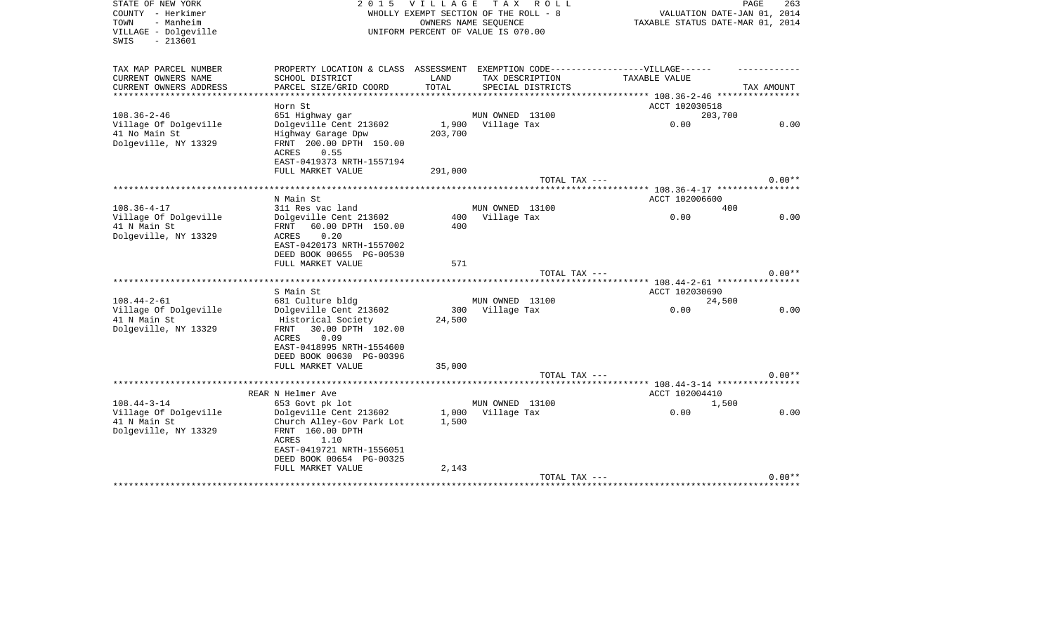STATE OF NEW YORK — 2015 VILLAGE TAX ROLL
COUNTY - Herkimer — WHOLLY EXEMPT SECTION OF THE ROLL - 8 — VALUATION DATE-JAN 01, 2014
TOWN - Manheim — OWNERS NAME SEQUENCE — TAXABLE STATUS DATE-MAR 01, 2014
VILLAGE - Dolgeville — UNIFORM PERCENT OF VALUE IS 070.00
SWIS - 213601

| TAX MAP PARCEL NUMBER / CURRENT OWNERS NAME / CURRENT OWNERS ADDRESS | PROPERTY LOCATION & CLASS / SCHOOL DISTRICT / PARCEL SIZE/GRID COORD | ASSESSMENT LAND | ASSESSMENT TOTAL | EXEMPTION CODE / TAX DESCRIPTION / SPECIAL DISTRICTS | TAXABLE VALUE | TAX AMOUNT |
|---|---|---|---|---|---|---|
| | Horn St | | | | ACCT 102030518 | |
| 108.36-2-46 | 651 Highway gar | | | MUN OWNED 13100 | 203,700 | |
| Village Of Dolgeville | Dolgeville Cent 213602 | 1,900 | | Village Tax | 0.00 | 0.00 |
| 41 No Main St | Highway Garage Dpw | | 203,700 | | | |
| Dolgeville, NY 13329 | FRNT 200.00 DPTH 150.00 | | | | | |
| | ACRES 0.55 | | | | | |
| | EAST-0419373 NRTH-1557194 | | | | | |
| | FULL MARKET VALUE | | 291,000 | | | |
| | | | | TOTAL TAX --- | | 0.00** |
| | N Main St | | | | ACCT 102006600 | |
| 108.36-4-17 | 311 Res vac land | | | MUN OWNED 13100 | 400 | |
| Village Of Dolgeville | Dolgeville Cent 213602 | 400 | | Village Tax | 0.00 | 0.00 |
| 41 N Main St | FRNT 60.00 DPTH 150.00 | | 400 | | | |
| Dolgeville, NY 13329 | ACRES 0.20 | | | | | |
| | EAST-0420173 NRTH-1557002 | | | | | |
| | DEED BOOK 00655 PG-00530 | | | | | |
| | FULL MARKET VALUE | | 571 | | | |
| | | | | TOTAL TAX --- | | 0.00** |
| | S Main St | | | | ACCT 102030690 | |
| 108.44-2-61 | 681 Culture bldg | | | MUN OWNED 13100 | 24,500 | |
| Village Of Dolgeville | Dolgeville Cent 213602 | 300 | | Village Tax | 0.00 | 0.00 |
| 41 N Main St | Historical Society | | 24,500 | | | |
| Dolgeville, NY 13329 | FRNT 30.00 DPTH 102.00 | | | | | |
| | ACRES 0.09 | | | | | |
| | EAST-0418995 NRTH-1554600 | | | | | |
| | DEED BOOK 00630 PG-00396 | | | | | |
| | FULL MARKET VALUE | | 35,000 | | | |
| | | | | TOTAL TAX --- | | 0.00** |
| | REAR N Helmer Ave | | | | ACCT 102004410 | |
| 108.44-3-14 | 653 Govt pk lot | | | MUN OWNED 13100 | 1,500 | |
| Village Of Dolgeville | Dolgeville Cent 213602 | 1,000 | | Village Tax | 0.00 | 0.00 |
| 41 N Main St | Church Alley-Gov Park Lot | | 1,500 | | | |
| Dolgeville, NY 13329 | FRNT 160.00 DPTH | | | | | |
| | ACRES 1.10 | | | | | |
| | EAST-0419721 NRTH-1556051 | | | | | |
| | DEED BOOK 00654 PG-00325 | | | | | |
| | FULL MARKET VALUE | | 2,143 | | | |
| | | | | TOTAL TAX --- | | 0.00** |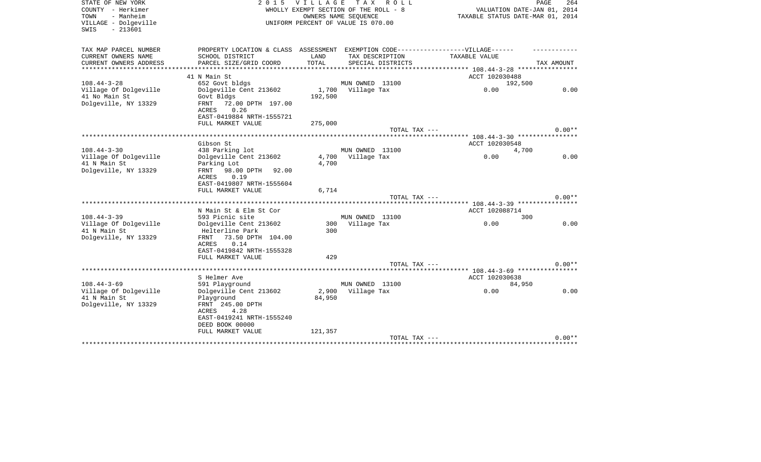STATE OF NEW YORK
COUNTY - Herkimer
TOWN - Manheim
VILLAGE - Dolgeville
SWIS - 213601

2 0 1 5 V I L L A G E T A X R O L L
WHOLLY EXEMPT SECTION OF THE ROLL - 8
OWNERS NAME SEQUENCE
UNIFORM PERCENT OF VALUE IS 070.00

VALUATION DATE-JAN 01, 2014
TAXABLE STATUS DATE-MAR 01, 2014

| TAX MAP PARCEL NUMBER / CURRENT OWNERS NAME / CURRENT OWNERS ADDRESS | PROPERTY LOCATION & CLASS / SCHOOL DISTRICT / PARCEL SIZE/GRID COORD | ASSESSMENT LAND / TOTAL | EXEMPTION CODE-----VILLAGE------ TAX DESCRIPTION / SPECIAL DISTRICTS | TAXABLE VALUE | TAX AMOUNT |
|---|---|---|---|---|---|
| | 41 N Main St | | | ACCT 102030488 | |
| 108.44-3-28 | 652 Govt bldgs | | MUN OWNED 13100 | 192,500 | |
| Village Of Dolgeville | Dolgeville Cent 213602 | 1,700 | Village Tax | 0.00 | 0.00 |
| 41 No Main St | Govt Bldgs | 192,500 | | | |
| Dolgeville, NY 13329 | FRNT 72.00 DPTH 197.00 | | | | |
| | ACRES 0.26 | | | | |
| | EAST-0419884 NRTH-1555721 | | | | |
| | FULL MARKET VALUE | 275,000 | | | |
| | | | TOTAL TAX --- | | 0.00** |
| | Gibson St | | | ACCT 102030548 | |
| 108.44-3-30 | 438 Parking lot | | MUN OWNED 13100 | 4,700 | |
| Village Of Dolgeville | Dolgeville Cent 213602 | 4,700 | Village Tax | 0.00 | 0.00 |
| 41 N Main St | Parking Lot | 4,700 | | | |
| Dolgeville, NY 13329 | FRNT 98.00 DPTH 92.00 | | | | |
| | ACRES 0.19 | | | | |
| | EAST-0419807 NRTH-1555604 | | | | |
| | FULL MARKET VALUE | 6,714 | | | |
| | | | TOTAL TAX --- | | 0.00** |
| | N Main St & Elm St Cor | | | ACCT 102088714 | |
| 108.44-3-39 | 593 Picnic site | | MUN OWNED 13100 | 300 | |
| Village Of Dolgeville | Dolgeville Cent 213602 | 300 | Village Tax | 0.00 | 0.00 |
| 41 N Main St | Helterline Park | 300 | | | |
| Dolgeville, NY 13329 | FRNT 73.50 DPTH 104.00 | | | | |
| | ACRES 0.14 | | | | |
| | EAST-0419842 NRTH-1555328 | | | | |
| | FULL MARKET VALUE | 429 | | | |
| | | | TOTAL TAX --- | | 0.00** |
| | S Helmer Ave | | | ACCT 102030638 | |
| 108.44-3-69 | 591 Playground | | MUN OWNED 13100 | 84,950 | |
| Village Of Dolgeville | Dolgeville Cent 213602 | 2,900 | Village Tax | 0.00 | 0.00 |
| 41 N Main St | Playground | 84,950 | | | |
| Dolgeville, NY 13329 | FRNT 245.00 DPTH | | | | |
| | ACRES 4.28 | | | | |
| | EAST-0419241 NRTH-1555240 | | | | |
| | DEED BOOK 00000 | | | | |
| | FULL MARKET VALUE | 121,357 | | | |
| | | | TOTAL TAX --- | | 0.00** |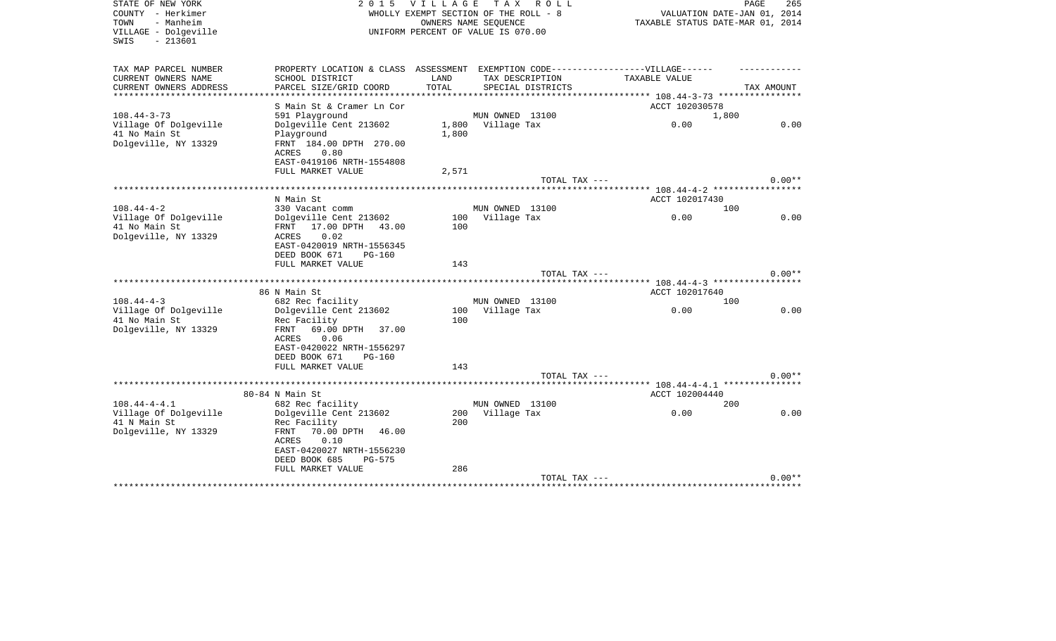STATE OF NEW YORK
COUNTY - Herkimer
TOWN - Manheim
VILLAGE - Dolgeville
SWIS - 213601

2 0 1 5 V I L L A G E T A X R O L L
WHOLLY EXEMPT SECTION OF THE ROLL - 8
OWNERS NAME SEQUENCE
UNIFORM PERCENT OF VALUE IS 070.00

VALUATION DATE-JAN 01, 2014
TAXABLE STATUS DATE-MAR 01, 2014

| TAX MAP PARCEL NUMBER / CURRENT OWNERS NAME / CURRENT OWNERS ADDRESS | PROPERTY LOCATION & CLASS / SCHOOL DISTRICT / PARCEL SIZE/GRID COORD | ASSESSMENT LAND / TOTAL | EXEMPTION CODE / TAX DESCRIPTION / SPECIAL DISTRICTS | VILLAGE TAXABLE VALUE | TAX AMOUNT |
|---|---|---|---|---|---|
| **108.44-3-73** | S Main St & Cramer Ln Cor | | | ACCT 102030578 | |
| Village Of Dolgeville | 591 Playground | | MUN OWNED 13100 | 1,800 | |
| 41 No Main St | Dolgeville Cent 213602 | 1,800 | Village Tax | 0.00 | 0.00 |
| Dolgeville, NY 13329 | Playground | 1,800 | | | |
| | FRNT 184.00 DPTH 270.00 | | | | |
| | ACRES 0.80 | | | | |
| | EAST-0419106 NRTH-1554808 | | | | |
| | FULL MARKET VALUE | 2,571 | | | |
| | | | TOTAL TAX --- | | 0.00** |
| **108.44-4-2** | N Main St | | | ACCT 102017430 | |
| Village Of Dolgeville | 330 Vacant comm | | MUN OWNED 13100 | 100 | |
| 41 No Main St | Dolgeville Cent 213602 | 100 | Village Tax | 0.00 | 0.00 |
| Dolgeville, NY 13329 | FRNT 17.00 DPTH 43.00 | 100 | | | |
| | ACRES 0.02 | | | | |
| | EAST-0420019 NRTH-1556345 | | | | |
| | DEED BOOK 671 PG-160 | | | | |
| | FULL MARKET VALUE | 143 | | | |
| | | | TOTAL TAX --- | | 0.00** |
| **108.44-4-3** | 86 N Main St | | | ACCT 102017640 | |
| Village Of Dolgeville | 682 Rec facility | | MUN OWNED 13100 | 100 | |
| 41 No Main St | Dolgeville Cent 213602 | 100 | Village Tax | 0.00 | 0.00 |
| Dolgeville, NY 13329 | Rec Facility | 100 | | | |
| | FRNT 69.00 DPTH 37.00 | | | | |
| | ACRES 0.06 | | | | |
| | EAST-0420022 NRTH-1556297 | | | | |
| | DEED BOOK 671 PG-160 | | | | |
| | FULL MARKET VALUE | 143 | | | |
| | | | TOTAL TAX --- | | 0.00** |
| **108.44-4-4.1** | 80-84 N Main St | | | ACCT 102004440 | |
| Village Of Dolgeville | 682 Rec facility | | MUN OWNED 13100 | 200 | |
| 41 N Main St | Dolgeville Cent 213602 | 200 | Village Tax | 0.00 | 0.00 |
| Dolgeville, NY 13329 | Rec Facility | 200 | | | |
| | FRNT 70.00 DPTH 46.00 | | | | |
| | ACRES 0.10 | | | | |
| | EAST-0420027 NRTH-1556230 | | | | |
| | DEED BOOK 685 PG-575 | | | | |
| | FULL MARKET VALUE | 286 | | | |
| | | | TOTAL TAX --- | | 0.00** |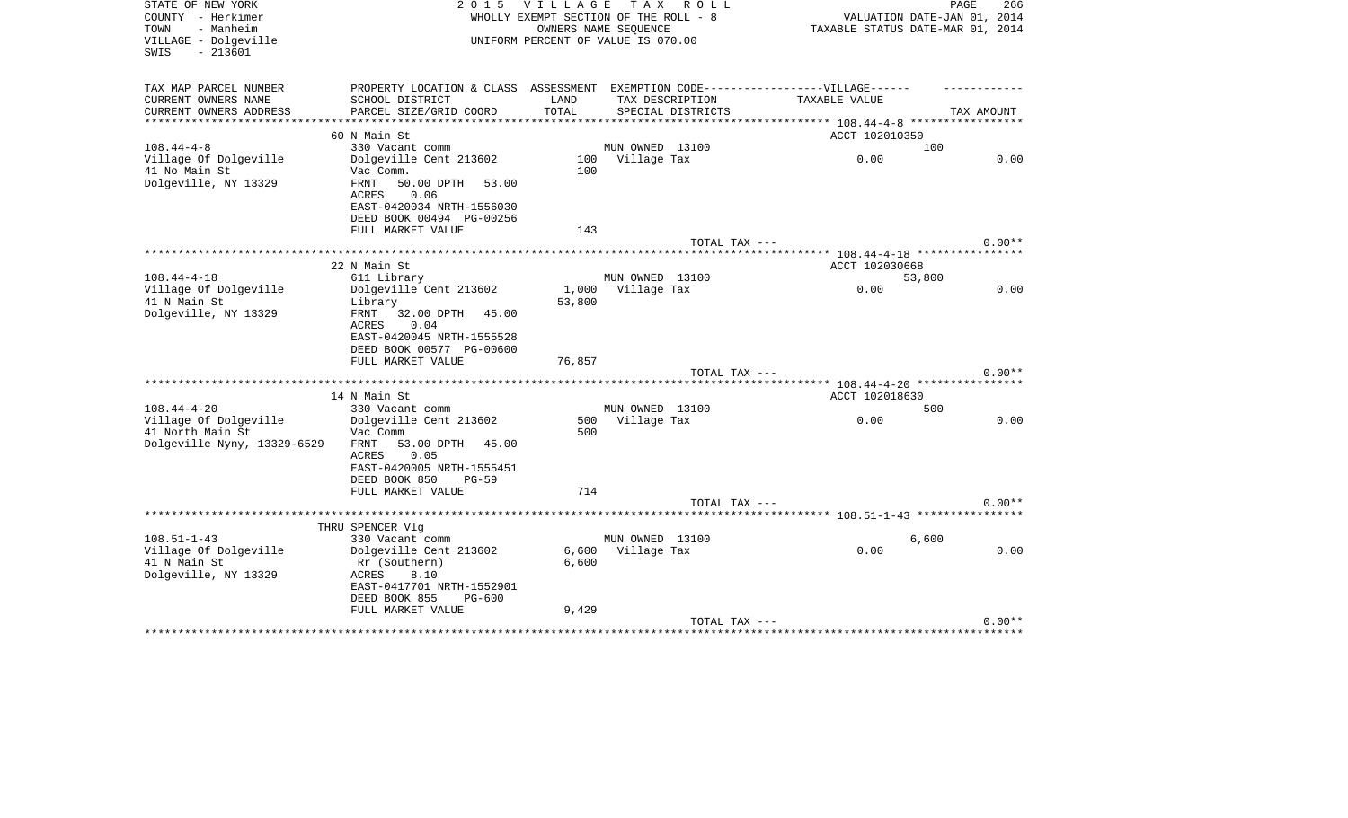STATE OF NEW YORK
COUNTY - Herkimer
TOWN - Manheim
VILLAGE - Dolgeville
SWIS - 213601

2 0 1 5 V I L L A G E T A X R O L L
WHOLLY EXEMPT SECTION OF THE ROLL - 8
OWNERS NAME SEQUENCE
UNIFORM PERCENT OF VALUE IS 070.00

VALUATION DATE-JAN 01, 2014
TAXABLE STATUS DATE-MAR 01, 2014

| TAX MAP PARCEL NUMBER<br>CURRENT OWNERS NAME<br>CURRENT OWNERS ADDRESS | PROPERTY LOCATION & CLASS<br>SCHOOL DISTRICT<br>PARCEL SIZE/GRID COORD | ASSESSMENT<br>LAND<br>TOTAL | EXEMPTION CODE-----VILLAGE------<br>TAX DESCRIPTION<br>SPECIAL DISTRICTS | TAXABLE VALUE | TAX AMOUNT |
|---|---|---|---|---|---|
| | 60 N Main St | | | ACCT 102010350 | |
| 108.44-4-8 | 330 Vacant comm | | MUN OWNED 13100 | 100 | |
| Village Of Dolgeville | Dolgeville Cent 213602 | 100 | Village Tax | 0.00 | 0.00 |
| 41 No Main St | Vac Comm. | 100 | | | |
| Dolgeville, NY 13329 | FRNT 50.00 DPTH 53.00 | | | | |
| | ACRES 0.06 | | | | |
| | EAST-0420034 NRTH-1556030 | | | | |
| | DEED BOOK 00494 PG-00256 | | | | |
| | FULL MARKET VALUE | 143 | | | |
| | | | TOTAL TAX --- | | 0.00** |
| | 22 N Main St | | | ACCT 102030668 | |
| 108.44-4-18 | 611 Library | | MUN OWNED 13100 | 53,800 | |
| Village Of Dolgeville | Dolgeville Cent 213602 | 1,000 | Village Tax | 0.00 | 0.00 |
| 41 N Main St | Library | 53,800 | | | |
| Dolgeville, NY 13329 | FRNT 32.00 DPTH 45.00 | | | | |
| | ACRES 0.04 | | | | |
| | EAST-0420045 NRTH-1555528 | | | | |
| | DEED BOOK 00577 PG-00600 | | | | |
| | FULL MARKET VALUE | 76,857 | | | |
| | | | TOTAL TAX --- | | 0.00** |
| | 14 N Main St | | | ACCT 102018630 | |
| 108.44-4-20 | 330 Vacant comm | | MUN OWNED 13100 | 500 | |
| Village Of Dolgeville | Dolgeville Cent 213602 | 500 | Village Tax | 0.00 | 0.00 |
| 41 North Main St | Vac Comm | 500 | | | |
| Dolgeville Nyny, 13329-6529 | FRNT 53.00 DPTH 45.00 | | | | |
| | ACRES 0.05 | | | | |
| | EAST-0420005 NRTH-1555451 | | | | |
| | DEED BOOK 850 PG-59 | | | | |
| | FULL MARKET VALUE | 714 | | | |
| | | | TOTAL TAX --- | | 0.00** |
| | THRU SPENCER Vlg | | | | |
| 108.51-1-43 | 330 Vacant comm | | MUN OWNED 13100 | 6,600 | |
| Village Of Dolgeville | Dolgeville Cent 213602 | 6,600 | Village Tax | 0.00 | 0.00 |
| 41 N Main St | Rr (Southern) | 6,600 | | | |
| Dolgeville, NY 13329 | ACRES 8.10 | | | | |
| | EAST-0417701 NRTH-1552901 | | | | |
| | DEED BOOK 855 PG-600 | | | | |
| | FULL MARKET VALUE | 9,429 | | | |
| | | | TOTAL TAX --- | | 0.00** |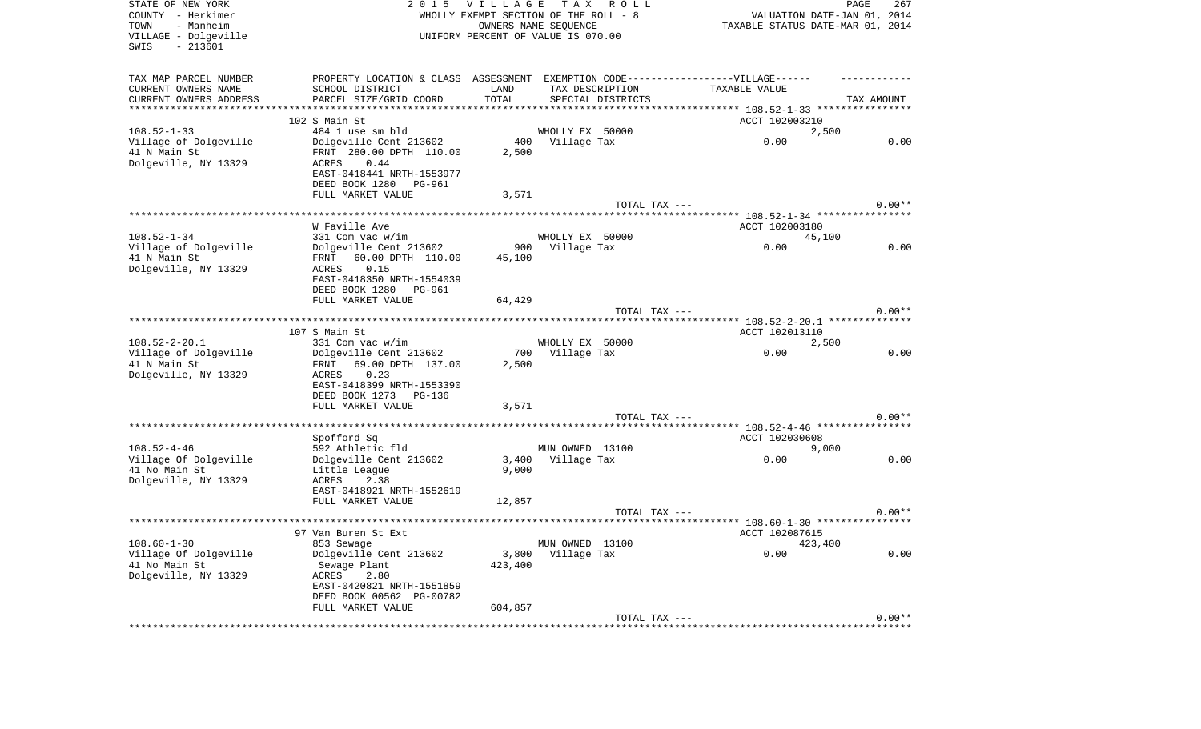STATE OF NEW YORK
COUNTY - Herkimer
TOWN - Manheim
VILLAGE - Dolgeville
SWIS - 213601

2015 VILLAGE TAX ROLL
WHOLLY EXEMPT SECTION OF THE ROLL - 8
OWNERS NAME SEQUENCE
UNIFORM PERCENT OF VALUE IS 070.00

VALUATION DATE-JAN 01, 2014
TAXABLE STATUS DATE-MAR 01, 2014

| TAX MAP PARCEL NUMBER / CURRENT OWNERS NAME / CURRENT OWNERS ADDRESS | PROPERTY LOCATION & CLASS / SCHOOL DISTRICT / PARCEL SIZE/GRID COORD | ASSESSMENT LAND / TOTAL | EXEMPTION CODE / TAX DESCRIPTION / SPECIAL DISTRICTS | VILLAGE TAXABLE VALUE | TAX AMOUNT |
|---|---|---|---|---|---|
| | 102 S Main St | | | ACCT 102003210 | |
| 108.52-1-33 | 484 1 use sm bld | | WHOLLY EX 50000 | 2,500 | |
| Village of Dolgeville | Dolgeville Cent 213602 | 400 | Village Tax | 0.00 | 0.00 |
| 41 N Main St | FRNT 280.00 DPTH 110.00 | 2,500 | | | |
| Dolgeville, NY 13329 | ACRES 0.44 | | | | |
| | EAST-0418441 NRTH-1553977 | | | | |
| | DEED BOOK 1280 PG-961 | | | | |
| | FULL MARKET VALUE | 3,571 | | | |
| | | | TOTAL TAX --- | | 0.00** |
| | W Faville Ave | | | ACCT 102003180 | |
| 108.52-1-34 | 331 Com vac w/im | | WHOLLY EX 50000 | 45,100 | |
| Village of Dolgeville | Dolgeville Cent 213602 | 900 | Village Tax | 0.00 | 0.00 |
| 41 N Main St | FRNT 60.00 DPTH 110.00 | 45,100 | | | |
| Dolgeville, NY 13329 | ACRES 0.15 | | | | |
| | EAST-0418350 NRTH-1554039 | | | | |
| | DEED BOOK 1280 PG-961 | | | | |
| | FULL MARKET VALUE | 64,429 | | | |
| | | | TOTAL TAX --- | | 0.00** |
| | 107 S Main St | | | ACCT 102013110 | |
| 108.52-2-20.1 | 331 Com vac w/im | | WHOLLY EX 50000 | 2,500 | |
| Village of Dolgeville | Dolgeville Cent 213602 | 700 | Village Tax | 0.00 | 0.00 |
| 41 N Main St | FRNT 69.00 DPTH 137.00 | 2,500 | | | |
| Dolgeville, NY 13329 | ACRES 0.23 | | | | |
| | EAST-0418399 NRTH-1553390 | | | | |
| | DEED BOOK 1273 PG-136 | | | | |
| | FULL MARKET VALUE | 3,571 | | | |
| | | | TOTAL TAX --- | | 0.00** |
| | Spofford Sq | | | ACCT 102030608 | |
| 108.52-4-46 | 592 Athletic fld | | MUN OWNED 13100 | 9,000 | |
| Village Of Dolgeville | Dolgeville Cent 213602 | 3,400 | Village Tax | 0.00 | 0.00 |
| 41 No Main St | Little League | 9,000 | | | |
| Dolgeville, NY 13329 | ACRES 2.38 | | | | |
| | EAST-0418921 NRTH-1552619 | | | | |
| | FULL MARKET VALUE | 12,857 | | | |
| | | | TOTAL TAX --- | | 0.00** |
| | 97 Van Buren St Ext | | | ACCT 102087615 | |
| 108.60-1-30 | 853 Sewage | | MUN OWNED 13100 | 423,400 | |
| Village Of Dolgeville | Dolgeville Cent 213602 | 3,800 | Village Tax | 0.00 | 0.00 |
| 41 No Main St | Sewage Plant | 423,400 | | | |
| Dolgeville, NY 13329 | ACRES 2.80 | | | | |
| | EAST-0420821 NRTH-1551859 | | | | |
| | DEED BOOK 00562 PG-00782 | | | | |
| | FULL MARKET VALUE | 604,857 | | | |
| | | | TOTAL TAX --- | | 0.00** |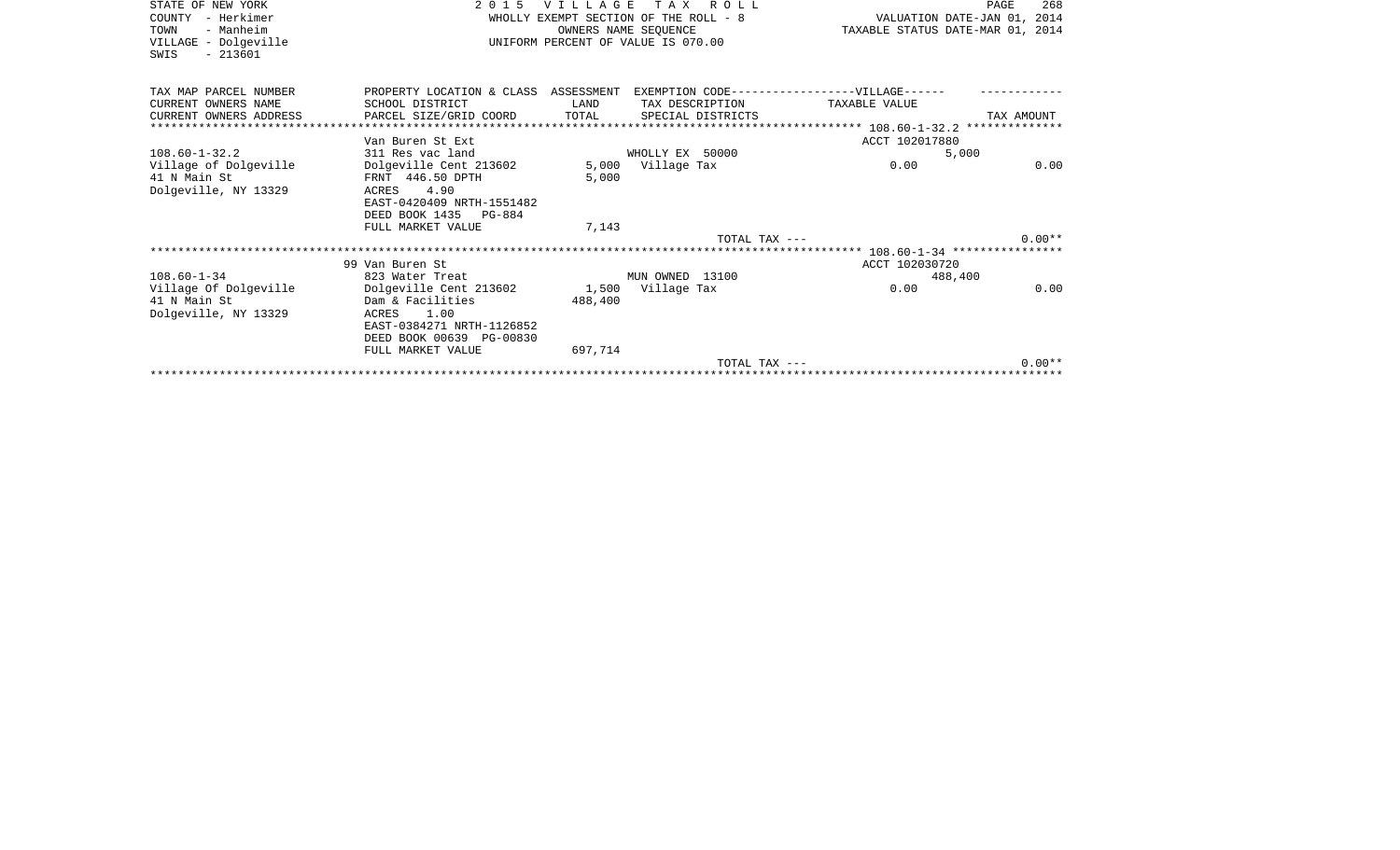STATE OF NEW YORK
COUNTY - Herkimer
TOWN - Manheim
VILLAGE - Dolgeville
SWIS - 213601

2015 VILLAGE TAX ROLL
WHOLLY EXEMPT SECTION OF THE ROLL - 8
OWNERS NAME SEQUENCE
UNIFORM PERCENT OF VALUE IS 070.00

VALUATION DATE-JAN 01, 2014
TAXABLE STATUS DATE-MAR 01, 2014

| TAX MAP PARCEL NUMBER<br>CURRENT OWNERS NAME<br>CURRENT OWNERS ADDRESS | PROPERTY LOCATION & CLASS<br>SCHOOL DISTRICT<br>PARCEL SIZE/GRID COORD | ASSESSMENT<br>LAND<br>TOTAL | EXEMPTION CODE------------------VILLAGE------<br>TAX DESCRIPTION<br>SPECIAL DISTRICTS | TAXABLE VALUE | TAX AMOUNT |
|---|---|---|---|---|---|
| | Van Buren St Ext | | | ACCT 102017880 | |
| 108.60-1-32.2 | 311 Res vac land | | WHOLLY EX 50000 | 5,000 | |
| Village of Dolgeville | Dolgeville Cent 213602 | 5,000 | Village Tax | 0.00 | 0.00 |
| 41 N Main St | FRNT 446.50 DPTH | 5,000 | | | |
| Dolgeville, NY 13329 | ACRES 4.90 | | | | |
| | EAST-0420409 NRTH-1551482 | | | | |
| | DEED BOOK 1435 PG-884 | | | | |
| | FULL MARKET VALUE | 7,143 | | | |
| | | | TOTAL TAX --- | | 0.00** |
| | 99 Van Buren St | | | ACCT 102030720 | |
| 108.60-1-34 | 823 Water Treat | | MUN OWNED 13100 | 488,400 | |
| Village Of Dolgeville | Dolgeville Cent 213602 | 1,500 | Village Tax | 0.00 | 0.00 |
| 41 N Main St | Dam & Facilities | 488,400 | | | |
| Dolgeville, NY 13329 | ACRES 1.00 | | | | |
| | EAST-0384271 NRTH-1126852 | | | | |
| | DEED BOOK 00639 PG-00830 | | | | |
| | FULL MARKET VALUE | 697,714 | | | |
| | | | TOTAL TAX --- | | 0.00** |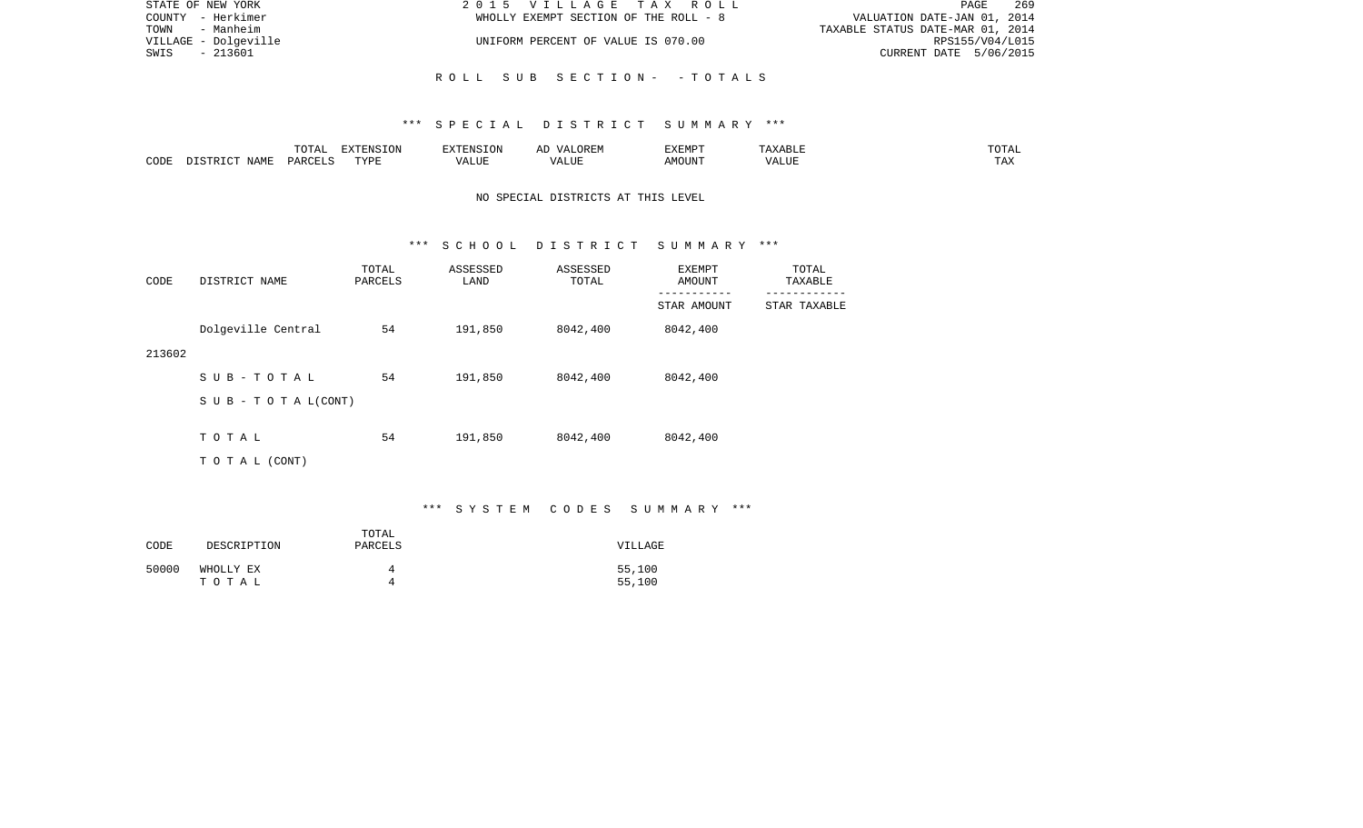STATE OF NEW YORK — 2015 VILLAGE TAX ROLL
COUNTY - Herkimer — WHOLLY EXEMPT SECTION OF THE ROLL - 8 — VALUATION DATE-JAN 01, 2014
TOWN - Manheim — TAXABLE STATUS DATE-MAR 01, 2014
VILLAGE - Dolgeville — UNIFORM PERCENT OF VALUE IS 070.00 — RPS155/V04/L015
SWIS - 213601 — CURRENT DATE 5/06/2015

## ROLL SUB SECTION- - TOTALS

### *** SPECIAL DISTRICT SUMMARY ***

| CODE | DISTRICT NAME | TOTAL PARCELS | EXTENSION TYPE | EXTENSION VALUE | AD VALOREM VALUE | EXEMPT AMOUNT | TAXABLE VALUE | TOTAL TAX |
|---|---|---|---|---|---|---|---|---|

NO SPECIAL DISTRICTS AT THIS LEVEL

### *** SCHOOL DISTRICT SUMMARY ***

| CODE | DISTRICT NAME | TOTAL PARCELS | ASSESSED LAND | ASSESSED TOTAL | EXEMPT AMOUNT / STAR AMOUNT | TOTAL TAXABLE / STAR TAXABLE |
|---|---|---|---|---|---|---|
| 213602 | Dolgeville Central | 54 | 191,850 | 8042,400 | 8042,400 | |
| | S U B - T O T A L | 54 | 191,850 | 8042,400 | 8042,400 | |
| | S U B - T O T A L(CONT) | | | | | |
| | T O T A L | 54 | 191,850 | 8042,400 | 8042,400 | |
| | T O T A L (CONT) | | | | | |

### *** SYSTEM CODES SUMMARY ***

| CODE | DESCRIPTION | TOTAL PARCELS | VILLAGE |
|---|---|---|---|
| 50000 | WHOLLY EX | 4 | 55,100 |
| | T O T A L | 4 | 55,100 |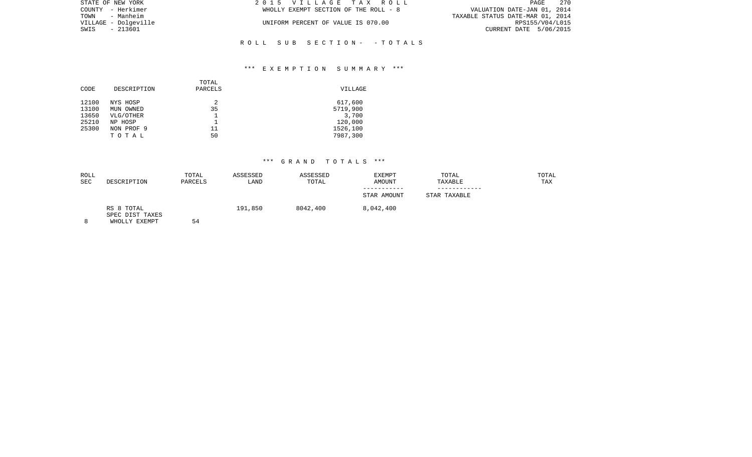STATE OF NEW YORK
COUNTY - Herkimer
TOWN - Manheim
VILLAGE - Dolgeville
SWIS - 213601

2 0 1 5 V I L L A G E T A X R O L L
WHOLLY EXEMPT SECTION OF THE ROLL - 8
UNIFORM PERCENT OF VALUE IS 070.00

VALUATION DATE-JAN 01, 2014
TAXABLE STATUS DATE-MAR 01, 2014
RPS155/V04/L015
CURRENT DATE 5/06/2015

R O L L S U B S E C T I O N - - T O T A L S

*** E X E M P T I O N S U M M A R Y ***

| CODE | DESCRIPTION | TOTAL PARCELS | VILLAGE |
|---|---|---|---|
| 12100 | NYS HOSP | 2 | 617,600 |
| 13100 | MUN OWNED | 35 | 5719,900 |
| 13650 | VLG/OTHER | 1 | 3,700 |
| 25210 | NP HOSP | 1 | 120,000 |
| 25300 | NON PROF 9 | 11 | 1526,100 |
| | T O T A L | 50 | 7987,300 |

*** G R A N D T O T A L S ***

| ROLL SEC | DESCRIPTION | TOTAL PARCELS | ASSESSED LAND | ASSESSED TOTAL | EXEMPT AMOUNT / STAR AMOUNT | TOTAL TAXABLE / STAR TAXABLE | TOTAL TAX |
|---|---|---|---|---|---|---|---|
| | RS 8 TOTAL | | 191,850 | 8042,400 | 8,042,400 | | |
| | SPEC DIST TAXES | | | | | | |
| 8 | WHOLLY EXEMPT | 54 | | | | | |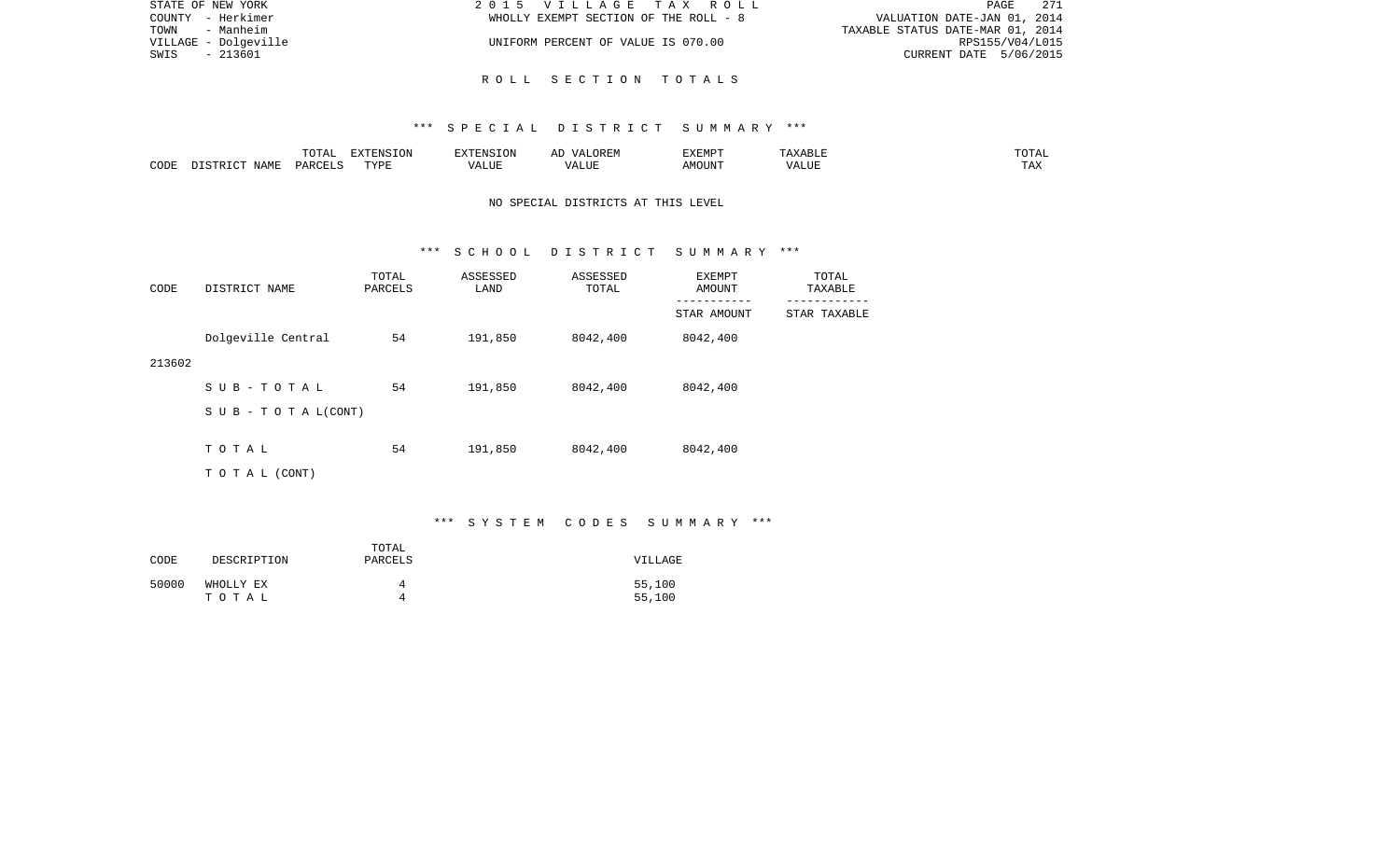STATE OF NEW YORK | COUNTY - Herkimer | TOWN - Manheim | VILLAGE - Dolgeville | SWIS - 213601

2015 VILLAGE TAX ROLL
WHOLLY EXEMPT SECTION OF THE ROLL - 8
UNIFORM PERCENT OF VALUE IS 070.00

VALUATION DATE-JAN 01, 2014
TAXABLE STATUS DATE-MAR 01, 2014
RPS155/V04/L015
CURRENT DATE 5/06/2015

# ROLL SECTION TOTALS

## *** SPECIAL DISTRICT SUMMARY ***

| CODE | DISTRICT NAME | TOTAL PARCELS | EXTENSION TYPE | EXTENSION VALUE | AD VALOREM VALUE | EXEMPT AMOUNT | TAXABLE VALUE | TOTAL TAX |
|---|---|---|---|---|---|---|---|---|

NO SPECIAL DISTRICTS AT THIS LEVEL

## *** SCHOOL DISTRICT SUMMARY ***

| CODE | DISTRICT NAME | TOTAL PARCELS | ASSESSED LAND | ASSESSED TOTAL | EXEMPT AMOUNT / STAR AMOUNT | TOTAL TAXABLE / STAR TAXABLE |
|---|---|---|---|---|---|---|
| 213602 | Dolgeville Central | 54 | 191,850 | 8042,400 | 8042,400 | |
| | SUB-TOTAL | 54 | 191,850 | 8042,400 | 8042,400 | |
| | SUB-TOTAL(CONT) | | | | | |
| | TOTAL | 54 | 191,850 | 8042,400 | 8042,400 | |
| | TOTAL (CONT) | | | | | |

## *** SYSTEM CODES SUMMARY ***

| CODE | DESCRIPTION | TOTAL PARCELS | VILLAGE |
|---|---|---|---|
| 50000 | WHOLLY EX | 4 | 55,100 |
| | TOTAL | 4 | 55,100 |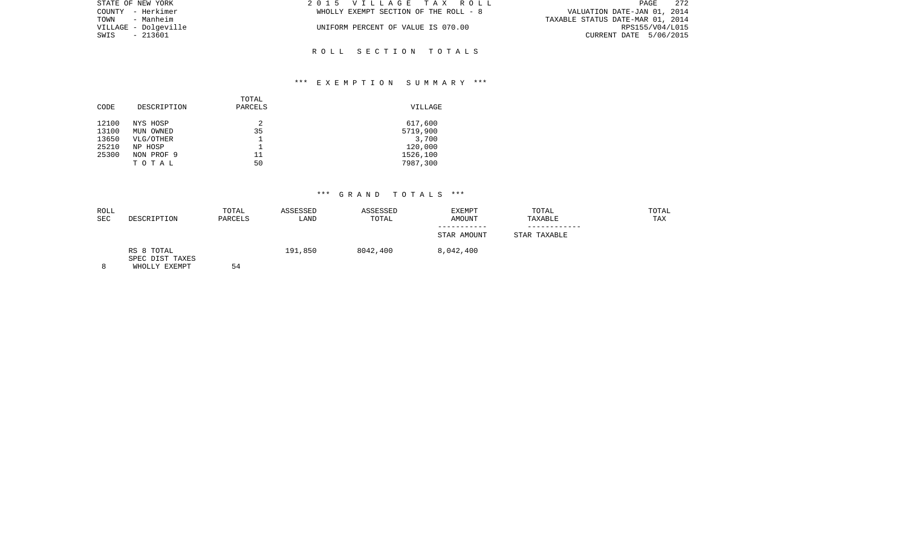STATE OF NEW YORK
COUNTY - Herkimer
TOWN - Manheim
VILLAGE - Dolgeville
SWIS - 213601

2 0 1 5 V I L L A G E T A X R O L L
WHOLLY EXEMPT SECTION OF THE ROLL - 8

UNIFORM PERCENT OF VALUE IS 070.00

VALUATION DATE-JAN 01, 2014
TAXABLE STATUS DATE-MAR 01, 2014
RPS155/V04/L015
CURRENT DATE 5/06/2015

## R O L L S E C T I O N T O T A L S

### *** E X E M P T I O N S U M M A R Y ***

| CODE | DESCRIPTION | TOTAL PARCELS | VILLAGE |
|---|---|---|---|
| 12100 | NYS HOSP | 2 | 617,600 |
| 13100 | MUN OWNED | 35 | 5719,900 |
| 13650 | VLG/OTHER | 1 | 3,700 |
| 25210 | NP HOSP | 1 | 120,000 |
| 25300 | NON PROF 9 | 11 | 1526,100 |
| | T O T A L | 50 | 7987,300 |

### *** G R A N D T O T A L S ***

| ROLL SEC | DESCRIPTION | TOTAL PARCELS | ASSESSED LAND | ASSESSED TOTAL | EXEMPT AMOUNT / STAR AMOUNT | TOTAL TAXABLE / STAR TAXABLE | TOTAL TAX |
|---|---|---|---|---|---|---|---|
| | RS 8 TOTAL | | 191,850 | 8042,400 | 8,042,400 | | |
| | SPEC DIST TAXES | | | | | | |
| 8 | WHOLLY EXEMPT | 54 | | | | | |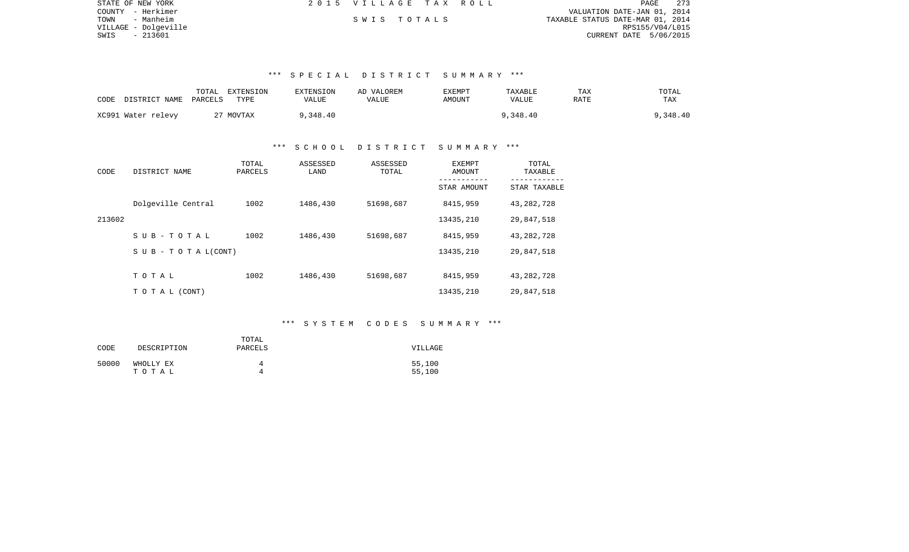STATE OF NEW YORK
COUNTY - Herkimer
TOWN - Manheim
VILLAGE - Dolgeville
SWIS - 213601

2015 VILLAGE TAX ROLL

SWIS TOTALS

VALUATION DATE-JAN 01, 2014
TAXABLE STATUS DATE-MAR 01, 2014
RPS155/V04/L015
CURRENT DATE 5/06/2015

### *** SPECIAL DISTRICT SUMMARY ***

| CODE | DISTRICT NAME | TOTAL PARCELS | EXTENSION TYPE | EXTENSION VALUE | AD VALOREM VALUE | EXEMPT AMOUNT | TAXABLE VALUE | TAX RATE | TOTAL TAX |
|---|---|---|---|---|---|---|---|---|---|
| XC991 | Water relevy | 27 | MOVTAX | 9,348.40 | | | 9,348.40 | | 9,348.40 |

### *** SCHOOL DISTRICT SUMMARY ***

| CODE | DISTRICT NAME | TOTAL PARCELS | ASSESSED LAND | ASSESSED TOTAL | EXEMPT AMOUNT / STAR AMOUNT | TOTAL TAXABLE / STAR TAXABLE |
|---|---|---|---|---|---|---|
| | Dolgeville Central | 1002 | 1486,430 | 51698,687 | 8415,959 | 43,282,728 |
| 213602 | | | | | 13435,210 | 29,847,518 |
| | SUB-TOTAL | 1002 | 1486,430 | 51698,687 | 8415,959 | 43,282,728 |
| | SUB-TOTAL(CONT) | | | | 13435,210 | 29,847,518 |
| | TOTAL | 1002 | 1486,430 | 51698,687 | 8415,959 | 43,282,728 |
| | TOTAL (CONT) | | | | 13435,210 | 29,847,518 |

### *** SYSTEM CODES SUMMARY ***

| CODE | DESCRIPTION | TOTAL PARCELS | VILLAGE |
|---|---|---|---|
| 50000 | WHOLLY EX | 4 | 55,100 |
| | TOTAL | 4 | 55,100 |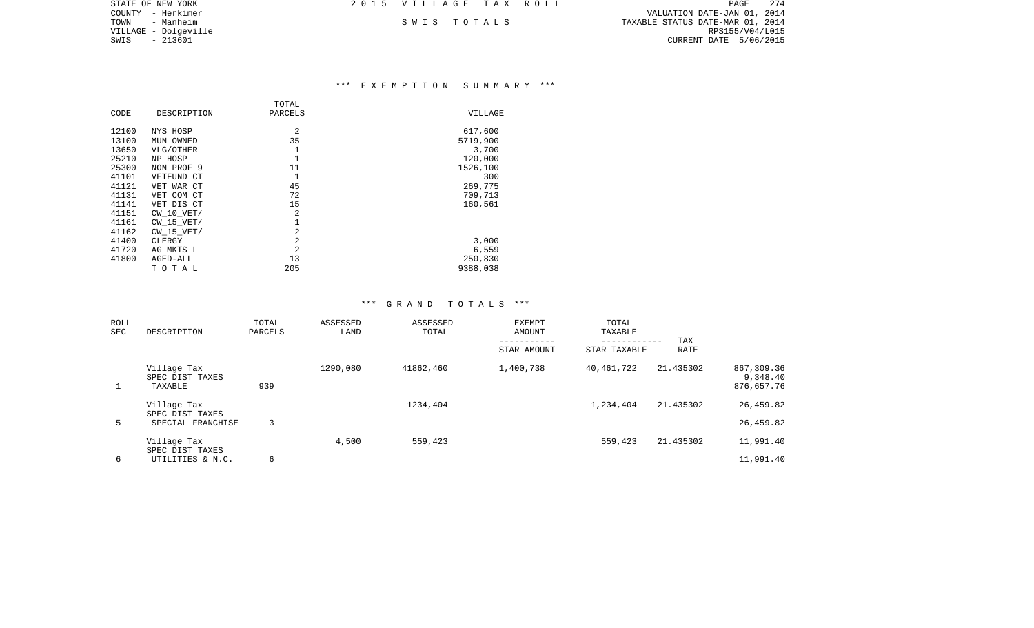STATE OF NEW YORK
COUNTY - Herkimer
TOWN - Manheim
VILLAGE - Dolgeville
SWIS - 213601

2015 VILLAGE TAX ROLL

SWIS TOTALS

VALUATION DATE-JAN 01, 2014
TAXABLE STATUS DATE-MAR 01, 2014
RPS155/V04/L015
CURRENT DATE 5/06/2015

## *** EXEMPTION SUMMARY ***

| CODE | DESCRIPTION | TOTAL PARCELS | VILLAGE |
|---|---|---|---|
| 12100 | NYS HOSP | 2 | 617,600 |
| 13100 | MUN OWNED | 35 | 5719,900 |
| 13650 | VLG/OTHER | 1 | 3,700 |
| 25210 | NP HOSP | 1 | 120,000 |
| 25300 | NON PROF 9 | 11 | 1526,100 |
| 41101 | VETFUND CT | 1 | 300 |
| 41121 | VET WAR CT | 45 | 269,775 |
| 41131 | VET COM CT | 72 | 709,713 |
| 41141 | VET DIS CT | 15 | 160,561 |
| 41151 | CW_10_VET/ | 2 | |
| 41161 | CW_15_VET/ | 1 | |
| 41162 | CW_15_VET/ | 2 | |
| 41400 | CLERGY | 2 | 3,000 |
| 41720 | AG MKTS L | 2 | 6,559 |
| 41800 | AGED-ALL | 13 | 250,830 |
| | TOTAL | 205 | 9388,038 |

## *** GRAND TOTALS ***

| ROLL SEC | DESCRIPTION | TOTAL PARCELS | ASSESSED LAND | ASSESSED TOTAL | EXEMPT AMOUNT / STAR AMOUNT | TOTAL TAXABLE / STAR TAXABLE | TAX RATE | |
|---|---|---|---|---|---|---|---|---|
| | Village Tax | | 1290,080 | 41862,460 | 1,400,738 | 40,461,722 | 21.435302 | 867,309.36 |
| | SPEC DIST TAXES | | | | | | | 9,348.40 |
| 1 | TAXABLE | 939 | | | | | | 876,657.76 |
| | Village Tax | | | 1234,404 | | 1,234,404 | 21.435302 | 26,459.82 |
| | SPEC DIST TAXES | | | | | | | |
| 5 | SPECIAL FRANCHISE | 3 | | | | | | 26,459.82 |
| | Village Tax | | 4,500 | 559,423 | | 559,423 | 21.435302 | 11,991.40 |
| | SPEC DIST TAXES | | | | | | | |
| 6 | UTILITIES & N.C. | 6 | | | | | | 11,991.40 |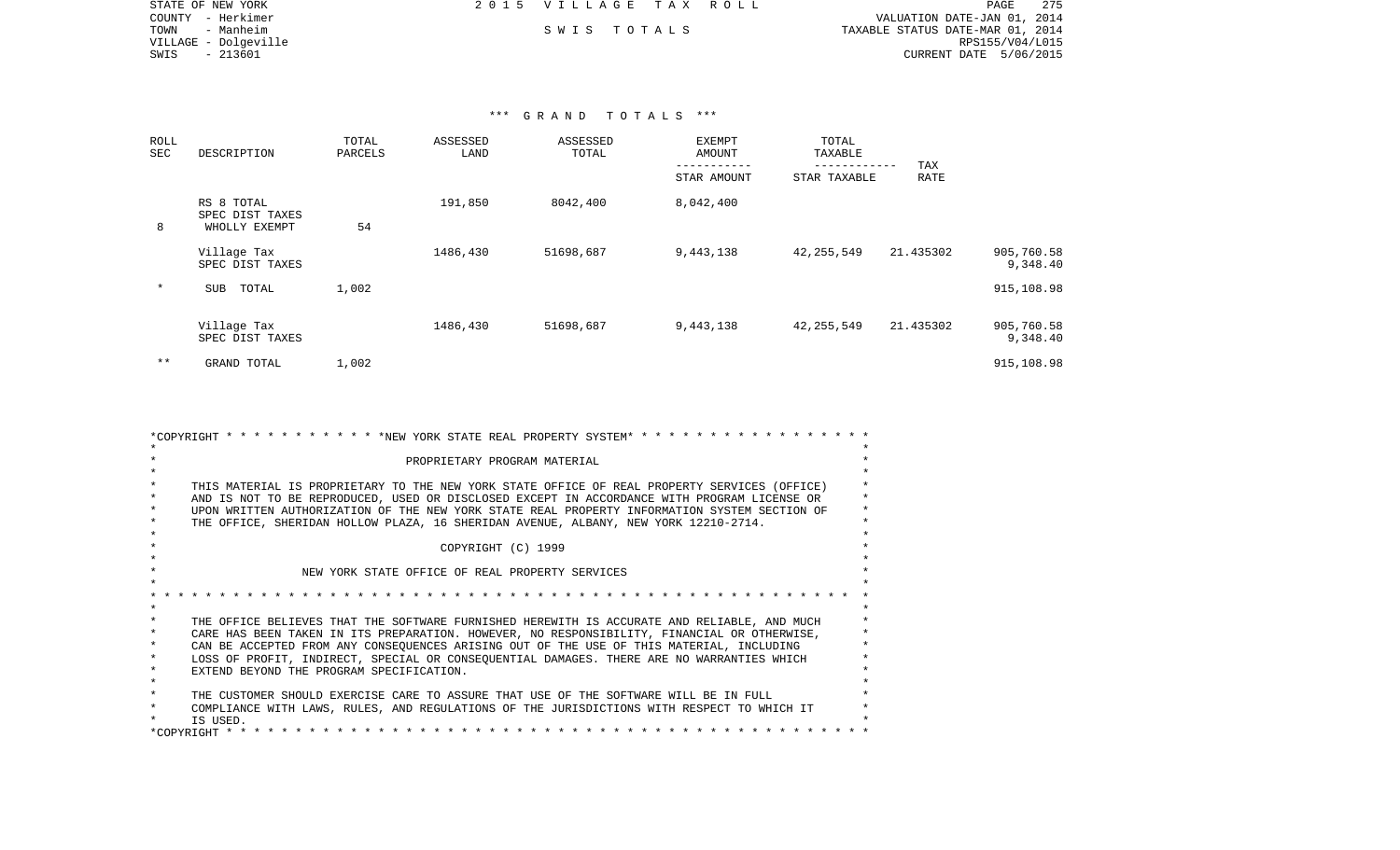STATE OF NEW YORK
COUNTY - Herkimer
TOWN - Manheim
VILLAGE - Dolgeville
SWIS - 213601

2 0 1 5 V I L L A G E T A X R O L L

S W I S T O T A L S

VALUATION DATE-JAN 01, 2014
TAXABLE STATUS DATE-MAR 01, 2014
RPS155/V04/L015
CURRENT DATE 5/06/2015

### *** G R A N D T O T A L S ***

| ROLL SEC | DESCRIPTION | TOTAL PARCELS | ASSESSED LAND | ASSESSED TOTAL | EXEMPT AMOUNT / STAR AMOUNT | TOTAL TAXABLE / STAR TAXABLE | TAX RATE | |
|---|---|---|---|---|---|---|---|---|
| | RS 8 TOTAL | | 191,850 | 8042,400 | 8,042,400 | | | |
| | SPEC DIST TAXES | | | | | | | |
| 8 | WHOLLY EXEMPT | 54 | | | | | | |
| | Village Tax | | 1486,430 | 51698,687 | 9,443,138 | 42,255,549 | 21.435302 | 905,760.58 |
| | SPEC DIST TAXES | | | | | | | 9,348.40 |
| * | SUB TOTAL | 1,002 | | | | | | 915,108.98 |
| | Village Tax | | 1486,430 | 51698,687 | 9,443,138 | 42,255,549 | 21.435302 | 905,760.58 |
| | SPEC DIST TAXES | | | | | | | 9,348.40 |
| ** | GRAND TOTAL | 1,002 | | | | | | 915,108.98 |

*COPYRIGHT * * * * * * * * * * * *NEW YORK STATE REAL PROPERTY SYSTEM* * * * * * * * * * * * * * * * * *

PROPRIETARY PROGRAM MATERIAL

THIS MATERIAL IS PROPRIETARY TO THE NEW YORK STATE OFFICE OF REAL PROPERTY SERVICES (OFFICE) AND IS NOT TO BE REPRODUCED, USED OR DISCLOSED EXCEPT IN ACCORDANCE WITH PROGRAM LICENSE OR UPON WRITTEN AUTHORIZATION OF THE NEW YORK STATE REAL PROPERTY INFORMATION SYSTEM SECTION OF THE OFFICE, SHERIDAN HOLLOW PLAZA, 16 SHERIDAN AVENUE, ALBANY, NEW YORK 12210-2714.

COPYRIGHT (C) 1999

NEW YORK STATE OFFICE OF REAL PROPERTY SERVICES

THE OFFICE BELIEVES THAT THE SOFTWARE FURNISHED HEREWITH IS ACCURATE AND RELIABLE, AND MUCH CARE HAS BEEN TAKEN IN ITS PREPARATION. HOWEVER, NO RESPONSIBILITY, FINANCIAL OR OTHERWISE, CAN BE ACCEPTED FROM ANY CONSEQUENCES ARISING OUT OF THE USE OF THIS MATERIAL, INCLUDING LOSS OF PROFIT, INDIRECT, SPECIAL OR CONSEQUENTIAL DAMAGES. THERE ARE NO WARRANTIES WHICH EXTEND BEYOND THE PROGRAM SPECIFICATION.

THE CUSTOMER SHOULD EXERCISE CARE TO ASSURE THAT USE OF THE SOFTWARE WILL BE IN FULL COMPLIANCE WITH LAWS, RULES, AND REGULATIONS OF THE JURISDICTIONS WITH RESPECT TO WHICH IT IS USED.

*COPYRIGHT * * * * * * * * * * * * * * * * * * * * * * * * * * * * * * * * * * * * * * * * * * * * * * * * *